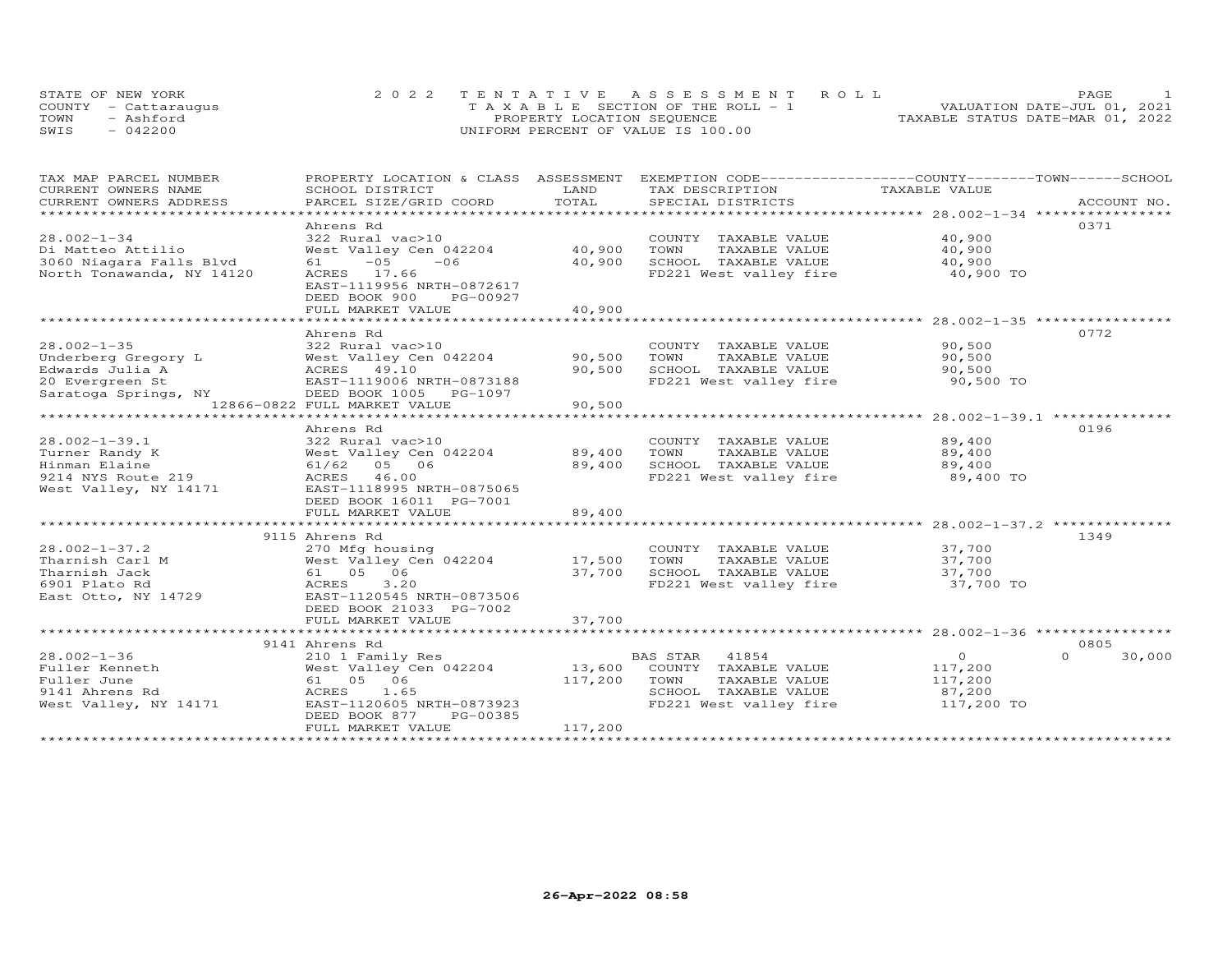STATE OF NEW YORK
COUNTY - Cattaraugus
TOWN - Ashford
SWIS - 042200

# 2022 TENTATIVE ASSESSMENT ROLL
TAXABLE SECTION OF THE ROLL - 1
PROPERTY LOCATION SEQUENCE
UNIFORM PERCENT OF VALUE IS 100.00

VALUATION DATE-JUL 01, 2021
TAXABLE STATUS DATE-MAR 01, 2022

| TAX MAP PARCEL NUMBER / CURRENT OWNERS NAME / CURRENT OWNERS ADDRESS | PROPERTY LOCATION & CLASS / SCHOOL DISTRICT / PARCEL SIZE/GRID COORD | ASSESSMENT LAND / TOTAL | EXEMPTION CODE / TAX DESCRIPTION / SPECIAL DISTRICTS | COUNTY TAXABLE VALUE | TOWN | SCHOOL | ACCOUNT NO. |
|---|---|---|---|---|---|---|---|
| 28.002-1-34 | Ahrens Rd | | | | | | 0371 |
| Di Matteo Attilio | 322 Rural vac>10 | | COUNTY TAXABLE VALUE | 40,900 | | | |
| 3060 Niagara Falls Blvd | West Valley Cen 042204 | 40,900 | TOWN TAXABLE VALUE | 40,900 | | | |
| North Tonawanda, NY 14120 | 61 -05 -06 | 40,900 | SCHOOL TAXABLE VALUE | 40,900 | | | |
| | ACRES 17.66 | | FD221 West valley fire | 40,900 TO | | | |
| | EAST-1119956 NRTH-0872617 | | | | | | |
| | DEED BOOK 900 PG-00927 | | | | | | |
| | FULL MARKET VALUE | 40,900 | | | | | |
| 28.002-1-35 | Ahrens Rd | | | | | | 0772 |
| Underberg Gregory L | 322 Rural vac>10 | | COUNTY TAXABLE VALUE | 90,500 | | | |
| Edwards Julia A | West Valley Cen 042204 | 90,500 | TOWN TAXABLE VALUE | 90,500 | | | |
| 20 Evergreen St | ACRES 49.10 | 90,500 | SCHOOL TAXABLE VALUE | 90,500 | | | |
| Saratoga Springs, NY 12866-0822 | EAST-1119006 NRTH-0873188 | | FD221 West valley fire | 90,500 TO | | | |
| | DEED BOOK 1005 PG-1097 | | | | | | |
| | FULL MARKET VALUE | 90,500 | | | | | |
| 28.002-1-39.1 | Ahrens Rd | | | | | | 0196 |
| Turner Randy K | 322 Rural vac>10 | | COUNTY TAXABLE VALUE | 89,400 | | | |
| Hinman Elaine | West Valley Cen 042204 | 89,400 | TOWN TAXABLE VALUE | 89,400 | | | |
| 9214 NYS Route 219 | 61/62 05 06 | 89,400 | SCHOOL TAXABLE VALUE | 89,400 | | | |
| West Valley, NY 14171 | ACRES 46.00 | | FD221 West valley fire | 89,400 TO | | | |
| | EAST-1118995 NRTH-0875065 | | | | | | |
| | DEED BOOK 16011 PG-7001 | | | | | | |
| | FULL MARKET VALUE | 89,400 | | | | | |
| 28.002-1-37.2 | 9115 Ahrens Rd | | | | | | 1349 |
| Tharnish Carl M | 270 Mfg housing | | COUNTY TAXABLE VALUE | 37,700 | | | |
| Tharnish Jack | West Valley Cen 042204 | 17,500 | TOWN TAXABLE VALUE | 37,700 | | | |
| 6901 Plato Rd | 61 05 06 | 37,700 | SCHOOL TAXABLE VALUE | 37,700 | | | |
| East Otto, NY 14729 | ACRES 3.20 | | FD221 West valley fire | 37,700 TO | | | |
| | EAST-1120545 NRTH-0873506 | | | | | | |
| | DEED BOOK 21033 PG-7002 | | | | | | |
| | FULL MARKET VALUE | 37,700 | | | | | |
| 28.002-1-36 | 9141 Ahrens Rd | | | | | | 0805 |
| Fuller Kenneth | 210 1 Family Res | | BAS STAR 41854 | 0 | | 0 | 30,000 |
| Fuller June | West Valley Cen 042204 | 13,600 | COUNTY TAXABLE VALUE | 117,200 | | | |
| 9141 Ahrens Rd | 61 05 06 | 117,200 | TOWN TAXABLE VALUE | 117,200 | | | |
| West Valley, NY 14171 | ACRES 1.65 | | SCHOOL TAXABLE VALUE | 87,200 | | | |
| | EAST-1120605 NRTH-0873923 | | FD221 West valley fire | 117,200 TO | | | |
| | DEED BOOK 877 PG-00385 | | | | | | |
| | FULL MARKET VALUE | 117,200 | | | | | |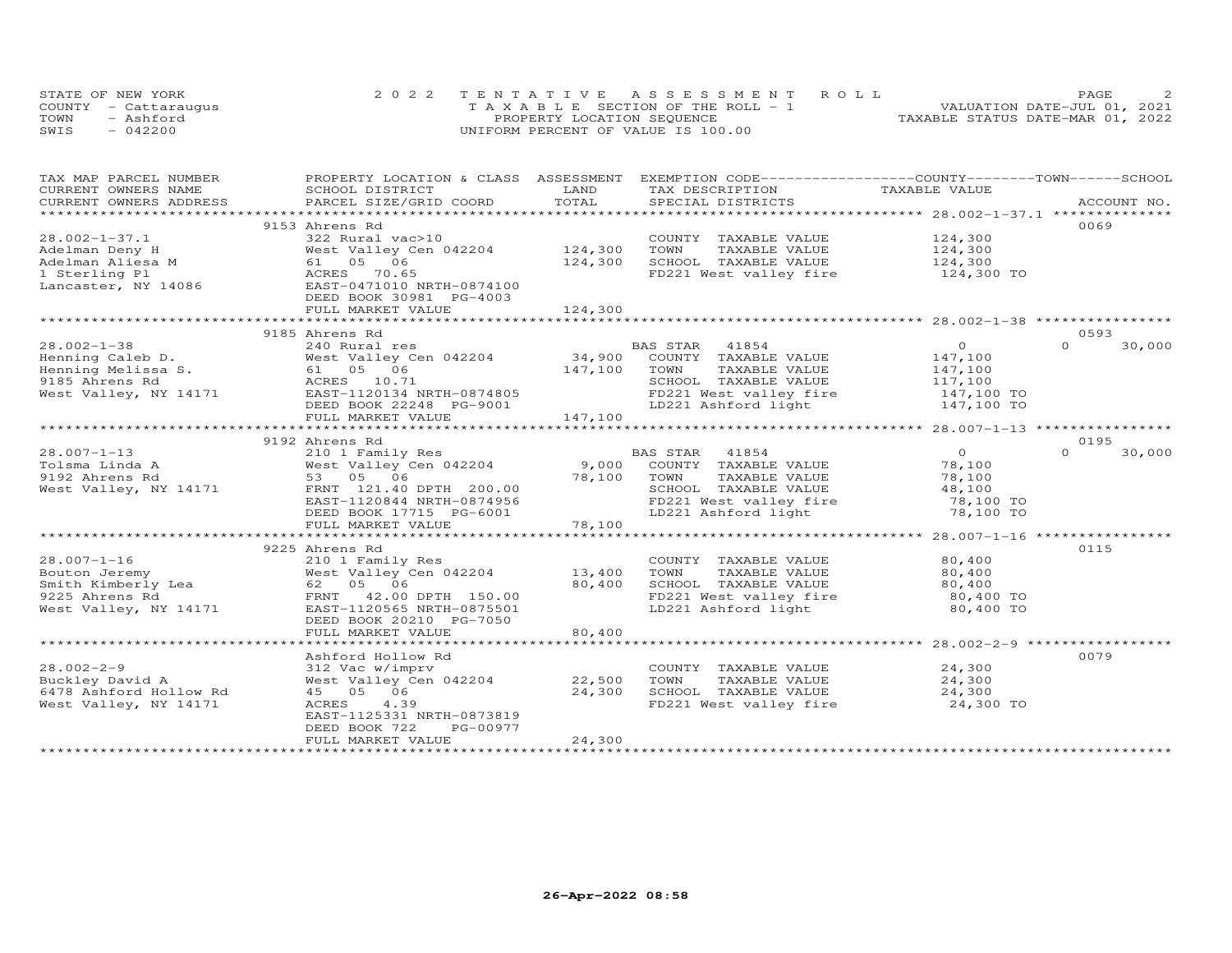STATE OF NEW YORK
COUNTY - Cattaraugus
TOWN - Ashford
SWIS - 042200

# 2022 TENTATIVE ASSESSMENT ROLL
TAXABLE SECTION OF THE ROLL - 1
PROPERTY LOCATION SEQUENCE
UNIFORM PERCENT OF VALUE IS 100.00

VALUATION DATE-JUL 01, 2021
TAXABLE STATUS DATE-MAR 01, 2022

| TAX MAP PARCEL NUMBER / CURRENT OWNERS NAME / CURRENT OWNERS ADDRESS | PROPERTY LOCATION & CLASS / SCHOOL DISTRICT / PARCEL SIZE/GRID COORD | ASSESSMENT LAND / TOTAL | EXEMPTION CODE / TAX DESCRIPTION / SPECIAL DISTRICTS | COUNTY / TOWN TAXABLE VALUE | SCHOOL / ACCOUNT NO. |
|---|---|---|---|---|---|
| | 9153 Ahrens Rd | | | | 0069 |
| 28.002-1-37.1 | 322 Rural vac>10 | | COUNTY TAXABLE VALUE | 124,300 | |
| Adelman Deny H | West Valley Cen 042204 | 124,300 | TOWN TAXABLE VALUE | 124,300 | |
| Adelman Aliesa M | 61 05 06 | 124,300 | SCHOOL TAXABLE VALUE | 124,300 | |
| 1 Sterling Pl | ACRES 70.65 | | FD221 West valley fire | 124,300 TO | |
| Lancaster, NY 14086 | EAST-0471010 NRTH-0874100 | | | | |
| | DEED BOOK 30981 PG-4003 | | | | |
| | FULL MARKET VALUE | 124,300 | | | |
| | 9185 Ahrens Rd | | | | 0593 |
| 28.002-1-38 | 240 Rural res | | BAS STAR 41854 | 0 | 0 30,000 |
| Henning Caleb D. | West Valley Cen 042204 | 34,900 | COUNTY TAXABLE VALUE | 147,100 | |
| Henning Melissa S. | 61 05 06 | 147,100 | TOWN TAXABLE VALUE | 147,100 | |
| 9185 Ahrens Rd | ACRES 10.71 | | SCHOOL TAXABLE VALUE | 117,100 | |
| West Valley, NY 14171 | EAST-1120134 NRTH-0874805 | | FD221 West valley fire | 147,100 TO | |
| | DEED BOOK 22248 PG-9001 | | LD221 Ashford light | 147,100 TO | |
| | FULL MARKET VALUE | 147,100 | | | |
| | 9192 Ahrens Rd | | | | 0195 |
| 28.007-1-13 | 210 1 Family Res | | BAS STAR 41854 | 0 | 0 30,000 |
| Tolsma Linda A | West Valley Cen 042204 | 9,000 | COUNTY TAXABLE VALUE | 78,100 | |
| 9192 Ahrens Rd | 53 05 06 | 78,100 | TOWN TAXABLE VALUE | 78,100 | |
| West Valley, NY 14171 | FRNT 121.40 DPTH 200.00 | | SCHOOL TAXABLE VALUE | 48,100 | |
| | EAST-1120844 NRTH-0874956 | | FD221 West valley fire | 78,100 TO | |
| | DEED BOOK 17715 PG-6001 | | LD221 Ashford light | 78,100 TO | |
| | FULL MARKET VALUE | 78,100 | | | |
| | 9225 Ahrens Rd | | | | 0115 |
| 28.007-1-16 | 210 1 Family Res | | COUNTY TAXABLE VALUE | 80,400 | |
| Bouton Jeremy | West Valley Cen 042204 | 13,400 | TOWN TAXABLE VALUE | 80,400 | |
| Smith Kimberly Lea | 62 05 06 | 80,400 | SCHOOL TAXABLE VALUE | 80,400 | |
| 9225 Ahrens Rd | FRNT 42.00 DPTH 150.00 | | FD221 West valley fire | 80,400 TO | |
| West Valley, NY 14171 | EAST-1120565 NRTH-0875501 | | LD221 Ashford light | 80,400 TO | |
| | DEED BOOK 20210 PG-7050 | | | | |
| | FULL MARKET VALUE | 80,400 | | | |
| | Ashford Hollow Rd | | | | 0079 |
| 28.002-2-9 | 312 Vac w/imprv | | COUNTY TAXABLE VALUE | 24,300 | |
| Buckley David A | West Valley Cen 042204 | 22,500 | TOWN TAXABLE VALUE | 24,300 | |
| 6478 Ashford Hollow Rd | 45 05 06 | 24,300 | SCHOOL TAXABLE VALUE | 24,300 | |
| West Valley, NY 14171 | ACRES 4.39 | | FD221 West valley fire | 24,300 TO | |
| | EAST-1125331 NRTH-0873819 | | | | |
| | DEED BOOK 722 PG-00977 | | | | |
| | FULL MARKET VALUE | 24,300 | | | |

26-Apr-2022 08:58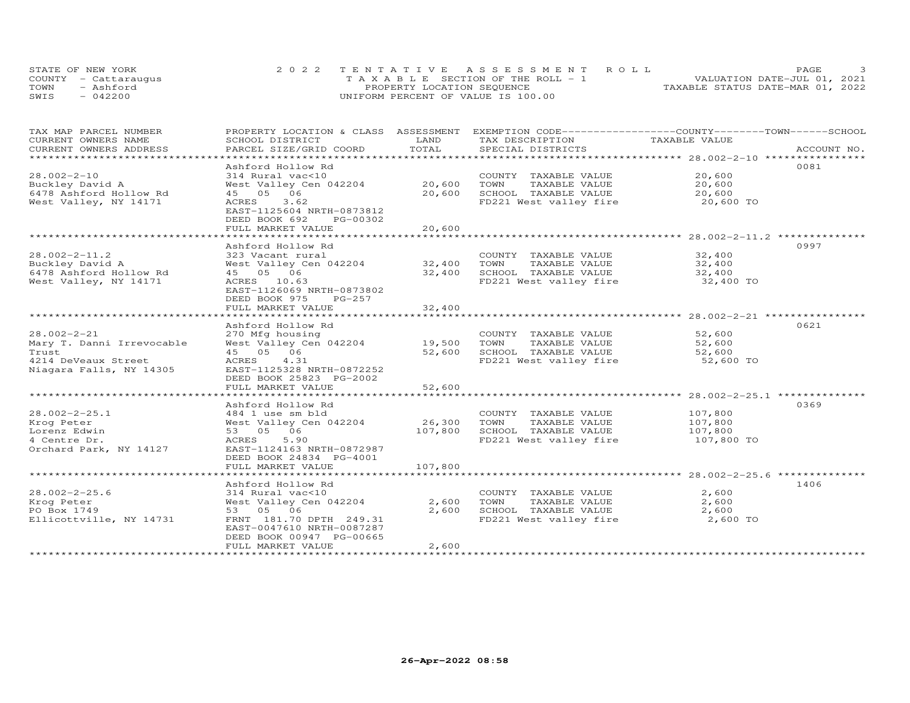STATE OF NEW YORK
COUNTY - Cattaraugus
TOWN - Ashford
SWIS - 042200

2022 TENTATIVE ASSESSMENT ROLL
TAXABLE SECTION OF THE ROLL - 1
PROPERTY LOCATION SEQUENCE
UNIFORM PERCENT OF VALUE IS 100.00

VALUATION DATE-JUL 01, 2021
TAXABLE STATUS DATE-MAR 01, 2022

| TAX MAP PARCEL NUMBER<br>CURRENT OWNERS NAME<br>CURRENT OWNERS ADDRESS | PROPERTY LOCATION & CLASS<br>SCHOOL DISTRICT<br>PARCEL SIZE/GRID COORD | ASSESSMENT<br>LAND<br>TOTAL | EXEMPTION CODE<br>TAX DESCRIPTION<br>SPECIAL DISTRICTS | COUNTY--------TOWN------SCHOOL<br>TAXABLE VALUE | ACCOUNT NO. |
|---|---|---|---|---|---|
| 28.002-2-10<br>Buckley David A<br>6478 Ashford Hollow Rd<br>West Valley, NY 14171 | Ashford Hollow Rd<br>314 Rural vac<10<br>West Valley Cen 042204<br>45 05 06<br>ACRES 3.62<br>EAST-1125604 NRTH-0873812<br>DEED BOOK 692 PG-00302<br>FULL MARKET VALUE | <br><br>20,600<br>20,600<br><br><br><br>20,600 | COUNTY TAXABLE VALUE<br>TOWN TAXABLE VALUE<br>SCHOOL TAXABLE VALUE<br>FD221 West valley fire | 20,600<br>20,600<br>20,600<br>20,600 TO | 0081 |
| 28.002-2-11.2<br>Buckley David A<br>6478 Ashford Hollow Rd<br>West Valley, NY 14171 | Ashford Hollow Rd<br>323 Vacant rural<br>West Valley Cen 042204<br>45 05 06<br>ACRES 10.63<br>EAST-1126069 NRTH-0873802<br>DEED BOOK 975 PG-257<br>FULL MARKET VALUE | <br><br>32,400<br>32,400<br><br><br><br>32,400 | COUNTY TAXABLE VALUE<br>TOWN TAXABLE VALUE<br>SCHOOL TAXABLE VALUE<br>FD221 West valley fire | 32,400<br>32,400<br>32,400<br>32,400 TO | 0997 |
| 28.002-2-21<br>Mary T. Danni Irrevocable<br>Trust<br>4214 DeVeaux Street<br>Niagara Falls, NY 14305 | Ashford Hollow Rd<br>270 Mfg housing<br>West Valley Cen 042204<br>45 05 06<br>ACRES 4.31<br>EAST-1125328 NRTH-0872252<br>DEED BOOK 25823 PG-2002<br>FULL MARKET VALUE | <br><br>19,500<br>52,600<br><br><br><br>52,600 | COUNTY TAXABLE VALUE<br>TOWN TAXABLE VALUE<br>SCHOOL TAXABLE VALUE<br>FD221 West valley fire | 52,600<br>52,600<br>52,600<br>52,600 TO | 0621 |
| 28.002-2-25.1<br>Krog Peter<br>Lorenz Edwin<br>4 Centre Dr.<br>Orchard Park, NY 14127 | Ashford Hollow Rd<br>484 1 use sm bld<br>West Valley Cen 042204<br>53 05 06<br>ACRES 5.90<br>EAST-1124163 NRTH-0872987<br>DEED BOOK 24834 PG-4001<br>FULL MARKET VALUE | <br><br>26,300<br>107,800<br><br><br><br>107,800 | COUNTY TAXABLE VALUE<br>TOWN TAXABLE VALUE<br>SCHOOL TAXABLE VALUE<br>FD221 West valley fire | 107,800<br>107,800<br>107,800<br>107,800 TO | 0369 |
| 28.002-2-25.6<br>Krog Peter<br>PO Box 1749<br>Ellicottville, NY 14731 | Ashford Hollow Rd<br>314 Rural vac<10<br>West Valley Cen 042204<br>53 05 06<br>FRNT 181.70 DPTH 249.31<br>EAST-0047610 NRTH-0087287<br>DEED BOOK 00947 PG-00665<br>FULL MARKET VALUE | <br><br>2,600<br>2,600<br><br><br><br>2,600 | COUNTY TAXABLE VALUE<br>TOWN TAXABLE VALUE<br>SCHOOL TAXABLE VALUE<br>FD221 West valley fire | 2,600<br>2,600<br>2,600<br>2,600 TO | 1406 |

26-Apr-2022 08:58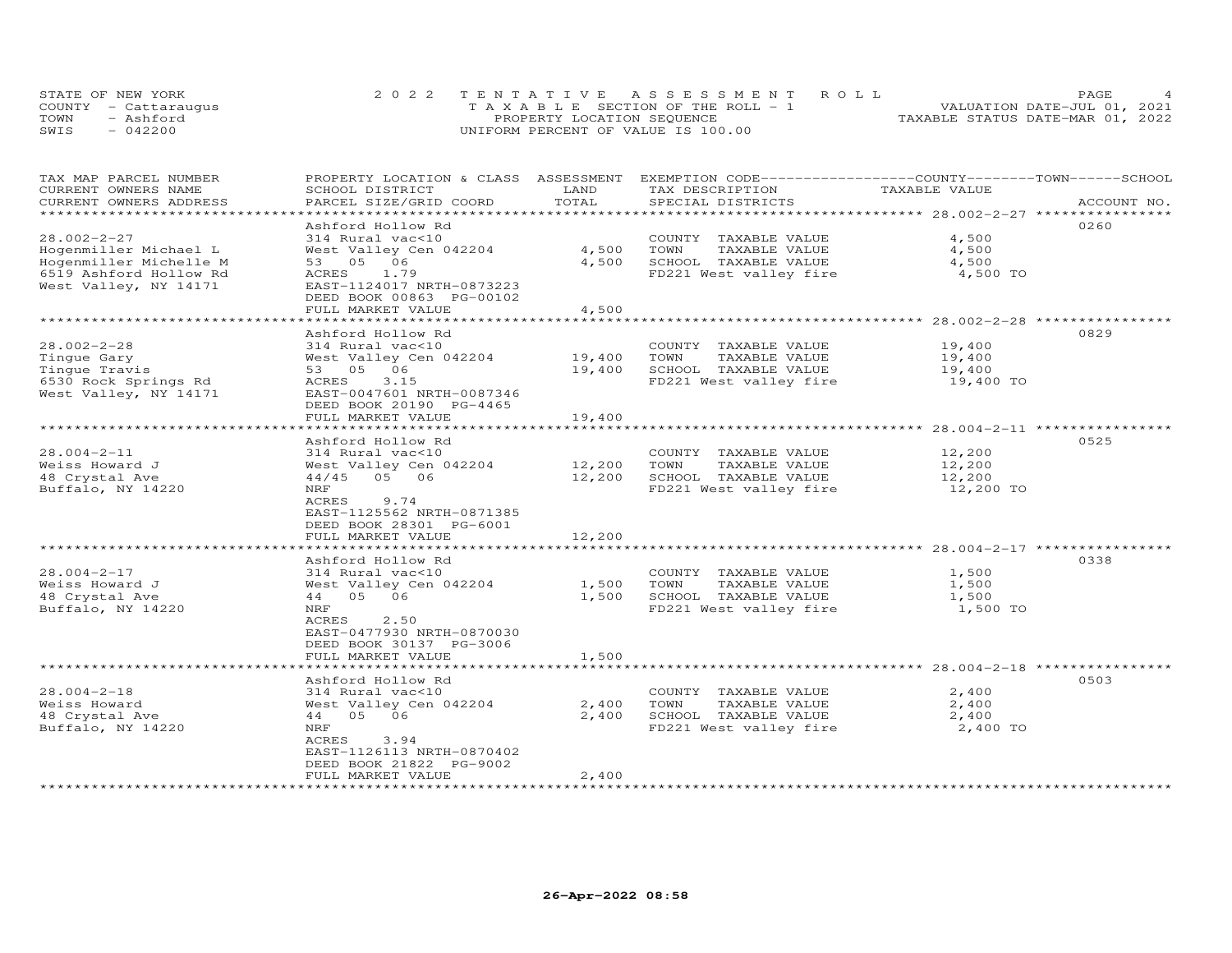STATE OF NEW YORK
COUNTY - Cattaraugus
TOWN - Ashford
SWIS - 042200

2022 TENTATIVE ASSESSMENT ROLL
TAXABLE SECTION OF THE ROLL - 1
PROPERTY LOCATION SEQUENCE
UNIFORM PERCENT OF VALUE IS 100.00

VALUATION DATE-JUL 01, 2021
TAXABLE STATUS DATE-MAR 01, 2022

| TAX MAP PARCEL NUMBER / CURRENT OWNERS NAME / CURRENT OWNERS ADDRESS | PROPERTY LOCATION & CLASS / SCHOOL DISTRICT / PARCEL SIZE/GRID COORD | ASSESSMENT LAND | TOTAL | EXEMPTION CODE / TAX DESCRIPTION / SPECIAL DISTRICTS | TAXABLE VALUE (COUNTY / TOWN / SCHOOL) | ACCOUNT NO. |
|---|---|---|---|---|---|---|
| 28.002-2-27 | Ashford Hollow Rd | | | | | 0260 |
| | 314 Rural vac<10 | | | COUNTY TAXABLE VALUE | 4,500 | |
| Hogenmiller Michael L | West Valley Cen 042204 | 4,500 | | TOWN TAXABLE VALUE | 4,500 | |
| Hogenmiller Michelle M | 53 05 06 | | 4,500 | SCHOOL TAXABLE VALUE | 4,500 | |
| 6519 Ashford Hollow Rd | ACRES 1.79 | | | FD221 West valley fire | 4,500 TO | |
| West Valley, NY 14171 | EAST-1124017 NRTH-0873223 | | | | | |
| | DEED BOOK 00863 PG-00102 | | | | | |
| | FULL MARKET VALUE | | 4,500 | | | |
| 28.002-2-28 | Ashford Hollow Rd | | | | | 0829 |
| | 314 Rural vac<10 | | | COUNTY TAXABLE VALUE | 19,400 | |
| Tingue Gary | West Valley Cen 042204 | 19,400 | | TOWN TAXABLE VALUE | 19,400 | |
| Tingue Travis | 53 05 06 | | 19,400 | SCHOOL TAXABLE VALUE | 19,400 | |
| 6530 Rock Springs Rd | ACRES 3.15 | | | FD221 West valley fire | 19,400 TO | |
| West Valley, NY 14171 | EAST-0047601 NRTH-0087346 | | | | | |
| | DEED BOOK 20190 PG-4465 | | | | | |
| | FULL MARKET VALUE | | 19,400 | | | |
| 28.004-2-11 | Ashford Hollow Rd | | | | | 0525 |
| | 314 Rural vac<10 | | | COUNTY TAXABLE VALUE | 12,200 | |
| Weiss Howard J | West Valley Cen 042204 | 12,200 | | TOWN TAXABLE VALUE | 12,200 | |
| 48 Crystal Ave | 44/45 05 06 | | 12,200 | SCHOOL TAXABLE VALUE | 12,200 | |
| Buffalo, NY 14220 | NRF | | | FD221 West valley fire | 12,200 TO | |
| | ACRES 9.74 | | | | | |
| | EAST-1125562 NRTH-0871385 | | | | | |
| | DEED BOOK 28301 PG-6001 | | | | | |
| | FULL MARKET VALUE | | 12,200 | | | |
| 28.004-2-17 | Ashford Hollow Rd | | | | | 0338 |
| | 314 Rural vac<10 | | | COUNTY TAXABLE VALUE | 1,500 | |
| Weiss Howard J | West Valley Cen 042204 | 1,500 | | TOWN TAXABLE VALUE | 1,500 | |
| 48 Crystal Ave | 44 05 06 | | 1,500 | SCHOOL TAXABLE VALUE | 1,500 | |
| Buffalo, NY 14220 | NRF | | | FD221 West valley fire | 1,500 TO | |
| | ACRES 2.50 | | | | | |
| | EAST-0477930 NRTH-0870030 | | | | | |
| | DEED BOOK 30137 PG-3006 | | | | | |
| | FULL MARKET VALUE | | 1,500 | | | |
| 28.004-2-18 | Ashford Hollow Rd | | | | | 0503 |
| | 314 Rural vac<10 | | | COUNTY TAXABLE VALUE | 2,400 | |
| Weiss Howard | West Valley Cen 042204 | 2,400 | | TOWN TAXABLE VALUE | 2,400 | |
| 48 Crystal Ave | 44 05 06 | | 2,400 | SCHOOL TAXABLE VALUE | 2,400 | |
| Buffalo, NY 14220 | NRF | | | FD221 West valley fire | 2,400 TO | |
| | ACRES 3.94 | | | | | |
| | EAST-1126113 NRTH-0870402 | | | | | |
| | DEED BOOK 21822 PG-9002 | | | | | |
| | FULL MARKET VALUE | | 2,400 | | | |

26-Apr-2022 08:58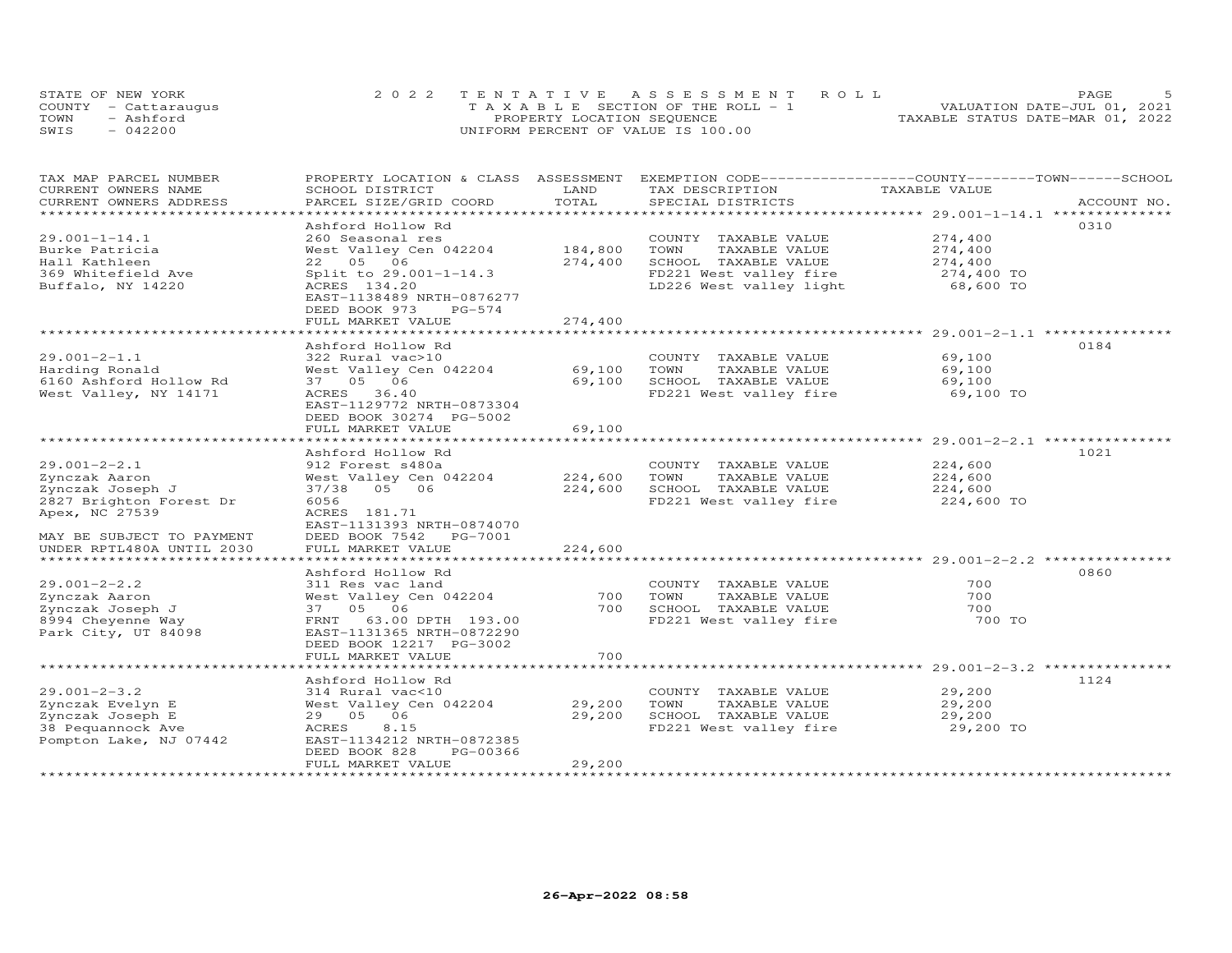STATE OF NEW YORK — 2022 TENTATIVE ASSESSMENT ROLL
COUNTY - Cattaraugus — TAXABLE SECTION OF THE ROLL - 1 — VALUATION DATE-JUL 01, 2021
TOWN - Ashford — PROPERTY LOCATION SEQUENCE — TAXABLE STATUS DATE-MAR 01, 2022
SWIS - 042200 — UNIFORM PERCENT OF VALUE IS 100.00

| TAX MAP PARCEL NUMBER / CURRENT OWNERS NAME / CURRENT OWNERS ADDRESS | PROPERTY LOCATION & CLASS / SCHOOL DISTRICT / PARCEL SIZE/GRID COORD | ASSESSMENT LAND / TOTAL | EXEMPTION CODE / TAX DESCRIPTION / SPECIAL DISTRICTS | TAXABLE VALUE (COUNTY / TOWN / SCHOOL) | ACCOUNT NO. |
|---|---|---|---|---|---|
| 29.001-1-14.1 | Ashford Hollow Rd | | | | 0310 |
| 29.001-1-14.1 | 260 Seasonal res | | COUNTY TAXABLE VALUE | 274,400 | |
| Burke Patricia | West Valley Cen 042204 | 184,800 | TOWN TAXABLE VALUE | 274,400 | |
| Hall Kathleen | 22 05 06 | 274,400 | SCHOOL TAXABLE VALUE | 274,400 | |
| 369 Whitefield Ave | Split to 29.001-1-14.3 | | FD221 West valley fire | 274,400 TO | |
| Buffalo, NY 14220 | ACRES 134.20 | | LD226 West valley light | 68,600 TO | |
| | EAST-1138489 NRTH-0876277 | | | | |
| | DEED BOOK 973 PG-574 | | | | |
| | FULL MARKET VALUE | 274,400 | | | |
| 29.001-2-1.1 | Ashford Hollow Rd | | | | 0184 |
| 29.001-2-1.1 | 322 Rural vac>10 | | COUNTY TAXABLE VALUE | 69,100 | |
| Harding Ronald | West Valley Cen 042204 | 69,100 | TOWN TAXABLE VALUE | 69,100 | |
| 6160 Ashford Hollow Rd | 37 05 06 | 69,100 | SCHOOL TAXABLE VALUE | 69,100 | |
| West Valley, NY 14171 | ACRES 36.40 | | FD221 West valley fire | 69,100 TO | |
| | EAST-1129772 NRTH-0873304 | | | | |
| | DEED BOOK 30274 PG-5002 | | | | |
| | FULL MARKET VALUE | 69,100 | | | |
| 29.001-2-2.1 | Ashford Hollow Rd | | | | 1021 |
| 29.001-2-2.1 | 912 Forest s480a | | COUNTY TAXABLE VALUE | 224,600 | |
| Zynczak Aaron | West Valley Cen 042204 | 224,600 | TOWN TAXABLE VALUE | 224,600 | |
| Zynczak Joseph J | 37/38 05 06 | 224,600 | SCHOOL TAXABLE VALUE | 224,600 | |
| 2827 Brighton Forest Dr | 6056 | | FD221 West valley fire | 224,600 TO | |
| Apex, NC 27539 | ACRES 181.71 | | | | |
| | EAST-1131393 NRTH-0874070 | | | | |
| MAY BE SUBJECT TO PAYMENT | DEED BOOK 7542 PG-7001 | | | | |
| UNDER RPTL480A UNTIL 2030 | FULL MARKET VALUE | 224,600 | | | |
| 29.001-2-2.2 | Ashford Hollow Rd | | | | 0860 |
| 29.001-2-2.2 | 311 Res vac land | | COUNTY TAXABLE VALUE | 700 | |
| Zynczak Aaron | West Valley Cen 042204 | 700 | TOWN TAXABLE VALUE | 700 | |
| Zynczak Joseph J | 37 05 06 | 700 | SCHOOL TAXABLE VALUE | 700 | |
| 8994 Cheyenne Way | FRNT 63.00 DPTH 193.00 | | FD221 West valley fire | 700 TO | |
| Park City, UT 84098 | EAST-1131365 NRTH-0872290 | | | | |
| | DEED BOOK 12217 PG-3002 | | | | |
| | FULL MARKET VALUE | 700 | | | |
| 29.001-2-3.2 | Ashford Hollow Rd | | | | 1124 |
| 29.001-2-3.2 | 314 Rural vac<10 | | COUNTY TAXABLE VALUE | 29,200 | |
| Zynczak Evelyn E | West Valley Cen 042204 | 29,200 | TOWN TAXABLE VALUE | 29,200 | |
| Zynczak Joseph E | 29 05 06 | 29,200 | SCHOOL TAXABLE VALUE | 29,200 | |
| 38 Pequannock Ave | ACRES 8.15 | | FD221 West valley fire | 29,200 TO | |
| Pompton Lake, NJ 07442 | EAST-1134212 NRTH-0872385 | | | | |
| | DEED BOOK 828 PG-00366 | | | | |
| | FULL MARKET VALUE | 29,200 | | | |

26-Apr-2022 08:58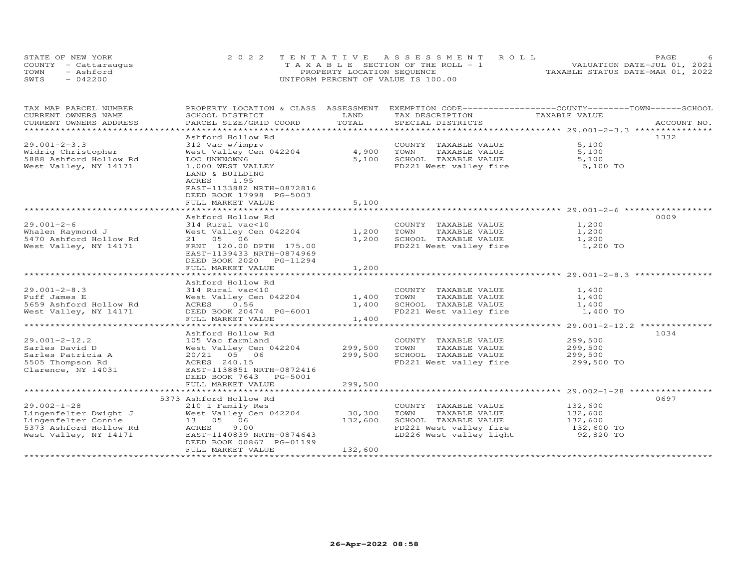STATE OF NEW YORK · 2022 TENTATIVE ASSESSMENT ROLL · VALUATION DATE-JUL 01, 2021
COUNTY - Cattaraugus · TAXABLE SECTION OF THE ROLL - 1 · TAXABLE STATUS DATE-MAR 01, 2022
TOWN - Ashford · PROPERTY LOCATION SEQUENCE
SWIS - 042200 · UNIFORM PERCENT OF VALUE IS 100.00

| TAX MAP PARCEL NUMBER / CURRENT OWNERS NAME / CURRENT OWNERS ADDRESS | PROPERTY LOCATION & CLASS / SCHOOL DISTRICT / PARCEL SIZE/GRID COORD | ASSESSMENT LAND | TOTAL | EXEMPTION CODE / TAX DESCRIPTION / SPECIAL DISTRICTS | TAXABLE VALUE (COUNTY / TOWN / SCHOOL) | ACCOUNT NO. |
|---|---|---|---|---|---|---|
| 29.001-2-3.3 | Ashford Hollow Rd | | | | | 1332 |
| | 312 Vac w/imprv | | | COUNTY TAXABLE VALUE | 5,100 | |
| Widrig Christopher | West Valley Cen 042204 | 4,900 | | TOWN TAXABLE VALUE | 5,100 | |
| 5888 Ashford Hollow Rd | LOC UNKNOWN6 | | 5,100 | SCHOOL TAXABLE VALUE | 5,100 | |
| West Valley, NY 14171 | 1.000 WEST VALLEY | | | FD221 West valley fire | 5,100 TO | |
| | LAND & BUILDING | | | | | |
| | ACRES 1.95 | | | | | |
| | EAST-1133882 NRTH-0872816 | | | | | |
| | DEED BOOK 17998 PG-5003 | | | | | |
| | FULL MARKET VALUE | | 5,100 | | | |
| 29.001-2-6 | Ashford Hollow Rd | | | | | 0009 |
| | 314 Rural vac<10 | | | COUNTY TAXABLE VALUE | 1,200 | |
| Whalen Raymond J | West Valley Cen 042204 | 1,200 | | TOWN TAXABLE VALUE | 1,200 | |
| 5470 Ashford Hollow Rd | 21 05 06 | | 1,200 | SCHOOL TAXABLE VALUE | 1,200 | |
| West Valley, NY 14171 | FRNT 120.00 DPTH 175.00 | | | FD221 West valley fire | 1,200 TO | |
| | EAST-1139433 NRTH-0874969 | | | | | |
| | DEED BOOK 2020 PG-11294 | | | | | |
| | FULL MARKET VALUE | | 1,200 | | | |
| 29.001-2-8.3 | Ashford Hollow Rd | | | | | |
| | 314 Rural vac<10 | | | COUNTY TAXABLE VALUE | 1,400 | |
| Puff James E | West Valley Cen 042204 | 1,400 | | TOWN TAXABLE VALUE | 1,400 | |
| 5659 Ashford Hollow Rd | ACRES 0.56 | | 1,400 | SCHOOL TAXABLE VALUE | 1,400 | |
| West Valley, NY 14171 | DEED BOOK 20474 PG-6001 | | | FD221 West valley fire | 1,400 TO | |
| | FULL MARKET VALUE | | 1,400 | | | |
| 29.001-2-12.2 | Ashford Hollow Rd | | | | | 1034 |
| | 105 Vac farmland | | | COUNTY TAXABLE VALUE | 299,500 | |
| Sarles David D | West Valley Cen 042204 | 299,500 | | TOWN TAXABLE VALUE | 299,500 | |
| Sarles Patricia A | 20/21 05 06 | | 299,500 | SCHOOL TAXABLE VALUE | 299,500 | |
| 5505 Thompson Rd | ACRES 240.15 | | | FD221 West valley fire | 299,500 TO | |
| Clarence, NY 14031 | EAST-1138851 NRTH-0872416 | | | | | |
| | DEED BOOK 7643 PG-5001 | | | | | |
| | FULL MARKET VALUE | | 299,500 | | | |
| 29.002-1-28 | 5373 Ashford Hollow Rd | | | | | 0697 |
| | 210 1 Family Res | | | COUNTY TAXABLE VALUE | 132,600 | |
| Lingenfelter Dwight J | West Valley Cen 042204 | 30,300 | | TOWN TAXABLE VALUE | 132,600 | |
| Lingenfelter Connie | 13 05 06 | | 132,600 | SCHOOL TAXABLE VALUE | 132,600 | |
| 5373 Ashford Hollow Rd | ACRES 9.00 | | | FD221 West valley fire | 132,600 TO | |
| West Valley, NY 14171 | EAST-1140839 NRTH-0874643 | | | LD226 West valley light | 92,820 TO | |
| | DEED BOOK 00867 PG-01199 | | | | | |
| | FULL MARKET VALUE | | 132,600 | | | |

26-Apr-2022 08:58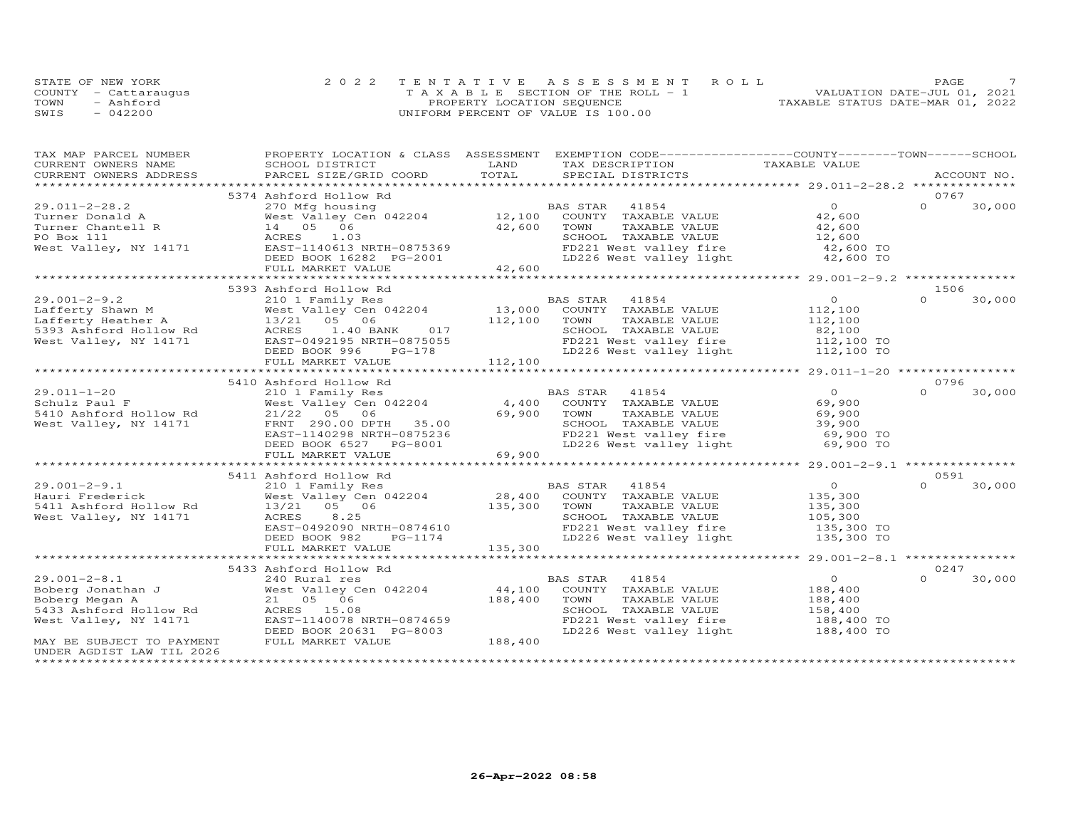STATE OF NEW YORK
COUNTY - Cattaraugus
TOWN - Ashford
SWIS - 042200

2 0 2 2 T E N T A T I V E A S S E S S M E N T R O L L
T A X A B L E SECTION OF THE ROLL - 1
PROPERTY LOCATION SEQUENCE
UNIFORM PERCENT OF VALUE IS 100.00

VALUATION DATE-JUL 01, 2021
TAXABLE STATUS DATE-MAR 01, 2022

| TAX MAP PARCEL NUMBER / CURRENT OWNERS NAME / CURRENT OWNERS ADDRESS | PROPERTY LOCATION & CLASS / SCHOOL DISTRICT / PARCEL SIZE/GRID COORD | ASSESSMENT LAND | TOTAL | EXEMPTION CODE / TAX DESCRIPTION / SPECIAL DISTRICTS | COUNTY TAXABLE VALUE | TOWN | SCHOOL | ACCOUNT NO. |
|---|---|---|---|---|---|---|---|---|
| 29.011-2-28.2 | 5374 Ashford Hollow Rd | | | | | | | 0767 |
| Turner Donald A | 270 Mfg housing | | | BAS STAR 41854 | 0 | 0 | 30,000 | |
| Turner Chantell R | West Valley Cen 042204 | 12,100 | | COUNTY TAXABLE VALUE | 42,600 | | | |
| PO Box 111 | 14 05 06 | | 42,600 | TOWN TAXABLE VALUE | 42,600 | | | |
| West Valley, NY 14171 | ACRES 1.03 | | | SCHOOL TAXABLE VALUE | 12,600 | | | |
| | EAST-1140613 NRTH-0875369 | | | FD221 West valley fire | 42,600 TO | | | |
| | DEED BOOK 16282 PG-2001 | | | LD226 West valley light | 42,600 TO | | | |
| | FULL MARKET VALUE | | 42,600 | | | | | |
| 29.001-2-9.2 | 5393 Ashford Hollow Rd | | | | | | | 1506 |
| Lafferty Shawn M | 210 1 Family Res | | | BAS STAR 41854 | 0 | 0 | 30,000 | |
| Lafferty Heather A | West Valley Cen 042204 | 13,000 | | COUNTY TAXABLE VALUE | 112,100 | | | |
| 5393 Ashford Hollow Rd | 13/21 05 06 | | 112,100 | TOWN TAXABLE VALUE | 112,100 | | | |
| West Valley, NY 14171 | ACRES 1.40 BANK 017 | | | SCHOOL TAXABLE VALUE | 82,100 | | | |
| | EAST-0492195 NRTH-0875055 | | | FD221 West valley fire | 112,100 TO | | | |
| | DEED BOOK 996 PG-178 | | | LD226 West valley light | 112,100 TO | | | |
| | FULL MARKET VALUE | | 112,100 | | | | | |
| 29.011-1-20 | 5410 Ashford Hollow Rd | | | | | | | 0796 |
| Schulz Paul F | 210 1 Family Res | | | BAS STAR 41854 | 0 | 0 | 30,000 | |
| 5410 Ashford Hollow Rd | West Valley Cen 042204 | 4,400 | | COUNTY TAXABLE VALUE | 69,900 | | | |
| West Valley, NY 14171 | 21/22 05 06 | | 69,900 | TOWN TAXABLE VALUE | 69,900 | | | |
| | FRNT 290.00 DPTH 35.00 | | | SCHOOL TAXABLE VALUE | 39,900 | | | |
| | EAST-1140298 NRTH-0875236 | | | FD221 West valley fire | 69,900 TO | | | |
| | DEED BOOK 6527 PG-8001 | | | LD226 West valley light | 69,900 TO | | | |
| | FULL MARKET VALUE | | 69,900 | | | | | |
| 29.001-2-9.1 | 5411 Ashford Hollow Rd | | | | | | | 0591 |
| Hauri Frederick | 210 1 Family Res | | | BAS STAR 41854 | 0 | 0 | 30,000 | |
| 5411 Ashford Hollow Rd | West Valley Cen 042204 | 28,400 | | COUNTY TAXABLE VALUE | 135,300 | | | |
| West Valley, NY 14171 | 13/21 05 06 | | 135,300 | TOWN TAXABLE VALUE | 135,300 | | | |
| | ACRES 8.25 | | | SCHOOL TAXABLE VALUE | 105,300 | | | |
| | EAST-0492090 NRTH-0874610 | | | FD221 West valley fire | 135,300 TO | | | |
| | DEED BOOK 982 PG-1174 | | | LD226 West valley light | 135,300 TO | | | |
| | FULL MARKET VALUE | | 135,300 | | | | | |
| 29.001-2-8.1 | 5433 Ashford Hollow Rd | | | | | | | 0247 |
| Boberg Jonathan J | 240 Rural res | | | BAS STAR 41854 | 0 | 0 | 30,000 | |
| Boberg Megan A | West Valley Cen 042204 | 44,100 | | COUNTY TAXABLE VALUE | 188,400 | | | |
| 5433 Ashford Hollow Rd | 21 05 06 | | 188,400 | TOWN TAXABLE VALUE | 188,400 | | | |
| West Valley, NY 14171 | ACRES 15.08 | | | SCHOOL TAXABLE VALUE | 158,400 | | | |
| | EAST-1140078 NRTH-0874659 | | | FD221 West valley fire | 188,400 TO | | | |
| | DEED BOOK 20631 PG-8003 | | | LD226 West valley light | 188,400 TO | | | |
| MAY BE SUBJECT TO PAYMENT | FULL MARKET VALUE | | 188,400 | | | | | |
| UNDER AGDIST LAW TIL 2026 | | | | | | | | |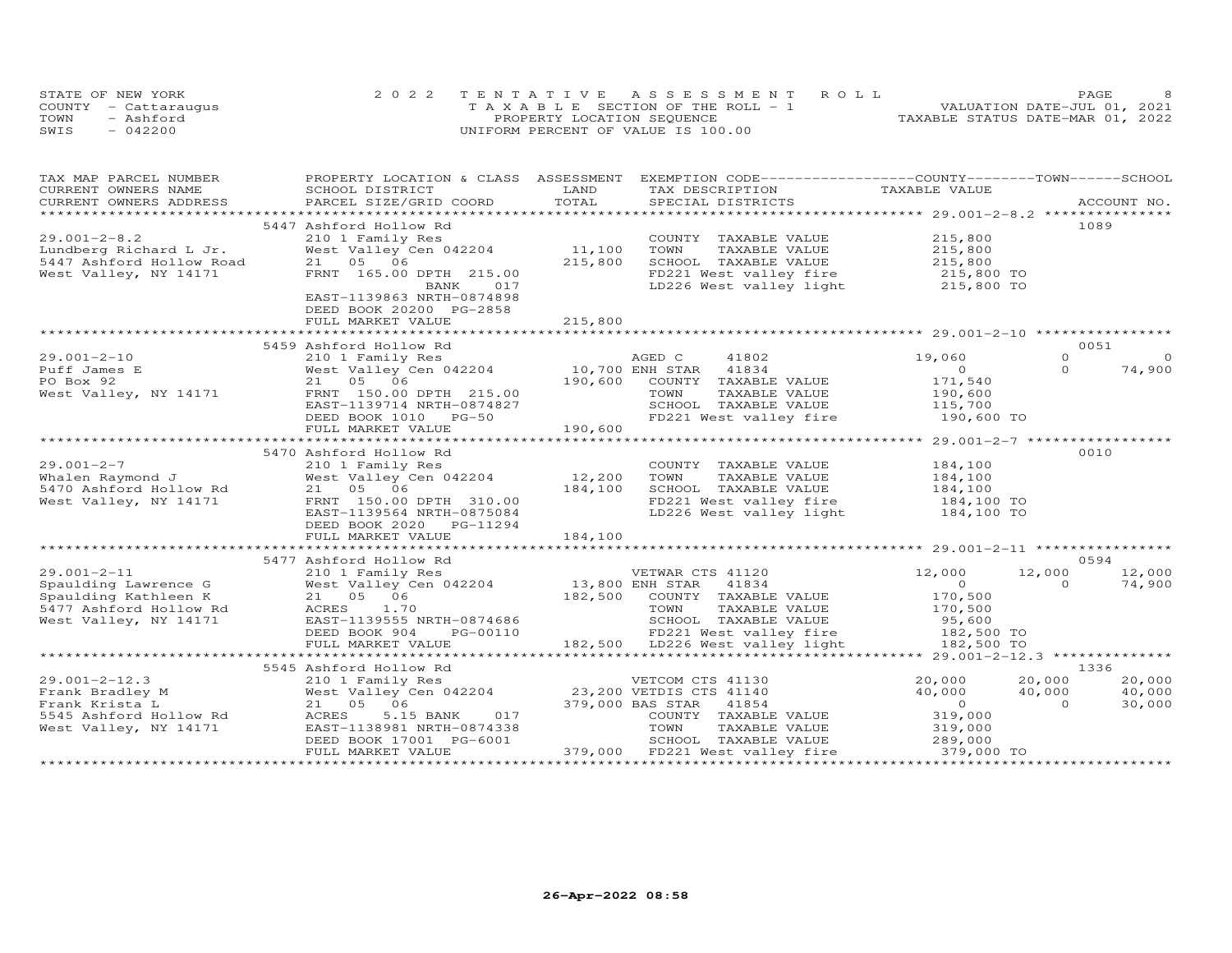STATE OF NEW YORK | 2022 TENTATIVE ASSESSMENT ROLL
COUNTY - Cattaraugus | TAXABLE SECTION OF THE ROLL - 1 | VALUATION DATE-JUL 01, 2021
TOWN - Ashford | PROPERTY LOCATION SEQUENCE | TAXABLE STATUS DATE-MAR 01, 2022
SWIS - 042200 | UNIFORM PERCENT OF VALUE IS 100.00

| TAX MAP PARCEL NUMBER / CURRENT OWNERS NAME / CURRENT OWNERS ADDRESS | PROPERTY LOCATION & CLASS / SCHOOL DISTRICT / PARCEL SIZE/GRID COORD | ASSESSMENT LAND / TOTAL | EXEMPTION CODE / TAX DESCRIPTION / SPECIAL DISTRICTS | COUNTY TAXABLE VALUE | TOWN | SCHOOL | ACCOUNT NO. |
|---|---|---|---|---|---|---|---|
| | 5447 Ashford Hollow Rd | | | | | | 1089 |
| 29.001-2-8.2 | 210 1 Family Res | | COUNTY TAXABLE VALUE | 215,800 | | | |
| Lundberg Richard L Jr. | West Valley Cen 042204 | 11,100 | TOWN TAXABLE VALUE | 215,800 | | | |
| 5447 Ashford Hollow Road | 21 05 06 | 215,800 | SCHOOL TAXABLE VALUE | 215,800 | | | |
| West Valley, NY 14171 | FRNT 165.00 DPTH 215.00 | | FD221 West valley fire | 215,800 TO | | | |
| | BANK 017 | | LD226 West valley light | 215,800 TO | | | |
| | EAST-1139863 NRTH-0874898 | | | | | | |
| | DEED BOOK 20200 PG-2858 | | | | | | |
| | FULL MARKET VALUE | 215,800 | | | | | |
| | 5459 Ashford Hollow Rd | | | | | | 0051 |
| 29.001-2-10 | 210 1 Family Res | | AGED C 41802 | 19,060 | 0 | 0 | |
| Puff James E | West Valley Cen 042204 | 10,700 | ENH STAR 41834 | 0 | 0 | 74,900 | |
| PO Box 92 | 21 05 06 | 190,600 | COUNTY TAXABLE VALUE | 171,540 | | | |
| West Valley, NY 14171 | FRNT 150.00 DPTH 215.00 | | TOWN TAXABLE VALUE | 190,600 | | | |
| | EAST-1139714 NRTH-0874827 | | SCHOOL TAXABLE VALUE | 115,700 | | | |
| | DEED BOOK 1010 PG-50 | | FD221 West valley fire | 190,600 TO | | | |
| | FULL MARKET VALUE | 190,600 | | | | | |
| | 5470 Ashford Hollow Rd | | | | | | 0010 |
| 29.001-2-7 | 210 1 Family Res | | COUNTY TAXABLE VALUE | 184,100 | | | |
| Whalen Raymond J | West Valley Cen 042204 | 12,200 | TOWN TAXABLE VALUE | 184,100 | | | |
| 5470 Ashford Hollow Rd | 21 05 06 | 184,100 | SCHOOL TAXABLE VALUE | 184,100 | | | |
| West Valley, NY 14171 | FRNT 150.00 DPTH 310.00 | | FD221 West valley fire | 184,100 TO | | | |
| | EAST-1139564 NRTH-0875084 | | LD226 West valley light | 184,100 TO | | | |
| | DEED BOOK 2020 PG-11294 | | | | | | |
| | FULL MARKET VALUE | 184,100 | | | | | |
| | 5477 Ashford Hollow Rd | | | | | | 0594 |
| 29.001-2-11 | 210 1 Family Res | | VETWAR CTS 41120 | 12,000 | 12,000 | 12,000 | |
| Spaulding Lawrence G | West Valley Cen 042204 | 13,800 | ENH STAR 41834 | 0 | 0 | 74,900 | |
| Spaulding Kathleen K | 21 05 06 | 182,500 | COUNTY TAXABLE VALUE | 170,500 | | | |
| 5477 Ashford Hollow Rd | ACRES 1.70 | | TOWN TAXABLE VALUE | 170,500 | | | |
| West Valley, NY 14171 | EAST-1139555 NRTH-0874686 | | SCHOOL TAXABLE VALUE | 95,600 | | | |
| | DEED BOOK 904 PG-00110 | | FD221 West valley fire | 182,500 TO | | | |
| | FULL MARKET VALUE | 182,500 | LD226 West valley light | 182,500 TO | | | |
| | 5545 Ashford Hollow Rd | | | | | | 1336 |
| 29.001-2-12.3 | 210 1 Family Res | | VETCOM CTS 41130 | 20,000 | 20,000 | 20,000 | |
| Frank Bradley M | West Valley Cen 042204 | 23,200 | VETDIS CTS 41140 | 40,000 | 40,000 | 40,000 | |
| Frank Krista L | 21 05 06 | 379,000 | BAS STAR 41854 | 0 | 0 | 30,000 | |
| 5545 Ashford Hollow Rd | ACRES 5.15 BANK 017 | | COUNTY TAXABLE VALUE | 319,000 | | | |
| West Valley, NY 14171 | EAST-1138981 NRTH-0874338 | | TOWN TAXABLE VALUE | 319,000 | | | |
| | DEED BOOK 17001 PG-6001 | | SCHOOL TAXABLE VALUE | 289,000 | | | |
| | FULL MARKET VALUE | 379,000 | FD221 West valley fire | 379,000 TO | | | |

26-Apr-2022 08:58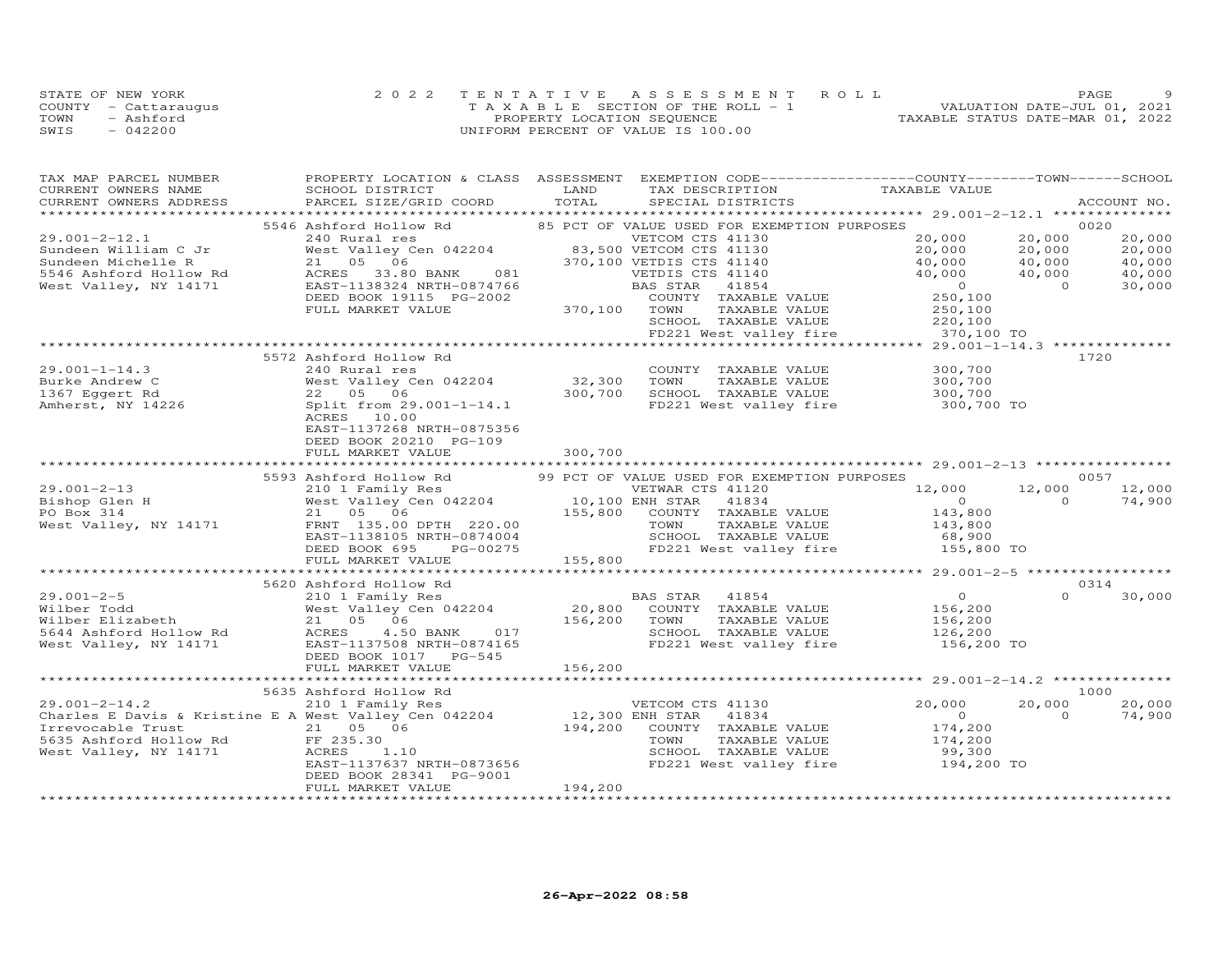STATE OF NEW YORK
COUNTY - Cattaraugus
TOWN - Ashford
SWIS - 042200

2022 TENTATIVE ASSESSMENT ROLL
TAXABLE SECTION OF THE ROLL - 1
PROPERTY LOCATION SEQUENCE
UNIFORM PERCENT OF VALUE IS 100.00

VALUATION DATE-JUL 01, 2021
TAXABLE STATUS DATE-MAR 01, 2022

```
TAX MAP PARCEL NUMBER          PROPERTY LOCATION & CLASS  ASSESSMENT  EXEMPTION CODE------------------COUNTY--------TOWN------SCHOOL
CURRENT OWNERS NAME            SCHOOL DISTRICT              LAND      TAX DESCRIPTION              TAXABLE VALUE
CURRENT OWNERS ADDRESS         PARCEL SIZE/GRID COORD       TOTAL     SPECIAL DISTRICTS                                    ACCOUNT NO.
******************************************************************************************************* 29.001-2-12.1 **************
                            5546 Ashford Hollow Rd             85 PCT OF VALUE USED FOR EXEMPTION PURPOSES                  0020
29.001-2-12.1               240 Rural res                         VETCOM CTS 41130         20,000      20,000      20,000
Sundeen William C Jr        West Valley Cen 042204      83,500 VETCOM CTS 41130         20,000      20,000      20,000
Sundeen Michelle R          21  05  06                  370,100 VETDIS CTS 41140         40,000      40,000      40,000
5546 Ashford Hollow Rd      ACRES  33.80 BANK    081           VETDIS CTS 41140         40,000      40,000      40,000
West Valley, NY 14171       EAST-1138324 NRTH-0874766          BAS STAR   41854              0           0      30,000
                            DEED BOOK 19115  PG-2002            COUNTY  TAXABLE VALUE      250,100
                            FULL MARKET VALUE           370,100  TOWN    TAXABLE VALUE      250,100
                                                                 SCHOOL  TAXABLE VALUE      220,100
                                                                 FD221 West valley fire      370,100 TO
******************************************************************************************************* 29.001-1-14.3 **************
                            5572 Ashford Hollow Rd                                                                       1720
29.001-1-14.3               240 Rural res                         COUNTY  TAXABLE VALUE      300,700
Burke Andrew C              West Valley Cen 042204      32,300   TOWN    TAXABLE VALUE      300,700
1367 Eggert Rd              22  05  06                  300,700   SCHOOL  TAXABLE VALUE      300,700
Amherst, NY 14226           Split from 29.001-1-14.1              FD221 West valley fire      300,700 TO
                            ACRES  10.00
                            EAST-1137268 NRTH-0875356
                            DEED BOOK 20210  PG-109
                            FULL MARKET VALUE           300,700
******************************************************************************************************* 29.001-2-13 ****************
                            5593 Ashford Hollow Rd             99 PCT OF VALUE USED FOR EXEMPTION PURPOSES                  0057
29.001-2-13                 210 1 Family Res                      VETWAR CTS 41120         12,000      12,000      12,000
Bishop Glen H               West Valley Cen 042204      10,100 ENH STAR   41834              0           0      74,900
PO Box 314                  21  05  06                  155,800   COUNTY  TAXABLE VALUE      143,800
West Valley, NY 14171       FRNT 135.00 DPTH 220.00               TOWN    TAXABLE VALUE      143,800
                            EAST-1138105 NRTH-0874004             SCHOOL  TAXABLE VALUE       68,900
                            DEED BOOK 695     PG-00275            FD221 West valley fire      155,800 TO
                            FULL MARKET VALUE           155,800
******************************************************************************************************* 29.001-2-5 *****************
                            5620 Ashford Hollow Rd                                                                       0314
29.001-2-5                  210 1 Family Res                      BAS STAR   41854              0           0      30,000
Wilber Todd                 West Valley Cen 042204      20,800   COUNTY  TAXABLE VALUE      156,200
Wilber Elizabeth            21  05  06                  156,200   TOWN    TAXABLE VALUE      156,200
5644 Ashford Hollow Rd      ACRES   4.50 BANK    017              SCHOOL  TAXABLE VALUE      126,200
West Valley, NY 14171       EAST-1137508 NRTH-0874165             FD221 West valley fire      156,200 TO
                            DEED BOOK 1017   PG-545
                            FULL MARKET VALUE           156,200
******************************************************************************************************* 29.001-2-14.2 **************
                            5635 Ashford Hollow Rd                                                                       1000
29.001-2-14.2               210 1 Family Res                      VETCOM CTS 41130         20,000      20,000      20,000
Charles E Davis & Kristine E A West Valley Cen 042204   12,300 ENH STAR   41834              0           0      74,900
Irrevocable Trust           21  05  06                  194,200   COUNTY  TAXABLE VALUE      174,200
5635 Ashford Hollow Rd      FF 235.30                             TOWN    TAXABLE VALUE      174,200
West Valley, NY 14171       ACRES   1.10                          SCHOOL  TAXABLE VALUE       99,300
                            EAST-1137637 NRTH-0873656             FD221 West valley fire      194,200 TO
                            DEED BOOK 28341  PG-9001
                            FULL MARKET VALUE           194,200
************************************************************************************************************************************
```

26-Apr-2022 08:58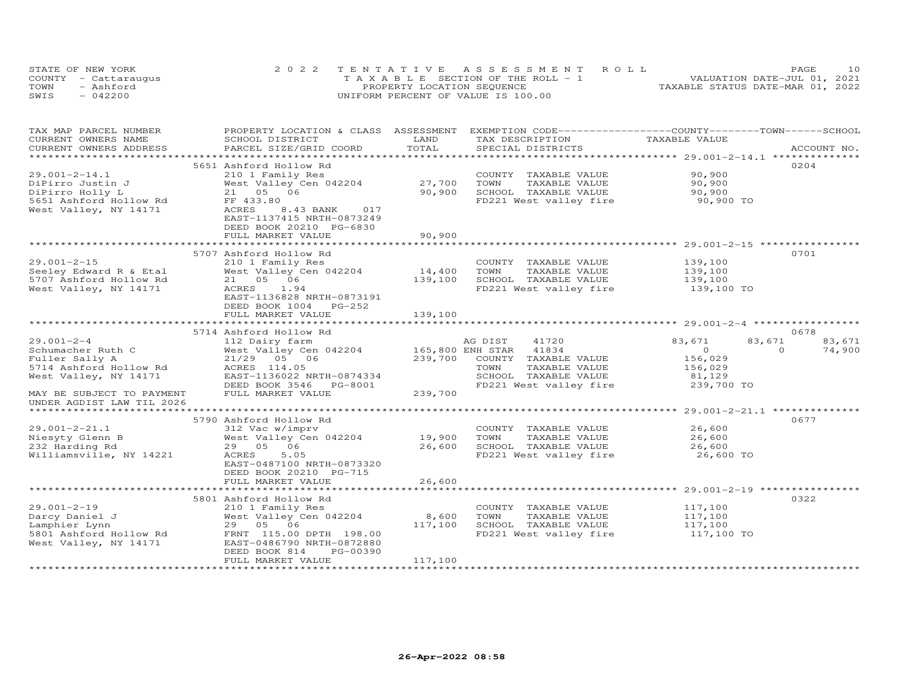STATE OF NEW YORK
COUNTY - Cattaraugus
TOWN - Ashford
SWIS - 042200

2022 TENTATIVE ASSESSMENT ROLL
TAXABLE SECTION OF THE ROLL - 1
PROPERTY LOCATION SEQUENCE
UNIFORM PERCENT OF VALUE IS 100.00

VALUATION DATE-JUL 01, 2021
TAXABLE STATUS DATE-MAR 01, 2022

| TAX MAP PARCEL NUMBER / CURRENT OWNERS NAME / CURRENT OWNERS ADDRESS | PROPERTY LOCATION & CLASS / SCHOOL DISTRICT / PARCEL SIZE/GRID COORD | ASSESSMENT LAND | TOTAL | EXEMPTION CODE / TAX DESCRIPTION / SPECIAL DISTRICTS | COUNTY TAXABLE VALUE | TOWN | SCHOOL | ACCOUNT NO. |
|---|---|---|---|---|---|---|---|---|
| 29.001-2-14.1 | 5651 Ashford Hollow Rd | | | | | | | 0204 |
| DiPirro Justin J | 210 1 Family Res | | | COUNTY TAXABLE VALUE | 90,900 | | | |
| DiPirro Holly L | West Valley Cen 042204 | 27,700 | | TOWN TAXABLE VALUE | 90,900 | | | |
| 5651 Ashford Hollow Rd | 21 05 06 | | 90,900 | SCHOOL TAXABLE VALUE | 90,900 | | | |
| West Valley, NY 14171 | FF 433.80 | | | FD221 West valley fire | 90,900 TO | | | |
| | ACRES 8.43 BANK 017 | | | | | | | |
| | EAST-1137415 NRTH-0873249 | | | | | | | |
| | DEED BOOK 20210 PG-6830 | | | | | | | |
| | FULL MARKET VALUE | | 90,900 | | | | | |
| 29.001-2-15 | 5707 Ashford Hollow Rd | | | | | | | 0701 |
| Seeley Edward R & Etal | 210 1 Family Res | | | COUNTY TAXABLE VALUE | 139,100 | | | |
| 5707 Ashford Hollow Rd | West Valley Cen 042204 | 14,400 | | TOWN TAXABLE VALUE | 139,100 | | | |
| West Valley, NY 14171 | 21 05 06 | | 139,100 | SCHOOL TAXABLE VALUE | 139,100 | | | |
| | ACRES 1.94 | | | FD221 West valley fire | 139,100 TO | | | |
| | EAST-1136828 NRTH-0873191 | | | | | | | |
| | DEED BOOK 1004 PG-252 | | | | | | | |
| | FULL MARKET VALUE | | 139,100 | | | | | |
| 29.001-2-4 | 5714 Ashford Hollow Rd | | | | | | | 0678 |
| Schumacher Ruth C | 112 Dairy farm | | | AG DIST 41720 | 83,671 | 83,671 | 83,671 | |
| Fuller Sally A | West Valley Cen 042204 | 165,800 | | ENH STAR 41834 | 0 | 0 | 74,900 | |
| 5714 Ashford Hollow Rd | 21/29 05 06 | | 239,700 | COUNTY TAXABLE VALUE | 156,029 | | | |
| West Valley, NY 14171 | ACRES 114.05 | | | TOWN TAXABLE VALUE | 156,029 | | | |
| | EAST-1136022 NRTH-0874334 | | | SCHOOL TAXABLE VALUE | 81,129 | | | |
| MAY BE SUBJECT TO PAYMENT | DEED BOOK 3546 PG-8001 | | | FD221 West valley fire | 239,700 TO | | | |
| UNDER AGDIST LAW TIL 2026 | FULL MARKET VALUE | | 239,700 | | | | | |
| 29.001-2-21.1 | 5790 Ashford Hollow Rd | | | | | | | 0677 |
| Niesyty Glenn B | 312 Vac w/imprv | | | COUNTY TAXABLE VALUE | 26,600 | | | |
| 232 Harding Rd | West Valley Cen 042204 | 19,900 | | TOWN TAXABLE VALUE | 26,600 | | | |
| Williamsville, NY 14221 | 29 05 06 | | 26,600 | SCHOOL TAXABLE VALUE | 26,600 | | | |
| | ACRES 5.05 | | | FD221 West valley fire | 26,600 TO | | | |
| | EAST-0487100 NRTH-0873320 | | | | | | | |
| | DEED BOOK 20210 PG-715 | | | | | | | |
| | FULL MARKET VALUE | | 26,600 | | | | | |
| 29.001-2-19 | 5801 Ashford Hollow Rd | | | | | | | 0322 |
| Darcy Daniel J | 210 1 Family Res | | | COUNTY TAXABLE VALUE | 117,100 | | | |
| Lamphier Lynn | West Valley Cen 042204 | 8,600 | | TOWN TAXABLE VALUE | 117,100 | | | |
| 5801 Ashford Hollow Rd | 29 05 06 | | 117,100 | SCHOOL TAXABLE VALUE | 117,100 | | | |
| West Valley, NY 14171 | FRNT 115.00 DPTH 198.00 | | | FD221 West valley fire | 117,100 TO | | | |
| | EAST-0486790 NRTH-0872880 | | | | | | | |
| | DEED BOOK 814 PG-00390 | | | | | | | |
| | FULL MARKET VALUE | | 117,100 | | | | | |

26-Apr-2022 08:58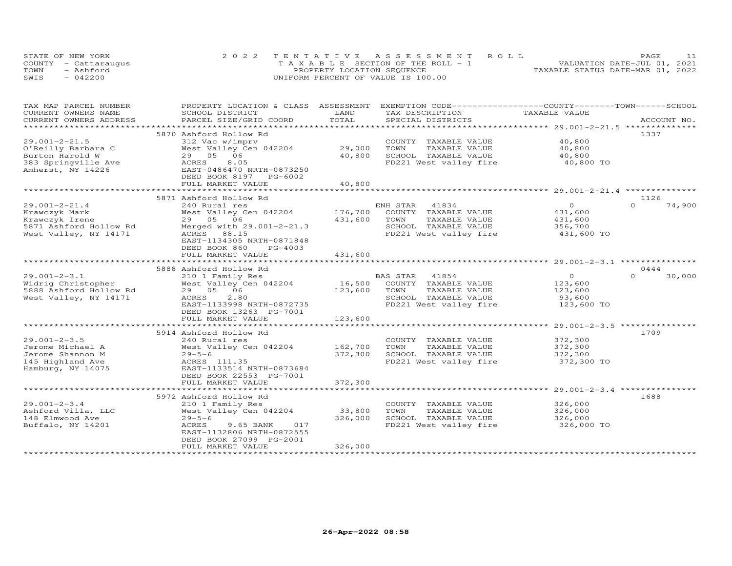STATE OF NEW YORK | COUNTY - Cattaraugus | TOWN - Ashford | SWIS - 042200

# 2022 TENTATIVE ASSESSMENT ROLL

TAXABLE SECTION OF THE ROLL - 1
PROPERTY LOCATION SEQUENCE
UNIFORM PERCENT OF VALUE IS 100.00

VALUATION DATE-JUL 01, 2021
TAXABLE STATUS DATE-MAR 01, 2022

| TAX MAP PARCEL NUMBER / CURRENT OWNERS NAME / CURRENT OWNERS ADDRESS | PROPERTY LOCATION & CLASS / SCHOOL DISTRICT / PARCEL SIZE/GRID COORD | ASSESSMENT LAND | TOTAL | EXEMPTION CODE / TAX DESCRIPTION / SPECIAL DISTRICTS | COUNTY TAXABLE VALUE | TOWN | SCHOOL | ACCOUNT NO. |
|---|---|---|---|---|---|---|---|---|
| | 5870 Ashford Hollow Rd | | | | | | | 1337 |
| 29.001-2-21.5 | 312 Vac w/imprv | | | COUNTY TAXABLE VALUE | 40,800 | | | |
| O'Reilly Barbara C | West Valley Cen 042204 | 29,000 | | TOWN TAXABLE VALUE | 40,800 | | | |
| Burton Harold W | 29 05 06 | | 40,800 | SCHOOL TAXABLE VALUE | 40,800 | | | |
| 383 Springville Ave | ACRES 8.05 | | | FD221 West valley fire | 40,800 TO | | | |
| Amherst, NY 14226 | EAST-0486470 NRTH-0873250 | | | | | | | |
| | DEED BOOK 8197 PG-6002 | | | | | | | |
| | FULL MARKET VALUE | | 40,800 | | | | | |
| | 5871 Ashford Hollow Rd | | | | | | | 1126 |
| 29.001-2-21.4 | 240 Rural res | | | ENH STAR 41834 | 0 | | 0 | 74,900 |
| Krawczyk Mark | West Valley Cen 042204 | 176,700 | | COUNTY TAXABLE VALUE | 431,600 | | | |
| Krawczyk Irene | 29 05 06 | | 431,600 | TOWN TAXABLE VALUE | 431,600 | | | |
| 5871 Ashford Hollow Rd | Merged with 29.001-2-21.3 | | | SCHOOL TAXABLE VALUE | 356,700 | | | |
| West Valley, NY 14171 | ACRES 88.15 | | | FD221 West valley fire | 431,600 TO | | | |
| | EAST-1134305 NRTH-0871848 | | | | | | | |
| | DEED BOOK 860 PG-4003 | | | | | | | |
| | FULL MARKET VALUE | | 431,600 | | | | | |
| | 5888 Ashford Hollow Rd | | | | | | | 0444 |
| 29.001-2-3.1 | 210 1 Family Res | | | BAS STAR 41854 | 0 | | 0 | 30,000 |
| Widrig Christopher | West Valley Cen 042204 | 16,500 | | COUNTY TAXABLE VALUE | 123,600 | | | |
| 5888 Ashford Hollow Rd | 29 05 06 | | 123,600 | TOWN TAXABLE VALUE | 123,600 | | | |
| West Valley, NY 14171 | ACRES 2.80 | | | SCHOOL TAXABLE VALUE | 93,600 | | | |
| | EAST-1133998 NRTH-0872735 | | | FD221 West valley fire | 123,600 TO | | | |
| | DEED BOOK 13263 PG-7001 | | | | | | | |
| | FULL MARKET VALUE | | 123,600 | | | | | |
| | 5914 Ashford Hollow Rd | | | | | | | 1709 |
| 29.001-2-3.5 | 240 Rural res | | | COUNTY TAXABLE VALUE | 372,300 | | | |
| Jerome Michael A | West Valley Cen 042204 | 162,700 | | TOWN TAXABLE VALUE | 372,300 | | | |
| Jerome Shannon M | 29-5-6 | | 372,300 | SCHOOL TAXABLE VALUE | 372,300 | | | |
| 145 Highland Ave | ACRES 111.35 | | | FD221 West valley fire | 372,300 TO | | | |
| Hamburg, NY 14075 | EAST-1133514 NRTH-0873684 | | | | | | | |
| | DEED BOOK 22553 PG-7001 | | | | | | | |
| | FULL MARKET VALUE | | 372,300 | | | | | |
| | 5972 Ashford Hollow Rd | | | | | | | 1688 |
| 29.001-2-3.4 | 210 1 Family Res | | | COUNTY TAXABLE VALUE | 326,000 | | | |
| Ashford Villa, LLC | West Valley Cen 042204 | 33,800 | | TOWN TAXABLE VALUE | 326,000 | | | |
| 148 Elmwood Ave | 29-5-6 | | 326,000 | SCHOOL TAXABLE VALUE | 326,000 | | | |
| Buffalo, NY 14201 | ACRES 9.65 BANK 017 | | | FD221 West valley fire | 326,000 TO | | | |
| | EAST-1132806 NRTH-0872555 | | | | | | | |
| | DEED BOOK 27099 PG-2001 | | | | | | | |
| | FULL MARKET VALUE | | 326,000 | | | | | |

26-Apr-2022 08:58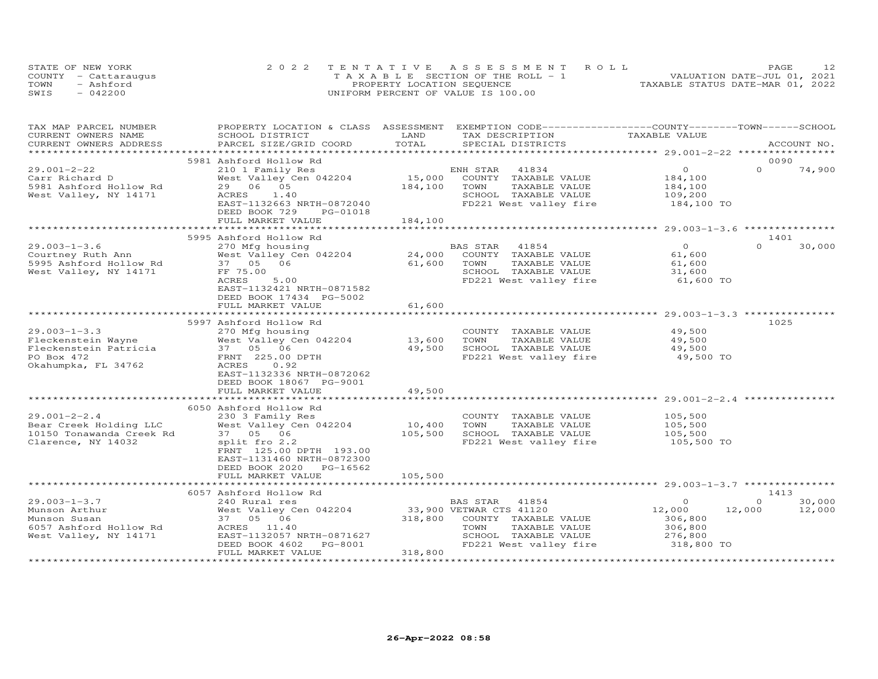STATE OF NEW YORK
COUNTY - Cattaraugus
TOWN - Ashford
SWIS - 042200

2022 TENTATIVE ASSESSMENT ROLL
TAXABLE SECTION OF THE ROLL - 1
PROPERTY LOCATION SEQUENCE
UNIFORM PERCENT OF VALUE IS 100.00

VALUATION DATE-JUL 01, 2021
TAXABLE STATUS DATE-MAR 01, 2022

| TAX MAP PARCEL NUMBER / CURRENT OWNERS NAME / CURRENT OWNERS ADDRESS | PROPERTY LOCATION & CLASS / SCHOOL DISTRICT / PARCEL SIZE/GRID COORD | ASSESSMENT LAND | TOTAL | EXEMPTION CODE / TAX DESCRIPTION / SPECIAL DISTRICTS | COUNTY TAXABLE VALUE | TOWN | SCHOOL / ACCOUNT NO. |
|---|---|---|---|---|---|---|---|
| | 5981 Ashford Hollow Rd | | | | | | 0090 |
| 29.001-2-22 | 210 1 Family Res | | | ENH STAR 41834 | 0 | 0 | 74,900 |
| Carr Richard D | West Valley Cen 042204 | 15,000 | | COUNTY TAXABLE VALUE | 184,100 | | |
| 5981 Ashford Hollow Rd | 29 06 05 | | 184,100 | TOWN TAXABLE VALUE | 184,100 | | |
| West Valley, NY 14171 | ACRES 1.40 | | | SCHOOL TAXABLE VALUE | 109,200 | | |
| | EAST-1132663 NRTH-0872040 | | | FD221 West valley fire | 184,100 TO | | |
| | DEED BOOK 729 PG-01018 | | | | | | |
| | FULL MARKET VALUE | | 184,100 | | | | |
| | 5995 Ashford Hollow Rd | | | | | | 1401 |
| 29.003-1-3.6 | 270 Mfg housing | | | BAS STAR 41854 | 0 | 0 | 30,000 |
| Courtney Ruth Ann | West Valley Cen 042204 | 24,000 | | COUNTY TAXABLE VALUE | 61,600 | | |
| 5995 Ashford Hollow Rd | 37 05 06 | | 61,600 | TOWN TAXABLE VALUE | 61,600 | | |
| West Valley, NY 14171 | FF 75.00 | | | SCHOOL TAXABLE VALUE | 31,600 | | |
| | ACRES 5.00 | | | FD221 West valley fire | 61,600 TO | | |
| | EAST-1132421 NRTH-0871582 | | | | | | |
| | DEED BOOK 17434 PG-5002 | | | | | | |
| | FULL MARKET VALUE | | 61,600 | | | | |
| | 5997 Ashford Hollow Rd | | | | | | 1025 |
| 29.003-1-3.3 | 270 Mfg housing | | | COUNTY TAXABLE VALUE | 49,500 | | |
| Fleckenstein Wayne | West Valley Cen 042204 | 13,600 | | TOWN TAXABLE VALUE | 49,500 | | |
| Fleckenstein Patricia | 37 05 06 | | 49,500 | SCHOOL TAXABLE VALUE | 49,500 | | |
| PO Box 472 | FRNT 225.00 DPTH | | | FD221 West valley fire | 49,500 TO | | |
| Okahumpka, FL 34762 | ACRES 0.92 | | | | | | |
| | EAST-1132336 NRTH-0872062 | | | | | | |
| | DEED BOOK 18067 PG-9001 | | | | | | |
| | FULL MARKET VALUE | | 49,500 | | | | |
| | 6050 Ashford Hollow Rd | | | | | | |
| 29.001-2-2.4 | 230 3 Family Res | | | COUNTY TAXABLE VALUE | 105,500 | | |
| Bear Creek Holding LLC | West Valley Cen 042204 | 10,400 | | TOWN TAXABLE VALUE | 105,500 | | |
| 10150 Tonawanda Creek Rd | 37 05 06 | | 105,500 | SCHOOL TAXABLE VALUE | 105,500 | | |
| Clarence, NY 14032 | split fro 2.2 | | | FD221 West valley fire | 105,500 TO | | |
| | FRNT 125.00 DPTH 193.00 | | | | | | |
| | EAST-1131460 NRTH-0872300 | | | | | | |
| | DEED BOOK 2020 PG-16562 | | | | | | |
| | FULL MARKET VALUE | | 105,500 | | | | |
| | 6057 Ashford Hollow Rd | | | | | | 1413 |
| 29.003-1-3.7 | 240 Rural res | | | BAS STAR 41854 | 0 | 0 | 30,000 |
| Munson Arthur | West Valley Cen 042204 | 33,900 | | VETWAR CTS 41120 | 12,000 | 12,000 | 12,000 |
| Munson Susan | 37 05 06 | | 318,800 | COUNTY TAXABLE VALUE | 306,800 | | |
| 6057 Ashford Hollow Rd | ACRES 11.40 | | | TOWN TAXABLE VALUE | 306,800 | | |
| West Valley, NY 14171 | EAST-1132057 NRTH-0871627 | | | SCHOOL TAXABLE VALUE | 276,800 | | |
| | DEED BOOK 4602 PG-8001 | | | FD221 West valley fire | 318,800 TO | | |
| | FULL MARKET VALUE | | 318,800 | | | | |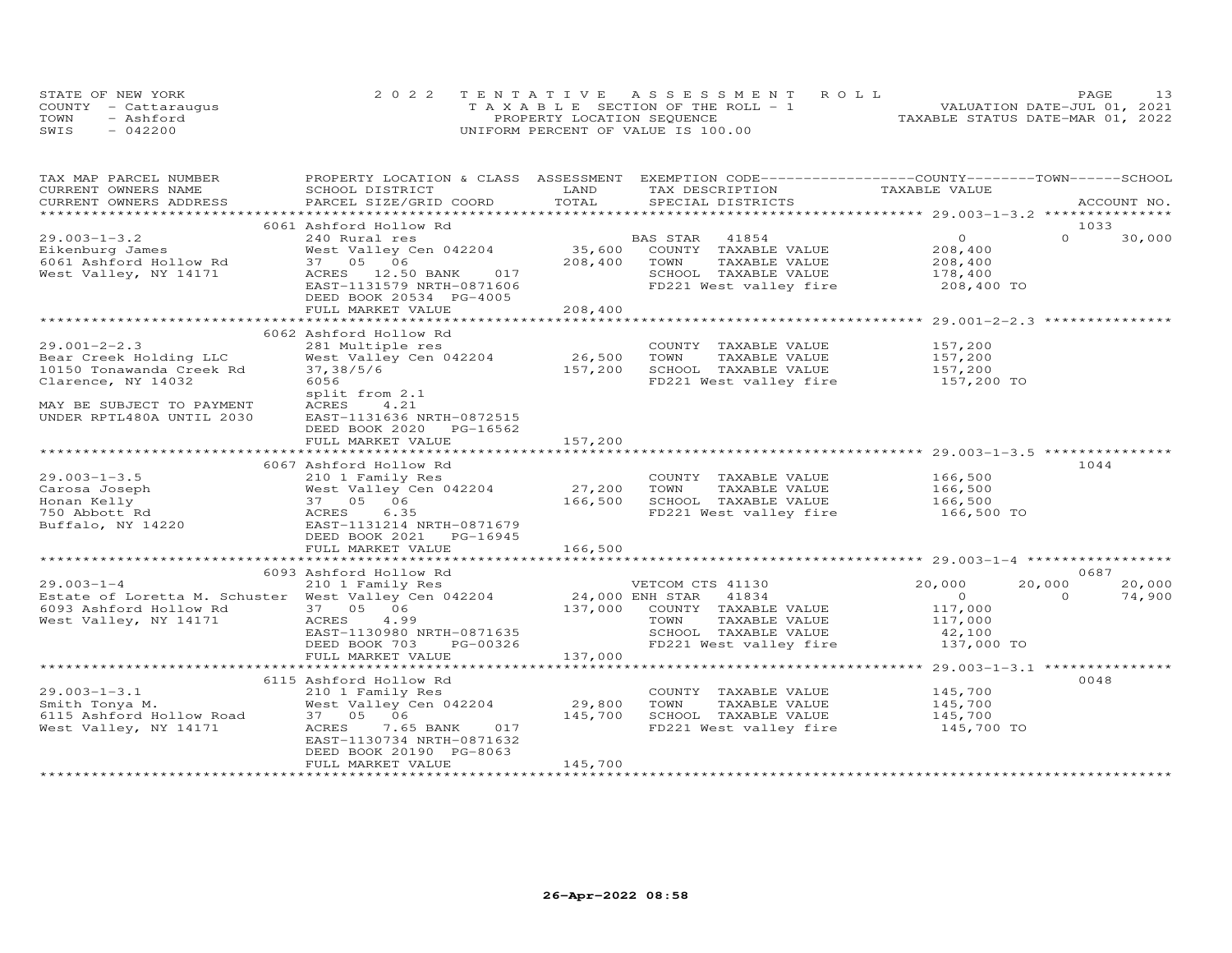STATE OF NEW YORK
COUNTY - Cattaraugus
TOWN - Ashford
SWIS - 042200

# 2022 TENTATIVE ASSESSMENT ROLL

TAXABLE SECTION OF THE ROLL - 1
PROPERTY LOCATION SEQUENCE
UNIFORM PERCENT OF VALUE IS 100.00

VALUATION DATE-JUL 01, 2021
TAXABLE STATUS DATE-MAR 01, 2022

| TAX MAP PARCEL NUMBER / CURRENT OWNERS NAME / CURRENT OWNERS ADDRESS | PROPERTY LOCATION & CLASS / SCHOOL DISTRICT / PARCEL SIZE/GRID COORD | ASSESSMENT LAND / TOTAL | EXEMPTION CODE / TAX DESCRIPTION / SPECIAL DISTRICTS | COUNTY TAXABLE VALUE | TOWN | SCHOOL | ACCOUNT NO. |
|---|---|---|---|---|---|---|---|
| **29.003-1-3.2** | 6061 Ashford Hollow Rd | | | | | | 1033 |
| 29.003-1-3.2 | 240 Rural res | | BAS STAR 41854 | 0 | 0 | 30,000 | |
| Eikenburg James | West Valley Cen 042204 | 35,600 | COUNTY TAXABLE VALUE | 208,400 | | | |
| 6061 Ashford Hollow Rd | 37 05 06 | 208,400 | TOWN TAXABLE VALUE | 208,400 | | | |
| West Valley, NY 14171 | ACRES 12.50 BANK 017 | | SCHOOL TAXABLE VALUE | 178,400 | | | |
| | EAST-1131579 NRTH-0871606 | | FD221 West valley fire | 208,400 TO | | | |
| | DEED BOOK 20534 PG-4005 | | | | | | |
| | FULL MARKET VALUE | 208,400 | | | | | |
| **29.001-2-2.3** | 6062 Ashford Hollow Rd | | | | | | |
| 29.001-2-2.3 | 281 Multiple res | | COUNTY TAXABLE VALUE | 157,200 | | | |
| Bear Creek Holding LLC | West Valley Cen 042204 | 26,500 | TOWN TAXABLE VALUE | 157,200 | | | |
| 10150 Tonawanda Creek Rd | 37,38/5/6 | 157,200 | SCHOOL TAXABLE VALUE | 157,200 | | | |
| Clarence, NY 14032 | 6056 | | FD221 West valley fire | 157,200 TO | | | |
| | split from 2.1 | | | | | | |
| MAY BE SUBJECT TO PAYMENT | ACRES 4.21 | | | | | | |
| UNDER RPTL480A UNTIL 2030 | EAST-1131636 NRTH-0872515 | | | | | | |
| | DEED BOOK 2020 PG-16562 | | | | | | |
| | FULL MARKET VALUE | 157,200 | | | | | |
| **29.003-1-3.5** | 6067 Ashford Hollow Rd | | | | | | 1044 |
| 29.003-1-3.5 | 210 1 Family Res | | COUNTY TAXABLE VALUE | 166,500 | | | |
| Carosa Joseph | West Valley Cen 042204 | 27,200 | TOWN TAXABLE VALUE | 166,500 | | | |
| Honan Kelly | 37 05 06 | 166,500 | SCHOOL TAXABLE VALUE | 166,500 | | | |
| 750 Abbott Rd | ACRES 6.35 | | FD221 West valley fire | 166,500 TO | | | |
| Buffalo, NY 14220 | EAST-1131214 NRTH-0871679 | | | | | | |
| | DEED BOOK 2021 PG-16945 | | | | | | |
| | FULL MARKET VALUE | 166,500 | | | | | |
| **29.003-1-4** | 6093 Ashford Hollow Rd | | | | | | 0687 |
| 29.003-1-4 | 210 1 Family Res | | VETCOM CTS 41130 | 20,000 | 20,000 | 20,000 | |
| Estate of Loretta M. Schuster | West Valley Cen 042204 | 24,000 | ENH STAR 41834 | 0 | 0 | 74,900 | |
| 6093 Ashford Hollow Rd | 37 05 06 | 137,000 | COUNTY TAXABLE VALUE | 117,000 | | | |
| West Valley, NY 14171 | ACRES 4.99 | | TOWN TAXABLE VALUE | 117,000 | | | |
| | EAST-1130980 NRTH-0871635 | | SCHOOL TAXABLE VALUE | 42,100 | | | |
| | DEED BOOK 703 PG-00326 | | FD221 West valley fire | 137,000 TO | | | |
| | FULL MARKET VALUE | 137,000 | | | | | |
| **29.003-1-3.1** | 6115 Ashford Hollow Rd | | | | | | 0048 |
| 29.003-1-3.1 | 210 1 Family Res | | COUNTY TAXABLE VALUE | 145,700 | | | |
| Smith Tonya M. | West Valley Cen 042204 | 29,800 | TOWN TAXABLE VALUE | 145,700 | | | |
| 6115 Ashford Hollow Road | 37 05 06 | 145,700 | SCHOOL TAXABLE VALUE | 145,700 | | | |
| West Valley, NY 14171 | ACRES 7.65 BANK 017 | | FD221 West valley fire | 145,700 TO | | | |
| | EAST-1130734 NRTH-0871632 | | | | | | |
| | DEED BOOK 20190 PG-8063 | | | | | | |
| | FULL MARKET VALUE | 145,700 | | | | | |

26-Apr-2022 08:58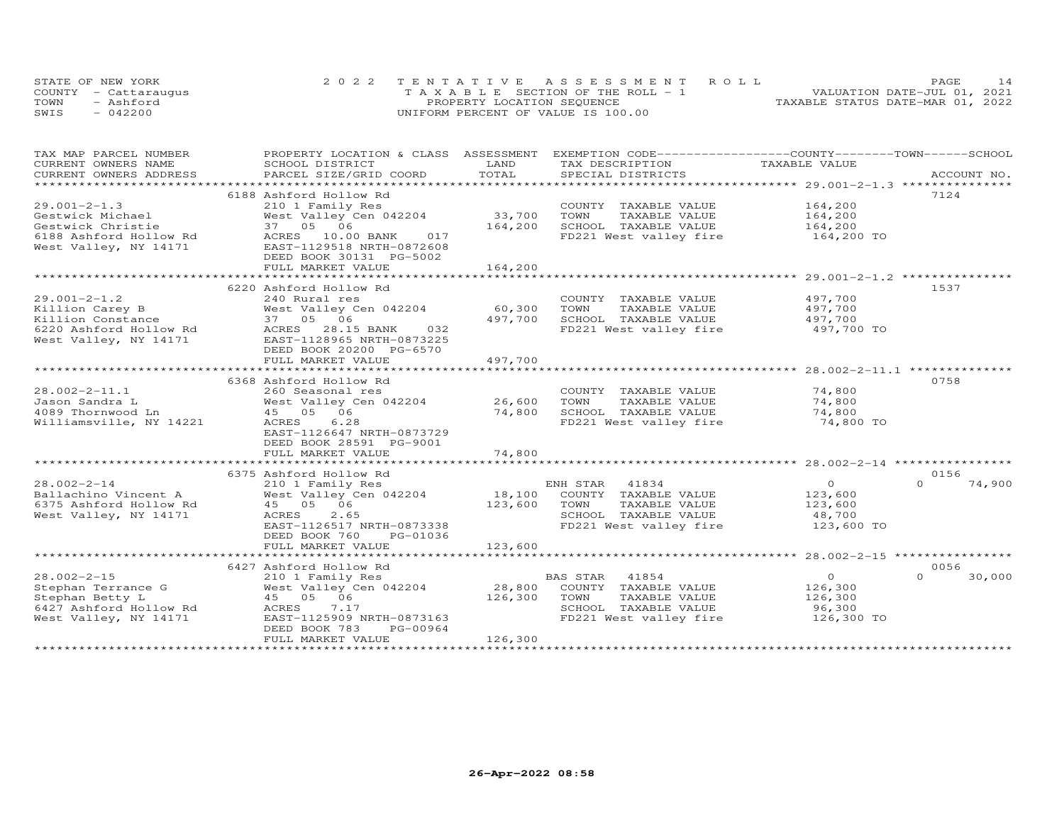STATE OF NEW YORK — 2022 TENTATIVE ASSESSMENT ROLL
COUNTY - Cattaraugus — TAXABLE SECTION OF THE ROLL - 1 — VALUATION DATE-JUL 01, 2021
TOWN - Ashford — PROPERTY LOCATION SEQUENCE — TAXABLE STATUS DATE-MAR 01, 2022
SWIS - 042200 — UNIFORM PERCENT OF VALUE IS 100.00

| TAX MAP PARCEL NUMBER / CURRENT OWNERS NAME / CURRENT OWNERS ADDRESS | PROPERTY LOCATION & CLASS / SCHOOL DISTRICT / PARCEL SIZE/GRID COORD | ASSESSMENT LAND | TOTAL | EXEMPTION CODE / TAX DESCRIPTION / SPECIAL DISTRICTS | COUNTY TAXABLE VALUE | TOWN | SCHOOL | ACCOUNT NO. |
|---|---|---|---|---|---|---|---|---|
| 29.001-2-1.3 | 6188 Ashford Hollow Rd | | | | | | | 7124 |
| Gestwick Michael | 210 1 Family Res | | | COUNTY TAXABLE VALUE | 164,200 | | | |
| Gestwick Christie | West Valley Cen 042204 | 33,700 | | TOWN TAXABLE VALUE | 164,200 | | | |
| 6188 Ashford Hollow Rd | 37 05 06 | | 164,200 | SCHOOL TAXABLE VALUE | 164,200 | | | |
| West Valley, NY 14171 | ACRES 10.00 BANK 017 | | | FD221 West valley fire | 164,200 TO | | | |
| | EAST-1129518 NRTH-0872608 | | | | | | | |
| | DEED BOOK 30131 PG-5002 | | | | | | | |
| | FULL MARKET VALUE | | 164,200 | | | | | |
| 29.001-2-1.2 | 6220 Ashford Hollow Rd | | | | | | | 1537 |
| Killion Carey B | 240 Rural res | | | COUNTY TAXABLE VALUE | 497,700 | | | |
| Killion Constance | West Valley Cen 042204 | 60,300 | | TOWN TAXABLE VALUE | 497,700 | | | |
| 6220 Ashford Hollow Rd | 37 05 06 | | 497,700 | SCHOOL TAXABLE VALUE | 497,700 | | | |
| West Valley, NY 14171 | ACRES 28.15 BANK 032 | | | FD221 West valley fire | 497,700 TO | | | |
| | EAST-1128965 NRTH-0873225 | | | | | | | |
| | DEED BOOK 20200 PG-6570 | | | | | | | |
| | FULL MARKET VALUE | | 497,700 | | | | | |
| 28.002-2-11.1 | 6368 Ashford Hollow Rd | | | | | | | 0758 |
| Jason Sandra L | 260 Seasonal res | | | COUNTY TAXABLE VALUE | 74,800 | | | |
| 4089 Thornwood Ln | West Valley Cen 042204 | 26,600 | | TOWN TAXABLE VALUE | 74,800 | | | |
| Williamsville, NY 14221 | 45 05 06 | | 74,800 | SCHOOL TAXABLE VALUE | 74,800 | | | |
| | ACRES 6.28 | | | FD221 West valley fire | 74,800 TO | | | |
| | EAST-1126647 NRTH-0873729 | | | | | | | |
| | DEED BOOK 28591 PG-9001 | | | | | | | |
| | FULL MARKET VALUE | | 74,800 | | | | | |
| 28.002-2-14 | 6375 Ashford Hollow Rd | | | | | | | 0156 |
| Ballachino Vincent A | 210 1 Family Res | | | ENH STAR 41834 | 0 | 0 | 74,900 | |
| 6375 Ashford Hollow Rd | West Valley Cen 042204 | 18,100 | | COUNTY TAXABLE VALUE | 123,600 | | | |
| West Valley, NY 14171 | 45 05 06 | | 123,600 | TOWN TAXABLE VALUE | 123,600 | | | |
| | ACRES 2.65 | | | SCHOOL TAXABLE VALUE | 48,700 | | | |
| | EAST-1126517 NRTH-0873338 | | | FD221 West valley fire | 123,600 TO | | | |
| | DEED BOOK 760 PG-01036 | | | | | | | |
| | FULL MARKET VALUE | | 123,600 | | | | | |
| 28.002-2-15 | 6427 Ashford Hollow Rd | | | | | | | 0056 |
| Stephan Terrance G | 210 1 Family Res | | | BAS STAR 41854 | 0 | 0 | 30,000 | |
| Stephan Betty L | West Valley Cen 042204 | 28,800 | | COUNTY TAXABLE VALUE | 126,300 | | | |
| 6427 Ashford Hollow Rd | 45 05 06 | | 126,300 | TOWN TAXABLE VALUE | 126,300 | | | |
| West Valley, NY 14171 | ACRES 7.17 | | | SCHOOL TAXABLE VALUE | 96,300 | | | |
| | EAST-1125909 NRTH-0873163 | | | FD221 West valley fire | 126,300 TO | | | |
| | DEED BOOK 783 PG-00964 | | | | | | | |
| | FULL MARKET VALUE | | 126,300 | | | | | |

26-Apr-2022 08:58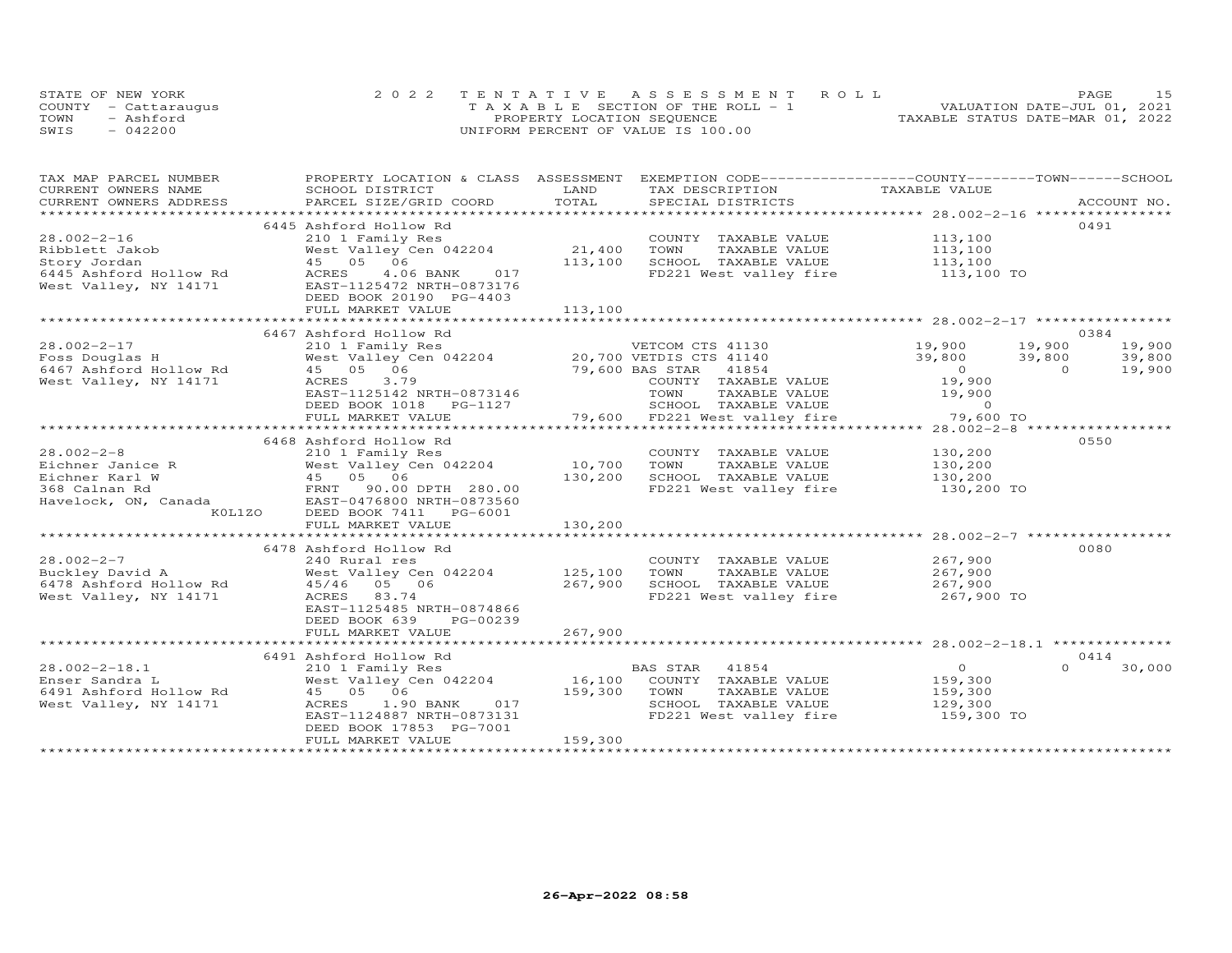STATE OF NEW YORK — 2022 TENTATIVE ASSESSMENT ROLL
COUNTY - Cattaraugus — TAXABLE SECTION OF THE ROLL - 1 — VALUATION DATE-JUL 01, 2021
TOWN - Ashford — PROPERTY LOCATION SEQUENCE — TAXABLE STATUS DATE-MAR 01, 2022
SWIS - 042200 — UNIFORM PERCENT OF VALUE IS 100.00

| TAX MAP PARCEL NUMBER / CURRENT OWNERS NAME / CURRENT OWNERS ADDRESS | PROPERTY LOCATION & CLASS / SCHOOL DISTRICT / PARCEL SIZE/GRID COORD | ASSESSMENT LAND / TOTAL | EXEMPTION CODE / TAX DESCRIPTION / SPECIAL DISTRICTS | COUNTY TAXABLE VALUE | TOWN | SCHOOL | ACCOUNT NO. |
|---|---|---|---|---|---|---|---|
| **28.002-2-16** | 6445 Ashford Hollow Rd | | | | | | 0491 |
| Ribblett Jakob | 210 1 Family Res | | COUNTY TAXABLE VALUE | 113,100 | | | |
| Story Jordan | West Valley Cen 042204 | 21,400 | TOWN TAXABLE VALUE | 113,100 | | | |
| 6445 Ashford Hollow Rd | 45 05 06 | 113,100 | SCHOOL TAXABLE VALUE | 113,100 | | | |
| West Valley, NY 14171 | ACRES 4.06 BANK 017 | | FD221 West valley fire | 113,100 TO | | | |
| | EAST-1125472 NRTH-0873176 | | | | | | |
| | DEED BOOK 20190 PG-4403 | | | | | | |
| | FULL MARKET VALUE | 113,100 | | | | | |
| **28.002-2-17** | 6467 Ashford Hollow Rd | | | | | | 0384 |
| Foss Douglas H | 210 1 Family Res | | VETCOM CTS 41130 | 19,900 | 19,900 | 19,900 | |
| 6467 Ashford Hollow Rd | West Valley Cen 042204 | 20,700 | VETDIS CTS 41140 | 39,800 | 39,800 | 39,800 | |
| West Valley, NY 14171 | 45 05 06 | 79,600 | BAS STAR 41854 | 0 | 0 | 19,900 | |
| | ACRES 3.79 | | COUNTY TAXABLE VALUE | 19,900 | | | |
| | EAST-1125142 NRTH-0873146 | | TOWN TAXABLE VALUE | 19,900 | | | |
| | DEED BOOK 1018 PG-1127 | | SCHOOL TAXABLE VALUE | 0 | | | |
| | FULL MARKET VALUE | 79,600 | FD221 West valley fire | 79,600 TO | | | |
| **28.002-2-8** | 6468 Ashford Hollow Rd | | | | | | 0550 |
| Eichner Janice R | 210 1 Family Res | | COUNTY TAXABLE VALUE | 130,200 | | | |
| Eichner Karl W | West Valley Cen 042204 | 10,700 | TOWN TAXABLE VALUE | 130,200 | | | |
| 368 Calnan Rd | 45 05 06 | 130,200 | SCHOOL TAXABLE VALUE | 130,200 | | | |
| Havelock, ON, Canada | FRNT 90.00 DPTH 280.00 | | FD221 West valley fire | 130,200 TO | | | |
| K0L1Z0 | EAST-0476800 NRTH-0873560 | | | | | | |
| | DEED BOOK 7411 PG-6001 | | | | | | |
| | FULL MARKET VALUE | 130,200 | | | | | |
| **28.002-2-7** | 6478 Ashford Hollow Rd | | | | | | 0080 |
| Buckley David A | 240 Rural res | | COUNTY TAXABLE VALUE | 267,900 | | | |
| 6478 Ashford Hollow Rd | West Valley Cen 042204 | 125,100 | TOWN TAXABLE VALUE | 267,900 | | | |
| West Valley, NY 14171 | 45/46 05 06 | 267,900 | SCHOOL TAXABLE VALUE | 267,900 | | | |
| | ACRES 83.74 | | FD221 West valley fire | 267,900 TO | | | |
| | EAST-1125485 NRTH-0874866 | | | | | | |
| | DEED BOOK 639 PG-00239 | | | | | | |
| | FULL MARKET VALUE | 267,900 | | | | | |
| **28.002-2-18.1** | 6491 Ashford Hollow Rd | | | | | | 0414 |
| Enser Sandra L | 210 1 Family Res | | BAS STAR 41854 | 0 | 0 | 30,000 | |
| 6491 Ashford Hollow Rd | West Valley Cen 042204 | 16,100 | COUNTY TAXABLE VALUE | 159,300 | | | |
| West Valley, NY 14171 | 45 05 06 | 159,300 | TOWN TAXABLE VALUE | 159,300 | | | |
| | ACRES 1.90 BANK 017 | | SCHOOL TAXABLE VALUE | 129,300 | | | |
| | EAST-1124887 NRTH-0873131 | | FD221 West valley fire | 159,300 TO | | | |
| | DEED BOOK 17853 PG-7001 | | | | | | |
| | FULL MARKET VALUE | 159,300 | | | | | |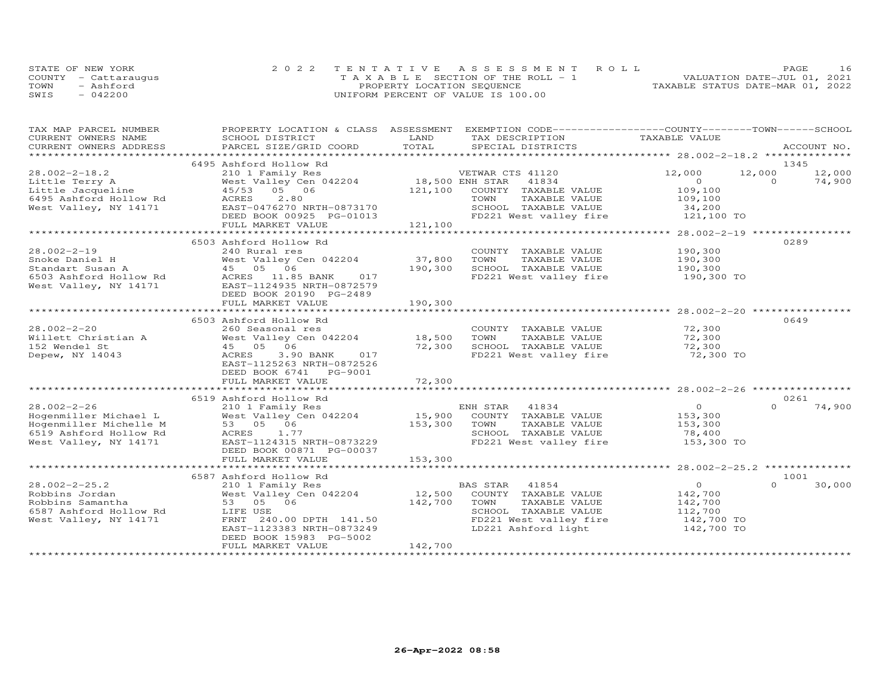STATE OF NEW YORK
COUNTY - Cattaraugus
TOWN - Ashford
SWIS - 042200

2022 TENTATIVE ASSESSMENT ROLL
TAXABLE SECTION OF THE ROLL - 1
PROPERTY LOCATION SEQUENCE
UNIFORM PERCENT OF VALUE IS 100.00

VALUATION DATE-JUL 01, 2021
TAXABLE STATUS DATE-MAR 01, 2022

| TAX MAP PARCEL NUMBER / CURRENT OWNERS NAME / CURRENT OWNERS ADDRESS | PROPERTY LOCATION & CLASS / SCHOOL DISTRICT / PARCEL SIZE/GRID COORD | ASSESSMENT LAND / TOTAL | EXEMPTION CODE / TAX DESCRIPTION / SPECIAL DISTRICTS | COUNTY TAXABLE VALUE | TOWN | SCHOOL | ACCOUNT NO. |
|---|---|---|---|---|---|---|---|
| **28.002-2-18.2** | 6495 Ashford Hollow Rd | | | | | | 1345 |
| 28.002-2-18.2 | 210 1 Family Res | | VETWAR CTS 41120 | 12,000 | 12,000 | 12,000 | |
| Little Terry A | West Valley Cen 042204 | 18,500 | ENH STAR 41834 | 0 | 0 | 74,900 | |
| Little Jacqueline | 45/53 05 06 | 121,100 | COUNTY TAXABLE VALUE | 109,100 | | | |
| 6495 Ashford Hollow Rd | ACRES 2.80 | | TOWN TAXABLE VALUE | 109,100 | | | |
| West Valley, NY 14171 | EAST-0476270 NRTH-0873170 | | SCHOOL TAXABLE VALUE | 34,200 | | | |
| | DEED BOOK 00925 PG-01013 | | FD221 West valley fire | 121,100 TO | | | |
| | FULL MARKET VALUE | 121,100 | | | | | |
| **28.002-2-19** | 6503 Ashford Hollow Rd | | | | | | 0289 |
| 28.002-2-19 | 240 Rural res | | COUNTY TAXABLE VALUE | 190,300 | | | |
| Snoke Daniel H | West Valley Cen 042204 | 37,800 | TOWN TAXABLE VALUE | 190,300 | | | |
| Standart Susan A | 45 05 06 | 190,300 | SCHOOL TAXABLE VALUE | 190,300 | | | |
| 6503 Ashford Hollow Rd | ACRES 11.85 BANK 017 | | FD221 West valley fire | 190,300 TO | | | |
| West Valley, NY 14171 | EAST-1124935 NRTH-0872579 | | | | | | |
| | DEED BOOK 20190 PG-2489 | | | | | | |
| | FULL MARKET VALUE | 190,300 | | | | | |
| **28.002-2-20** | 6503 Ashford Hollow Rd | | | | | | 0649 |
| 28.002-2-20 | 260 Seasonal res | | COUNTY TAXABLE VALUE | 72,300 | | | |
| Willett Christian A | West Valley Cen 042204 | 18,500 | TOWN TAXABLE VALUE | 72,300 | | | |
| 152 Wendel St | 45 05 06 | 72,300 | SCHOOL TAXABLE VALUE | 72,300 | | | |
| Depew, NY 14043 | ACRES 3.90 BANK 017 | | FD221 West valley fire | 72,300 TO | | | |
| | EAST-1125263 NRTH-0872526 | | | | | | |
| | DEED BOOK 6741 PG-9001 | | | | | | |
| | FULL MARKET VALUE | 72,300 | | | | | |
| **28.002-2-26** | 6519 Ashford Hollow Rd | | | | | | 0261 |
| 28.002-2-26 | 210 1 Family Res | | ENH STAR 41834 | 0 | 0 | 74,900 | |
| Hogenmiller Michael L | West Valley Cen 042204 | 15,900 | COUNTY TAXABLE VALUE | 153,300 | | | |
| Hogenmiller Michelle M | 53 05 06 | 153,300 | TOWN TAXABLE VALUE | 153,300 | | | |
| 6519 Ashford Hollow Rd | ACRES 1.77 | | SCHOOL TAXABLE VALUE | 78,400 | | | |
| West Valley, NY 14171 | EAST-1124315 NRTH-0873229 | | FD221 West valley fire | 153,300 TO | | | |
| | DEED BOOK 00871 PG-00037 | | | | | | |
| | FULL MARKET VALUE | 153,300 | | | | | |
| **28.002-2-25.2** | 6587 Ashford Hollow Rd | | | | | | 1001 |
| 28.002-2-25.2 | 210 1 Family Res | | BAS STAR 41854 | 0 | 0 | 30,000 | |
| Robbins Jordan | West Valley Cen 042204 | 12,500 | COUNTY TAXABLE VALUE | 142,700 | | | |
| Robbins Samantha | 53 05 06 | 142,700 | TOWN TAXABLE VALUE | 142,700 | | | |
| 6587 Ashford Hollow Rd | LIFE USE | | SCHOOL TAXABLE VALUE | 112,700 | | | |
| West Valley, NY 14171 | FRNT 240.00 DPTH 141.50 | | FD221 West valley fire | 142,700 TO | | | |
| | EAST-1123383 NRTH-0873249 | | LD221 Ashford light | 142,700 TO | | | |
| | DEED BOOK 15983 PG-5002 | | | | | | |
| | FULL MARKET VALUE | 142,700 | | | | | |

26-Apr-2022 08:58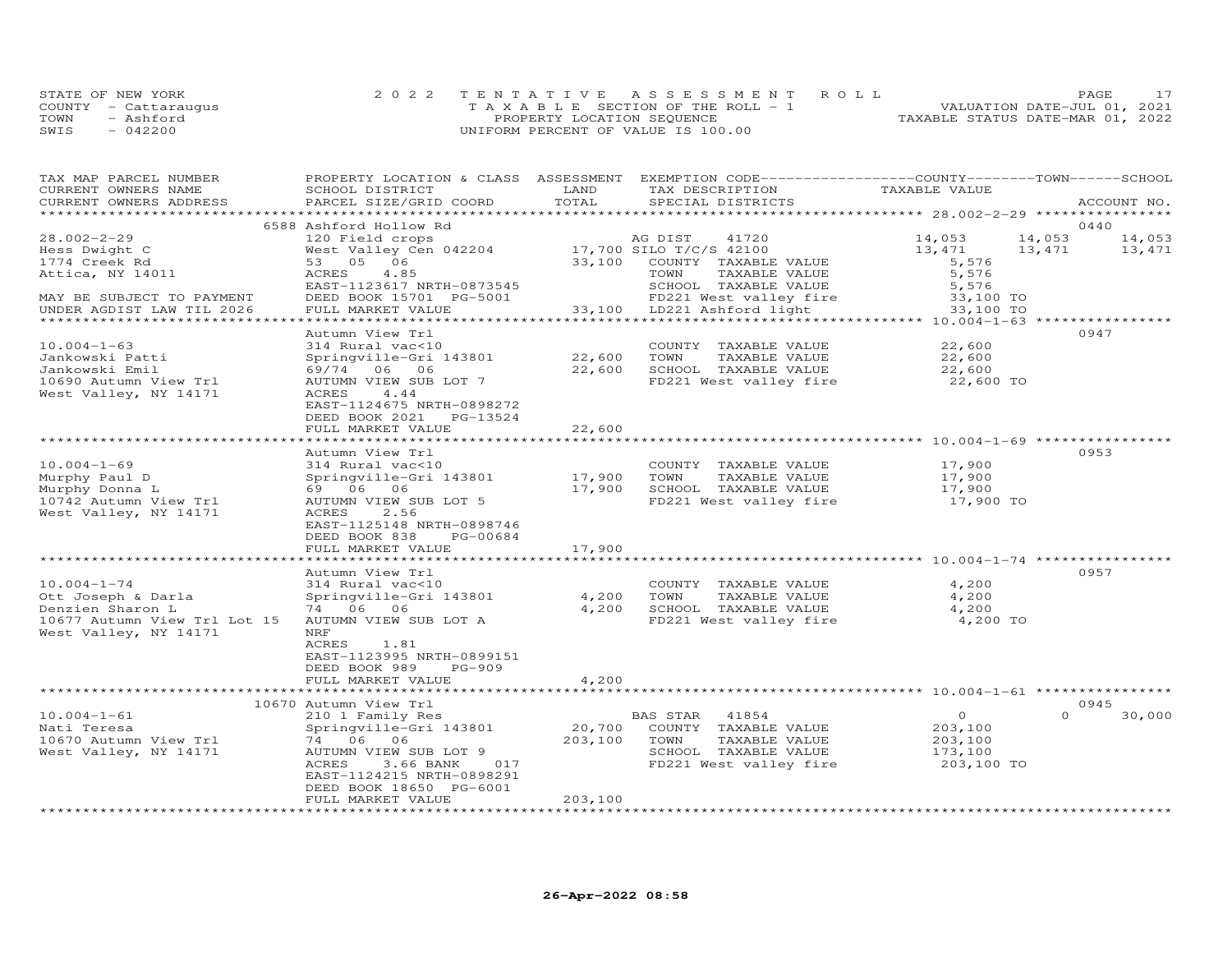STATE OF NEW YORK | 2022 TENTATIVE ASSESSMENT ROLL | VALUATION DATE-JUL 01, 2021
COUNTY - Cattaraugus | TAXABLE SECTION OF THE ROLL - 1 | TAXABLE STATUS DATE-MAR 01, 2022
TOWN - Ashford | PROPERTY LOCATION SEQUENCE
SWIS - 042200 | UNIFORM PERCENT OF VALUE IS 100.00

| TAX MAP PARCEL NUMBER / CURRENT OWNERS NAME / CURRENT OWNERS ADDRESS | PROPERTY LOCATION & CLASS / SCHOOL DISTRICT / PARCEL SIZE/GRID COORD | ASSESSMENT LAND | TOTAL | EXEMPTION CODE / TAX DESCRIPTION / SPECIAL DISTRICTS | COUNTY TAXABLE VALUE | TOWN | SCHOOL | ACCOUNT NO. |
|---|---|---|---|---|---|---|---|---|
| 28.002-2-29 | 6588 Ashford Hollow Rd | | | | | | | 0440 |
| Hess Dwight C | 120 Field crops | | | AG DIST 41720 | 14,053 | 14,053 | 14,053 | |
| 1774 Creek Rd | West Valley Cen 042204 | 17,700 | | SILO T/C/S 42100 | 13,471 | 13,471 | 13,471 | |
| Attica, NY 14011 | 53 05 06 | | 33,100 | COUNTY TAXABLE VALUE | 5,576 | | | |
| | ACRES 4.85 | | | TOWN TAXABLE VALUE | 5,576 | | | |
| | EAST-1123617 NRTH-0873545 | | | SCHOOL TAXABLE VALUE | 5,576 | | | |
| MAY BE SUBJECT TO PAYMENT | DEED BOOK 15701 PG-5001 | | | FD221 West valley fire | 33,100 TO | | | |
| UNDER AGDIST LAW TIL 2026 | FULL MARKET VALUE | | 33,100 | LD221 Ashford light | 33,100 TO | | | |
| 10.004-1-63 | Autumn View Trl | | | | | | | 0947 |
| Jankowski Patti | 314 Rural vac<10 | | | COUNTY TAXABLE VALUE | 22,600 | | | |
| Jankowski Emil | Springville-Gri 143801 | 22,600 | | TOWN TAXABLE VALUE | 22,600 | | | |
| 10690 Autumn View Trl | 69/74 06 06 | | 22,600 | SCHOOL TAXABLE VALUE | 22,600 | | | |
| West Valley, NY 14171 | AUTUMN VIEW SUB LOT 7 | | | FD221 West valley fire | 22,600 TO | | | |
| | ACRES 4.44 | | | | | | | |
| | EAST-1124675 NRTH-0898272 | | | | | | | |
| | DEED BOOK 2021 PG-13524 | | | | | | | |
| | FULL MARKET VALUE | | 22,600 | | | | | |
| 10.004-1-69 | Autumn View Trl | | | | | | | 0953 |
| Murphy Paul D | 314 Rural vac<10 | | | COUNTY TAXABLE VALUE | 17,900 | | | |
| Murphy Donna L | Springville-Gri 143801 | 17,900 | | TOWN TAXABLE VALUE | 17,900 | | | |
| 10742 Autumn View Trl | 69 06 06 | | 17,900 | SCHOOL TAXABLE VALUE | 17,900 | | | |
| West Valley, NY 14171 | AUTUMN VIEW SUB LOT 5 | | | FD221 West valley fire | 17,900 TO | | | |
| | ACRES 2.56 | | | | | | | |
| | EAST-1125148 NRTH-0898746 | | | | | | | |
| | DEED BOOK 838 PG-00684 | | | | | | | |
| | FULL MARKET VALUE | | 17,900 | | | | | |
| 10.004-1-74 | Autumn View Trl | | | | | | | 0957 |
| Ott Joseph & Darla | 314 Rural vac<10 | | | COUNTY TAXABLE VALUE | 4,200 | | | |
| Denzien Sharon L | Springville-Gri 143801 | 4,200 | | TOWN TAXABLE VALUE | 4,200 | | | |
| 10677 Autumn View Trl Lot 15 | 74 06 06 | | 4,200 | SCHOOL TAXABLE VALUE | 4,200 | | | |
| West Valley, NY 14171 | AUTUMN VIEW SUB LOT A | | | FD221 West valley fire | 4,200 TO | | | |
| | NRF | | | | | | | |
| | ACRES 1.81 | | | | | | | |
| | EAST-1123995 NRTH-0899151 | | | | | | | |
| | DEED BOOK 989 PG-909 | | | | | | | |
| | FULL MARKET VALUE | | 4,200 | | | | | |
| 10.004-1-61 | 10670 Autumn View Trl | | | | | | | 0945 |
| Nati Teresa | 210 1 Family Res | | | BAS STAR 41854 | 0 | 0 | 30,000 | |
| 10670 Autumn View Trl | Springville-Gri 143801 | 20,700 | | COUNTY TAXABLE VALUE | 203,100 | | | |
| West Valley, NY 14171 | 74 06 06 | | 203,100 | TOWN TAXABLE VALUE | 203,100 | | | |
| | AUTUMN VIEW SUB LOT 9 | | | SCHOOL TAXABLE VALUE | 173,100 | | | |
| | ACRES 3.66 BANK 017 | | | FD221 West valley fire | 203,100 TO | | | |
| | EAST-1124215 NRTH-0898291 | | | | | | | |
| | DEED BOOK 18650 PG-6001 | | | | | | | |
| | FULL MARKET VALUE | | 203,100 | | | | | |

26-Apr-2022 08:58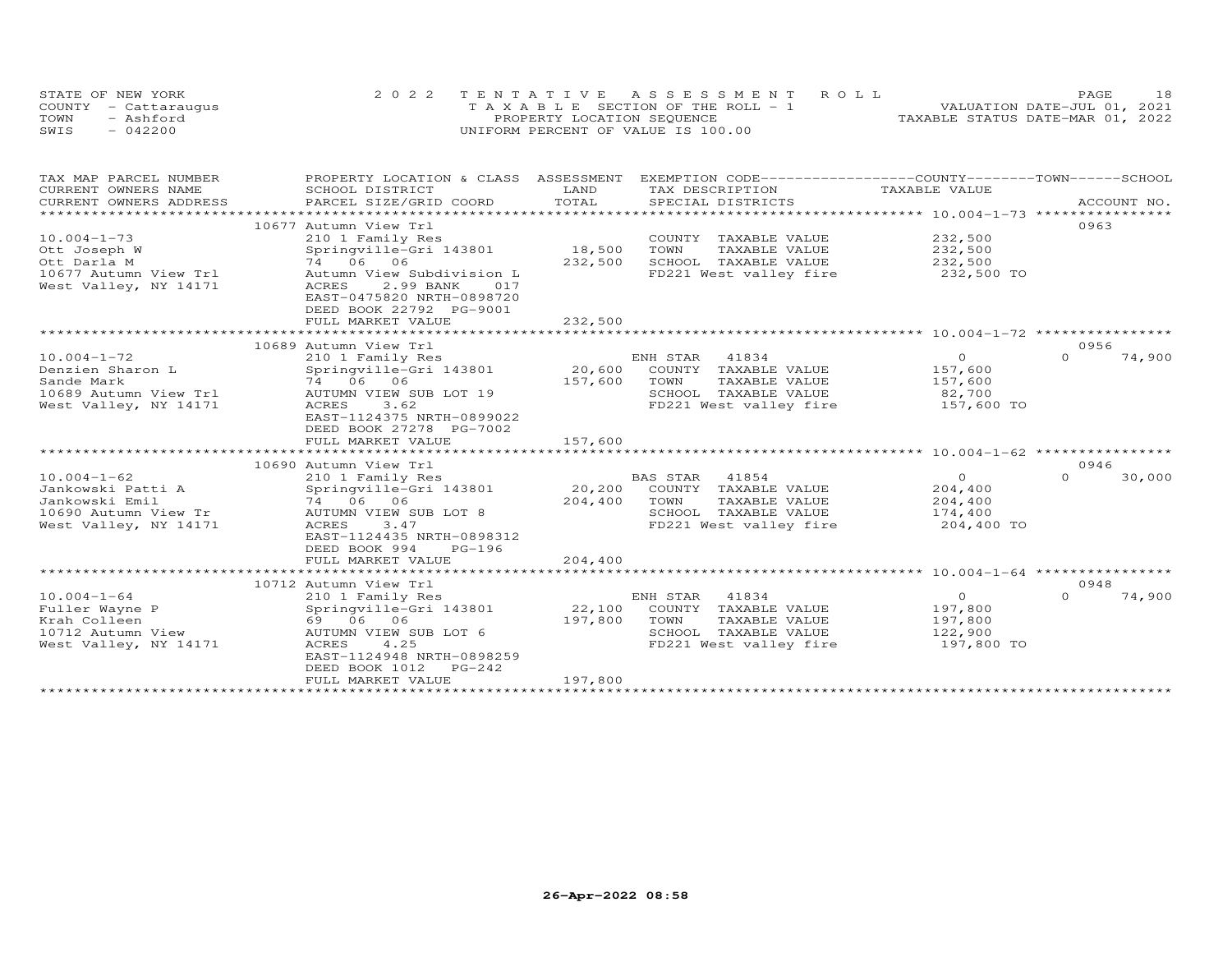STATE OF NEW YORK
COUNTY - Cattaraugus
TOWN - Ashford
SWIS - 042200

2022 TENTATIVE ASSESSMENT ROLL
TAXABLE SECTION OF THE ROLL - 1
PROPERTY LOCATION SEQUENCE
UNIFORM PERCENT OF VALUE IS 100.00

VALUATION DATE-JUL 01, 2021
TAXABLE STATUS DATE-MAR 01, 2022

| TAX MAP PARCEL NUMBER / CURRENT OWNERS NAME / CURRENT OWNERS ADDRESS | PROPERTY LOCATION & CLASS / SCHOOL DISTRICT / PARCEL SIZE/GRID COORD | ASSESSMENT LAND / TOTAL | EXEMPTION CODE / TAX DESCRIPTION / SPECIAL DISTRICTS | COUNTY TAXABLE VALUE | TOWN | SCHOOL / ACCOUNT NO. |
|---|---|---|---|---|---|---|
| | 10677 Autumn View Trl | | | | | 0963 |
| 10.004-1-73 | 210 1 Family Res | | COUNTY TAXABLE VALUE | 232,500 | | |
| Ott Joseph W | Springville-Gri 143801 | 18,500 | TOWN TAXABLE VALUE | 232,500 | | |
| Ott Darla M | 74 06 06 | 232,500 | SCHOOL TAXABLE VALUE | 232,500 | | |
| 10677 Autumn View Trl | Autumn View Subdivision L | | FD221 West valley fire | 232,500 TO | | |
| West Valley, NY 14171 | ACRES 2.99 BANK 017 | | | | | |
| | EAST-0475820 NRTH-0898720 | | | | | |
| | DEED BOOK 22792 PG-9001 | | | | | |
| | FULL MARKET VALUE | 232,500 | | | | |
| | 10689 Autumn View Trl | | | | | 0956 |
| 10.004-1-72 | 210 1 Family Res | | ENH STAR 41834 | 0 | 0 | 74,900 |
| Denzien Sharon L | Springville-Gri 143801 | 20,600 | COUNTY TAXABLE VALUE | 157,600 | | |
| Sande Mark | 74 06 06 | 157,600 | TOWN TAXABLE VALUE | 157,600 | | |
| 10689 Autumn View Trl | AUTUMN VIEW SUB LOT 19 | | SCHOOL TAXABLE VALUE | 82,700 | | |
| West Valley, NY 14171 | ACRES 3.62 | | FD221 West valley fire | 157,600 TO | | |
| | EAST-1124375 NRTH-0899022 | | | | | |
| | DEED BOOK 27278 PG-7002 | | | | | |
| | FULL MARKET VALUE | 157,600 | | | | |
| | 10690 Autumn View Trl | | | | | 0946 |
| 10.004-1-62 | 210 1 Family Res | | BAS STAR 41854 | 0 | 0 | 30,000 |
| Jankowski Patti A | Springville-Gri 143801 | 20,200 | COUNTY TAXABLE VALUE | 204,400 | | |
| Jankowski Emil | 74 06 06 | 204,400 | TOWN TAXABLE VALUE | 204,400 | | |
| 10690 Autumn View Tr | AUTUMN VIEW SUB LOT 8 | | SCHOOL TAXABLE VALUE | 174,400 | | |
| West Valley, NY 14171 | ACRES 3.47 | | FD221 West valley fire | 204,400 TO | | |
| | EAST-1124435 NRTH-0898312 | | | | | |
| | DEED BOOK 994 PG-196 | | | | | |
| | FULL MARKET VALUE | 204,400 | | | | |
| | 10712 Autumn View Trl | | | | | 0948 |
| 10.004-1-64 | 210 1 Family Res | | ENH STAR 41834 | 0 | 0 | 74,900 |
| Fuller Wayne P | Springville-Gri 143801 | 22,100 | COUNTY TAXABLE VALUE | 197,800 | | |
| Krah Colleen | 69 06 06 | 197,800 | TOWN TAXABLE VALUE | 197,800 | | |
| 10712 Autumn View | AUTUMN VIEW SUB LOT 6 | | SCHOOL TAXABLE VALUE | 122,900 | | |
| West Valley, NY 14171 | ACRES 4.25 | | FD221 West valley fire | 197,800 TO | | |
| | EAST-1124948 NRTH-0898259 | | | | | |
| | DEED BOOK 1012 PG-242 | | | | | |
| | FULL MARKET VALUE | 197,800 | | | | |

26-Apr-2022 08:58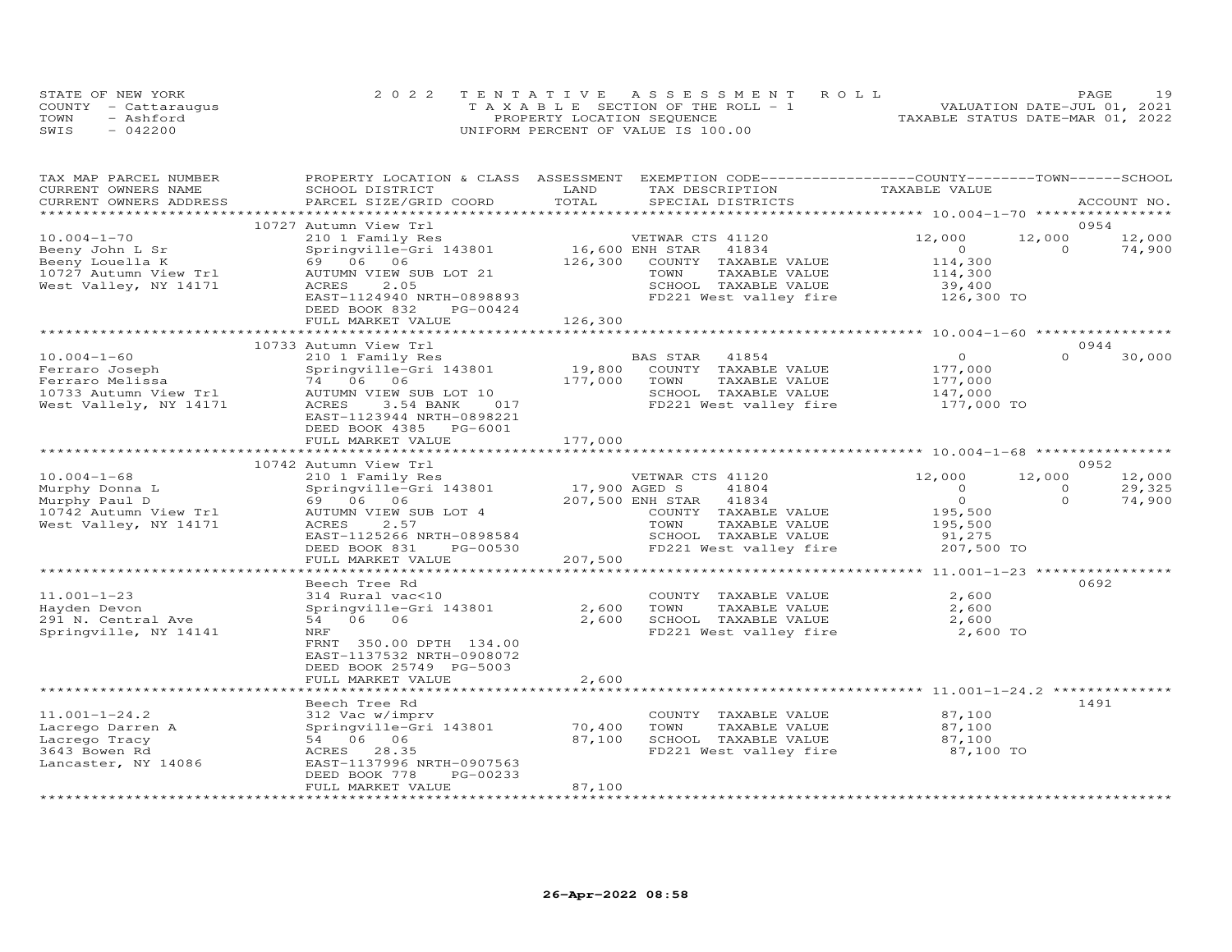STATE OF NEW YORK
COUNTY - Cattaraugus
TOWN - Ashford
SWIS - 042200

2022 TENTATIVE ASSESSMENT ROLL
TAXABLE SECTION OF THE ROLL - 1
PROPERTY LOCATION SEQUENCE
UNIFORM PERCENT OF VALUE IS 100.00

VALUATION DATE-JUL 01, 2021
TAXABLE STATUS DATE-MAR 01, 2022

| TAX MAP PARCEL NUMBER / CURRENT OWNERS NAME / CURRENT OWNERS ADDRESS | PROPERTY LOCATION & CLASS / SCHOOL DISTRICT / PARCEL SIZE/GRID COORD | ASSESSMENT LAND | TOTAL | EXEMPTION CODE / TAX DESCRIPTION / SPECIAL DISTRICTS | COUNTY TAXABLE VALUE | TOWN | SCHOOL | ACCOUNT NO. |
|---|---|---|---|---|---|---|---|---|
| | 10727 Autumn View Trl | | | | | | | 0954 |
| 10.004-1-70 | 210 1 Family Res | | | VETWAR CTS 41120 | 12,000 | 12,000 | 12,000 | |
| Beeny John L Sr | Springville-Gri 143801 | 16,600 | | ENH STAR 41834 | 0 | 0 | 74,900 | |
| Beeny Louella K | 69 06 06 | | 126,300 | COUNTY TAXABLE VALUE | 114,300 | | | |
| 10727 Autumn View Trl | AUTUMN VIEW SUB LOT 21 | | | TOWN TAXABLE VALUE | 114,300 | | | |
| West Valley, NY 14171 | ACRES 2.05 | | | SCHOOL TAXABLE VALUE | 39,400 | | | |
| | EAST-1124940 NRTH-0898893 | | | FD221 West valley fire | 126,300 TO | | | |
| | DEED BOOK 832 PG-00424 | | | | | | | |
| | FULL MARKET VALUE | | 126,300 | | | | | |
| | 10733 Autumn View Trl | | | | | | | 0944 |
| 10.004-1-60 | 210 1 Family Res | | | BAS STAR 41854 | 0 | 0 | 30,000 | |
| Ferraro Joseph | Springville-Gri 143801 | 19,800 | | COUNTY TAXABLE VALUE | 177,000 | | | |
| Ferraro Melissa | 74 06 06 | | 177,000 | TOWN TAXABLE VALUE | 177,000 | | | |
| 10733 Autumn View Trl | AUTUMN VIEW SUB LOT 10 | | | SCHOOL TAXABLE VALUE | 147,000 | | | |
| West Vallely, NY 14171 | ACRES 3.54 BANK 017 | | | FD221 West valley fire | 177,000 TO | | | |
| | EAST-1123944 NRTH-0898221 | | | | | | | |
| | DEED BOOK 4385 PG-6001 | | | | | | | |
| | FULL MARKET VALUE | | 177,000 | | | | | |
| | 10742 Autumn View Trl | | | | | | | 0952 |
| 10.004-1-68 | 210 1 Family Res | | | VETWAR CTS 41120 | 12,000 | 12,000 | 12,000 | |
| Murphy Donna L | Springville-Gri 143801 | 17,900 | | AGED S 41804 | 0 | 0 | 29,325 | |
| Murphy Paul D | 69 06 06 | | 207,500 | ENH STAR 41834 | 0 | 0 | 74,900 | |
| 10742 Autumn View Trl | AUTUMN VIEW SUB LOT 4 | | | COUNTY TAXABLE VALUE | 195,500 | | | |
| West Valley, NY 14171 | ACRES 2.57 | | | TOWN TAXABLE VALUE | 195,500 | | | |
| | EAST-1125266 NRTH-0898584 | | | SCHOOL TAXABLE VALUE | 91,275 | | | |
| | DEED BOOK 831 PG-00530 | | | FD221 West valley fire | 207,500 TO | | | |
| | FULL MARKET VALUE | | 207,500 | | | | | |
| | Beech Tree Rd | | | | | | | 0692 |
| 11.001-1-23 | 314 Rural vac<10 | | | COUNTY TAXABLE VALUE | 2,600 | | | |
| Hayden Devon | Springville-Gri 143801 | 2,600 | | TOWN TAXABLE VALUE | 2,600 | | | |
| 291 N. Central Ave | 54 06 06 | | 2,600 | SCHOOL TAXABLE VALUE | 2,600 | | | |
| Springville, NY 14141 | NRF | | | FD221 West valley fire | 2,600 TO | | | |
| | FRNT 350.00 DPTH 134.00 | | | | | | | |
| | EAST-1137532 NRTH-0908072 | | | | | | | |
| | DEED BOOK 25749 PG-5003 | | | | | | | |
| | FULL MARKET VALUE | | 2,600 | | | | | |
| | Beech Tree Rd | | | | | | | 1491 |
| 11.001-1-24.2 | 312 Vac w/imprv | | | COUNTY TAXABLE VALUE | 87,100 | | | |
| Lacrego Darren A | Springville-Gri 143801 | 70,400 | | TOWN TAXABLE VALUE | 87,100 | | | |
| Lacrego Tracy | 54 06 06 | | 87,100 | SCHOOL TAXABLE VALUE | 87,100 | | | |
| 3643 Bowen Rd | ACRES 28.35 | | | FD221 West valley fire | 87,100 TO | | | |
| Lancaster, NY 14086 | EAST-1137996 NRTH-0907563 | | | | | | | |
| | DEED BOOK 778 PG-00233 | | | | | | | |
| | FULL MARKET VALUE | | 87,100 | | | | | |

26-Apr-2022 08:58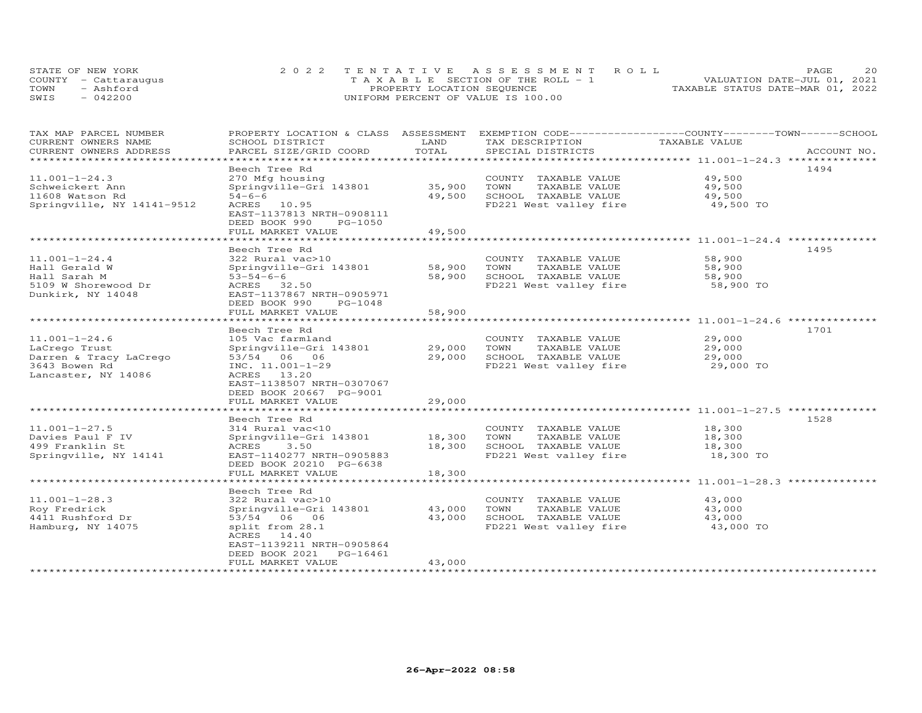STATE OF NEW YORK
COUNTY - Cattaraugus
TOWN - Ashford
SWIS - 042200

2022 TENTATIVE ASSESSMENT ROLL
TAXABLE SECTION OF THE ROLL - 1
PROPERTY LOCATION SEQUENCE
UNIFORM PERCENT OF VALUE IS 100.00

VALUATION DATE-JUL 01, 2021
TAXABLE STATUS DATE-MAR 01, 2022

| TAX MAP PARCEL NUMBER / CURRENT OWNERS NAME / CURRENT OWNERS ADDRESS | PROPERTY LOCATION & CLASS / SCHOOL DISTRICT / PARCEL SIZE/GRID COORD | ASSESSMENT LAND | TOTAL | EXEMPTION CODE / TAX DESCRIPTION / SPECIAL DISTRICTS | TAXABLE VALUE | ACCOUNT NO. |
|---|---|---|---|---|---|---|
| 11.001-1-24.3 | Beech Tree Rd | | | | | 1494 |
| Schweickert Ann | 270 Mfg housing | | | COUNTY TAXABLE VALUE | 49,500 | |
| 11608 Watson Rd | Springville-Gri 143801 | 35,900 | | TOWN TAXABLE VALUE | 49,500 | |
| Springville, NY 14141-9512 | 54-6-6 | | 49,500 | SCHOOL TAXABLE VALUE | 49,500 | |
| | ACRES 10.95 | | | FD221 West valley fire | 49,500 TO | |
| | EAST-1137813 NRTH-0908111 | | | | | |
| | DEED BOOK 990 PG-1050 | | | | | |
| | FULL MARKET VALUE | | 49,500 | | | |
| 11.001-1-24.4 | Beech Tree Rd | | | | | 1495 |
| Hall Gerald W | 322 Rural vac>10 | | | COUNTY TAXABLE VALUE | 58,900 | |
| Hall Sarah M | Springville-Gri 143801 | 58,900 | | TOWN TAXABLE VALUE | 58,900 | |
| 5109 W Shorewood Dr | 53-54-6-6 | | 58,900 | SCHOOL TAXABLE VALUE | 58,900 | |
| Dunkirk, NY 14048 | ACRES 32.50 | | | FD221 West valley fire | 58,900 TO | |
| | EAST-1137867 NRTH-0905971 | | | | | |
| | DEED BOOK 990 PG-1048 | | | | | |
| | FULL MARKET VALUE | | 58,900 | | | |
| 11.001-1-24.6 | Beech Tree Rd | | | | | 1701 |
| LaCrego Trust | 105 Vac farmland | | | COUNTY TAXABLE VALUE | 29,000 | |
| Darren & Tracy LaCrego | Springville-Gri 143801 | 29,000 | | TOWN TAXABLE VALUE | 29,000 | |
| 3643 Bowen Rd | 53/54 06 06 | | 29,000 | SCHOOL TAXABLE VALUE | 29,000 | |
| Lancaster, NY 14086 | INC. 11.001-1-29 | | | FD221 West valley fire | 29,000 TO | |
| | ACRES 13.20 | | | | | |
| | EAST-1138507 NRTH-0307067 | | | | | |
| | DEED BOOK 20667 PG-9001 | | | | | |
| | FULL MARKET VALUE | | 29,000 | | | |
| 11.001-1-27.5 | Beech Tree Rd | | | | | 1528 |
| Davies Paul F IV | 314 Rural vac<10 | | | COUNTY TAXABLE VALUE | 18,300 | |
| 499 Franklin St | Springville-Gri 143801 | 18,300 | | TOWN TAXABLE VALUE | 18,300 | |
| Springville, NY 14141 | ACRES 3.50 | | 18,300 | SCHOOL TAXABLE VALUE | 18,300 | |
| | EAST-1140277 NRTH-0905883 | | | FD221 West valley fire | 18,300 TO | |
| | DEED BOOK 20210 PG-6638 | | | | | |
| | FULL MARKET VALUE | | 18,300 | | | |
| 11.001-1-28.3 | Beech Tree Rd | | | | | |
| Roy Fredrick | 322 Rural vac>10 | | | COUNTY TAXABLE VALUE | 43,000 | |
| 4411 Rushford Dr | Springville-Gri 143801 | 43,000 | | TOWN TAXABLE VALUE | 43,000 | |
| Hamburg, NY 14075 | 53/54 06 06 | | 43,000 | SCHOOL TAXABLE VALUE | 43,000 | |
| | split from 28.1 | | | FD221 West valley fire | 43,000 TO | |
| | ACRES 14.40 | | | | | |
| | EAST-1139211 NRTH-0905864 | | | | | |
| | DEED BOOK 2021 PG-16461 | | | | | |
| | FULL MARKET VALUE | | 43,000 | | | |

26-Apr-2022 08:58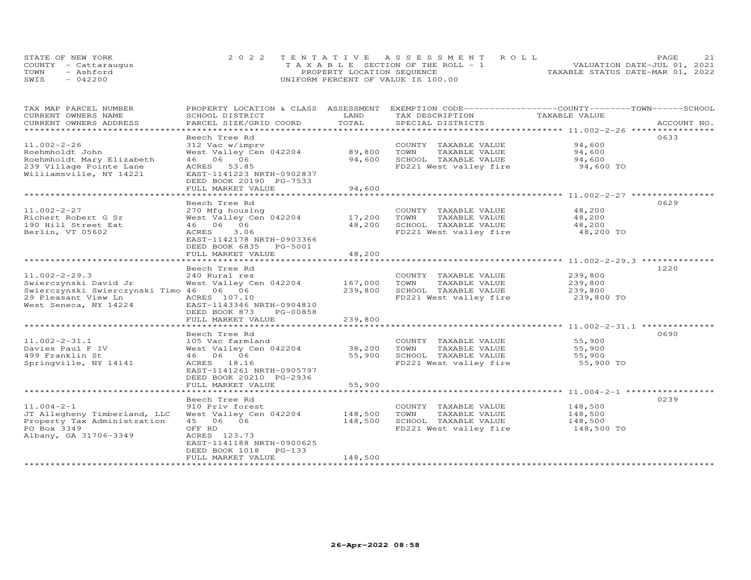STATE OF NEW YORK
COUNTY - Cattaraugus
TOWN - Ashford
SWIS - 042200

2022 TENTATIVE ASSESSMENT ROLL
TAXABLE SECTION OF THE ROLL - 1
PROPERTY LOCATION SEQUENCE
UNIFORM PERCENT OF VALUE IS 100.00

VALUATION DATE-JUL 01, 2021
TAXABLE STATUS DATE-MAR 01, 2022

| TAX MAP PARCEL NUMBER / CURRENT OWNERS NAME / CURRENT OWNERS ADDRESS | PROPERTY LOCATION & CLASS / SCHOOL DISTRICT / PARCEL SIZE/GRID COORD | ASSESSMENT LAND | TOTAL | EXEMPTION CODE / TAX DESCRIPTION / SPECIAL DISTRICTS | COUNTY / TOWN / SCHOOL TAXABLE VALUE | ACCOUNT NO. |
|---|---|---|---|---|---|---|
| **11.002-2-26** | Beech Tree Rd | | | | | 0633 |
| 11.002-2-26 | 312 Vac w/imprv | | | COUNTY TAXABLE VALUE | 94,600 | |
| Roehmholdt John | West Valley Cen 042204 | 89,800 | | TOWN TAXABLE VALUE | 94,600 | |
| Roehmholdt Mary Elizabeth | 46 06 06 | | 94,600 | SCHOOL TAXABLE VALUE | 94,600 | |
| 239 Village Pointe Lane | ACRES 53.85 | | | FD221 West valley fire | 94,600 TO | |
| Williamsville, NY 14221 | EAST-1141223 NRTH-0902837 | | | | | |
| | DEED BOOK 20190 PG-7533 | | | | | |
| | FULL MARKET VALUE | | 94,600 | | | |
| **11.002-2-27** | Beech Tree Rd | | | | | 0629 |
| 11.002-2-27 | 270 Mfg housing | | | COUNTY TAXABLE VALUE | 48,200 | |
| Richert Robert G Sr | West Valley Cen 042204 | 17,200 | | TOWN TAXABLE VALUE | 48,200 | |
| 190 Hill Street Ext | 46 06 06 | | 48,200 | SCHOOL TAXABLE VALUE | 48,200 | |
| Berlin, VT 05602 | ACRES 3.06 | | | FD221 West valley fire | 48,200 TO | |
| | EAST-1142178 NRTH-0903366 | | | | | |
| | DEED BOOK 6835 PG-5001 | | | | | |
| | FULL MARKET VALUE | | 48,200 | | | |
| **11.002-2-29.3** | Beech Tree Rd | | | | | 1220 |
| 11.002-2-29.3 | 240 Rural res | | | COUNTY TAXABLE VALUE | 239,800 | |
| Swierczynski David Jr | West Valley Cen 042204 | 167,000 | | TOWN TAXABLE VALUE | 239,800 | |
| Swierczynski Swierczynski Timo | 46 06 06 | | 239,800 | SCHOOL TAXABLE VALUE | 239,800 | |
| 29 Pleasant View Ln | ACRES 107.10 | | | FD221 West valley fire | 239,800 TO | |
| West Seneca, NY 14224 | EAST-1143346 NRTH-0904810 | | | | | |
| | DEED BOOK 873 PG-00858 | | | | | |
| | FULL MARKET VALUE | | 239,800 | | | |
| **11.002-2-31.1** | Beech Tree Rd | | | | | 0690 |
| 11.002-2-31.1 | 105 Vac farmland | | | COUNTY TAXABLE VALUE | 55,900 | |
| Davies Paul F IV | West Valley Cen 042204 | 38,200 | | TOWN TAXABLE VALUE | 55,900 | |
| 499 Franklin St | 46 06 06 | | 55,900 | SCHOOL TAXABLE VALUE | 55,900 | |
| Springville, NY 14141 | ACRES 18.16 | | | FD221 West valley fire | 55,900 TO | |
| | EAST-1141261 NRTH-0905797 | | | | | |
| | DEED BOOK 20210 PG-2936 | | | | | |
| | FULL MARKET VALUE | | 55,900 | | | |
| **11.004-2-1** | Beech Tree Rd | | | | | 0239 |
| 11.004-2-1 | 910 Priv forest | | | COUNTY TAXABLE VALUE | 148,500 | |
| JT Allegheny Timberland, LLC | West Valley Cen 042204 | 148,500 | | TOWN TAXABLE VALUE | 148,500 | |
| Property Tax Administration | 45 06 06 | | 148,500 | SCHOOL TAXABLE VALUE | 148,500 | |
| PO Box 3349 | OFF RD | | | FD221 West valley fire | 148,500 TO | |
| Albany, GA 31706-3349 | ACRES 123.73 | | | | | |
| | EAST-1141188 NRTH-0900625 | | | | | |
| | DEED BOOK 1018 PG-133 | | | | | |
| | FULL MARKET VALUE | | 148,500 | | | |

26-Apr-2022 08:58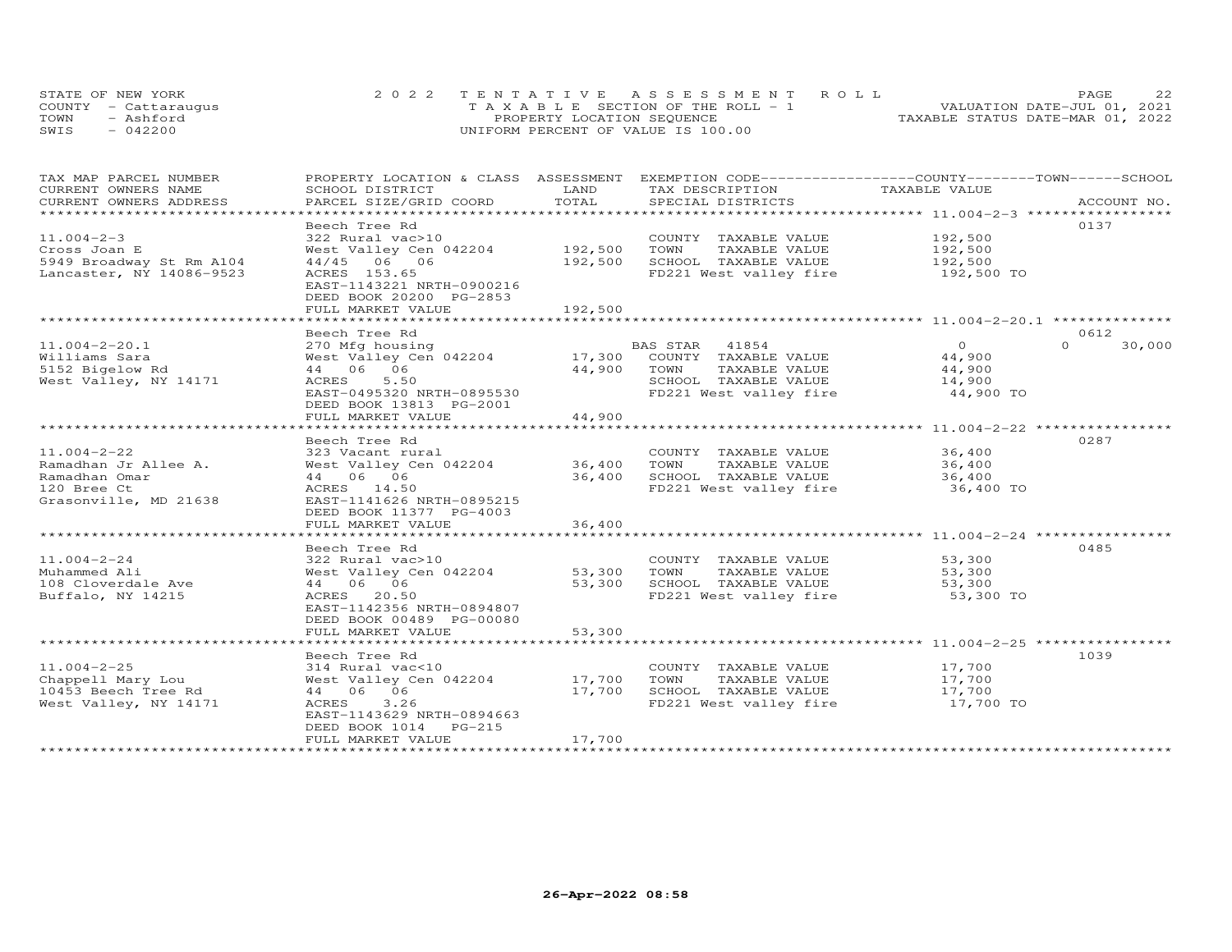STATE OF NEW YORK
COUNTY - Cattaraugus
TOWN - Ashford
SWIS - 042200

2022 TENTATIVE ASSESSMENT ROLL
TAXABLE SECTION OF THE ROLL - 1
PROPERTY LOCATION SEQUENCE
UNIFORM PERCENT OF VALUE IS 100.00

VALUATION DATE-JUL 01, 2021
TAXABLE STATUS DATE-MAR 01, 2022

| TAX MAP PARCEL NUMBER / CURRENT OWNERS NAME / CURRENT OWNERS ADDRESS | PROPERTY LOCATION & CLASS / SCHOOL DISTRICT / PARCEL SIZE/GRID COORD | ASSESSMENT LAND | TOTAL | EXEMPTION CODE / TAX DESCRIPTION / SPECIAL DISTRICTS | COUNTY / TOWN / SCHOOL TAXABLE VALUE | ACCOUNT NO. |
|---|---|---|---|---|---|---|
| 11.004-2-3 | Beech Tree Rd | | | | | 0137 |
| Cross Joan E | 322 Rural vac>10 | | | COUNTY TAXABLE VALUE | 192,500 | |
| 5949 Broadway St Rm A104 | West Valley Cen 042204 | 192,500 | | TOWN TAXABLE VALUE | 192,500 | |
| Lancaster, NY 14086-9523 | 44/45 06 06 | | 192,500 | SCHOOL TAXABLE VALUE | 192,500 | |
| | ACRES 153.65 | | | FD221 West valley fire | 192,500 TO | |
| | EAST-1143221 NRTH-0900216 | | | | | |
| | DEED BOOK 20200 PG-2853 | | | | | |
| | FULL MARKET VALUE | | 192,500 | | | |
| 11.004-2-20.1 | Beech Tree Rd | | | | | 0612 |
| Williams Sara | 270 Mfg housing | | | BAS STAR 41854 | 0 0 30,000 | |
| 5152 Bigelow Rd | West Valley Cen 042204 | 17,300 | | COUNTY TAXABLE VALUE | 44,900 | |
| West Valley, NY 14171 | 44 06 06 | | 44,900 | TOWN TAXABLE VALUE | 44,900 | |
| | ACRES 5.50 | | | SCHOOL TAXABLE VALUE | 14,900 | |
| | EAST-0495320 NRTH-0895530 | | | FD221 West valley fire | 44,900 TO | |
| | DEED BOOK 13813 PG-2001 | | | | | |
| | FULL MARKET VALUE | | 44,900 | | | |
| 11.004-2-22 | Beech Tree Rd | | | | | 0287 |
| Ramadhan Jr Allee A. | 323 Vacant rural | | | COUNTY TAXABLE VALUE | 36,400 | |
| Ramadhan Omar | West Valley Cen 042204 | 36,400 | | TOWN TAXABLE VALUE | 36,400 | |
| 120 Bree Ct | 44 06 06 | | 36,400 | SCHOOL TAXABLE VALUE | 36,400 | |
| Grasonville, MD 21638 | ACRES 14.50 | | | FD221 West valley fire | 36,400 TO | |
| | EAST-1141626 NRTH-0895215 | | | | | |
| | DEED BOOK 11377 PG-4003 | | | | | |
| | FULL MARKET VALUE | | 36,400 | | | |
| 11.004-2-24 | Beech Tree Rd | | | | | 0485 |
| Muhammed Ali | 322 Rural vac>10 | | | COUNTY TAXABLE VALUE | 53,300 | |
| 108 Cloverdale Ave | West Valley Cen 042204 | 53,300 | | TOWN TAXABLE VALUE | 53,300 | |
| Buffalo, NY 14215 | 44 06 06 | | 53,300 | SCHOOL TAXABLE VALUE | 53,300 | |
| | ACRES 20.50 | | | FD221 West valley fire | 53,300 TO | |
| | EAST-1142356 NRTH-0894807 | | | | | |
| | DEED BOOK 00489 PG-00080 | | | | | |
| | FULL MARKET VALUE | | 53,300 | | | |
| 11.004-2-25 | Beech Tree Rd | | | | | 1039 |
| Chappell Mary Lou | 314 Rural vac<10 | | | COUNTY TAXABLE VALUE | 17,700 | |
| 10453 Beech Tree Rd | West Valley Cen 042204 | 17,700 | | TOWN TAXABLE VALUE | 17,700 | |
| West Valley, NY 14171 | 44 06 06 | | 17,700 | SCHOOL TAXABLE VALUE | 17,700 | |
| | ACRES 3.26 | | | FD221 West valley fire | 17,700 TO | |
| | EAST-1143629 NRTH-0894663 | | | | | |
| | DEED BOOK 1014 PG-215 | | | | | |
| | FULL MARKET VALUE | | 17,700 | | | |

26-Apr-2022 08:58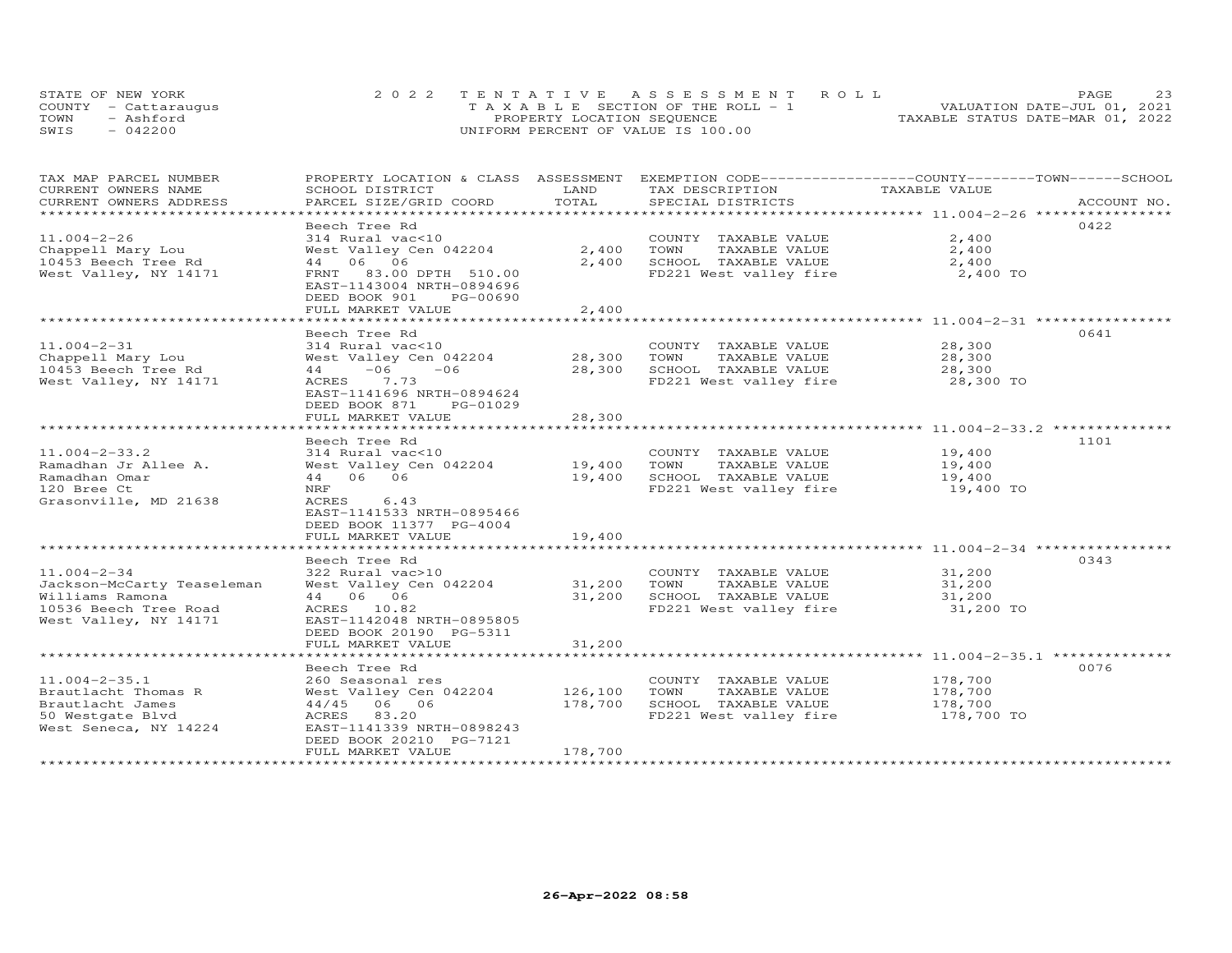STATE OF NEW YORK
COUNTY - Cattaraugus
TOWN - Ashford
SWIS - 042200

2022 TENTATIVE ASSESSMENT ROLL
TAXABLE SECTION OF THE ROLL - 1
PROPERTY LOCATION SEQUENCE
UNIFORM PERCENT OF VALUE IS 100.00

VALUATION DATE-JUL 01, 2021
TAXABLE STATUS DATE-MAR 01, 2022

| TAX MAP PARCEL NUMBER / CURRENT OWNERS NAME / CURRENT OWNERS ADDRESS | PROPERTY LOCATION & CLASS / SCHOOL DISTRICT / PARCEL SIZE/GRID COORD | ASSESSMENT LAND / TOTAL | EXEMPTION CODE / TAX DESCRIPTION / SPECIAL DISTRICTS | COUNTY / TOWN / SCHOOL TAXABLE VALUE | ACCOUNT NO. |
|---|---|---|---|---|---|
| 11.004-2-26 | Beech Tree Rd | | | | 0422 |
| 11.004-2-26 | 314 Rural vac<10 | | COUNTY TAXABLE VALUE | 2,400 | |
| Chappell Mary Lou | West Valley Cen 042204 | 2,400 | TOWN TAXABLE VALUE | 2,400 | |
| 10453 Beech Tree Rd | 44 06 06 | 2,400 | SCHOOL TAXABLE VALUE | 2,400 | |
| West Valley, NY 14171 | FRNT 83.00 DPTH 510.00 | | FD221 West valley fire | 2,400 TO | |
| | EAST-1143004 NRTH-0894696 | | | | |
| | DEED BOOK 901 PG-00690 | | | | |
| | FULL MARKET VALUE | 2,400 | | | |
| 11.004-2-31 | Beech Tree Rd | | | | 0641 |
| 11.004-2-31 | 314 Rural vac<10 | | COUNTY TAXABLE VALUE | 28,300 | |
| Chappell Mary Lou | West Valley Cen 042204 | 28,300 | TOWN TAXABLE VALUE | 28,300 | |
| 10453 Beech Tree Rd | 44 -06 -06 | 28,300 | SCHOOL TAXABLE VALUE | 28,300 | |
| West Valley, NY 14171 | ACRES 7.73 | | FD221 West valley fire | 28,300 TO | |
| | EAST-1141696 NRTH-0894624 | | | | |
| | DEED BOOK 871 PG-01029 | | | | |
| | FULL MARKET VALUE | 28,300 | | | |
| 11.004-2-33.2 | Beech Tree Rd | | | | 1101 |
| 11.004-2-33.2 | 314 Rural vac<10 | | COUNTY TAXABLE VALUE | 19,400 | |
| Ramadhan Jr Allee A. | West Valley Cen 042204 | 19,400 | TOWN TAXABLE VALUE | 19,400 | |
| Ramadhan Omar | 44 06 06 | 19,400 | SCHOOL TAXABLE VALUE | 19,400 | |
| 120 Bree Ct | NRF | | FD221 West valley fire | 19,400 TO | |
| Grasonville, MD 21638 | ACRES 6.43 | | | | |
| | EAST-1141533 NRTH-0895466 | | | | |
| | DEED BOOK 11377 PG-4004 | | | | |
| | FULL MARKET VALUE | 19,400 | | | |
| 11.004-2-34 | Beech Tree Rd | | | | 0343 |
| 11.004-2-34 | 322 Rural vac>10 | | COUNTY TAXABLE VALUE | 31,200 | |
| Jackson-McCarty Teaseleman | West Valley Cen 042204 | 31,200 | TOWN TAXABLE VALUE | 31,200 | |
| Williams Ramona | 44 06 06 | 31,200 | SCHOOL TAXABLE VALUE | 31,200 | |
| 10536 Beech Tree Road | ACRES 10.82 | | FD221 West valley fire | 31,200 TO | |
| West Valley, NY 14171 | EAST-1142048 NRTH-0895805 | | | | |
| | DEED BOOK 20190 PG-5311 | | | | |
| | FULL MARKET VALUE | 31,200 | | | |
| 11.004-2-35.1 | Beech Tree Rd | | | | 0076 |
| 11.004-2-35.1 | 260 Seasonal res | | COUNTY TAXABLE VALUE | 178,700 | |
| Brautlacht Thomas R | West Valley Cen 042204 | 126,100 | TOWN TAXABLE VALUE | 178,700 | |
| Brautlacht James | 44/45 06 06 | 178,700 | SCHOOL TAXABLE VALUE | 178,700 | |
| 50 Westgate Blvd | ACRES 83.20 | | FD221 West valley fire | 178,700 TO | |
| West Seneca, NY 14224 | EAST-1141339 NRTH-0898243 | | | | |
| | DEED BOOK 20210 PG-7121 | | | | |
| | FULL MARKET VALUE | 178,700 | | | |

26-Apr-2022 08:58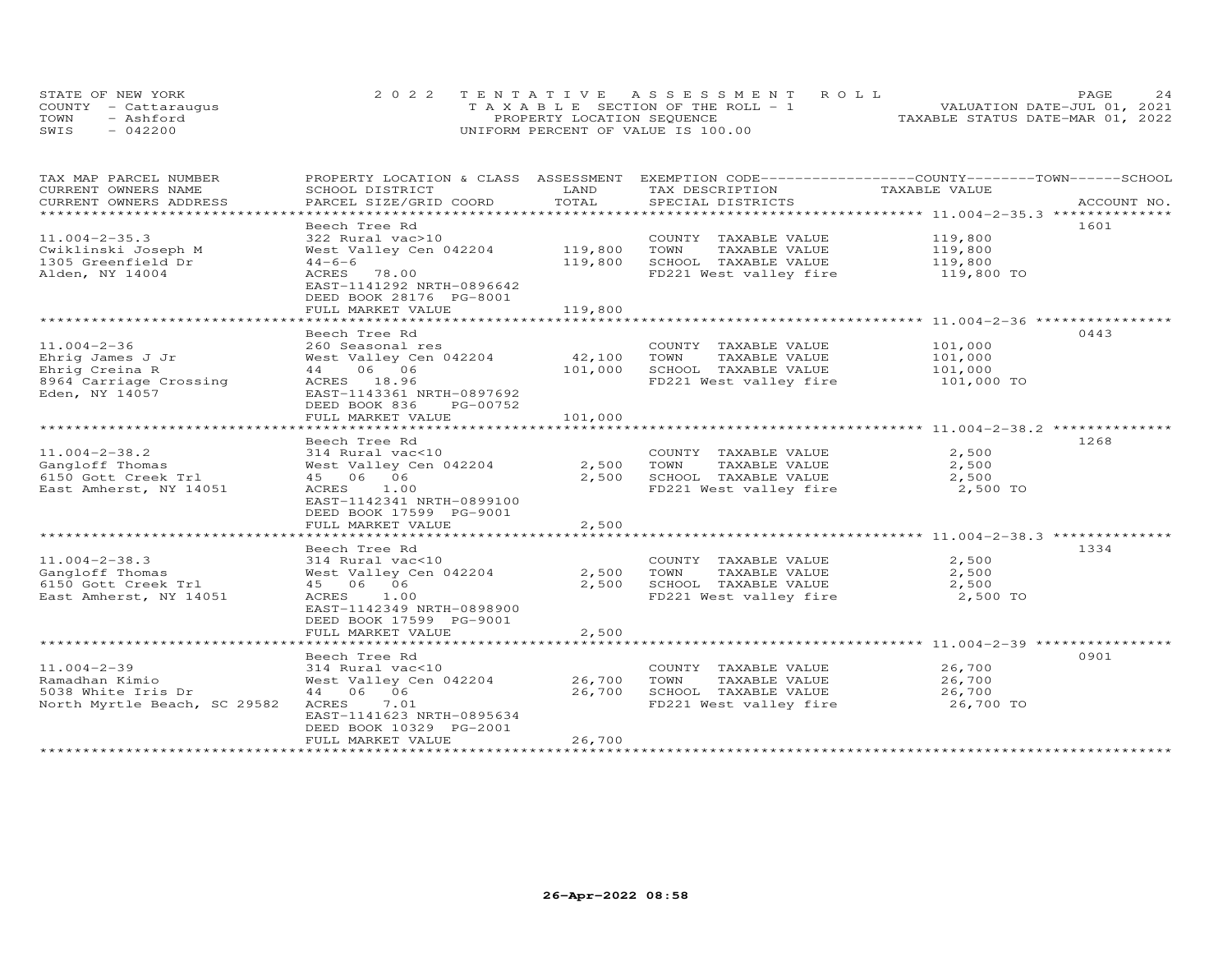STATE OF NEW YORK
COUNTY - Cattaraugus
TOWN - Ashford
SWIS - 042200

2 0 2 2 T E N T A T I V E A S S E S S M E N T R O L L
T A X A B L E SECTION OF THE ROLL - 1
PROPERTY LOCATION SEQUENCE
UNIFORM PERCENT OF VALUE IS 100.00

VALUATION DATE-JUL 01, 2021
TAXABLE STATUS DATE-MAR 01, 2022

| TAX MAP PARCEL NUMBER<br>CURRENT OWNERS NAME<br>CURRENT OWNERS ADDRESS | PROPERTY LOCATION & CLASS<br>SCHOOL DISTRICT<br>PARCEL SIZE/GRID COORD | ASSESSMENT<br>LAND<br>TOTAL | EXEMPTION CODE-----COUNTY-----TOWN-----SCHOOL<br>TAX DESCRIPTION<br>SPECIAL DISTRICTS | TAXABLE VALUE | ACCOUNT NO. |
|---|---|---|---|---|---|
| **11.004-2-35.3** | Beech Tree Rd | | | | 1601 |
| 11.004-2-35.3 | 322 Rural vac>10 | | COUNTY TAXABLE VALUE | 119,800 | |
| Cwiklinski Joseph M | West Valley Cen 042204 | 119,800 | TOWN TAXABLE VALUE | 119,800 | |
| 1305 Greenfield Dr | 44-6-6 | 119,800 | SCHOOL TAXABLE VALUE | 119,800 | |
| Alden, NY 14004 | ACRES 78.00 | | FD221 West valley fire | 119,800 TO | |
| | EAST-1141292 NRTH-0896642 | | | | |
| | DEED BOOK 28176 PG-8001 | | | | |
| | FULL MARKET VALUE | 119,800 | | | |
| **11.004-2-36** | Beech Tree Rd | | | | 0443 |
| 11.004-2-36 | 260 Seasonal res | | COUNTY TAXABLE VALUE | 101,000 | |
| Ehrig James J Jr | West Valley Cen 042204 | 42,100 | TOWN TAXABLE VALUE | 101,000 | |
| Ehrig Creina R | 44 06 06 | 101,000 | SCHOOL TAXABLE VALUE | 101,000 | |
| 8964 Carriage Crossing | ACRES 18.96 | | FD221 West valley fire | 101,000 TO | |
| Eden, NY 14057 | EAST-1143361 NRTH-0897692 | | | | |
| | DEED BOOK 836 PG-00752 | | | | |
| | FULL MARKET VALUE | 101,000 | | | |
| **11.004-2-38.2** | Beech Tree Rd | | | | 1268 |
| 11.004-2-38.2 | 314 Rural vac<10 | | COUNTY TAXABLE VALUE | 2,500 | |
| Gangloff Thomas | West Valley Cen 042204 | 2,500 | TOWN TAXABLE VALUE | 2,500 | |
| 6150 Gott Creek Trl | 45 06 06 | 2,500 | SCHOOL TAXABLE VALUE | 2,500 | |
| East Amherst, NY 14051 | ACRES 1.00 | | FD221 West valley fire | 2,500 TO | |
| | EAST-1142341 NRTH-0899100 | | | | |
| | DEED BOOK 17599 PG-9001 | | | | |
| | FULL MARKET VALUE | 2,500 | | | |
| **11.004-2-38.3** | Beech Tree Rd | | | | 1334 |
| 11.004-2-38.3 | 314 Rural vac<10 | | COUNTY TAXABLE VALUE | 2,500 | |
| Gangloff Thomas | West Valley Cen 042204 | 2,500 | TOWN TAXABLE VALUE | 2,500 | |
| 6150 Gott Creek Trl | 45 06 06 | 2,500 | SCHOOL TAXABLE VALUE | 2,500 | |
| East Amherst, NY 14051 | ACRES 1.00 | | FD221 West valley fire | 2,500 TO | |
| | EAST-1142349 NRTH-0898900 | | | | |
| | DEED BOOK 17599 PG-9001 | | | | |
| | FULL MARKET VALUE | 2,500 | | | |
| **11.004-2-39** | Beech Tree Rd | | | | 0901 |
| 11.004-2-39 | 314 Rural vac<10 | | COUNTY TAXABLE VALUE | 26,700 | |
| Ramadhan Kimio | West Valley Cen 042204 | 26,700 | TOWN TAXABLE VALUE | 26,700 | |
| 5038 White Iris Dr | 44 06 06 | 26,700 | SCHOOL TAXABLE VALUE | 26,700 | |
| North Myrtle Beach, SC 29582 | ACRES 7.01 | | FD221 West valley fire | 26,700 TO | |
| | EAST-1141623 NRTH-0895634 | | | | |
| | DEED BOOK 10329 PG-2001 | | | | |
| | FULL MARKET VALUE | 26,700 | | | |

26-Apr-2022 08:58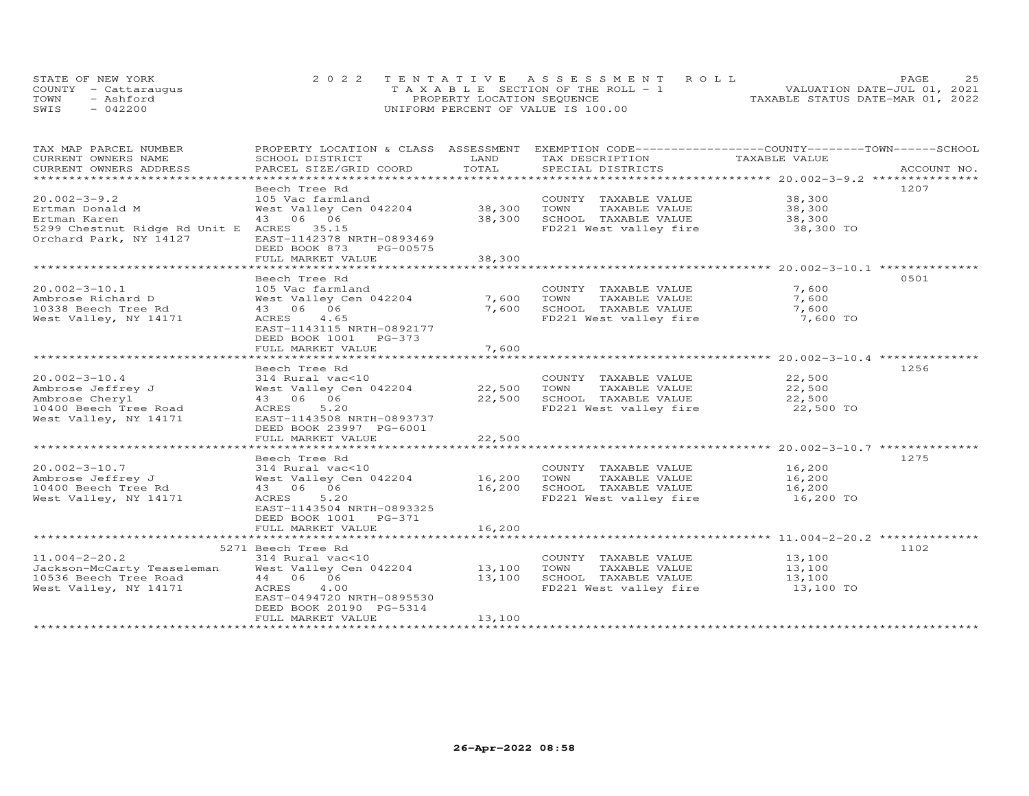STATE OF NEW YORK
COUNTY - Cattaraugus
TOWN - Ashford
SWIS - 042200

2022 TENTATIVE ASSESSMENT ROLL
TAXABLE SECTION OF THE ROLL - 1
PROPERTY LOCATION SEQUENCE
UNIFORM PERCENT OF VALUE IS 100.00

VALUATION DATE-JUL 01, 2021
TAXABLE STATUS DATE-MAR 01, 2022

| TAX MAP PARCEL NUMBER / CURRENT OWNERS NAME / CURRENT OWNERS ADDRESS | PROPERTY LOCATION & CLASS / SCHOOL DISTRICT / PARCEL SIZE/GRID COORD | ASSESSMENT LAND / TOTAL | EXEMPTION CODE / TAX DESCRIPTION / SPECIAL DISTRICTS | COUNTY / TOWN / SCHOOL TAXABLE VALUE | ACCOUNT NO. |
|---|---|---|---|---|---|
| **20.002-3-9.2** | Beech Tree Rd | | | | 1207 |
| 20.002-3-9.2 | 105 Vac farmland | | COUNTY TAXABLE VALUE | 38,300 | |
| Ertman Donald M | West Valley Cen 042204 | 38,300 | TOWN TAXABLE VALUE | 38,300 | |
| Ertman Karen | 43 06 06 | 38,300 | SCHOOL TAXABLE VALUE | 38,300 | |
| 5299 Chestnut Ridge Rd Unit E | ACRES 35.15 | | FD221 West valley fire | 38,300 TO | |
| Orchard Park, NY 14127 | EAST-1142378 NRTH-0893469 | | | | |
| | DEED BOOK 873 PG-00575 | | | | |
| | FULL MARKET VALUE | 38,300 | | | |
| **20.002-3-10.1** | Beech Tree Rd | | | | 0501 |
| 20.002-3-10.1 | 105 Vac farmland | | COUNTY TAXABLE VALUE | 7,600 | |
| Ambrose Richard D | West Valley Cen 042204 | 7,600 | TOWN TAXABLE VALUE | 7,600 | |
| 10338 Beech Tree Rd | 43 06 06 | 7,600 | SCHOOL TAXABLE VALUE | 7,600 | |
| West Valley, NY 14171 | ACRES 4.65 | | FD221 West valley fire | 7,600 TO | |
| | EAST-1143115 NRTH-0892177 | | | | |
| | DEED BOOK 1001 PG-373 | | | | |
| | FULL MARKET VALUE | 7,600 | | | |
| **20.002-3-10.4** | Beech Tree Rd | | | | 1256 |
| 20.002-3-10.4 | 314 Rural vac<10 | | COUNTY TAXABLE VALUE | 22,500 | |
| Ambrose Jeffrey J | West Valley Cen 042204 | 22,500 | TOWN TAXABLE VALUE | 22,500 | |
| Ambrose Cheryl | 43 06 06 | 22,500 | SCHOOL TAXABLE VALUE | 22,500 | |
| 10400 Beech Tree Road | ACRES 5.20 | | FD221 West valley fire | 22,500 TO | |
| West Valley, NY 14171 | EAST-1143508 NRTH-0893737 | | | | |
| | DEED BOOK 23997 PG-6001 | | | | |
| | FULL MARKET VALUE | 22,500 | | | |
| **20.002-3-10.7** | Beech Tree Rd | | | | 1275 |
| 20.002-3-10.7 | 314 Rural vac<10 | | COUNTY TAXABLE VALUE | 16,200 | |
| Ambrose Jeffrey J | West Valley Cen 042204 | 16,200 | TOWN TAXABLE VALUE | 16,200 | |
| 10400 Beech Tree Rd | 43 06 06 | 16,200 | SCHOOL TAXABLE VALUE | 16,200 | |
| West Valley, NY 14171 | ACRES 5.20 | | FD221 West valley fire | 16,200 TO | |
| | EAST-1143504 NRTH-0893325 | | | | |
| | DEED BOOK 1001 PG-371 | | | | |
| | FULL MARKET VALUE | 16,200 | | | |
| **11.004-2-20.2** | 5271 Beech Tree Rd | | | | 1102 |
| 11.004-2-20.2 | 314 Rural vac<10 | | COUNTY TAXABLE VALUE | 13,100 | |
| Jackson-McCarty Teaseleman | West Valley Cen 042204 | 13,100 | TOWN TAXABLE VALUE | 13,100 | |
| 10536 Beech Tree Road | 44 06 06 | 13,100 | SCHOOL TAXABLE VALUE | 13,100 | |
| West Valley, NY 14171 | ACRES 4.00 | | FD221 West valley fire | 13,100 TO | |
| | EAST-0494720 NRTH-0895530 | | | | |
| | DEED BOOK 20190 PG-5314 | | | | |
| | FULL MARKET VALUE | 13,100 | | | |

26-Apr-2022 08:58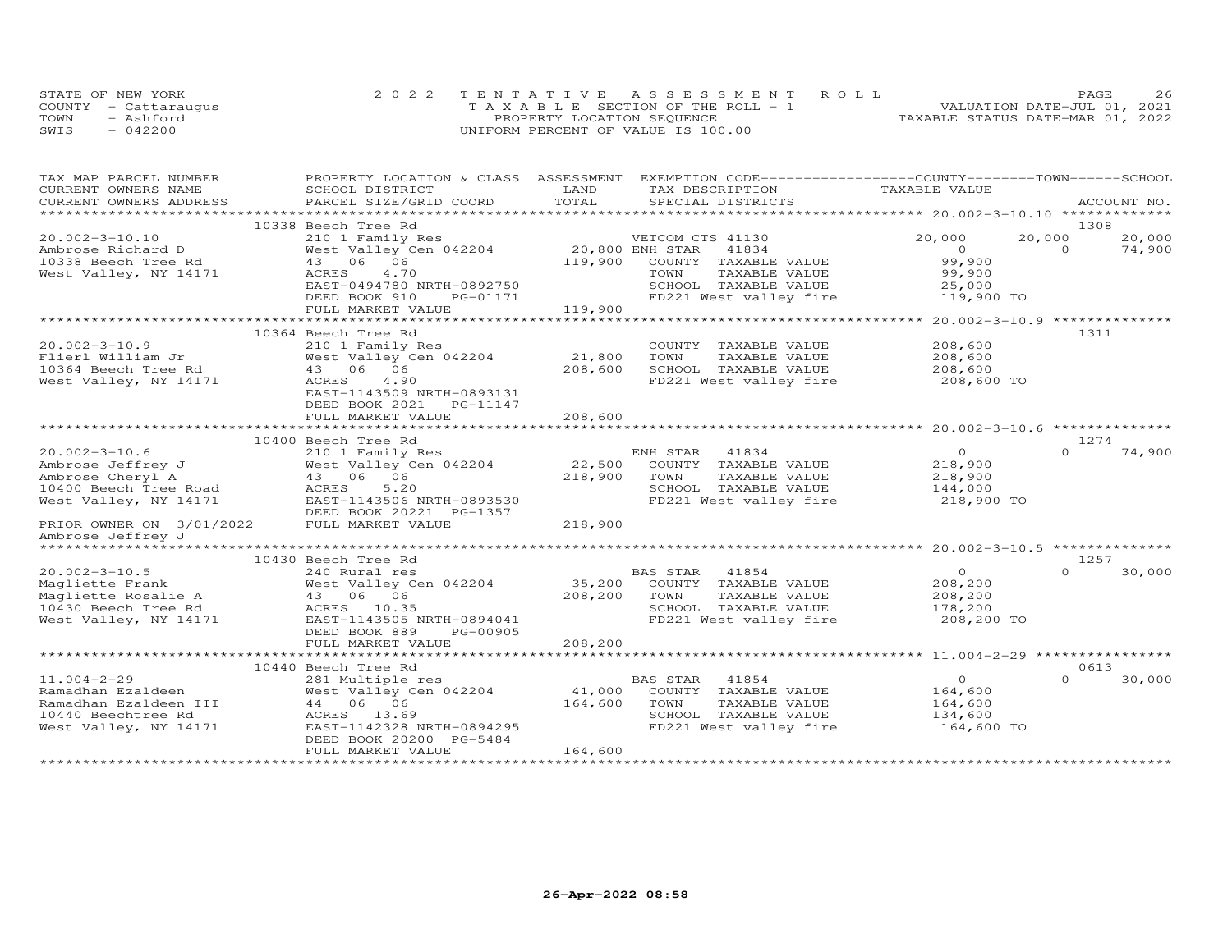STATE OF NEW YORK
COUNTY - Cattaraugus
TOWN - Ashford
SWIS - 042200

2022 TENTATIVE ASSESSMENT ROLL
TAXABLE SECTION OF THE ROLL - 1
PROPERTY LOCATION SEQUENCE
UNIFORM PERCENT OF VALUE IS 100.00

VALUATION DATE-JUL 01, 2021
TAXABLE STATUS DATE-MAR 01, 2022

| TAX MAP PARCEL NUMBER / CURRENT OWNERS NAME / CURRENT OWNERS ADDRESS | PROPERTY LOCATION & CLASS / SCHOOL DISTRICT / PARCEL SIZE/GRID COORD | ASSESSMENT LAND / TOTAL | EXEMPTION CODE / TAX DESCRIPTION / SPECIAL DISTRICTS | COUNTY TAXABLE VALUE | TOWN | SCHOOL | ACCOUNT NO. |
|---|---|---|---|---|---|---|---|
| **20.002-3-10.10** | 10338 Beech Tree Rd | | | | | | 1308 |
| Ambrose Richard D | 210 1 Family Res | | VETCOM CTS 41130 | 20,000 | 20,000 | 20,000 | |
| 10338 Beech Tree Rd | West Valley Cen 042204 | 20,800 | ENH STAR 41834 | 0 | 0 | 74,900 | |
| West Valley, NY 14171 | 43 06 06 | 119,900 | COUNTY TAXABLE VALUE | 99,900 | | | |
| | ACRES 4.70 | | TOWN TAXABLE VALUE | 99,900 | | | |
| | EAST-0494780 NRTH-0892750 | | SCHOOL TAXABLE VALUE | 25,000 | | | |
| | DEED BOOK 910 PG-01171 | | FD221 West valley fire | 119,900 TO | | | |
| | FULL MARKET VALUE | 119,900 | | | | | |
| **20.002-3-10.9** | 10364 Beech Tree Rd | | | | | | 1311 |
| Flierl William Jr | 210 1 Family Res | | COUNTY TAXABLE VALUE | 208,600 | | | |
| 10364 Beech Tree Rd | West Valley Cen 042204 | 21,800 | TOWN TAXABLE VALUE | 208,600 | | | |
| West Valley, NY 14171 | 43 06 06 | 208,600 | SCHOOL TAXABLE VALUE | 208,600 | | | |
| | ACRES 4.90 | | FD221 West valley fire | 208,600 TO | | | |
| | EAST-1143509 NRTH-0893131 | | | | | | |
| | DEED BOOK 2021 PG-11147 | | | | | | |
| | FULL MARKET VALUE | 208,600 | | | | | |
| **20.002-3-10.6** | 10400 Beech Tree Rd | | | | | | 1274 |
| Ambrose Jeffrey J | 210 1 Family Res | | ENH STAR 41834 | 0 | 0 | 74,900 | |
| Ambrose Cheryl A | West Valley Cen 042204 | 22,500 | COUNTY TAXABLE VALUE | 218,900 | | | |
| 10400 Beech Tree Road | 43 06 06 | 218,900 | TOWN TAXABLE VALUE | 218,900 | | | |
| West Valley, NY 14171 | ACRES 5.20 | | SCHOOL TAXABLE VALUE | 144,000 | | | |
| | EAST-1143506 NRTH-0893530 | | FD221 West valley fire | 218,900 TO | | | |
| | DEED BOOK 20221 PG-1357 | | | | | | |
| PRIOR OWNER ON 3/01/2022 | FULL MARKET VALUE | 218,900 | | | | | |
| Ambrose Jeffrey J | | | | | | | |
| **20.002-3-10.5** | 10430 Beech Tree Rd | | | | | | 1257 |
| Magliette Frank | 240 Rural res | | BAS STAR 41854 | 0 | 0 | 30,000 | |
| Magliette Rosalie A | West Valley Cen 042204 | 35,200 | COUNTY TAXABLE VALUE | 208,200 | | | |
| 10430 Beech Tree Rd | 43 06 06 | 208,200 | TOWN TAXABLE VALUE | 208,200 | | | |
| West Valley, NY 14171 | ACRES 10.35 | | SCHOOL TAXABLE VALUE | 178,200 | | | |
| | EAST-1143505 NRTH-0894041 | | FD221 West valley fire | 208,200 TO | | | |
| | DEED BOOK 889 PG-00905 | | | | | | |
| | FULL MARKET VALUE | 208,200 | | | | | |
| **11.004-2-29** | 10440 Beech Tree Rd | | | | | | 0613 |
| Ramadhan Ezaldeen | 281 Multiple res | | BAS STAR 41854 | 0 | 0 | 30,000 | |
| Ramadhan Ezaldeen III | West Valley Cen 042204 | 41,000 | COUNTY TAXABLE VALUE | 164,600 | | | |
| 10440 Beechtree Rd | 44 06 06 | 164,600 | TOWN TAXABLE VALUE | 164,600 | | | |
| West Valley, NY 14171 | ACRES 13.69 | | SCHOOL TAXABLE VALUE | 134,600 | | | |
| | EAST-1142328 NRTH-0894295 | | FD221 West valley fire | 164,600 TO | | | |
| | DEED BOOK 20200 PG-5484 | | | | | | |
| | FULL MARKET VALUE | 164,600 | | | | | |

26-Apr-2022 08:58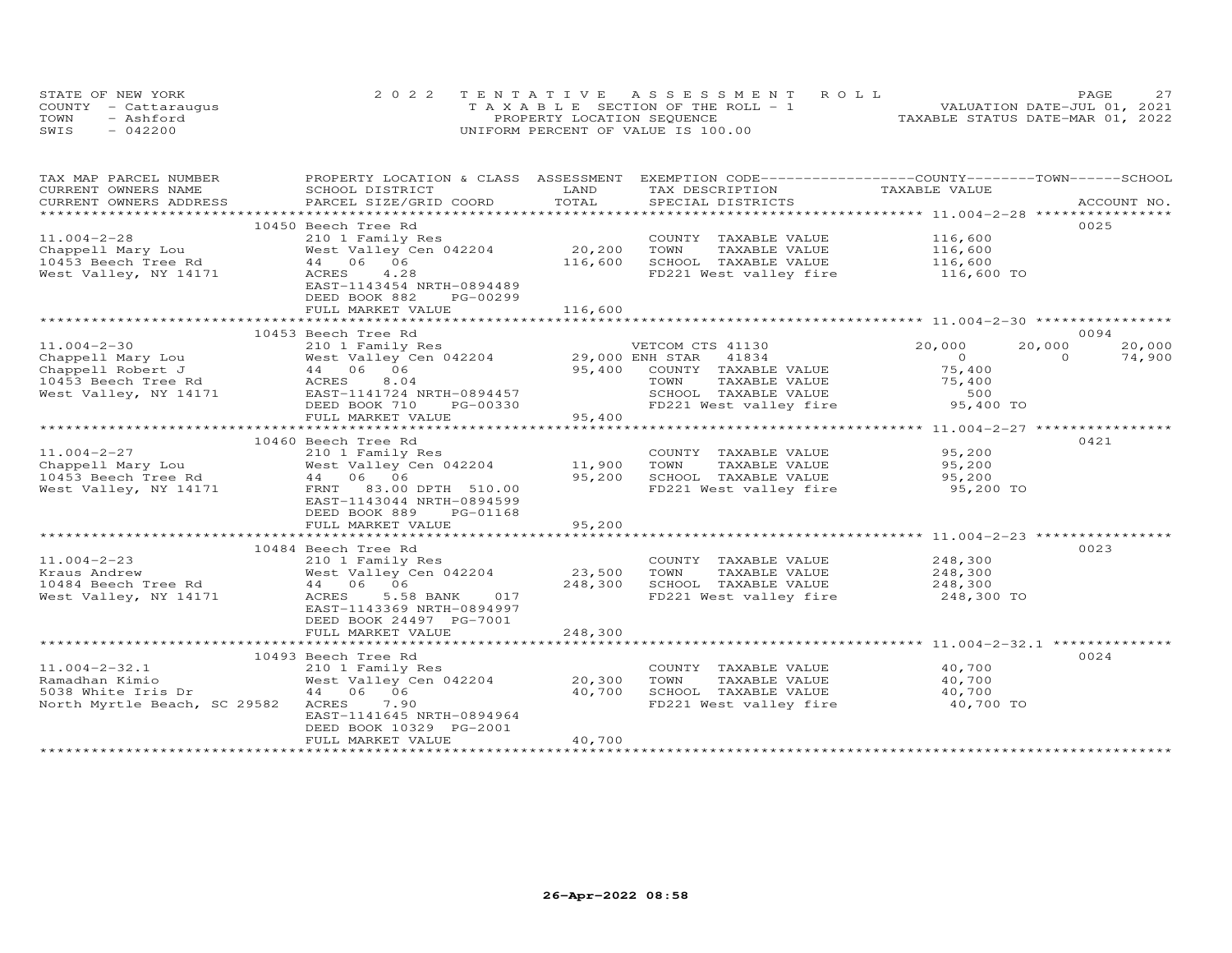STATE OF NEW YORK
COUNTY - Cattaraugus
TOWN - Ashford
SWIS - 042200

2022 TENTATIVE ASSESSMENT ROLL
TAXABLE SECTION OF THE ROLL - 1
PROPERTY LOCATION SEQUENCE
UNIFORM PERCENT OF VALUE IS 100.00

VALUATION DATE-JUL 01, 2021
TAXABLE STATUS DATE-MAR 01, 2022

| TAX MAP PARCEL NUMBER / CURRENT OWNERS NAME / CURRENT OWNERS ADDRESS | PROPERTY LOCATION & CLASS / SCHOOL DISTRICT / PARCEL SIZE/GRID COORD | ASSESSMENT LAND / TOTAL | EXEMPTION CODE / TAX DESCRIPTION / SPECIAL DISTRICTS | COUNTY | TOWN | SCHOOL | ACCOUNT NO. |
|---|---|---|---|---|---|---|---|
| | 10450 Beech Tree Rd | | | | | | 0025 |
| 11.004-2-28 | 210 1 Family Res | | COUNTY TAXABLE VALUE | 116,600 | | | |
| Chappell Mary Lou | West Valley Cen 042204 | 20,200 | TOWN TAXABLE VALUE | 116,600 | | | |
| 10453 Beech Tree Rd | 44 06 06 | 116,600 | SCHOOL TAXABLE VALUE | 116,600 | | | |
| West Valley, NY 14171 | ACRES 4.28 | | FD221 West valley fire | 116,600 TO | | | |
| | EAST-1143454 NRTH-0894489 | | | | | | |
| | DEED BOOK 882 PG-00299 | | | | | | |
| | FULL MARKET VALUE | 116,600 | | | | | |
| | 10453 Beech Tree Rd | | | | | | 0094 |
| 11.004-2-30 | 210 1 Family Res | | VETCOM CTS 41130 | 20,000 | 20,000 | 20,000 | |
| Chappell Mary Lou | West Valley Cen 042204 | 29,000 | ENH STAR 41834 | 0 | 0 | 74,900 | |
| Chappell Robert J | 44 06 06 | 95,400 | COUNTY TAXABLE VALUE | 75,400 | | | |
| 10453 Beech Tree Rd | ACRES 8.04 | | TOWN TAXABLE VALUE | 75,400 | | | |
| West Valley, NY 14171 | EAST-1141724 NRTH-0894457 | | SCHOOL TAXABLE VALUE | 500 | | | |
| | DEED BOOK 710 PG-00330 | | FD221 West valley fire | 95,400 TO | | | |
| | FULL MARKET VALUE | 95,400 | | | | | |
| | 10460 Beech Tree Rd | | | | | | 0421 |
| 11.004-2-27 | 210 1 Family Res | | COUNTY TAXABLE VALUE | 95,200 | | | |
| Chappell Mary Lou | West Valley Cen 042204 | 11,900 | TOWN TAXABLE VALUE | 95,200 | | | |
| 10453 Beech Tree Rd | 44 06 06 | 95,200 | SCHOOL TAXABLE VALUE | 95,200 | | | |
| West Valley, NY 14171 | FRNT 83.00 DPTH 510.00 | | FD221 West valley fire | 95,200 TO | | | |
| | EAST-1143044 NRTH-0894599 | | | | | | |
| | DEED BOOK 889 PG-01168 | | | | | | |
| | FULL MARKET VALUE | 95,200 | | | | | |
| | 10484 Beech Tree Rd | | | | | | 0023 |
| 11.004-2-23 | 210 1 Family Res | | COUNTY TAXABLE VALUE | 248,300 | | | |
| Kraus Andrew | West Valley Cen 042204 | 23,500 | TOWN TAXABLE VALUE | 248,300 | | | |
| 10484 Beech Tree Rd | 44 06 06 | 248,300 | SCHOOL TAXABLE VALUE | 248,300 | | | |
| West Valley, NY 14171 | ACRES 5.58 BANK 017 | | FD221 West valley fire | 248,300 TO | | | |
| | EAST-1143369 NRTH-0894997 | | | | | | |
| | DEED BOOK 24497 PG-7001 | | | | | | |
| | FULL MARKET VALUE | 248,300 | | | | | |
| | 10493 Beech Tree Rd | | | | | | 0024 |
| 11.004-2-32.1 | 210 1 Family Res | | COUNTY TAXABLE VALUE | 40,700 | | | |
| Ramadhan Kimio | West Valley Cen 042204 | 20,300 | TOWN TAXABLE VALUE | 40,700 | | | |
| 5038 White Iris Dr | 44 06 06 | 40,700 | SCHOOL TAXABLE VALUE | 40,700 | | | |
| North Myrtle Beach, SC 29582 | ACRES 7.90 | | FD221 West valley fire | 40,700 TO | | | |
| | EAST-1141645 NRTH-0894964 | | | | | | |
| | DEED BOOK 10329 PG-2001 | | | | | | |
| | FULL MARKET VALUE | 40,700 | | | | | |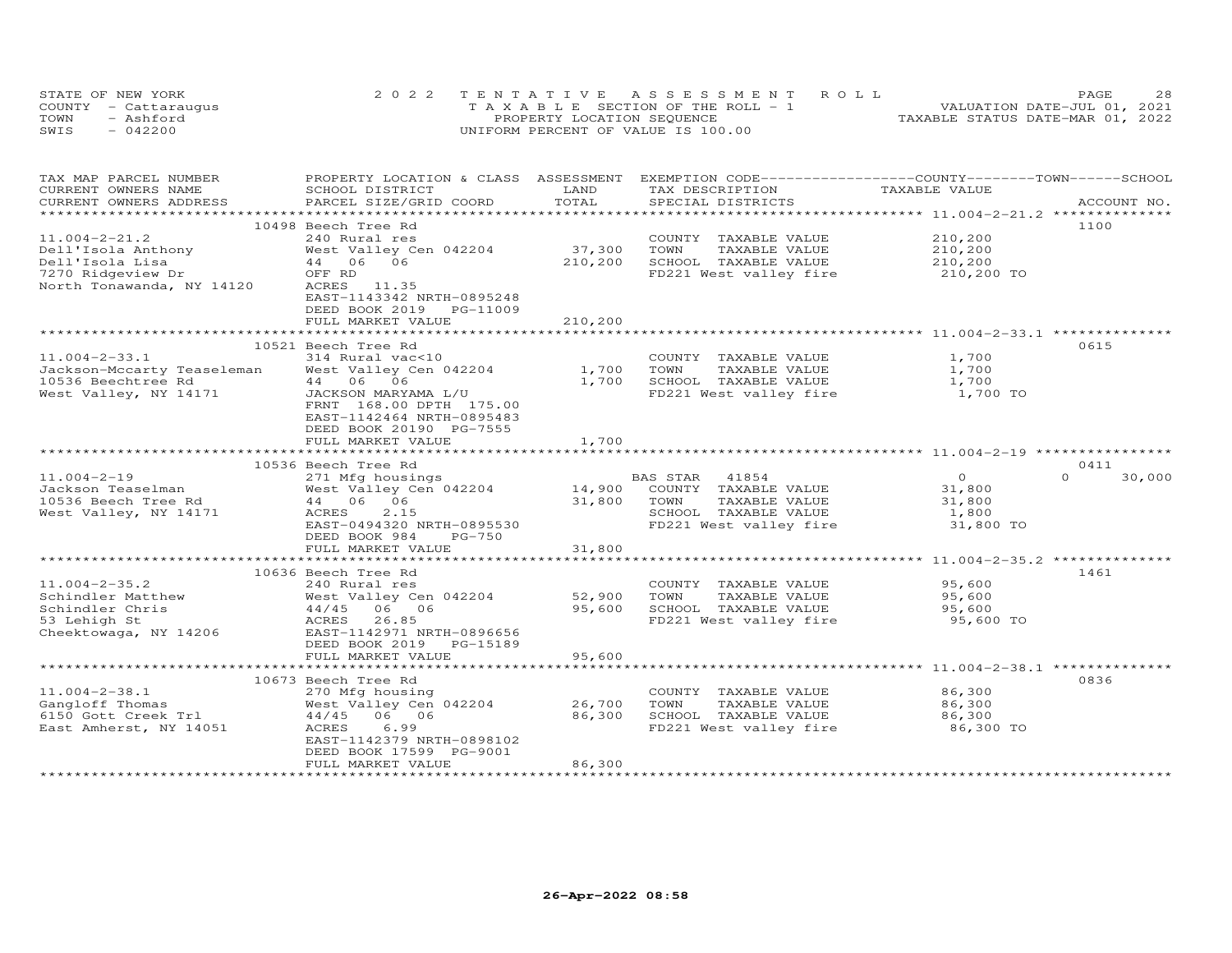STATE OF NEW YORK
COUNTY - Cattaraugus
TOWN - Ashford
SWIS - 042200

2022 TENTATIVE ASSESSMENT ROLL
TAXABLE SECTION OF THE ROLL - 1
PROPERTY LOCATION SEQUENCE
UNIFORM PERCENT OF VALUE IS 100.00

VALUATION DATE-JUL 01, 2021
TAXABLE STATUS DATE-MAR 01, 2022

| TAX MAP PARCEL NUMBER / CURRENT OWNERS NAME / CURRENT OWNERS ADDRESS | PROPERTY LOCATION & CLASS / SCHOOL DISTRICT / PARCEL SIZE/GRID COORD | ASSESSMENT LAND / TOTAL | EXEMPTION CODE / TAX DESCRIPTION / SPECIAL DISTRICTS | COUNTY / TOWN / SCHOOL TAXABLE VALUE | ACCOUNT NO. |
|---|---|---|---|---|---|
| 11.004-2-21.2 | 10498 Beech Tree Rd | | | | 1100 |
| 11.004-2-21.2 | 240 Rural res | | COUNTY TAXABLE VALUE | 210,200 | |
| Dell'Isola Anthony | West Valley Cen 042204 | 37,300 | TOWN TAXABLE VALUE | 210,200 | |
| Dell'Isola Lisa | 44 06 06 | 210,200 | SCHOOL TAXABLE VALUE | 210,200 | |
| 7270 Ridgeview Dr | OFF RD | | FD221 West valley fire | 210,200 TO | |
| North Tonawanda, NY 14120 | ACRES 11.35 | | | | |
| | EAST-1143342 NRTH-0895248 | | | | |
| | DEED BOOK 2019 PG-11009 | | | | |
| | FULL MARKET VALUE | 210,200 | | | |
| 11.004-2-33.1 | 10521 Beech Tree Rd | | | | 0615 |
| 11.004-2-33.1 | 314 Rural vac<10 | | COUNTY TAXABLE VALUE | 1,700 | |
| Jackson-Mccarty Teaseleman | West Valley Cen 042204 | 1,700 | TOWN TAXABLE VALUE | 1,700 | |
| 10536 Beechtree Rd | 44 06 06 | 1,700 | SCHOOL TAXABLE VALUE | 1,700 | |
| West Valley, NY 14171 | JACKSON MARYAMA L/U | | FD221 West valley fire | 1,700 TO | |
| | FRNT 168.00 DPTH 175.00 | | | | |
| | EAST-1142464 NRTH-0895483 | | | | |
| | DEED BOOK 20190 PG-7555 | | | | |
| | FULL MARKET VALUE | 1,700 | | | |
| 11.004-2-19 | 10536 Beech Tree Rd | | | | 0411 |
| 11.004-2-19 | 271 Mfg housings | | BAS STAR 41854 | 0 / 0 / 30,000 | |
| Jackson Teaselman | West Valley Cen 042204 | 14,900 | COUNTY TAXABLE VALUE | 31,800 | |
| 10536 Beech Tree Rd | 44 06 06 | 31,800 | TOWN TAXABLE VALUE | 31,800 | |
| West Valley, NY 14171 | ACRES 2.15 | | SCHOOL TAXABLE VALUE | 1,800 | |
| | EAST-0494320 NRTH-0895530 | | FD221 West valley fire | 31,800 TO | |
| | DEED BOOK 984 PG-750 | | | | |
| | FULL MARKET VALUE | 31,800 | | | |
| 11.004-2-35.2 | 10636 Beech Tree Rd | | | | 1461 |
| 11.004-2-35.2 | 240 Rural res | | COUNTY TAXABLE VALUE | 95,600 | |
| Schindler Matthew | West Valley Cen 042204 | 52,900 | TOWN TAXABLE VALUE | 95,600 | |
| Schindler Chris | 44/45 06 06 | 95,600 | SCHOOL TAXABLE VALUE | 95,600 | |
| 53 Lehigh St | ACRES 26.85 | | FD221 West valley fire | 95,600 TO | |
| Cheektowaga, NY 14206 | EAST-1142971 NRTH-0896656 | | | | |
| | DEED BOOK 2019 PG-15189 | | | | |
| | FULL MARKET VALUE | 95,600 | | | |
| 11.004-2-38.1 | 10673 Beech Tree Rd | | | | 0836 |
| 11.004-2-38.1 | 270 Mfg housing | | COUNTY TAXABLE VALUE | 86,300 | |
| Gangloff Thomas | West Valley Cen 042204 | 26,700 | TOWN TAXABLE VALUE | 86,300 | |
| 6150 Gott Creek Trl | 44/45 06 06 | 86,300 | SCHOOL TAXABLE VALUE | 86,300 | |
| East Amherst, NY 14051 | ACRES 6.99 | | FD221 West valley fire | 86,300 TO | |
| | EAST-1142379 NRTH-0898102 | | | | |
| | DEED BOOK 17599 PG-9001 | | | | |
| | FULL MARKET VALUE | 86,300 | | | |

26-Apr-2022 08:58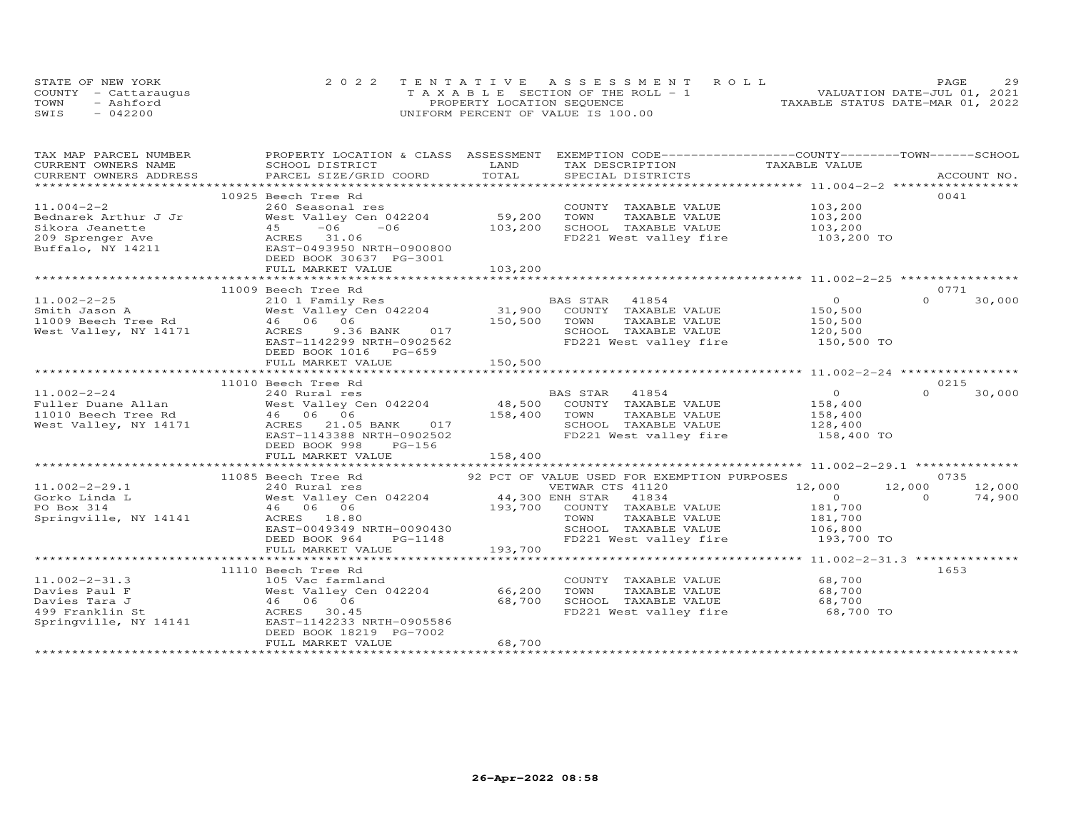STATE OF NEW YORK
COUNTY - Cattaraugus
TOWN - Ashford
SWIS - 042200

2022 TENTATIVE ASSESSMENT ROLL
TAXABLE SECTION OF THE ROLL - 1
PROPERTY LOCATION SEQUENCE
UNIFORM PERCENT OF VALUE IS 100.00

VALUATION DATE-JUL 01, 2021
TAXABLE STATUS DATE-MAR 01, 2022

| TAX MAP PARCEL NUMBER / CURRENT OWNERS NAME / CURRENT OWNERS ADDRESS | PROPERTY LOCATION & CLASS / SCHOOL DISTRICT / PARCEL SIZE/GRID COORD | ASSESSMENT LAND / TOTAL | EXEMPTION CODE / TAX DESCRIPTION / SPECIAL DISTRICTS | COUNTY TAXABLE VALUE | TOWN | SCHOOL | ACCOUNT NO. |
|---|---|---|---|---|---|---|---|
| **11.004-2-2** | 10925 Beech Tree Rd | | | | | | 0041 |
| | 260 Seasonal res | | COUNTY TAXABLE VALUE | 103,200 | | | |
| Bednarek Arthur J Jr | West Valley Cen 042204 | 59,200 | TOWN TAXABLE VALUE | 103,200 | | | |
| Sikora Jeanette | 45 -06 -06 | 103,200 | SCHOOL TAXABLE VALUE | 103,200 | | | |
| 209 Sprenger Ave | ACRES 31.06 | | FD221 West valley fire | 103,200 TO | | | |
| Buffalo, NY 14211 | EAST-0493950 NRTH-0900800 | | | | | | |
| | DEED BOOK 30637 PG-3001 | | | | | | |
| | FULL MARKET VALUE | 103,200 | | | | | |
| **11.002-2-25** | 11009 Beech Tree Rd | | | | | | 0771 |
| | 210 1 Family Res | | BAS STAR 41854 | 0 | 0 | 30,000 | |
| Smith Jason A | West Valley Cen 042204 | 31,900 | COUNTY TAXABLE VALUE | 150,500 | | | |
| 11009 Beech Tree Rd | 46 06 06 | 150,500 | TOWN TAXABLE VALUE | 150,500 | | | |
| West Valley, NY 14171 | ACRES 9.36 BANK 017 | | SCHOOL TAXABLE VALUE | 120,500 | | | |
| | EAST-1142299 NRTH-0902562 | | FD221 West valley fire | 150,500 TO | | | |
| | DEED BOOK 1016 PG-659 | | | | | | |
| | FULL MARKET VALUE | 150,500 | | | | | |
| **11.002-2-24** | 11010 Beech Tree Rd | | | | | | 0215 |
| | 240 Rural res | | BAS STAR 41854 | 0 | 0 | 30,000 | |
| Fuller Duane Allan | West Valley Cen 042204 | 48,500 | COUNTY TAXABLE VALUE | 158,400 | | | |
| 11010 Beech Tree Rd | 46 06 06 | 158,400 | TOWN TAXABLE VALUE | 158,400 | | | |
| West Valley, NY 14171 | ACRES 21.05 BANK 017 | | SCHOOL TAXABLE VALUE | 128,400 | | | |
| | EAST-1143388 NRTH-0902502 | | FD221 West valley fire | 158,400 TO | | | |
| | DEED BOOK 998 PG-156 | | | | | | |
| | FULL MARKET VALUE | 158,400 | | | | | |
| **11.002-2-29.1** | 11085 Beech Tree Rd | | 92 PCT OF VALUE USED FOR EXEMPTION PURPOSES | | | | 0735 |
| | 240 Rural res | | VETWAR CTS 41120 | 12,000 | 12,000 | 12,000 | |
| Gorko Linda L | West Valley Cen 042204 | 44,300 | ENH STAR 41834 | 0 | 0 | 74,900 | |
| PO Box 314 | 46 06 06 | 193,700 | COUNTY TAXABLE VALUE | 181,700 | | | |
| Springville, NY 14141 | ACRES 18.80 | | TOWN TAXABLE VALUE | 181,700 | | | |
| | EAST-0049349 NRTH-0090430 | | SCHOOL TAXABLE VALUE | 106,800 | | | |
| | DEED BOOK 964 PG-1148 | | FD221 West valley fire | 193,700 TO | | | |
| | FULL MARKET VALUE | 193,700 | | | | | |
| **11.002-2-31.3** | 11110 Beech Tree Rd | | | | | | 1653 |
| | 105 Vac farmland | | COUNTY TAXABLE VALUE | 68,700 | | | |
| Davies Paul F | West Valley Cen 042204 | 66,200 | TOWN TAXABLE VALUE | 68,700 | | | |
| Davies Tara J | 46 06 06 | 68,700 | SCHOOL TAXABLE VALUE | 68,700 | | | |
| 499 Franklin St | ACRES 30.45 | | FD221 West valley fire | 68,700 TO | | | |
| Springville, NY 14141 | EAST-1142233 NRTH-0905586 | | | | | | |
| | DEED BOOK 18219 PG-7002 | | | | | | |
| | FULL MARKET VALUE | 68,700 | | | | | |

26-Apr-2022 08:58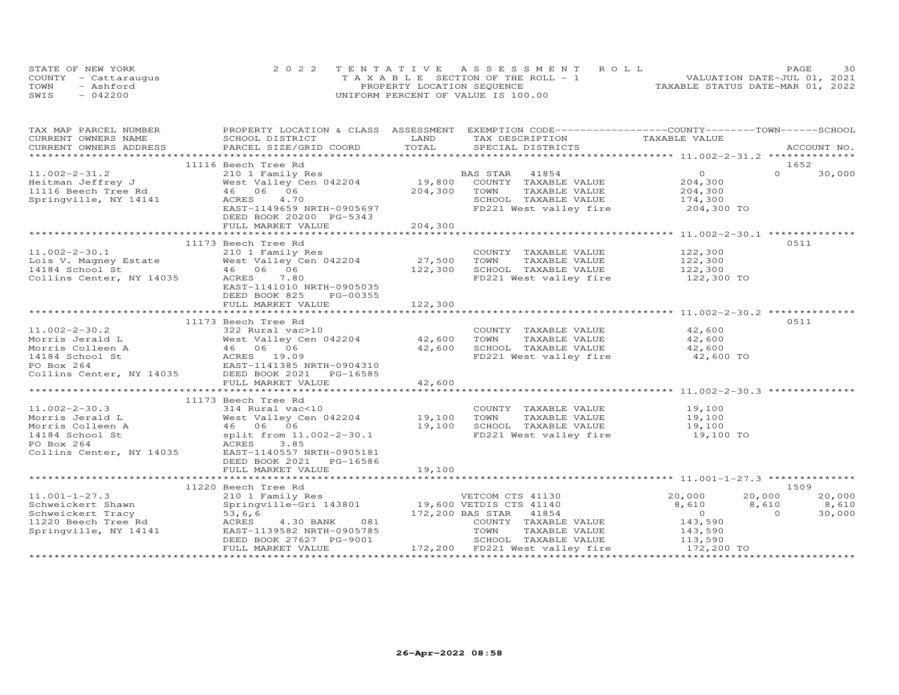STATE OF NEW YORK
COUNTY - Cattaraugus
TOWN - Ashford
SWIS - 042200

2022 TENTATIVE ASSESSMENT ROLL
TAXABLE SECTION OF THE ROLL - 1
PROPERTY LOCATION SEQUENCE
UNIFORM PERCENT OF VALUE IS 100.00

VALUATION DATE-JUL 01, 2021
TAXABLE STATUS DATE-MAR 01, 2022

| TAX MAP PARCEL NUMBER<br>CURRENT OWNERS NAME<br>CURRENT OWNERS ADDRESS | PROPERTY LOCATION & CLASS<br>SCHOOL DISTRICT<br>PARCEL SIZE/GRID COORD | ASSESSMENT<br>LAND<br>TOTAL | EXEMPTION CODE<br>TAX DESCRIPTION<br>SPECIAL DISTRICTS | COUNTY<br>TAXABLE VALUE | TOWN | SCHOOL<br>ACCOUNT NO. |
|---|---|---|---|---|---|---|
| **11.002-2-31.2** | 11116 Beech Tree Rd | | | | | 1652 |
| 11.002-2-31.2 | 210 1 Family Res | | BAS STAR 41854 | 0 | 0 | 30,000 |
| Heitman Jeffrey J | West Valley Cen 042204 | 19,800 | COUNTY TAXABLE VALUE | 204,300 | | |
| 11116 Beech Tree Rd | 46 06 06 | 204,300 | TOWN TAXABLE VALUE | 204,300 | | |
| Springville, NY 14141 | ACRES 4.70 | | SCHOOL TAXABLE VALUE | 174,300 | | |
| | EAST-1149659 NRTH-0905697 | | FD221 West valley fire | 204,300 TO | | |
| | DEED BOOK 20200 PG-5343 | | | | | |
| | FULL MARKET VALUE | 204,300 | | | | |
| **11.002-2-30.1** | 11173 Beech Tree Rd | | | | | 0511 |
| 11.002-2-30.1 | 210 1 Family Res | | COUNTY TAXABLE VALUE | 122,300 | | |
| Lois V. Magney Estate | West Valley Cen 042204 | 27,500 | TOWN TAXABLE VALUE | 122,300 | | |
| 14184 School St | 46 06 06 | 122,300 | SCHOOL TAXABLE VALUE | 122,300 | | |
| Collins Center, NY 14035 | ACRES 7.80 | | FD221 West valley fire | 122,300 TO | | |
| | EAST-1141010 NRTH-0905035 | | | | | |
| | DEED BOOK 825 PG-00355 | | | | | |
| | FULL MARKET VALUE | 122,300 | | | | |
| **11.002-2-30.2** | 11173 Beech Tree Rd | | | | | 0511 |
| 11.002-2-30.2 | 322 Rural vac>10 | | COUNTY TAXABLE VALUE | 42,600 | | |
| Morris Jerald L | West Valley Cen 042204 | 42,600 | TOWN TAXABLE VALUE | 42,600 | | |
| Morris Colleen A | 46 06 06 | 42,600 | SCHOOL TAXABLE VALUE | 42,600 | | |
| 14184 School St | ACRES 19.09 | | FD221 West valley fire | 42,600 TO | | |
| PO Box 264 | EAST-1141385 NRTH-0904310 | | | | | |
| Collins Center, NY 14035 | DEED BOOK 2021 PG-16585 | | | | | |
| | FULL MARKET VALUE | 42,600 | | | | |
| **11.002-2-30.3** | 11173 Beech Tree Rd | | | | | |
| 11.002-2-30.3 | 314 Rural vac<10 | | COUNTY TAXABLE VALUE | 19,100 | | |
| Morris Jerald L | West Valley Cen 042204 | 19,100 | TOWN TAXABLE VALUE | 19,100 | | |
| Morris Colleen A | 46 06 06 | 19,100 | SCHOOL TAXABLE VALUE | 19,100 | | |
| 14184 School St | split from 11.002-2-30.1 | | FD221 West valley fire | 19,100 TO | | |
| PO Box 264 | ACRES 3.85 | | | | | |
| Collins Center, NY 14035 | EAST-1140557 NRTH-0905181 | | | | | |
| | DEED BOOK 2021 PG-16586 | | | | | |
| | FULL MARKET VALUE | 19,100 | | | | |
| **11.001-1-27.3** | 11220 Beech Tree Rd | | | | | 1509 |
| 11.001-1-27.3 | 210 1 Family Res | | VETCOM CTS 41130 | 20,000 | 20,000 | 20,000 |
| Schweickert Shawn | Springville-Gri 143801 | 19,600 | VETDIS CTS 41140 | 8,610 | 8,610 | 8,610 |
| Schweickert Tracy | 53,6,6 | 172,200 | BAS STAR 41854 | 0 | 0 | 30,000 |
| 11220 Beech Tree Rd | ACRES 4.30 BANK 081 | | COUNTY TAXABLE VALUE | 143,590 | | |
| Springville, NY 14141 | EAST-1139582 NRTH-0905785 | | TOWN TAXABLE VALUE | 143,590 | | |
| | DEED BOOK 27627 PG-9001 | | SCHOOL TAXABLE VALUE | 113,590 | | |
| | FULL MARKET VALUE | 172,200 | FD221 West valley fire | 172,200 TO | | |

26-Apr-2022 08:58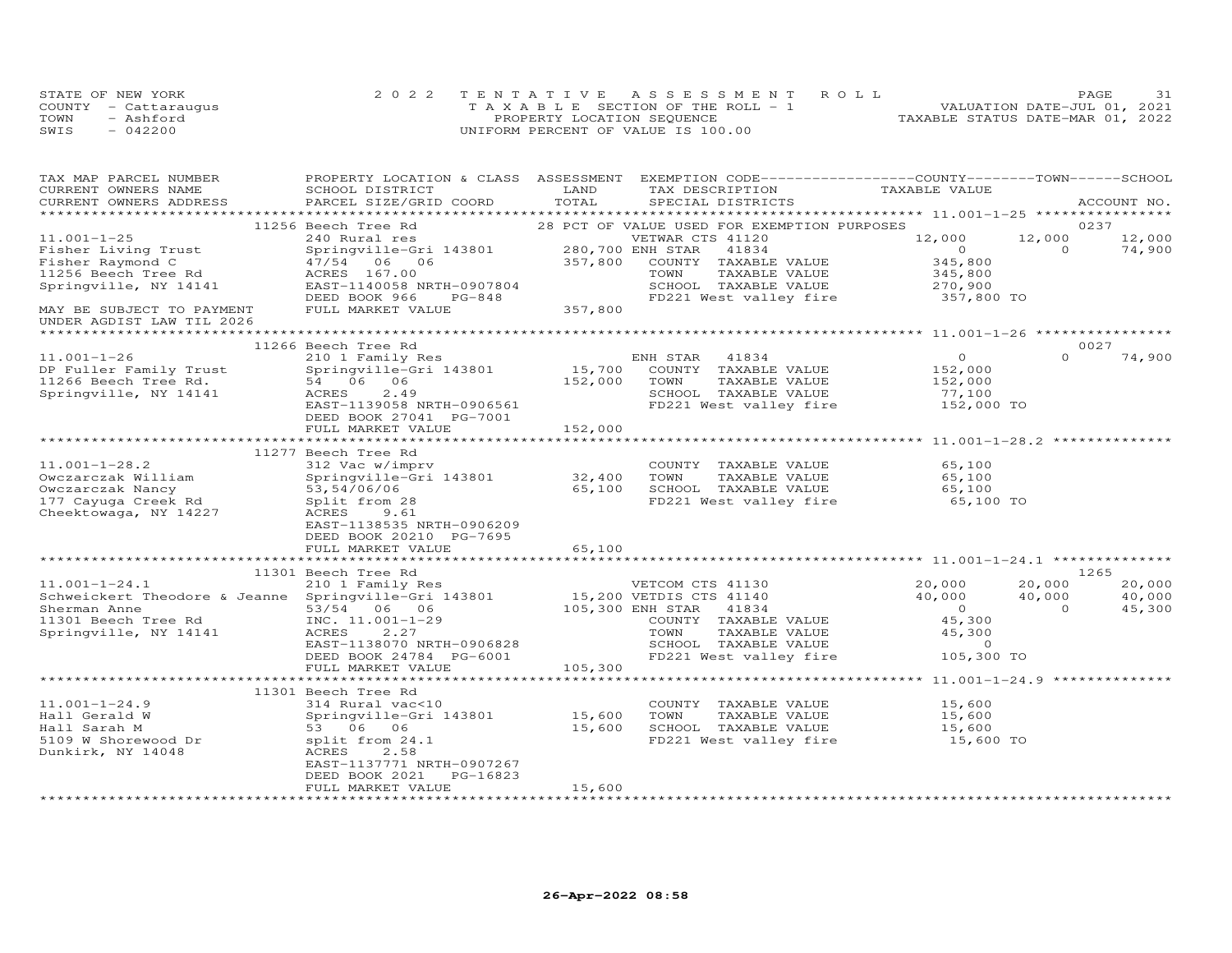STATE OF NEW YORK | 2022 TENTATIVE ASSESSMENT ROLL | VALUATION DATE-JUL 01, 2021
COUNTY - Cattaraugus | TAXABLE SECTION OF THE ROLL - 1 | TAXABLE STATUS DATE-MAR 01, 2022
TOWN - Ashford | PROPERTY LOCATION SEQUENCE
SWIS - 042200 | UNIFORM PERCENT OF VALUE IS 100.00

| TAX MAP PARCEL NUMBER / CURRENT OWNERS NAME / CURRENT OWNERS ADDRESS | PROPERTY LOCATION & CLASS / SCHOOL DISTRICT / PARCEL SIZE/GRID COORD | ASSESSMENT LAND | TOTAL | EXEMPTION CODE / TAX DESCRIPTION / SPECIAL DISTRICTS | COUNTY TAXABLE VALUE | TOWN | SCHOOL | ACCOUNT NO. |
|---|---|---|---|---|---|---|---|---|
| | 11256 Beech Tree Rd | | | 28 PCT OF VALUE USED FOR EXEMPTION PURPOSES | | | | 0237 |
| 11.001-1-25 | 240 Rural res | | | VETWAR CTS 41120 | 12,000 | 12,000 | 12,000 | |
| Fisher Living Trust | Springville-Gri 143801 | 280,700 | | ENH STAR 41834 | 0 | 0 | 74,900 | |
| Fisher Raymond C | 47/54 06 06 | | 357,800 | COUNTY TAXABLE VALUE | 345,800 | | | |
| 11256 Beech Tree Rd | ACRES 167.00 | | | TOWN TAXABLE VALUE | 345,800 | | | |
| Springville, NY 14141 | EAST-1140058 NRTH-0907804 | | | SCHOOL TAXABLE VALUE | 270,900 | | | |
| | DEED BOOK 966 PG-848 | | | FD221 West valley fire | 357,800 TO | | | |
| MAY BE SUBJECT TO PAYMENT UNDER AGDIST LAW TIL 2026 | FULL MARKET VALUE | | 357,800 | | | | | |
| | 11266 Beech Tree Rd | | | | | | | 0027 |
| 11.001-1-26 | 210 1 Family Res | | | ENH STAR 41834 | 0 | 0 | 74,900 | |
| DP Fuller Family Trust | Springville-Gri 143801 | 15,700 | | COUNTY TAXABLE VALUE | 152,000 | | | |
| 11266 Beech Tree Rd. | 54 06 06 | | 152,000 | TOWN TAXABLE VALUE | 152,000 | | | |
| Springville, NY 14141 | ACRES 2.49 | | | SCHOOL TAXABLE VALUE | 77,100 | | | |
| | EAST-1139058 NRTH-0906561 | | | FD221 West valley fire | 152,000 TO | | | |
| | DEED BOOK 27041 PG-7001 | | | | | | | |
| | FULL MARKET VALUE | | 152,000 | | | | | |
| | 11277 Beech Tree Rd | | | | | | | |
| 11.001-1-28.2 | 312 Vac w/imprv | | | COUNTY TAXABLE VALUE | 65,100 | | | |
| Owczarczak William | Springville-Gri 143801 | 32,400 | | TOWN TAXABLE VALUE | 65,100 | | | |
| Owczarczak Nancy | 53,54/06/06 | | 65,100 | SCHOOL TAXABLE VALUE | 65,100 | | | |
| 177 Cayuga Creek Rd | Split from 28 | | | FD221 West valley fire | 65,100 TO | | | |
| Cheektowaga, NY 14227 | ACRES 9.61 | | | | | | | |
| | EAST-1138535 NRTH-0906209 | | | | | | | |
| | DEED BOOK 20210 PG-7695 | | | | | | | |
| | FULL MARKET VALUE | | 65,100 | | | | | |
| | 11301 Beech Tree Rd | | | | | | | 1265 |
| 11.001-1-24.1 | 210 1 Family Res | | | VETCOM CTS 41130 | 20,000 | 20,000 | 20,000 | |
| Schweickert Theodore & Jeanne | Springville-Gri 143801 | 15,200 | | VETDIS CTS 41140 | 40,000 | 40,000 | 40,000 | |
| Sherman Anne | 53/54 06 06 | | 105,300 | ENH STAR 41834 | 0 | 0 | 45,300 | |
| 11301 Beech Tree Rd | INC. 11.001-1-29 | | | COUNTY TAXABLE VALUE | 45,300 | | | |
| Springville, NY 14141 | ACRES 2.27 | | | TOWN TAXABLE VALUE | 45,300 | | | |
| | EAST-1138070 NRTH-0906828 | | | SCHOOL TAXABLE VALUE | 0 | | | |
| | DEED BOOK 24784 PG-6001 | | | FD221 West valley fire | 105,300 TO | | | |
| | FULL MARKET VALUE | | 105,300 | | | | | |
| | 11301 Beech Tree Rd | | | | | | | |
| 11.001-1-24.9 | 314 Rural vac<10 | | | COUNTY TAXABLE VALUE | 15,600 | | | |
| Hall Gerald W | Springville-Gri 143801 | 15,600 | | TOWN TAXABLE VALUE | 15,600 | | | |
| Hall Sarah M | 53 06 06 | | 15,600 | SCHOOL TAXABLE VALUE | 15,600 | | | |
| 5109 W Shorewood Dr | split from 24.1 | | | FD221 West valley fire | 15,600 TO | | | |
| Dunkirk, NY 14048 | ACRES 2.58 | | | | | | | |
| | EAST-1137771 NRTH-0907267 | | | | | | | |
| | DEED BOOK 2021 PG-16823 | | | | | | | |
| | FULL MARKET VALUE | | 15,600 | | | | | |

26-Apr-2022 08:58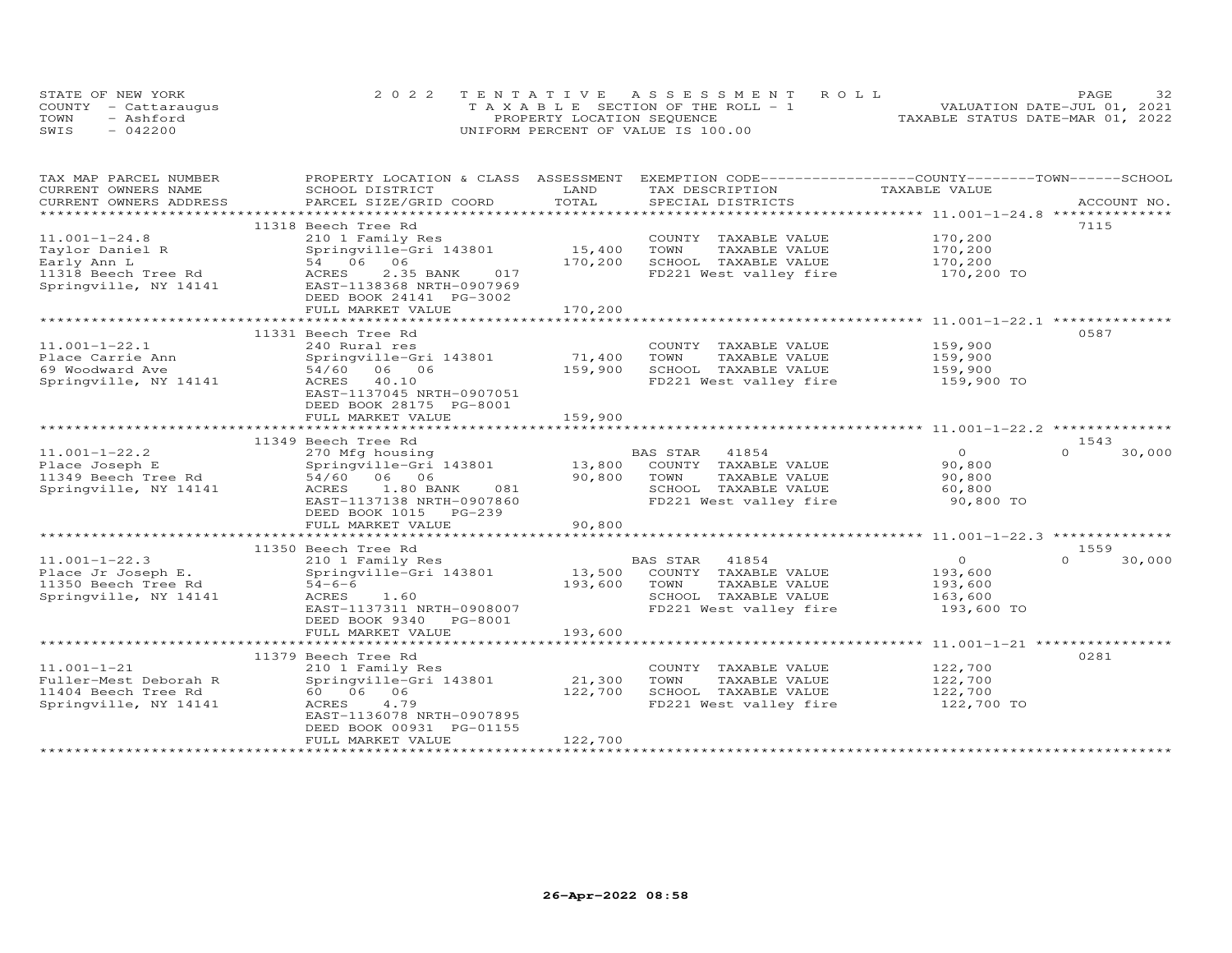STATE OF NEW YORK
COUNTY - Cattaraugus
TOWN - Ashford
SWIS - 042200

2022 TENTATIVE ASSESSMENT ROLL
TAXABLE SECTION OF THE ROLL - 1
PROPERTY LOCATION SEQUENCE
UNIFORM PERCENT OF VALUE IS 100.00

VALUATION DATE-JUL 01, 2021
TAXABLE STATUS DATE-MAR 01, 2022

| TAX MAP PARCEL NUMBER / CURRENT OWNERS NAME / CURRENT OWNERS ADDRESS | PROPERTY LOCATION & CLASS / SCHOOL DISTRICT / PARCEL SIZE/GRID COORD | ASSESSMENT LAND / TOTAL | EXEMPTION CODE / TAX DESCRIPTION / SPECIAL DISTRICTS | COUNTY / TOWN / SCHOOL TAXABLE VALUE | ACCOUNT NO. |
|---|---|---|---|---|---|
| 11.001-1-24.8 | 11318 Beech Tree Rd | | | | 7115 |
| 11.001-1-24.8 | 210 1 Family Res | | COUNTY TAXABLE VALUE | 170,200 | |
| Taylor Daniel R | Springville-Gri 143801 | 15,400 | TOWN TAXABLE VALUE | 170,200 | |
| Early Ann L | 54 06 06 | 170,200 | SCHOOL TAXABLE VALUE | 170,200 | |
| 11318 Beech Tree Rd | ACRES 2.35 BANK 017 | | FD221 West valley fire | 170,200 TO | |
| Springville, NY 14141 | EAST-1138368 NRTH-0907969 | | | | |
| | DEED BOOK 24141 PG-3002 | | | | |
| | FULL MARKET VALUE | 170,200 | | | |
| 11.001-1-22.1 | 11331 Beech Tree Rd | | | | 0587 |
| 11.001-1-22.1 | 240 Rural res | | COUNTY TAXABLE VALUE | 159,900 | |
| Place Carrie Ann | Springville-Gri 143801 | 71,400 | TOWN TAXABLE VALUE | 159,900 | |
| 69 Woodward Ave | 54/60 06 06 | 159,900 | SCHOOL TAXABLE VALUE | 159,900 | |
| Springville, NY 14141 | ACRES 40.10 | | FD221 West valley fire | 159,900 TO | |
| | EAST-1137045 NRTH-0907051 | | | | |
| | DEED BOOK 28175 PG-8001 | | | | |
| | FULL MARKET VALUE | 159,900 | | | |
| 11.001-1-22.2 | 11349 Beech Tree Rd | | | | 1543 |
| 11.001-1-22.2 | 270 Mfg housing | | BAS STAR 41854 | 0 | 0 30,000 |
| Place Joseph E | Springville-Gri 143801 | 13,800 | COUNTY TAXABLE VALUE | 90,800 | |
| 11349 Beech Tree Rd | 54/60 06 06 | 90,800 | TOWN TAXABLE VALUE | 90,800 | |
| Springville, NY 14141 | ACRES 1.80 BANK 081 | | SCHOOL TAXABLE VALUE | 60,800 | |
| | EAST-1137138 NRTH-0907860 | | FD221 West valley fire | 90,800 TO | |
| | DEED BOOK 1015 PG-239 | | | | |
| | FULL MARKET VALUE | 90,800 | | | |
| 11.001-1-22.3 | 11350 Beech Tree Rd | | | | 1559 |
| 11.001-1-22.3 | 210 1 Family Res | | BAS STAR 41854 | 0 | 0 30,000 |
| Place Jr Joseph E. | Springville-Gri 143801 | 13,500 | COUNTY TAXABLE VALUE | 193,600 | |
| 11350 Beech Tree Rd | 54-6-6 | 193,600 | TOWN TAXABLE VALUE | 193,600 | |
| Springville, NY 14141 | ACRES 1.60 | | SCHOOL TAXABLE VALUE | 163,600 | |
| | EAST-1137311 NRTH-0908007 | | FD221 West valley fire | 193,600 TO | |
| | DEED BOOK 9340 PG-8001 | | | | |
| | FULL MARKET VALUE | 193,600 | | | |
| 11.001-1-21 | 11379 Beech Tree Rd | | | | 0281 |
| 11.001-1-21 | 210 1 Family Res | | COUNTY TAXABLE VALUE | 122,700 | |
| Fuller-Mest Deborah R | Springville-Gri 143801 | 21,300 | TOWN TAXABLE VALUE | 122,700 | |
| 11404 Beech Tree Rd | 60 06 06 | 122,700 | SCHOOL TAXABLE VALUE | 122,700 | |
| Springville, NY 14141 | ACRES 4.79 | | FD221 West valley fire | 122,700 TO | |
| | EAST-1136078 NRTH-0907895 | | | | |
| | DEED BOOK 00931 PG-01155 | | | | |
| | FULL MARKET VALUE | 122,700 | | | |

26-Apr-2022 08:58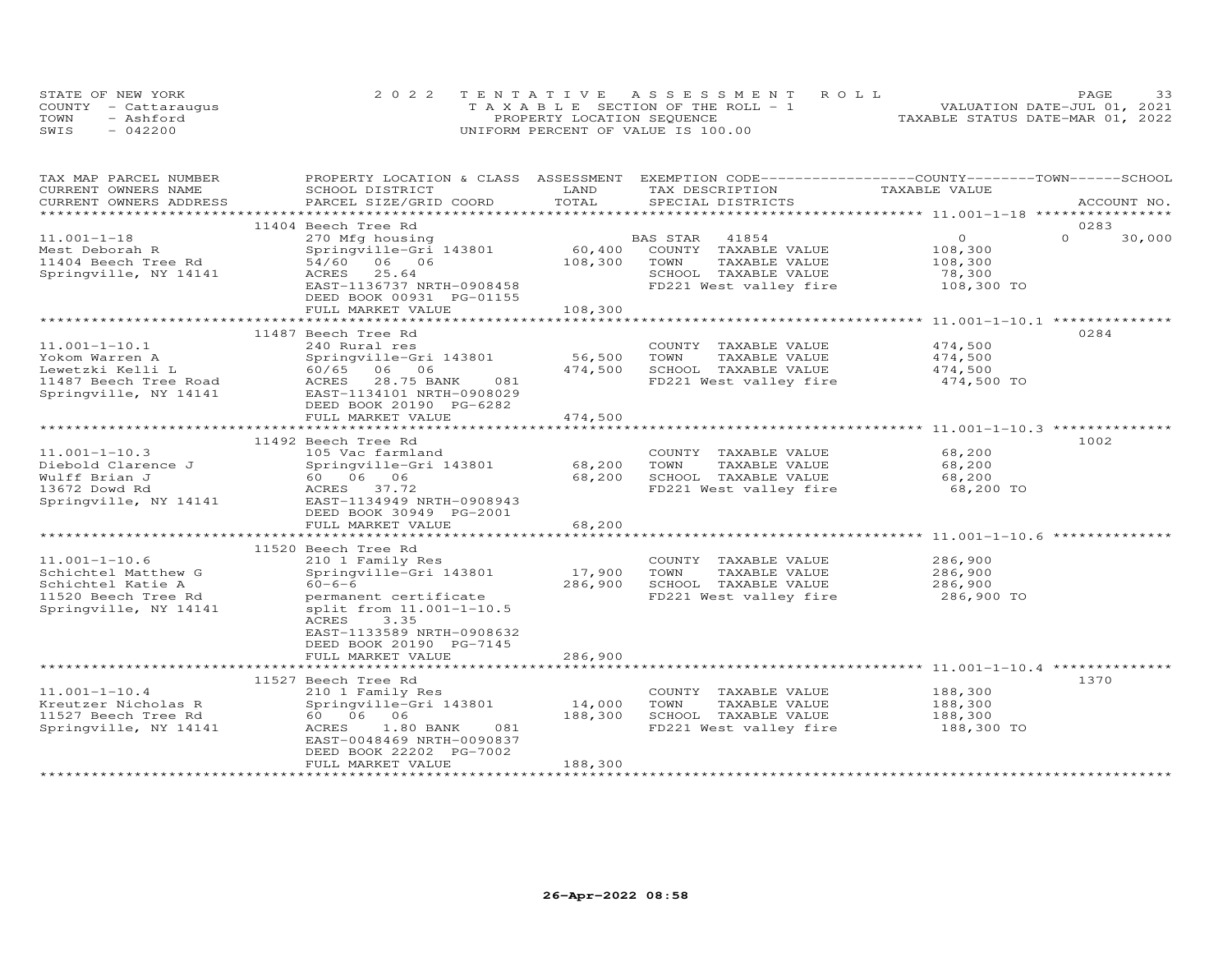STATE OF NEW YORK
COUNTY - Cattaraugus
TOWN - Ashford
SWIS - 042200

2022 TENTATIVE ASSESSMENT ROLL
TAXABLE SECTION OF THE ROLL - 1
PROPERTY LOCATION SEQUENCE
UNIFORM PERCENT OF VALUE IS 100.00

VALUATION DATE-JUL 01, 2021
TAXABLE STATUS DATE-MAR 01, 2022

| TAX MAP PARCEL NUMBER / CURRENT OWNERS NAME / CURRENT OWNERS ADDRESS | PROPERTY LOCATION & CLASS / SCHOOL DISTRICT / PARCEL SIZE/GRID COORD | ASSESSMENT LAND | TOTAL | EXEMPTION CODE / TAX DESCRIPTION / SPECIAL DISTRICTS | COUNTY / TOWN TAXABLE VALUE | SCHOOL | ACCOUNT NO. |
|---|---|---|---|---|---|---|---|
| 11.001-1-18 | 11404 Beech Tree Rd | | | | | | 0283 |
| Mest Deborah R | 270 Mfg housing | | | BAS STAR 41854 | 0 | 0 | 30,000 |
| 11404 Beech Tree Rd | Springville-Gri 143801 | 60,400 | | COUNTY TAXABLE VALUE | 108,300 | | |
| Springville, NY 14141 | 54/60 06 06 | | 108,300 | TOWN TAXABLE VALUE | 108,300 | | |
| | ACRES 25.64 | | | SCHOOL TAXABLE VALUE | 78,300 | | |
| | EAST-1136737 NRTH-0908458 | | | FD221 West valley fire | 108,300 TO | | |
| | DEED BOOK 00931 PG-01155 | | | | | | |
| | FULL MARKET VALUE | | 108,300 | | | | |
| 11.001-1-10.1 | 11487 Beech Tree Rd | | | | | | 0284 |
| Yokom Warren A | 240 Rural res | | | COUNTY TAXABLE VALUE | 474,500 | | |
| Lewetzki Kelli L | Springville-Gri 143801 | 56,500 | | TOWN TAXABLE VALUE | 474,500 | | |
| 11487 Beech Tree Road | 60/65 06 06 | | 474,500 | SCHOOL TAXABLE VALUE | 474,500 | | |
| Springville, NY 14141 | ACRES 28.75 BANK 081 | | | FD221 West valley fire | 474,500 TO | | |
| | EAST-1134101 NRTH-0908029 | | | | | | |
| | DEED BOOK 20190 PG-6282 | | | | | | |
| | FULL MARKET VALUE | | 474,500 | | | | |
| 11.001-1-10.3 | 11492 Beech Tree Rd | | | | | | 1002 |
| Diebold Clarence J | 105 Vac farmland | | | COUNTY TAXABLE VALUE | 68,200 | | |
| Wulff Brian J | Springville-Gri 143801 | 68,200 | | TOWN TAXABLE VALUE | 68,200 | | |
| 13672 Dowd Rd | 60 06 06 | | 68,200 | SCHOOL TAXABLE VALUE | 68,200 | | |
| Springville, NY 14141 | ACRES 37.72 | | | FD221 West valley fire | 68,200 TO | | |
| | EAST-1134949 NRTH-0908943 | | | | | | |
| | DEED BOOK 30949 PG-2001 | | | | | | |
| | FULL MARKET VALUE | | 68,200 | | | | |
| 11.001-1-10.6 | 11520 Beech Tree Rd | | | | | | |
| Schichtel Matthew G | 210 1 Family Res | | | COUNTY TAXABLE VALUE | 286,900 | | |
| Schichtel Katie A | Springville-Gri 143801 | 17,900 | | TOWN TAXABLE VALUE | 286,900 | | |
| 11520 Beech Tree Rd | 60-6-6 | | 286,900 | SCHOOL TAXABLE VALUE | 286,900 | | |
| Springville, NY 14141 | permanent certificate | | | FD221 West valley fire | 286,900 TO | | |
| | split from 11.001-1-10.5 | | | | | | |
| | ACRES 3.35 | | | | | | |
| | EAST-1133589 NRTH-0908632 | | | | | | |
| | DEED BOOK 20190 PG-7145 | | | | | | |
| | FULL MARKET VALUE | | 286,900 | | | | |
| 11.001-1-10.4 | 11527 Beech Tree Rd | | | | | | 1370 |
| Kreutzer Nicholas R | 210 1 Family Res | | | COUNTY TAXABLE VALUE | 188,300 | | |
| 11527 Beech Tree Rd | Springville-Gri 143801 | 14,000 | | TOWN TAXABLE VALUE | 188,300 | | |
| Springville, NY 14141 | 60 06 06 | | 188,300 | SCHOOL TAXABLE VALUE | 188,300 | | |
| | ACRES 1.80 BANK 081 | | | FD221 West valley fire | 188,300 TO | | |
| | EAST-0048469 NRTH-0090837 | | | | | | |
| | DEED BOOK 22202 PG-7002 | | | | | | |
| | FULL MARKET VALUE | | 188,300 | | | | |

26-Apr-2022 08:58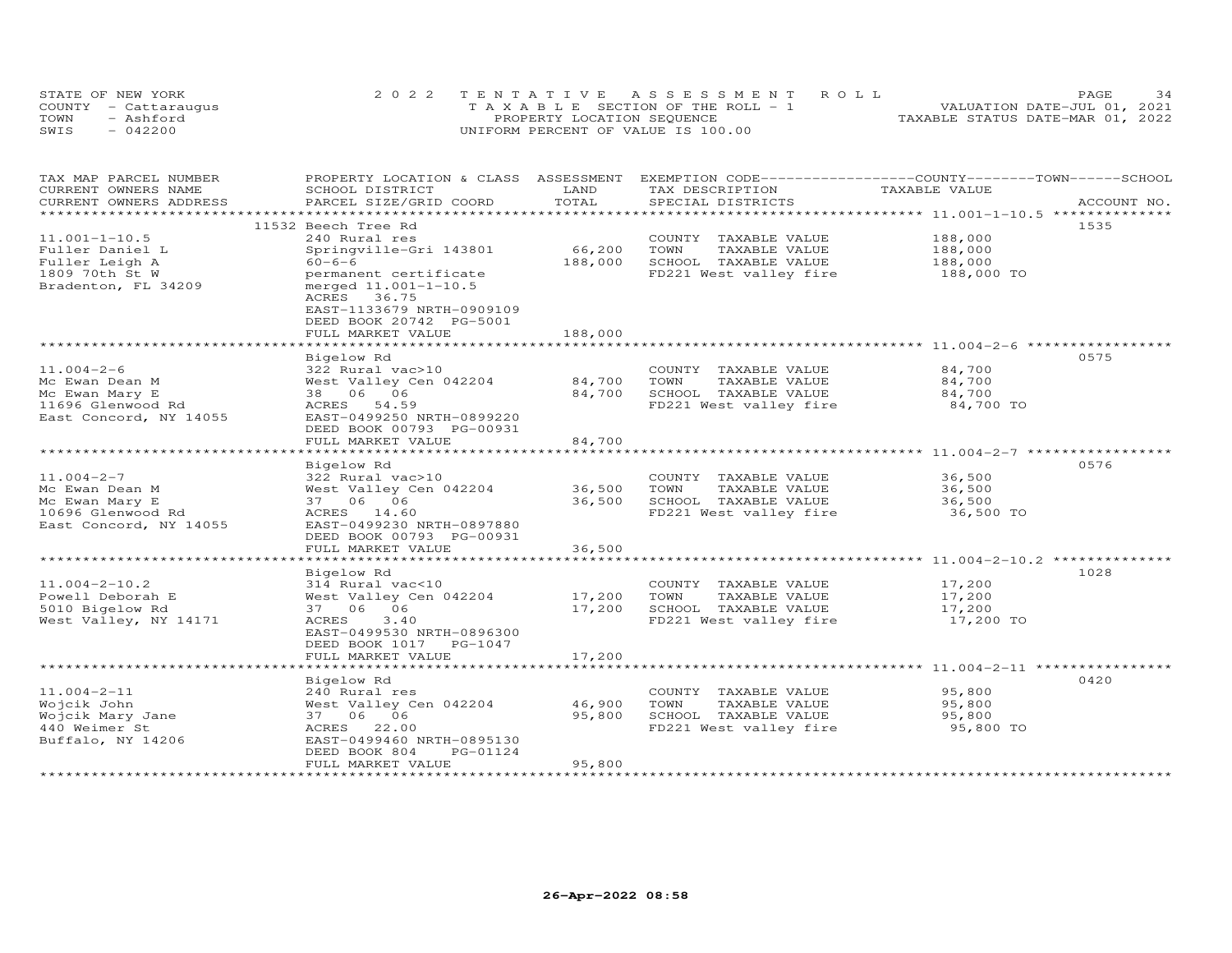STATE OF NEW YORK
COUNTY - Cattaraugus
TOWN - Ashford
SWIS - 042200

2022 TENTATIVE ASSESSMENT ROLL
TAXABLE SECTION OF THE ROLL - 1
PROPERTY LOCATION SEQUENCE
UNIFORM PERCENT OF VALUE IS 100.00

VALUATION DATE-JUL 01, 2021
TAXABLE STATUS DATE-MAR 01, 2022

| TAX MAP PARCEL NUMBER / CURRENT OWNERS NAME / CURRENT OWNERS ADDRESS | PROPERTY LOCATION & CLASS / SCHOOL DISTRICT / PARCEL SIZE/GRID COORD | ASSESSMENT LAND | TOTAL | EXEMPTION CODE / TAX DESCRIPTION / SPECIAL DISTRICTS | COUNTY / TOWN / SCHOOL TAXABLE VALUE | ACCOUNT NO. |
|---|---|---|---|---|---|---|
| 11.001-1-10.5 | 11532 Beech Tree Rd | | | | | 1535 |
| | 240 Rural res | | | COUNTY TAXABLE VALUE | 188,000 | |
| Fuller Daniel L | Springville-Gri 143801 | 66,200 | | TOWN TAXABLE VALUE | 188,000 | |
| Fuller Leigh A | 60-6-6 | | 188,000 | SCHOOL TAXABLE VALUE | 188,000 | |
| 1809 70th St W | permanent certificate | | | FD221 West valley fire | 188,000 TO | |
| Bradenton, FL 34209 | merged 11.001-1-10.5 | | | | | |
| | ACRES 36.75 | | | | | |
| | EAST-1133679 NRTH-0909109 | | | | | |
| | DEED BOOK 20742 PG-5001 | | | | | |
| | FULL MARKET VALUE | | 188,000 | | | |
| 11.004-2-6 | Bigelow Rd | | | | | 0575 |
| | 322 Rural vac>10 | | | COUNTY TAXABLE VALUE | 84,700 | |
| Mc Ewan Dean M | West Valley Cen 042204 | 84,700 | | TOWN TAXABLE VALUE | 84,700 | |
| Mc Ewan Mary E | 38 06 06 | | 84,700 | SCHOOL TAXABLE VALUE | 84,700 | |
| 11696 Glenwood Rd | ACRES 54.59 | | | FD221 West valley fire | 84,700 TO | |
| East Concord, NY 14055 | EAST-0499250 NRTH-0899220 | | | | | |
| | DEED BOOK 00793 PG-00931 | | | | | |
| | FULL MARKET VALUE | | 84,700 | | | |
| 11.004-2-7 | Bigelow Rd | | | | | 0576 |
| | 322 Rural vac>10 | | | COUNTY TAXABLE VALUE | 36,500 | |
| Mc Ewan Dean M | West Valley Cen 042204 | 36,500 | | TOWN TAXABLE VALUE | 36,500 | |
| Mc Ewan Mary E | 37 06 06 | | 36,500 | SCHOOL TAXABLE VALUE | 36,500 | |
| 10696 Glenwood Rd | ACRES 14.60 | | | FD221 West valley fire | 36,500 TO | |
| East Concord, NY 14055 | EAST-0499230 NRTH-0897880 | | | | | |
| | DEED BOOK 00793 PG-00931 | | | | | |
| | FULL MARKET VALUE | | 36,500 | | | |
| 11.004-2-10.2 | Bigelow Rd | | | | | 1028 |
| | 314 Rural vac<10 | | | COUNTY TAXABLE VALUE | 17,200 | |
| Powell Deborah E | West Valley Cen 042204 | 17,200 | | TOWN TAXABLE VALUE | 17,200 | |
| 5010 Bigelow Rd | 37 06 06 | | 17,200 | SCHOOL TAXABLE VALUE | 17,200 | |
| West Valley, NY 14171 | ACRES 3.40 | | | FD221 West valley fire | 17,200 TO | |
| | EAST-0499530 NRTH-0896300 | | | | | |
| | DEED BOOK 1017 PG-1047 | | | | | |
| | FULL MARKET VALUE | | 17,200 | | | |
| 11.004-2-11 | Bigelow Rd | | | | | 0420 |
| | 240 Rural res | | | COUNTY TAXABLE VALUE | 95,800 | |
| Wojcik John | West Valley Cen 042204 | 46,900 | | TOWN TAXABLE VALUE | 95,800 | |
| Wojcik Mary Jane | 37 06 06 | | 95,800 | SCHOOL TAXABLE VALUE | 95,800 | |
| 440 Weimer St | ACRES 22.00 | | | FD221 West valley fire | 95,800 TO | |
| Buffalo, NY 14206 | EAST-0499460 NRTH-0895130 | | | | | |
| | DEED BOOK 804 PG-01124 | | | | | |
| | FULL MARKET VALUE | | 95,800 | | | |

26-Apr-2022 08:58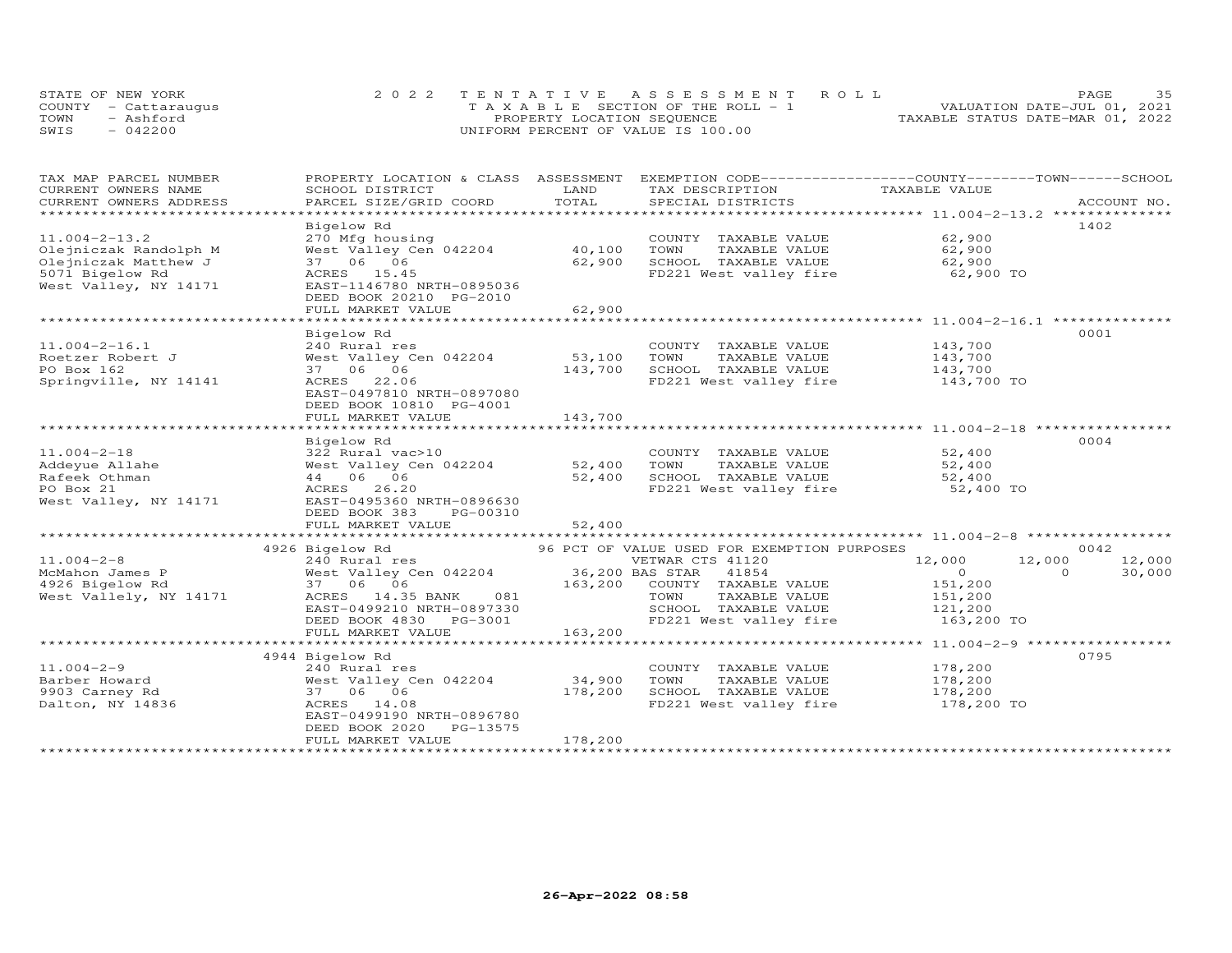STATE OF NEW YORK
COUNTY - Cattaraugus
TOWN - Ashford
SWIS - 042200

2022 TENTATIVE ASSESSMENT ROLL
TAXABLE SECTION OF THE ROLL - 1
PROPERTY LOCATION SEQUENCE
UNIFORM PERCENT OF VALUE IS 100.00

VALUATION DATE-JUL 01, 2021
TAXABLE STATUS DATE-MAR 01, 2022

| TAX MAP PARCEL NUMBER / CURRENT OWNERS NAME / CURRENT OWNERS ADDRESS | PROPERTY LOCATION & CLASS / SCHOOL DISTRICT / PARCEL SIZE/GRID COORD | ASSESSMENT LAND / TOTAL | EXEMPTION CODE / TAX DESCRIPTION / SPECIAL DISTRICTS | COUNTY TAXABLE VALUE | TOWN | SCHOOL | ACCOUNT NO. |
|---|---|---|---|---|---|---|---|
| **11.004-2-13.2** | Bigelow Rd | | | | | | 1402 |
| Olejniczak Randolph M | 270 Mfg housing | | COUNTY TAXABLE VALUE | 62,900 | | | |
| Olejniczak Matthew J | West Valley Cen 042204 | 40,100 | TOWN TAXABLE VALUE | 62,900 | | | |
| 5071 Bigelow Rd | 37 06 06 | 62,900 | SCHOOL TAXABLE VALUE | 62,900 | | | |
| West Valley, NY 14171 | ACRES 15.45 | | FD221 West valley fire | 62,900 TO | | | |
| | EAST-1146780 NRTH-0895036 | | | | | | |
| | DEED BOOK 20210 PG-2010 | | | | | | |
| | FULL MARKET VALUE | 62,900 | | | | | |
| **11.004-2-16.1** | Bigelow Rd | | | | | | 0001 |
| Roetzer Robert J | 240 Rural res | | COUNTY TAXABLE VALUE | 143,700 | | | |
| PO Box 162 | West Valley Cen 042204 | 53,100 | TOWN TAXABLE VALUE | 143,700 | | | |
| Springville, NY 14141 | 37 06 06 | 143,700 | SCHOOL TAXABLE VALUE | 143,700 | | | |
| | ACRES 22.06 | | FD221 West valley fire | 143,700 TO | | | |
| | EAST-0497810 NRTH-0897080 | | | | | | |
| | DEED BOOK 10810 PG-4001 | | | | | | |
| | FULL MARKET VALUE | 143,700 | | | | | |
| **11.004-2-18** | Bigelow Rd | | | | | | 0004 |
| Addeyue Allahe | 322 Rural vac>10 | | COUNTY TAXABLE VALUE | 52,400 | | | |
| Rafeek Othman | West Valley Cen 042204 | 52,400 | TOWN TAXABLE VALUE | 52,400 | | | |
| PO Box 21 | 44 06 06 | 52,400 | SCHOOL TAXABLE VALUE | 52,400 | | | |
| West Valley, NY 14171 | ACRES 26.20 | | FD221 West valley fire | 52,400 TO | | | |
| | EAST-0495360 NRTH-0896630 | | | | | | |
| | DEED BOOK 383 PG-00310 | | | | | | |
| | FULL MARKET VALUE | 52,400 | | | | | |
| **11.004-2-8** | 4926 Bigelow Rd | | 96 PCT OF VALUE USED FOR EXEMPTION PURPOSES | | | | 0042 |
| McMahon James P | 240 Rural res | | VETWAR CTS 41120 | 12,000 | 12,000 | 12,000 | |
| 4926 Bigelow Rd | West Valley Cen 042204 | 36,200 | BAS STAR 41854 | 0 | 0 | 30,000 | |
| West Vallely, NY 14171 | 37 06 06 | 163,200 | COUNTY TAXABLE VALUE | 151,200 | | | |
| | ACRES 14.35 BANK 081 | | TOWN TAXABLE VALUE | 151,200 | | | |
| | EAST-0499210 NRTH-0897330 | | SCHOOL TAXABLE VALUE | 121,200 | | | |
| | DEED BOOK 4830 PG-3001 | | FD221 West valley fire | 163,200 TO | | | |
| | FULL MARKET VALUE | 163,200 | | | | | |
| **11.004-2-9** | 4944 Bigelow Rd | | | | | | 0795 |
| Barber Howard | 240 Rural res | | COUNTY TAXABLE VALUE | 178,200 | | | |
| 9903 Carney Rd | West Valley Cen 042204 | 34,900 | TOWN TAXABLE VALUE | 178,200 | | | |
| Dalton, NY 14836 | 37 06 06 | 178,200 | SCHOOL TAXABLE VALUE | 178,200 | | | |
| | ACRES 14.08 | | FD221 West valley fire | 178,200 TO | | | |
| | EAST-0499190 NRTH-0896780 | | | | | | |
| | DEED BOOK 2020 PG-13575 | | | | | | |
| | FULL MARKET VALUE | 178,200 | | | | | |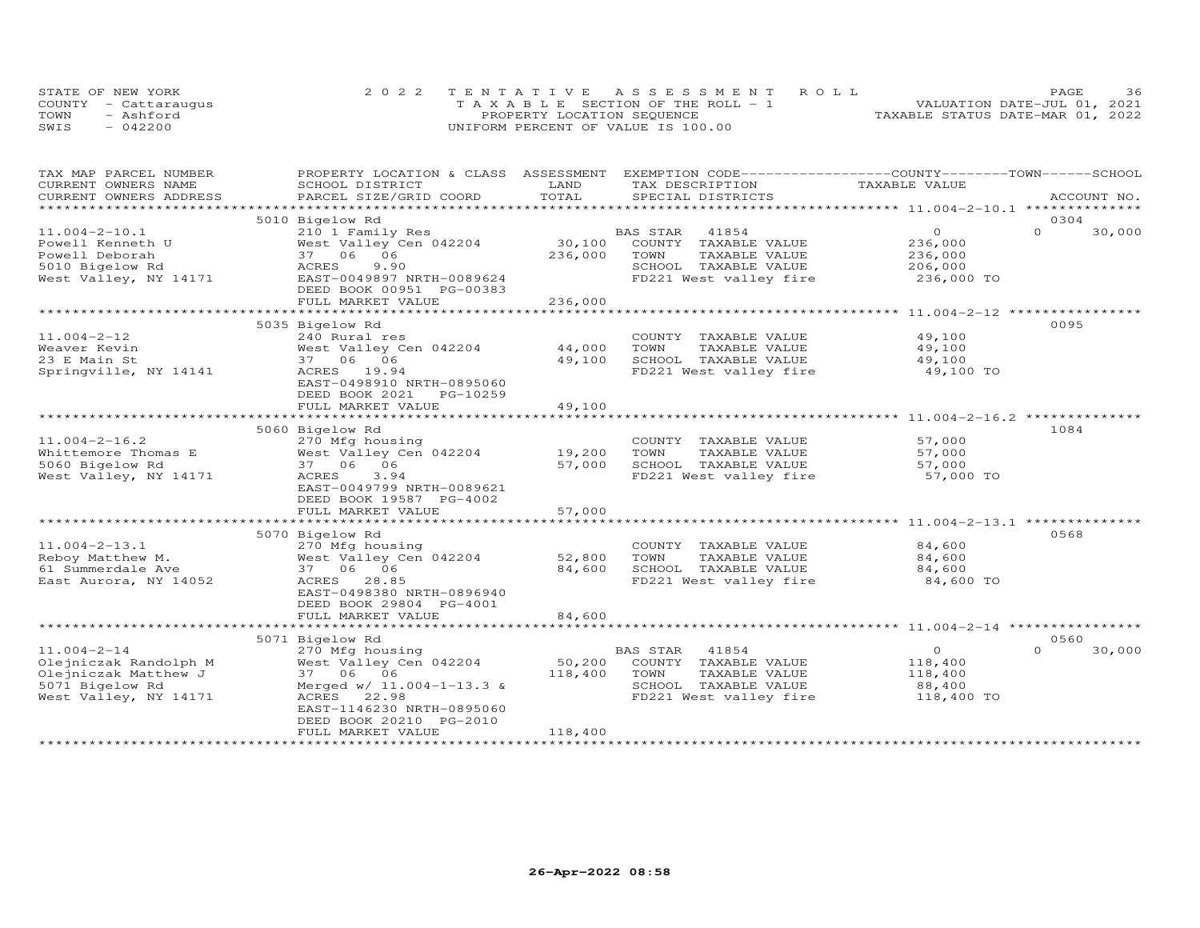STATE OF NEW YORK
COUNTY - Cattaraugus
TOWN - Ashford
SWIS - 042200

2022 TENTATIVE ASSESSMENT ROLL
TAXABLE SECTION OF THE ROLL - 1
PROPERTY LOCATION SEQUENCE
UNIFORM PERCENT OF VALUE IS 100.00

VALUATION DATE-JUL 01, 2021
TAXABLE STATUS DATE-MAR 01, 2022

| TAX MAP PARCEL NUMBER / CURRENT OWNERS NAME / CURRENT OWNERS ADDRESS | PROPERTY LOCATION & CLASS / SCHOOL DISTRICT / PARCEL SIZE/GRID COORD | ASSESSMENT LAND | TOTAL | EXEMPTION CODE / TAX DESCRIPTION / SPECIAL DISTRICTS | COUNTY TAXABLE VALUE | TOWN | SCHOOL | ACCOUNT NO. |
|---|---|---|---|---|---|---|---|---|
| 11.004-2-10.1 | 5010 Bigelow Rd | | | | | | | 0304 |
| | 210 1 Family Res | | | BAS STAR 41854 | 0 | 0 | 30,000 | |
| Powell Kenneth U | West Valley Cen 042204 | 30,100 | | COUNTY TAXABLE VALUE | 236,000 | | | |
| Powell Deborah | 37 06 06 | | 236,000 | TOWN TAXABLE VALUE | 236,000 | | | |
| 5010 Bigelow Rd | ACRES 9.90 | | | SCHOOL TAXABLE VALUE | 206,000 | | | |
| West Valley, NY 14171 | EAST-0049897 NRTH-0089624 | | | FD221 West valley fire | 236,000 TO | | | |
| | DEED BOOK 00951 PG-00383 | | | | | | | |
| | FULL MARKET VALUE | | 236,000 | | | | | |
| 11.004-2-12 | 5035 Bigelow Rd | | | | | | | 0095 |
| | 240 Rural res | | | COUNTY TAXABLE VALUE | 49,100 | | | |
| Weaver Kevin | West Valley Cen 042204 | 44,000 | | TOWN TAXABLE VALUE | 49,100 | | | |
| 23 E Main St | 37 06 06 | | 49,100 | SCHOOL TAXABLE VALUE | 49,100 | | | |
| Springville, NY 14141 | ACRES 19.94 | | | FD221 West valley fire | 49,100 TO | | | |
| | EAST-0498910 NRTH-0895060 | | | | | | | |
| | DEED BOOK 2021 PG-10259 | | | | | | | |
| | FULL MARKET VALUE | | 49,100 | | | | | |
| 11.004-2-16.2 | 5060 Bigelow Rd | | | | | | | 1084 |
| | 270 Mfg housing | | | COUNTY TAXABLE VALUE | 57,000 | | | |
| Whittemore Thomas E | West Valley Cen 042204 | 19,200 | | TOWN TAXABLE VALUE | 57,000 | | | |
| 5060 Bigelow Rd | 37 06 06 | | 57,000 | SCHOOL TAXABLE VALUE | 57,000 | | | |
| West Valley, NY 14171 | ACRES 3.94 | | | FD221 West valley fire | 57,000 TO | | | |
| | EAST-0049799 NRTH-0089621 | | | | | | | |
| | DEED BOOK 19587 PG-4002 | | | | | | | |
| | FULL MARKET VALUE | | 57,000 | | | | | |
| 11.004-2-13.1 | 5070 Bigelow Rd | | | | | | | 0568 |
| | 270 Mfg housing | | | COUNTY TAXABLE VALUE | 84,600 | | | |
| Reboy Matthew M. | West Valley Cen 042204 | 52,800 | | TOWN TAXABLE VALUE | 84,600 | | | |
| 61 Summerdale Ave | 37 06 06 | | 84,600 | SCHOOL TAXABLE VALUE | 84,600 | | | |
| East Aurora, NY 14052 | ACRES 28.85 | | | FD221 West valley fire | 84,600 TO | | | |
| | EAST-0498380 NRTH-0896940 | | | | | | | |
| | DEED BOOK 29804 PG-4001 | | | | | | | |
| | FULL MARKET VALUE | | 84,600 | | | | | |
| 11.004-2-14 | 5071 Bigelow Rd | | | | | | | 0560 |
| | 270 Mfg housing | | | BAS STAR 41854 | 0 | 0 | 30,000 | |
| Olejniczak Randolph M | West Valley Cen 042204 | 50,200 | | COUNTY TAXABLE VALUE | 118,400 | | | |
| Olejniczak Matthew J | 37 06 06 | | 118,400 | TOWN TAXABLE VALUE | 118,400 | | | |
| 5071 Bigelow Rd | Merged w/ 11.004-1-13.3 & | | | SCHOOL TAXABLE VALUE | 88,400 | | | |
| West Valley, NY 14171 | ACRES 22.98 | | | FD221 West valley fire | 118,400 TO | | | |
| | EAST-1146230 NRTH-0895060 | | | | | | | |
| | DEED BOOK 20210 PG-2010 | | | | | | | |
| | FULL MARKET VALUE | | 118,400 | | | | | |

26-Apr-2022 08:58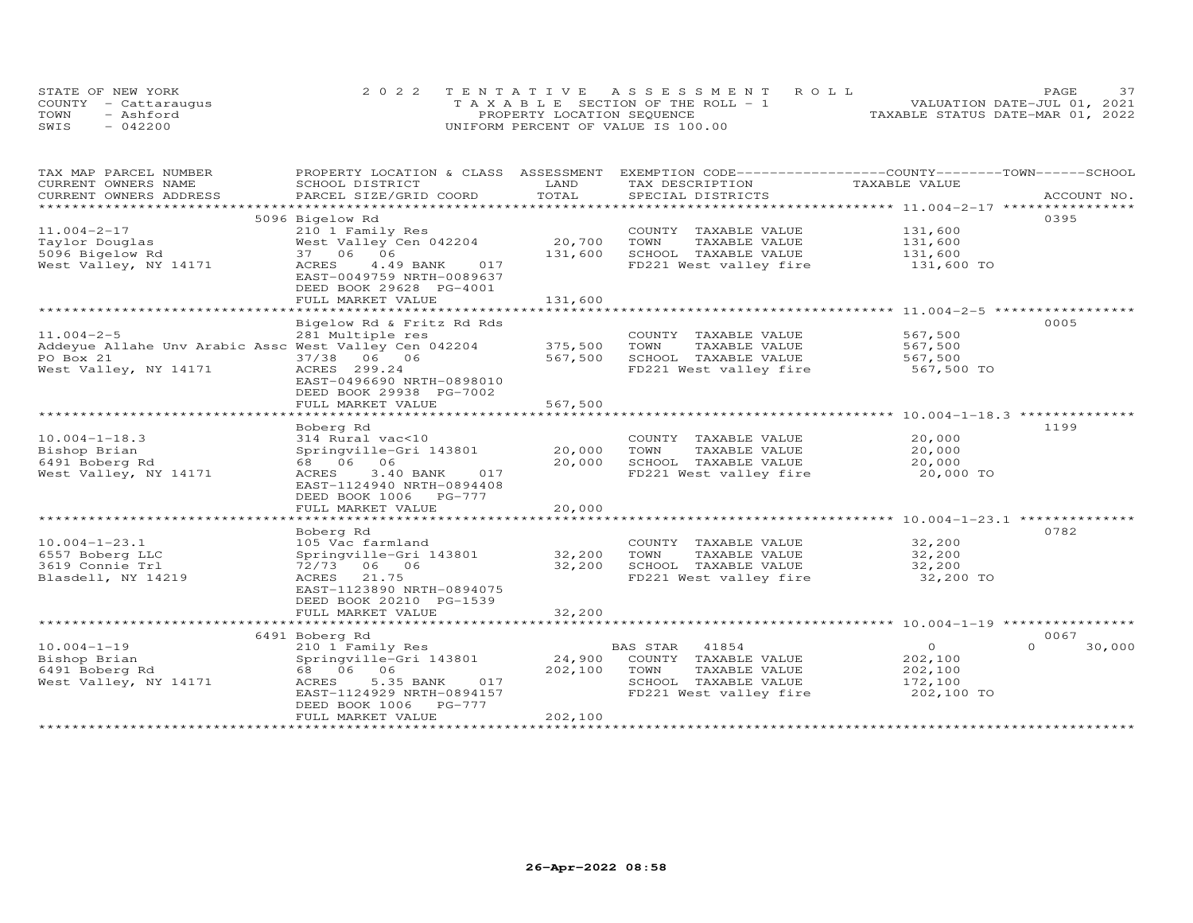STATE OF NEW YORK
COUNTY - Cattaraugus
TOWN - Ashford
SWIS - 042200

2022 TENTATIVE ASSESSMENT ROLL
TAXABLE SECTION OF THE ROLL - 1
PROPERTY LOCATION SEQUENCE
UNIFORM PERCENT OF VALUE IS 100.00

VALUATION DATE-JUL 01, 2021
TAXABLE STATUS DATE-MAR 01, 2022

| TAX MAP PARCEL NUMBER / CURRENT OWNERS NAME / CURRENT OWNERS ADDRESS | PROPERTY LOCATION & CLASS / SCHOOL DISTRICT / PARCEL SIZE/GRID COORD | ASSESSMENT LAND / TOTAL | EXEMPTION CODE / TAX DESCRIPTION / SPECIAL DISTRICTS | COUNTY / TOWN / SCHOOL TAXABLE VALUE | ACCOUNT NO. |
|---|---|---|---|---|---|
| **11.004-2-17** | 5096 Bigelow Rd | | | | 0395 |
| 11.004-2-17 | 210 1 Family Res | | COUNTY TAXABLE VALUE | 131,600 | |
| Taylor Douglas | West Valley Cen 042204 | 20,700 | TOWN TAXABLE VALUE | 131,600 | |
| 5096 Bigelow Rd | 37 06 06 | 131,600 | SCHOOL TAXABLE VALUE | 131,600 | |
| West Valley, NY 14171 | ACRES 4.49 BANK 017 | | FD221 West valley fire | 131,600 TO | |
| | EAST-0049759 NRTH-0089637 | | | | |
| | DEED BOOK 29628 PG-4001 | | | | |
| | FULL MARKET VALUE | 131,600 | | | |
| **11.004-2-5** | Bigelow Rd & Fritz Rd Rds | | | | 0005 |
| 11.004-2-5 | 281 Multiple res | | COUNTY TAXABLE VALUE | 567,500 | |
| Addeyue Allahe Unv Arabic Assc | West Valley Cen 042204 | 375,500 | TOWN TAXABLE VALUE | 567,500 | |
| PO Box 21 | 37/38 06 06 | 567,500 | SCHOOL TAXABLE VALUE | 567,500 | |
| West Valley, NY 14171 | ACRES 299.24 | | FD221 West valley fire | 567,500 TO | |
| | EAST-0496690 NRTH-0898010 | | | | |
| | DEED BOOK 29938 PG-7002 | | | | |
| | FULL MARKET VALUE | 567,500 | | | |
| **10.004-1-18.3** | Boberg Rd | | | | 1199 |
| 10.004-1-18.3 | 314 Rural vac<10 | | COUNTY TAXABLE VALUE | 20,000 | |
| Bishop Brian | Springville-Gri 143801 | 20,000 | TOWN TAXABLE VALUE | 20,000 | |
| 6491 Boberg Rd | 68 06 06 | 20,000 | SCHOOL TAXABLE VALUE | 20,000 | |
| West Valley, NY 14171 | ACRES 3.40 BANK 017 | | FD221 West valley fire | 20,000 TO | |
| | EAST-1124940 NRTH-0894408 | | | | |
| | DEED BOOK 1006 PG-777 | | | | |
| | FULL MARKET VALUE | 20,000 | | | |
| **10.004-1-23.1** | Boberg Rd | | | | 0782 |
| 10.004-1-23.1 | 105 Vac farmland | | COUNTY TAXABLE VALUE | 32,200 | |
| 6557 Boberg LLC | Springville-Gri 143801 | 32,200 | TOWN TAXABLE VALUE | 32,200 | |
| 3619 Connie Trl | 72/73 06 06 | 32,200 | SCHOOL TAXABLE VALUE | 32,200 | |
| Blasdell, NY 14219 | ACRES 21.75 | | FD221 West valley fire | 32,200 TO | |
| | EAST-1123890 NRTH-0894075 | | | | |
| | DEED BOOK 20210 PG-1539 | | | | |
| | FULL MARKET VALUE | 32,200 | | | |
| **10.004-1-19** | 6491 Boberg Rd | | | | 0067 |
| 10.004-1-19 | 210 1 Family Res | | BAS STAR 41854 | 0 / 0 / 30,000 | |
| Bishop Brian | Springville-Gri 143801 | 24,900 | COUNTY TAXABLE VALUE | 202,100 | |
| 6491 Boberg Rd | 68 06 06 | 202,100 | TOWN TAXABLE VALUE | 202,100 | |
| West Valley, NY 14171 | ACRES 5.35 BANK 017 | | SCHOOL TAXABLE VALUE | 172,100 | |
| | EAST-1124929 NRTH-0894157 | | FD221 West valley fire | 202,100 TO | |
| | DEED BOOK 1006 PG-777 | | | | |
| | FULL MARKET VALUE | 202,100 | | | |

26-Apr-2022 08:58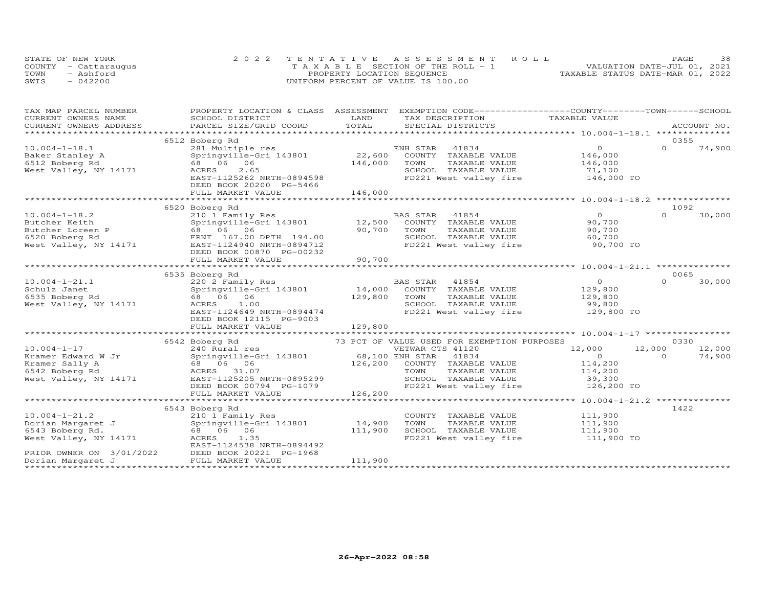STATE OF NEW YORK
COUNTY - Cattaraugus
TOWN - Ashford
SWIS - 042200

2022 TENTATIVE ASSESSMENT ROLL
TAXABLE SECTION OF THE ROLL - 1
PROPERTY LOCATION SEQUENCE
UNIFORM PERCENT OF VALUE IS 100.00

VALUATION DATE-JUL 01, 2021
TAXABLE STATUS DATE-MAR 01, 2022

| TAX MAP PARCEL NUMBER / CURRENT OWNERS NAME / CURRENT OWNERS ADDRESS | PROPERTY LOCATION & CLASS / SCHOOL DISTRICT / PARCEL SIZE/GRID COORD | ASSESSMENT LAND / TOTAL | EXEMPTION CODE / TAX DESCRIPTION / SPECIAL DISTRICTS | COUNTY TAXABLE VALUE | TOWN | SCHOOL / ACCOUNT NO. |
|---|---|---|---|---|---|---|
| **10.004-1-18.1** | 6512 Boberg Rd | | | | | 0355 |
| 10.004-1-18.1 | 281 Multiple res | | ENH STAR 41834 | 0 | 0 | 74,900 |
| Baker Stanley A | Springville-Gri 143801 | 22,600 | COUNTY TAXABLE VALUE | 146,000 | | |
| 6512 Boberg Rd | 68 06 06 | 146,000 | TOWN TAXABLE VALUE | 146,000 | | |
| West Valley, NY 14171 | ACRES 2.65 | | SCHOOL TAXABLE VALUE | 71,100 | | |
| | EAST-1125262 NRTH-0894598 | | FD221 West valley fire | 146,000 TO | | |
| | DEED BOOK 20200 PG-5466 | | | | | |
| | FULL MARKET VALUE | 146,000 | | | | |
| **10.004-1-18.2** | 6520 Boberg Rd | | | | | 1092 |
| 10.004-1-18.2 | 210 1 Family Res | | BAS STAR 41854 | 0 | 0 | 30,000 |
| Butcher Keith | Springville-Gri 143801 | 12,500 | COUNTY TAXABLE VALUE | 90,700 | | |
| Butcher Loreen P | 68 06 06 | 90,700 | TOWN TAXABLE VALUE | 90,700 | | |
| 6520 Boberg Rd | FRNT 167.00 DPTH 194.00 | | SCHOOL TAXABLE VALUE | 60,700 | | |
| West Valley, NY 14171 | EAST-1124940 NRTH-0894712 | | FD221 West valley fire | 90,700 TO | | |
| | DEED BOOK 00870 PG-00232 | | | | | |
| | FULL MARKET VALUE | 90,700 | | | | |
| **10.004-1-21.1** | 6535 Boberg Rd | | | | | 0065 |
| 10.004-1-21.1 | 220 2 Family Res | | BAS STAR 41854 | 0 | 0 | 30,000 |
| Schulz Janet | Springville-Gri 143801 | 14,000 | COUNTY TAXABLE VALUE | 129,800 | | |
| 6535 Boberg Rd | 68 06 06 | 129,800 | TOWN TAXABLE VALUE | 129,800 | | |
| West Valley, NY 14171 | ACRES 1.00 | | SCHOOL TAXABLE VALUE | 99,800 | | |
| | EAST-1124649 NRTH-0894474 | | FD221 West valley fire | 129,800 TO | | |
| | DEED BOOK 12115 PG-9003 | | | | | |
| | FULL MARKET VALUE | 129,800 | | | | |
| **10.004-1-17** | 6542 Boberg Rd | | 73 PCT OF VALUE USED FOR EXEMPTION PURPOSES | | | 0330 |
| 10.004-1-17 | 240 Rural res | | VETWAR CTS 41120 | 12,000 | 12,000 | 12,000 |
| Kramer Edward W Jr | Springville-Gri 143801 | 68,100 | ENH STAR 41834 | 0 | 0 | 74,900 |
| Kramer Sally A | 68 06 06 | 126,200 | COUNTY TAXABLE VALUE | 114,200 | | |
| 6542 Boberg Rd | ACRES 31.07 | | TOWN TAXABLE VALUE | 114,200 | | |
| West Valley, NY 14171 | EAST-1125205 NRTH-0895299 | | SCHOOL TAXABLE VALUE | 39,300 | | |
| | DEED BOOK 00794 PG-1079 | | FD221 West valley fire | 126,200 TO | | |
| | FULL MARKET VALUE | 126,200 | | | | |
| **10.004-1-21.2** | 6543 Boberg Rd | | | | | 1422 |
| 10.004-1-21.2 | 210 1 Family Res | | COUNTY TAXABLE VALUE | 111,900 | | |
| Dorian Margaret J | Springville-Gri 143801 | 14,900 | TOWN TAXABLE VALUE | 111,900 | | |
| 6543 Boberg Rd. | 68 06 06 | 111,900 | SCHOOL TAXABLE VALUE | 111,900 | | |
| West Valley, NY 14171 | ACRES 1.35 | | FD221 West valley fire | 111,900 TO | | |
| | EAST-1124538 NRTH-0894492 | | | | | |
| PRIOR OWNER ON 3/01/2022 | DEED BOOK 20221 PG-1968 | | | | | |
| Dorian Margaret J | FULL MARKET VALUE | 111,900 | | | | |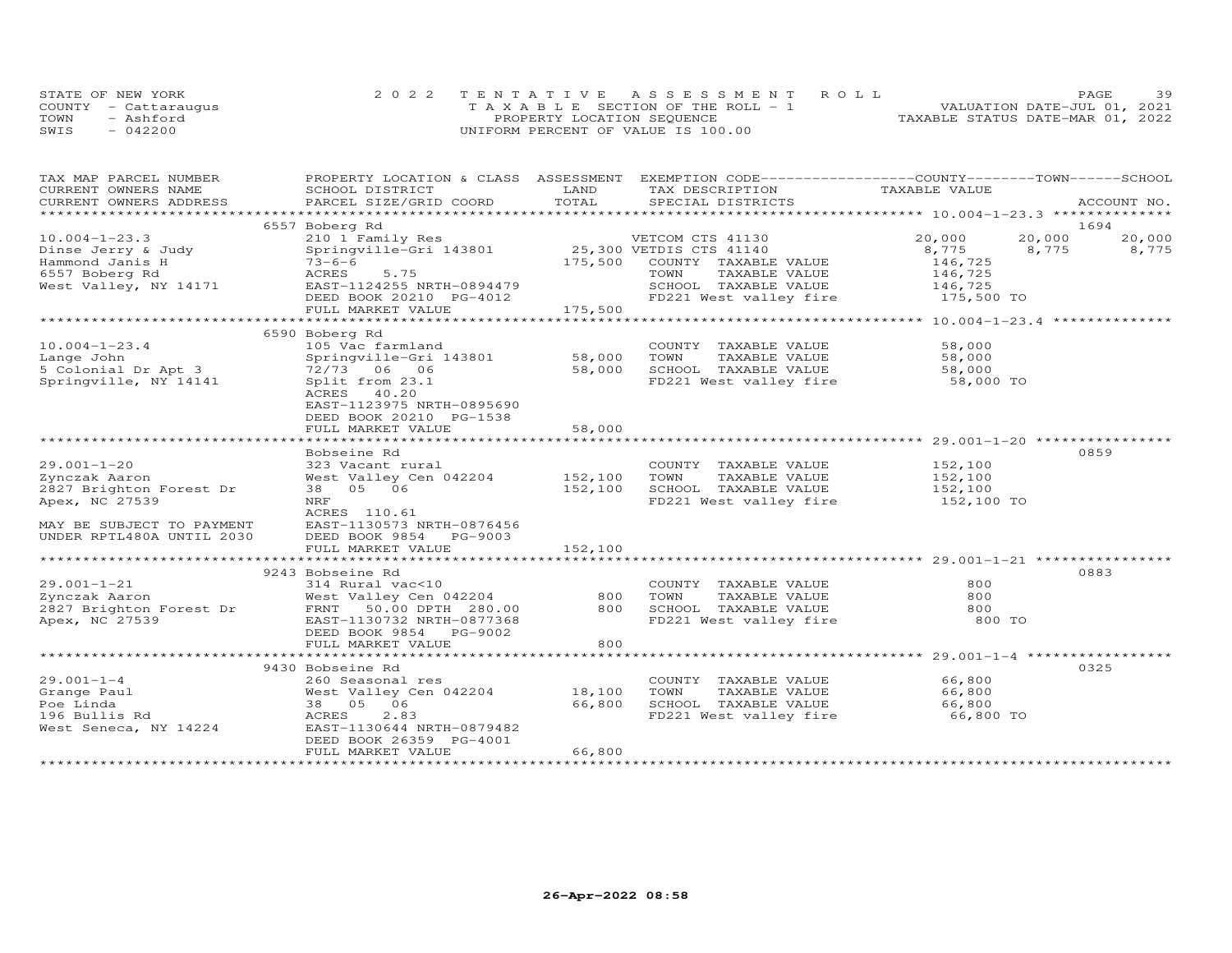STATE OF NEW YORK
COUNTY - Cattaraugus
TOWN - Ashford
SWIS - 042200

2022 TENTATIVE ASSESSMENT ROLL
TAXABLE SECTION OF THE ROLL - 1
PROPERTY LOCATION SEQUENCE
UNIFORM PERCENT OF VALUE IS 100.00

VALUATION DATE-JUL 01, 2021
TAXABLE STATUS DATE-MAR 01, 2022

| TAX MAP PARCEL NUMBER / CURRENT OWNERS NAME / CURRENT OWNERS ADDRESS | PROPERTY LOCATION & CLASS / SCHOOL DISTRICT / PARCEL SIZE/GRID COORD | ASSESSMENT LAND / TOTAL | EXEMPTION CODE / TAX DESCRIPTION / SPECIAL DISTRICTS | COUNTY TAXABLE VALUE | TOWN | SCHOOL | ACCOUNT NO. |
|---|---|---|---|---|---|---|---|
| | 6557 Boberg Rd | | | | | | 1694 |
| 10.004-1-23.3 | 210 1 Family Res | | VETCOM CTS 41130 | 20,000 | 20,000 | 20,000 | |
| Dinse Jerry & Judy | Springville-Gri 143801 | 25,300 | VETDIS CTS 41140 | 8,775 | 8,775 | 8,775 | |
| Hammond Janis H | 73-6-6 | 175,500 | COUNTY TAXABLE VALUE | 146,725 | | | |
| 6557 Boberg Rd | ACRES 5.75 | | TOWN TAXABLE VALUE | 146,725 | | | |
| West Valley, NY 14171 | EAST-1124255 NRTH-0894479 | | SCHOOL TAXABLE VALUE | 146,725 | | | |
| | DEED BOOK 20210 PG-4012 | | FD221 West valley fire | 175,500 TO | | | |
| | FULL MARKET VALUE | 175,500 | | | | | |
| | 6590 Boberg Rd | | | | | | |
| 10.004-1-23.4 | 105 Vac farmland | | COUNTY TAXABLE VALUE | 58,000 | | | |
| Lange John | Springville-Gri 143801 | 58,000 | TOWN TAXABLE VALUE | 58,000 | | | |
| 5 Colonial Dr Apt 3 | 72/73 06 06 | 58,000 | SCHOOL TAXABLE VALUE | 58,000 | | | |
| Springville, NY 14141 | Split from 23.1 | | FD221 West valley fire | 58,000 TO | | | |
| | ACRES 40.20 | | | | | | |
| | EAST-1123975 NRTH-0895690 | | | | | | |
| | DEED BOOK 20210 PG-1538 | | | | | | |
| | FULL MARKET VALUE | 58,000 | | | | | |
| | Bobseine Rd | | | | | | 0859 |
| 29.001-1-20 | 323 Vacant rural | | COUNTY TAXABLE VALUE | 152,100 | | | |
| Zynczak Aaron | West Valley Cen 042204 | 152,100 | TOWN TAXABLE VALUE | 152,100 | | | |
| 2827 Brighton Forest Dr | 38 05 06 | 152,100 | SCHOOL TAXABLE VALUE | 152,100 | | | |
| Apex, NC 27539 | NRF | | FD221 West valley fire | 152,100 TO | | | |
| | ACRES 110.61 | | | | | | |
| MAY BE SUBJECT TO PAYMENT | EAST-1130573 NRTH-0876456 | | | | | | |
| UNDER RPTL480A UNTIL 2030 | DEED BOOK 9854 PG-9003 | | | | | | |
| | FULL MARKET VALUE | 152,100 | | | | | |
| | 9243 Bobseine Rd | | | | | | 0883 |
| 29.001-1-21 | 314 Rural vac<10 | | COUNTY TAXABLE VALUE | 800 | | | |
| Zynczak Aaron | West Valley Cen 042204 | 800 | TOWN TAXABLE VALUE | 800 | | | |
| 2827 Brighton Forest Dr | FRNT 50.00 DPTH 280.00 | 800 | SCHOOL TAXABLE VALUE | 800 | | | |
| Apex, NC 27539 | EAST-1130732 NRTH-0877368 | | FD221 West valley fire | 800 TO | | | |
| | DEED BOOK 9854 PG-9002 | | | | | | |
| | FULL MARKET VALUE | 800 | | | | | |
| | 9430 Bobseine Rd | | | | | | 0325 |
| 29.001-1-4 | 260 Seasonal res | | COUNTY TAXABLE VALUE | 66,800 | | | |
| Grange Paul | West Valley Cen 042204 | 18,100 | TOWN TAXABLE VALUE | 66,800 | | | |
| Poe Linda | 38 05 06 | 66,800 | SCHOOL TAXABLE VALUE | 66,800 | | | |
| 196 Bullis Rd | ACRES 2.83 | | FD221 West valley fire | 66,800 TO | | | |
| West Seneca, NY 14224 | EAST-1130644 NRTH-0879482 | | | | | | |
| | DEED BOOK 26359 PG-4001 | | | | | | |
| | FULL MARKET VALUE | 66,800 | | | | | |

26-Apr-2022 08:58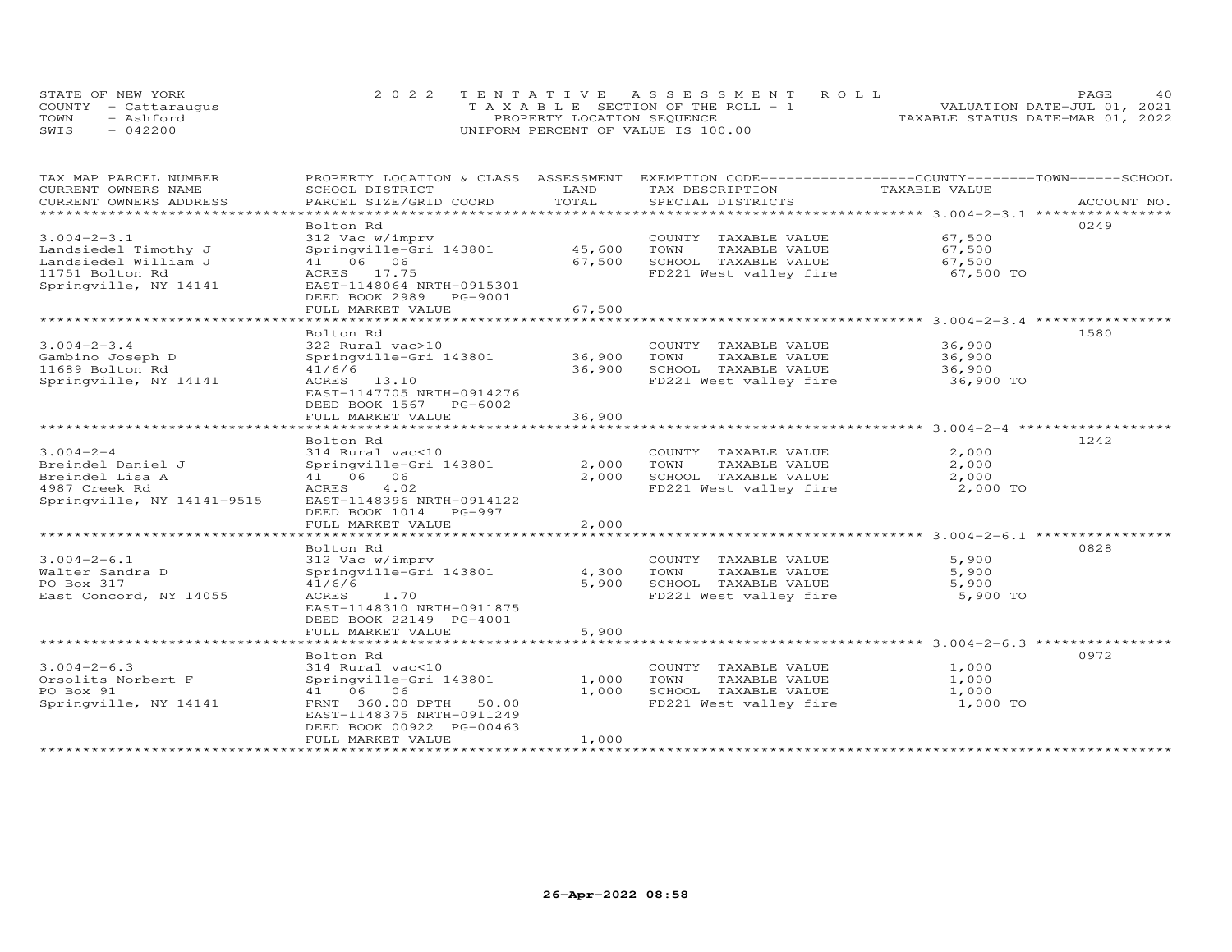STATE OF NEW YORK
COUNTY - Cattaraugus
TOWN - Ashford
SWIS - 042200

2022 TENTATIVE ASSESSMENT ROLL
TAXABLE SECTION OF THE ROLL - 1
PROPERTY LOCATION SEQUENCE
UNIFORM PERCENT OF VALUE IS 100.00

VALUATION DATE-JUL 01, 2021
TAXABLE STATUS DATE-MAR 01, 2022

| TAX MAP PARCEL NUMBER / CURRENT OWNERS NAME / CURRENT OWNERS ADDRESS | PROPERTY LOCATION & CLASS / SCHOOL DISTRICT / PARCEL SIZE/GRID COORD | ASSESSMENT LAND / TOTAL | EXEMPTION CODE / TAX DESCRIPTION / SPECIAL DISTRICTS | TAXABLE VALUE (COUNTY / TOWN / SCHOOL) | ACCOUNT NO. |
|---|---|---|---|---|---|
| 3.004-2-3.1 | Bolton Rd | | | | 0249 |
| | 312 Vac w/imprv | | COUNTY TAXABLE VALUE | 67,500 | |
| Landsiedel Timothy J | Springville-Gri 143801 | 45,600 | TOWN TAXABLE VALUE | 67,500 | |
| Landsiedel William J | 41 06 06 | 67,500 | SCHOOL TAXABLE VALUE | 67,500 | |
| 11751 Bolton Rd | ACRES 17.75 | | FD221 West valley fire | 67,500 TO | |
| Springville, NY 14141 | EAST-1148064 NRTH-0915301 | | | | |
| | DEED BOOK 2989 PG-9001 | | | | |
| | FULL MARKET VALUE | 67,500 | | | |
| 3.004-2-3.4 | Bolton Rd | | | | 1580 |
| | 322 Rural vac>10 | | COUNTY TAXABLE VALUE | 36,900 | |
| Gambino Joseph D | Springville-Gri 143801 | 36,900 | TOWN TAXABLE VALUE | 36,900 | |
| 11689 Bolton Rd | 41/6/6 | 36,900 | SCHOOL TAXABLE VALUE | 36,900 | |
| Springville, NY 14141 | ACRES 13.10 | | FD221 West valley fire | 36,900 TO | |
| | EAST-1147705 NRTH-0914276 | | | | |
| | DEED BOOK 1567 PG-6002 | | | | |
| | FULL MARKET VALUE | 36,900 | | | |
| 3.004-2-4 | Bolton Rd | | | | 1242 |
| | 314 Rural vac<10 | | COUNTY TAXABLE VALUE | 2,000 | |
| Breindel Daniel J | Springville-Gri 143801 | 2,000 | TOWN TAXABLE VALUE | 2,000 | |
| Breindel Lisa A | 41 06 06 | 2,000 | SCHOOL TAXABLE VALUE | 2,000 | |
| 4987 Creek Rd | ACRES 4.02 | | FD221 West valley fire | 2,000 TO | |
| Springville, NY 14141-9515 | EAST-1148396 NRTH-0914122 | | | | |
| | DEED BOOK 1014 PG-997 | | | | |
| | FULL MARKET VALUE | 2,000 | | | |
| 3.004-2-6.1 | Bolton Rd | | | | 0828 |
| | 312 Vac w/imprv | | COUNTY TAXABLE VALUE | 5,900 | |
| Walter Sandra D | Springville-Gri 143801 | 4,300 | TOWN TAXABLE VALUE | 5,900 | |
| PO Box 317 | 41/6/6 | 5,900 | SCHOOL TAXABLE VALUE | 5,900 | |
| East Concord, NY 14055 | ACRES 1.70 | | FD221 West valley fire | 5,900 TO | |
| | EAST-1148310 NRTH-0911875 | | | | |
| | DEED BOOK 22149 PG-4001 | | | | |
| | FULL MARKET VALUE | 5,900 | | | |
| 3.004-2-6.3 | Bolton Rd | | | | 0972 |
| | 314 Rural vac<10 | | COUNTY TAXABLE VALUE | 1,000 | |
| Orsolits Norbert F | Springville-Gri 143801 | 1,000 | TOWN TAXABLE VALUE | 1,000 | |
| PO Box 91 | 41 06 06 | 1,000 | SCHOOL TAXABLE VALUE | 1,000 | |
| Springville, NY 14141 | FRNT 360.00 DPTH 50.00 | | FD221 West valley fire | 1,000 TO | |
| | EAST-1148375 NRTH-0911249 | | | | |
| | DEED BOOK 00922 PG-00463 | | | | |
| | FULL MARKET VALUE | 1,000 | | | |

26-Apr-2022 08:58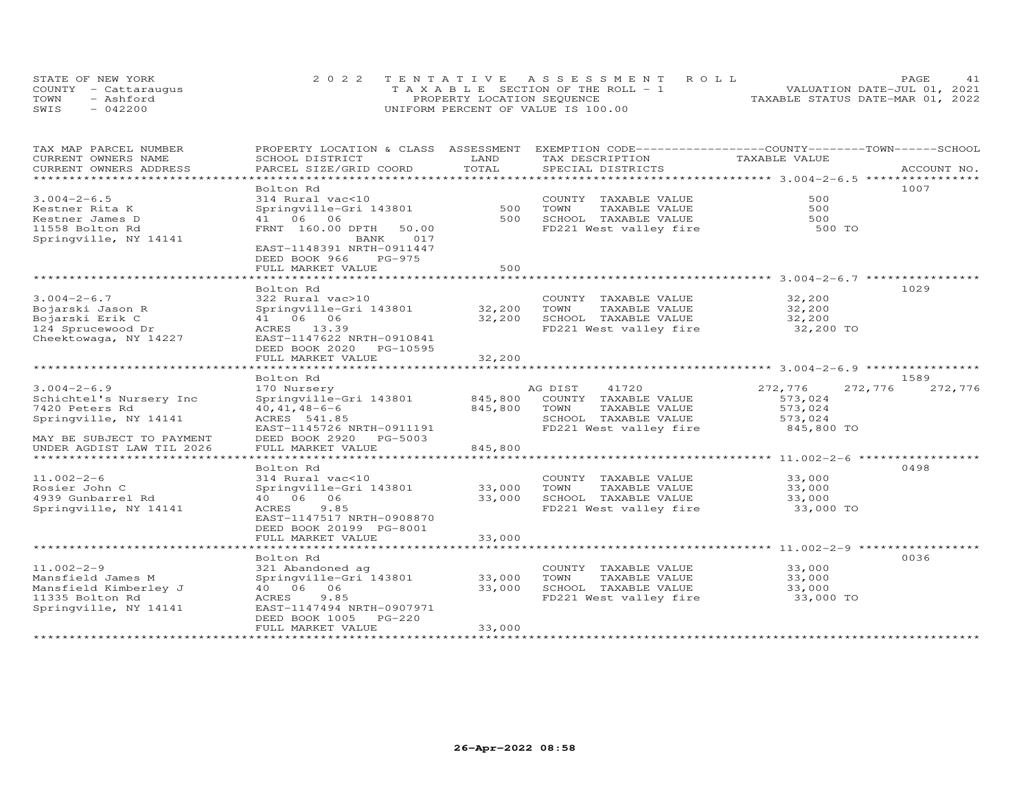STATE OF NEW YORK
COUNTY - Cattaraugus
TOWN - Ashford
SWIS - 042200

2022 TENTATIVE ASSESSMENT ROLL
TAXABLE SECTION OF THE ROLL - 1
PROPERTY LOCATION SEQUENCE
UNIFORM PERCENT OF VALUE IS 100.00

VALUATION DATE-JUL 01, 2021
TAXABLE STATUS DATE-MAR 01, 2022

| TAX MAP PARCEL NUMBER / CURRENT OWNERS NAME / CURRENT OWNERS ADDRESS | PROPERTY LOCATION & CLASS / SCHOOL DISTRICT / PARCEL SIZE/GRID COORD | ASSESSMENT LAND | TOTAL | EXEMPTION CODE / TAX DESCRIPTION / SPECIAL DISTRICTS | COUNTY TAXABLE VALUE | TOWN | SCHOOL | ACCOUNT NO. |
|---|---|---|---|---|---|---|---|---|
| 3.004-2-6.5 | Bolton Rd | | | | | | | 1007 |
| 3.004-2-6.5 | 314 Rural vac<10 | | | COUNTY TAXABLE VALUE | 500 | | | |
| Kestner Rita K | Springville-Gri 143801 | 500 | | TOWN TAXABLE VALUE | 500 | | | |
| Kestner James D | 41 06 06 | | 500 | SCHOOL TAXABLE VALUE | 500 | | | |
| 11558 Bolton Rd | FRNT 160.00 DPTH 50.00 | | | FD221 West valley fire | 500 TO | | | |
| Springville, NY 14141 | BANK 017 | | | | | | | |
| | EAST-1148391 NRTH-0911447 | | | | | | | |
| | DEED BOOK 966 PG-975 | | | | | | | |
| | FULL MARKET VALUE | | 500 | | | | | |
| 3.004-2-6.7 | Bolton Rd | | | | | | | 1029 |
| 3.004-2-6.7 | 322 Rural vac>10 | | | COUNTY TAXABLE VALUE | 32,200 | | | |
| Bojarski Jason R | Springville-Gri 143801 | 32,200 | | TOWN TAXABLE VALUE | 32,200 | | | |
| Bojarski Erik C | 41 06 06 | | 32,200 | SCHOOL TAXABLE VALUE | 32,200 | | | |
| 124 Sprucewood Dr | ACRES 13.39 | | | FD221 West valley fire | 32,200 TO | | | |
| Cheektowaga, NY 14227 | EAST-1147622 NRTH-0910841 | | | | | | | |
| | DEED BOOK 2020 PG-10595 | | | | | | | |
| | FULL MARKET VALUE | | 32,200 | | | | | |
| 3.004-2-6.9 | Bolton Rd | | | | | | | 1589 |
| 3.004-2-6.9 | 170 Nursery | | | AG DIST 41720 | 272,776 | 272,776 | 272,776 | |
| Schichtel's Nursery Inc | Springville-Gri 143801 | 845,800 | | COUNTY TAXABLE VALUE | 573,024 | | | |
| 7420 Peters Rd | 40,41,48-6-6 | | 845,800 | TOWN TAXABLE VALUE | 573,024 | | | |
| Springville, NY 14141 | ACRES 541.85 | | | SCHOOL TAXABLE VALUE | 573,024 | | | |
| | EAST-1145726 NRTH-0911191 | | | FD221 West valley fire | 845,800 TO | | | |
| MAY BE SUBJECT TO PAYMENT | DEED BOOK 2920 PG-5003 | | | | | | | |
| UNDER AGDIST LAW TIL 2026 | FULL MARKET VALUE | | 845,800 | | | | | |
| 11.002-2-6 | Bolton Rd | | | | | | | 0498 |
| 11.002-2-6 | 314 Rural vac<10 | | | COUNTY TAXABLE VALUE | 33,000 | | | |
| Rosier John C | Springville-Gri 143801 | 33,000 | | TOWN TAXABLE VALUE | 33,000 | | | |
| 4939 Gunbarrel Rd | 40 06 06 | | 33,000 | SCHOOL TAXABLE VALUE | 33,000 | | | |
| Springville, NY 14141 | ACRES 9.85 | | | FD221 West valley fire | 33,000 TO | | | |
| | EAST-1147517 NRTH-0908870 | | | | | | | |
| | DEED BOOK 20199 PG-8001 | | | | | | | |
| | FULL MARKET VALUE | | 33,000 | | | | | |
| 11.002-2-9 | Bolton Rd | | | | | | | 0036 |
| 11.002-2-9 | 321 Abandoned ag | | | COUNTY TAXABLE VALUE | 33,000 | | | |
| Mansfield James M | Springville-Gri 143801 | 33,000 | | TOWN TAXABLE VALUE | 33,000 | | | |
| Mansfield Kimberley J | 40 06 06 | | 33,000 | SCHOOL TAXABLE VALUE | 33,000 | | | |
| 11335 Bolton Rd | ACRES 9.85 | | | FD221 West valley fire | 33,000 TO | | | |
| Springville, NY 14141 | EAST-1147494 NRTH-0907971 | | | | | | | |
| | DEED BOOK 1005 PG-220 | | | | | | | |
| | FULL MARKET VALUE | | 33,000 | | | | | |

26-Apr-2022 08:58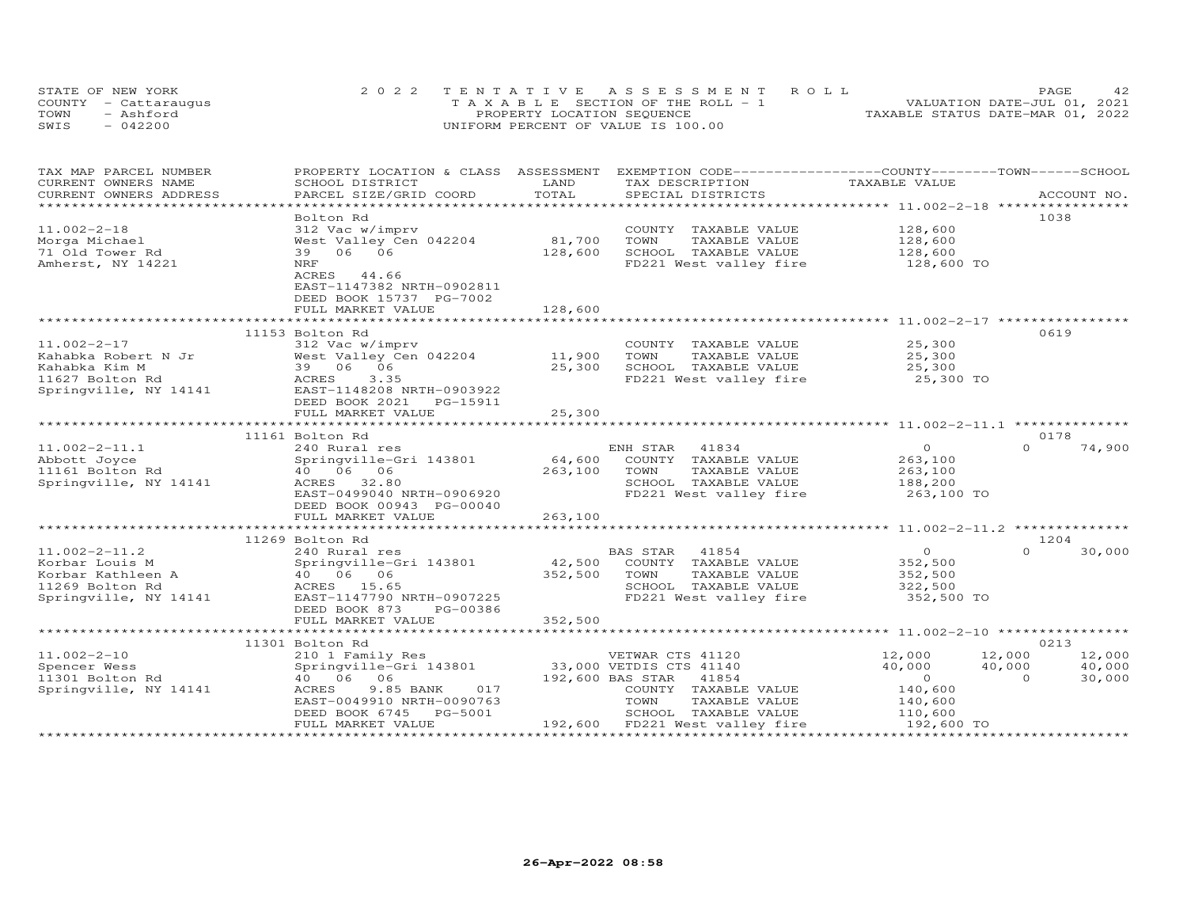STATE OF NEW YORK | 2 0 2 2 T E N T A T I V E A S S E S S M E N T R O L L | VALUATION DATE-JUL 01, 2021
COUNTY - Cattaraugus | T A X A B L E SECTION OF THE ROLL - 1 | TAXABLE STATUS DATE-MAR 01, 2022
TOWN - Ashford | PROPERTY LOCATION SEQUENCE
SWIS - 042200 | UNIFORM PERCENT OF VALUE IS 100.00

| TAX MAP PARCEL NUMBER / CURRENT OWNERS NAME / CURRENT OWNERS ADDRESS | PROPERTY LOCATION & CLASS / SCHOOL DISTRICT / PARCEL SIZE/GRID COORD | ASSESSMENT LAND / TOTAL | EXEMPTION CODE / TAX DESCRIPTION / SPECIAL DISTRICTS | COUNTY TAXABLE VALUE | TOWN | SCHOOL | ACCOUNT NO. |
|---|---|---|---|---|---|---|---|
| **11.002-2-18** | Bolton Rd | | | | | | 1038 |
| Morga Michael | 312 Vac w/imprv | | COUNTY TAXABLE VALUE | 128,600 | | | |
| 71 Old Tower Rd | West Valley Cen 042204 | 81,700 | TOWN TAXABLE VALUE | 128,600 | | | |
| Amherst, NY 14221 | 39 06 06 | 128,600 | SCHOOL TAXABLE VALUE | 128,600 | | | |
| | NRF | | FD221 West valley fire | 128,600 TO | | | |
| | ACRES 44.66 | | | | | | |
| | EAST-1147382 NRTH-0902811 | | | | | | |
| | DEED BOOK 15737 PG-7002 | | | | | | |
| | FULL MARKET VALUE | 128,600 | | | | | |
| **11.002-2-17** | 11153 Bolton Rd | | | | | | 0619 |
| Kahabka Robert N Jr | 312 Vac w/imprv | | COUNTY TAXABLE VALUE | 25,300 | | | |
| Kahabka Kim M | West Valley Cen 042204 | 11,900 | TOWN TAXABLE VALUE | 25,300 | | | |
| 11627 Bolton Rd | 39 06 06 | 25,300 | SCHOOL TAXABLE VALUE | 25,300 | | | |
| Springville, NY 14141 | ACRES 3.35 | | FD221 West valley fire | 25,300 TO | | | |
| | EAST-1148208 NRTH-0903922 | | | | | | |
| | DEED BOOK 2021 PG-15911 | | | | | | |
| | FULL MARKET VALUE | 25,300 | | | | | |
| **11.002-2-11.1** | 11161 Bolton Rd | | | | | | 0178 |
| Abbott Joyce | 240 Rural res | | ENH STAR 41834 | 0 | 0 | 74,900 | |
| 11161 Bolton Rd | Springville-Gri 143801 | 64,600 | COUNTY TAXABLE VALUE | 263,100 | | | |
| Springville, NY 14141 | 40 06 06 | 263,100 | TOWN TAXABLE VALUE | 263,100 | | | |
| | ACRES 32.80 | | SCHOOL TAXABLE VALUE | 188,200 | | | |
| | EAST-0499040 NRTH-0906920 | | FD221 West valley fire | 263,100 TO | | | |
| | DEED BOOK 00943 PG-00040 | | | | | | |
| | FULL MARKET VALUE | 263,100 | | | | | |
| **11.002-2-11.2** | 11269 Bolton Rd | | | | | | 1204 |
| Korbar Louis M | 240 Rural res | | BAS STAR 41854 | 0 | 0 | 30,000 | |
| Korbar Kathleen A | Springville-Gri 143801 | 42,500 | COUNTY TAXABLE VALUE | 352,500 | | | |
| 11269 Bolton Rd | 40 06 06 | 352,500 | TOWN TAXABLE VALUE | 352,500 | | | |
| Springville, NY 14141 | ACRES 15.65 | | SCHOOL TAXABLE VALUE | 322,500 | | | |
| | EAST-1147790 NRTH-0907225 | | FD221 West valley fire | 352,500 TO | | | |
| | DEED BOOK 873 PG-00386 | | | | | | |
| | FULL MARKET VALUE | 352,500 | | | | | |
| **11.002-2-10** | 11301 Bolton Rd | | | | | | 0213 |
| Spencer Wess | 210 1 Family Res | | VETWAR CTS 41120 | 12,000 | 12,000 | 12,000 | |
| 11301 Bolton Rd | Springville-Gri 143801 | 33,000 | VETDIS CTS 41140 | 40,000 | 40,000 | 40,000 | |
| Springville, NY 14141 | 40 06 06 | 192,600 | BAS STAR 41854 | 0 | 0 | 30,000 | |
| | ACRES 9.85 BANK 017 | | COUNTY TAXABLE VALUE | 140,600 | | | |
| | EAST-0049910 NRTH-0090763 | | TOWN TAXABLE VALUE | 140,600 | | | |
| | DEED BOOK 6745 PG-5001 | | SCHOOL TAXABLE VALUE | 110,600 | | | |
| | FULL MARKET VALUE | 192,600 | FD221 West valley fire | 192,600 TO | | | |

26-Apr-2022 08:58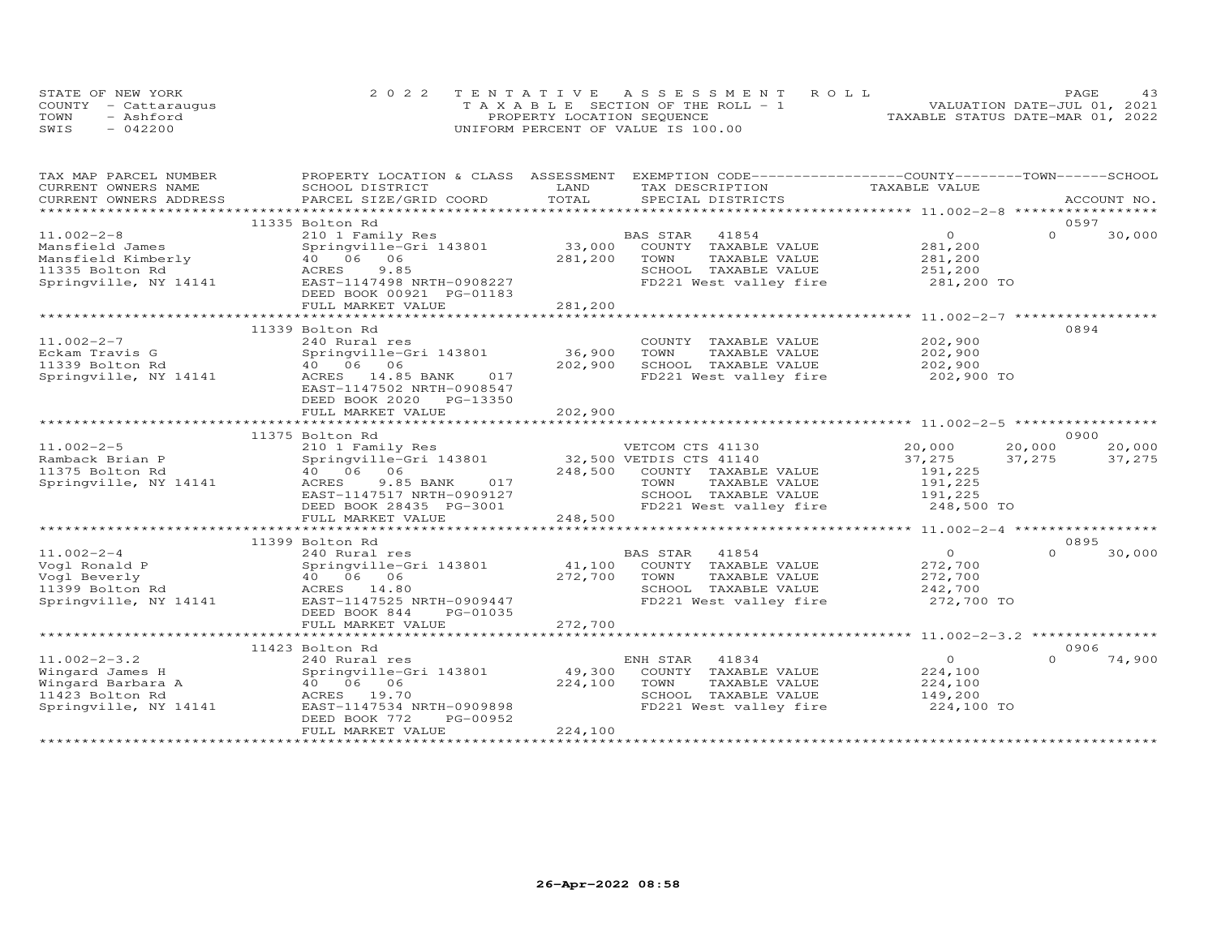STATE OF NEW YORK
COUNTY - Cattaraugus
TOWN - Ashford
SWIS - 042200

2022 TENTATIVE ASSESSMENT ROLL
TAXABLE SECTION OF THE ROLL - 1
PROPERTY LOCATION SEQUENCE
UNIFORM PERCENT OF VALUE IS 100.00

VALUATION DATE-JUL 01, 2021
TAXABLE STATUS DATE-MAR 01, 2022

| TAX MAP PARCEL NUMBER<br>CURRENT OWNERS NAME<br>CURRENT OWNERS ADDRESS | PROPERTY LOCATION & CLASS<br>SCHOOL DISTRICT<br>PARCEL SIZE/GRID COORD | ASSESSMENT<br>LAND<br>TOTAL | EXEMPTION CODE<br>TAX DESCRIPTION<br>SPECIAL DISTRICTS | COUNTY<br>TAXABLE VALUE | TOWN | SCHOOL<br>ACCOUNT NO. |
|---|---|---|---|---|---|---|
| | 11335 Bolton Rd | | | | | 0597 |
| 11.002-2-8 | 210 1 Family Res | | BAS STAR 41854 | 0 | 0 | 30,000 |
| Mansfield James | Springville-Gri 143801 | 33,000 | COUNTY TAXABLE VALUE | 281,200 | | |
| Mansfield Kimberly | 40 06 06 | 281,200 | TOWN TAXABLE VALUE | 281,200 | | |
| 11335 Bolton Rd | ACRES 9.85 | | SCHOOL TAXABLE VALUE | 251,200 | | |
| Springville, NY 14141 | EAST-1147498 NRTH-0908227 | | FD221 West valley fire | 281,200 TO | | |
| | DEED BOOK 00921 PG-01183 | | | | | |
| | FULL MARKET VALUE | 281,200 | | | | |
| | 11339 Bolton Rd | | | | | 0894 |
| 11.002-2-7 | 240 Rural res | | COUNTY TAXABLE VALUE | 202,900 | | |
| Eckam Travis G | Springville-Gri 143801 | 36,900 | TOWN TAXABLE VALUE | 202,900 | | |
| 11339 Bolton Rd | 40 06 06 | 202,900 | SCHOOL TAXABLE VALUE | 202,900 | | |
| Springville, NY 14141 | ACRES 14.85 BANK 017 | | FD221 West valley fire | 202,900 TO | | |
| | EAST-1147502 NRTH-0908547 | | | | | |
| | DEED BOOK 2020 PG-13350 | | | | | |
| | FULL MARKET VALUE | 202,900 | | | | |
| | 11375 Bolton Rd | | | | | 0900 |
| 11.002-2-5 | 210 1 Family Res | | VETCOM CTS 41130 | 20,000 | 20,000 | 20,000 |
| Ramback Brian P | Springville-Gri 143801 | 32,500 | VETDIS CTS 41140 | 37,275 | 37,275 | 37,275 |
| 11375 Bolton Rd | 40 06 06 | 248,500 | COUNTY TAXABLE VALUE | 191,225 | | |
| Springville, NY 14141 | ACRES 9.85 BANK 017 | | TOWN TAXABLE VALUE | 191,225 | | |
| | EAST-1147517 NRTH-0909127 | | SCHOOL TAXABLE VALUE | 191,225 | | |
| | DEED BOOK 28435 PG-3001 | | FD221 West valley fire | 248,500 TO | | |
| | FULL MARKET VALUE | 248,500 | | | | |
| | 11399 Bolton Rd | | | | | 0895 |
| 11.002-2-4 | 240 Rural res | | BAS STAR 41854 | 0 | 0 | 30,000 |
| Vogl Ronald P | Springville-Gri 143801 | 41,100 | COUNTY TAXABLE VALUE | 272,700 | | |
| Vogl Beverly | 40 06 06 | 272,700 | TOWN TAXABLE VALUE | 272,700 | | |
| 11399 Bolton Rd | ACRES 14.80 | | SCHOOL TAXABLE VALUE | 242,700 | | |
| Springville, NY 14141 | EAST-1147525 NRTH-0909447 | | FD221 West valley fire | 272,700 TO | | |
| | DEED BOOK 844 PG-01035 | | | | | |
| | FULL MARKET VALUE | 272,700 | | | | |
| | 11423 Bolton Rd | | | | | 0906 |
| 11.002-2-3.2 | 240 Rural res | | ENH STAR 41834 | 0 | 0 | 74,900 |
| Wingard James H | Springville-Gri 143801 | 49,300 | COUNTY TAXABLE VALUE | 224,100 | | |
| Wingard Barbara A | 40 06 06 | 224,100 | TOWN TAXABLE VALUE | 224,100 | | |
| 11423 Bolton Rd | ACRES 19.70 | | SCHOOL TAXABLE VALUE | 149,200 | | |
| Springville, NY 14141 | EAST-1147534 NRTH-0909898 | | FD221 West valley fire | 224,100 TO | | |
| | DEED BOOK 772 PG-00952 | | | | | |
| | FULL MARKET VALUE | 224,100 | | | | |

26-Apr-2022 08:58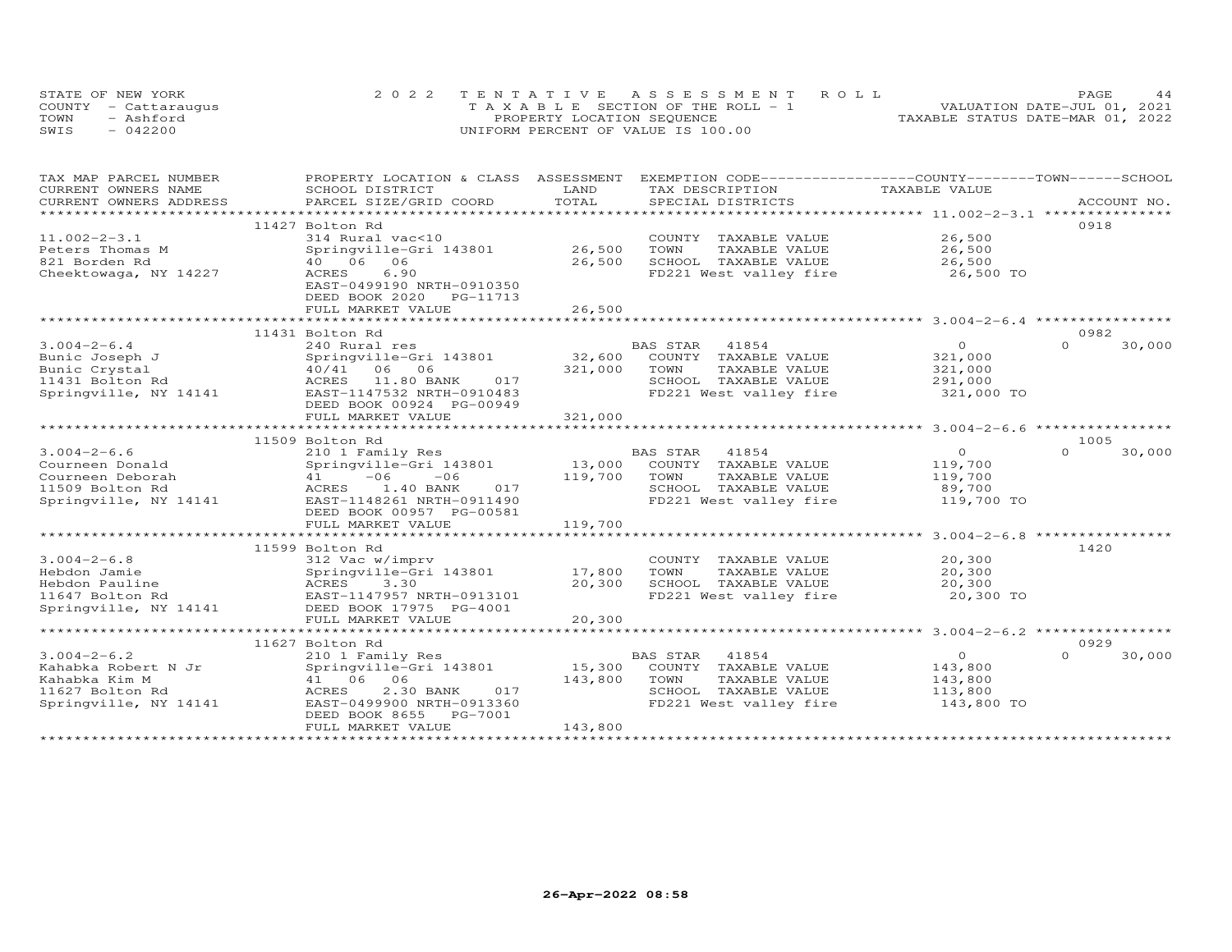STATE OF NEW YORK
COUNTY - Cattaraugus
TOWN - Ashford
SWIS - 042200

2022 TENTATIVE ASSESSMENT ROLL
TAXABLE SECTION OF THE ROLL - 1
PROPERTY LOCATION SEQUENCE
UNIFORM PERCENT OF VALUE IS 100.00

VALUATION DATE-JUL 01, 2021
TAXABLE STATUS DATE-MAR 01, 2022

| TAX MAP PARCEL NUMBER / CURRENT OWNERS NAME / CURRENT OWNERS ADDRESS | PROPERTY LOCATION & CLASS / SCHOOL DISTRICT / PARCEL SIZE/GRID COORD | ASSESSMENT LAND | TOTAL | EXEMPTION CODE / TAX DESCRIPTION / SPECIAL DISTRICTS | COUNTY / TOWN TAXABLE VALUE | SCHOOL / ACCOUNT NO. |
|---|---|---|---|---|---|---|
| | 11427 Bolton Rd | | | | | 0918 |
| 11.002-2-3.1 | 314 Rural vac<10 | | | COUNTY TAXABLE VALUE | 26,500 | |
| Peters Thomas M | Springville-Gri 143801 | 26,500 | | TOWN TAXABLE VALUE | 26,500 | |
| 821 Borden Rd | 40 06 06 | | 26,500 | SCHOOL TAXABLE VALUE | 26,500 | |
| Cheektowaga, NY 14227 | ACRES 6.90 | | | FD221 West valley fire | 26,500 TO | |
| | EAST-0499190 NRTH-0910350 | | | | | |
| | DEED BOOK 2020 PG-11713 | | | | | |
| | FULL MARKET VALUE | | 26,500 | | | |
| | 11431 Bolton Rd | | | | | 0982 |
| 3.004-2-6.4 | 240 Rural res | | | BAS STAR 41854 | 0 | 0 30,000 |
| Bunic Joseph J | Springville-Gri 143801 | 32,600 | | COUNTY TAXABLE VALUE | 321,000 | |
| Bunic Crystal | 40/41 06 06 | | 321,000 | TOWN TAXABLE VALUE | 321,000 | |
| 11431 Bolton Rd | ACRES 11.80 BANK 017 | | | SCHOOL TAXABLE VALUE | 291,000 | |
| Springville, NY 14141 | EAST-1147532 NRTH-0910483 | | | FD221 West valley fire | 321,000 TO | |
| | DEED BOOK 00924 PG-00949 | | | | | |
| | FULL MARKET VALUE | | 321,000 | | | |
| | 11509 Bolton Rd | | | | | 1005 |
| 3.004-2-6.6 | 210 1 Family Res | | | BAS STAR 41854 | 0 | 0 30,000 |
| Courneen Donald | Springville-Gri 143801 | 13,000 | | COUNTY TAXABLE VALUE | 119,700 | |
| Courneen Deborah | 41 -06 -06 | | 119,700 | TOWN TAXABLE VALUE | 119,700 | |
| 11509 Bolton Rd | ACRES 1.40 BANK 017 | | | SCHOOL TAXABLE VALUE | 89,700 | |
| Springville, NY 14141 | EAST-1148261 NRTH-0911490 | | | FD221 West valley fire | 119,700 TO | |
| | DEED BOOK 00957 PG-00581 | | | | | |
| | FULL MARKET VALUE | | 119,700 | | | |
| | 11599 Bolton Rd | | | | | 1420 |
| 3.004-2-6.8 | 312 Vac w/imprv | | | COUNTY TAXABLE VALUE | 20,300 | |
| Hebdon Jamie | Springville-Gri 143801 | 17,800 | | TOWN TAXABLE VALUE | 20,300 | |
| Hebdon Pauline | ACRES 3.30 | | 20,300 | SCHOOL TAXABLE VALUE | 20,300 | |
| 11647 Bolton Rd | EAST-1147957 NRTH-0913101 | | | FD221 West valley fire | 20,300 TO | |
| Springville, NY 14141 | DEED BOOK 17975 PG-4001 | | | | | |
| | FULL MARKET VALUE | | 20,300 | | | |
| | 11627 Bolton Rd | | | | | 0929 |
| 3.004-2-6.2 | 210 1 Family Res | | | BAS STAR 41854 | 0 | 0 30,000 |
| Kahabka Robert N Jr | Springville-Gri 143801 | 15,300 | | COUNTY TAXABLE VALUE | 143,800 | |
| Kahabka Kim M | 41 06 06 | | 143,800 | TOWN TAXABLE VALUE | 143,800 | |
| 11627 Bolton Rd | ACRES 2.30 BANK 017 | | | SCHOOL TAXABLE VALUE | 113,800 | |
| Springville, NY 14141 | EAST-0499900 NRTH-0913360 | | | FD221 West valley fire | 143,800 TO | |
| | DEED BOOK 8655 PG-7001 | | | | | |
| | FULL MARKET VALUE | | 143,800 | | | |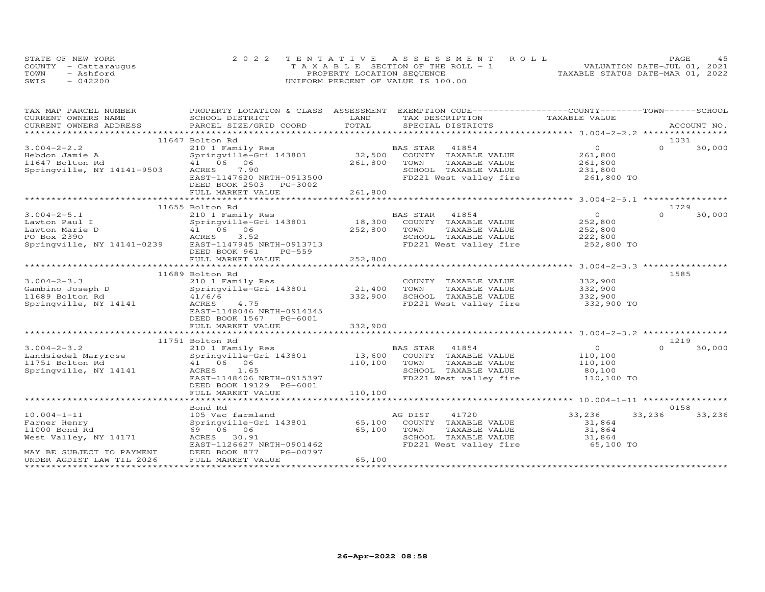STATE OF NEW YORK
COUNTY - Cattaraugus
TOWN - Ashford
SWIS - 042200

2022 TENTATIVE ASSESSMENT ROLL
TAXABLE SECTION OF THE ROLL - 1
PROPERTY LOCATION SEQUENCE
UNIFORM PERCENT OF VALUE IS 100.00

VALUATION DATE-JUL 01, 2021
TAXABLE STATUS DATE-MAR 01, 2022

| TAX MAP PARCEL NUMBER / CURRENT OWNERS NAME / CURRENT OWNERS ADDRESS | PROPERTY LOCATION & CLASS / SCHOOL DISTRICT / PARCEL SIZE/GRID COORD | ASSESSMENT LAND / TOTAL | EXEMPTION CODE / TAX DESCRIPTION / SPECIAL DISTRICTS | COUNTY TAXABLE VALUE | TOWN | SCHOOL / ACCOUNT NO. |
|---|---|---|---|---|---|---|
| | 11647 Bolton Rd | | | | | 1031 |
| 3.004-2-2.2 | 210 1 Family Res | | BAS STAR 41854 | 0 | 0 | 30,000 |
| Hebdon Jamie A | Springville-Gri 143801 | 32,500 | COUNTY TAXABLE VALUE | 261,800 | | |
| 11647 Bolton Rd | 41 06 06 | 261,800 | TOWN TAXABLE VALUE | 261,800 | | |
| Springville, NY 14141-9503 | ACRES 7.90 | | SCHOOL TAXABLE VALUE | 231,800 | | |
| | EAST-1147620 NRTH-0913500 | | FD221 West valley fire | 261,800 TO | | |
| | DEED BOOK 2503 PG-3002 | | | | | |
| | FULL MARKET VALUE | 261,800 | | | | |
| | 11655 Bolton Rd | | | | | 1729 |
| 3.004-2-5.1 | 210 1 Family Res | | BAS STAR 41854 | 0 | 0 | 30,000 |
| Lawton Paul I | Springville-Gri 143801 | 18,300 | COUNTY TAXABLE VALUE | 252,800 | | |
| Lawton Marie D | 41 06 06 | 252,800 | TOWN TAXABLE VALUE | 252,800 | | |
| PO Box 239O | ACRES 3.52 | | SCHOOL TAXABLE VALUE | 222,800 | | |
| Springville, NY 14141-0239 | EAST-1147945 NRTH-0913713 | | FD221 West valley fire | 252,800 TO | | |
| | DEED BOOK 961 PG-559 | | | | | |
| | FULL MARKET VALUE | 252,800 | | | | |
| | 11689 Bolton Rd | | | | | 1585 |
| 3.004-2-3.3 | 210 1 Family Res | | COUNTY TAXABLE VALUE | 332,900 | | |
| Gambino Joseph D | Springville-Gri 143801 | 21,400 | TOWN TAXABLE VALUE | 332,900 | | |
| 11689 Bolton Rd | 41/6/6 | 332,900 | SCHOOL TAXABLE VALUE | 332,900 | | |
| Springville, NY 14141 | ACRES 4.75 | | FD221 West valley fire | 332,900 TO | | |
| | EAST-1148046 NRTH-0914345 | | | | | |
| | DEED BOOK 1567 PG-6001 | | | | | |
| | FULL MARKET VALUE | 332,900 | | | | |
| | 11751 Bolton Rd | | | | | 1219 |
| 3.004-2-3.2 | 210 1 Family Res | | BAS STAR 41854 | 0 | 0 | 30,000 |
| Landsiedel Maryrose | Springville-Gri 143801 | 13,600 | COUNTY TAXABLE VALUE | 110,100 | | |
| 11751 Bolton Rd | 41 06 06 | 110,100 | TOWN TAXABLE VALUE | 110,100 | | |
| Springville, NY 14141 | ACRES 1.65 | | SCHOOL TAXABLE VALUE | 80,100 | | |
| | EAST-1148406 NRTH-0915397 | | FD221 West valley fire | 110,100 TO | | |
| | DEED BOOK 19129 PG-6001 | | | | | |
| | FULL MARKET VALUE | 110,100 | | | | |
| | Bond Rd | | | | | 0158 |
| 10.004-1-11 | 105 Vac farmland | | AG DIST 41720 | 33,236 | 33,236 | 33,236 |
| Farner Henry | Springville-Gri 143801 | 65,100 | COUNTY TAXABLE VALUE | 31,864 | | |
| 11000 Bond Rd | 69 06 06 | 65,100 | TOWN TAXABLE VALUE | 31,864 | | |
| West Valley, NY 14171 | ACRES 30.91 | | SCHOOL TAXABLE VALUE | 31,864 | | |
| | EAST-1126627 NRTH-0901462 | | FD221 West valley fire | 65,100 TO | | |
| MAY BE SUBJECT TO PAYMENT | DEED BOOK 877 PG-00797 | | | | | |
| UNDER AGDIST LAW TIL 2026 | FULL MARKET VALUE | 65,100 | | | | |

26-Apr-2022 08:58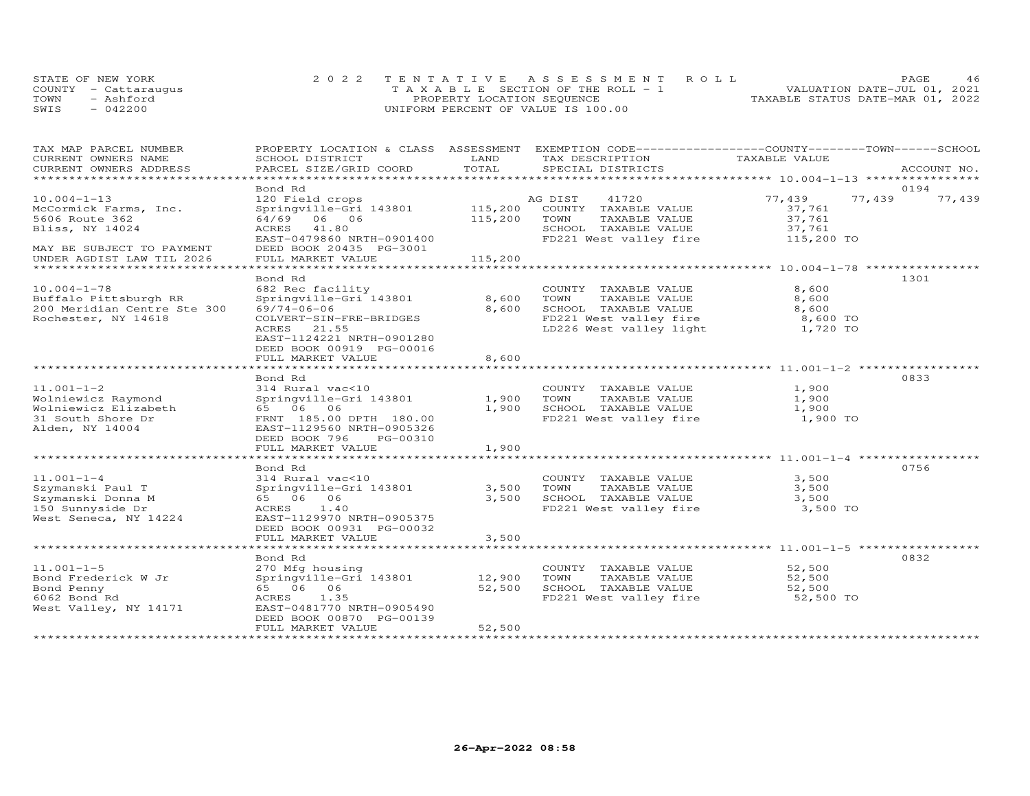STATE OF NEW YORK
COUNTY - Cattaraugus
TOWN - Ashford
SWIS - 042200

2022 TENTATIVE ASSESSMENT ROLL
TAXABLE SECTION OF THE ROLL - 1
PROPERTY LOCATION SEQUENCE
UNIFORM PERCENT OF VALUE IS 100.00

VALUATION DATE-JUL 01, 2021
TAXABLE STATUS DATE-MAR 01, 2022

| TAX MAP PARCEL NUMBER / CURRENT OWNERS NAME / CURRENT OWNERS ADDRESS | PROPERTY LOCATION & CLASS / SCHOOL DISTRICT / PARCEL SIZE/GRID COORD | ASSESSMENT LAND | TOTAL | EXEMPTION CODE / TAX DESCRIPTION / SPECIAL DISTRICTS | COUNTY TAXABLE VALUE | TOWN | SCHOOL | ACCOUNT NO. |
|---|---|---|---|---|---|---|---|---|
| **10.004-1-13** | Bond Rd | | | | | | | 0194 |
| 10.004-1-13 | 120 Field crops | | | AG DIST 41720 | 77,439 | 77,439 | 77,439 | |
| McCormick Farms, Inc. | Springville-Gri 143801 | 115,200 | | COUNTY TAXABLE VALUE | 37,761 | | | |
| 5606 Route 362 | 64/69 06 06 | | 115,200 | TOWN TAXABLE VALUE | 37,761 | | | |
| Bliss, NY 14024 | ACRES 41.80 | | | SCHOOL TAXABLE VALUE | 37,761 | | | |
| | EAST-0479860 NRTH-0901400 | | | FD221 West valley fire | 115,200 TO | | | |
| MAY BE SUBJECT TO PAYMENT | DEED BOOK 20435 PG-3001 | | | | | | | |
| UNDER AGDIST LAW TIL 2026 | FULL MARKET VALUE | | 115,200 | | | | | |
| **10.004-1-78** | Bond Rd | | | | | | | 1301 |
| 10.004-1-78 | 682 Rec facility | | | COUNTY TAXABLE VALUE | 8,600 | | | |
| Buffalo Pittsburgh RR | Springville-Gri 143801 | 8,600 | | TOWN TAXABLE VALUE | 8,600 | | | |
| 200 Meridian Centre Ste 300 | 69/74-06-06 | | 8,600 | SCHOOL TAXABLE VALUE | 8,600 | | | |
| Rochester, NY 14618 | COLVERT-SIN-FRE-BRIDGES | | | FD221 West valley fire | 8,600 TO | | | |
| | ACRES 21.55 | | | LD226 West valley light | 1,720 TO | | | |
| | EAST-1124221 NRTH-0901280 | | | | | | | |
| | DEED BOOK 00919 PG-00016 | | | | | | | |
| | FULL MARKET VALUE | | 8,600 | | | | | |
| **11.001-1-2** | Bond Rd | | | | | | | 0833 |
| 11.001-1-2 | 314 Rural vac<10 | | | COUNTY TAXABLE VALUE | 1,900 | | | |
| Wolniewicz Raymond | Springville-Gri 143801 | 1,900 | | TOWN TAXABLE VALUE | 1,900 | | | |
| Wolniewicz Elizabeth | 65 06 06 | | 1,900 | SCHOOL TAXABLE VALUE | 1,900 | | | |
| 31 South Shore Dr | FRNT 185.00 DPTH 180.00 | | | FD221 West valley fire | 1,900 TO | | | |
| Alden, NY 14004 | EAST-1129560 NRTH-0905326 | | | | | | | |
| | DEED BOOK 796 PG-00310 | | | | | | | |
| | FULL MARKET VALUE | | 1,900 | | | | | |
| **11.001-1-4** | Bond Rd | | | | | | | 0756 |
| 11.001-1-4 | 314 Rural vac<10 | | | COUNTY TAXABLE VALUE | 3,500 | | | |
| Szymanski Paul T | Springville-Gri 143801 | 3,500 | | TOWN TAXABLE VALUE | 3,500 | | | |
| Szymanski Donna M | 65 06 06 | | 3,500 | SCHOOL TAXABLE VALUE | 3,500 | | | |
| 150 Sunnyside Dr | ACRES 1.40 | | | FD221 West valley fire | 3,500 TO | | | |
| West Seneca, NY 14224 | EAST-1129970 NRTH-0905375 | | | | | | | |
| | DEED BOOK 00931 PG-00032 | | | | | | | |
| | FULL MARKET VALUE | | 3,500 | | | | | |
| **11.001-1-5** | Bond Rd | | | | | | | 0832 |
| 11.001-1-5 | 270 Mfg housing | | | COUNTY TAXABLE VALUE | 52,500 | | | |
| Bond Frederick W Jr | Springville-Gri 143801 | 12,900 | | TOWN TAXABLE VALUE | 52,500 | | | |
| Bond Penny | 65 06 06 | | 52,500 | SCHOOL TAXABLE VALUE | 52,500 | | | |
| 6062 Bond Rd | ACRES 1.35 | | | FD221 West valley fire | 52,500 TO | | | |
| West Valley, NY 14171 | EAST-0481770 NRTH-0905490 | | | | | | | |
| | DEED BOOK 00870 PG-00139 | | | | | | | |
| | FULL MARKET VALUE | | 52,500 | | | | | |

26-Apr-2022 08:58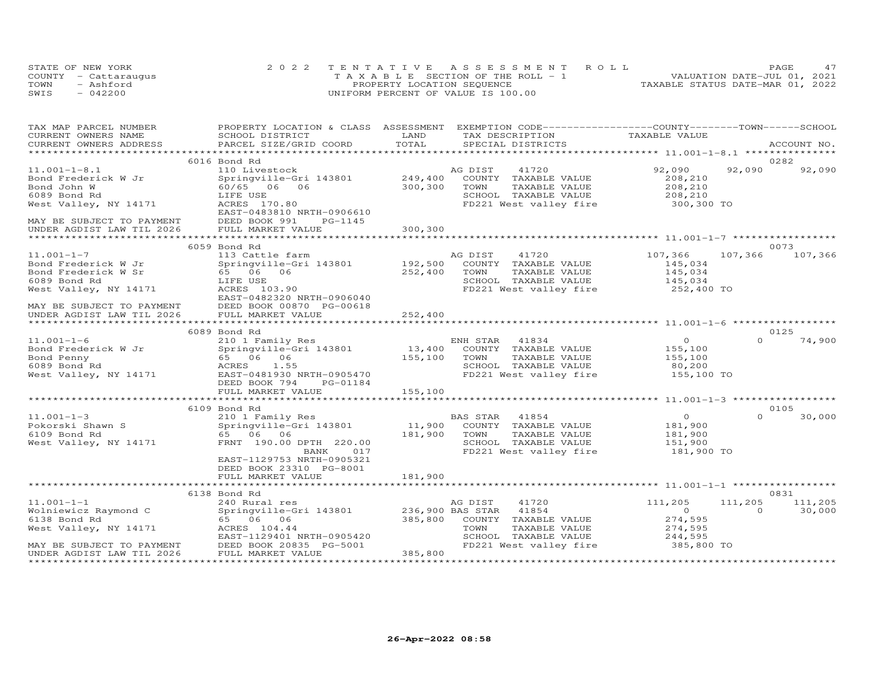STATE OF NEW YORK
COUNTY - Cattaraugus
TOWN - Ashford
SWIS - 042200

2022 TENTATIVE ASSESSMENT ROLL
TAXABLE SECTION OF THE ROLL - 1
PROPERTY LOCATION SEQUENCE
UNIFORM PERCENT OF VALUE IS 100.00

VALUATION DATE-JUL 01, 2021
TAXABLE STATUS DATE-MAR 01, 2022

| TAX MAP PARCEL NUMBER / CURRENT OWNERS NAME / CURRENT OWNERS ADDRESS | PROPERTY LOCATION & CLASS / SCHOOL DISTRICT / PARCEL SIZE/GRID COORD | ASSESSMENT LAND / TOTAL | EXEMPTION CODE / TAX DESCRIPTION / SPECIAL DISTRICTS | COUNTY | TOWN | SCHOOL / ACCOUNT NO. |
|---|---|---|---|---|---|---|
| **11.001-1-8.1** | 6016 Bond Rd | | | | | 0282 |
| Bond Frederick W Jr | 110 Livestock | | AG DIST 41720 | 92,090 | 92,090 | 92,090 |
| Bond John W | Springville-Gri 143801 | 249,400 | COUNTY TAXABLE VALUE | 208,210 | | |
| 6089 Bond Rd | 60/65 06 06 | 300,300 | TOWN TAXABLE VALUE | 208,210 | | |
| West Valley, NY 14171 | LIFE USE | | SCHOOL TAXABLE VALUE | 208,210 | | |
| | ACRES 170.80 | | FD221 West valley fire | 300,300 TO | | |
| | EAST-0483810 NRTH-0906610 | | | | | |
| MAY BE SUBJECT TO PAYMENT | DEED BOOK 991 PG-1145 | | | | | |
| UNDER AGDIST LAW TIL 2026 | FULL MARKET VALUE | 300,300 | | | | |
| **11.001-1-7** | 6059 Bond Rd | | | | | 0073 |
| Bond Frederick W Jr | 113 Cattle farm | | AG DIST 41720 | 107,366 | 107,366 | 107,366 |
| Bond Frederick W Sr | Springville-Gri 143801 | 192,500 | COUNTY TAXABLE VALUE | 145,034 | | |
| 6089 Bond Rd | 65 06 06 | 252,400 | TOWN TAXABLE VALUE | 145,034 | | |
| West Valley, NY 14171 | LIFE USE | | SCHOOL TAXABLE VALUE | 145,034 | | |
| | ACRES 103.90 | | FD221 West valley fire | 252,400 TO | | |
| | EAST-0482320 NRTH-0906040 | | | | | |
| MAY BE SUBJECT TO PAYMENT | DEED BOOK 00870 PG-00618 | | | | | |
| UNDER AGDIST LAW TIL 2026 | FULL MARKET VALUE | 252,400 | | | | |
| **11.001-1-6** | 6089 Bond Rd | | | | | 0125 |
| Bond Frederick W Jr | 210 1 Family Res | | ENH STAR 41834 | 0 | 0 | 74,900 |
| Bond Penny | Springville-Gri 143801 | 13,400 | COUNTY TAXABLE VALUE | 155,100 | | |
| 6089 Bond Rd | 65 06 06 | 155,100 | TOWN TAXABLE VALUE | 155,100 | | |
| West Valley, NY 14171 | ACRES 1.55 | | SCHOOL TAXABLE VALUE | 80,200 | | |
| | EAST-0481930 NRTH-0905470 | | FD221 West valley fire | 155,100 TO | | |
| | DEED BOOK 794 PG-01184 | | | | | |
| | FULL MARKET VALUE | 155,100 | | | | |
| **11.001-1-3** | 6109 Bond Rd | | | | | 0105 |
| Pokorski Shawn S | 210 1 Family Res | | BAS STAR 41854 | 0 | 0 | 30,000 |
| 6109 Bond Rd | Springville-Gri 143801 | 11,900 | COUNTY TAXABLE VALUE | 181,900 | | |
| West Valley, NY 14171 | 65 06 06 | 181,900 | TOWN TAXABLE VALUE | 181,900 | | |
| | FRNT 190.00 DPTH 220.00 | | SCHOOL TAXABLE VALUE | 151,900 | | |
| | BANK 017 | | FD221 West valley fire | 181,900 TO | | |
| | EAST-1129753 NRTH-0905321 | | | | | |
| | DEED BOOK 23310 PG-8001 | | | | | |
| | FULL MARKET VALUE | 181,900 | | | | |
| **11.001-1-1** | 6138 Bond Rd | | | | | 0831 |
| Wolniewicz Raymond C | 240 Rural res | | AG DIST 41720 | 111,205 | 111,205 | 111,205 |
| 6138 Bond Rd | Springville-Gri 143801 | 236,900 | BAS STAR 41854 | 0 | 0 | 30,000 |
| West Valley, NY 14171 | 65 06 06 | 385,800 | COUNTY TAXABLE VALUE | 274,595 | | |
| | ACRES 104.44 | | TOWN TAXABLE VALUE | 274,595 | | |
| | EAST-1129401 NRTH-0905420 | | SCHOOL TAXABLE VALUE | 244,595 | | |
| MAY BE SUBJECT TO PAYMENT | DEED BOOK 20835 PG-5001 | | FD221 West valley fire | 385,800 TO | | |
| UNDER AGDIST LAW TIL 2026 | FULL MARKET VALUE | 385,800 | | | | |

26-Apr-2022 08:58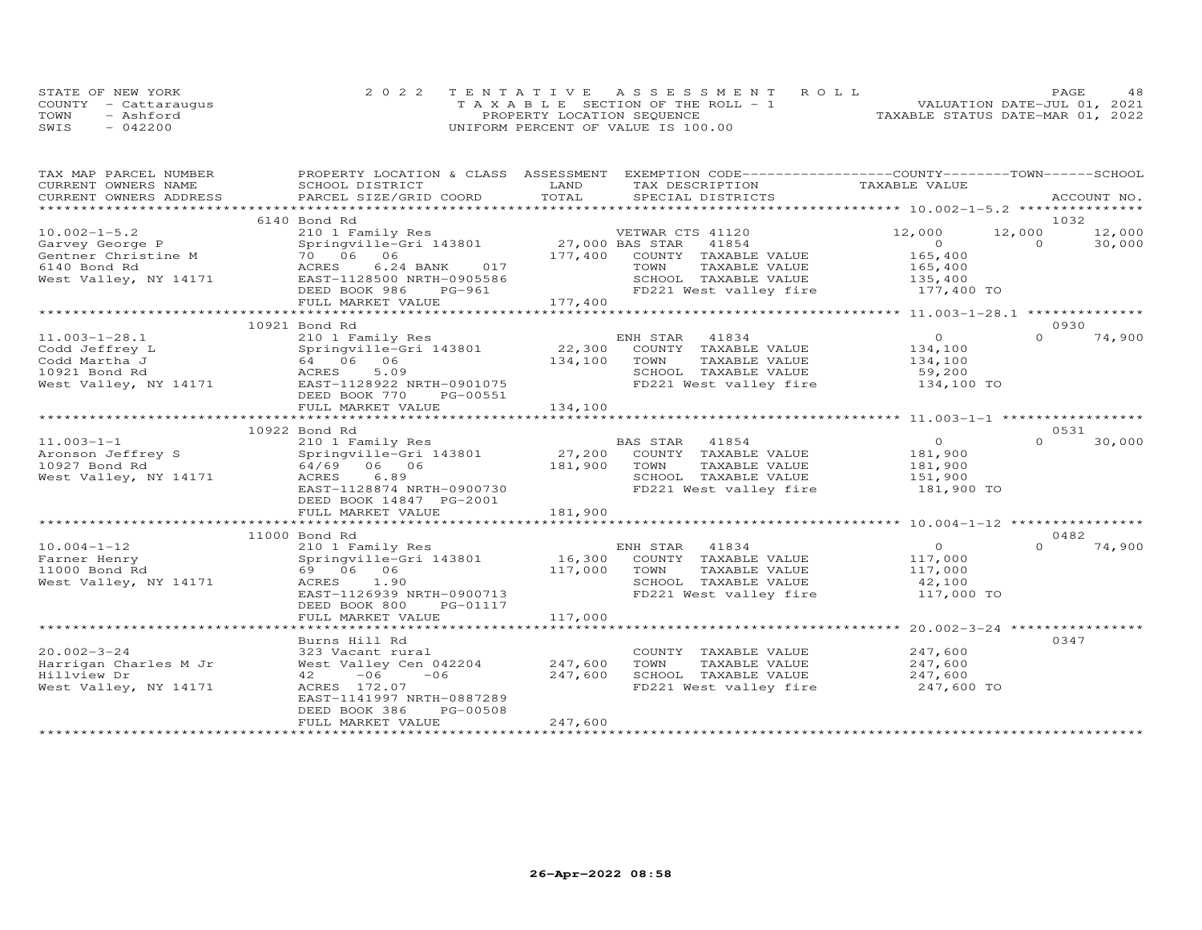STATE OF NEW YORK
COUNTY - Cattaraugus
TOWN - Ashford
SWIS - 042200

2022 TENTATIVE ASSESSMENT ROLL
TAXABLE SECTION OF THE ROLL - 1
PROPERTY LOCATION SEQUENCE
UNIFORM PERCENT OF VALUE IS 100.00

VALUATION DATE-JUL 01, 2021
TAXABLE STATUS DATE-MAR 01, 2022

| TAX MAP PARCEL NUMBER / CURRENT OWNERS NAME / CURRENT OWNERS ADDRESS | PROPERTY LOCATION & CLASS / SCHOOL DISTRICT / PARCEL SIZE/GRID COORD | ASSESSMENT LAND / TOTAL | EXEMPTION CODE / TAX DESCRIPTION / SPECIAL DISTRICTS | COUNTY TAXABLE VALUE | TOWN | SCHOOL / ACCOUNT NO. |
|---|---|---|---|---|---|---|
| | 6140 Bond Rd | | | | | 1032 |
| 10.002-1-5.2 | 210 1 Family Res | | VETWAR CTS 41120 | 12,000 | 12,000 | 12,000 |
| Garvey George P | Springville-Gri 143801 | 27,000 | BAS STAR 41854 | 0 | 0 | 30,000 |
| Gentner Christine M | 70 06 06 | 177,400 | COUNTY TAXABLE VALUE | 165,400 | | |
| 6140 Bond Rd | ACRES 6.24 BANK 017 | | TOWN TAXABLE VALUE | 165,400 | | |
| West Valley, NY 14171 | EAST-1128500 NRTH-0905586 | | SCHOOL TAXABLE VALUE | 135,400 | | |
| | DEED BOOK 986 PG-961 | | FD221 West valley fire | 177,400 TO | | |
| | FULL MARKET VALUE | 177,400 | | | | |
| | 10921 Bond Rd | | | | | 0930 |
| 11.003-1-28.1 | 210 1 Family Res | | ENH STAR 41834 | 0 | 0 | 74,900 |
| Codd Jeffrey L | Springville-Gri 143801 | 22,300 | COUNTY TAXABLE VALUE | 134,100 | | |
| Codd Martha J | 64 06 06 | 134,100 | TOWN TAXABLE VALUE | 134,100 | | |
| 10921 Bond Rd | ACRES 5.09 | | SCHOOL TAXABLE VALUE | 59,200 | | |
| West Valley, NY 14171 | EAST-1128922 NRTH-0901075 | | FD221 West valley fire | 134,100 TO | | |
| | DEED BOOK 770 PG-00551 | | | | | |
| | FULL MARKET VALUE | 134,100 | | | | |
| | 10922 Bond Rd | | | | | 0531 |
| 11.003-1-1 | 210 1 Family Res | | BAS STAR 41854 | 0 | 0 | 30,000 |
| Aronson Jeffrey S | Springville-Gri 143801 | 27,200 | COUNTY TAXABLE VALUE | 181,900 | | |
| 10927 Bond Rd | 64/69 06 06 | 181,900 | TOWN TAXABLE VALUE | 181,900 | | |
| West Valley, NY 14171 | ACRES 6.89 | | SCHOOL TAXABLE VALUE | 151,900 | | |
| | EAST-1128874 NRTH-0900730 | | FD221 West valley fire | 181,900 TO | | |
| | DEED BOOK 14847 PG-2001 | | | | | |
| | FULL MARKET VALUE | 181,900 | | | | |
| | 11000 Bond Rd | | | | | 0482 |
| 10.004-1-12 | 210 1 Family Res | | ENH STAR 41834 | 0 | 0 | 74,900 |
| Farner Henry | Springville-Gri 143801 | 16,300 | COUNTY TAXABLE VALUE | 117,000 | | |
| 11000 Bond Rd | 69 06 06 | 117,000 | TOWN TAXABLE VALUE | 117,000 | | |
| West Valley, NY 14171 | ACRES 1.90 | | SCHOOL TAXABLE VALUE | 42,100 | | |
| | EAST-1126939 NRTH-0900713 | | FD221 West valley fire | 117,000 TO | | |
| | DEED BOOK 800 PG-01117 | | | | | |
| | FULL MARKET VALUE | 117,000 | | | | |
| | Burns Hill Rd | | | | | 0347 |
| 20.002-3-24 | 323 Vacant rural | | COUNTY TAXABLE VALUE | 247,600 | | |
| Harrigan Charles M Jr | West Valley Cen 042204 | 247,600 | TOWN TAXABLE VALUE | 247,600 | | |
| Hillview Dr | 42 -06 -06 | 247,600 | SCHOOL TAXABLE VALUE | 247,600 | | |
| West Valley, NY 14171 | ACRES 172.07 | | FD221 West valley fire | 247,600 TO | | |
| | EAST-1141997 NRTH-0887289 | | | | | |
| | DEED BOOK 386 PG-00508 | | | | | |
| | FULL MARKET VALUE | 247,600 | | | | |

26-Apr-2022 08:58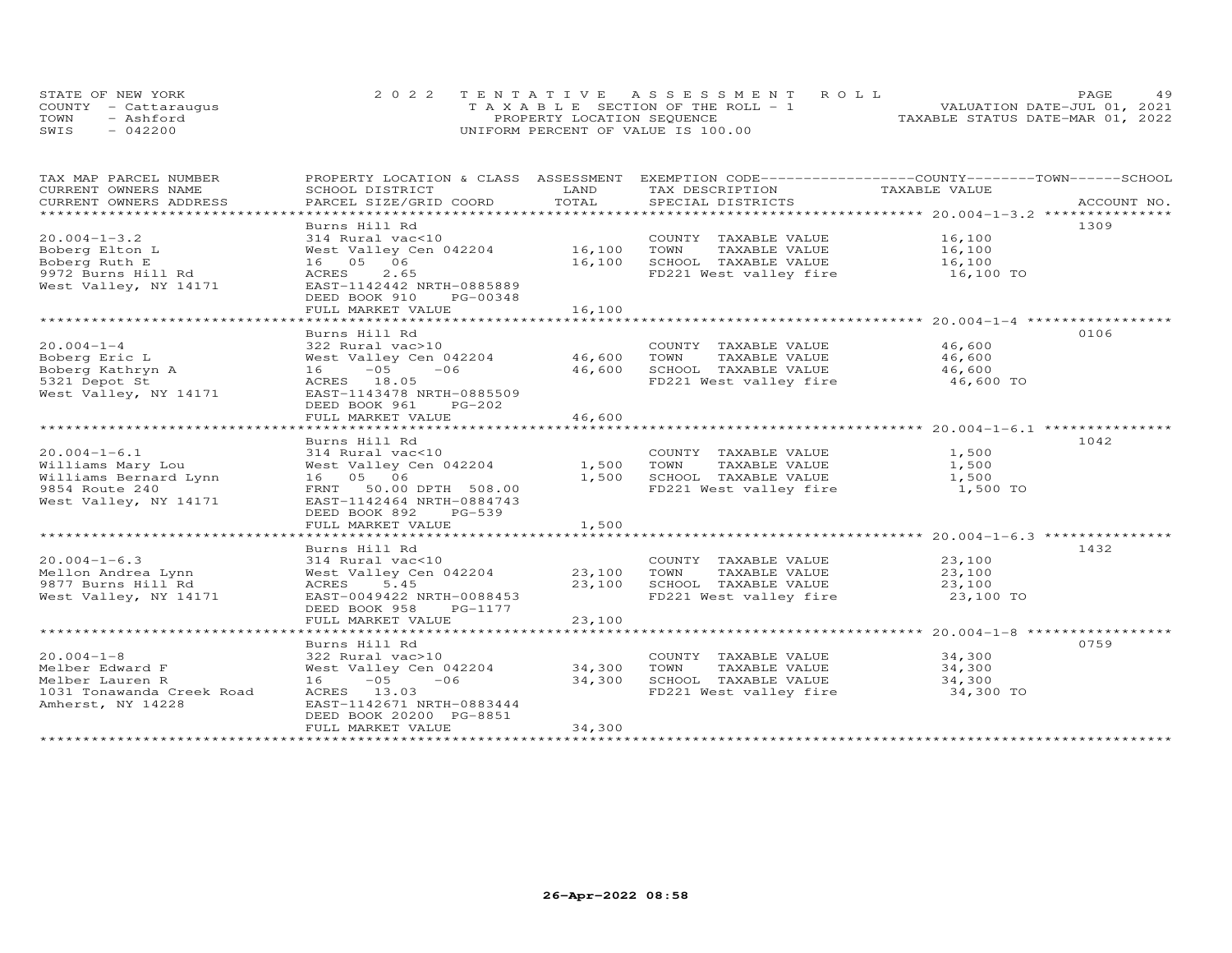STATE OF NEW YORK
COUNTY - Cattaraugus
TOWN - Ashford
SWIS - 042200

2022 TENTATIVE ASSESSMENT ROLL
TAXABLE SECTION OF THE ROLL - 1
PROPERTY LOCATION SEQUENCE
UNIFORM PERCENT OF VALUE IS 100.00

VALUATION DATE-JUL 01, 2021
TAXABLE STATUS DATE-MAR 01, 2022

| TAX MAP PARCEL NUMBER / CURRENT OWNERS NAME / CURRENT OWNERS ADDRESS | PROPERTY LOCATION & CLASS / SCHOOL DISTRICT / PARCEL SIZE/GRID COORD | ASSESSMENT LAND | TOTAL | EXEMPTION CODE / TAX DESCRIPTION / SPECIAL DISTRICTS | TAXABLE VALUE (COUNTY / TOWN / SCHOOL) | ACCOUNT NO. |
|---|---|---|---|---|---|---|
| 20.004-1-3.2 | Burns Hill Rd | | | | | 1309 |
| | 314 Rural vac<10 | | | COUNTY TAXABLE VALUE | 16,100 | |
| Boberg Elton L | West Valley Cen 042204 | 16,100 | | TOWN TAXABLE VALUE | 16,100 | |
| Boberg Ruth E | 16 05 06 | | 16,100 | SCHOOL TAXABLE VALUE | 16,100 | |
| 9972 Burns Hill Rd | ACRES 2.65 | | | FD221 West valley fire | 16,100 TO | |
| West Valley, NY 14171 | EAST-1142442 NRTH-0885889 | | | | | |
| | DEED BOOK 910 PG-00348 | | | | | |
| | FULL MARKET VALUE | | 16,100 | | | |
| 20.004-1-4 | Burns Hill Rd | | | | | 0106 |
| | 322 Rural vac>10 | | | COUNTY TAXABLE VALUE | 46,600 | |
| Boberg Eric L | West Valley Cen 042204 | 46,600 | | TOWN TAXABLE VALUE | 46,600 | |
| Boberg Kathryn A | 16 -05 -06 | | 46,600 | SCHOOL TAXABLE VALUE | 46,600 | |
| 5321 Depot St | ACRES 18.05 | | | FD221 West valley fire | 46,600 TO | |
| West Valley, NY 14171 | EAST-1143478 NRTH-0885509 | | | | | |
| | DEED BOOK 961 PG-202 | | | | | |
| | FULL MARKET VALUE | | 46,600 | | | |
| 20.004-1-6.1 | Burns Hill Rd | | | | | 1042 |
| | 314 Rural vac<10 | | | COUNTY TAXABLE VALUE | 1,500 | |
| Williams Mary Lou | West Valley Cen 042204 | 1,500 | | TOWN TAXABLE VALUE | 1,500 | |
| Williams Bernard Lynn | 16 05 06 | | 1,500 | SCHOOL TAXABLE VALUE | 1,500 | |
| 9854 Route 240 | FRNT 50.00 DPTH 508.00 | | | FD221 West valley fire | 1,500 TO | |
| West Valley, NY 14171 | EAST-1142464 NRTH-0884743 | | | | | |
| | DEED BOOK 892 PG-539 | | | | | |
| | FULL MARKET VALUE | | 1,500 | | | |
| 20.004-1-6.3 | Burns Hill Rd | | | | | 1432 |
| | 314 Rural vac<10 | | | COUNTY TAXABLE VALUE | 23,100 | |
| Mellon Andrea Lynn | West Valley Cen 042204 | 23,100 | | TOWN TAXABLE VALUE | 23,100 | |
| 9877 Burns Hill Rd | ACRES 5.45 | | 23,100 | SCHOOL TAXABLE VALUE | 23,100 | |
| West Valley, NY 14171 | EAST-0049422 NRTH-0088453 | | | FD221 West valley fire | 23,100 TO | |
| | DEED BOOK 958 PG-1177 | | | | | |
| | FULL MARKET VALUE | | 23,100 | | | |
| 20.004-1-8 | Burns Hill Rd | | | | | 0759 |
| | 322 Rural vac>10 | | | COUNTY TAXABLE VALUE | 34,300 | |
| Melber Edward F | West Valley Cen 042204 | 34,300 | | TOWN TAXABLE VALUE | 34,300 | |
| Melber Lauren R | 16 -05 -06 | | 34,300 | SCHOOL TAXABLE VALUE | 34,300 | |
| 1031 Tonawanda Creek Road | ACRES 13.03 | | | FD221 West valley fire | 34,300 TO | |
| Amherst, NY 14228 | EAST-1142671 NRTH-0883444 | | | | | |
| | DEED BOOK 20200 PG-8851 | | | | | |
| | FULL MARKET VALUE | | 34,300 | | | |

26-Apr-2022 08:58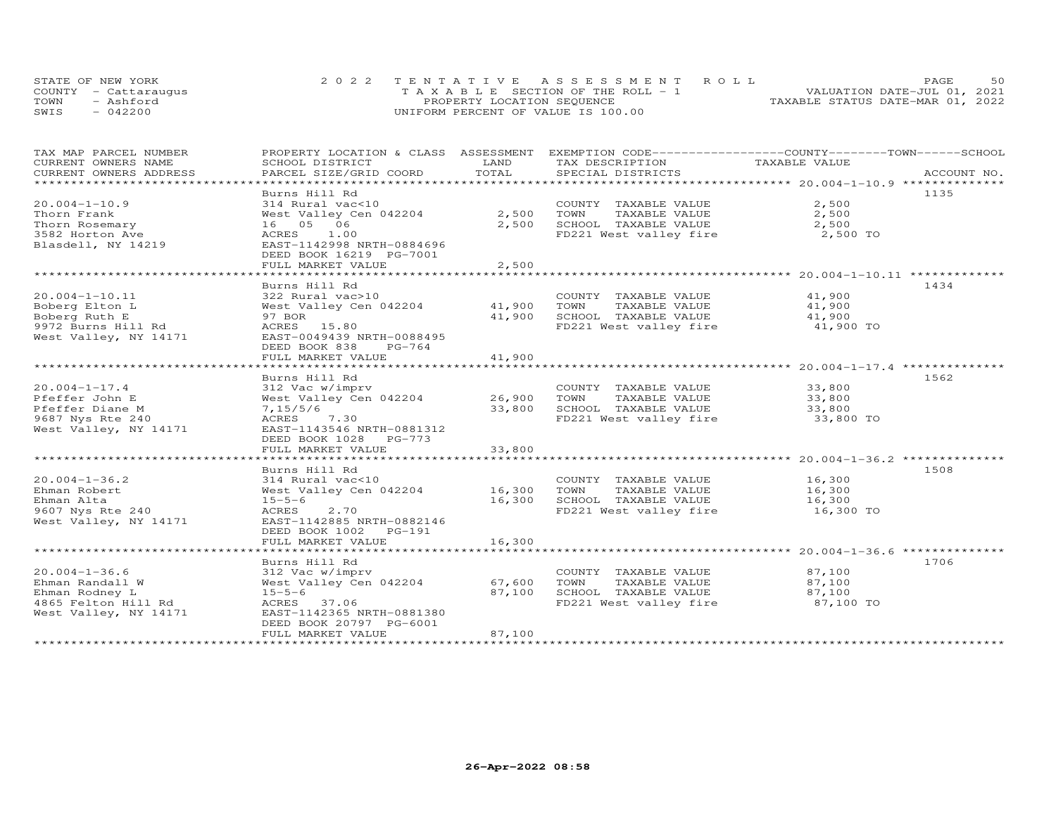STATE OF NEW YORK
COUNTY - Cattaraugus
TOWN - Ashford
SWIS - 042200

2022 TENTATIVE ASSESSMENT ROLL
TAXABLE SECTION OF THE ROLL - 1
PROPERTY LOCATION SEQUENCE
UNIFORM PERCENT OF VALUE IS 100.00

VALUATION DATE-JUL 01, 2021
TAXABLE STATUS DATE-MAR 01, 2022

| TAX MAP PARCEL NUMBER / CURRENT OWNERS NAME / CURRENT OWNERS ADDRESS | PROPERTY LOCATION & CLASS / SCHOOL DISTRICT / PARCEL SIZE/GRID COORD | ASSESSMENT LAND | TOTAL | EXEMPTION CODE / TAX DESCRIPTION / SPECIAL DISTRICTS | TAXABLE VALUE (COUNTY / TOWN / SCHOOL) | ACCOUNT NO. |
|---|---|---|---|---|---|---|
| **20.004-1-10.9** | Burns Hill Rd | | | | | 1135 |
| 20.004-1-10.9 | 314 Rural vac<10 | | | COUNTY TAXABLE VALUE | 2,500 | |
| Thorn Frank | West Valley Cen 042204 | 2,500 | | TOWN TAXABLE VALUE | 2,500 | |
| Thorn Rosemary | 16 05 06 | | 2,500 | SCHOOL TAXABLE VALUE | 2,500 | |
| 3582 Horton Ave | ACRES 1.00 | | | FD221 West valley fire | 2,500 TO | |
| Blasdell, NY 14219 | EAST-1142998 NRTH-0884696 | | | | | |
| | DEED BOOK 16219 PG-7001 | | | | | |
| | FULL MARKET VALUE | | 2,500 | | | |
| **20.004-1-10.11** | Burns Hill Rd | | | | | 1434 |
| 20.004-1-10.11 | 322 Rural vac>10 | | | COUNTY TAXABLE VALUE | 41,900 | |
| Boberg Elton L | West Valley Cen 042204 | 41,900 | | TOWN TAXABLE VALUE | 41,900 | |
| Boberg Ruth E | 97 BOR | | 41,900 | SCHOOL TAXABLE VALUE | 41,900 | |
| 9972 Burns Hill Rd | ACRES 15.80 | | | FD221 West valley fire | 41,900 TO | |
| West Valley, NY 14171 | EAST-0049439 NRTH-0088495 | | | | | |
| | DEED BOOK 838 PG-764 | | | | | |
| | FULL MARKET VALUE | | 41,900 | | | |
| **20.004-1-17.4** | Burns Hill Rd | | | | | 1562 |
| 20.004-1-17.4 | 312 Vac w/imprv | | | COUNTY TAXABLE VALUE | 33,800 | |
| Pfeffer John E | West Valley Cen 042204 | 26,900 | | TOWN TAXABLE VALUE | 33,800 | |
| Pfeffer Diane M | 7,15/5/6 | | 33,800 | SCHOOL TAXABLE VALUE | 33,800 | |
| 9687 Nys Rte 240 | ACRES 7.30 | | | FD221 West valley fire | 33,800 TO | |
| West Valley, NY 14171 | EAST-1143546 NRTH-0881312 | | | | | |
| | DEED BOOK 1028 PG-773 | | | | | |
| | FULL MARKET VALUE | | 33,800 | | | |
| **20.004-1-36.2** | Burns Hill Rd | | | | | 1508 |
| 20.004-1-36.2 | 314 Rural vac<10 | | | COUNTY TAXABLE VALUE | 16,300 | |
| Ehman Robert | West Valley Cen 042204 | 16,300 | | TOWN TAXABLE VALUE | 16,300 | |
| Ehman Alta | 15-5-6 | | 16,300 | SCHOOL TAXABLE VALUE | 16,300 | |
| 9607 Nys Rte 240 | ACRES 2.70 | | | FD221 West valley fire | 16,300 TO | |
| West Valley, NY 14171 | EAST-1142885 NRTH-0882146 | | | | | |
| | DEED BOOK 1002 PG-191 | | | | | |
| | FULL MARKET VALUE | | 16,300 | | | |
| **20.004-1-36.6** | Burns Hill Rd | | | | | 1706 |
| 20.004-1-36.6 | 312 Vac w/imprv | | | COUNTY TAXABLE VALUE | 87,100 | |
| Ehman Randall W | West Valley Cen 042204 | 67,600 | | TOWN TAXABLE VALUE | 87,100 | |
| Ehman Rodney L | 15-5-6 | | 87,100 | SCHOOL TAXABLE VALUE | 87,100 | |
| 4865 Felton Hill Rd | ACRES 37.06 | | | FD221 West valley fire | 87,100 TO | |
| West Valley, NY 14171 | EAST-1142365 NRTH-0881380 | | | | | |
| | DEED BOOK 20797 PG-6001 | | | | | |
| | FULL MARKET VALUE | | 87,100 | | | |

26-Apr-2022 08:58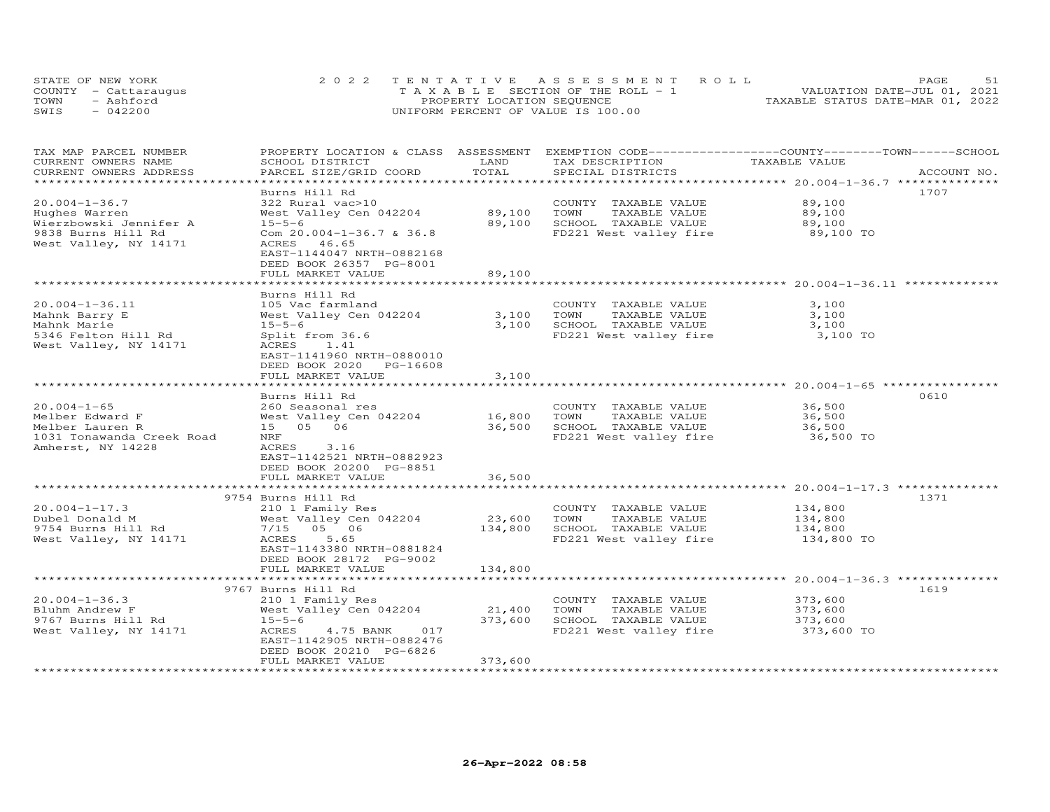STATE OF NEW YORK
COUNTY - Cattaraugus
TOWN - Ashford
SWIS - 042200

2022 TENTATIVE ASSESSMENT ROLL
TAXABLE SECTION OF THE ROLL - 1
PROPERTY LOCATION SEQUENCE
UNIFORM PERCENT OF VALUE IS 100.00

VALUATION DATE-JUL 01, 2021
TAXABLE STATUS DATE-MAR 01, 2022

| TAX MAP PARCEL NUMBER / CURRENT OWNERS NAME / CURRENT OWNERS ADDRESS | PROPERTY LOCATION & CLASS / SCHOOL DISTRICT / PARCEL SIZE/GRID COORD | ASSESSMENT LAND | TOTAL | EXEMPTION CODE / TAX DESCRIPTION / SPECIAL DISTRICTS | COUNTY--------TOWN------SCHOOL TAXABLE VALUE | ACCOUNT NO. |
|---|---|---|---|---|---|---|
| **20.004-1-36.7** | Burns Hill Rd | | | | | 1707 |
| 20.004-1-36.7 | 322 Rural vac>10 | | | COUNTY TAXABLE VALUE | 89,100 | |
| Hughes Warren | West Valley Cen 042204 | 89,100 | | TOWN TAXABLE VALUE | 89,100 | |
| Wierzbowski Jennifer A | 15-5-6 | | 89,100 | SCHOOL TAXABLE VALUE | 89,100 | |
| 9838 Burns Hill Rd | Com 20.004-1-36.7 & 36.8 | | | FD221 West valley fire | 89,100 TO | |
| West Valley, NY 14171 | ACRES 46.65 | | | | | |
| | EAST-1144047 NRTH-0882168 | | | | | |
| | DEED BOOK 26357 PG-8001 | | | | | |
| | FULL MARKET VALUE | | 89,100 | | | |
| **20.004-1-36.11** | Burns Hill Rd | | | | | |
| 20.004-1-36.11 | 105 Vac farmland | | | COUNTY TAXABLE VALUE | 3,100 | |
| Mahnk Barry E | West Valley Cen 042204 | 3,100 | | TOWN TAXABLE VALUE | 3,100 | |
| Mahnk Marie | 15-5-6 | | 3,100 | SCHOOL TAXABLE VALUE | 3,100 | |
| 5346 Felton Hill Rd | Split from 36.6 | | | FD221 West valley fire | 3,100 TO | |
| West Valley, NY 14171 | ACRES 1.41 | | | | | |
| | EAST-1141960 NRTH-0880010 | | | | | |
| | DEED BOOK 2020 PG-16608 | | | | | |
| | FULL MARKET VALUE | | 3,100 | | | |
| **20.004-1-65** | Burns Hill Rd | | | | | 0610 |
| 20.004-1-65 | 260 Seasonal res | | | COUNTY TAXABLE VALUE | 36,500 | |
| Melber Edward F | West Valley Cen 042204 | 16,800 | | TOWN TAXABLE VALUE | 36,500 | |
| Melber Lauren R | 15 05 06 | | 36,500 | SCHOOL TAXABLE VALUE | 36,500 | |
| 1031 Tonawanda Creek Road | NRF | | | FD221 West valley fire | 36,500 TO | |
| Amherst, NY 14228 | ACRES 3.16 | | | | | |
| | EAST-1142521 NRTH-0882923 | | | | | |
| | DEED BOOK 20200 PG-8851 | | | | | |
| | FULL MARKET VALUE | | 36,500 | | | |
| **20.004-1-17.3** | 9754 Burns Hill Rd | | | | | 1371 |
| 20.004-1-17.3 | 210 1 Family Res | | | COUNTY TAXABLE VALUE | 134,800 | |
| Dubel Donald M | West Valley Cen 042204 | 23,600 | | TOWN TAXABLE VALUE | 134,800 | |
| 9754 Burns Hill Rd | 7/15 05 06 | | 134,800 | SCHOOL TAXABLE VALUE | 134,800 | |
| West Valley, NY 14171 | ACRES 5.65 | | | FD221 West valley fire | 134,800 TO | |
| | EAST-1143380 NRTH-0881824 | | | | | |
| | DEED BOOK 28172 PG-9002 | | | | | |
| | FULL MARKET VALUE | | 134,800 | | | |
| **20.004-1-36.3** | 9767 Burns Hill Rd | | | | | 1619 |
| 20.004-1-36.3 | 210 1 Family Res | | | COUNTY TAXABLE VALUE | 373,600 | |
| Bluhm Andrew F | West Valley Cen 042204 | 21,400 | | TOWN TAXABLE VALUE | 373,600 | |
| 9767 Burns Hill Rd | 15-5-6 | | 373,600 | SCHOOL TAXABLE VALUE | 373,600 | |
| West Valley, NY 14171 | ACRES 4.75 BANK 017 | | | FD221 West valley fire | 373,600 TO | |
| | EAST-1142905 NRTH-0882476 | | | | | |
| | DEED BOOK 20210 PG-6826 | | | | | |
| | FULL MARKET VALUE | | 373,600 | | | |

26-Apr-2022 08:58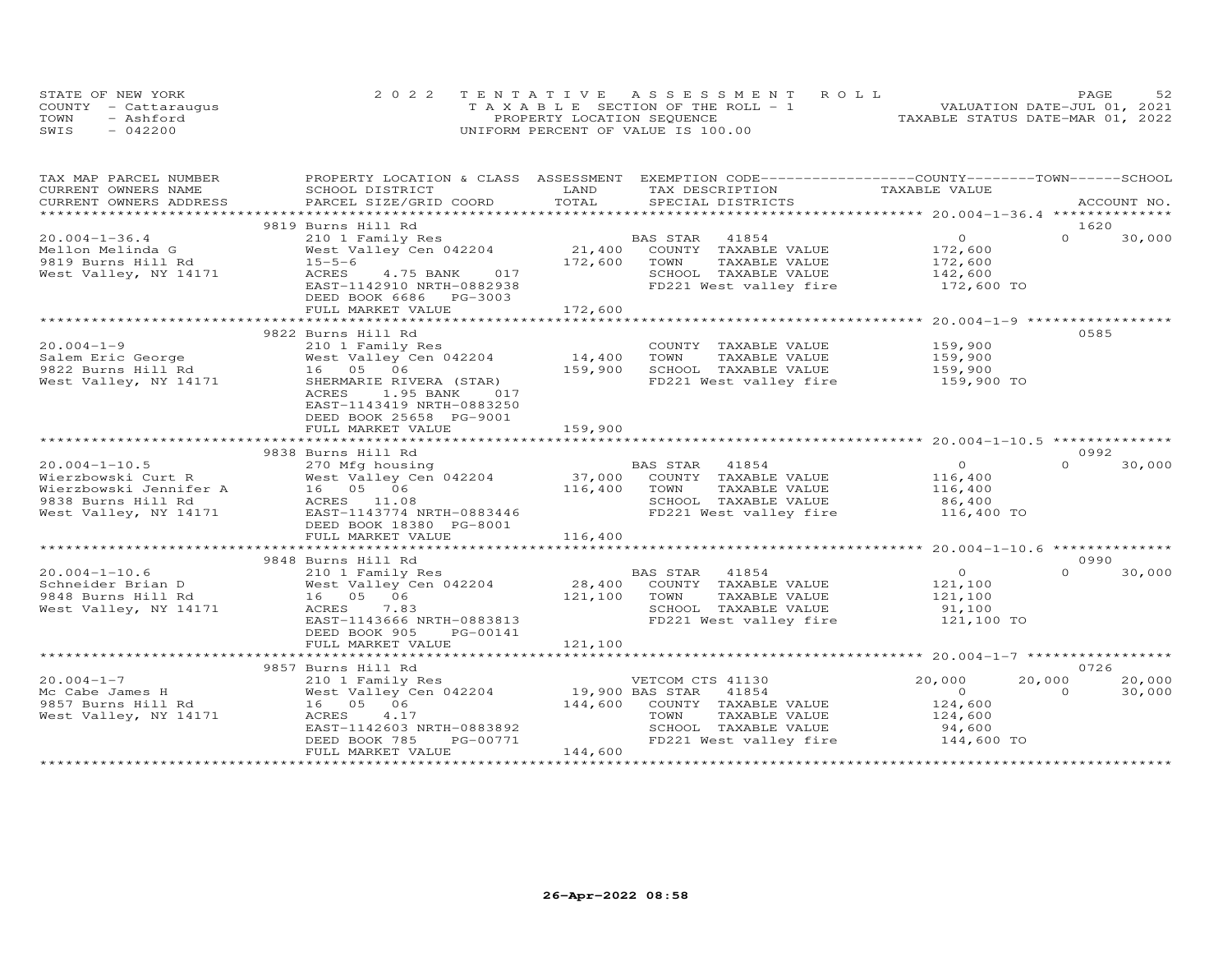STATE OF NEW YORK
COUNTY - Cattaraugus
TOWN - Ashford
SWIS - 042200

2022 TENTATIVE ASSESSMENT ROLL
TAXABLE SECTION OF THE ROLL - 1
PROPERTY LOCATION SEQUENCE
UNIFORM PERCENT OF VALUE IS 100.00

VALUATION DATE-JUL 01, 2021
TAXABLE STATUS DATE-MAR 01, 2022

| TAX MAP PARCEL NUMBER<br>CURRENT OWNERS NAME<br>CURRENT OWNERS ADDRESS | PROPERTY LOCATION & CLASS<br>SCHOOL DISTRICT<br>PARCEL SIZE/GRID COORD | ASSESSMENT<br>LAND<br>TOTAL | EXEMPTION CODE<br>TAX DESCRIPTION<br>SPECIAL DISTRICTS | COUNTY<br>TAXABLE VALUE | TOWN | SCHOOL<br>ACCOUNT NO. |
|---|---|---|---|---|---|---|
| **20.004-1-36.4** | 9819 Burns Hill Rd | | | | | 1620 |
| 20.004-1-36.4 | 210 1 Family Res | | BAS STAR 41854 | 0 | 0 | 30,000 |
| Mellon Melinda G | West Valley Cen 042204 | 21,400 | COUNTY TAXABLE VALUE | 172,600 | | |
| 9819 Burns Hill Rd | 15-5-6 | 172,600 | TOWN TAXABLE VALUE | 172,600 | | |
| West Valley, NY 14171 | ACRES 4.75 BANK 017 | | SCHOOL TAXABLE VALUE | 142,600 | | |
| | EAST-1142910 NRTH-0882938 | | FD221 West valley fire | 172,600 TO | | |
| | DEED BOOK 6686 PG-3003 | | | | | |
| | FULL MARKET VALUE | 172,600 | | | | |
| **20.004-1-9** | 9822 Burns Hill Rd | | | | | 0585 |
| 20.004-1-9 | 210 1 Family Res | | COUNTY TAXABLE VALUE | 159,900 | | |
| Salem Eric George | West Valley Cen 042204 | 14,400 | TOWN TAXABLE VALUE | 159,900 | | |
| 9822 Burns Hill Rd | 16 05 06 | 159,900 | SCHOOL TAXABLE VALUE | 159,900 | | |
| West Valley, NY 14171 | SHERMARIE RIVERA (STAR) | | FD221 West valley fire | 159,900 TO | | |
| | ACRES 1.95 BANK 017 | | | | | |
| | EAST-1143419 NRTH-0883250 | | | | | |
| | DEED BOOK 25658 PG-9001 | | | | | |
| | FULL MARKET VALUE | 159,900 | | | | |
| **20.004-1-10.5** | 9838 Burns Hill Rd | | | | | 0992 |
| 20.004-1-10.5 | 270 Mfg housing | | BAS STAR 41854 | 0 | 0 | 30,000 |
| Wierzbowski Curt R | West Valley Cen 042204 | 37,000 | COUNTY TAXABLE VALUE | 116,400 | | |
| Wierzbowski Jennifer A | 16 05 06 | 116,400 | TOWN TAXABLE VALUE | 116,400 | | |
| 9838 Burns Hill Rd | ACRES 11.08 | | SCHOOL TAXABLE VALUE | 86,400 | | |
| West Valley, NY 14171 | EAST-1143774 NRTH-0883446 | | FD221 West valley fire | 116,400 TO | | |
| | DEED BOOK 18380 PG-8001 | | | | | |
| | FULL MARKET VALUE | 116,400 | | | | |
| **20.004-1-10.6** | 9848 Burns Hill Rd | | | | | 0990 |
| 20.004-1-10.6 | 210 1 Family Res | | BAS STAR 41854 | 0 | 0 | 30,000 |
| Schneider Brian D | West Valley Cen 042204 | 28,400 | COUNTY TAXABLE VALUE | 121,100 | | |
| 9848 Burns Hill Rd | 16 05 06 | 121,100 | TOWN TAXABLE VALUE | 121,100 | | |
| West Valley, NY 14171 | ACRES 7.83 | | SCHOOL TAXABLE VALUE | 91,100 | | |
| | EAST-1143666 NRTH-0883813 | | FD221 West valley fire | 121,100 TO | | |
| | DEED BOOK 905 PG-00141 | | | | | |
| | FULL MARKET VALUE | 121,100 | | | | |
| **20.004-1-7** | 9857 Burns Hill Rd | | | | | 0726 |
| 20.004-1-7 | 210 1 Family Res | | VETCOM CTS 41130 | 20,000 | 20,000 | 20,000 |
| Mc Cabe James H | West Valley Cen 042204 | 19,900 | BAS STAR 41854 | 0 | 0 | 30,000 |
| 9857 Burns Hill Rd | 16 05 06 | 144,600 | COUNTY TAXABLE VALUE | 124,600 | | |
| West Valley, NY 14171 | ACRES 4.17 | | TOWN TAXABLE VALUE | 124,600 | | |
| | EAST-1142603 NRTH-0883892 | | SCHOOL TAXABLE VALUE | 94,600 | | |
| | DEED BOOK 785 PG-00771 | | FD221 West valley fire | 144,600 TO | | |
| | FULL MARKET VALUE | 144,600 | | | | |

26-Apr-2022 08:58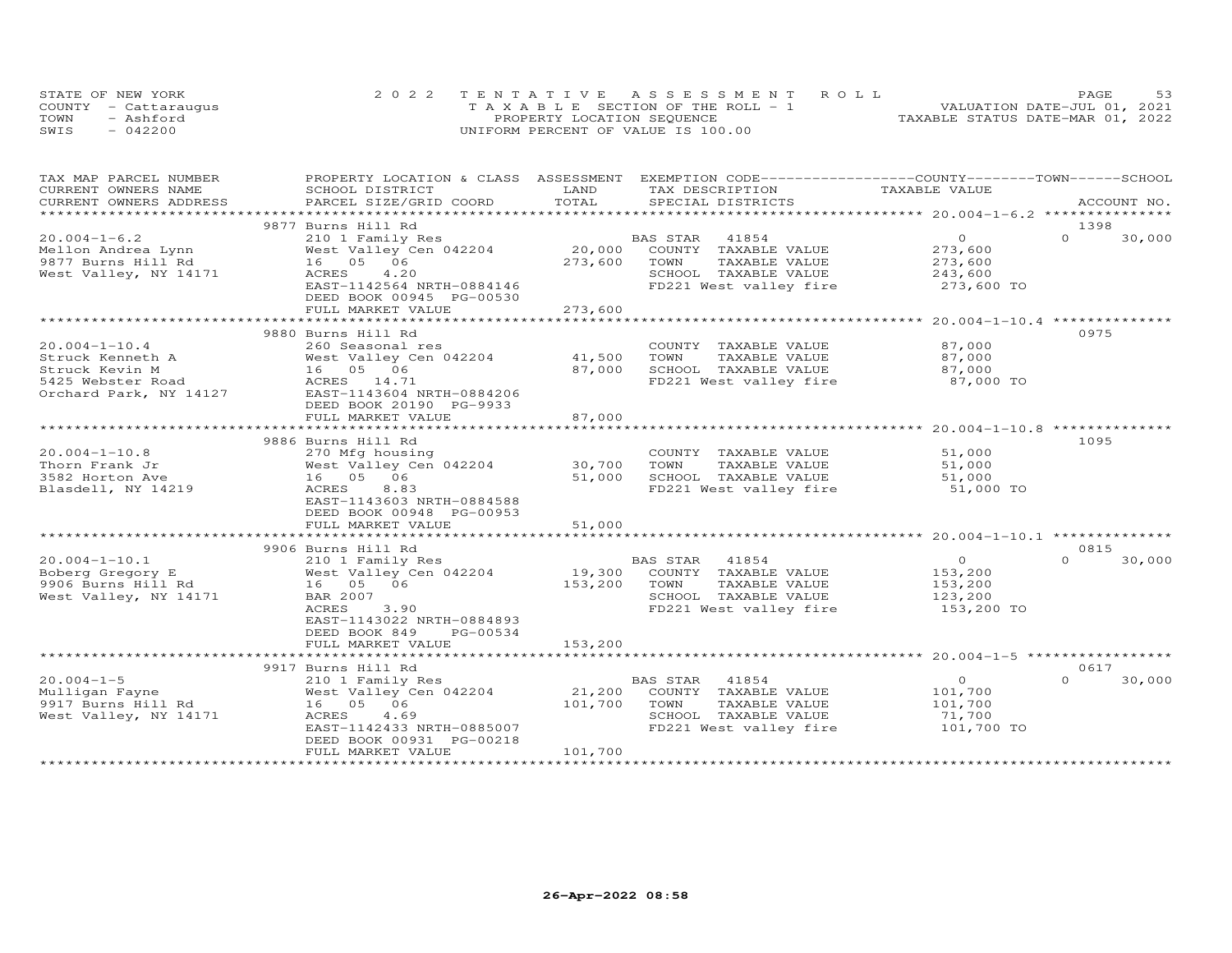STATE OF NEW YORK
COUNTY - Cattaraugus
TOWN - Ashford
SWIS - 042200

2022 TENTATIVE ASSESSMENT ROLL
TAXABLE SECTION OF THE ROLL - 1
PROPERTY LOCATION SEQUENCE
UNIFORM PERCENT OF VALUE IS 100.00

VALUATION DATE-JUL 01, 2021
TAXABLE STATUS DATE-MAR 01, 2022

| TAX MAP PARCEL NUMBER / CURRENT OWNERS NAME / CURRENT OWNERS ADDRESS | PROPERTY LOCATION & CLASS / SCHOOL DISTRICT / PARCEL SIZE/GRID COORD | ASSESSMENT LAND | TOTAL | EXEMPTION CODE / TAX DESCRIPTION / SPECIAL DISTRICTS | COUNTY TAXABLE VALUE | TOWN | SCHOOL | ACCOUNT NO. |
|---|---|---|---|---|---|---|---|---|
| | 9877 Burns Hill Rd | | | | | | | 1398 |
| 20.004-1-6.2 | 210 1 Family Res | | | BAS STAR 41854 | 0 | 0 | 30,000 | |
| Mellon Andrea Lynn | West Valley Cen 042204 | 20,000 | | COUNTY TAXABLE VALUE | 273,600 | | | |
| 9877 Burns Hill Rd | 16 05 06 | | 273,600 | TOWN TAXABLE VALUE | 273,600 | | | |
| West Valley, NY 14171 | ACRES 4.20 | | | SCHOOL TAXABLE VALUE | 243,600 | | | |
| | EAST-1142564 NRTH-0884146 | | | FD221 West valley fire | 273,600 TO | | | |
| | DEED BOOK 00945 PG-00530 | | | | | | | |
| | FULL MARKET VALUE | | 273,600 | | | | | |
| | 9880 Burns Hill Rd | | | | | | | 0975 |
| 20.004-1-10.4 | 260 Seasonal res | | | COUNTY TAXABLE VALUE | 87,000 | | | |
| Struck Kenneth A | West Valley Cen 042204 | 41,500 | | TOWN TAXABLE VALUE | 87,000 | | | |
| Struck Kevin M | 16 05 06 | | 87,000 | SCHOOL TAXABLE VALUE | 87,000 | | | |
| 5425 Webster Road | ACRES 14.71 | | | FD221 West valley fire | 87,000 TO | | | |
| Orchard Park, NY 14127 | EAST-1143604 NRTH-0884206 | | | | | | | |
| | DEED BOOK 20190 PG-9933 | | | | | | | |
| | FULL MARKET VALUE | | 87,000 | | | | | |
| | 9886 Burns Hill Rd | | | | | | | 1095 |
| 20.004-1-10.8 | 270 Mfg housing | | | COUNTY TAXABLE VALUE | 51,000 | | | |
| Thorn Frank Jr | West Valley Cen 042204 | 30,700 | | TOWN TAXABLE VALUE | 51,000 | | | |
| 3582 Horton Ave | 16 05 06 | | 51,000 | SCHOOL TAXABLE VALUE | 51,000 | | | |
| Blasdell, NY 14219 | ACRES 8.83 | | | FD221 West valley fire | 51,000 TO | | | |
| | EAST-1143603 NRTH-0884588 | | | | | | | |
| | DEED BOOK 00948 PG-00953 | | | | | | | |
| | FULL MARKET VALUE | | 51,000 | | | | | |
| | 9906 Burns Hill Rd | | | | | | | 0815 |
| 20.004-1-10.1 | 210 1 Family Res | | | BAS STAR 41854 | 0 | 0 | 30,000 | |
| Boberg Gregory E | West Valley Cen 042204 | 19,300 | | COUNTY TAXABLE VALUE | 153,200 | | | |
| 9906 Burns Hill Rd | 16 05 06 | | 153,200 | TOWN TAXABLE VALUE | 153,200 | | | |
| West Valley, NY 14171 | BAR 2007 | | | SCHOOL TAXABLE VALUE | 123,200 | | | |
| | ACRES 3.90 | | | FD221 West valley fire | 153,200 TO | | | |
| | EAST-1143022 NRTH-0884893 | | | | | | | |
| | DEED BOOK 849 PG-00534 | | | | | | | |
| | FULL MARKET VALUE | | 153,200 | | | | | |
| | 9917 Burns Hill Rd | | | | | | | 0617 |
| 20.004-1-5 | 210 1 Family Res | | | BAS STAR 41854 | 0 | 0 | 30,000 | |
| Mulligan Fayne | West Valley Cen 042204 | 21,200 | | COUNTY TAXABLE VALUE | 101,700 | | | |
| 9917 Burns Hill Rd | 16 05 06 | | 101,700 | TOWN TAXABLE VALUE | 101,700 | | | |
| West Valley, NY 14171 | ACRES 4.69 | | | SCHOOL TAXABLE VALUE | 71,700 | | | |
| | EAST-1142433 NRTH-0885007 | | | FD221 West valley fire | 101,700 TO | | | |
| | DEED BOOK 00931 PG-00218 | | | | | | | |
| | FULL MARKET VALUE | | 101,700 | | | | | |

26-Apr-2022 08:58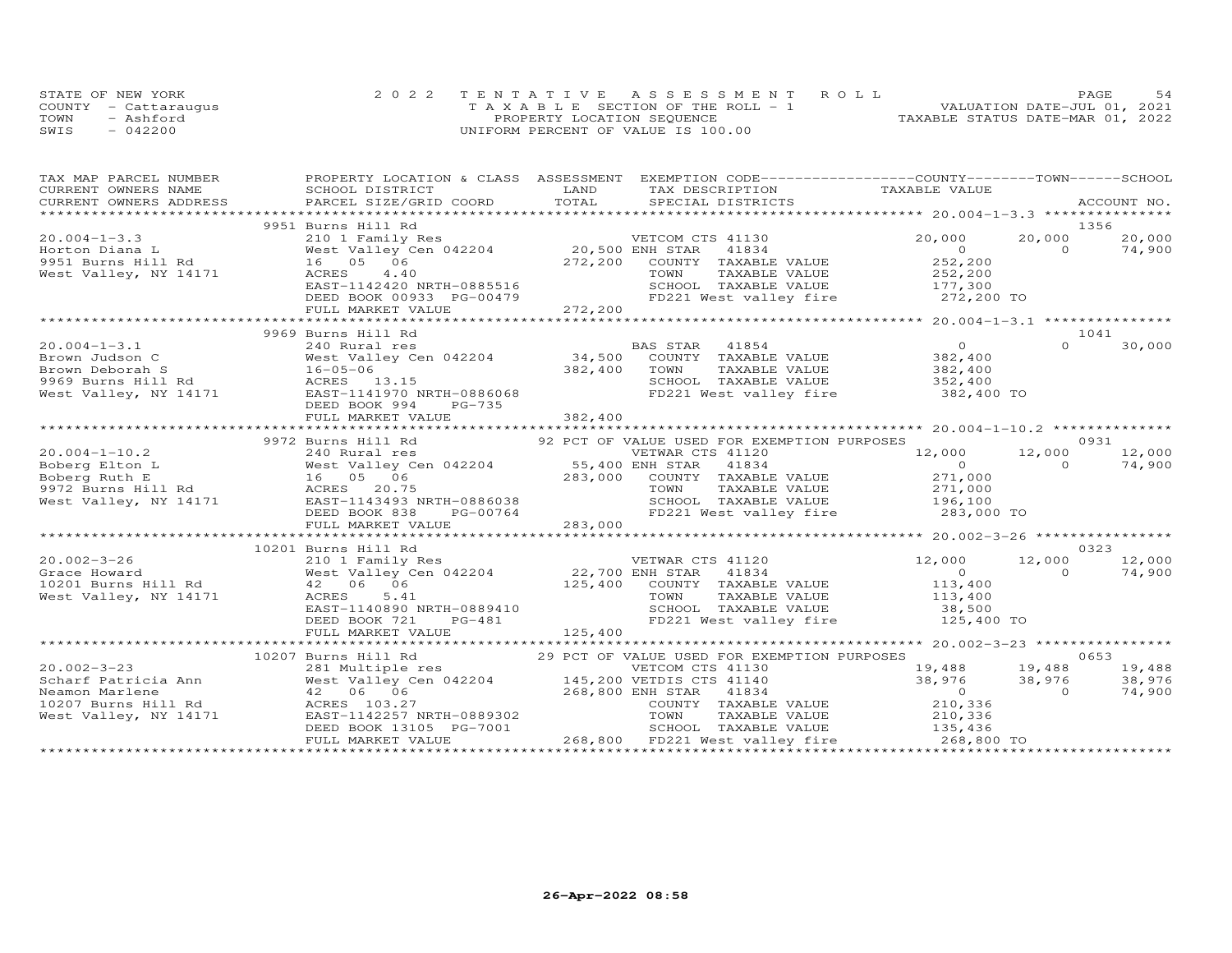STATE OF NEW YORK
COUNTY - Cattaraugus
TOWN - Ashford
SWIS - 042200

2022 TENTATIVE ASSESSMENT ROLL
TAXABLE SECTION OF THE ROLL - 1
PROPERTY LOCATION SEQUENCE
UNIFORM PERCENT OF VALUE IS 100.00

VALUATION DATE-JUL 01, 2021
TAXABLE STATUS DATE-MAR 01, 2022

| TAX MAP PARCEL NUMBER / CURRENT OWNERS NAME / CURRENT OWNERS ADDRESS | PROPERTY LOCATION & CLASS / SCHOOL DISTRICT / PARCEL SIZE/GRID COORD | ASSESSMENT LAND / TOTAL | EXEMPTION CODE / TAX DESCRIPTION / SPECIAL DISTRICTS | COUNTY TAXABLE VALUE | TOWN | SCHOOL / ACCOUNT NO. |
|---|---|---|---|---|---|---|
| **20.004-1-3.3** | 9951 Burns Hill Rd | | | | | 1356 |
| 20.004-1-3.3 | 210 1 Family Res | | VETCOM CTS 41130 | 20,000 | 20,000 | 20,000 |
| Horton Diana L | West Valley Cen 042204 | 20,500 | ENH STAR 41834 | 0 | 0 | 74,900 |
| 9951 Burns Hill Rd | 16 05 06 | 272,200 | COUNTY TAXABLE VALUE | 252,200 | | |
| West Valley, NY 14171 | ACRES 4.40 | | TOWN TAXABLE VALUE | 252,200 | | |
| | EAST-1142420 NRTH-0885516 | | SCHOOL TAXABLE VALUE | 177,300 | | |
| | DEED BOOK 00933 PG-00479 | | FD221 West valley fire | 272,200 TO | | |
| | FULL MARKET VALUE | 272,200 | | | | |
| **20.004-1-3.1** | 9969 Burns Hill Rd | | | | | 1041 |
| 20.004-1-3.1 | 240 Rural res | | BAS STAR 41854 | 0 | 0 | 30,000 |
| Brown Judson C | West Valley Cen 042204 | 34,500 | COUNTY TAXABLE VALUE | 382,400 | | |
| Brown Deborah S | 16-05-06 | 382,400 | TOWN TAXABLE VALUE | 382,400 | | |
| 9969 Burns Hill Rd | ACRES 13.15 | | SCHOOL TAXABLE VALUE | 352,400 | | |
| West Valley, NY 14171 | EAST-1141970 NRTH-0886068 | | FD221 West valley fire | 382,400 TO | | |
| | DEED BOOK 994 PG-735 | | | | | |
| | FULL MARKET VALUE | 382,400 | | | | |
| **20.004-1-10.2** | 9972 Burns Hill Rd | | 92 PCT OF VALUE USED FOR EXEMPTION PURPOSES | | | 0931 |
| 20.004-1-10.2 | 240 Rural res | | VETWAR CTS 41120 | 12,000 | 12,000 | 12,000 |
| Boberg Elton L | West Valley Cen 042204 | 55,400 | ENH STAR 41834 | 0 | 0 | 74,900 |
| Boberg Ruth E | 16 05 06 | 283,000 | COUNTY TAXABLE VALUE | 271,000 | | |
| 9972 Burns Hill Rd | ACRES 20.75 | | TOWN TAXABLE VALUE | 271,000 | | |
| West Valley, NY 14171 | EAST-1143493 NRTH-0886038 | | SCHOOL TAXABLE VALUE | 196,100 | | |
| | DEED BOOK 838 PG-00764 | | FD221 West valley fire | 283,000 TO | | |
| | FULL MARKET VALUE | 283,000 | | | | |
| **20.002-3-26** | 10201 Burns Hill Rd | | | | | 0323 |
| 20.002-3-26 | 210 1 Family Res | | VETWAR CTS 41120 | 12,000 | 12,000 | 12,000 |
| Grace Howard | West Valley Cen 042204 | 22,700 | ENH STAR 41834 | 0 | 0 | 74,900 |
| 10201 Burns Hill Rd | 42 06 06 | 125,400 | COUNTY TAXABLE VALUE | 113,400 | | |
| West Valley, NY 14171 | ACRES 5.41 | | TOWN TAXABLE VALUE | 113,400 | | |
| | EAST-1140890 NRTH-0889410 | | SCHOOL TAXABLE VALUE | 38,500 | | |
| | DEED BOOK 721 PG-481 | | FD221 West valley fire | 125,400 TO | | |
| | FULL MARKET VALUE | 125,400 | | | | |
| **20.002-3-23** | 10207 Burns Hill Rd | | 29 PCT OF VALUE USED FOR EXEMPTION PURPOSES | | | 0653 |
| 20.002-3-23 | 281 Multiple res | | VETCOM CTS 41130 | 19,488 | 19,488 | 19,488 |
| Scharf Patricia Ann | West Valley Cen 042204 | 145,200 | VETDIS CTS 41140 | 38,976 | 38,976 | 38,976 |
| Neamon Marlene | 42 06 06 | 268,800 | ENH STAR 41834 | 0 | 0 | 74,900 |
| 10207 Burns Hill Rd | ACRES 103.27 | | COUNTY TAXABLE VALUE | 210,336 | | |
| West Valley, NY 14171 | EAST-1142257 NRTH-0889302 | | TOWN TAXABLE VALUE | 210,336 | | |
| | DEED BOOK 13105 PG-7001 | | SCHOOL TAXABLE VALUE | 135,436 | | |
| | FULL MARKET VALUE | 268,800 | FD221 West valley fire | 268,800 TO | | |

26-Apr-2022 08:58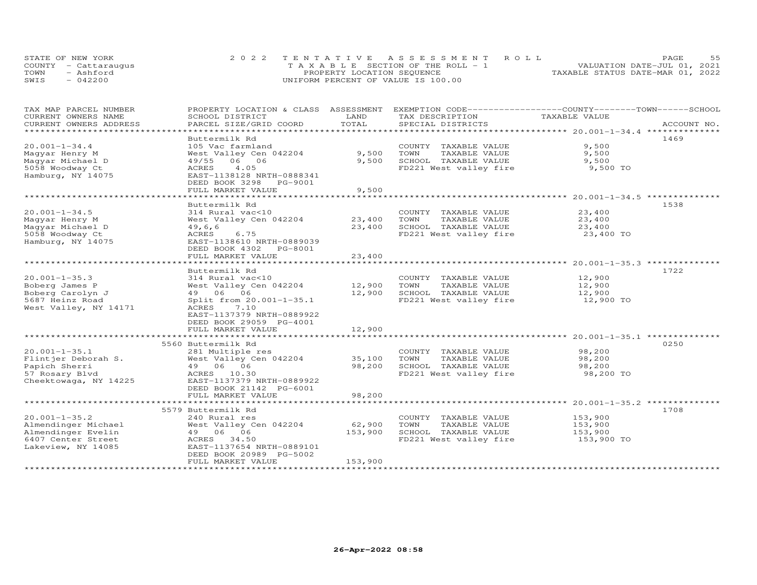STATE OF NEW YORK — COUNTY - Cattaraugus — TOWN - Ashford — SWIS - 042200

**2022 TENTATIVE ASSESSMENT ROLL**
TAXABLE SECTION OF THE ROLL - 1
PROPERTY LOCATION SEQUENCE
UNIFORM PERCENT OF VALUE IS 100.00

VALUATION DATE-JUL 01, 2021
TAXABLE STATUS DATE-MAR 01, 2022

| TAX MAP PARCEL NUMBER / CURRENT OWNERS NAME / CURRENT OWNERS ADDRESS | PROPERTY LOCATION & CLASS / SCHOOL DISTRICT / PARCEL SIZE/GRID COORD | ASSESSMENT LAND | TOTAL | EXEMPTION CODE / TAX DESCRIPTION / SPECIAL DISTRICTS | TAXABLE VALUE (COUNTY / TOWN / SCHOOL) | ACCOUNT NO. |
|---|---|---|---|---|---|---|
| 20.001-1-34.4 | Buttermilk Rd | | | | | 1469 |
| | 105 Vac farmland | | | COUNTY TAXABLE VALUE | 9,500 | |
| Magyar Henry M | West Valley Cen 042204 | 9,500 | | TOWN TAXABLE VALUE | 9,500 | |
| Magyar Michael D | 49/55 06 06 | | 9,500 | SCHOOL TAXABLE VALUE | 9,500 | |
| 5058 Woodway Ct | ACRES 4.05 | | | FD221 West valley fire | 9,500 TO | |
| Hamburg, NY 14075 | EAST-1138128 NRTH-0888341 | | | | | |
| | DEED BOOK 3298 PG-9001 | | | | | |
| | FULL MARKET VALUE | | 9,500 | | | |
| 20.001-1-34.5 | Buttermilk Rd | | | | | 1538 |
| | 314 Rural vac<10 | | | COUNTY TAXABLE VALUE | 23,400 | |
| Magyar Henry M | West Valley Cen 042204 | 23,400 | | TOWN TAXABLE VALUE | 23,400 | |
| Magyar Michael D | 49,6,6 | | 23,400 | SCHOOL TAXABLE VALUE | 23,400 | |
| 5058 Woodway Ct | ACRES 6.75 | | | FD221 West valley fire | 23,400 TO | |
| Hamburg, NY 14075 | EAST-1138610 NRTH-0889039 | | | | | |
| | DEED BOOK 4302 PG-8001 | | | | | |
| | FULL MARKET VALUE | | 23,400 | | | |
| 20.001-1-35.3 | Buttermilk Rd | | | | | 1722 |
| | 314 Rural vac<10 | | | COUNTY TAXABLE VALUE | 12,900 | |
| Boberg James P | West Valley Cen 042204 | 12,900 | | TOWN TAXABLE VALUE | 12,900 | |
| Boberg Carolyn J | 49 06 06 | | 12,900 | SCHOOL TAXABLE VALUE | 12,900 | |
| 5687 Heinz Road | Split from 20.001-1-35.1 | | | FD221 West valley fire | 12,900 TO | |
| West Valley, NY 14171 | ACRES 7.10 | | | | | |
| | EAST-1137379 NRTH-0889922 | | | | | |
| | DEED BOOK 29059 PG-4001 | | | | | |
| | FULL MARKET VALUE | | 12,900 | | | |
| 20.001-1-35.1 | 5560 Buttermilk Rd | | | | | 0250 |
| | 281 Multiple res | | | COUNTY TAXABLE VALUE | 98,200 | |
| Flintjer Deborah S. | West Valley Cen 042204 | 35,100 | | TOWN TAXABLE VALUE | 98,200 | |
| Papich Sherri | 49 06 06 | | 98,200 | SCHOOL TAXABLE VALUE | 98,200 | |
| 57 Rosary Blvd | ACRES 10.30 | | | FD221 West valley fire | 98,200 TO | |
| Cheektowaga, NY 14225 | EAST-1137379 NRTH-0889922 | | | | | |
| | DEED BOOK 21142 PG-6001 | | | | | |
| | FULL MARKET VALUE | | 98,200 | | | |
| 20.001-1-35.2 | 5579 Buttermilk Rd | | | | | 1708 |
| | 240 Rural res | | | COUNTY TAXABLE VALUE | 153,900 | |
| Almendinger Michael | West Valley Cen 042204 | 62,900 | | TOWN TAXABLE VALUE | 153,900 | |
| Almendinger Evelin | 49 06 06 | | 153,900 | SCHOOL TAXABLE VALUE | 153,900 | |
| 6407 Center Street | ACRES 34.50 | | | FD221 West valley fire | 153,900 TO | |
| Lakeview, NY 14085 | EAST-1137654 NRTH-0889101 | | | | | |
| | DEED BOOK 20989 PG-5002 | | | | | |
| | FULL MARKET VALUE | | 153,900 | | | |

26-Apr-2022 08:58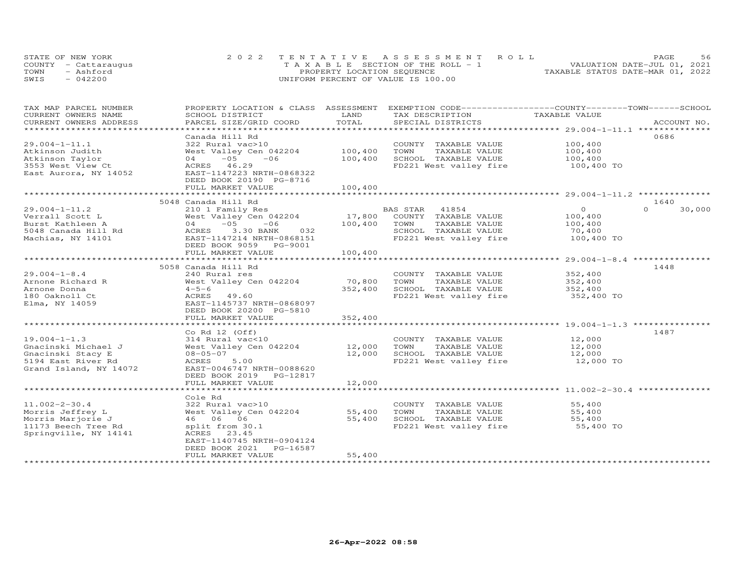STATE OF NEW YORK
COUNTY - Cattaraugus
TOWN - Ashford
SWIS - 042200

2022 TENTATIVE ASSESSMENT ROLL
TAXABLE SECTION OF THE ROLL - 1
PROPERTY LOCATION SEQUENCE
UNIFORM PERCENT OF VALUE IS 100.00

VALUATION DATE-JUL 01, 2021
TAXABLE STATUS DATE-MAR 01, 2022

| TAX MAP PARCEL NUMBER / CURRENT OWNERS NAME / CURRENT OWNERS ADDRESS | PROPERTY LOCATION & CLASS / SCHOOL DISTRICT / PARCEL SIZE/GRID COORD | ASSESSMENT LAND / TOTAL | EXEMPTION CODE / TAX DESCRIPTION / SPECIAL DISTRICTS | COUNTY / TOWN / SCHOOL TAXABLE VALUE | ACCOUNT NO. |
|---|---|---|---|---|---|
| **29.004-1-11.1** | Canada Hill Rd | | | | 0686 |
| 29.004-1-11.1 | 322 Rural vac>10 | | COUNTY TAXABLE VALUE | 100,400 | |
| Atkinson Judith | West Valley Cen 042204 | 100,400 | TOWN TAXABLE VALUE | 100,400 | |
| Atkinson Taylor | 04 -05 -06 | 100,400 | SCHOOL TAXABLE VALUE | 100,400 | |
| 3553 West View Ct | ACRES 46.29 | | FD221 West valley fire | 100,400 TO | |
| East Aurora, NY 14052 | EAST-1147223 NRTH-0868322 | | | | |
| | DEED BOOK 20190 PG-8716 | | | | |
| | FULL MARKET VALUE | 100,400 | | | |
| **29.004-1-11.2** | 5048 Canada Hill Rd | | | | 1640 |
| 29.004-1-11.2 | 210 1 Family Res | | BAS STAR 41854 | 0 / 0 / 30,000 | |
| Verrall Scott L | West Valley Cen 042204 | 17,800 | COUNTY TAXABLE VALUE | 100,400 | |
| Burst Kathleen A | 04 -05 -06 | 100,400 | TOWN TAXABLE VALUE | 100,400 | |
| 5048 Canada Hill Rd | ACRES 3.30 BANK 032 | | SCHOOL TAXABLE VALUE | 70,400 | |
| Machias, NY 14101 | EAST-1147214 NRTH-0868151 | | FD221 West valley fire | 100,400 TO | |
| | DEED BOOK 9059 PG-9001 | | | | |
| | FULL MARKET VALUE | 100,400 | | | |
| **29.004-1-8.4** | 5058 Canada Hill Rd | | | | 1448 |
| 29.004-1-8.4 | 240 Rural res | | COUNTY TAXABLE VALUE | 352,400 | |
| Arnone Richard R | West Valley Cen 042204 | 70,800 | TOWN TAXABLE VALUE | 352,400 | |
| Arnone Donna | 4-5-6 | 352,400 | SCHOOL TAXABLE VALUE | 352,400 | |
| 180 Oaknoll Ct | ACRES 49.60 | | FD221 West valley fire | 352,400 TO | |
| Elma, NY 14059 | EAST-1145737 NRTH-0868097 | | | | |
| | DEED BOOK 20200 PG-5810 | | | | |
| | FULL MARKET VALUE | 352,400 | | | |
| **19.004-1-1.3** | Co Rd 12 (Off) | | | | 1487 |
| 19.004-1-1.3 | 314 Rural vac<10 | | COUNTY TAXABLE VALUE | 12,000 | |
| Gnacinski Michael J | West Valley Cen 042204 | 12,000 | TOWN TAXABLE VALUE | 12,000 | |
| Gnacinski Stacy E | 08-05-07 | 12,000 | SCHOOL TAXABLE VALUE | 12,000 | |
| 5194 East River Rd | ACRES 5.00 | | FD221 West valley fire | 12,000 TO | |
| Grand Island, NY 14072 | EAST-0046747 NRTH-0088620 | | | | |
| | DEED BOOK 2019 PG-12817 | | | | |
| | FULL MARKET VALUE | 12,000 | | | |
| **11.002-2-30.4** | Cole Rd | | | | |
| 11.002-2-30.4 | 322 Rural vac>10 | | COUNTY TAXABLE VALUE | 55,400 | |
| Morris Jeffrey L | West Valley Cen 042204 | 55,400 | TOWN TAXABLE VALUE | 55,400 | |
| Morris Marjorie J | 46 06 06 | 55,400 | SCHOOL TAXABLE VALUE | 55,400 | |
| 11173 Beech Tree Rd | split from 30.1 | | FD221 West valley fire | 55,400 TO | |
| Springville, NY 14141 | ACRES 23.45 | | | | |
| | EAST-1140745 NRTH-0904124 | | | | |
| | DEED BOOK 2021 PG-16587 | | | | |
| | FULL MARKET VALUE | 55,400 | | | |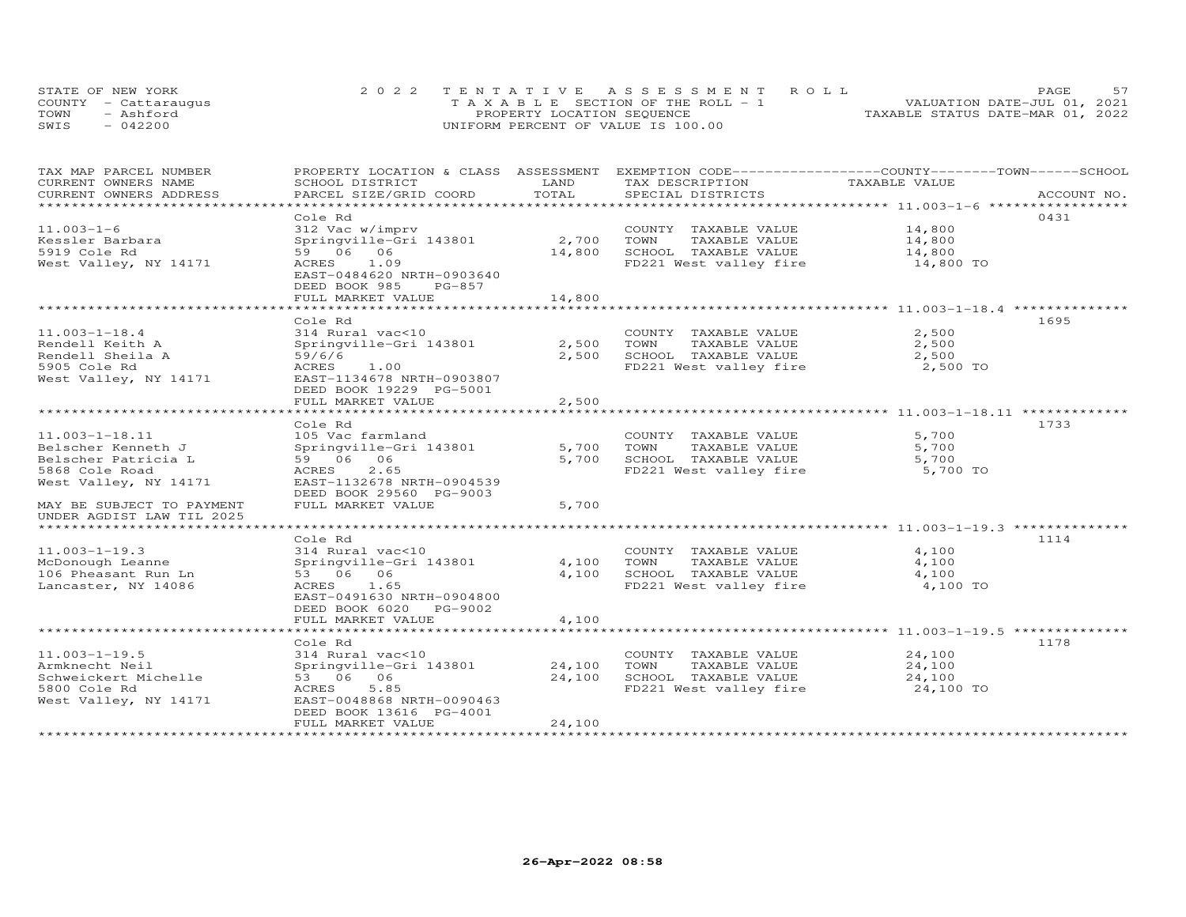STATE OF NEW YORK
COUNTY - Cattaraugus
TOWN - Ashford
SWIS - 042200

2022 TENTATIVE ASSESSMENT ROLL
TAXABLE SECTION OF THE ROLL - 1
PROPERTY LOCATION SEQUENCE
UNIFORM PERCENT OF VALUE IS 100.00

VALUATION DATE-JUL 01, 2021
TAXABLE STATUS DATE-MAR 01, 2022

| TAX MAP PARCEL NUMBER / CURRENT OWNERS NAME / CURRENT OWNERS ADDRESS | PROPERTY LOCATION & CLASS / SCHOOL DISTRICT / PARCEL SIZE/GRID COORD | ASSESSMENT LAND | TOTAL | EXEMPTION CODE / TAX DESCRIPTION / SPECIAL DISTRICTS | TAXABLE VALUE | ACCOUNT NO. |
|---|---|---|---|---|---|---|
| 11.003-1-6 | Cole Rd | | | | | 0431 |
| Kessler Barbara | 312 Vac w/imprv | | | COUNTY TAXABLE VALUE | 14,800 | |
| 5919 Cole Rd | Springville-Gri 143801 | 2,700 | | TOWN TAXABLE VALUE | 14,800 | |
| West Valley, NY 14171 | 59 06 06 | | 14,800 | SCHOOL TAXABLE VALUE | 14,800 | |
| | ACRES 1.09 | | | FD221 West valley fire | 14,800 TO | |
| | EAST-0484620 NRTH-0903640 | | | | | |
| | DEED BOOK 985 PG-857 | | | | | |
| | FULL MARKET VALUE | | 14,800 | | | |
| 11.003-1-18.4 | Cole Rd | | | | | 1695 |
| Rendell Keith A | 314 Rural vac<10 | | | COUNTY TAXABLE VALUE | 2,500 | |
| Rendell Sheila A | Springville-Gri 143801 | 2,500 | | TOWN TAXABLE VALUE | 2,500 | |
| 5905 Cole Rd | 59/6/6 | | 2,500 | SCHOOL TAXABLE VALUE | 2,500 | |
| West Valley, NY 14171 | ACRES 1.00 | | | FD221 West valley fire | 2,500 TO | |
| | EAST-1134678 NRTH-0903807 | | | | | |
| | DEED BOOK 19229 PG-5001 | | | | | |
| | FULL MARKET VALUE | | 2,500 | | | |
| 11.003-1-18.11 | Cole Rd | | | | | 1733 |
| Belscher Kenneth J | 105 Vac farmland | | | COUNTY TAXABLE VALUE | 5,700 | |
| Belscher Patricia L | Springville-Gri 143801 | 5,700 | | TOWN TAXABLE VALUE | 5,700 | |
| 5868 Cole Road | 59 06 06 | | 5,700 | SCHOOL TAXABLE VALUE | 5,700 | |
| West Valley, NY 14171 | ACRES 2.65 | | | FD221 West valley fire | 5,700 TO | |
| | EAST-1132678 NRTH-0904539 | | | | | |
| | DEED BOOK 29560 PG-9003 | | | | | |
| MAY BE SUBJECT TO PAYMENT UNDER AGDIST LAW TIL 2025 | FULL MARKET VALUE | | 5,700 | | | |
| 11.003-1-19.3 | Cole Rd | | | | | 1114 |
| McDonough Leanne | 314 Rural vac<10 | | | COUNTY TAXABLE VALUE | 4,100 | |
| 106 Pheasant Run Ln | Springville-Gri 143801 | 4,100 | | TOWN TAXABLE VALUE | 4,100 | |
| Lancaster, NY 14086 | 53 06 06 | | 4,100 | SCHOOL TAXABLE VALUE | 4,100 | |
| | ACRES 1.65 | | | FD221 West valley fire | 4,100 TO | |
| | EAST-0491630 NRTH-0904800 | | | | | |
| | DEED BOOK 6020 PG-9002 | | | | | |
| | FULL MARKET VALUE | | 4,100 | | | |
| 11.003-1-19.5 | Cole Rd | | | | | 1178 |
| Armknecht Neil | 314 Rural vac<10 | | | COUNTY TAXABLE VALUE | 24,100 | |
| Schweickert Michelle | Springville-Gri 143801 | 24,100 | | TOWN TAXABLE VALUE | 24,100 | |
| 5800 Cole Rd | 53 06 06 | | 24,100 | SCHOOL TAXABLE VALUE | 24,100 | |
| West Valley, NY 14171 | ACRES 5.85 | | | FD221 West valley fire | 24,100 TO | |
| | EAST-0048868 NRTH-0090463 | | | | | |
| | DEED BOOK 13616 PG-4001 | | | | | |
| | FULL MARKET VALUE | | 24,100 | | | |

26-Apr-2022 08:58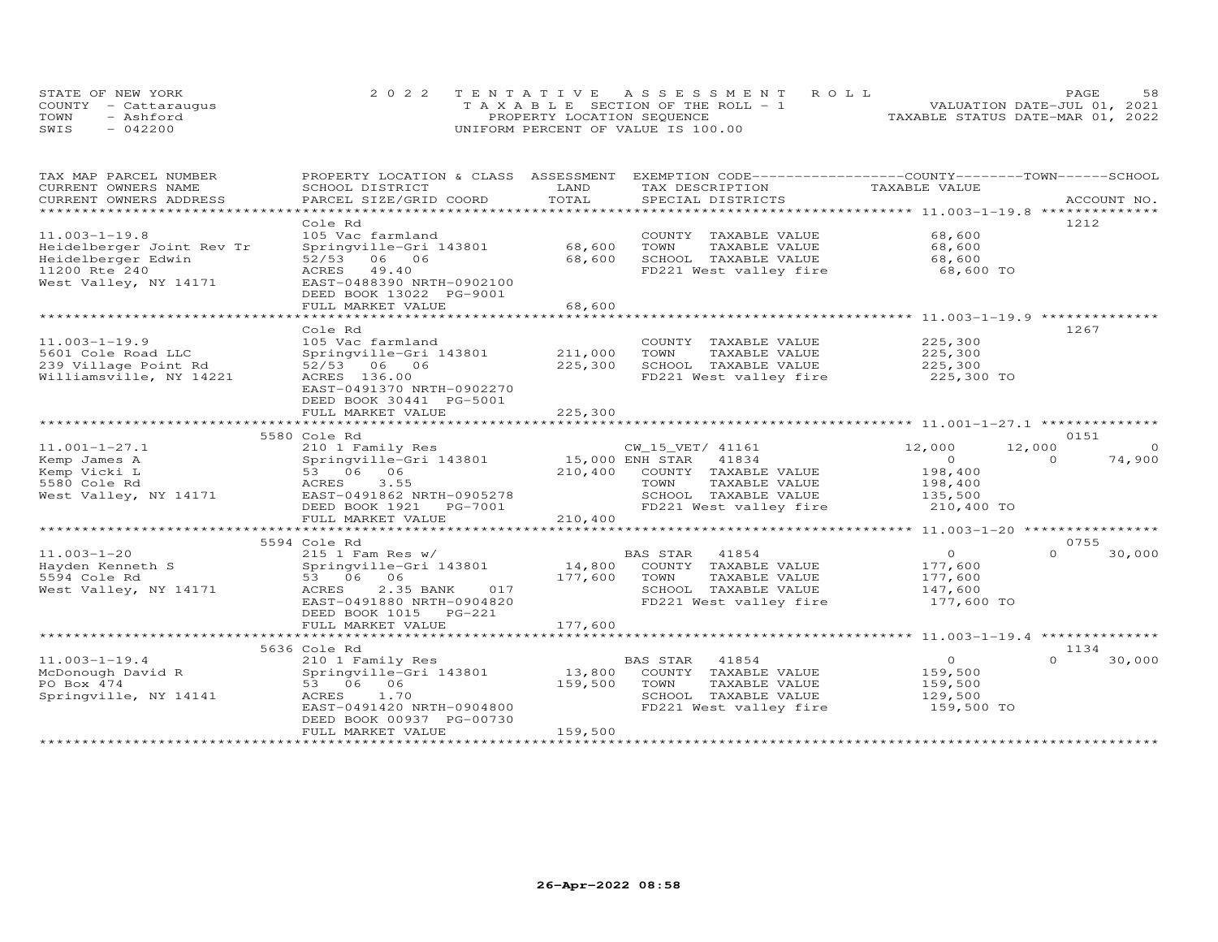STATE OF NEW YORK
COUNTY - Cattaraugus
TOWN - Ashford
SWIS - 042200

2022 TENTATIVE ASSESSMENT ROLL
TAXABLE SECTION OF THE ROLL - 1
PROPERTY LOCATION SEQUENCE
UNIFORM PERCENT OF VALUE IS 100.00

VALUATION DATE-JUL 01, 2021
TAXABLE STATUS DATE-MAR 01, 2022

| TAX MAP PARCEL NUMBER / CURRENT OWNERS NAME / CURRENT OWNERS ADDRESS | PROPERTY LOCATION & CLASS / SCHOOL DISTRICT / PARCEL SIZE/GRID COORD | ASSESSMENT LAND / TOTAL | EXEMPTION CODE / TAX DESCRIPTION / SPECIAL DISTRICTS | COUNTY TAXABLE VALUE | TOWN | SCHOOL | ACCOUNT NO. |
|---|---|---|---|---|---|---|---|
| 11.003-1-19.8 | Cole Rd | | | | | | 1212 |
| 11.003-1-19.8 | 105 Vac farmland | | COUNTY TAXABLE VALUE | 68,600 | | | |
| Heidelberger Joint Rev Tr | Springville-Gri 143801 | 68,600 | TOWN TAXABLE VALUE | 68,600 | | | |
| Heidelberger Edwin | 52/53 06 06 | 68,600 | SCHOOL TAXABLE VALUE | 68,600 | | | |
| 11200 Rte 240 | ACRES 49.40 | | FD221 West valley fire | 68,600 TO | | | |
| West Valley, NY 14171 | EAST-0488390 NRTH-0902100 | | | | | | |
| | DEED BOOK 13022 PG-9001 | | | | | | |
| | FULL MARKET VALUE | 68,600 | | | | | |
| 11.003-1-19.9 | Cole Rd | | | | | | 1267 |
| 11.003-1-19.9 | 105 Vac farmland | | COUNTY TAXABLE VALUE | 225,300 | | | |
| 5601 Cole Road LLC | Springville-Gri 143801 | 211,000 | TOWN TAXABLE VALUE | 225,300 | | | |
| 239 Village Point Rd | 52/53 06 06 | 225,300 | SCHOOL TAXABLE VALUE | 225,300 | | | |
| Williamsville, NY 14221 | ACRES 136.00 | | FD221 West valley fire | 225,300 TO | | | |
| | EAST-0491370 NRTH-0902270 | | | | | | |
| | DEED BOOK 30441 PG-5001 | | | | | | |
| | FULL MARKET VALUE | 225,300 | | | | | |
| 11.001-1-27.1 | 5580 Cole Rd | | | | | | 0151 |
| 11.001-1-27.1 | 210 1 Family Res | | CW_15_VET/ 41161 | 12,000 | 12,000 | 0 | |
| Kemp James A | Springville-Gri 143801 | 15,000 | ENH STAR 41834 | 0 | 0 | 74,900 | |
| Kemp Vicki L | 53 06 06 | 210,400 | COUNTY TAXABLE VALUE | 198,400 | | | |
| 5580 Cole Rd | ACRES 3.55 | | TOWN TAXABLE VALUE | 198,400 | | | |
| West Valley, NY 14171 | EAST-0491862 NRTH-0905278 | | SCHOOL TAXABLE VALUE | 135,500 | | | |
| | DEED BOOK 1921 PG-7001 | | FD221 West valley fire | 210,400 TO | | | |
| | FULL MARKET VALUE | 210,400 | | | | | |
| 11.003-1-20 | 5594 Cole Rd | | | | | | 0755 |
| 11.003-1-20 | 215 1 Fam Res w/ | | BAS STAR 41854 | 0 | 0 | 30,000 | |
| Hayden Kenneth S | Springville-Gri 143801 | 14,800 | COUNTY TAXABLE VALUE | 177,600 | | | |
| 5594 Cole Rd | 53 06 06 | 177,600 | TOWN TAXABLE VALUE | 177,600 | | | |
| West Valley, NY 14171 | ACRES 2.35 BANK 017 | | SCHOOL TAXABLE VALUE | 147,600 | | | |
| | EAST-0491880 NRTH-0904820 | | FD221 West valley fire | 177,600 TO | | | |
| | DEED BOOK 1015 PG-221 | | | | | | |
| | FULL MARKET VALUE | 177,600 | | | | | |
| 11.003-1-19.4 | 5636 Cole Rd | | | | | | 1134 |
| 11.003-1-19.4 | 210 1 Family Res | | BAS STAR 41854 | 0 | 0 | 30,000 | |
| McDonough David R | Springville-Gri 143801 | 13,800 | COUNTY TAXABLE VALUE | 159,500 | | | |
| PO Box 474 | 53 06 06 | 159,500 | TOWN TAXABLE VALUE | 159,500 | | | |
| Springville, NY 14141 | ACRES 1.70 | | SCHOOL TAXABLE VALUE | 129,500 | | | |
| | EAST-0491420 NRTH-0904800 | | FD221 West valley fire | 159,500 TO | | | |
| | DEED BOOK 00937 PG-00730 | | | | | | |
| | FULL MARKET VALUE | 159,500 | | | | | |

26-Apr-2022 08:58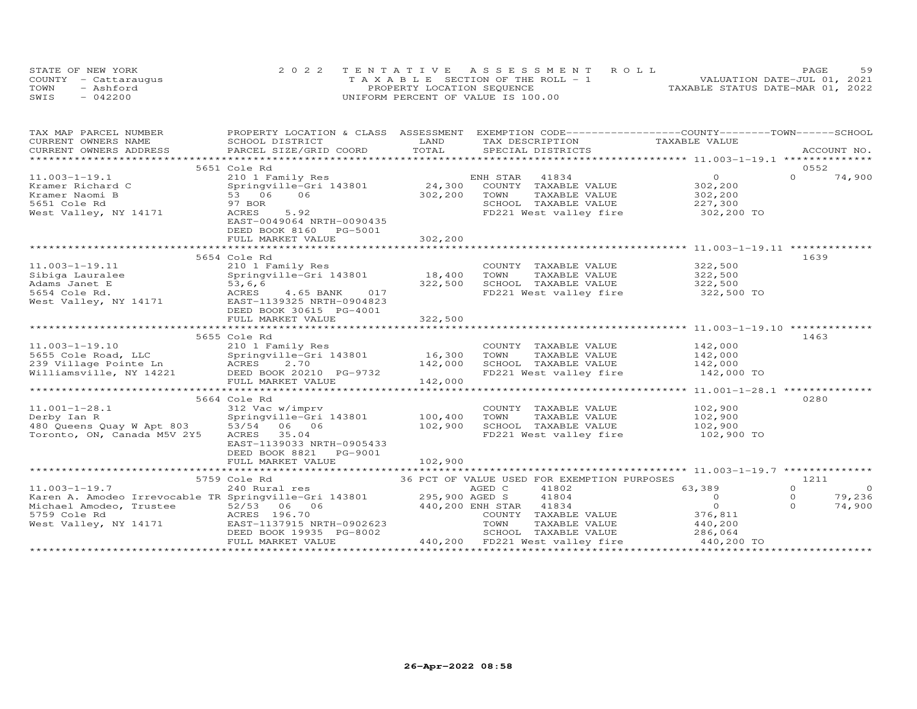STATE OF NEW YORK — 2022 TENTATIVE ASSESSMENT ROLL — PAGE 59
COUNTY - Cattaraugus — TAXABLE SECTION OF THE ROLL - 1 — VALUATION DATE-JUL 01, 2021
TOWN - Ashford — PROPERTY LOCATION SEQUENCE — TAXABLE STATUS DATE-MAR 01, 2022
SWIS - 042200 — UNIFORM PERCENT OF VALUE IS 100.00

| TAX MAP PARCEL NUMBER / CURRENT OWNERS NAME / CURRENT OWNERS ADDRESS | PROPERTY LOCATION & CLASS / SCHOOL DISTRICT / PARCEL SIZE/GRID COORD | ASSESSMENT LAND | TOTAL | EXEMPTION CODE / TAX DESCRIPTION / SPECIAL DISTRICTS | COUNTY TAXABLE VALUE | TOWN | SCHOOL | ACCOUNT NO. |
|---|---|---|---|---|---|---|---|---|
| 11.003-1-19.1 | 5651 Cole Rd | | | | | | | 0552 |
| Kramer Richard C | 210 1 Family Res | | | ENH STAR 41834 | 0 | 0 | 74,900 | |
| Kramer Naomi B | Springville-Gri 143801 | 24,300 | | COUNTY TAXABLE VALUE | 302,200 | | | |
| 5651 Cole Rd | 53 06 06 | | 302,200 | TOWN TAXABLE VALUE | 302,200 | | | |
| West Valley, NY 14171 | 97 BOR | | | SCHOOL TAXABLE VALUE | 227,300 | | | |
| | ACRES 5.92 | | | FD221 West valley fire | 302,200 TO | | | |
| | EAST-0049064 NRTH-0090435 | | | | | | | |
| | DEED BOOK 8160 PG-5001 | | | | | | | |
| | FULL MARKET VALUE | | 302,200 | | | | | |
| 11.003-1-19.11 | 5654 Cole Rd | | | | | | | 1639 |
| Sibiga Lauralee | 210 1 Family Res | | | COUNTY TAXABLE VALUE | 322,500 | | | |
| Adams Janet E | Springville-Gri 143801 | 18,400 | | TOWN TAXABLE VALUE | 322,500 | | | |
| 5654 Cole Rd. | 53,6,6 | | 322,500 | SCHOOL TAXABLE VALUE | 322,500 | | | |
| West Valley, NY 14171 | ACRES 4.65 BANK 017 | | | FD221 West valley fire | 322,500 TO | | | |
| | EAST-1139325 NRTH-0904823 | | | | | | | |
| | DEED BOOK 30615 PG-4001 | | | | | | | |
| | FULL MARKET VALUE | | 322,500 | | | | | |
| 11.003-1-19.10 | 5655 Cole Rd | | | | | | | 1463 |
| 5655 Cole Road, LLC | 210 1 Family Res | | | COUNTY TAXABLE VALUE | 142,000 | | | |
| 239 Village Pointe Ln | Springville-Gri 143801 | 16,300 | | TOWN TAXABLE VALUE | 142,000 | | | |
| Williamsville, NY 14221 | ACRES 2.70 | | 142,000 | SCHOOL TAXABLE VALUE | 142,000 | | | |
| | DEED BOOK 20210 PG-9732 | | | FD221 West valley fire | 142,000 TO | | | |
| | FULL MARKET VALUE | | 142,000 | | | | | |
| 11.001-1-28.1 | 5664 Cole Rd | | | | | | | 0280 |
| Derby Ian R | 312 Vac w/imprv | | | COUNTY TAXABLE VALUE | 102,900 | | | |
| 480 Queens Quay W Apt 803 | Springville-Gri 143801 | 100,400 | | TOWN TAXABLE VALUE | 102,900 | | | |
| Toronto, ON, Canada M5V 2Y5 | 53/54 06 06 | | 102,900 | SCHOOL TAXABLE VALUE | 102,900 | | | |
| | ACRES 35.04 | | | FD221 West valley fire | 102,900 TO | | | |
| | EAST-1139033 NRTH-0905433 | | | | | | | |
| | DEED BOOK 8821 PG-9001 | | | | | | | |
| | FULL MARKET VALUE | | 102,900 | | | | | |
| 11.003-1-19.7 | 5759 Cole Rd | | | 36 PCT OF VALUE USED FOR EXEMPTION PURPOSES | | | | 1211 |
| Karen A. Amodeo Irrevocable TR | 240 Rural res | | | AGED C 41802 | 63,389 | 0 | 0 | |
| Michael Amodeo, Trustee | Springville-Gri 143801 | 295,900 | | AGED S 41804 | 0 | 0 | 79,236 | |
| 5759 Cole Rd | 52/53 06 06 | | 440,200 | ENH STAR 41834 | 0 | 0 | 74,900 | |
| West Valley, NY 14171 | ACRES 196.70 | | | COUNTY TAXABLE VALUE | 376,811 | | | |
| | EAST-1137915 NRTH-0902623 | | | TOWN TAXABLE VALUE | 440,200 | | | |
| | DEED BOOK 19935 PG-8002 | | | SCHOOL TAXABLE VALUE | 286,064 | | | |
| | FULL MARKET VALUE | | 440,200 | FD221 West valley fire | 440,200 TO | | | |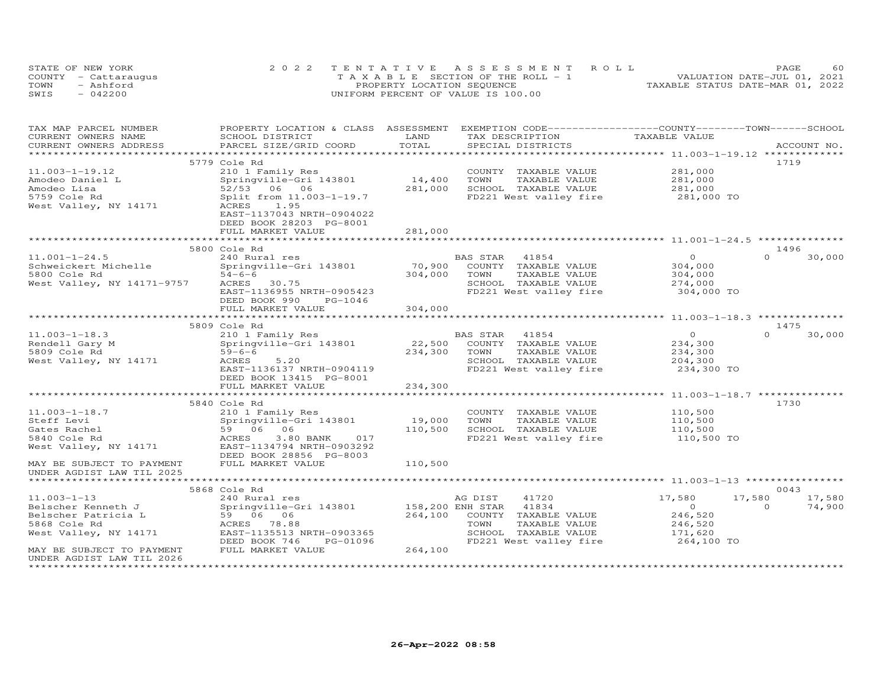STATE OF NEW YORK
COUNTY - Cattaraugus
TOWN - Ashford
SWIS - 042200

2022 TENTATIVE ASSESSMENT ROLL
TAXABLE SECTION OF THE ROLL - 1
PROPERTY LOCATION SEQUENCE
UNIFORM PERCENT OF VALUE IS 100.00

VALUATION DATE-JUL 01, 2021
TAXABLE STATUS DATE-MAR 01, 2022

| TAX MAP PARCEL NUMBER / CURRENT OWNERS NAME / CURRENT OWNERS ADDRESS | PROPERTY LOCATION & CLASS / SCHOOL DISTRICT / PARCEL SIZE/GRID COORD | ASSESSMENT LAND / TOTAL | EXEMPTION CODE / TAX DESCRIPTION / SPECIAL DISTRICTS | COUNTY TAXABLE VALUE | TOWN | SCHOOL | ACCOUNT NO. |
|---|---|---|---|---|---|---|---|
| **11.003-1-19.12** | 5779 Cole Rd | | | | | | 1719 |
| 11.003-1-19.12 | 210 1 Family Res | | COUNTY TAXABLE VALUE | 281,000 | | | |
| Amodeo Daniel L | Springville-Gri 143801 | 14,400 | TOWN TAXABLE VALUE | 281,000 | | | |
| Amodeo Lisa | 52/53 06 06 | 281,000 | SCHOOL TAXABLE VALUE | 281,000 | | | |
| 5759 Cole Rd | Split from 11.003-1-19.7 | | FD221 West valley fire | 281,000 TO | | | |
| West Valley, NY 14171 | ACRES 1.95 | | | | | | |
| | EAST-1137043 NRTH-0904022 | | | | | | |
| | DEED BOOK 28203 PG-8001 | | | | | | |
| | FULL MARKET VALUE | 281,000 | | | | | |
| **11.001-1-24.5** | 5800 Cole Rd | | | | | | 1496 |
| 11.001-1-24.5 | 240 Rural res | | BAS STAR 41854 | 0 | 0 | 30,000 | |
| Schweickert Michelle | Springville-Gri 143801 | 70,900 | COUNTY TAXABLE VALUE | 304,000 | | | |
| 5800 Cole Rd | 54-6-6 | 304,000 | TOWN TAXABLE VALUE | 304,000 | | | |
| West Valley, NY 14171-9757 | ACRES 30.75 | | SCHOOL TAXABLE VALUE | 274,000 | | | |
| | EAST-1136955 NRTH-0905423 | | FD221 West valley fire | 304,000 TO | | | |
| | DEED BOOK 990 PG-1046 | | | | | | |
| | FULL MARKET VALUE | 304,000 | | | | | |
| **11.003-1-18.3** | 5809 Cole Rd | | | | | | 1475 |
| 11.003-1-18.3 | 210 1 Family Res | | BAS STAR 41854 | 0 | 0 | 30,000 | |
| Rendell Gary M | Springville-Gri 143801 | 22,500 | COUNTY TAXABLE VALUE | 234,300 | | | |
| 5809 Cole Rd | 59-6-6 | 234,300 | TOWN TAXABLE VALUE | 234,300 | | | |
| West Valley, NY 14171 | ACRES 5.20 | | SCHOOL TAXABLE VALUE | 204,300 | | | |
| | EAST-1136137 NRTH-0904119 | | FD221 West valley fire | 234,300 TO | | | |
| | DEED BOOK 13415 PG-8001 | | | | | | |
| | FULL MARKET VALUE | 234,300 | | | | | |
| **11.003-1-18.7** | 5840 Cole Rd | | | | | | 1730 |
| 11.003-1-18.7 | 210 1 Family Res | | COUNTY TAXABLE VALUE | 110,500 | | | |
| Steff Levi | Springville-Gri 143801 | 19,000 | TOWN TAXABLE VALUE | 110,500 | | | |
| Gates Rachel | 59 06 06 | 110,500 | SCHOOL TAXABLE VALUE | 110,500 | | | |
| 5840 Cole Rd | ACRES 3.80 BANK 017 | | FD221 West valley fire | 110,500 TO | | | |
| West Valley, NY 14171 | EAST-1134794 NRTH-0903292 | | | | | | |
| | DEED BOOK 28856 PG-8003 | | | | | | |
| MAY BE SUBJECT TO PAYMENT | FULL MARKET VALUE | 110,500 | | | | | |
| UNDER AGDIST LAW TIL 2025 | | | | | | | |
| **11.003-1-13** | 5868 Cole Rd | | | | | | 0043 |
| 11.003-1-13 | 240 Rural res | | AG DIST 41720 | 17,580 | 17,580 | 17,580 | |
| Belscher Kenneth J | Springville-Gri 143801 | 158,200 | ENH STAR 41834 | 0 | 0 | 74,900 | |
| Belscher Patricia L | 59 06 06 | 264,100 | COUNTY TAXABLE VALUE | 246,520 | | | |
| 5868 Cole Rd | ACRES 78.88 | | TOWN TAXABLE VALUE | 246,520 | | | |
| West Valley, NY 14171 | EAST-1135513 NRTH-0903365 | | SCHOOL TAXABLE VALUE | 171,620 | | | |
| | DEED BOOK 746 PG-01096 | | FD221 West valley fire | 264,100 TO | | | |
| MAY BE SUBJECT TO PAYMENT | FULL MARKET VALUE | 264,100 | | | | | |
| UNDER AGDIST LAW TIL 2026 | | | | | | | |

26-Apr-2022 08:58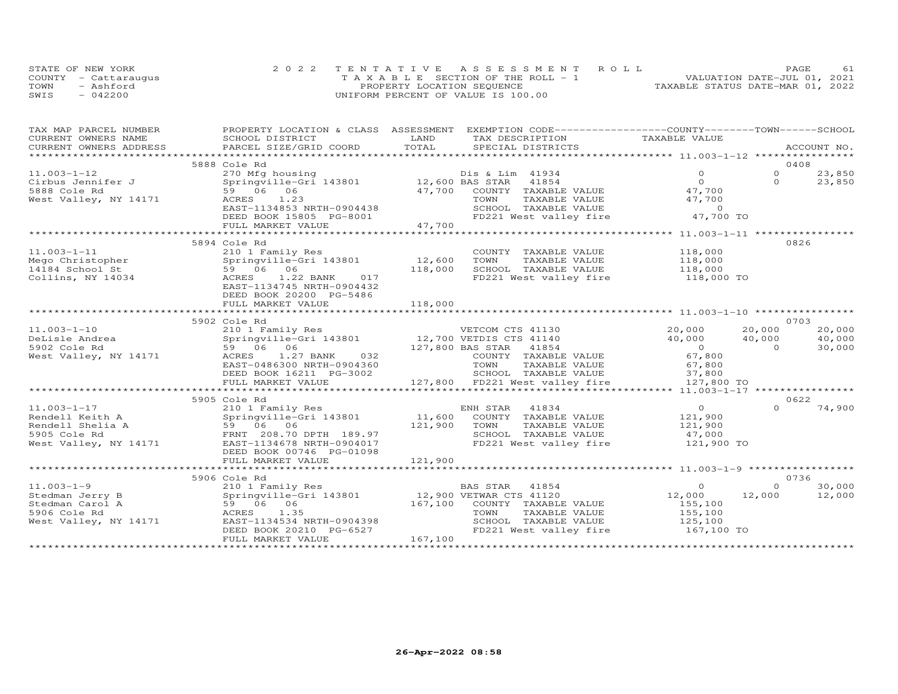STATE OF NEW YORK
COUNTY - Cattaraugus
TOWN - Ashford
SWIS - 042200

2022 TENTATIVE ASSESSMENT ROLL
TAXABLE SECTION OF THE ROLL - 1
PROPERTY LOCATION SEQUENCE
UNIFORM PERCENT OF VALUE IS 100.00

VALUATION DATE-JUL 01, 2021
TAXABLE STATUS DATE-MAR 01, 2022

| TAX MAP PARCEL NUMBER / CURRENT OWNERS NAME / CURRENT OWNERS ADDRESS | PROPERTY LOCATION & CLASS / SCHOOL DISTRICT / PARCEL SIZE/GRID COORD | ASSESSMENT LAND / TOTAL | EXEMPTION CODE / TAX DESCRIPTION / SPECIAL DISTRICTS | COUNTY TAXABLE VALUE | TOWN | SCHOOL | ACCOUNT NO. |
|---|---|---|---|---|---|---|---|
| 11.003-1-12 | 5888 Cole Rd | | | | | | 0408 |
| Cirbus Jennifer J | 270 Mfg housing | | Dis & Lim 41934 | 0 | 0 | 23,850 | |
| 5888 Cole Rd | Springville-Gri 143801 | 12,600 | BAS STAR 41854 | 0 | 0 | 23,850 | |
| West Valley, NY 14171 | 59 06 06 | 47,700 | COUNTY TAXABLE VALUE | 47,700 | | | |
| | ACRES 1.23 | | TOWN TAXABLE VALUE | 47,700 | | | |
| | EAST-1134853 NRTH-0904438 | | SCHOOL TAXABLE VALUE | 0 | | | |
| | DEED BOOK 15805 PG-8001 | | FD221 West valley fire | 47,700 TO | | | |
| | FULL MARKET VALUE | 47,700 | | | | | |
| 11.003-1-11 | 5894 Cole Rd | | | | | | 0826 |
| Mego Christopher | 210 1 Family Res | | COUNTY TAXABLE VALUE | 118,000 | | | |
| 14184 School St | Springville-Gri 143801 | 12,600 | TOWN TAXABLE VALUE | 118,000 | | | |
| Collins, NY 14034 | 59 06 06 | 118,000 | SCHOOL TAXABLE VALUE | 118,000 | | | |
| | ACRES 1.22 BANK 017 | | FD221 West valley fire | 118,000 TO | | | |
| | EAST-1134745 NRTH-0904432 | | | | | | |
| | DEED BOOK 20200 PG-5486 | | | | | | |
| | FULL MARKET VALUE | 118,000 | | | | | |
| 11.003-1-10 | 5902 Cole Rd | | | | | | 0703 |
| DeLisle Andrea | 210 1 Family Res | | VETCOM CTS 41130 | 20,000 | 20,000 | 20,000 | |
| 5902 Cole Rd | Springville-Gri 143801 | 12,700 | VETDIS CTS 41140 | 40,000 | 40,000 | 40,000 | |
| West Valley, NY 14171 | 59 06 06 | 127,800 | BAS STAR 41854 | 0 | 0 | 30,000 | |
| | ACRES 1.27 BANK 032 | | COUNTY TAXABLE VALUE | 67,800 | | | |
| | EAST-0486300 NRTH-0904360 | | TOWN TAXABLE VALUE | 67,800 | | | |
| | DEED BOOK 16211 PG-3002 | | SCHOOL TAXABLE VALUE | 37,800 | | | |
| | FULL MARKET VALUE | 127,800 | FD221 West valley fire | 127,800 TO | | | |
| 11.003-1-17 | 5905 Cole Rd | | | | | | 0622 |
| Rendell Keith A | 210 1 Family Res | | ENH STAR 41834 | 0 | 0 | 74,900 | |
| Rendell Shelia A | Springville-Gri 143801 | 11,600 | COUNTY TAXABLE VALUE | 121,900 | | | |
| 5905 Cole Rd | 59 06 06 | 121,900 | TOWN TAXABLE VALUE | 121,900 | | | |
| West Valley, NY 14171 | FRNT 208.70 DPTH 189.97 | | SCHOOL TAXABLE VALUE | 47,000 | | | |
| | EAST-1134678 NRTH-0904017 | | FD221 West valley fire | 121,900 TO | | | |
| | DEED BOOK 00746 PG-01098 | | | | | | |
| | FULL MARKET VALUE | 121,900 | | | | | |
| 11.003-1-9 | 5906 Cole Rd | | | | | | 0736 |
| Stedman Jerry B | 210 1 Family Res | | BAS STAR 41854 | 0 | 0 | 30,000 | |
| Stedman Carol A | Springville-Gri 143801 | 12,900 | VETWAR CTS 41120 | 12,000 | 12,000 | 12,000 | |
| 5906 Cole Rd | 59 06 06 | 167,100 | COUNTY TAXABLE VALUE | 155,100 | | | |
| West Valley, NY 14171 | ACRES 1.35 | | TOWN TAXABLE VALUE | 155,100 | | | |
| | EAST-1134534 NRTH-0904398 | | SCHOOL TAXABLE VALUE | 125,100 | | | |
| | DEED BOOK 20210 PG-6527 | | FD221 West valley fire | 167,100 TO | | | |
| | FULL MARKET VALUE | 167,100 | | | | | |

26-Apr-2022 08:58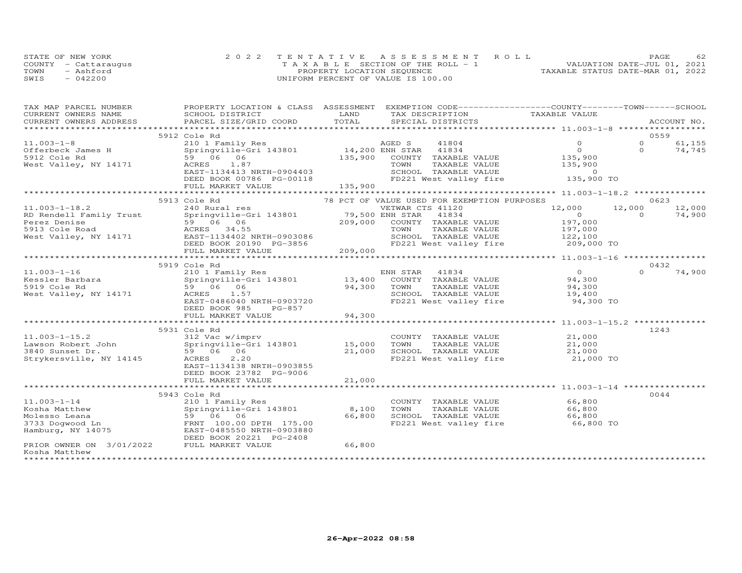STATE OF NEW YORK | 2022 TENTATIVE ASSESSMENT ROLL | VALUATION DATE-JUL 01, 2021
COUNTY - Cattaraugus | TAXABLE SECTION OF THE ROLL - 1 | TAXABLE STATUS DATE-MAR 01, 2022
TOWN - Ashford | PROPERTY LOCATION SEQUENCE
SWIS - 042200 | UNIFORM PERCENT OF VALUE IS 100.00

| TAX MAP PARCEL NUMBER / CURRENT OWNERS NAME / CURRENT OWNERS ADDRESS | PROPERTY LOCATION & CLASS / SCHOOL DISTRICT / PARCEL SIZE/GRID COORD | ASSESSMENT LAND / TOTAL | EXEMPTION CODE / TAX DESCRIPTION / SPECIAL DISTRICTS | COUNTY TAXABLE VALUE | TOWN | SCHOOL | ACCOUNT NO. |
|---|---|---|---|---|---|---|---|
| **11.003-1-8** | 5912 Cole Rd | | | | | | 0559 |
| 11.003-1-8 | 210 1 Family Res | | AGED S 41804 | 0 | 0 | 61,155 | |
| Offerbeck James H | Springville-Gri 143801 | 14,200 | ENH STAR 41834 | 0 | 0 | 74,745 | |
| 5912 Cole Rd | 59 06 06 | 135,900 | COUNTY TAXABLE VALUE | 135,900 | | | |
| West Valley, NY 14171 | ACRES 1.87 | | TOWN TAXABLE VALUE | 135,900 | | | |
| | EAST-1134413 NRTH-0904403 | | SCHOOL TAXABLE VALUE | 0 | | | |
| | DEED BOOK 00786 PG-00118 | | FD221 West valley fire | 135,900 TO | | | |
| | FULL MARKET VALUE | 135,900 | | | | | |
| **11.003-1-18.2** | 5913 Cole Rd | | 78 PCT OF VALUE USED FOR EXEMPTION PURPOSES | | | | 0623 |
| 11.003-1-18.2 | 240 Rural res | | VETWAR CTS 41120 | 12,000 | 12,000 | 12,000 | |
| RD Rendell Family Trust | Springville-Gri 143801 | 79,500 | ENH STAR 41834 | 0 | 0 | 74,900 | |
| Perez Denise | 59 06 06 | 209,000 | COUNTY TAXABLE VALUE | 197,000 | | | |
| 5913 Cole Road | ACRES 34.55 | | TOWN TAXABLE VALUE | 197,000 | | | |
| West Valley, NY 14171 | EAST-1134402 NRTH-0903086 | | SCHOOL TAXABLE VALUE | 122,100 | | | |
| | DEED BOOK 20190 PG-3856 | | FD221 West valley fire | 209,000 TO | | | |
| | FULL MARKET VALUE | 209,000 | | | | | |
| **11.003-1-16** | 5919 Cole Rd | | | | | | 0432 |
| 11.003-1-16 | 210 1 Family Res | | ENH STAR 41834 | 0 | 0 | 74,900 | |
| Kessler Barbara | Springville-Gri 143801 | 13,400 | COUNTY TAXABLE VALUE | 94,300 | | | |
| 5919 Cole Rd | 59 06 06 | 94,300 | TOWN TAXABLE VALUE | 94,300 | | | |
| West Valley, NY 14171 | ACRES 1.57 | | SCHOOL TAXABLE VALUE | 19,400 | | | |
| | EAST-0486040 NRTH-0903720 | | FD221 West valley fire | 94,300 TO | | | |
| | DEED BOOK 985 PG-857 | | | | | | |
| | FULL MARKET VALUE | 94,300 | | | | | |
| **11.003-1-15.2** | 5931 Cole Rd | | | | | | 1243 |
| 11.003-1-15.2 | 312 Vac w/imprv | | COUNTY TAXABLE VALUE | 21,000 | | | |
| Lawson Robert John | Springville-Gri 143801 | 15,000 | TOWN TAXABLE VALUE | 21,000 | | | |
| 3840 Sunset Dr. | 59 06 06 | 21,000 | SCHOOL TAXABLE VALUE | 21,000 | | | |
| Strykersville, NY 14145 | ACRES 2.20 | | FD221 West valley fire | 21,000 TO | | | |
| | EAST-1134138 NRTH-0903855 | | | | | | |
| | DEED BOOK 23782 PG-9006 | | | | | | |
| | FULL MARKET VALUE | 21,000 | | | | | |
| **11.003-1-14** | 5943 Cole Rd | | | | | | 0044 |
| 11.003-1-14 | 210 1 Family Res | | COUNTY TAXABLE VALUE | 66,800 | | | |
| Kosha Matthew | Springville-Gri 143801 | 8,100 | TOWN TAXABLE VALUE | 66,800 | | | |
| Molesso Leana | 59 06 06 | 66,800 | SCHOOL TAXABLE VALUE | 66,800 | | | |
| 3733 Dogwood Ln | FRNT 100.00 DPTH 175.00 | | FD221 West valley fire | 66,800 TO | | | |
| Hamburg, NY 14075 | EAST-0485550 NRTH-0903880 | | | | | | |
| | DEED BOOK 20221 PG-2408 | | | | | | |
| PRIOR OWNER ON 3/01/2022 | FULL MARKET VALUE | 66,800 | | | | | |
| Kosha Matthew | | | | | | | |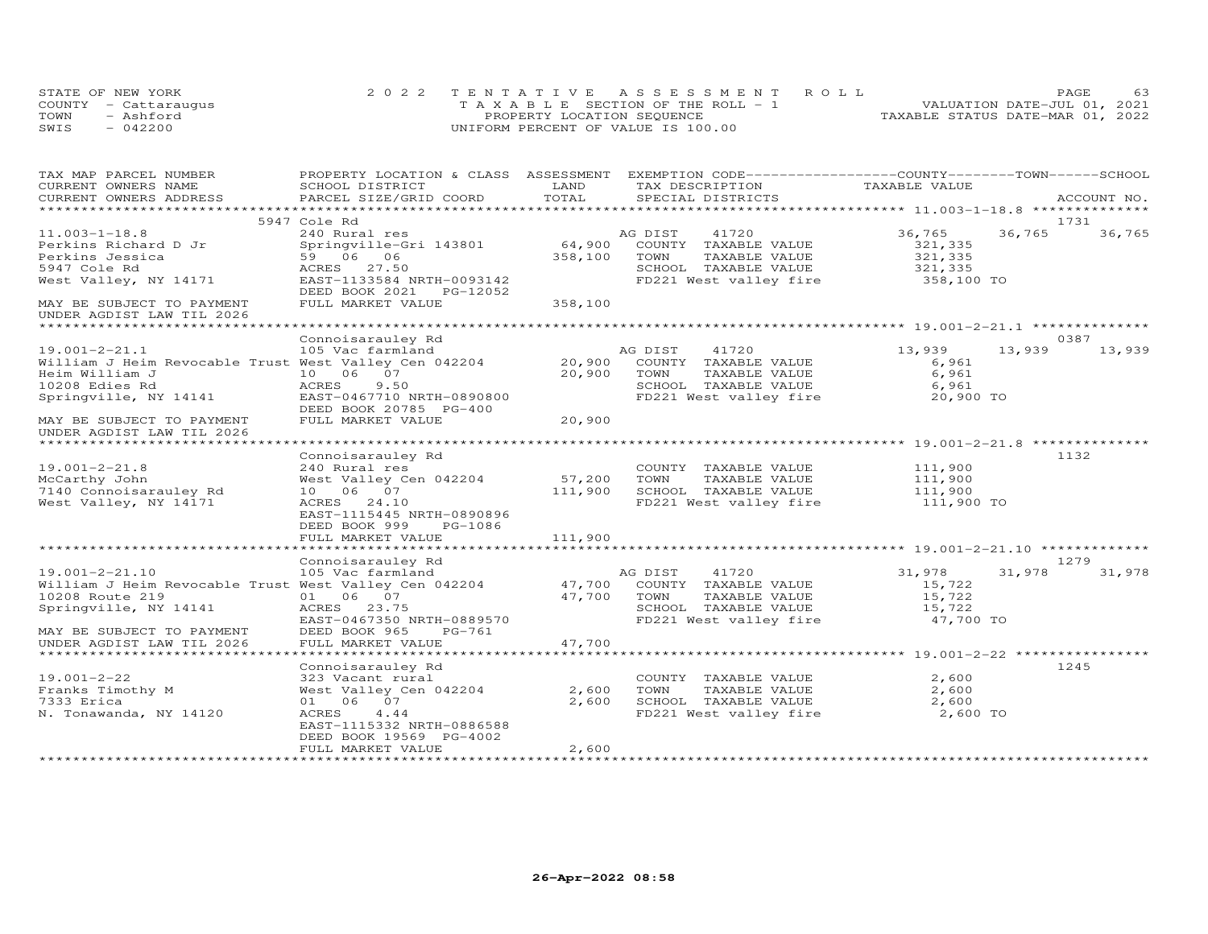STATE OF NEW YORK
COUNTY - Cattaraugus
TOWN - Ashford
SWIS - 042200

2022 TENTATIVE ASSESSMENT ROLL
TAXABLE SECTION OF THE ROLL - 1
PROPERTY LOCATION SEQUENCE
UNIFORM PERCENT OF VALUE IS 100.00

VALUATION DATE-JUL 01, 2021
TAXABLE STATUS DATE-MAR 01, 2022

| TAX MAP PARCEL NUMBER / CURRENT OWNERS NAME / CURRENT OWNERS ADDRESS | PROPERTY LOCATION & CLASS / SCHOOL DISTRICT / PARCEL SIZE/GRID COORD | ASSESSMENT LAND | TOTAL | EXEMPTION CODE / TAX DESCRIPTION / SPECIAL DISTRICTS | COUNTY TAXABLE VALUE | TOWN | SCHOOL | ACCOUNT NO. |
|---|---|---|---|---|---|---|---|---|
| **11.003-1-18.8** | 5947 Cole Rd | | | | | | | 1731 |
| 11.003-1-18.8 | 240 Rural res | | | AG DIST 41720 | 36,765 | 36,765 | 36,765 | |
| Perkins Richard D Jr | Springville-Gri 143801 | 64,900 | | COUNTY TAXABLE VALUE | 321,335 | | | |
| Perkins Jessica | 59 06 06 | | 358,100 | TOWN TAXABLE VALUE | 321,335 | | | |
| 5947 Cole Rd | ACRES 27.50 | | | SCHOOL TAXABLE VALUE | 321,335 | | | |
| West Valley, NY 14171 | EAST-1133584 NRTH-0093142 | | | FD221 West valley fire | 358,100 TO | | | |
| | DEED BOOK 2021 PG-12052 | | | | | | | |
| MAY BE SUBJECT TO PAYMENT | FULL MARKET VALUE | | 358,100 | | | | | |
| UNDER AGDIST LAW TIL 2026 | | | | | | | | |
| **19.001-2-21.1** | Connoisarauley Rd | | | | | | | 0387 |
| 19.001-2-21.1 | 105 Vac farmland | | | AG DIST 41720 | 13,939 | 13,939 | 13,939 | |
| William J Heim Revocable Trust | West Valley Cen 042204 | 20,900 | | COUNTY TAXABLE VALUE | 6,961 | | | |
| Heim William J | 10 06 07 | | 20,900 | TOWN TAXABLE VALUE | 6,961 | | | |
| 10208 Edies Rd | ACRES 9.50 | | | SCHOOL TAXABLE VALUE | 6,961 | | | |
| Springville, NY 14141 | EAST-0467710 NRTH-0890800 | | | FD221 West valley fire | 20,900 TO | | | |
| | DEED BOOK 20785 PG-400 | | | | | | | |
| MAY BE SUBJECT TO PAYMENT | FULL MARKET VALUE | | 20,900 | | | | | |
| UNDER AGDIST LAW TIL 2026 | | | | | | | | |
| **19.001-2-21.8** | Connoisarauley Rd | | | | | | | 1132 |
| 19.001-2-21.8 | 240 Rural res | | | COUNTY TAXABLE VALUE | 111,900 | | | |
| McCarthy John | West Valley Cen 042204 | 57,200 | | TOWN TAXABLE VALUE | 111,900 | | | |
| 7140 Connoisarauley Rd | 10 06 07 | | 111,900 | SCHOOL TAXABLE VALUE | 111,900 | | | |
| West Valley, NY 14171 | ACRES 24.10 | | | FD221 West valley fire | 111,900 TO | | | |
| | EAST-1115445 NRTH-0890896 | | | | | | | |
| | DEED BOOK 999 PG-1086 | | | | | | | |
| | FULL MARKET VALUE | | 111,900 | | | | | |
| **19.001-2-21.10** | Connoisarauley Rd | | | | | | | 1279 |
| 19.001-2-21.10 | 105 Vac farmland | | | AG DIST 41720 | 31,978 | 31,978 | 31,978 | |
| William J Heim Revocable Trust | West Valley Cen 042204 | 47,700 | | COUNTY TAXABLE VALUE | 15,722 | | | |
| 10208 Route 219 | 01 06 07 | | 47,700 | TOWN TAXABLE VALUE | 15,722 | | | |
| Springville, NY 14141 | ACRES 23.75 | | | SCHOOL TAXABLE VALUE | 15,722 | | | |
| | EAST-0467350 NRTH-0889570 | | | FD221 West valley fire | 47,700 TO | | | |
| MAY BE SUBJECT TO PAYMENT | DEED BOOK 965 PG-761 | | | | | | | |
| UNDER AGDIST LAW TIL 2026 | FULL MARKET VALUE | | 47,700 | | | | | |
| **19.001-2-22** | Connoisarauley Rd | | | | | | | 1245 |
| 19.001-2-22 | 323 Vacant rural | | | COUNTY TAXABLE VALUE | 2,600 | | | |
| Franks Timothy M | West Valley Cen 042204 | 2,600 | | TOWN TAXABLE VALUE | 2,600 | | | |
| 7333 Erica | 01 06 07 | | 2,600 | SCHOOL TAXABLE VALUE | 2,600 | | | |
| N. Tonawanda, NY 14120 | ACRES 4.44 | | | FD221 West valley fire | 2,600 TO | | | |
| | EAST-1115332 NRTH-0886588 | | | | | | | |
| | DEED BOOK 19569 PG-4002 | | | | | | | |
| | FULL MARKET VALUE | | 2,600 | | | | | |

26-Apr-2022 08:58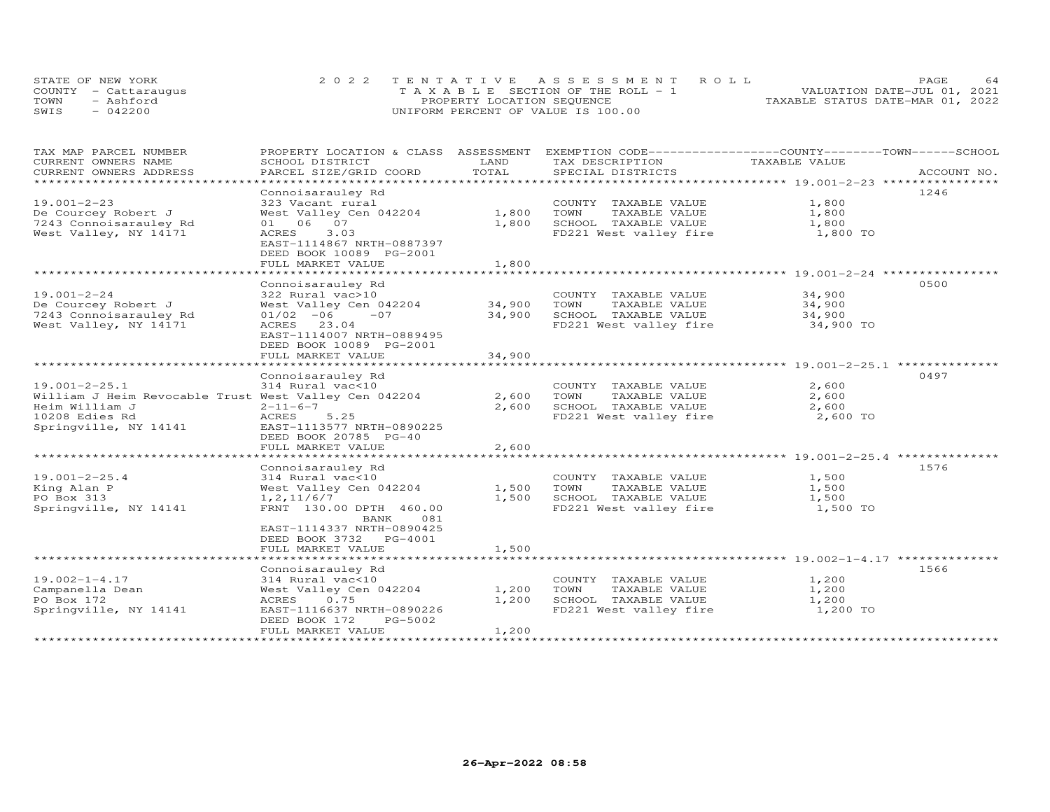STATE OF NEW YORK
COUNTY - Cattaraugus
TOWN - Ashford
SWIS - 042200

2022 TENTATIVE ASSESSMENT ROLL
TAXABLE SECTION OF THE ROLL - 1
PROPERTY LOCATION SEQUENCE
UNIFORM PERCENT OF VALUE IS 100.00

VALUATION DATE-JUL 01, 2021
TAXABLE STATUS DATE-MAR 01, 2022

| TAX MAP PARCEL NUMBER / CURRENT OWNERS NAME / CURRENT OWNERS ADDRESS | PROPERTY LOCATION & CLASS / SCHOOL DISTRICT / PARCEL SIZE/GRID COORD | ASSESSMENT LAND | TOTAL | EXEMPTION CODE / TAX DESCRIPTION / SPECIAL DISTRICTS | COUNTY / TOWN / SCHOOL TAXABLE VALUE | ACCOUNT NO. |
|---|---|---|---|---|---|---|
| **19.001-2-23** | Connoisarauley Rd | | | | | 1246 |
| 19.001-2-23 | 323 Vacant rural | | | COUNTY TAXABLE VALUE | 1,800 | |
| De Courcey Robert J | West Valley Cen 042204 | 1,800 | | TOWN TAXABLE VALUE | 1,800 | |
| 7243 Connoisarauley Rd | 01 06 07 | | 1,800 | SCHOOL TAXABLE VALUE | 1,800 | |
| West Valley, NY 14171 | ACRES 3.03 | | | FD221 West valley fire | 1,800 TO | |
| | EAST-1114867 NRTH-0887397 | | | | | |
| | DEED BOOK 10089 PG-2001 | | | | | |
| | FULL MARKET VALUE | | 1,800 | | | |
| **19.001-2-24** | Connoisarauley Rd | | | | | 0500 |
| 19.001-2-24 | 322 Rural vac>10 | | | COUNTY TAXABLE VALUE | 34,900 | |
| De Courcey Robert J | West Valley Cen 042204 | 34,900 | | TOWN TAXABLE VALUE | 34,900 | |
| 7243 Connoisarauley Rd | 01/02 -06 -07 | | 34,900 | SCHOOL TAXABLE VALUE | 34,900 | |
| West Valley, NY 14171 | ACRES 23.04 | | | FD221 West valley fire | 34,900 TO | |
| | EAST-1114007 NRTH-0889495 | | | | | |
| | DEED BOOK 10089 PG-2001 | | | | | |
| | FULL MARKET VALUE | | 34,900 | | | |
| **19.001-2-25.1** | Connoisarauley Rd | | | | | 0497 |
| 19.001-2-25.1 | 314 Rural vac<10 | | | COUNTY TAXABLE VALUE | 2,600 | |
| William J Heim Revocable Trust | West Valley Cen 042204 | 2,600 | | TOWN TAXABLE VALUE | 2,600 | |
| Heim William J | 2-11-6-7 | | 2,600 | SCHOOL TAXABLE VALUE | 2,600 | |
| 10208 Edies Rd | ACRES 5.25 | | | FD221 West valley fire | 2,600 TO | |
| Springville, NY 14141 | EAST-1113577 NRTH-0890225 | | | | | |
| | DEED BOOK 20785 PG-40 | | | | | |
| | FULL MARKET VALUE | | 2,600 | | | |
| **19.001-2-25.4** | Connoisarauley Rd | | | | | 1576 |
| 19.001-2-25.4 | 314 Rural vac<10 | | | COUNTY TAXABLE VALUE | 1,500 | |
| King Alan P | West Valley Cen 042204 | 1,500 | | TOWN TAXABLE VALUE | 1,500 | |
| PO Box 313 | 1,2,11/6/7 | | 1,500 | SCHOOL TAXABLE VALUE | 1,500 | |
| Springville, NY 14141 | FRNT 130.00 DPTH 460.00 | | | FD221 West valley fire | 1,500 TO | |
| | BANK 081 | | | | | |
| | EAST-1114337 NRTH-0890425 | | | | | |
| | DEED BOOK 3732 PG-4001 | | | | | |
| | FULL MARKET VALUE | | 1,500 | | | |
| **19.002-1-4.17** | Connoisarauley Rd | | | | | 1566 |
| 19.002-1-4.17 | 314 Rural vac<10 | | | COUNTY TAXABLE VALUE | 1,200 | |
| Campanella Dean | West Valley Cen 042204 | 1,200 | | TOWN TAXABLE VALUE | 1,200 | |
| PO Box 172 | ACRES 0.75 | | 1,200 | SCHOOL TAXABLE VALUE | 1,200 | |
| Springville, NY 14141 | EAST-1116637 NRTH-0890226 | | | FD221 West valley fire | 1,200 TO | |
| | DEED BOOK 172 PG-5002 | | | | | |
| | FULL MARKET VALUE | | 1,200 | | | |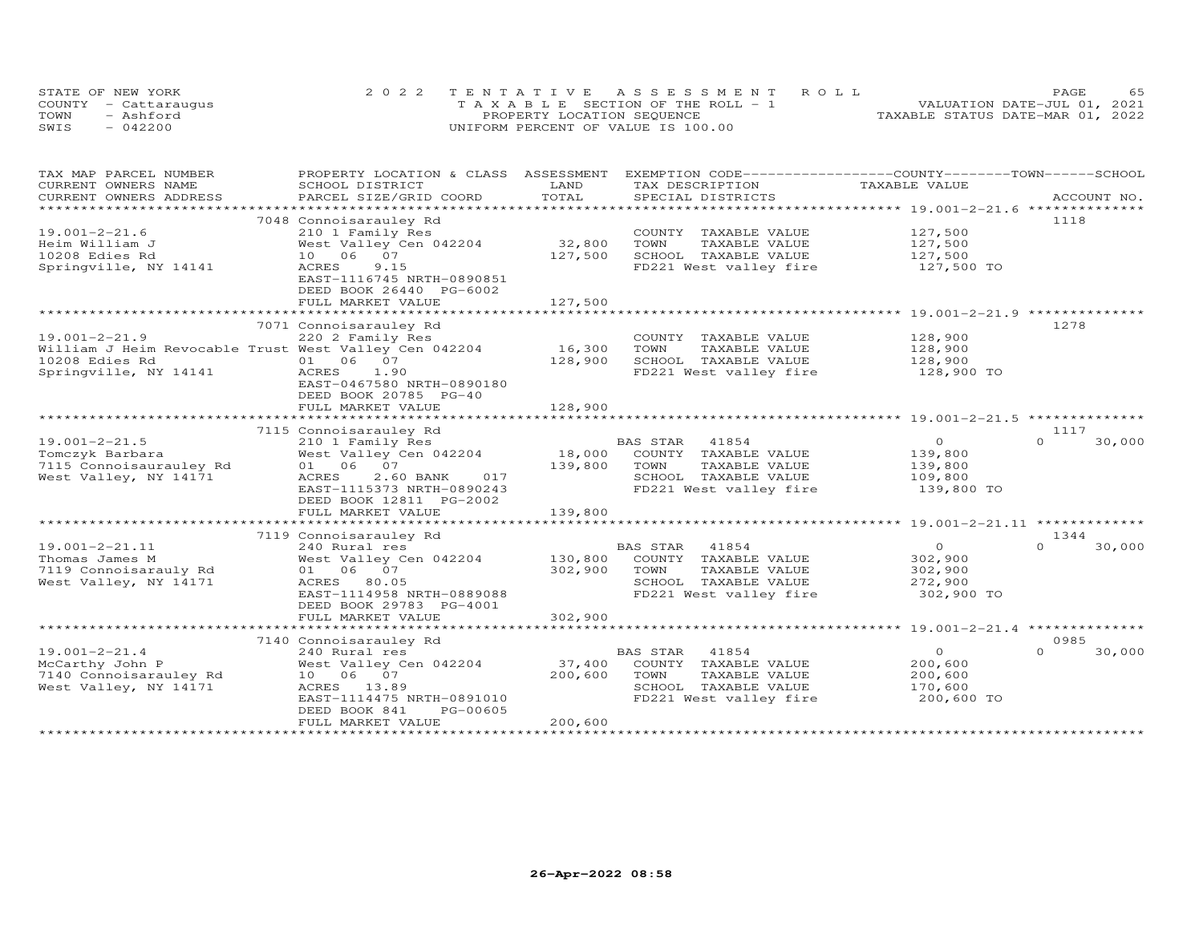STATE OF NEW YORK
COUNTY - Cattaraugus
TOWN - Ashford
SWIS - 042200

2 0 2 2 T E N T A T I V E A S S E S S M E N T R O L L
T A X A B L E SECTION OF THE ROLL - 1
PROPERTY LOCATION SEQUENCE
UNIFORM PERCENT OF VALUE IS 100.00

VALUATION DATE-JUL 01, 2021
TAXABLE STATUS DATE-MAR 01, 2022

| TAX MAP PARCEL NUMBER / CURRENT OWNERS NAME / CURRENT OWNERS ADDRESS | PROPERTY LOCATION & CLASS / SCHOOL DISTRICT / PARCEL SIZE/GRID COORD | ASSESSMENT LAND / TOTAL | EXEMPTION CODE / TAX DESCRIPTION / SPECIAL DISTRICTS | COUNTY / TOWN / SCHOOL TAXABLE VALUE | ACCOUNT NO. |
|---|---|---|---|---|---|
| **19.001-2-21.6** | 7048 Connoisarauley Rd | | | | 1118 |
| 19.001-2-21.6 | 210 1 Family Res | | COUNTY TAXABLE VALUE | 127,500 | |
| Heim William J | West Valley Cen 042204 | 32,800 | TOWN TAXABLE VALUE | 127,500 | |
| 10208 Edies Rd | 10 06 07 | 127,500 | SCHOOL TAXABLE VALUE | 127,500 | |
| Springville, NY 14141 | ACRES 9.15 | | FD221 West valley fire | 127,500 TO | |
| | EAST-1116745 NRTH-0890851 | | | | |
| | DEED BOOK 26440 PG-6002 | | | | |
| | FULL MARKET VALUE | 127,500 | | | |
| **19.001-2-21.9** | 7071 Connoisarauley Rd | | | | 1278 |
| 19.001-2-21.9 | 220 2 Family Res | | COUNTY TAXABLE VALUE | 128,900 | |
| William J Heim Revocable Trust | West Valley Cen 042204 | 16,300 | TOWN TAXABLE VALUE | 128,900 | |
| 10208 Edies Rd | 01 06 07 | 128,900 | SCHOOL TAXABLE VALUE | 128,900 | |
| Springville, NY 14141 | ACRES 1.90 | | FD221 West valley fire | 128,900 TO | |
| | EAST-0467580 NRTH-0890180 | | | | |
| | DEED BOOK 20785 PG-40 | | | | |
| | FULL MARKET VALUE | 128,900 | | | |
| **19.001-2-21.5** | 7115 Connoisarauley Rd | | | | 1117 |
| 19.001-2-21.5 | 210 1 Family Res | | BAS STAR 41854 | 0 / 0 / 30,000 | |
| Tomczyk Barbara | West Valley Cen 042204 | 18,000 | COUNTY TAXABLE VALUE | 139,800 | |
| 7115 Connoisaurauley Rd | 01 06 07 | 139,800 | TOWN TAXABLE VALUE | 139,800 | |
| West Valley, NY 14171 | ACRES 2.60 BANK 017 | | SCHOOL TAXABLE VALUE | 109,800 | |
| | EAST-1115373 NRTH-0890243 | | FD221 West valley fire | 139,800 TO | |
| | DEED BOOK 12811 PG-2002 | | | | |
| | FULL MARKET VALUE | 139,800 | | | |
| **19.001-2-21.11** | 7119 Connoisarauley Rd | | | | 1344 |
| 19.001-2-21.11 | 240 Rural res | | BAS STAR 41854 | 0 / 0 / 30,000 | |
| Thomas James M | West Valley Cen 042204 | 130,800 | COUNTY TAXABLE VALUE | 302,900 | |
| 7119 Connoisarauly Rd | 01 06 07 | 302,900 | TOWN TAXABLE VALUE | 302,900 | |
| West Valley, NY 14171 | ACRES 80.05 | | SCHOOL TAXABLE VALUE | 272,900 | |
| | EAST-1114958 NRTH-0889088 | | FD221 West valley fire | 302,900 TO | |
| | DEED BOOK 29783 PG-4001 | | | | |
| | FULL MARKET VALUE | 302,900 | | | |
| **19.001-2-21.4** | 7140 Connoisarauley Rd | | | | 0985 |
| 19.001-2-21.4 | 240 Rural res | | BAS STAR 41854 | 0 / 0 / 30,000 | |
| McCarthy John P | West Valley Cen 042204 | 37,400 | COUNTY TAXABLE VALUE | 200,600 | |
| 7140 Connoisarauley Rd | 10 06 07 | 200,600 | TOWN TAXABLE VALUE | 200,600 | |
| West Valley, NY 14171 | ACRES 13.89 | | SCHOOL TAXABLE VALUE | 170,600 | |
| | EAST-1114475 NRTH-0891010 | | FD221 West valley fire | 200,600 TO | |
| | DEED BOOK 841 PG-00605 | | | | |
| | FULL MARKET VALUE | 200,600 | | | |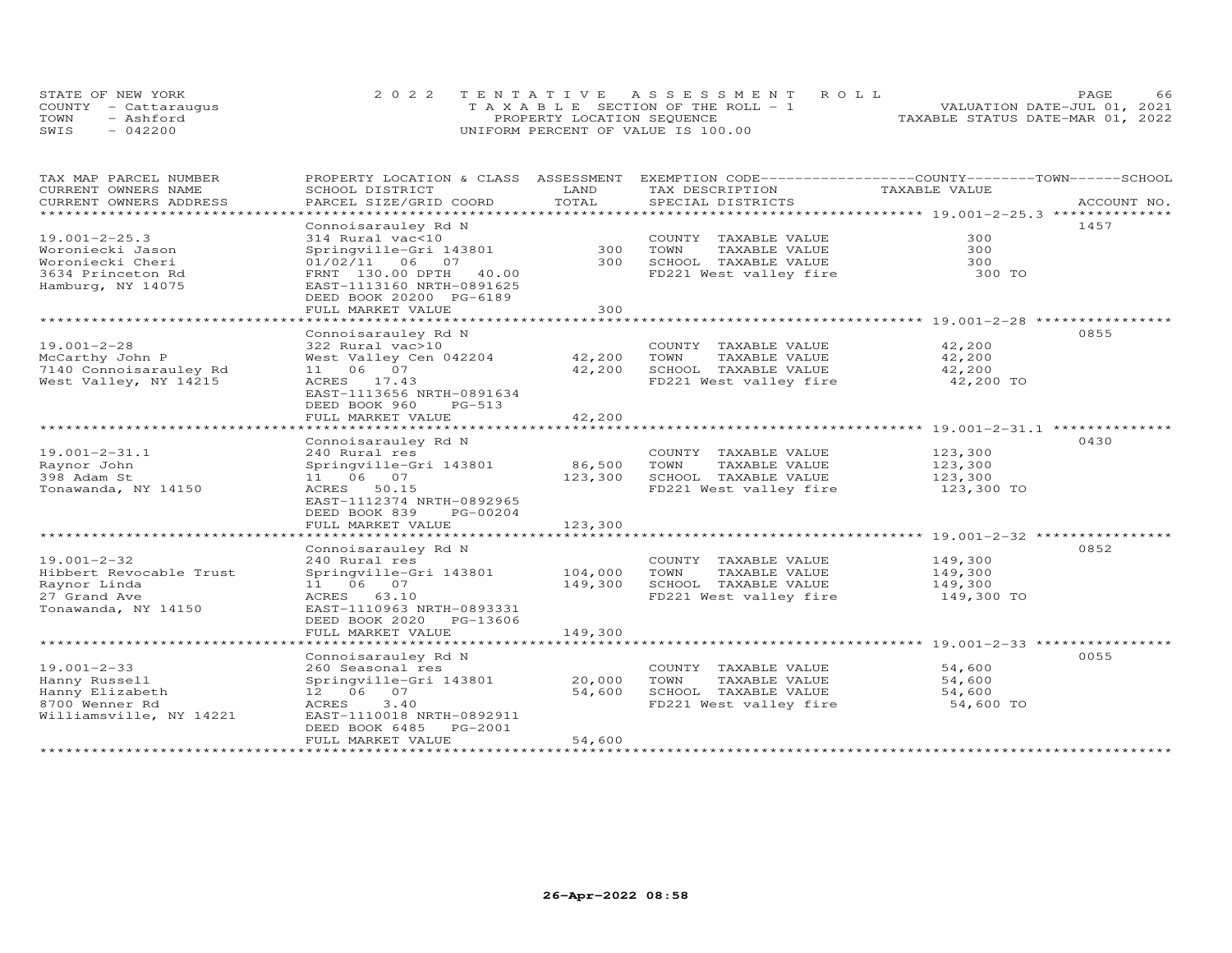STATE OF NEW YORK
COUNTY - Cattaraugus
TOWN - Ashford
SWIS - 042200

2022 TENTATIVE ASSESSMENT ROLL
TAXABLE SECTION OF THE ROLL - 1
PROPERTY LOCATION SEQUENCE
UNIFORM PERCENT OF VALUE IS 100.00

VALUATION DATE-JUL 01, 2021
TAXABLE STATUS DATE-MAR 01, 2022

| TAX MAP PARCEL NUMBER / CURRENT OWNERS NAME / CURRENT OWNERS ADDRESS | PROPERTY LOCATION & CLASS / SCHOOL DISTRICT / PARCEL SIZE/GRID COORD | ASSESSMENT LAND / TOTAL | EXEMPTION CODE / TAX DESCRIPTION / SPECIAL DISTRICTS | COUNTY--------TOWN------SCHOOL TAXABLE VALUE | ACCOUNT NO. |
|---|---|---|---|---|---|
| 19.001-2-25.3 | Connoisarauley Rd N | | | | 1457 |
| 19.001-2-25.3 | 314 Rural vac<10 | | COUNTY TAXABLE VALUE | 300 | |
| Woroniecki Jason | Springville-Gri 143801 | 300 | TOWN TAXABLE VALUE | 300 | |
| Woroniecki Cheri | 01/02/11 06 07 | 300 | SCHOOL TAXABLE VALUE | 300 | |
| 3634 Princeton Rd | FRNT 130.00 DPTH 40.00 | | FD221 West valley fire | 300 TO | |
| Hamburg, NY 14075 | EAST-1113160 NRTH-0891625 | | | | |
| | DEED BOOK 20200 PG-6189 | | | | |
| | FULL MARKET VALUE | 300 | | | |
| 19.001-2-28 | Connoisarauley Rd N | | | | 0855 |
| 19.001-2-28 | 322 Rural vac>10 | | COUNTY TAXABLE VALUE | 42,200 | |
| McCarthy John P | West Valley Cen 042204 | 42,200 | TOWN TAXABLE VALUE | 42,200 | |
| 7140 Connoisarauley Rd | 11 06 07 | 42,200 | SCHOOL TAXABLE VALUE | 42,200 | |
| West Valley, NY 14215 | ACRES 17.43 | | FD221 West valley fire | 42,200 TO | |
| | EAST-1113656 NRTH-0891634 | | | | |
| | DEED BOOK 960 PG-513 | | | | |
| | FULL MARKET VALUE | 42,200 | | | |
| 19.001-2-31.1 | Connoisarauley Rd N | | | | 0430 |
| 19.001-2-31.1 | 240 Rural res | | COUNTY TAXABLE VALUE | 123,300 | |
| Raynor John | Springville-Gri 143801 | 86,500 | TOWN TAXABLE VALUE | 123,300 | |
| 398 Adam St | 11 06 07 | 123,300 | SCHOOL TAXABLE VALUE | 123,300 | |
| Tonawanda, NY 14150 | ACRES 50.15 | | FD221 West valley fire | 123,300 TO | |
| | EAST-1112374 NRTH-0892965 | | | | |
| | DEED BOOK 839 PG-00204 | | | | |
| | FULL MARKET VALUE | 123,300 | | | |
| 19.001-2-32 | Connoisarauley Rd N | | | | 0852 |
| 19.001-2-32 | 240 Rural res | | COUNTY TAXABLE VALUE | 149,300 | |
| Hibbert Revocable Trust | Springville-Gri 143801 | 104,000 | TOWN TAXABLE VALUE | 149,300 | |
| Raynor Linda | 11 06 07 | 149,300 | SCHOOL TAXABLE VALUE | 149,300 | |
| 27 Grand Ave | ACRES 63.10 | | FD221 West valley fire | 149,300 TO | |
| Tonawanda, NY 14150 | EAST-1110963 NRTH-0893331 | | | | |
| | DEED BOOK 2020 PG-13606 | | | | |
| | FULL MARKET VALUE | 149,300 | | | |
| 19.001-2-33 | Connoisarauley Rd N | | | | 0055 |
| 19.001-2-33 | 260 Seasonal res | | COUNTY TAXABLE VALUE | 54,600 | |
| Hanny Russell | Springville-Gri 143801 | 20,000 | TOWN TAXABLE VALUE | 54,600 | |
| Hanny Elizabeth | 12 06 07 | 54,600 | SCHOOL TAXABLE VALUE | 54,600 | |
| 8700 Wenner Rd | ACRES 3.40 | | FD221 West valley fire | 54,600 TO | |
| Williamsville, NY 14221 | EAST-1110018 NRTH-0892911 | | | | |
| | DEED BOOK 6485 PG-2001 | | | | |
| | FULL MARKET VALUE | 54,600 | | | |

26-Apr-2022 08:58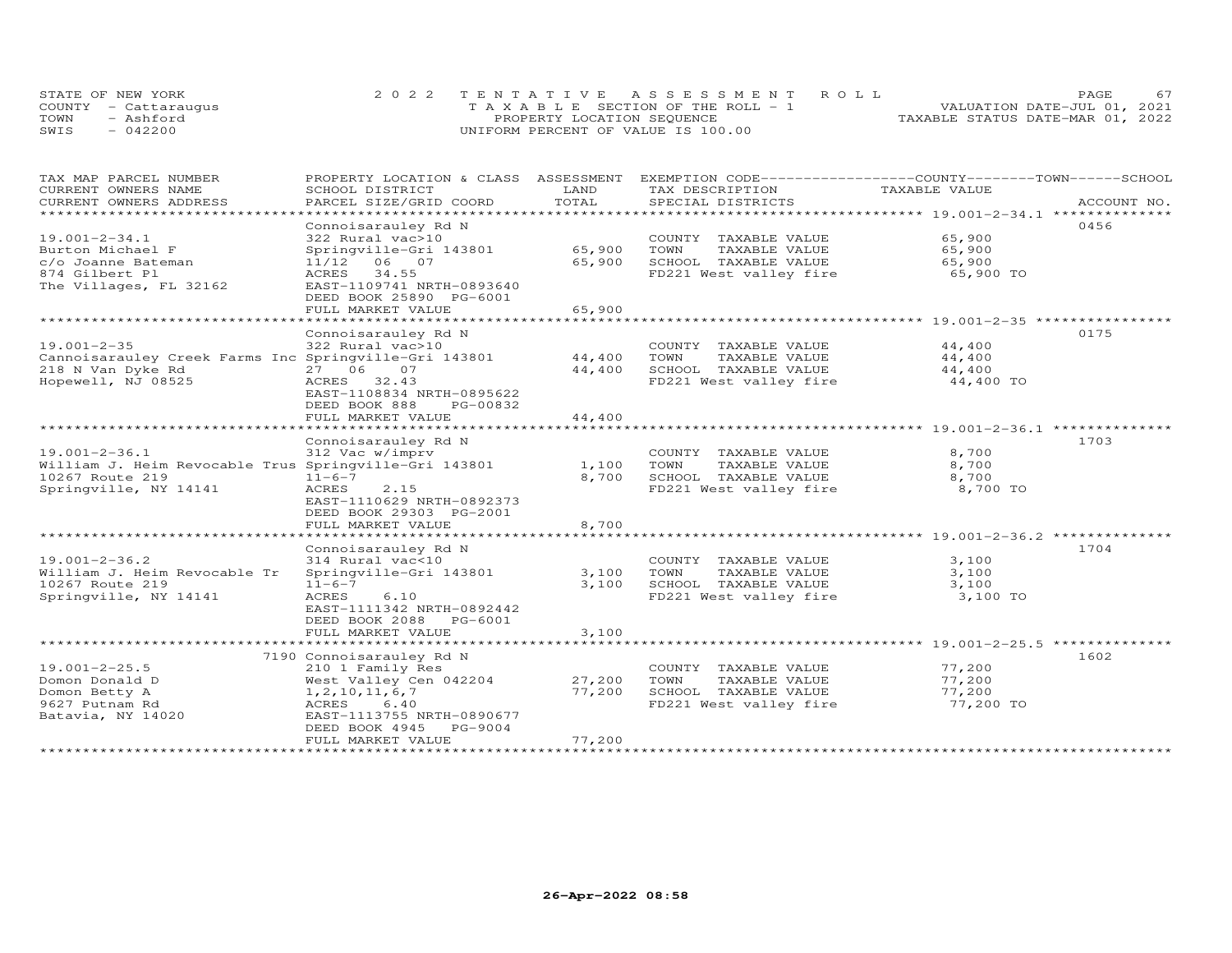STATE OF NEW YORK
COUNTY - Cattaraugus
TOWN - Ashford
SWIS - 042200

2022 TENTATIVE ASSESSMENT ROLL
TAXABLE SECTION OF THE ROLL - 1
PROPERTY LOCATION SEQUENCE
UNIFORM PERCENT OF VALUE IS 100.00

VALUATION DATE-JUL 01, 2021
TAXABLE STATUS DATE-MAR 01, 2022

| TAX MAP PARCEL NUMBER / CURRENT OWNERS NAME / CURRENT OWNERS ADDRESS | PROPERTY LOCATION & CLASS / SCHOOL DISTRICT / PARCEL SIZE/GRID COORD | ASSESSMENT LAND | TOTAL | EXEMPTION CODE / TAX DESCRIPTION / SPECIAL DISTRICTS | COUNTY--------TOWN------SCHOOL TAXABLE VALUE | ACCOUNT NO. |
|---|---|---|---|---|---|---|
| **19.001-2-34.1** | Connoisarauley Rd N | | | | | 0456 |
| 19.001-2-34.1 | 322 Rural vac>10 | | | COUNTY TAXABLE VALUE | 65,900 | |
| Burton Michael F | Springville-Gri 143801 | 65,900 | | TOWN TAXABLE VALUE | 65,900 | |
| c/o Joanne Bateman | 11/12 06 07 | | 65,900 | SCHOOL TAXABLE VALUE | 65,900 | |
| 874 Gilbert Pl | ACRES 34.55 | | | FD221 West valley fire | 65,900 TO | |
| The Villages, FL 32162 | EAST-1109741 NRTH-0893640 | | | | | |
| | DEED BOOK 25890 PG-6001 | | | | | |
| | FULL MARKET VALUE | | 65,900 | | | |
| **19.001-2-35** | Connoisarauley Rd N | | | | | 0175 |
| 19.001-2-35 | 322 Rural vac>10 | | | COUNTY TAXABLE VALUE | 44,400 | |
| Cannoisarauley Creek Farms Inc | Springville-Gri 143801 | 44,400 | | TOWN TAXABLE VALUE | 44,400 | |
| 218 N Van Dyke Rd | 27 06 07 | | 44,400 | SCHOOL TAXABLE VALUE | 44,400 | |
| Hopewell, NJ 08525 | ACRES 32.43 | | | FD221 West valley fire | 44,400 TO | |
| | EAST-1108834 NRTH-0895622 | | | | | |
| | DEED BOOK 888 PG-00832 | | | | | |
| | FULL MARKET VALUE | | 44,400 | | | |
| **19.001-2-36.1** | Connoisarauley Rd N | | | | | 1703 |
| 19.001-2-36.1 | 312 Vac w/imprv | | | COUNTY TAXABLE VALUE | 8,700 | |
| William J. Heim Revocable Trus | Springville-Gri 143801 | 1,100 | | TOWN TAXABLE VALUE | 8,700 | |
| 10267 Route 219 | 11-6-7 | | 8,700 | SCHOOL TAXABLE VALUE | 8,700 | |
| Springville, NY 14141 | ACRES 2.15 | | | FD221 West valley fire | 8,700 TO | |
| | EAST-1110629 NRTH-0892373 | | | | | |
| | DEED BOOK 29303 PG-2001 | | | | | |
| | FULL MARKET VALUE | | 8,700 | | | |
| **19.001-2-36.2** | Connoisarauley Rd N | | | | | 1704 |
| 19.001-2-36.2 | 314 Rural vac<10 | | | COUNTY TAXABLE VALUE | 3,100 | |
| William J. Heim Revocable Tr | Springville-Gri 143801 | 3,100 | | TOWN TAXABLE VALUE | 3,100 | |
| 10267 Route 219 | 11-6-7 | | 3,100 | SCHOOL TAXABLE VALUE | 3,100 | |
| Springville, NY 14141 | ACRES 6.10 | | | FD221 West valley fire | 3,100 TO | |
| | EAST-1111342 NRTH-0892442 | | | | | |
| | DEED BOOK 2088 PG-6001 | | | | | |
| | FULL MARKET VALUE | | 3,100 | | | |
| **19.001-2-25.5** | 7190 Connoisarauley Rd N | | | | | 1602 |
| 19.001-2-25.5 | 210 1 Family Res | | | COUNTY TAXABLE VALUE | 77,200 | |
| Domon Donald D | West Valley Cen 042204 | 27,200 | | TOWN TAXABLE VALUE | 77,200 | |
| Domon Betty A | 1,2,10,11,6,7 | | 77,200 | SCHOOL TAXABLE VALUE | 77,200 | |
| 9627 Putnam Rd | ACRES 6.40 | | | FD221 West valley fire | 77,200 TO | |
| Batavia, NY 14020 | EAST-1113755 NRTH-0890677 | | | | | |
| | DEED BOOK 4945 PG-9004 | | | | | |
| | FULL MARKET VALUE | | 77,200 | | | |

26-Apr-2022 08:58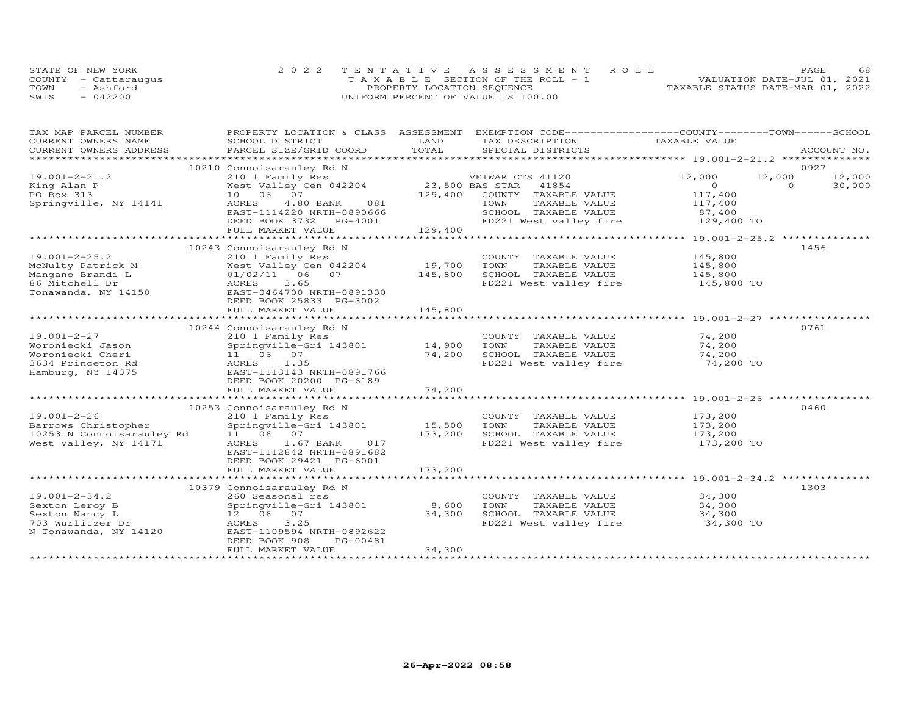STATE OF NEW YORK
COUNTY - Cattaraugus
TOWN - Ashford
SWIS - 042200

2022 TENTATIVE ASSESSMENT ROLL
TAXABLE SECTION OF THE ROLL - 1
PROPERTY LOCATION SEQUENCE
UNIFORM PERCENT OF VALUE IS 100.00

VALUATION DATE-JUL 01, 2021
TAXABLE STATUS DATE-MAR 01, 2022

| TAX MAP PARCEL NUMBER / CURRENT OWNERS NAME / CURRENT OWNERS ADDRESS | PROPERTY LOCATION & CLASS / SCHOOL DISTRICT / PARCEL SIZE/GRID COORD | ASSESSMENT LAND / TOTAL | EXEMPTION CODE / TAX DESCRIPTION / SPECIAL DISTRICTS | COUNTY | TOWN | SCHOOL | ACCOUNT NO. |
|---|---|---|---|---|---|---|---|
| | 10210 Connoisarauley Rd N | | | | | | 0927 |
| 19.001-2-21.2 | 210 1 Family Res | | VETWAR CTS 41120 | 12,000 | 12,000 | 12,000 | |
| King Alan P | West Valley Cen 042204 | 23,500 | BAS STAR 41854 | 0 | 0 | 30,000 | |
| PO Box 313 | 10 06 07 | 129,400 | COUNTY TAXABLE VALUE | 117,400 | | | |
| Springville, NY 14141 | ACRES 4.80 BANK 081 | | TOWN TAXABLE VALUE | 117,400 | | | |
| | EAST-1114220 NRTH-0890666 | | SCHOOL TAXABLE VALUE | 87,400 | | | |
| | DEED BOOK 3732 PG-4001 | | FD221 West valley fire | 129,400 TO | | | |
| | FULL MARKET VALUE | 129,400 | | | | | |
| | 10243 Connoisarauley Rd N | | | | | | 1456 |
| 19.001-2-25.2 | 210 1 Family Res | | COUNTY TAXABLE VALUE | 145,800 | | | |
| McNulty Patrick M | West Valley Cen 042204 | 19,700 | TOWN TAXABLE VALUE | 145,800 | | | |
| Mangano Brandi L | 01/02/11 06 07 | 145,800 | SCHOOL TAXABLE VALUE | 145,800 | | | |
| 86 Mitchell Dr | ACRES 3.65 | | FD221 West valley fire | 145,800 TO | | | |
| Tonawanda, NY 14150 | EAST-0464700 NRTH-0891330 | | | | | | |
| | DEED BOOK 25833 PG-3002 | | | | | | |
| | FULL MARKET VALUE | 145,800 | | | | | |
| | 10244 Connoisarauley Rd N | | | | | | 0761 |
| 19.001-2-27 | 210 1 Family Res | | COUNTY TAXABLE VALUE | 74,200 | | | |
| Woroniecki Jason | Springville-Gri 143801 | 14,900 | TOWN TAXABLE VALUE | 74,200 | | | |
| Woroniecki Cheri | 11 06 07 | 74,200 | SCHOOL TAXABLE VALUE | 74,200 | | | |
| 3634 Princeton Rd | ACRES 1.35 | | FD221 West valley fire | 74,200 TO | | | |
| Hamburg, NY 14075 | EAST-1113143 NRTH-0891766 | | | | | | |
| | DEED BOOK 20200 PG-6189 | | | | | | |
| | FULL MARKET VALUE | 74,200 | | | | | |
| | 10253 Connoisarauley Rd N | | | | | | 0460 |
| 19.001-2-26 | 210 1 Family Res | | COUNTY TAXABLE VALUE | 173,200 | | | |
| Barrows Christopher | Springville-Gri 143801 | 15,500 | TOWN TAXABLE VALUE | 173,200 | | | |
| 10253 N Connoisarauley Rd | 11 06 07 | 173,200 | SCHOOL TAXABLE VALUE | 173,200 | | | |
| West Valley, NY 14171 | ACRES 1.67 BANK 017 | | FD221 West valley fire | 173,200 TO | | | |
| | EAST-1112842 NRTH-0891682 | | | | | | |
| | DEED BOOK 29421 PG-6001 | | | | | | |
| | FULL MARKET VALUE | 173,200 | | | | | |
| | 10379 Connoisarauley Rd N | | | | | | 1303 |
| 19.001-2-34.2 | 260 Seasonal res | | COUNTY TAXABLE VALUE | 34,300 | | | |
| Sexton Leroy B | Springville-Gri 143801 | 8,600 | TOWN TAXABLE VALUE | 34,300 | | | |
| Sexton Nancy L | 12 06 07 | 34,300 | SCHOOL TAXABLE VALUE | 34,300 | | | |
| 703 Wurlitzer Dr | ACRES 3.25 | | FD221 West valley fire | 34,300 TO | | | |
| N Tonawanda, NY 14120 | EAST-1109594 NRTH-0892622 | | | | | | |
| | DEED BOOK 908 PG-00481 | | | | | | |
| | FULL MARKET VALUE | 34,300 | | | | | |

26-Apr-2022 08:58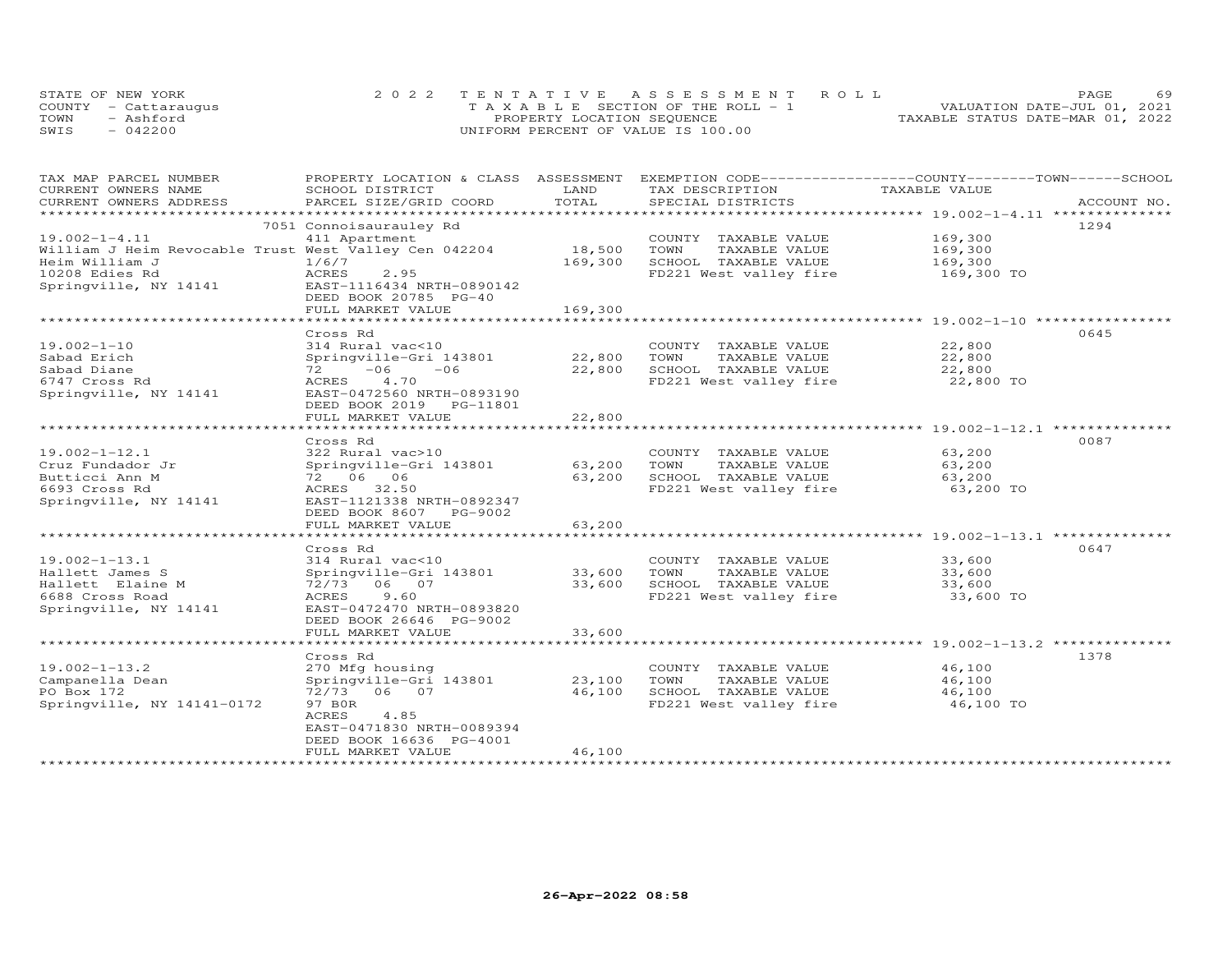STATE OF NEW YORK
COUNTY - Cattaraugus
TOWN - Ashford
SWIS - 042200

2022 TENTATIVE ASSESSMENT ROLL
TAXABLE SECTION OF THE ROLL - 1
PROPERTY LOCATION SEQUENCE
UNIFORM PERCENT OF VALUE IS 100.00

VALUATION DATE-JUL 01, 2021
TAXABLE STATUS DATE-MAR 01, 2022

| TAX MAP PARCEL NUMBER / CURRENT OWNERS NAME / CURRENT OWNERS ADDRESS | PROPERTY LOCATION & CLASS / SCHOOL DISTRICT / PARCEL SIZE/GRID COORD | ASSESSMENT LAND / TOTAL | EXEMPTION CODE / TAX DESCRIPTION / SPECIAL DISTRICTS | COUNTY / TOWN / SCHOOL TAXABLE VALUE | ACCOUNT NO. |
|---|---|---|---|---|---|
| 19.002-1-4.11 | 7051 Connoisaurauley Rd | | | | 1294 |
| | 411 Apartment | | COUNTY TAXABLE VALUE | 169,300 | |
| William J Heim Revocable Trust | West Valley Cen 042204 | 18,500 | TOWN TAXABLE VALUE | 169,300 | |
| Heim William J | 1/6/7 | 169,300 | SCHOOL TAXABLE VALUE | 169,300 | |
| 10208 Edies Rd | ACRES 2.95 | | FD221 West valley fire | 169,300 TO | |
| Springville, NY 14141 | EAST-1116434 NRTH-0890142 | | | | |
| | DEED BOOK 20785 PG-40 | | | | |
| | FULL MARKET VALUE | 169,300 | | | |
| 19.002-1-10 | Cross Rd | | | | 0645 |
| | 314 Rural vac<10 | | COUNTY TAXABLE VALUE | 22,800 | |
| Sabad Erich | Springville-Gri 143801 | 22,800 | TOWN TAXABLE VALUE | 22,800 | |
| Sabad Diane | 72 -06 -06 | 22,800 | SCHOOL TAXABLE VALUE | 22,800 | |
| 6747 Cross Rd | ACRES 4.70 | | FD221 West valley fire | 22,800 TO | |
| Springville, NY 14141 | EAST-0472560 NRTH-0893190 | | | | |
| | DEED BOOK 2019 PG-11801 | | | | |
| | FULL MARKET VALUE | 22,800 | | | |
| 19.002-1-12.1 | Cross Rd | | | | 0087 |
| | 322 Rural vac>10 | | COUNTY TAXABLE VALUE | 63,200 | |
| Cruz Fundador Jr | Springville-Gri 143801 | 63,200 | TOWN TAXABLE VALUE | 63,200 | |
| Butticci Ann M | 72 06 06 | 63,200 | SCHOOL TAXABLE VALUE | 63,200 | |
| 6693 Cross Rd | ACRES 32.50 | | FD221 West valley fire | 63,200 TO | |
| Springville, NY 14141 | EAST-1121338 NRTH-0892347 | | | | |
| | DEED BOOK 8607 PG-9002 | | | | |
| | FULL MARKET VALUE | 63,200 | | | |
| 19.002-1-13.1 | Cross Rd | | | | 0647 |
| | 314 Rural vac<10 | | COUNTY TAXABLE VALUE | 33,600 | |
| Hallett James S | Springville-Gri 143801 | 33,600 | TOWN TAXABLE VALUE | 33,600 | |
| Hallett Elaine M | 72/73 06 07 | 33,600 | SCHOOL TAXABLE VALUE | 33,600 | |
| 6688 Cross Road | ACRES 9.60 | | FD221 West valley fire | 33,600 TO | |
| Springville, NY 14141 | EAST-0472470 NRTH-0893820 | | | | |
| | DEED BOOK 26646 PG-9002 | | | | |
| | FULL MARKET VALUE | 33,600 | | | |
| 19.002-1-13.2 | Cross Rd | | | | 1378 |
| | 270 Mfg housing | | COUNTY TAXABLE VALUE | 46,100 | |
| Campanella Dean | Springville-Gri 143801 | 23,100 | TOWN TAXABLE VALUE | 46,100 | |
| PO Box 172 | 72/73 06 07 | 46,100 | SCHOOL TAXABLE VALUE | 46,100 | |
| Springville, NY 14141-0172 | 97 B0R | | FD221 West valley fire | 46,100 TO | |
| | ACRES 4.85 | | | | |
| | EAST-0471830 NRTH-0089394 | | | | |
| | DEED BOOK 16636 PG-4001 | | | | |
| | FULL MARKET VALUE | 46,100 | | | |

26-Apr-2022 08:58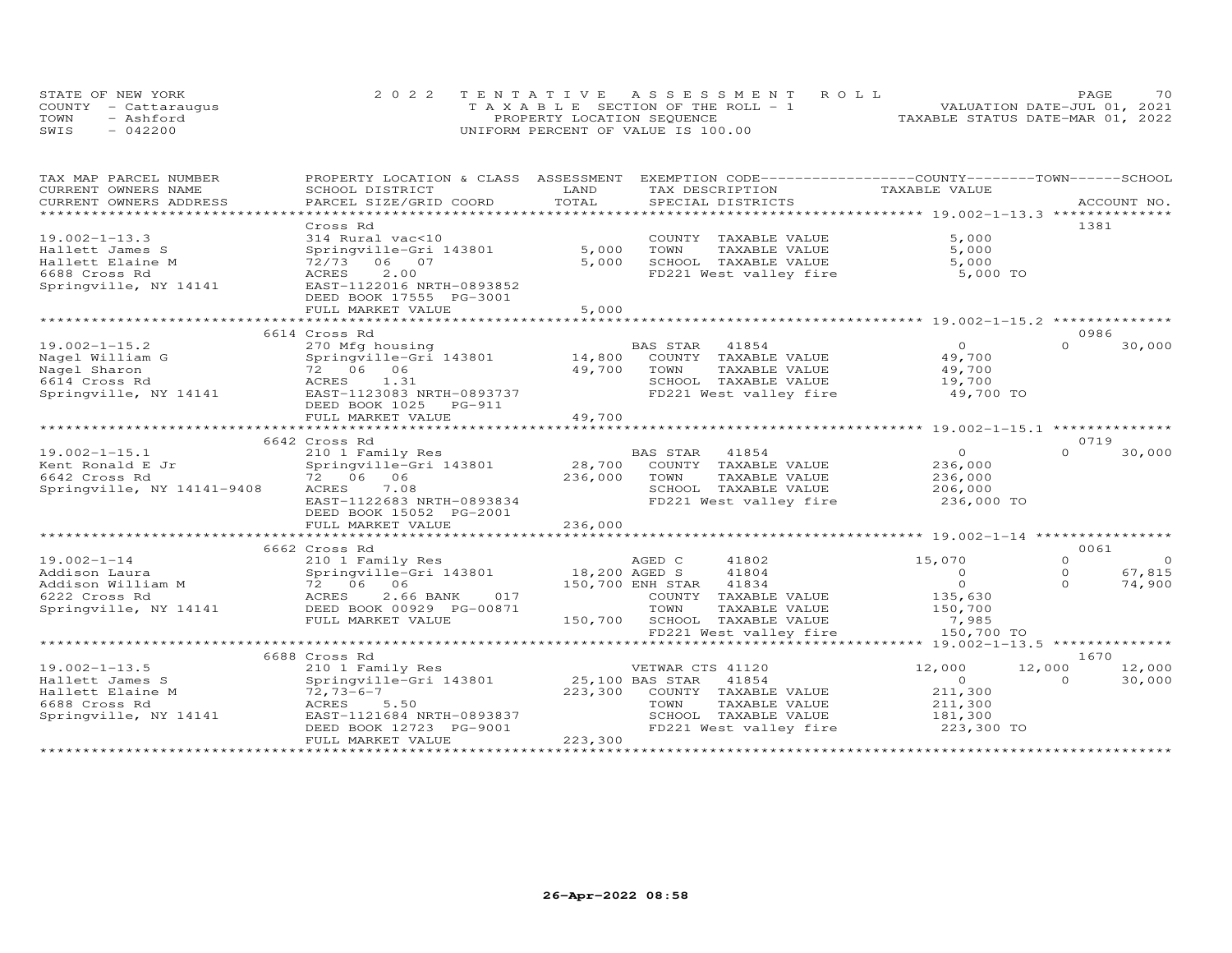STATE OF NEW YORK
COUNTY - Cattaraugus
TOWN - Ashford
SWIS - 042200

2022 TENTATIVE ASSESSMENT ROLL
TAXABLE SECTION OF THE ROLL - 1
PROPERTY LOCATION SEQUENCE
UNIFORM PERCENT OF VALUE IS 100.00

VALUATION DATE-JUL 01, 2021
TAXABLE STATUS DATE-MAR 01, 2022

| TAX MAP PARCEL NUMBER / CURRENT OWNERS NAME / CURRENT OWNERS ADDRESS | PROPERTY LOCATION & CLASS / SCHOOL DISTRICT / PARCEL SIZE/GRID COORD | ASSESSMENT LAND / TOTAL | EXEMPTION CODE / TAX DESCRIPTION / SPECIAL DISTRICTS | COUNTY TAXABLE VALUE | TOWN | SCHOOL | ACCOUNT NO. |
|---|---|---|---|---|---|---|---|
| **19.002-1-13.3** | Cross Rd | | | | | | 1381 |
| 19.002-1-13.3 | 314 Rural vac<10 | | COUNTY TAXABLE VALUE | 5,000 | | | |
| Hallett James S | Springville-Gri 143801 | 5,000 | TOWN TAXABLE VALUE | 5,000 | | | |
| Hallett Elaine M | 72/73 06 07 | 5,000 | SCHOOL TAXABLE VALUE | 5,000 | | | |
| 6688 Cross Rd | ACRES 2.00 | | FD221 West valley fire | 5,000 TO | | | |
| Springville, NY 14141 | EAST-1122016 NRTH-0893852 | | | | | | |
| | DEED BOOK 17555 PG-3001 | | | | | | |
| | FULL MARKET VALUE | 5,000 | | | | | |
| **19.002-1-15.2** | 6614 Cross Rd | | | | | | 0986 |
| 19.002-1-15.2 | 270 Mfg housing | | BAS STAR 41854 | 0 | 0 | 30,000 | |
| Nagel William G | Springville-Gri 143801 | 14,800 | COUNTY TAXABLE VALUE | 49,700 | | | |
| Nagel Sharon | 72 06 06 | 49,700 | TOWN TAXABLE VALUE | 49,700 | | | |
| 6614 Cross Rd | ACRES 1.31 | | SCHOOL TAXABLE VALUE | 19,700 | | | |
| Springville, NY 14141 | EAST-1123083 NRTH-0893737 | | FD221 West valley fire | 49,700 TO | | | |
| | DEED BOOK 1025 PG-911 | | | | | | |
| | FULL MARKET VALUE | 49,700 | | | | | |
| **19.002-1-15.1** | 6642 Cross Rd | | | | | | 0719 |
| 19.002-1-15.1 | 210 1 Family Res | | BAS STAR 41854 | 0 | 0 | 30,000 | |
| Kent Ronald E Jr | Springville-Gri 143801 | 28,700 | COUNTY TAXABLE VALUE | 236,000 | | | |
| 6642 Cross Rd | 72 06 06 | 236,000 | TOWN TAXABLE VALUE | 236,000 | | | |
| Springville, NY 14141-9408 | ACRES 7.08 | | SCHOOL TAXABLE VALUE | 206,000 | | | |
| | EAST-1122683 NRTH-0893834 | | FD221 West valley fire | 236,000 TO | | | |
| | DEED BOOK 15052 PG-2001 | | | | | | |
| | FULL MARKET VALUE | 236,000 | | | | | |
| **19.002-1-14** | 6662 Cross Rd | | | | | | 0061 |
| 19.002-1-14 | 210 1 Family Res | | AGED C 41802 | 15,070 | 0 | 0 | |
| Addison Laura | Springville-Gri 143801 | 18,200 | AGED S 41804 | 0 | 0 | 67,815 | |
| Addison William M | 72 06 06 | 150,700 | ENH STAR 41834 | 0 | 0 | 74,900 | |
| 6222 Cross Rd | ACRES 2.66 BANK 017 | | COUNTY TAXABLE VALUE | 135,630 | | | |
| Springville, NY 14141 | DEED BOOK 00929 PG-00871 | | TOWN TAXABLE VALUE | 150,700 | | | |
| | FULL MARKET VALUE | 150,700 | SCHOOL TAXABLE VALUE | 7,985 | | | |
| | | | FD221 West valley fire | 150,700 TO | | | |
| **19.002-1-13.5** | 6688 Cross Rd | | | | | | 1670 |
| 19.002-1-13.5 | 210 1 Family Res | | VETWAR CTS 41120 | 12,000 | 12,000 | 12,000 | |
| Hallett James S | Springville-Gri 143801 | 25,100 | BAS STAR 41854 | 0 | 0 | 30,000 | |
| Hallett Elaine M | 72,73-6-7 | 223,300 | COUNTY TAXABLE VALUE | 211,300 | | | |
| 6688 Cross Rd | ACRES 5.50 | | TOWN TAXABLE VALUE | 211,300 | | | |
| Springville, NY 14141 | EAST-1121684 NRTH-0893837 | | SCHOOL TAXABLE VALUE | 181,300 | | | |
| | DEED BOOK 12723 PG-9001 | | FD221 West valley fire | 223,300 TO | | | |
| | FULL MARKET VALUE | 223,300 | | | | | |

26-Apr-2022 08:58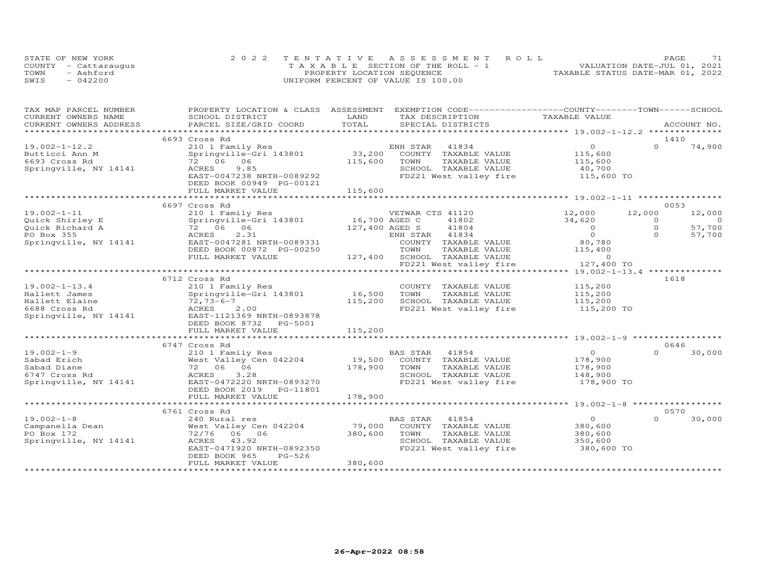STATE OF NEW YORK
COUNTY - Cattaraugus
TOWN - Ashford
SWIS - 042200

2022 TENTATIVE ASSESSMENT ROLL
TAXABLE SECTION OF THE ROLL - 1
PROPERTY LOCATION SEQUENCE
UNIFORM PERCENT OF VALUE IS 100.00

VALUATION DATE-JUL 01, 2021
TAXABLE STATUS DATE-MAR 01, 2022

| TAX MAP PARCEL NUMBER / CURRENT OWNERS NAME / CURRENT OWNERS ADDRESS | PROPERTY LOCATION & CLASS / SCHOOL DISTRICT / PARCEL SIZE/GRID COORD | ASSESSMENT LAND / TOTAL | EXEMPTION CODE / TAX DESCRIPTION / SPECIAL DISTRICTS | COUNTY TAXABLE VALUE | TOWN | SCHOOL | ACCOUNT NO. |
|---|---|---|---|---|---|---|---|
| **19.002-1-12.2** | 6693 Cross Rd | | | | | | 1410 |
| 19.002-1-12.2 | 210 1 Family Res | | ENH STAR 41834 | 0 | 0 | 74,900 | |
| Butticci Ann M | Springville-Gri 143801 | 33,200 | COUNTY TAXABLE VALUE | 115,600 | | | |
| 6693 Cross Rd | 72 06 06 | 115,600 | TOWN TAXABLE VALUE | 115,600 | | | |
| Springville, NY 14141 | ACRES 9.85 | | SCHOOL TAXABLE VALUE | 40,700 | | | |
| | EAST-0047238 NRTH-0089292 | | FD221 West valley fire | 115,600 TO | | | |
| | DEED BOOK 00949 PG-00121 | | | | | | |
| | FULL MARKET VALUE | 115,600 | | | | | |
| **19.002-1-11** | 6697 Cross Rd | | | | | | 0053 |
| 19.002-1-11 | 210 1 Family Res | | VETWAR CTS 41120 | 12,000 | 12,000 | 12,000 | |
| Quick Shirley E | Springville-Gri 143801 | 16,700 | AGED C 41802 | 34,620 | 0 | 0 | |
| Quick Richard A | 72 06 06 | 127,400 | AGED S 41804 | 0 | 0 | 57,700 | |
| PO Box 355 | ACRES 2.31 | | ENH STAR 41834 | 0 | 0 | 57,700 | |
| Springville, NY 14141 | EAST-0047281 NRTH-0089331 | | COUNTY TAXABLE VALUE | 80,780 | | | |
| | DEED BOOK 00872 PG-00250 | | TOWN TAXABLE VALUE | 115,400 | | | |
| | FULL MARKET VALUE | 127,400 | SCHOOL TAXABLE VALUE | 0 | | | |
| | | | FD221 West valley fire | 127,400 TO | | | |
| **19.002-1-13.4** | 6712 Cross Rd | | | | | | 1618 |
| 19.002-1-13.4 | 210 1 Family Res | | COUNTY TAXABLE VALUE | 115,200 | | | |
| Hallett James | Springville-Gri 143801 | 16,500 | TOWN TAXABLE VALUE | 115,200 | | | |
| Hallett Elaine | 72,73-6-7 | 115,200 | SCHOOL TAXABLE VALUE | 115,200 | | | |
| 6688 Cross Rd | ACRES 2.00 | | FD221 West valley fire | 115,200 TO | | | |
| Springville, NY 14141 | EAST-1121369 NRTH-0893878 | | | | | | |
| | DEED BOOK 8732 PG-5001 | | | | | | |
| | FULL MARKET VALUE | 115,200 | | | | | |
| **19.002-1-9** | 6747 Cross Rd | | | | | | 0646 |
| 19.002-1-9 | 210 1 Family Res | | BAS STAR 41854 | 0 | 0 | 30,000 | |
| Sabad Erich | West Valley Cen 042204 | 19,500 | COUNTY TAXABLE VALUE | 178,900 | | | |
| Sabad Diane | 72 06 06 | 178,900 | TOWN TAXABLE VALUE | 178,900 | | | |
| 6747 Cross Rd | ACRES 3.28 | | SCHOOL TAXABLE VALUE | 148,900 | | | |
| Springville, NY 14141 | EAST-0472220 NRTH-0893270 | | FD221 West valley fire | 178,900 TO | | | |
| | DEED BOOK 2019 PG-11801 | | | | | | |
| | FULL MARKET VALUE | 178,900 | | | | | |
| **19.002-1-8** | 6761 Cross Rd | | | | | | 0570 |
| 19.002-1-8 | 240 Rural res | | BAS STAR 41854 | 0 | 0 | 30,000 | |
| Campanella Dean | West Valley Cen 042204 | 79,000 | COUNTY TAXABLE VALUE | 380,600 | | | |
| PO Box 172 | 72/76 06 06 | 380,600 | TOWN TAXABLE VALUE | 380,600 | | | |
| Springville, NY 14141 | ACRES 43.92 | | SCHOOL TAXABLE VALUE | 350,600 | | | |
| | EAST-0471920 NRTH-0892350 | | FD221 West valley fire | 380,600 TO | | | |
| | DEED BOOK 965 PG-526 | | | | | | |
| | FULL MARKET VALUE | 380,600 | | | | | |

26-Apr-2022 08:58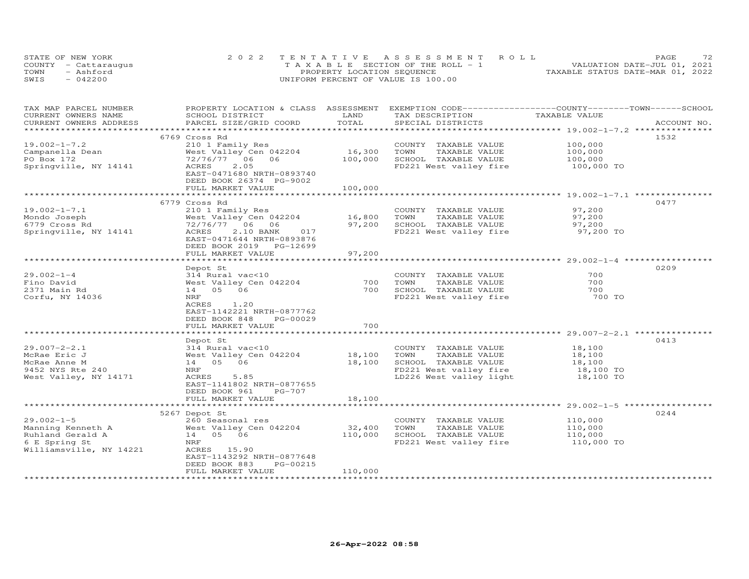STATE OF NEW YORK
COUNTY - Cattaraugus
TOWN - Ashford
SWIS - 042200

2022 TENTATIVE ASSESSMENT ROLL
TAXABLE SECTION OF THE ROLL - 1
PROPERTY LOCATION SEQUENCE
UNIFORM PERCENT OF VALUE IS 100.00

VALUATION DATE-JUL 01, 2021
TAXABLE STATUS DATE-MAR 01, 2022

| TAX MAP PARCEL NUMBER / CURRENT OWNERS NAME / CURRENT OWNERS ADDRESS | PROPERTY LOCATION & CLASS / SCHOOL DISTRICT / PARCEL SIZE/GRID COORD | ASSESSMENT LAND | TOTAL | EXEMPTION CODE / TAX DESCRIPTION / SPECIAL DISTRICTS | COUNTY--------TOWN------SCHOOL TAXABLE VALUE | ACCOUNT NO. |
|---|---|---|---|---|---|---|
| | 6769 Cross Rd | | | | | 1532 |
| 19.002-1-7.2 | 210 1 Family Res | | | COUNTY TAXABLE VALUE | 100,000 | |
| Campanella Dean | West Valley Cen 042204 | 16,300 | | TOWN TAXABLE VALUE | 100,000 | |
| PO Box 172 | 72/76/77 06 06 | | 100,000 | SCHOOL TAXABLE VALUE | 100,000 | |
| Springville, NY 14141 | ACRES 2.05 | | | FD221 West valley fire | 100,000 TO | |
| | EAST-0471680 NRTH-0893740 | | | | | |
| | DEED BOOK 26374 PG-9002 | | | | | |
| | FULL MARKET VALUE | | 100,000 | | | |
| | 6779 Cross Rd | | | | | 0477 |
| 19.002-1-7.1 | 210 1 Family Res | | | COUNTY TAXABLE VALUE | 97,200 | |
| Mondo Joseph | West Valley Cen 042204 | 16,800 | | TOWN TAXABLE VALUE | 97,200 | |
| 6779 Cross Rd | 72/76/77 06 06 | | 97,200 | SCHOOL TAXABLE VALUE | 97,200 | |
| Springville, NY 14141 | ACRES 2.10 BANK 017 | | | FD221 West valley fire | 97,200 TO | |
| | EAST-0471644 NRTH-0893876 | | | | | |
| | DEED BOOK 2019 PG-12699 | | | | | |
| | FULL MARKET VALUE | | 97,200 | | | |
| | Depot St | | | | | 0209 |
| 29.002-1-4 | 314 Rural vac<10 | | | COUNTY TAXABLE VALUE | 700 | |
| Fino David | West Valley Cen 042204 | 700 | | TOWN TAXABLE VALUE | 700 | |
| 2371 Main Rd | 14 05 06 | | 700 | SCHOOL TAXABLE VALUE | 700 | |
| Corfu, NY 14036 | NRF | | | FD221 West valley fire | 700 TO | |
| | ACRES 1.20 | | | | | |
| | EAST-1142221 NRTH-0877762 | | | | | |
| | DEED BOOK 848 PG-00029 | | | | | |
| | FULL MARKET VALUE | | 700 | | | |
| | Depot St | | | | | 0413 |
| 29.007-2-2.1 | 314 Rural vac<10 | | | COUNTY TAXABLE VALUE | 18,100 | |
| McRae Eric J | West Valley Cen 042204 | 18,100 | | TOWN TAXABLE VALUE | 18,100 | |
| McRae Anne M | 14 05 06 | | 18,100 | SCHOOL TAXABLE VALUE | 18,100 | |
| 9452 NYS Rte 240 | NRF | | | FD221 West valley fire | 18,100 TO | |
| West Valley, NY 14171 | ACRES 5.85 | | | LD226 West valley light | 18,100 TO | |
| | EAST-1141802 NRTH-0877655 | | | | | |
| | DEED BOOK 961 PG-707 | | | | | |
| | FULL MARKET VALUE | | 18,100 | | | |
| | 5267 Depot St | | | | | 0244 |
| 29.002-1-5 | 260 Seasonal res | | | COUNTY TAXABLE VALUE | 110,000 | |
| Manning Kenneth A | West Valley Cen 042204 | 32,400 | | TOWN TAXABLE VALUE | 110,000 | |
| Ruhland Gerald A | 14 05 06 | | 110,000 | SCHOOL TAXABLE VALUE | 110,000 | |
| 6 E Spring St | NRF | | | FD221 West valley fire | 110,000 TO | |
| Williamsville, NY 14221 | ACRES 15.90 | | | | | |
| | EAST-1143292 NRTH-0877648 | | | | | |
| | DEED BOOK 883 PG-00215 | | | | | |
| | FULL MARKET VALUE | | 110,000 | | | |

26-Apr-2022 08:58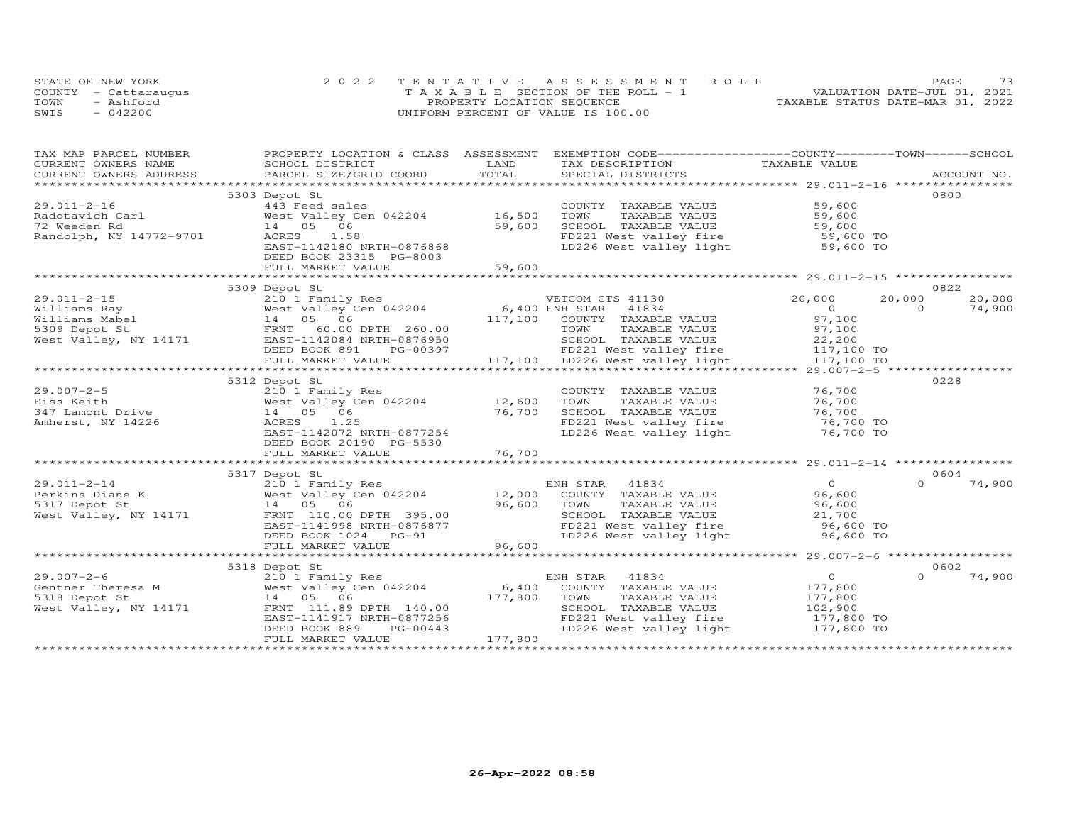STATE OF NEW YORK
COUNTY - Cattaraugus
TOWN - Ashford
SWIS - 042200

2022 TENTATIVE ASSESSMENT ROLL
TAXABLE SECTION OF THE ROLL - 1
PROPERTY LOCATION SEQUENCE
UNIFORM PERCENT OF VALUE IS 100.00

VALUATION DATE-JUL 01, 2021
TAXABLE STATUS DATE-MAR 01, 2022

| TAX MAP PARCEL NUMBER / CURRENT OWNERS NAME / CURRENT OWNERS ADDRESS | PROPERTY LOCATION & CLASS / SCHOOL DISTRICT / PARCEL SIZE/GRID COORD | ASSESSMENT LAND / TOTAL | EXEMPTION CODE / TAX DESCRIPTION / SPECIAL DISTRICTS | COUNTY TAXABLE VALUE | TOWN | SCHOOL | ACCOUNT NO. |
|---|---|---|---|---|---|---|---|
| | 5303 Depot St | | | | | | 0800 |
| 29.011-2-16 | 443 Feed sales | | COUNTY TAXABLE VALUE | 59,600 | | | |
| Radotavich Carl | West Valley Cen 042204 | 16,500 | TOWN TAXABLE VALUE | 59,600 | | | |
| 72 Weeden Rd | 14 05 06 | 59,600 | SCHOOL TAXABLE VALUE | 59,600 | | | |
| Randolph, NY 14772-9701 | ACRES 1.58 | | FD221 West valley fire | 59,600 TO | | | |
| | EAST-1142180 NRTH-0876868 | | LD226 West valley light | 59,600 TO | | | |
| | DEED BOOK 23315 PG-8003 | | | | | | |
| | FULL MARKET VALUE | 59,600 | | | | | |
| | 5309 Depot St | | | | | | 0822 |
| 29.011-2-15 | 210 1 Family Res | | VETCOM CTS 41130 | 20,000 | 20,000 | 20,000 | |
| Williams Ray | West Valley Cen 042204 | 6,400 | ENH STAR 41834 | 0 | 0 | 74,900 | |
| Williams Mabel | 14 05 06 | 117,100 | COUNTY TAXABLE VALUE | 97,100 | | | |
| 5309 Depot St | FRNT 60.00 DPTH 260.00 | | TOWN TAXABLE VALUE | 97,100 | | | |
| West Valley, NY 14171 | EAST-1142084 NRTH-0876950 | | SCHOOL TAXABLE VALUE | 22,200 | | | |
| | DEED BOOK 891 PG-00397 | | FD221 West valley fire | 117,100 TO | | | |
| | FULL MARKET VALUE | 117,100 | LD226 West valley light | 117,100 TO | | | |
| | 5312 Depot St | | | | | | 0228 |
| 29.007-2-5 | 210 1 Family Res | | COUNTY TAXABLE VALUE | 76,700 | | | |
| Eiss Keith | West Valley Cen 042204 | 12,600 | TOWN TAXABLE VALUE | 76,700 | | | |
| 347 Lamont Drive | 14 05 06 | 76,700 | SCHOOL TAXABLE VALUE | 76,700 | | | |
| Amherst, NY 14226 | ACRES 1.25 | | FD221 West valley fire | 76,700 TO | | | |
| | EAST-1142072 NRTH-0877254 | | LD226 West valley light | 76,700 TO | | | |
| | DEED BOOK 20190 PG-5530 | | | | | | |
| | FULL MARKET VALUE | 76,700 | | | | | |
| | 5317 Depot St | | | | | | 0604 |
| 29.011-2-14 | 210 1 Family Res | | ENH STAR 41834 | 0 | 0 | 74,900 | |
| Perkins Diane K | West Valley Cen 042204 | 12,000 | COUNTY TAXABLE VALUE | 96,600 | | | |
| 5317 Depot St | 14 05 06 | 96,600 | TOWN TAXABLE VALUE | 96,600 | | | |
| West Valley, NY 14171 | FRNT 110.00 DPTH 395.00 | | SCHOOL TAXABLE VALUE | 21,700 | | | |
| | EAST-1141998 NRTH-0876877 | | FD221 West valley fire | 96,600 TO | | | |
| | DEED BOOK 1024 PG-91 | | LD226 West valley light | 96,600 TO | | | |
| | FULL MARKET VALUE | 96,600 | | | | | |
| | 5318 Depot St | | | | | | 0602 |
| 29.007-2-6 | 210 1 Family Res | | ENH STAR 41834 | 0 | 0 | 74,900 | |
| Gentner Theresa M | West Valley Cen 042204 | 6,400 | COUNTY TAXABLE VALUE | 177,800 | | | |
| 5318 Depot St | 14 05 06 | 177,800 | TOWN TAXABLE VALUE | 177,800 | | | |
| West Valley, NY 14171 | FRNT 111.89 DPTH 140.00 | | SCHOOL TAXABLE VALUE | 102,900 | | | |
| | EAST-1141917 NRTH-0877256 | | FD221 West valley fire | 177,800 TO | | | |
| | DEED BOOK 889 PG-00443 | | LD226 West valley light | 177,800 TO | | | |
| | FULL MARKET VALUE | 177,800 | | | | | |

26-Apr-2022 08:58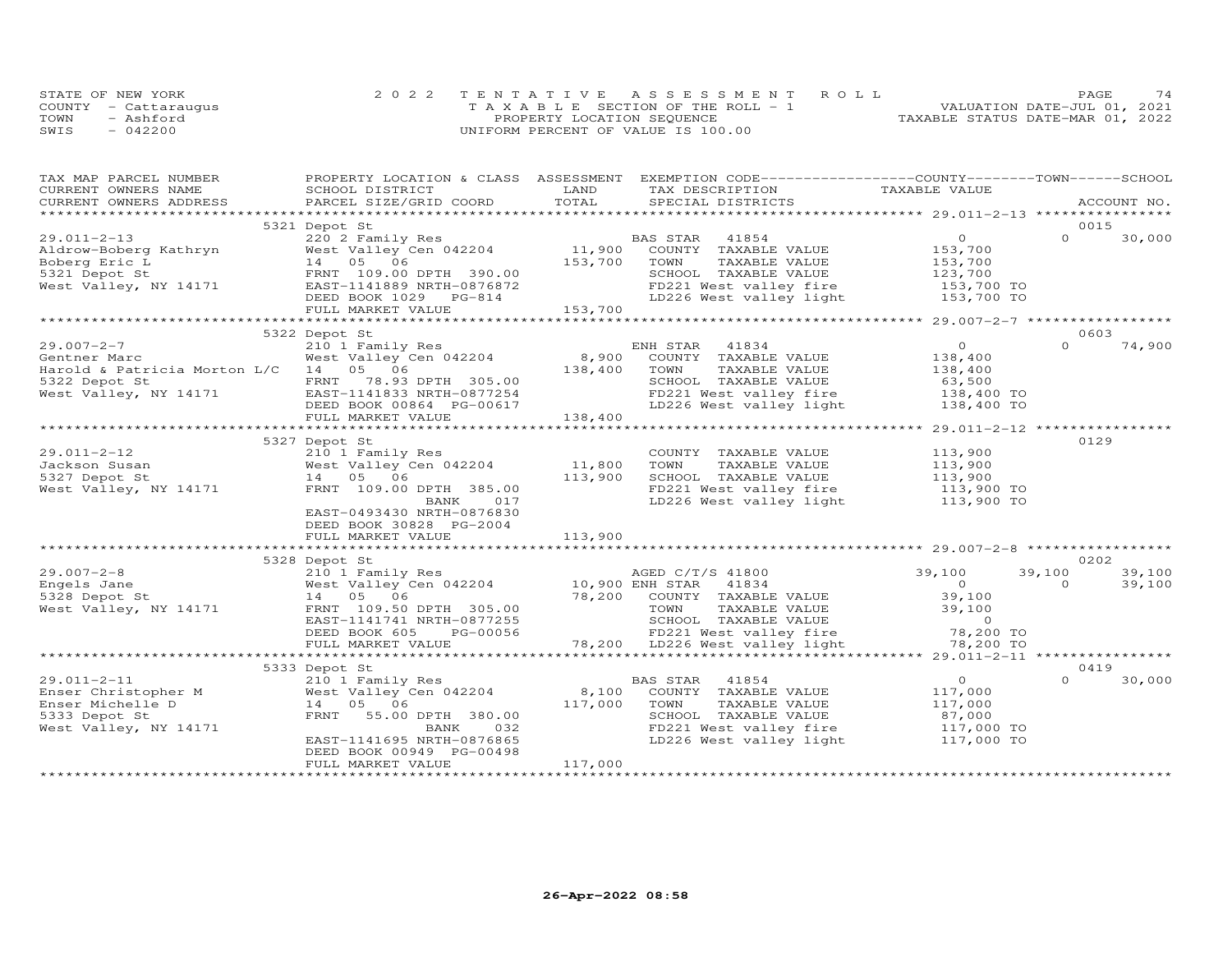STATE OF NEW YORK
COUNTY - Cattaraugus
TOWN - Ashford
SWIS - 042200

2022 TENTATIVE ASSESSMENT ROLL
TAXABLE SECTION OF THE ROLL - 1
PROPERTY LOCATION SEQUENCE
UNIFORM PERCENT OF VALUE IS 100.00

VALUATION DATE-JUL 01, 2021
TAXABLE STATUS DATE-MAR 01, 2022

| TAX MAP PARCEL NUMBER / CURRENT OWNERS NAME / CURRENT OWNERS ADDRESS | PROPERTY LOCATION & CLASS / SCHOOL DISTRICT / PARCEL SIZE/GRID COORD | ASSESSMENT LAND | TOTAL | EXEMPTION CODE / TAX DESCRIPTION / SPECIAL DISTRICTS | COUNTY TAXABLE VALUE | TOWN | SCHOOL | ACCOUNT NO. |
|---|---|---|---|---|---|---|---|---|
| 29.011-2-13 | 5321 Depot St | | | | | | | 0015 |
| Aldrow-Boberg Kathryn | 220 2 Family Res | | | BAS STAR 41854 | 0 | 0 | 30,000 | |
| Boberg Eric L | West Valley Cen 042204 | 11,900 | | COUNTY TAXABLE VALUE | 153,700 | | | |
| 5321 Depot St | 14 05 06 | | 153,700 | TOWN TAXABLE VALUE | 153,700 | | | |
| West Valley, NY 14171 | FRNT 109.00 DPTH 390.00 | | | SCHOOL TAXABLE VALUE | 123,700 | | | |
| | EAST-1141889 NRTH-0876872 | | | FD221 West valley fire | 153,700 TO | | | |
| | DEED BOOK 1029 PG-814 | | | LD226 West valley light | 153,700 TO | | | |
| | FULL MARKET VALUE | | 153,700 | | | | | |
| 29.007-2-7 | 5322 Depot St | | | | | | | 0603 |
| Gentner Marc | 210 1 Family Res | | | ENH STAR 41834 | 0 | 0 | 74,900 | |
| Harold & Patricia Morton L/C | West Valley Cen 042204 | 8,900 | | COUNTY TAXABLE VALUE | 138,400 | | | |
| 5322 Depot St | 14 05 06 | | 138,400 | TOWN TAXABLE VALUE | 138,400 | | | |
| West Valley, NY 14171 | FRNT 78.93 DPTH 305.00 | | | SCHOOL TAXABLE VALUE | 63,500 | | | |
| | EAST-1141833 NRTH-0877254 | | | FD221 West valley fire | 138,400 TO | | | |
| | DEED BOOK 00864 PG-00617 | | | LD226 West valley light | 138,400 TO | | | |
| | FULL MARKET VALUE | | 138,400 | | | | | |
| 29.011-2-12 | 5327 Depot St | | | | | | | 0129 |
| Jackson Susan | 210 1 Family Res | | | COUNTY TAXABLE VALUE | 113,900 | | | |
| 5327 Depot St | West Valley Cen 042204 | 11,800 | | TOWN TAXABLE VALUE | 113,900 | | | |
| West Valley, NY 14171 | 14 05 06 | | 113,900 | SCHOOL TAXABLE VALUE | 113,900 | | | |
| | FRNT 109.00 DPTH 385.00 | | | FD221 West valley fire | 113,900 TO | | | |
| | BANK 017 | | | LD226 West valley light | 113,900 TO | | | |
| | EAST-0493430 NRTH-0876830 | | | | | | | |
| | DEED BOOK 30828 PG-2004 | | | | | | | |
| | FULL MARKET VALUE | | 113,900 | | | | | |
| 29.007-2-8 | 5328 Depot St | | | | | | | 0202 |
| Engels Jane | 210 1 Family Res | | | AGED C/T/S 41800 | 39,100 | 39,100 | 39,100 | |
| 5328 Depot St | West Valley Cen 042204 | 10,900 | | ENH STAR 41834 | 0 | 0 | 39,100 | |
| West Valley, NY 14171 | 14 05 06 | | 78,200 | COUNTY TAXABLE VALUE | 39,100 | | | |
| | FRNT 109.50 DPTH 305.00 | | | TOWN TAXABLE VALUE | 39,100 | | | |
| | EAST-1141741 NRTH-0877255 | | | SCHOOL TAXABLE VALUE | 0 | | | |
| | DEED BOOK 605 PG-00056 | | | FD221 West valley fire | 78,200 TO | | | |
| | FULL MARKET VALUE | | 78,200 | LD226 West valley light | 78,200 TO | | | |
| 29.011-2-11 | 5333 Depot St | | | | | | | 0419 |
| Enser Christopher M | 210 1 Family Res | | | BAS STAR 41854 | 0 | 0 | 30,000 | |
| Enser Michelle D | West Valley Cen 042204 | 8,100 | | COUNTY TAXABLE VALUE | 117,000 | | | |
| 5333 Depot St | 14 05 06 | | 117,000 | TOWN TAXABLE VALUE | 117,000 | | | |
| West Valley, NY 14171 | FRNT 55.00 DPTH 380.00 | | | SCHOOL TAXABLE VALUE | 87,000 | | | |
| | BANK 032 | | | FD221 West valley fire | 117,000 TO | | | |
| | EAST-1141695 NRTH-0876865 | | | LD226 West valley light | 117,000 TO | | | |
| | DEED BOOK 00949 PG-00498 | | | | | | | |
| | FULL MARKET VALUE | | 117,000 | | | | | |

26-Apr-2022 08:58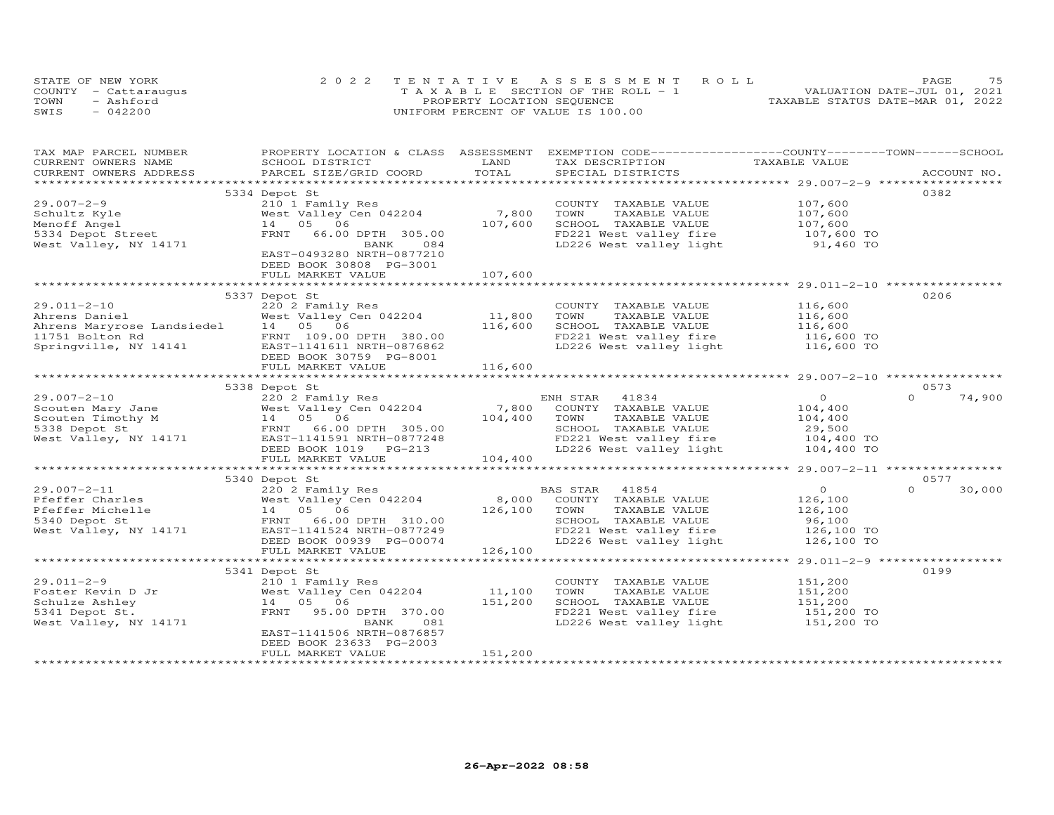STATE OF NEW YORK
COUNTY - Cattaraugus
TOWN - Ashford
SWIS - 042200

2022 TENTATIVE ASSESSMENT ROLL
TAXABLE SECTION OF THE ROLL - 1
PROPERTY LOCATION SEQUENCE
UNIFORM PERCENT OF VALUE IS 100.00

VALUATION DATE-JUL 01, 2021
TAXABLE STATUS DATE-MAR 01, 2022

| TAX MAP PARCEL NUMBER / CURRENT OWNERS NAME / CURRENT OWNERS ADDRESS | PROPERTY LOCATION & CLASS / SCHOOL DISTRICT / PARCEL SIZE/GRID COORD | ASSESSMENT LAND | TOTAL | EXEMPTION CODE / TAX DESCRIPTION / SPECIAL DISTRICTS | COUNTY / TOWN TAXABLE VALUE | SCHOOL | ACCOUNT NO. |
|---|---|---|---|---|---|---|---|
| **29.007-2-9** | 5334 Depot St | | | | | | 0382 |
| Schultz Kyle | 210 1 Family Res | | | COUNTY TAXABLE VALUE | 107,600 | | |
| Menoff Angel | West Valley Cen 042204 | 7,800 | | TOWN TAXABLE VALUE | 107,600 | | |
| 5334 Depot Street | 14 05 06 | | 107,600 | SCHOOL TAXABLE VALUE | 107,600 | | |
| West Valley, NY 14171 | FRNT 66.00 DPTH 305.00 | | | FD221 West valley fire | 107,600 TO | | |
| | BANK 084 | | | LD226 West valley light | 91,460 TO | | |
| | EAST-0493280 NRTH-0877210 | | | | | | |
| | DEED BOOK 30808 PG-3001 | | | | | | |
| | FULL MARKET VALUE | | 107,600 | | | | |
| **29.011-2-10** | 5337 Depot St | | | | | | 0206 |
| Ahrens Daniel | 220 2 Family Res | | | COUNTY TAXABLE VALUE | 116,600 | | |
| Ahrens Maryrose Landsiedel | West Valley Cen 042204 | 11,800 | | TOWN TAXABLE VALUE | 116,600 | | |
| 11751 Bolton Rd | 14 05 06 | | 116,600 | SCHOOL TAXABLE VALUE | 116,600 | | |
| Springville, NY 14141 | FRNT 109.00 DPTH 380.00 | | | FD221 West valley fire | 116,600 TO | | |
| | EAST-1141611 NRTH-0876862 | | | LD226 West valley light | 116,600 TO | | |
| | DEED BOOK 30759 PG-8001 | | | | | | |
| | FULL MARKET VALUE | | 116,600 | | | | |
| **29.007-2-10** | 5338 Depot St | | | | | | 0573 |
| Scouten Mary Jane | 220 2 Family Res | | | ENH STAR 41834 | 0 | 0 | 74,900 |
| Scouten Timothy M | West Valley Cen 042204 | 7,800 | | COUNTY TAXABLE VALUE | 104,400 | | |
| 5338 Depot St | 14 05 06 | | 104,400 | TOWN TAXABLE VALUE | 104,400 | | |
| West Valley, NY 14171 | FRNT 66.00 DPTH 305.00 | | | SCHOOL TAXABLE VALUE | 29,500 | | |
| | EAST-1141591 NRTH-0877248 | | | FD221 West valley fire | 104,400 TO | | |
| | DEED BOOK 1019 PG-213 | | | LD226 West valley light | 104,400 TO | | |
| | FULL MARKET VALUE | | 104,400 | | | | |
| **29.007-2-11** | 5340 Depot St | | | | | | 0577 |
| Pfeffer Charles | 220 2 Family Res | | | BAS STAR 41854 | 0 | 0 | 30,000 |
| Pfeffer Michelle | West Valley Cen 042204 | 8,000 | | COUNTY TAXABLE VALUE | 126,100 | | |
| 5340 Depot St | 14 05 06 | | 126,100 | TOWN TAXABLE VALUE | 126,100 | | |
| West Valley, NY 14171 | FRNT 66.00 DPTH 310.00 | | | SCHOOL TAXABLE VALUE | 96,100 | | |
| | EAST-1141524 NRTH-0877249 | | | FD221 West valley fire | 126,100 TO | | |
| | DEED BOOK 00939 PG-00074 | | | LD226 West valley light | 126,100 TO | | |
| | FULL MARKET VALUE | | 126,100 | | | | |
| **29.011-2-9** | 5341 Depot St | | | | | | 0199 |
| Foster Kevin D Jr | 210 1 Family Res | | | COUNTY TAXABLE VALUE | 151,200 | | |
| Schulze Ashley | West Valley Cen 042204 | 11,100 | | TOWN TAXABLE VALUE | 151,200 | | |
| 5341 Depot St. | 14 05 06 | | 151,200 | SCHOOL TAXABLE VALUE | 151,200 | | |
| West Valley, NY 14171 | FRNT 95.00 DPTH 370.00 | | | FD221 West valley fire | 151,200 TO | | |
| | BANK 081 | | | LD226 West valley light | 151,200 TO | | |
| | EAST-1141506 NRTH-0876857 | | | | | | |
| | DEED BOOK 23633 PG-2003 | | | | | | |
| | FULL MARKET VALUE | | 151,200 | | | | |

26-Apr-2022 08:58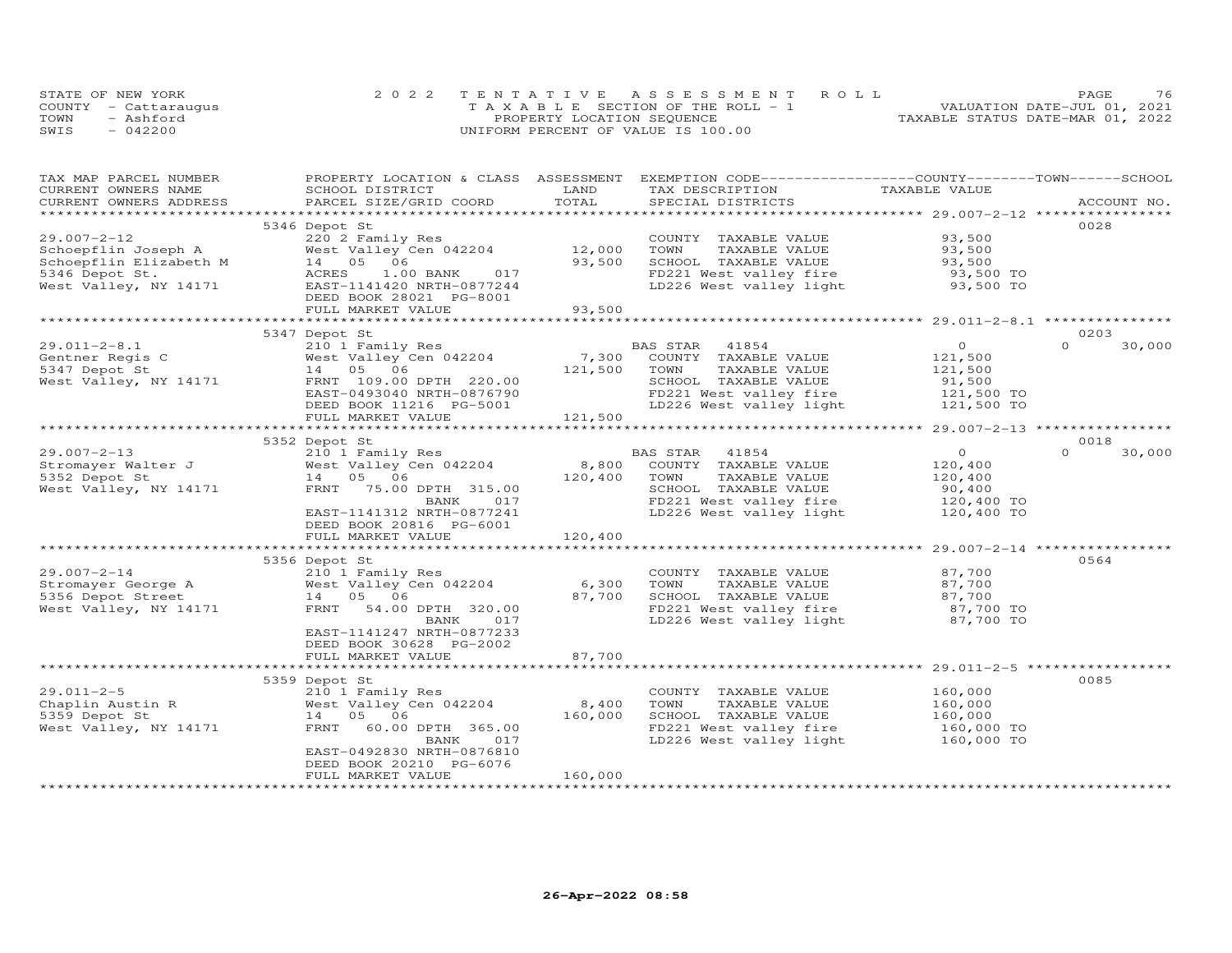STATE OF NEW YORK
COUNTY - Cattaraugus
TOWN - Ashford
SWIS - 042200

2022 TENTATIVE ASSESSMENT ROLL
TAXABLE SECTION OF THE ROLL - 1
PROPERTY LOCATION SEQUENCE
UNIFORM PERCENT OF VALUE IS 100.00

VALUATION DATE-JUL 01, 2021
TAXABLE STATUS DATE-MAR 01, 2022

| TAX MAP PARCEL NUMBER / CURRENT OWNERS NAME / CURRENT OWNERS ADDRESS | PROPERTY LOCATION & CLASS / SCHOOL DISTRICT / PARCEL SIZE/GRID COORD | ASSESSMENT LAND / TOTAL | EXEMPTION CODE / TAX DESCRIPTION / SPECIAL DISTRICTS | COUNTY / TOWN TAXABLE VALUE | SCHOOL | ACCOUNT NO. |
|---|---|---|---|---|---|---|
| **29.007-2-12** | 5346 Depot St | | | | | 0028 |
| Schoepflin Joseph A | 220 2 Family Res | | COUNTY TAXABLE VALUE | 93,500 | | |
| Schoepflin Elizabeth M | West Valley Cen 042204 | 12,000 | TOWN TAXABLE VALUE | 93,500 | | |
| 5346 Depot St. | 14 05 06 | 93,500 | SCHOOL TAXABLE VALUE | 93,500 | | |
| West Valley, NY 14171 | ACRES 1.00 BANK 017 | | FD221 West valley fire | 93,500 TO | | |
| | EAST-1141420 NRTH-0877244 | | LD226 West valley light | 93,500 TO | | |
| | DEED BOOK 28021 PG-8001 | | | | | |
| | FULL MARKET VALUE | 93,500 | | | | |
| **29.011-2-8.1** | 5347 Depot St | | | | | 0203 |
| Gentner Regis C | 210 1 Family Res | | BAS STAR 41854 | 0 | 0 | 30,000 |
| 5347 Depot St | West Valley Cen 042204 | 7,300 | COUNTY TAXABLE VALUE | 121,500 | | |
| West Valley, NY 14171 | 14 05 06 | 121,500 | TOWN TAXABLE VALUE | 121,500 | | |
| | FRNT 109.00 DPTH 220.00 | | SCHOOL TAXABLE VALUE | 91,500 | | |
| | EAST-0493040 NRTH-0876790 | | FD221 West valley fire | 121,500 TO | | |
| | DEED BOOK 11216 PG-5001 | | LD226 West valley light | 121,500 TO | | |
| | FULL MARKET VALUE | 121,500 | | | | |
| **29.007-2-13** | 5352 Depot St | | | | | 0018 |
| Stromayer Walter J | 210 1 Family Res | | BAS STAR 41854 | 0 | 0 | 30,000 |
| 5352 Depot St | West Valley Cen 042204 | 8,800 | COUNTY TAXABLE VALUE | 120,400 | | |
| West Valley, NY 14171 | 14 05 06 | 120,400 | TOWN TAXABLE VALUE | 120,400 | | |
| | FRNT 75.00 DPTH 315.00 | | SCHOOL TAXABLE VALUE | 90,400 | | |
| | BANK 017 | | FD221 West valley fire | 120,400 TO | | |
| | EAST-1141312 NRTH-0877241 | | LD226 West valley light | 120,400 TO | | |
| | DEED BOOK 20816 PG-6001 | | | | | |
| | FULL MARKET VALUE | 120,400 | | | | |
| **29.007-2-14** | 5356 Depot St | | | | | 0564 |
| Stromayer George A | 210 1 Family Res | | COUNTY TAXABLE VALUE | 87,700 | | |
| 5356 Depot Street | West Valley Cen 042204 | 6,300 | TOWN TAXABLE VALUE | 87,700 | | |
| West Valley, NY 14171 | 14 05 06 | 87,700 | SCHOOL TAXABLE VALUE | 87,700 | | |
| | FRNT 54.00 DPTH 320.00 | | FD221 West valley fire | 87,700 TO | | |
| | BANK 017 | | LD226 West valley light | 87,700 TO | | |
| | EAST-1141247 NRTH-0877233 | | | | | |
| | DEED BOOK 30628 PG-2002 | | | | | |
| | FULL MARKET VALUE | 87,700 | | | | |
| **29.011-2-5** | 5359 Depot St | | | | | 0085 |
| Chaplin Austin R | 210 1 Family Res | | COUNTY TAXABLE VALUE | 160,000 | | |
| 5359 Depot St | West Valley Cen 042204 | 8,400 | TOWN TAXABLE VALUE | 160,000 | | |
| West Valley, NY 14171 | 14 05 06 | 160,000 | SCHOOL TAXABLE VALUE | 160,000 | | |
| | FRNT 60.00 DPTH 365.00 | | FD221 West valley fire | 160,000 TO | | |
| | BANK 017 | | LD226 West valley light | 160,000 TO | | |
| | EAST-0492830 NRTH-0876810 | | | | | |
| | DEED BOOK 20210 PG-6076 | | | | | |
| | FULL MARKET VALUE | 160,000 | | | | |

26-Apr-2022 08:58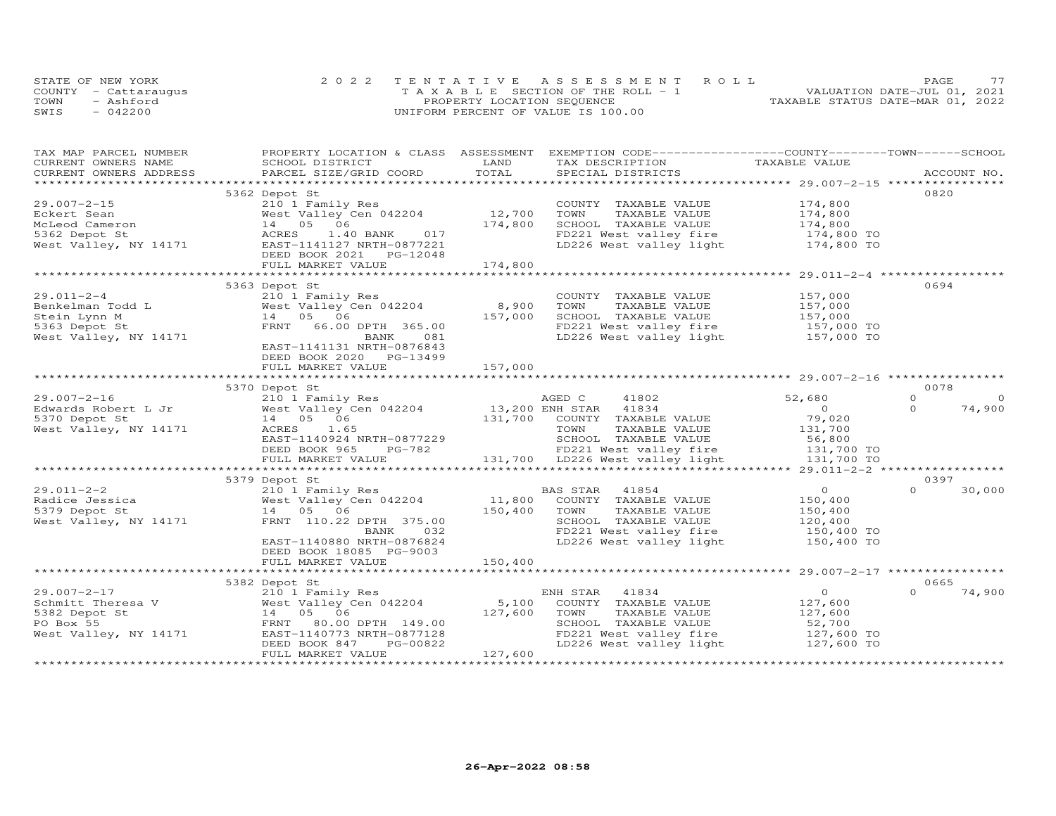STATE OF NEW YORK
COUNTY - Cattaraugus
TOWN - Ashford
SWIS - 042200

2022 TENTATIVE ASSESSMENT ROLL
TAXABLE SECTION OF THE ROLL - 1
PROPERTY LOCATION SEQUENCE
UNIFORM PERCENT OF VALUE IS 100.00

VALUATION DATE-JUL 01, 2021
TAXABLE STATUS DATE-MAR 01, 2022

| TAX MAP PARCEL NUMBER / CURRENT OWNERS NAME / CURRENT OWNERS ADDRESS | PROPERTY LOCATION & CLASS / SCHOOL DISTRICT / PARCEL SIZE/GRID COORD | ASSESSMENT LAND / TOTAL | EXEMPTION CODE / TAX DESCRIPTION / SPECIAL DISTRICTS | COUNTY TAXABLE VALUE | TOWN | SCHOOL | ACCOUNT NO. |
|---|---|---|---|---|---|---|---|
| 29.007-2-15 | 5362 Depot St | | | | | | 0820 |
| 29.007-2-15 | 210 1 Family Res | | COUNTY TAXABLE VALUE | 174,800 | | | |
| Eckert Sean | West Valley Cen 042204 | 12,700 | TOWN TAXABLE VALUE | 174,800 | | | |
| McLeod Cameron | 14 05 06 | 174,800 | SCHOOL TAXABLE VALUE | 174,800 | | | |
| 5362 Depot St | ACRES 1.40 BANK 017 | | FD221 West valley fire | 174,800 TO | | | |
| West Valley, NY 14171 | EAST-1141127 NRTH-0877221 | | LD226 West valley light | 174,800 TO | | | |
| | DEED BOOK 2021 PG-12048 | | | | | | |
| | FULL MARKET VALUE | 174,800 | | | | | |
| 29.011-2-4 | 5363 Depot St | | | | | | 0694 |
| 29.011-2-4 | 210 1 Family Res | | COUNTY TAXABLE VALUE | 157,000 | | | |
| Benkelman Todd L | West Valley Cen 042204 | 8,900 | TOWN TAXABLE VALUE | 157,000 | | | |
| Stein Lynn M | 14 05 06 | 157,000 | SCHOOL TAXABLE VALUE | 157,000 | | | |
| 5363 Depot St | FRNT 66.00 DPTH 365.00 | | FD221 West valley fire | 157,000 TO | | | |
| West Valley, NY 14171 | BANK 081 | | LD226 West valley light | 157,000 TO | | | |
| | EAST-1141131 NRTH-0876843 | | | | | | |
| | DEED BOOK 2020 PG-13499 | | | | | | |
| | FULL MARKET VALUE | 157,000 | | | | | |
| 29.007-2-16 | 5370 Depot St | | | | | | 0078 |
| 29.007-2-16 | 210 1 Family Res | | AGED C 41802 | 52,680 | 0 | 0 | |
| Edwards Robert L Jr | West Valley Cen 042204 | 13,200 | ENH STAR 41834 | 0 | 0 | 74,900 | |
| 5370 Depot St | 14 05 06 | 131,700 | COUNTY TAXABLE VALUE | 79,020 | | | |
| West Valley, NY 14171 | ACRES 1.65 | | TOWN TAXABLE VALUE | 131,700 | | | |
| | EAST-1140924 NRTH-0877229 | | SCHOOL TAXABLE VALUE | 56,800 | | | |
| | DEED BOOK 965 PG-782 | | FD221 West valley fire | 131,700 TO | | | |
| | FULL MARKET VALUE | 131,700 | LD226 West valley light | 131,700 TO | | | |
| 29.011-2-2 | 5379 Depot St | | | | | | 0397 |
| 29.011-2-2 | 210 1 Family Res | | BAS STAR 41854 | 0 | 0 | 30,000 | |
| Radice Jessica | West Valley Cen 042204 | 11,800 | COUNTY TAXABLE VALUE | 150,400 | | | |
| 5379 Depot St | 14 05 06 | 150,400 | TOWN TAXABLE VALUE | 150,400 | | | |
| West Valley, NY 14171 | FRNT 110.22 DPTH 375.00 | | SCHOOL TAXABLE VALUE | 120,400 | | | |
| | BANK 032 | | FD221 West valley fire | 150,400 TO | | | |
| | EAST-1140880 NRTH-0876824 | | LD226 West valley light | 150,400 TO | | | |
| | DEED BOOK 18085 PG-9003 | | | | | | |
| | FULL MARKET VALUE | 150,400 | | | | | |
| 29.007-2-17 | 5382 Depot St | | | | | | 0665 |
| 29.007-2-17 | 210 1 Family Res | | ENH STAR 41834 | 0 | 0 | 74,900 | |
| Schmitt Theresa V | West Valley Cen 042204 | 5,100 | COUNTY TAXABLE VALUE | 127,600 | | | |
| 5382 Depot St | 14 05 06 | 127,600 | TOWN TAXABLE VALUE | 127,600 | | | |
| PO Box 55 | FRNT 80.00 DPTH 149.00 | | SCHOOL TAXABLE VALUE | 52,700 | | | |
| West Valley, NY 14171 | EAST-1140773 NRTH-0877128 | | FD221 West valley fire | 127,600 TO | | | |
| | DEED BOOK 847 PG-00822 | | LD226 West valley light | 127,600 TO | | | |
| | FULL MARKET VALUE | 127,600 | | | | | |

26-Apr-2022 08:58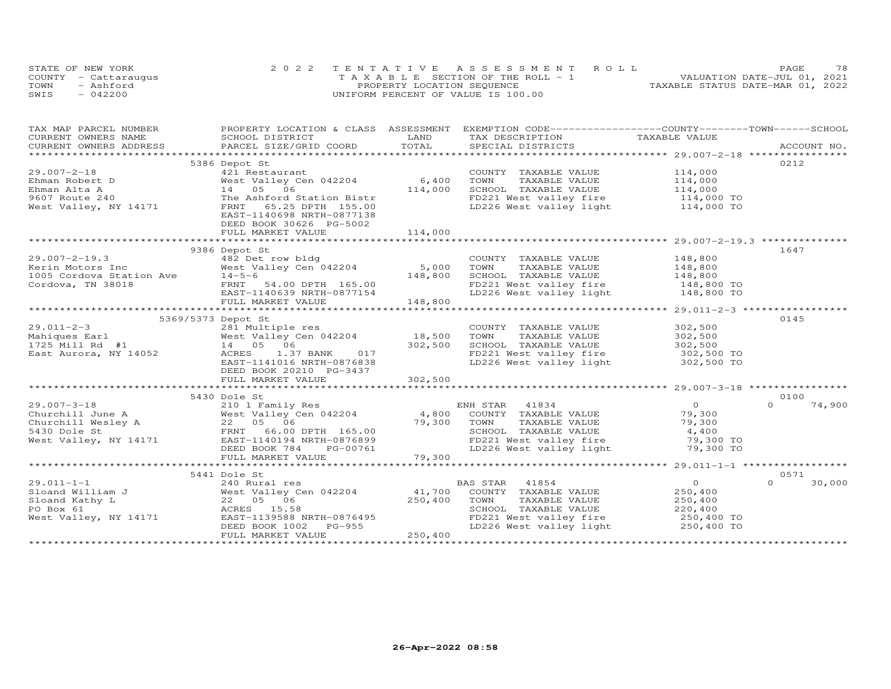STATE OF NEW YORK
COUNTY - Cattaraugus
TOWN - Ashford
SWIS - 042200

2022 TENTATIVE ASSESSMENT ROLL
TAXABLE SECTION OF THE ROLL - 1
PROPERTY LOCATION SEQUENCE
UNIFORM PERCENT OF VALUE IS 100.00

VALUATION DATE-JUL 01, 2021
TAXABLE STATUS DATE-MAR 01, 2022

| TAX MAP PARCEL NUMBER / CURRENT OWNERS NAME / CURRENT OWNERS ADDRESS | PROPERTY LOCATION & CLASS / SCHOOL DISTRICT / PARCEL SIZE/GRID COORD | ASSESSMENT LAND / TOTAL | EXEMPTION CODE / TAX DESCRIPTION / SPECIAL DISTRICTS | COUNTY / TOWN / SCHOOL TAXABLE VALUE | ACCOUNT NO. |
|---|---|---|---|---|---|
| **29.007-2-18** | 5386 Depot St | | | | 0212 |
| 29.007-2-18 | 421 Restaurant | | COUNTY TAXABLE VALUE | 114,000 | |
| Ehman Robert D | West Valley Cen 042204 | 6,400 | TOWN TAXABLE VALUE | 114,000 | |
| Ehman Alta A | 14 05 06 | 114,000 | SCHOOL TAXABLE VALUE | 114,000 | |
| 9607 Route 240 | The Ashford Station Bistr | | FD221 West valley fire | 114,000 TO | |
| West Valley, NY 14171 | FRNT 65.25 DPTH 155.00 | | LD226 West valley light | 114,000 TO | |
| | EAST-1140698 NRTH-0877138 | | | | |
| | DEED BOOK 30626 PG-5002 | | | | |
| | FULL MARKET VALUE | 114,000 | | | |
| **29.007-2-19.3** | 9386 Depot St | | | | 1647 |
| 29.007-2-19.3 | 482 Det row bldg | | COUNTY TAXABLE VALUE | 148,800 | |
| Kerin Motors Inc | West Valley Cen 042204 | 5,000 | TOWN TAXABLE VALUE | 148,800 | |
| 1005 Cordova Station Ave | 14-5-6 | 148,800 | SCHOOL TAXABLE VALUE | 148,800 | |
| Cordova, TN 38018 | FRNT 54.00 DPTH 165.00 | | FD221 West valley fire | 148,800 TO | |
| | EAST-1140639 NRTH-0877154 | | LD226 West valley light | 148,800 TO | |
| | FULL MARKET VALUE | 148,800 | | | |
| **29.011-2-3** | 5369/5373 Depot St | | | | 0145 |
| 29.011-2-3 | 281 Multiple res | | COUNTY TAXABLE VALUE | 302,500 | |
| Mahiques Earl | West Valley Cen 042204 | 18,500 | TOWN TAXABLE VALUE | 302,500 | |
| 1725 Mill Rd #1 | 14 05 06 | 302,500 | SCHOOL TAXABLE VALUE | 302,500 | |
| East Aurora, NY 14052 | ACRES 1.37 BANK 017 | | FD221 West valley fire | 302,500 TO | |
| | EAST-1141016 NRTH-0876838 | | LD226 West valley light | 302,500 TO | |
| | DEED BOOK 20210 PG-3437 | | | | |
| | FULL MARKET VALUE | 302,500 | | | |
| **29.007-3-18** | 5430 Dole St | | | | 0100 |
| 29.007-3-18 | 210 1 Family Res | | ENH STAR 41834 | 0 / 0 / 74,900 | |
| Churchill June A | West Valley Cen 042204 | 4,800 | COUNTY TAXABLE VALUE | 79,300 | |
| Churchill Wesley A | 22 05 06 | 79,300 | TOWN TAXABLE VALUE | 79,300 | |
| 5430 Dole St | FRNT 66.00 DPTH 165.00 | | SCHOOL TAXABLE VALUE | 4,400 | |
| West Valley, NY 14171 | EAST-1140194 NRTH-0876899 | | FD221 West valley fire | 79,300 TO | |
| | DEED BOOK 784 PG-00761 | | LD226 West valley light | 79,300 TO | |
| | FULL MARKET VALUE | 79,300 | | | |
| **29.011-1-1** | 5441 Dole St | | | | 0571 |
| 29.011-1-1 | 240 Rural res | | BAS STAR 41854 | 0 / 0 / 30,000 | |
| Sloand William J | West Valley Cen 042204 | 41,700 | COUNTY TAXABLE VALUE | 250,400 | |
| Sloand Kathy L | 22 05 06 | 250,400 | TOWN TAXABLE VALUE | 250,400 | |
| PO Box 61 | ACRES 15.58 | | SCHOOL TAXABLE VALUE | 220,400 | |
| West Valley, NY 14171 | EAST-1139588 NRTH-0876495 | | FD221 West valley fire | 250,400 TO | |
| | DEED BOOK 1002 PG-955 | | LD226 West valley light | 250,400 TO | |
| | FULL MARKET VALUE | 250,400 | | | |

26-Apr-2022 08:58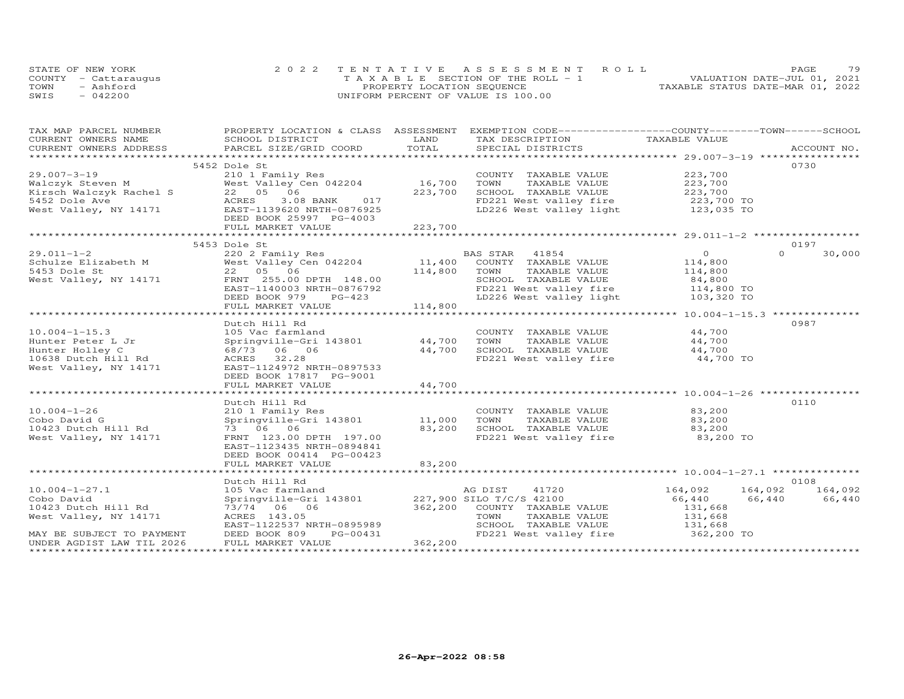STATE OF NEW YORK
COUNTY - Cattaraugus
TOWN - Ashford
SWIS - 042200

2022 TENTATIVE ASSESSMENT ROLL
TAXABLE SECTION OF THE ROLL - 1
PROPERTY LOCATION SEQUENCE
UNIFORM PERCENT OF VALUE IS 100.00

VALUATION DATE-JUL 01, 2021
TAXABLE STATUS DATE-MAR 01, 2022

| TAX MAP PARCEL NUMBER / CURRENT OWNERS NAME / CURRENT OWNERS ADDRESS | PROPERTY LOCATION & CLASS / SCHOOL DISTRICT / PARCEL SIZE/GRID COORD | ASSESSMENT LAND | TOTAL | EXEMPTION CODE / TAX DESCRIPTION / SPECIAL DISTRICTS | COUNTY TAXABLE VALUE | TOWN | SCHOOL | ACCOUNT NO. |
|---|---|---|---|---|---|---|---|---|
| 29.007-3-19 | 5452 Dole St | | | | | | | 0730 |
| | 210 1 Family Res | | | COUNTY TAXABLE VALUE | 223,700 | | | |
| Walczyk Steven M | West Valley Cen 042204 | 16,700 | | TOWN TAXABLE VALUE | 223,700 | | | |
| Kirsch Walczyk Rachel S | 22 05 06 | | 223,700 | SCHOOL TAXABLE VALUE | 223,700 | | | |
| 5452 Dole Ave | ACRES 3.08 BANK 017 | | | FD221 West valley fire | 223,700 TO | | | |
| West Valley, NY 14171 | EAST-1139620 NRTH-0876925 | | | LD226 West valley light | 123,035 TO | | | |
| | DEED BOOK 25997 PG-4003 | | | | | | | |
| | FULL MARKET VALUE | | 223,700 | | | | | |
| 29.011-1-2 | 5453 Dole St | | | | | | | 0197 |
| | 220 2 Family Res | | | BAS STAR 41854 | 0 | 0 | 30,000 | |
| Schulze Elizabeth M | West Valley Cen 042204 | 11,400 | | COUNTY TAXABLE VALUE | 114,800 | | | |
| 5453 Dole St | 22 05 06 | | 114,800 | TOWN TAXABLE VALUE | 114,800 | | | |
| West Valley, NY 14171 | FRNT 255.00 DPTH 148.00 | | | SCHOOL TAXABLE VALUE | 84,800 | | | |
| | EAST-1140003 NRTH-0876792 | | | FD221 West valley fire | 114,800 TO | | | |
| | DEED BOOK 979 PG-423 | | | LD226 West valley light | 103,320 TO | | | |
| | FULL MARKET VALUE | | 114,800 | | | | | |
| 10.004-1-15.3 | Dutch Hill Rd | | | | | | | 0987 |
| | 105 Vac farmland | | | COUNTY TAXABLE VALUE | 44,700 | | | |
| Hunter Peter L Jr | Springville-Gri 143801 | 44,700 | | TOWN TAXABLE VALUE | 44,700 | | | |
| Hunter Holley C | 68/73 06 06 | | 44,700 | SCHOOL TAXABLE VALUE | 44,700 | | | |
| 10638 Dutch Hill Rd | ACRES 32.28 | | | FD221 West valley fire | 44,700 TO | | | |
| West Valley, NY 14171 | EAST-1124972 NRTH-0897533 | | | | | | | |
| | DEED BOOK 17817 PG-9001 | | | | | | | |
| | FULL MARKET VALUE | | 44,700 | | | | | |
| 10.004-1-26 | Dutch Hill Rd | | | | | | | 0110 |
| | 210 1 Family Res | | | COUNTY TAXABLE VALUE | 83,200 | | | |
| Cobo David G | Springville-Gri 143801 | 11,000 | | TOWN TAXABLE VALUE | 83,200 | | | |
| 10423 Dutch Hill Rd | 73 06 06 | | 83,200 | SCHOOL TAXABLE VALUE | 83,200 | | | |
| West Valley, NY 14171 | FRNT 123.00 DPTH 197.00 | | | FD221 West valley fire | 83,200 TO | | | |
| | EAST-1123435 NRTH-0894841 | | | | | | | |
| | DEED BOOK 00414 PG-00423 | | | | | | | |
| | FULL MARKET VALUE | | 83,200 | | | | | |
| 10.004-1-27.1 | Dutch Hill Rd | | | | | | | 0108 |
| | 105 Vac farmland | | | AG DIST 41720 | 164,092 | 164,092 | 164,092 | |
| Cobo David | Springville-Gri 143801 | 227,900 | | SILO T/C/S 42100 | 66,440 | 66,440 | 66,440 | |
| 10423 Dutch Hill Rd | 73/74 06 06 | | 362,200 | COUNTY TAXABLE VALUE | 131,668 | | | |
| West Valley, NY 14171 | ACRES 143.05 | | | TOWN TAXABLE VALUE | 131,668 | | | |
| | EAST-1122537 NRTH-0895989 | | | SCHOOL TAXABLE VALUE | 131,668 | | | |
| MAY BE SUBJECT TO PAYMENT | DEED BOOK 809 PG-00431 | | | FD221 West valley fire | 362,200 TO | | | |
| UNDER AGDIST LAW TIL 2026 | FULL MARKET VALUE | | 362,200 | | | | | |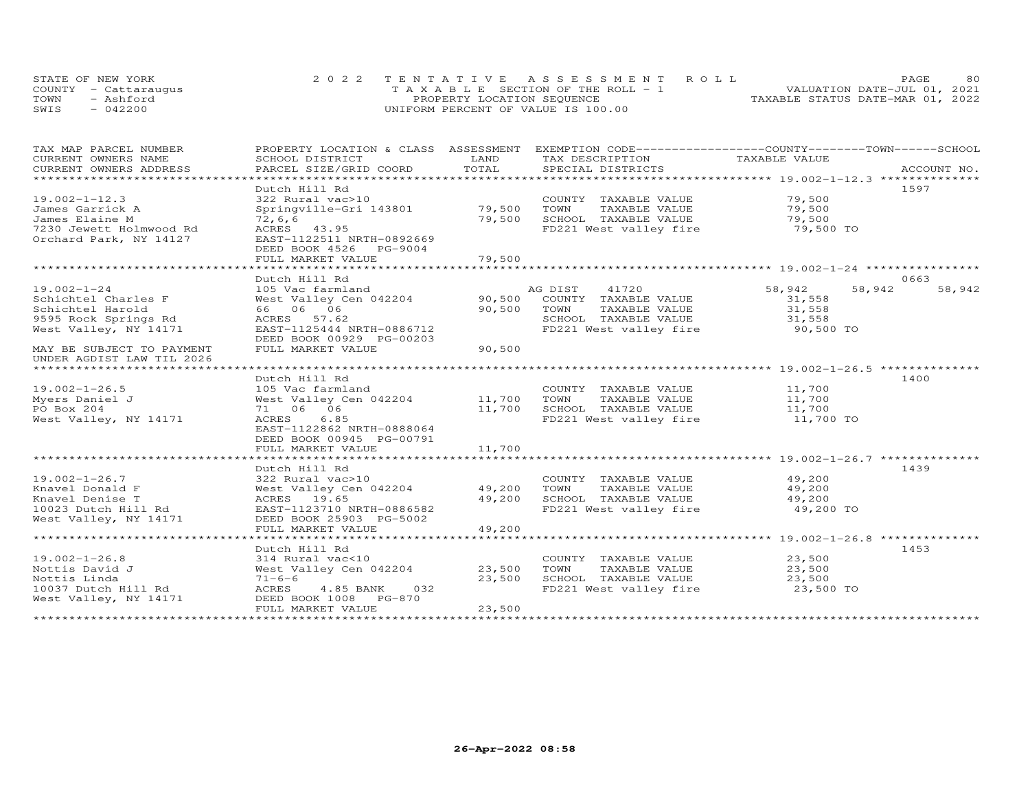STATE OF NEW YORK
COUNTY - Cattaraugus
TOWN - Ashford
SWIS - 042200

2022 TENTATIVE ASSESSMENT ROLL
TAXABLE SECTION OF THE ROLL - 1
PROPERTY LOCATION SEQUENCE
UNIFORM PERCENT OF VALUE IS 100.00

VALUATION DATE-JUL 01, 2021
TAXABLE STATUS DATE-MAR 01, 2022

| TAX MAP PARCEL NUMBER / CURRENT OWNERS NAME / CURRENT OWNERS ADDRESS | PROPERTY LOCATION & CLASS / SCHOOL DISTRICT / PARCEL SIZE/GRID COORD | ASSESSMENT LAND / TOTAL | EXEMPTION CODE / TAX DESCRIPTION / SPECIAL DISTRICTS | COUNTY TAXABLE VALUE | TOWN | SCHOOL | ACCOUNT NO. |
|---|---|---|---|---|---|---|---|
| **19.002-1-12.3** | Dutch Hill Rd | | | | | | 1597 |
| 19.002-1-12.3 | 322 Rural vac>10 | | COUNTY TAXABLE VALUE | 79,500 | | | |
| James Garrick A | Springville-Gri 143801 | 79,500 | TOWN TAXABLE VALUE | 79,500 | | | |
| James Elaine M | 72,6,6 | 79,500 | SCHOOL TAXABLE VALUE | 79,500 | | | |
| 7230 Jewett Holmwood Rd | ACRES 43.95 | | FD221 West valley fire | 79,500 TO | | | |
| Orchard Park, NY 14127 | EAST-1122511 NRTH-0892669 | | | | | | |
| | DEED BOOK 4526 PG-9004 | | | | | | |
| | FULL MARKET VALUE | 79,500 | | | | | |
| **19.002-1-24** | Dutch Hill Rd | | | | | | 0663 |
| 19.002-1-24 | 105 Vac farmland | | AG DIST 41720 | 58,942 | 58,942 | 58,942 | |
| Schichtel Charles F | West Valley Cen 042204 | 90,500 | COUNTY TAXABLE VALUE | 31,558 | | | |
| Schichtel Harold | 66 06 06 | 90,500 | TOWN TAXABLE VALUE | 31,558 | | | |
| 9595 Rock Springs Rd | ACRES 57.62 | | SCHOOL TAXABLE VALUE | 31,558 | | | |
| West Valley, NY 14171 | EAST-1125444 NRTH-0886712 | | FD221 West valley fire | 90,500 TO | | | |
| | DEED BOOK 00929 PG-00203 | | | | | | |
| MAY BE SUBJECT TO PAYMENT | FULL MARKET VALUE | 90,500 | | | | | |
| UNDER AGDIST LAW TIL 2026 | | | | | | | |
| **19.002-1-26.5** | Dutch Hill Rd | | | | | | 1400 |
| 19.002-1-26.5 | 105 Vac farmland | | COUNTY TAXABLE VALUE | 11,700 | | | |
| Myers Daniel J | West Valley Cen 042204 | 11,700 | TOWN TAXABLE VALUE | 11,700 | | | |
| PO Box 204 | 71 06 06 | 11,700 | SCHOOL TAXABLE VALUE | 11,700 | | | |
| West Valley, NY 14171 | ACRES 6.85 | | FD221 West valley fire | 11,700 TO | | | |
| | EAST-1122862 NRTH-0888064 | | | | | | |
| | DEED BOOK 00945 PG-00791 | | | | | | |
| | FULL MARKET VALUE | 11,700 | | | | | |
| **19.002-1-26.7** | Dutch Hill Rd | | | | | | 1439 |
| 19.002-1-26.7 | 322 Rural vac>10 | | COUNTY TAXABLE VALUE | 49,200 | | | |
| Knavel Donald F | West Valley Cen 042204 | 49,200 | TOWN TAXABLE VALUE | 49,200 | | | |
| Knavel Denise T | ACRES 19.65 | 49,200 | SCHOOL TAXABLE VALUE | 49,200 | | | |
| 10023 Dutch Hill Rd | EAST-1123710 NRTH-0886582 | | FD221 West valley fire | 49,200 TO | | | |
| West Valley, NY 14171 | DEED BOOK 25903 PG-5002 | | | | | | |
| | FULL MARKET VALUE | 49,200 | | | | | |
| **19.002-1-26.8** | Dutch Hill Rd | | | | | | 1453 |
| 19.002-1-26.8 | 314 Rural vac<10 | | COUNTY TAXABLE VALUE | 23,500 | | | |
| Nottis David J | West Valley Cen 042204 | 23,500 | TOWN TAXABLE VALUE | 23,500 | | | |
| Nottis Linda | 71-6-6 | 23,500 | SCHOOL TAXABLE VALUE | 23,500 | | | |
| 10037 Dutch Hill Rd | ACRES 4.85 BANK 032 | | FD221 West valley fire | 23,500 TO | | | |
| West Valley, NY 14171 | DEED BOOK 1008 PG-870 | | | | | | |
| | FULL MARKET VALUE | 23,500 | | | | | |

26-Apr-2022 08:58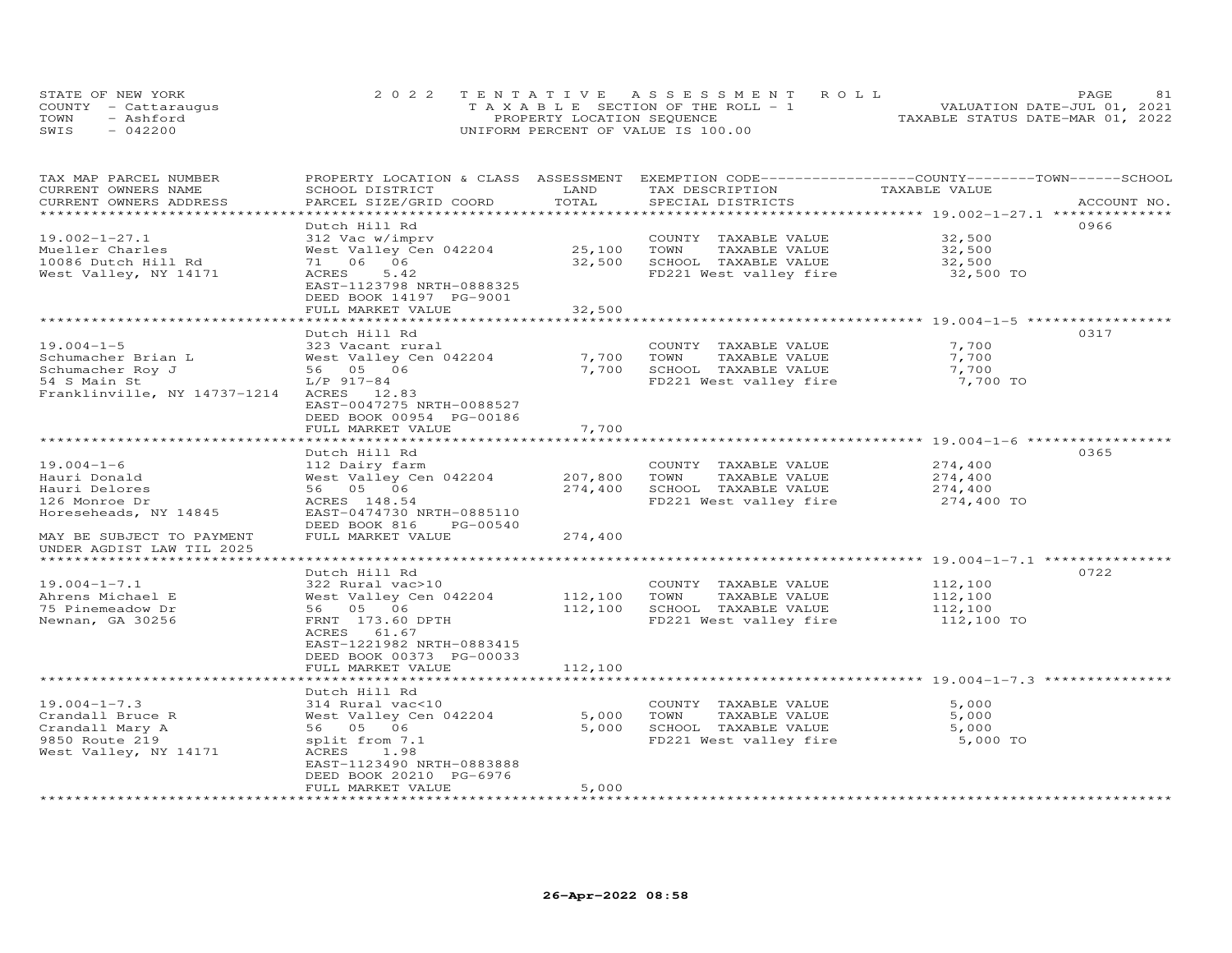STATE OF NEW YORK
COUNTY - Cattaraugus
TOWN - Ashford
SWIS - 042200

2022 TENTATIVE ASSESSMENT ROLL
TAXABLE SECTION OF THE ROLL - 1
PROPERTY LOCATION SEQUENCE
UNIFORM PERCENT OF VALUE IS 100.00

VALUATION DATE-JUL 01, 2021
TAXABLE STATUS DATE-MAR 01, 2022

| TAX MAP PARCEL NUMBER / CURRENT OWNERS NAME / CURRENT OWNERS ADDRESS | PROPERTY LOCATION & CLASS / SCHOOL DISTRICT / PARCEL SIZE/GRID COORD | ASSESSMENT LAND | TOTAL | EXEMPTION CODE / TAX DESCRIPTION / SPECIAL DISTRICTS | TAXABLE VALUE (COUNTY / TOWN / SCHOOL) | ACCOUNT NO. |
|---|---|---|---|---|---|---|
| 19.002-1-27.1 | Dutch Hill Rd | | | | | 0966 |
| Mueller Charles | 312 Vac w/imprv | | | COUNTY TAXABLE VALUE | 32,500 | |
| 10086 Dutch Hill Rd | West Valley Cen 042204 | 25,100 | | TOWN TAXABLE VALUE | 32,500 | |
| West Valley, NY 14171 | 71 06 06 | | 32,500 | SCHOOL TAXABLE VALUE | 32,500 | |
| | ACRES 5.42 | | | FD221 West valley fire | 32,500 TO | |
| | EAST-1123798 NRTH-0888325 | | | | | |
| | DEED BOOK 14197 PG-9001 | | | | | |
| | FULL MARKET VALUE | | 32,500 | | | |
| 19.004-1-5 | Dutch Hill Rd | | | | | 0317 |
| Schumacher Brian L | 323 Vacant rural | | | COUNTY TAXABLE VALUE | 7,700 | |
| Schumacher Roy J | West Valley Cen 042204 | 7,700 | | TOWN TAXABLE VALUE | 7,700 | |
| 54 S Main St | 56 05 06 | | 7,700 | SCHOOL TAXABLE VALUE | 7,700 | |
| Franklinville, NY 14737-1214 | L/P 917-84 | | | FD221 West valley fire | 7,700 TO | |
| | ACRES 12.83 | | | | | |
| | EAST-0047275 NRTH-0088527 | | | | | |
| | DEED BOOK 00954 PG-00186 | | | | | |
| | FULL MARKET VALUE | | 7,700 | | | |
| 19.004-1-6 | Dutch Hill Rd | | | | | 0365 |
| Hauri Donald | 112 Dairy farm | | | COUNTY TAXABLE VALUE | 274,400 | |
| Hauri Delores | West Valley Cen 042204 | 207,800 | | TOWN TAXABLE VALUE | 274,400 | |
| 126 Monroe Dr | 56 05 06 | | 274,400 | SCHOOL TAXABLE VALUE | 274,400 | |
| Horeseheads, NY 14845 | ACRES 148.54 | | | FD221 West valley fire | 274,400 TO | |
| | EAST-0474730 NRTH-0885110 | | | | | |
| | DEED BOOK 816 PG-00540 | | | | | |
| MAY BE SUBJECT TO PAYMENT | FULL MARKET VALUE | | 274,400 | | | |
| UNDER AGDIST LAW TIL 2025 | | | | | | |
| 19.004-1-7.1 | Dutch Hill Rd | | | | | 0722 |
| Ahrens Michael E | 322 Rural vac>10 | | | COUNTY TAXABLE VALUE | 112,100 | |
| 75 Pinemeadow Dr | West Valley Cen 042204 | 112,100 | | TOWN TAXABLE VALUE | 112,100 | |
| Newnan, GA 30256 | 56 05 06 | | 112,100 | SCHOOL TAXABLE VALUE | 112,100 | |
| | FRNT 173.60 DPTH | | | FD221 West valley fire | 112,100 TO | |
| | ACRES 61.67 | | | | | |
| | EAST-1221982 NRTH-0883415 | | | | | |
| | DEED BOOK 00373 PG-00033 | | | | | |
| | FULL MARKET VALUE | | 112,100 | | | |
| 19.004-1-7.3 | Dutch Hill Rd | | | | | |
| Crandall Bruce R | 314 Rural vac<10 | | | COUNTY TAXABLE VALUE | 5,000 | |
| Crandall Mary A | West Valley Cen 042204 | 5,000 | | TOWN TAXABLE VALUE | 5,000 | |
| 9850 Route 219 | 56 05 06 | | 5,000 | SCHOOL TAXABLE VALUE | 5,000 | |
| West Valley, NY 14171 | split from 7.1 | | | FD221 West valley fire | 5,000 TO | |
| | ACRES 1.98 | | | | | |
| | EAST-1123490 NRTH-0883888 | | | | | |
| | DEED BOOK 20210 PG-6976 | | | | | |
| | FULL MARKET VALUE | | 5,000 | | | |

26-Apr-2022 08:58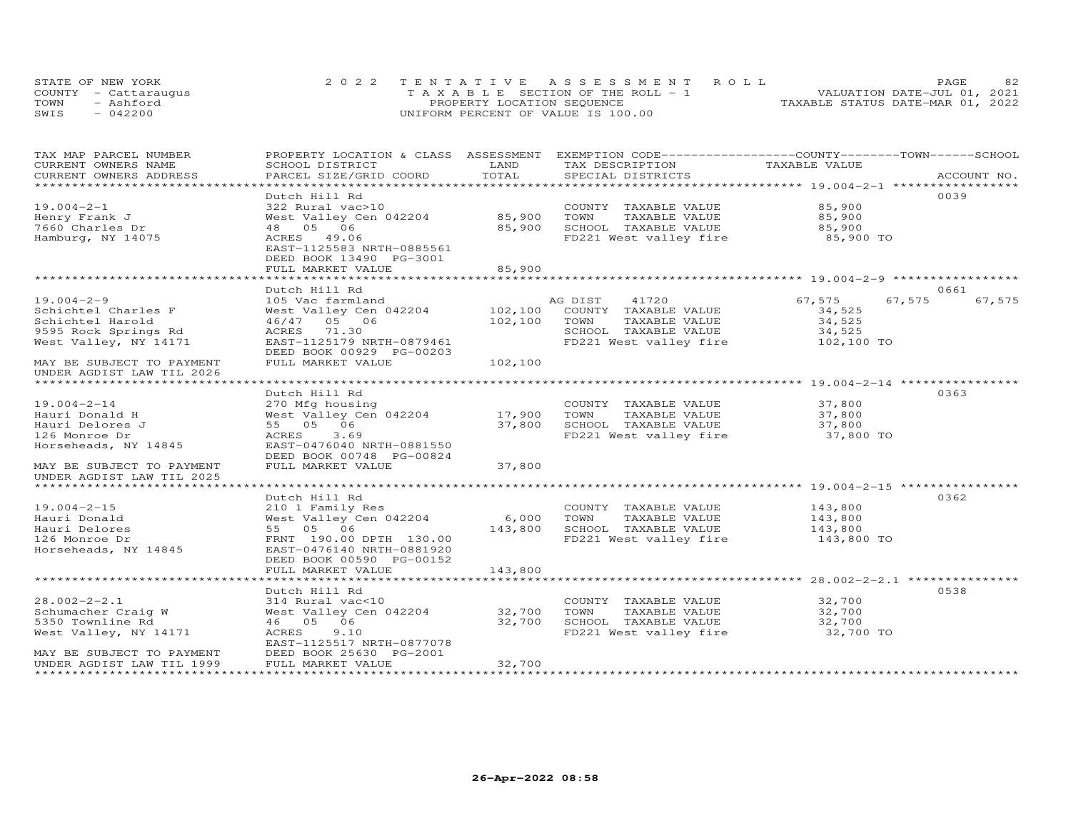STATE OF NEW YORK
COUNTY - Cattaraugus
TOWN - Ashford
SWIS - 042200

2022 TENTATIVE ASSESSMENT ROLL
TAXABLE SECTION OF THE ROLL - 1
PROPERTY LOCATION SEQUENCE
UNIFORM PERCENT OF VALUE IS 100.00

VALUATION DATE-JUL 01, 2021
TAXABLE STATUS DATE-MAR 01, 2022

| TAX MAP PARCEL NUMBER / CURRENT OWNERS NAME / CURRENT OWNERS ADDRESS | PROPERTY LOCATION & CLASS / SCHOOL DISTRICT / PARCEL SIZE/GRID COORD | ASSESSMENT LAND / TOTAL | EXEMPTION CODE / TAX DESCRIPTION / SPECIAL DISTRICTS | COUNTY | TOWN | SCHOOL TAXABLE VALUE | ACCOUNT NO. |
|---|---|---|---|---|---|---|---|
| 19.004-2-1 | Dutch Hill Rd | | | | | | 0039 |
| Henry Frank J | 322 Rural vac>10 | | COUNTY TAXABLE VALUE | 85,900 | | | |
| 7660 Charles Dr | West Valley Cen 042204 | 85,900 | TOWN TAXABLE VALUE | 85,900 | | | |
| Hamburg, NY 14075 | 48 05 06 | 85,900 | SCHOOL TAXABLE VALUE | 85,900 | | | |
| | ACRES 49.06 | | FD221 West valley fire | 85,900 TO | | | |
| | EAST-1125583 NRTH-0885561 | | | | | | |
| | DEED BOOK 13490 PG-3001 | | | | | | |
| | FULL MARKET VALUE | 85,900 | | | | | |
| 19.004-2-9 | Dutch Hill Rd | | | | | | 0661 |
| Schichtel Charles F | 105 Vac farmland | | AG DIST 41720 | 67,575 | 67,575 | 67,575 | |
| Schichtel Harold | West Valley Cen 042204 | 102,100 | COUNTY TAXABLE VALUE | 34,525 | | | |
| 9595 Rock Springs Rd | 46/47 05 06 | 102,100 | TOWN TAXABLE VALUE | 34,525 | | | |
| West Valley, NY 14171 | ACRES 71.30 | | SCHOOL TAXABLE VALUE | 34,525 | | | |
| | EAST-1125179 NRTH-0879461 | | FD221 West valley fire | 102,100 TO | | | |
| MAY BE SUBJECT TO PAYMENT | DEED BOOK 00929 PG-00203 | | | | | | |
| UNDER AGDIST LAW TIL 2026 | FULL MARKET VALUE | 102,100 | | | | | |
| 19.004-2-14 | Dutch Hill Rd | | | | | | 0363 |
| Hauri Donald H | 270 Mfg housing | | COUNTY TAXABLE VALUE | 37,800 | | | |
| Hauri Delores J | West Valley Cen 042204 | 17,900 | TOWN TAXABLE VALUE | 37,800 | | | |
| 126 Monroe Dr | 55 05 06 | 37,800 | SCHOOL TAXABLE VALUE | 37,800 | | | |
| Horseheads, NY 14845 | ACRES 3.69 | | FD221 West valley fire | 37,800 TO | | | |
| | EAST-0476040 NRTH-0881550 | | | | | | |
| MAY BE SUBJECT TO PAYMENT | DEED BOOK 00748 PG-00824 | | | | | | |
| UNDER AGDIST LAW TIL 2025 | FULL MARKET VALUE | 37,800 | | | | | |
| 19.004-2-15 | Dutch Hill Rd | | | | | | 0362 |
| Hauri Donald | 210 1 Family Res | | COUNTY TAXABLE VALUE | 143,800 | | | |
| Hauri Delores | West Valley Cen 042204 | 6,000 | TOWN TAXABLE VALUE | 143,800 | | | |
| 126 Monroe Dr | 55 05 06 | 143,800 | SCHOOL TAXABLE VALUE | 143,800 | | | |
| Horseheads, NY 14845 | FRNT 190.00 DPTH 130.00 | | FD221 West valley fire | 143,800 TO | | | |
| | EAST-0476140 NRTH-0881920 | | | | | | |
| | DEED BOOK 00590 PG-00152 | | | | | | |
| | FULL MARKET VALUE | 143,800 | | | | | |
| 28.002-2-2.1 | Dutch Hill Rd | | | | | | 0538 |
| Schumacher Craig W | 314 Rural vac<10 | | COUNTY TAXABLE VALUE | 32,700 | | | |
| 5350 Townline Rd | West Valley Cen 042204 | 32,700 | TOWN TAXABLE VALUE | 32,700 | | | |
| West Valley, NY 14171 | 46 05 06 | 32,700 | SCHOOL TAXABLE VALUE | 32,700 | | | |
| | ACRES 9.10 | | FD221 West valley fire | 32,700 TO | | | |
| | EAST-1125517 NRTH-0877078 | | | | | | |
| MAY BE SUBJECT TO PAYMENT | DEED BOOK 25630 PG-2001 | | | | | | |
| UNDER AGDIST LAW TIL 1999 | FULL MARKET VALUE | 32,700 | | | | | |

26-Apr-2022 08:58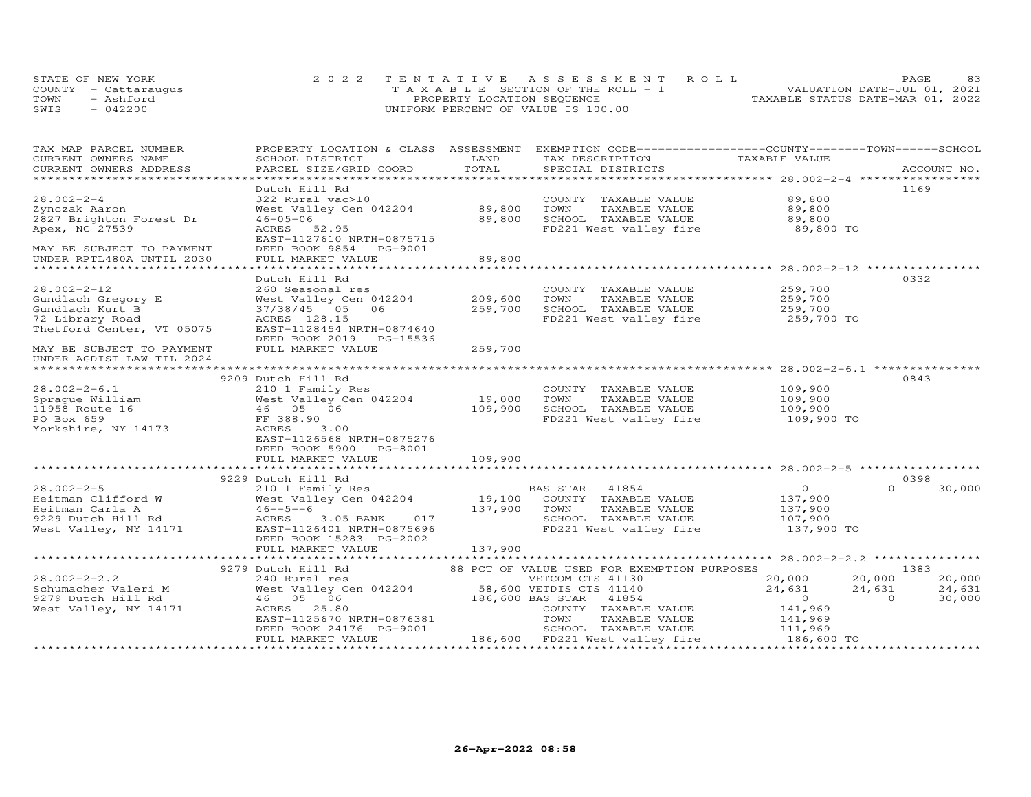STATE OF NEW YORK
COUNTY - Cattaraugus
TOWN - Ashford
SWIS - 042200

2 0 2 2 T E N T A T I V E A S S E S S M E N T R O L L
T A X A B L E SECTION OF THE ROLL - 1
PROPERTY LOCATION SEQUENCE
UNIFORM PERCENT OF VALUE IS 100.00

VALUATION DATE-JUL 01, 2021
TAXABLE STATUS DATE-MAR 01, 2022

| TAX MAP PARCEL NUMBER / CURRENT OWNERS NAME / CURRENT OWNERS ADDRESS | PROPERTY LOCATION & CLASS / SCHOOL DISTRICT / PARCEL SIZE/GRID COORD | ASSESSMENT LAND | TOTAL | EXEMPTION CODE / TAX DESCRIPTION / SPECIAL DISTRICTS | COUNTY TAXABLE VALUE | TOWN | SCHOOL | ACCOUNT NO. |
|---|---|---|---|---|---|---|---|---|
| **28.002-2-4** | Dutch Hill Rd | | | | | | | 1169 |
| 28.002-2-4 | 322 Rural vac>10 | | | COUNTY TAXABLE VALUE | 89,800 | | | |
| Zynczak Aaron | West Valley Cen 042204 | 89,800 | | TOWN TAXABLE VALUE | 89,800 | | | |
| 2827 Brighton Forest Dr | 46-05-06 | | 89,800 | SCHOOL TAXABLE VALUE | 89,800 | | | |
| Apex, NC 27539 | ACRES 52.95 | | | FD221 West valley fire | 89,800 TO | | | |
| | EAST-1127610 NRTH-0875715 | | | | | | | |
| MAY BE SUBJECT TO PAYMENT | DEED BOOK 9854 PG-9001 | | | | | | | |
| UNDER RPTL480A UNTIL 2030 | FULL MARKET VALUE | | 89,800 | | | | | |
| **28.002-2-12** | Dutch Hill Rd | | | | | | | 0332 |
| 28.002-2-12 | 260 Seasonal res | | | COUNTY TAXABLE VALUE | 259,700 | | | |
| Gundlach Gregory E | West Valley Cen 042204 | 209,600 | | TOWN TAXABLE VALUE | 259,700 | | | |
| Gundlach Kurt B | 37/38/45 05 06 | | 259,700 | SCHOOL TAXABLE VALUE | 259,700 | | | |
| 72 Library Road | ACRES 128.15 | | | FD221 West valley fire | 259,700 TO | | | |
| Thetford Center, VT 05075 | EAST-1128454 NRTH-0874640 | | | | | | | |
| | DEED BOOK 2019 PG-15536 | | | | | | | |
| MAY BE SUBJECT TO PAYMENT | FULL MARKET VALUE | | 259,700 | | | | | |
| UNDER AGDIST LAW TIL 2024 | | | | | | | | |
| **28.002-2-6.1** | 9209 Dutch Hill Rd | | | | | | | 0843 |
| 28.002-2-6.1 | 210 1 Family Res | | | COUNTY TAXABLE VALUE | 109,900 | | | |
| Sprague William | West Valley Cen 042204 | 19,000 | | TOWN TAXABLE VALUE | 109,900 | | | |
| 11958 Route 16 | 46 05 06 | | 109,900 | SCHOOL TAXABLE VALUE | 109,900 | | | |
| PO Box 659 | FF 388.90 | | | FD221 West valley fire | 109,900 TO | | | |
| Yorkshire, NY 14173 | ACRES 3.00 | | | | | | | |
| | EAST-1126568 NRTH-0875276 | | | | | | | |
| | DEED BOOK 5900 PG-8001 | | | | | | | |
| | FULL MARKET VALUE | | 109,900 | | | | | |
| **28.002-2-5** | 9229 Dutch Hill Rd | | | | | | | 0398 |
| 28.002-2-5 | 210 1 Family Res | | | BAS STAR 41854 | 0 | 0 | 30,000 | |
| Heitman Clifford W | West Valley Cen 042204 | 19,100 | | COUNTY TAXABLE VALUE | 137,900 | | | |
| Heitman Carla A | 46--5--6 | | 137,900 | TOWN TAXABLE VALUE | 137,900 | | | |
| 9229 Dutch Hill Rd | ACRES 3.05 BANK 017 | | | SCHOOL TAXABLE VALUE | 107,900 | | | |
| West Valley, NY 14171 | EAST-1126401 NRTH-0875696 | | | FD221 West valley fire | 137,900 TO | | | |
| | DEED BOOK 15283 PG-2002 | | | | | | | |
| | FULL MARKET VALUE | | 137,900 | | | | | |
| **28.002-2-2.2** | 9279 Dutch Hill Rd | | | 88 PCT OF VALUE USED FOR EXEMPTION PURPOSES | | | | 1383 |
| 28.002-2-2.2 | 240 Rural res | | | VETCOM CTS 41130 | 20,000 | 20,000 | 20,000 | |
| Schumacher Valeri M | West Valley Cen 042204 | 58,600 | | VETDIS CTS 41140 | 24,631 | 24,631 | 24,631 | |
| 9279 Dutch Hill Rd | 46 05 06 | | 186,600 | BAS STAR 41854 | 0 | 0 | 30,000 | |
| West Valley, NY 14171 | ACRES 25.80 | | | COUNTY TAXABLE VALUE | 141,969 | | | |
| | EAST-1125670 NRTH-0876381 | | | TOWN TAXABLE VALUE | 141,969 | | | |
| | DEED BOOK 24176 PG-9001 | | | SCHOOL TAXABLE VALUE | 111,969 | | | |
| | FULL MARKET VALUE | | 186,600 | FD221 West valley fire | 186,600 TO | | | |

26-Apr-2022 08:58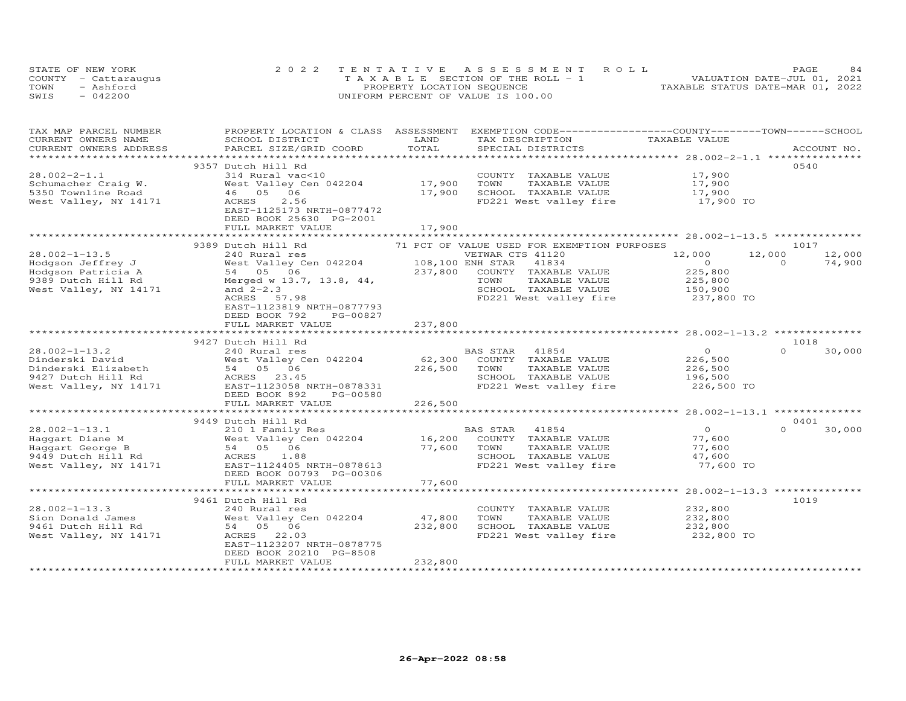STATE OF NEW YORK
COUNTY - Cattaraugus
TOWN - Ashford
SWIS - 042200

2022 TENTATIVE ASSESSMENT ROLL
TAXABLE SECTION OF THE ROLL - 1
PROPERTY LOCATION SEQUENCE
UNIFORM PERCENT OF VALUE IS 100.00

VALUATION DATE-JUL 01, 2021
TAXABLE STATUS DATE-MAR 01, 2022

| TAX MAP PARCEL NUMBER / CURRENT OWNERS NAME / CURRENT OWNERS ADDRESS | PROPERTY LOCATION & CLASS / SCHOOL DISTRICT / PARCEL SIZE/GRID COORD | ASSESSMENT LAND / TOTAL | EXEMPTION CODE / TAX DESCRIPTION / SPECIAL DISTRICTS | COUNTY TAXABLE VALUE | TOWN | SCHOOL | ACCOUNT NO. |
|---|---|---|---|---|---|---|---|
| | 9357 Dutch Hill Rd | | | | | | 0540 |
| 28.002-2-1.1 | 314 Rural vac<10 | | COUNTY TAXABLE VALUE | 17,900 | | | |
| Schumacher Craig W. | West Valley Cen 042204 | 17,900 | TOWN TAXABLE VALUE | 17,900 | | | |
| 5350 Townline Road | 46 05 06 | 17,900 | SCHOOL TAXABLE VALUE | 17,900 | | | |
| West Valley, NY 14171 | ACRES 2.56 | | FD221 West valley fire | 17,900 TO | | | |
| | EAST-1125173 NRTH-0877472 | | | | | | |
| | DEED BOOK 25630 PG-2001 | | | | | | |
| | FULL MARKET VALUE | 17,900 | | | | | |
| | 9389 Dutch Hill Rd | | 71 PCT OF VALUE USED FOR EXEMPTION PURPOSES | | | | 1017 |
| 28.002-1-13.5 | 240 Rural res | | VETWAR CTS 41120 | 12,000 | 12,000 | 12,000 | |
| Hodgson Jeffrey J | West Valley Cen 042204 | 108,100 | ENH STAR 41834 | 0 | 0 | 74,900 | |
| Hodgson Patricia A | 54 05 06 | 237,800 | COUNTY TAXABLE VALUE | 225,800 | | | |
| 9389 Dutch Hill Rd | Merged w 13.7, 13.8, 44, | | TOWN TAXABLE VALUE | 225,800 | | | |
| West Valley, NY 14171 | and 2-2.3 | | SCHOOL TAXABLE VALUE | 150,900 | | | |
| | ACRES 57.98 | | FD221 West valley fire | 237,800 TO | | | |
| | EAST-1123819 NRTH-0877793 | | | | | | |
| | DEED BOOK 792 PG-00827 | | | | | | |
| | FULL MARKET VALUE | 237,800 | | | | | |
| | 9427 Dutch Hill Rd | | | | | | 1018 |
| 28.002-1-13.2 | 240 Rural res | | BAS STAR 41854 | 0 | 0 | 30,000 | |
| Dinderski David | West Valley Cen 042204 | 62,300 | COUNTY TAXABLE VALUE | 226,500 | | | |
| Dinderski Elizabeth | 54 05 06 | 226,500 | TOWN TAXABLE VALUE | 226,500 | | | |
| 9427 Dutch Hill Rd | ACRES 23.45 | | SCHOOL TAXABLE VALUE | 196,500 | | | |
| West Valley, NY 14171 | EAST-1123058 NRTH-0878331 | | FD221 West valley fire | 226,500 TO | | | |
| | DEED BOOK 892 PG-00580 | | | | | | |
| | FULL MARKET VALUE | 226,500 | | | | | |
| | 9449 Dutch Hill Rd | | | | | | 0401 |
| 28.002-1-13.1 | 210 1 Family Res | | BAS STAR 41854 | 0 | 0 | 30,000 | |
| Haggart Diane M | West Valley Cen 042204 | 16,200 | COUNTY TAXABLE VALUE | 77,600 | | | |
| Haggart George B | 54 05 06 | 77,600 | TOWN TAXABLE VALUE | 77,600 | | | |
| 9449 Dutch Hill Rd | ACRES 1.88 | | SCHOOL TAXABLE VALUE | 47,600 | | | |
| West Valley, NY 14171 | EAST-1124405 NRTH-0878613 | | FD221 West valley fire | 77,600 TO | | | |
| | DEED BOOK 00793 PG-00306 | | | | | | |
| | FULL MARKET VALUE | 77,600 | | | | | |
| | 9461 Dutch Hill Rd | | | | | | 1019 |
| 28.002-1-13.3 | 240 Rural res | | COUNTY TAXABLE VALUE | 232,800 | | | |
| Sion Donald James | West Valley Cen 042204 | 47,800 | TOWN TAXABLE VALUE | 232,800 | | | |
| 9461 Dutch Hill Rd | 54 05 06 | 232,800 | SCHOOL TAXABLE VALUE | 232,800 | | | |
| West Valley, NY 14171 | ACRES 22.03 | | FD221 West valley fire | 232,800 TO | | | |
| | EAST-1123207 NRTH-0878775 | | | | | | |
| | DEED BOOK 20210 PG-8508 | | | | | | |
| | FULL MARKET VALUE | 232,800 | | | | | |

26-Apr-2022 08:58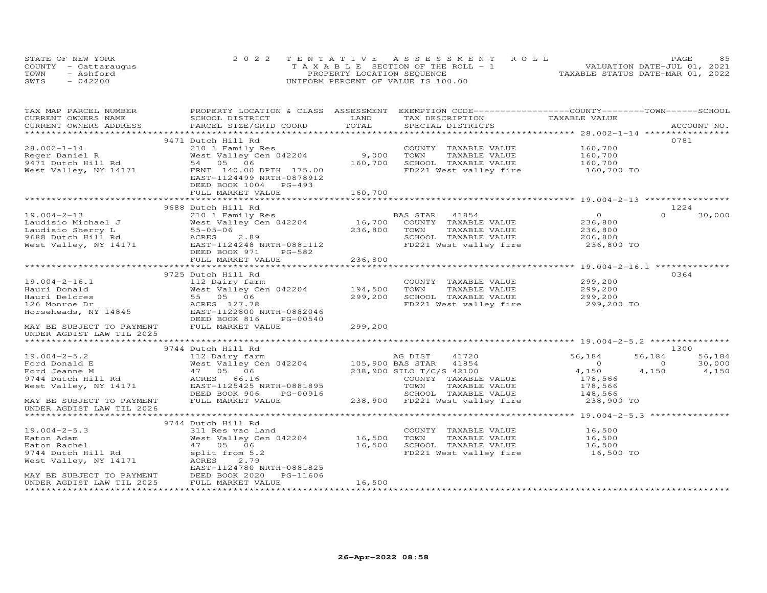STATE OF NEW YORK
COUNTY - Cattaraugus
TOWN - Ashford
SWIS - 042200

2022 TENTATIVE ASSESSMENT ROLL
TAXABLE SECTION OF THE ROLL - 1
PROPERTY LOCATION SEQUENCE
UNIFORM PERCENT OF VALUE IS 100.00

VALUATION DATE-JUL 01, 2021
TAXABLE STATUS DATE-MAR 01, 2022

| TAX MAP PARCEL NUMBER<br>CURRENT OWNERS NAME<br>CURRENT OWNERS ADDRESS | PROPERTY LOCATION & CLASS<br>SCHOOL DISTRICT<br>PARCEL SIZE/GRID COORD | ASSESSMENT<br>LAND<br>TOTAL | EXEMPTION CODE<br>TAX DESCRIPTION<br>SPECIAL DISTRICTS | COUNTY<br>TAXABLE VALUE | TOWN | SCHOOL<br><br>ACCOUNT NO. |
|---|---|---|---|---|---|---|
| | 9471 Dutch Hill Rd | | | | | 0781 |
| 28.002-1-14 | 210 1 Family Res | | COUNTY TAXABLE VALUE | 160,700 | | |
| Reger Daniel R | West Valley Cen 042204 | 9,000 | TOWN TAXABLE VALUE | 160,700 | | |
| 9471 Dutch Hill Rd | 54 05 06 | 160,700 | SCHOOL TAXABLE VALUE | 160,700 | | |
| West Valley, NY 14171 | FRNT 140.00 DPTH 175.00 | | FD221 West valley fire | 160,700 TO | | |
| | EAST-1124499 NRTH-0878912 | | | | | |
| | DEED BOOK 1004 PG-493 | | | | | |
| | FULL MARKET VALUE | 160,700 | | | | |
| | 9688 Dutch Hill Rd | | | | | 1224 |
| 19.004-2-13 | 210 1 Family Res | | BAS STAR 41854 | 0 | 0 | 30,000 |
| Laudisio Michael J | West Valley Cen 042204 | 16,700 | COUNTY TAXABLE VALUE | 236,800 | | |
| Laudisio Sherry L | 55-05-06 | 236,800 | TOWN TAXABLE VALUE | 236,800 | | |
| 9688 Dutch Hill Rd | ACRES 2.89 | | SCHOOL TAXABLE VALUE | 206,800 | | |
| West Valley, NY 14171 | EAST-1124248 NRTH-0881112 | | FD221 West valley fire | 236,800 TO | | |
| | DEED BOOK 971 PG-582 | | | | | |
| | FULL MARKET VALUE | 236,800 | | | | |
| | 9725 Dutch Hill Rd | | | | | 0364 |
| 19.004-2-16.1 | 112 Dairy farm | | COUNTY TAXABLE VALUE | 299,200 | | |
| Hauri Donald | West Valley Cen 042204 | 194,500 | TOWN TAXABLE VALUE | 299,200 | | |
| Hauri Delores | 55 05 06 | 299,200 | SCHOOL TAXABLE VALUE | 299,200 | | |
| 126 Monroe Dr | ACRES 127.78 | | FD221 West valley fire | 299,200 TO | | |
| Horseheads, NY 14845 | EAST-1122800 NRTH-0882046 | | | | | |
| | DEED BOOK 816 PG-00540 | | | | | |
| MAY BE SUBJECT TO PAYMENT | FULL MARKET VALUE | 299,200 | | | | |
| UNDER AGDIST LAW TIL 2025 | | | | | | |
| | 9744 Dutch Hill Rd | | | | | 1300 |
| 19.004-2-5.2 | 112 Dairy farm | | AG DIST 41720 | 56,184 | 56,184 | 56,184 |
| Ford Donald E | West Valley Cen 042204 | 105,900 | BAS STAR 41854 | 0 | 0 | 30,000 |
| Ford Jeanne M | 47 05 06 | 238,900 | SILO T/C/S 42100 | 4,150 | 4,150 | 4,150 |
| 9744 Dutch Hill Rd | ACRES 66.16 | | COUNTY TAXABLE VALUE | 178,566 | | |
| West Valley, NY 14171 | EAST-1125425 NRTH-0881895 | | TOWN TAXABLE VALUE | 178,566 | | |
| | DEED BOOK 906 PG-00916 | | SCHOOL TAXABLE VALUE | 148,566 | | |
| MAY BE SUBJECT TO PAYMENT | FULL MARKET VALUE | 238,900 | FD221 West valley fire | 238,900 TO | | |
| UNDER AGDIST LAW TIL 2026 | | | | | | |
| | 9744 Dutch Hill Rd | | | | | |
| 19.004-2-5.3 | 311 Res vac land | | COUNTY TAXABLE VALUE | 16,500 | | |
| Eaton Adam | West Valley Cen 042204 | 16,500 | TOWN TAXABLE VALUE | 16,500 | | |
| Eaton Rachel | 47 05 06 | 16,500 | SCHOOL TAXABLE VALUE | 16,500 | | |
| 9744 Dutch Hill Rd | split from 5.2 | | FD221 West valley fire | 16,500 TO | | |
| West Valley, NY 14171 | ACRES 2.79 | | | | | |
| | EAST-1124780 NRTH-0881825 | | | | | |
| MAY BE SUBJECT TO PAYMENT | DEED BOOK 2020 PG-11606 | | | | | |
| UNDER AGDIST LAW TIL 2025 | FULL MARKET VALUE | 16,500 | | | | |

26-Apr-2022 08:58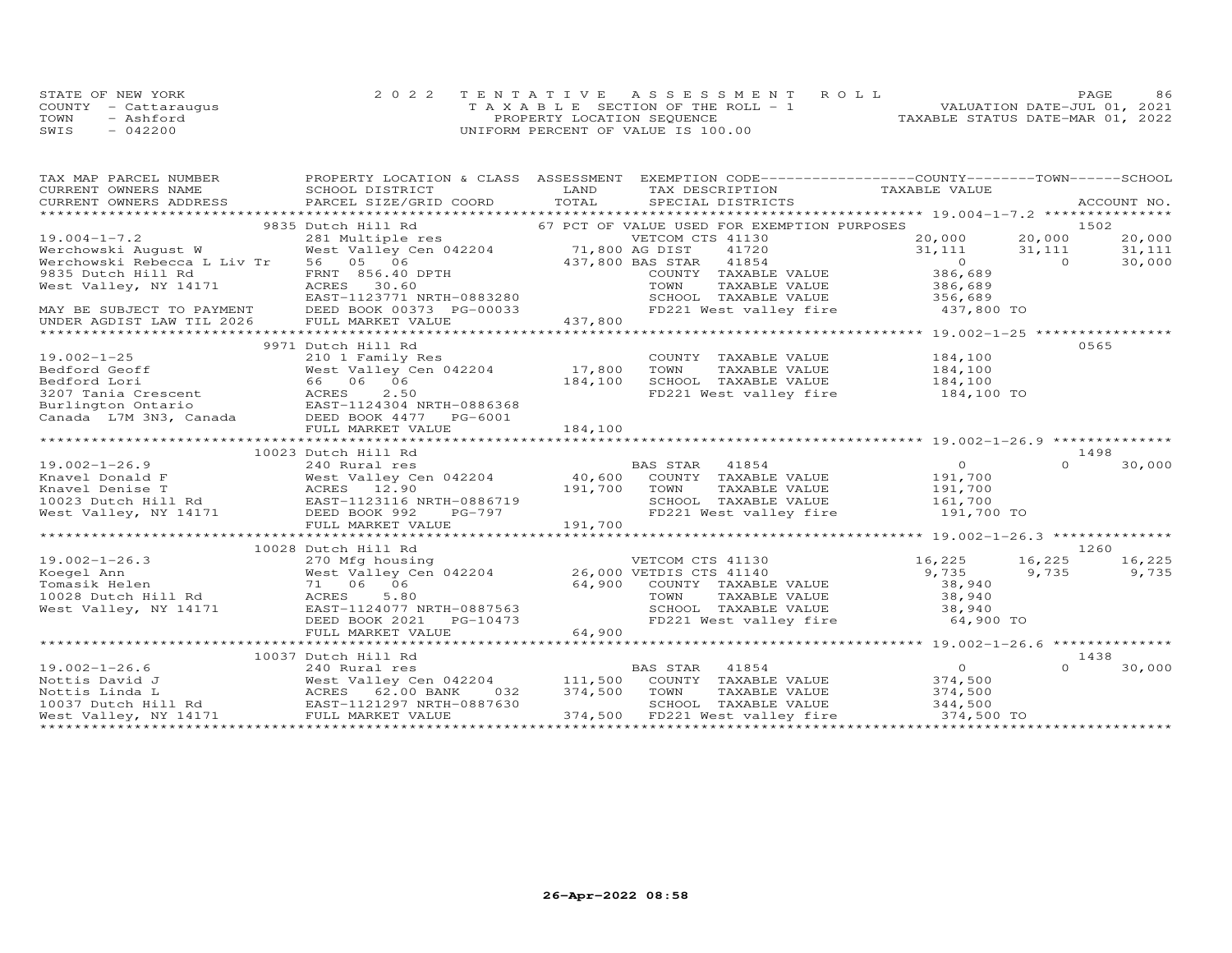STATE OF NEW YORK
COUNTY - Cattaraugus
TOWN - Ashford
SWIS - 042200

2022 TENTATIVE ASSESSMENT ROLL
TAXABLE SECTION OF THE ROLL - 1
PROPERTY LOCATION SEQUENCE
UNIFORM PERCENT OF VALUE IS 100.00

VALUATION DATE-JUL 01, 2021
TAXABLE STATUS DATE-MAR 01, 2022

| TAX MAP PARCEL NUMBER / CURRENT OWNERS NAME / CURRENT OWNERS ADDRESS | PROPERTY LOCATION & CLASS / SCHOOL DISTRICT / PARCEL SIZE/GRID COORD | ASSESSMENT LAND | TOTAL | EXEMPTION CODE / TAX DESCRIPTION / SPECIAL DISTRICTS | COUNTY TAXABLE VALUE | TOWN | SCHOOL | ACCOUNT NO. |
|---|---|---|---|---|---|---|---|---|
| 19.004-1-7.2 | 9835 Dutch Hill Rd | | | 67 PCT OF VALUE USED FOR EXEMPTION PURPOSES | | | | 1502 |
| 19.004-1-7.2 | 281 Multiple res | | | VETCOM CTS 41130 | 20,000 | 20,000 | 20,000 | |
| Werchowski August W | West Valley Cen 042204 | 71,800 | | AG DIST 41720 | 31,111 | 31,111 | 31,111 | |
| Werchowski Rebecca L Liv Tr | 56 05 06 | | 437,800 | BAS STAR 41854 | 0 | 0 | 30,000 | |
| 9835 Dutch Hill Rd | FRNT 856.40 DPTH | | | COUNTY TAXABLE VALUE | 386,689 | | | |
| West Valley, NY 14171 | ACRES 30.60 | | | TOWN TAXABLE VALUE | 386,689 | | | |
| | EAST-1123771 NRTH-0883280 | | | SCHOOL TAXABLE VALUE | 356,689 | | | |
| MAY BE SUBJECT TO PAYMENT | DEED BOOK 00373 PG-00033 | | | FD221 West valley fire | 437,800 TO | | | |
| UNDER AGDIST LAW TIL 2026 | FULL MARKET VALUE | | 437,800 | | | | | |
| 19.002-1-25 | 9971 Dutch Hill Rd | | | | | | | 0565 |
| 19.002-1-25 | 210 1 Family Res | | | COUNTY TAXABLE VALUE | 184,100 | | | |
| Bedford Geoff | West Valley Cen 042204 | 17,800 | | TOWN TAXABLE VALUE | 184,100 | | | |
| Bedford Lori | 66 06 06 | | 184,100 | SCHOOL TAXABLE VALUE | 184,100 | | | |
| 3207 Tania Crescent | ACRES 2.50 | | | FD221 West valley fire | 184,100 TO | | | |
| Burlington Ontario | EAST-1124304 NRTH-0886368 | | | | | | | |
| Canada L7M 3N3, Canada | DEED BOOK 4477 PG-6001 | | | | | | | |
| | FULL MARKET VALUE | | 184,100 | | | | | |
| 19.002-1-26.9 | 10023 Dutch Hill Rd | | | | | | | 1498 |
| 19.002-1-26.9 | 240 Rural res | | | BAS STAR 41854 | 0 | 0 | 30,000 | |
| Knavel Donald F | West Valley Cen 042204 | 40,600 | | COUNTY TAXABLE VALUE | 191,700 | | | |
| Knavel Denise T | ACRES 12.90 | | 191,700 | TOWN TAXABLE VALUE | 191,700 | | | |
| 10023 Dutch Hill Rd | EAST-1123116 NRTH-0886719 | | | SCHOOL TAXABLE VALUE | 161,700 | | | |
| West Valley, NY 14171 | DEED BOOK 992 PG-797 | | | FD221 West valley fire | 191,700 TO | | | |
| | FULL MARKET VALUE | | 191,700 | | | | | |
| 19.002-1-26.3 | 10028 Dutch Hill Rd | | | | | | | 1260 |
| 19.002-1-26.3 | 270 Mfg housing | | | VETCOM CTS 41130 | 16,225 | 16,225 | 16,225 | |
| Koegel Ann | West Valley Cen 042204 | 26,000 | | VETDIS CTS 41140 | 9,735 | 9,735 | 9,735 | |
| Tomasik Helen | 71 06 06 | | 64,900 | COUNTY TAXABLE VALUE | 38,940 | | | |
| 10028 Dutch Hill Rd | ACRES 5.80 | | | TOWN TAXABLE VALUE | 38,940 | | | |
| West Valley, NY 14171 | EAST-1124077 NRTH-0887563 | | | SCHOOL TAXABLE VALUE | 38,940 | | | |
| | DEED BOOK 2021 PG-10473 | | | FD221 West valley fire | 64,900 TO | | | |
| | FULL MARKET VALUE | | 64,900 | | | | | |
| 19.002-1-26.6 | 10037 Dutch Hill Rd | | | | | | | 1438 |
| 19.002-1-26.6 | 240 Rural res | | | BAS STAR 41854 | 0 | 0 | 30,000 | |
| Nottis David J | West Valley Cen 042204 | 111,500 | | COUNTY TAXABLE VALUE | 374,500 | | | |
| Nottis Linda L | ACRES 62.00 BANK 032 | | 374,500 | TOWN TAXABLE VALUE | 374,500 | | | |
| 10037 Dutch Hill Rd | EAST-1121297 NRTH-0887630 | | | SCHOOL TAXABLE VALUE | 344,500 | | | |
| West Valley, NY 14171 | FULL MARKET VALUE | | 374,500 | FD221 West valley fire | 374,500 TO | | | |

26-Apr-2022 08:58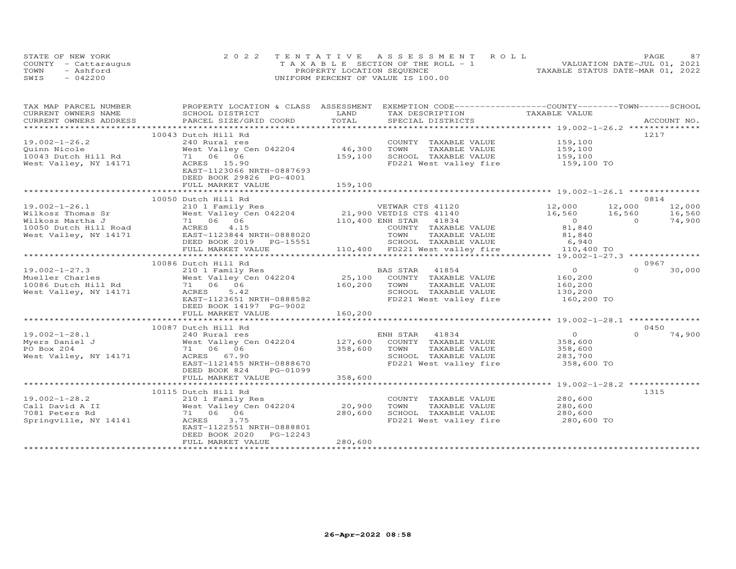STATE OF NEW YORK
COUNTY - Cattaraugus
TOWN - Ashford
SWIS - 042200

2022 TENTATIVE ASSESSMENT ROLL
TAXABLE SECTION OF THE ROLL - 1
PROPERTY LOCATION SEQUENCE
UNIFORM PERCENT OF VALUE IS 100.00

VALUATION DATE-JUL 01, 2021
TAXABLE STATUS DATE-MAR 01, 2022

| TAX MAP PARCEL NUMBER / CURRENT OWNERS NAME / CURRENT OWNERS ADDRESS | PROPERTY LOCATION & CLASS / SCHOOL DISTRICT / PARCEL SIZE/GRID COORD | ASSESSMENT LAND / TOTAL | EXEMPTION CODE / TAX DESCRIPTION / SPECIAL DISTRICTS | COUNTY TAXABLE VALUE | TOWN | SCHOOL | ACCOUNT NO. |
|---|---|---|---|---|---|---|---|
| 19.002-1-26.2 | 10043 Dutch Hill Rd | | | | | | 1217 |
| | 240 Rural res | | COUNTY TAXABLE VALUE | 159,100 | | | |
| Quinn Nicole | West Valley Cen 042204 | 46,300 | TOWN TAXABLE VALUE | 159,100 | | | |
| 10043 Dutch Hill Rd | 71 06 06 | 159,100 | SCHOOL TAXABLE VALUE | 159,100 | | | |
| West Valley, NY 14171 | ACRES 15.90 | | FD221 West valley fire | 159,100 TO | | | |
| | EAST-1123066 NRTH-0887693 | | | | | | |
| | DEED BOOK 29826 PG-4001 | | | | | | |
| | FULL MARKET VALUE | 159,100 | | | | | |
| 19.002-1-26.1 | 10050 Dutch Hill Rd | | | | | | 0814 |
| | 210 1 Family Res | | VETWAR CTS 41120 | 12,000 | 12,000 | 12,000 | |
| Wilkosz Thomas Sr | West Valley Cen 042204 | 21,900 | VETDIS CTS 41140 | 16,560 | 16,560 | 16,560 | |
| Wilkosz Martha J | 71 06 06 | 110,400 | ENH STAR 41834 | 0 | 0 | 74,900 | |
| 10050 Dutch Hill Road | ACRES 4.15 | | COUNTY TAXABLE VALUE | 81,840 | | | |
| West Valley, NY 14171 | EAST-1123844 NRTH-0888020 | | TOWN TAXABLE VALUE | 81,840 | | | |
| | DEED BOOK 2019 PG-15551 | | SCHOOL TAXABLE VALUE | 6,940 | | | |
| | FULL MARKET VALUE | 110,400 | FD221 West valley fire | 110,400 TO | | | |
| 19.002-1-27.3 | 10086 Dutch Hill Rd | | | | | | 0967 |
| | 210 1 Family Res | | BAS STAR 41854 | 0 | 0 | 30,000 | |
| Mueller Charles | West Valley Cen 042204 | 25,100 | COUNTY TAXABLE VALUE | 160,200 | | | |
| 10086 Dutch Hill Rd | 71 06 06 | 160,200 | TOWN TAXABLE VALUE | 160,200 | | | |
| West Valley, NY 14171 | ACRES 5.42 | | SCHOOL TAXABLE VALUE | 130,200 | | | |
| | EAST-1123651 NRTH-0888582 | | FD221 West valley fire | 160,200 TO | | | |
| | DEED BOOK 14197 PG-9002 | | | | | | |
| | FULL MARKET VALUE | 160,200 | | | | | |
| 19.002-1-28.1 | 10087 Dutch Hill Rd | | | | | | 0450 |
| | 240 Rural res | | ENH STAR 41834 | 0 | 0 | 74,900 | |
| Myers Daniel J | West Valley Cen 042204 | 127,600 | COUNTY TAXABLE VALUE | 358,600 | | | |
| PO Box 204 | 71 06 06 | 358,600 | TOWN TAXABLE VALUE | 358,600 | | | |
| West Valley, NY 14171 | ACRES 67.90 | | SCHOOL TAXABLE VALUE | 283,700 | | | |
| | EAST-1121455 NRTH-0888670 | | FD221 West valley fire | 358,600 TO | | | |
| | DEED BOOK 824 PG-01099 | | | | | | |
| | FULL MARKET VALUE | 358,600 | | | | | |
| 19.002-1-28.2 | 10115 Dutch Hill Rd | | | | | | 1315 |
| | 210 1 Family Res | | COUNTY TAXABLE VALUE | 280,600 | | | |
| Call David A II | West Valley Cen 042204 | 20,900 | TOWN TAXABLE VALUE | 280,600 | | | |
| 7081 Peters Rd | 71 06 06 | 280,600 | SCHOOL TAXABLE VALUE | 280,600 | | | |
| Springville, NY 14141 | ACRES 3.75 | | FD221 West valley fire | 280,600 TO | | | |
| | EAST-1122551 NRTH-0888801 | | | | | | |
| | DEED BOOK 2020 PG-12243 | | | | | | |
| | FULL MARKET VALUE | 280,600 | | | | | |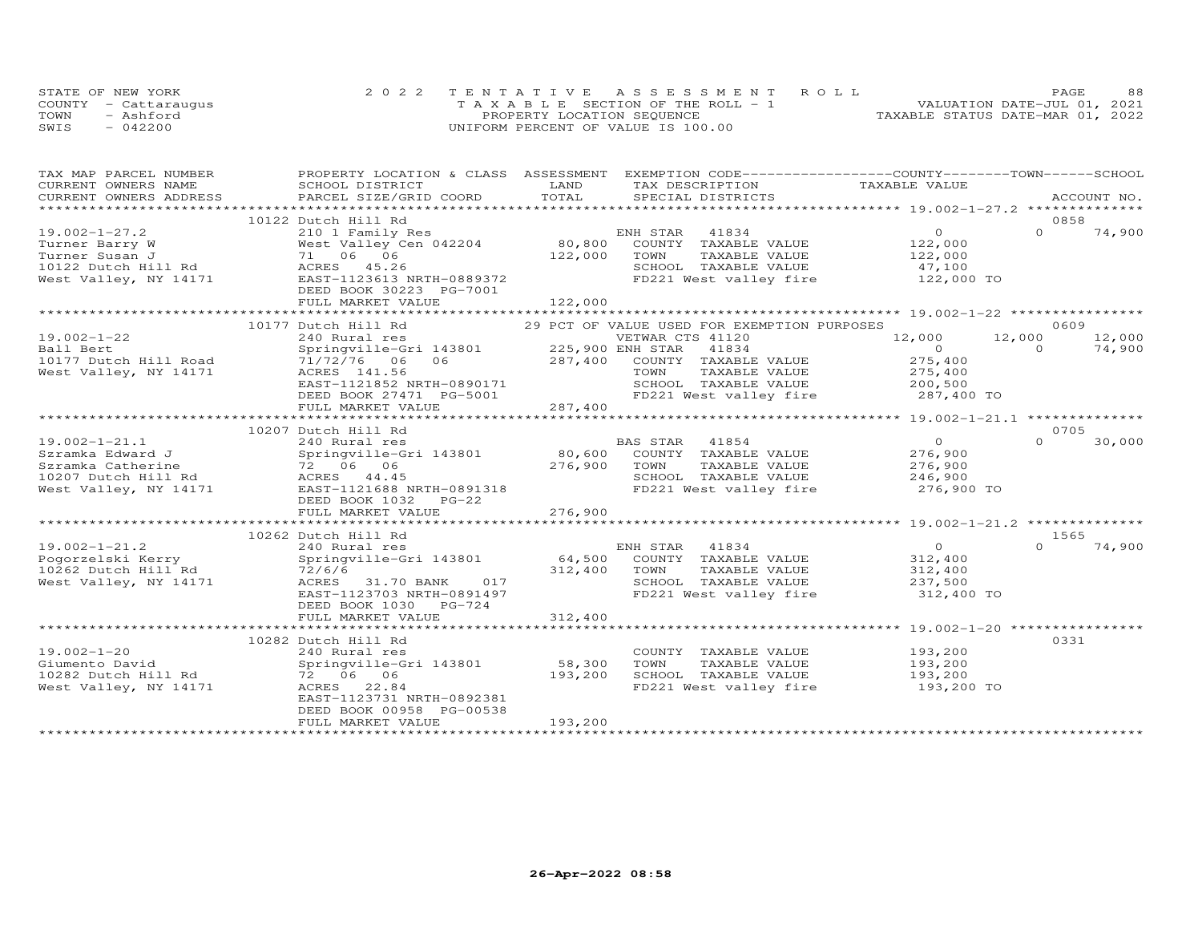STATE OF NEW YORK
COUNTY - Cattaraugus
TOWN - Ashford
SWIS - 042200

2 0 2 2 TENTATIVE ASSESSMENT ROLL
TAXABLE SECTION OF THE ROLL - 1
PROPERTY LOCATION SEQUENCE
UNIFORM PERCENT OF VALUE IS 100.00

VALUATION DATE-JUL 01, 2021
TAXABLE STATUS DATE-MAR 01, 2022

| TAX MAP PARCEL NUMBER / CURRENT OWNERS NAME / CURRENT OWNERS ADDRESS | PROPERTY LOCATION & CLASS / SCHOOL DISTRICT / PARCEL SIZE/GRID COORD | ASSESSMENT LAND / TOTAL | EXEMPTION CODE / TAX DESCRIPTION / SPECIAL DISTRICTS | COUNTY TAXABLE VALUE | TOWN | SCHOOL / ACCOUNT NO. |
|---|---|---|---|---|---|---|
| **19.002-1-27.2** | 10122 Dutch Hill Rd | | | | | 0858 |
| 19.002-1-27.2 | 210 1 Family Res | | ENH STAR 41834 | 0 | 0 | 74,900 |
| Turner Barry W | West Valley Cen 042204 | 80,800 | COUNTY TAXABLE VALUE | 122,000 | | |
| Turner Susan J | 71 06 06 | 122,000 | TOWN TAXABLE VALUE | 122,000 | | |
| 10122 Dutch Hill Rd | ACRES 45.26 | | SCHOOL TAXABLE VALUE | 47,100 | | |
| West Valley, NY 14171 | EAST-1123613 NRTH-0889372 | | FD221 West valley fire | 122,000 TO | | |
| | DEED BOOK 30223 PG-7001 | | | | | |
| | FULL MARKET VALUE | 122,000 | | | | |
| **19.002-1-22** | 10177 Dutch Hill Rd | | 29 PCT OF VALUE USED FOR EXEMPTION PURPOSES | | | 0609 |
| 19.002-1-22 | 240 Rural res | | VETWAR CTS 41120 | 12,000 | 12,000 | 12,000 |
| Ball Bert | Springville-Gri 143801 | 225,900 | ENH STAR 41834 | 0 | 0 | 74,900 |
| 10177 Dutch Hill Road | 71/72/76 06 06 | 287,400 | COUNTY TAXABLE VALUE | 275,400 | | |
| West Valley, NY 14171 | ACRES 141.56 | | TOWN TAXABLE VALUE | 275,400 | | |
| | EAST-1121852 NRTH-0890171 | | SCHOOL TAXABLE VALUE | 200,500 | | |
| | DEED BOOK 27471 PG-5001 | | FD221 West valley fire | 287,400 TO | | |
| | FULL MARKET VALUE | 287,400 | | | | |
| **19.002-1-21.1** | 10207 Dutch Hill Rd | | | | | 0705 |
| 19.002-1-21.1 | 240 Rural res | | BAS STAR 41854 | 0 | 0 | 30,000 |
| Szramka Edward J | Springville-Gri 143801 | 80,600 | COUNTY TAXABLE VALUE | 276,900 | | |
| Szramka Catherine | 72 06 06 | 276,900 | TOWN TAXABLE VALUE | 276,900 | | |
| 10207 Dutch Hill Rd | ACRES 44.45 | | SCHOOL TAXABLE VALUE | 246,900 | | |
| West Valley, NY 14171 | EAST-1121688 NRTH-0891318 | | FD221 West valley fire | 276,900 TO | | |
| | DEED BOOK 1032 PG-22 | | | | | |
| | FULL MARKET VALUE | 276,900 | | | | |
| **19.002-1-21.2** | 10262 Dutch Hill Rd | | | | | 1565 |
| 19.002-1-21.2 | 240 Rural res | | ENH STAR 41834 | 0 | 0 | 74,900 |
| Pogorzelski Kerry | Springville-Gri 143801 | 64,500 | COUNTY TAXABLE VALUE | 312,400 | | |
| 10262 Dutch Hill Rd | 72/6/6 | 312,400 | TOWN TAXABLE VALUE | 312,400 | | |
| West Valley, NY 14171 | ACRES 31.70 BANK 017 | | SCHOOL TAXABLE VALUE | 237,500 | | |
| | EAST-1123703 NRTH-0891497 | | FD221 West valley fire | 312,400 TO | | |
| | DEED BOOK 1030 PG-724 | | | | | |
| | FULL MARKET VALUE | 312,400 | | | | |
| **19.002-1-20** | 10282 Dutch Hill Rd | | | | | 0331 |
| 19.002-1-20 | 240 Rural res | | COUNTY TAXABLE VALUE | 193,200 | | |
| Giumento David | Springville-Gri 143801 | 58,300 | TOWN TAXABLE VALUE | 193,200 | | |
| 10282 Dutch Hill Rd | 72 06 06 | 193,200 | SCHOOL TAXABLE VALUE | 193,200 | | |
| West Valley, NY 14171 | ACRES 22.84 | | FD221 West valley fire | 193,200 TO | | |
| | EAST-1123731 NRTH-0892381 | | | | | |
| | DEED BOOK 00958 PG-00538 | | | | | |
| | FULL MARKET VALUE | 193,200 | | | | |

26-Apr-2022 08:58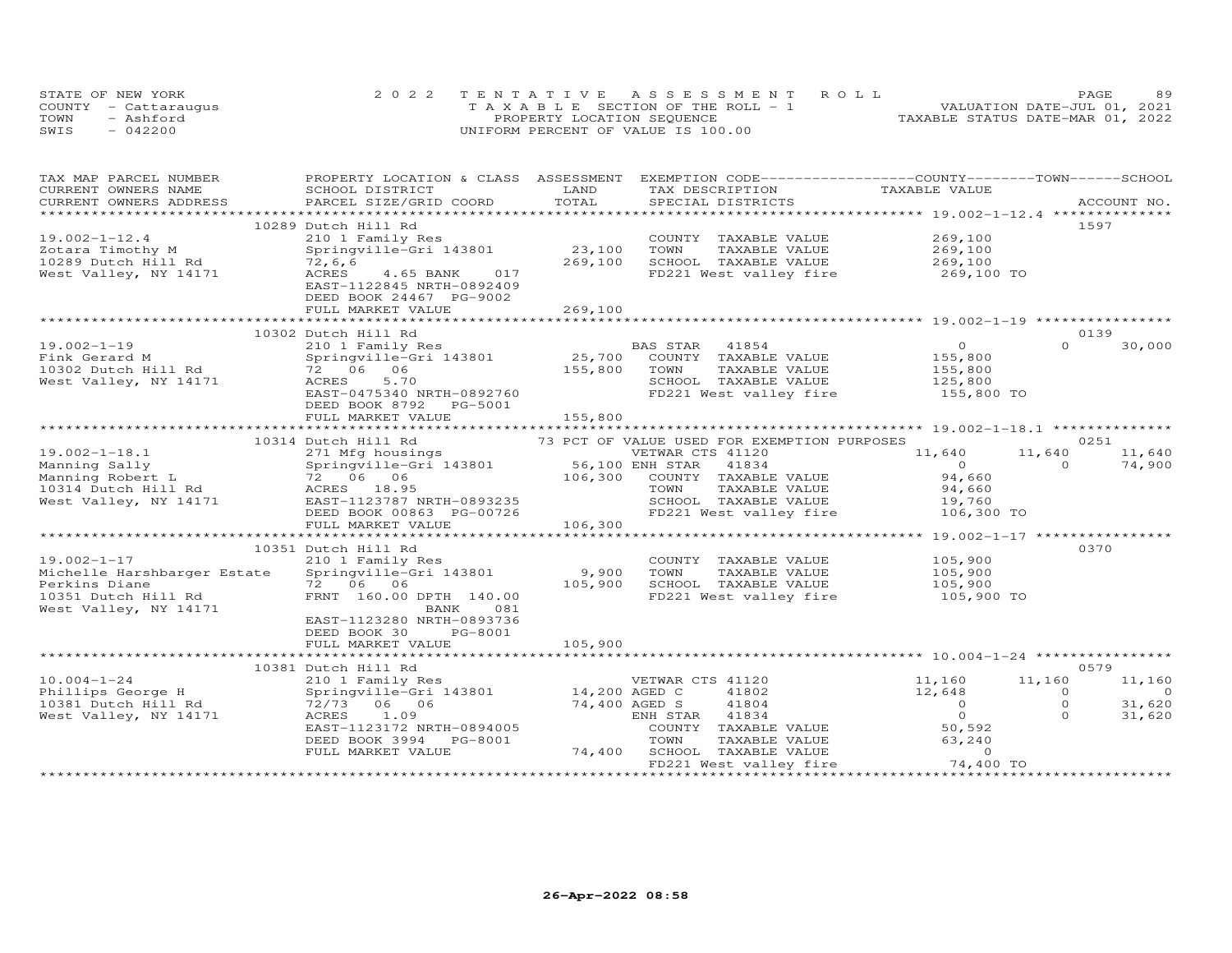STATE OF NEW YORK
COUNTY - Cattaraugus
TOWN - Ashford
SWIS - 042200

2022 TENTATIVE ASSESSMENT ROLL
TAXABLE SECTION OF THE ROLL - 1
PROPERTY LOCATION SEQUENCE
UNIFORM PERCENT OF VALUE IS 100.00

VALUATION DATE-JUL 01, 2021
TAXABLE STATUS DATE-MAR 01, 2022

| TAX MAP PARCEL NUMBER / CURRENT OWNERS NAME / CURRENT OWNERS ADDRESS | PROPERTY LOCATION & CLASS / SCHOOL DISTRICT / PARCEL SIZE/GRID COORD | ASSESSMENT LAND / TOTAL | EXEMPTION CODE / TAX DESCRIPTION / SPECIAL DISTRICTS | COUNTY TAXABLE VALUE | TOWN | SCHOOL | ACCOUNT NO. |
|---|---|---|---|---|---|---|---|
| | 10289 Dutch Hill Rd | | | | | | 1597 |
| 19.002-1-12.4 | 210 1 Family Res | | COUNTY TAXABLE VALUE | 269,100 | | | |
| Zotara Timothy M | Springville-Gri 143801 | 23,100 | TOWN TAXABLE VALUE | 269,100 | | | |
| 10289 Dutch Hill Rd | 72,6,6 | 269,100 | SCHOOL TAXABLE VALUE | 269,100 | | | |
| West Valley, NY 14171 | ACRES 4.65 BANK 017 | | FD221 West valley fire | 269,100 TO | | | |
| | EAST-1122845 NRTH-0892409 | | | | | | |
| | DEED BOOK 24467 PG-9002 | | | | | | |
| | FULL MARKET VALUE | 269,100 | | | | | |
| | 10302 Dutch Hill Rd | | | | | | 0139 |
| 19.002-1-19 | 210 1 Family Res | | BAS STAR 41854 | 0 | 0 | 30,000 | |
| Fink Gerard M | Springville-Gri 143801 | 25,700 | COUNTY TAXABLE VALUE | 155,800 | | | |
| 10302 Dutch Hill Rd | 72 06 06 | 155,800 | TOWN TAXABLE VALUE | 155,800 | | | |
| West Valley, NY 14171 | ACRES 5.70 | | SCHOOL TAXABLE VALUE | 125,800 | | | |
| | EAST-0475340 NRTH-0892760 | | FD221 West valley fire | 155,800 TO | | | |
| | DEED BOOK 8792 PG-5001 | | | | | | |
| | FULL MARKET VALUE | 155,800 | | | | | |
| | 10314 Dutch Hill Rd | | 73 PCT OF VALUE USED FOR EXEMPTION PURPOSES | | | | 0251 |
| 19.002-1-18.1 | 271 Mfg housings | | VETWAR CTS 41120 | 11,640 | 11,640 | 11,640 | |
| Manning Sally | Springville-Gri 143801 | 56,100 | ENH STAR 41834 | 0 | 0 | 74,900 | |
| Manning Robert L | 72 06 06 | 106,300 | COUNTY TAXABLE VALUE | 94,660 | | | |
| 10314 Dutch Hill Rd | ACRES 18.95 | | TOWN TAXABLE VALUE | 94,660 | | | |
| West Valley, NY 14171 | EAST-1123787 NRTH-0893235 | | SCHOOL TAXABLE VALUE | 19,760 | | | |
| | DEED BOOK 00863 PG-00726 | | FD221 West valley fire | 106,300 TO | | | |
| | FULL MARKET VALUE | 106,300 | | | | | |
| | 10351 Dutch Hill Rd | | | | | | 0370 |
| 19.002-1-17 | 210 1 Family Res | | COUNTY TAXABLE VALUE | 105,900 | | | |
| Michelle Harshbarger Estate | Springville-Gri 143801 | 9,900 | TOWN TAXABLE VALUE | 105,900 | | | |
| Perkins Diane | 72 06 06 | 105,900 | SCHOOL TAXABLE VALUE | 105,900 | | | |
| 10351 Dutch Hill Rd | FRNT 160.00 DPTH 140.00 | | FD221 West valley fire | 105,900 TO | | | |
| West Valley, NY 14171 | BANK 081 | | | | | | |
| | EAST-1123280 NRTH-0893736 | | | | | | |
| | DEED BOOK 30 PG-8001 | | | | | | |
| | FULL MARKET VALUE | 105,900 | | | | | |
| | 10381 Dutch Hill Rd | | | | | | 0579 |
| 10.004-1-24 | 210 1 Family Res | | VETWAR CTS 41120 | 11,160 | 11,160 | 11,160 | |
| Phillips George H | Springville-Gri 143801 | 14,200 | AGED C 41802 | 12,648 | 0 | 0 | |
| 10381 Dutch Hill Rd | 72/73 06 06 | 74,400 | AGED S 41804 | 0 | 0 | 31,620 | |
| West Valley, NY 14171 | ACRES 1.09 | | ENH STAR 41834 | 0 | 0 | 31,620 | |
| | EAST-1123172 NRTH-0894005 | | COUNTY TAXABLE VALUE | 50,592 | | | |
| | DEED BOOK 3994 PG-8001 | | TOWN TAXABLE VALUE | 63,240 | | | |
| | FULL MARKET VALUE | 74,400 | SCHOOL TAXABLE VALUE | 0 | | | |
| | | | FD221 West valley fire | 74,400 TO | | | |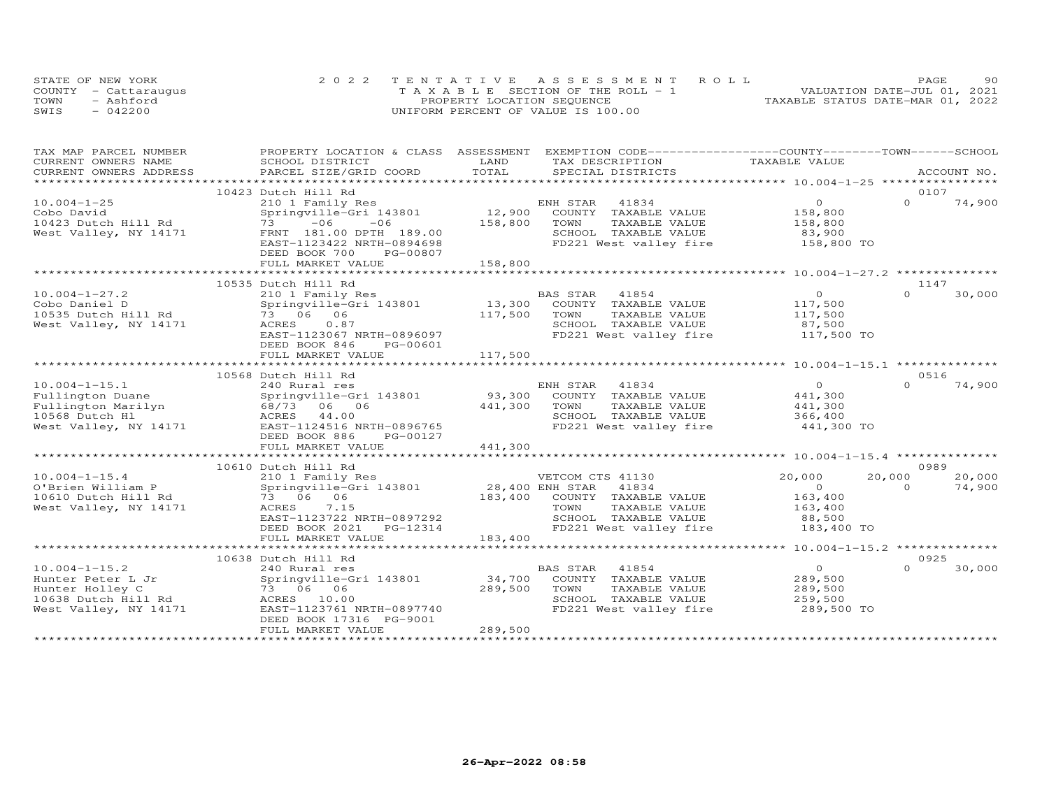STATE OF NEW YORK
COUNTY - Cattaraugus
TOWN - Ashford
SWIS - 042200

2022 TENTATIVE ASSESSMENT ROLL
TAXABLE SECTION OF THE ROLL - 1
PROPERTY LOCATION SEQUENCE
UNIFORM PERCENT OF VALUE IS 100.00

VALUATION DATE-JUL 01, 2021
TAXABLE STATUS DATE-MAR 01, 2022

| TAX MAP PARCEL NUMBER / CURRENT OWNERS NAME / CURRENT OWNERS ADDRESS | PROPERTY LOCATION & CLASS / SCHOOL DISTRICT / PARCEL SIZE/GRID COORD | ASSESSMENT LAND | TOTAL | EXEMPTION CODE / TAX DESCRIPTION / SPECIAL DISTRICTS | COUNTY TAXABLE VALUE | TOWN | SCHOOL / ACCOUNT NO. |
|---|---|---|---|---|---|---|---|
| **10.004-1-25** | 10423 Dutch Hill Rd | | | | | | 0107 |
| 10.004-1-25 | 210 1 Family Res | | | ENH STAR 41834 | 0 | 0 | 74,900 |
| Cobo David | Springville-Gri 143801 | 12,900 | | COUNTY TAXABLE VALUE | 158,800 | | |
| 10423 Dutch Hill Rd | 73 -06 -06 | | 158,800 | TOWN TAXABLE VALUE | 158,800 | | |
| West Valley, NY 14171 | FRNT 181.00 DPTH 189.00 | | | SCHOOL TAXABLE VALUE | 83,900 | | |
| | EAST-1123422 NRTH-0894698 | | | FD221 West valley fire | 158,800 TO | | |
| | DEED BOOK 700 PG-00807 | | | | | | |
| | FULL MARKET VALUE | | 158,800 | | | | |
| **10.004-1-27.2** | 10535 Dutch Hill Rd | | | | | | 1147 |
| 10.004-1-27.2 | 210 1 Family Res | | | BAS STAR 41854 | 0 | 0 | 30,000 |
| Cobo Daniel D | Springville-Gri 143801 | 13,300 | | COUNTY TAXABLE VALUE | 117,500 | | |
| 10535 Dutch Hill Rd | 73 06 06 | | 117,500 | TOWN TAXABLE VALUE | 117,500 | | |
| West Valley, NY 14171 | ACRES 0.87 | | | SCHOOL TAXABLE VALUE | 87,500 | | |
| | EAST-1123067 NRTH-0896097 | | | FD221 West valley fire | 117,500 TO | | |
| | DEED BOOK 846 PG-00601 | | | | | | |
| | FULL MARKET VALUE | | 117,500 | | | | |
| **10.004-1-15.1** | 10568 Dutch Hill Rd | | | | | | 0516 |
| 10.004-1-15.1 | 240 Rural res | | | ENH STAR 41834 | 0 | 0 | 74,900 |
| Fullington Duane | Springville-Gri 143801 | 93,300 | | COUNTY TAXABLE VALUE | 441,300 | | |
| Fullington Marilyn | 68/73 06 06 | | 441,300 | TOWN TAXABLE VALUE | 441,300 | | |
| 10568 Dutch Hl | ACRES 44.00 | | | SCHOOL TAXABLE VALUE | 366,400 | | |
| West Valley, NY 14171 | EAST-1124516 NRTH-0896765 | | | FD221 West valley fire | 441,300 TO | | |
| | DEED BOOK 886 PG-00127 | | | | | | |
| | FULL MARKET VALUE | | 441,300 | | | | |
| **10.004-1-15.4** | 10610 Dutch Hill Rd | | | | | | 0989 |
| 10.004-1-15.4 | 210 1 Family Res | | | VETCOM CTS 41130 | 20,000 | 20,000 | 20,000 |
| O'Brien William P | Springville-Gri 143801 | 28,400 | | ENH STAR 41834 | 0 | 0 | 74,900 |
| 10610 Dutch Hill Rd | 73 06 06 | | 183,400 | COUNTY TAXABLE VALUE | 163,400 | | |
| West Valley, NY 14171 | ACRES 7.15 | | | TOWN TAXABLE VALUE | 163,400 | | |
| | EAST-1123722 NRTH-0897292 | | | SCHOOL TAXABLE VALUE | 88,500 | | |
| | DEED BOOK 2021 PG-12314 | | | FD221 West valley fire | 183,400 TO | | |
| | FULL MARKET VALUE | | 183,400 | | | | |
| **10.004-1-15.2** | 10638 Dutch Hill Rd | | | | | | 0925 |
| 10.004-1-15.2 | 240 Rural res | | | BAS STAR 41854 | 0 | 0 | 30,000 |
| Hunter Peter L Jr | Springville-Gri 143801 | 34,700 | | COUNTY TAXABLE VALUE | 289,500 | | |
| Hunter Holley C | 73 06 06 | | 289,500 | TOWN TAXABLE VALUE | 289,500 | | |
| 10638 Dutch Hill Rd | ACRES 10.00 | | | SCHOOL TAXABLE VALUE | 259,500 | | |
| West Valley, NY 14171 | EAST-1123761 NRTH-0897740 | | | FD221 West valley fire | 289,500 TO | | |
| | DEED BOOK 17316 PG-9001 | | | | | | |
| | FULL MARKET VALUE | | 289,500 | | | | |

26-Apr-2022 08:58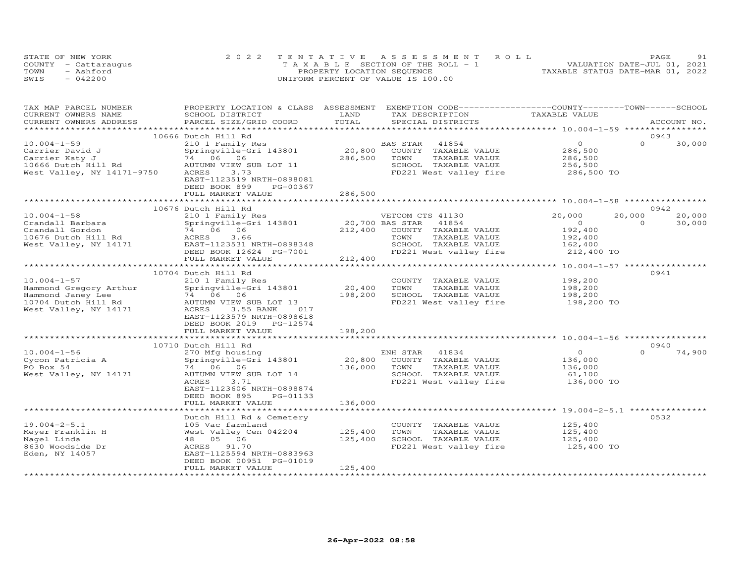STATE OF NEW YORK
COUNTY - Cattaraugus
TOWN - Ashford
SWIS - 042200

2022 TENTATIVE ASSESSMENT ROLL
TAXABLE SECTION OF THE ROLL - 1
PROPERTY LOCATION SEQUENCE
UNIFORM PERCENT OF VALUE IS 100.00

VALUATION DATE-JUL 01, 2021
TAXABLE STATUS DATE-MAR 01, 2022

| TAX MAP PARCEL NUMBER / CURRENT OWNERS NAME / CURRENT OWNERS ADDRESS | PROPERTY LOCATION & CLASS / SCHOOL DISTRICT / PARCEL SIZE/GRID COORD | ASSESSMENT LAND / TOTAL | EXEMPTION CODE / TAX DESCRIPTION / SPECIAL DISTRICTS | COUNTY TAXABLE VALUE | TOWN | SCHOOL / ACCOUNT NO. |
|---|---|---|---|---|---|---|
| 10.004-1-59 | 10666 Dutch Hill Rd | | | | | 0943 |
| 10.004-1-59 | 210 1 Family Res | | BAS STAR 41854 | 0 | 0 | 30,000 |
| Carrier David J | Springville-Gri 143801 | 20,800 | COUNTY TAXABLE VALUE | 286,500 | | |
| Carrier Katy J | 74 06 06 | 286,500 | TOWN TAXABLE VALUE | 286,500 | | |
| 10666 Dutch Hill Rd | AUTUMN VIEW SUB LOT 11 | | SCHOOL TAXABLE VALUE | 256,500 | | |
| West Valley, NY 14171-9750 | ACRES 3.73 | | FD221 West valley fire | 286,500 TO | | |
| | EAST-1123519 NRTH-0898081 | | | | | |
| | DEED BOOK 899 PG-00367 | | | | | |
| | FULL MARKET VALUE | 286,500 | | | | |
| 10.004-1-58 | 10676 Dutch Hill Rd | | | | | 0942 |
| 10.004-1-58 | 210 1 Family Res | | VETCOM CTS 41130 | 20,000 | 20,000 | 20,000 |
| Crandall Barbara | Springville-Gri 143801 | 20,700 | BAS STAR 41854 | 0 | 0 | 30,000 |
| Crandall Gordon | 74 06 06 | 212,400 | COUNTY TAXABLE VALUE | 192,400 | | |
| 10676 Dutch Hill Rd | ACRES 3.66 | | TOWN TAXABLE VALUE | 192,400 | | |
| West Valley, NY 14171 | EAST-1123531 NRTH-0898348 | | SCHOOL TAXABLE VALUE | 162,400 | | |
| | DEED BOOK 12624 PG-7001 | | FD221 West valley fire | 212,400 TO | | |
| | FULL MARKET VALUE | 212,400 | | | | |
| 10.004-1-57 | 10704 Dutch Hill Rd | | | | | 0941 |
| 10.004-1-57 | 210 1 Family Res | | COUNTY TAXABLE VALUE | 198,200 | | |
| Hammond Gregory Arthur | Springville-Gri 143801 | 20,400 | TOWN TAXABLE VALUE | 198,200 | | |
| Hammond Janey Lee | 74 06 06 | 198,200 | SCHOOL TAXABLE VALUE | 198,200 | | |
| 10704 Dutch Hill Rd | AUTUMN VIEW SUB LOT 13 | | FD221 West valley fire | 198,200 TO | | |
| West Valley, NY 14171 | ACRES 3.55 BANK 017 | | | | | |
| | EAST-1123579 NRTH-0898618 | | | | | |
| | DEED BOOK 2019 PG-12574 | | | | | |
| | FULL MARKET VALUE | 198,200 | | | | |
| 10.004-1-56 | 10710 Dutch Hill Rd | | | | | 0940 |
| 10.004-1-56 | 270 Mfg housing | | ENH STAR 41834 | 0 | 0 | 74,900 |
| Cycon Patricia A | Springville-Gri 143801 | 20,800 | COUNTY TAXABLE VALUE | 136,000 | | |
| PO Box 54 | 74 06 06 | 136,000 | TOWN TAXABLE VALUE | 136,000 | | |
| West Valley, NY 14171 | AUTUMN VIEW SUB LOT 14 | | SCHOOL TAXABLE VALUE | 61,100 | | |
| | ACRES 3.71 | | FD221 West valley fire | 136,000 TO | | |
| | EAST-1123606 NRTH-0898874 | | | | | |
| | DEED BOOK 895 PG-01133 | | | | | |
| | FULL MARKET VALUE | 136,000 | | | | |
| 19.004-2-5.1 | Dutch Hill Rd & Cemetery | | | | | 0532 |
| 19.004-2-5.1 | 105 Vac farmland | | COUNTY TAXABLE VALUE | 125,400 | | |
| Meyer Franklin H | West Valley Cen 042204 | 125,400 | TOWN TAXABLE VALUE | 125,400 | | |
| Nagel Linda | 48 05 06 | 125,400 | SCHOOL TAXABLE VALUE | 125,400 | | |
| 8630 Woodside Dr | ACRES 91.70 | | FD221 West valley fire | 125,400 TO | | |
| Eden, NY 14057 | EAST-1125594 NRTH-0883963 | | | | | |
| | DEED BOOK 00951 PG-01019 | | | | | |
| | FULL MARKET VALUE | 125,400 | | | | |

26-Apr-2022 08:58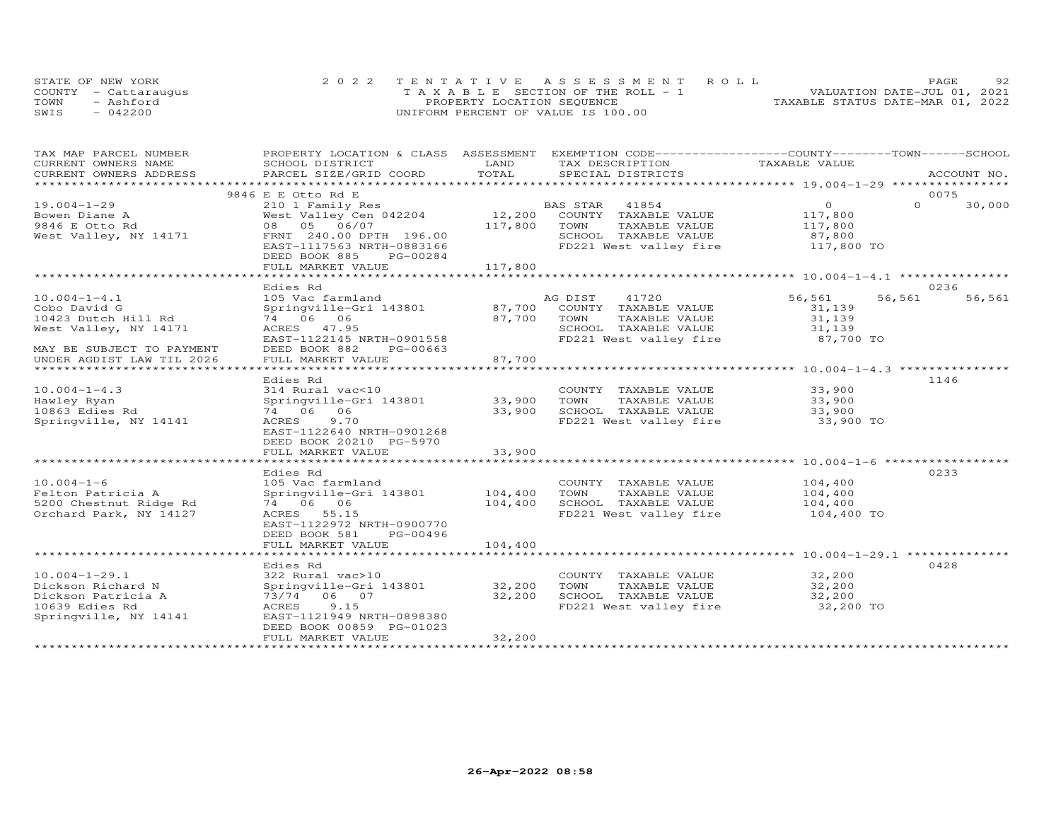STATE OF NEW YORK
COUNTY - Cattaraugus
TOWN - Ashford
SWIS - 042200

2022 TENTATIVE ASSESSMENT ROLL
TAXABLE SECTION OF THE ROLL - 1
PROPERTY LOCATION SEQUENCE
UNIFORM PERCENT OF VALUE IS 100.00

VALUATION DATE-JUL 01, 2021
TAXABLE STATUS DATE-MAR 01, 2022

| TAX MAP PARCEL NUMBER / CURRENT OWNERS NAME / CURRENT OWNERS ADDRESS | PROPERTY LOCATION & CLASS / SCHOOL DISTRICT / PARCEL SIZE/GRID COORD | ASSESSMENT LAND / TOTAL | EXEMPTION CODE / TAX DESCRIPTION / SPECIAL DISTRICTS | COUNTY TAXABLE VALUE | TOWN | SCHOOL / ACCOUNT NO. |
|---|---|---|---|---|---|---|
| **19.004-1-29** | 9846 E E Otto Rd E | | | | | 0075 |
| | 210 1 Family Res | | BAS STAR 41854 | 0 | 0 | 30,000 |
| Bowen Diane A | West Valley Cen 042204 | 12,200 | COUNTY TAXABLE VALUE | 117,800 | | |
| 9846 E Otto Rd | 08 05 06/07 | 117,800 | TOWN TAXABLE VALUE | 117,800 | | |
| West Valley, NY 14171 | FRNT 240.00 DPTH 196.00 | | SCHOOL TAXABLE VALUE | 87,800 | | |
| | EAST-1117563 NRTH-0883166 | | FD221 West valley fire | 117,800 TO | | |
| | DEED BOOK 885 PG-00284 | | | | | |
| | FULL MARKET VALUE | 117,800 | | | | |
| **10.004-1-4.1** | Edies Rd | | | | | 0236 |
| | 105 Vac farmland | | AG DIST 41720 | 56,561 | 56,561 | 56,561 |
| Cobo David G | Springville-Gri 143801 | 87,700 | COUNTY TAXABLE VALUE | 31,139 | | |
| 10423 Dutch Hill Rd | 74 06 06 | 87,700 | TOWN TAXABLE VALUE | 31,139 | | |
| West Valley, NY 14171 | ACRES 47.95 | | SCHOOL TAXABLE VALUE | 31,139 | | |
| | EAST-1122145 NRTH-0901558 | | FD221 West valley fire | 87,700 TO | | |
| MAY BE SUBJECT TO PAYMENT | DEED BOOK 882 PG-00663 | | | | | |
| UNDER AGDIST LAW TIL 2026 | FULL MARKET VALUE | 87,700 | | | | |
| **10.004-1-4.3** | Edies Rd | | | | | 1146 |
| | 314 Rural vac<10 | | COUNTY TAXABLE VALUE | 33,900 | | |
| Hawley Ryan | Springville-Gri 143801 | 33,900 | TOWN TAXABLE VALUE | 33,900 | | |
| 10863 Edies Rd | 74 06 06 | 33,900 | SCHOOL TAXABLE VALUE | 33,900 | | |
| Springville, NY 14141 | ACRES 9.70 | | FD221 West valley fire | 33,900 TO | | |
| | EAST-1122640 NRTH-0901268 | | | | | |
| | DEED BOOK 20210 PG-5970 | | | | | |
| | FULL MARKET VALUE | 33,900 | | | | |
| **10.004-1-6** | Edies Rd | | | | | 0233 |
| | 105 Vac farmland | | COUNTY TAXABLE VALUE | 104,400 | | |
| Felton Patricia A | Springville-Gri 143801 | 104,400 | TOWN TAXABLE VALUE | 104,400 | | |
| 5200 Chestnut Ridge Rd | 74 06 06 | 104,400 | SCHOOL TAXABLE VALUE | 104,400 | | |
| Orchard Park, NY 14127 | ACRES 55.15 | | FD221 West valley fire | 104,400 TO | | |
| | EAST-1122972 NRTH-0900770 | | | | | |
| | DEED BOOK 581 PG-00496 | | | | | |
| | FULL MARKET VALUE | 104,400 | | | | |
| **10.004-1-29.1** | Edies Rd | | | | | 0428 |
| | 322 Rural vac>10 | | COUNTY TAXABLE VALUE | 32,200 | | |
| Dickson Richard N | Springville-Gri 143801 | 32,200 | TOWN TAXABLE VALUE | 32,200 | | |
| Dickson Patricia A | 73/74 06 07 | 32,200 | SCHOOL TAXABLE VALUE | 32,200 | | |
| 10639 Edies Rd | ACRES 9.15 | | FD221 West valley fire | 32,200 TO | | |
| Springville, NY 14141 | EAST-1121949 NRTH-0898380 | | | | | |
| | DEED BOOK 00859 PG-01023 | | | | | |
| | FULL MARKET VALUE | 32,200 | | | | |

26-Apr-2022 08:58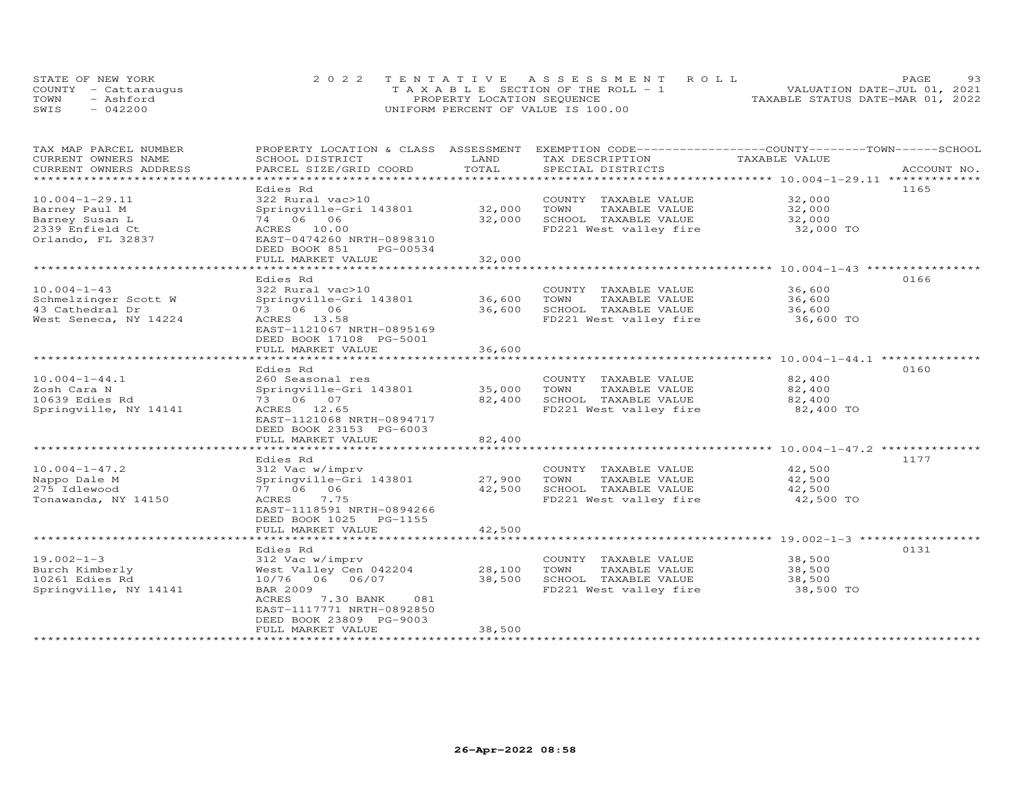STATE OF NEW YORK
COUNTY - Cattaraugus
TOWN - Ashford
SWIS - 042200

# 2022 TENTATIVE ASSESSMENT ROLL
TAXABLE SECTION OF THE ROLL - 1
PROPERTY LOCATION SEQUENCE
UNIFORM PERCENT OF VALUE IS 100.00

VALUATION DATE-JUL 01, 2021
TAXABLE STATUS DATE-MAR 01, 2022

| TAX MAP PARCEL NUMBER / CURRENT OWNERS NAME / CURRENT OWNERS ADDRESS | PROPERTY LOCATION & CLASS / SCHOOL DISTRICT / PARCEL SIZE/GRID COORD | ASSESSMENT LAND | TOTAL | EXEMPTION CODE / TAX DESCRIPTION / SPECIAL DISTRICTS | TAXABLE VALUE (COUNTY / TOWN / SCHOOL) | ACCOUNT NO. |
|---|---|---|---|---|---|---|
| 10.004-1-29.11 | Edies Rd | | | | | 1165 |
| Barney Paul M | 322 Rural vac>10 | | | COUNTY TAXABLE VALUE | 32,000 | |
| Barney Susan L | Springville-Gri 143801 | 32,000 | | TOWN TAXABLE VALUE | 32,000 | |
| 2339 Enfield Ct | 74 06 06 | | 32,000 | SCHOOL TAXABLE VALUE | 32,000 | |
| Orlando, FL 32837 | ACRES 10.00 | | | FD221 West valley fire | 32,000 TO | |
| | EAST-0474260 NRTH-0898310 | | | | | |
| | DEED BOOK 851 PG-00534 | | | | | |
| | FULL MARKET VALUE | | 32,000 | | | |
| 10.004-1-43 | Edies Rd | | | | | 0166 |
| Schmelzinger Scott W | 322 Rural vac>10 | | | COUNTY TAXABLE VALUE | 36,600 | |
| 43 Cathedral Dr | Springville-Gri 143801 | 36,600 | | TOWN TAXABLE VALUE | 36,600 | |
| West Seneca, NY 14224 | 73 06 06 | | 36,600 | SCHOOL TAXABLE VALUE | 36,600 | |
| | ACRES 13.58 | | | FD221 West valley fire | 36,600 TO | |
| | EAST-1121067 NRTH-0895169 | | | | | |
| | DEED BOOK 17108 PG-5001 | | | | | |
| | FULL MARKET VALUE | | 36,600 | | | |
| 10.004-1-44.1 | Edies Rd | | | | | 0160 |
| Zosh Cara N | 260 Seasonal res | | | COUNTY TAXABLE VALUE | 82,400 | |
| 10639 Edies Rd | Springville-Gri 143801 | 35,000 | | TOWN TAXABLE VALUE | 82,400 | |
| Springville, NY 14141 | 73 06 07 | | 82,400 | SCHOOL TAXABLE VALUE | 82,400 | |
| | ACRES 12.65 | | | FD221 West valley fire | 82,400 TO | |
| | EAST-1121068 NRTH-0894717 | | | | | |
| | DEED BOOK 23153 PG-6003 | | | | | |
| | FULL MARKET VALUE | | 82,400 | | | |
| 10.004-1-47.2 | Edies Rd | | | | | 1177 |
| Nappo Dale M | 312 Vac w/imprv | | | COUNTY TAXABLE VALUE | 42,500 | |
| 275 Idlewood | Springville-Gri 143801 | 27,900 | | TOWN TAXABLE VALUE | 42,500 | |
| Tonawanda, NY 14150 | 77 06 06 | | 42,500 | SCHOOL TAXABLE VALUE | 42,500 | |
| | ACRES 7.75 | | | FD221 West valley fire | 42,500 TO | |
| | EAST-1118591 NRTH-0894266 | | | | | |
| | DEED BOOK 1025 PG-1155 | | | | | |
| | FULL MARKET VALUE | | 42,500 | | | |
| 19.002-1-3 | Edies Rd | | | | | 0131 |
| Burch Kimberly | 312 Vac w/imprv | | | COUNTY TAXABLE VALUE | 38,500 | |
| 10261 Edies Rd | West Valley Cen 042204 | 28,100 | | TOWN TAXABLE VALUE | 38,500 | |
| Springville, NY 14141 | 10/76 06 06/07 | | 38,500 | SCHOOL TAXABLE VALUE | 38,500 | |
| | BAR 2009 | | | FD221 West valley fire | 38,500 TO | |
| | ACRES 7.30 BANK 081 | | | | | |
| | EAST-1117771 NRTH-0892850 | | | | | |
| | DEED BOOK 23809 PG-9003 | | | | | |
| | FULL MARKET VALUE | | 38,500 | | | |

26-Apr-2022 08:58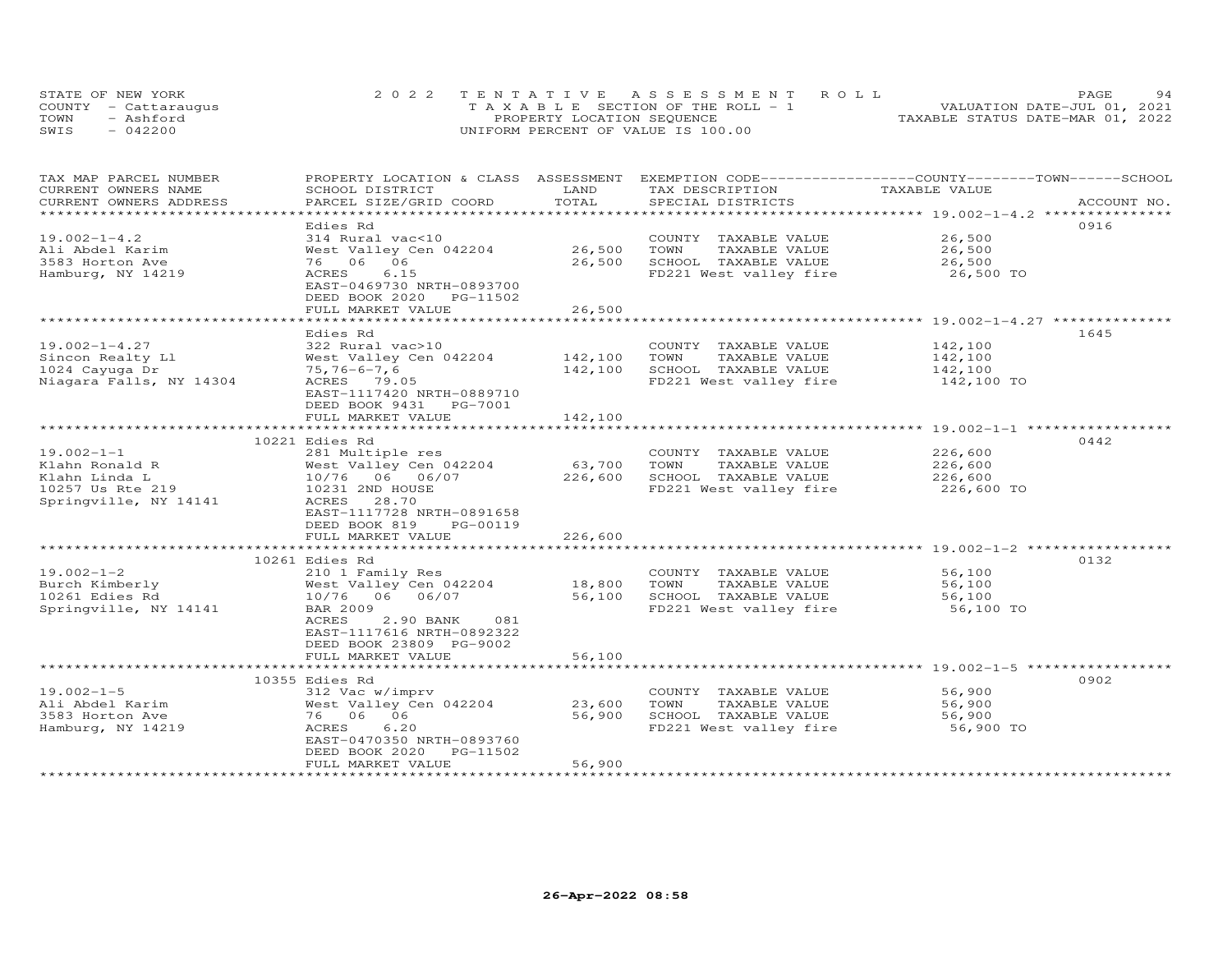STATE OF NEW YORK | COUNTY - Cattaraugus | TOWN - Ashford | SWIS - 042200

**2022 TENTATIVE ASSESSMENT ROLL**
TAXABLE SECTION OF THE ROLL - 1
PROPERTY LOCATION SEQUENCE
UNIFORM PERCENT OF VALUE IS 100.00

VALUATION DATE-JUL 01, 2021
TAXABLE STATUS DATE-MAR 01, 2022

| TAX MAP PARCEL NUMBER / CURRENT OWNERS NAME / CURRENT OWNERS ADDRESS | PROPERTY LOCATION & CLASS / SCHOOL DISTRICT / PARCEL SIZE/GRID COORD | ASSESSMENT LAND | TOTAL | EXEMPTION CODE / TAX DESCRIPTION / SPECIAL DISTRICTS | TAXABLE VALUE (COUNTY / TOWN / SCHOOL) | ACCOUNT NO. |
|---|---|---|---|---|---|---|
| 19.002-1-4.2 | Edies Rd | | | | | 0916 |
| 19.002-1-4.2 | 314 Rural vac<10 | | | COUNTY TAXABLE VALUE | 26,500 | |
| Ali Abdel Karim | West Valley Cen 042204 | 26,500 | | TOWN TAXABLE VALUE | 26,500 | |
| 3583 Horton Ave | 76 06 06 | | 26,500 | SCHOOL TAXABLE VALUE | 26,500 | |
| Hamburg, NY 14219 | ACRES 6.15 | | | FD221 West valley fire | 26,500 TO | |
| | EAST-0469730 NRTH-0893700 | | | | | |
| | DEED BOOK 2020 PG-11502 | | | | | |
| | FULL MARKET VALUE | | 26,500 | | | |
| 19.002-1-4.27 | Edies Rd | | | | | 1645 |
| 19.002-1-4.27 | 322 Rural vac>10 | | | COUNTY TAXABLE VALUE | 142,100 | |
| Sincon Realty Ll | West Valley Cen 042204 | 142,100 | | TOWN TAXABLE VALUE | 142,100 | |
| 1024 Cayuga Dr | 75,76-6-7,6 | | 142,100 | SCHOOL TAXABLE VALUE | 142,100 | |
| Niagara Falls, NY 14304 | ACRES 79.05 | | | FD221 West valley fire | 142,100 TO | |
| | EAST-1117420 NRTH-0889710 | | | | | |
| | DEED BOOK 9431 PG-7001 | | | | | |
| | FULL MARKET VALUE | | 142,100 | | | |
| 19.002-1-1 | 10221 Edies Rd | | | | | 0442 |
| 19.002-1-1 | 281 Multiple res | | | COUNTY TAXABLE VALUE | 226,600 | |
| Klahn Ronald R | West Valley Cen 042204 | 63,700 | | TOWN TAXABLE VALUE | 226,600 | |
| Klahn Linda L | 10/76 06 06/07 | | 226,600 | SCHOOL TAXABLE VALUE | 226,600 | |
| 10257 Us Rte 219 | 10231 2ND HOUSE | | | FD221 West valley fire | 226,600 TO | |
| Springville, NY 14141 | ACRES 28.70 | | | | | |
| | EAST-1117728 NRTH-0891658 | | | | | |
| | DEED BOOK 819 PG-00119 | | | | | |
| | FULL MARKET VALUE | | 226,600 | | | |
| 19.002-1-2 | 10261 Edies Rd | | | | | 0132 |
| 19.002-1-2 | 210 1 Family Res | | | COUNTY TAXABLE VALUE | 56,100 | |
| Burch Kimberly | West Valley Cen 042204 | 18,800 | | TOWN TAXABLE VALUE | 56,100 | |
| 10261 Edies Rd | 10/76 06 06/07 | | 56,100 | SCHOOL TAXABLE VALUE | 56,100 | |
| Springville, NY 14141 | BAR 2009 | | | FD221 West valley fire | 56,100 TO | |
| | ACRES 2.90 BANK 081 | | | | | |
| | EAST-1117616 NRTH-0892322 | | | | | |
| | DEED BOOK 23809 PG-9002 | | | | | |
| | FULL MARKET VALUE | | 56,100 | | | |
| 19.002-1-5 | 10355 Edies Rd | | | | | 0902 |
| 19.002-1-5 | 312 Vac w/imprv | | | COUNTY TAXABLE VALUE | 56,900 | |
| Ali Abdel Karim | West Valley Cen 042204 | 23,600 | | TOWN TAXABLE VALUE | 56,900 | |
| 3583 Horton Ave | 76 06 06 | | 56,900 | SCHOOL TAXABLE VALUE | 56,900 | |
| Hamburg, NY 14219 | ACRES 6.20 | | | FD221 West valley fire | 56,900 TO | |
| | EAST-0470350 NRTH-0893760 | | | | | |
| | DEED BOOK 2020 PG-11502 | | | | | |
| | FULL MARKET VALUE | | 56,900 | | | |

26-Apr-2022 08:58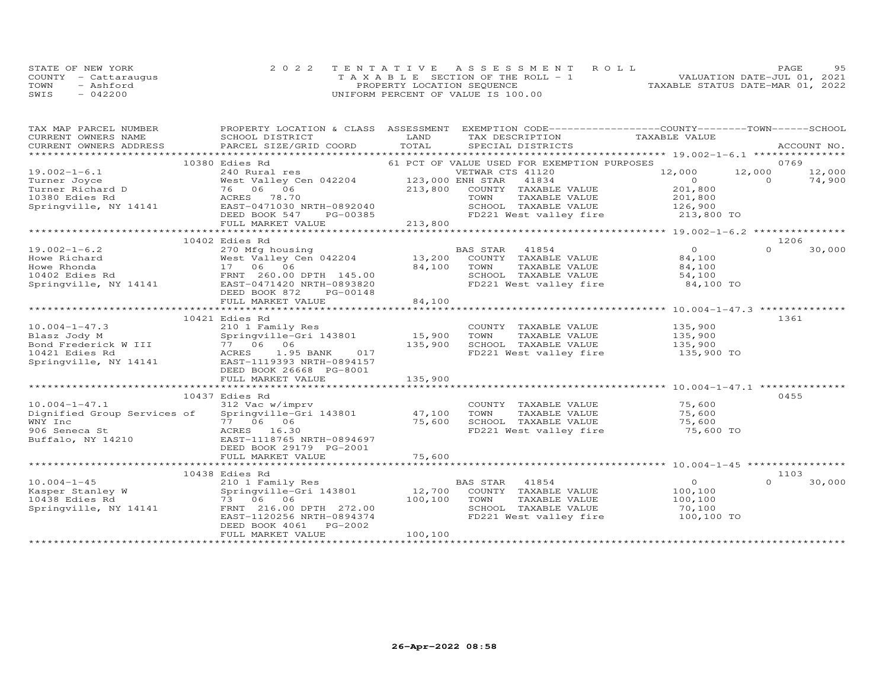STATE OF NEW YORK
COUNTY - Cattaraugus
TOWN - Ashford
SWIS - 042200

2022 TENTATIVE ASSESSMENT ROLL
TAXABLE SECTION OF THE ROLL - 1
PROPERTY LOCATION SEQUENCE
UNIFORM PERCENT OF VALUE IS 100.00

VALUATION DATE-JUL 01, 2021
TAXABLE STATUS DATE-MAR 01, 2022

| TAX MAP PARCEL NUMBER / CURRENT OWNERS NAME / CURRENT OWNERS ADDRESS | PROPERTY LOCATION & CLASS / SCHOOL DISTRICT / PARCEL SIZE/GRID COORD | ASSESSMENT LAND | TOTAL | EXEMPTION CODE / TAX DESCRIPTION / SPECIAL DISTRICTS | COUNTY TAXABLE VALUE | TOWN | SCHOOL | ACCOUNT NO. |
|---|---|---|---|---|---|---|---|---|
| | 10380 Edies Rd | | | 61 PCT OF VALUE USED FOR EXEMPTION PURPOSES | | | | 0769 |
| 19.002-1-6.1 | 240 Rural res | | | VETWAR CTS 41120 | 12,000 | 12,000 | 12,000 | |
| Turner Joyce | West Valley Cen 042204 | 123,000 | | ENH STAR 41834 | 0 | 0 | 74,900 | |
| Turner Richard D | 76 06 06 | | 213,800 | COUNTY TAXABLE VALUE | 201,800 | | | |
| 10380 Edies Rd | ACRES 78.70 | | | TOWN TAXABLE VALUE | 201,800 | | | |
| Springville, NY 14141 | EAST-0471030 NRTH-0892040 | | | SCHOOL TAXABLE VALUE | 126,900 | | | |
| | DEED BOOK 547 PG-00385 | | | FD221 West valley fire | 213,800 TO | | | |
| | FULL MARKET VALUE | | 213,800 | | | | | |
| | 10402 Edies Rd | | | | | | | 1206 |
| 19.002-1-6.2 | 270 Mfg housing | | | BAS STAR 41854 | 0 | 0 | 30,000 | |
| Howe Richard | West Valley Cen 042204 | 13,200 | | COUNTY TAXABLE VALUE | 84,100 | | | |
| Howe Rhonda | 17 06 06 | | 84,100 | TOWN TAXABLE VALUE | 84,100 | | | |
| 10402 Edies Rd | FRNT 260.00 DPTH 145.00 | | | SCHOOL TAXABLE VALUE | 54,100 | | | |
| Springville, NY 14141 | EAST-0471420 NRTH-0893820 | | | FD221 West valley fire | 84,100 TO | | | |
| | DEED BOOK 872 PG-00148 | | | | | | | |
| | FULL MARKET VALUE | | 84,100 | | | | | |
| | 10421 Edies Rd | | | | | | | 1361 |
| 10.004-1-47.3 | 210 1 Family Res | | | COUNTY TAXABLE VALUE | 135,900 | | | |
| Blasz Jody M | Springville-Gri 143801 | 15,900 | | TOWN TAXABLE VALUE | 135,900 | | | |
| Bond Frederick W III | 77 06 06 | | 135,900 | SCHOOL TAXABLE VALUE | 135,900 | | | |
| 10421 Edies Rd | ACRES 1.95 BANK 017 | | | FD221 West valley fire | 135,900 TO | | | |
| Springville, NY 14141 | EAST-1119393 NRTH-0894157 | | | | | | | |
| | DEED BOOK 26668 PG-8001 | | | | | | | |
| | FULL MARKET VALUE | | 135,900 | | | | | |
| | 10437 Edies Rd | | | | | | | 0455 |
| 10.004-1-47.1 | 312 Vac w/imprv | | | COUNTY TAXABLE VALUE | 75,600 | | | |
| Dignified Group Services of | Springville-Gri 143801 | 47,100 | | TOWN TAXABLE VALUE | 75,600 | | | |
| WNY Inc | 77 06 06 | | 75,600 | SCHOOL TAXABLE VALUE | 75,600 | | | |
| 906 Seneca St | ACRES 16.30 | | | FD221 West valley fire | 75,600 TO | | | |
| Buffalo, NY 14210 | EAST-1118765 NRTH-0894697 | | | | | | | |
| | DEED BOOK 29179 PG-2001 | | | | | | | |
| | FULL MARKET VALUE | | 75,600 | | | | | |
| | 10438 Edies Rd | | | | | | | 1103 |
| 10.004-1-45 | 210 1 Family Res | | | BAS STAR 41854 | 0 | 0 | 30,000 | |
| Kasper Stanley W | Springville-Gri 143801 | 12,700 | | COUNTY TAXABLE VALUE | 100,100 | | | |
| 10438 Edies Rd | 73 06 06 | | 100,100 | TOWN TAXABLE VALUE | 100,100 | | | |
| Springville, NY 14141 | FRNT 216.00 DPTH 272.00 | | | SCHOOL TAXABLE VALUE | 70,100 | | | |
| | EAST-1120256 NRTH-0894374 | | | FD221 West valley fire | 100,100 TO | | | |
| | DEED BOOK 4061 PG-2002 | | | | | | | |
| | FULL MARKET VALUE | | 100,100 | | | | | |

26-Apr-2022 08:58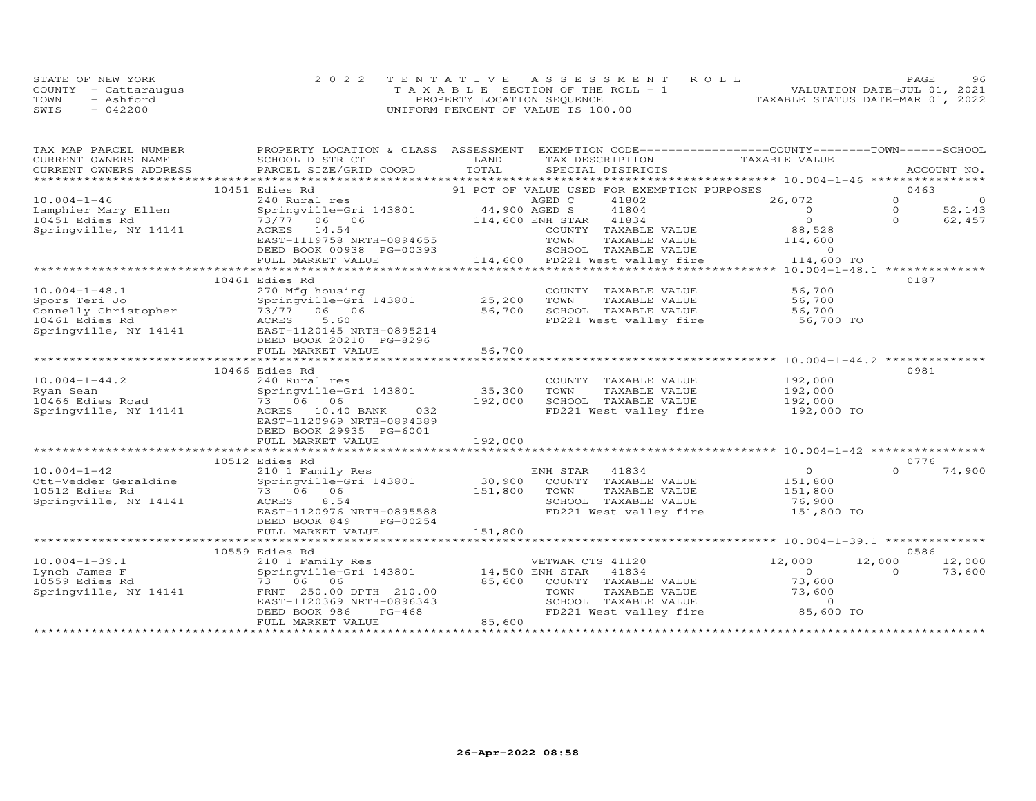STATE OF NEW YORK
COUNTY - Cattaraugus
TOWN - Ashford
SWIS - 042200

2022 TENTATIVE ASSESSMENT ROLL
TAXABLE SECTION OF THE ROLL - 1
PROPERTY LOCATION SEQUENCE
UNIFORM PERCENT OF VALUE IS 100.00

VALUATION DATE-JUL 01, 2021
TAXABLE STATUS DATE-MAR 01, 2022

| TAX MAP PARCEL NUMBER / CURRENT OWNERS NAME / CURRENT OWNERS ADDRESS | PROPERTY LOCATION & CLASS / SCHOOL DISTRICT / PARCEL SIZE/GRID COORD | ASSESSMENT LAND | TOTAL | EXEMPTION CODE / TAX DESCRIPTION / SPECIAL DISTRICTS | COUNTY TAXABLE VALUE | TOWN | SCHOOL / ACCOUNT NO. |
|---|---|---|---|---|---|---|---|
| | 10451 Edies Rd | | | 91 PCT OF VALUE USED FOR EXEMPTION PURPOSES | | | 0463 |
| 10.004-1-46 | 240 Rural res | | | AGED C 41802 | 26,072 | 0 | 0 |
| Lamphier Mary Ellen | Springville-Gri 143801 | 44,900 | | AGED S 41804 | 0 | 0 | 52,143 |
| 10451 Edies Rd | 73/77 06 06 | | 114,600 | ENH STAR 41834 | 0 | 0 | 62,457 |
| Springville, NY 14141 | ACRES 14.54 | | | COUNTY TAXABLE VALUE | 88,528 | | |
| | EAST-1119758 NRTH-0894655 | | | TOWN TAXABLE VALUE | 114,600 | | |
| | DEED BOOK 00938 PG-00393 | | | SCHOOL TAXABLE VALUE | 0 | | |
| | FULL MARKET VALUE | | 114,600 | FD221 West valley fire | 114,600 TO | | |
| | 10461 Edies Rd | | | | | | 0187 |
| 10.004-1-48.1 | 270 Mfg housing | | | COUNTY TAXABLE VALUE | 56,700 | | |
| Spors Teri Jo | Springville-Gri 143801 | 25,200 | | TOWN TAXABLE VALUE | 56,700 | | |
| Connelly Christopher | 73/77 06 06 | | 56,700 | SCHOOL TAXABLE VALUE | 56,700 | | |
| 10461 Edies Rd | ACRES 5.60 | | | FD221 West valley fire | 56,700 TO | | |
| Springville, NY 14141 | EAST-1120145 NRTH-0895214 | | | | | | |
| | DEED BOOK 20210 PG-8296 | | | | | | |
| | FULL MARKET VALUE | | 56,700 | | | | |
| | 10466 Edies Rd | | | | | | 0981 |
| 10.004-1-44.2 | 240 Rural res | | | COUNTY TAXABLE VALUE | 192,000 | | |
| Ryan Sean | Springville-Gri 143801 | 35,300 | | TOWN TAXABLE VALUE | 192,000 | | |
| 10466 Edies Road | 73 06 06 | | 192,000 | SCHOOL TAXABLE VALUE | 192,000 | | |
| Springville, NY 14141 | ACRES 10.40 BANK 032 | | | FD221 West valley fire | 192,000 TO | | |
| | EAST-1120969 NRTH-0894389 | | | | | | |
| | DEED BOOK 29935 PG-6001 | | | | | | |
| | FULL MARKET VALUE | | 192,000 | | | | |
| | 10512 Edies Rd | | | | | | 0776 |
| 10.004-1-42 | 210 1 Family Res | | | ENH STAR 41834 | 0 | 0 | 74,900 |
| Ott-Vedder Geraldine | Springville-Gri 143801 | 30,900 | | COUNTY TAXABLE VALUE | 151,800 | | |
| 10512 Edies Rd | 73 06 06 | | 151,800 | TOWN TAXABLE VALUE | 151,800 | | |
| Springville, NY 14141 | ACRES 8.54 | | | SCHOOL TAXABLE VALUE | 76,900 | | |
| | EAST-1120976 NRTH-0895588 | | | FD221 West valley fire | 151,800 TO | | |
| | DEED BOOK 849 PG-00254 | | | | | | |
| | FULL MARKET VALUE | | 151,800 | | | | |
| | 10559 Edies Rd | | | | | | 0586 |
| 10.004-1-39.1 | 210 1 Family Res | | | VETWAR CTS 41120 | 12,000 | 12,000 | 12,000 |
| Lynch James F | Springville-Gri 143801 | 14,500 | | ENH STAR 41834 | 0 | 0 | 73,600 |
| 10559 Edies Rd | 73 06 06 | | 85,600 | COUNTY TAXABLE VALUE | 73,600 | | |
| Springville, NY 14141 | FRNT 250.00 DPTH 210.00 | | | TOWN TAXABLE VALUE | 73,600 | | |
| | EAST-1120369 NRTH-0896343 | | | SCHOOL TAXABLE VALUE | 0 | | |
| | DEED BOOK 986 PG-468 | | | FD221 West valley fire | 85,600 TO | | |
| | FULL MARKET VALUE | | 85,600 | | | | |

26-Apr-2022 08:58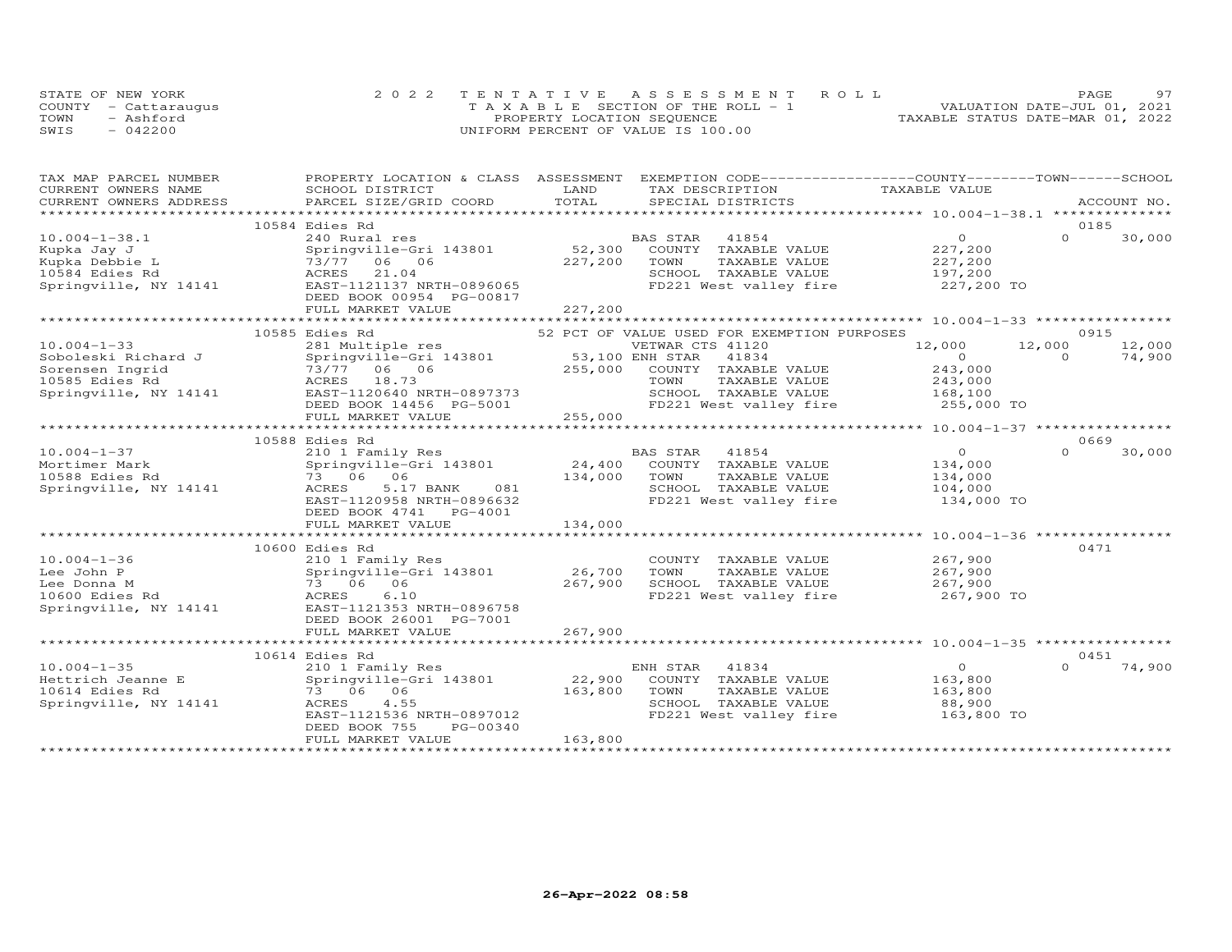STATE OF NEW YORK
COUNTY - Cattaraugus
TOWN - Ashford
SWIS - 042200

2022 TENTATIVE ASSESSMENT ROLL
TAXABLE SECTION OF THE ROLL - 1
PROPERTY LOCATION SEQUENCE
UNIFORM PERCENT OF VALUE IS 100.00

VALUATION DATE-JUL 01, 2021
TAXABLE STATUS DATE-MAR 01, 2022

| TAX MAP PARCEL NUMBER / CURRENT OWNERS NAME / CURRENT OWNERS ADDRESS | PROPERTY LOCATION & CLASS / SCHOOL DISTRICT / PARCEL SIZE/GRID COORD | ASSESSMENT LAND | TOTAL | EXEMPTION CODE / TAX DESCRIPTION / SPECIAL DISTRICTS | COUNTY TAXABLE VALUE | TOWN | SCHOOL | ACCOUNT NO. |
|---|---|---|---|---|---|---|---|---|
| | 10584 Edies Rd | | | | | | | 0185 |
| 10.004-1-38.1 | 240 Rural res | | | BAS STAR 41854 | 0 | 0 | 30,000 | |
| Kupka Jay J | Springville-Gri 143801 | 52,300 | | COUNTY TAXABLE VALUE | 227,200 | | | |
| Kupka Debbie L | 73/77 06 06 | | 227,200 | TOWN TAXABLE VALUE | 227,200 | | | |
| 10584 Edies Rd | ACRES 21.04 | | | SCHOOL TAXABLE VALUE | 197,200 | | | |
| Springville, NY 14141 | EAST-1121137 NRTH-0896065 | | | FD221 West valley fire | 227,200 TO | | | |
| | DEED BOOK 00954 PG-00817 | | | | | | | |
| | FULL MARKET VALUE | | 227,200 | | | | | |
| | 10585 Edies Rd | | | 52 PCT OF VALUE USED FOR EXEMPTION PURPOSES | | | | 0915 |
| 10.004-1-33 | 281 Multiple res | | | VETWAR CTS 41120 | 12,000 | 12,000 | 12,000 | |
| Soboleski Richard J | Springville-Gri 143801 | 53,100 | | ENH STAR 41834 | 0 | 0 | 74,900 | |
| Sorensen Ingrid | 73/77 06 06 | | 255,000 | COUNTY TAXABLE VALUE | 243,000 | | | |
| 10585 Edies Rd | ACRES 18.73 | | | TOWN TAXABLE VALUE | 243,000 | | | |
| Springville, NY 14141 | EAST-1120640 NRTH-0897373 | | | SCHOOL TAXABLE VALUE | 168,100 | | | |
| | DEED BOOK 14456 PG-5001 | | | FD221 West valley fire | 255,000 TO | | | |
| | FULL MARKET VALUE | | 255,000 | | | | | |
| | 10588 Edies Rd | | | | | | | 0669 |
| 10.004-1-37 | 210 1 Family Res | | | BAS STAR 41854 | 0 | 0 | 30,000 | |
| Mortimer Mark | Springville-Gri 143801 | 24,400 | | COUNTY TAXABLE VALUE | 134,000 | | | |
| 10588 Edies Rd | 73 06 06 | | 134,000 | TOWN TAXABLE VALUE | 134,000 | | | |
| Springville, NY 14141 | ACRES 5.17 BANK 081 | | | SCHOOL TAXABLE VALUE | 104,000 | | | |
| | EAST-1120958 NRTH-0896632 | | | FD221 West valley fire | 134,000 TO | | | |
| | DEED BOOK 4741 PG-4001 | | | | | | | |
| | FULL MARKET VALUE | | 134,000 | | | | | |
| | 10600 Edies Rd | | | | | | | 0471 |
| 10.004-1-36 | 210 1 Family Res | | | COUNTY TAXABLE VALUE | 267,900 | | | |
| Lee John P | Springville-Gri 143801 | 26,700 | | TOWN TAXABLE VALUE | 267,900 | | | |
| Lee Donna M | 73 06 06 | | 267,900 | SCHOOL TAXABLE VALUE | 267,900 | | | |
| 10600 Edies Rd | ACRES 6.10 | | | FD221 West valley fire | 267,900 TO | | | |
| Springville, NY 14141 | EAST-1121353 NRTH-0896758 | | | | | | | |
| | DEED BOOK 26001 PG-7001 | | | | | | | |
| | FULL MARKET VALUE | | 267,900 | | | | | |
| | 10614 Edies Rd | | | | | | | 0451 |
| 10.004-1-35 | 210 1 Family Res | | | ENH STAR 41834 | 0 | 0 | 74,900 | |
| Hettrich Jeanne E | Springville-Gri 143801 | 22,900 | | COUNTY TAXABLE VALUE | 163,800 | | | |
| 10614 Edies Rd | 73 06 06 | | 163,800 | TOWN TAXABLE VALUE | 163,800 | | | |
| Springville, NY 14141 | ACRES 4.55 | | | SCHOOL TAXABLE VALUE | 88,900 | | | |
| | EAST-1121536 NRTH-0897012 | | | FD221 West valley fire | 163,800 TO | | | |
| | DEED BOOK 755 PG-00340 | | | | | | | |
| | FULL MARKET VALUE | | 163,800 | | | | | |

26-Apr-2022 08:58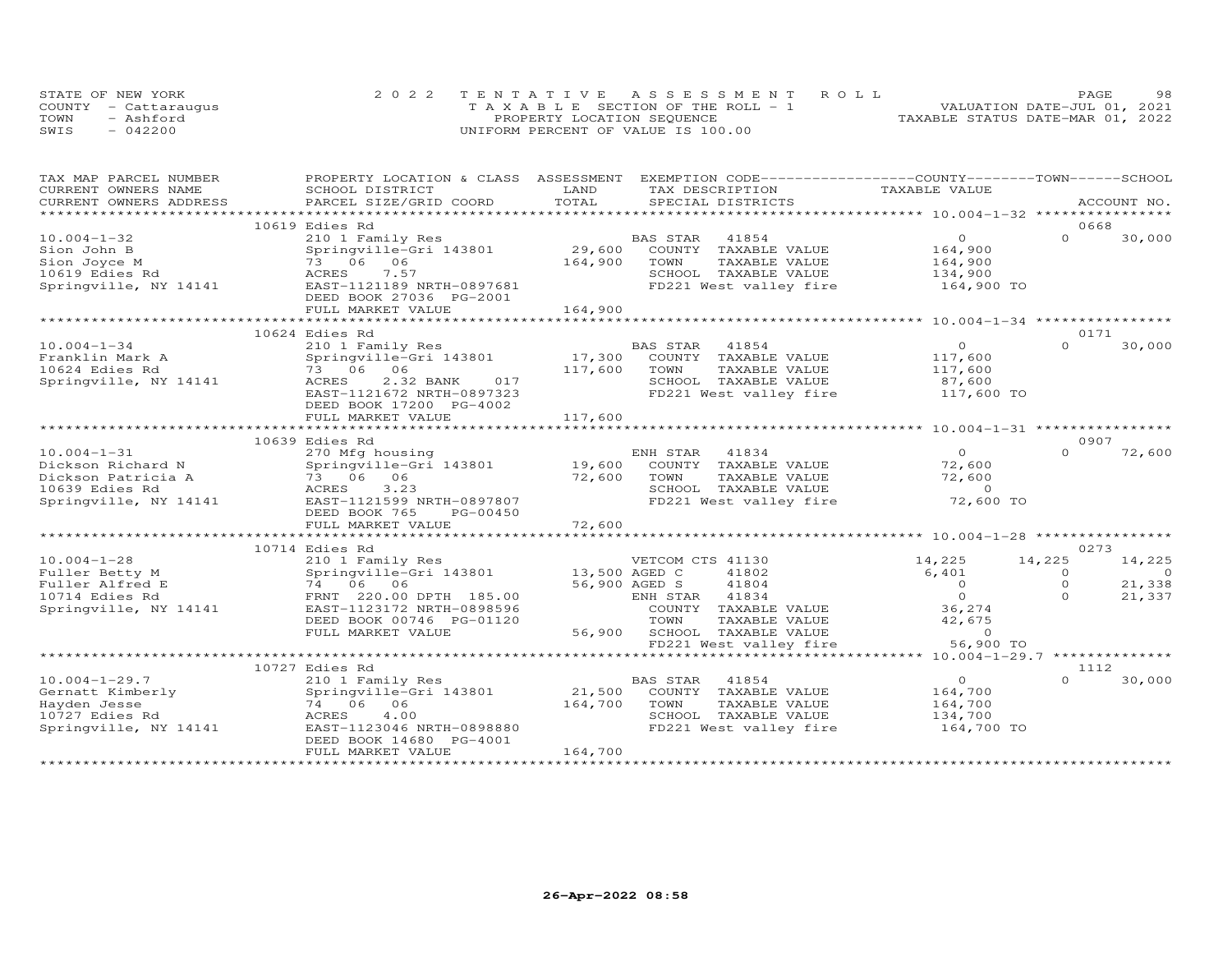STATE OF NEW YORK — 2022 TENTATIVE ASSESSMENT ROLL
COUNTY - Cattaraugus — TAXABLE SECTION OF THE ROLL - 1 — VALUATION DATE-JUL 01, 2021
TOWN - Ashford — PROPERTY LOCATION SEQUENCE — TAXABLE STATUS DATE-MAR 01, 2022
SWIS - 042200 — UNIFORM PERCENT OF VALUE IS 100.00

| TAX MAP PARCEL NUMBER / CURRENT OWNERS NAME / CURRENT OWNERS ADDRESS | PROPERTY LOCATION & CLASS / SCHOOL DISTRICT / PARCEL SIZE/GRID COORD | ASSESSMENT LAND / TOTAL | EXEMPTION CODE / TAX DESCRIPTION / SPECIAL DISTRICTS | COUNTY TAXABLE VALUE | TOWN | SCHOOL / ACCOUNT NO. |
|---|---|---|---|---|---|---|
| | 10619 Edies Rd | | | | | 0668 |
| 10.004-1-32 | 210 1 Family Res | | BAS STAR 41854 | 0 | 0 | 30,000 |
| Sion John B | Springville-Gri 143801 | 29,600 | COUNTY TAXABLE VALUE | 164,900 | | |
| Sion Joyce M | 73 06 06 | 164,900 | TOWN TAXABLE VALUE | 164,900 | | |
| 10619 Edies Rd | ACRES 7.57 | | SCHOOL TAXABLE VALUE | 134,900 | | |
| Springville, NY 14141 | EAST-1121189 NRTH-0897681 | | FD221 West valley fire | 164,900 TO | | |
| | DEED BOOK 27036 PG-2001 | | | | | |
| | FULL MARKET VALUE | 164,900 | | | | |
| | 10624 Edies Rd | | | | | 0171 |
| 10.004-1-34 | 210 1 Family Res | | BAS STAR 41854 | 0 | 0 | 30,000 |
| Franklin Mark A | Springville-Gri 143801 | 17,300 | COUNTY TAXABLE VALUE | 117,600 | | |
| 10624 Edies Rd | 73 06 06 | 117,600 | TOWN TAXABLE VALUE | 117,600 | | |
| Springville, NY 14141 | ACRES 2.32 BANK 017 | | SCHOOL TAXABLE VALUE | 87,600 | | |
| | EAST-1121672 NRTH-0897323 | | FD221 West valley fire | 117,600 TO | | |
| | DEED BOOK 17200 PG-4002 | | | | | |
| | FULL MARKET VALUE | 117,600 | | | | |
| | 10639 Edies Rd | | | | | 0907 |
| 10.004-1-31 | 270 Mfg housing | | ENH STAR 41834 | 0 | 0 | 72,600 |
| Dickson Richard N | Springville-Gri 143801 | 19,600 | COUNTY TAXABLE VALUE | 72,600 | | |
| Dickson Patricia A | 73 06 06 | 72,600 | TOWN TAXABLE VALUE | 72,600 | | |
| 10639 Edies Rd | ACRES 3.23 | | SCHOOL TAXABLE VALUE | 0 | | |
| Springville, NY 14141 | EAST-1121599 NRTH-0897807 | | FD221 West valley fire | 72,600 TO | | |
| | DEED BOOK 765 PG-00450 | | | | | |
| | FULL MARKET VALUE | 72,600 | | | | |
| | 10714 Edies Rd | | | | | 0273 |
| 10.004-1-28 | 210 1 Family Res | | VETCOM CTS 41130 | 14,225 | 14,225 | 14,225 |
| Fuller Betty M | Springville-Gri 143801 | 13,500 | AGED C 41802 | 6,401 | 0 | 0 |
| Fuller Alfred E | 74 06 06 | 56,900 | AGED S 41804 | 0 | 0 | 21,338 |
| 10714 Edies Rd | FRNT 220.00 DPTH 185.00 | | ENH STAR 41834 | 0 | 0 | 21,337 |
| Springville, NY 14141 | EAST-1123172 NRTH-0898596 | | COUNTY TAXABLE VALUE | 36,274 | | |
| | DEED BOOK 00746 PG-01120 | | TOWN TAXABLE VALUE | 42,675 | | |
| | FULL MARKET VALUE | 56,900 | SCHOOL TAXABLE VALUE | 0 | | |
| | | | FD221 West valley fire | 56,900 TO | | |
| | 10727 Edies Rd | | | | | 1112 |
| 10.004-1-29.7 | 210 1 Family Res | | BAS STAR 41854 | 0 | 0 | 30,000 |
| Gernatt Kimberly | Springville-Gri 143801 | 21,500 | COUNTY TAXABLE VALUE | 164,700 | | |
| Hayden Jesse | 74 06 06 | 164,700 | TOWN TAXABLE VALUE | 164,700 | | |
| 10727 Edies Rd | ACRES 4.00 | | SCHOOL TAXABLE VALUE | 134,700 | | |
| Springville, NY 14141 | EAST-1123046 NRTH-0898880 | | FD221 West valley fire | 164,700 TO | | |
| | DEED BOOK 14680 PG-4001 | | | | | |
| | FULL MARKET VALUE | 164,700 | | | | |

26-Apr-2022 08:58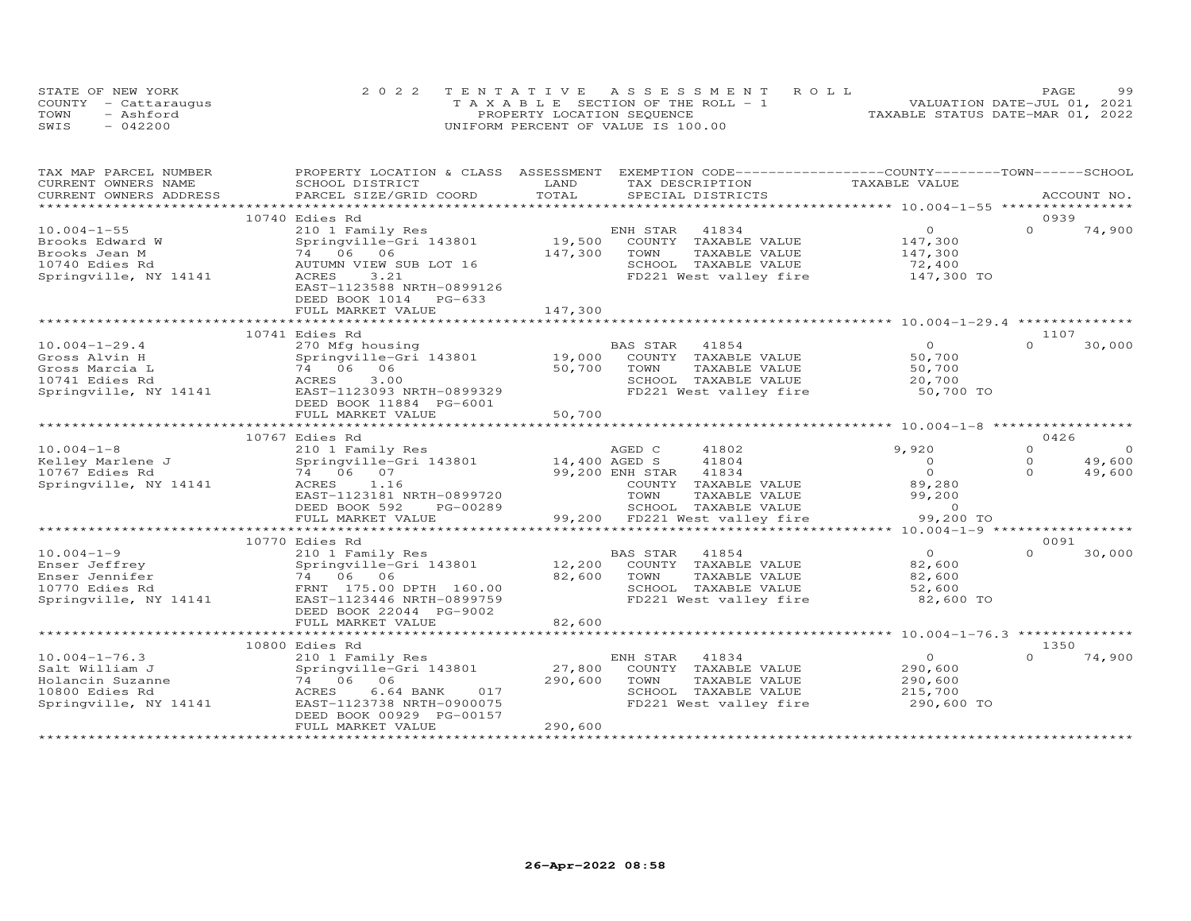STATE OF NEW YORK
COUNTY - Cattaraugus
TOWN - Ashford
SWIS - 042200

2022 TENTATIVE ASSESSMENT ROLL
TAXABLE SECTION OF THE ROLL - 1
PROPERTY LOCATION SEQUENCE
UNIFORM PERCENT OF VALUE IS 100.00

VALUATION DATE-JUL 01, 2021
TAXABLE STATUS DATE-MAR 01, 2022

| TAX MAP PARCEL NUMBER / CURRENT OWNERS NAME / CURRENT OWNERS ADDRESS | PROPERTY LOCATION & CLASS / SCHOOL DISTRICT / PARCEL SIZE/GRID COORD | ASSESSMENT LAND / TOTAL | EXEMPTION CODE / TAX DESCRIPTION / SPECIAL DISTRICTS | COUNTY TAXABLE VALUE | TOWN | SCHOOL / ACCOUNT NO. |
|---|---|---|---|---|---|---|
| | 10740 Edies Rd | | | | | 0939 |
| 10.004-1-55 | 210 1 Family Res | | ENH STAR 41834 | 0 | 0 | 74,900 |
| Brooks Edward W | Springville-Gri 143801 | 19,500 | COUNTY TAXABLE VALUE | 147,300 | | |
| Brooks Jean M | 74 06 06 | 147,300 | TOWN TAXABLE VALUE | 147,300 | | |
| 10740 Edies Rd | AUTUMN VIEW SUB LOT 16 | | SCHOOL TAXABLE VALUE | 72,400 | | |
| Springville, NY 14141 | ACRES 3.21 | | FD221 West valley fire | 147,300 TO | | |
| | EAST-1123588 NRTH-0899126 | | | | | |
| | DEED BOOK 1014 PG-633 | | | | | |
| | FULL MARKET VALUE | 147,300 | | | | |
| | 10741 Edies Rd | | | | | 1107 |
| 10.004-1-29.4 | 270 Mfg housing | | BAS STAR 41854 | 0 | 0 | 30,000 |
| Gross Alvin H | Springville-Gri 143801 | 19,000 | COUNTY TAXABLE VALUE | 50,700 | | |
| Gross Marcia L | 74 06 06 | 50,700 | TOWN TAXABLE VALUE | 50,700 | | |
| 10741 Edies Rd | ACRES 3.00 | | SCHOOL TAXABLE VALUE | 20,700 | | |
| Springville, NY 14141 | EAST-1123093 NRTH-0899329 | | FD221 West valley fire | 50,700 TO | | |
| | DEED BOOK 11884 PG-6001 | | | | | |
| | FULL MARKET VALUE | 50,700 | | | | |
| | 10767 Edies Rd | | | | | 0426 |
| 10.004-1-8 | 210 1 Family Res | | AGED C 41802 | 9,920 | 0 | 0 |
| Kelley Marlene J | Springville-Gri 143801 | 14,400 | AGED S 41804 | 0 | 0 | 49,600 |
| 10767 Edies Rd | 74 06 07 | 99,200 | ENH STAR 41834 | 0 | 0 | 49,600 |
| Springville, NY 14141 | ACRES 1.16 | | COUNTY TAXABLE VALUE | 89,280 | | |
| | EAST-1123181 NRTH-0899720 | | TOWN TAXABLE VALUE | 99,200 | | |
| | DEED BOOK 592 PG-00289 | | SCHOOL TAXABLE VALUE | 0 | | |
| | FULL MARKET VALUE | 99,200 | FD221 West valley fire | 99,200 TO | | |
| | 10770 Edies Rd | | | | | 0091 |
| 10.004-1-9 | 210 1 Family Res | | BAS STAR 41854 | 0 | 0 | 30,000 |
| Enser Jeffrey | Springville-Gri 143801 | 12,200 | COUNTY TAXABLE VALUE | 82,600 | | |
| Enser Jennifer | 74 06 06 | 82,600 | TOWN TAXABLE VALUE | 82,600 | | |
| 10770 Edies Rd | FRNT 175.00 DPTH 160.00 | | SCHOOL TAXABLE VALUE | 52,600 | | |
| Springville, NY 14141 | EAST-1123446 NRTH-0899759 | | FD221 West valley fire | 82,600 TO | | |
| | DEED BOOK 22044 PG-9002 | | | | | |
| | FULL MARKET VALUE | 82,600 | | | | |
| | 10800 Edies Rd | | | | | 1350 |
| 10.004-1-76.3 | 210 1 Family Res | | ENH STAR 41834 | 0 | 0 | 74,900 |
| Salt William J | Springville-Gri 143801 | 27,800 | COUNTY TAXABLE VALUE | 290,600 | | |
| Holancin Suzanne | 74 06 06 | 290,600 | TOWN TAXABLE VALUE | 290,600 | | |
| 10800 Edies Rd | ACRES 6.64 BANK 017 | | SCHOOL TAXABLE VALUE | 215,700 | | |
| Springville, NY 14141 | EAST-1123738 NRTH-0900075 | | FD221 West valley fire | 290,600 TO | | |
| | DEED BOOK 00929 PG-00157 | | | | | |
| | FULL MARKET VALUE | 290,600 | | | | |

26-Apr-2022 08:58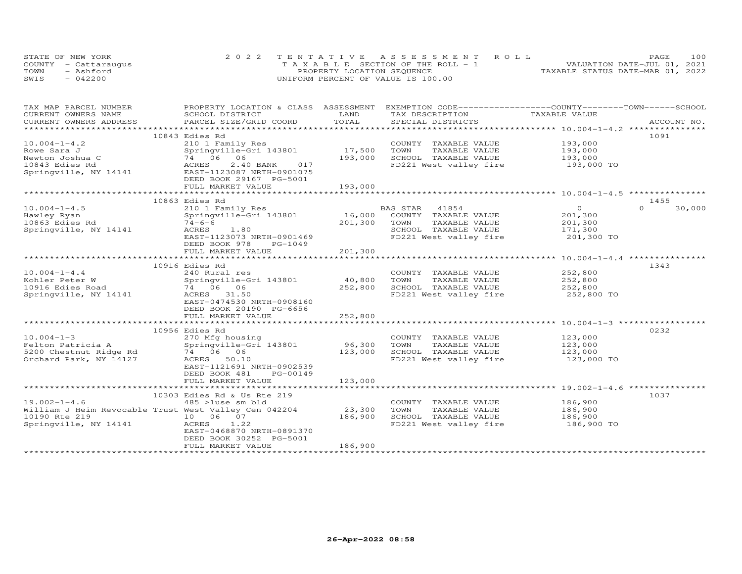STATE OF NEW YORK
COUNTY - Cattaraugus
TOWN - Ashford
SWIS - 042200

2 0 2 2 T E N T A T I V E A S S E S S M E N T R O L L
T A X A B L E SECTION OF THE ROLL - 1
PROPERTY LOCATION SEQUENCE
UNIFORM PERCENT OF VALUE IS 100.00

VALUATION DATE-JUL 01, 2021
TAXABLE STATUS DATE-MAR 01, 2022

| TAX MAP PARCEL NUMBER / CURRENT OWNERS NAME / CURRENT OWNERS ADDRESS | PROPERTY LOCATION & CLASS / SCHOOL DISTRICT / PARCEL SIZE/GRID COORD | ASSESSMENT LAND / TOTAL | EXEMPTION CODE / TAX DESCRIPTION / SPECIAL DISTRICTS | COUNTY / TOWN / SCHOOL TAXABLE VALUE | ACCOUNT NO. |
|---|---|---|---|---|---|
| **10.004-1-4.2** | 10843 Edies Rd | | | | 1091 |
| 10.004-1-4.2 | 210 1 Family Res | | COUNTY TAXABLE VALUE | 193,000 | |
| Rowe Sara J | Springville-Gri 143801 | 17,500 | TOWN TAXABLE VALUE | 193,000 | |
| Newton Joshua C | 74 06 06 | 193,000 | SCHOOL TAXABLE VALUE | 193,000 | |
| 10843 Edies Rd | ACRES 2.40 BANK 017 | | FD221 West valley fire | 193,000 TO | |
| Springville, NY 14141 | EAST-1123087 NRTH-0901075 | | | | |
| | DEED BOOK 29167 PG-5001 | | | | |
| | FULL MARKET VALUE | 193,000 | | | |
| **10.004-1-4.5** | 10863 Edies Rd | | | | 1455 |
| 10.004-1-4.5 | 210 1 Family Res | | BAS STAR 41854 | 0 / 0 / 30,000 | |
| Hawley Ryan | Springville-Gri 143801 | 16,000 | COUNTY TAXABLE VALUE | 201,300 | |
| 10863 Edies Rd | 74-6-6 | 201,300 | TOWN TAXABLE VALUE | 201,300 | |
| Springville, NY 14141 | ACRES 1.80 | | SCHOOL TAXABLE VALUE | 171,300 | |
| | EAST-1123073 NRTH-0901469 | | FD221 West valley fire | 201,300 TO | |
| | DEED BOOK 978 PG-1049 | | | | |
| | FULL MARKET VALUE | 201,300 | | | |
| **10.004-1-4.4** | 10916 Edies Rd | | | | 1343 |
| 10.004-1-4.4 | 240 Rural res | | COUNTY TAXABLE VALUE | 252,800 | |
| Kohler Peter W | Springville-Gri 143801 | 40,800 | TOWN TAXABLE VALUE | 252,800 | |
| 10916 Edies Road | 74 06 06 | 252,800 | SCHOOL TAXABLE VALUE | 252,800 | |
| Springville, NY 14141 | ACRES 31.50 | | FD221 West valley fire | 252,800 TO | |
| | EAST-0474530 NRTH-0908160 | | | | |
| | DEED BOOK 20190 PG-6656 | | | | |
| | FULL MARKET VALUE | 252,800 | | | |
| **10.004-1-3** | 10956 Edies Rd | | | | 0232 |
| 10.004-1-3 | 270 Mfg housing | | COUNTY TAXABLE VALUE | 123,000 | |
| Felton Patricia A | Springville-Gri 143801 | 96,300 | TOWN TAXABLE VALUE | 123,000 | |
| 5200 Chestnut Ridge Rd | 74 06 06 | 123,000 | SCHOOL TAXABLE VALUE | 123,000 | |
| Orchard Park, NY 14127 | ACRES 50.10 | | FD221 West valley fire | 123,000 TO | |
| | EAST-1121691 NRTH-0902539 | | | | |
| | DEED BOOK 481 PG-00149 | | | | |
| | FULL MARKET VALUE | 123,000 | | | |
| **19.002-1-4.6** | 10303 Edies Rd & Us Rte 219 | | | | 1037 |
| 19.002-1-4.6 | 485 >1use sm bld | | COUNTY TAXABLE VALUE | 186,900 | |
| William J Heim Revocable Trust | West Valley Cen 042204 | 23,300 | TOWN TAXABLE VALUE | 186,900 | |
| 10190 Rte 219 | 10 06 07 | 186,900 | SCHOOL TAXABLE VALUE | 186,900 | |
| Springville, NY 14141 | ACRES 1.22 | | FD221 West valley fire | 186,900 TO | |
| | EAST-0468870 NRTH-0891370 | | | | |
| | DEED BOOK 30252 PG-5001 | | | | |
| | FULL MARKET VALUE | 186,900 | | | |

26-Apr-2022 08:58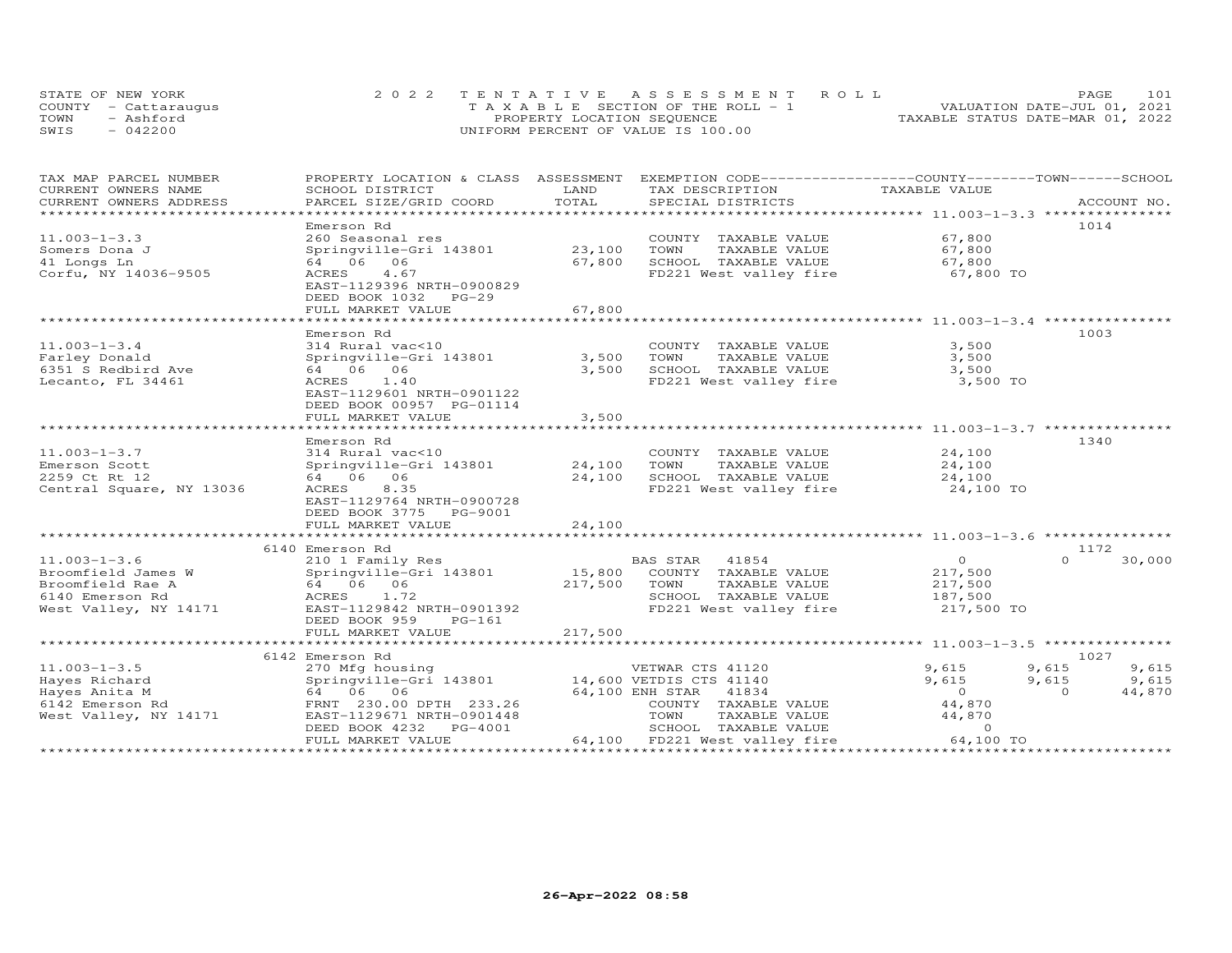STATE OF NEW YORK
COUNTY - Cattaraugus
TOWN - Ashford
SWIS - 042200

2022 TENTATIVE ASSESSMENT ROLL
TAXABLE SECTION OF THE ROLL - 1
PROPERTY LOCATION SEQUENCE
UNIFORM PERCENT OF VALUE IS 100.00

VALUATION DATE-JUL 01, 2021
TAXABLE STATUS DATE-MAR 01, 2022

| TAX MAP PARCEL NUMBER / CURRENT OWNERS NAME / CURRENT OWNERS ADDRESS | PROPERTY LOCATION & CLASS / SCHOOL DISTRICT / PARCEL SIZE/GRID COORD | ASSESSMENT LAND / TOTAL | EXEMPTION CODE / TAX DESCRIPTION / SPECIAL DISTRICTS | COUNTY TAXABLE VALUE | TOWN | SCHOOL | ACCOUNT NO. |
|---|---|---|---|---|---|---|---|
| **11.003-1-3.3** | Emerson Rd | | | | | | 1014 |
| 11.003-1-3.3 | 260 Seasonal res | | COUNTY TAXABLE VALUE | 67,800 | | | |
| Somers Dona J | Springville-Gri 143801 | 23,100 | TOWN TAXABLE VALUE | 67,800 | | | |
| 41 Longs Ln | 64 06 06 | 67,800 | SCHOOL TAXABLE VALUE | 67,800 | | | |
| Corfu, NY 14036-9505 | ACRES 4.67 | | FD221 West valley fire | 67,800 TO | | | |
| | EAST-1129396 NRTH-0900829 | | | | | | |
| | DEED BOOK 1032 PG-29 | | | | | | |
| | FULL MARKET VALUE | 67,800 | | | | | |
| **11.003-1-3.4** | Emerson Rd | | | | | | 1003 |
| 11.003-1-3.4 | 314 Rural vac<10 | | COUNTY TAXABLE VALUE | 3,500 | | | |
| Farley Donald | Springville-Gri 143801 | 3,500 | TOWN TAXABLE VALUE | 3,500 | | | |
| 6351 S Redbird Ave | 64 06 06 | 3,500 | SCHOOL TAXABLE VALUE | 3,500 | | | |
| Lecanto, FL 34461 | ACRES 1.40 | | FD221 West valley fire | 3,500 TO | | | |
| | EAST-1129601 NRTH-0901122 | | | | | | |
| | DEED BOOK 00957 PG-01114 | | | | | | |
| | FULL MARKET VALUE | 3,500 | | | | | |
| **11.003-1-3.7** | Emerson Rd | | | | | | 1340 |
| 11.003-1-3.7 | 314 Rural vac<10 | | COUNTY TAXABLE VALUE | 24,100 | | | |
| Emerson Scott | Springville-Gri 143801 | 24,100 | TOWN TAXABLE VALUE | 24,100 | | | |
| 2259 Ct Rt 12 | 64 06 06 | 24,100 | SCHOOL TAXABLE VALUE | 24,100 | | | |
| Central Square, NY 13036 | ACRES 8.35 | | FD221 West valley fire | 24,100 TO | | | |
| | EAST-1129764 NRTH-0900728 | | | | | | |
| | DEED BOOK 3775 PG-9001 | | | | | | |
| | FULL MARKET VALUE | 24,100 | | | | | |
| **11.003-1-3.6** | 6140 Emerson Rd | | | | | | 1172 |
| 11.003-1-3.6 | 210 1 Family Res | | BAS STAR 41854 | 0 | 0 | 30,000 | |
| Broomfield James W | Springville-Gri 143801 | 15,800 | COUNTY TAXABLE VALUE | 217,500 | | | |
| Broomfield Rae A | 64 06 06 | 217,500 | TOWN TAXABLE VALUE | 217,500 | | | |
| 6140 Emerson Rd | ACRES 1.72 | | SCHOOL TAXABLE VALUE | 187,500 | | | |
| West Valley, NY 14171 | EAST-1129842 NRTH-0901392 | | FD221 West valley fire | 217,500 TO | | | |
| | DEED BOOK 959 PG-161 | | | | | | |
| | FULL MARKET VALUE | 217,500 | | | | | |
| **11.003-1-3.5** | 6142 Emerson Rd | | | | | | 1027 |
| 11.003-1-3.5 | 270 Mfg housing | | VETWAR CTS 41120 | 9,615 | 9,615 | 9,615 | |
| Hayes Richard | Springville-Gri 143801 | 14,600 | VETDIS CTS 41140 | 9,615 | 9,615 | 9,615 | |
| Hayes Anita M | 64 06 06 | 64,100 | ENH STAR 41834 | 0 | 0 | 44,870 | |
| 6142 Emerson Rd | FRNT 230.00 DPTH 233.26 | | COUNTY TAXABLE VALUE | 44,870 | | | |
| West Valley, NY 14171 | EAST-1129671 NRTH-0901448 | | TOWN TAXABLE VALUE | 44,870 | | | |
| | DEED BOOK 4232 PG-4001 | | SCHOOL TAXABLE VALUE | 0 | | | |
| | FULL MARKET VALUE | 64,100 | FD221 West valley fire | 64,100 TO | | | |

26-Apr-2022 08:58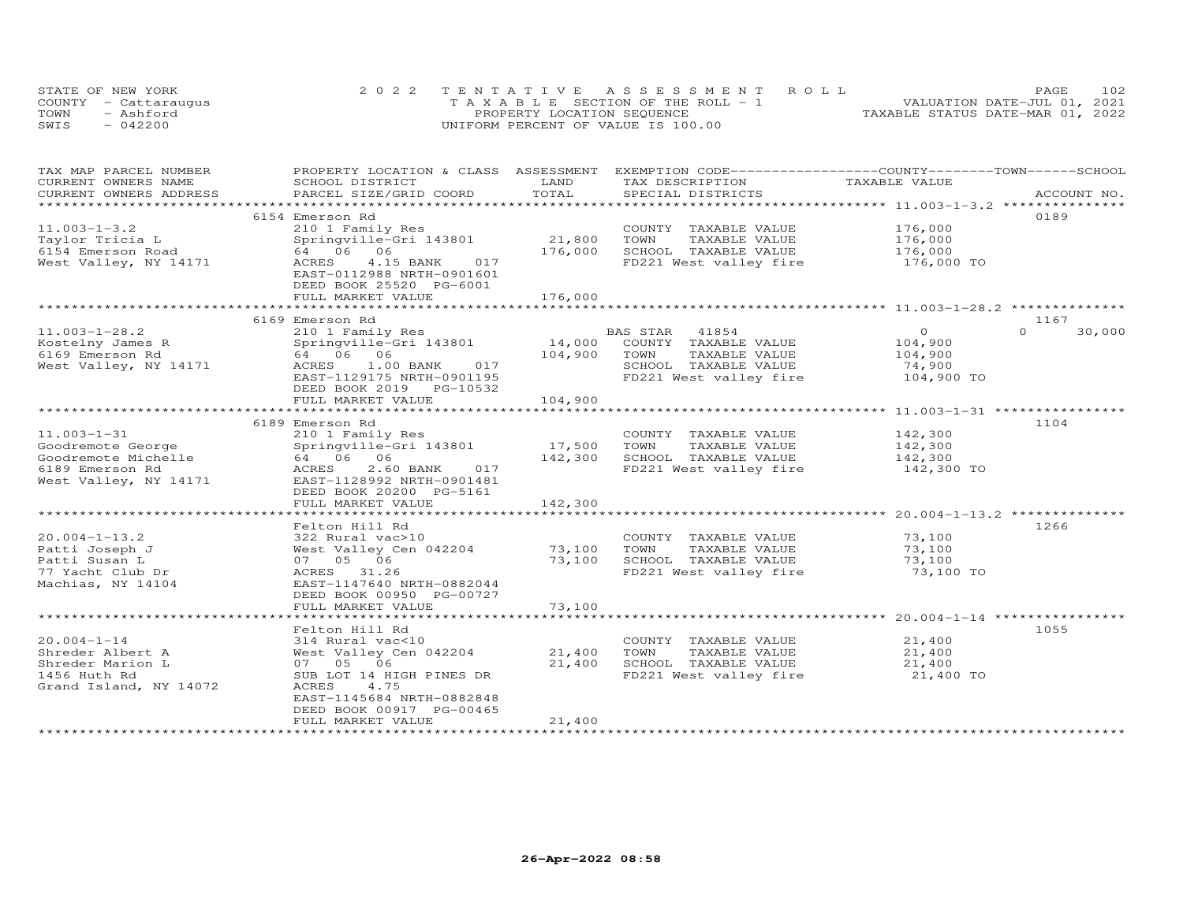STATE OF NEW YORK — 2022 TENTATIVE ASSESSMENT ROLL
COUNTY - Cattaraugus — TAXABLE SECTION OF THE ROLL - 1 — VALUATION DATE-JUL 01, 2021
TOWN - Ashford — PROPERTY LOCATION SEQUENCE — TAXABLE STATUS DATE-MAR 01, 2022
SWIS - 042200 — UNIFORM PERCENT OF VALUE IS 100.00

| TAX MAP PARCEL NUMBER / CURRENT OWNERS NAME / CURRENT OWNERS ADDRESS | PROPERTY LOCATION & CLASS / SCHOOL DISTRICT / PARCEL SIZE/GRID COORD | ASSESSMENT LAND | TOTAL | EXEMPTION CODE / TAX DESCRIPTION / SPECIAL DISTRICTS | COUNTY / TOWN / SCHOOL TAXABLE VALUE | ACCOUNT NO. |
|---|---|---|---|---|---|---|
| 11.003-1-3.2 | 6154 Emerson Rd | | | | | 0189 |
| Taylor Tricia L | 210 1 Family Res | | | COUNTY TAXABLE VALUE | 176,000 | |
| 6154 Emerson Road | Springville-Gri 143801 | 21,800 | | TOWN TAXABLE VALUE | 176,000 | |
| West Valley, NY 14171 | 64 06 06 | | 176,000 | SCHOOL TAXABLE VALUE | 176,000 | |
| | ACRES 4.15 BANK 017 | | | FD221 West valley fire | 176,000 TO | |
| | EAST-0112988 NRTH-0901601 | | | | | |
| | DEED BOOK 25520 PG-6001 | | | | | |
| | FULL MARKET VALUE | | 176,000 | | | |
| 11.003-1-28.2 | 6169 Emerson Rd | | | | | 1167 |
| Kostelny James R | 210 1 Family Res | | | BAS STAR 41854 | 0 0 30,000 | |
| 6169 Emerson Rd | Springville-Gri 143801 | 14,000 | | COUNTY TAXABLE VALUE | 104,900 | |
| West Valley, NY 14171 | 64 06 06 | | 104,900 | TOWN TAXABLE VALUE | 104,900 | |
| | ACRES 1.00 BANK 017 | | | SCHOOL TAXABLE VALUE | 74,900 | |
| | EAST-1129175 NRTH-0901195 | | | FD221 West valley fire | 104,900 TO | |
| | DEED BOOK 2019 PG-10532 | | | | | |
| | FULL MARKET VALUE | | 104,900 | | | |
| 11.003-1-31 | 6189 Emerson Rd | | | | | 1104 |
| Goodremote George | 210 1 Family Res | | | COUNTY TAXABLE VALUE | 142,300 | |
| Goodremote Michelle | Springville-Gri 143801 | 17,500 | | TOWN TAXABLE VALUE | 142,300 | |
| 6189 Emerson Rd | 64 06 06 | | 142,300 | SCHOOL TAXABLE VALUE | 142,300 | |
| West Valley, NY 14171 | ACRES 2.60 BANK 017 | | | FD221 West valley fire | 142,300 TO | |
| | EAST-1128992 NRTH-0901481 | | | | | |
| | DEED BOOK 20200 PG-5161 | | | | | |
| | FULL MARKET VALUE | | 142,300 | | | |
| 20.004-1-13.2 | Felton Hill Rd | | | | | 1266 |
| Patti Joseph J | 322 Rural vac>10 | | | COUNTY TAXABLE VALUE | 73,100 | |
| Patti Susan L | West Valley Cen 042204 | 73,100 | | TOWN TAXABLE VALUE | 73,100 | |
| 77 Yacht Club Dr | 07 05 06 | | 73,100 | SCHOOL TAXABLE VALUE | 73,100 | |
| Machias, NY 14104 | ACRES 31.26 | | | FD221 West valley fire | 73,100 TO | |
| | EAST-1147640 NRTH-0882044 | | | | | |
| | DEED BOOK 00950 PG-00727 | | | | | |
| | FULL MARKET VALUE | | 73,100 | | | |
| 20.004-1-14 | Felton Hill Rd | | | | | 1055 |
| Shreder Albert A | 314 Rural vac<10 | | | COUNTY TAXABLE VALUE | 21,400 | |
| Shreder Marion L | West Valley Cen 042204 | 21,400 | | TOWN TAXABLE VALUE | 21,400 | |
| 1456 Huth Rd | 07 05 06 | | 21,400 | SCHOOL TAXABLE VALUE | 21,400 | |
| Grand Island, NY 14072 | SUB LOT 14 HIGH PINES DR | | | FD221 West valley fire | 21,400 TO | |
| | ACRES 4.75 | | | | | |
| | EAST-1145684 NRTH-0882848 | | | | | |
| | DEED BOOK 00917 PG-00465 | | | | | |
| | FULL MARKET VALUE | | 21,400 | | | |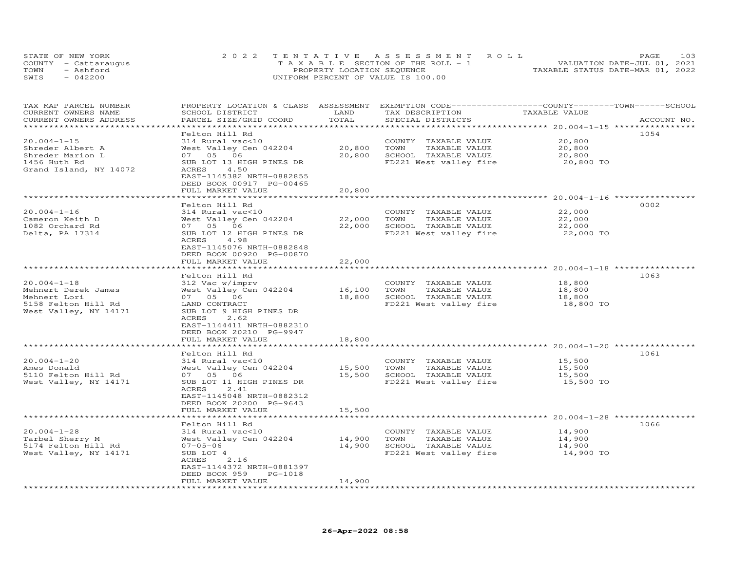STATE OF NEW YORK | 2022 TENTATIVE ASSESSMENT ROLL
COUNTY - Cattaraugus | TAXABLE SECTION OF THE ROLL - 1 | VALUATION DATE-JUL 01, 2021
TOWN - Ashford | PROPERTY LOCATION SEQUENCE | TAXABLE STATUS DATE-MAR 01, 2022
SWIS - 042200 | UNIFORM PERCENT OF VALUE IS 100.00

| TAX MAP PARCEL NUMBER / CURRENT OWNERS NAME / CURRENT OWNERS ADDRESS | PROPERTY LOCATION & CLASS / SCHOOL DISTRICT / PARCEL SIZE/GRID COORD | ASSESSMENT LAND | TOTAL | EXEMPTION CODE / TAX DESCRIPTION / SPECIAL DISTRICTS | TAXABLE VALUE (COUNTY / TOWN / SCHOOL) | ACCOUNT NO. |
|---|---|---|---|---|---|---|
| 20.004-1-15 | Felton Hill Rd | | | | | 1054 |
| | 314 Rural vac<10 | | | COUNTY TAXABLE VALUE | 20,800 | |
| Shreder Albert A | West Valley Cen 042204 | 20,800 | | TOWN TAXABLE VALUE | 20,800 | |
| Shreder Marion L | 07 05 06 | | 20,800 | SCHOOL TAXABLE VALUE | 20,800 | |
| 1456 Huth Rd | SUB LOT 13 HIGH PINES DR | | | FD221 West valley fire | 20,800 TO | |
| Grand Island, NY 14072 | ACRES 4.50 | | | | | |
| | EAST-1145382 NRTH-0882855 | | | | | |
| | DEED BOOK 00917 PG-00465 | | | | | |
| | FULL MARKET VALUE | | 20,800 | | | |
| 20.004-1-16 | Felton Hill Rd | | | | | 0002 |
| | 314 Rural vac<10 | | | COUNTY TAXABLE VALUE | 22,000 | |
| Cameron Keith D | West Valley Cen 042204 | 22,000 | | TOWN TAXABLE VALUE | 22,000 | |
| 1082 Orchard Rd | 07 05 06 | | 22,000 | SCHOOL TAXABLE VALUE | 22,000 | |
| Delta, PA 17314 | SUB LOT 12 HIGH PINES DR | | | FD221 West valley fire | 22,000 TO | |
| | ACRES 4.98 | | | | | |
| | EAST-1145076 NRTH-0882848 | | | | | |
| | DEED BOOK 00920 PG-00870 | | | | | |
| | FULL MARKET VALUE | | 22,000 | | | |
| 20.004-1-18 | Felton Hill Rd | | | | | 1063 |
| | 312 Vac w/imprv | | | COUNTY TAXABLE VALUE | 18,800 | |
| Mehnert Derek James | West Valley Cen 042204 | 16,100 | | TOWN TAXABLE VALUE | 18,800 | |
| Mehnert Lori | 07 05 06 | | 18,800 | SCHOOL TAXABLE VALUE | 18,800 | |
| 5158 Felton Hill Rd | LAND CONTRACT | | | FD221 West valley fire | 18,800 TO | |
| West Valley, NY 14171 | SUB LOT 9 HIGH PINES DR | | | | | |
| | ACRES 2.62 | | | | | |
| | EAST-1144411 NRTH-0882310 | | | | | |
| | DEED BOOK 20210 PG-9947 | | | | | |
| | FULL MARKET VALUE | | 18,800 | | | |
| 20.004-1-20 | Felton Hill Rd | | | | | 1061 |
| | 314 Rural vac<10 | | | COUNTY TAXABLE VALUE | 15,500 | |
| Ames Donald | West Valley Cen 042204 | 15,500 | | TOWN TAXABLE VALUE | 15,500 | |
| 5110 Felton Hill Rd | 07 05 06 | | 15,500 | SCHOOL TAXABLE VALUE | 15,500 | |
| West Valley, NY 14171 | SUB LOT 11 HIGH PINES DR | | | FD221 West valley fire | 15,500 TO | |
| | ACRES 2.41 | | | | | |
| | EAST-1145048 NRTH-0882312 | | | | | |
| | DEED BOOK 20200 PG-9643 | | | | | |
| | FULL MARKET VALUE | | 15,500 | | | |
| 20.004-1-28 | Felton Hill Rd | | | | | 1066 |
| | 314 Rural vac<10 | | | COUNTY TAXABLE VALUE | 14,900 | |
| Tarbel Sherry M | West Valley Cen 042204 | 14,900 | | TOWN TAXABLE VALUE | 14,900 | |
| 5174 Felton Hill Rd | 07-05-06 | | 14,900 | SCHOOL TAXABLE VALUE | 14,900 | |
| West Valley, NY 14171 | SUB LOT 4 | | | FD221 West valley fire | 14,900 TO | |
| | ACRES 2.16 | | | | | |
| | EAST-1144372 NRTH-0881397 | | | | | |
| | DEED BOOK 959 PG-1018 | | | | | |
| | FULL MARKET VALUE | | 14,900 | | | |

26-Apr-2022 08:58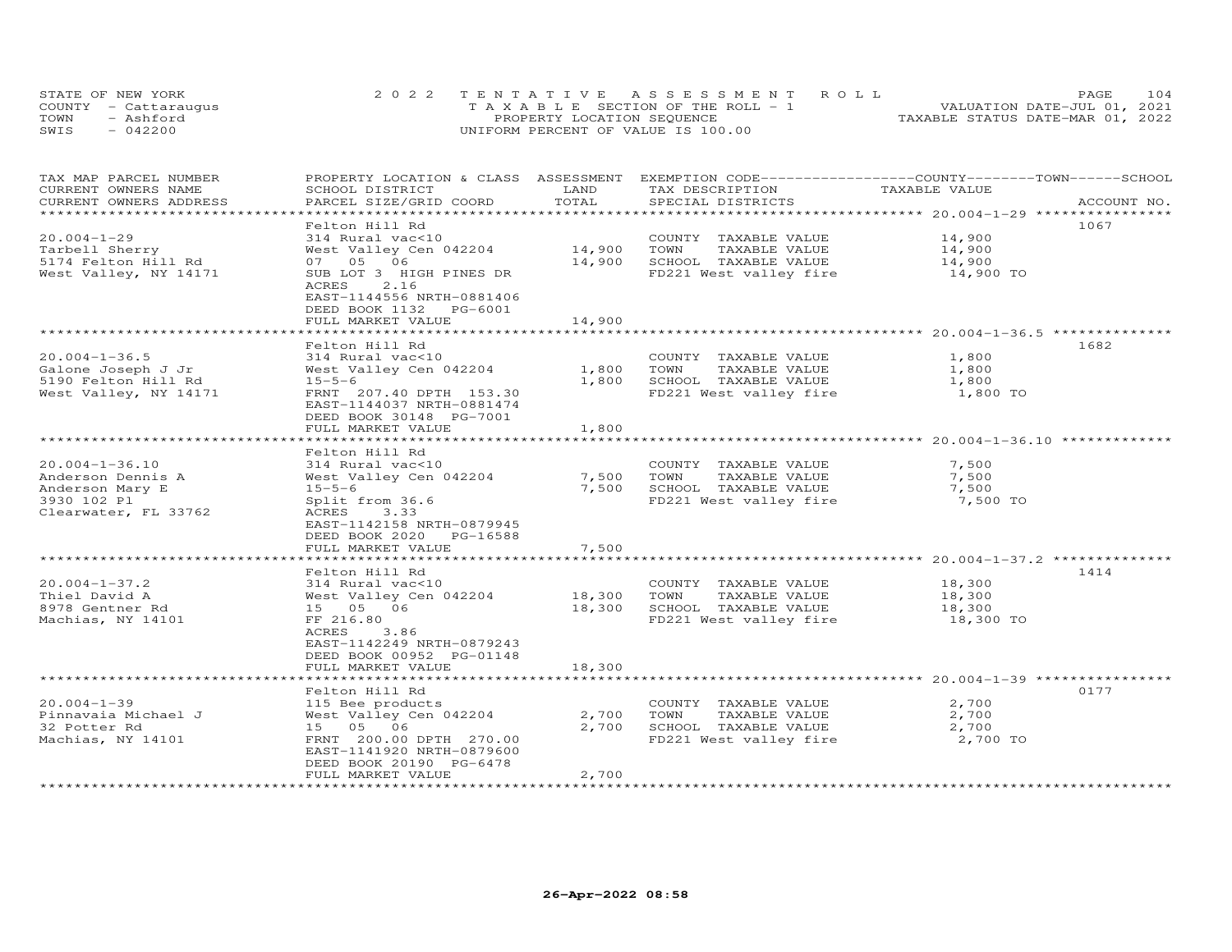STATE OF NEW YORK
COUNTY - Cattaraugus
TOWN - Ashford
SWIS - 042200

2022 TENTATIVE ASSESSMENT ROLL
TAXABLE SECTION OF THE ROLL - 1
PROPERTY LOCATION SEQUENCE
UNIFORM PERCENT OF VALUE IS 100.00

VALUATION DATE-JUL 01, 2021
TAXABLE STATUS DATE-MAR 01, 2022

| TAX MAP PARCEL NUMBER / CURRENT OWNERS NAME / CURRENT OWNERS ADDRESS | PROPERTY LOCATION & CLASS / SCHOOL DISTRICT / PARCEL SIZE/GRID COORD | ASSESSMENT LAND | TOTAL | EXEMPTION CODE / TAX DESCRIPTION / SPECIAL DISTRICTS | COUNTY--------TOWN------SCHOOL TAXABLE VALUE | ACCOUNT NO. |
|---|---|---|---|---|---|---|
| 20.004-1-29 | Felton Hill Rd | | | | | 1067 |
| Tarbell Sherry | 314 Rural vac<10 | | | COUNTY TAXABLE VALUE | 14,900 | |
| 5174 Felton Hill Rd | West Valley Cen 042204 | 14,900 | | TOWN TAXABLE VALUE | 14,900 | |
| West Valley, NY 14171 | 07 05 06 | | 14,900 | SCHOOL TAXABLE VALUE | 14,900 | |
| | SUB LOT 3 HIGH PINES DR | | | FD221 West valley fire | 14,900 TO | |
| | ACRES 2.16 | | | | | |
| | EAST-1144556 NRTH-0881406 | | | | | |
| | DEED BOOK 1132 PG-6001 | | | | | |
| | FULL MARKET VALUE | | 14,900 | | | |
| 20.004-1-36.5 | Felton Hill Rd | | | | | 1682 |
| Galone Joseph J Jr | 314 Rural vac<10 | | | COUNTY TAXABLE VALUE | 1,800 | |
| 5190 Felton Hill Rd | West Valley Cen 042204 | 1,800 | | TOWN TAXABLE VALUE | 1,800 | |
| West Valley, NY 14171 | 15-5-6 | | 1,800 | SCHOOL TAXABLE VALUE | 1,800 | |
| | FRNT 207.40 DPTH 153.30 | | | FD221 West valley fire | 1,800 TO | |
| | EAST-1144037 NRTH-0881474 | | | | | |
| | DEED BOOK 30148 PG-7001 | | | | | |
| | FULL MARKET VALUE | | 1,800 | | | |
| 20.004-1-36.10 | Felton Hill Rd | | | | | |
| Anderson Dennis A | 314 Rural vac<10 | | | COUNTY TAXABLE VALUE | 7,500 | |
| Anderson Mary E | West Valley Cen 042204 | 7,500 | | TOWN TAXABLE VALUE | 7,500 | |
| 3930 102 Pl | 15-5-6 | | 7,500 | SCHOOL TAXABLE VALUE | 7,500 | |
| Clearwater, FL 33762 | Split from 36.6 | | | FD221 West valley fire | 7,500 TO | |
| | ACRES 3.33 | | | | | |
| | EAST-1142158 NRTH-0879945 | | | | | |
| | DEED BOOK 2020 PG-16588 | | | | | |
| | FULL MARKET VALUE | | 7,500 | | | |
| 20.004-1-37.2 | Felton Hill Rd | | | | | 1414 |
| Thiel David A | 314 Rural vac<10 | | | COUNTY TAXABLE VALUE | 18,300 | |
| 8978 Gentner Rd | West Valley Cen 042204 | 18,300 | | TOWN TAXABLE VALUE | 18,300 | |
| Machias, NY 14101 | 15 05 06 | | 18,300 | SCHOOL TAXABLE VALUE | 18,300 | |
| | FF 216.80 | | | FD221 West valley fire | 18,300 TO | |
| | ACRES 3.86 | | | | | |
| | EAST-1142249 NRTH-0879243 | | | | | |
| | DEED BOOK 00952 PG-01148 | | | | | |
| | FULL MARKET VALUE | | 18,300 | | | |
| 20.004-1-39 | Felton Hill Rd | | | | | 0177 |
| Pinnavaia Michael J | 115 Bee products | | | COUNTY TAXABLE VALUE | 2,700 | |
| 32 Potter Rd | West Valley Cen 042204 | 2,700 | | TOWN TAXABLE VALUE | 2,700 | |
| Machias, NY 14101 | 15 05 06 | | 2,700 | SCHOOL TAXABLE VALUE | 2,700 | |
| | FRNT 200.00 DPTH 270.00 | | | FD221 West valley fire | 2,700 TO | |
| | EAST-1141920 NRTH-0879600 | | | | | |
| | DEED BOOK 20190 PG-6478 | | | | | |
| | FULL MARKET VALUE | | 2,700 | | | |

26-Apr-2022 08:58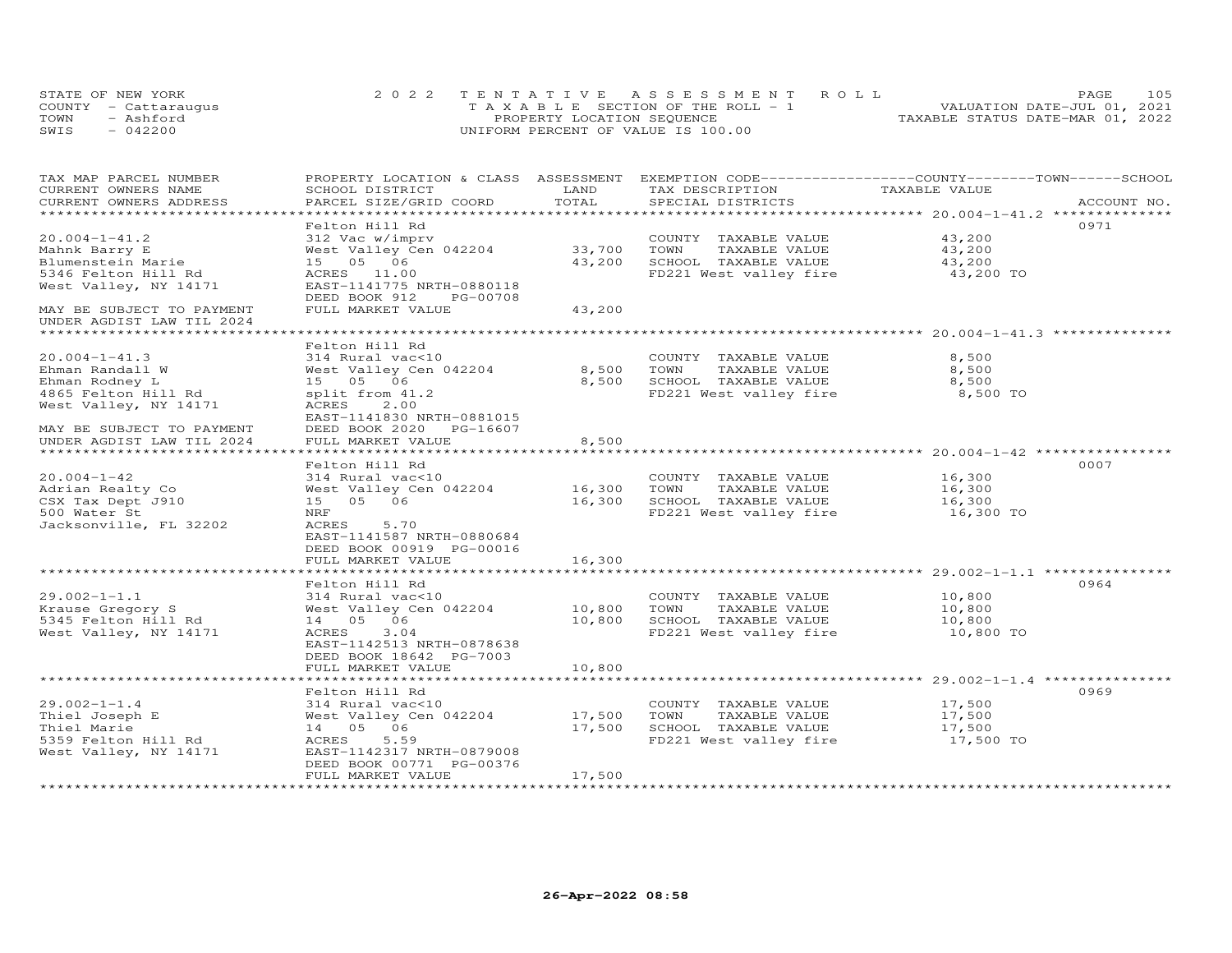STATE OF NEW YORK
COUNTY - Cattaraugus
TOWN - Ashford
SWIS - 042200

2022 TENTATIVE ASSESSMENT ROLL
TAXABLE SECTION OF THE ROLL - 1
PROPERTY LOCATION SEQUENCE
UNIFORM PERCENT OF VALUE IS 100.00

VALUATION DATE-JUL 01, 2021
TAXABLE STATUS DATE-MAR 01, 2022

| TAX MAP PARCEL NUMBER / CURRENT OWNERS NAME / CURRENT OWNERS ADDRESS | PROPERTY LOCATION & CLASS / SCHOOL DISTRICT / PARCEL SIZE/GRID COORD | ASSESSMENT LAND / TOTAL | EXEMPTION CODE / TAX DESCRIPTION / SPECIAL DISTRICTS | COUNTY--------TOWN------SCHOOL TAXABLE VALUE | ACCOUNT NO. |
|---|---|---|---|---|---|
| 20.004-1-41.2 | Felton Hill Rd | | | | 0971 |
| Mahnk Barry E | 312 Vac w/imprv | | COUNTY TAXABLE VALUE | 43,200 | |
| Blumenstein Marie | West Valley Cen 042204 | 33,700 | TOWN TAXABLE VALUE | 43,200 | |
| 5346 Felton Hill Rd | 15 05 06 | 43,200 | SCHOOL TAXABLE VALUE | 43,200 | |
| West Valley, NY 14171 | ACRES 11.00 | | FD221 West valley fire | 43,200 TO | |
| | EAST-1141775 NRTH-0880118 | | | | |
| | DEED BOOK 912 PG-00708 | | | | |
| MAY BE SUBJECT TO PAYMENT | FULL MARKET VALUE | 43,200 | | | |
| UNDER AGDIST LAW TIL 2024 | | | | | |
| 20.004-1-41.3 | Felton Hill Rd | | | | |
| Ehman Randall W | 314 Rural vac<10 | | COUNTY TAXABLE VALUE | 8,500 | |
| Ehman Rodney L | West Valley Cen 042204 | 8,500 | TOWN TAXABLE VALUE | 8,500 | |
| 4865 Felton Hill Rd | 15 05 06 | 8,500 | SCHOOL TAXABLE VALUE | 8,500 | |
| West Valley, NY 14171 | split from 41.2 | | FD221 West valley fire | 8,500 TO | |
| | ACRES 2.00 | | | | |
| | EAST-1141830 NRTH-0881015 | | | | |
| MAY BE SUBJECT TO PAYMENT | DEED BOOK 2020 PG-16607 | | | | |
| UNDER AGDIST LAW TIL 2024 | FULL MARKET VALUE | 8,500 | | | |
| 20.004-1-42 | Felton Hill Rd | | | | 0007 |
| Adrian Realty Co | 314 Rural vac<10 | | COUNTY TAXABLE VALUE | 16,300 | |
| CSX Tax Dept J910 | West Valley Cen 042204 | 16,300 | TOWN TAXABLE VALUE | 16,300 | |
| 500 Water St | 15 05 06 | 16,300 | SCHOOL TAXABLE VALUE | 16,300 | |
| Jacksonville, FL 32202 | NRF | | FD221 West valley fire | 16,300 TO | |
| | ACRES 5.70 | | | | |
| | EAST-1141587 NRTH-0880684 | | | | |
| | DEED BOOK 00919 PG-00016 | | | | |
| | FULL MARKET VALUE | 16,300 | | | |
| 29.002-1-1.1 | Felton Hill Rd | | | | 0964 |
| Krause Gregory S | 314 Rural vac<10 | | COUNTY TAXABLE VALUE | 10,800 | |
| 5345 Felton Hill Rd | West Valley Cen 042204 | 10,800 | TOWN TAXABLE VALUE | 10,800 | |
| West Valley, NY 14171 | 14 05 06 | 10,800 | SCHOOL TAXABLE VALUE | 10,800 | |
| | ACRES 3.04 | | FD221 West valley fire | 10,800 TO | |
| | EAST-1142513 NRTH-0878638 | | | | |
| | DEED BOOK 18642 PG-7003 | | | | |
| | FULL MARKET VALUE | 10,800 | | | |
| 29.002-1-1.4 | Felton Hill Rd | | | | 0969 |
| Thiel Joseph E | 314 Rural vac<10 | | COUNTY TAXABLE VALUE | 17,500 | |
| Thiel Marie | West Valley Cen 042204 | 17,500 | TOWN TAXABLE VALUE | 17,500 | |
| 5359 Felton Hill Rd | 14 05 06 | 17,500 | SCHOOL TAXABLE VALUE | 17,500 | |
| West Valley, NY 14171 | ACRES 5.59 | | FD221 West valley fire | 17,500 TO | |
| | EAST-1142317 NRTH-0879008 | | | | |
| | DEED BOOK 00771 PG-00376 | | | | |
| | FULL MARKET VALUE | 17,500 | | | |

26-Apr-2022 08:58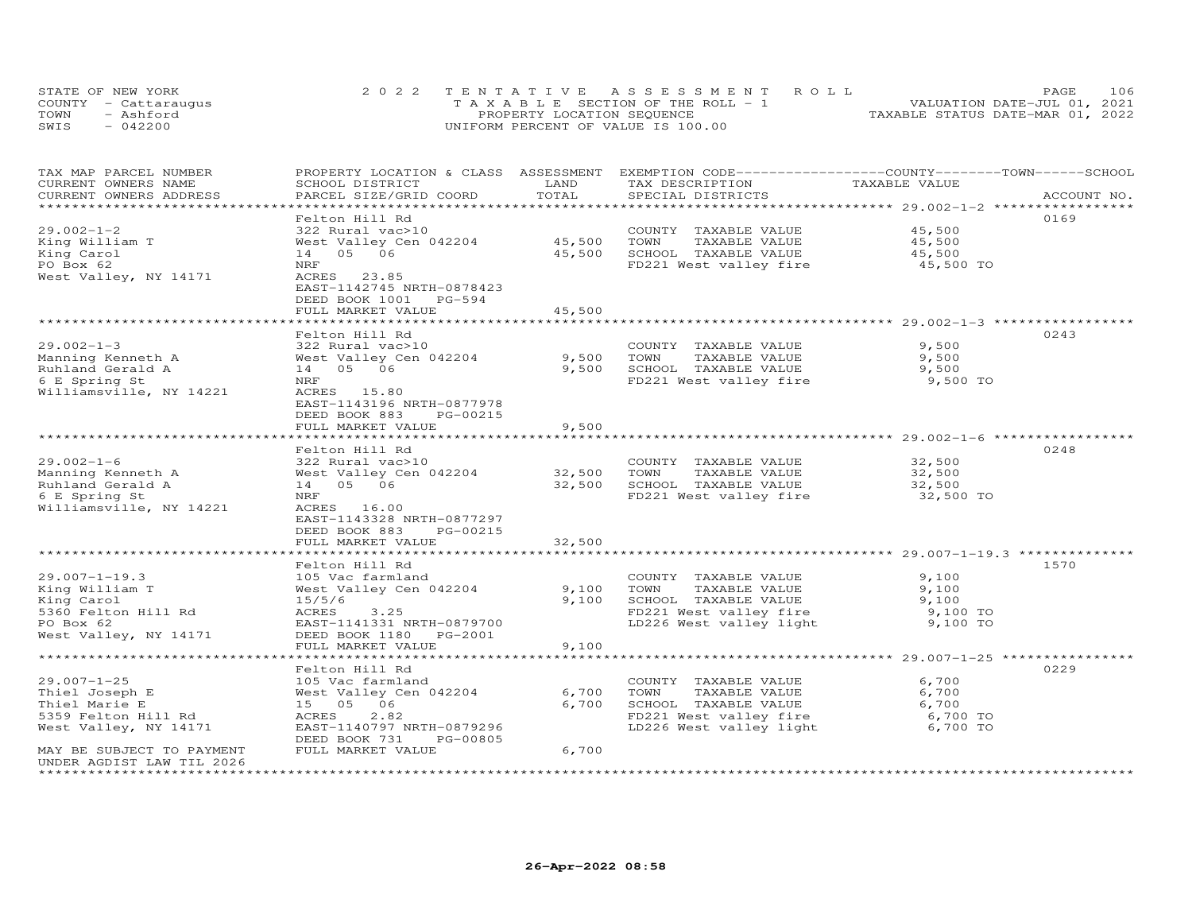STATE OF NEW YORK
COUNTY - Cattaraugus
TOWN - Ashford
SWIS - 042200

2022 TENTATIVE ASSESSMENT ROLL
TAXABLE SECTION OF THE ROLL - 1
PROPERTY LOCATION SEQUENCE
UNIFORM PERCENT OF VALUE IS 100.00

VALUATION DATE-JUL 01, 2021
TAXABLE STATUS DATE-MAR 01, 2022

| TAX MAP PARCEL NUMBER<br>CURRENT OWNERS NAME<br>CURRENT OWNERS ADDRESS | PROPERTY LOCATION & CLASS<br>SCHOOL DISTRICT<br>PARCEL SIZE/GRID COORD | ASSESSMENT<br>LAND<br>TOTAL | EXEMPTION CODE<br>TAX DESCRIPTION<br>SPECIAL DISTRICTS | COUNTY--------TOWN------SCHOOL<br>TAXABLE VALUE | ACCOUNT NO. |
|---|---|---|---|---|---|
| **29.002-1-2** | Felton Hill Rd | | | | 0169 |
| 29.002-1-2 | 322 Rural vac>10 | | COUNTY TAXABLE VALUE | 45,500 | |
| King William T | West Valley Cen 042204 | 45,500 | TOWN TAXABLE VALUE | 45,500 | |
| King Carol | 14 05 06 | 45,500 | SCHOOL TAXABLE VALUE | 45,500 | |
| PO Box 62 | NRF | | FD221 West valley fire | 45,500 TO | |
| West Valley, NY 14171 | ACRES 23.85 | | | | |
| | EAST-1142745 NRTH-0878423 | | | | |
| | DEED BOOK 1001 PG-594 | | | | |
| | FULL MARKET VALUE | 45,500 | | | |
| **29.002-1-3** | Felton Hill Rd | | | | 0243 |
| 29.002-1-3 | 322 Rural vac>10 | | COUNTY TAXABLE VALUE | 9,500 | |
| Manning Kenneth A | West Valley Cen 042204 | 9,500 | TOWN TAXABLE VALUE | 9,500 | |
| Ruhland Gerald A | 14 05 06 | 9,500 | SCHOOL TAXABLE VALUE | 9,500 | |
| 6 E Spring St | NRF | | FD221 West valley fire | 9,500 TO | |
| Williamsville, NY 14221 | ACRES 15.80 | | | | |
| | EAST-1143196 NRTH-0877978 | | | | |
| | DEED BOOK 883 PG-00215 | | | | |
| | FULL MARKET VALUE | 9,500 | | | |
| **29.002-1-6** | Felton Hill Rd | | | | 0248 |
| 29.002-1-6 | 322 Rural vac>10 | | COUNTY TAXABLE VALUE | 32,500 | |
| Manning Kenneth A | West Valley Cen 042204 | 32,500 | TOWN TAXABLE VALUE | 32,500 | |
| Ruhland Gerald A | 14 05 06 | 32,500 | SCHOOL TAXABLE VALUE | 32,500 | |
| 6 E Spring St | NRF | | FD221 West valley fire | 32,500 TO | |
| Williamsville, NY 14221 | ACRES 16.00 | | | | |
| | EAST-1143328 NRTH-0877297 | | | | |
| | DEED BOOK 883 PG-00215 | | | | |
| | FULL MARKET VALUE | 32,500 | | | |
| **29.007-1-19.3** | Felton Hill Rd | | | | 1570 |
| 29.007-1-19.3 | 105 Vac farmland | | COUNTY TAXABLE VALUE | 9,100 | |
| King William T | West Valley Cen 042204 | 9,100 | TOWN TAXABLE VALUE | 9,100 | |
| King Carol | 15/5/6 | 9,100 | SCHOOL TAXABLE VALUE | 9,100 | |
| 5360 Felton Hill Rd | ACRES 3.25 | | FD221 West valley fire | 9,100 TO | |
| PO Box 62 | EAST-1141331 NRTH-0879700 | | LD226 West valley light | 9,100 TO | |
| West Valley, NY 14171 | DEED BOOK 1180 PG-2001 | | | | |
| | FULL MARKET VALUE | 9,100 | | | |
| **29.007-1-25** | Felton Hill Rd | | | | 0229 |
| 29.007-1-25 | 105 Vac farmland | | COUNTY TAXABLE VALUE | 6,700 | |
| Thiel Joseph E | West Valley Cen 042204 | 6,700 | TOWN TAXABLE VALUE | 6,700 | |
| Thiel Marie E | 15 05 06 | 6,700 | SCHOOL TAXABLE VALUE | 6,700 | |
| 5359 Felton Hill Rd | ACRES 2.82 | | FD221 West valley fire | 6,700 TO | |
| West Valley, NY 14171 | EAST-1140797 NRTH-0879296 | | LD226 West valley light | 6,700 TO | |
| | DEED BOOK 731 PG-00805 | | | | |
| MAY BE SUBJECT TO PAYMENT | FULL MARKET VALUE | 6,700 | | | |
| UNDER AGDIST LAW TIL 2026 | | | | | |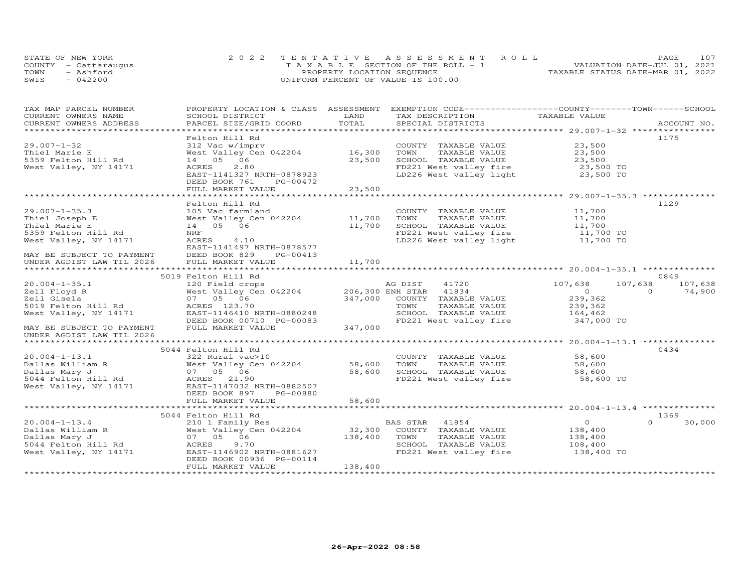STATE OF NEW YORK
COUNTY - Cattaraugus
TOWN - Ashford
SWIS - 042200

2022 TENTATIVE ASSESSMENT ROLL
TAXABLE SECTION OF THE ROLL - 1
PROPERTY LOCATION SEQUENCE
UNIFORM PERCENT OF VALUE IS 100.00

VALUATION DATE-JUL 01, 2021
TAXABLE STATUS DATE-MAR 01, 2022

```
TAX MAP PARCEL NUMBER     PROPERTY LOCATION & CLASS  ASSESSMENT  EXEMPTION CODE------------------COUNTY--------TOWN------SCHOOL
CURRENT OWNERS NAME       SCHOOL DISTRICT              LAND      TAX DESCRIPTION               TAXABLE VALUE
CURRENT OWNERS ADDRESS    PARCEL SIZE/GRID COORD       TOTAL     SPECIAL DISTRICTS                                          ACCOUNT NO.
******************************************************************************************************* 29.007-1-32 ****************
                          Felton Hill Rd                                                                                   1175
29.007-1-32               312 Vac w/imprv                        COUNTY  TAXABLE VALUE          23,500
Thiel Marie E             West Valley Cen 042204      16,300     TOWN    TAXABLE VALUE          23,500
5359 Felton Hill Rd       14  05  06                  23,500     SCHOOL  TAXABLE VALUE          23,500
West Valley, NY 14171     ACRES    2.80                          FD221 West valley fire          23,500 TO
                          EAST-1141327 NRTH-0878923              LD226 West valley light         23,500 TO
                          DEED BOOK 761    PG-00472
                          FULL MARKET VALUE           23,500
******************************************************************************************************* 29.007-1-35.3 **************
                          Felton Hill Rd                                                                                   1129
29.007-1-35.3             105 Vac farmland                       COUNTY  TAXABLE VALUE          11,700
Thiel Joseph E            West Valley Cen 042204      11,700     TOWN    TAXABLE VALUE          11,700
Thiel Marie E             14  05  06                  11,700     SCHOOL  TAXABLE VALUE          11,700
5359 Felton Hill Rd       NRF                                    FD221 West valley fire          11,700 TO
West Valley, NY 14171     ACRES    4.10                          LD226 West valley light         11,700 TO
                          EAST-1141497 NRTH-0878577
MAY BE SUBJECT TO PAYMENT DEED BOOK 829    PG-00413
UNDER AGDIST LAW TIL 2026 FULL MARKET VALUE           11,700
******************************************************************************************************* 20.004-1-35.1 **************
                        5019 Felton Hill Rd                                                                                0849
20.004-1-35.1             120 Field crops                        AG DIST     41720         107,638     107,638     107,638
Zell Floyd R              West Valley Cen 042204     206,300 ENH STAR    41834               0           0      74,900
Zell Gisela               07  05  06                 347,000     COUNTY  TAXABLE VALUE         239,362
5019 Felton Hill Rd       ACRES 123.70                           TOWN    TAXABLE VALUE         239,362
West Valley, NY 14171     EAST-1146410 NRTH-0880248              SCHOOL  TAXABLE VALUE         164,462
                          DEED BOOK 00710 PG-00083               FD221 West valley fire         347,000 TO
MAY BE SUBJECT TO PAYMENT FULL MARKET VALUE          347,000
UNDER AGDIST LAW TIL 2026
******************************************************************************************************* 20.004-1-13.1 **************
                        5044 Felton Hill Rd                                                                                0434
20.004-1-13.1             322 Rural vac>10                       COUNTY  TAXABLE VALUE          58,600
Dallas William R          West Valley Cen 042204      58,600     TOWN    TAXABLE VALUE          58,600
Dallas Mary J             07  05  06                  58,600     SCHOOL  TAXABLE VALUE          58,600
5044 Felton Hill Rd       ACRES   21.90                          FD221 West valley fire          58,600 TO
West Valley, NY 14171     EAST-1147032 NRTH-0882507
                          DEED BOOK 897    PG-00880
                          FULL MARKET VALUE           58,600
******************************************************************************************************* 20.004-1-13.4 **************
                        5044 Felton Hill Rd                                                                                1369
20.004-1-13.4             210 1 Family Res                       BAS STAR    41854               0           0      30,000
Dallas William R          West Valley Cen 042204      32,300     COUNTY  TAXABLE VALUE         138,400
Dallas Mary J             07  05  06                 138,400     TOWN    TAXABLE VALUE         138,400
5044 Felton Hill Rd       ACRES    9.70                          SCHOOL  TAXABLE VALUE         108,400
West Valley, NY 14171     EAST-1146902 NRTH-0881627              FD221 West valley fire         138,400 TO
                          DEED BOOK 00936 PG-00114
                          FULL MARKET VALUE          138,400
************************************************************************************************************************************
```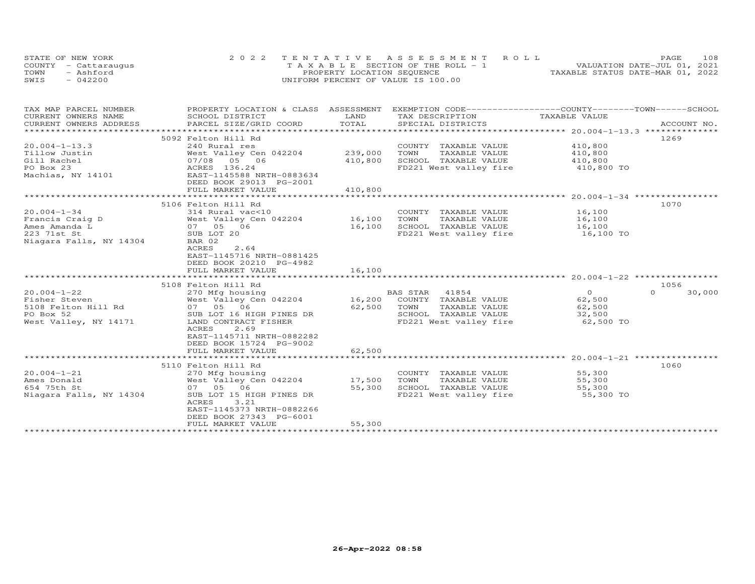STATE OF NEW YORK
COUNTY - Cattaraugus
TOWN - Ashford
SWIS - 042200

2022 TENTATIVE ASSESSMENT ROLL
TAXABLE SECTION OF THE ROLL - 1
PROPERTY LOCATION SEQUENCE
UNIFORM PERCENT OF VALUE IS 100.00

VALUATION DATE-JUL 01, 2021
TAXABLE STATUS DATE-MAR 01, 2022

| TAX MAP PARCEL NUMBER / CURRENT OWNERS NAME / CURRENT OWNERS ADDRESS | PROPERTY LOCATION & CLASS / SCHOOL DISTRICT / PARCEL SIZE/GRID COORD | ASSESSMENT LAND / TOTAL | EXEMPTION CODE / TAX DESCRIPTION / SPECIAL DISTRICTS | COUNTY TAXABLE VALUE | TOWN | SCHOOL / ACCOUNT NO. |
|---|---|---|---|---|---|---|
| | 5092 Felton Hill Rd | | | | | 1269 |
| 20.004-1-13.3 | 240 Rural res | | COUNTY TAXABLE VALUE | 410,800 | | |
| Tillow Justin | West Valley Cen 042204 | 239,000 | TOWN TAXABLE VALUE | 410,800 | | |
| Gill Rachel | 07/08 05 06 | 410,800 | SCHOOL TAXABLE VALUE | 410,800 | | |
| PO Box 23 | ACRES 136.24 | | FD221 West valley fire | 410,800 TO | | |
| Machias, NY 14101 | EAST-1145588 NRTH-0883634 | | | | | |
| | DEED BOOK 29013 PG-2001 | | | | | |
| | FULL MARKET VALUE | 410,800 | | | | |
| | 5106 Felton Hill Rd | | | | | 1070 |
| 20.004-1-34 | 314 Rural vac<10 | | COUNTY TAXABLE VALUE | 16,100 | | |
| Francis Craig D | West Valley Cen 042204 | 16,100 | TOWN TAXABLE VALUE | 16,100 | | |
| Ames Amanda L | 07 05 06 | 16,100 | SCHOOL TAXABLE VALUE | 16,100 | | |
| 223 71st St | SUB LOT 20 | | FD221 West valley fire | 16,100 TO | | |
| Niagara Falls, NY 14304 | BAR 02 | | | | | |
| | ACRES 2.64 | | | | | |
| | EAST-1145716 NRTH-0881425 | | | | | |
| | DEED BOOK 20210 PG-4982 | | | | | |
| | FULL MARKET VALUE | 16,100 | | | | |
| | 5108 Felton Hill Rd | | | | | 1056 |
| 20.004-1-22 | 270 Mfg housing | | BAS STAR 41854 | 0 | 0 | 30,000 |
| Fisher Steven | West Valley Cen 042204 | 16,200 | COUNTY TAXABLE VALUE | 62,500 | | |
| 5108 Felton Hill Rd | 07 05 06 | 62,500 | TOWN TAXABLE VALUE | 62,500 | | |
| PO Box 52 | SUB LOT 16 HIGH PINES DR | | SCHOOL TAXABLE VALUE | 32,500 | | |
| West Valley, NY 14171 | LAND CONTRACT FISHER | | FD221 West valley fire | 62,500 TO | | |
| | ACRES 2.69 | | | | | |
| | EAST-1145711 NRTH-0882282 | | | | | |
| | DEED BOOK 15724 PG-9002 | | | | | |
| | FULL MARKET VALUE | 62,500 | | | | |
| | 5110 Felton Hill Rd | | | | | 1060 |
| 20.004-1-21 | 270 Mfg housing | | COUNTY TAXABLE VALUE | 55,300 | | |
| Ames Donald | West Valley Cen 042204 | 17,500 | TOWN TAXABLE VALUE | 55,300 | | |
| 654 75th St | 07 05 06 | 55,300 | SCHOOL TAXABLE VALUE | 55,300 | | |
| Niagara Falls, NY 14304 | SUB LOT 15 HIGH PINES DR | | FD221 West valley fire | 55,300 TO | | |
| | ACRES 3.21 | | | | | |
| | EAST-1145373 NRTH-0882266 | | | | | |
| | DEED BOOK 27343 PG-6001 | | | | | |
| | FULL MARKET VALUE | 55,300 | | | | |

26-Apr-2022 08:58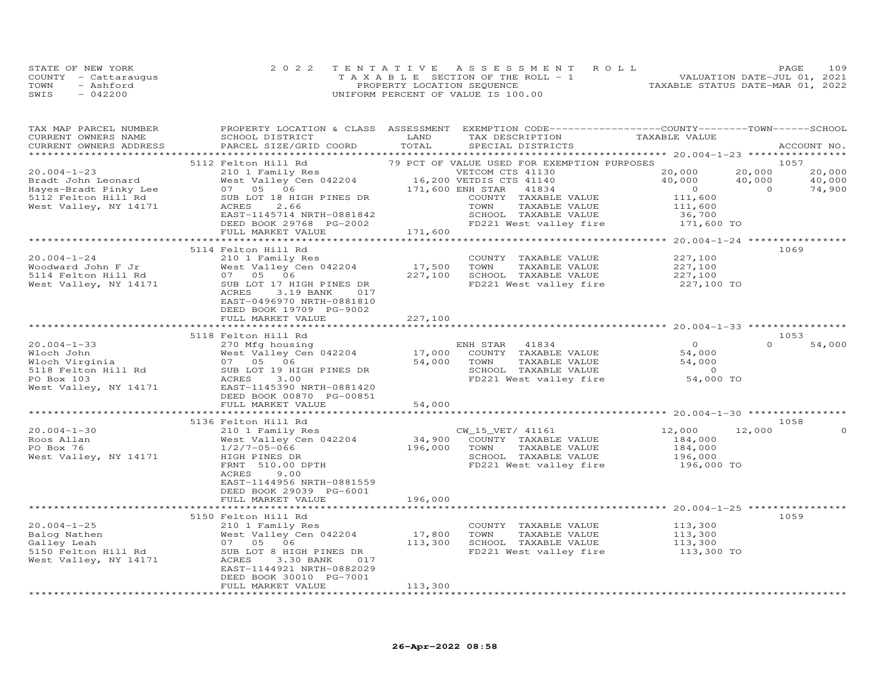STATE OF NEW YORK
COUNTY - Cattaraugus
TOWN - Ashford
SWIS - 042200

2022 TENTATIVE ASSESSMENT ROLL
TAXABLE SECTION OF THE ROLL - 1
PROPERTY LOCATION SEQUENCE
UNIFORM PERCENT OF VALUE IS 100.00

VALUATION DATE-JUL 01, 2021
TAXABLE STATUS DATE-MAR 01, 2022

| TAX MAP PARCEL NUMBER / CURRENT OWNERS NAME / CURRENT OWNERS ADDRESS | PROPERTY LOCATION & CLASS / SCHOOL DISTRICT / PARCEL SIZE/GRID COORD | ASSESSMENT LAND | TOTAL | EXEMPTION CODE / TAX DESCRIPTION / SPECIAL DISTRICTS | COUNTY TAXABLE VALUE | TOWN | SCHOOL | ACCOUNT NO. |
|---|---|---|---|---|---|---|---|---|
| 20.004-1-23 | 5112 Felton Hill Rd | | | 79 PCT OF VALUE USED FOR EXEMPTION PURPOSES | | | | 1057 |
| | 210 1 Family Res | | | VETCOM CTS 41130 | 20,000 | 20,000 | 20,000 | |
| Bradt John Leonard | West Valley Cen 042204 | 16,200 | | VETDIS CTS 41140 | 40,000 | 40,000 | 40,000 | |
| Hayes-Bradt Pinky Lee | 07 05 06 | | 171,600 | ENH STAR 41834 | 0 | 0 | 74,900 | |
| 5112 Felton Hill Rd | SUB LOT 18 HIGH PINES DR | | | COUNTY TAXABLE VALUE | 111,600 | | | |
| West Valley, NY 14171 | ACRES 2.66 | | | TOWN TAXABLE VALUE | 111,600 | | | |
| | EAST-1145714 NRTH-0881842 | | | SCHOOL TAXABLE VALUE | 36,700 | | | |
| | DEED BOOK 29768 PG-2002 | | | FD221 West valley fire | 171,600 TO | | | |
| | FULL MARKET VALUE | | 171,600 | | | | | |
| 20.004-1-24 | 5114 Felton Hill Rd | | | | | | | 1069 |
| | 210 1 Family Res | | | COUNTY TAXABLE VALUE | 227,100 | | | |
| Woodward John F Jr | West Valley Cen 042204 | 17,500 | | TOWN TAXABLE VALUE | 227,100 | | | |
| 5114 Felton Hill Rd | 07 05 06 | | 227,100 | SCHOOL TAXABLE VALUE | 227,100 | | | |
| West Valley, NY 14171 | SUB LOT 17 HIGH PINES DR | | | FD221 West valley fire | 227,100 TO | | | |
| | ACRES 3.19 BANK 017 | | | | | | | |
| | EAST-0496970 NRTH-0881810 | | | | | | | |
| | DEED BOOK 19709 PG-9002 | | | | | | | |
| | FULL MARKET VALUE | | 227,100 | | | | | |
| 20.004-1-33 | 5118 Felton Hill Rd | | | | | | | 1053 |
| | 270 Mfg housing | | | ENH STAR 41834 | 0 | 0 | 54,000 | |
| Wloch John | West Valley Cen 042204 | 17,000 | | COUNTY TAXABLE VALUE | 54,000 | | | |
| Wloch Virginia | 07 05 06 | | 54,000 | TOWN TAXABLE VALUE | 54,000 | | | |
| 5118 Felton Hill Rd | SUB LOT 19 HIGH PINES DR | | | SCHOOL TAXABLE VALUE | 0 | | | |
| PO Box 103 | ACRES 3.00 | | | FD221 West valley fire | 54,000 TO | | | |
| West Valley, NY 14171 | EAST-1145390 NRTH-0881420 | | | | | | | |
| | DEED BOOK 00870 PG-00851 | | | | | | | |
| | FULL MARKET VALUE | | 54,000 | | | | | |
| 20.004-1-30 | 5136 Felton Hill Rd | | | | | | | 1058 |
| | 210 1 Family Res | | | CW_15_VET/ 41161 | 12,000 | 12,000 | 0 | |
| Roos Allan | West Valley Cen 042204 | 34,900 | | COUNTY TAXABLE VALUE | 184,000 | | | |
| PO Box 76 | 1/2/7-05-066 | | 196,000 | TOWN TAXABLE VALUE | 184,000 | | | |
| West Valley, NY 14171 | HIGH PINES DR | | | SCHOOL TAXABLE VALUE | 196,000 | | | |
| | FRNT 510.00 DPTH | | | FD221 West valley fire | 196,000 TO | | | |
| | ACRES 9.00 | | | | | | | |
| | EAST-1144956 NRTH-0881559 | | | | | | | |
| | DEED BOOK 29039 PG-6001 | | | | | | | |
| | FULL MARKET VALUE | | 196,000 | | | | | |
| 20.004-1-25 | 5150 Felton Hill Rd | | | | | | | 1059 |
| | 210 1 Family Res | | | COUNTY TAXABLE VALUE | 113,300 | | | |
| Balog Nathen | West Valley Cen 042204 | 17,800 | | TOWN TAXABLE VALUE | 113,300 | | | |
| Galley Leah | 07 05 06 | | 113,300 | SCHOOL TAXABLE VALUE | 113,300 | | | |
| 5150 Felton Hill Rd | SUB LOT 8 HIGH PINES DR | | | FD221 West valley fire | 113,300 TO | | | |
| West Valley, NY 14171 | ACRES 3.30 BANK 017 | | | | | | | |
| | EAST-1144921 NRTH-0882029 | | | | | | | |
| | DEED BOOK 30010 PG-7001 | | | | | | | |
| | FULL MARKET VALUE | | 113,300 | | | | | |

26-Apr-2022 08:58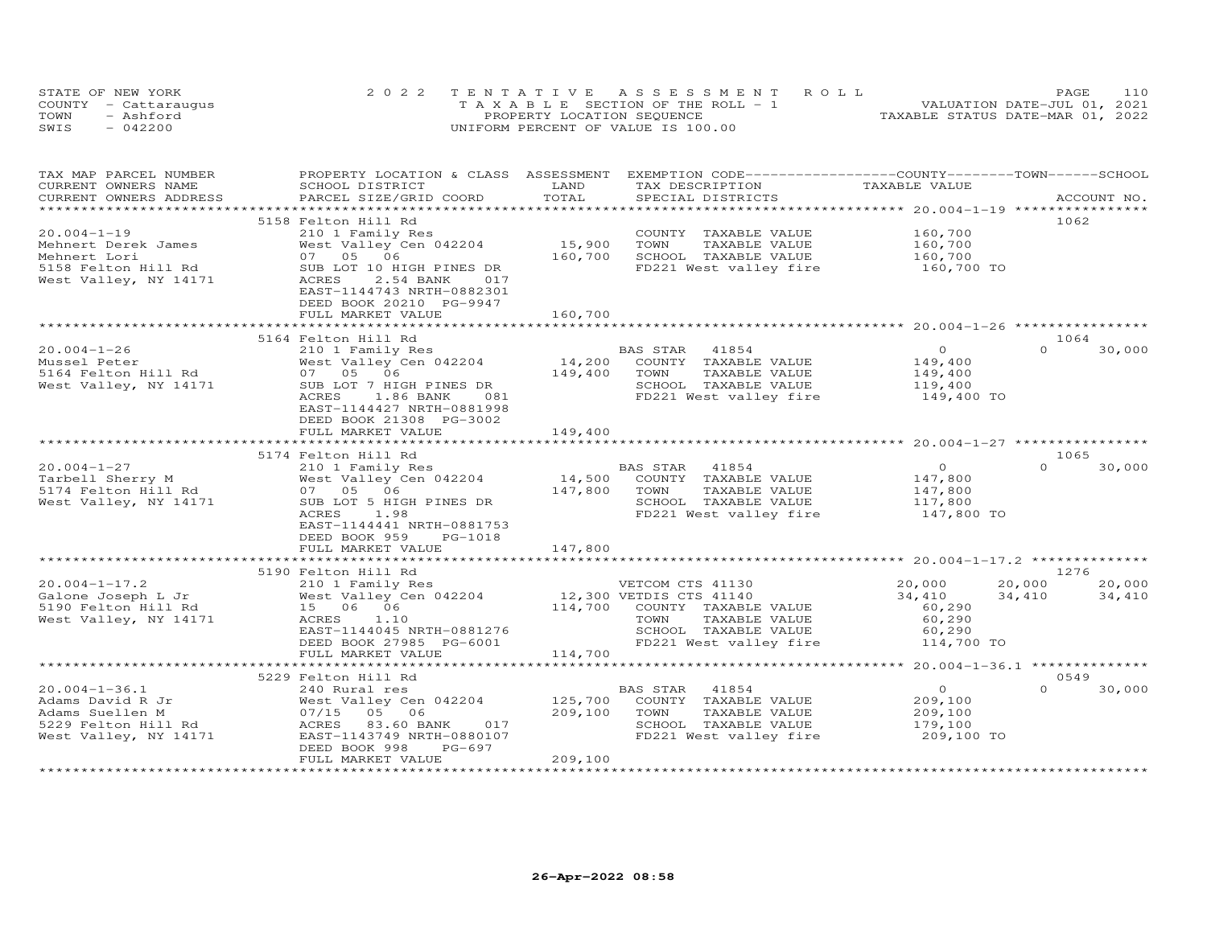STATE OF NEW YORK
COUNTY - Cattaraugus
TOWN - Ashford
SWIS - 042200

2022 TENTATIVE ASSESSMENT ROLL
TAXABLE SECTION OF THE ROLL - 1
PROPERTY LOCATION SEQUENCE
UNIFORM PERCENT OF VALUE IS 100.00

VALUATION DATE-JUL 01, 2021
TAXABLE STATUS DATE-MAR 01, 2022

| TAX MAP PARCEL NUMBER / CURRENT OWNERS NAME / CURRENT OWNERS ADDRESS | PROPERTY LOCATION & CLASS / SCHOOL DISTRICT / PARCEL SIZE/GRID COORD | ASSESSMENT LAND / TOTAL | EXEMPTION CODE / TAX DESCRIPTION / SPECIAL DISTRICTS | COUNTY TAXABLE VALUE | TOWN | SCHOOL / ACCOUNT NO. |
|---|---|---|---|---|---|---|
| | 5158 Felton Hill Rd | | | | | 1062 |
| 20.004-1-19 | 210 1 Family Res | | COUNTY TAXABLE VALUE | 160,700 | | |
| Mehnert Derek James | West Valley Cen 042204 | 15,900 | TOWN TAXABLE VALUE | 160,700 | | |
| Mehnert Lori | 07 05 06 | 160,700 | SCHOOL TAXABLE VALUE | 160,700 | | |
| 5158 Felton Hill Rd | SUB LOT 10 HIGH PINES DR | | FD221 West valley fire | 160,700 TO | | |
| West Valley, NY 14171 | ACRES 2.54 BANK 017 | | | | | |
| | EAST-1144743 NRTH-0882301 | | | | | |
| | DEED BOOK 20210 PG-9947 | | | | | |
| | FULL MARKET VALUE | 160,700 | | | | |
| | 5164 Felton Hill Rd | | | | | 1064 |
| 20.004-1-26 | 210 1 Family Res | | BAS STAR 41854 | 0 | 0 | 30,000 |
| Mussel Peter | West Valley Cen 042204 | 14,200 | COUNTY TAXABLE VALUE | 149,400 | | |
| 5164 Felton Hill Rd | 07 05 06 | 149,400 | TOWN TAXABLE VALUE | 149,400 | | |
| West Valley, NY 14171 | SUB LOT 7 HIGH PINES DR | | SCHOOL TAXABLE VALUE | 119,400 | | |
| | ACRES 1.86 BANK 081 | | FD221 West valley fire | 149,400 TO | | |
| | EAST-1144427 NRTH-0881998 | | | | | |
| | DEED BOOK 21308 PG-3002 | | | | | |
| | FULL MARKET VALUE | 149,400 | | | | |
| | 5174 Felton Hill Rd | | | | | 1065 |
| 20.004-1-27 | 210 1 Family Res | | BAS STAR 41854 | 0 | 0 | 30,000 |
| Tarbell Sherry M | West Valley Cen 042204 | 14,500 | COUNTY TAXABLE VALUE | 147,800 | | |
| 5174 Felton Hill Rd | 07 05 06 | 147,800 | TOWN TAXABLE VALUE | 147,800 | | |
| West Valley, NY 14171 | SUB LOT 5 HIGH PINES DR | | SCHOOL TAXABLE VALUE | 117,800 | | |
| | ACRES 1.98 | | FD221 West valley fire | 147,800 TO | | |
| | EAST-1144441 NRTH-0881753 | | | | | |
| | DEED BOOK 959 PG-1018 | | | | | |
| | FULL MARKET VALUE | 147,800 | | | | |
| | 5190 Felton Hill Rd | | | | | 1276 |
| 20.004-1-17.2 | 210 1 Family Res | | VETCOM CTS 41130 | 20,000 | 20,000 | 20,000 |
| Galone Joseph L Jr | West Valley Cen 042204 | 12,300 | VETDIS CTS 41140 | 34,410 | 34,410 | 34,410 |
| 5190 Felton Hill Rd | 15 06 06 | 114,700 | COUNTY TAXABLE VALUE | 60,290 | | |
| West Valley, NY 14171 | ACRES 1.10 | | TOWN TAXABLE VALUE | 60,290 | | |
| | EAST-1144045 NRTH-0881276 | | SCHOOL TAXABLE VALUE | 60,290 | | |
| | DEED BOOK 27985 PG-6001 | | FD221 West valley fire | 114,700 TO | | |
| | FULL MARKET VALUE | 114,700 | | | | |
| | 5229 Felton Hill Rd | | | | | 0549 |
| 20.004-1-36.1 | 240 Rural res | | BAS STAR 41854 | 0 | 0 | 30,000 |
| Adams David R Jr | West Valley Cen 042204 | 125,700 | COUNTY TAXABLE VALUE | 209,100 | | |
| Adams Suellen M | 07/15 05 06 | 209,100 | TOWN TAXABLE VALUE | 209,100 | | |
| 5229 Felton Hill Rd | ACRES 83.60 BANK 017 | | SCHOOL TAXABLE VALUE | 179,100 | | |
| West Valley, NY 14171 | EAST-1143749 NRTH-0880107 | | FD221 West valley fire | 209,100 TO | | |
| | DEED BOOK 998 PG-697 | | | | | |
| | FULL MARKET VALUE | 209,100 | | | | |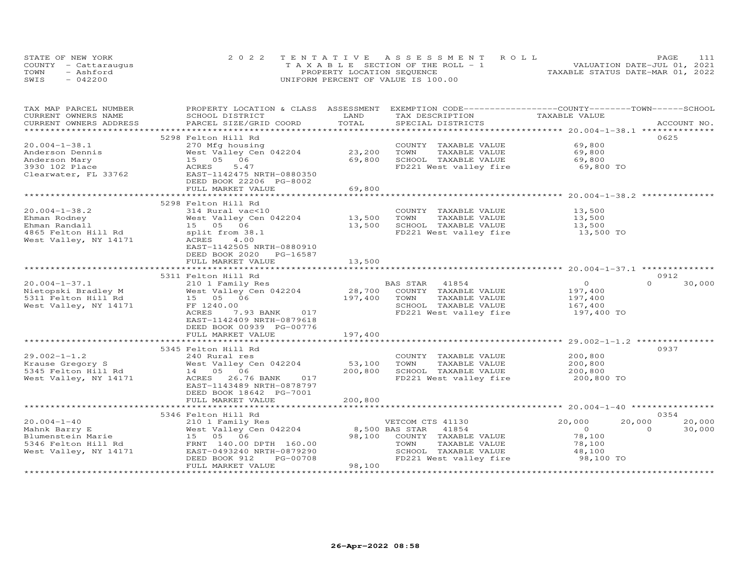STATE OF NEW YORK — 2022 TENTATIVE ASSESSMENT ROLL
COUNTY - Cattaraugus — TAXABLE SECTION OF THE ROLL - 1 — VALUATION DATE-JUL 01, 2021
TOWN - Ashford — PROPERTY LOCATION SEQUENCE — TAXABLE STATUS DATE-MAR 01, 2022
SWIS - 042200 — UNIFORM PERCENT OF VALUE IS 100.00

| TAX MAP PARCEL NUMBER / CURRENT OWNERS NAME / CURRENT OWNERS ADDRESS | PROPERTY LOCATION & CLASS / SCHOOL DISTRICT / PARCEL SIZE/GRID COORD | ASSESSMENT LAND | TOTAL | EXEMPTION CODE / TAX DESCRIPTION / SPECIAL DISTRICTS | COUNTY TAXABLE VALUE | TOWN | SCHOOL | ACCOUNT NO. |
|---|---|---|---|---|---|---|---|---|
| 20.004-1-38.1 | 5298 Felton Hill Rd | | | | | | | 0625 |
| Anderson Dennis | 270 Mfg housing | | | COUNTY TAXABLE VALUE | 69,800 | | | |
| Anderson Mary | West Valley Cen 042204 | 23,200 | | TOWN TAXABLE VALUE | 69,800 | | | |
| 3930 102 Place | 15 05 06 | | 69,800 | SCHOOL TAXABLE VALUE | 69,800 | | | |
| Clearwater, FL 33762 | ACRES 5.47 | | | FD221 West valley fire | 69,800 TO | | | |
| | EAST-1142475 NRTH-0880350 | | | | | | | |
| | DEED BOOK 22206 PG-8002 | | | | | | | |
| | FULL MARKET VALUE | | 69,800 | | | | | |
| 20.004-1-38.2 | 5298 Felton Hill Rd | | | | | | | |
| Ehman Rodney | 314 Rural vac<10 | | | COUNTY TAXABLE VALUE | 13,500 | | | |
| Ehman Randall | West Valley Cen 042204 | 13,500 | | TOWN TAXABLE VALUE | 13,500 | | | |
| 4865 Felton Hill Rd | 15 05 06 | | 13,500 | SCHOOL TAXABLE VALUE | 13,500 | | | |
| West Valley, NY 14171 | split from 38.1 | | | FD221 West valley fire | 13,500 TO | | | |
| | ACRES 4.00 | | | | | | | |
| | EAST-1142505 NRTH-0880910 | | | | | | | |
| | DEED BOOK 2020 PG-16587 | | | | | | | |
| | FULL MARKET VALUE | | 13,500 | | | | | |
| 20.004-1-37.1 | 5311 Felton Hill Rd | | | | | | | 0912 |
| Nietopski Bradley M | 210 1 Family Res | | | BAS STAR 41854 | 0 | 0 | 30,000 | |
| 5311 Felton Hill Rd | West Valley Cen 042204 | 28,700 | | COUNTY TAXABLE VALUE | 197,400 | | | |
| West Valley, NY 14171 | 15 05 06 | | 197,400 | TOWN TAXABLE VALUE | 197,400 | | | |
| | FF 1240.00 | | | SCHOOL TAXABLE VALUE | 167,400 | | | |
| | ACRES 7.93 BANK 017 | | | FD221 West valley fire | 197,400 TO | | | |
| | EAST-1142409 NRTH-0879618 | | | | | | | |
| | DEED BOOK 00939 PG-00776 | | | | | | | |
| | FULL MARKET VALUE | | 197,400 | | | | | |
| 29.002-1-1.2 | 5345 Felton Hill Rd | | | | | | | 0937 |
| Krause Gregory S | 240 Rural res | | | COUNTY TAXABLE VALUE | 200,800 | | | |
| 5345 Felton Hill Rd | West Valley Cen 042204 | 53,100 | | TOWN TAXABLE VALUE | 200,800 | | | |
| West Valley, NY 14171 | 14 05 06 | | 200,800 | SCHOOL TAXABLE VALUE | 200,800 | | | |
| | ACRES 26.76 BANK 017 | | | FD221 West valley fire | 200,800 TO | | | |
| | EAST-1143489 NRTH-0878797 | | | | | | | |
| | DEED BOOK 18642 PG-7001 | | | | | | | |
| | FULL MARKET VALUE | | 200,800 | | | | | |
| 20.004-1-40 | 5346 Felton Hill Rd | | | | | | | 0354 |
| Mahnk Barry E | 210 1 Family Res | | | VETCOM CTS 41130 | 20,000 | 20,000 | 20,000 | |
| Blumenstein Marie | West Valley Cen 042204 | 8,500 | | BAS STAR 41854 | 0 | 0 | 30,000 | |
| 5346 Felton Hill Rd | 15 05 06 | | 98,100 | COUNTY TAXABLE VALUE | 78,100 | | | |
| West Valley, NY 14171 | FRNT 140.00 DPTH 160.00 | | | TOWN TAXABLE VALUE | 78,100 | | | |
| | EAST-0493240 NRTH-0879290 | | | SCHOOL TAXABLE VALUE | 48,100 | | | |
| | DEED BOOK 912 PG-00708 | | | FD221 West valley fire | 98,100 TO | | | |
| | FULL MARKET VALUE | | 98,100 | | | | | |

26-Apr-2022 08:58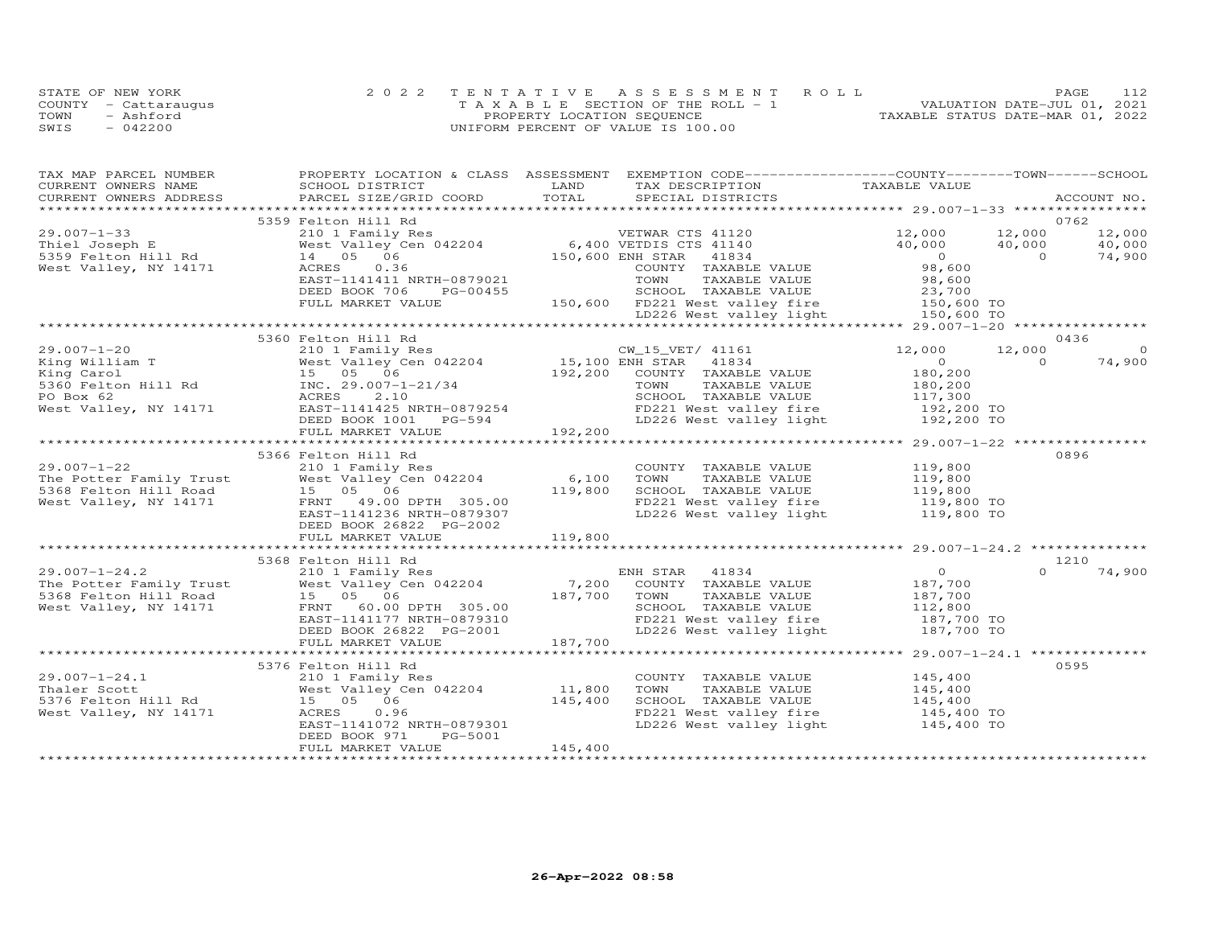STATE OF NEW YORK
COUNTY - Cattaraugus
TOWN - Ashford
SWIS - 042200

2022 TENTATIVE ASSESSMENT ROLL
TAXABLE SECTION OF THE ROLL - 1
PROPERTY LOCATION SEQUENCE
UNIFORM PERCENT OF VALUE IS 100.00

VALUATION DATE-JUL 01, 2021
TAXABLE STATUS DATE-MAR 01, 2022

| TAX MAP PARCEL NUMBER / CURRENT OWNERS NAME / CURRENT OWNERS ADDRESS | PROPERTY LOCATION & CLASS / SCHOOL DISTRICT / PARCEL SIZE/GRID COORD | ASSESSMENT LAND | TOTAL | EXEMPTION CODE / TAX DESCRIPTION / SPECIAL DISTRICTS | COUNTY TAXABLE VALUE | TOWN | SCHOOL | ACCOUNT NO. |
|---|---|---|---|---|---|---|---|---|
| | 5359 Felton Hill Rd | | | | | | | 0762 |
| 29.007-1-33 | 210 1 Family Res | | | VETWAR CTS 41120 | 12,000 | 12,000 | 12,000 | |
| Thiel Joseph E | West Valley Cen 042204 | 6,400 | | VETDIS CTS 41140 | 40,000 | 40,000 | 40,000 | |
| 5359 Felton Hill Rd | 14 05 06 | | 150,600 | ENH STAR 41834 | 0 | 0 | 74,900 | |
| West Valley, NY 14171 | ACRES 0.36 | | | COUNTY TAXABLE VALUE | 98,600 | | | |
| | EAST-1141411 NRTH-0879021 | | | TOWN TAXABLE VALUE | 98,600 | | | |
| | DEED BOOK 706 PG-00455 | | | SCHOOL TAXABLE VALUE | 23,700 | | | |
| | FULL MARKET VALUE | | 150,600 | FD221 West valley fire | 150,600 TO | | | |
| | | | | LD226 West valley light | 150,600 TO | | | |
| | 5360 Felton Hill Rd | | | | | | | 0436 |
| 29.007-1-20 | 210 1 Family Res | | | CW_15_VET/ 41161 | 12,000 | 12,000 | 0 | |
| King William T | West Valley Cen 042204 | 15,100 | | ENH STAR 41834 | 0 | 0 | 74,900 | |
| King Carol | 15 05 06 | | 192,200 | COUNTY TAXABLE VALUE | 180,200 | | | |
| 5360 Felton Hill Rd | INC. 29.007-1-21/34 | | | TOWN TAXABLE VALUE | 180,200 | | | |
| PO Box 62 | ACRES 2.10 | | | SCHOOL TAXABLE VALUE | 117,300 | | | |
| West Valley, NY 14171 | EAST-1141425 NRTH-0879254 | | | FD221 West valley fire | 192,200 TO | | | |
| | DEED BOOK 1001 PG-594 | | | LD226 West valley light | 192,200 TO | | | |
| | FULL MARKET VALUE | | 192,200 | | | | | |
| | 5366 Felton Hill Rd | | | | | | | 0896 |
| 29.007-1-22 | 210 1 Family Res | | | COUNTY TAXABLE VALUE | 119,800 | | | |
| The Potter Family Trust | West Valley Cen 042204 | 6,100 | | TOWN TAXABLE VALUE | 119,800 | | | |
| 5368 Felton Hill Road | 15 05 06 | | 119,800 | SCHOOL TAXABLE VALUE | 119,800 | | | |
| West Valley, NY 14171 | FRNT 49.00 DPTH 305.00 | | | FD221 West valley fire | 119,800 TO | | | |
| | EAST-1141236 NRTH-0879307 | | | LD226 West valley light | 119,800 TO | | | |
| | DEED BOOK 26822 PG-2002 | | | | | | | |
| | FULL MARKET VALUE | | 119,800 | | | | | |
| | 5368 Felton Hill Rd | | | | | | | 1210 |
| 29.007-1-24.2 | 210 1 Family Res | | | ENH STAR 41834 | 0 | 0 | 74,900 | |
| The Potter Family Trust | West Valley Cen 042204 | 7,200 | | COUNTY TAXABLE VALUE | 187,700 | | | |
| 5368 Felton Hill Road | 15 05 06 | | 187,700 | TOWN TAXABLE VALUE | 187,700 | | | |
| West Valley, NY 14171 | FRNT 60.00 DPTH 305.00 | | | SCHOOL TAXABLE VALUE | 112,800 | | | |
| | EAST-1141177 NRTH-0879310 | | | FD221 West valley fire | 187,700 TO | | | |
| | DEED BOOK 26822 PG-2001 | | | LD226 West valley light | 187,700 TO | | | |
| | FULL MARKET VALUE | | 187,700 | | | | | |
| | 5376 Felton Hill Rd | | | | | | | 0595 |
| 29.007-1-24.1 | 210 1 Family Res | | | COUNTY TAXABLE VALUE | 145,400 | | | |
| Thaler Scott | West Valley Cen 042204 | 11,800 | | TOWN TAXABLE VALUE | 145,400 | | | |
| 5376 Felton Hill Rd | 15 05 06 | | 145,400 | SCHOOL TAXABLE VALUE | 145,400 | | | |
| West Valley, NY 14171 | ACRES 0.96 | | | FD221 West valley fire | 145,400 TO | | | |
| | EAST-1141072 NRTH-0879301 | | | LD226 West valley light | 145,400 TO | | | |
| | DEED BOOK 971 PG-5001 | | | | | | | |
| | FULL MARKET VALUE | | 145,400 | | | | | |

26-Apr-2022 08:58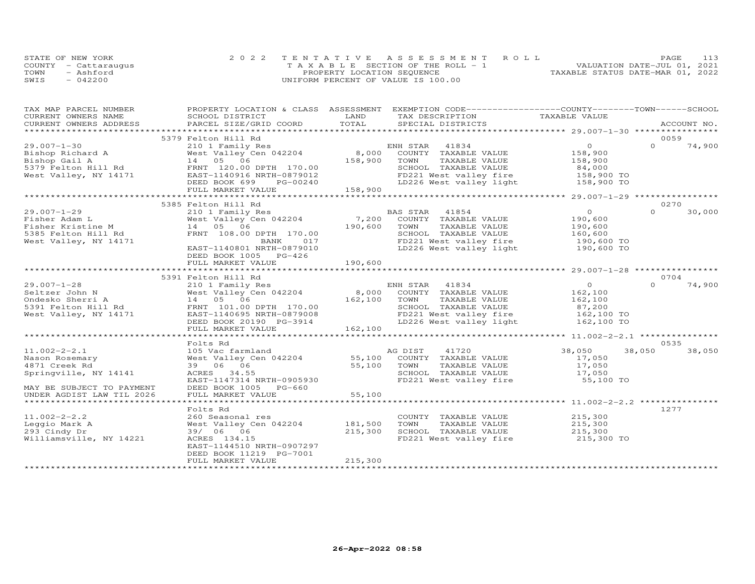STATE OF NEW YORK — COUNTY - Cattaraugus — TOWN - Ashford — SWIS - 042200

2022 TENTATIVE ASSESSMENT ROLL
TAXABLE SECTION OF THE ROLL - 1
PROPERTY LOCATION SEQUENCE
UNIFORM PERCENT OF VALUE IS 100.00

VALUATION DATE-JUL 01, 2021
TAXABLE STATUS DATE-MAR 01, 2022

| TAX MAP PARCEL NUMBER / CURRENT OWNERS NAME / CURRENT OWNERS ADDRESS | PROPERTY LOCATION & CLASS / SCHOOL DISTRICT / PARCEL SIZE/GRID COORD | ASSESSMENT LAND | TOTAL | EXEMPTION CODE / TAX DESCRIPTION / SPECIAL DISTRICTS | COUNTY TAXABLE VALUE | TOWN | SCHOOL | ACCOUNT NO. |
|---|---|---|---|---|---|---|---|---|
| | 5379 Felton Hill Rd | | | | | | | 0059 |
| 29.007-1-30 | 210 1 Family Res | | | ENH STAR 41834 | 0 | 0 | 74,900 | |
| Bishop Richard A | West Valley Cen 042204 | 8,000 | | COUNTY TAXABLE VALUE | 158,900 | | | |
| Bishop Gail A | 14 05 06 | | 158,900 | TOWN TAXABLE VALUE | 158,900 | | | |
| 5379 Felton Hill Rd | FRNT 120.00 DPTH 170.00 | | | SCHOOL TAXABLE VALUE | 84,000 | | | |
| West Valley, NY 14171 | EAST-1140916 NRTH-0879012 | | | FD221 West valley fire | 158,900 TO | | | |
| | DEED BOOK 699 PG-00240 | | | LD226 West valley light | 158,900 TO | | | |
| | FULL MARKET VALUE | | 158,900 | | | | | |
| | 5385 Felton Hill Rd | | | | | | | 0270 |
| 29.007-1-29 | 210 1 Family Res | | | BAS STAR 41854 | 0 | 0 | 30,000 | |
| Fisher Adam L | West Valley Cen 042204 | 7,200 | | COUNTY TAXABLE VALUE | 190,600 | | | |
| Fisher Kristine M | 14 05 06 | | 190,600 | TOWN TAXABLE VALUE | 190,600 | | | |
| 5385 Felton Hill Rd | FRNT 108.00 DPTH 170.00 | | | SCHOOL TAXABLE VALUE | 160,600 | | | |
| West Valley, NY 14171 | BANK 017 | | | FD221 West valley fire | 190,600 TO | | | |
| | EAST-1140801 NRTH-0879010 | | | LD226 West valley light | 190,600 TO | | | |
| | DEED BOOK 1005 PG-426 | | | | | | | |
| | FULL MARKET VALUE | | 190,600 | | | | | |
| | 5391 Felton Hill Rd | | | | | | | 0704 |
| 29.007-1-28 | 210 1 Family Res | | | ENH STAR 41834 | 0 | 0 | 74,900 | |
| Seltzer John N | West Valley Cen 042204 | 8,000 | | COUNTY TAXABLE VALUE | 162,100 | | | |
| Ondesko Sherri A | 14 05 06 | | 162,100 | TOWN TAXABLE VALUE | 162,100 | | | |
| 5391 Felton Hill Rd | FRNT 101.00 DPTH 170.00 | | | SCHOOL TAXABLE VALUE | 87,200 | | | |
| West Valley, NY 14171 | EAST-1140695 NRTH-0879008 | | | FD221 West valley fire | 162,100 TO | | | |
| | DEED BOOK 20190 PG-3914 | | | LD226 West valley light | 162,100 TO | | | |
| | FULL MARKET VALUE | | 162,100 | | | | | |
| | Folts Rd | | | | | | | 0535 |
| 11.002-2-2.1 | 105 Vac farmland | | | AG DIST 41720 | 38,050 | 38,050 | 38,050 | |
| Nason Rosemary | West Valley Cen 042204 | 55,100 | | COUNTY TAXABLE VALUE | 17,050 | | | |
| 4871 Creek Rd | 39 06 06 | | 55,100 | TOWN TAXABLE VALUE | 17,050 | | | |
| Springville, NY 14141 | ACRES 34.55 | | | SCHOOL TAXABLE VALUE | 17,050 | | | |
| | EAST-1147314 NRTH-0905930 | | | FD221 West valley fire | 55,100 TO | | | |
| MAY BE SUBJECT TO PAYMENT | DEED BOOK 1005 PG-660 | | | | | | | |
| UNDER AGDIST LAW TIL 2026 | FULL MARKET VALUE | | 55,100 | | | | | |
| | Folts Rd | | | | | | | 1277 |
| 11.002-2-2.2 | 260 Seasonal res | | | COUNTY TAXABLE VALUE | 215,300 | | | |
| Leggio Mark A | West Valley Cen 042204 | 181,500 | | TOWN TAXABLE VALUE | 215,300 | | | |
| 293 Cindy Dr | 39/ 06 06 | | 215,300 | SCHOOL TAXABLE VALUE | 215,300 | | | |
| Williamsville, NY 14221 | ACRES 134.15 | | | FD221 West valley fire | 215,300 TO | | | |
| | EAST-1144510 NRTH-0907297 | | | | | | | |
| | DEED BOOK 11219 PG-7001 | | | | | | | |
| | FULL MARKET VALUE | | 215,300 | | | | | |

26-Apr-2022 08:58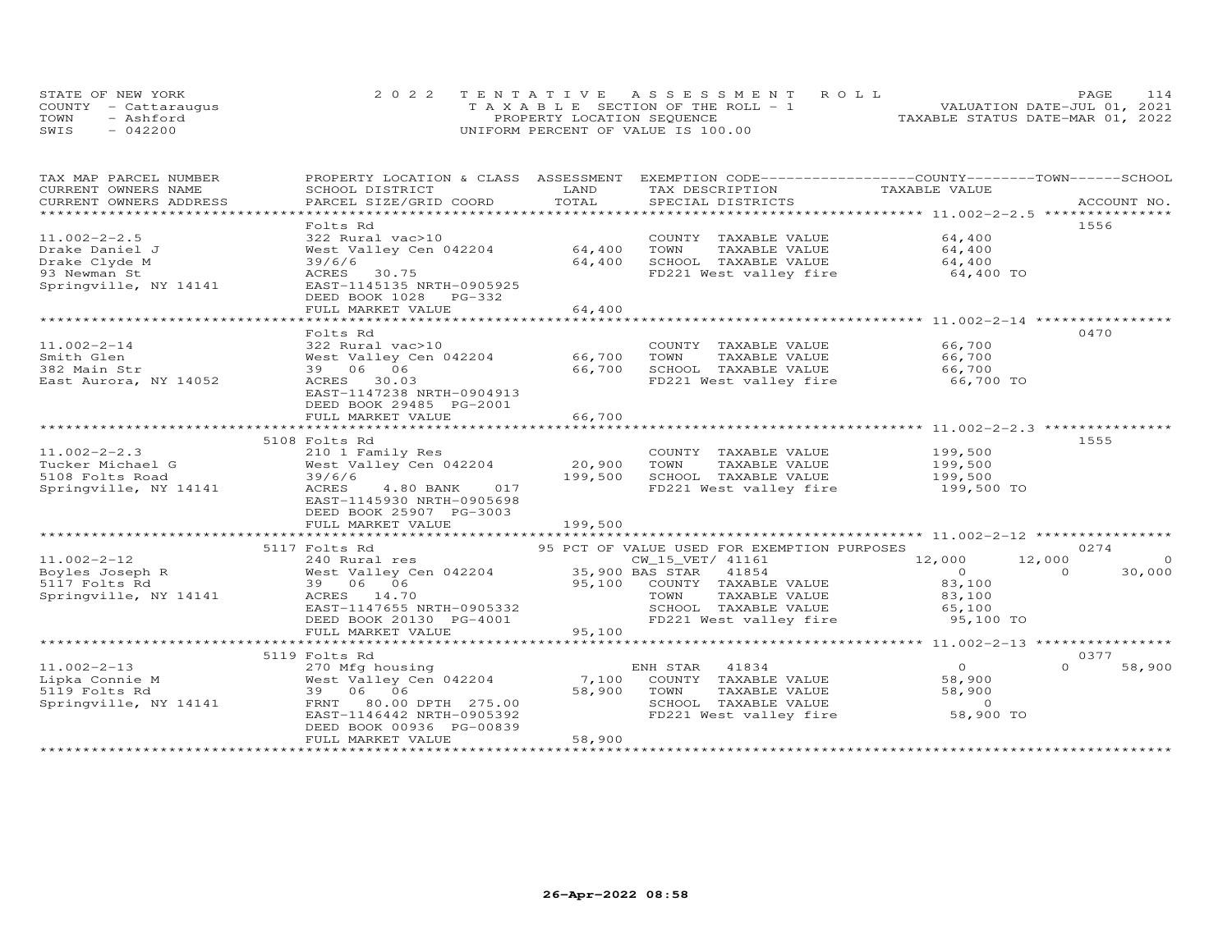STATE OF NEW YORK
COUNTY - Cattaraugus
TOWN - Ashford
SWIS - 042200

2022 TENTATIVE ASSESSMENT ROLL
TAXABLE SECTION OF THE ROLL - 1
PROPERTY LOCATION SEQUENCE
UNIFORM PERCENT OF VALUE IS 100.00

VALUATION DATE-JUL 01, 2021
TAXABLE STATUS DATE-MAR 01, 2022

| TAX MAP PARCEL NUMBER / CURRENT OWNERS NAME / CURRENT OWNERS ADDRESS | PROPERTY LOCATION & CLASS / SCHOOL DISTRICT / PARCEL SIZE/GRID COORD | ASSESSMENT LAND / TOTAL | EXEMPTION CODE / TAX DESCRIPTION / SPECIAL DISTRICTS | COUNTY | TOWN | SCHOOL / ACCOUNT NO. |
|---|---|---|---|---|---|---|
| **11.002-2-2.5** | Folts Rd | | | | | 1556 |
| 11.002-2-2.5 | 322 Rural vac>10 | | COUNTY TAXABLE VALUE | 64,400 | | |
| Drake Daniel J | West Valley Cen 042204 | 64,400 | TOWN TAXABLE VALUE | | 64,400 | |
| Drake Clyde M | 39/6/6 | 64,400 | SCHOOL TAXABLE VALUE | | | 64,400 |
| 93 Newman St | ACRES 30.75 | | FD221 West valley fire | 64,400 TO | | |
| Springville, NY 14141 | EAST-1145135 NRTH-0905925 | | | | | |
| | DEED BOOK 1028 PG-332 | | | | | |
| | FULL MARKET VALUE | 64,400 | | | | |
| **11.002-2-14** | Folts Rd | | | | | 0470 |
| 11.002-2-14 | 322 Rural vac>10 | | COUNTY TAXABLE VALUE | 66,700 | | |
| Smith Glen | West Valley Cen 042204 | 66,700 | TOWN TAXABLE VALUE | | 66,700 | |
| 382 Main Str | 39 06 06 | 66,700 | SCHOOL TAXABLE VALUE | | | 66,700 |
| East Aurora, NY 14052 | ACRES 30.03 | | FD221 West valley fire | 66,700 TO | | |
| | EAST-1147238 NRTH-0904913 | | | | | |
| | DEED BOOK 29485 PG-2001 | | | | | |
| | FULL MARKET VALUE | 66,700 | | | | |
| **11.002-2-2.3** | 5108 Folts Rd | | | | | 1555 |
| 11.002-2-2.3 | 210 1 Family Res | | COUNTY TAXABLE VALUE | 199,500 | | |
| Tucker Michael G | West Valley Cen 042204 | 20,900 | TOWN TAXABLE VALUE | | 199,500 | |
| 5108 Folts Road | 39/6/6 | 199,500 | SCHOOL TAXABLE VALUE | | | 199,500 |
| Springville, NY 14141 | ACRES 4.80 BANK 017 | | FD221 West valley fire | 199,500 TO | | |
| | EAST-1145930 NRTH-0905698 | | | | | |
| | DEED BOOK 25907 PG-3003 | | | | | |
| | FULL MARKET VALUE | 199,500 | | | | |
| **11.002-2-12** | 5117 Folts Rd | | 95 PCT OF VALUE USED FOR EXEMPTION PURPOSES | | | 0274 |
| 11.002-2-12 | 240 Rural res | | CW_15_VET/ 41161 | 12,000 | 12,000 | 0 |
| Boyles Joseph R | West Valley Cen 042204 | 35,900 | BAS STAR 41854 | 0 | 0 | 30,000 |
| 5117 Folts Rd | 39 06 06 | 95,100 | COUNTY TAXABLE VALUE | 83,100 | | |
| Springville, NY 14141 | ACRES 14.70 | | TOWN TAXABLE VALUE | | 83,100 | |
| | EAST-1147655 NRTH-0905332 | | SCHOOL TAXABLE VALUE | | | 65,100 |
| | DEED BOOK 20130 PG-4001 | | FD221 West valley fire | 95,100 TO | | |
| | FULL MARKET VALUE | 95,100 | | | | |
| **11.002-2-13** | 5119 Folts Rd | | | | | 0377 |
| 11.002-2-13 | 270 Mfg housing | | ENH STAR 41834 | 0 | 0 | 58,900 |
| Lipka Connie M | West Valley Cen 042204 | 7,100 | COUNTY TAXABLE VALUE | 58,900 | | |
| 5119 Folts Rd | 39 06 06 | 58,900 | TOWN TAXABLE VALUE | | 58,900 | |
| Springville, NY 14141 | FRNT 80.00 DPTH 275.00 | | SCHOOL TAXABLE VALUE | | | 0 |
| | EAST-1146442 NRTH-0905392 | | FD221 West valley fire | 58,900 TO | | |
| | DEED BOOK 00936 PG-00839 | | | | | |
| | FULL MARKET VALUE | 58,900 | | | | |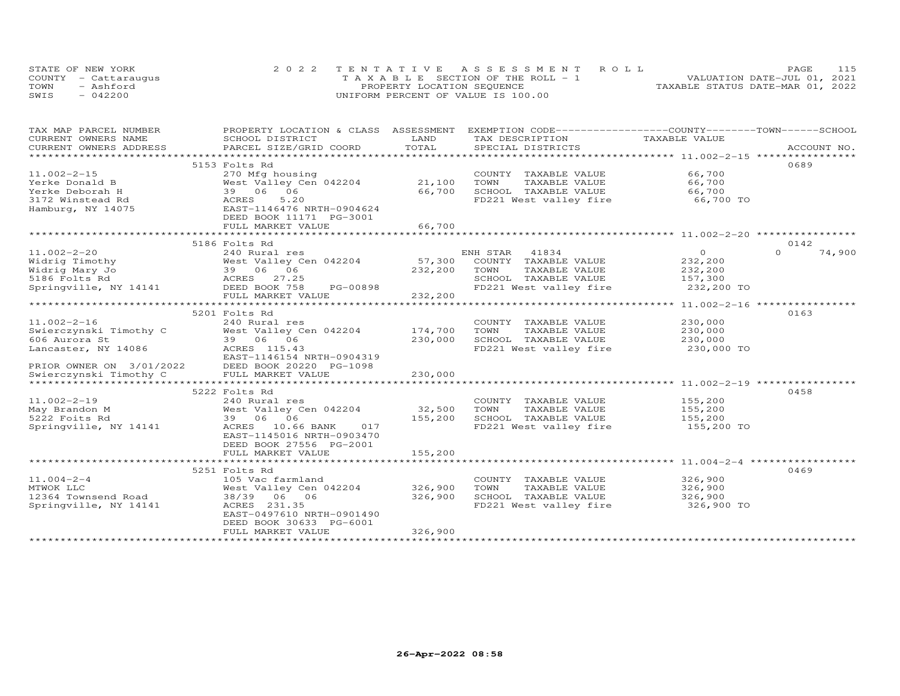STATE OF NEW YORK
COUNTY - Cattaraugus
TOWN - Ashford
SWIS - 042200

2022 TENTATIVE ASSESSMENT ROLL
TAXABLE SECTION OF THE ROLL - 1
PROPERTY LOCATION SEQUENCE
UNIFORM PERCENT OF VALUE IS 100.00

VALUATION DATE-JUL 01, 2021
TAXABLE STATUS DATE-MAR 01, 2022

| TAX MAP PARCEL NUMBER / CURRENT OWNERS NAME / CURRENT OWNERS ADDRESS | PROPERTY LOCATION & CLASS / SCHOOL DISTRICT / PARCEL SIZE/GRID COORD | ASSESSMENT LAND | TOTAL | EXEMPTION CODE / TAX DESCRIPTION / SPECIAL DISTRICTS | COUNTY TAXABLE VALUE | TOWN | SCHOOL / ACCOUNT NO. |
|---|---|---|---|---|---|---|---|
| **11.002-2-15** | 5153 Folts Rd | | | | | | 0689 |
| 11.002-2-15 | 270 Mfg housing | | | COUNTY TAXABLE VALUE | 66,700 | | |
| Yerke Donald B | West Valley Cen 042204 | 21,100 | | TOWN TAXABLE VALUE | 66,700 | | |
| Yerke Deborah H | 39 06 06 | | 66,700 | SCHOOL TAXABLE VALUE | 66,700 | | |
| 3172 Winstead Rd | ACRES 5.20 | | | FD221 West valley fire | 66,700 TO | | |
| Hamburg, NY 14075 | EAST-1146476 NRTH-0904624 | | | | | | |
| | DEED BOOK 11171 PG-3001 | | | | | | |
| | FULL MARKET VALUE | | 66,700 | | | | |
| **11.002-2-20** | 5186 Folts Rd | | | | | | 0142 |
| 11.002-2-20 | 240 Rural res | | | ENH STAR 41834 | 0 | 0 | 74,900 |
| Widrig Timothy | West Valley Cen 042204 | 57,300 | | COUNTY TAXABLE VALUE | 232,200 | | |
| Widrig Mary Jo | 39 06 06 | | 232,200 | TOWN TAXABLE VALUE | 232,200 | | |
| 5186 Folts Rd | ACRES 27.25 | | | SCHOOL TAXABLE VALUE | 157,300 | | |
| Springville, NY 14141 | DEED BOOK 758 PG-00898 | | | FD221 West valley fire | 232,200 TO | | |
| | FULL MARKET VALUE | | 232,200 | | | | |
| **11.002-2-16** | 5201 Folts Rd | | | | | | 0163 |
| 11.002-2-16 | 240 Rural res | | | COUNTY TAXABLE VALUE | 230,000 | | |
| Swierczynski Timothy C | West Valley Cen 042204 | 174,700 | | TOWN TAXABLE VALUE | 230,000 | | |
| 606 Aurora St | 39 06 06 | | 230,000 | SCHOOL TAXABLE VALUE | 230,000 | | |
| Lancaster, NY 14086 | ACRES 115.43 | | | FD221 West valley fire | 230,000 TO | | |
| | EAST-1146154 NRTH-0904319 | | | | | | |
| PRIOR OWNER ON 3/01/2022 | DEED BOOK 20220 PG-1098 | | | | | | |
| Swierczynski Timothy C | FULL MARKET VALUE | | 230,000 | | | | |
| **11.002-2-19** | 5222 Folts Rd | | | | | | 0458 |
| 11.002-2-19 | 240 Rural res | | | COUNTY TAXABLE VALUE | 155,200 | | |
| May Brandon M | West Valley Cen 042204 | 32,500 | | TOWN TAXABLE VALUE | 155,200 | | |
| 5222 Foits Rd | 39 06 06 | | 155,200 | SCHOOL TAXABLE VALUE | 155,200 | | |
| Springville, NY 14141 | ACRES 10.66 BANK 017 | | | FD221 West valley fire | 155,200 TO | | |
| | EAST-1145016 NRTH-0903470 | | | | | | |
| | DEED BOOK 27556 PG-2001 | | | | | | |
| | FULL MARKET VALUE | | 155,200 | | | | |
| **11.004-2-4** | 5251 Folts Rd | | | | | | 0469 |
| 11.004-2-4 | 105 Vac farmland | | | COUNTY TAXABLE VALUE | 326,900 | | |
| MTWOK LLC | West Valley Cen 042204 | 326,900 | | TOWN TAXABLE VALUE | 326,900 | | |
| 12364 Townsend Road | 38/39 06 06 | | 326,900 | SCHOOL TAXABLE VALUE | 326,900 | | |
| Springville, NY 14141 | ACRES 231.35 | | | FD221 West valley fire | 326,900 TO | | |
| | EAST-0497610 NRTH-0901490 | | | | | | |
| | DEED BOOK 30633 PG-6001 | | | | | | |
| | FULL MARKET VALUE | | 326,900 | | | | |

26-Apr-2022 08:58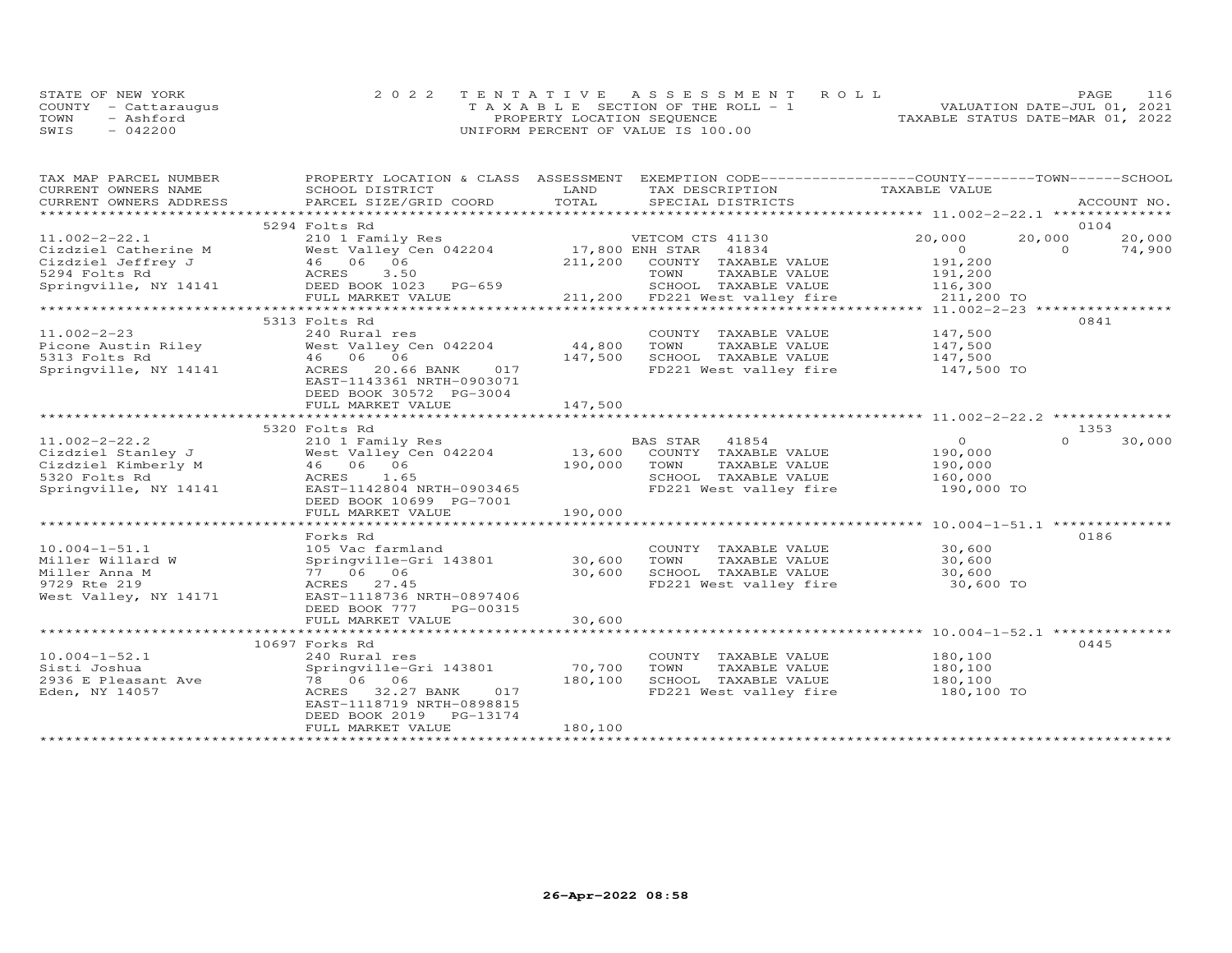STATE OF NEW YORK
COUNTY - Cattaraugus
TOWN - Ashford
SWIS - 042200

2022 TENTATIVE ASSESSMENT ROLL
TAXABLE SECTION OF THE ROLL - 1
PROPERTY LOCATION SEQUENCE
UNIFORM PERCENT OF VALUE IS 100.00

VALUATION DATE-JUL 01, 2021
TAXABLE STATUS DATE-MAR 01, 2022

| TAX MAP PARCEL NUMBER / CURRENT OWNERS NAME / CURRENT OWNERS ADDRESS | PROPERTY LOCATION & CLASS / SCHOOL DISTRICT / PARCEL SIZE/GRID COORD | ASSESSMENT LAND / TOTAL | EXEMPTION CODE / TAX DESCRIPTION / SPECIAL DISTRICTS | COUNTY TAXABLE VALUE | TOWN | SCHOOL | ACCOUNT NO. |
|---|---|---|---|---|---|---|---|
| | 5294 Folts Rd | | | | | | 0104 |
| 11.002-2-22.1 | 210 1 Family Res | | VETCOM CTS 41130 | 20,000 | 20,000 | 20,000 | |
| Cizdziel Catherine M | West Valley Cen 042204 | 17,800 | ENH STAR 41834 | 0 | 0 | 74,900 | |
| Cizdziel Jeffrey J | 46 06 06 | 211,200 | COUNTY TAXABLE VALUE | 191,200 | | | |
| 5294 Folts Rd | ACRES 3.50 | | TOWN TAXABLE VALUE | 191,200 | | | |
| Springville, NY 14141 | DEED BOOK 1023 PG-659 | | SCHOOL TAXABLE VALUE | 116,300 | | | |
| | FULL MARKET VALUE | 211,200 | FD221 West valley fire | 211,200 TO | | | |
| | 5313 Folts Rd | | | | | | 0841 |
| 11.002-2-23 | 240 Rural res | | COUNTY TAXABLE VALUE | 147,500 | | | |
| Picone Austin Riley | West Valley Cen 042204 | 44,800 | TOWN TAXABLE VALUE | 147,500 | | | |
| 5313 Folts Rd | 46 06 06 | 147,500 | SCHOOL TAXABLE VALUE | 147,500 | | | |
| Springville, NY 14141 | ACRES 20.66 BANK 017 | | FD221 West valley fire | 147,500 TO | | | |
| | EAST-1143361 NRTH-0903071 | | | | | | |
| | DEED BOOK 30572 PG-3004 | | | | | | |
| | FULL MARKET VALUE | 147,500 | | | | | |
| | 5320 Folts Rd | | | | | | 1353 |
| 11.002-2-22.2 | 210 1 Family Res | | BAS STAR 41854 | 0 | 0 | 30,000 | |
| Cizdziel Stanley J | West Valley Cen 042204 | 13,600 | COUNTY TAXABLE VALUE | 190,000 | | | |
| Cizdziel Kimberly M | 46 06 06 | 190,000 | TOWN TAXABLE VALUE | 190,000 | | | |
| 5320 Folts Rd | ACRES 1.65 | | SCHOOL TAXABLE VALUE | 160,000 | | | |
| Springville, NY 14141 | EAST-1142804 NRTH-0903465 | | FD221 West valley fire | 190,000 TO | | | |
| | DEED BOOK 10699 PG-7001 | | | | | | |
| | FULL MARKET VALUE | 190,000 | | | | | |
| | Forks Rd | | | | | | 0186 |
| 10.004-1-51.1 | 105 Vac farmland | | COUNTY TAXABLE VALUE | 30,600 | | | |
| Miller Willard W | Springville-Gri 143801 | 30,600 | TOWN TAXABLE VALUE | 30,600 | | | |
| Miller Anna M | 77 06 06 | 30,600 | SCHOOL TAXABLE VALUE | 30,600 | | | |
| 9729 Rte 219 | ACRES 27.45 | | FD221 West valley fire | 30,600 TO | | | |
| West Valley, NY 14171 | EAST-1118736 NRTH-0897406 | | | | | | |
| | DEED BOOK 777 PG-00315 | | | | | | |
| | FULL MARKET VALUE | 30,600 | | | | | |
| | 10697 Forks Rd | | | | | | 0445 |
| 10.004-1-52.1 | 240 Rural res | | COUNTY TAXABLE VALUE | 180,100 | | | |
| Sisti Joshua | Springville-Gri 143801 | 70,700 | TOWN TAXABLE VALUE | 180,100 | | | |
| 2936 E Pleasant Ave | 78 06 06 | 180,100 | SCHOOL TAXABLE VALUE | 180,100 | | | |
| Eden, NY 14057 | ACRES 32.27 BANK 017 | | FD221 West valley fire | 180,100 TO | | | |
| | EAST-1118719 NRTH-0898815 | | | | | | |
| | DEED BOOK 2019 PG-13174 | | | | | | |
| | FULL MARKET VALUE | 180,100 | | | | | |

26-Apr-2022 08:58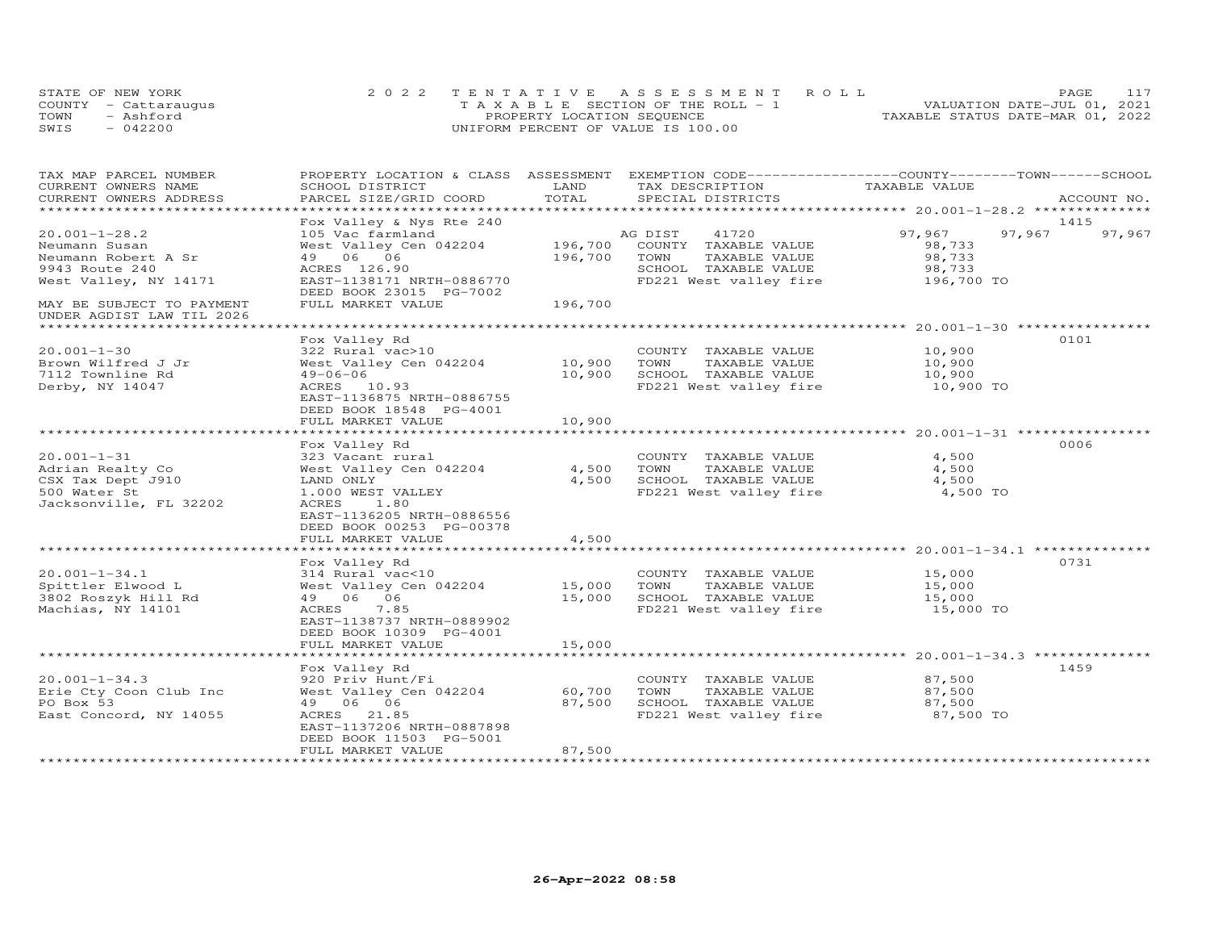STATE OF NEW YORK
COUNTY - Cattaraugus
TOWN - Ashford
SWIS - 042200

2022 TENTATIVE ASSESSMENT ROLL
TAXABLE SECTION OF THE ROLL - 1
PROPERTY LOCATION SEQUENCE
UNIFORM PERCENT OF VALUE IS 100.00

VALUATION DATE-JUL 01, 2021
TAXABLE STATUS DATE-MAR 01, 2022

| TAX MAP PARCEL NUMBER / CURRENT OWNERS NAME / CURRENT OWNERS ADDRESS | PROPERTY LOCATION & CLASS / SCHOOL DISTRICT / PARCEL SIZE/GRID COORD | ASSESSMENT LAND | TOTAL | EXEMPTION CODE / TAX DESCRIPTION / SPECIAL DISTRICTS | COUNTY TAXABLE VALUE | TOWN | SCHOOL | ACCOUNT NO. |
|---|---|---|---|---|---|---|---|---|
| 20.001-1-28.2 | Fox Valley & Nys Rte 240 | | | | | | | 1415 |
| 20.001-1-28.2 | 105 Vac farmland | | | AG DIST 41720 | 97,967 | 97,967 | 97,967 | |
| Neumann Susan | West Valley Cen 042204 | 196,700 | | COUNTY TAXABLE VALUE | 98,733 | | | |
| Neumann Robert A Sr | 49 06 06 | | 196,700 | TOWN TAXABLE VALUE | 98,733 | | | |
| 9943 Route 240 | ACRES 126.90 | | | SCHOOL TAXABLE VALUE | 98,733 | | | |
| West Valley, NY 14171 | EAST-1138171 NRTH-0886770 | | | FD221 West valley fire | 196,700 TO | | | |
| | DEED BOOK 23015 PG-7002 | | | | | | | |
| MAY BE SUBJECT TO PAYMENT | FULL MARKET VALUE | | 196,700 | | | | | |
| UNDER AGDIST LAW TIL 2026 | | | | | | | | |
| 20.001-1-30 | Fox Valley Rd | | | | | | | 0101 |
| 20.001-1-30 | 322 Rural vac>10 | | | COUNTY TAXABLE VALUE | 10,900 | | | |
| Brown Wilfred J Jr | West Valley Cen 042204 | 10,900 | | TOWN TAXABLE VALUE | 10,900 | | | |
| 7112 Townline Rd | 49-06-06 | | 10,900 | SCHOOL TAXABLE VALUE | 10,900 | | | |
| Derby, NY 14047 | ACRES 10.93 | | | FD221 West valley fire | 10,900 TO | | | |
| | EAST-1136875 NRTH-0886755 | | | | | | | |
| | DEED BOOK 18548 PG-4001 | | | | | | | |
| | FULL MARKET VALUE | | 10,900 | | | | | |
| 20.001-1-31 | Fox Valley Rd | | | | | | | 0006 |
| 20.001-1-31 | 323 Vacant rural | | | COUNTY TAXABLE VALUE | 4,500 | | | |
| Adrian Realty Co | West Valley Cen 042204 | 4,500 | | TOWN TAXABLE VALUE | 4,500 | | | |
| CSX Tax Dept J910 | LAND ONLY | | 4,500 | SCHOOL TAXABLE VALUE | 4,500 | | | |
| 500 Water St | 1.000 WEST VALLEY | | | FD221 West valley fire | 4,500 TO | | | |
| Jacksonville, FL 32202 | ACRES 1.80 | | | | | | | |
| | EAST-1136205 NRTH-0886556 | | | | | | | |
| | DEED BOOK 00253 PG-00378 | | | | | | | |
| | FULL MARKET VALUE | | 4,500 | | | | | |
| 20.001-1-34.1 | Fox Valley Rd | | | | | | | 0731 |
| 20.001-1-34.1 | 314 Rural vac<10 | | | COUNTY TAXABLE VALUE | 15,000 | | | |
| Spittler Elwood L | West Valley Cen 042204 | 15,000 | | TOWN TAXABLE VALUE | 15,000 | | | |
| 3802 Roszyk Hill Rd | 49 06 06 | | 15,000 | SCHOOL TAXABLE VALUE | 15,000 | | | |
| Machias, NY 14101 | ACRES 7.85 | | | FD221 West valley fire | 15,000 TO | | | |
| | EAST-1138737 NRTH-0889902 | | | | | | | |
| | DEED BOOK 10309 PG-4001 | | | | | | | |
| | FULL MARKET VALUE | | 15,000 | | | | | |
| 20.001-1-34.3 | Fox Valley Rd | | | | | | | 1459 |
| 20.001-1-34.3 | 920 Priv Hunt/Fi | | | COUNTY TAXABLE VALUE | 87,500 | | | |
| Erie Cty Coon Club Inc | West Valley Cen 042204 | 60,700 | | TOWN TAXABLE VALUE | 87,500 | | | |
| PO Box 53 | 49 06 06 | | 87,500 | SCHOOL TAXABLE VALUE | 87,500 | | | |
| East Concord, NY 14055 | ACRES 21.85 | | | FD221 West valley fire | 87,500 TO | | | |
| | EAST-1137206 NRTH-0887898 | | | | | | | |
| | DEED BOOK 11503 PG-5001 | | | | | | | |
| | FULL MARKET VALUE | | 87,500 | | | | | |

26-Apr-2022 08:58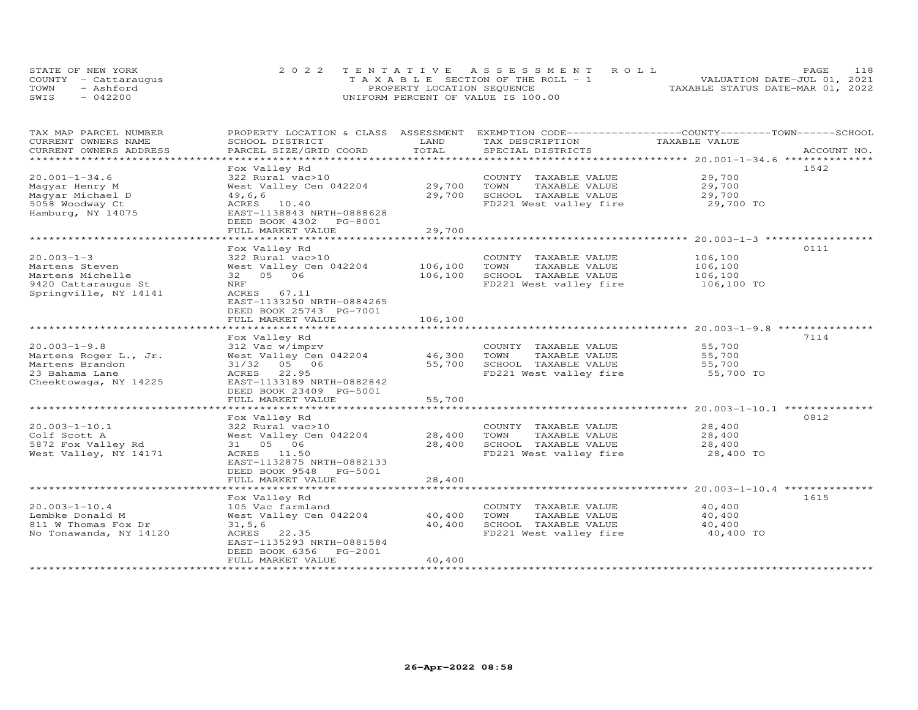STATE OF NEW YORK
COUNTY - Cattaraugus
TOWN - Ashford
SWIS - 042200

2022 TENTATIVE ASSESSMENT ROLL
TAXABLE SECTION OF THE ROLL - 1
PROPERTY LOCATION SEQUENCE
UNIFORM PERCENT OF VALUE IS 100.00

VALUATION DATE-JUL 01, 2021
TAXABLE STATUS DATE-MAR 01, 2022

| TAX MAP PARCEL NUMBER / CURRENT OWNERS NAME / CURRENT OWNERS ADDRESS | PROPERTY LOCATION & CLASS / SCHOOL DISTRICT / PARCEL SIZE/GRID COORD | ASSESSMENT LAND / TOTAL | EXEMPTION CODE / TAX DESCRIPTION / SPECIAL DISTRICTS | COUNTY--------TOWN------SCHOOL TAXABLE VALUE | ACCOUNT NO. |
|---|---|---|---|---|---|
| **20.001-1-34.6** | Fox Valley Rd | | | | 1542 |
| 20.001-1-34.6 | 322 Rural vac>10 | | COUNTY TAXABLE VALUE | 29,700 | |
| Magyar Henry M | West Valley Cen 042204 | 29,700 | TOWN TAXABLE VALUE | 29,700 | |
| Magyar Michael D | 49,6,6 | 29,700 | SCHOOL TAXABLE VALUE | 29,700 | |
| 5058 Woodway Ct | ACRES 10.40 | | FD221 West valley fire | 29,700 TO | |
| Hamburg, NY 14075 | EAST-1138843 NRTH-0888628 | | | | |
| | DEED BOOK 4302 PG-8001 | | | | |
| | FULL MARKET VALUE | 29,700 | | | |
| **20.003-1-3** | Fox Valley Rd | | | | 0111 |
| 20.003-1-3 | 322 Rural vac>10 | | COUNTY TAXABLE VALUE | 106,100 | |
| Martens Steven | West Valley Cen 042204 | 106,100 | TOWN TAXABLE VALUE | 106,100 | |
| Martens Michelle | 32 05 06 | 106,100 | SCHOOL TAXABLE VALUE | 106,100 | |
| 9420 Cattaraugus St | NRF | | FD221 West valley fire | 106,100 TO | |
| Springville, NY 14141 | ACRES 67.11 | | | | |
| | EAST-1133250 NRTH-0884265 | | | | |
| | DEED BOOK 25743 PG-7001 | | | | |
| | FULL MARKET VALUE | 106,100 | | | |
| **20.003-1-9.8** | Fox Valley Rd | | | | 7114 |
| 20.003-1-9.8 | 312 Vac w/imprv | | COUNTY TAXABLE VALUE | 55,700 | |
| Martens Roger L., Jr. | West Valley Cen 042204 | 46,300 | TOWN TAXABLE VALUE | 55,700 | |
| Martens Brandon | 31/32 05 06 | 55,700 | SCHOOL TAXABLE VALUE | 55,700 | |
| 23 Bahama Lane | ACRES 22.95 | | FD221 West valley fire | 55,700 TO | |
| Cheektowaga, NY 14225 | EAST-1133189 NRTH-0882842 | | | | |
| | DEED BOOK 23409 PG-5001 | | | | |
| | FULL MARKET VALUE | 55,700 | | | |
| **20.003-1-10.1** | Fox Valley Rd | | | | 0812 |
| 20.003-1-10.1 | 322 Rural vac>10 | | COUNTY TAXABLE VALUE | 28,400 | |
| Colf Scott A | West Valley Cen 042204 | 28,400 | TOWN TAXABLE VALUE | 28,400 | |
| 5872 Fox Valley Rd | 31 05 06 | 28,400 | SCHOOL TAXABLE VALUE | 28,400 | |
| West Valley, NY 14171 | ACRES 11.50 | | FD221 West valley fire | 28,400 TO | |
| | EAST-1132875 NRTH-0882133 | | | | |
| | DEED BOOK 9548 PG-5001 | | | | |
| | FULL MARKET VALUE | 28,400 | | | |
| **20.003-1-10.4** | Fox Valley Rd | | | | 1615 |
| 20.003-1-10.4 | 105 Vac farmland | | COUNTY TAXABLE VALUE | 40,400 | |
| Lembke Donald M | West Valley Cen 042204 | 40,400 | TOWN TAXABLE VALUE | 40,400 | |
| 811 W Thomas Fox Dr | 31,5,6 | 40,400 | SCHOOL TAXABLE VALUE | 40,400 | |
| No Tonawanda, NY 14120 | ACRES 22.35 | | FD221 West valley fire | 40,400 TO | |
| | EAST-1135293 NRTH-0881584 | | | | |
| | DEED BOOK 6356 PG-2001 | | | | |
| | FULL MARKET VALUE | 40,400 | | | |

26-Apr-2022 08:58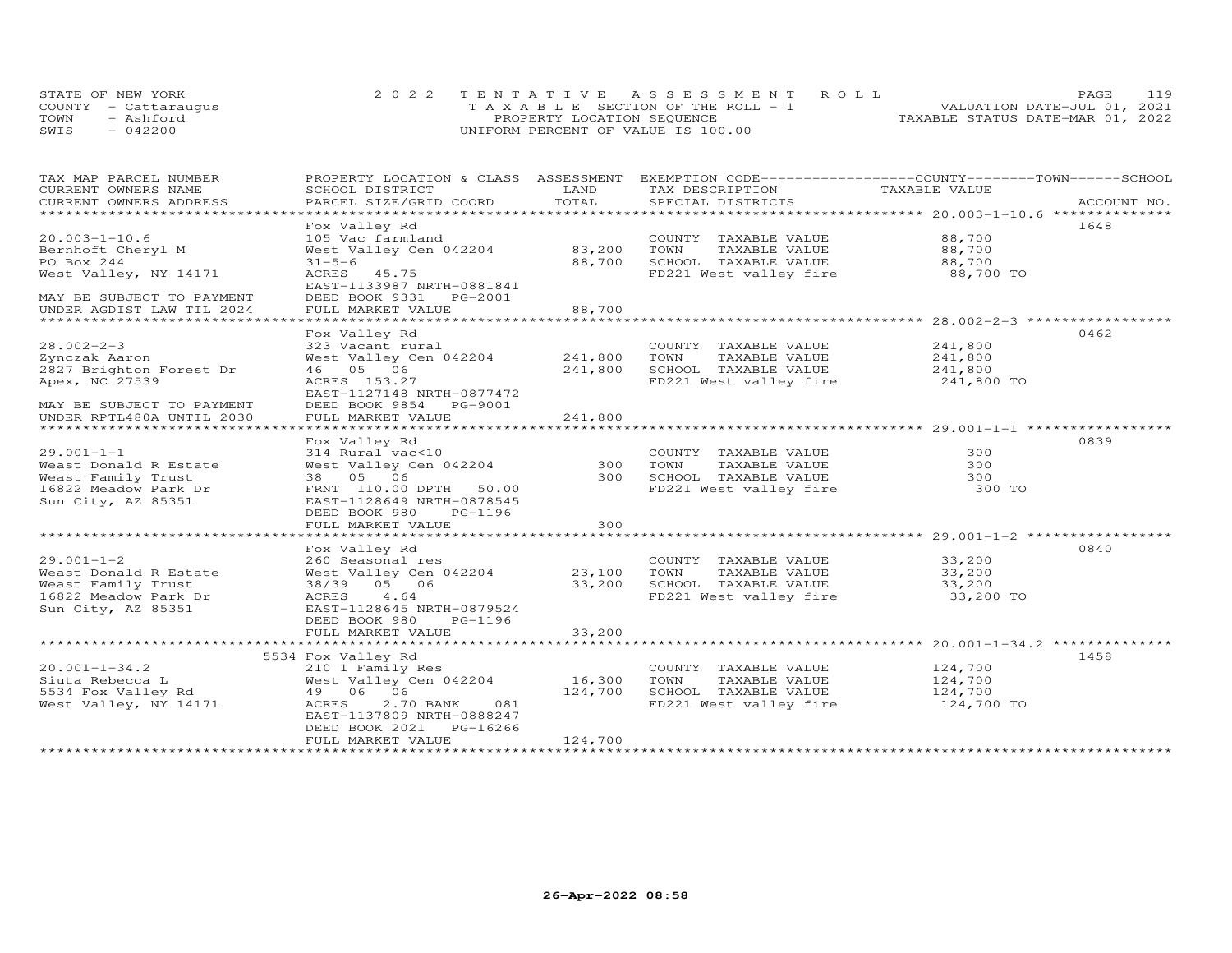STATE OF NEW YORK
COUNTY - Cattaraugus
TOWN - Ashford
SWIS - 042200

2022 TENTATIVE ASSESSMENT ROLL
TAXABLE SECTION OF THE ROLL - 1
PROPERTY LOCATION SEQUENCE
UNIFORM PERCENT OF VALUE IS 100.00

VALUATION DATE-JUL 01, 2021
TAXABLE STATUS DATE-MAR 01, 2022

| TAX MAP PARCEL NUMBER / CURRENT OWNERS NAME / CURRENT OWNERS ADDRESS | PROPERTY LOCATION & CLASS / SCHOOL DISTRICT / PARCEL SIZE/GRID COORD | ASSESSMENT LAND / TOTAL | EXEMPTION CODE / TAX DESCRIPTION / SPECIAL DISTRICTS | COUNTY--TOWN--SCHOOL TAXABLE VALUE | ACCOUNT NO. |
|---|---|---|---|---|---|
| 20.003-1-10.6 | Fox Valley Rd | | | | 1648 |
| 20.003-1-10.6 | 105 Vac farmland | | COUNTY TAXABLE VALUE | 88,700 | |
| Bernhoft Cheryl M | West Valley Cen 042204 | 83,200 | TOWN TAXABLE VALUE | 88,700 | |
| PO Box 244 | 31-5-6 | 88,700 | SCHOOL TAXABLE VALUE | 88,700 | |
| West Valley, NY 14171 | ACRES 45.75 | | FD221 West valley fire | 88,700 TO | |
| | EAST-1133987 NRTH-0881841 | | | | |
| MAY BE SUBJECT TO PAYMENT | DEED BOOK 9331 PG-2001 | | | | |
| UNDER AGDIST LAW TIL 2024 | FULL MARKET VALUE | 88,700 | | | |
| 28.002-2-3 | Fox Valley Rd | | | | 0462 |
| 28.002-2-3 | 323 Vacant rural | | COUNTY TAXABLE VALUE | 241,800 | |
| Zynczak Aaron | West Valley Cen 042204 | 241,800 | TOWN TAXABLE VALUE | 241,800 | |
| 2827 Brighton Forest Dr | 46 05 06 | 241,800 | SCHOOL TAXABLE VALUE | 241,800 | |
| Apex, NC 27539 | ACRES 153.27 | | FD221 West valley fire | 241,800 TO | |
| | EAST-1127148 NRTH-0877472 | | | | |
| MAY BE SUBJECT TO PAYMENT | DEED BOOK 9854 PG-9001 | | | | |
| UNDER RPTL480A UNTIL 2030 | FULL MARKET VALUE | 241,800 | | | |
| 29.001-1-1 | Fox Valley Rd | | | | 0839 |
| 29.001-1-1 | 314 Rural vac<10 | | COUNTY TAXABLE VALUE | 300 | |
| Weast Donald R Estate | West Valley Cen 042204 | 300 | TOWN TAXABLE VALUE | 300 | |
| Weast Family Trust | 38 05 06 | 300 | SCHOOL TAXABLE VALUE | 300 | |
| 16822 Meadow Park Dr | FRNT 110.00 DPTH 50.00 | | FD221 West valley fire | 300 TO | |
| Sun City, AZ 85351 | EAST-1128649 NRTH-0878545 | | | | |
| | DEED BOOK 980 PG-1196 | | | | |
| | FULL MARKET VALUE | 300 | | | |
| 29.001-1-2 | Fox Valley Rd | | | | 0840 |
| 29.001-1-2 | 260 Seasonal res | | COUNTY TAXABLE VALUE | 33,200 | |
| Weast Donald R Estate | West Valley Cen 042204 | 23,100 | TOWN TAXABLE VALUE | 33,200 | |
| Weast Family Trust | 38/39 05 06 | 33,200 | SCHOOL TAXABLE VALUE | 33,200 | |
| 16822 Meadow Park Dr | ACRES 4.64 | | FD221 West valley fire | 33,200 TO | |
| Sun City, AZ 85351 | EAST-1128645 NRTH-0879524 | | | | |
| | DEED BOOK 980 PG-1196 | | | | |
| | FULL MARKET VALUE | 33,200 | | | |
| 20.001-1-34.2 | 5534 Fox Valley Rd | | | | 1458 |
| 20.001-1-34.2 | 210 1 Family Res | | COUNTY TAXABLE VALUE | 124,700 | |
| Siuta Rebecca L | West Valley Cen 042204 | 16,300 | TOWN TAXABLE VALUE | 124,700 | |
| 5534 Fox Valley Rd | 49 06 06 | 124,700 | SCHOOL TAXABLE VALUE | 124,700 | |
| West Valley, NY 14171 | ACRES 2.70 BANK 081 | | FD221 West valley fire | 124,700 TO | |
| | EAST-1137809 NRTH-0888247 | | | | |
| | DEED BOOK 2021 PG-16266 | | | | |
| | FULL MARKET VALUE | 124,700 | | | |

26-Apr-2022 08:58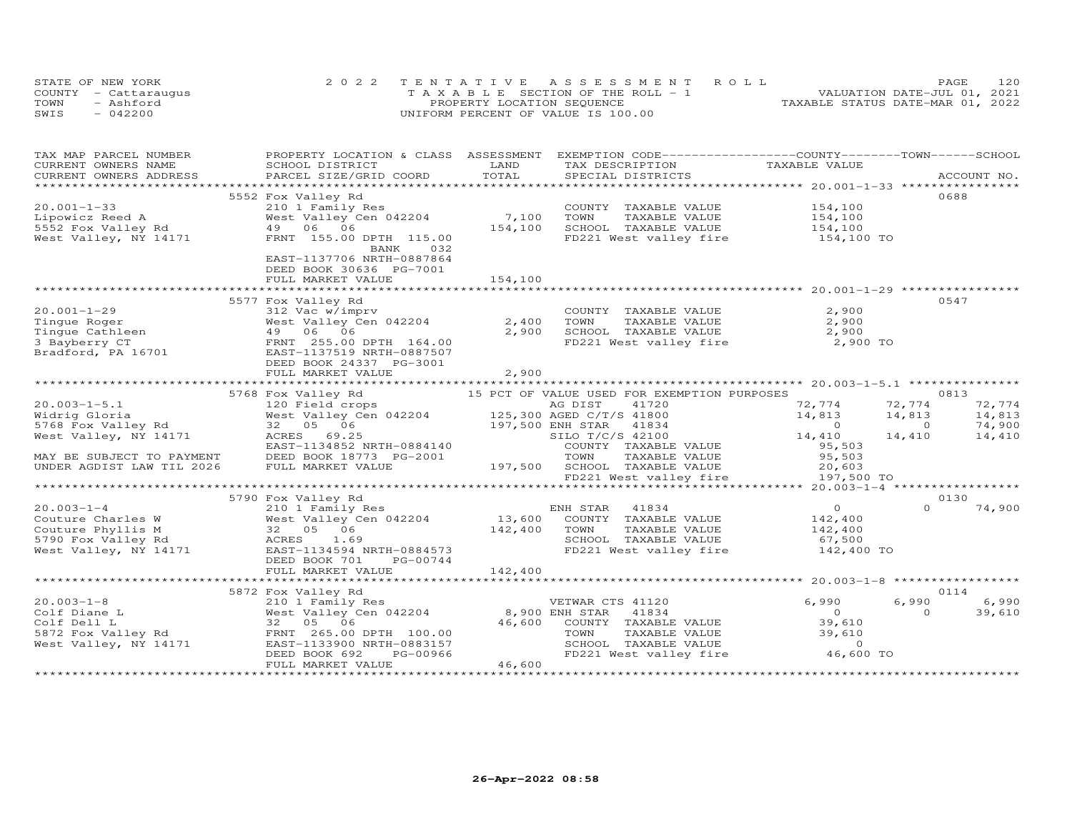STATE OF NEW YORK — COUNTY - Cattaraugus — TOWN - Ashford — SWIS - 042200

2 0 2 2 TENTATIVE ASSESSMENT ROLL
TAXABLE SECTION OF THE ROLL - 1
PROPERTY LOCATION SEQUENCE
UNIFORM PERCENT OF VALUE IS 100.00

VALUATION DATE-JUL 01, 2021
TAXABLE STATUS DATE-MAR 01, 2022

| TAX MAP PARCEL NUMBER / CURRENT OWNERS NAME / CURRENT OWNERS ADDRESS | PROPERTY LOCATION & CLASS / SCHOOL DISTRICT / PARCEL SIZE/GRID COORD | ASSESSMENT LAND / TOTAL | EXEMPTION CODE / TAX DESCRIPTION / SPECIAL DISTRICTS | COUNTY TAXABLE VALUE | TOWN | SCHOOL / ACCOUNT NO. |
|---|---|---|---|---|---|---|
| 20.001-1-33 | 5552 Fox Valley Rd | | | | | 0688 |
| 20.001-1-33 | 210 1 Family Res | | COUNTY TAXABLE VALUE | 154,100 | | |
| Lipowicz Reed A | West Valley Cen 042204 | 7,100 | TOWN TAXABLE VALUE | 154,100 | | |
| 5552 Fox Valley Rd | 49 06 06 | 154,100 | SCHOOL TAXABLE VALUE | 154,100 | | |
| West Valley, NY 14171 | FRNT 155.00 DPTH 115.00 | | FD221 West valley fire | 154,100 TO | | |
| | BANK 032 | | | | | |
| | EAST-1137706 NRTH-0887864 | | | | | |
| | DEED BOOK 30636 PG-7001 | | | | | |
| | FULL MARKET VALUE | 154,100 | | | | |
| 20.001-1-29 | 5577 Fox Valley Rd | | | | | 0547 |
| 20.001-1-29 | 312 Vac w/imprv | | COUNTY TAXABLE VALUE | 2,900 | | |
| Tingue Roger | West Valley Cen 042204 | 2,400 | TOWN TAXABLE VALUE | 2,900 | | |
| Tingue Cathleen | 49 06 06 | 2,900 | SCHOOL TAXABLE VALUE | 2,900 | | |
| 3 Bayberry CT | FRNT 255.00 DPTH 164.00 | | FD221 West valley fire | 2,900 TO | | |
| Bradford, PA 16701 | EAST-1137519 NRTH-0887507 | | | | | |
| | DEED BOOK 24337 PG-3001 | | | | | |
| | FULL MARKET VALUE | 2,900 | | | | |
| 20.003-1-5.1 | 5768 Fox Valley Rd | | 15 PCT OF VALUE USED FOR EXEMPTION PURPOSES | | | 0813 |
| 20.003-1-5.1 | 120 Field crops | | AG DIST 41720 | 72,774 | 72,774 | 72,774 |
| Widrig Gloria | West Valley Cen 042204 | 125,300 | AGED C/T/S 41800 | 14,813 | 14,813 | 14,813 |
| 5768 Fox Valley Rd | 32 05 06 | 197,500 | ENH STAR 41834 | 0 | 0 | 74,900 |
| West Valley, NY 14171 | ACRES 69.25 | | SILO T/C/S 42100 | 14,410 | 14,410 | 14,410 |
| | EAST-1134852 NRTH-0884140 | | COUNTY TAXABLE VALUE | 95,503 | | |
| MAY BE SUBJECT TO PAYMENT | DEED BOOK 18773 PG-2001 | | TOWN TAXABLE VALUE | 95,503 | | |
| UNDER AGDIST LAW TIL 2026 | FULL MARKET VALUE | 197,500 | SCHOOL TAXABLE VALUE | 20,603 | | |
| | | | FD221 West valley fire | 197,500 TO | | |
| 20.003-1-4 | 5790 Fox Valley Rd | | | | | 0130 |
| 20.003-1-4 | 210 1 Family Res | | ENH STAR 41834 | 0 | 0 | 74,900 |
| Couture Charles W | West Valley Cen 042204 | 13,600 | COUNTY TAXABLE VALUE | 142,400 | | |
| Couture Phyllis M | 32 05 06 | 142,400 | TOWN TAXABLE VALUE | 142,400 | | |
| 5790 Fox Valley Rd | ACRES 1.69 | | SCHOOL TAXABLE VALUE | 67,500 | | |
| West Valley, NY 14171 | EAST-1134594 NRTH-0884573 | | FD221 West valley fire | 142,400 TO | | |
| | DEED BOOK 701 PG-00744 | | | | | |
| | FULL MARKET VALUE | 142,400 | | | | |
| 20.003-1-8 | 5872 Fox Valley Rd | | | | | 0114 |
| 20.003-1-8 | 210 1 Family Res | | VETWAR CTS 41120 | 6,990 | 6,990 | 6,990 |
| Colf Diane L | West Valley Cen 042204 | 8,900 | ENH STAR 41834 | 0 | 0 | 39,610 |
| Colf Dell L | 32 05 06 | 46,600 | COUNTY TAXABLE VALUE | 39,610 | | |
| 5872 Fox Valley Rd | FRNT 265.00 DPTH 100.00 | | TOWN TAXABLE VALUE | 39,610 | | |
| West Valley, NY 14171 | EAST-1133900 NRTH-0883157 | | SCHOOL TAXABLE VALUE | 0 | | |
| | DEED BOOK 692 PG-00966 | | FD221 West valley fire | 46,600 TO | | |
| | FULL MARKET VALUE | 46,600 | | | | |

26-Apr-2022 08:58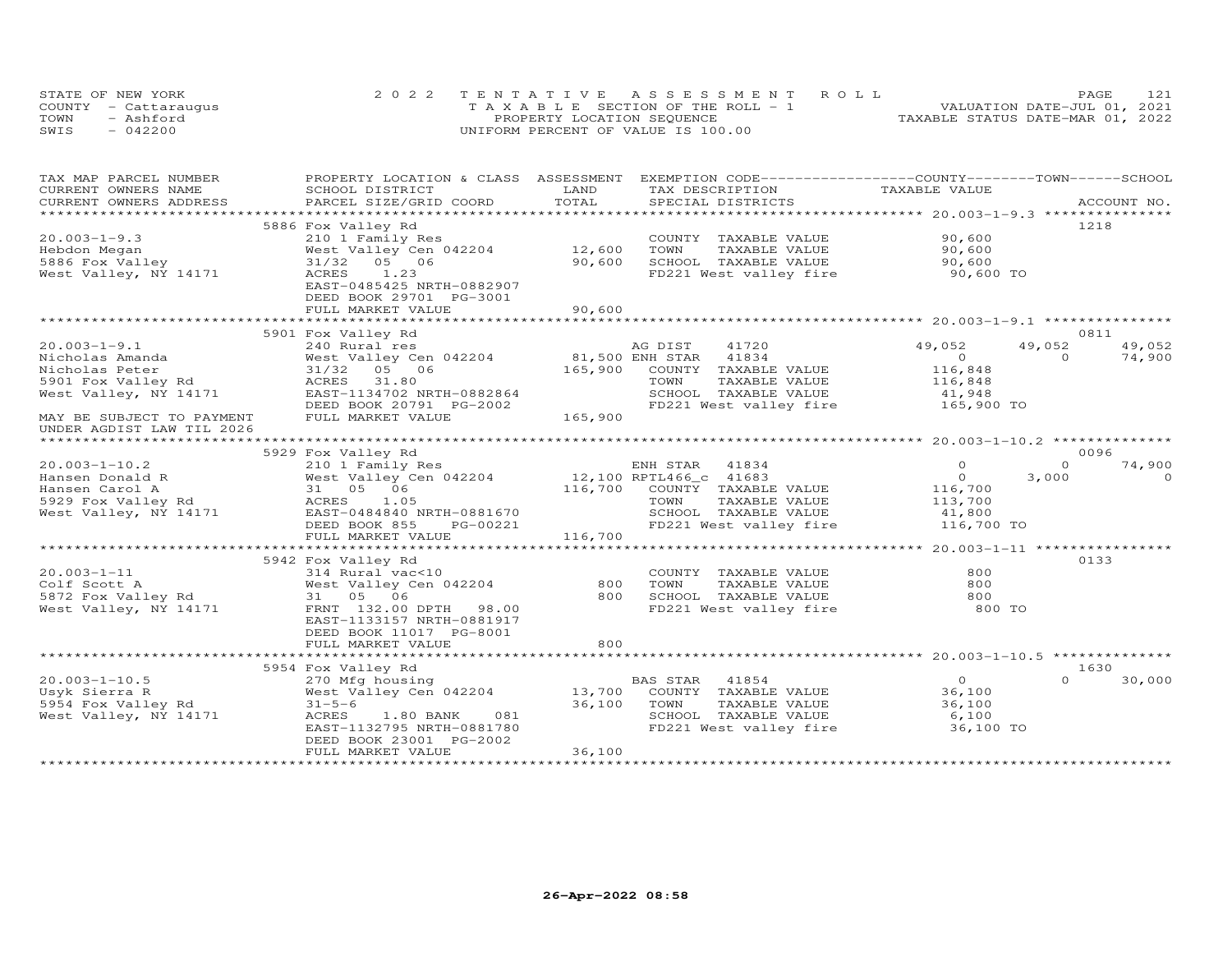STATE OF NEW YORK
COUNTY - Cattaraugus
TOWN - Ashford
SWIS - 042200

2 0 2 2 TENTATIVE ASSESSMENT ROLL
TAXABLE SECTION OF THE ROLL - 1
PROPERTY LOCATION SEQUENCE
UNIFORM PERCENT OF VALUE IS 100.00

VALUATION DATE-JUL 01, 2021
TAXABLE STATUS DATE-MAR 01, 2022

| TAX MAP PARCEL NUMBER / CURRENT OWNERS NAME / CURRENT OWNERS ADDRESS | PROPERTY LOCATION & CLASS / SCHOOL DISTRICT / PARCEL SIZE/GRID COORD | ASSESSMENT LAND / TOTAL | EXEMPTION CODE / TAX DESCRIPTION / SPECIAL DISTRICTS | COUNTY TAXABLE VALUE | TOWN | SCHOOL / ACCOUNT NO. |
|---|---|---|---|---|---|---|
| **20.003-1-9.3** | 5886 Fox Valley Rd | | | | | 1218 |
| 20.003-1-9.3 | 210 1 Family Res | | COUNTY TAXABLE VALUE | 90,600 | | |
| Hebdon Megan | West Valley Cen 042204 | 12,600 | TOWN TAXABLE VALUE | 90,600 | | |
| 5886 Fox Valley | 31/32 05 06 | 90,600 | SCHOOL TAXABLE VALUE | 90,600 | | |
| West Valley, NY 14171 | ACRES 1.23 | | FD221 West valley fire | 90,600 TO | | |
| | EAST-0485425 NRTH-0882907 | | | | | |
| | DEED BOOK 29701 PG-3001 | | | | | |
| | FULL MARKET VALUE | 90,600 | | | | |
| **20.003-1-9.1** | 5901 Fox Valley Rd | | | | | 0811 |
| 20.003-1-9.1 | 240 Rural res | | AG DIST 41720 | 49,052 | 49,052 | 49,052 |
| Nicholas Amanda | West Valley Cen 042204 | 81,500 | ENH STAR 41834 | 0 | 0 | 74,900 |
| Nicholas Peter | 31/32 05 06 | 165,900 | COUNTY TAXABLE VALUE | 116,848 | | |
| 5901 Fox Valley Rd | ACRES 31.80 | | TOWN TAXABLE VALUE | 116,848 | | |
| West Valley, NY 14171 | EAST-1134702 NRTH-0882864 | | SCHOOL TAXABLE VALUE | 41,948 | | |
| | DEED BOOK 20791 PG-2002 | | FD221 West valley fire | 165,900 TO | | |
| MAY BE SUBJECT TO PAYMENT | FULL MARKET VALUE | 165,900 | | | | |
| UNDER AGDIST LAW TIL 2026 | | | | | | |
| **20.003-1-10.2** | 5929 Fox Valley Rd | | | | | 0096 |
| 20.003-1-10.2 | 210 1 Family Res | | ENH STAR 41834 | 0 | 0 | 74,900 |
| Hansen Donald R | West Valley Cen 042204 | 12,100 | RPTL466_c 41683 | 0 | 3,000 | 0 |
| Hansen Carol A | 31 05 06 | 116,700 | COUNTY TAXABLE VALUE | 116,700 | | |
| 5929 Fox Valley Rd | ACRES 1.05 | | TOWN TAXABLE VALUE | 113,700 | | |
| West Valley, NY 14171 | EAST-0484840 NRTH-0881670 | | SCHOOL TAXABLE VALUE | 41,800 | | |
| | DEED BOOK 855 PG-00221 | | FD221 West valley fire | 116,700 TO | | |
| | FULL MARKET VALUE | 116,700 | | | | |
| **20.003-1-11** | 5942 Fox Valley Rd | | | | | 0133 |
| 20.003-1-11 | 314 Rural vac<10 | | COUNTY TAXABLE VALUE | 800 | | |
| Colf Scott A | West Valley Cen 042204 | 800 | TOWN TAXABLE VALUE | 800 | | |
| 5872 Fox Valley Rd | 31 05 06 | 800 | SCHOOL TAXABLE VALUE | 800 | | |
| West Valley, NY 14171 | FRNT 132.00 DPTH 98.00 | | FD221 West valley fire | 800 TO | | |
| | EAST-1133157 NRTH-0881917 | | | | | |
| | DEED BOOK 11017 PG-8001 | | | | | |
| | FULL MARKET VALUE | 800 | | | | |
| **20.003-1-10.5** | 5954 Fox Valley Rd | | | | | 1630 |
| 20.003-1-10.5 | 270 Mfg housing | | BAS STAR 41854 | 0 | 0 | 30,000 |
| Usyk Sierra R | West Valley Cen 042204 | 13,700 | COUNTY TAXABLE VALUE | 36,100 | | |
| 5954 Fox Valley Rd | 31-5-6 | 36,100 | TOWN TAXABLE VALUE | 36,100 | | |
| West Valley, NY 14171 | ACRES 1.80 BANK 081 | | SCHOOL TAXABLE VALUE | 6,100 | | |
| | EAST-1132795 NRTH-0881780 | | FD221 West valley fire | 36,100 TO | | |
| | DEED BOOK 23001 PG-2002 | | | | | |
| | FULL MARKET VALUE | 36,100 | | | | |

26-Apr-2022 08:58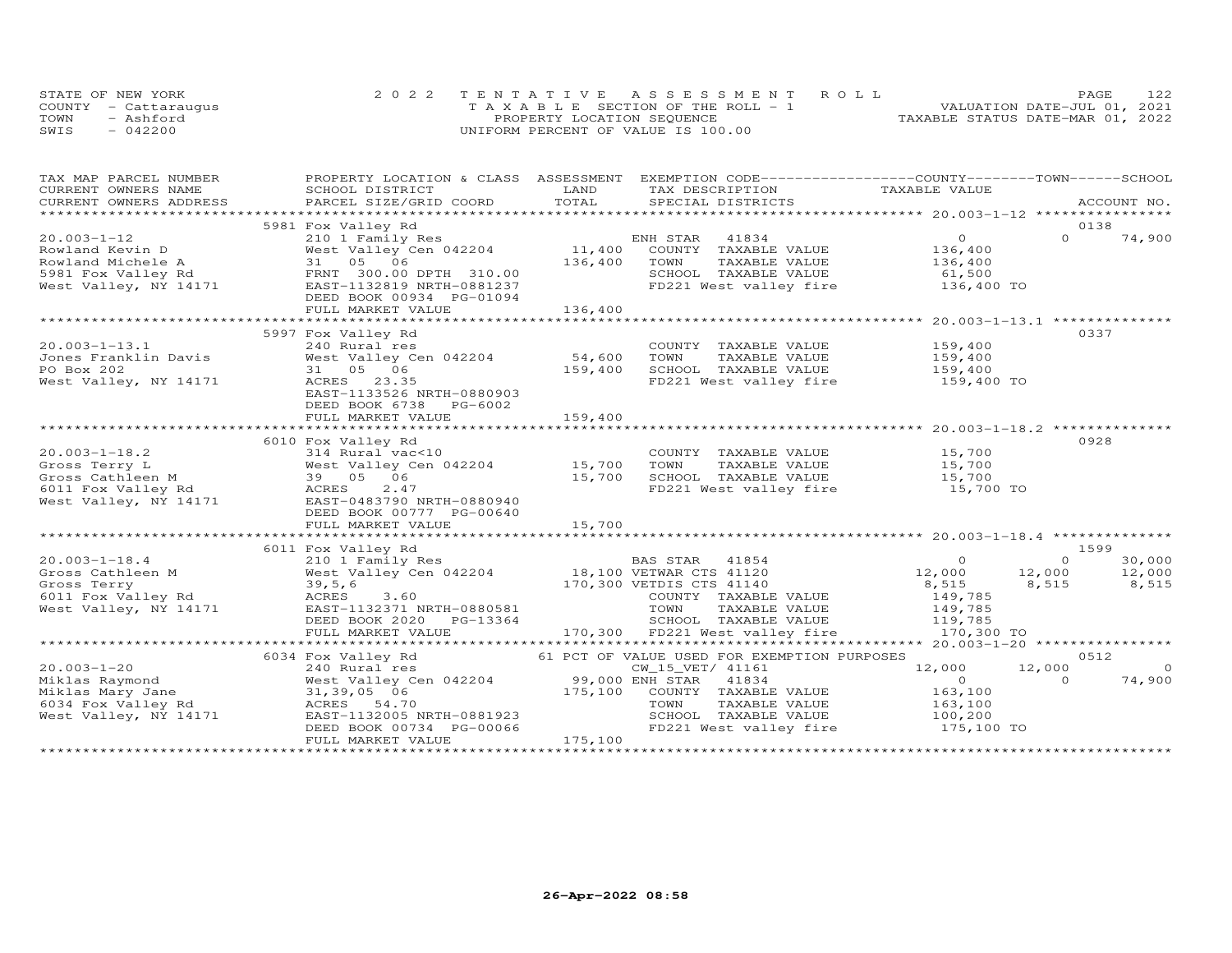STATE OF NEW YORK
COUNTY - Cattaraugus
TOWN - Ashford
SWIS - 042200

2022 TENTATIVE ASSESSMENT ROLL
TAXABLE SECTION OF THE ROLL - 1
PROPERTY LOCATION SEQUENCE
UNIFORM PERCENT OF VALUE IS 100.00

VALUATION DATE-JUL 01, 2021
TAXABLE STATUS DATE-MAR 01, 2022

| TAX MAP PARCEL NUMBER / CURRENT OWNERS NAME / CURRENT OWNERS ADDRESS | PROPERTY LOCATION & CLASS / SCHOOL DISTRICT / PARCEL SIZE/GRID COORD | ASSESSMENT LAND | TOTAL | EXEMPTION CODE / TAX DESCRIPTION / SPECIAL DISTRICTS | COUNTY TAXABLE VALUE | TOWN | SCHOOL | ACCOUNT NO. |
|---|---|---|---|---|---|---|---|---|
| **20.003-1-12** | 5981 Fox Valley Rd | | | | | | | 0138 |
| 20.003-1-12 | 210 1 Family Res | | | ENH STAR 41834 | 0 | 0 | 74,900 | |
| Rowland Kevin D | West Valley Cen 042204 | 11,400 | | COUNTY TAXABLE VALUE | 136,400 | | | |
| Rowland Michele A | 31 05 06 | | 136,400 | TOWN TAXABLE VALUE | 136,400 | | | |
| 5981 Fox Valley Rd | FRNT 300.00 DPTH 310.00 | | | SCHOOL TAXABLE VALUE | 61,500 | | | |
| West Valley, NY 14171 | EAST-1132819 NRTH-0881237 | | | FD221 West valley fire | 136,400 TO | | | |
| | DEED BOOK 00934 PG-01094 | | | | | | | |
| | FULL MARKET VALUE | | 136,400 | | | | | |
| **20.003-1-13.1** | 5997 Fox Valley Rd | | | | | | | 0337 |
| 20.003-1-13.1 | 240 Rural res | | | COUNTY TAXABLE VALUE | 159,400 | | | |
| Jones Franklin Davis | West Valley Cen 042204 | 54,600 | | TOWN TAXABLE VALUE | 159,400 | | | |
| PO Box 202 | 31 05 06 | | 159,400 | SCHOOL TAXABLE VALUE | 159,400 | | | |
| West Valley, NY 14171 | ACRES 23.35 | | | FD221 West valley fire | 159,400 TO | | | |
| | EAST-1133526 NRTH-0880903 | | | | | | | |
| | DEED BOOK 6738 PG-6002 | | | | | | | |
| | FULL MARKET VALUE | | 159,400 | | | | | |
| **20.003-1-18.2** | 6010 Fox Valley Rd | | | | | | | 0928 |
| 20.003-1-18.2 | 314 Rural vac<10 | | | COUNTY TAXABLE VALUE | 15,700 | | | |
| Gross Terry L | West Valley Cen 042204 | 15,700 | | TOWN TAXABLE VALUE | 15,700 | | | |
| Gross Cathleen M | 39 05 06 | | 15,700 | SCHOOL TAXABLE VALUE | 15,700 | | | |
| 6011 Fox Valley Rd | ACRES 2.47 | | | FD221 West valley fire | 15,700 TO | | | |
| West Valley, NY 14171 | EAST-0483790 NRTH-0880940 | | | | | | | |
| | DEED BOOK 00777 PG-00640 | | | | | | | |
| | FULL MARKET VALUE | | 15,700 | | | | | |
| **20.003-1-18.4** | 6011 Fox Valley Rd | | | | | | | 1599 |
| 20.003-1-18.4 | 210 1 Family Res | | | BAS STAR 41854 | 0 | 0 | 30,000 | |
| Gross Cathleen M | West Valley Cen 042204 | 18,100 | | VETWAR CTS 41120 | 12,000 | 12,000 | 12,000 | |
| Gross Terry | 39,5,6 | | 170,300 | VETDIS CTS 41140 | 8,515 | 8,515 | 8,515 | |
| 6011 Fox Valley Rd | ACRES 3.60 | | | COUNTY TAXABLE VALUE | 149,785 | | | |
| West Valley, NY 14171 | EAST-1132371 NRTH-0880581 | | | TOWN TAXABLE VALUE | 149,785 | | | |
| | DEED BOOK 2020 PG-13364 | | | SCHOOL TAXABLE VALUE | 119,785 | | | |
| | FULL MARKET VALUE | | 170,300 | FD221 West valley fire | 170,300 TO | | | |
| **20.003-1-20** | 6034 Fox Valley Rd | | | 61 PCT OF VALUE USED FOR EXEMPTION PURPOSES | | | | 0512 |
| 20.003-1-20 | 240 Rural res | | | CW_15_VET/ 41161 | 12,000 | 12,000 | 0 | |
| Miklas Raymond | West Valley Cen 042204 | 99,000 | | ENH STAR 41834 | 0 | 0 | 74,900 | |
| Miklas Mary Jane | 31,39,05 06 | | 175,100 | COUNTY TAXABLE VALUE | 163,100 | | | |
| 6034 Fox Valley Rd | ACRES 54.70 | | | TOWN TAXABLE VALUE | 163,100 | | | |
| West Valley, NY 14171 | EAST-1132005 NRTH-0881923 | | | SCHOOL TAXABLE VALUE | 100,200 | | | |
| | DEED BOOK 00734 PG-00066 | | | FD221 West valley fire | 175,100 TO | | | |
| | FULL MARKET VALUE | | 175,100 | | | | | |

26-Apr-2022 08:58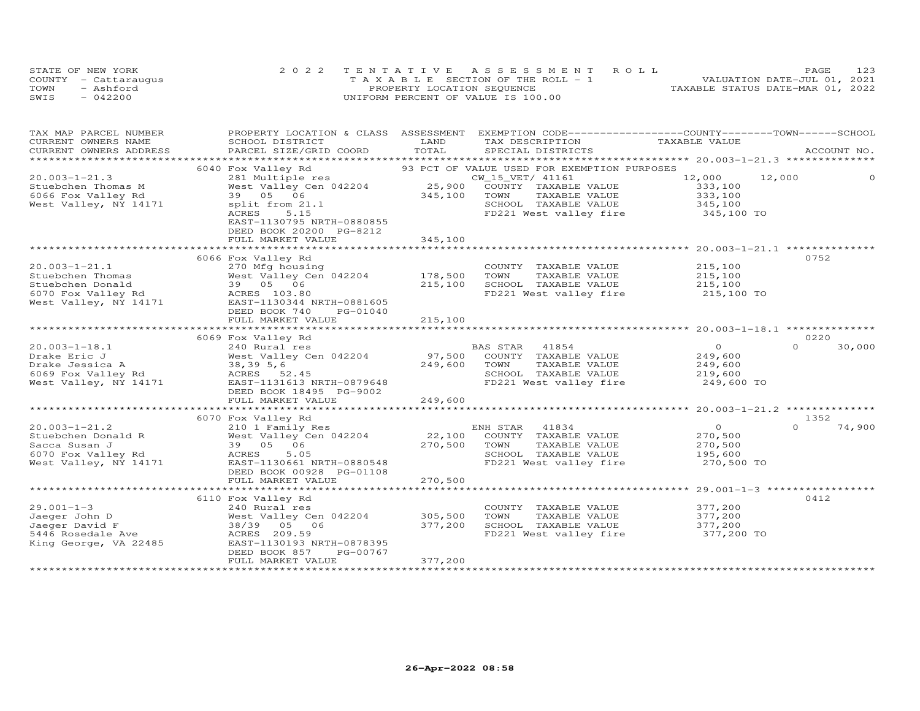STATE OF NEW YORK
COUNTY - Cattaraugus
TOWN - Ashford
SWIS - 042200

2 0 2 2 T E N T A T I V E A S S E S S M E N T R O L L
T A X A B L E SECTION OF THE ROLL - 1
PROPERTY LOCATION SEQUENCE
UNIFORM PERCENT OF VALUE IS 100.00

VALUATION DATE-JUL 01, 2021
TAXABLE STATUS DATE-MAR 01, 2022

| TAX MAP PARCEL NUMBER / CURRENT OWNERS NAME / CURRENT OWNERS ADDRESS | PROPERTY LOCATION & CLASS / SCHOOL DISTRICT / PARCEL SIZE/GRID COORD | ASSESSMENT LAND / TOTAL | EXEMPTION CODE / TAX DESCRIPTION / SPECIAL DISTRICTS | COUNTY TAXABLE VALUE | TOWN | SCHOOL | ACCOUNT NO. |
|---|---|---|---|---|---|---|---|
| 20.003-1-21.3 | 6040 Fox Valley Rd | | 93 PCT OF VALUE USED FOR EXEMPTION PURPOSES | | | | |
| | 281 Multiple res | | CW_15_VET/ 41161 | 12,000 | 12,000 | 0 | |
| Stuebchen Thomas M | West Valley Cen 042204 | 25,900 | COUNTY TAXABLE VALUE | 333,100 | | | |
| 6066 Fox Valley Rd | 39 05 06 | 345,100 | TOWN TAXABLE VALUE | 333,100 | | | |
| West Valley, NY 14171 | split from 21.1 | | SCHOOL TAXABLE VALUE | 345,100 | | | |
| | ACRES 5.15 | | FD221 West valley fire | 345,100 TO | | | |
| | EAST-1130795 NRTH-0880855 | | | | | | |
| | DEED BOOK 20200 PG-8212 | | | | | | |
| | FULL MARKET VALUE | 345,100 | | | | | |
| 20.003-1-21.1 | 6066 Fox Valley Rd | | | | | | 0752 |
| | 270 Mfg housing | | COUNTY TAXABLE VALUE | 215,100 | | | |
| Stuebchen Thomas | West Valley Cen 042204 | 178,500 | TOWN TAXABLE VALUE | 215,100 | | | |
| Stuebchen Donald | 39 05 06 | 215,100 | SCHOOL TAXABLE VALUE | 215,100 | | | |
| 6070 Fox Valley Rd | ACRES 103.80 | | FD221 West valley fire | 215,100 TO | | | |
| West Valley, NY 14171 | EAST-1130344 NRTH-0881605 | | | | | | |
| | DEED BOOK 740 PG-01040 | | | | | | |
| | FULL MARKET VALUE | 215,100 | | | | | |
| 20.003-1-18.1 | 6069 Fox Valley Rd | | | | | | 0220 |
| | 240 Rural res | | BAS STAR 41854 | 0 | 0 | 30,000 | |
| Drake Eric J | West Valley Cen 042204 | 97,500 | COUNTY TAXABLE VALUE | 249,600 | | | |
| Drake Jessica A | 38,39 5,6 | 249,600 | TOWN TAXABLE VALUE | 249,600 | | | |
| 6069 Fox Valley Rd | ACRES 52.45 | | SCHOOL TAXABLE VALUE | 219,600 | | | |
| West Valley, NY 14171 | EAST-1131613 NRTH-0879648 | | FD221 West valley fire | 249,600 TO | | | |
| | DEED BOOK 18495 PG-9002 | | | | | | |
| | FULL MARKET VALUE | 249,600 | | | | | |
| 20.003-1-21.2 | 6070 Fox Valley Rd | | | | | | 1352 |
| | 210 1 Family Res | | ENH STAR 41834 | 0 | 0 | 74,900 | |
| Stuebchen Donald R | West Valley Cen 042204 | 22,100 | COUNTY TAXABLE VALUE | 270,500 | | | |
| Sacca Susan J | 39 05 06 | 270,500 | TOWN TAXABLE VALUE | 270,500 | | | |
| 6070 Fox Valley Rd | ACRES 5.05 | | SCHOOL TAXABLE VALUE | 195,600 | | | |
| West Valley, NY 14171 | EAST-1130661 NRTH-0880548 | | FD221 West valley fire | 270,500 TO | | | |
| | DEED BOOK 00928 PG-01108 | | | | | | |
| | FULL MARKET VALUE | 270,500 | | | | | |
| 29.001-1-3 | 6110 Fox Valley Rd | | | | | | 0412 |
| | 240 Rural res | | COUNTY TAXABLE VALUE | 377,200 | | | |
| Jaeger John D | West Valley Cen 042204 | 305,500 | TOWN TAXABLE VALUE | 377,200 | | | |
| Jaeger David F | 38/39 05 06 | 377,200 | SCHOOL TAXABLE VALUE | 377,200 | | | |
| 5446 Rosedale Ave | ACRES 209.59 | | FD221 West valley fire | 377,200 TO | | | |
| King George, VA 22485 | EAST-1130193 NRTH-0878395 | | | | | | |
| | DEED BOOK 857 PG-00767 | | | | | | |
| | FULL MARKET VALUE | 377,200 | | | | | |

26-Apr-2022 08:58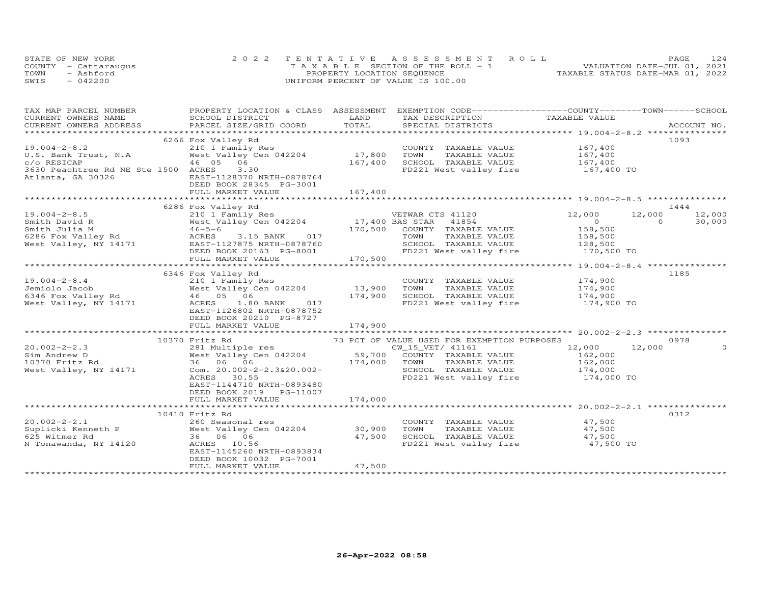STATE OF NEW YORK
COUNTY - Cattaraugus
TOWN - Ashford
SWIS - 042200

2022 TENTATIVE ASSESSMENT ROLL
TAXABLE SECTION OF THE ROLL - 1
PROPERTY LOCATION SEQUENCE
UNIFORM PERCENT OF VALUE IS 100.00

VALUATION DATE-JUL 01, 2021
TAXABLE STATUS DATE-MAR 01, 2022

| TAX MAP PARCEL NUMBER / CURRENT OWNERS NAME / CURRENT OWNERS ADDRESS | PROPERTY LOCATION & CLASS / SCHOOL DISTRICT / PARCEL SIZE/GRID COORD | ASSESSMENT LAND / TOTAL | EXEMPTION CODE / TAX DESCRIPTION / SPECIAL DISTRICTS | COUNTY TAXABLE VALUE | TOWN | SCHOOL | ACCOUNT NO. |
|---|---|---|---|---|---|---|---|
| **19.004-2-8.2** | 6266 Fox Valley Rd | | | | | | 1093 |
| 19.004-2-8.2 | 210 1 Family Res | | COUNTY TAXABLE VALUE | 167,400 | | | |
| U.S. Bank Trust, N.A | West Valley Cen 042204 | 17,800 | TOWN TAXABLE VALUE | 167,400 | | | |
| c/o RESICAP | 46 05 06 | 167,400 | SCHOOL TAXABLE VALUE | 167,400 | | | |
| 3630 Peachtree Rd NE Ste 1500 | ACRES 3.30 | | FD221 West valley fire | 167,400 TO | | | |
| Atlanta, GA 30326 | EAST-1128370 NRTH-0878764 | | | | | | |
| | DEED BOOK 28345 PG-3001 | | | | | | |
| | FULL MARKET VALUE | 167,400 | | | | | |
| **19.004-2-8.5** | 6286 Fox Valley Rd | | | | | | 1444 |
| 19.004-2-8.5 | 210 1 Family Res | | VETWAR CTS 41120 | 12,000 | 12,000 | 12,000 | |
| Smith David R | West Valley Cen 042204 | 17,400 | BAS STAR 41854 | 0 | 0 | 30,000 | |
| Smith Julia M | 46-5-6 | 170,500 | COUNTY TAXABLE VALUE | 158,500 | | | |
| 6286 Fox Valley Rd | ACRES 3.15 BANK 017 | | TOWN TAXABLE VALUE | 158,500 | | | |
| West Valley, NY 14171 | EAST-1127875 NRTH-0878760 | | SCHOOL TAXABLE VALUE | 128,500 | | | |
| | DEED BOOK 20163 PG-8001 | | FD221 West valley fire | 170,500 TO | | | |
| | FULL MARKET VALUE | 170,500 | | | | | |
| **19.004-2-8.4** | 6346 Fox Valley Rd | | | | | | 1185 |
| 19.004-2-8.4 | 210 1 Family Res | | COUNTY TAXABLE VALUE | 174,900 | | | |
| Jemiolo Jacob | West Valley Cen 042204 | 13,900 | TOWN TAXABLE VALUE | 174,900 | | | |
| 6346 Fox Valley Rd | 46 05 06 | 174,900 | SCHOOL TAXABLE VALUE | 174,900 | | | |
| West Valley, NY 14171 | ACRES 1.80 BANK 017 | | FD221 West valley fire | 174,900 TO | | | |
| | EAST-1126802 NRTH-0878752 | | | | | | |
| | DEED BOOK 20210 PG-8727 | | | | | | |
| | FULL MARKET VALUE | 174,900 | | | | | |
| **20.002-2-2.3** | 10370 Fritz Rd | | 73 PCT OF VALUE USED FOR EXEMPTION PURPOSES | | | | 0978 |
| 20.002-2-2.3 | 281 Multiple res | | CW_15_VET/ 41161 | 12,000 | 12,000 | 0 | |
| Sim Andrew D | West Valley Cen 042204 | 59,700 | COUNTY TAXABLE VALUE | 162,000 | | | |
| 10370 Fritz Rd | 36 06 06 | 174,000 | TOWN TAXABLE VALUE | 162,000 | | | |
| West Valley, NY 14171 | Com. 20.002-2-2.3&20.002- | | SCHOOL TAXABLE VALUE | 174,000 | | | |
| | ACRES 30.55 | | FD221 West valley fire | 174,000 TO | | | |
| | EAST-1144710 NRTH-0893480 | | | | | | |
| | DEED BOOK 2019 PG-11007 | | | | | | |
| | FULL MARKET VALUE | 174,000 | | | | | |
| **20.002-2-2.1** | 10410 Fritz Rd | | | | | | 0312 |
| 20.002-2-2.1 | 260 Seasonal res | | COUNTY TAXABLE VALUE | 47,500 | | | |
| Suplicki Kenneth P | West Valley Cen 042204 | 30,900 | TOWN TAXABLE VALUE | 47,500 | | | |
| 625 Witmer Rd | 36 06 06 | 47,500 | SCHOOL TAXABLE VALUE | 47,500 | | | |
| N Tonawanda, NY 14120 | ACRES 10.56 | | FD221 West valley fire | 47,500 TO | | | |
| | EAST-1145260 NRTH-0893834 | | | | | | |
| | DEED BOOK 10032 PG-7001 | | | | | | |
| | FULL MARKET VALUE | 47,500 | | | | | |

26-Apr-2022 08:58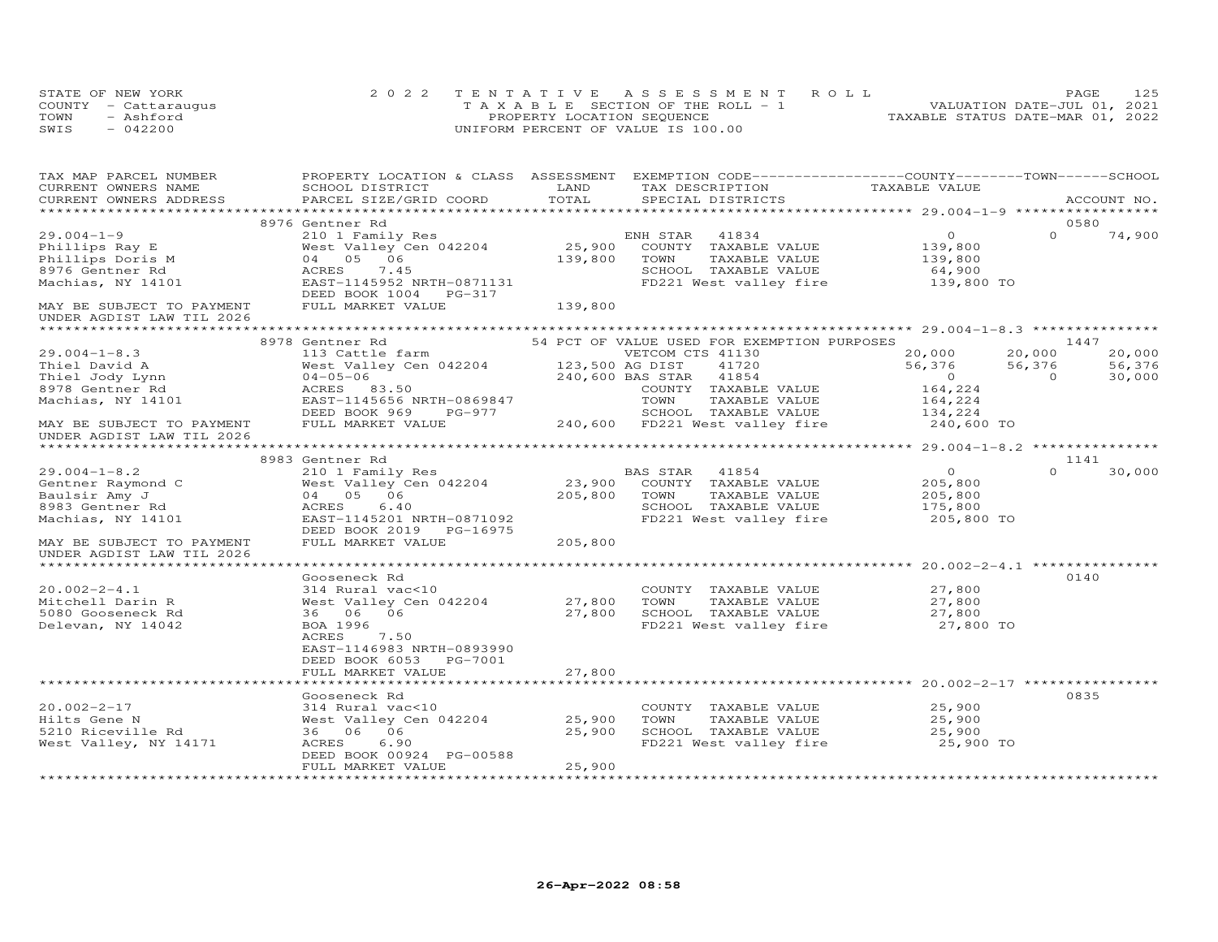STATE OF NEW YORK
COUNTY - Cattaraugus
TOWN - Ashford
SWIS - 042200

2022 TENTATIVE ASSESSMENT ROLL
TAXABLE SECTION OF THE ROLL - 1
PROPERTY LOCATION SEQUENCE
UNIFORM PERCENT OF VALUE IS 100.00

VALUATION DATE-JUL 01, 2021
TAXABLE STATUS DATE-MAR 01, 2022

```
TAX MAP PARCEL NUMBER          PROPERTY LOCATION & CLASS  ASSESSMENT  EXEMPTION CODE------------------COUNTY--------TOWN------SCHOOL
CURRENT OWNERS NAME            SCHOOL DISTRICT               LAND      TAX DESCRIPTION                 TAXABLE VALUE
CURRENT OWNERS ADDRESS         PARCEL SIZE/GRID COORD        TOTAL     SPECIAL DISTRICTS                                         ACCOUNT NO.
******************************************************************************************************* 29.004-1-9 ******************
                    8976 Gentner Rd                                                                                         0580
29.004-1-9                     210 1 Family Res                        ENH STAR   41834                  0            0      74,900
Phillips Ray E                 West Valley Cen 042204       25,900     COUNTY  TAXABLE VALUE         139,800
Phillips Doris M               04   05   06                139,800     TOWN    TAXABLE VALUE         139,800
8976 Gentner Rd                ACRES     7.45                          SCHOOL  TAXABLE VALUE          64,900
Machias, NY 14101              EAST-1145952 NRTH-0871131               FD221 West valley fire         139,800 TO
                               DEED BOOK 1004    PG-317
MAY BE SUBJECT TO PAYMENT      FULL MARKET VALUE           139,800
UNDER AGDIST LAW TIL 2026
******************************************************************************************************* 29.004-1-8.3 ****************
                    8978 Gentner Rd                  54 PCT OF VALUE USED FOR EXEMPTION PURPOSES                            1447
29.004-1-8.3                   113 Cattle farm                         VETCOM CTS 41130             20,000       20,000      20,000
Thiel David A                  West Valley Cen 042204      123,500 AG DIST     41720                56,376       56,376      56,376
Thiel Jody Lynn                04-05-06                    240,600 BAS STAR    41854                     0            0      30,000
8978 Gentner Rd                ACRES    83.50                          COUNTY  TAXABLE VALUE         164,224
Machias, NY 14101              EAST-1145656 NRTH-0869847               TOWN    TAXABLE VALUE         164,224
                               DEED BOOK 969     PG-977                SCHOOL  TAXABLE VALUE         134,224
MAY BE SUBJECT TO PAYMENT      FULL MARKET VALUE           240,600     FD221 West valley fire         240,600 TO
UNDER AGDIST LAW TIL 2026
******************************************************************************************************* 29.004-1-8.2 ****************
                    8983 Gentner Rd                                                                                         1141
29.004-1-8.2                   210 1 Family Res                        BAS STAR   41854                  0            0      30,000
Gentner Raymond C              West Valley Cen 042204       23,900     COUNTY  TAXABLE VALUE         205,800
Baulsir Amy J                  04   05   06                205,800     TOWN    TAXABLE VALUE         205,800
8983 Gentner Rd                ACRES     6.40                          SCHOOL  TAXABLE VALUE         175,800
Machias, NY 14101              EAST-1145201 NRTH-0871092               FD221 West valley fire         205,800 TO
                               DEED BOOK 2019    PG-16975
MAY BE SUBJECT TO PAYMENT      FULL MARKET VALUE           205,800
UNDER AGDIST LAW TIL 2026
******************************************************************************************************* 20.002-2-4.1 ****************
                    Gooseneck Rd                                                                                            0140
20.002-2-4.1                   314 Rural vac<10                        COUNTY  TAXABLE VALUE          27,800
Mitchell Darin R               West Valley Cen 042204       27,800     TOWN    TAXABLE VALUE          27,800
5080 Gooseneck Rd              36   06   06                 27,800     SCHOOL  TAXABLE VALUE          27,800
Delevan, NY 14042              BOA 1996                                FD221 West valley fire          27,800 TO
                               ACRES     7.50
                               EAST-1146983 NRTH-0893990
                               DEED BOOK 6053    PG-7001
                               FULL MARKET VALUE            27,800
******************************************************************************************************* 20.002-2-17 *****************
                    Gooseneck Rd                                                                                            0835
20.002-2-17                    314 Rural vac<10                        COUNTY  TAXABLE VALUE          25,900
Hilts Gene N                   West Valley Cen 042204       25,900     TOWN    TAXABLE VALUE          25,900
5210 Riceville Rd              36   06   06                 25,900     SCHOOL  TAXABLE VALUE          25,900
West Valley, NY 14171          ACRES     6.90                          FD221 West valley fire          25,900 TO
                               DEED BOOK 00924 PG-00588
                               FULL MARKET VALUE            25,900
************************************************************************************************************************************
```

26-Apr-2022 08:58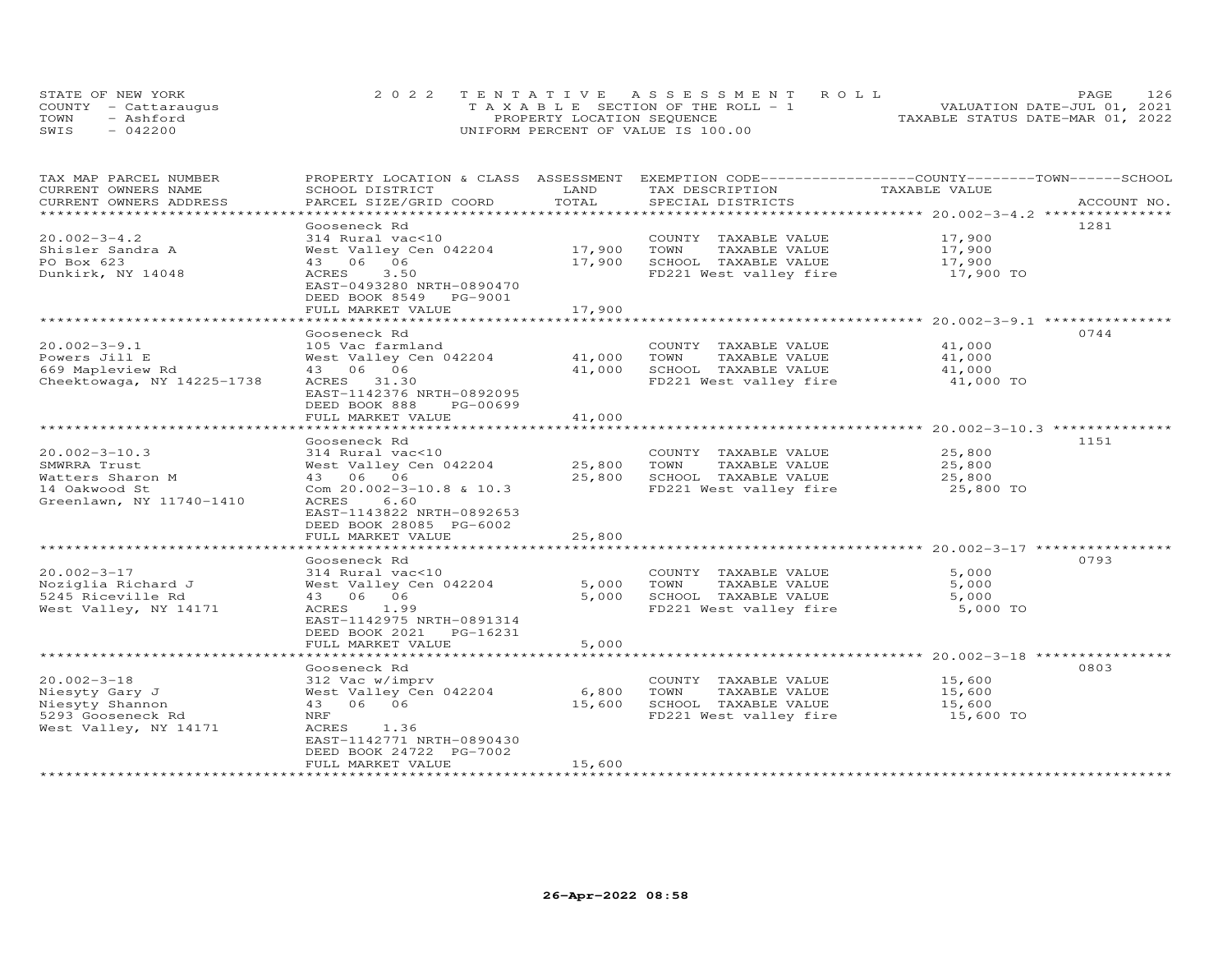STATE OF NEW YORK
COUNTY - Cattaraugus
TOWN - Ashford
SWIS - 042200

2022 TENTATIVE ASSESSMENT ROLL
TAXABLE SECTION OF THE ROLL - 1
PROPERTY LOCATION SEQUENCE
UNIFORM PERCENT OF VALUE IS 100.00

VALUATION DATE-JUL 01, 2021
TAXABLE STATUS DATE-MAR 01, 2022

| TAX MAP PARCEL NUMBER / CURRENT OWNERS NAME / CURRENT OWNERS ADDRESS | PROPERTY LOCATION & CLASS / SCHOOL DISTRICT / PARCEL SIZE/GRID COORD | ASSESSMENT LAND | TOTAL | EXEMPTION CODE / TAX DESCRIPTION / SPECIAL DISTRICTS | TAXABLE VALUE (COUNTY--TOWN--SCHOOL) | ACCOUNT NO. |
|---|---|---|---|---|---|---|
| 20.002-3-4.2 | Gooseneck Rd | | | | | 1281 |
| Shisler Sandra A | 314 Rural vac<10 | | | COUNTY TAXABLE VALUE | 17,900 | |
| PO Box 623 | West Valley Cen 042204 | 17,900 | | TOWN TAXABLE VALUE | 17,900 | |
| Dunkirk, NY 14048 | 43 06 06 | | 17,900 | SCHOOL TAXABLE VALUE | 17,900 | |
| | ACRES 3.50 | | | FD221 West valley fire | 17,900 TO | |
| | EAST-0493280 NRTH-0890470 | | | | | |
| | DEED BOOK 8549 PG-9001 | | | | | |
| | FULL MARKET VALUE | | 17,900 | | | |
| 20.002-3-9.1 | Gooseneck Rd | | | | | 0744 |
| Powers Jill E | 105 Vac farmland | | | COUNTY TAXABLE VALUE | 41,000 | |
| 669 Mapleview Rd | West Valley Cen 042204 | 41,000 | | TOWN TAXABLE VALUE | 41,000 | |
| Cheektowaga, NY 14225-1738 | 43 06 06 | | 41,000 | SCHOOL TAXABLE VALUE | 41,000 | |
| | ACRES 31.30 | | | FD221 West valley fire | 41,000 TO | |
| | EAST-1142376 NRTH-0892095 | | | | | |
| | DEED BOOK 888 PG-00699 | | | | | |
| | FULL MARKET VALUE | | 41,000 | | | |
| 20.002-3-10.3 | Gooseneck Rd | | | | | 1151 |
| SMWRRA Trust | 314 Rural vac<10 | | | COUNTY TAXABLE VALUE | 25,800 | |
| Watters Sharon M | West Valley Cen 042204 | 25,800 | | TOWN TAXABLE VALUE | 25,800 | |
| 14 Oakwood St | 43 06 06 | | 25,800 | SCHOOL TAXABLE VALUE | 25,800 | |
| Greenlawn, NY 11740-1410 | Com 20.002-3-10.8 & 10.3 | | | FD221 West valley fire | 25,800 TO | |
| | ACRES 6.60 | | | | | |
| | EAST-1143822 NRTH-0892653 | | | | | |
| | DEED BOOK 28085 PG-6002 | | | | | |
| | FULL MARKET VALUE | | 25,800 | | | |
| 20.002-3-17 | Gooseneck Rd | | | | | 0793 |
| Noziglia Richard J | 314 Rural vac<10 | | | COUNTY TAXABLE VALUE | 5,000 | |
| 5245 Riceville Rd | West Valley Cen 042204 | 5,000 | | TOWN TAXABLE VALUE | 5,000 | |
| West Valley, NY 14171 | 43 06 06 | | 5,000 | SCHOOL TAXABLE VALUE | 5,000 | |
| | ACRES 1.99 | | | FD221 West valley fire | 5,000 TO | |
| | EAST-1142975 NRTH-0891314 | | | | | |
| | DEED BOOK 2021 PG-16231 | | | | | |
| | FULL MARKET VALUE | | 5,000 | | | |
| 20.002-3-18 | Gooseneck Rd | | | | | 0803 |
| Niesyty Gary J | 312 Vac w/imprv | | | COUNTY TAXABLE VALUE | 15,600 | |
| Niesyty Shannon | West Valley Cen 042204 | 6,800 | | TOWN TAXABLE VALUE | 15,600 | |
| 5293 Gooseneck Rd | 43 06 06 | | 15,600 | SCHOOL TAXABLE VALUE | 15,600 | |
| West Valley, NY 14171 | NRF | | | FD221 West valley fire | 15,600 TO | |
| | ACRES 1.36 | | | | | |
| | EAST-1142771 NRTH-0890430 | | | | | |
| | DEED BOOK 24722 PG-7002 | | | | | |
| | FULL MARKET VALUE | | 15,600 | | | |

26-Apr-2022 08:58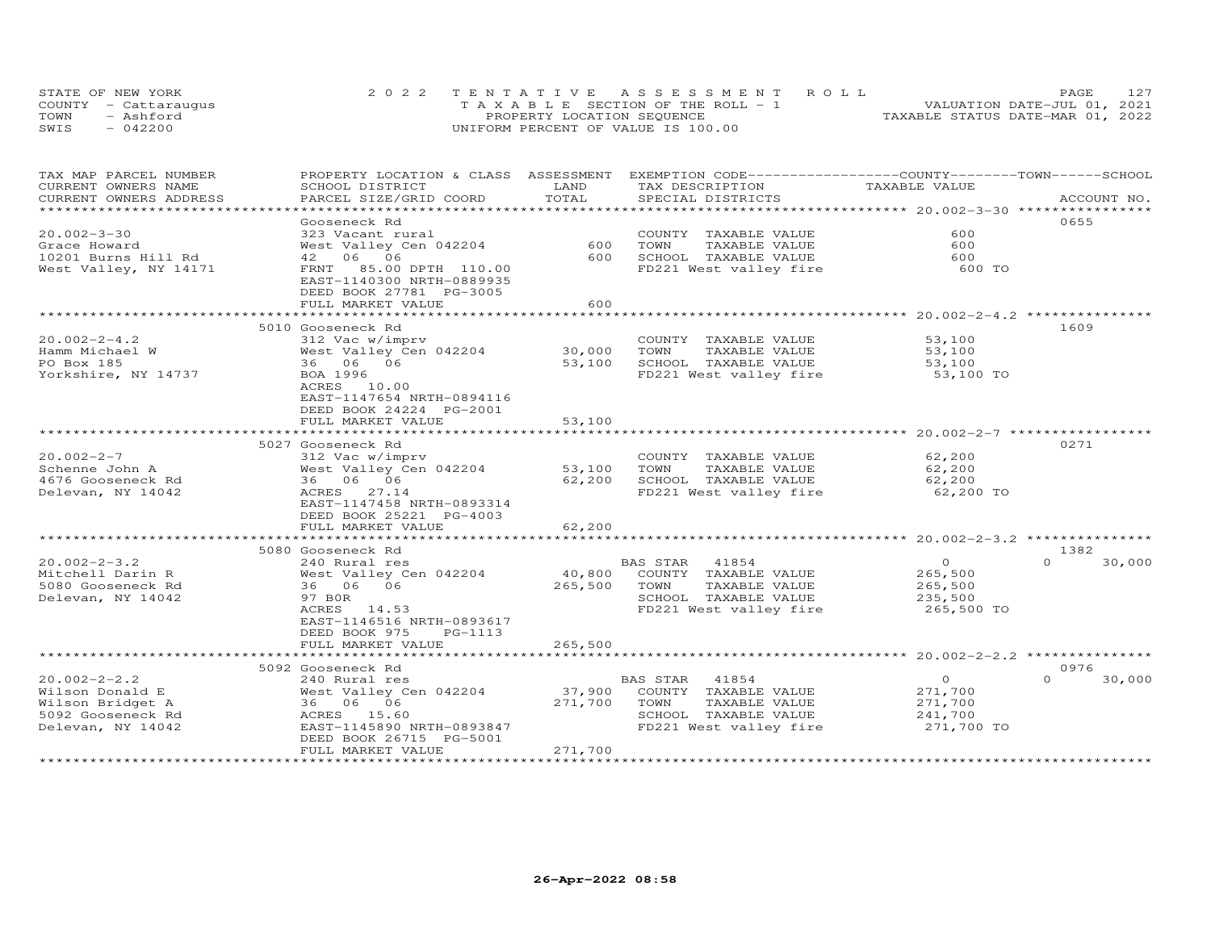STATE OF NEW YORK
COUNTY - Cattaraugus
TOWN - Ashford
SWIS - 042200

2022 TENTATIVE ASSESSMENT ROLL
TAXABLE SECTION OF THE ROLL - 1
PROPERTY LOCATION SEQUENCE
UNIFORM PERCENT OF VALUE IS 100.00

VALUATION DATE-JUL 01, 2021
TAXABLE STATUS DATE-MAR 01, 2022

| TAX MAP PARCEL NUMBER / CURRENT OWNERS NAME / CURRENT OWNERS ADDRESS | PROPERTY LOCATION & CLASS / SCHOOL DISTRICT / PARCEL SIZE/GRID COORD | ASSESSMENT LAND | TOTAL | EXEMPTION CODE / TAX DESCRIPTION / SPECIAL DISTRICTS | COUNTY / TOWN / SCHOOL TAXABLE VALUE | ACCOUNT NO. |
|---|---|---|---|---|---|---|
| **20.002-3-30** | Gooseneck Rd | | | | | 0655 |
| 20.002-3-30 | 323 Vacant rural | | | COUNTY TAXABLE VALUE | 600 | |
| Grace Howard | West Valley Cen 042204 | 600 | | TOWN TAXABLE VALUE | 600 | |
| 10201 Burns Hill Rd | 42 06 06 | | 600 | SCHOOL TAXABLE VALUE | 600 | |
| West Valley, NY 14171 | FRNT 85.00 DPTH 110.00 | | | FD221 West valley fire | 600 TO | |
| | EAST-1140300 NRTH-0889935 | | | | | |
| | DEED BOOK 27781 PG-3005 | | | | | |
| | FULL MARKET VALUE | | 600 | | | |
| **20.002-2-4.2** | 5010 Gooseneck Rd | | | | | 1609 |
| 20.002-2-4.2 | 312 Vac w/imprv | | | COUNTY TAXABLE VALUE | 53,100 | |
| Hamm Michael W | West Valley Cen 042204 | 30,000 | | TOWN TAXABLE VALUE | 53,100 | |
| PO Box 185 | 36 06 06 | | 53,100 | SCHOOL TAXABLE VALUE | 53,100 | |
| Yorkshire, NY 14737 | BOA 1996 | | | FD221 West valley fire | 53,100 TO | |
| | ACRES 10.00 | | | | | |
| | EAST-1147654 NRTH-0894116 | | | | | |
| | DEED BOOK 24224 PG-2001 | | | | | |
| | FULL MARKET VALUE | | 53,100 | | | |
| **20.002-2-7** | 5027 Gooseneck Rd | | | | | 0271 |
| 20.002-2-7 | 312 Vac w/imprv | | | COUNTY TAXABLE VALUE | 62,200 | |
| Schenne John A | West Valley Cen 042204 | 53,100 | | TOWN TAXABLE VALUE | 62,200 | |
| 4676 Gooseneck Rd | 36 06 06 | | 62,200 | SCHOOL TAXABLE VALUE | 62,200 | |
| Delevan, NY 14042 | ACRES 27.14 | | | FD221 West valley fire | 62,200 TO | |
| | EAST-1147458 NRTH-0893314 | | | | | |
| | DEED BOOK 25221 PG-4003 | | | | | |
| | FULL MARKET VALUE | | 62,200 | | | |
| **20.002-2-3.2** | 5080 Gooseneck Rd | | | | | 1382 |
| 20.002-2-3.2 | 240 Rural res | | | BAS STAR 41854 | 0 / 0 / 30,000 | |
| Mitchell Darin R | West Valley Cen 042204 | 40,800 | | COUNTY TAXABLE VALUE | 265,500 | |
| 5080 Gooseneck Rd | 36 06 06 | | 265,500 | TOWN TAXABLE VALUE | 265,500 | |
| Delevan, NY 14042 | 97 B0R | | | SCHOOL TAXABLE VALUE | 235,500 | |
| | ACRES 14.53 | | | FD221 West valley fire | 265,500 TO | |
| | EAST-1146516 NRTH-0893617 | | | | | |
| | DEED BOOK 975 PG-1113 | | | | | |
| | FULL MARKET VALUE | | 265,500 | | | |
| **20.002-2-2.2** | 5092 Gooseneck Rd | | | | | 0976 |
| 20.002-2-2.2 | 240 Rural res | | | BAS STAR 41854 | 0 / 0 / 30,000 | |
| Wilson Donald E | West Valley Cen 042204 | 37,900 | | COUNTY TAXABLE VALUE | 271,700 | |
| Wilson Bridget A | 36 06 06 | | 271,700 | TOWN TAXABLE VALUE | 271,700 | |
| 5092 Gooseneck Rd | ACRES 15.60 | | | SCHOOL TAXABLE VALUE | 241,700 | |
| Delevan, NY 14042 | EAST-1145890 NRTH-0893847 | | | FD221 West valley fire | 271,700 TO | |
| | DEED BOOK 26715 PG-5001 | | | | | |
| | FULL MARKET VALUE | | 271,700 | | | |

26-Apr-2022 08:58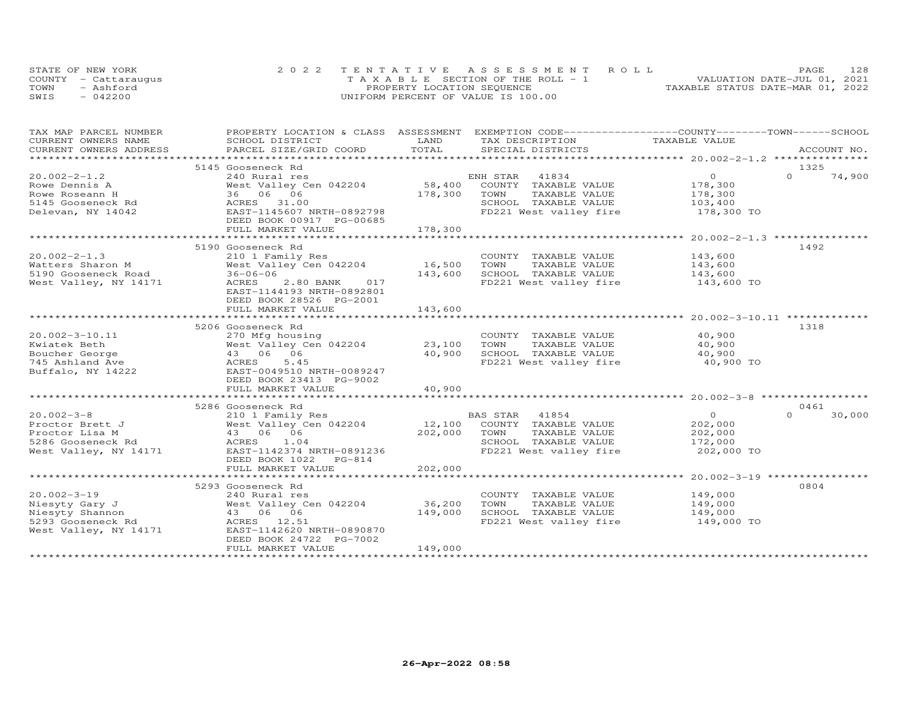STATE OF NEW YORK
COUNTY - Cattaraugus
TOWN - Ashford
SWIS - 042200

2022 TENTATIVE ASSESSMENT ROLL
TAXABLE SECTION OF THE ROLL - 1
PROPERTY LOCATION SEQUENCE
UNIFORM PERCENT OF VALUE IS 100.00

VALUATION DATE-JUL 01, 2021
TAXABLE STATUS DATE-MAR 01, 2022

| TAX MAP PARCEL NUMBER / CURRENT OWNERS NAME / CURRENT OWNERS ADDRESS | PROPERTY LOCATION & CLASS / SCHOOL DISTRICT / PARCEL SIZE/GRID COORD | ASSESSMENT LAND / TOTAL | EXEMPTION CODE / TAX DESCRIPTION / SPECIAL DISTRICTS | COUNTY / TOWN / SCHOOL TAXABLE VALUE | ACCOUNT NO. |
|---|---|---|---|---|---|
| | 5145 Gooseneck Rd | | | | 1325 |
| 20.002-2-1.2 | 240 Rural res | | ENH STAR 41834 | 0 | 0 74,900 |
| Rowe Dennis A | West Valley Cen 042204 | 58,400 | COUNTY TAXABLE VALUE | 178,300 | |
| Rowe Roseann H | 36 06 06 | 178,300 | TOWN TAXABLE VALUE | 178,300 | |
| 5145 Gooseneck Rd | ACRES 31.00 | | SCHOOL TAXABLE VALUE | 103,400 | |
| Delevan, NY 14042 | EAST-1145607 NRTH-0892798 | | FD221 West valley fire | 178,300 TO | |
| | DEED BOOK 00917 PG-00685 | | | | |
| | FULL MARKET VALUE | 178,300 | | | |
| | 5190 Gooseneck Rd | | | | 1492 |
| 20.002-2-1.3 | 210 1 Family Res | | COUNTY TAXABLE VALUE | 143,600 | |
| Watters Sharon M | West Valley Cen 042204 | 16,500 | TOWN TAXABLE VALUE | 143,600 | |
| 5190 Gooseneck Road | 36-06-06 | 143,600 | SCHOOL TAXABLE VALUE | 143,600 | |
| West Valley, NY 14171 | ACRES 2.80 BANK 017 | | FD221 West valley fire | 143,600 TO | |
| | EAST-1144193 NRTH-0892801 | | | | |
| | DEED BOOK 28526 PG-2001 | | | | |
| | FULL MARKET VALUE | 143,600 | | | |
| | 5206 Gooseneck Rd | | | | 1318 |
| 20.002-3-10.11 | 270 Mfg housing | | COUNTY TAXABLE VALUE | 40,900 | |
| Kwiatek Beth | West Valley Cen 042204 | 23,100 | TOWN TAXABLE VALUE | 40,900 | |
| Boucher George | 43 06 06 | 40,900 | SCHOOL TAXABLE VALUE | 40,900 | |
| 745 Ashland Ave | ACRES 5.45 | | FD221 West valley fire | 40,900 TO | |
| Buffalo, NY 14222 | EAST-0049510 NRTH-0089247 | | | | |
| | DEED BOOK 23413 PG-9002 | | | | |
| | FULL MARKET VALUE | 40,900 | | | |
| | 5286 Gooseneck Rd | | | | 0461 |
| 20.002-3-8 | 210 1 Family Res | | BAS STAR 41854 | 0 | 0 30,000 |
| Proctor Brett J | West Valley Cen 042204 | 12,100 | COUNTY TAXABLE VALUE | 202,000 | |
| Proctor Lisa M | 43 06 06 | 202,000 | TOWN TAXABLE VALUE | 202,000 | |
| 5286 Gooseneck Rd | ACRES 1.04 | | SCHOOL TAXABLE VALUE | 172,000 | |
| West Valley, NY 14171 | EAST-1142374 NRTH-0891236 | | FD221 West valley fire | 202,000 TO | |
| | DEED BOOK 1022 PG-814 | | | | |
| | FULL MARKET VALUE | 202,000 | | | |
| | 5293 Gooseneck Rd | | | | 0804 |
| 20.002-3-19 | 240 Rural res | | COUNTY TAXABLE VALUE | 149,000 | |
| Niesyty Gary J | West Valley Cen 042204 | 36,200 | TOWN TAXABLE VALUE | 149,000 | |
| Niesyty Shannon | 43 06 06 | 149,000 | SCHOOL TAXABLE VALUE | 149,000 | |
| 5293 Gooseneck Rd | ACRES 12.51 | | FD221 West valley fire | 149,000 TO | |
| West Valley, NY 14171 | EAST-1142620 NRTH-0890870 | | | | |
| | DEED BOOK 24722 PG-7002 | | | | |
| | FULL MARKET VALUE | 149,000 | | | |

26-Apr-2022 08:58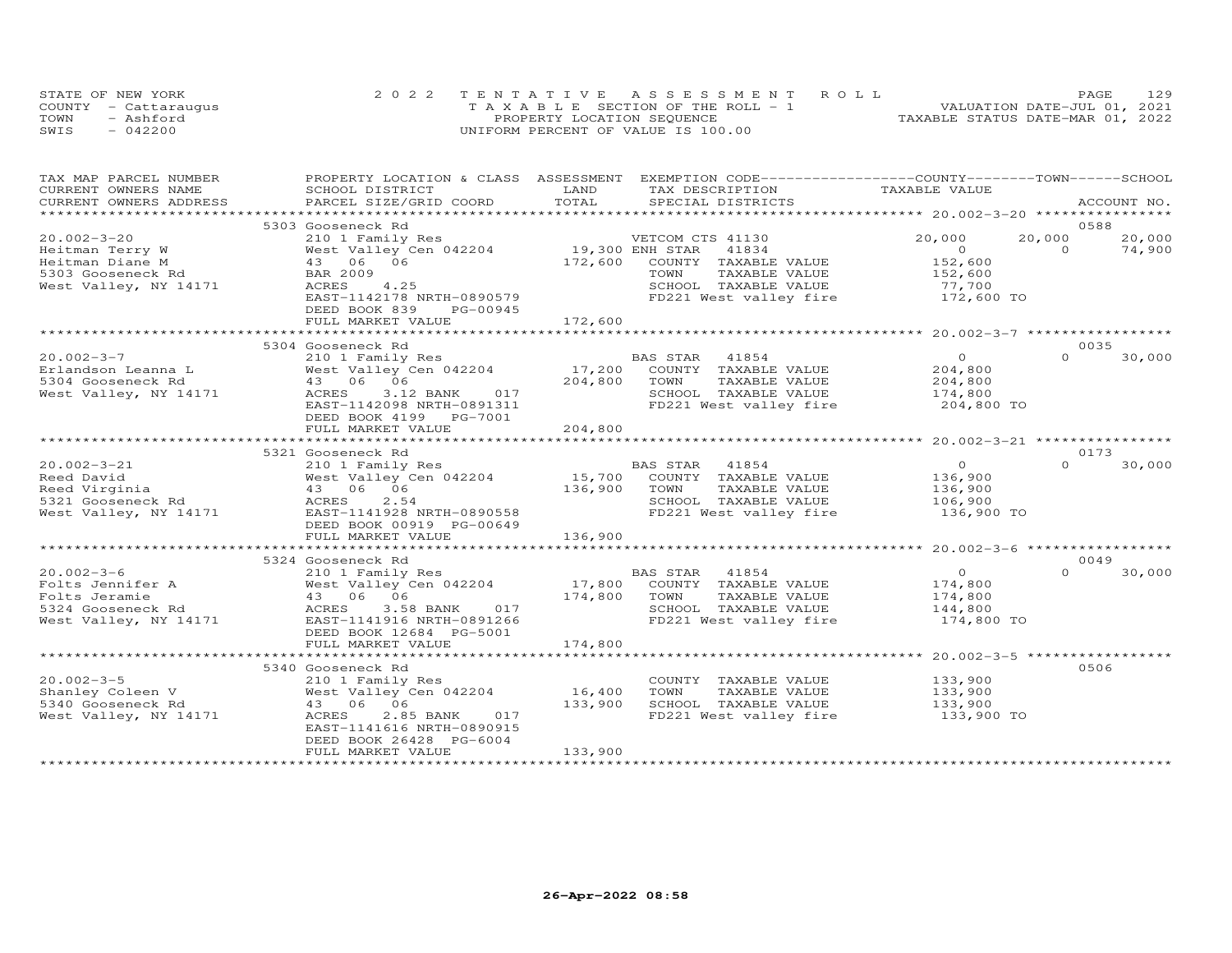STATE OF NEW YORK — 2022 TENTATIVE ASSESSMENT ROLL
COUNTY - Cattaraugus — TAXABLE SECTION OF THE ROLL - 1 — VALUATION DATE-JUL 01, 2021
TOWN - Ashford — PROPERTY LOCATION SEQUENCE — TAXABLE STATUS DATE-MAR 01, 2022
SWIS - 042200 — UNIFORM PERCENT OF VALUE IS 100.00

| TAX MAP PARCEL NUMBER / CURRENT OWNERS NAME / CURRENT OWNERS ADDRESS | PROPERTY LOCATION & CLASS / SCHOOL DISTRICT / PARCEL SIZE/GRID COORD | ASSESSMENT LAND | TOTAL | EXEMPTION CODE / TAX DESCRIPTION / SPECIAL DISTRICTS | COUNTY TAXABLE VALUE | TOWN | SCHOOL | ACCOUNT NO. |
|---|---|---|---|---|---|---|---|---|
| 20.002-3-20 | 5303 Gooseneck Rd | | | | | | | 0588 |
| Heitman Terry W | 210 1 Family Res | | | VETCOM CTS 41130 | 20,000 | 20,000 | 20,000 | |
| Heitman Diane M | West Valley Cen 042204 | 19,300 | | ENH STAR 41834 | 0 | 0 | 74,900 | |
| 5303 Gooseneck Rd | 43 06 06 | | 172,600 | COUNTY TAXABLE VALUE | 152,600 | | | |
| West Valley, NY 14171 | BAR 2009 | | | TOWN TAXABLE VALUE | 152,600 | | | |
| | ACRES 4.25 | | | SCHOOL TAXABLE VALUE | 77,700 | | | |
| | EAST-1142178 NRTH-0890579 | | | FD221 West valley fire | 172,600 TO | | | |
| | DEED BOOK 839 PG-00945 | | | | | | | |
| | FULL MARKET VALUE | | 172,600 | | | | | |
| 20.002-3-7 | 5304 Gooseneck Rd | | | | | | | 0035 |
| Erlandson Leanna L | 210 1 Family Res | | | BAS STAR 41854 | 0 | 0 | 30,000 | |
| 5304 Gooseneck Rd | West Valley Cen 042204 | 17,200 | | COUNTY TAXABLE VALUE | 204,800 | | | |
| West Valley, NY 14171 | 43 06 06 | | 204,800 | TOWN TAXABLE VALUE | 204,800 | | | |
| | ACRES 3.12 BANK 017 | | | SCHOOL TAXABLE VALUE | 174,800 | | | |
| | EAST-1142098 NRTH-0891311 | | | FD221 West valley fire | 204,800 TO | | | |
| | DEED BOOK 4199 PG-7001 | | | | | | | |
| | FULL MARKET VALUE | | 204,800 | | | | | |
| 20.002-3-21 | 5321 Gooseneck Rd | | | | | | | 0173 |
| Reed David | 210 1 Family Res | | | BAS STAR 41854 | 0 | 0 | 30,000 | |
| Reed Virginia | West Valley Cen 042204 | 15,700 | | COUNTY TAXABLE VALUE | 136,900 | | | |
| 5321 Gooseneck Rd | 43 06 06 | | 136,900 | TOWN TAXABLE VALUE | 136,900 | | | |
| West Valley, NY 14171 | ACRES 2.54 | | | SCHOOL TAXABLE VALUE | 106,900 | | | |
| | EAST-1141928 NRTH-0890558 | | | FD221 West valley fire | 136,900 TO | | | |
| | DEED BOOK 00919 PG-00649 | | | | | | | |
| | FULL MARKET VALUE | | 136,900 | | | | | |
| 20.002-3-6 | 5324 Gooseneck Rd | | | | | | | 0049 |
| Folts Jennifer A | 210 1 Family Res | | | BAS STAR 41854 | 0 | 0 | 30,000 | |
| Folts Jeramie | West Valley Cen 042204 | 17,800 | | COUNTY TAXABLE VALUE | 174,800 | | | |
| 5324 Gooseneck Rd | 43 06 06 | | 174,800 | TOWN TAXABLE VALUE | 174,800 | | | |
| West Valley, NY 14171 | ACRES 3.58 BANK 017 | | | SCHOOL TAXABLE VALUE | 144,800 | | | |
| | EAST-1141916 NRTH-0891266 | | | FD221 West valley fire | 174,800 TO | | | |
| | DEED BOOK 12684 PG-5001 | | | | | | | |
| | FULL MARKET VALUE | | 174,800 | | | | | |
| 20.002-3-5 | 5340 Gooseneck Rd | | | | | | | 0506 |
| Shanley Coleen V | 210 1 Family Res | | | COUNTY TAXABLE VALUE | 133,900 | | | |
| 5340 Gooseneck Rd | West Valley Cen 042204 | 16,400 | | TOWN TAXABLE VALUE | 133,900 | | | |
| West Valley, NY 14171 | 43 06 06 | | 133,900 | SCHOOL TAXABLE VALUE | 133,900 | | | |
| | ACRES 2.85 BANK 017 | | | FD221 West valley fire | 133,900 TO | | | |
| | EAST-1141616 NRTH-0890915 | | | | | | | |
| | DEED BOOK 26428 PG-6004 | | | | | | | |
| | FULL MARKET VALUE | | 133,900 | | | | | |

26-Apr-2022 08:58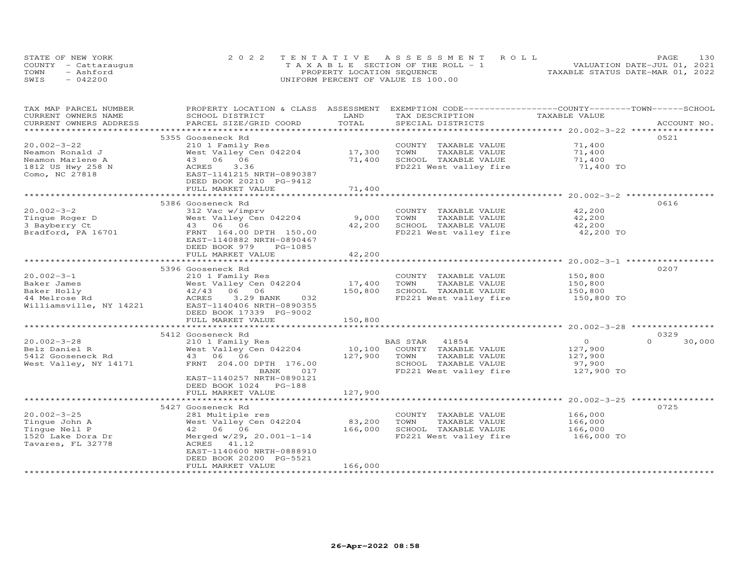STATE OF NEW YORK
COUNTY - Cattaraugus
TOWN - Ashford
SWIS - 042200

2022 TENTATIVE ASSESSMENT ROLL
TAXABLE SECTION OF THE ROLL - 1
PROPERTY LOCATION SEQUENCE
UNIFORM PERCENT OF VALUE IS 100.00

VALUATION DATE-JUL 01, 2021
TAXABLE STATUS DATE-MAR 01, 2022

| TAX MAP PARCEL NUMBER / CURRENT OWNERS NAME / CURRENT OWNERS ADDRESS | PROPERTY LOCATION & CLASS / SCHOOL DISTRICT / PARCEL SIZE/GRID COORD | ASSESSMENT LAND / TOTAL | EXEMPTION CODE / TAX DESCRIPTION / SPECIAL DISTRICTS | COUNTY / TOWN / SCHOOL TAXABLE VALUE | ACCOUNT NO. |
|---|---|---|---|---|---|
| **20.002-3-22** | 5355 Gooseneck Rd | | | | 0521 |
| 20.002-3-22 | 210 1 Family Res | | COUNTY TAXABLE VALUE | 71,400 | |
| Neamon Ronald J | West Valley Cen 042204 | 17,300 | TOWN TAXABLE VALUE | 71,400 | |
| Neamon Marlene A | 43 06 06 | 71,400 | SCHOOL TAXABLE VALUE | 71,400 | |
| 1812 US Hwy 258 N | ACRES 3.36 | | FD221 West valley fire | 71,400 TO | |
| Como, NC 27818 | EAST-1141215 NRTH-0890387 | | | | |
| | DEED BOOK 20210 PG-9412 | | | | |
| | FULL MARKET VALUE | 71,400 | | | |
| **20.002-3-2** | 5386 Gooseneck Rd | | | | 0616 |
| 20.002-3-2 | 312 Vac w/imprv | | COUNTY TAXABLE VALUE | 42,200 | |
| Tingue Roger D | West Valley Cen 042204 | 9,000 | TOWN TAXABLE VALUE | 42,200 | |
| 3 Bayberry Ct | 43 06 06 | 42,200 | SCHOOL TAXABLE VALUE | 42,200 | |
| Bradford, PA 16701 | FRNT 164.00 DPTH 150.00 | | FD221 West valley fire | 42,200 TO | |
| | EAST-1140882 NRTH-0890467 | | | | |
| | DEED BOOK 979 PG-1085 | | | | |
| | FULL MARKET VALUE | 42,200 | | | |
| **20.002-3-1** | 5396 Gooseneck Rd | | | | 0207 |
| 20.002-3-1 | 210 1 Family Res | | COUNTY TAXABLE VALUE | 150,800 | |
| Baker James | West Valley Cen 042204 | 17,400 | TOWN TAXABLE VALUE | 150,800 | |
| Baker Holly | 42/43 06 06 | 150,800 | SCHOOL TAXABLE VALUE | 150,800 | |
| 44 Melrose Rd | ACRES 3.29 BANK 032 | | FD221 West valley fire | 150,800 TO | |
| Williamsville, NY 14221 | EAST-1140406 NRTH-0890355 | | | | |
| | DEED BOOK 17339 PG-9002 | | | | |
| | FULL MARKET VALUE | 150,800 | | | |
| **20.002-3-28** | 5412 Gooseneck Rd | | | | 0329 |
| 20.002-3-28 | 210 1 Family Res | | BAS STAR 41854 | 0 / 0 / 30,000 | |
| Belz Daniel R | West Valley Cen 042204 | 10,100 | COUNTY TAXABLE VALUE | 127,900 | |
| 5412 Gooseneck Rd | 43 06 06 | 127,900 | TOWN TAXABLE VALUE | 127,900 | |
| West Valley, NY 14171 | FRNT 204.00 DPTH 176.00 | | SCHOOL TAXABLE VALUE | 97,900 | |
| | BANK 017 | | FD221 West valley fire | 127,900 TO | |
| | EAST-1140257 NRTH-0890121 | | | | |
| | DEED BOOK 1024 PG-188 | | | | |
| | FULL MARKET VALUE | 127,900 | | | |
| **20.002-3-25** | 5427 Gooseneck Rd | | | | 0725 |
| 20.002-3-25 | 281 Multiple res | | COUNTY TAXABLE VALUE | 166,000 | |
| Tingue John A | West Valley Cen 042204 | 83,200 | TOWN TAXABLE VALUE | 166,000 | |
| Tingue Nell P | 42 06 06 | 166,000 | SCHOOL TAXABLE VALUE | 166,000 | |
| 1520 Lake Dora Dr | Merged w/29, 20.001-1-14 | | FD221 West valley fire | 166,000 TO | |
| Tavares, FL 32778 | ACRES 41.12 | | | | |
| | EAST-1140600 NRTH-0888910 | | | | |
| | DEED BOOK 20200 PG-5521 | | | | |
| | FULL MARKET VALUE | 166,000 | | | |

26-Apr-2022 08:58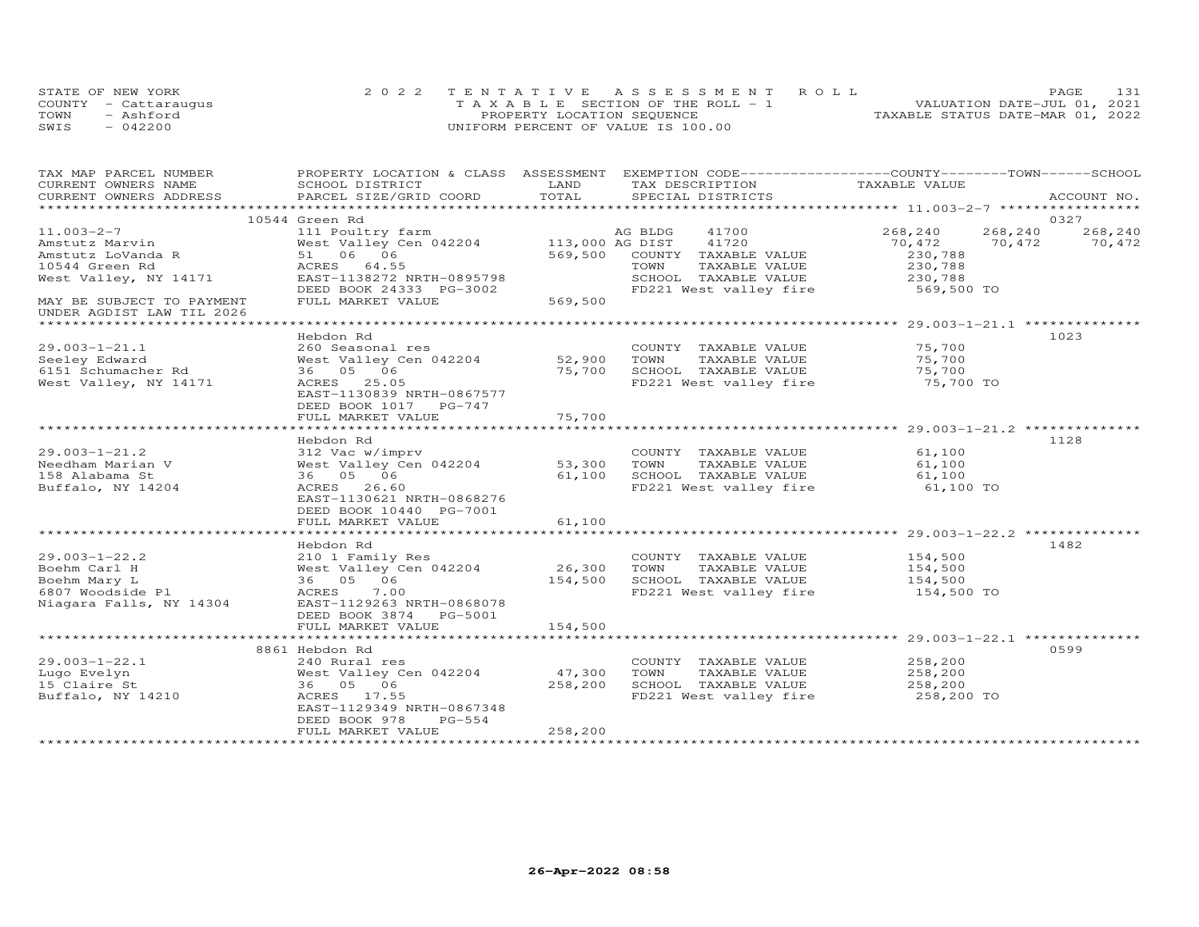STATE OF NEW YORK
COUNTY - Cattaraugus
TOWN - Ashford
SWIS - 042200

2022 TENTATIVE ASSESSMENT ROLL
TAXABLE SECTION OF THE ROLL - 1
PROPERTY LOCATION SEQUENCE
UNIFORM PERCENT OF VALUE IS 100.00

VALUATION DATE-JUL 01, 2021
TAXABLE STATUS DATE-MAR 01, 2022

| TAX MAP PARCEL NUMBER / CURRENT OWNERS NAME / CURRENT OWNERS ADDRESS | PROPERTY LOCATION & CLASS / SCHOOL DISTRICT / PARCEL SIZE/GRID COORD | ASSESSMENT LAND | TOTAL | EXEMPTION CODE / TAX DESCRIPTION / SPECIAL DISTRICTS | COUNTY | TOWN | SCHOOL | ACCOUNT NO. |
|---|---|---|---|---|---|---|---|---|
| **11.003-2-7** | 10544 Green Rd | | | | | | | 0327 |
| 11.003-2-7 | 111 Poultry farm | | | AG BLDG 41700 | 268,240 | 268,240 | 268,240 | |
| Amstutz Marvin | West Valley Cen 042204 | 113,000 | | AG DIST 41720 | 70,472 | 70,472 | 70,472 | |
| Amstutz LoVanda R | 51 06 06 | | 569,500 | COUNTY TAXABLE VALUE | 230,788 | | | |
| 10544 Green Rd | ACRES 64.55 | | | TOWN TAXABLE VALUE | | 230,788 | | |
| West Valley, NY 14171 | EAST-1138272 NRTH-0895798 | | | SCHOOL TAXABLE VALUE | | | 230,788 | |
| | DEED BOOK 24333 PG-3002 | | | FD221 West valley fire | 569,500 TO | | | |
| MAY BE SUBJECT TO PAYMENT UNDER AGDIST LAW TIL 2026 | FULL MARKET VALUE | | 569,500 | | | | | |
| **29.003-1-21.1** | Hebdon Rd | | | | | | | 1023 |
| 29.003-1-21.1 | 260 Seasonal res | | | COUNTY TAXABLE VALUE | 75,700 | | | |
| Seeley Edward | West Valley Cen 042204 | 52,900 | | TOWN TAXABLE VALUE | | 75,700 | | |
| 6151 Schumacher Rd | 36 05 06 | | 75,700 | SCHOOL TAXABLE VALUE | | | 75,700 | |
| West Valley, NY 14171 | ACRES 25.05 | | | FD221 West valley fire | 75,700 TO | | | |
| | EAST-1130839 NRTH-0867577 | | | | | | | |
| | DEED BOOK 1017 PG-747 | | | | | | | |
| | FULL MARKET VALUE | | 75,700 | | | | | |
| **29.003-1-21.2** | Hebdon Rd | | | | | | | 1128 |
| 29.003-1-21.2 | 312 Vac w/imprv | | | COUNTY TAXABLE VALUE | 61,100 | | | |
| Needham Marian V | West Valley Cen 042204 | 53,300 | | TOWN TAXABLE VALUE | | 61,100 | | |
| 158 Alabama St | 36 05 06 | | 61,100 | SCHOOL TAXABLE VALUE | | | 61,100 | |
| Buffalo, NY 14204 | ACRES 26.60 | | | FD221 West valley fire | 61,100 TO | | | |
| | EAST-1130621 NRTH-0868276 | | | | | | | |
| | DEED BOOK 10440 PG-7001 | | | | | | | |
| | FULL MARKET VALUE | | 61,100 | | | | | |
| **29.003-1-22.2** | Hebdon Rd | | | | | | | 1482 |
| 29.003-1-22.2 | 210 1 Family Res | | | COUNTY TAXABLE VALUE | 154,500 | | | |
| Boehm Carl H | West Valley Cen 042204 | 26,300 | | TOWN TAXABLE VALUE | | 154,500 | | |
| Boehm Mary L | 36 05 06 | | 154,500 | SCHOOL TAXABLE VALUE | | | 154,500 | |
| 6807 Woodside Pl | ACRES 7.00 | | | FD221 West valley fire | 154,500 TO | | | |
| Niagara Falls, NY 14304 | EAST-1129263 NRTH-0868078 | | | | | | | |
| | DEED BOOK 3874 PG-5001 | | | | | | | |
| | FULL MARKET VALUE | | 154,500 | | | | | |
| **29.003-1-22.1** | 8861 Hebdon Rd | | | | | | | 0599 |
| 29.003-1-22.1 | 240 Rural res | | | COUNTY TAXABLE VALUE | 258,200 | | | |
| Lugo Evelyn | West Valley Cen 042204 | 47,300 | | TOWN TAXABLE VALUE | | 258,200 | | |
| 15 Claire St | 36 05 06 | | 258,200 | SCHOOL TAXABLE VALUE | | | 258,200 | |
| Buffalo, NY 14210 | ACRES 17.55 | | | FD221 West valley fire | 258,200 TO | | | |
| | EAST-1129349 NRTH-0867348 | | | | | | | |
| | DEED BOOK 978 PG-554 | | | | | | | |
| | FULL MARKET VALUE | | 258,200 | | | | | |

26-Apr-2022 08:58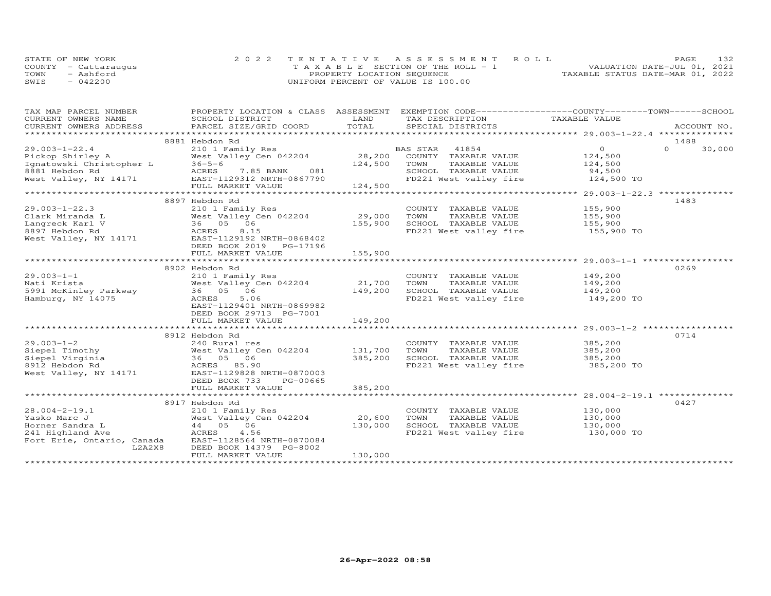STATE OF NEW YORK
COUNTY - Cattaraugus
TOWN - Ashford
SWIS - 042200

2022 TENTATIVE ASSESSMENT ROLL
TAXABLE SECTION OF THE ROLL - 1
PROPERTY LOCATION SEQUENCE
UNIFORM PERCENT OF VALUE IS 100.00

VALUATION DATE-JUL 01, 2021
TAXABLE STATUS DATE-MAR 01, 2022

| TAX MAP PARCEL NUMBER / CURRENT OWNERS NAME / CURRENT OWNERS ADDRESS | PROPERTY LOCATION & CLASS / SCHOOL DISTRICT / PARCEL SIZE/GRID COORD | ASSESSMENT LAND / TOTAL | EXEMPTION CODE / TAX DESCRIPTION / SPECIAL DISTRICTS | COUNTY / TOWN / SCHOOL TAXABLE VALUE | ACCOUNT NO. |
|---|---|---|---|---|---|
| **29.003-1-22.4** | 8881 Hebdon Rd | | | | 1488 |
| 29.003-1-22.4 | 210 1 Family Res | | BAS STAR 41854 | 0 | 0 30,000 |
| Pickop Shirley A | West Valley Cen 042204 | 28,200 | COUNTY TAXABLE VALUE | 124,500 | |
| Ignatowski Christopher L | 36-5-6 | 124,500 | TOWN TAXABLE VALUE | 124,500 | |
| 8881 Hebdon Rd | ACRES 7.85 BANK 081 | | SCHOOL TAXABLE VALUE | 94,500 | |
| West Valley, NY 14171 | EAST-1129312 NRTH-0867790 | | FD221 West valley fire | 124,500 TO | |
| | FULL MARKET VALUE | 124,500 | | | |
| **29.003-1-22.3** | 8897 Hebdon Rd | | | | 1483 |
| 29.003-1-22.3 | 210 1 Family Res | | COUNTY TAXABLE VALUE | 155,900 | |
| Clark Miranda L | West Valley Cen 042204 | 29,000 | TOWN TAXABLE VALUE | 155,900 | |
| Langreck Karl V | 36 05 06 | 155,900 | SCHOOL TAXABLE VALUE | 155,900 | |
| 8897 Hebdon Rd | ACRES 8.15 | | FD221 West valley fire | 155,900 TO | |
| West Valley, NY 14171 | EAST-1129192 NRTH-0868402 | | | | |
| | DEED BOOK 2019 PG-17196 | | | | |
| | FULL MARKET VALUE | 155,900 | | | |
| **29.003-1-1** | 8902 Hebdon Rd | | | | 0269 |
| 29.003-1-1 | 210 1 Family Res | | COUNTY TAXABLE VALUE | 149,200 | |
| Nati Krista | West Valley Cen 042204 | 21,700 | TOWN TAXABLE VALUE | 149,200 | |
| 5991 McKinley Parkway | 36 05 06 | 149,200 | SCHOOL TAXABLE VALUE | 149,200 | |
| Hamburg, NY 14075 | ACRES 5.06 | | FD221 West valley fire | 149,200 TO | |
| | EAST-1129401 NRTH-0869982 | | | | |
| | DEED BOOK 29713 PG-7001 | | | | |
| | FULL MARKET VALUE | 149,200 | | | |
| **29.003-1-2** | 8912 Hebdon Rd | | | | 0714 |
| 29.003-1-2 | 240 Rural res | | COUNTY TAXABLE VALUE | 385,200 | |
| Siepel Timothy | West Valley Cen 042204 | 131,700 | TOWN TAXABLE VALUE | 385,200 | |
| Siepel Virginia | 36 05 06 | 385,200 | SCHOOL TAXABLE VALUE | 385,200 | |
| 8912 Hebdon Rd | ACRES 85.90 | | FD221 West valley fire | 385,200 TO | |
| West Valley, NY 14171 | EAST-1129828 NRTH-0870003 | | | | |
| | DEED BOOK 733 PG-00665 | | | | |
| | FULL MARKET VALUE | 385,200 | | | |
| **28.004-2-19.1** | 8917 Hebdon Rd | | | | 0427 |
| 28.004-2-19.1 | 210 1 Family Res | | COUNTY TAXABLE VALUE | 130,000 | |
| Yasko Marc J | West Valley Cen 042204 | 20,600 | TOWN TAXABLE VALUE | 130,000 | |
| Horner Sandra L | 44 05 06 | 130,000 | SCHOOL TAXABLE VALUE | 130,000 | |
| 241 Highland Ave | ACRES 4.56 | | FD221 West valley fire | 130,000 TO | |
| Fort Erie, Ontario, Canada L2A2X8 | EAST-1128564 NRTH-0870084 | | | | |
| | DEED BOOK 14379 PG-8002 | | | | |
| | FULL MARKET VALUE | 130,000 | | | |

26-Apr-2022 08:58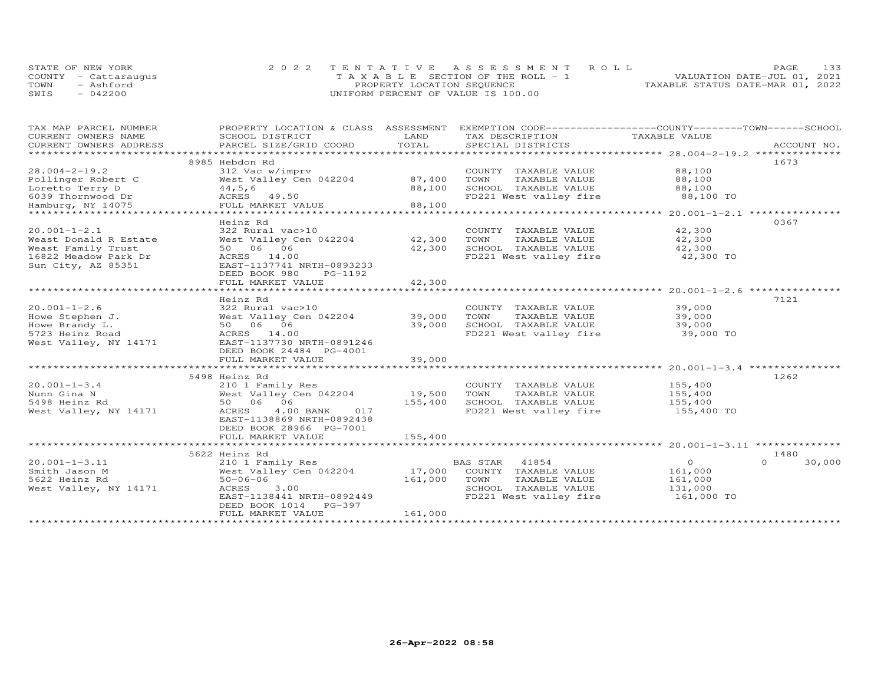STATE OF NEW YORK
COUNTY - Cattaraugus
TOWN - Ashford
SWIS - 042200

2022 TENTATIVE ASSESSMENT ROLL
TAXABLE SECTION OF THE ROLL - 1
PROPERTY LOCATION SEQUENCE
UNIFORM PERCENT OF VALUE IS 100.00

VALUATION DATE-JUL 01, 2021
TAXABLE STATUS DATE-MAR 01, 2022

| TAX MAP PARCEL NUMBER / CURRENT OWNERS NAME / CURRENT OWNERS ADDRESS | PROPERTY LOCATION & CLASS / SCHOOL DISTRICT / PARCEL SIZE/GRID COORD | ASSESSMENT LAND / TOTAL | EXEMPTION CODE / TAX DESCRIPTION / SPECIAL DISTRICTS | COUNTY / TOWN / SCHOOL TAXABLE VALUE | ACCOUNT NO. |
|---|---|---|---|---|---|
| 28.004-2-19.2 | 8985 Hebdon Rd | | | | 1673 |
| Pollinger Robert C | 312 Vac w/imprv | | COUNTY TAXABLE VALUE | 88,100 | |
| Loretto Terry D | West Valley Cen 042204 | 87,400 | TOWN TAXABLE VALUE | 88,100 | |
| 6039 Thornwood Dr | 44,5,6 | 88,100 | SCHOOL TAXABLE VALUE | 88,100 | |
| Hamburg, NY 14075 | ACRES 49.50 | | FD221 West valley fire | 88,100 TO | |
| | FULL MARKET VALUE | 88,100 | | | |
| 20.001-1-2.1 | Heinz Rd | | | | 0367 |
| Weast Donald R Estate | 322 Rural vac>10 | | COUNTY TAXABLE VALUE | 42,300 | |
| Weast Family Trust | West Valley Cen 042204 | 42,300 | TOWN TAXABLE VALUE | 42,300 | |
| 16822 Meadow Park Dr | 50 06 06 | 42,300 | SCHOOL TAXABLE VALUE | 42,300 | |
| Sun City, AZ 85351 | ACRES 14.00 | | FD221 West valley fire | 42,300 TO | |
| | EAST-1137741 NRTH-0893233 | | | | |
| | DEED BOOK 980 PG-1192 | | | | |
| | FULL MARKET VALUE | 42,300 | | | |
| 20.001-1-2.6 | Heinz Rd | | | | 7121 |
| Howe Stephen J. | 322 Rural vac>10 | | COUNTY TAXABLE VALUE | 39,000 | |
| Howe Brandy L. | West Valley Cen 042204 | 39,000 | TOWN TAXABLE VALUE | 39,000 | |
| 5723 Heinz Road | 50 06 06 | 39,000 | SCHOOL TAXABLE VALUE | 39,000 | |
| West Valley, NY 14171 | ACRES 14.00 | | FD221 West valley fire | 39,000 TO | |
| | EAST-1137730 NRTH-0891246 | | | | |
| | DEED BOOK 24484 PG-4001 | | | | |
| | FULL MARKET VALUE | 39,000 | | | |
| 20.001-1-3.4 | 5498 Heinz Rd | | | | 1262 |
| Nunn Gina N | 210 1 Family Res | | COUNTY TAXABLE VALUE | 155,400 | |
| 5498 Heinz Rd | West Valley Cen 042204 | 19,500 | TOWN TAXABLE VALUE | 155,400 | |
| West Valley, NY 14171 | 50 06 06 | 155,400 | SCHOOL TAXABLE VALUE | 155,400 | |
| | ACRES 4.00 BANK 017 | | FD221 West valley fire | 155,400 TO | |
| | EAST-1138869 NRTH-0892438 | | | | |
| | DEED BOOK 28966 PG-7001 | | | | |
| | FULL MARKET VALUE | 155,400 | | | |
| 20.001-1-3.11 | 5622 Heinz Rd | | | | 1480 |
| Smith Jason M | 210 1 Family Res | | BAS STAR 41854 | 0 / 0 / 30,000 | |
| 5622 Heinz Rd | West Valley Cen 042204 | 17,000 | COUNTY TAXABLE VALUE | 161,000 | |
| West Valley, NY 14171 | 50-06-06 | 161,000 | TOWN TAXABLE VALUE | 161,000 | |
| | ACRES 3.00 | | SCHOOL TAXABLE VALUE | 131,000 | |
| | EAST-1138441 NRTH-0892449 | | FD221 West valley fire | 161,000 TO | |
| | DEED BOOK 1014 PG-397 | | | | |
| | FULL MARKET VALUE | 161,000 | | | |

26-Apr-2022 08:58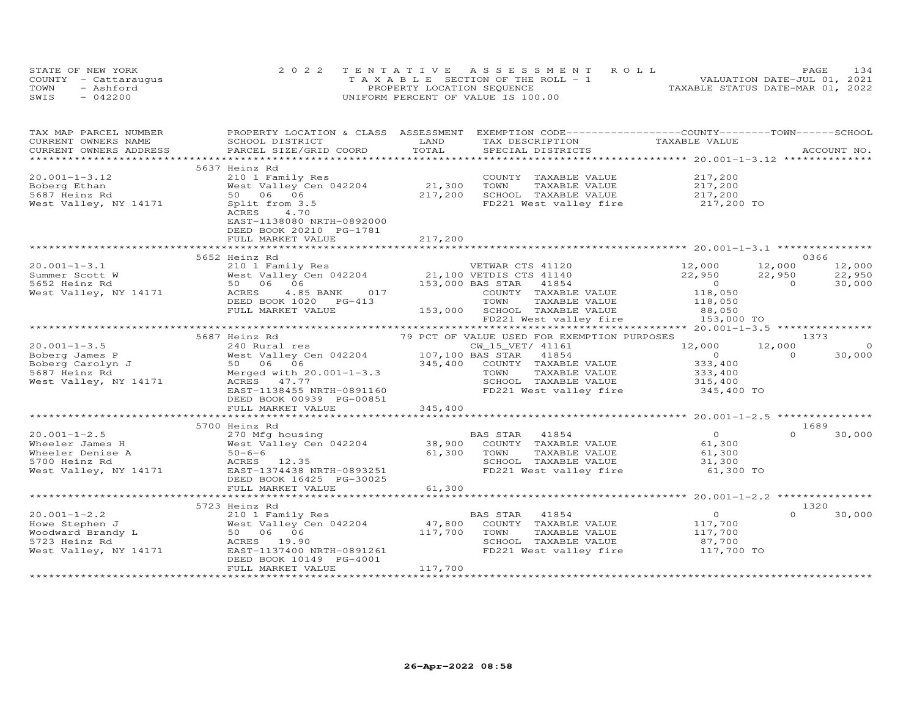STATE OF NEW YORK
COUNTY - Cattaraugus
TOWN - Ashford
SWIS - 042200

2022 TENTATIVE ASSESSMENT ROLL
TAXABLE SECTION OF THE ROLL - 1
PROPERTY LOCATION SEQUENCE
UNIFORM PERCENT OF VALUE IS 100.00

VALUATION DATE-JUL 01, 2021
TAXABLE STATUS DATE-MAR 01, 2022

| TAX MAP PARCEL NUMBER / CURRENT OWNERS NAME / CURRENT OWNERS ADDRESS | PROPERTY LOCATION & CLASS / SCHOOL DISTRICT / PARCEL SIZE/GRID COORD | ASSESSMENT LAND / TOTAL | EXEMPTION CODE / TAX DESCRIPTION / SPECIAL DISTRICTS | COUNTY TAXABLE VALUE | TOWN | SCHOOL | ACCOUNT NO. |
|---|---|---|---|---|---|---|---|
| **20.001-1-3.12** | 5637 Heinz Rd | | | | | | |
| Boberg Ethan | 210 1 Family Res | | COUNTY TAXABLE VALUE | 217,200 | | | |
| 5687 Heinz Rd | West Valley Cen 042204 | 21,300 | TOWN TAXABLE VALUE | 217,200 | | | |
| West Valley, NY 14171 | 50 06 06 | 217,200 | SCHOOL TAXABLE VALUE | 217,200 | | | |
| | Split from 3.5 | | FD221 West valley fire | 217,200 TO | | | |
| | ACRES 4.70 | | | | | | |
| | EAST-1138080 NRTH-0892000 | | | | | | |
| | DEED BOOK 20210 PG-1781 | | | | | | |
| | FULL MARKET VALUE | 217,200 | | | | | |
| **20.001-1-3.1** | 5652 Heinz Rd | | | | | | 0366 |
| Summer Scott W | 210 1 Family Res | | VETWAR CTS 41120 | 12,000 | 12,000 | 12,000 | |
| 5652 Heinz Rd | West Valley Cen 042204 | 21,100 | VETDIS CTS 41140 | 22,950 | 22,950 | 22,950 | |
| West Valley, NY 14171 | 50 06 06 | 153,000 | BAS STAR 41854 | 0 | 0 | 30,000 | |
| | ACRES 4.85 BANK 017 | | COUNTY TAXABLE VALUE | 118,050 | | | |
| | DEED BOOK 1020 PG-413 | | TOWN TAXABLE VALUE | 118,050 | | | |
| | FULL MARKET VALUE | 153,000 | SCHOOL TAXABLE VALUE | 88,050 | | | |
| | | | FD221 West valley fire | 153,000 TO | | | |
| **20.001-1-3.5** | 5687 Heinz Rd | | 79 PCT OF VALUE USED FOR EXEMPTION PURPOSES | | | | 1373 |
| Boberg James P | 240 Rural res | | CW_15_VET/ 41161 | 12,000 | 12,000 | 0 | |
| Boberg Carolyn J | West Valley Cen 042204 | 107,100 | BAS STAR 41854 | 0 | 0 | 30,000 | |
| 5687 Heinz Rd | 50 06 06 | 345,400 | COUNTY TAXABLE VALUE | 333,400 | | | |
| West Valley, NY 14171 | Merged with 20.001-1-3.3 | | TOWN TAXABLE VALUE | 333,400 | | | |
| | ACRES 47.77 | | SCHOOL TAXABLE VALUE | 315,400 | | | |
| | EAST-1138455 NRTH-0891160 | | FD221 West valley fire | 345,400 TO | | | |
| | DEED BOOK 00939 PG-00851 | | | | | | |
| | FULL MARKET VALUE | 345,400 | | | | | |
| **20.001-1-2.5** | 5700 Heinz Rd | | | | | | 1689 |
| Wheeler James H | 270 Mfg housing | | BAS STAR 41854 | 0 | 0 | 30,000 | |
| Wheeler Denise A | West Valley Cen 042204 | 38,900 | COUNTY TAXABLE VALUE | 61,300 | | | |
| 5700 Heinz Rd | 50-6-6 | 61,300 | TOWN TAXABLE VALUE | 61,300 | | | |
| West Valley, NY 14171 | ACRES 12.35 | | SCHOOL TAXABLE VALUE | 31,300 | | | |
| | EAST-1374438 NRTH-0893251 | | FD221 West valley fire | 61,300 TO | | | |
| | DEED BOOK 16425 PG-30025 | | | | | | |
| | FULL MARKET VALUE | 61,300 | | | | | |
| **20.001-1-2.2** | 5723 Heinz Rd | | | | | | 1320 |
| Howe Stephen J | 210 1 Family Res | | BAS STAR 41854 | 0 | 0 | 30,000 | |
| Woodward Brandy L | West Valley Cen 042204 | 47,800 | COUNTY TAXABLE VALUE | 117,700 | | | |
| 5723 Heinz Rd | 50 06 06 | 117,700 | TOWN TAXABLE VALUE | 117,700 | | | |
| West Valley, NY 14171 | ACRES 19.90 | | SCHOOL TAXABLE VALUE | 87,700 | | | |
| | EAST-1137400 NRTH-0891261 | | FD221 West valley fire | 117,700 TO | | | |
| | DEED BOOK 10149 PG-4001 | | | | | | |
| | FULL MARKET VALUE | 117,700 | | | | | |

26-Apr-2022 08:58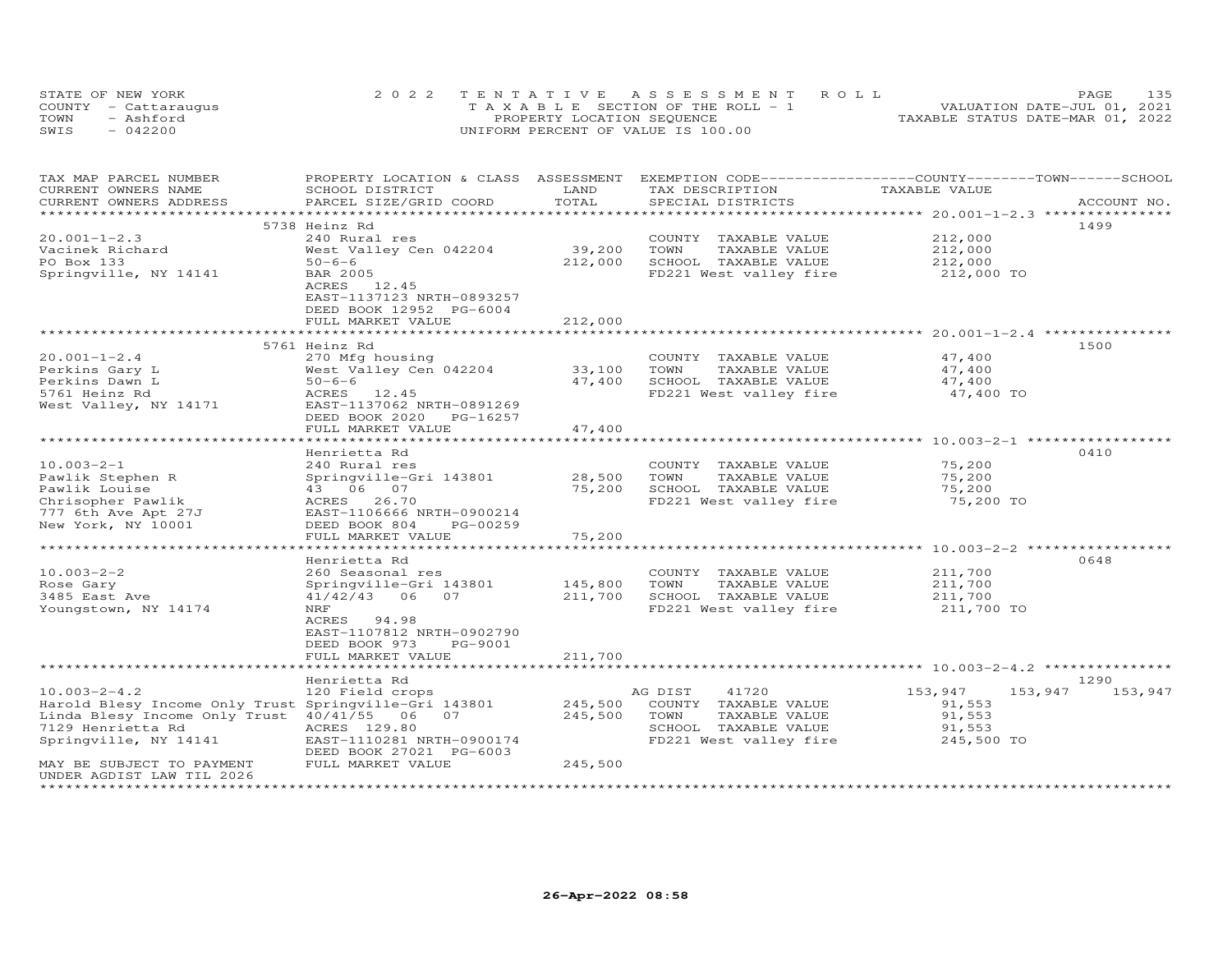STATE OF NEW YORK
COUNTY - Cattaraugus
TOWN - Ashford
SWIS - 042200

2022 TENTATIVE ASSESSMENT ROLL
TAXABLE SECTION OF THE ROLL - 1
PROPERTY LOCATION SEQUENCE
UNIFORM PERCENT OF VALUE IS 100.00

VALUATION DATE-JUL 01, 2021
TAXABLE STATUS DATE-MAR 01, 2022

| TAX MAP PARCEL NUMBER / CURRENT OWNERS NAME / CURRENT OWNERS ADDRESS | PROPERTY LOCATION & CLASS / SCHOOL DISTRICT / PARCEL SIZE/GRID COORD | ASSESSMENT LAND | TOTAL | EXEMPTION CODE / TAX DESCRIPTION / SPECIAL DISTRICTS | COUNTY | TOWN | SCHOOL | ACCOUNT NO. |
|---|---|---|---|---|---|---|---|---|
| **20.001-1-2.3** | 5738 Heinz Rd | | | | | | | 1499 |
| 20.001-1-2.3 | 240 Rural res | | | COUNTY TAXABLE VALUE | 212,000 | | | |
| Vacinek Richard | West Valley Cen 042204 | 39,200 | | TOWN TAXABLE VALUE | | 212,000 | | |
| PO Box 133 | 50-6-6 | | 212,000 | SCHOOL TAXABLE VALUE | | | 212,000 | |
| Springville, NY 14141 | BAR 2005 | | | FD221 West valley fire | 212,000 TO | | | |
| | ACRES 12.45 | | | | | | | |
| | EAST-1137123 NRTH-0893257 | | | | | | | |
| | DEED BOOK 12952 PG-6004 | | | | | | | |
| | FULL MARKET VALUE | | 212,000 | | | | | |
| **20.001-1-2.4** | 5761 Heinz Rd | | | | | | | 1500 |
| 20.001-1-2.4 | 270 Mfg housing | | | COUNTY TAXABLE VALUE | 47,400 | | | |
| Perkins Gary L | West Valley Cen 042204 | 33,100 | | TOWN TAXABLE VALUE | | 47,400 | | |
| Perkins Dawn L | 50-6-6 | | 47,400 | SCHOOL TAXABLE VALUE | | | 47,400 | |
| 5761 Heinz Rd | ACRES 12.45 | | | FD221 West valley fire | 47,400 TO | | | |
| West Valley, NY 14171 | EAST-1137062 NRTH-0891269 | | | | | | | |
| | DEED BOOK 2020 PG-16257 | | | | | | | |
| | FULL MARKET VALUE | | 47,400 | | | | | |
| **10.003-2-1** | Henrietta Rd | | | | | | | 0410 |
| 10.003-2-1 | 240 Rural res | | | COUNTY TAXABLE VALUE | 75,200 | | | |
| Pawlik Stephen R | Springville-Gri 143801 | 28,500 | | TOWN TAXABLE VALUE | | 75,200 | | |
| Pawlik Louise | 43 06 07 | | 75,200 | SCHOOL TAXABLE VALUE | | | 75,200 | |
| Chrisopher Pawlik | ACRES 26.70 | | | FD221 West valley fire | 75,200 TO | | | |
| 777 6th Ave Apt 27J | EAST-1106666 NRTH-0900214 | | | | | | | |
| New York, NY 10001 | DEED BOOK 804 PG-00259 | | | | | | | |
| | FULL MARKET VALUE | | 75,200 | | | | | |
| **10.003-2-2** | Henrietta Rd | | | | | | | 0648 |
| 10.003-2-2 | 260 Seasonal res | | | COUNTY TAXABLE VALUE | 211,700 | | | |
| Rose Gary | Springville-Gri 143801 | 145,800 | | TOWN TAXABLE VALUE | | 211,700 | | |
| 3485 East Ave | 41/42/43 06 07 | | 211,700 | SCHOOL TAXABLE VALUE | | | 211,700 | |
| Youngstown, NY 14174 | NRF | | | FD221 West valley fire | 211,700 TO | | | |
| | ACRES 94.98 | | | | | | | |
| | EAST-1107812 NRTH-0902790 | | | | | | | |
| | DEED BOOK 973 PG-9001 | | | | | | | |
| | FULL MARKET VALUE | | 211,700 | | | | | |
| **10.003-2-4.2** | Henrietta Rd | | | | | | | 1290 |
| 10.003-2-4.2 | 120 Field crops | | | AG DIST 41720 | 153,947 | 153,947 | 153,947 | |
| Harold Blesy Income Only Trust | Springville-Gri 143801 | 245,500 | | COUNTY TAXABLE VALUE | 91,553 | | | |
| Linda Blesy Income Only Trust | 40/41/55 06 07 | | 245,500 | TOWN TAXABLE VALUE | | 91,553 | | |
| 7129 Henrietta Rd | ACRES 129.80 | | | SCHOOL TAXABLE VALUE | | | 91,553 | |
| Springville, NY 14141 | EAST-1110281 NRTH-0900174 | | | FD221 West valley fire | 245,500 TO | | | |
| | DEED BOOK 27021 PG-6003 | | | | | | | |
| MAY BE SUBJECT TO PAYMENT | FULL MARKET VALUE | | 245,500 | | | | | |
| UNDER AGDIST LAW TIL 2026 | | | | | | | | |

26-Apr-2022 08:58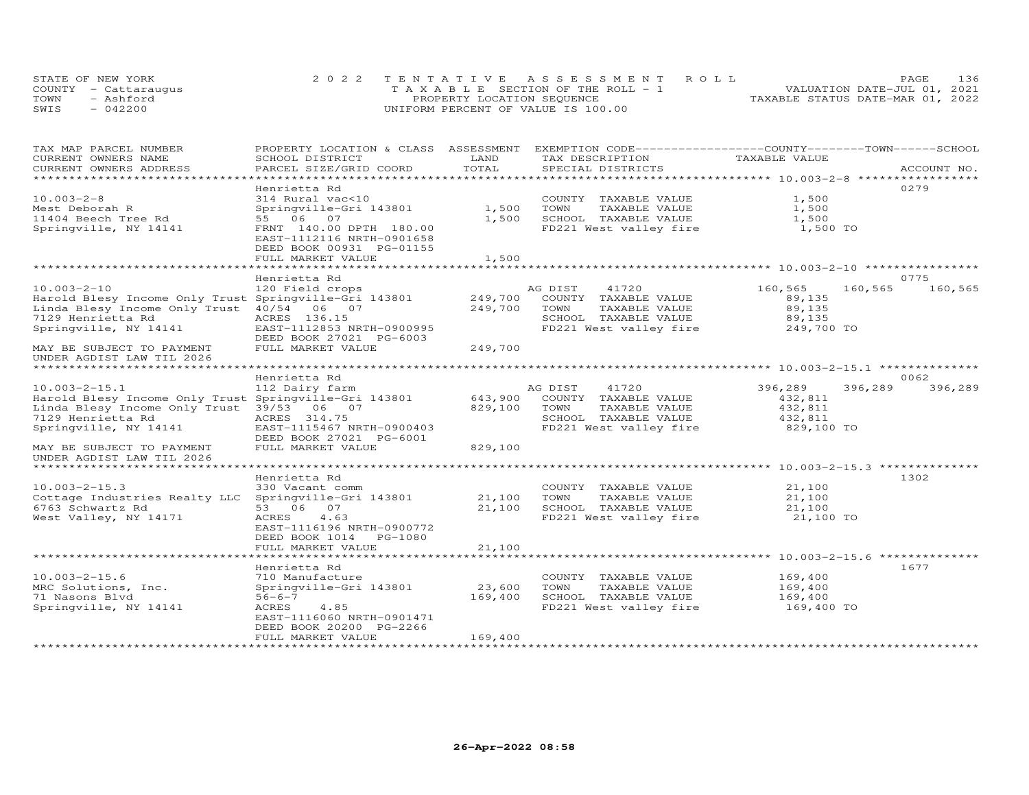STATE OF NEW YORK
COUNTY - Cattaraugus
TOWN - Ashford
SWIS - 042200

2022 TENTATIVE ASSESSMENT ROLL
TAXABLE SECTION OF THE ROLL - 1
PROPERTY LOCATION SEQUENCE
UNIFORM PERCENT OF VALUE IS 100.00

VALUATION DATE-JUL 01, 2021
TAXABLE STATUS DATE-MAR 01, 2022

| TAX MAP PARCEL NUMBER / CURRENT OWNERS NAME / CURRENT OWNERS ADDRESS | PROPERTY LOCATION & CLASS / SCHOOL DISTRICT / PARCEL SIZE/GRID COORD | ASSESSMENT LAND | TOTAL | EXEMPTION CODE / TAX DESCRIPTION / SPECIAL DISTRICTS | COUNTY TAXABLE VALUE | TOWN | SCHOOL | ACCOUNT NO. |
|---|---|---|---|---|---|---|---|---|
| 10.003-2-8 | Henrietta Rd | | | | | | | 0279 |
| | 314 Rural vac<10 | | | COUNTY TAXABLE VALUE | 1,500 | | | |
| Mest Deborah R | Springville-Gri 143801 | 1,500 | | TOWN TAXABLE VALUE | 1,500 | | | |
| 11404 Beech Tree Rd | 55 06 07 | | 1,500 | SCHOOL TAXABLE VALUE | 1,500 | | | |
| Springville, NY 14141 | FRNT 140.00 DPTH 180.00 | | | FD221 West valley fire | 1,500 TO | | | |
| | EAST-1112116 NRTH-0901658 | | | | | | | |
| | DEED BOOK 00931 PG-01155 | | | | | | | |
| | FULL MARKET VALUE | | 1,500 | | | | | |
| 10.003-2-10 | Henrietta Rd | | | | | | | 0775 |
| | 120 Field crops | | | AG DIST 41720 | 160,565 | 160,565 | 160,565 | |
| Harold Blesy Income Only Trust | Springville-Gri 143801 | 249,700 | | COUNTY TAXABLE VALUE | 89,135 | | | |
| Linda Blesy Income Only Trust | 40/54 06 07 | | 249,700 | TOWN TAXABLE VALUE | 89,135 | | | |
| 7129 Henrietta Rd | ACRES 136.15 | | | SCHOOL TAXABLE VALUE | 89,135 | | | |
| Springville, NY 14141 | EAST-1112853 NRTH-0900995 | | | FD221 West valley fire | 249,700 TO | | | |
| | DEED BOOK 27021 PG-6003 | | | | | | | |
| MAY BE SUBJECT TO PAYMENT UNDER AGDIST LAW TIL 2026 | FULL MARKET VALUE | | 249,700 | | | | | |
| 10.003-2-15.1 | Henrietta Rd | | | | | | | 0062 |
| | 112 Dairy farm | | | AG DIST 41720 | 396,289 | 396,289 | 396,289 | |
| Harold Blesy Income Only Trust | Springville-Gri 143801 | 643,900 | | COUNTY TAXABLE VALUE | 432,811 | | | |
| Linda Blesy Income Only Trust | 39/53 06 07 | | 829,100 | TOWN TAXABLE VALUE | 432,811 | | | |
| 7129 Henrietta Rd | ACRES 314.75 | | | SCHOOL TAXABLE VALUE | 432,811 | | | |
| Springville, NY 14141 | EAST-1115467 NRTH-0900403 | | | FD221 West valley fire | 829,100 TO | | | |
| | DEED BOOK 27021 PG-6001 | | | | | | | |
| MAY BE SUBJECT TO PAYMENT UNDER AGDIST LAW TIL 2026 | FULL MARKET VALUE | | 829,100 | | | | | |
| 10.003-2-15.3 | Henrietta Rd | | | | | | | 1302 |
| | 330 Vacant comm | | | COUNTY TAXABLE VALUE | 21,100 | | | |
| Cottage Industries Realty LLC | Springville-Gri 143801 | 21,100 | | TOWN TAXABLE VALUE | 21,100 | | | |
| 6763 Schwartz Rd | 53 06 07 | | 21,100 | SCHOOL TAXABLE VALUE | 21,100 | | | |
| West Valley, NY 14171 | ACRES 4.63 | | | FD221 West valley fire | 21,100 TO | | | |
| | EAST-1116196 NRTH-0900772 | | | | | | | |
| | DEED BOOK 1014 PG-1080 | | | | | | | |
| | FULL MARKET VALUE | | 21,100 | | | | | |
| 10.003-2-15.6 | Henrietta Rd | | | | | | | 1677 |
| | 710 Manufacture | | | COUNTY TAXABLE VALUE | 169,400 | | | |
| MRC Solutions, Inc. | Springville-Gri 143801 | 23,600 | | TOWN TAXABLE VALUE | 169,400 | | | |
| 71 Nasons Blvd | 56-6-7 | | 169,400 | SCHOOL TAXABLE VALUE | 169,400 | | | |
| Springville, NY 14141 | ACRES 4.85 | | | FD221 West valley fire | 169,400 TO | | | |
| | EAST-1116060 NRTH-0901471 | | | | | | | |
| | DEED BOOK 20200 PG-2266 | | | | | | | |
| | FULL MARKET VALUE | | 169,400 | | | | | |

26-Apr-2022 08:58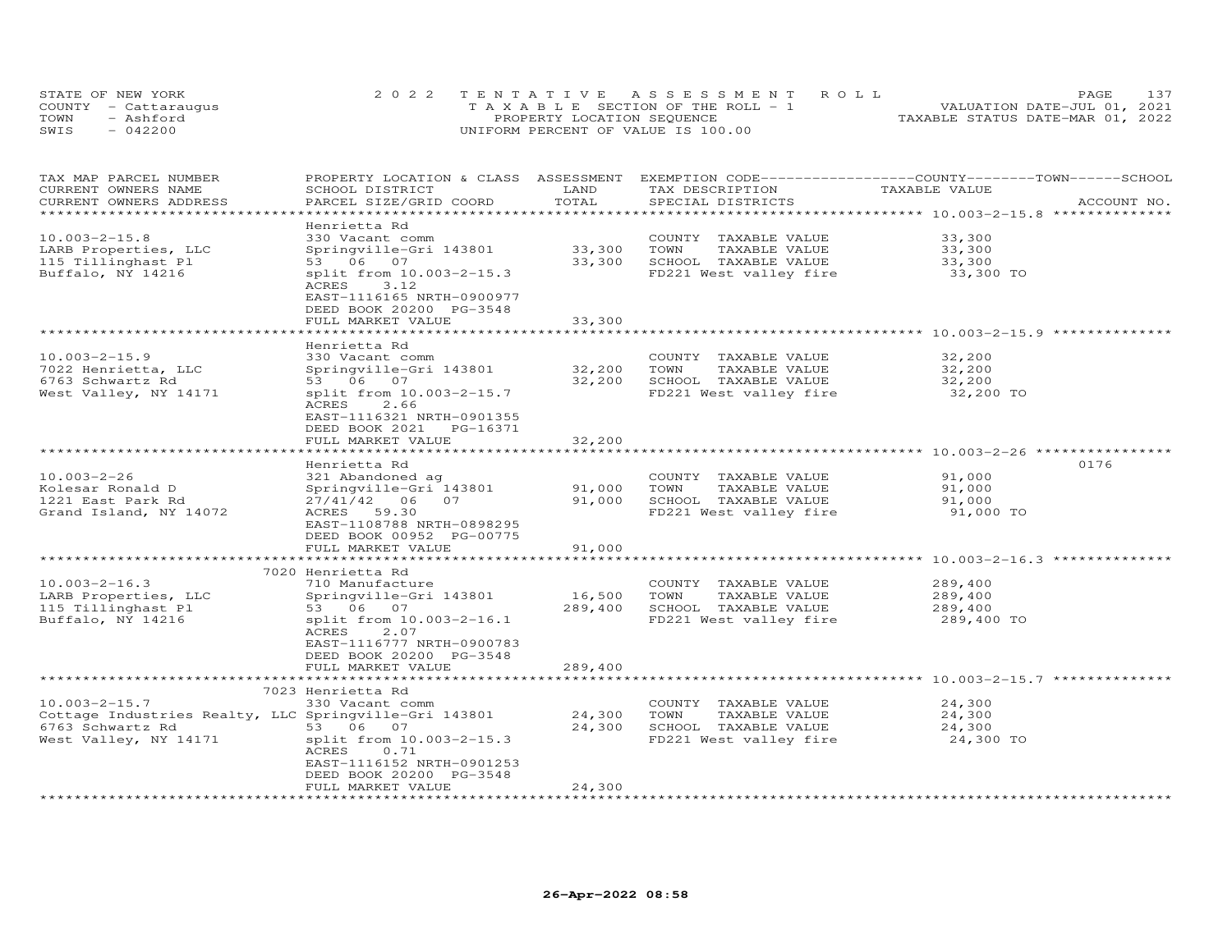STATE OF NEW YORK
COUNTY - Cattaraugus
TOWN - Ashford
SWIS - 042200

2022 TENTATIVE ASSESSMENT ROLL
TAXABLE SECTION OF THE ROLL - 1
PROPERTY LOCATION SEQUENCE
UNIFORM PERCENT OF VALUE IS 100.00

VALUATION DATE-JUL 01, 2021
TAXABLE STATUS DATE-MAR 01, 2022

| TAX MAP PARCEL NUMBER / CURRENT OWNERS NAME / CURRENT OWNERS ADDRESS | PROPERTY LOCATION & CLASS / SCHOOL DISTRICT / PARCEL SIZE/GRID COORD | ASSESSMENT LAND | TOTAL | EXEMPTION CODE / TAX DESCRIPTION / SPECIAL DISTRICTS | COUNTY/TOWN/SCHOOL TAXABLE VALUE | ACCOUNT NO. |
|---|---|---|---|---|---|---|
| **10.003-2-15.8** | Henrietta Rd | | | | | |
| 10.003-2-15.8 | 330 Vacant comm | | | COUNTY TAXABLE VALUE | 33,300 | |
| LARB Properties, LLC | Springville-Gri 143801 | 33,300 | | TOWN TAXABLE VALUE | 33,300 | |
| 115 Tillinghast Pl | 53 06 07 | | 33,300 | SCHOOL TAXABLE VALUE | 33,300 | |
| Buffalo, NY 14216 | split from 10.003-2-15.3 | | | FD221 West valley fire | 33,300 TO | |
| | ACRES 3.12 | | | | | |
| | EAST-1116165 NRTH-0900977 | | | | | |
| | DEED BOOK 20200 PG-3548 | | | | | |
| | FULL MARKET VALUE | | 33,300 | | | |
| **10.003-2-15.9** | Henrietta Rd | | | | | |
| 10.003-2-15.9 | 330 Vacant comm | | | COUNTY TAXABLE VALUE | 32,200 | |
| 7022 Henrietta, LLC | Springville-Gri 143801 | 32,200 | | TOWN TAXABLE VALUE | 32,200 | |
| 6763 Schwartz Rd | 53 06 07 | | 32,200 | SCHOOL TAXABLE VALUE | 32,200 | |
| West Valley, NY 14171 | split from 10.003-2-15.7 | | | FD221 West valley fire | 32,200 TO | |
| | ACRES 2.66 | | | | | |
| | EAST-1116321 NRTH-0901355 | | | | | |
| | DEED BOOK 2021 PG-16371 | | | | | |
| | FULL MARKET VALUE | | 32,200 | | | |
| **10.003-2-26** | Henrietta Rd | | | | | 0176 |
| 10.003-2-26 | 321 Abandoned ag | | | COUNTY TAXABLE VALUE | 91,000 | |
| Kolesar Ronald D | Springville-Gri 143801 | 91,000 | | TOWN TAXABLE VALUE | 91,000 | |
| 1221 East Park Rd | 27/41/42 06 07 | | 91,000 | SCHOOL TAXABLE VALUE | 91,000 | |
| Grand Island, NY 14072 | ACRES 59.30 | | | FD221 West valley fire | 91,000 TO | |
| | EAST-1108788 NRTH-0898295 | | | | | |
| | DEED BOOK 00952 PG-00775 | | | | | |
| | FULL MARKET VALUE | | 91,000 | | | |
| **10.003-2-16.3** | 7020 Henrietta Rd | | | | | |
| 10.003-2-16.3 | 710 Manufacture | | | COUNTY TAXABLE VALUE | 289,400 | |
| LARB Properties, LLC | Springville-Gri 143801 | 16,500 | | TOWN TAXABLE VALUE | 289,400 | |
| 115 Tillinghast Pl | 53 06 07 | | 289,400 | SCHOOL TAXABLE VALUE | 289,400 | |
| Buffalo, NY 14216 | split from 10.003-2-16.1 | | | FD221 West valley fire | 289,400 TO | |
| | ACRES 2.07 | | | | | |
| | EAST-1116777 NRTH-0900783 | | | | | |
| | DEED BOOK 20200 PG-3548 | | | | | |
| | FULL MARKET VALUE | | 289,400 | | | |
| **10.003-2-15.7** | 7023 Henrietta Rd | | | | | |
| 10.003-2-15.7 | 330 Vacant comm | | | COUNTY TAXABLE VALUE | 24,300 | |
| Cottage Industries Realty, LLC | Springville-Gri 143801 | 24,300 | | TOWN TAXABLE VALUE | 24,300 | |
| 6763 Schwartz Rd | 53 06 07 | | 24,300 | SCHOOL TAXABLE VALUE | 24,300 | |
| West Valley, NY 14171 | split from 10.003-2-15.3 | | | FD221 West valley fire | 24,300 TO | |
| | ACRES 0.71 | | | | | |
| | EAST-1116152 NRTH-0901253 | | | | | |
| | DEED BOOK 20200 PG-3548 | | | | | |
| | FULL MARKET VALUE | | 24,300 | | | |

26-Apr-2022 08:58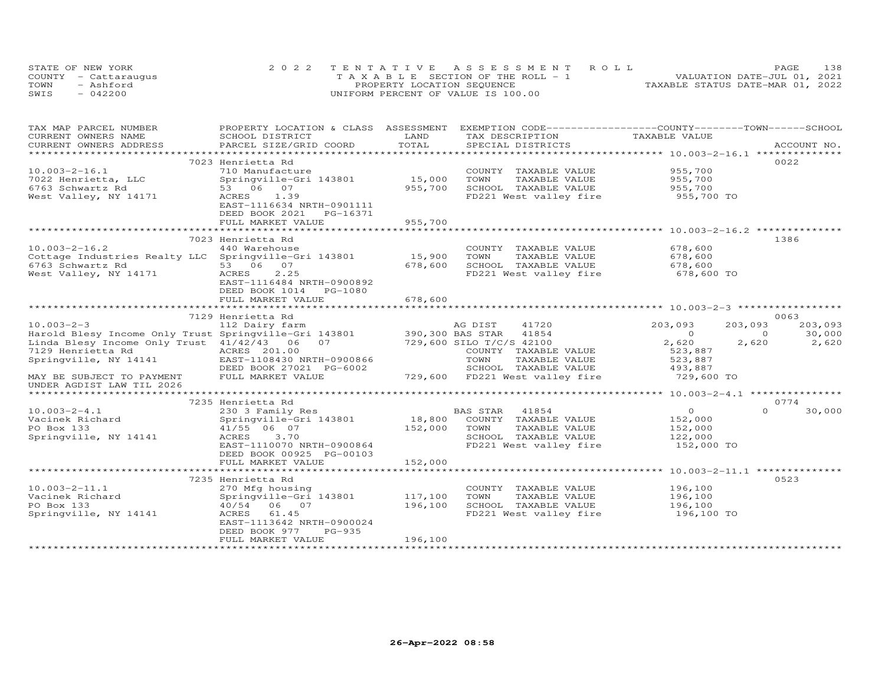STATE OF NEW YORK | 2022 TENTATIVE ASSESSMENT ROLL | VALUATION DATE-JUL 01, 2021
COUNTY - Cattaraugus | TAXABLE SECTION OF THE ROLL - 1 | TAXABLE STATUS DATE-MAR 01, 2022
TOWN - Ashford | PROPERTY LOCATION SEQUENCE
SWIS - 042200 | UNIFORM PERCENT OF VALUE IS 100.00

| TAX MAP PARCEL NUMBER / CURRENT OWNERS NAME / CURRENT OWNERS ADDRESS | PROPERTY LOCATION & CLASS / SCHOOL DISTRICT / PARCEL SIZE/GRID COORD | ASSESSMENT LAND | TOTAL | EXEMPTION CODE / TAX DESCRIPTION / SPECIAL DISTRICTS | COUNTY TAXABLE VALUE | TOWN | SCHOOL | ACCOUNT NO. |
|---|---|---|---|---|---|---|---|---|
| **10.003-2-16.1** | 7023 Henrietta Rd | | | | | | | 0022 |
| 7022 Henrietta, LLC | 710 Manufacture | | | COUNTY TAXABLE VALUE | 955,700 | | | |
| 6763 Schwartz Rd | Springville-Gri 143801 | 15,000 | | TOWN TAXABLE VALUE | 955,700 | | | |
| West Valley, NY 14171 | 53 06 07 | | 955,700 | SCHOOL TAXABLE VALUE | 955,700 | | | |
| | ACRES 1.39 | | | FD221 West valley fire | 955,700 TO | | | |
| | EAST-1116634 NRTH-0901111 | | | | | | | |
| | DEED BOOK 2021 PG-16371 | | | | | | | |
| | FULL MARKET VALUE | | 955,700 | | | | | |
| **10.003-2-16.2** | 7023 Henrietta Rd | | | | | | | 1386 |
| Cottage Industries Realty LLC | 440 Warehouse | | | COUNTY TAXABLE VALUE | 678,600 | | | |
| 6763 Schwartz Rd | Springville-Gri 143801 | 15,900 | | TOWN TAXABLE VALUE | 678,600 | | | |
| West Valley, NY 14171 | 53 06 07 | | 678,600 | SCHOOL TAXABLE VALUE | 678,600 | | | |
| | ACRES 2.25 | | | FD221 West valley fire | 678,600 TO | | | |
| | EAST-1116484 NRTH-0900892 | | | | | | | |
| | DEED BOOK 1014 PG-1080 | | | | | | | |
| | FULL MARKET VALUE | | 678,600 | | | | | |
| **10.003-2-3** | 7129 Henrietta Rd | | | | | | | 0063 |
| Harold Blesy Income Only Trust | 112 Dairy farm | | | AG DIST 41720 | 203,093 | 203,093 | 203,093 | |
| Linda Blesy Income Only Trust | Springville-Gri 143801 | 390,300 | | BAS STAR 41854 | 0 | 0 | 30,000 | |
| 7129 Henrietta Rd | 41/42/43 06 07 | | 729,600 | SILO T/C/S 42100 | 2,620 | 2,620 | 2,620 | |
| Springville, NY 14141 | ACRES 201.00 | | | COUNTY TAXABLE VALUE | 523,887 | | | |
| | EAST-1108430 NRTH-0900866 | | | TOWN TAXABLE VALUE | 523,887 | | | |
| | DEED BOOK 27021 PG-6002 | | | SCHOOL TAXABLE VALUE | 493,887 | | | |
| MAY BE SUBJECT TO PAYMENT UNDER AGDIST LAW TIL 2026 | FULL MARKET VALUE | | 729,600 | FD221 West valley fire | 729,600 TO | | | |
| **10.003-2-4.1** | 7235 Henrietta Rd | | | | | | | 0774 |
| Vacinek Richard | 230 3 Family Res | | | BAS STAR 41854 | 0 | 0 | 30,000 | |
| PO Box 133 | Springville-Gri 143801 | 18,800 | | COUNTY TAXABLE VALUE | 152,000 | | | |
| Springville, NY 14141 | 41/55 06 07 | | 152,000 | TOWN TAXABLE VALUE | 152,000 | | | |
| | ACRES 3.70 | | | SCHOOL TAXABLE VALUE | 122,000 | | | |
| | EAST-1110070 NRTH-0900864 | | | FD221 West valley fire | 152,000 TO | | | |
| | DEED BOOK 00925 PG-00103 | | | | | | | |
| | FULL MARKET VALUE | | 152,000 | | | | | |
| **10.003-2-11.1** | 7235 Henrietta Rd | | | | | | | 0523 |
| Vacinek Richard | 270 Mfg housing | | | COUNTY TAXABLE VALUE | 196,100 | | | |
| PO Box 133 | Springville-Gri 143801 | 117,100 | | TOWN TAXABLE VALUE | 196,100 | | | |
| Springville, NY 14141 | 40/54 06 07 | | 196,100 | SCHOOL TAXABLE VALUE | 196,100 | | | |
| | ACRES 61.45 | | | FD221 West valley fire | 196,100 TO | | | |
| | EAST-1113642 NRTH-0900024 | | | | | | | |
| | DEED BOOK 977 PG-935 | | | | | | | |
| | FULL MARKET VALUE | | 196,100 | | | | | |

26-Apr-2022 08:58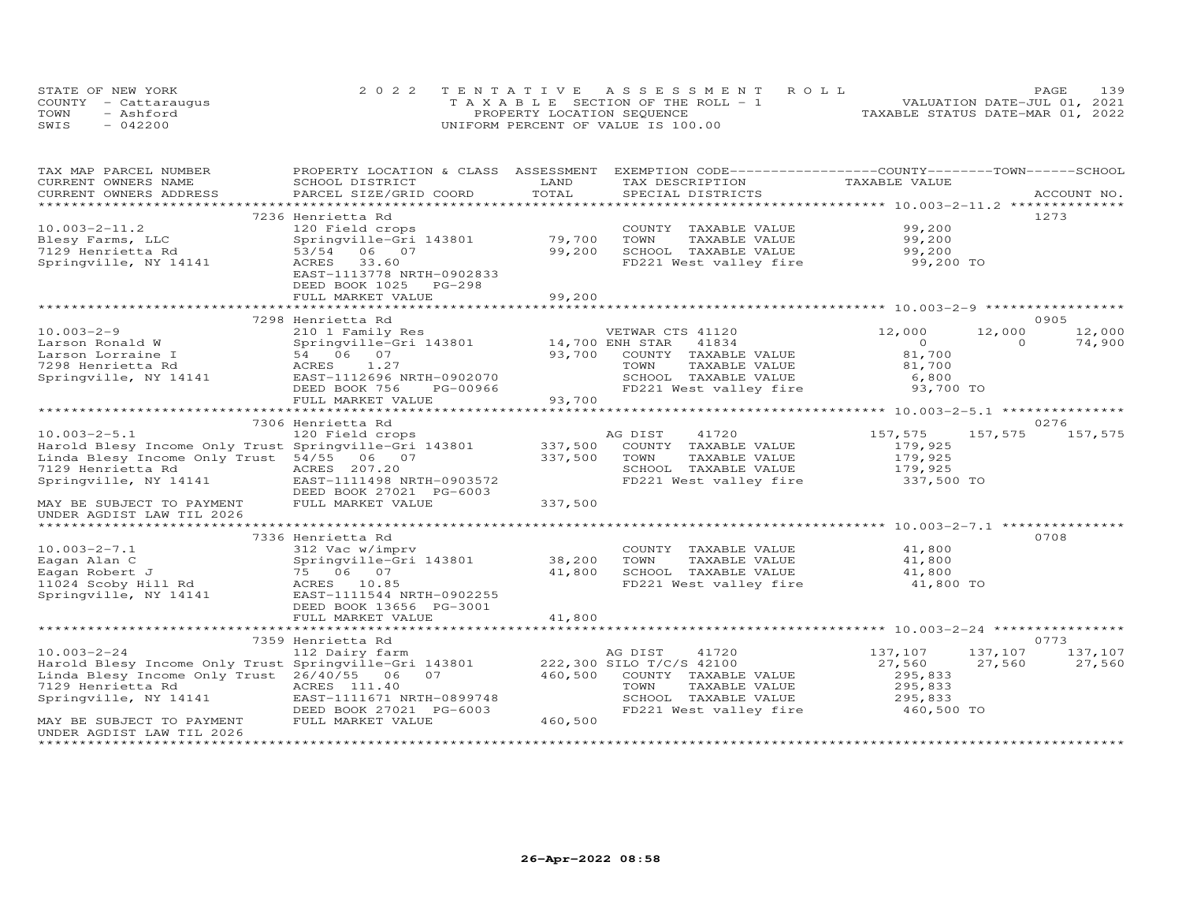STATE OF NEW YORK
COUNTY - Cattaraugus
TOWN - Ashford
SWIS - 042200

2022 TENTATIVE ASSESSMENT ROLL
TAXABLE SECTION OF THE ROLL - 1
PROPERTY LOCATION SEQUENCE
UNIFORM PERCENT OF VALUE IS 100.00

VALUATION DATE-JUL 01, 2021
TAXABLE STATUS DATE-MAR 01, 2022

| TAX MAP PARCEL NUMBER / CURRENT OWNERS NAME / CURRENT OWNERS ADDRESS | PROPERTY LOCATION & CLASS / SCHOOL DISTRICT / PARCEL SIZE/GRID COORD | ASSESSMENT LAND / TOTAL | EXEMPTION CODE / TAX DESCRIPTION / SPECIAL DISTRICTS | COUNTY TAXABLE VALUE | TOWN | SCHOOL | ACCOUNT NO. |
|---|---|---|---|---|---|---|---|
| | 7236 Henrietta Rd | | | | | | 1273 |
| 10.003-2-11.2 | 120 Field crops | | COUNTY TAXABLE VALUE | 99,200 | | | |
| Blesy Farms, LLC | Springville-Gri 143801 | 79,700 | TOWN TAXABLE VALUE | 99,200 | | | |
| 7129 Henrietta Rd | 53/54 06 07 | 99,200 | SCHOOL TAXABLE VALUE | 99,200 | | | |
| Springville, NY 14141 | ACRES 33.60 | | FD221 West valley fire | 99,200 TO | | | |
| | EAST-1113778 NRTH-0902833 | | | | | | |
| | DEED BOOK 1025 PG-298 | | | | | | |
| | FULL MARKET VALUE | 99,200 | | | | | |
| | 7298 Henrietta Rd | | | | | | 0905 |
| 10.003-2-9 | 210 1 Family Res | | VETWAR CTS 41120 | 12,000 | 12,000 | 12,000 | |
| Larson Ronald W | Springville-Gri 143801 | 14,700 | ENH STAR 41834 | 0 | 0 | 74,900 | |
| Larson Lorraine I | 54 06 07 | 93,700 | COUNTY TAXABLE VALUE | 81,700 | | | |
| 7298 Henrietta Rd | ACRES 1.27 | | TOWN TAXABLE VALUE | 81,700 | | | |
| Springville, NY 14141 | EAST-1112696 NRTH-0902070 | | SCHOOL TAXABLE VALUE | 6,800 | | | |
| | DEED BOOK 756 PG-00966 | | FD221 West valley fire | 93,700 TO | | | |
| | FULL MARKET VALUE | 93,700 | | | | | |
| | 7306 Henrietta Rd | | | | | | 0276 |
| 10.003-2-5.1 | 120 Field crops | | AG DIST 41720 | 157,575 | 157,575 | 157,575 | |
| Harold Blesy Income Only Trust | Springville-Gri 143801 | 337,500 | COUNTY TAXABLE VALUE | 179,925 | | | |
| Linda Blesy Income Only Trust | 54/55 06 07 | 337,500 | TOWN TAXABLE VALUE | 179,925 | | | |
| 7129 Henrietta Rd | ACRES 207.20 | | SCHOOL TAXABLE VALUE | 179,925 | | | |
| Springville, NY 14141 | EAST-1111498 NRTH-0903572 | | FD221 West valley fire | 337,500 TO | | | |
| | DEED BOOK 27021 PG-6003 | | | | | | |
| MAY BE SUBJECT TO PAYMENT UNDER AGDIST LAW TIL 2026 | FULL MARKET VALUE | 337,500 | | | | | |
| | 7336 Henrietta Rd | | | | | | 0708 |
| 10.003-2-7.1 | 312 Vac w/imprv | | COUNTY TAXABLE VALUE | 41,800 | | | |
| Eagan Alan C | Springville-Gri 143801 | 38,200 | TOWN TAXABLE VALUE | 41,800 | | | |
| Eagan Robert J | 75 06 07 | 41,800 | SCHOOL TAXABLE VALUE | 41,800 | | | |
| 11024 Scoby Hill Rd | ACRES 10.85 | | FD221 West valley fire | 41,800 TO | | | |
| Springville, NY 14141 | EAST-1111544 NRTH-0902255 | | | | | | |
| | DEED BOOK 13656 PG-3001 | | | | | | |
| | FULL MARKET VALUE | 41,800 | | | | | |
| | 7359 Henrietta Rd | | | | | | 0773 |
| 10.003-2-24 | 112 Dairy farm | | AG DIST 41720 | 137,107 | 137,107 | 137,107 | |
| Harold Blesy Income Only Trust | Springville-Gri 143801 | 222,300 | SILO T/C/S 42100 | 27,560 | 27,560 | 27,560 | |
| Linda Blesy Income Only Trust | 26/40/55 06 07 | 460,500 | COUNTY TAXABLE VALUE | 295,833 | | | |
| 7129 Henrietta Rd | ACRES 111.40 | | TOWN TAXABLE VALUE | 295,833 | | | |
| Springville, NY 14141 | EAST-1111671 NRTH-0899748 | | SCHOOL TAXABLE VALUE | 295,833 | | | |
| | DEED BOOK 27021 PG-6003 | | FD221 West valley fire | 460,500 TO | | | |
| MAY BE SUBJECT TO PAYMENT UNDER AGDIST LAW TIL 2026 | FULL MARKET VALUE | 460,500 | | | | | |

26-Apr-2022 08:58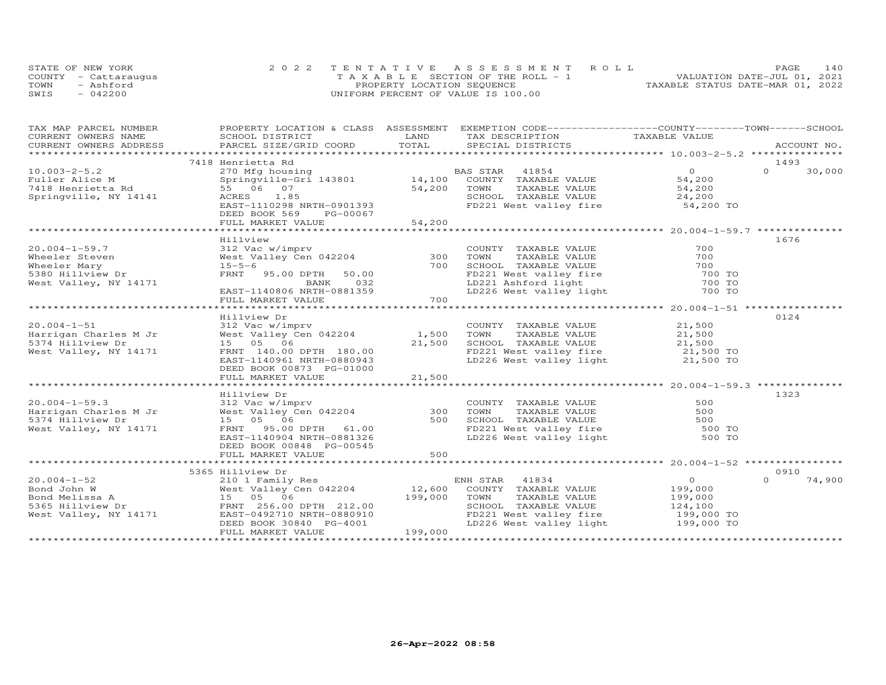STATE OF NEW YORK
COUNTY - Cattaraugus
TOWN - Ashford
SWIS - 042200

2022 TENTATIVE ASSESSMENT ROLL
TAXABLE SECTION OF THE ROLL - 1
PROPERTY LOCATION SEQUENCE
UNIFORM PERCENT OF VALUE IS 100.00

VALUATION DATE-JUL 01, 2021
TAXABLE STATUS DATE-MAR 01, 2022

| TAX MAP PARCEL NUMBER / CURRENT OWNERS NAME / CURRENT OWNERS ADDRESS | PROPERTY LOCATION & CLASS / SCHOOL DISTRICT / PARCEL SIZE/GRID COORD | ASSESSMENT LAND / TOTAL | EXEMPTION CODE / TAX DESCRIPTION / SPECIAL DISTRICTS | COUNTY / TOWN / SCHOOL TAXABLE VALUE | ACCOUNT NO. |
|---|---|---|---|---|---|
| 10.003-2-5.2 | 7418 Henrietta Rd | | | | 1493 |
| 10.003-2-5.2 | 270 Mfg housing | | BAS STAR 41854 | 0 | 0 30,000 |
| Fuller Alice M | Springville-Gri 143801 | 14,100 | COUNTY TAXABLE VALUE | 54,200 | |
| 7418 Henrietta Rd | 55 06 07 | 54,200 | TOWN TAXABLE VALUE | 54,200 | |
| Springville, NY 14141 | ACRES 1.85 | | SCHOOL TAXABLE VALUE | 24,200 | |
| | EAST-1110298 NRTH-0901393 | | FD221 West valley fire | 54,200 TO | |
| | DEED BOOK 569 PG-00067 | | | | |
| | FULL MARKET VALUE | 54,200 | | | |
| 20.004-1-59.7 | Hillview | | | | 1676 |
| 20.004-1-59.7 | 312 Vac w/imprv | | COUNTY TAXABLE VALUE | 700 | |
| Wheeler Steven | West Valley Cen 042204 | 300 | TOWN TAXABLE VALUE | 700 | |
| Wheeler Mary | 15-5-6 | 700 | SCHOOL TAXABLE VALUE | 700 | |
| 5380 Hillview Dr | FRNT 95.00 DPTH 50.00 | | FD221 West valley fire | 700 TO | |
| West Valley, NY 14171 | BANK 032 | | LD221 Ashford light | 700 TO | |
| | EAST-1140806 NRTH-0881359 | | LD226 West valley light | 700 TO | |
| | FULL MARKET VALUE | 700 | | | |
| 20.004-1-51 | Hillview Dr | | | | 0124 |
| 20.004-1-51 | 312 Vac w/imprv | | COUNTY TAXABLE VALUE | 21,500 | |
| Harrigan Charles M Jr | West Valley Cen 042204 | 1,500 | TOWN TAXABLE VALUE | 21,500 | |
| 5374 Hillview Dr | 15 05 06 | 21,500 | SCHOOL TAXABLE VALUE | 21,500 | |
| West Valley, NY 14171 | FRNT 140.00 DPTH 180.00 | | FD221 West valley fire | 21,500 TO | |
| | EAST-1140961 NRTH-0880943 | | LD226 West valley light | 21,500 TO | |
| | DEED BOOK 00873 PG-01000 | | | | |
| | FULL MARKET VALUE | 21,500 | | | |
| 20.004-1-59.3 | Hillview Dr | | | | 1323 |
| 20.004-1-59.3 | 312 Vac w/imprv | | COUNTY TAXABLE VALUE | 500 | |
| Harrigan Charles M Jr | West Valley Cen 042204 | 300 | TOWN TAXABLE VALUE | 500 | |
| 5374 Hillview Dr | 15 05 06 | 500 | SCHOOL TAXABLE VALUE | 500 | |
| West Valley, NY 14171 | FRNT 95.00 DPTH 61.00 | | FD221 West valley fire | 500 TO | |
| | EAST-1140904 NRTH-0881326 | | LD226 West valley light | 500 TO | |
| | DEED BOOK 00848 PG-00545 | | | | |
| | FULL MARKET VALUE | 500 | | | |
| 20.004-1-52 | 5365 Hillview Dr | | | | 0910 |
| 20.004-1-52 | 210 1 Family Res | | ENH STAR 41834 | 0 | 0 74,900 |
| Bond John W | West Valley Cen 042204 | 12,600 | COUNTY TAXABLE VALUE | 199,000 | |
| Bond Melissa A | 15 05 06 | 199,000 | TOWN TAXABLE VALUE | 199,000 | |
| 5365 Hillview Dr | FRNT 256.00 DPTH 212.00 | | SCHOOL TAXABLE VALUE | 124,100 | |
| West Valley, NY 14171 | EAST-0492710 NRTH-0880910 | | FD221 West valley fire | 199,000 TO | |
| | DEED BOOK 30840 PG-4001 | | LD226 West valley light | 199,000 TO | |
| | FULL MARKET VALUE | 199,000 | | | |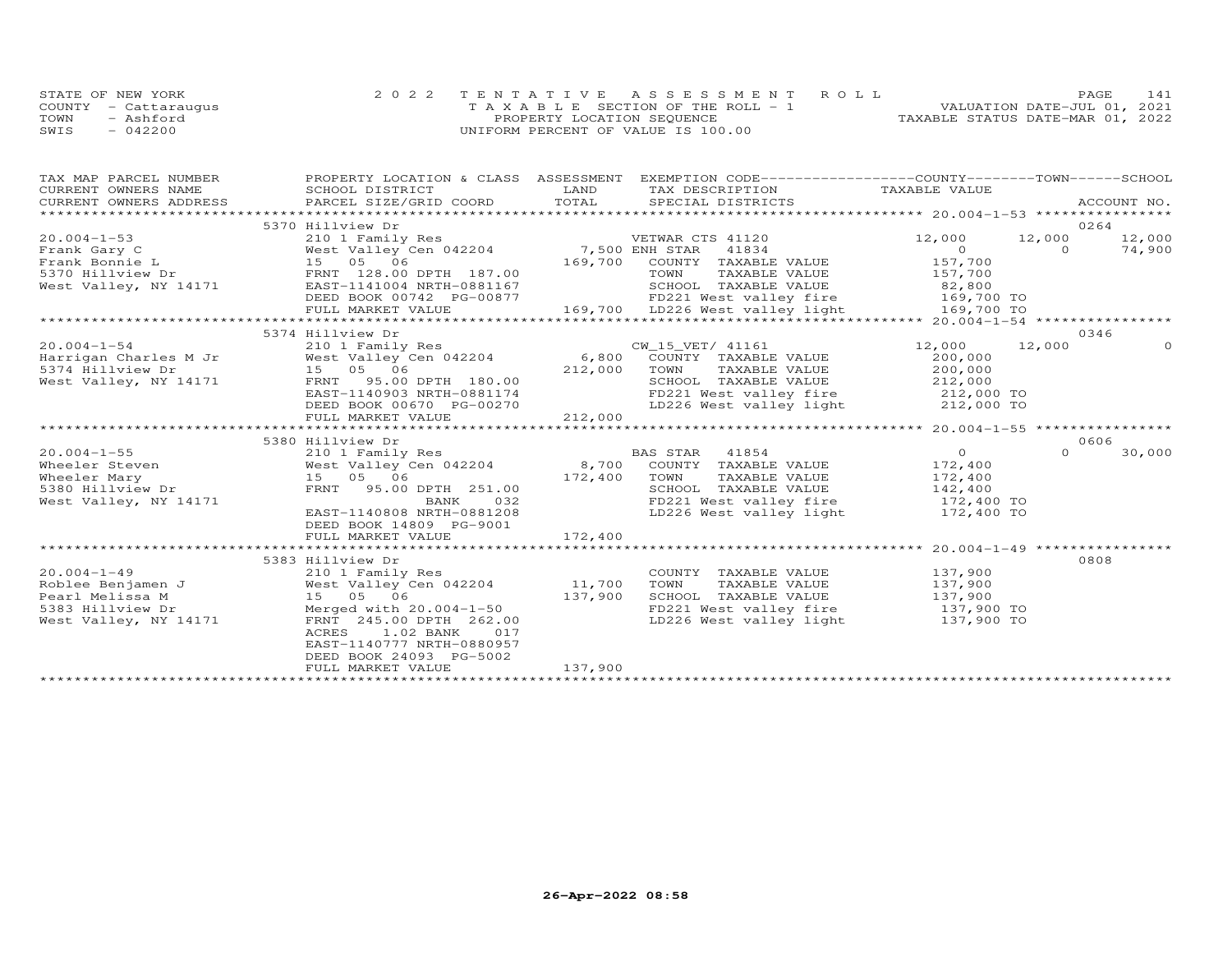STATE OF NEW YORK — 2022 TENTATIVE ASSESSMENT ROLL
COUNTY - Cattaraugus — TAXABLE SECTION OF THE ROLL - 1 — VALUATION DATE-JUL 01, 2021
TOWN - Ashford — PROPERTY LOCATION SEQUENCE — TAXABLE STATUS DATE-MAR 01, 2022
SWIS - 042200 — UNIFORM PERCENT OF VALUE IS 100.00

| TAX MAP PARCEL NUMBER / CURRENT OWNERS NAME / CURRENT OWNERS ADDRESS | PROPERTY LOCATION & CLASS / SCHOOL DISTRICT / PARCEL SIZE/GRID COORD | ASSESSMENT LAND / TOTAL | EXEMPTION CODE / TAX DESCRIPTION / SPECIAL DISTRICTS | COUNTY TAXABLE VALUE | TOWN | SCHOOL | ACCOUNT NO. |
|---|---|---|---|---|---|---|---|
| | 5370 Hillview Dr | | | | | | 0264 |
| 20.004-1-53 | 210 1 Family Res | | VETWAR CTS 41120 | 12,000 | 12,000 | 12,000 | |
| Frank Gary C | West Valley Cen 042204 | 7,500 | ENH STAR 41834 | 0 | 0 | 74,900 | |
| Frank Bonnie L | 15 05 06 | 169,700 | COUNTY TAXABLE VALUE | 157,700 | | | |
| 5370 Hillview Dr | FRNT 128.00 DPTH 187.00 | | TOWN TAXABLE VALUE | 157,700 | | | |
| West Valley, NY 14171 | EAST-1141004 NRTH-0881167 | | SCHOOL TAXABLE VALUE | 82,800 | | | |
| | DEED BOOK 00742 PG-00877 | | FD221 West valley fire | 169,700 TO | | | |
| | FULL MARKET VALUE | 169,700 | LD226 West valley light | 169,700 TO | | | |
| | 5374 Hillview Dr | | | | | | 0346 |
| 20.004-1-54 | 210 1 Family Res | | CW_15_VET/ 41161 | 12,000 | 12,000 | 0 | |
| Harrigan Charles M Jr | West Valley Cen 042204 | 6,800 | COUNTY TAXABLE VALUE | 200,000 | | | |
| 5374 Hillview Dr | 15 05 06 | 212,000 | TOWN TAXABLE VALUE | 200,000 | | | |
| West Valley, NY 14171 | FRNT 95.00 DPTH 180.00 | | SCHOOL TAXABLE VALUE | 212,000 | | | |
| | EAST-1140903 NRTH-0881174 | | FD221 West valley fire | 212,000 TO | | | |
| | DEED BOOK 00670 PG-00270 | | LD226 West valley light | 212,000 TO | | | |
| | FULL MARKET VALUE | 212,000 | | | | | |
| | 5380 Hillview Dr | | | | | | 0606 |
| 20.004-1-55 | 210 1 Family Res | | BAS STAR 41854 | 0 | 0 | 30,000 | |
| Wheeler Steven | West Valley Cen 042204 | 8,700 | COUNTY TAXABLE VALUE | 172,400 | | | |
| Wheeler Mary | 15 05 06 | 172,400 | TOWN TAXABLE VALUE | 172,400 | | | |
| 5380 Hillview Dr | FRNT 95.00 DPTH 251.00 | | SCHOOL TAXABLE VALUE | 142,400 | | | |
| West Valley, NY 14171 | BANK 032 | | FD221 West valley fire | 172,400 TO | | | |
| | EAST-1140808 NRTH-0881208 | | LD226 West valley light | 172,400 TO | | | |
| | DEED BOOK 14809 PG-9001 | | | | | | |
| | FULL MARKET VALUE | 172,400 | | | | | |
| | 5383 Hillview Dr | | | | | | 0808 |
| 20.004-1-49 | 210 1 Family Res | | COUNTY TAXABLE VALUE | 137,900 | | | |
| Roblee Benjamen J | West Valley Cen 042204 | 11,700 | TOWN TAXABLE VALUE | 137,900 | | | |
| Pearl Melissa M | 15 05 06 | 137,900 | SCHOOL TAXABLE VALUE | 137,900 | | | |
| 5383 Hillview Dr | Merged with 20.004-1-50 | | FD221 West valley fire | 137,900 TO | | | |
| West Valley, NY 14171 | FRNT 245.00 DPTH 262.00 | | LD226 West valley light | 137,900 TO | | | |
| | ACRES 1.02 BANK 017 | | | | | | |
| | EAST-1140777 NRTH-0880957 | | | | | | |
| | DEED BOOK 24093 PG-5002 | | | | | | |
| | FULL MARKET VALUE | 137,900 | | | | | |

26-Apr-2022 08:58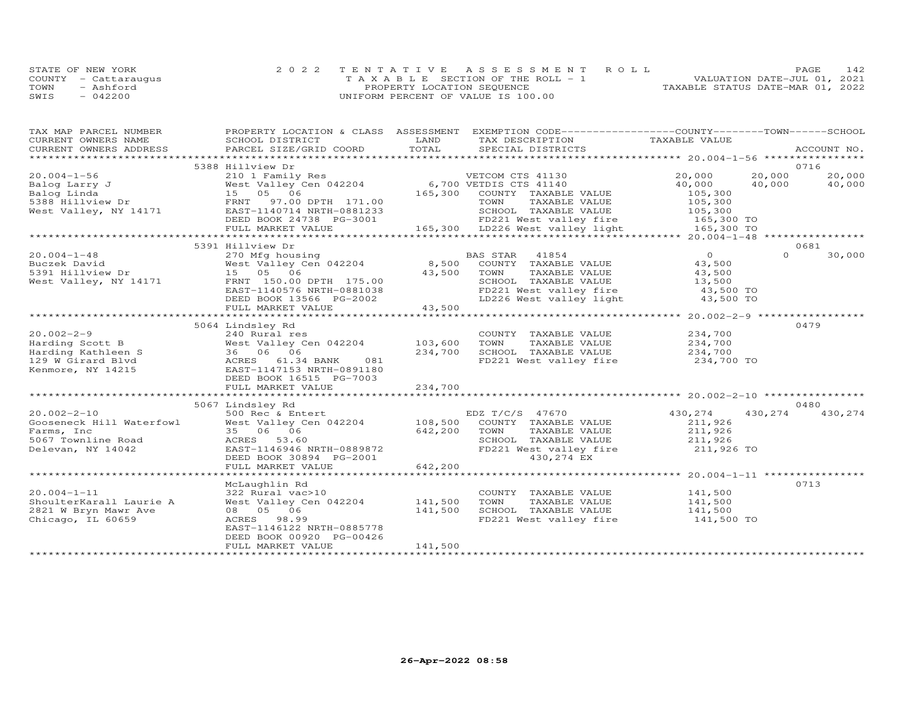STATE OF NEW YORK
COUNTY - Cattaraugus
TOWN - Ashford
SWIS - 042200

2022 TENTATIVE ASSESSMENT ROLL
TAXABLE SECTION OF THE ROLL - 1
PROPERTY LOCATION SEQUENCE
UNIFORM PERCENT OF VALUE IS 100.00

VALUATION DATE-JUL 01, 2021
TAXABLE STATUS DATE-MAR 01, 2022

```
TAX MAP PARCEL NUMBER       PROPERTY LOCATION & CLASS  ASSESSMENT  EXEMPTION CODE------------------COUNTY--------TOWN------SCHOOL
CURRENT OWNERS NAME         SCHOOL DISTRICT               LAND      TAX DESCRIPTION            TAXABLE VALUE
CURRENT OWNERS ADDRESS      PARCEL SIZE/GRID COORD        TOTAL     SPECIAL DISTRICTS                                   ACCOUNT NO.
******************************************************************************************************* 20.004-1-56 *****************
                            5388 Hillview Dr                                                                             0716
20.004-1-56                 210 1 Family Res                        VETCOM CTS 41130          20,000        20,000        20,000
Balog Larry J               West Valley Cen 042204         6,700 VETDIS CTS 41140            40,000        40,000        40,000
Balog Linda                 15   05   06                 165,300   COUNTY  TAXABLE VALUE      105,300
5388 Hillview Dr            FRNT    97.00 DPTH 171.00               TOWN    TAXABLE VALUE      105,300
West Valley, NY 14171       EAST-1140714 NRTH-0881233               SCHOOL  TAXABLE VALUE      105,300
                            DEED BOOK 24738  PG-3001                FD221 West valley fire       165,300 TO
                            FULL MARKET VALUE             165,300   LD226 West valley light      165,300 TO
******************************************************************************************************* 20.004-1-48 *****************
                            5391 Hillview Dr                                                                             0681
20.004-1-48                 270 Mfg housing                         BAS STAR   41854                0             0        30,000
Buczek David                West Valley Cen 042204         8,500   COUNTY  TAXABLE VALUE       43,500
5391 Hillview Dr            15   05   06                  43,500   TOWN    TAXABLE VALUE       43,500
West Valley, NY 14171       FRNT   150.00 DPTH 175.00               SCHOOL  TAXABLE VALUE       13,500
                            EAST-1140576 NRTH-0881038               FD221 West valley fire        43,500 TO
                            DEED BOOK 13566  PG-2002                LD226 West valley light       43,500 TO
                            FULL MARKET VALUE              43,500
******************************************************************************************************* 20.002-2-9 ******************
                            5064 Lindsley Rd                                                                             0479
20.002-2-9                  240 Rural res                           COUNTY  TAXABLE VALUE      234,700
Harding Scott B             West Valley Cen 042204       103,600   TOWN    TAXABLE VALUE      234,700
Harding Kathleen S          36   06   06                 234,700   SCHOOL  TAXABLE VALUE      234,700
129 W Girard Blvd           ACRES    61.34 BANK     081             FD221 West valley fire       234,700 TO
Kenmore, NY 14215           EAST-1147153 NRTH-0891180
                            DEED BOOK 16515  PG-7003
                            FULL MARKET VALUE             234,700
******************************************************************************************************* 20.002-2-10 *****************
                            5067 Lindsley Rd                                                                             0480
20.002-2-10                 500 Rec & Entert                        EDZ T/C/S  47670          430,274       430,274       430,274
Gooseneck Hill Waterfowl    West Valley Cen 042204       108,500   COUNTY  TAXABLE VALUE      211,926
Farms, Inc                  35   06   06                 642,200   TOWN    TAXABLE VALUE      211,926
5067 Townline Road          ACRES    53.60                          SCHOOL  TAXABLE VALUE      211,926
Delevan, NY 14042           EAST-1146946 NRTH-0889872               FD221 West valley fire       211,926 TO
                            DEED BOOK 30894  PG-2001                     430,274 EX
                            FULL MARKET VALUE             642,200
******************************************************************************************************* 20.004-1-11 *****************
                            McLaughlin Rd                                                                                0713
20.004-1-11                 322 Rural vac>10                        COUNTY  TAXABLE VALUE      141,500
ShoulterKarall Laurie A     West Valley Cen 042204       141,500   TOWN    TAXABLE VALUE      141,500
2821 W Bryn Mawr Ave        08   05   06                 141,500   SCHOOL  TAXABLE VALUE      141,500
Chicago, IL 60659           ACRES    98.99                          FD221 West valley fire       141,500 TO
                            EAST-1146122 NRTH-0885778
                            DEED BOOK 00920  PG-00426
                            FULL MARKET VALUE             141,500
************************************************************************************************************************************
```

26-Apr-2022 08:58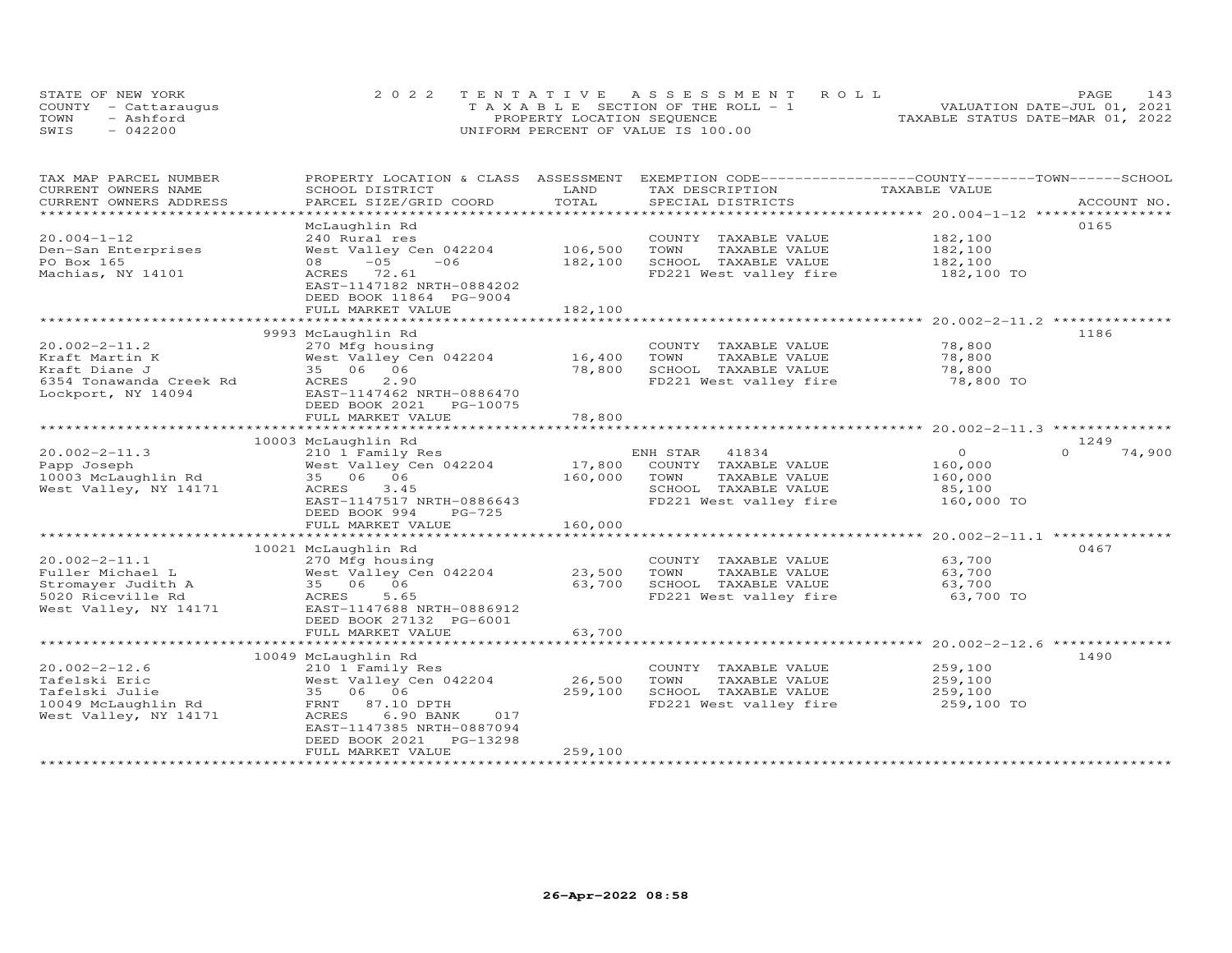STATE OF NEW YORK
COUNTY - Cattaraugus
TOWN - Ashford
SWIS - 042200

2022 TENTATIVE ASSESSMENT ROLL
TAXABLE SECTION OF THE ROLL - 1
PROPERTY LOCATION SEQUENCE
UNIFORM PERCENT OF VALUE IS 100.00

VALUATION DATE-JUL 01, 2021
TAXABLE STATUS DATE-MAR 01, 2022

| TAX MAP PARCEL NUMBER / CURRENT OWNERS NAME / CURRENT OWNERS ADDRESS | PROPERTY LOCATION & CLASS / SCHOOL DISTRICT / PARCEL SIZE/GRID COORD | ASSESSMENT LAND | TOTAL | EXEMPTION CODE / TAX DESCRIPTION / SPECIAL DISTRICTS | COUNTY TAXABLE VALUE | TOWN | SCHOOL | ACCOUNT NO. |
|---|---|---|---|---|---|---|---|---|
| 20.004-1-12 | McLaughlin Rd | | | | | | | 0165 |
| Den-San Enterprises | 240 Rural res | | | COUNTY TAXABLE VALUE | 182,100 | | | |
| PO Box 165 | West Valley Cen 042204 | 106,500 | | TOWN TAXABLE VALUE | 182,100 | | | |
| Machias, NY 14101 | 08 -05 -06 | | 182,100 | SCHOOL TAXABLE VALUE | 182,100 | | | |
| | ACRES 72.61 | | | FD221 West valley fire | 182,100 TO | | | |
| | EAST-1147182 NRTH-0884202 | | | | | | | |
| | DEED BOOK 11864 PG-9004 | | | | | | | |
| | FULL MARKET VALUE | | 182,100 | | | | | |
| 20.002-2-11.2 | 9993 McLaughlin Rd | | | | | | | 1186 |
| Kraft Martin K | 270 Mfg housing | | | COUNTY TAXABLE VALUE | 78,800 | | | |
| Kraft Diane J | West Valley Cen 042204 | 16,400 | | TOWN TAXABLE VALUE | 78,800 | | | |
| 6354 Tonawanda Creek Rd | 35 06 06 | | 78,800 | SCHOOL TAXABLE VALUE | 78,800 | | | |
| Lockport, NY 14094 | ACRES 2.90 | | | FD221 West valley fire | 78,800 TO | | | |
| | EAST-1147462 NRTH-0886470 | | | | | | | |
| | DEED BOOK 2021 PG-10075 | | | | | | | |
| | FULL MARKET VALUE | | 78,800 | | | | | |
| 20.002-2-11.3 | 10003 McLaughlin Rd | | | | | | | 1249 |
| Papp Joseph | 210 1 Family Res | | | ENH STAR 41834 | 0 | | 0 | 74,900 |
| 10003 McLaughlin Rd | West Valley Cen 042204 | 17,800 | | COUNTY TAXABLE VALUE | 160,000 | | | |
| West Valley, NY 14171 | 35 06 06 | | 160,000 | TOWN TAXABLE VALUE | 160,000 | | | |
| | ACRES 3.45 | | | SCHOOL TAXABLE VALUE | 85,100 | | | |
| | EAST-1147517 NRTH-0886643 | | | FD221 West valley fire | 160,000 TO | | | |
| | DEED BOOK 994 PG-725 | | | | | | | |
| | FULL MARKET VALUE | | 160,000 | | | | | |
| 20.002-2-11.1 | 10021 McLaughlin Rd | | | | | | | 0467 |
| Fuller Michael L | 270 Mfg housing | | | COUNTY TAXABLE VALUE | 63,700 | | | |
| Stromayer Judith A | West Valley Cen 042204 | 23,500 | | TOWN TAXABLE VALUE | 63,700 | | | |
| 5020 Riceville Rd | 35 06 06 | | 63,700 | SCHOOL TAXABLE VALUE | 63,700 | | | |
| West Valley, NY 14171 | ACRES 5.65 | | | FD221 West valley fire | 63,700 TO | | | |
| | EAST-1147688 NRTH-0886912 | | | | | | | |
| | DEED BOOK 27132 PG-6001 | | | | | | | |
| | FULL MARKET VALUE | | 63,700 | | | | | |
| 20.002-2-12.6 | 10049 McLaughlin Rd | | | | | | | 1490 |
| Tafelski Eric | 210 1 Family Res | | | COUNTY TAXABLE VALUE | 259,100 | | | |
| Tafelski Julie | West Valley Cen 042204 | 26,500 | | TOWN TAXABLE VALUE | 259,100 | | | |
| 10049 McLaughlin Rd | 35 06 06 | | 259,100 | SCHOOL TAXABLE VALUE | 259,100 | | | |
| West Valley, NY 14171 | FRNT 87.10 DPTH | | | FD221 West valley fire | 259,100 TO | | | |
| | ACRES 6.90 BANK 017 | | | | | | | |
| | EAST-1147385 NRTH-0887094 | | | | | | | |
| | DEED BOOK 2021 PG-13298 | | | | | | | |
| | FULL MARKET VALUE | | 259,100 | | | | | |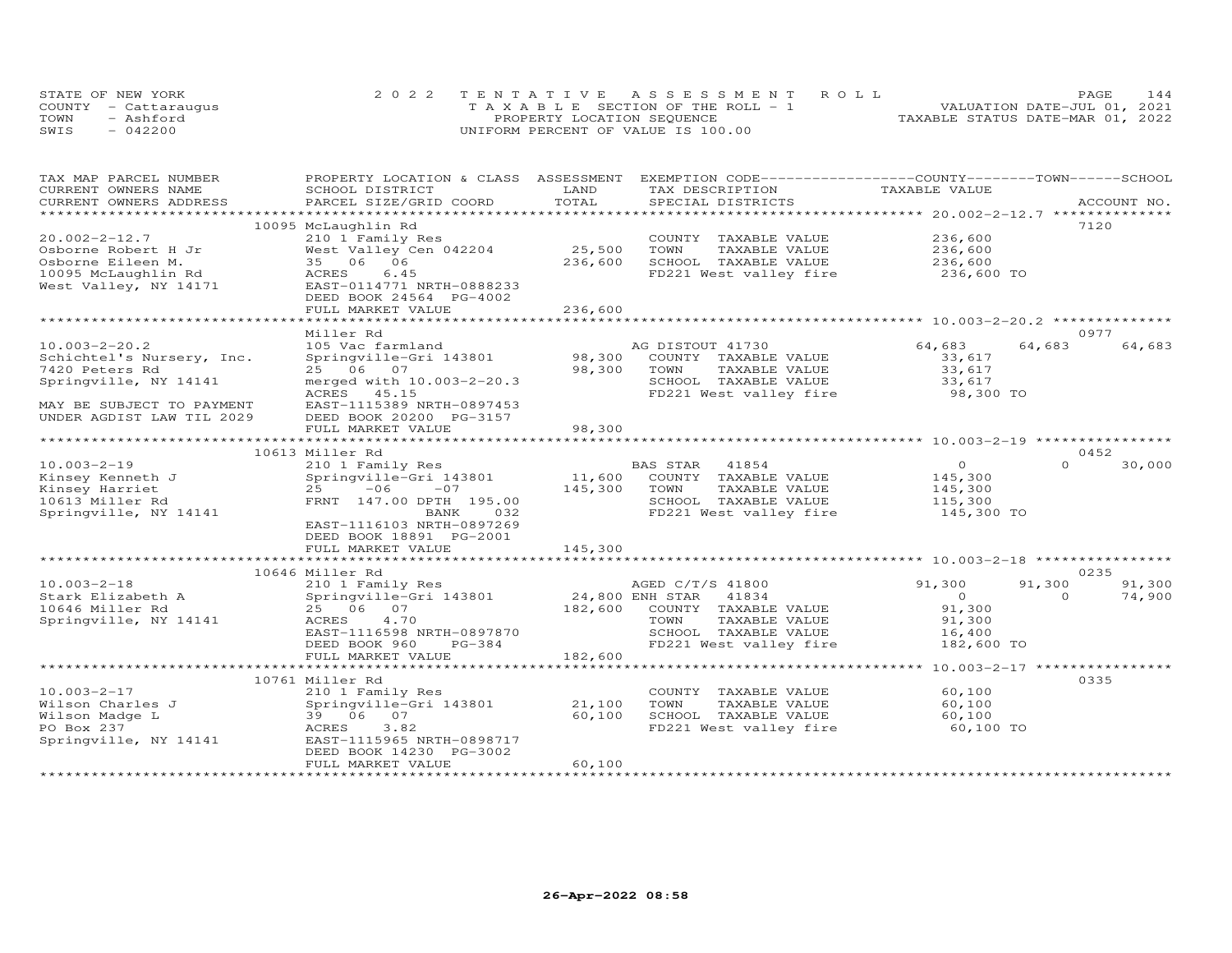STATE OF NEW YORK
COUNTY - Cattaraugus
TOWN - Ashford
SWIS - 042200

2022 TENTATIVE ASSESSMENT ROLL
TAXABLE SECTION OF THE ROLL - 1
PROPERTY LOCATION SEQUENCE
UNIFORM PERCENT OF VALUE IS 100.00

VALUATION DATE-JUL 01, 2021
TAXABLE STATUS DATE-MAR 01, 2022

| TAX MAP PARCEL NUMBER / CURRENT OWNERS NAME / CURRENT OWNERS ADDRESS | PROPERTY LOCATION & CLASS / SCHOOL DISTRICT / PARCEL SIZE/GRID COORD | ASSESSMENT LAND / TOTAL | EXEMPTION CODE / TAX DESCRIPTION / SPECIAL DISTRICTS | COUNTY TAXABLE VALUE | TOWN | SCHOOL / ACCOUNT NO. |
|---|---|---|---|---|---|---|
| | 10095 McLaughlin Rd | | | | | 7120 |
| 20.002-2-12.7 | 210 1 Family Res | | COUNTY TAXABLE VALUE | 236,600 | | |
| Osborne Robert H Jr | West Valley Cen 042204 | 25,500 | TOWN TAXABLE VALUE | 236,600 | | |
| Osborne Eileen M. | 35 06 06 | 236,600 | SCHOOL TAXABLE VALUE | 236,600 | | |
| 10095 McLaughlin Rd | ACRES 6.45 | | FD221 West valley fire | 236,600 TO | | |
| West Valley, NY 14171 | EAST-0114771 NRTH-0888233 | | | | | |
| | DEED BOOK 24564 PG-4002 | | | | | |
| | FULL MARKET VALUE | 236,600 | | | | |
| | Miller Rd | | | | | 0977 |
| 10.003-2-20.2 | 105 Vac farmland | | AG DISTOUT 41730 | 64,683 | 64,683 | 64,683 |
| Schichtel's Nursery, Inc. | Springville-Gri 143801 | 98,300 | COUNTY TAXABLE VALUE | 33,617 | | |
| 7420 Peters Rd | 25 06 07 | 98,300 | TOWN TAXABLE VALUE | 33,617 | | |
| Springville, NY 14141 | merged with 10.003-2-20.3 | | SCHOOL TAXABLE VALUE | 33,617 | | |
| | ACRES 45.15 | | FD221 West valley fire | 98,300 TO | | |
| MAY BE SUBJECT TO PAYMENT | EAST-1115389 NRTH-0897453 | | | | | |
| UNDER AGDIST LAW TIL 2029 | DEED BOOK 20200 PG-3157 | | | | | |
| | FULL MARKET VALUE | 98,300 | | | | |
| | 10613 Miller Rd | | | | | 0452 |
| 10.003-2-19 | 210 1 Family Res | | BAS STAR 41854 | 0 | 0 | 30,000 |
| Kinsey Kenneth J | Springville-Gri 143801 | 11,600 | COUNTY TAXABLE VALUE | 145,300 | | |
| Kinsey Harriet | 25 -06 -07 | 145,300 | TOWN TAXABLE VALUE | 145,300 | | |
| 10613 Miller Rd | FRNT 147.00 DPTH 195.00 | | SCHOOL TAXABLE VALUE | 115,300 | | |
| Springville, NY 14141 | BANK 032 | | FD221 West valley fire | 145,300 TO | | |
| | EAST-1116103 NRTH-0897269 | | | | | |
| | DEED BOOK 18891 PG-2001 | | | | | |
| | FULL MARKET VALUE | 145,300 | | | | |
| | 10646 Miller Rd | | | | | 0235 |
| 10.003-2-18 | 210 1 Family Res | | AGED C/T/S 41800 | 91,300 | 91,300 | 91,300 |
| Stark Elizabeth A | Springville-Gri 143801 | 24,800 | ENH STAR 41834 | 0 | 0 | 74,900 |
| 10646 Miller Rd | 25 06 07 | 182,600 | COUNTY TAXABLE VALUE | 91,300 | | |
| Springville, NY 14141 | ACRES 4.70 | | TOWN TAXABLE VALUE | 91,300 | | |
| | EAST-1116598 NRTH-0897870 | | SCHOOL TAXABLE VALUE | 16,400 | | |
| | DEED BOOK 960 PG-384 | | FD221 West valley fire | 182,600 TO | | |
| | FULL MARKET VALUE | 182,600 | | | | |
| | 10761 Miller Rd | | | | | 0335 |
| 10.003-2-17 | 210 1 Family Res | | COUNTY TAXABLE VALUE | 60,100 | | |
| Wilson Charles J | Springville-Gri 143801 | 21,100 | TOWN TAXABLE VALUE | 60,100 | | |
| Wilson Madge L | 39 06 07 | 60,100 | SCHOOL TAXABLE VALUE | 60,100 | | |
| PO Box 237 | ACRES 3.82 | | FD221 West valley fire | 60,100 TO | | |
| Springville, NY 14141 | EAST-1115965 NRTH-0898717 | | | | | |
| | DEED BOOK 14230 PG-3002 | | | | | |
| | FULL MARKET VALUE | 60,100 | | | | |

26-Apr-2022 08:58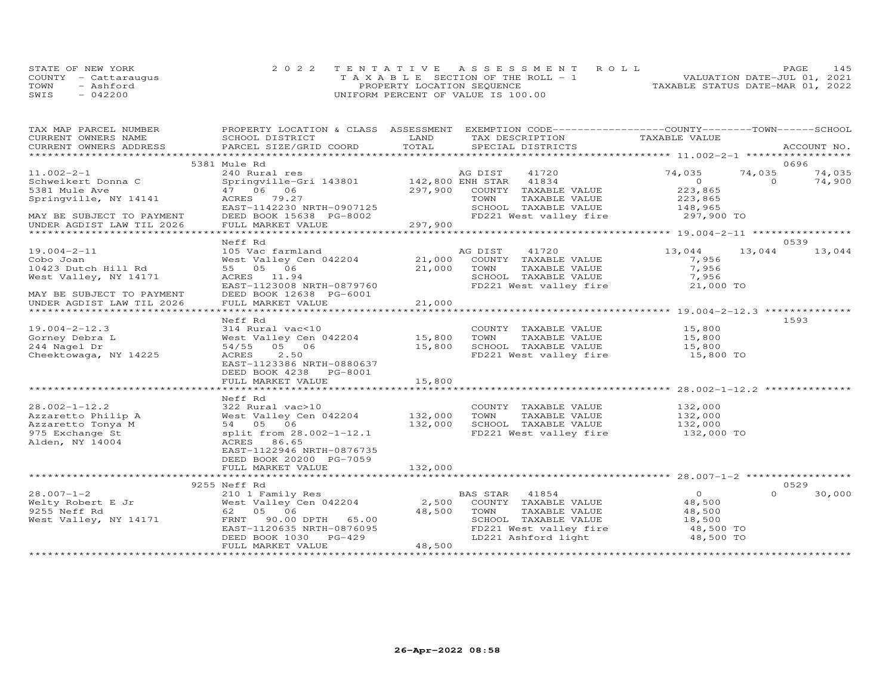STATE OF NEW YORK
COUNTY - Cattaraugus
TOWN - Ashford
SWIS - 042200

2022 TENTATIVE ASSESSMENT ROLL
TAXABLE SECTION OF THE ROLL - 1
PROPERTY LOCATION SEQUENCE
UNIFORM PERCENT OF VALUE IS 100.00

VALUATION DATE-JUL 01, 2021
TAXABLE STATUS DATE-MAR 01, 2022

| TAX MAP PARCEL NUMBER / CURRENT OWNERS NAME / CURRENT OWNERS ADDRESS | PROPERTY LOCATION & CLASS / SCHOOL DISTRICT / PARCEL SIZE/GRID COORD | ASSESSMENT LAND / TOTAL | EXEMPTION CODE / TAX DESCRIPTION / SPECIAL DISTRICTS | COUNTY TAXABLE VALUE | TOWN | SCHOOL | ACCOUNT NO. |
|---|---|---|---|---|---|---|---|
| | 5381 Mule Rd | | | | | | 0696 |
| 11.002-2-1 | 240 Rural res | | AG DIST 41720 | 74,035 | 74,035 | 74,035 | |
| Schweikert Donna C | Springville-Gri 143801 | 142,800 | ENH STAR 41834 | 0 | 0 | 74,900 | |
| 5381 Mule Ave | 47 06 06 | 297,900 | COUNTY TAXABLE VALUE | 223,865 | | | |
| Springville, NY 14141 | ACRES 79.27 | | TOWN TAXABLE VALUE | 223,865 | | | |
| | EAST-1142230 NRTH-0907125 | | SCHOOL TAXABLE VALUE | 148,965 | | | |
| MAY BE SUBJECT TO PAYMENT | DEED BOOK 15638 PG-8002 | | FD221 West valley fire | 297,900 TO | | | |
| UNDER AGDIST LAW TIL 2026 | FULL MARKET VALUE | 297,900 | | | | | |
| | Neff Rd | | | | | | 0539 |
| 19.004-2-11 | 105 Vac farmland | | AG DIST 41720 | 13,044 | 13,044 | 13,044 | |
| Cobo Joan | West Valley Cen 042204 | 21,000 | COUNTY TAXABLE VALUE | 7,956 | | | |
| 10423 Dutch Hill Rd | 55 05 06 | 21,000 | TOWN TAXABLE VALUE | 7,956 | | | |
| West Valley, NY 14171 | ACRES 11.94 | | SCHOOL TAXABLE VALUE | 7,956 | | | |
| | EAST-1123008 NRTH-0879760 | | FD221 West valley fire | 21,000 TO | | | |
| MAY BE SUBJECT TO PAYMENT | DEED BOOK 12638 PG-6001 | | | | | | |
| UNDER AGDIST LAW TIL 2026 | FULL MARKET VALUE | 21,000 | | | | | |
| | Neff Rd | | | | | | 1593 |
| 19.004-2-12.3 | 314 Rural vac<10 | | COUNTY TAXABLE VALUE | 15,800 | | | |
| Gorney Debra L | West Valley Cen 042204 | 15,800 | TOWN TAXABLE VALUE | 15,800 | | | |
| 244 Nagel Dr | 54/55 05 06 | 15,800 | SCHOOL TAXABLE VALUE | 15,800 | | | |
| Cheektowaga, NY 14225 | ACRES 2.50 | | FD221 West valley fire | 15,800 TO | | | |
| | EAST-1123386 NRTH-0880637 | | | | | | |
| | DEED BOOK 4238 PG-8001 | | | | | | |
| | FULL MARKET VALUE | 15,800 | | | | | |
| | Neff Rd | | | | | | |
| 28.002-1-12.2 | 322 Rural vac>10 | | COUNTY TAXABLE VALUE | 132,000 | | | |
| Azzaretto Philip A | West Valley Cen 042204 | 132,000 | TOWN TAXABLE VALUE | 132,000 | | | |
| Azzaretto Tonya M | 54 05 06 | 132,000 | SCHOOL TAXABLE VALUE | 132,000 | | | |
| 975 Exchange St | split from 28.002-1-12.1 | | FD221 West valley fire | 132,000 TO | | | |
| Alden, NY 14004 | ACRES 86.65 | | | | | | |
| | EAST-1122946 NRTH-0876735 | | | | | | |
| | DEED BOOK 20200 PG-7059 | | | | | | |
| | FULL MARKET VALUE | 132,000 | | | | | |
| | 9255 Neff Rd | | | | | | 0529 |
| 28.007-1-2 | 210 1 Family Res | | BAS STAR 41854 | 0 | 0 | 30,000 | |
| Welty Robert E Jr | West Valley Cen 042204 | 2,500 | COUNTY TAXABLE VALUE | 48,500 | | | |
| 9255 Neff Rd | 62 05 06 | 48,500 | TOWN TAXABLE VALUE | 48,500 | | | |
| West Valley, NY 14171 | FRNT 90.00 DPTH 65.00 | | SCHOOL TAXABLE VALUE | 18,500 | | | |
| | EAST-1120635 NRTH-0876095 | | FD221 West valley fire | 48,500 TO | | | |
| | DEED BOOK 1030 PG-429 | | LD221 Ashford light | 48,500 TO | | | |
| | FULL MARKET VALUE | 48,500 | | | | | |

26-Apr-2022 08:58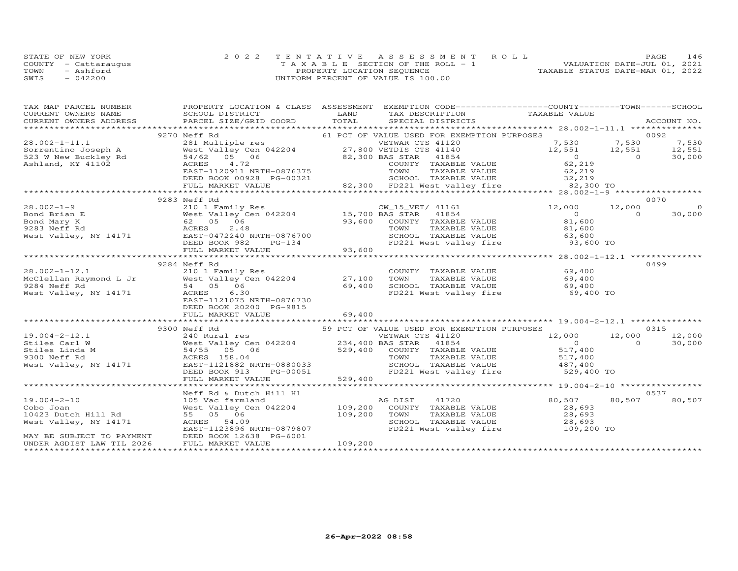STATE OF NEW YORK
COUNTY - Cattaraugus
TOWN - Ashford
SWIS - 042200

2022 TENTATIVE ASSESSMENT ROLL
TAXABLE SECTION OF THE ROLL - 1
PROPERTY LOCATION SEQUENCE
UNIFORM PERCENT OF VALUE IS 100.00

VALUATION DATE-JUL 01, 2021
TAXABLE STATUS DATE-MAR 01, 2022

| TAX MAP PARCEL NUMBER / CURRENT OWNERS NAME / CURRENT OWNERS ADDRESS | PROPERTY LOCATION & CLASS / SCHOOL DISTRICT / PARCEL SIZE/GRID COORD | ASSESSMENT LAND / TOTAL | EXEMPTION CODE / TAX DESCRIPTION / SPECIAL DISTRICTS | COUNTY TAXABLE VALUE | TOWN | SCHOOL | ACCOUNT NO. |
|---|---|---|---|---|---|---|---|
| | 9270 Neff Rd | | 61 PCT OF VALUE USED FOR EXEMPTION PURPOSES | | | | 0092 |
| 28.002-1-11.1 | 281 Multiple res | | VETWAR CTS 41120 | 7,530 | 7,530 | 7,530 | |
| Sorrentino Joseph A | West Valley Cen 042204 | 27,800 | VETDIS CTS 41140 | 12,551 | 12,551 | 12,551 | |
| 523 W New Buckley Rd | 54/62 05 06 | 82,300 | BAS STAR 41854 | 0 | 0 | 30,000 | |
| Ashland, KY 41102 | ACRES 4.72 | | COUNTY TAXABLE VALUE | 62,219 | | | |
| | EAST-1120911 NRTH-0876375 | | TOWN TAXABLE VALUE | 62,219 | | | |
| | DEED BOOK 00928 PG-00321 | | SCHOOL TAXABLE VALUE | 32,219 | | | |
| | FULL MARKET VALUE | 82,300 | FD221 West valley fire | 82,300 TO | | | |
| | 9283 Neff Rd | | | | | | 0070 |
| 28.002-1-9 | 210 1 Family Res | | CW_15_VET/ 41161 | 12,000 | 12,000 | 0 | |
| Bond Brian E | West Valley Cen 042204 | 15,700 | BAS STAR 41854 | 0 | 0 | 30,000 | |
| Bond Mary K | 62 05 06 | 93,600 | COUNTY TAXABLE VALUE | 81,600 | | | |
| 9283 Neff Rd | ACRES 2.48 | | TOWN TAXABLE VALUE | 81,600 | | | |
| West Valley, NY 14171 | EAST-0472240 NRTH-0876700 | | SCHOOL TAXABLE VALUE | 63,600 | | | |
| | DEED BOOK 982 PG-134 | | FD221 West valley fire | 93,600 TO | | | |
| | FULL MARKET VALUE | 93,600 | | | | | |
| | 9284 Neff Rd | | | | | | 0499 |
| 28.002-1-12.1 | 210 1 Family Res | | COUNTY TAXABLE VALUE | 69,400 | | | |
| McClellan Raymond L Jr | West Valley Cen 042204 | 27,100 | TOWN TAXABLE VALUE | 69,400 | | | |
| 9284 Neff Rd | 54 05 06 | 69,400 | SCHOOL TAXABLE VALUE | 69,400 | | | |
| West Valley, NY 14171 | ACRES 6.30 | | FD221 West valley fire | 69,400 TO | | | |
| | EAST-1121075 NRTH-0876730 | | | | | | |
| | DEED BOOK 20200 PG-9815 | | | | | | |
| | FULL MARKET VALUE | 69,400 | | | | | |
| | 9300 Neff Rd | | 59 PCT OF VALUE USED FOR EXEMPTION PURPOSES | | | | 0315 |
| 19.004-2-12.1 | 240 Rural res | | VETWAR CTS 41120 | 12,000 | 12,000 | 12,000 | |
| Stiles Carl W | West Valley Cen 042204 | 234,400 | BAS STAR 41854 | 0 | 0 | 30,000 | |
| Stiles Linda M | 54/55 05 06 | 529,400 | COUNTY TAXABLE VALUE | 517,400 | | | |
| 9300 Neff Rd | ACRES 158.04 | | TOWN TAXABLE VALUE | 517,400 | | | |
| West Valley, NY 14171 | EAST-1121882 NRTH-0880033 | | SCHOOL TAXABLE VALUE | 487,400 | | | |
| | DEED BOOK 913 PG-00051 | | FD221 West valley fire | 529,400 TO | | | |
| | FULL MARKET VALUE | 529,400 | | | | | |
| | Neff Rd & Dutch Hill Hl | | | | | | 0537 |
| 19.004-2-10 | 105 Vac farmland | | AG DIST 41720 | 80,507 | 80,507 | 80,507 | |
| Cobo Joan | West Valley Cen 042204 | 109,200 | COUNTY TAXABLE VALUE | 28,693 | | | |
| 10423 Dutch Hill Rd | 55 05 06 | 109,200 | TOWN TAXABLE VALUE | 28,693 | | | |
| West Valley, NY 14171 | ACRES 54.09 | | SCHOOL TAXABLE VALUE | 28,693 | | | |
| | EAST-1123896 NRTH-0879807 | | FD221 West valley fire | 109,200 TO | | | |
| MAY BE SUBJECT TO PAYMENT | DEED BOOK 12638 PG-6001 | | | | | | |
| UNDER AGDIST LAW TIL 2026 | FULL MARKET VALUE | 109,200 | | | | | |

26-Apr-2022 08:58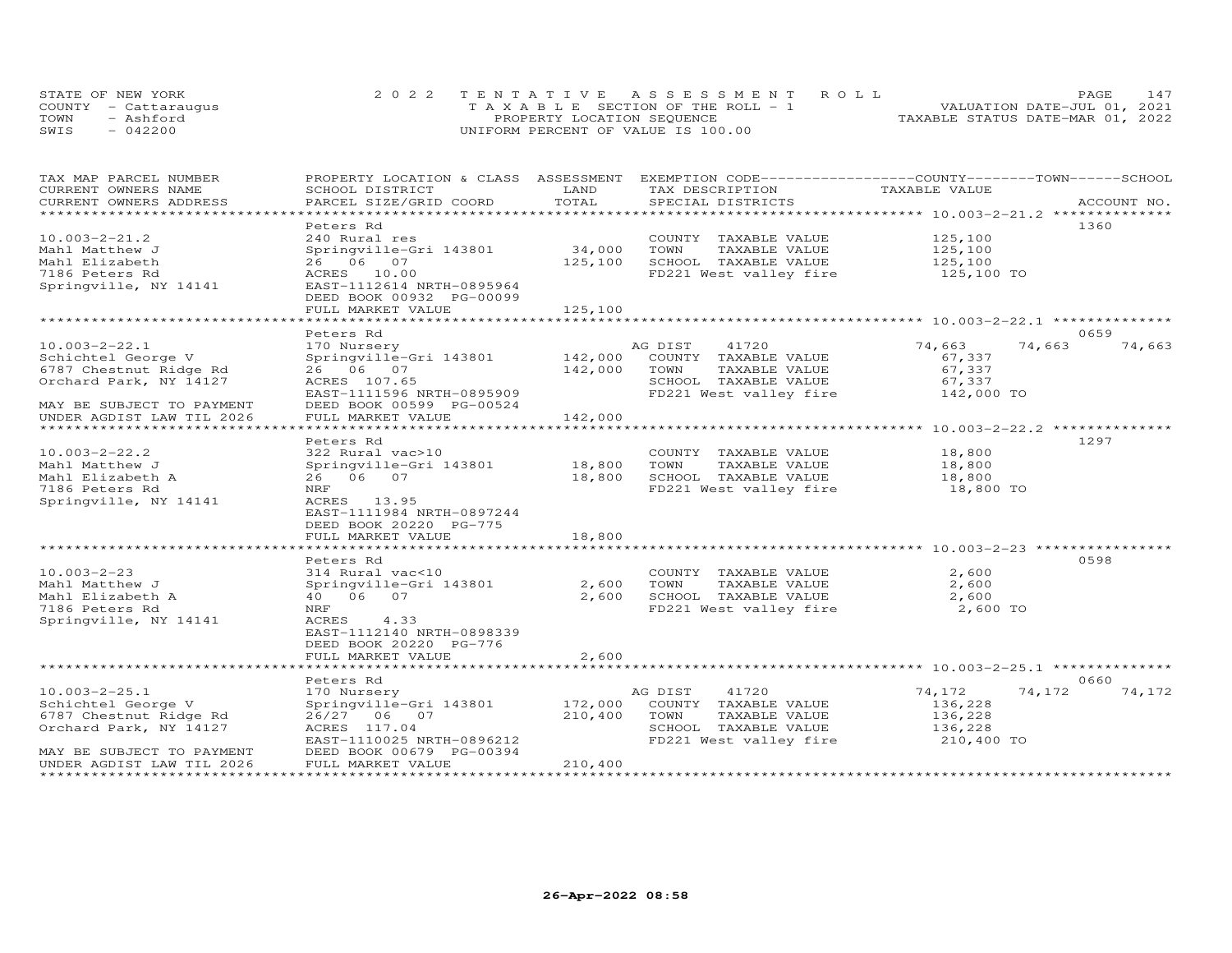STATE OF NEW YORK | 2022 TENTATIVE ASSESSMENT ROLL | VALUATION DATE-JUL 01, 2021
COUNTY - Cattaraugus | TAXABLE SECTION OF THE ROLL - 1 | TAXABLE STATUS DATE-MAR 01, 2022
TOWN - Ashford | PROPERTY LOCATION SEQUENCE
SWIS - 042200 | UNIFORM PERCENT OF VALUE IS 100.00

| TAX MAP PARCEL NUMBER / CURRENT OWNERS NAME / CURRENT OWNERS ADDRESS | PROPERTY LOCATION & CLASS / SCHOOL DISTRICT / PARCEL SIZE/GRID COORD | LAND | ASSESSMENT TOTAL | EXEMPTION CODE / TAX DESCRIPTION / SPECIAL DISTRICTS | COUNTY TAXABLE VALUE | TOWN | SCHOOL | ACCOUNT NO. |
|---|---|---|---|---|---|---|---|---|
| **10.003-2-21.2** | Peters Rd | | | | | | | 1360 |
| 10.003-2-21.2 | 240 Rural res | | | COUNTY TAXABLE VALUE | 125,100 | | | |
| Mahl Matthew J | Springville-Gri 143801 | 34,000 | | TOWN TAXABLE VALUE | 125,100 | | | |
| Mahl Elizabeth | 26 06 07 | | 125,100 | SCHOOL TAXABLE VALUE | 125,100 | | | |
| 7186 Peters Rd | ACRES 10.00 | | | FD221 West valley fire | 125,100 TO | | | |
| Springville, NY 14141 | EAST-1112614 NRTH-0895964 | | | | | | | |
| | DEED BOOK 00932 PG-00099 | | | | | | | |
| | FULL MARKET VALUE | | 125,100 | | | | | |
| **10.003-2-22.1** | Peters Rd | | | | | | | 0659 |
| 10.003-2-22.1 | 170 Nursery | | | AG DIST 41720 | 74,663 | 74,663 | 74,663 | |
| Schichtel George V | Springville-Gri 143801 | 142,000 | | COUNTY TAXABLE VALUE | 67,337 | | | |
| 6787 Chestnut Ridge Rd | 26 06 07 | | 142,000 | TOWN TAXABLE VALUE | 67,337 | | | |
| Orchard Park, NY 14127 | ACRES 107.65 | | | SCHOOL TAXABLE VALUE | 67,337 | | | |
| | EAST-1111596 NRTH-0895909 | | | FD221 West valley fire | 142,000 TO | | | |
| MAY BE SUBJECT TO PAYMENT | DEED BOOK 00599 PG-00524 | | | | | | | |
| UNDER AGDIST LAW TIL 2026 | FULL MARKET VALUE | | 142,000 | | | | | |
| **10.003-2-22.2** | Peters Rd | | | | | | | 1297 |
| 10.003-2-22.2 | 322 Rural vac>10 | | | COUNTY TAXABLE VALUE | 18,800 | | | |
| Mahl Matthew J | Springville-Gri 143801 | 18,800 | | TOWN TAXABLE VALUE | 18,800 | | | |
| Mahl Elizabeth A | 26 06 07 | | 18,800 | SCHOOL TAXABLE VALUE | 18,800 | | | |
| 7186 Peters Rd | NRF | | | FD221 West valley fire | 18,800 TO | | | |
| Springville, NY 14141 | ACRES 13.95 | | | | | | | |
| | EAST-1111984 NRTH-0897244 | | | | | | | |
| | DEED BOOK 20220 PG-775 | | | | | | | |
| | FULL MARKET VALUE | | 18,800 | | | | | |
| **10.003-2-23** | Peters Rd | | | | | | | 0598 |
| 10.003-2-23 | 314 Rural vac<10 | | | COUNTY TAXABLE VALUE | 2,600 | | | |
| Mahl Matthew J | Springville-Gri 143801 | 2,600 | | TOWN TAXABLE VALUE | 2,600 | | | |
| Mahl Elizabeth A | 40 06 07 | | 2,600 | SCHOOL TAXABLE VALUE | 2,600 | | | |
| 7186 Peters Rd | NRF | | | FD221 West valley fire | 2,600 TO | | | |
| Springville, NY 14141 | ACRES 4.33 | | | | | | | |
| | EAST-1112140 NRTH-0898339 | | | | | | | |
| | DEED BOOK 20220 PG-776 | | | | | | | |
| | FULL MARKET VALUE | | 2,600 | | | | | |
| **10.003-2-25.1** | Peters Rd | | | | | | | 0660 |
| 10.003-2-25.1 | 170 Nursery | | | AG DIST 41720 | 74,172 | 74,172 | 74,172 | |
| Schichtel George V | Springville-Gri 143801 | 172,000 | | COUNTY TAXABLE VALUE | 136,228 | | | |
| 6787 Chestnut Ridge Rd | 26/27 06 07 | | 210,400 | TOWN TAXABLE VALUE | 136,228 | | | |
| Orchard Park, NY 14127 | ACRES 117.04 | | | SCHOOL TAXABLE VALUE | 136,228 | | | |
| | EAST-1110025 NRTH-0896212 | | | FD221 West valley fire | 210,400 TO | | | |
| MAY BE SUBJECT TO PAYMENT | DEED BOOK 00679 PG-00394 | | | | | | | |
| UNDER AGDIST LAW TIL 2026 | FULL MARKET VALUE | | 210,400 | | | | | |

26-Apr-2022 08:58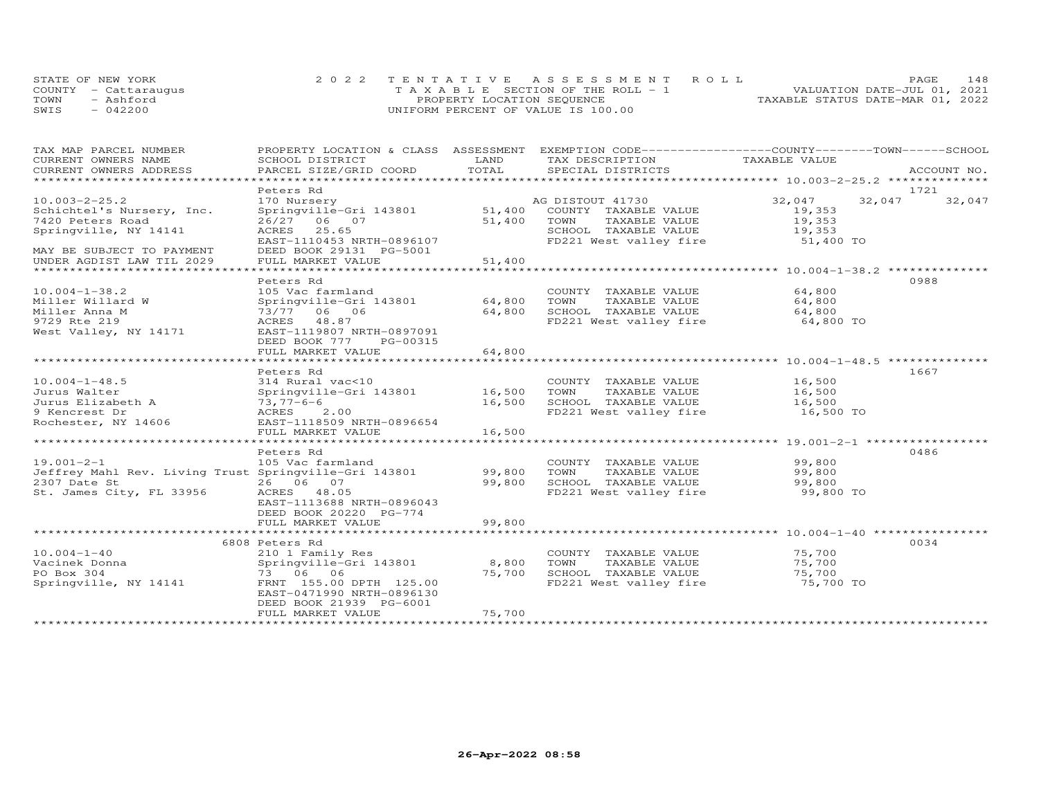STATE OF NEW YORK
COUNTY - Cattaraugus
TOWN - Ashford
SWIS - 042200

2 0 2 2 T E N T A T I V E A S S E S S M E N T R O L L
T A X A B L E SECTION OF THE ROLL - 1
PROPERTY LOCATION SEQUENCE
UNIFORM PERCENT OF VALUE IS 100.00

VALUATION DATE-JUL 01, 2021
TAXABLE STATUS DATE-MAR 01, 2022

| TAX MAP PARCEL NUMBER / CURRENT OWNERS NAME / CURRENT OWNERS ADDRESS | PROPERTY LOCATION & CLASS / SCHOOL DISTRICT / PARCEL SIZE/GRID COORD | ASSESSMENT LAND / TOTAL | EXEMPTION CODE / TAX DESCRIPTION / SPECIAL DISTRICTS | COUNTY | TOWN | SCHOOL | ACCOUNT NO. |
|---|---|---|---|---|---|---|---|
| **10.003-2-25.2** | Peters Rd | | | | | | 1721 |
| 10.003-2-25.2 | 170 Nursery | | AG DISTOUT 41730 | 32,047 | 32,047 | 32,047 | |
| Schichtel's Nursery, Inc. | Springville-Gri 143801 | 51,400 | COUNTY TAXABLE VALUE | 19,353 | | | |
| 7420 Peters Road | 26/27 06 07 | 51,400 | TOWN TAXABLE VALUE | 19,353 | | | |
| Springville, NY 14141 | ACRES 25.65 | | SCHOOL TAXABLE VALUE | 19,353 | | | |
| | EAST-1110453 NRTH-0896107 | | FD221 West valley fire | 51,400 TO | | | |
| MAY BE SUBJECT TO PAYMENT | DEED BOOK 29131 PG-5001 | | | | | | |
| UNDER AGDIST LAW TIL 2029 | FULL MARKET VALUE | 51,400 | | | | | |
| **10.004-1-38.2** | Peters Rd | | | | | | 0988 |
| 10.004-1-38.2 | 105 Vac farmland | | COUNTY TAXABLE VALUE | 64,800 | | | |
| Miller Willard W | Springville-Gri 143801 | 64,800 | TOWN TAXABLE VALUE | 64,800 | | | |
| Miller Anna M | 73/77 06 06 | 64,800 | SCHOOL TAXABLE VALUE | 64,800 | | | |
| 9729 Rte 219 | ACRES 48.87 | | FD221 West valley fire | 64,800 TO | | | |
| West Valley, NY 14171 | EAST-1119807 NRTH-0897091 | | | | | | |
| | DEED BOOK 777 PG-00315 | | | | | | |
| | FULL MARKET VALUE | 64,800 | | | | | |
| **10.004-1-48.5** | Peters Rd | | | | | | 1667 |
| 10.004-1-48.5 | 314 Rural vac<10 | | COUNTY TAXABLE VALUE | 16,500 | | | |
| Jurus Walter | Springville-Gri 143801 | 16,500 | TOWN TAXABLE VALUE | 16,500 | | | |
| Jurus Elizabeth A | 73,77-6-6 | 16,500 | SCHOOL TAXABLE VALUE | 16,500 | | | |
| 9 Kencrest Dr | ACRES 2.00 | | FD221 West valley fire | 16,500 TO | | | |
| Rochester, NY 14606 | EAST-1118509 NRTH-0896654 | | | | | | |
| | FULL MARKET VALUE | 16,500 | | | | | |
| **19.001-2-1** | Peters Rd | | | | | | 0486 |
| 19.001-2-1 | 105 Vac farmland | | COUNTY TAXABLE VALUE | 99,800 | | | |
| Jeffrey Mahl Rev. Living Trust | Springville-Gri 143801 | 99,800 | TOWN TAXABLE VALUE | 99,800 | | | |
| 2307 Date St | 26 06 07 | 99,800 | SCHOOL TAXABLE VALUE | 99,800 | | | |
| St. James City, FL 33956 | ACRES 48.05 | | FD221 West valley fire | 99,800 TO | | | |
| | EAST-1113688 NRTH-0896043 | | | | | | |
| | DEED BOOK 20220 PG-774 | | | | | | |
| | FULL MARKET VALUE | 99,800 | | | | | |
| **10.004-1-40** | 6808 Peters Rd | | | | | | 0034 |
| 10.004-1-40 | 210 1 Family Res | | COUNTY TAXABLE VALUE | 75,700 | | | |
| Vacinek Donna | Springville-Gri 143801 | 8,800 | TOWN TAXABLE VALUE | 75,700 | | | |
| PO Box 304 | 73 06 06 | 75,700 | SCHOOL TAXABLE VALUE | 75,700 | | | |
| Springville, NY 14141 | FRNT 155.00 DPTH 125.00 | | FD221 West valley fire | 75,700 TO | | | |
| | EAST-0471990 NRTH-0896130 | | | | | | |
| | DEED BOOK 21939 PG-6001 | | | | | | |
| | FULL MARKET VALUE | 75,700 | | | | | |

26-Apr-2022 08:58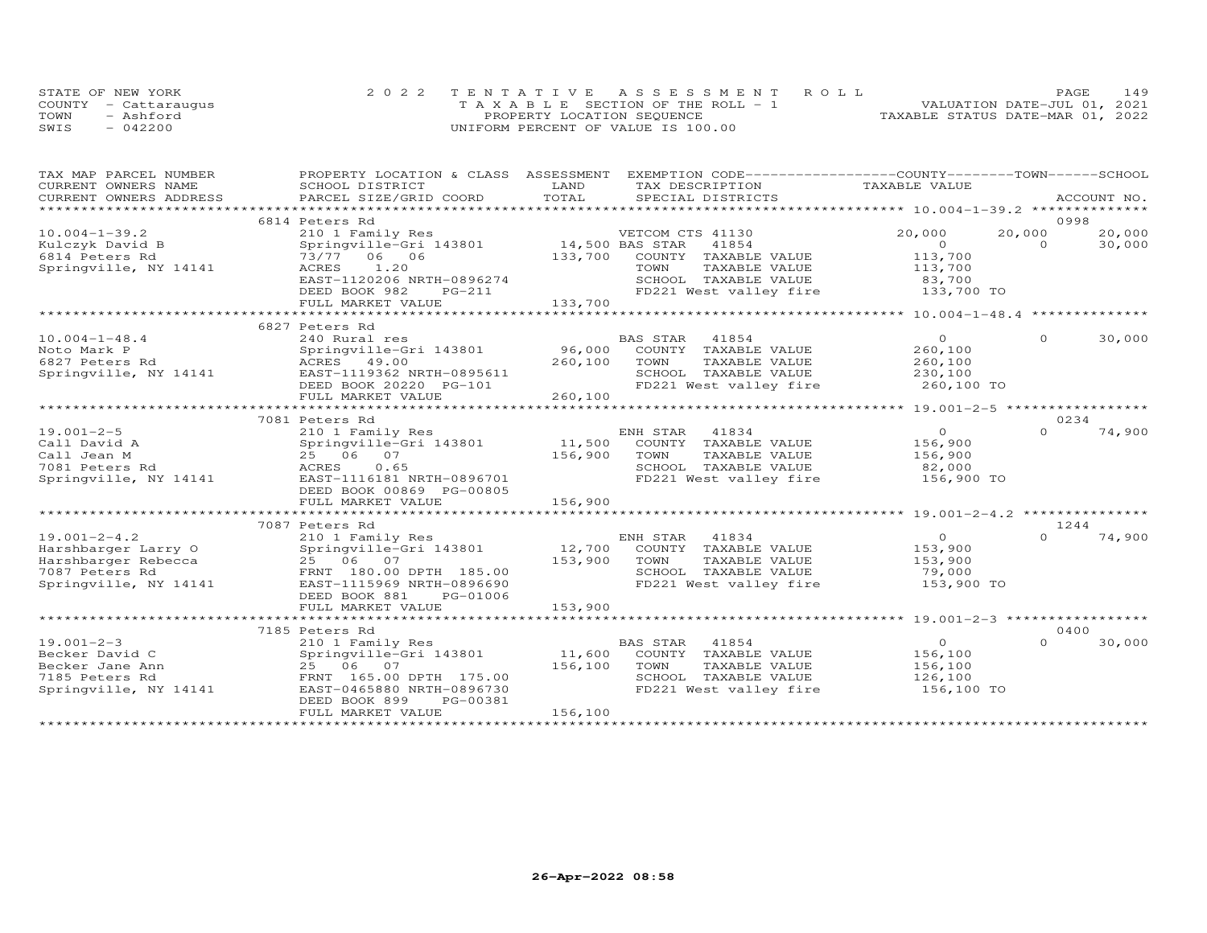STATE OF NEW YORK
COUNTY - Cattaraugus
TOWN - Ashford
SWIS - 042200

2022 TENTATIVE ASSESSMENT ROLL
TAXABLE SECTION OF THE ROLL - 1
PROPERTY LOCATION SEQUENCE
UNIFORM PERCENT OF VALUE IS 100.00

VALUATION DATE-JUL 01, 2021
TAXABLE STATUS DATE-MAR 01, 2022

| TAX MAP PARCEL NUMBER / CURRENT OWNERS NAME / CURRENT OWNERS ADDRESS | PROPERTY LOCATION & CLASS / SCHOOL DISTRICT / PARCEL SIZE/GRID COORD | ASSESSMENT LAND | TOTAL | EXEMPTION CODE / TAX DESCRIPTION / SPECIAL DISTRICTS | COUNTY TAXABLE VALUE | TOWN | SCHOOL | ACCOUNT NO. |
|---|---|---|---|---|---|---|---|---|
| **10.004-1-39.2** | 6814 Peters Rd | | | | | | | 0998 |
| Kulczyk David B | 210 1 Family Res | | | VETCOM CTS 41130 | 20,000 | 20,000 | 20,000 | |
| 6814 Peters Rd | Springville-Gri 143801 | 14,500 | | BAS STAR 41854 | 0 | 0 | 30,000 | |
| Springville, NY 14141 | 73/77 06 06 | | 133,700 | COUNTY TAXABLE VALUE | 113,700 | | | |
| | ACRES 1.20 | | | TOWN TAXABLE VALUE | 113,700 | | | |
| | EAST-1120206 NRTH-0896274 | | | SCHOOL TAXABLE VALUE | 83,700 | | | |
| | DEED BOOK 982 PG-211 | | | FD221 West valley fire | 133,700 TO | | | |
| | FULL MARKET VALUE | | 133,700 | | | | | |
| **10.004-1-48.4** | 6827 Peters Rd | | | | | | | |
| Noto Mark P | 240 Rural res | | | BAS STAR 41854 | 0 | 0 | 30,000 | |
| 6827 Peters Rd | Springville-Gri 143801 | 96,000 | | COUNTY TAXABLE VALUE | 260,100 | | | |
| Springville, NY 14141 | ACRES 49.00 | | 260,100 | TOWN TAXABLE VALUE | 260,100 | | | |
| | EAST-1119362 NRTH-0895611 | | | SCHOOL TAXABLE VALUE | 230,100 | | | |
| | DEED BOOK 20220 PG-101 | | | FD221 West valley fire | 260,100 TO | | | |
| | FULL MARKET VALUE | | 260,100 | | | | | |
| **19.001-2-5** | 7081 Peters Rd | | | | | | | 0234 |
| Call David A | 210 1 Family Res | | | ENH STAR 41834 | 0 | 0 | 74,900 | |
| Call Jean M | Springville-Gri 143801 | 11,500 | | COUNTY TAXABLE VALUE | 156,900 | | | |
| 7081 Peters Rd | 25 06 07 | | 156,900 | TOWN TAXABLE VALUE | 156,900 | | | |
| Springville, NY 14141 | ACRES 0.65 | | | SCHOOL TAXABLE VALUE | 82,000 | | | |
| | EAST-1116181 NRTH-0896701 | | | FD221 West valley fire | 156,900 TO | | | |
| | DEED BOOK 00869 PG-00805 | | | | | | | |
| | FULL MARKET VALUE | | 156,900 | | | | | |
| **19.001-2-4.2** | 7087 Peters Rd | | | | | | | 1244 |
| Harshbarger Larry O | 210 1 Family Res | | | ENH STAR 41834 | 0 | 0 | 74,900 | |
| Harshbarger Rebecca | Springville-Gri 143801 | 12,700 | | COUNTY TAXABLE VALUE | 153,900 | | | |
| 7087 Peters Rd | 25 06 07 | | 153,900 | TOWN TAXABLE VALUE | 153,900 | | | |
| Springville, NY 14141 | FRNT 180.00 DPTH 185.00 | | | SCHOOL TAXABLE VALUE | 79,000 | | | |
| | EAST-1115969 NRTH-0896690 | | | FD221 West valley fire | 153,900 TO | | | |
| | DEED BOOK 881 PG-01006 | | | | | | | |
| | FULL MARKET VALUE | | 153,900 | | | | | |
| **19.001-2-3** | 7185 Peters Rd | | | | | | | 0400 |
| Becker David C | 210 1 Family Res | | | BAS STAR 41854 | 0 | 0 | 30,000 | |
| Becker Jane Ann | Springville-Gri 143801 | 11,600 | | COUNTY TAXABLE VALUE | 156,100 | | | |
| 7185 Peters Rd | 25 06 07 | | 156,100 | TOWN TAXABLE VALUE | 156,100 | | | |
| Springville, NY 14141 | FRNT 165.00 DPTH 175.00 | | | SCHOOL TAXABLE VALUE | 126,100 | | | |
| | EAST-0465880 NRTH-0896730 | | | FD221 West valley fire | 156,100 TO | | | |
| | DEED BOOK 899 PG-00381 | | | | | | | |
| | FULL MARKET VALUE | | 156,100 | | | | | |

26-Apr-2022 08:58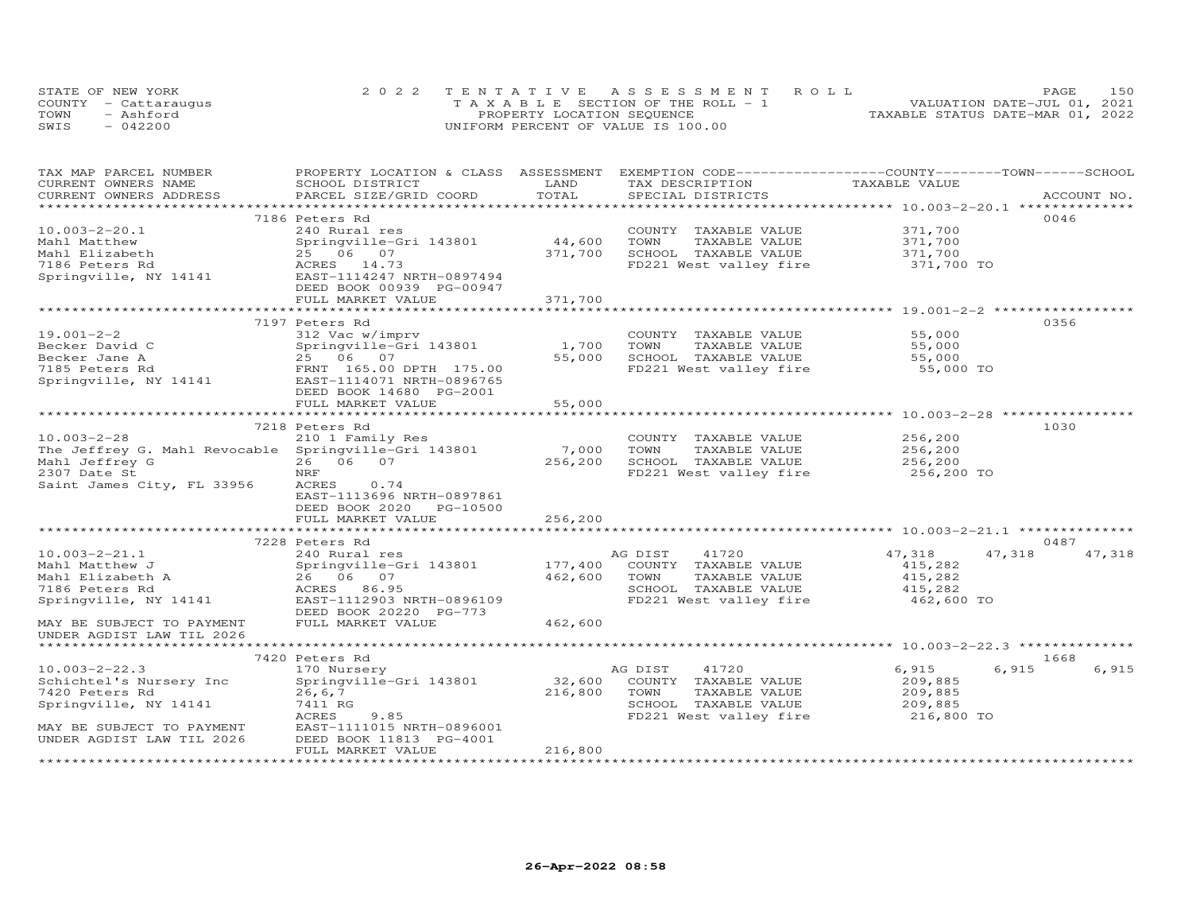STATE OF NEW YORK
COUNTY - Cattaraugus
TOWN - Ashford
SWIS - 042200

2022 TENTATIVE ASSESSMENT ROLL
TAXABLE SECTION OF THE ROLL - 1
PROPERTY LOCATION SEQUENCE
UNIFORM PERCENT OF VALUE IS 100.00

VALUATION DATE-JUL 01, 2021
TAXABLE STATUS DATE-MAR 01, 2022

| TAX MAP PARCEL NUMBER / CURRENT OWNERS NAME / CURRENT OWNERS ADDRESS | PROPERTY LOCATION & CLASS / SCHOOL DISTRICT / PARCEL SIZE/GRID COORD | ASSESSMENT LAND / TOTAL | EXEMPTION CODE / TAX DESCRIPTION / SPECIAL DISTRICTS | COUNTY | TOWN | SCHOOL / ACCOUNT NO. |
|---|---|---|---|---|---|---|
| | 7186 Peters Rd | | | | | 0046 |
| 10.003-2-20.1 | 240 Rural res | | COUNTY TAXABLE VALUE | 371,700 | | |
| Mahl Matthew | Springville-Gri 143801 | 44,600 | TOWN TAXABLE VALUE | 371,700 | | |
| Mahl Elizabeth | 25 06 07 | 371,700 | SCHOOL TAXABLE VALUE | 371,700 | | |
| 7186 Peters Rd | ACRES 14.73 | | FD221 West valley fire | 371,700 TO | | |
| Springville, NY 14141 | EAST-1114247 NRTH-0897494 | | | | | |
| | DEED BOOK 00939 PG-00947 | | | | | |
| | FULL MARKET VALUE | 371,700 | | | | |
| | 7197 Peters Rd | | | | | 0356 |
| 19.001-2-2 | 312 Vac w/imprv | | COUNTY TAXABLE VALUE | 55,000 | | |
| Becker David C | Springville-Gri 143801 | 1,700 | TOWN TAXABLE VALUE | 55,000 | | |
| Becker Jane A | 25 06 07 | 55,000 | SCHOOL TAXABLE VALUE | 55,000 | | |
| 7185 Peters Rd | FRNT 165.00 DPTH 175.00 | | FD221 West valley fire | 55,000 TO | | |
| Springville, NY 14141 | EAST-1114071 NRTH-0896765 | | | | | |
| | DEED BOOK 14680 PG-2001 | | | | | |
| | FULL MARKET VALUE | 55,000 | | | | |
| | 7218 Peters Rd | | | | | 1030 |
| 10.003-2-28 | 210 1 Family Res | | COUNTY TAXABLE VALUE | 256,200 | | |
| The Jeffrey G. Mahl Revocable | Springville-Gri 143801 | 7,000 | TOWN TAXABLE VALUE | 256,200 | | |
| Mahl Jeffrey G | 26 06 07 | 256,200 | SCHOOL TAXABLE VALUE | 256,200 | | |
| 2307 Date St | NRF | | FD221 West valley fire | 256,200 TO | | |
| Saint James City, FL 33956 | ACRES 0.74 | | | | | |
| | EAST-1113696 NRTH-0897861 | | | | | |
| | DEED BOOK 2020 PG-10500 | | | | | |
| | FULL MARKET VALUE | 256,200 | | | | |
| | 7228 Peters Rd | | | | | 0487 |
| 10.003-2-21.1 | 240 Rural res | | AG DIST 41720 | 47,318 | 47,318 | 47,318 |
| Mahl Matthew J | Springville-Gri 143801 | 177,400 | COUNTY TAXABLE VALUE | 415,282 | | |
| Mahl Elizabeth A | 26 06 07 | 462,600 | TOWN TAXABLE VALUE | 415,282 | | |
| 7186 Peters Rd | ACRES 86.95 | | SCHOOL TAXABLE VALUE | 415,282 | | |
| Springville, NY 14141 | EAST-1112903 NRTH-0896109 | | FD221 West valley fire | 462,600 TO | | |
| | DEED BOOK 20220 PG-773 | | | | | |
| MAY BE SUBJECT TO PAYMENT | FULL MARKET VALUE | 462,600 | | | | |
| UNDER AGDIST LAW TIL 2026 | | | | | | |
| | 7420 Peters Rd | | | | | 1668 |
| 10.003-2-22.3 | 170 Nursery | | AG DIST 41720 | 6,915 | 6,915 | 6,915 |
| Schichtel's Nursery Inc | Springville-Gri 143801 | 32,600 | COUNTY TAXABLE VALUE | 209,885 | | |
| 7420 Peters Rd | 26,6,7 | 216,800 | TOWN TAXABLE VALUE | 209,885 | | |
| Springville, NY 14141 | 7411 RG | | SCHOOL TAXABLE VALUE | 209,885 | | |
| | ACRES 9.85 | | FD221 West valley fire | 216,800 TO | | |
| MAY BE SUBJECT TO PAYMENT | EAST-1111015 NRTH-0896001 | | | | | |
| UNDER AGDIST LAW TIL 2026 | DEED BOOK 11813 PG-4001 | | | | | |
| | FULL MARKET VALUE | 216,800 | | | | |

26-Apr-2022 08:58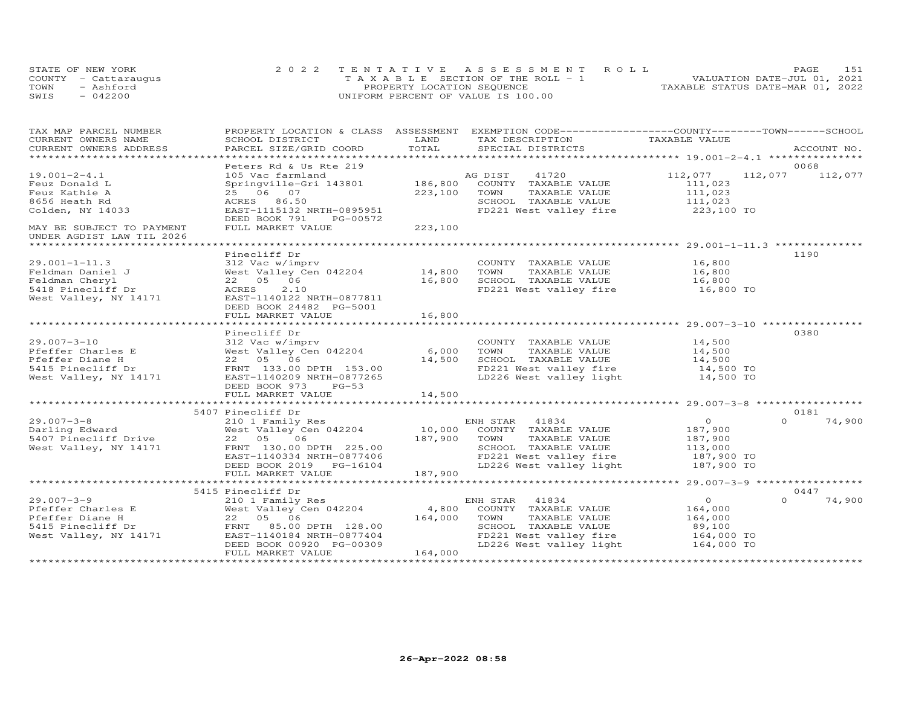STATE OF NEW YORK
COUNTY - Cattaraugus
TOWN - Ashford
SWIS - 042200

2022 TENTATIVE ASSESSMENT ROLL
TAXABLE SECTION OF THE ROLL - 1
PROPERTY LOCATION SEQUENCE
UNIFORM PERCENT OF VALUE IS 100.00

VALUATION DATE-JUL 01, 2021
TAXABLE STATUS DATE-MAR 01, 2022

| TAX MAP PARCEL NUMBER / CURRENT OWNERS NAME / CURRENT OWNERS ADDRESS | PROPERTY LOCATION & CLASS / SCHOOL DISTRICT / PARCEL SIZE/GRID COORD | ASSESSMENT LAND / TOTAL | EXEMPTION CODE / TAX DESCRIPTION / SPECIAL DISTRICTS | COUNTY | TOWN | SCHOOL / TAXABLE VALUE | ACCOUNT NO. |
|---|---|---|---|---|---|---|---|
| **19.001-2-4.1** | Peters Rd & Us Rte 219 | | | | | | 0068 |
| 19.001-2-4.1 | 105 Vac farmland | | AG DIST 41720 | 112,077 | 112,077 | 112,077 | |
| Feuz Donald L | Springville-Gri 143801 | 186,800 | COUNTY TAXABLE VALUE | 111,023 | | | |
| Feuz Kathie A | 25 06 07 | 223,100 | TOWN TAXABLE VALUE | 111,023 | | | |
| 8656 Heath Rd | ACRES 86.50 | | SCHOOL TAXABLE VALUE | 111,023 | | | |
| Colden, NY 14033 | EAST-1115132 NRTH-0895951 | | FD221 West valley fire | 223,100 TO | | | |
| | DEED BOOK 791 PG-00572 | | | | | | |
| MAY BE SUBJECT TO PAYMENT | FULL MARKET VALUE | 223,100 | | | | | |
| UNDER AGDIST LAW TIL 2026 | | | | | | | |
| **29.001-1-11.3** | Pinecliff Dr | | | | | | 1190 |
| 29.001-1-11.3 | 312 Vac w/imprv | | COUNTY TAXABLE VALUE | 16,800 | | | |
| Feldman Daniel J | West Valley Cen 042204 | 14,800 | TOWN TAXABLE VALUE | 16,800 | | | |
| Feldman Cheryl | 22 05 06 | 16,800 | SCHOOL TAXABLE VALUE | 16,800 | | | |
| 5418 Pinecliff Dr | ACRES 2.10 | | FD221 West valley fire | 16,800 TO | | | |
| West Valley, NY 14171 | EAST-1140122 NRTH-0877811 | | | | | | |
| | DEED BOOK 24482 PG-5001 | | | | | | |
| | FULL MARKET VALUE | 16,800 | | | | | |
| **29.007-3-10** | Pinecliff Dr | | | | | | 0380 |
| 29.007-3-10 | 312 Vac w/imprv | | COUNTY TAXABLE VALUE | 14,500 | | | |
| Pfeffer Charles E | West Valley Cen 042204 | 6,000 | TOWN TAXABLE VALUE | 14,500 | | | |
| Pfeffer Diane H | 22 05 06 | 14,500 | SCHOOL TAXABLE VALUE | 14,500 | | | |
| 5415 Pinecliff Dr | FRNT 133.00 DPTH 153.00 | | FD221 West valley fire | 14,500 TO | | | |
| West Valley, NY 14171 | EAST-1140209 NRTH-0877265 | | LD226 West valley light | 14,500 TO | | | |
| | DEED BOOK 973 PG-53 | | | | | | |
| | FULL MARKET VALUE | 14,500 | | | | | |
| **29.007-3-8** | 5407 Pinecliff Dr | | | | | | 0181 |
| 29.007-3-8 | 210 1 Family Res | | ENH STAR 41834 | 0 | 0 | 74,900 | |
| Darling Edward | West Valley Cen 042204 | 10,000 | COUNTY TAXABLE VALUE | 187,900 | | | |
| 5407 Pinecliff Drive | 22 05 06 | 187,900 | TOWN TAXABLE VALUE | 187,900 | | | |
| West Valley, NY 14171 | FRNT 130.00 DPTH 225.00 | | SCHOOL TAXABLE VALUE | 113,000 | | | |
| | EAST-1140334 NRTH-0877406 | | FD221 West valley fire | 187,900 TO | | | |
| | DEED BOOK 2019 PG-16104 | | LD226 West valley light | 187,900 TO | | | |
| | FULL MARKET VALUE | 187,900 | | | | | |
| **29.007-3-9** | 5415 Pinecliff Dr | | | | | | 0447 |
| 29.007-3-9 | 210 1 Family Res | | ENH STAR 41834 | 0 | 0 | 74,900 | |
| Pfeffer Charles E | West Valley Cen 042204 | 4,800 | COUNTY TAXABLE VALUE | 164,000 | | | |
| Pfeffer Diane H | 22 05 06 | 164,000 | TOWN TAXABLE VALUE | 164,000 | | | |
| 5415 Pinecliff Dr | FRNT 85.00 DPTH 128.00 | | SCHOOL TAXABLE VALUE | 89,100 | | | |
| West Valley, NY 14171 | EAST-1140184 NRTH-0877404 | | FD221 West valley fire | 164,000 TO | | | |
| | DEED BOOK 00920 PG-00309 | | LD226 West valley light | 164,000 TO | | | |
| | FULL MARKET VALUE | 164,000 | | | | | |

26-Apr-2022 08:58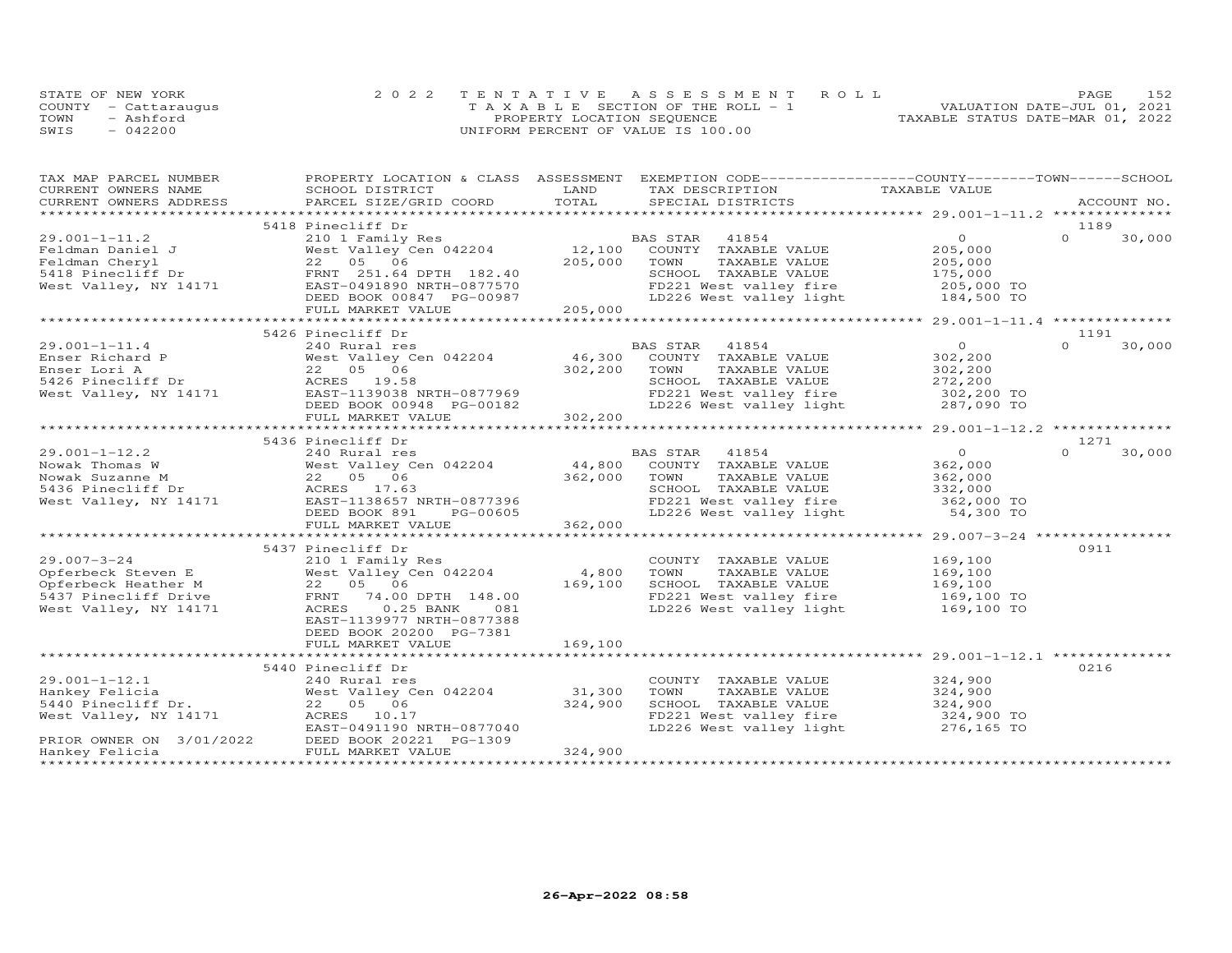STATE OF NEW YORK
COUNTY - Cattaraugus
TOWN - Ashford
SWIS - 042200

2022 TENTATIVE ASSESSMENT ROLL
TAXABLE SECTION OF THE ROLL - 1
PROPERTY LOCATION SEQUENCE
UNIFORM PERCENT OF VALUE IS 100.00

VALUATION DATE-JUL 01, 2021
TAXABLE STATUS DATE-MAR 01, 2022

| TAX MAP PARCEL NUMBER / CURRENT OWNERS NAME / CURRENT OWNERS ADDRESS | PROPERTY LOCATION & CLASS / SCHOOL DISTRICT / PARCEL SIZE/GRID COORD | ASSESSMENT LAND / TOTAL | EXEMPTION CODE / TAX DESCRIPTION / SPECIAL DISTRICTS | COUNTY / TOWN / SCHOOL TAXABLE VALUE | ACCOUNT NO. |
|---|---|---|---|---|---|
| **29.001-1-11.2** | 5418 Pinecliff Dr | | | | 1189 |
| 29.001-1-11.2 | 210 1 Family Res | | BAS STAR 41854 | 0 | 0 30,000 |
| Feldman Daniel J | West Valley Cen 042204 | 12,100 | COUNTY TAXABLE VALUE | 205,000 | |
| Feldman Cheryl | 22 05 06 | 205,000 | TOWN TAXABLE VALUE | 205,000 | |
| 5418 Pinecliff Dr | FRNT 251.64 DPTH 182.40 | | SCHOOL TAXABLE VALUE | 175,000 | |
| West Valley, NY 14171 | EAST-0491890 NRTH-0877570 | | FD221 West valley fire | 205,000 TO | |
| | DEED BOOK 00847 PG-00987 | | LD226 West valley light | 184,500 TO | |
| | FULL MARKET VALUE | 205,000 | | | |
| **29.001-1-11.4** | 5426 Pinecliff Dr | | | | 1191 |
| 29.001-1-11.4 | 240 Rural res | | BAS STAR 41854 | 0 | 0 30,000 |
| Enser Richard P | West Valley Cen 042204 | 46,300 | COUNTY TAXABLE VALUE | 302,200 | |
| Enser Lori A | 22 05 06 | 302,200 | TOWN TAXABLE VALUE | 302,200 | |
| 5426 Pinecliff Dr | ACRES 19.58 | | SCHOOL TAXABLE VALUE | 272,200 | |
| West Valley, NY 14171 | EAST-1139038 NRTH-0877969 | | FD221 West valley fire | 302,200 TO | |
| | DEED BOOK 00948 PG-00182 | | LD226 West valley light | 287,090 TO | |
| | FULL MARKET VALUE | 302,200 | | | |
| **29.001-1-12.2** | 5436 Pinecliff Dr | | | | 1271 |
| 29.001-1-12.2 | 240 Rural res | | BAS STAR 41854 | 0 | 0 30,000 |
| Nowak Thomas W | West Valley Cen 042204 | 44,800 | COUNTY TAXABLE VALUE | 362,000 | |
| Nowak Suzanne M | 22 05 06 | 362,000 | TOWN TAXABLE VALUE | 362,000 | |
| 5436 Pinecliff Dr | ACRES 17.63 | | SCHOOL TAXABLE VALUE | 332,000 | |
| West Valley, NY 14171 | EAST-1138657 NRTH-0877396 | | FD221 West valley fire | 362,000 TO | |
| | DEED BOOK 891 PG-00605 | | LD226 West valley light | 54,300 TO | |
| | FULL MARKET VALUE | 362,000 | | | |
| **29.007-3-24** | 5437 Pinecliff Dr | | | | 0911 |
| 29.007-3-24 | 210 1 Family Res | | COUNTY TAXABLE VALUE | 169,100 | |
| Opferbeck Steven E | West Valley Cen 042204 | 4,800 | TOWN TAXABLE VALUE | 169,100 | |
| Opferbeck Heather M | 22 05 06 | 169,100 | SCHOOL TAXABLE VALUE | 169,100 | |
| 5437 Pinecliff Drive | FRNT 74.00 DPTH 148.00 | | FD221 West valley fire | 169,100 TO | |
| West Valley, NY 14171 | ACRES 0.25 BANK 081 | | LD226 West valley light | 169,100 TO | |
| | EAST-1139977 NRTH-0877388 | | | | |
| | DEED BOOK 20200 PG-7381 | | | | |
| | FULL MARKET VALUE | 169,100 | | | |
| **29.001-1-12.1** | 5440 Pinecliff Dr | | | | 0216 |
| 29.001-1-12.1 | 240 Rural res | | COUNTY TAXABLE VALUE | 324,900 | |
| Hankey Felicia | West Valley Cen 042204 | 31,300 | TOWN TAXABLE VALUE | 324,900 | |
| 5440 Pinecliff Dr. | 22 05 06 | 324,900 | SCHOOL TAXABLE VALUE | 324,900 | |
| West Valley, NY 14171 | ACRES 10.17 | | FD221 West valley fire | 324,900 TO | |
| | EAST-0491190 NRTH-0877040 | | LD226 West valley light | 276,165 TO | |
| PRIOR OWNER ON 3/01/2022 | DEED BOOK 20221 PG-1309 | | | | |
| Hankey Felicia | FULL MARKET VALUE | 324,900 | | | |

26-Apr-2022 08:58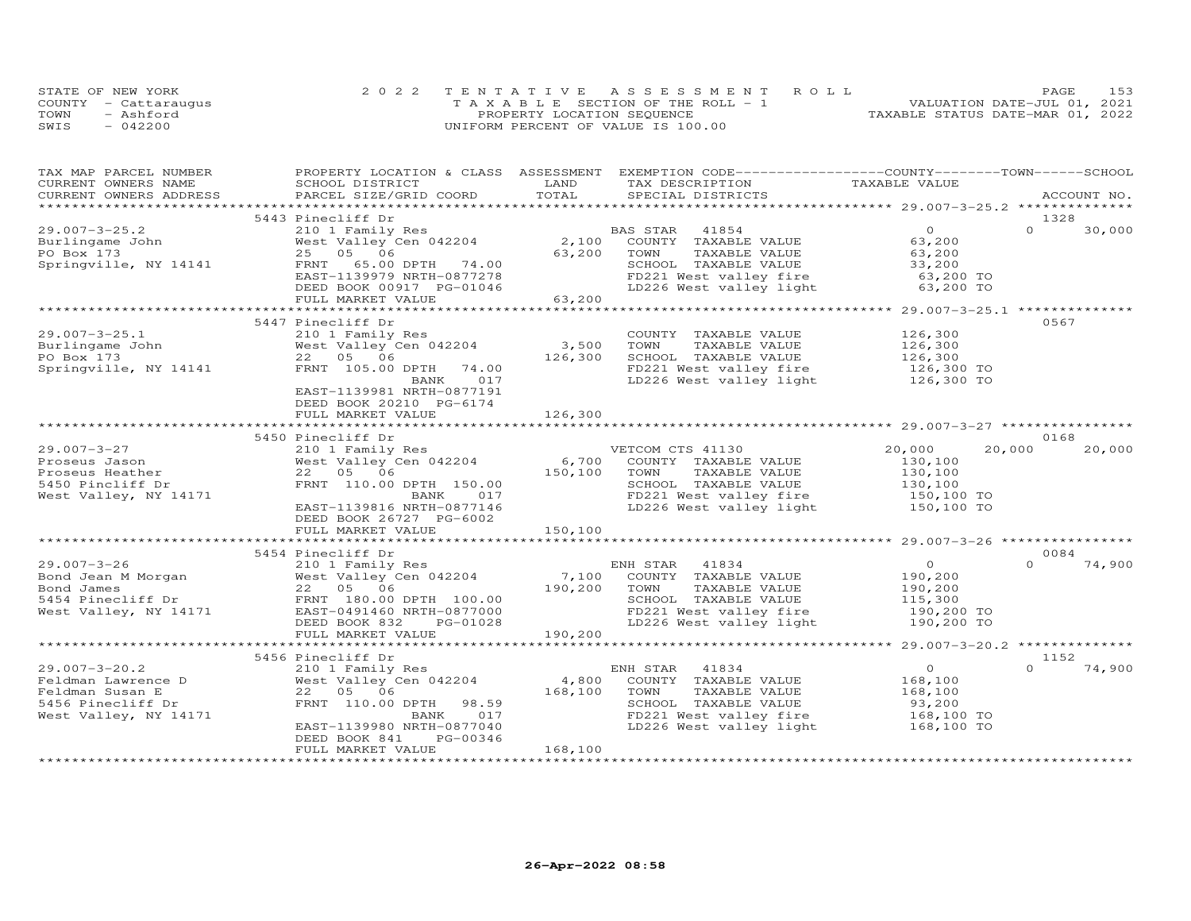STATE OF NEW YORK
COUNTY - Cattaraugus
TOWN - Ashford
SWIS - 042200

2022 TENTATIVE ASSESSMENT ROLL
TAXABLE SECTION OF THE ROLL - 1
PROPERTY LOCATION SEQUENCE
UNIFORM PERCENT OF VALUE IS 100.00

VALUATION DATE-JUL 01, 2021
TAXABLE STATUS DATE-MAR 01, 2022

| TAX MAP PARCEL NUMBER / CURRENT OWNERS NAME / CURRENT OWNERS ADDRESS | PROPERTY LOCATION & CLASS / SCHOOL DISTRICT / PARCEL SIZE/GRID COORD | ASSESSMENT LAND / TOTAL | EXEMPTION CODE / TAX DESCRIPTION / SPECIAL DISTRICTS | COUNTY TAXABLE VALUE | TOWN | SCHOOL | ACCOUNT NO. |
|---|---|---|---|---|---|---|---|
| | 5443 Pinecliff Dr | | | | | | 1328 |
| 29.007-3-25.2 | 210 1 Family Res | | BAS STAR 41854 | 0 | 0 | 30,000 | |
| Burlingame John | West Valley Cen 042204 | 2,100 | COUNTY TAXABLE VALUE | 63,200 | | | |
| PO Box 173 | 25 05 06 | 63,200 | TOWN TAXABLE VALUE | 63,200 | | | |
| Springville, NY 14141 | FRNT 65.00 DPTH 74.00 | | SCHOOL TAXABLE VALUE | 33,200 | | | |
| | EAST-1139979 NRTH-0877278 | | FD221 West valley fire | 63,200 TO | | | |
| | DEED BOOK 00917 PG-01046 | | LD226 West valley light | 63,200 TO | | | |
| | FULL MARKET VALUE | 63,200 | | | | | |
| | 5447 Pinecliff Dr | | | | | | 0567 |
| 29.007-3-25.1 | 210 1 Family Res | | COUNTY TAXABLE VALUE | 126,300 | | | |
| Burlingame John | West Valley Cen 042204 | 3,500 | TOWN TAXABLE VALUE | 126,300 | | | |
| PO Box 173 | 22 05 06 | 126,300 | SCHOOL TAXABLE VALUE | 126,300 | | | |
| Springville, NY 14141 | FRNT 105.00 DPTH 74.00 | | FD221 West valley fire | 126,300 TO | | | |
| | BANK 017 | | LD226 West valley light | 126,300 TO | | | |
| | EAST-1139981 NRTH-0877191 | | | | | | |
| | DEED BOOK 20210 PG-6174 | | | | | | |
| | FULL MARKET VALUE | 126,300 | | | | | |
| | 5450 Pinecliff Dr | | | | | | 0168 |
| 29.007-3-27 | 210 1 Family Res | | VETCOM CTS 41130 | 20,000 | 20,000 | 20,000 | |
| Proseus Jason | West Valley Cen 042204 | 6,700 | COUNTY TAXABLE VALUE | 130,100 | | | |
| Proseus Heather | 22 05 06 | 150,100 | TOWN TAXABLE VALUE | 130,100 | | | |
| 5450 Pincliff Dr | FRNT 110.00 DPTH 150.00 | | SCHOOL TAXABLE VALUE | 130,100 | | | |
| West Valley, NY 14171 | BANK 017 | | FD221 West valley fire | 150,100 TO | | | |
| | EAST-1139816 NRTH-0877146 | | LD226 West valley light | 150,100 TO | | | |
| | DEED BOOK 26727 PG-6002 | | | | | | |
| | FULL MARKET VALUE | 150,100 | | | | | |
| | 5454 Pinecliff Dr | | | | | | 0084 |
| 29.007-3-26 | 210 1 Family Res | | ENH STAR 41834 | 0 | 0 | 74,900 | |
| Bond Jean M Morgan | West Valley Cen 042204 | 7,100 | COUNTY TAXABLE VALUE | 190,200 | | | |
| Bond James | 22 05 06 | 190,200 | TOWN TAXABLE VALUE | 190,200 | | | |
| 5454 Pinecliff Dr | FRNT 180.00 DPTH 100.00 | | SCHOOL TAXABLE VALUE | 115,300 | | | |
| West Valley, NY 14171 | EAST-0491460 NRTH-0877000 | | FD221 West valley fire | 190,200 TO | | | |
| | DEED BOOK 832 PG-01028 | | LD226 West valley light | 190,200 TO | | | |
| | FULL MARKET VALUE | 190,200 | | | | | |
| | 5456 Pinecliff Dr | | | | | | 1152 |
| 29.007-3-20.2 | 210 1 Family Res | | ENH STAR 41834 | 0 | 0 | 74,900 | |
| Feldman Lawrence D | West Valley Cen 042204 | 4,800 | COUNTY TAXABLE VALUE | 168,100 | | | |
| Feldman Susan E | 22 05 06 | 168,100 | TOWN TAXABLE VALUE | 168,100 | | | |
| 5456 Pinecliff Dr | FRNT 110.00 DPTH 98.59 | | SCHOOL TAXABLE VALUE | 93,200 | | | |
| West Valley, NY 14171 | BANK 017 | | FD221 West valley fire | 168,100 TO | | | |
| | EAST-1139980 NRTH-0877040 | | LD226 West valley light | 168,100 TO | | | |
| | DEED BOOK 841 PG-00346 | | | | | | |
| | FULL MARKET VALUE | 168,100 | | | | | |

26-Apr-2022 08:58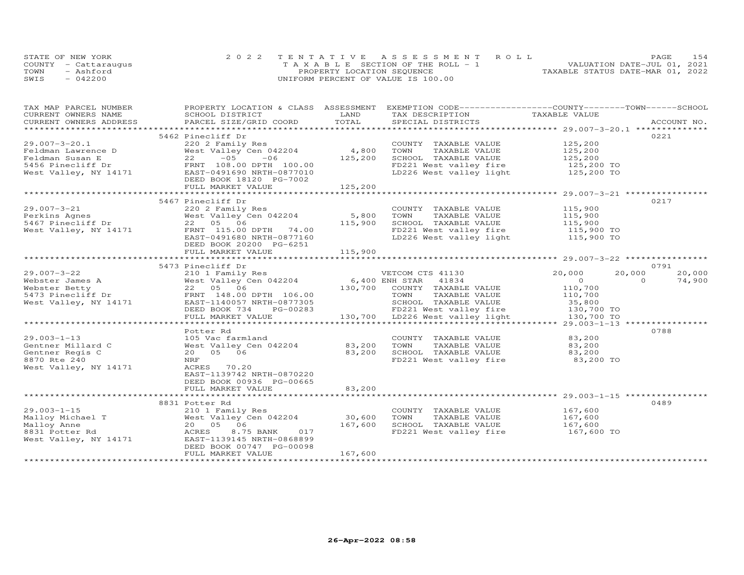STATE OF NEW YORK
COUNTY - Cattaraugus
TOWN - Ashford
SWIS - 042200

2022 TENTATIVE ASSESSMENT ROLL
TAXABLE SECTION OF THE ROLL - 1
PROPERTY LOCATION SEQUENCE
UNIFORM PERCENT OF VALUE IS 100.00

VALUATION DATE-JUL 01, 2021
TAXABLE STATUS DATE-MAR 01, 2022

| TAX MAP PARCEL NUMBER / CURRENT OWNERS NAME / CURRENT OWNERS ADDRESS | PROPERTY LOCATION & CLASS / SCHOOL DISTRICT / PARCEL SIZE/GRID COORD | ASSESSMENT LAND | TOTAL | EXEMPTION CODE / TAX DESCRIPTION / SPECIAL DISTRICTS | COUNTY TAXABLE VALUE | TOWN | SCHOOL | ACCOUNT NO. |
|---|---|---|---|---|---|---|---|---|
| **29.007-3-20.1** | 5462 Pinecliff Dr | | | | | | | 0221 |
| Feldman Lawrence D | 220 2 Family Res | | | COUNTY TAXABLE VALUE | 125,200 | | | |
| Feldman Susan E | West Valley Cen 042204 | 4,800 | | TOWN TAXABLE VALUE | 125,200 | | | |
| 5456 Pinecliff Dr | 22 -05 -06 | | 125,200 | SCHOOL TAXABLE VALUE | 125,200 | | | |
| West Valley, NY 14171 | FRNT 108.00 DPTH 100.00 | | | FD221 West valley fire | 125,200 TO | | | |
| | EAST-0491690 NRTH-0877010 | | | LD226 West valley light | 125,200 TO | | | |
| | DEED BOOK 18120 PG-7002 | | | | | | | |
| | FULL MARKET VALUE | | 125,200 | | | | | |
| **29.007-3-21** | 5467 Pinecliff Dr | | | | | | | 0217 |
| Perkins Agnes | 220 2 Family Res | | | COUNTY TAXABLE VALUE | 115,900 | | | |
| 5467 Pinecliff Dr | West Valley Cen 042204 | 5,800 | | TOWN TAXABLE VALUE | 115,900 | | | |
| West Valley, NY 14171 | 22 05 06 | | 115,900 | SCHOOL TAXABLE VALUE | 115,900 | | | |
| | FRNT 115.00 DPTH 74.00 | | | FD221 West valley fire | 115,900 TO | | | |
| | EAST-0491680 NRTH-0877160 | | | LD226 West valley light | 115,900 TO | | | |
| | DEED BOOK 20200 PG-6251 | | | | | | | |
| | FULL MARKET VALUE | | 115,900 | | | | | |
| **29.007-3-22** | 5473 Pinecliff Dr | | | | | | | 0791 |
| Webster James A | 210 1 Family Res | | | VETCOM CTS 41130 | 20,000 | 20,000 | 20,000 | |
| Webster Betty | West Valley Cen 042204 | 6,400 | | ENH STAR 41834 | 0 | 0 | 74,900 | |
| 5473 Pinecliff Dr | 22 05 06 | | 130,700 | COUNTY TAXABLE VALUE | 110,700 | | | |
| West Valley, NY 14171 | FRNT 148.00 DPTH 106.00 | | | TOWN TAXABLE VALUE | 110,700 | | | |
| | EAST-1140057 NRTH-0877305 | | | SCHOOL TAXABLE VALUE | 35,800 | | | |
| | DEED BOOK 734 PG-00283 | | | FD221 West valley fire | 130,700 TO | | | |
| | FULL MARKET VALUE | | 130,700 | LD226 West valley light | 130,700 TO | | | |
| **29.003-1-13** | Potter Rd | | | | | | | 0788 |
| Gentner Millard C | 105 Vac farmland | | | COUNTY TAXABLE VALUE | 83,200 | | | |
| Gentner Regis C | West Valley Cen 042204 | 83,200 | | TOWN TAXABLE VALUE | 83,200 | | | |
| 8870 Rte 240 | 20 05 06 | | 83,200 | SCHOOL TAXABLE VALUE | 83,200 | | | |
| West Valley, NY 14171 | NRF | | | FD221 West valley fire | 83,200 TO | | | |
| | ACRES 70.20 | | | | | | | |
| | EAST-1139742 NRTH-0870220 | | | | | | | |
| | DEED BOOK 00936 PG-00665 | | | | | | | |
| | FULL MARKET VALUE | | 83,200 | | | | | |
| **29.003-1-15** | 8831 Potter Rd | | | | | | | 0489 |
| Malloy Michael T | 210 1 Family Res | | | COUNTY TAXABLE VALUE | 167,600 | | | |
| Malloy Anne | West Valley Cen 042204 | 30,600 | | TOWN TAXABLE VALUE | 167,600 | | | |
| 8831 Potter Rd | 20 05 06 | | 167,600 | SCHOOL TAXABLE VALUE | 167,600 | | | |
| West Valley, NY 14171 | ACRES 8.75 BANK 017 | | | FD221 West valley fire | 167,600 TO | | | |
| | EAST-1139145 NRTH-0868899 | | | | | | | |
| | DEED BOOK 00747 PG-00098 | | | | | | | |
| | FULL MARKET VALUE | | 167,600 | | | | | |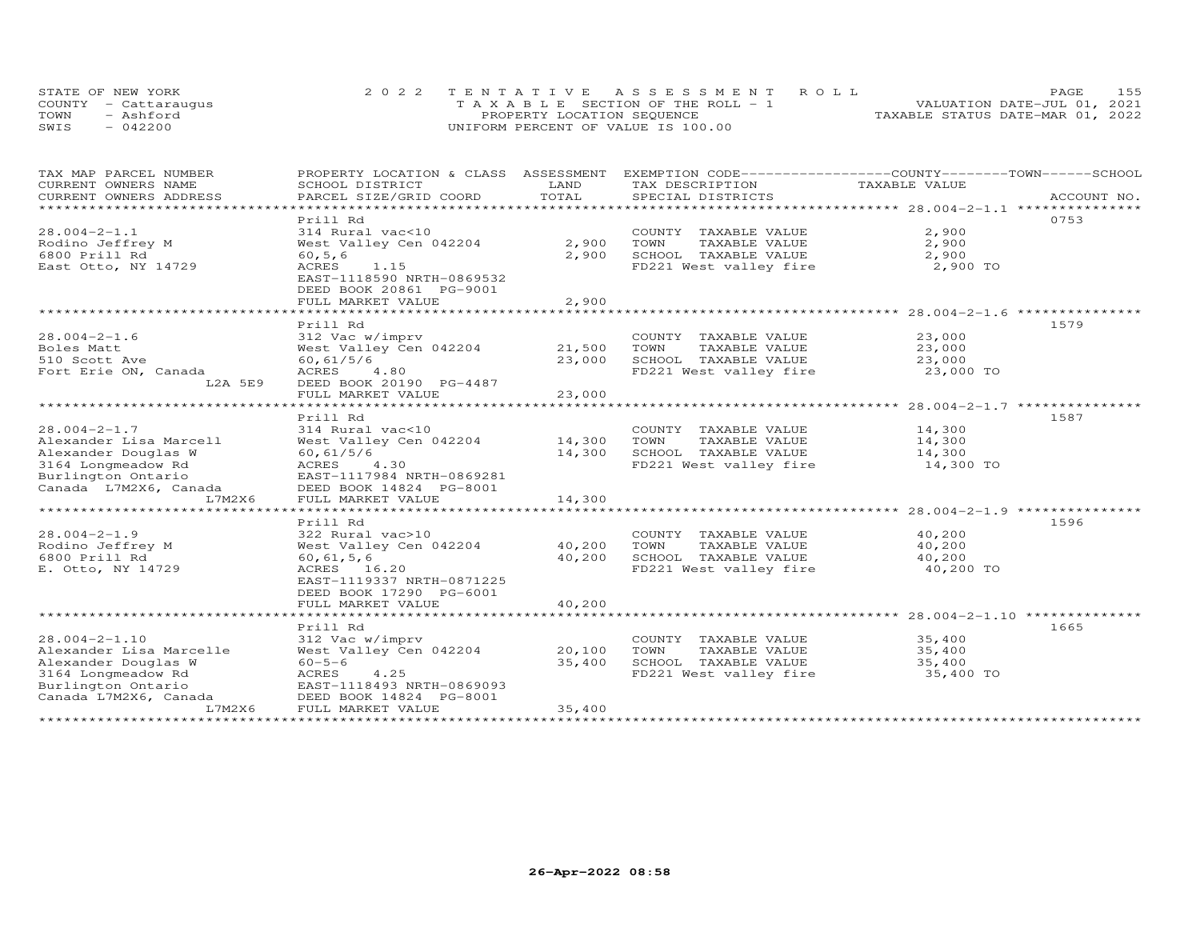STATE OF NEW YORK
COUNTY - Cattaraugus
TOWN - Ashford
SWIS - 042200

2022 TENTATIVE ASSESSMENT ROLL
TAXABLE SECTION OF THE ROLL - 1
PROPERTY LOCATION SEQUENCE
UNIFORM PERCENT OF VALUE IS 100.00

VALUATION DATE-JUL 01, 2021
TAXABLE STATUS DATE-MAR 01, 2022

| TAX MAP PARCEL NUMBER / CURRENT OWNERS NAME / CURRENT OWNERS ADDRESS | PROPERTY LOCATION & CLASS / SCHOOL DISTRICT / PARCEL SIZE/GRID COORD | ASSESSMENT LAND | TOTAL | EXEMPTION CODE / TAX DESCRIPTION / SPECIAL DISTRICTS | COUNTY--------TOWN------SCHOOL TAXABLE VALUE | ACCOUNT NO. |
|---|---|---|---|---|---|---|
| **28.004-2-1.1** | Prill Rd | | | | | 0753 |
| 28.004-2-1.1 | 314 Rural vac<10 | | | COUNTY TAXABLE VALUE | 2,900 | |
| Rodino Jeffrey M | West Valley Cen 042204 | 2,900 | | TOWN TAXABLE VALUE | 2,900 | |
| 6800 Prill Rd | 60,5,6 | | 2,900 | SCHOOL TAXABLE VALUE | 2,900 | |
| East Otto, NY 14729 | ACRES 1.15 | | | FD221 West valley fire | 2,900 TO | |
| | EAST-1118590 NRTH-0869532 | | | | | |
| | DEED BOOK 20861 PG-9001 | | | | | |
| | FULL MARKET VALUE | | 2,900 | | | |
| **28.004-2-1.6** | Prill Rd | | | | | 1579 |
| 28.004-2-1.6 | 312 Vac w/imprv | | | COUNTY TAXABLE VALUE | 23,000 | |
| Boles Matt | West Valley Cen 042204 | 21,500 | | TOWN TAXABLE VALUE | 23,000 | |
| 510 Scott Ave | 60,61/5/6 | | 23,000 | SCHOOL TAXABLE VALUE | 23,000 | |
| Fort Erie ON, Canada | ACRES 4.80 | | | FD221 West valley fire | 23,000 TO | |
| L2A 5E9 | DEED BOOK 20190 PG-4487 | | | | | |
| | FULL MARKET VALUE | | 23,000 | | | |
| **28.004-2-1.7** | Prill Rd | | | | | 1587 |
| 28.004-2-1.7 | 314 Rural vac<10 | | | COUNTY TAXABLE VALUE | 14,300 | |
| Alexander Lisa Marcell | West Valley Cen 042204 | 14,300 | | TOWN TAXABLE VALUE | 14,300 | |
| Alexander Douglas W | 60,61/5/6 | | 14,300 | SCHOOL TAXABLE VALUE | 14,300 | |
| 3164 Longmeadow Rd | ACRES 4.30 | | | FD221 West valley fire | 14,300 TO | |
| Burlington Ontario | EAST-1117984 NRTH-0869281 | | | | | |
| Canada L7M2X6, Canada | DEED BOOK 14824 PG-8001 | | | | | |
| L7M2X6 | FULL MARKET VALUE | | 14,300 | | | |
| **28.004-2-1.9** | Prill Rd | | | | | 1596 |
| 28.004-2-1.9 | 322 Rural vac>10 | | | COUNTY TAXABLE VALUE | 40,200 | |
| Rodino Jeffrey M | West Valley Cen 042204 | 40,200 | | TOWN TAXABLE VALUE | 40,200 | |
| 6800 Prill Rd | 60,61,5,6 | | 40,200 | SCHOOL TAXABLE VALUE | 40,200 | |
| E. Otto, NY 14729 | ACRES 16.20 | | | FD221 West valley fire | 40,200 TO | |
| | EAST-1119337 NRTH-0871225 | | | | | |
| | DEED BOOK 17290 PG-6001 | | | | | |
| | FULL MARKET VALUE | | 40,200 | | | |
| **28.004-2-1.10** | Prill Rd | | | | | 1665 |
| 28.004-2-1.10 | 312 Vac w/imprv | | | COUNTY TAXABLE VALUE | 35,400 | |
| Alexander Lisa Marcelle | West Valley Cen 042204 | 20,100 | | TOWN TAXABLE VALUE | 35,400 | |
| Alexander Douglas W | 60-5-6 | | 35,400 | SCHOOL TAXABLE VALUE | 35,400 | |
| 3164 Longmeadow Rd | ACRES 4.25 | | | FD221 West valley fire | 35,400 TO | |
| Burlington Ontario | EAST-1118493 NRTH-0869093 | | | | | |
| Canada L7M2X6, Canada | DEED BOOK 14824 PG-8001 | | | | | |
| L7M2X6 | FULL MARKET VALUE | | 35,400 | | | |

26-Apr-2022 08:58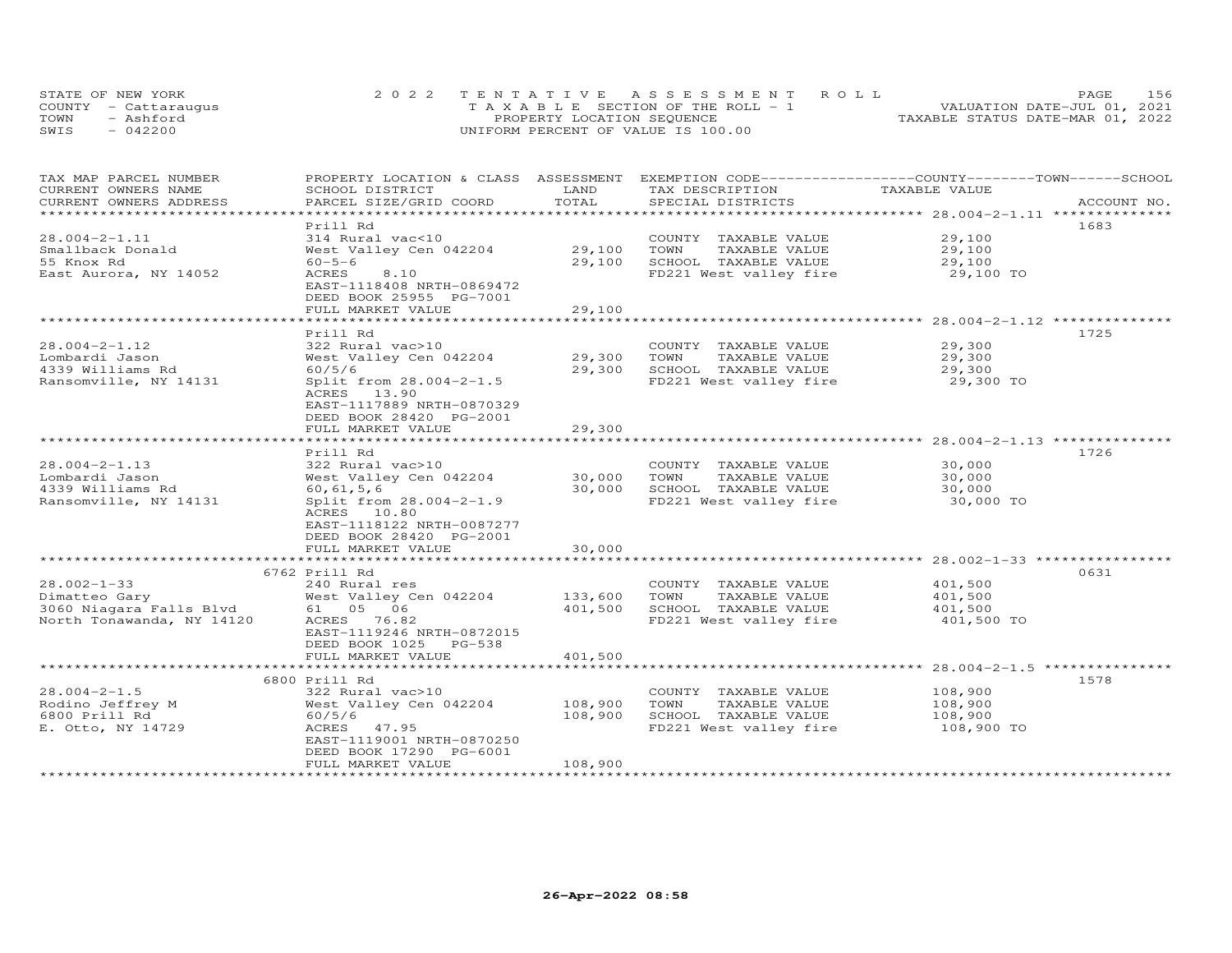STATE OF NEW YORK
COUNTY - Cattaraugus
TOWN - Ashford
SWIS - 042200

2 0 2 2 T E N T A T I V E A S S E S S M E N T R O L L
T A X A B L E SECTION OF THE ROLL - 1
PROPERTY LOCATION SEQUENCE
UNIFORM PERCENT OF VALUE IS 100.00

VALUATION DATE-JUL 01, 2021
TAXABLE STATUS DATE-MAR 01, 2022

| TAX MAP PARCEL NUMBER / CURRENT OWNERS NAME / CURRENT OWNERS ADDRESS | PROPERTY LOCATION & CLASS / SCHOOL DISTRICT / PARCEL SIZE/GRID COORD | ASSESSMENT LAND / TOTAL | EXEMPTION CODE / TAX DESCRIPTION / SPECIAL DISTRICTS | COUNTY / TOWN / SCHOOL TAXABLE VALUE | ACCOUNT NO. |
|---|---|---|---|---|---|
| **28.004-2-1.11** | Prill Rd | | | | 1683 |
| 28.004-2-1.11 | 314 Rural vac<10 | | COUNTY TAXABLE VALUE | 29,100 | |
| Smallback Donald | West Valley Cen 042204 | 29,100 | TOWN TAXABLE VALUE | 29,100 | |
| 55 Knox Rd | 60-5-6 | 29,100 | SCHOOL TAXABLE VALUE | 29,100 | |
| East Aurora, NY 14052 | ACRES 8.10 | | FD221 West valley fire | 29,100 TO | |
| | EAST-1118408 NRTH-0869472 | | | | |
| | DEED BOOK 25955 PG-7001 | | | | |
| | FULL MARKET VALUE | 29,100 | | | |
| **28.004-2-1.12** | Prill Rd | | | | 1725 |
| 28.004-2-1.12 | 322 Rural vac>10 | | COUNTY TAXABLE VALUE | 29,300 | |
| Lombardi Jason | West Valley Cen 042204 | 29,300 | TOWN TAXABLE VALUE | 29,300 | |
| 4339 Williams Rd | 60/5/6 | 29,300 | SCHOOL TAXABLE VALUE | 29,300 | |
| Ransomville, NY 14131 | Split from 28.004-2-1.5 | | FD221 West valley fire | 29,300 TO | |
| | ACRES 13.90 | | | | |
| | EAST-1117889 NRTH-0870329 | | | | |
| | DEED BOOK 28420 PG-2001 | | | | |
| | FULL MARKET VALUE | 29,300 | | | |
| **28.004-2-1.13** | Prill Rd | | | | 1726 |
| 28.004-2-1.13 | 322 Rural vac>10 | | COUNTY TAXABLE VALUE | 30,000 | |
| Lombardi Jason | West Valley Cen 042204 | 30,000 | TOWN TAXABLE VALUE | 30,000 | |
| 4339 Williams Rd | 60,61,5,6 | 30,000 | SCHOOL TAXABLE VALUE | 30,000 | |
| Ransomville, NY 14131 | Split from 28.004-2-1.9 | | FD221 West valley fire | 30,000 TO | |
| | ACRES 10.80 | | | | |
| | EAST-1118122 NRTH-0087277 | | | | |
| | DEED BOOK 28420 PG-2001 | | | | |
| | FULL MARKET VALUE | 30,000 | | | |
| **28.002-1-33** | 6762 Prill Rd | | | | 0631 |
| 28.002-1-33 | 240 Rural res | | COUNTY TAXABLE VALUE | 401,500 | |
| Dimatteo Gary | West Valley Cen 042204 | 133,600 | TOWN TAXABLE VALUE | 401,500 | |
| 3060 Niagara Falls Blvd | 61 05 06 | 401,500 | SCHOOL TAXABLE VALUE | 401,500 | |
| North Tonawanda, NY 14120 | ACRES 76.82 | | FD221 West valley fire | 401,500 TO | |
| | EAST-1119246 NRTH-0872015 | | | | |
| | DEED BOOK 1025 PG-538 | | | | |
| | FULL MARKET VALUE | 401,500 | | | |
| **28.004-2-1.5** | 6800 Prill Rd | | | | 1578 |
| 28.004-2-1.5 | 322 Rural vac>10 | | COUNTY TAXABLE VALUE | 108,900 | |
| Rodino Jeffrey M | West Valley Cen 042204 | 108,900 | TOWN TAXABLE VALUE | 108,900 | |
| 6800 Prill Rd | 60/5/6 | 108,900 | SCHOOL TAXABLE VALUE | 108,900 | |
| E. Otto, NY 14729 | ACRES 47.95 | | FD221 West valley fire | 108,900 TO | |
| | EAST-1119001 NRTH-0870250 | | | | |
| | DEED BOOK 17290 PG-6001 | | | | |
| | FULL MARKET VALUE | 108,900 | | | |

26-Apr-2022 08:58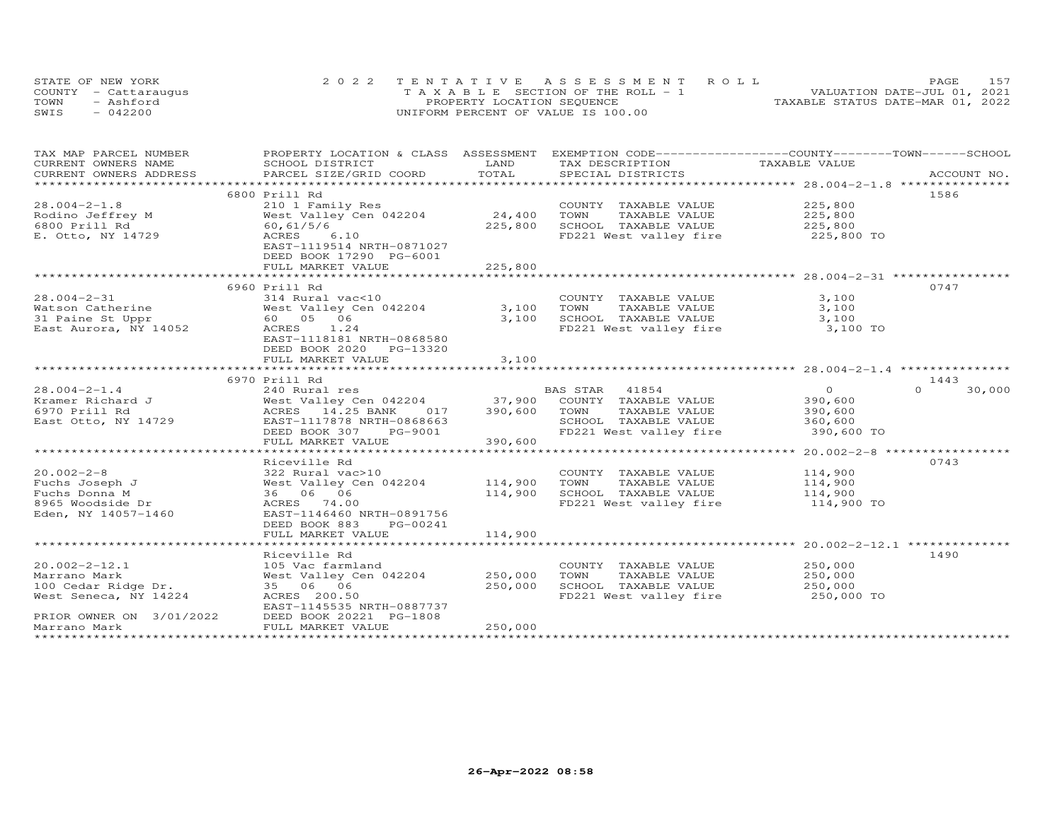STATE OF NEW YORK
COUNTY - Cattaraugus
TOWN - Ashford
SWIS - 042200

2022 TENTATIVE ASSESSMENT ROLL
TAXABLE SECTION OF THE ROLL - 1
PROPERTY LOCATION SEQUENCE
UNIFORM PERCENT OF VALUE IS 100.00

VALUATION DATE-JUL 01, 2021
TAXABLE STATUS DATE-MAR 01, 2022

| TAX MAP PARCEL NUMBER / CURRENT OWNERS NAME / CURRENT OWNERS ADDRESS | PROPERTY LOCATION & CLASS / SCHOOL DISTRICT / PARCEL SIZE/GRID COORD | ASSESSMENT LAND / TOTAL | EXEMPTION CODE / TAX DESCRIPTION / SPECIAL DISTRICTS | COUNTY / TOWN TAXABLE VALUE | SCHOOL / ACCOUNT NO. |
|---|---|---|---|---|---|
| 28.004-2-1.8 | 6800 Prill Rd | | | | 1586 |
| 28.004-2-1.8 | 210 1 Family Res | | COUNTY TAXABLE VALUE | 225,800 | |
| Rodino Jeffrey M | West Valley Cen 042204 | 24,400 | TOWN TAXABLE VALUE | 225,800 | |
| 6800 Prill Rd | 60,61/5/6 | 225,800 | SCHOOL TAXABLE VALUE | 225,800 | |
| E. Otto, NY 14729 | ACRES 6.10 | | FD221 West valley fire | 225,800 TO | |
| | EAST-1119514 NRTH-0871027 | | | | |
| | DEED BOOK 17290 PG-6001 | | | | |
| | FULL MARKET VALUE | 225,800 | | | |
| 28.004-2-31 | 6960 Prill Rd | | | | 0747 |
| 28.004-2-31 | 314 Rural vac<10 | | COUNTY TAXABLE VALUE | 3,100 | |
| Watson Catherine | West Valley Cen 042204 | 3,100 | TOWN TAXABLE VALUE | 3,100 | |
| 31 Paine St Uppr | 60 05 06 | 3,100 | SCHOOL TAXABLE VALUE | 3,100 | |
| East Aurora, NY 14052 | ACRES 1.24 | | FD221 West valley fire | 3,100 TO | |
| | EAST-1118181 NRTH-0868580 | | | | |
| | DEED BOOK 2020 PG-13320 | | | | |
| | FULL MARKET VALUE | 3,100 | | | |
| 28.004-2-1.4 | 6970 Prill Rd | | | | 1443 |
| 28.004-2-1.4 | 240 Rural res | | BAS STAR 41854 | 0 / 0 | 30,000 |
| Kramer Richard J | West Valley Cen 042204 | 37,900 | COUNTY TAXABLE VALUE | 390,600 | |
| 6970 Prill Rd | ACRES 14.25 BANK 017 | 390,600 | TOWN TAXABLE VALUE | 390,600 | |
| East Otto, NY 14729 | EAST-1117878 NRTH-0868663 | | SCHOOL TAXABLE VALUE | 360,600 | |
| | DEED BOOK 307 PG-9001 | | FD221 West valley fire | 390,600 TO | |
| | FULL MARKET VALUE | 390,600 | | | |
| 20.002-2-8 | Riceville Rd | | | | 0743 |
| 20.002-2-8 | 322 Rural vac>10 | | COUNTY TAXABLE VALUE | 114,900 | |
| Fuchs Joseph J | West Valley Cen 042204 | 114,900 | TOWN TAXABLE VALUE | 114,900 | |
| Fuchs Donna M | 36 06 06 | 114,900 | SCHOOL TAXABLE VALUE | 114,900 | |
| 8965 Woodside Dr | ACRES 74.00 | | FD221 West valley fire | 114,900 TO | |
| Eden, NY 14057-1460 | EAST-1146460 NRTH-0891756 | | | | |
| | DEED BOOK 883 PG-00241 | | | | |
| | FULL MARKET VALUE | 114,900 | | | |
| 20.002-2-12.1 | Riceville Rd | | | | 1490 |
| 20.002-2-12.1 | 105 Vac farmland | | COUNTY TAXABLE VALUE | 250,000 | |
| Marrano Mark | West Valley Cen 042204 | 250,000 | TOWN TAXABLE VALUE | 250,000 | |
| 100 Cedar Ridge Dr. | 35 06 06 | 250,000 | SCHOOL TAXABLE VALUE | 250,000 | |
| West Seneca, NY 14224 | ACRES 200.50 | | FD221 West valley fire | 250,000 TO | |
| | EAST-1145535 NRTH-0887737 | | | | |
| PRIOR OWNER ON 3/01/2022 | DEED BOOK 20221 PG-1808 | | | | |
| Marrano Mark | FULL MARKET VALUE | 250,000 | | | |

26-Apr-2022 08:58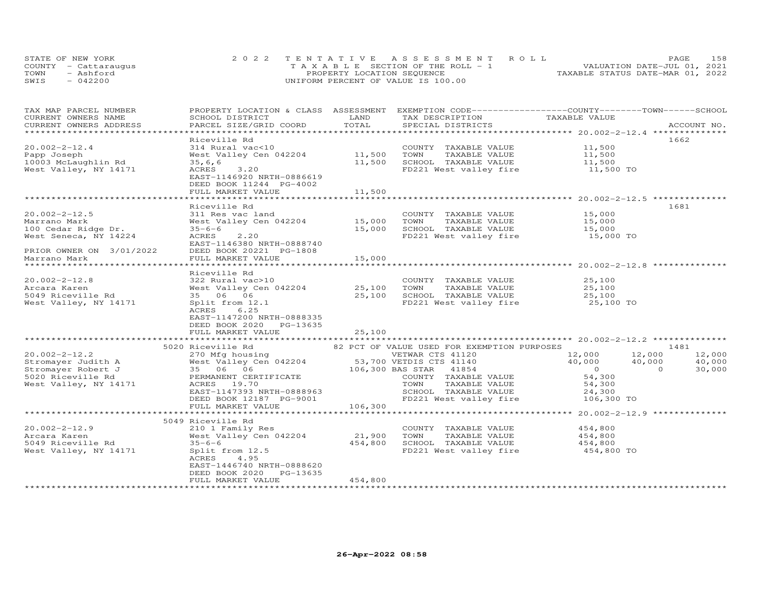STATE OF NEW YORK
COUNTY - Cattaraugus
TOWN - Ashford
SWIS - 042200

2022 TENTATIVE ASSESSMENT ROLL
TAXABLE SECTION OF THE ROLL - 1
PROPERTY LOCATION SEQUENCE
UNIFORM PERCENT OF VALUE IS 100.00

VALUATION DATE-JUL 01, 2021
TAXABLE STATUS DATE-MAR 01, 2022

| TAX MAP PARCEL NUMBER / CURRENT OWNERS NAME / CURRENT OWNERS ADDRESS | PROPERTY LOCATION & CLASS / SCHOOL DISTRICT / PARCEL SIZE/GRID COORD | ASSESSMENT LAND | TOTAL | EXEMPTION CODE / TAX DESCRIPTION / SPECIAL DISTRICTS | COUNTY TAXABLE VALUE | TOWN | SCHOOL | ACCOUNT NO. |
|---|---|---|---|---|---|---|---|---|
| **20.002-2-12.4** | Riceville Rd | | | | | | | 1662 |
| 20.002-2-12.4 | 314 Rural vac<10 | | | COUNTY TAXABLE VALUE | 11,500 | | | |
| Papp Joseph | West Valley Cen 042204 | 11,500 | | TOWN TAXABLE VALUE | 11,500 | | | |
| 10003 McLaughlin Rd | 35,6,6 | | 11,500 | SCHOOL TAXABLE VALUE | 11,500 | | | |
| West Valley, NY 14171 | ACRES 3.20 | | | FD221 West valley fire | 11,500 TO | | | |
| | EAST-1146920 NRTH-0886619 | | | | | | | |
| | DEED BOOK 11244 PG-4002 | | | | | | | |
| | FULL MARKET VALUE | | 11,500 | | | | | |
| **20.002-2-12.5** | Riceville Rd | | | | | | | 1681 |
| 20.002-2-12.5 | 311 Res vac land | | | COUNTY TAXABLE VALUE | 15,000 | | | |
| Marrano Mark | West Valley Cen 042204 | 15,000 | | TOWN TAXABLE VALUE | 15,000 | | | |
| 100 Cedar Ridge Dr. | 35-6-6 | | 15,000 | SCHOOL TAXABLE VALUE | 15,000 | | | |
| West Seneca, NY 14224 | ACRES 2.20 | | | FD221 West valley fire | 15,000 TO | | | |
| | EAST-1146380 NRTH-0888740 | | | | | | | |
| PRIOR OWNER ON 3/01/2022 | DEED BOOK 20221 PG-1808 | | | | | | | |
| Marrano Mark | FULL MARKET VALUE | | 15,000 | | | | | |
| **20.002-2-12.8** | Riceville Rd | | | | | | | |
| 20.002-2-12.8 | 322 Rural vac>10 | | | COUNTY TAXABLE VALUE | 25,100 | | | |
| Arcara Karen | West Valley Cen 042204 | 25,100 | | TOWN TAXABLE VALUE | 25,100 | | | |
| 5049 Riceville Rd | 35 06 06 | | 25,100 | SCHOOL TAXABLE VALUE | 25,100 | | | |
| West Valley, NY 14171 | Split from 12.1 | | | FD221 West valley fire | 25,100 TO | | | |
| | ACRES 6.25 | | | | | | | |
| | EAST-1147200 NRTH-0888335 | | | | | | | |
| | DEED BOOK 2020 PG-13635 | | | | | | | |
| | FULL MARKET VALUE | | 25,100 | | | | | |
| **20.002-2-12.2** | 5020 Riceville Rd | | | 82 PCT OF VALUE USED FOR EXEMPTION PURPOSES | | | | 1481 |
| 20.002-2-12.2 | 270 Mfg housing | | | VETWAR CTS 41120 | 12,000 | 12,000 | 12,000 | |
| Stromayer Judith A | West Valley Cen 042204 | 53,700 | | VETDIS CTS 41140 | 40,000 | 40,000 | 40,000 | |
| Stromayer Robert J | 35 06 06 | | 106,300 | BAS STAR 41854 | 0 | 0 | 30,000 | |
| 5020 Riceville Rd | PERMANENT CERTIFICATE | | | COUNTY TAXABLE VALUE | 54,300 | | | |
| West Valley, NY 14171 | ACRES 19.70 | | | TOWN TAXABLE VALUE | 54,300 | | | |
| | EAST-1147393 NRTH-0888963 | | | SCHOOL TAXABLE VALUE | 24,300 | | | |
| | DEED BOOK 12187 PG-9001 | | | FD221 West valley fire | 106,300 TO | | | |
| | FULL MARKET VALUE | | 106,300 | | | | | |
| **20.002-2-12.9** | 5049 Riceville Rd | | | | | | | |
| 20.002-2-12.9 | 210 1 Family Res | | | COUNTY TAXABLE VALUE | 454,800 | | | |
| Arcara Karen | West Valley Cen 042204 | 21,900 | | TOWN TAXABLE VALUE | 454,800 | | | |
| 5049 Riceville Rd | 35-6-6 | | 454,800 | SCHOOL TAXABLE VALUE | 454,800 | | | |
| West Valley, NY 14171 | Split from 12.5 | | | FD221 West valley fire | 454,800 TO | | | |
| | ACRES 4.95 | | | | | | | |
| | EAST-1446740 NRTH-0888620 | | | | | | | |
| | DEED BOOK 2020 PG-13635 | | | | | | | |
| | FULL MARKET VALUE | | 454,800 | | | | | |

26-Apr-2022 08:58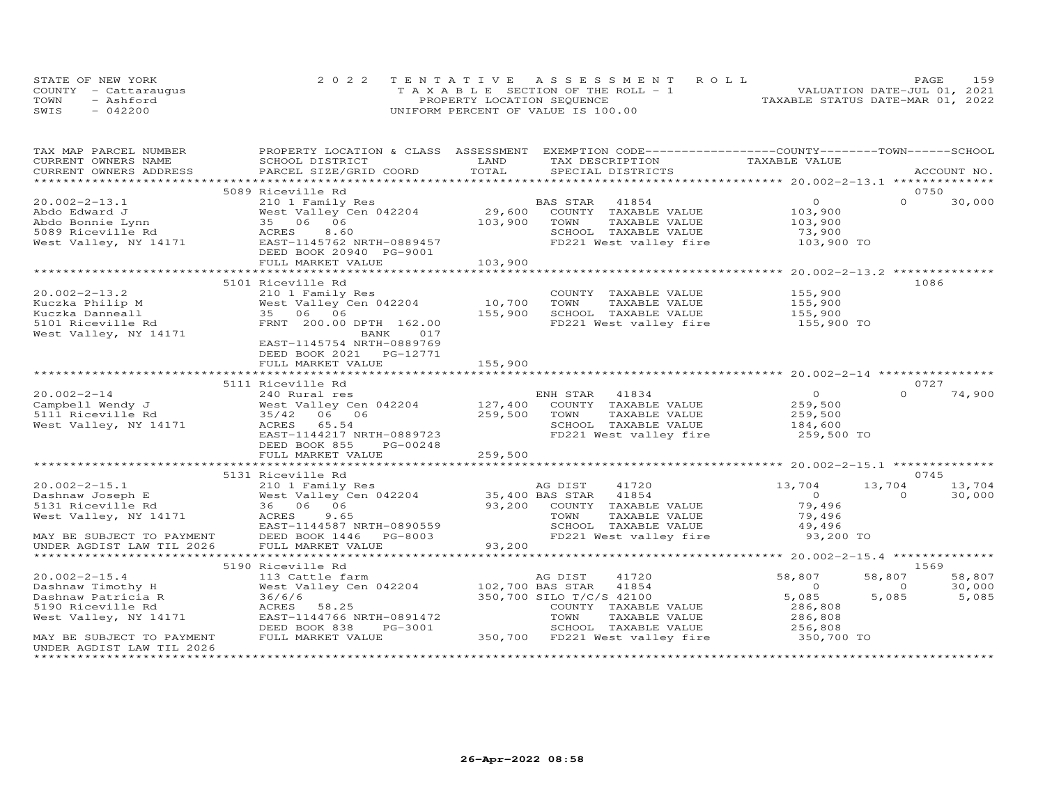STATE OF NEW YORK
COUNTY - Cattaraugus
TOWN - Ashford
SWIS - 042200

2022 TENTATIVE ASSESSMENT ROLL
TAXABLE SECTION OF THE ROLL - 1
PROPERTY LOCATION SEQUENCE
UNIFORM PERCENT OF VALUE IS 100.00

VALUATION DATE-JUL 01, 2021
TAXABLE STATUS DATE-MAR 01, 2022

| TAX MAP PARCEL NUMBER / CURRENT OWNERS NAME / CURRENT OWNERS ADDRESS | PROPERTY LOCATION & CLASS / SCHOOL DISTRICT / PARCEL SIZE/GRID COORD | ASSESSMENT LAND / TOTAL | EXEMPTION CODE / TAX DESCRIPTION / SPECIAL DISTRICTS | COUNTY TAXABLE VALUE | TOWN | SCHOOL | ACCOUNT NO. |
|---|---|---|---|---|---|---|---|
| | 5089 Riceville Rd | | | | | | 0750 |
| 20.002-2-13.1 | 210 1 Family Res | | BAS STAR 41854 | 0 | 0 | 30,000 | |
| Abdo Edward J | West Valley Cen 042204 | 29,600 | COUNTY TAXABLE VALUE | 103,900 | | | |
| Abdo Bonnie Lynn | 35 06 06 | 103,900 | TOWN TAXABLE VALUE | 103,900 | | | |
| 5089 Riceville Rd | ACRES 8.60 | | SCHOOL TAXABLE VALUE | 73,900 | | | |
| West Valley, NY 14171 | EAST-1145762 NRTH-0889457 | | FD221 West valley fire | 103,900 TO | | | |
| | DEED BOOK 20940 PG-9001 | | | | | | |
| | FULL MARKET VALUE | 103,900 | | | | | |
| | 5101 Riceville Rd | | | | | | 1086 |
| 20.002-2-13.2 | 210 1 Family Res | | COUNTY TAXABLE VALUE | 155,900 | | | |
| Kuczka Philip M | West Valley Cen 042204 | 10,700 | TOWN TAXABLE VALUE | 155,900 | | | |
| Kuczka Danneall | 35 06 06 | 155,900 | SCHOOL TAXABLE VALUE | 155,900 | | | |
| 5101 Riceville Rd | FRNT 200.00 DPTH 162.00 | | FD221 West valley fire | 155,900 TO | | | |
| West Valley, NY 14171 | BANK 017 | | | | | | |
| | EAST-1145754 NRTH-0889769 | | | | | | |
| | DEED BOOK 2021 PG-12771 | | | | | | |
| | FULL MARKET VALUE | 155,900 | | | | | |
| | 5111 Riceville Rd | | | | | | 0727 |
| 20.002-2-14 | 240 Rural res | | ENH STAR 41834 | 0 | 0 | 74,900 | |
| Campbell Wendy J | West Valley Cen 042204 | 127,400 | COUNTY TAXABLE VALUE | 259,500 | | | |
| 5111 Riceville Rd | 35/42 06 06 | 259,500 | TOWN TAXABLE VALUE | 259,500 | | | |
| West Valley, NY 14171 | ACRES 65.54 | | SCHOOL TAXABLE VALUE | 184,600 | | | |
| | EAST-1144217 NRTH-0889723 | | FD221 West valley fire | 259,500 TO | | | |
| | DEED BOOK 855 PG-00248 | | | | | | |
| | FULL MARKET VALUE | 259,500 | | | | | |
| | 5131 Riceville Rd | | | | | | 0745 |
| 20.002-2-15.1 | 210 1 Family Res | | AG DIST 41720 | 13,704 | 13,704 | 13,704 | |
| Dashnaw Joseph E | West Valley Cen 042204 | 35,400 | BAS STAR 41854 | 0 | 0 | 30,000 | |
| 5131 Riceville Rd | 36 06 06 | 93,200 | COUNTY TAXABLE VALUE | 79,496 | | | |
| West Valley, NY 14171 | ACRES 9.65 | | TOWN TAXABLE VALUE | 79,496 | | | |
| | EAST-1144587 NRTH-0890559 | | SCHOOL TAXABLE VALUE | 49,496 | | | |
| MAY BE SUBJECT TO PAYMENT | DEED BOOK 1446 PG-8003 | | FD221 West valley fire | 93,200 TO | | | |
| UNDER AGDIST LAW TIL 2026 | FULL MARKET VALUE | 93,200 | | | | | |
| | 5190 Riceville Rd | | | | | | 1569 |
| 20.002-2-15.4 | 113 Cattle farm | | AG DIST 41720 | 58,807 | 58,807 | 58,807 | |
| Dashnaw Timothy H | West Valley Cen 042204 | 102,700 | BAS STAR 41854 | 0 | 0 | 30,000 | |
| Dashnaw Patricia R | 36/6/6 | 350,700 | SILO T/C/S 42100 | 5,085 | 5,085 | 5,085 | |
| 5190 Riceville Rd | ACRES 58.25 | | COUNTY TAXABLE VALUE | 286,808 | | | |
| West Valley, NY 14171 | EAST-1144766 NRTH-0891472 | | TOWN TAXABLE VALUE | 286,808 | | | |
| | DEED BOOK 838 PG-3001 | | SCHOOL TAXABLE VALUE | 256,808 | | | |
| MAY BE SUBJECT TO PAYMENT | FULL MARKET VALUE | 350,700 | FD221 West valley fire | 350,700 TO | | | |
| UNDER AGDIST LAW TIL 2026 | | | | | | | |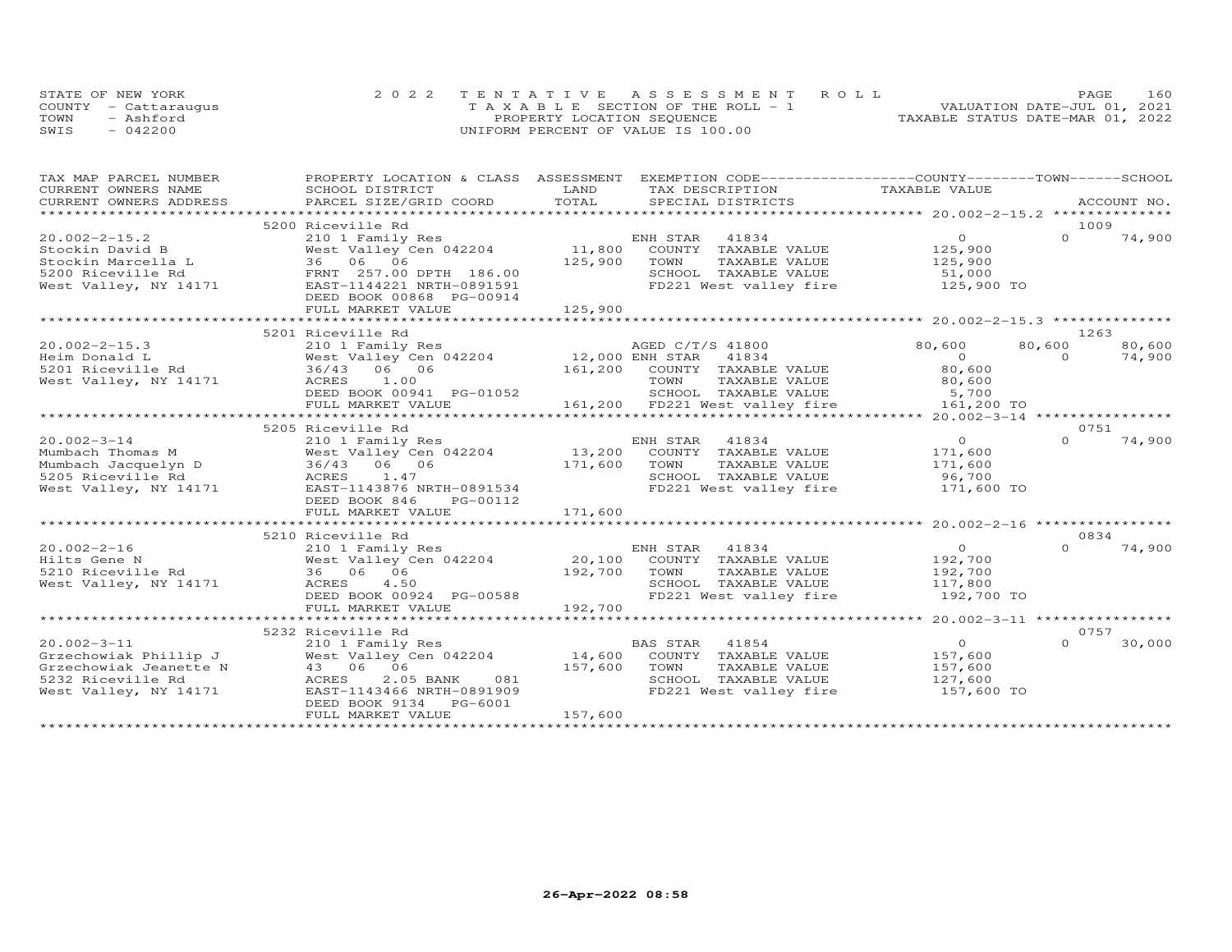STATE OF NEW YORK
COUNTY - Cattaraugus
TOWN - Ashford
SWIS - 042200

2022 TENTATIVE ASSESSMENT ROLL
TAXABLE SECTION OF THE ROLL - 1
PROPERTY LOCATION SEQUENCE
UNIFORM PERCENT OF VALUE IS 100.00

VALUATION DATE-JUL 01, 2021
TAXABLE STATUS DATE-MAR 01, 2022

| TAX MAP PARCEL NUMBER / CURRENT OWNERS NAME / CURRENT OWNERS ADDRESS | PROPERTY LOCATION & CLASS / SCHOOL DISTRICT / PARCEL SIZE/GRID COORD | ASSESSMENT LAND / TOTAL | EXEMPTION CODE / TAX DESCRIPTION / SPECIAL DISTRICTS | COUNTY TAXABLE VALUE | TOWN | SCHOOL / ACCOUNT NO. |
|---|---|---|---|---|---|---|
| | 5200 Riceville Rd | | | | | 1009 |
| 20.002-2-15.2 | 210 1 Family Res | | ENH STAR 41834 | 0 | 0 | 74,900 |
| Stockin David B | West Valley Cen 042204 | 11,800 | COUNTY TAXABLE VALUE | 125,900 | | |
| Stockin Marcella L | 36 06 06 | 125,900 | TOWN TAXABLE VALUE | 125,900 | | |
| 5200 Riceville Rd | FRNT 257.00 DPTH 186.00 | | SCHOOL TAXABLE VALUE | 51,000 | | |
| West Valley, NY 14171 | EAST-1144221 NRTH-0891591 | | FD221 West valley fire | 125,900 TO | | |
| | DEED BOOK 00868 PG-00914 | | | | | |
| | FULL MARKET VALUE | 125,900 | | | | |
| | 5201 Riceville Rd | | | | | 1263 |
| 20.002-2-15.3 | 210 1 Family Res | | AGED C/T/S 41800 | 80,600 | 80,600 | 80,600 |
| Heim Donald L | West Valley Cen 042204 | 12,000 | ENH STAR 41834 | 0 | 0 | 74,900 |
| 5201 Riceville Rd | 36/43 06 06 | 161,200 | COUNTY TAXABLE VALUE | 80,600 | | |
| West Valley, NY 14171 | ACRES 1.00 | | TOWN TAXABLE VALUE | 80,600 | | |
| | DEED BOOK 00941 PG-01052 | | SCHOOL TAXABLE VALUE | 5,700 | | |
| | FULL MARKET VALUE | 161,200 | FD221 West valley fire | 161,200 TO | | |
| | 5205 Riceville Rd | | | | | 0751 |
| 20.002-3-14 | 210 1 Family Res | | ENH STAR 41834 | 0 | 0 | 74,900 |
| Mumbach Thomas M | West Valley Cen 042204 | 13,200 | COUNTY TAXABLE VALUE | 171,600 | | |
| Mumbach Jacquelyn D | 36/43 06 06 | 171,600 | TOWN TAXABLE VALUE | 171,600 | | |
| 5205 Riceville Rd | ACRES 1.47 | | SCHOOL TAXABLE VALUE | 96,700 | | |
| West Valley, NY 14171 | EAST-1143876 NRTH-0891534 | | FD221 West valley fire | 171,600 TO | | |
| | DEED BOOK 846 PG-00112 | | | | | |
| | FULL MARKET VALUE | 171,600 | | | | |
| | 5210 Riceville Rd | | | | | 0834 |
| 20.002-2-16 | 210 1 Family Res | | ENH STAR 41834 | 0 | 0 | 74,900 |
| Hilts Gene N | West Valley Cen 042204 | 20,100 | COUNTY TAXABLE VALUE | 192,700 | | |
| 5210 Riceville Rd | 36 06 06 | 192,700 | TOWN TAXABLE VALUE | 192,700 | | |
| West Valley, NY 14171 | ACRES 4.50 | | SCHOOL TAXABLE VALUE | 117,800 | | |
| | DEED BOOK 00924 PG-00588 | | FD221 West valley fire | 192,700 TO | | |
| | FULL MARKET VALUE | 192,700 | | | | |
| | 5232 Riceville Rd | | | | | 0757 |
| 20.002-3-11 | 210 1 Family Res | | BAS STAR 41854 | 0 | 0 | 30,000 |
| Grzechowiak Phillip J | West Valley Cen 042204 | 14,600 | COUNTY TAXABLE VALUE | 157,600 | | |
| Grzechowiak Jeanette N | 43 06 06 | 157,600 | TOWN TAXABLE VALUE | 157,600 | | |
| 5232 Riceville Rd | ACRES 2.05 BANK 081 | | SCHOOL TAXABLE VALUE | 127,600 | | |
| West Valley, NY 14171 | EAST-1143466 NRTH-0891909 | | FD221 West valley fire | 157,600 TO | | |
| | DEED BOOK 9134 PG-6001 | | | | | |
| | FULL MARKET VALUE | 157,600 | | | | |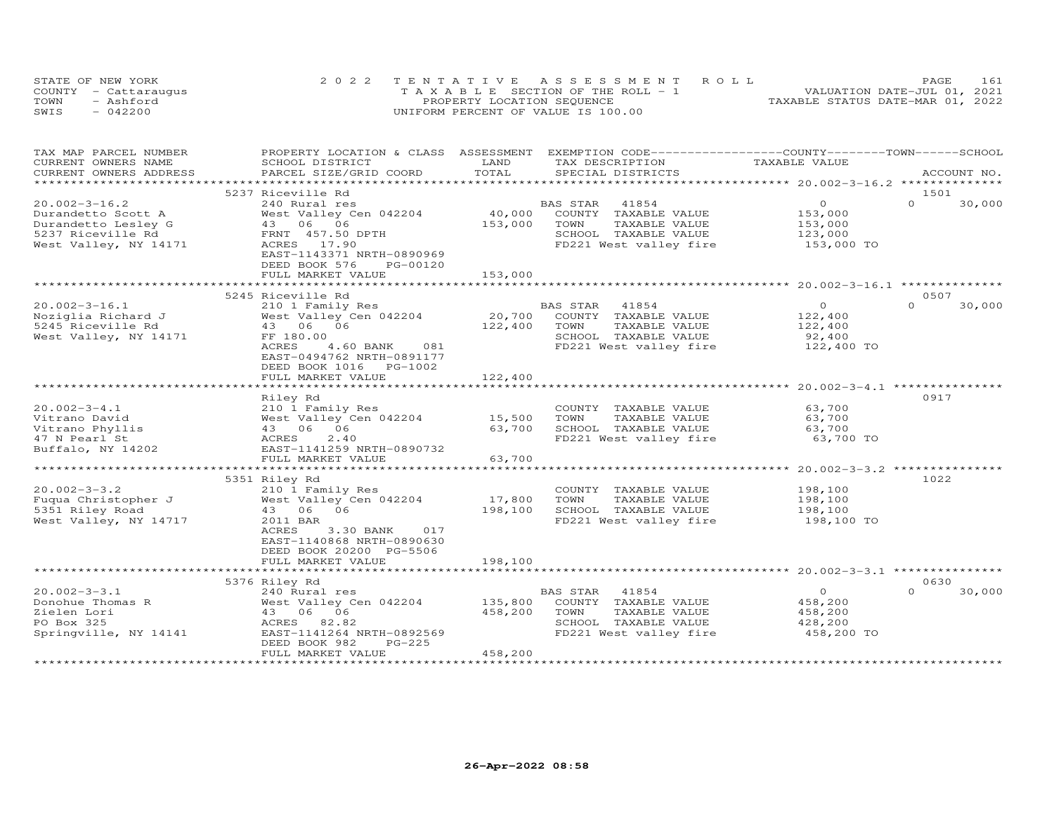STATE OF NEW YORK
COUNTY - Cattaraugus
TOWN - Ashford
SWIS - 042200

2022 TENTATIVE ASSESSMENT ROLL
TAXABLE SECTION OF THE ROLL - 1
PROPERTY LOCATION SEQUENCE
UNIFORM PERCENT OF VALUE IS 100.00

VALUATION DATE-JUL 01, 2021
TAXABLE STATUS DATE-MAR 01, 2022

| TAX MAP PARCEL NUMBER / CURRENT OWNERS NAME / CURRENT OWNERS ADDRESS | PROPERTY LOCATION & CLASS / SCHOOL DISTRICT / PARCEL SIZE/GRID COORD | ASSESSMENT LAND | TOTAL | EXEMPTION CODE / TAX DESCRIPTION / SPECIAL DISTRICTS | COUNTY TAXABLE VALUE | TOWN | SCHOOL | ACCOUNT NO. |
|---|---|---|---|---|---|---|---|---|
| 20.002-3-16.2 | 5237 Riceville Rd | | | | | | | 1501 |
| Durandetto Scott A | 240 Rural res | | | BAS STAR 41854 | 0 | 0 | 30,000 | |
| Durandetto Lesley G | West Valley Cen 042204 | 40,000 | | COUNTY TAXABLE VALUE | 153,000 | | | |
| 5237 Riceville Rd | 43 06 06 | | 153,000 | TOWN TAXABLE VALUE | 153,000 | | | |
| West Valley, NY 14171 | FRNT 457.50 DPTH | | | SCHOOL TAXABLE VALUE | 123,000 | | | |
| | ACRES 17.90 | | | FD221 West valley fire | 153,000 TO | | | |
| | EAST-1143371 NRTH-0890969 | | | | | | | |
| | DEED BOOK 576 PG-00120 | | | | | | | |
| | FULL MARKET VALUE | | 153,000 | | | | | |
| 20.002-3-16.1 | 5245 Riceville Rd | | | | | | | 0507 |
| Noziglia Richard J | 210 1 Family Res | | | BAS STAR 41854 | 0 | 0 | 30,000 | |
| 5245 Riceville Rd | West Valley Cen 042204 | 20,700 | | COUNTY TAXABLE VALUE | 122,400 | | | |
| West Valley, NY 14171 | 43 06 06 | | 122,400 | TOWN TAXABLE VALUE | 122,400 | | | |
| | FF 180.00 | | | SCHOOL TAXABLE VALUE | 92,400 | | | |
| | ACRES 4.60 BANK 081 | | | FD221 West valley fire | 122,400 TO | | | |
| | EAST-0494762 NRTH-0891177 | | | | | | | |
| | DEED BOOK 1016 PG-1002 | | | | | | | |
| | FULL MARKET VALUE | | 122,400 | | | | | |
| 20.002-3-4.1 | Riley Rd | | | | | | | 0917 |
| Vitrano David | 210 1 Family Res | | | COUNTY TAXABLE VALUE | 63,700 | | | |
| Vitrano Phyllis | West Valley Cen 042204 | 15,500 | | TOWN TAXABLE VALUE | 63,700 | | | |
| 47 N Pearl St | 43 06 06 | | 63,700 | SCHOOL TAXABLE VALUE | 63,700 | | | |
| Buffalo, NY 14202 | ACRES 2.40 | | | FD221 West valley fire | 63,700 TO | | | |
| | EAST-1141259 NRTH-0890732 | | | | | | | |
| | FULL MARKET VALUE | | 63,700 | | | | | |
| 20.002-3-3.2 | 5351 Riley Rd | | | | | | | 1022 |
| Fuqua Christopher J | 210 1 Family Res | | | COUNTY TAXABLE VALUE | 198,100 | | | |
| 5351 Riley Road | West Valley Cen 042204 | 17,800 | | TOWN TAXABLE VALUE | 198,100 | | | |
| West Valley, NY 14717 | 43 06 06 | | 198,100 | SCHOOL TAXABLE VALUE | 198,100 | | | |
| | 2011 BAR | | | FD221 West valley fire | 198,100 TO | | | |
| | ACRES 3.30 BANK 017 | | | | | | | |
| | EAST-1140868 NRTH-0890630 | | | | | | | |
| | DEED BOOK 20200 PG-5506 | | | | | | | |
| | FULL MARKET VALUE | | 198,100 | | | | | |
| 20.002-3-3.1 | 5376 Riley Rd | | | | | | | 0630 |
| Donohue Thomas R | 240 Rural res | | | BAS STAR 41854 | 0 | 0 | 30,000 | |
| Zielen Lori | West Valley Cen 042204 | 135,800 | | COUNTY TAXABLE VALUE | 458,200 | | | |
| PO Box 325 | 43 06 06 | | 458,200 | TOWN TAXABLE VALUE | 458,200 | | | |
| Springville, NY 14141 | ACRES 82.82 | | | SCHOOL TAXABLE VALUE | 428,200 | | | |
| | EAST-1141264 NRTH-0892569 | | | FD221 West valley fire | 458,200 TO | | | |
| | DEED BOOK 982 PG-225 | | | | | | | |
| | FULL MARKET VALUE | | 458,200 | | | | | |

26-Apr-2022 08:58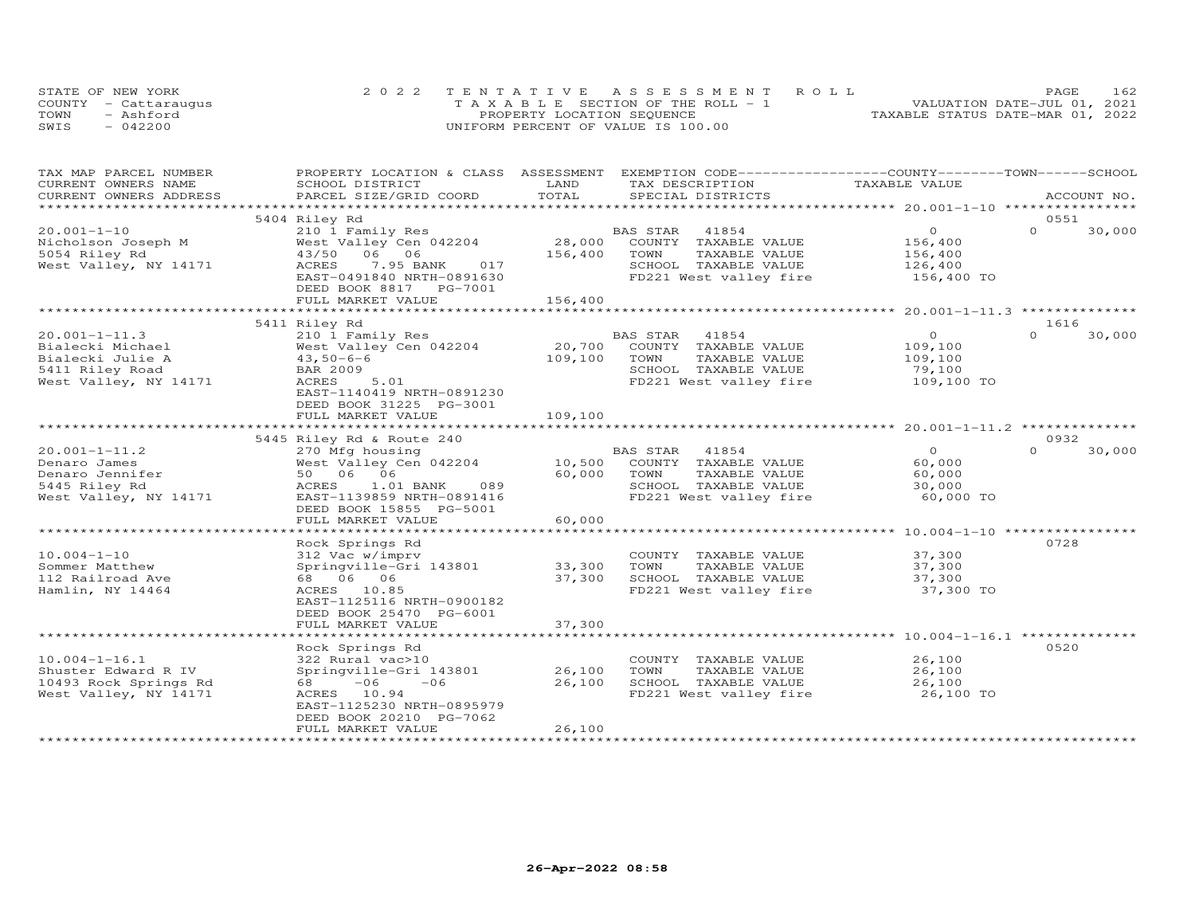STATE OF NEW YORK  
COUNTY - Cattaraugus  
TOWN - Ashford  
SWIS - 042200

2022 TENTATIVE ASSESSMENT ROLL  
TAXABLE SECTION OF THE ROLL - 1  
PROPERTY LOCATION SEQUENCE  
UNIFORM PERCENT OF VALUE IS 100.00

VALUATION DATE-JUL 01, 2021  
TAXABLE STATUS DATE-MAR 01, 2022

| TAX MAP PARCEL NUMBER / CURRENT OWNERS NAME / CURRENT OWNERS ADDRESS | PROPERTY LOCATION & CLASS / SCHOOL DISTRICT / PARCEL SIZE/GRID COORD | ASSESSMENT LAND / TOTAL | EXEMPTION CODE / TAX DESCRIPTION / SPECIAL DISTRICTS | COUNTY TAXABLE VALUE | TOWN | SCHOOL | ACCOUNT NO. |
|---|---|---|---|---|---|---|---|
| **20.001-1-10** | 5404 Riley Rd | | | | | | 0551 |
| Nicholson Joseph M | 210 1 Family Res | | BAS STAR 41854 | 0 | 0 | 30,000 | |
| 5054 Riley Rd | West Valley Cen 042204 | 28,000 | COUNTY TAXABLE VALUE | 156,400 | | | |
| West Valley, NY 14171 | 43/50 06 06 | 156,400 | TOWN TAXABLE VALUE | 156,400 | | | |
| | ACRES 7.95 BANK 017 | | SCHOOL TAXABLE VALUE | 126,400 | | | |
| | EAST-0491840 NRTH-0891630 | | FD221 West valley fire | 156,400 TO | | | |
| | DEED BOOK 8817 PG-7001 | | | | | | |
| | FULL MARKET VALUE | 156,400 | | | | | |
| **20.001-1-11.3** | 5411 Riley Rd | | | | | | 1616 |
| Bialecki Michael | 210 1 Family Res | | BAS STAR 41854 | 0 | 0 | 30,000 | |
| Bialecki Julie A | West Valley Cen 042204 | 20,700 | COUNTY TAXABLE VALUE | 109,100 | | | |
| 5411 Riley Road | 43,50-6-6 | 109,100 | TOWN TAXABLE VALUE | 109,100 | | | |
| West Valley, NY 14171 | BAR 2009 | | SCHOOL TAXABLE VALUE | 79,100 | | | |
| | ACRES 5.01 | | FD221 West valley fire | 109,100 TO | | | |
| | EAST-1140419 NRTH-0891230 | | | | | | |
| | DEED BOOK 31225 PG-3001 | | | | | | |
| | FULL MARKET VALUE | 109,100 | | | | | |
| **20.001-1-11.2** | 5445 Riley Rd & Route 240 | | | | | | 0932 |
| Denaro James | 270 Mfg housing | | BAS STAR 41854 | 0 | 0 | 30,000 | |
| Denaro Jennifer | West Valley Cen 042204 | 10,500 | COUNTY TAXABLE VALUE | 60,000 | | | |
| 5445 Riley Rd | 50 06 06 | 60,000 | TOWN TAXABLE VALUE | 60,000 | | | |
| West Valley, NY 14171 | ACRES 1.01 BANK 089 | | SCHOOL TAXABLE VALUE | 30,000 | | | |
| | EAST-1139859 NRTH-0891416 | | FD221 West valley fire | 60,000 TO | | | |
| | DEED BOOK 15855 PG-5001 | | | | | | |
| | FULL MARKET VALUE | 60,000 | | | | | |
| **10.004-1-10** | Rock Springs Rd | | | | | | 0728 |
| Sommer Matthew | 312 Vac w/imprv | | COUNTY TAXABLE VALUE | 37,300 | | | |
| 112 Railroad Ave | Springville-Gri 143801 | 33,300 | TOWN TAXABLE VALUE | 37,300 | | | |
| Hamlin, NY 14464 | 68 06 06 | 37,300 | SCHOOL TAXABLE VALUE | 37,300 | | | |
| | ACRES 10.85 | | FD221 West valley fire | 37,300 TO | | | |
| | EAST-1125116 NRTH-0900182 | | | | | | |
| | DEED BOOK 25470 PG-6001 | | | | | | |
| | FULL MARKET VALUE | 37,300 | | | | | |
| **10.004-1-16.1** | Rock Springs Rd | | | | | | 0520 |
| Shuster Edward R IV | 322 Rural vac>10 | | COUNTY TAXABLE VALUE | 26,100 | | | |
| 10493 Rock Springs Rd | Springville-Gri 143801 | 26,100 | TOWN TAXABLE VALUE | 26,100 | | | |
| West Valley, NY 14171 | 68 -06 -06 | 26,100 | SCHOOL TAXABLE VALUE | 26,100 | | | |
| | ACRES 10.94 | | FD221 West valley fire | 26,100 TO | | | |
| | EAST-1125230 NRTH-0895979 | | | | | | |
| | DEED BOOK 20210 PG-7062 | | | | | | |
| | FULL MARKET VALUE | 26,100 | | | | | |

26-Apr-2022 08:58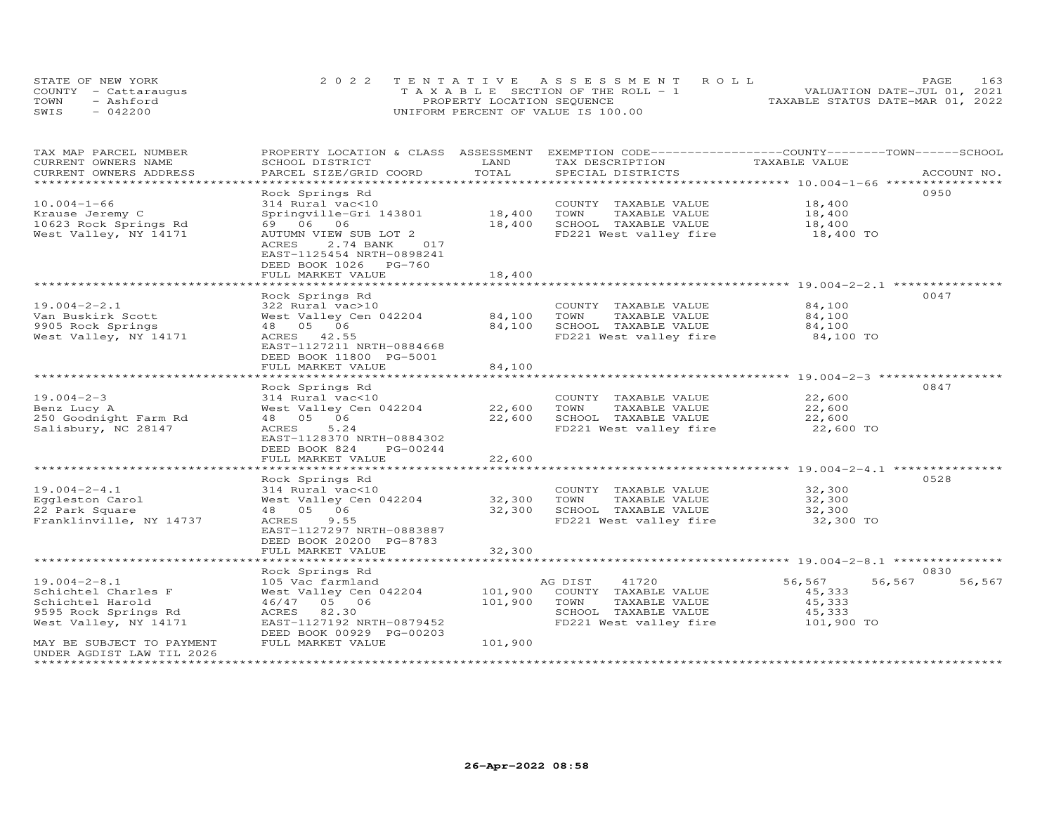STATE OF NEW YORK
COUNTY - Cattaraugus
TOWN - Ashford
SWIS - 042200

2022 TENTATIVE ASSESSMENT ROLL
TAXABLE SECTION OF THE ROLL - 1
PROPERTY LOCATION SEQUENCE
UNIFORM PERCENT OF VALUE IS 100.00

VALUATION DATE-JUL 01, 2021
TAXABLE STATUS DATE-MAR 01, 2022

| TAX MAP PARCEL NUMBER<br>CURRENT OWNERS NAME<br>CURRENT OWNERS ADDRESS | PROPERTY LOCATION & CLASS<br>SCHOOL DISTRICT<br>PARCEL SIZE/GRID COORD | ASSESSMENT<br>LAND<br>TOTAL | EXEMPTION CODE<br>TAX DESCRIPTION<br>SPECIAL DISTRICTS | COUNTY<br>TAXABLE VALUE | TOWN | SCHOOL<br>ACCOUNT NO. |
|---|---|---|---|---|---|---|
| **10.004-1-66** | Rock Springs Rd | | | | | 0950 |
| 10.004-1-66 | 314 Rural vac<10 | | COUNTY TAXABLE VALUE | 18,400 | | |
| Krause Jeremy C | Springville-Gri 143801 | 18,400 | TOWN TAXABLE VALUE | 18,400 | | |
| 10623 Rock Springs Rd | 69 06 06 | 18,400 | SCHOOL TAXABLE VALUE | 18,400 | | |
| West Valley, NY 14171 | AUTUMN VIEW SUB LOT 2 | | FD221 West valley fire | 18,400 TO | | |
| | ACRES 2.74 BANK 017 | | | | | |
| | EAST-1125454 NRTH-0898241 | | | | | |
| | DEED BOOK 1026 PG-760 | | | | | |
| | FULL MARKET VALUE | 18,400 | | | | |
| **19.004-2-2.1** | Rock Springs Rd | | | | | 0047 |
| 19.004-2-2.1 | 322 Rural vac>10 | | COUNTY TAXABLE VALUE | 84,100 | | |
| Van Buskirk Scott | West Valley Cen 042204 | 84,100 | TOWN TAXABLE VALUE | 84,100 | | |
| 9905 Rock Springs | 48 05 06 | 84,100 | SCHOOL TAXABLE VALUE | 84,100 | | |
| West Valley, NY 14171 | ACRES 42.55 | | FD221 West valley fire | 84,100 TO | | |
| | EAST-1127211 NRTH-0884668 | | | | | |
| | DEED BOOK 11800 PG-5001 | | | | | |
| | FULL MARKET VALUE | 84,100 | | | | |
| **19.004-2-3** | Rock Springs Rd | | | | | 0847 |
| 19.004-2-3 | 314 Rural vac<10 | | COUNTY TAXABLE VALUE | 22,600 | | |
| Benz Lucy A | West Valley Cen 042204 | 22,600 | TOWN TAXABLE VALUE | 22,600 | | |
| 250 Goodnight Farm Rd | 48 05 06 | 22,600 | SCHOOL TAXABLE VALUE | 22,600 | | |
| Salisbury, NC 28147 | ACRES 5.24 | | FD221 West valley fire | 22,600 TO | | |
| | EAST-1128370 NRTH-0884302 | | | | | |
| | DEED BOOK 824 PG-00244 | | | | | |
| | FULL MARKET VALUE | 22,600 | | | | |
| **19.004-2-4.1** | Rock Springs Rd | | | | | 0528 |
| 19.004-2-4.1 | 314 Rural vac<10 | | COUNTY TAXABLE VALUE | 32,300 | | |
| Eggleston Carol | West Valley Cen 042204 | 32,300 | TOWN TAXABLE VALUE | 32,300 | | |
| 22 Park Square | 48 05 06 | 32,300 | SCHOOL TAXABLE VALUE | 32,300 | | |
| Franklinville, NY 14737 | ACRES 9.55 | | FD221 West valley fire | 32,300 TO | | |
| | EAST-1127297 NRTH-0883887 | | | | | |
| | DEED BOOK 20200 PG-8783 | | | | | |
| | FULL MARKET VALUE | 32,300 | | | | |
| **19.004-2-8.1** | Rock Springs Rd | | | | | 0830 |
| 19.004-2-8.1 | 105 Vac farmland | | AG DIST 41720 | 56,567 | 56,567 | 56,567 |
| Schichtel Charles F | West Valley Cen 042204 | 101,900 | COUNTY TAXABLE VALUE | 45,333 | | |
| Schichtel Harold | 46/47 05 06 | 101,900 | TOWN TAXABLE VALUE | 45,333 | | |
| 9595 Rock Springs Rd | ACRES 82.30 | | SCHOOL TAXABLE VALUE | 45,333 | | |
| West Valley, NY 14171 | EAST-1127192 NRTH-0879452 | | FD221 West valley fire | 101,900 TO | | |
| | DEED BOOK 00929 PG-00203 | | | | | |
| MAY BE SUBJECT TO PAYMENT | FULL MARKET VALUE | 101,900 | | | | |
| UNDER AGDIST LAW TIL 2026 | | | | | | |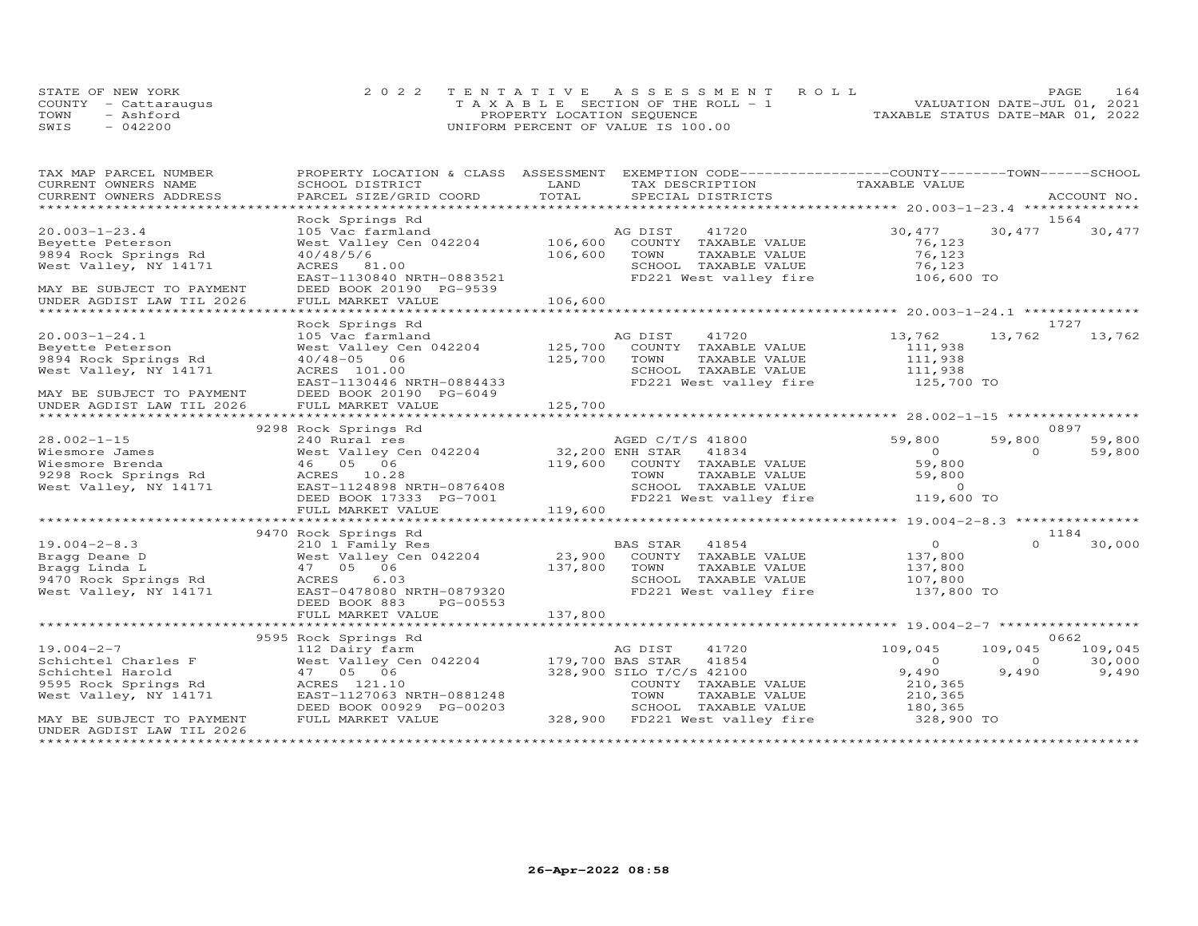STATE OF NEW YORK
COUNTY - Cattaraugus
TOWN - Ashford
SWIS - 042200

2022 TENTATIVE ASSESSMENT ROLL
TAXABLE SECTION OF THE ROLL - 1
PROPERTY LOCATION SEQUENCE
UNIFORM PERCENT OF VALUE IS 100.00

VALUATION DATE-JUL 01, 2021
TAXABLE STATUS DATE-MAR 01, 2022

| TAX MAP PARCEL NUMBER / CURRENT OWNERS NAME / CURRENT OWNERS ADDRESS | PROPERTY LOCATION & CLASS / SCHOOL DISTRICT / PARCEL SIZE/GRID COORD | ASSESSMENT LAND / TOTAL | EXEMPTION CODE / TAX DESCRIPTION / SPECIAL DISTRICTS | COUNTY TAXABLE VALUE | TOWN | SCHOOL / ACCOUNT NO. |
|---|---|---|---|---|---|---|
| **20.003-1-23.4** | Rock Springs Rd | | | | | 1564 |
| 20.003-1-23.4 | 105 Vac farmland | | AG DIST 41720 | 30,477 | 30,477 | 30,477 |
| Beyette Peterson | West Valley Cen 042204 | 106,600 | COUNTY TAXABLE VALUE | 76,123 | | |
| 9894 Rock Springs Rd | 40/48/5/6 | 106,600 | TOWN TAXABLE VALUE | 76,123 | | |
| West Valley, NY 14171 | ACRES 81.00 | | SCHOOL TAXABLE VALUE | 76,123 | | |
| | EAST-1130840 NRTH-0883521 | | FD221 West valley fire | 106,600 TO | | |
| MAY BE SUBJECT TO PAYMENT | DEED BOOK 20190 PG-9539 | | | | | |
| UNDER AGDIST LAW TIL 2026 | FULL MARKET VALUE | 106,600 | | | | |
| **20.003-1-24.1** | Rock Springs Rd | | | | | 1727 |
| 20.003-1-24.1 | 105 Vac farmland | | AG DIST 41720 | 13,762 | 13,762 | 13,762 |
| Beyette Peterson | West Valley Cen 042204 | 125,700 | COUNTY TAXABLE VALUE | 111,938 | | |
| 9894 Rock Springs Rd | 40/48-05 06 | 125,700 | TOWN TAXABLE VALUE | 111,938 | | |
| West Valley, NY 14171 | ACRES 101.00 | | SCHOOL TAXABLE VALUE | 111,938 | | |
| | EAST-1130446 NRTH-0884433 | | FD221 West valley fire | 125,700 TO | | |
| MAY BE SUBJECT TO PAYMENT | DEED BOOK 20190 PG-6049 | | | | | |
| UNDER AGDIST LAW TIL 2026 | FULL MARKET VALUE | 125,700 | | | | |
| **28.002-1-15** | 9298 Rock Springs Rd | | | | | 0897 |
| 28.002-1-15 | 240 Rural res | | AGED C/T/S 41800 | 59,800 | 59,800 | 59,800 |
| Wiesmore James | West Valley Cen 042204 | 32,200 | ENH STAR 41834 | 0 | 0 | 59,800 |
| Wiesmore Brenda | 46 05 06 | 119,600 | COUNTY TAXABLE VALUE | 59,800 | | |
| 9298 Rock Springs Rd | ACRES 10.28 | | TOWN TAXABLE VALUE | 59,800 | | |
| West Valley, NY 14171 | EAST-1124898 NRTH-0876408 | | SCHOOL TAXABLE VALUE | 0 | | |
| | DEED BOOK 17333 PG-7001 | | FD221 West valley fire | 119,600 TO | | |
| | FULL MARKET VALUE | 119,600 | | | | |
| **19.004-2-8.3** | 9470 Rock Springs Rd | | | | | 1184 |
| 19.004-2-8.3 | 210 1 Family Res | | BAS STAR 41854 | 0 | 0 | 30,000 |
| Bragg Deane D | West Valley Cen 042204 | 23,900 | COUNTY TAXABLE VALUE | 137,800 | | |
| Bragg Linda L | 47 05 06 | 137,800 | TOWN TAXABLE VALUE | 137,800 | | |
| 9470 Rock Springs Rd | ACRES 6.03 | | SCHOOL TAXABLE VALUE | 107,800 | | |
| West Valley, NY 14171 | EAST-0478080 NRTH-0879320 | | FD221 West valley fire | 137,800 TO | | |
| | DEED BOOK 883 PG-00553 | | | | | |
| | FULL MARKET VALUE | 137,800 | | | | |
| **19.004-2-7** | 9595 Rock Springs Rd | | | | | 0662 |
| 19.004-2-7 | 112 Dairy farm | | AG DIST 41720 | 109,045 | 109,045 | 109,045 |
| Schichtel Charles F | West Valley Cen 042204 | 179,700 | BAS STAR 41854 | 0 | 0 | 30,000 |
| Schichtel Harold | 47 05 06 | 328,900 | SILO T/C/S 42100 | 9,490 | 9,490 | 9,490 |
| 9595 Rock Springs Rd | ACRES 121.10 | | COUNTY TAXABLE VALUE | 210,365 | | |
| West Valley, NY 14171 | EAST-1127063 NRTH-0881248 | | TOWN TAXABLE VALUE | 210,365 | | |
| | DEED BOOK 00929 PG-00203 | | SCHOOL TAXABLE VALUE | 180,365 | | |
| MAY BE SUBJECT TO PAYMENT | FULL MARKET VALUE | 328,900 | FD221 West valley fire | 328,900 TO | | |
| UNDER AGDIST LAW TIL 2026 | | | | | | |

26-Apr-2022 08:58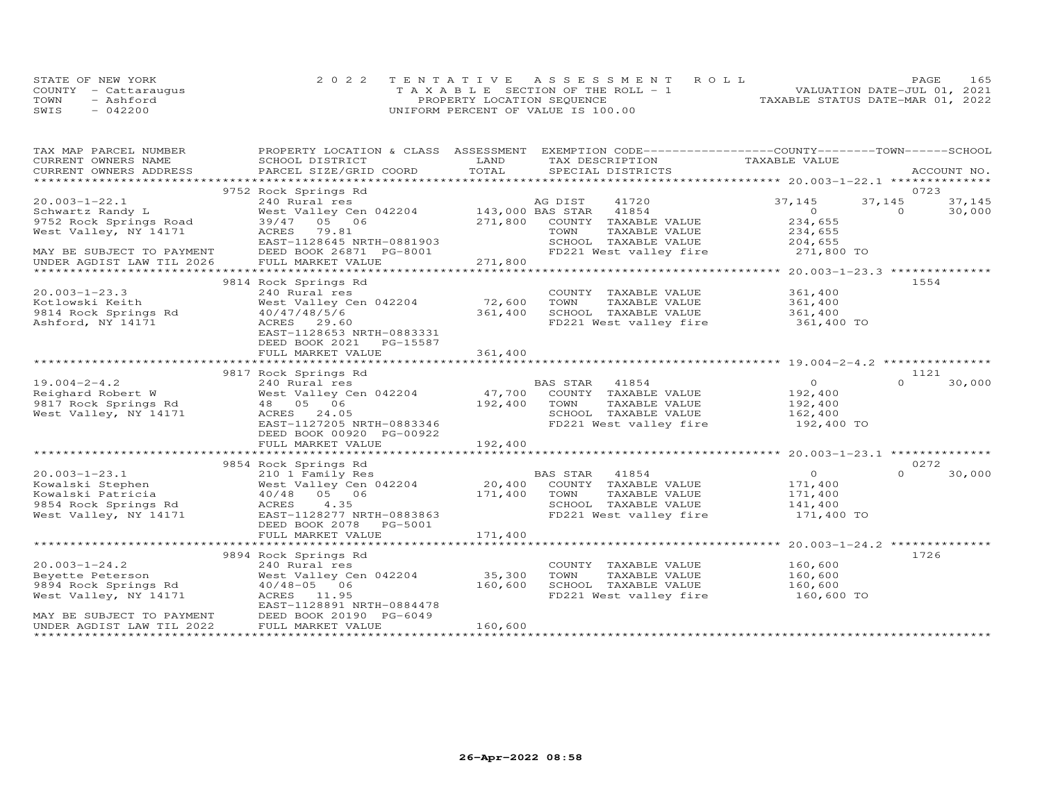STATE OF NEW YORK
COUNTY - Cattaraugus
TOWN - Ashford
SWIS - 042200

2022 TENTATIVE ASSESSMENT ROLL
TAXABLE SECTION OF THE ROLL - 1
PROPERTY LOCATION SEQUENCE
UNIFORM PERCENT OF VALUE IS 100.00

VALUATION DATE-JUL 01, 2021
TAXABLE STATUS DATE-MAR 01, 2022

| TAX MAP PARCEL NUMBER / CURRENT OWNERS NAME / CURRENT OWNERS ADDRESS | PROPERTY LOCATION & CLASS / SCHOOL DISTRICT / PARCEL SIZE/GRID COORD | ASSESSMENT LAND / TOTAL | EXEMPTION CODE / TAX DESCRIPTION / SPECIAL DISTRICTS | COUNTY TAXABLE VALUE | TOWN | SCHOOL / ACCOUNT NO. |
|---|---|---|---|---|---|---|
| | 9752 Rock Springs Rd | | | | | 0723 |
| 20.003-1-22.1 | 240 Rural res | | AG DIST 41720 | 37,145 | 37,145 | 37,145 |
| Schwartz Randy L | West Valley Cen 042204 | 143,000 | BAS STAR 41854 | 0 | 0 | 30,000 |
| 9752 Rock Springs Road | 39/47 05 06 | 271,800 | COUNTY TAXABLE VALUE | 234,655 | | |
| West Valley, NY 14171 | ACRES 79.81 | | TOWN TAXABLE VALUE | 234,655 | | |
| | EAST-1128645 NRTH-0881903 | | SCHOOL TAXABLE VALUE | 204,655 | | |
| MAY BE SUBJECT TO PAYMENT | DEED BOOK 26871 PG-8001 | | FD221 West valley fire | 271,800 TO | | |
| UNDER AGDIST LAW TIL 2026 | FULL MARKET VALUE | 271,800 | | | | |
| | 9814 Rock Springs Rd | | | | | 1554 |
| 20.003-1-23.3 | 240 Rural res | | COUNTY TAXABLE VALUE | 361,400 | | |
| Kotlowski Keith | West Valley Cen 042204 | 72,600 | TOWN TAXABLE VALUE | 361,400 | | |
| 9814 Rock Springs Rd | 40/47/48/5/6 | 361,400 | SCHOOL TAXABLE VALUE | 361,400 | | |
| Ashford, NY 14171 | ACRES 29.60 | | FD221 West valley fire | 361,400 TO | | |
| | EAST-1128653 NRTH-0883331 | | | | | |
| | DEED BOOK 2021 PG-15587 | | | | | |
| | FULL MARKET VALUE | 361,400 | | | | |
| | 9817 Rock Springs Rd | | | | | 1121 |
| 19.004-2-4.2 | 240 Rural res | | BAS STAR 41854 | 0 | 0 | 30,000 |
| Reighard Robert W | West Valley Cen 042204 | 47,700 | COUNTY TAXABLE VALUE | 192,400 | | |
| 9817 Rock Springs Rd | 48 05 06 | 192,400 | TOWN TAXABLE VALUE | 192,400 | | |
| West Valley, NY 14171 | ACRES 24.05 | | SCHOOL TAXABLE VALUE | 162,400 | | |
| | EAST-1127205 NRTH-0883346 | | FD221 West valley fire | 192,400 TO | | |
| | DEED BOOK 00920 PG-00922 | | | | | |
| | FULL MARKET VALUE | 192,400 | | | | |
| | 9854 Rock Springs Rd | | | | | 0272 |
| 20.003-1-23.1 | 210 1 Family Res | | BAS STAR 41854 | 0 | 0 | 30,000 |
| Kowalski Stephen | West Valley Cen 042204 | 20,400 | COUNTY TAXABLE VALUE | 171,400 | | |
| Kowalski Patricia | 40/48 05 06 | 171,400 | TOWN TAXABLE VALUE | 171,400 | | |
| 9854 Rock Springs Rd | ACRES 4.35 | | SCHOOL TAXABLE VALUE | 141,400 | | |
| West Valley, NY 14171 | EAST-1128277 NRTH-0883863 | | FD221 West valley fire | 171,400 TO | | |
| | DEED BOOK 2078 PG-5001 | | | | | |
| | FULL MARKET VALUE | 171,400 | | | | |
| | 9894 Rock Springs Rd | | | | | 1726 |
| 20.003-1-24.2 | 240 Rural res | | COUNTY TAXABLE VALUE | 160,600 | | |
| Beyette Peterson | West Valley Cen 042204 | 35,300 | TOWN TAXABLE VALUE | 160,600 | | |
| 9894 Rock Springs Rd | 40/48-05 06 | 160,600 | SCHOOL TAXABLE VALUE | 160,600 | | |
| West Valley, NY 14171 | ACRES 11.95 | | FD221 West valley fire | 160,600 TO | | |
| | EAST-1128891 NRTH-0884478 | | | | | |
| MAY BE SUBJECT TO PAYMENT | DEED BOOK 20190 PG-6049 | | | | | |
| UNDER AGDIST LAW TIL 2022 | FULL MARKET VALUE | 160,600 | | | | |

26-Apr-2022 08:58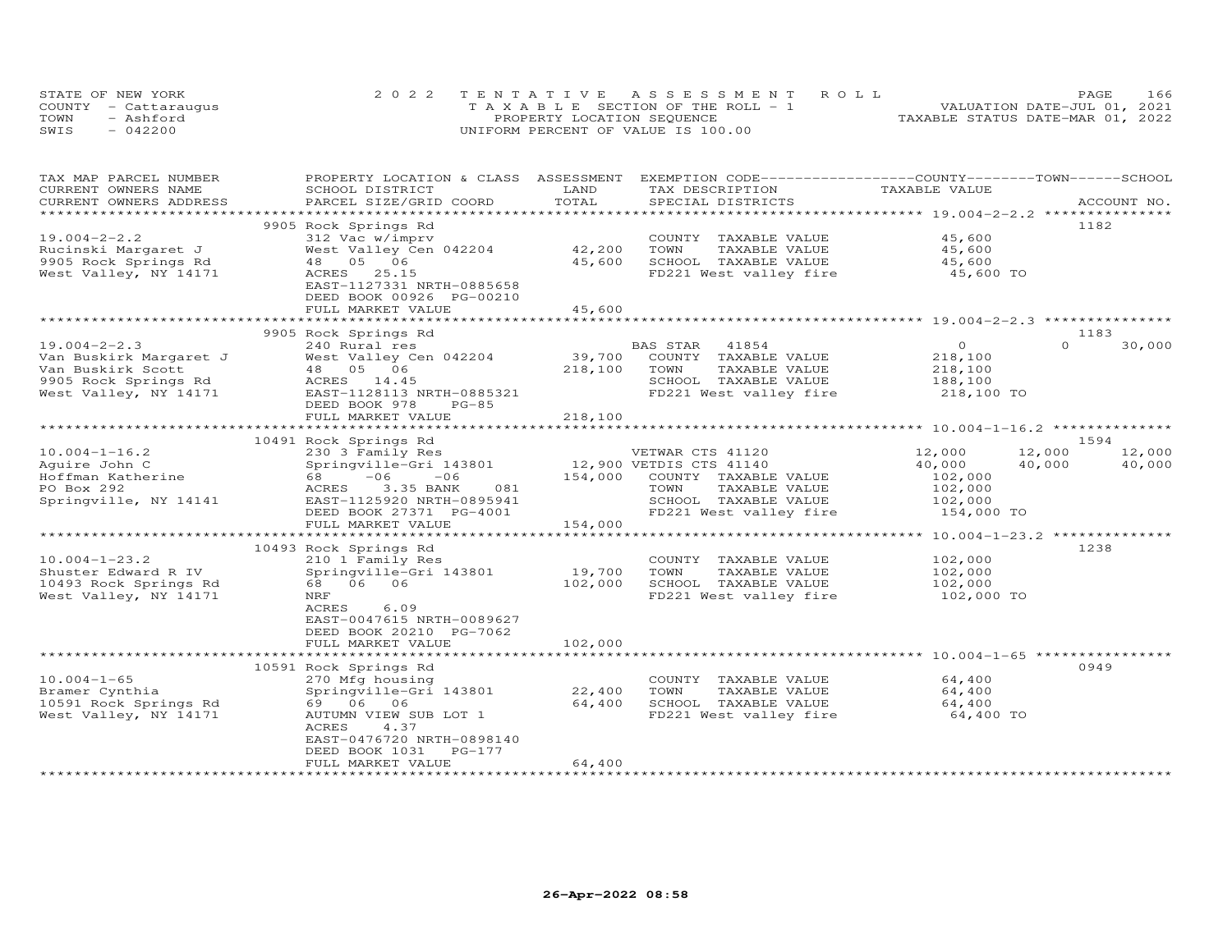STATE OF NEW YORK
COUNTY - Cattaraugus
TOWN - Ashford
SWIS - 042200

2022 TENTATIVE ASSESSMENT ROLL
TAXABLE SECTION OF THE ROLL - 1
PROPERTY LOCATION SEQUENCE
UNIFORM PERCENT OF VALUE IS 100.00

VALUATION DATE-JUL 01, 2021
TAXABLE STATUS DATE-MAR 01, 2022

| TAX MAP PARCEL NUMBER / CURRENT OWNERS NAME / CURRENT OWNERS ADDRESS | PROPERTY LOCATION & CLASS / SCHOOL DISTRICT / PARCEL SIZE/GRID COORD | ASSESSMENT LAND / TOTAL | EXEMPTION CODE / TAX DESCRIPTION / SPECIAL DISTRICTS | COUNTY TAXABLE VALUE | TOWN | SCHOOL / ACCOUNT NO. |
|---|---|---|---|---|---|---|
| **19.004-2-2.2** | 9905 Rock Springs Rd | | | | | 1182 |
| 19.004-2-2.2 | 312 Vac w/imprv | | COUNTY TAXABLE VALUE | 45,600 | | |
| Rucinski Margaret J | West Valley Cen 042204 | 42,200 | TOWN TAXABLE VALUE | 45,600 | | |
| 9905 Rock Springs Rd | 48 05 06 | 45,600 | SCHOOL TAXABLE VALUE | 45,600 | | |
| West Valley, NY 14171 | ACRES 25.15 | | FD221 West valley fire | 45,600 TO | | |
| | EAST-1127331 NRTH-0885658 | | | | | |
| | DEED BOOK 00926 PG-00210 | | | | | |
| | FULL MARKET VALUE | 45,600 | | | | |
| **19.004-2-2.3** | 9905 Rock Springs Rd | | | | | 1183 |
| 19.004-2-2.3 | 240 Rural res | | BAS STAR 41854 | 0 | 0 | 30,000 |
| Van Buskirk Margaret J | West Valley Cen 042204 | 39,700 | COUNTY TAXABLE VALUE | 218,100 | | |
| Van Buskirk Scott | 48 05 06 | 218,100 | TOWN TAXABLE VALUE | 218,100 | | |
| 9905 Rock Springs Rd | ACRES 14.45 | | SCHOOL TAXABLE VALUE | 188,100 | | |
| West Valley, NY 14171 | EAST-1128113 NRTH-0885321 | | FD221 West valley fire | 218,100 TO | | |
| | DEED BOOK 978 PG-85 | | | | | |
| | FULL MARKET VALUE | 218,100 | | | | |
| **10.004-1-16.2** | 10491 Rock Springs Rd | | | | | 1594 |
| 10.004-1-16.2 | 230 3 Family Res | | VETWAR CTS 41120 | 12,000 | 12,000 | 12,000 |
| Aguire John C | Springville-Gri 143801 | 12,900 | VETDIS CTS 41140 | 40,000 | 40,000 | 40,000 |
| Hoffman Katherine | 68 -06 -06 | 154,000 | COUNTY TAXABLE VALUE | 102,000 | | |
| PO Box 292 | ACRES 3.35 BANK 081 | | TOWN TAXABLE VALUE | 102,000 | | |
| Springville, NY 14141 | EAST-1125920 NRTH-0895941 | | SCHOOL TAXABLE VALUE | 102,000 | | |
| | DEED BOOK 27371 PG-4001 | | FD221 West valley fire | 154,000 TO | | |
| | FULL MARKET VALUE | 154,000 | | | | |
| **10.004-1-23.2** | 10493 Rock Springs Rd | | | | | 1238 |
| 10.004-1-23.2 | 210 1 Family Res | | COUNTY TAXABLE VALUE | 102,000 | | |
| Shuster Edward R IV | Springville-Gri 143801 | 19,700 | TOWN TAXABLE VALUE | 102,000 | | |
| 10493 Rock Springs Rd | 68 06 06 | 102,000 | SCHOOL TAXABLE VALUE | 102,000 | | |
| West Valley, NY 14171 | NRF | | FD221 West valley fire | 102,000 TO | | |
| | ACRES 6.09 | | | | | |
| | EAST-0047615 NRTH-0089627 | | | | | |
| | DEED BOOK 20210 PG-7062 | | | | | |
| | FULL MARKET VALUE | 102,000 | | | | |
| **10.004-1-65** | 10591 Rock Springs Rd | | | | | 0949 |
| 10.004-1-65 | 270 Mfg housing | | COUNTY TAXABLE VALUE | 64,400 | | |
| Bramer Cynthia | Springville-Gri 143801 | 22,400 | TOWN TAXABLE VALUE | 64,400 | | |
| 10591 Rock Springs Rd | 69 06 06 | 64,400 | SCHOOL TAXABLE VALUE | 64,400 | | |
| West Valley, NY 14171 | AUTUMN VIEW SUB LOT 1 | | FD221 West valley fire | 64,400 TO | | |
| | ACRES 4.37 | | | | | |
| | EAST-0476720 NRTH-0898140 | | | | | |
| | DEED BOOK 1031 PG-177 | | | | | |
| | FULL MARKET VALUE | 64,400 | | | | |

26-Apr-2022 08:58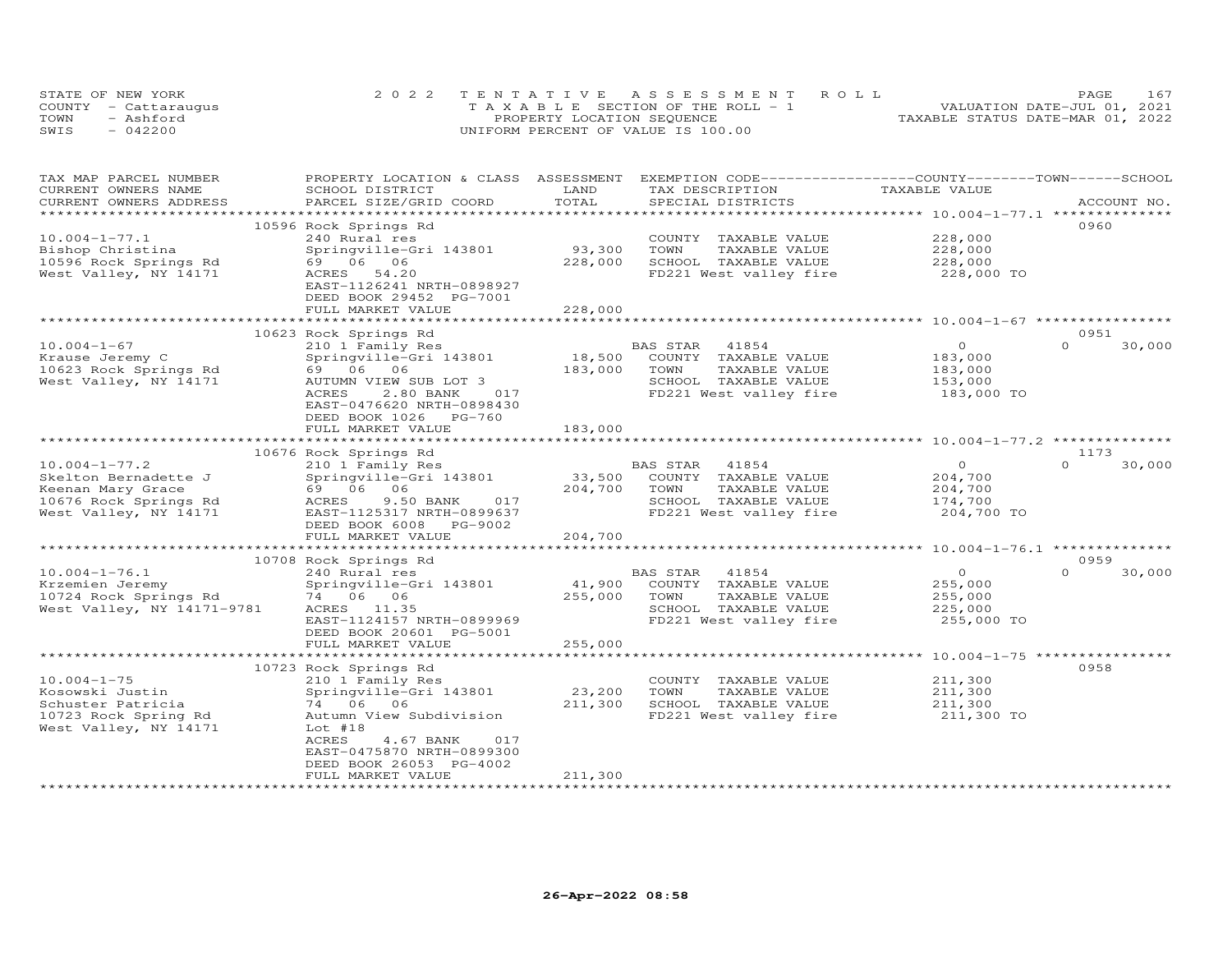STATE OF NEW YORK
COUNTY - Cattaraugus
TOWN - Ashford
SWIS - 042200

2022 TENTATIVE ASSESSMENT ROLL
TAXABLE SECTION OF THE ROLL - 1
PROPERTY LOCATION SEQUENCE
UNIFORM PERCENT OF VALUE IS 100.00

VALUATION DATE-JUL 01, 2021
TAXABLE STATUS DATE-MAR 01, 2022

| TAX MAP PARCEL NUMBER / CURRENT OWNERS NAME / CURRENT OWNERS ADDRESS | PROPERTY LOCATION & CLASS / SCHOOL DISTRICT / PARCEL SIZE/GRID COORD | ASSESSMENT LAND / TOTAL | EXEMPTION CODE / TAX DESCRIPTION / SPECIAL DISTRICTS | COUNTY / TOWN TAXABLE VALUE | SCHOOL | ACCOUNT NO. |
|---|---|---|---|---|---|---|
| **10.004-1-77.1** | 10596 Rock Springs Rd | | | | | 0960 |
| Bishop Christina | 240 Rural res | | COUNTY TAXABLE VALUE | 228,000 | | |
| 10596 Rock Springs Rd | Springville-Gri 143801 | 93,300 | TOWN TAXABLE VALUE | 228,000 | | |
| West Valley, NY 14171 | 69 06 06 | 228,000 | SCHOOL TAXABLE VALUE | 228,000 | | |
| | ACRES 54.20 | | FD221 West valley fire | 228,000 TO | | |
| | EAST-1126241 NRTH-0898927 | | | | | |
| | DEED BOOK 29452 PG-7001 | | | | | |
| | FULL MARKET VALUE | 228,000 | | | | |
| **10.004-1-67** | 10623 Rock Springs Rd | | | | | 0951 |
| Krause Jeremy C | 210 1 Family Res | | BAS STAR 41854 | 0 | 0 | 30,000 |
| 10623 Rock Springs Rd | Springville-Gri 143801 | 18,500 | COUNTY TAXABLE VALUE | 183,000 | | |
| West Valley, NY 14171 | 69 06 06 | 183,000 | TOWN TAXABLE VALUE | 183,000 | | |
| | AUTUMN VIEW SUB LOT 3 | | SCHOOL TAXABLE VALUE | 153,000 | | |
| | ACRES 2.80 BANK 017 | | FD221 West valley fire | 183,000 TO | | |
| | EAST-0476620 NRTH-0898430 | | | | | |
| | DEED BOOK 1026 PG-760 | | | | | |
| | FULL MARKET VALUE | 183,000 | | | | |
| **10.004-1-77.2** | 10676 Rock Springs Rd | | | | | 1173 |
| Skelton Bernadette J | 210 1 Family Res | | BAS STAR 41854 | 0 | 0 | 30,000 |
| Keenan Mary Grace | Springville-Gri 143801 | 33,500 | COUNTY TAXABLE VALUE | 204,700 | | |
| 10676 Rock Springs Rd | 69 06 06 | 204,700 | TOWN TAXABLE VALUE | 204,700 | | |
| West Valley, NY 14171 | ACRES 9.50 BANK 017 | | SCHOOL TAXABLE VALUE | 174,700 | | |
| | EAST-1125317 NRTH-0899637 | | FD221 West valley fire | 204,700 TO | | |
| | DEED BOOK 6008 PG-9002 | | | | | |
| | FULL MARKET VALUE | 204,700 | | | | |
| **10.004-1-76.1** | 10708 Rock Springs Rd | | | | | 0959 |
| Krzemien Jeremy | 240 Rural res | | BAS STAR 41854 | 0 | 0 | 30,000 |
| 10724 Rock Springs Rd | Springville-Gri 143801 | 41,900 | COUNTY TAXABLE VALUE | 255,000 | | |
| West Valley, NY 14171-9781 | 74 06 06 | 255,000 | TOWN TAXABLE VALUE | 255,000 | | |
| | ACRES 11.35 | | SCHOOL TAXABLE VALUE | 225,000 | | |
| | EAST-1124157 NRTH-0899969 | | FD221 West valley fire | 255,000 TO | | |
| | DEED BOOK 20601 PG-5001 | | | | | |
| | FULL MARKET VALUE | 255,000 | | | | |
| **10.004-1-75** | 10723 Rock Springs Rd | | | | | 0958 |
| Kosowski Justin | 210 1 Family Res | | COUNTY TAXABLE VALUE | 211,300 | | |
| Schuster Patricia | Springville-Gri 143801 | 23,200 | TOWN TAXABLE VALUE | 211,300 | | |
| 10723 Rock Spring Rd | 74 06 06 | 211,300 | SCHOOL TAXABLE VALUE | 211,300 | | |
| West Valley, NY 14171 | Autumn View Subdivision | | FD221 West valley fire | 211,300 TO | | |
| | Lot #18 | | | | | |
| | ACRES 4.67 BANK 017 | | | | | |
| | EAST-0475870 NRTH-0899300 | | | | | |
| | DEED BOOK 26053 PG-4002 | | | | | |
| | FULL MARKET VALUE | 211,300 | | | | |

26-Apr-2022 08:58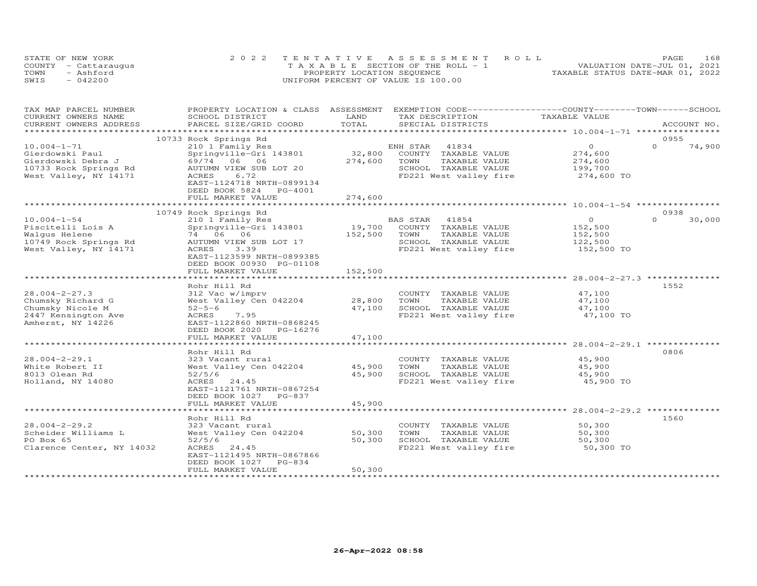STATE OF NEW YORK
COUNTY - Cattaraugus
TOWN - Ashford
SWIS - 042200

2022 TENTATIVE ASSESSMENT ROLL
TAXABLE SECTION OF THE ROLL - 1
PROPERTY LOCATION SEQUENCE
UNIFORM PERCENT OF VALUE IS 100.00

VALUATION DATE-JUL 01, 2021
TAXABLE STATUS DATE-MAR 01, 2022

| TAX MAP PARCEL NUMBER<br>CURRENT OWNERS NAME<br>CURRENT OWNERS ADDRESS | PROPERTY LOCATION & CLASS<br>SCHOOL DISTRICT<br>PARCEL SIZE/GRID COORD | ASSESSMENT<br>LAND<br>TOTAL | EXEMPTION CODE<br>TAX DESCRIPTION<br>SPECIAL DISTRICTS | COUNTY / TOWN<br>TAXABLE VALUE | SCHOOL<br><br>ACCOUNT NO. |
|---|---|---|---|---|---|
| 10.004-1-71 | 10733 Rock Springs Rd | | | | 0955 |
| Gierdowski Paul | 210 1 Family Res | | ENH STAR 41834 | 0 | 0 74,900 |
| Gierdowski Debra J | Springville-Gri 143801 | 32,800 | COUNTY TAXABLE VALUE | 274,600 | |
| 10733 Rock Springs Rd | 69/74 06 06 | 274,600 | TOWN TAXABLE VALUE | 274,600 | |
| West Valley, NY 14171 | AUTUMN VIEW SUB LOT 20 | | SCHOOL TAXABLE VALUE | 199,700 | |
| | ACRES 6.72 | | FD221 West valley fire | 274,600 TO | |
| | EAST-1124718 NRTH-0899134 | | | | |
| | DEED BOOK 5824 PG-4001 | | | | |
| | FULL MARKET VALUE | 274,600 | | | |
| 10.004-1-54 | 10749 Rock Springs Rd | | | | 0938 |
| Piscitelli Lois A | 210 1 Family Res | | BAS STAR 41854 | 0 | 0 30,000 |
| Walgus Helene | Springville-Gri 143801 | 19,700 | COUNTY TAXABLE VALUE | 152,500 | |
| 10749 Rock Springs Rd | 74 06 06 | 152,500 | TOWN TAXABLE VALUE | 152,500 | |
| West Valley, NY 14171 | AUTUMN VIEW SUB LOT 17 | | SCHOOL TAXABLE VALUE | 122,500 | |
| | ACRES 3.39 | | FD221 West valley fire | 152,500 TO | |
| | EAST-1123599 NRTH-0899385 | | | | |
| | DEED BOOK 00930 PG-01108 | | | | |
| | FULL MARKET VALUE | 152,500 | | | |
| 28.004-2-27.3 | Rohr Hill Rd | | | | 1552 |
| Chumsky Richard G | 312 Vac w/imprv | | COUNTY TAXABLE VALUE | 47,100 | |
| Chumsky Nicole M | West Valley Cen 042204 | 28,800 | TOWN TAXABLE VALUE | 47,100 | |
| 2447 Kensington Ave | 52-5-6 | 47,100 | SCHOOL TAXABLE VALUE | 47,100 | |
| Amherst, NY 14226 | ACRES 7.95 | | FD221 West valley fire | 47,100 TO | |
| | EAST-1122860 NRTH-0868245 | | | | |
| | DEED BOOK 2020 PG-16276 | | | | |
| | FULL MARKET VALUE | 47,100 | | | |
| 28.004-2-29.1 | Rohr Hill Rd | | | | 0806 |
| White Robert II | 323 Vacant rural | | COUNTY TAXABLE VALUE | 45,900 | |
| 8013 Olean Rd | West Valley Cen 042204 | 45,900 | TOWN TAXABLE VALUE | 45,900 | |
| Holland, NY 14080 | 52/5/6 | 45,900 | SCHOOL TAXABLE VALUE | 45,900 | |
| | ACRES 24.45 | | FD221 West valley fire | 45,900 TO | |
| | EAST-1121761 NRTH-0867254 | | | | |
| | DEED BOOK 1027 PG-837 | | | | |
| | FULL MARKET VALUE | 45,900 | | | |
| 28.004-2-29.2 | Rohr Hill Rd | | | | 1560 |
| Scheider Williams L | 323 Vacant rural | | COUNTY TAXABLE VALUE | 50,300 | |
| PO Box 65 | West Valley Cen 042204 | 50,300 | TOWN TAXABLE VALUE | 50,300 | |
| Clarence Center, NY 14032 | 52/5/6 | 50,300 | SCHOOL TAXABLE VALUE | 50,300 | |
| | ACRES 24.45 | | FD221 West valley fire | 50,300 TO | |
| | EAST-1121495 NRTH-0867866 | | | | |
| | DEED BOOK 1027 PG-834 | | | | |
| | FULL MARKET VALUE | 50,300 | | | |

26-Apr-2022 08:58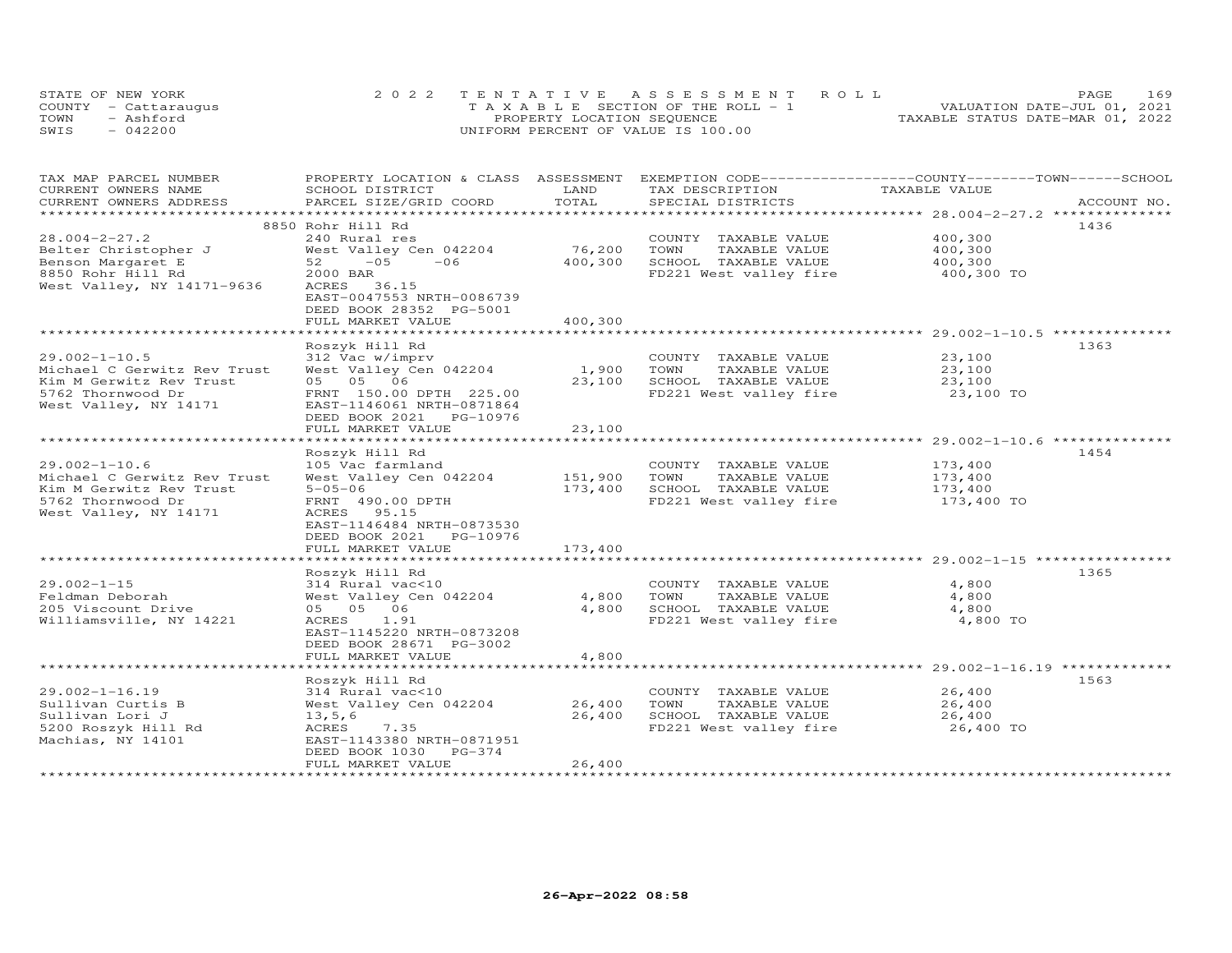STATE OF NEW YORK
COUNTY - Cattaraugus
TOWN - Ashford
SWIS - 042200

2022 TENTATIVE ASSESSMENT ROLL
TAXABLE SECTION OF THE ROLL - 1
PROPERTY LOCATION SEQUENCE
UNIFORM PERCENT OF VALUE IS 100.00

VALUATION DATE-JUL 01, 2021
TAXABLE STATUS DATE-MAR 01, 2022

| TAX MAP PARCEL NUMBER<br>CURRENT OWNERS NAME<br>CURRENT OWNERS ADDRESS | PROPERTY LOCATION & CLASS<br>SCHOOL DISTRICT<br>PARCEL SIZE/GRID COORD | ASSESSMENT<br>LAND<br>TOTAL | EXEMPTION CODE<br>TAX DESCRIPTION<br>SPECIAL DISTRICTS | COUNTY--------TOWN------SCHOOL<br>TAXABLE VALUE | ACCOUNT NO. |
|---|---|---|---|---|---|
| 28.004-2-27.2 | 8850 Rohr Hill Rd | | | | 1436 |
| 28.004-2-27.2 | 240 Rural res | | COUNTY TAXABLE VALUE | 400,300 | |
| Belter Christopher J | West Valley Cen 042204 | 76,200 | TOWN TAXABLE VALUE | 400,300 | |
| Benson Margaret E | 52 -05 -06 | 400,300 | SCHOOL TAXABLE VALUE | 400,300 | |
| 8850 Rohr Hill Rd | 2000 BAR | | FD221 West valley fire | 400,300 TO | |
| West Valley, NY 14171-9636 | ACRES 36.15 | | | | |
| | EAST-0047553 NRTH-0086739 | | | | |
| | DEED BOOK 28352 PG-5001 | | | | |
| | FULL MARKET VALUE | 400,300 | | | |
| 29.002-1-10.5 | Roszyk Hill Rd | | | | 1363 |
| 29.002-1-10.5 | 312 Vac w/imprv | | COUNTY TAXABLE VALUE | 23,100 | |
| Michael C Gerwitz Rev Trust | West Valley Cen 042204 | 1,900 | TOWN TAXABLE VALUE | 23,100 | |
| Kim M Gerwitz Rev Trust | 05 05 06 | 23,100 | SCHOOL TAXABLE VALUE | 23,100 | |
| 5762 Thornwood Dr | FRNT 150.00 DPTH 225.00 | | FD221 West valley fire | 23,100 TO | |
| West Valley, NY 14171 | EAST-1146061 NRTH-0871864 | | | | |
| | DEED BOOK 2021 PG-10976 | | | | |
| | FULL MARKET VALUE | 23,100 | | | |
| 29.002-1-10.6 | Roszyk Hill Rd | | | | 1454 |
| 29.002-1-10.6 | 105 Vac farmland | | COUNTY TAXABLE VALUE | 173,400 | |
| Michael C Gerwitz Rev Trust | West Valley Cen 042204 | 151,900 | TOWN TAXABLE VALUE | 173,400 | |
| Kim M Gerwitz Rev Trust | 5-05-06 | 173,400 | SCHOOL TAXABLE VALUE | 173,400 | |
| 5762 Thornwood Dr | FRNT 490.00 DPTH | | FD221 West valley fire | 173,400 TO | |
| West Valley, NY 14171 | ACRES 95.15 | | | | |
| | EAST-1146484 NRTH-0873530 | | | | |
| | DEED BOOK 2021 PG-10976 | | | | |
| | FULL MARKET VALUE | 173,400 | | | |
| 29.002-1-15 | Roszyk Hill Rd | | | | 1365 |
| 29.002-1-15 | 314 Rural vac<10 | | COUNTY TAXABLE VALUE | 4,800 | |
| Feldman Deborah | West Valley Cen 042204 | 4,800 | TOWN TAXABLE VALUE | 4,800 | |
| 205 Viscount Drive | 05 05 06 | 4,800 | SCHOOL TAXABLE VALUE | 4,800 | |
| Williamsville, NY 14221 | ACRES 1.91 | | FD221 West valley fire | 4,800 TO | |
| | EAST-1145220 NRTH-0873208 | | | | |
| | DEED BOOK 28671 PG-3002 | | | | |
| | FULL MARKET VALUE | 4,800 | | | |
| 29.002-1-16.19 | Roszyk Hill Rd | | | | 1563 |
| 29.002-1-16.19 | 314 Rural vac<10 | | COUNTY TAXABLE VALUE | 26,400 | |
| Sullivan Curtis B | West Valley Cen 042204 | 26,400 | TOWN TAXABLE VALUE | 26,400 | |
| Sullivan Lori J | 13,5,6 | 26,400 | SCHOOL TAXABLE VALUE | 26,400 | |
| 5200 Roszyk Hill Rd | ACRES 7.35 | | FD221 West valley fire | 26,400 TO | |
| Machias, NY 14101 | EAST-1143380 NRTH-0871951 | | | | |
| | DEED BOOK 1030 PG-374 | | | | |
| | FULL MARKET VALUE | 26,400 | | | |

26-Apr-2022 08:58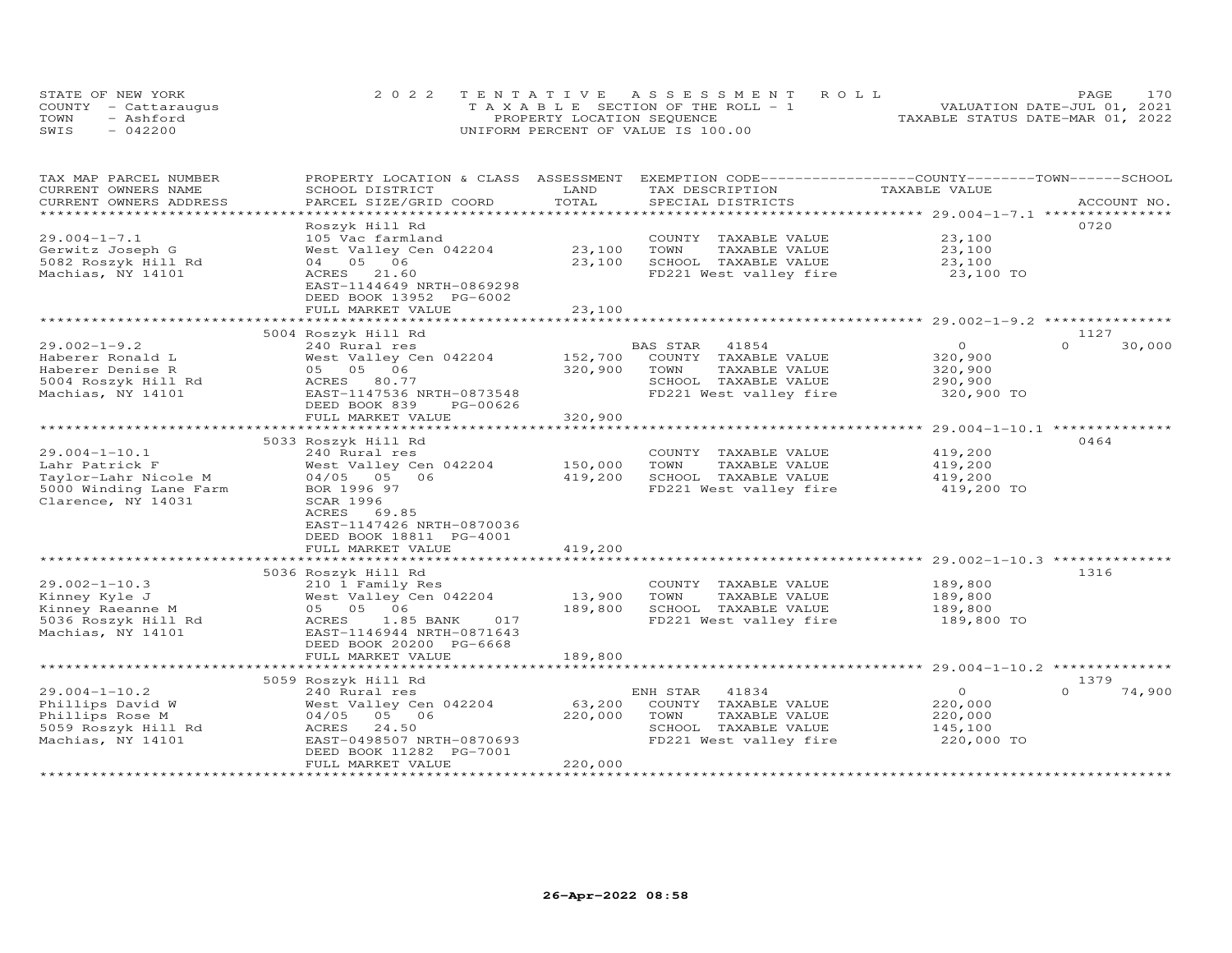STATE OF NEW YORK  
COUNTY - Cattaraugus  
TOWN - Ashford  
SWIS - 042200

2022 TENTATIVE ASSESSMENT ROLL  
TAXABLE SECTION OF THE ROLL - 1  
PROPERTY LOCATION SEQUENCE  
UNIFORM PERCENT OF VALUE IS 100.00

VALUATION DATE-JUL 01, 2021  
TAXABLE STATUS DATE-MAR 01, 2022

| TAX MAP PARCEL NUMBER / CURRENT OWNERS NAME / CURRENT OWNERS ADDRESS | PROPERTY LOCATION & CLASS / SCHOOL DISTRICT / PARCEL SIZE/GRID COORD | ASSESSMENT LAND | TOTAL | EXEMPTION CODE / TAX DESCRIPTION / SPECIAL DISTRICTS | COUNTY / TOWN / SCHOOL TAXABLE VALUE | ACCOUNT NO. |
|---|---|---|---|---|---|---|
| **29.004-1-7.1** | Roszyk Hill Rd | | | | | 0720 |
| | 105 Vac farmland | | | COUNTY TAXABLE VALUE | 23,100 | |
| Gerwitz Joseph G | West Valley Cen 042204 | 23,100 | | TOWN TAXABLE VALUE | 23,100 | |
| 5082 Roszyk Hill Rd | 04 05 06 | | 23,100 | SCHOOL TAXABLE VALUE | 23,100 | |
| Machias, NY 14101 | ACRES 21.60 | | | FD221 West valley fire | 23,100 TO | |
| | EAST-1144649 NRTH-0869298 | | | | | |
| | DEED BOOK 13952 PG-6002 | | | | | |
| | FULL MARKET VALUE | | 23,100 | | | |
| **29.002-1-9.2** | 5004 Roszyk Hill Rd | | | | | 1127 |
| | 240 Rural res | | | BAS STAR 41854 | 0 / 0 / 30,000 | |
| Haberer Ronald L | West Valley Cen 042204 | 152,700 | | COUNTY TAXABLE VALUE | 320,900 | |
| Haberer Denise R | 05 05 06 | | 320,900 | TOWN TAXABLE VALUE | 320,900 | |
| 5004 Roszyk Hill Rd | ACRES 80.77 | | | SCHOOL TAXABLE VALUE | 290,900 | |
| Machias, NY 14101 | EAST-1147536 NRTH-0873548 | | | FD221 West valley fire | 320,900 TO | |
| | DEED BOOK 839 PG-00626 | | | | | |
| | FULL MARKET VALUE | | 320,900 | | | |
| **29.004-1-10.1** | 5033 Roszyk Hill Rd | | | | | 0464 |
| | 240 Rural res | | | COUNTY TAXABLE VALUE | 419,200 | |
| Lahr Patrick F | West Valley Cen 042204 | 150,000 | | TOWN TAXABLE VALUE | 419,200 | |
| Taylor-Lahr Nicole M | 04/05 05 06 | | 419,200 | SCHOOL TAXABLE VALUE | 419,200 | |
| 5000 Winding Lane Farm | BOR 1996 97 | | | FD221 West valley fire | 419,200 TO | |
| Clarence, NY 14031 | SCAR 1996 | | | | | |
| | ACRES 69.85 | | | | | |
| | EAST-1147426 NRTH-0870036 | | | | | |
| | DEED BOOK 18811 PG-4001 | | | | | |
| | FULL MARKET VALUE | | 419,200 | | | |
| **29.002-1-10.3** | 5036 Roszyk Hill Rd | | | | | 1316 |
| | 210 1 Family Res | | | COUNTY TAXABLE VALUE | 189,800 | |
| Kinney Kyle J | West Valley Cen 042204 | 13,900 | | TOWN TAXABLE VALUE | 189,800 | |
| Kinney Raeanne M | 05 05 06 | | 189,800 | SCHOOL TAXABLE VALUE | 189,800 | |
| 5036 Roszyk Hill Rd | ACRES 1.85 BANK 017 | | | FD221 West valley fire | 189,800 TO | |
| Machias, NY 14101 | EAST-1146944 NRTH-0871643 | | | | | |
| | DEED BOOK 20200 PG-6668 | | | | | |
| | FULL MARKET VALUE | | 189,800 | | | |
| **29.004-1-10.2** | 5059 Roszyk Hill Rd | | | | | 1379 |
| | 240 Rural res | | | ENH STAR 41834 | 0 / 0 / 74,900 | |
| Phillips David W | West Valley Cen 042204 | 63,200 | | COUNTY TAXABLE VALUE | 220,000 | |
| Phillips Rose M | 04/05 05 06 | | 220,000 | TOWN TAXABLE VALUE | 220,000 | |
| 5059 Roszyk Hill Rd | ACRES 24.50 | | | SCHOOL TAXABLE VALUE | 145,100 | |
| Machias, NY 14101 | EAST-0498507 NRTH-0870693 | | | FD221 West valley fire | 220,000 TO | |
| | DEED BOOK 11282 PG-7001 | | | | | |
| | FULL MARKET VALUE | | 220,000 | | | |

26-Apr-2022 08:58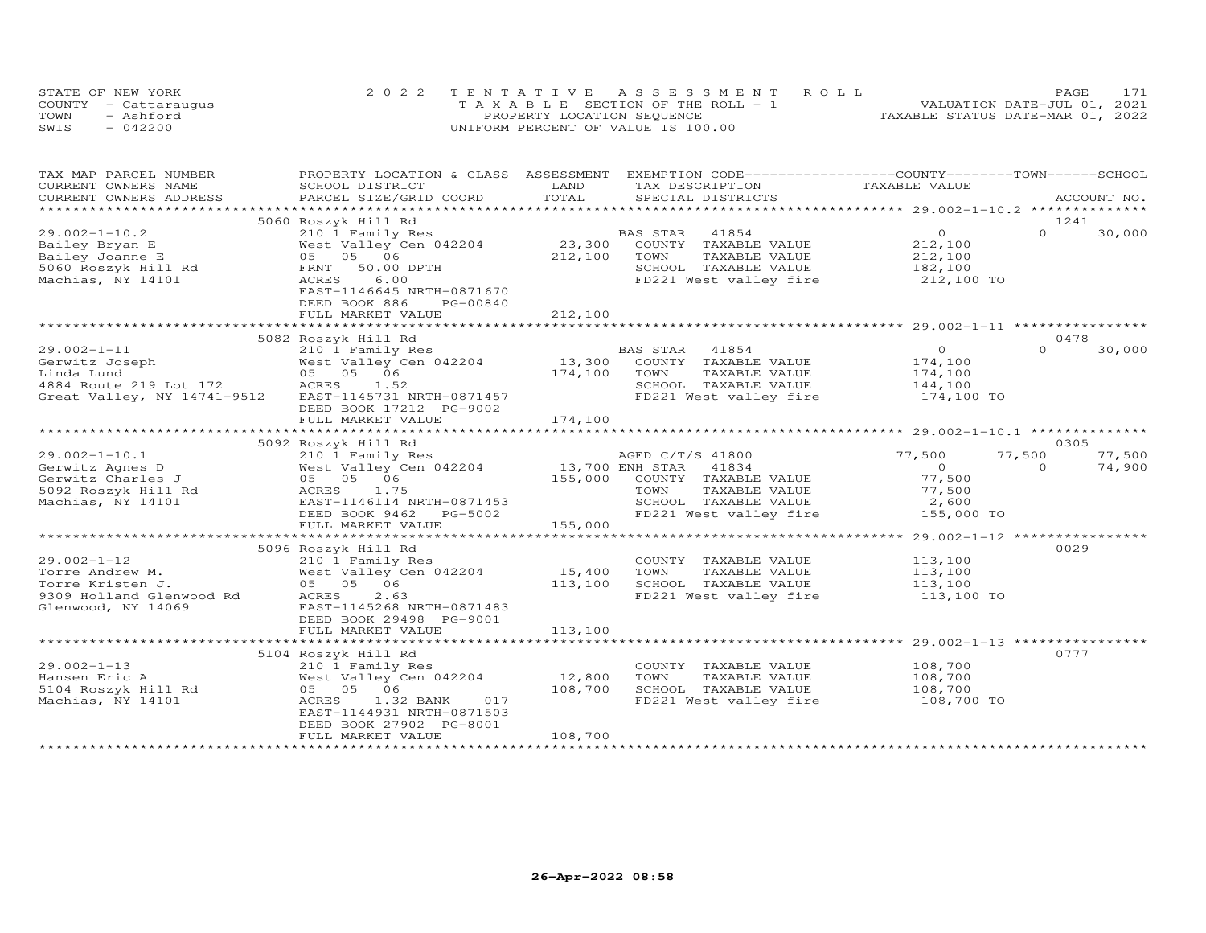STATE OF NEW YORK
COUNTY - Cattaraugus
TOWN - Ashford
SWIS - 042200

2022 TENTATIVE ASSESSMENT ROLL
TAXABLE SECTION OF THE ROLL - 1
PROPERTY LOCATION SEQUENCE
UNIFORM PERCENT OF VALUE IS 100.00

VALUATION DATE-JUL 01, 2021
TAXABLE STATUS DATE-MAR 01, 2022

| TAX MAP PARCEL NUMBER / CURRENT OWNERS NAME / CURRENT OWNERS ADDRESS | PROPERTY LOCATION & CLASS / SCHOOL DISTRICT / PARCEL SIZE/GRID COORD | ASSESSMENT LAND / TOTAL | EXEMPTION CODE / TAX DESCRIPTION / SPECIAL DISTRICTS | COUNTY TAXABLE VALUE | TOWN | SCHOOL | ACCOUNT NO. |
|---|---|---|---|---|---|---|---|
| **29.002-1-10.2** | 5060 Roszyk Hill Rd | | | | | | 1241 |
| 29.002-1-10.2 | 210 1 Family Res | | BAS STAR 41854 | 0 | 0 | 30,000 | |
| Bailey Bryan E | West Valley Cen 042204 | 23,300 | COUNTY TAXABLE VALUE | 212,100 | | | |
| Bailey Joanne E | 05 05 06 | 212,100 | TOWN TAXABLE VALUE | 212,100 | | | |
| 5060 Roszyk Hill Rd | FRNT 50.00 DPTH | | SCHOOL TAXABLE VALUE | 182,100 | | | |
| Machias, NY 14101 | ACRES 6.00 | | FD221 West valley fire | 212,100 TO | | | |
| | EAST-1146645 NRTH-0871670 | | | | | | |
| | DEED BOOK 886 PG-00840 | | | | | | |
| | FULL MARKET VALUE | 212,100 | | | | | |
| **29.002-1-11** | 5082 Roszyk Hill Rd | | | | | | 0478 |
| 29.002-1-11 | 210 1 Family Res | | BAS STAR 41854 | 0 | 0 | 30,000 | |
| Gerwitz Joseph | West Valley Cen 042204 | 13,300 | COUNTY TAXABLE VALUE | 174,100 | | | |
| Linda Lund | 05 05 06 | 174,100 | TOWN TAXABLE VALUE | 174,100 | | | |
| 4884 Route 219 Lot 172 | ACRES 1.52 | | SCHOOL TAXABLE VALUE | 144,100 | | | |
| Great Valley, NY 14741-9512 | EAST-1145731 NRTH-0871457 | | FD221 West valley fire | 174,100 TO | | | |
| | DEED BOOK 17212 PG-9002 | | | | | | |
| | FULL MARKET VALUE | 174,100 | | | | | |
| **29.002-1-10.1** | 5092 Roszyk Hill Rd | | | | | | 0305 |
| 29.002-1-10.1 | 210 1 Family Res | | AGED C/T/S 41800 | 77,500 | 77,500 | 77,500 | |
| Gerwitz Agnes D | West Valley Cen 042204 | 13,700 | ENH STAR 41834 | 0 | 0 | 74,900 | |
| Gerwitz Charles J | 05 05 06 | 155,000 | COUNTY TAXABLE VALUE | 77,500 | | | |
| 5092 Roszyk Hill Rd | ACRES 1.75 | | TOWN TAXABLE VALUE | 77,500 | | | |
| Machias, NY 14101 | EAST-1146114 NRTH-0871453 | | SCHOOL TAXABLE VALUE | 2,600 | | | |
| | DEED BOOK 9462 PG-5002 | | FD221 West valley fire | 155,000 TO | | | |
| | FULL MARKET VALUE | 155,000 | | | | | |
| **29.002-1-12** | 5096 Roszyk Hill Rd | | | | | | 0029 |
| 29.002-1-12 | 210 1 Family Res | | COUNTY TAXABLE VALUE | 113,100 | | | |
| Torre Andrew M. | West Valley Cen 042204 | 15,400 | TOWN TAXABLE VALUE | 113,100 | | | |
| Torre Kristen J. | 05 05 06 | 113,100 | SCHOOL TAXABLE VALUE | 113,100 | | | |
| 9309 Holland Glenwood Rd | ACRES 2.63 | | FD221 West valley fire | 113,100 TO | | | |
| Glenwood, NY 14069 | EAST-1145268 NRTH-0871483 | | | | | | |
| | DEED BOOK 29498 PG-9001 | | | | | | |
| | FULL MARKET VALUE | 113,100 | | | | | |
| **29.002-1-13** | 5104 Roszyk Hill Rd | | | | | | 0777 |
| 29.002-1-13 | 210 1 Family Res | | COUNTY TAXABLE VALUE | 108,700 | | | |
| Hansen Eric A | West Valley Cen 042204 | 12,800 | TOWN TAXABLE VALUE | 108,700 | | | |
| 5104 Roszyk Hill Rd | 05 05 06 | 108,700 | SCHOOL TAXABLE VALUE | 108,700 | | | |
| Machias, NY 14101 | ACRES 1.32 BANK 017 | | FD221 West valley fire | 108,700 TO | | | |
| | EAST-1144931 NRTH-0871503 | | | | | | |
| | DEED BOOK 27902 PG-8001 | | | | | | |
| | FULL MARKET VALUE | 108,700 | | | | | |

26-Apr-2022 08:58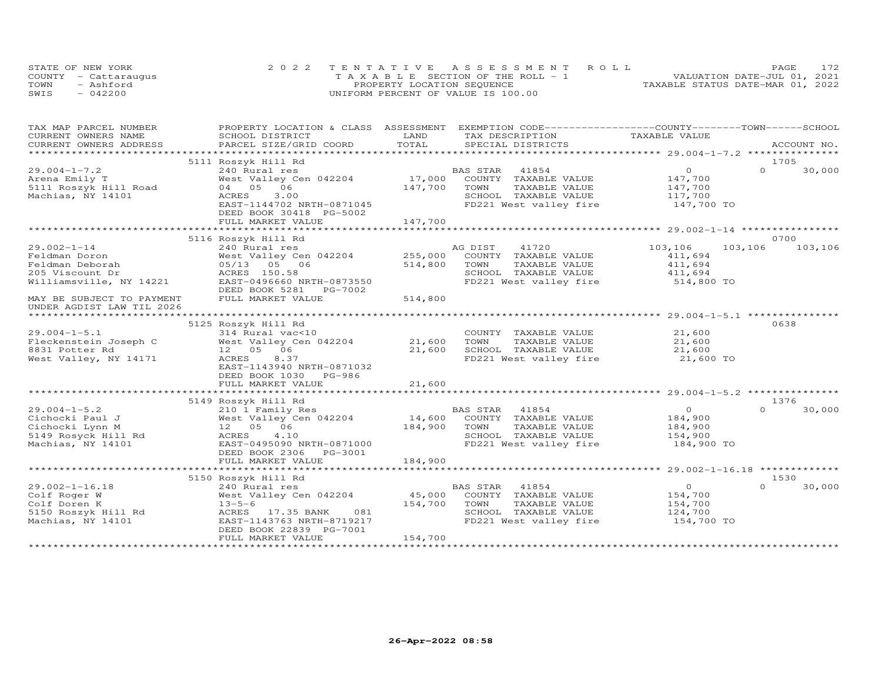STATE OF NEW YORK
COUNTY - Cattaraugus
TOWN - Ashford
SWIS - 042200

2 0 2 2 T E N T A T I V E A S S E S S M E N T R O L L
T A X A B L E SECTION OF THE ROLL - 1
PROPERTY LOCATION SEQUENCE
UNIFORM PERCENT OF VALUE IS 100.00

VALUATION DATE-JUL 01, 2021
TAXABLE STATUS DATE-MAR 01, 2022

| TAX MAP PARCEL NUMBER / CURRENT OWNERS NAME / CURRENT OWNERS ADDRESS | PROPERTY LOCATION & CLASS / SCHOOL DISTRICT / PARCEL SIZE/GRID COORD | ASSESSMENT LAND | TOTAL | EXEMPTION CODE / TAX DESCRIPTION / SPECIAL DISTRICTS | COUNTY TAXABLE VALUE | TOWN | SCHOOL / ACCOUNT NO. |
|---|---|---|---|---|---|---|---|
| **29.004-1-7.2** | 5111 Roszyk Hill Rd | | | | | | 1705 |
| 29.004-1-7.2 | 240 Rural res | | | BAS STAR 41854 | 0 | 0 | 30,000 |
| Arena Emily T | West Valley Cen 042204 | 17,000 | | COUNTY TAXABLE VALUE | 147,700 | | |
| 5111 Roszyk Hill Road | 04 05 06 | | 147,700 | TOWN TAXABLE VALUE | 147,700 | | |
| Machias, NY 14101 | ACRES 3.00 | | | SCHOOL TAXABLE VALUE | 117,700 | | |
| | EAST-1144702 NRTH-0871045 | | | FD221 West valley fire | 147,700 TO | | |
| | DEED BOOK 30418 PG-5002 | | | | | | |
| | FULL MARKET VALUE | | 147,700 | | | | |
| **29.002-1-14** | 5116 Roszyk Hill Rd | | | | | | 0700 |
| 29.002-1-14 | 240 Rural res | | | AG DIST 41720 | 103,106 | 103,106 | 103,106 |
| Feldman Doron | West Valley Cen 042204 | 255,000 | | COUNTY TAXABLE VALUE | 411,694 | | |
| Feldman Deborah | 05/13 05 06 | | 514,800 | TOWN TAXABLE VALUE | 411,694 | | |
| 205 Viscount Dr | ACRES 150.58 | | | SCHOOL TAXABLE VALUE | 411,694 | | |
| Williamsville, NY 14221 | EAST-0496660 NRTH-0873550 | | | FD221 West valley fire | 514,800 TO | | |
| | DEED BOOK 5281 PG-7002 | | | | | | |
| MAY BE SUBJECT TO PAYMENT | FULL MARKET VALUE | | 514,800 | | | | |
| UNDER AGDIST LAW TIL 2026 | | | | | | | |
| **29.004-1-5.1** | 5125 Roszyk Hill Rd | | | | | | 0638 |
| 29.004-1-5.1 | 314 Rural vac<10 | | | COUNTY TAXABLE VALUE | 21,600 | | |
| Fleckenstein Joseph C | West Valley Cen 042204 | 21,600 | | TOWN TAXABLE VALUE | 21,600 | | |
| 8831 Potter Rd | 12 05 06 | | 21,600 | SCHOOL TAXABLE VALUE | 21,600 | | |
| West Valley, NY 14171 | ACRES 8.37 | | | FD221 West valley fire | 21,600 TO | | |
| | EAST-1143940 NRTH-0871032 | | | | | | |
| | DEED BOOK 1030 PG-986 | | | | | | |
| | FULL MARKET VALUE | | 21,600 | | | | |
| **29.004-1-5.2** | 5149 Roszyk Hill Rd | | | | | | 1376 |
| 29.004-1-5.2 | 210 1 Family Res | | | BAS STAR 41854 | 0 | 0 | 30,000 |
| Cichocki Paul J | West Valley Cen 042204 | 14,600 | | COUNTY TAXABLE VALUE | 184,900 | | |
| Cichocki Lynn M | 12 05 06 | | 184,900 | TOWN TAXABLE VALUE | 184,900 | | |
| 5149 Rosyck Hill Rd | ACRES 4.10 | | | SCHOOL TAXABLE VALUE | 154,900 | | |
| Machias, NY 14101 | EAST-0495090 NRTH-0871000 | | | FD221 West valley fire | 184,900 TO | | |
| | DEED BOOK 2306 PG-3001 | | | | | | |
| | FULL MARKET VALUE | | 184,900 | | | | |
| **29.002-1-16.18** | 5150 Roszyk Hill Rd | | | | | | 1530 |
| 29.002-1-16.18 | 240 Rural res | | | BAS STAR 41854 | 0 | 0 | 30,000 |
| Colf Roger W | West Valley Cen 042204 | 45,000 | | COUNTY TAXABLE VALUE | 154,700 | | |
| Colf Doren K | 13-5-6 | | 154,700 | TOWN TAXABLE VALUE | 154,700 | | |
| 5150 Roszyk Hill Rd | ACRES 17.35 BANK 081 | | | SCHOOL TAXABLE VALUE | 124,700 | | |
| Machias, NY 14101 | EAST-1143763 NRTH-8719217 | | | FD221 West valley fire | 154,700 TO | | |
| | DEED BOOK 22839 PG-7001 | | | | | | |
| | FULL MARKET VALUE | | 154,700 | | | | |

26-Apr-2022 08:58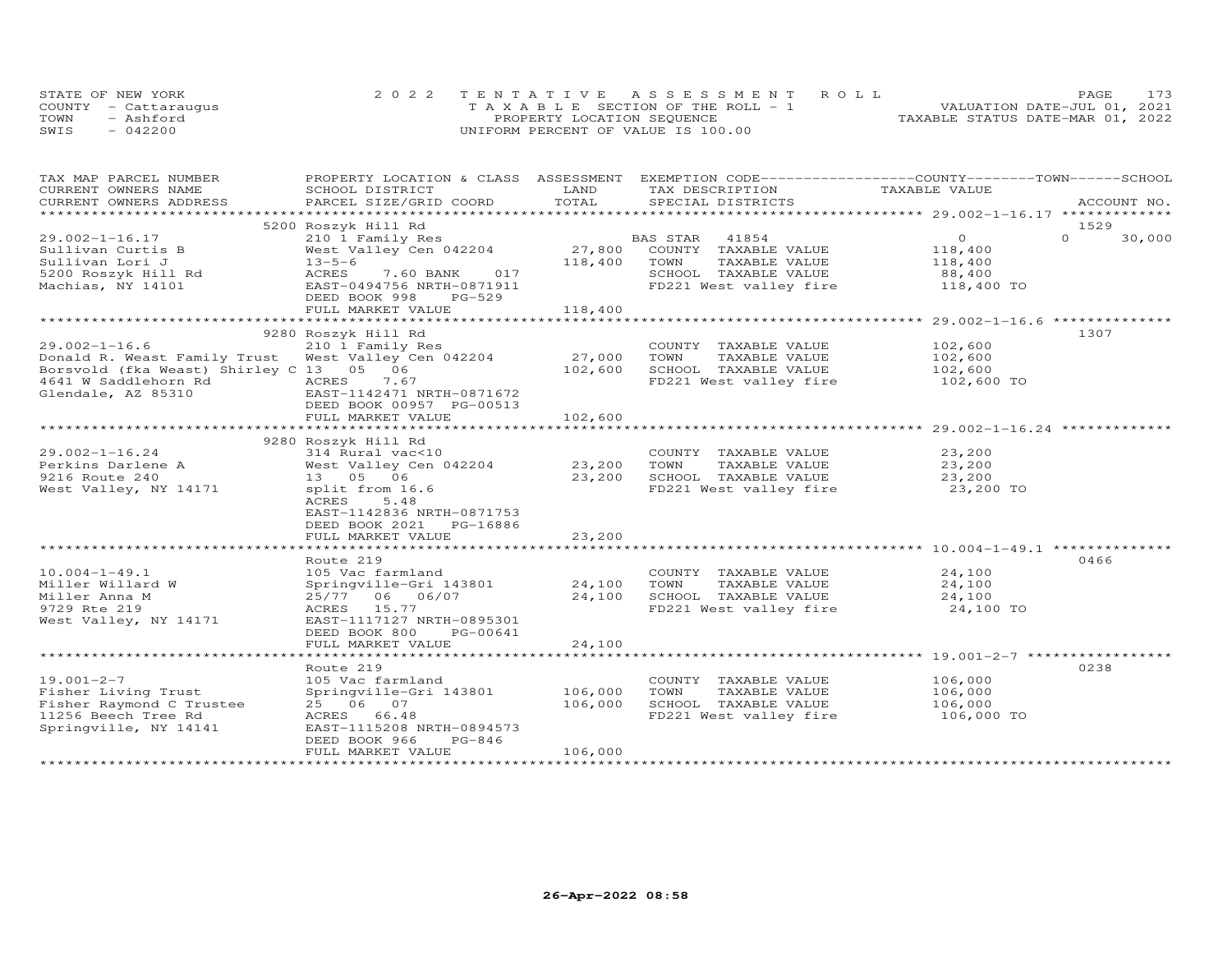STATE OF NEW YORK
COUNTY - Cattaraugus
TOWN - Ashford
SWIS - 042200

2022 TENTATIVE ASSESSMENT ROLL
TAXABLE SECTION OF THE ROLL - 1
PROPERTY LOCATION SEQUENCE
UNIFORM PERCENT OF VALUE IS 100.00

VALUATION DATE-JUL 01, 2021
TAXABLE STATUS DATE-MAR 01, 2022

| TAX MAP PARCEL NUMBER / CURRENT OWNERS NAME / CURRENT OWNERS ADDRESS | PROPERTY LOCATION & CLASS / SCHOOL DISTRICT / PARCEL SIZE/GRID COORD | ASSESSMENT LAND / TOTAL | EXEMPTION CODE / TAX DESCRIPTION / SPECIAL DISTRICTS | COUNTY / TOWN / SCHOOL TAXABLE VALUE | ACCOUNT NO. |
|---|---|---|---|---|---|
| **29.002-1-16.17** | 5200 Roszyk Hill Rd | | | | 1529 |
| 29.002-1-16.17 | 210 1 Family Res | | BAS STAR 41854 | 0 | 0 30,000 |
| Sullivan Curtis B | West Valley Cen 042204 | 27,800 | COUNTY TAXABLE VALUE | 118,400 | |
| Sullivan Lori J | 13-5-6 | 118,400 | TOWN TAXABLE VALUE | 118,400 | |
| 5200 Roszyk Hill Rd | ACRES 7.60 BANK 017 | | SCHOOL TAXABLE VALUE | 88,400 | |
| Machias, NY 14101 | EAST-0494756 NRTH-0871911 | | FD221 West valley fire | 118,400 TO | |
| | DEED BOOK 998 PG-529 | | | | |
| | FULL MARKET VALUE | 118,400 | | | |
| **29.002-1-16.6** | 9280 Roszyk Hill Rd | | | | 1307 |
| 29.002-1-16.6 | 210 1 Family Res | | COUNTY TAXABLE VALUE | 102,600 | |
| Donald R. Weast Family Trust | West Valley Cen 042204 | 27,000 | TOWN TAXABLE VALUE | 102,600 | |
| Borsvold (fka Weast) Shirley C | 13 05 06 | 102,600 | SCHOOL TAXABLE VALUE | 102,600 | |
| 4641 W Saddlehorn Rd | ACRES 7.67 | | FD221 West valley fire | 102,600 TO | |
| Glendale, AZ 85310 | EAST-1142471 NRTH-0871672 | | | | |
| | DEED BOOK 00957 PG-00513 | | | | |
| | FULL MARKET VALUE | 102,600 | | | |
| **29.002-1-16.24** | 9280 Roszyk Hill Rd | | | | |
| 29.002-1-16.24 | 314 Rural vac<10 | | COUNTY TAXABLE VALUE | 23,200 | |
| Perkins Darlene A | West Valley Cen 042204 | 23,200 | TOWN TAXABLE VALUE | 23,200 | |
| 9216 Route 240 | 13 05 06 | 23,200 | SCHOOL TAXABLE VALUE | 23,200 | |
| West Valley, NY 14171 | split from 16.6 | | FD221 West valley fire | 23,200 TO | |
| | ACRES 5.48 | | | | |
| | EAST-1142836 NRTH-0871753 | | | | |
| | DEED BOOK 2021 PG-16886 | | | | |
| | FULL MARKET VALUE | 23,200 | | | |
| **10.004-1-49.1** | Route 219 | | | | 0466 |
| 10.004-1-49.1 | 105 Vac farmland | | COUNTY TAXABLE VALUE | 24,100 | |
| Miller Willard W | Springville-Gri 143801 | 24,100 | TOWN TAXABLE VALUE | 24,100 | |
| Miller Anna M | 25/77 06 06/07 | 24,100 | SCHOOL TAXABLE VALUE | 24,100 | |
| 9729 Rte 219 | ACRES 15.77 | | FD221 West valley fire | 24,100 TO | |
| West Valley, NY 14171 | EAST-1117127 NRTH-0895301 | | | | |
| | DEED BOOK 800 PG-00641 | | | | |
| | FULL MARKET VALUE | 24,100 | | | |
| **19.001-2-7** | Route 219 | | | | 0238 |
| 19.001-2-7 | 105 Vac farmland | | COUNTY TAXABLE VALUE | 106,000 | |
| Fisher Living Trust | Springville-Gri 143801 | 106,000 | TOWN TAXABLE VALUE | 106,000 | |
| Fisher Raymond C Trustee | 25 06 07 | 106,000 | SCHOOL TAXABLE VALUE | 106,000 | |
| 11256 Beech Tree Rd | ACRES 66.48 | | FD221 West valley fire | 106,000 TO | |
| Springville, NY 14141 | EAST-1115208 NRTH-0894573 | | | | |
| | DEED BOOK 966 PG-846 | | | | |
| | FULL MARKET VALUE | 106,000 | | | |

26-Apr-2022 08:58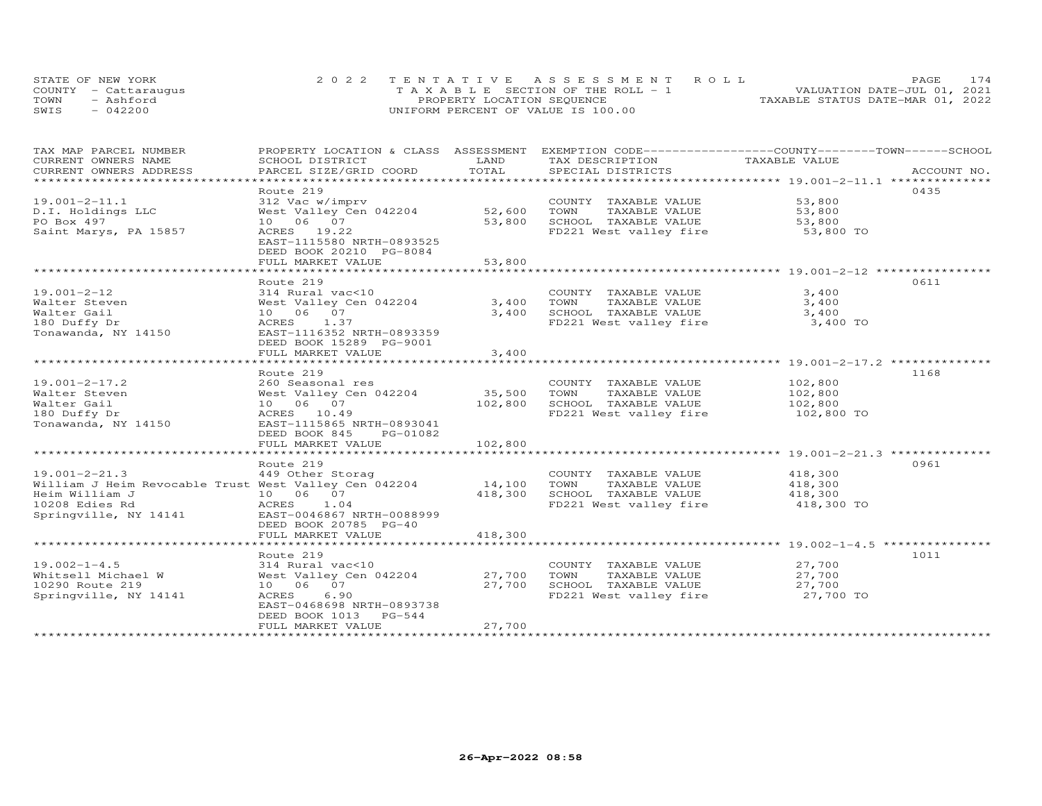STATE OF NEW YORK
COUNTY - Cattaraugus
TOWN - Ashford
SWIS - 042200

2022 TENTATIVE ASSESSMENT ROLL
TAXABLE SECTION OF THE ROLL - 1
PROPERTY LOCATION SEQUENCE
UNIFORM PERCENT OF VALUE IS 100.00

VALUATION DATE-JUL 01, 2021
TAXABLE STATUS DATE-MAR 01, 2022

| TAX MAP PARCEL NUMBER / CURRENT OWNERS NAME / CURRENT OWNERS ADDRESS | PROPERTY LOCATION & CLASS / SCHOOL DISTRICT / PARCEL SIZE/GRID COORD | ASSESSMENT LAND | TOTAL | EXEMPTION CODE / TAX DESCRIPTION / SPECIAL DISTRICTS | COUNTY--------TOWN------SCHOOL TAXABLE VALUE | ACCOUNT NO. |
|---|---|---|---|---|---|---|
| 19.001-2-11.1 | Route 219 | | | | | 0435 |
| | 312 Vac w/imprv | | | COUNTY TAXABLE VALUE | 53,800 | |
| D.I. Holdings LLC | West Valley Cen 042204 | 52,600 | | TOWN TAXABLE VALUE | 53,800 | |
| PO Box 497 | 10 06 07 | | 53,800 | SCHOOL TAXABLE VALUE | 53,800 | |
| Saint Marys, PA 15857 | ACRES 19.22 | | | FD221 West valley fire | 53,800 TO | |
| | EAST-1115580 NRTH-0893525 | | | | | |
| | DEED BOOK 20210 PG-8084 | | | | | |
| | FULL MARKET VALUE | | 53,800 | | | |
| 19.001-2-12 | Route 219 | | | | | 0611 |
| | 314 Rural vac<10 | | | COUNTY TAXABLE VALUE | 3,400 | |
| Walter Steven | West Valley Cen 042204 | 3,400 | | TOWN TAXABLE VALUE | 3,400 | |
| Walter Gail | 10 06 07 | | 3,400 | SCHOOL TAXABLE VALUE | 3,400 | |
| 180 Duffy Dr | ACRES 1.37 | | | FD221 West valley fire | 3,400 TO | |
| Tonawanda, NY 14150 | EAST-1116352 NRTH-0893359 | | | | | |
| | DEED BOOK 15289 PG-9001 | | | | | |
| | FULL MARKET VALUE | | 3,400 | | | |
| 19.001-2-17.2 | Route 219 | | | | | 1168 |
| | 260 Seasonal res | | | COUNTY TAXABLE VALUE | 102,800 | |
| Walter Steven | West Valley Cen 042204 | 35,500 | | TOWN TAXABLE VALUE | 102,800 | |
| Walter Gail | 10 06 07 | | 102,800 | SCHOOL TAXABLE VALUE | 102,800 | |
| 180 Duffy Dr | ACRES 10.49 | | | FD221 West valley fire | 102,800 TO | |
| Tonawanda, NY 14150 | EAST-1115865 NRTH-0893041 | | | | | |
| | DEED BOOK 845 PG-01082 | | | | | |
| | FULL MARKET VALUE | | 102,800 | | | |
| 19.001-2-21.3 | Route 219 | | | | | 0961 |
| | 449 Other Storag | | | COUNTY TAXABLE VALUE | 418,300 | |
| William J Heim Revocable Trust | West Valley Cen 042204 | 14,100 | | TOWN TAXABLE VALUE | 418,300 | |
| Heim William J | 10 06 07 | | 418,300 | SCHOOL TAXABLE VALUE | 418,300 | |
| 10208 Edies Rd | ACRES 1.04 | | | FD221 West valley fire | 418,300 TO | |
| Springville, NY 14141 | EAST-0046867 NRTH-0088999 | | | | | |
| | DEED BOOK 20785 PG-40 | | | | | |
| | FULL MARKET VALUE | | 418,300 | | | |
| 19.002-1-4.5 | Route 219 | | | | | 1011 |
| | 314 Rural vac<10 | | | COUNTY TAXABLE VALUE | 27,700 | |
| Whitsell Michael W | West Valley Cen 042204 | 27,700 | | TOWN TAXABLE VALUE | 27,700 | |
| 10290 Route 219 | 10 06 07 | | 27,700 | SCHOOL TAXABLE VALUE | 27,700 | |
| Springville, NY 14141 | ACRES 6.90 | | | FD221 West valley fire | 27,700 TO | |
| | EAST-0468698 NRTH-0893738 | | | | | |
| | DEED BOOK 1013 PG-544 | | | | | |
| | FULL MARKET VALUE | | 27,700 | | | |

26-Apr-2022 08:58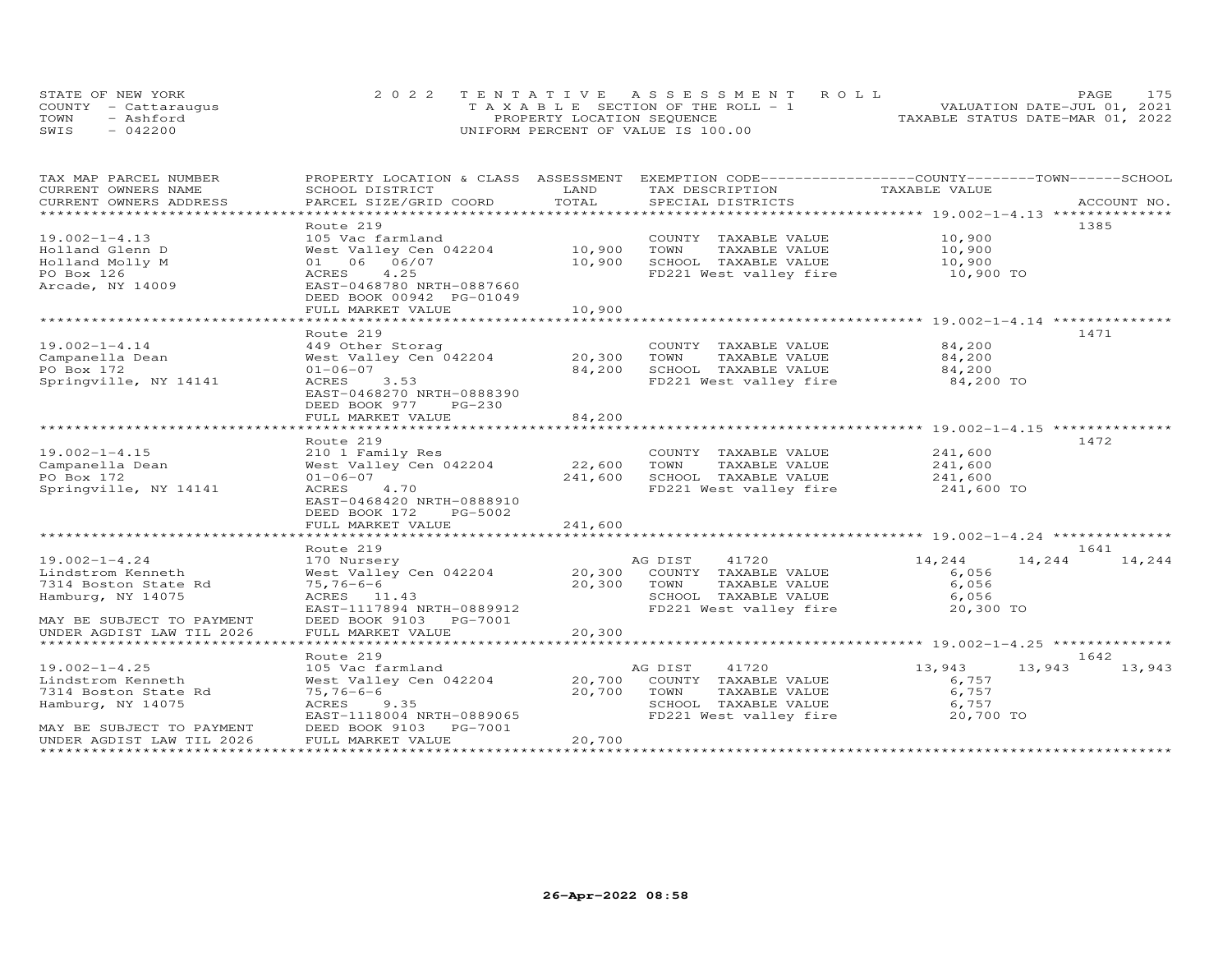STATE OF NEW YORK
COUNTY - Cattaraugus
TOWN - Ashford
SWIS - 042200

2022 TENTATIVE ASSESSMENT ROLL
TAXABLE SECTION OF THE ROLL - 1
PROPERTY LOCATION SEQUENCE
UNIFORM PERCENT OF VALUE IS 100.00

VALUATION DATE-JUL 01, 2021
TAXABLE STATUS DATE-MAR 01, 2022

| TAX MAP PARCEL NUMBER / CURRENT OWNERS NAME / CURRENT OWNERS ADDRESS | PROPERTY LOCATION & CLASS / SCHOOL DISTRICT / PARCEL SIZE/GRID COORD | ASSESSMENT LAND / TOTAL | EXEMPTION CODE / TAX DESCRIPTION / SPECIAL DISTRICTS | COUNTY TAXABLE VALUE | TOWN | SCHOOL | ACCOUNT NO. |
|---|---|---|---|---|---|---|---|
| 19.002-1-4.13 | Route 219 | | | | | | 1385 |
| 19.002-1-4.13 | 105 Vac farmland | | COUNTY TAXABLE VALUE | 10,900 | | | |
| Holland Glenn D | West Valley Cen 042204 | 10,900 | TOWN TAXABLE VALUE | 10,900 | | | |
| Holland Molly M | 01 06 06/07 | 10,900 | SCHOOL TAXABLE VALUE | 10,900 | | | |
| PO Box 126 | ACRES 4.25 | | FD221 West valley fire | 10,900 TO | | | |
| Arcade, NY 14009 | EAST-0468780 NRTH-0887660 | | | | | | |
| | DEED BOOK 00942 PG-01049 | | | | | | |
| | FULL MARKET VALUE | 10,900 | | | | | |
| 19.002-1-4.14 | Route 219 | | | | | | 1471 |
| 19.002-1-4.14 | 449 Other Storag | | COUNTY TAXABLE VALUE | 84,200 | | | |
| Campanella Dean | West Valley Cen 042204 | 20,300 | TOWN TAXABLE VALUE | 84,200 | | | |
| PO Box 172 | 01-06-07 | 84,200 | SCHOOL TAXABLE VALUE | 84,200 | | | |
| Springville, NY 14141 | ACRES 3.53 | | FD221 West valley fire | 84,200 TO | | | |
| | EAST-0468270 NRTH-0888390 | | | | | | |
| | DEED BOOK 977 PG-230 | | | | | | |
| | FULL MARKET VALUE | 84,200 | | | | | |
| 19.002-1-4.15 | Route 219 | | | | | | 1472 |
| 19.002-1-4.15 | 210 1 Family Res | | COUNTY TAXABLE VALUE | 241,600 | | | |
| Campanella Dean | West Valley Cen 042204 | 22,600 | TOWN TAXABLE VALUE | 241,600 | | | |
| PO Box 172 | 01-06-07 | 241,600 | SCHOOL TAXABLE VALUE | 241,600 | | | |
| Springville, NY 14141 | ACRES 4.70 | | FD221 West valley fire | 241,600 TO | | | |
| | EAST-0468420 NRTH-0888910 | | | | | | |
| | DEED BOOK 172 PG-5002 | | | | | | |
| | FULL MARKET VALUE | 241,600 | | | | | |
| 19.002-1-4.24 | Route 219 | | | | | | 1641 |
| 19.002-1-4.24 | 170 Nursery | | AG DIST 41720 | 14,244 | 14,244 | 14,244 | |
| Lindstrom Kenneth | West Valley Cen 042204 | 20,300 | COUNTY TAXABLE VALUE | 6,056 | | | |
| 7314 Boston State Rd | 75,76-6-6 | 20,300 | TOWN TAXABLE VALUE | 6,056 | | | |
| Hamburg, NY 14075 | ACRES 11.43 | | SCHOOL TAXABLE VALUE | 6,056 | | | |
| | EAST-1117894 NRTH-0889912 | | FD221 West valley fire | 20,300 TO | | | |
| MAY BE SUBJECT TO PAYMENT | DEED BOOK 9103 PG-7001 | | | | | | |
| UNDER AGDIST LAW TIL 2026 | FULL MARKET VALUE | 20,300 | | | | | |
| 19.002-1-4.25 | Route 219 | | | | | | 1642 |
| 19.002-1-4.25 | 105 Vac farmland | | AG DIST 41720 | 13,943 | 13,943 | 13,943 | |
| Lindstrom Kenneth | West Valley Cen 042204 | 20,700 | COUNTY TAXABLE VALUE | 6,757 | | | |
| 7314 Boston State Rd | 75,76-6-6 | 20,700 | TOWN TAXABLE VALUE | 6,757 | | | |
| Hamburg, NY 14075 | ACRES 9.35 | | SCHOOL TAXABLE VALUE | 6,757 | | | |
| | EAST-1118004 NRTH-0889065 | | FD221 West valley fire | 20,700 TO | | | |
| MAY BE SUBJECT TO PAYMENT | DEED BOOK 9103 PG-7001 | | | | | | |
| UNDER AGDIST LAW TIL 2026 | FULL MARKET VALUE | 20,700 | | | | | |

26-Apr-2022 08:58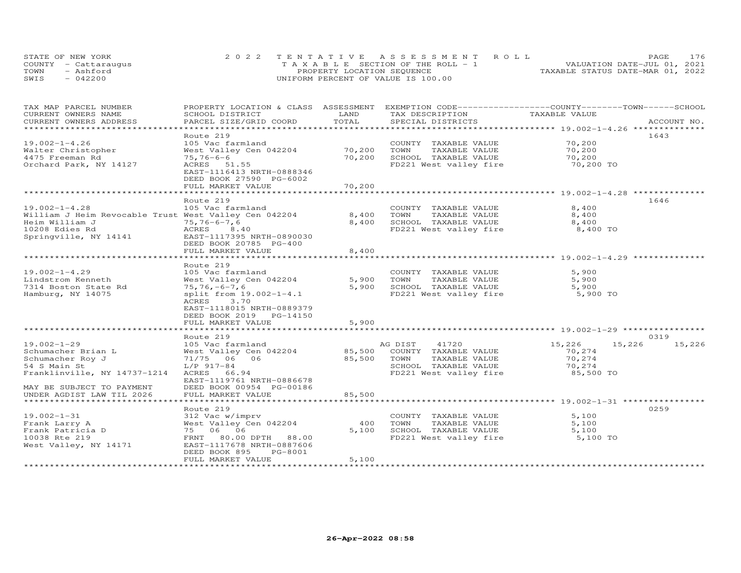STATE OF NEW YORK — COUNTY - Cattaraugus — TOWN - Ashford — SWIS - 042200

**2022 TENTATIVE ASSESSMENT ROLL**
TAXABLE SECTION OF THE ROLL - 1
PROPERTY LOCATION SEQUENCE
UNIFORM PERCENT OF VALUE IS 100.00

VALUATION DATE-JUL 01, 2021
TAXABLE STATUS DATE-MAR 01, 2022

| TAX MAP PARCEL NUMBER / CURRENT OWNERS NAME / CURRENT OWNERS ADDRESS | PROPERTY LOCATION & CLASS / SCHOOL DISTRICT / PARCEL SIZE/GRID COORD | ASSESSMENT LAND | TOTAL | EXEMPTION CODE / TAX DESCRIPTION / SPECIAL DISTRICTS | COUNTY | TOWN | SCHOOL | ACCOUNT NO. |
|---|---|---|---|---|---|---|---|---|
| 19.002-1-4.26 | Route 219 | | | | | | | 1643 |
| 19.002-1-4.26 | 105 Vac farmland | | | COUNTY TAXABLE VALUE | 70,200 | | | |
| Walter Christopher | West Valley Cen 042204 | 70,200 | | TOWN TAXABLE VALUE | | 70,200 | | |
| 4475 Freeman Rd | 75,76-6-6 | | 70,200 | SCHOOL TAXABLE VALUE | | | 70,200 | |
| Orchard Park, NY 14127 | ACRES 51.55 | | | FD221 West valley fire | 70,200 TO | | | |
| | EAST-1116413 NRTH-0888346 | | | | | | | |
| | DEED BOOK 27590 PG-6002 | | | | | | | |
| | FULL MARKET VALUE | | 70,200 | | | | | |
| 19.002-1-4.28 | Route 219 | | | | | | | 1646 |
| 19.002-1-4.28 | 105 Vac farmland | | | COUNTY TAXABLE VALUE | 8,400 | | | |
| William J Heim Revocable Trust | West Valley Cen 042204 | 8,400 | | TOWN TAXABLE VALUE | | 8,400 | | |
| Heim William J | 75,76-6-7,6 | | 8,400 | SCHOOL TAXABLE VALUE | | | 8,400 | |
| 10208 Edies Rd | ACRES 8.40 | | | FD221 West valley fire | 8,400 TO | | | |
| Springville, NY 14141 | EAST-1117395 NRTH-0890030 | | | | | | | |
| | DEED BOOK 20785 PG-400 | | | | | | | |
| | FULL MARKET VALUE | | 8,400 | | | | | |
| 19.002-1-4.29 | Route 219 | | | | | | | |
| 19.002-1-4.29 | 105 Vac farmland | | | COUNTY TAXABLE VALUE | 5,900 | | | |
| Lindstrom Kenneth | West Valley Cen 042204 | 5,900 | | TOWN TAXABLE VALUE | | 5,900 | | |
| 7314 Boston State Rd | 75,76,-6-7,6 | | 5,900 | SCHOOL TAXABLE VALUE | | | 5,900 | |
| Hamburg, NY 14075 | split from 19.002-1-4.1 | | | FD221 West valley fire | 5,900 TO | | | |
| | ACRES 3.70 | | | | | | | |
| | EAST-1118015 NRTH-0889379 | | | | | | | |
| | DEED BOOK 2019 PG-14150 | | | | | | | |
| | FULL MARKET VALUE | | 5,900 | | | | | |
| 19.002-1-29 | Route 219 | | | | | | | 0319 |
| 19.002-1-29 | 105 Vac farmland | | | AG DIST 41720 | 15,226 | 15,226 | 15,226 | |
| Schumacher Brian L | West Valley Cen 042204 | 85,500 | | COUNTY TAXABLE VALUE | 70,274 | | | |
| Schumacher Roy J | 71/75 06 06 | | 85,500 | TOWN TAXABLE VALUE | | 70,274 | | |
| 54 S Main St | L/P 917-84 | | | SCHOOL TAXABLE VALUE | | | 70,274 | |
| Franklinville, NY 14737-1214 | ACRES 66.94 | | | FD221 West valley fire | 85,500 TO | | | |
| | EAST-1119761 NRTH-0886678 | | | | | | | |
| MAY BE SUBJECT TO PAYMENT | DEED BOOK 00954 PG-00186 | | | | | | | |
| UNDER AGDIST LAW TIL 2026 | FULL MARKET VALUE | | 85,500 | | | | | |
| 19.002-1-31 | Route 219 | | | | | | | 0259 |
| 19.002-1-31 | 312 Vac w/imprv | | | COUNTY TAXABLE VALUE | 5,100 | | | |
| Frank Larry A | West Valley Cen 042204 | 400 | | TOWN TAXABLE VALUE | | 5,100 | | |
| Frank Patricia D | 75 06 06 | | 5,100 | SCHOOL TAXABLE VALUE | | | 5,100 | |
| 10038 Rte 219 | FRNT 80.00 DPTH 88.00 | | | FD221 West valley fire | 5,100 TO | | | |
| West Valley, NY 14171 | EAST-1117678 NRTH-0887606 | | | | | | | |
| | DEED BOOK 895 PG-8001 | | | | | | | |
| | FULL MARKET VALUE | | 5,100 | | | | | |

26-Apr-2022 08:58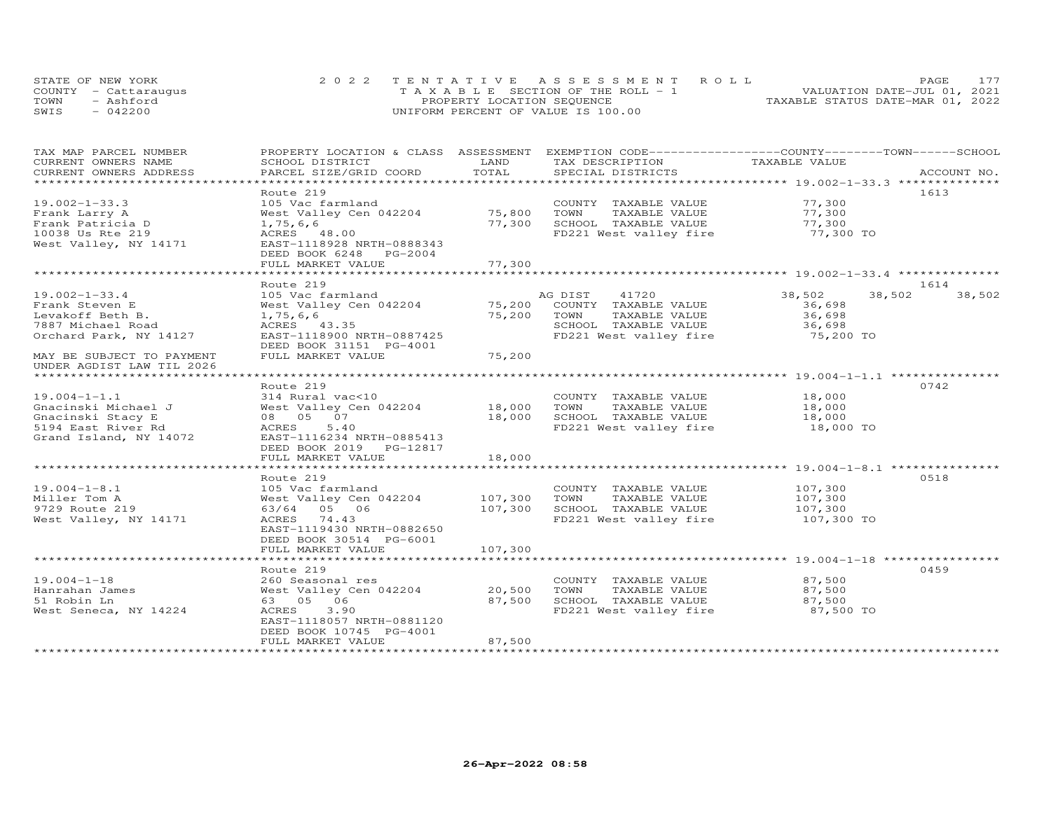STATE OF NEW YORK
COUNTY - Cattaraugus
TOWN - Ashford
SWIS - 042200

2022 TENTATIVE ASSESSMENT ROLL
TAXABLE SECTION OF THE ROLL - 1
PROPERTY LOCATION SEQUENCE
UNIFORM PERCENT OF VALUE IS 100.00

VALUATION DATE-JUL 01, 2021
TAXABLE STATUS DATE-MAR 01, 2022

| TAX MAP PARCEL NUMBER / CURRENT OWNERS NAME / CURRENT OWNERS ADDRESS | PROPERTY LOCATION & CLASS / SCHOOL DISTRICT / PARCEL SIZE/GRID COORD | ASSESSMENT LAND / TOTAL | EXEMPTION CODE / TAX DESCRIPTION / SPECIAL DISTRICTS | COUNTY | TOWN | SCHOOL / ACCOUNT NO. |
|---|---|---|---|---|---|---|
| **19.002-1-33.3** | Route 219 | | | | | 1613 |
| 19.002-1-33.3 | 105 Vac farmland | | COUNTY TAXABLE VALUE | 77,300 | | |
| Frank Larry A | West Valley Cen 042204 | 75,800 | TOWN TAXABLE VALUE | | 77,300 | |
| Frank Patricia D | 1,75,6,6 | 77,300 | SCHOOL TAXABLE VALUE | | | 77,300 |
| 10038 Us Rte 219 | ACRES 48.00 | | FD221 West valley fire | 77,300 TO | | |
| West Valley, NY 14171 | EAST-1118928 NRTH-0888343 | | | | | |
| | DEED BOOK 6248 PG-2004 | | | | | |
| | FULL MARKET VALUE | 77,300 | | | | |
| **19.002-1-33.4** | Route 219 | | | | | 1614 |
| 19.002-1-33.4 | 105 Vac farmland | | AG DIST 41720 | 38,502 | 38,502 | 38,502 |
| Frank Steven E | West Valley Cen 042204 | 75,200 | COUNTY TAXABLE VALUE | 36,698 | | |
| Levakoff Beth B. | 1,75,6,6 | 75,200 | TOWN TAXABLE VALUE | | 36,698 | |
| 7887 Michael Road | ACRES 43.35 | | SCHOOL TAXABLE VALUE | | | 36,698 |
| Orchard Park, NY 14127 | EAST-1118900 NRTH-0887425 | | FD221 West valley fire | 75,200 TO | | |
| | DEED BOOK 31151 PG-4001 | | | | | |
| MAY BE SUBJECT TO PAYMENT UNDER AGDIST LAW TIL 2026 | FULL MARKET VALUE | 75,200 | | | | |
| **19.004-1-1.1** | Route 219 | | | | | 0742 |
| 19.004-1-1.1 | 314 Rural vac<10 | | COUNTY TAXABLE VALUE | 18,000 | | |
| Gnacinski Michael J | West Valley Cen 042204 | 18,000 | TOWN TAXABLE VALUE | | 18,000 | |
| Gnacinski Stacy E | 08 05 07 | 18,000 | SCHOOL TAXABLE VALUE | | | 18,000 |
| 5194 East River Rd | ACRES 5.40 | | FD221 West valley fire | 18,000 TO | | |
| Grand Island, NY 14072 | EAST-1116234 NRTH-0885413 | | | | | |
| | DEED BOOK 2019 PG-12817 | | | | | |
| | FULL MARKET VALUE | 18,000 | | | | |
| **19.004-1-8.1** | Route 219 | | | | | 0518 |
| 19.004-1-8.1 | 105 Vac farmland | | COUNTY TAXABLE VALUE | 107,300 | | |
| Miller Tom A | West Valley Cen 042204 | 107,300 | TOWN TAXABLE VALUE | | 107,300 | |
| 9729 Route 219 | 63/64 05 06 | 107,300 | SCHOOL TAXABLE VALUE | | | 107,300 |
| West Valley, NY 14171 | ACRES 74.43 | | FD221 West valley fire | 107,300 TO | | |
| | EAST-1119430 NRTH-0882650 | | | | | |
| | DEED BOOK 30514 PG-6001 | | | | | |
| | FULL MARKET VALUE | 107,300 | | | | |
| **19.004-1-18** | Route 219 | | | | | 0459 |
| 19.004-1-18 | 260 Seasonal res | | COUNTY TAXABLE VALUE | 87,500 | | |
| Hanrahan James | West Valley Cen 042204 | 20,500 | TOWN TAXABLE VALUE | | 87,500 | |
| 51 Robin Ln | 63 05 06 | 87,500 | SCHOOL TAXABLE VALUE | | | 87,500 |
| West Seneca, NY 14224 | ACRES 3.90 | | FD221 West valley fire | 87,500 TO | | |
| | EAST-1118057 NRTH-0881120 | | | | | |
| | DEED BOOK 10745 PG-4001 | | | | | |
| | FULL MARKET VALUE | 87,500 | | | | |

26-Apr-2022 08:58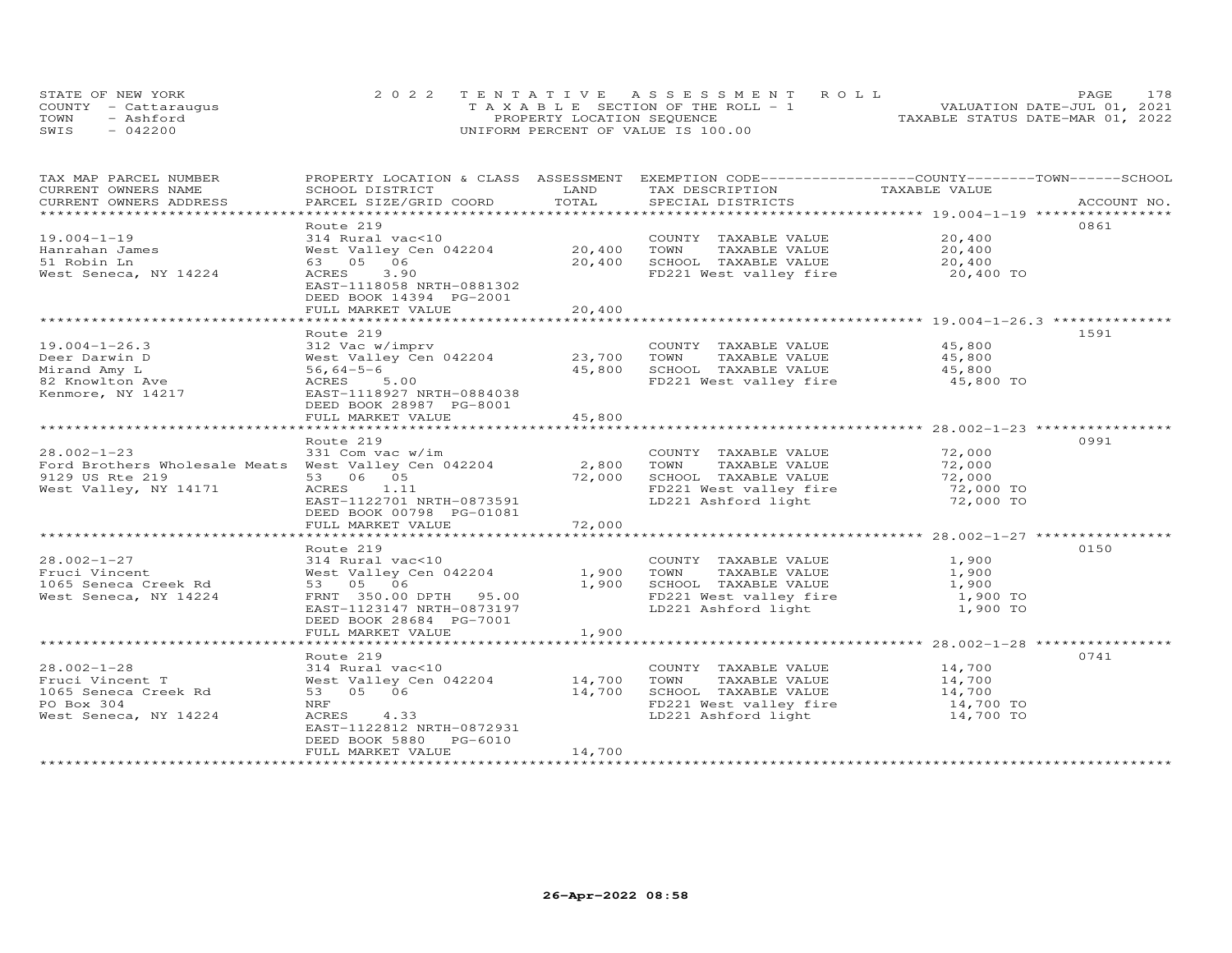STATE OF NEW YORK
COUNTY - Cattaraugus
TOWN - Ashford
SWIS - 042200

2022 TENTATIVE ASSESSMENT ROLL
TAXABLE SECTION OF THE ROLL - 1
PROPERTY LOCATION SEQUENCE
UNIFORM PERCENT OF VALUE IS 100.00

VALUATION DATE-JUL 01, 2021
TAXABLE STATUS DATE-MAR 01, 2022

| TAX MAP PARCEL NUMBER / CURRENT OWNERS NAME / CURRENT OWNERS ADDRESS | PROPERTY LOCATION & CLASS / SCHOOL DISTRICT / PARCEL SIZE/GRID COORD | ASSESSMENT LAND | TOTAL | EXEMPTION CODE / TAX DESCRIPTION / SPECIAL DISTRICTS | TAXABLE VALUE | ACCOUNT NO. |
|---|---|---|---|---|---|---|
| 19.004-1-19 | Route 219 | | | | | 0861 |
| Hanrahan James | 314 Rural vac<10 | | | COUNTY TAXABLE VALUE | 20,400 | |
| 51 Robin Ln | West Valley Cen 042204 | 20,400 | | TOWN TAXABLE VALUE | 20,400 | |
| West Seneca, NY 14224 | 63 05 06 | | 20,400 | SCHOOL TAXABLE VALUE | 20,400 | |
| | ACRES 3.90 | | | FD221 West valley fire | 20,400 TO | |
| | EAST-1118058 NRTH-0881302 | | | | | |
| | DEED BOOK 14394 PG-2001 | | | | | |
| | FULL MARKET VALUE | | 20,400 | | | |
| 19.004-1-26.3 | Route 219 | | | | | 1591 |
| Deer Darwin D | 312 Vac w/imprv | | | COUNTY TAXABLE VALUE | 45,800 | |
| Mirand Amy L | West Valley Cen 042204 | 23,700 | | TOWN TAXABLE VALUE | 45,800 | |
| 82 Knowlton Ave | 56,64-5-6 | | 45,800 | SCHOOL TAXABLE VALUE | 45,800 | |
| Kenmore, NY 14217 | ACRES 5.00 | | | FD221 West valley fire | 45,800 TO | |
| | EAST-1118927 NRTH-0884038 | | | | | |
| | DEED BOOK 28987 PG-8001 | | | | | |
| | FULL MARKET VALUE | | 45,800 | | | |
| 28.002-1-23 | Route 219 | | | | | 0991 |
| Ford Brothers Wholesale Meats | 331 Com vac w/im | | | COUNTY TAXABLE VALUE | 72,000 | |
| 9129 US Rte 219 | West Valley Cen 042204 | 2,800 | | TOWN TAXABLE VALUE | 72,000 | |
| West Valley, NY 14171 | 53 06 05 | | 72,000 | SCHOOL TAXABLE VALUE | 72,000 | |
| | ACRES 1.11 | | | FD221 West valley fire | 72,000 TO | |
| | EAST-1122701 NRTH-0873591 | | | LD221 Ashford light | 72,000 TO | |
| | DEED BOOK 00798 PG-01081 | | | | | |
| | FULL MARKET VALUE | | 72,000 | | | |
| 28.002-1-27 | Route 219 | | | | | 0150 |
| Fruci Vincent | 314 Rural vac<10 | | | COUNTY TAXABLE VALUE | 1,900 | |
| 1065 Seneca Creek Rd | West Valley Cen 042204 | 1,900 | | TOWN TAXABLE VALUE | 1,900 | |
| West Seneca, NY 14224 | 53 05 06 | | 1,900 | SCHOOL TAXABLE VALUE | 1,900 | |
| | FRNT 350.00 DPTH 95.00 | | | FD221 West valley fire | 1,900 TO | |
| | EAST-1123147 NRTH-0873197 | | | LD221 Ashford light | 1,900 TO | |
| | DEED BOOK 28684 PG-7001 | | | | | |
| | FULL MARKET VALUE | | 1,900 | | | |
| 28.002-1-28 | Route 219 | | | | | 0741 |
| Fruci Vincent T | 314 Rural vac<10 | | | COUNTY TAXABLE VALUE | 14,700 | |
| 1065 Seneca Creek Rd | West Valley Cen 042204 | 14,700 | | TOWN TAXABLE VALUE | 14,700 | |
| PO Box 304 | 53 05 06 | | 14,700 | SCHOOL TAXABLE VALUE | 14,700 | |
| West Seneca, NY 14224 | NRF | | | FD221 West valley fire | 14,700 TO | |
| | ACRES 4.33 | | | LD221 Ashford light | 14,700 TO | |
| | EAST-1122812 NRTH-0872931 | | | | | |
| | DEED BOOK 5880 PG-6010 | | | | | |
| | FULL MARKET VALUE | | 14,700 | | | |

26-Apr-2022 08:58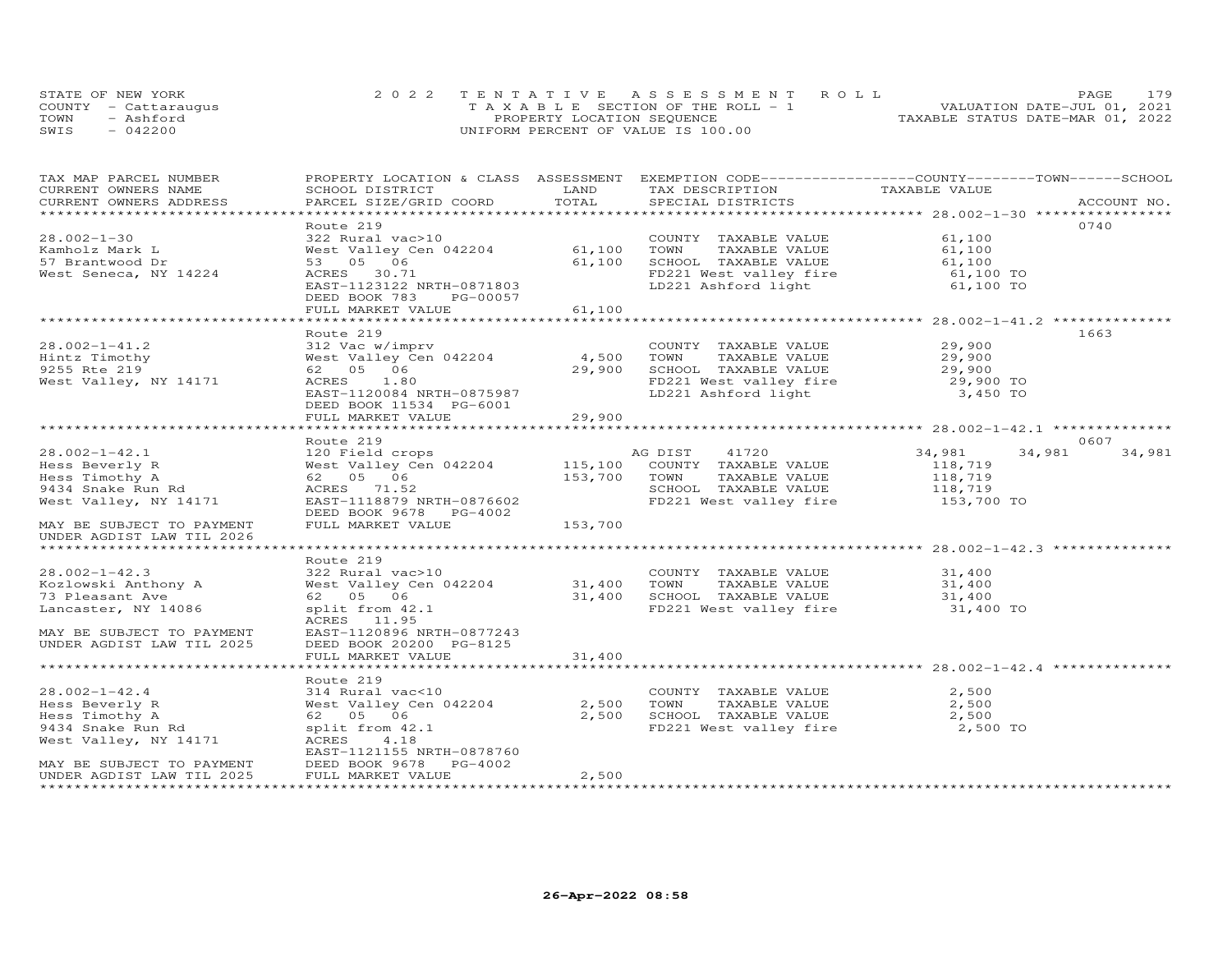STATE OF NEW YORK
COUNTY - Cattaraugus
TOWN - Ashford
SWIS - 042200

2022 TENTATIVE ASSESSMENT ROLL
TAXABLE SECTION OF THE ROLL - 1
PROPERTY LOCATION SEQUENCE
UNIFORM PERCENT OF VALUE IS 100.00

VALUATION DATE-JUL 01, 2021
TAXABLE STATUS DATE-MAR 01, 2022

| TAX MAP PARCEL NUMBER / CURRENT OWNERS NAME / CURRENT OWNERS ADDRESS | PROPERTY LOCATION & CLASS / SCHOOL DISTRICT / PARCEL SIZE/GRID COORD | ASSESSMENT LAND | TOTAL | EXEMPTION CODE / TAX DESCRIPTION / SPECIAL DISTRICTS | COUNTY TAXABLE VALUE | TOWN | SCHOOL | ACCOUNT NO. |
|---|---|---|---|---|---|---|---|---|
| **28.002-1-30** | Route 219 | | | | | | | 0740 |
| 28.002-1-30 | 322 Rural vac>10 | | | COUNTY TAXABLE VALUE | 61,100 | | | |
| Kamholz Mark L | West Valley Cen 042204 | 61,100 | | TOWN TAXABLE VALUE | 61,100 | | | |
| 57 Brantwood Dr | 53 05 06 | | 61,100 | SCHOOL TAXABLE VALUE | 61,100 | | | |
| West Seneca, NY 14224 | ACRES 30.71 | | | FD221 West valley fire | 61,100 TO | | | |
| | EAST-1123122 NRTH-0871803 | | | LD221 Ashford light | 61,100 TO | | | |
| | DEED BOOK 783 PG-00057 | | | | | | | |
| | FULL MARKET VALUE | | 61,100 | | | | | |
| **28.002-1-41.2** | Route 219 | | | | | | | 1663 |
| 28.002-1-41.2 | 312 Vac w/imprv | | | COUNTY TAXABLE VALUE | 29,900 | | | |
| Hintz Timothy | West Valley Cen 042204 | 4,500 | | TOWN TAXABLE VALUE | 29,900 | | | |
| 9255 Rte 219 | 62 05 06 | | 29,900 | SCHOOL TAXABLE VALUE | 29,900 | | | |
| West Valley, NY 14171 | ACRES 1.80 | | | FD221 West valley fire | 29,900 TO | | | |
| | EAST-1120084 NRTH-0875987 | | | LD221 Ashford light | 3,450 TO | | | |
| | DEED BOOK 11534 PG-6001 | | | | | | | |
| | FULL MARKET VALUE | | 29,900 | | | | | |
| **28.002-1-42.1** | Route 219 | | | | | | | 0607 |
| 28.002-1-42.1 | 120 Field crops | | | AG DIST 41720 | 34,981 | 34,981 | 34,981 | |
| Hess Beverly R | West Valley Cen 042204 | 115,100 | | COUNTY TAXABLE VALUE | 118,719 | | | |
| Hess Timothy A | 62 05 06 | | 153,700 | TOWN TAXABLE VALUE | 118,719 | | | |
| 9434 Snake Run Rd | ACRES 71.52 | | | SCHOOL TAXABLE VALUE | 118,719 | | | |
| West Valley, NY 14171 | EAST-1118879 NRTH-0876602 | | | FD221 West valley fire | 153,700 TO | | | |
| | DEED BOOK 9678 PG-4002 | | | | | | | |
| MAY BE SUBJECT TO PAYMENT | FULL MARKET VALUE | | 153,700 | | | | | |
| UNDER AGDIST LAW TIL 2026 | | | | | | | | |
| **28.002-1-42.3** | Route 219 | | | | | | | |
| 28.002-1-42.3 | 322 Rural vac>10 | | | COUNTY TAXABLE VALUE | 31,400 | | | |
| Kozlowski Anthony A | West Valley Cen 042204 | 31,400 | | TOWN TAXABLE VALUE | 31,400 | | | |
| 73 Pleasant Ave | 62 05 06 | | 31,400 | SCHOOL TAXABLE VALUE | 31,400 | | | |
| Lancaster, NY 14086 | split from 42.1 | | | FD221 West valley fire | 31,400 TO | | | |
| | ACRES 11.95 | | | | | | | |
| MAY BE SUBJECT TO PAYMENT | EAST-1120896 NRTH-0877243 | | | | | | | |
| UNDER AGDIST LAW TIL 2025 | DEED BOOK 20200 PG-8125 | | | | | | | |
| | FULL MARKET VALUE | | 31,400 | | | | | |
| **28.002-1-42.4** | Route 219 | | | | | | | |
| 28.002-1-42.4 | 314 Rural vac<10 | | | COUNTY TAXABLE VALUE | 2,500 | | | |
| Hess Beverly R | West Valley Cen 042204 | 2,500 | | TOWN TAXABLE VALUE | 2,500 | | | |
| Hess Timothy A | 62 05 06 | | 2,500 | SCHOOL TAXABLE VALUE | 2,500 | | | |
| 9434 Snake Run Rd | split from 42.1 | | | FD221 West valley fire | 2,500 TO | | | |
| West Valley, NY 14171 | ACRES 4.18 | | | | | | | |
| | EAST-1121155 NRTH-0878760 | | | | | | | |
| MAY BE SUBJECT TO PAYMENT | DEED BOOK 9678 PG-4002 | | | | | | | |
| UNDER AGDIST LAW TIL 2025 | FULL MARKET VALUE | | 2,500 | | | | | |

26-Apr-2022 08:58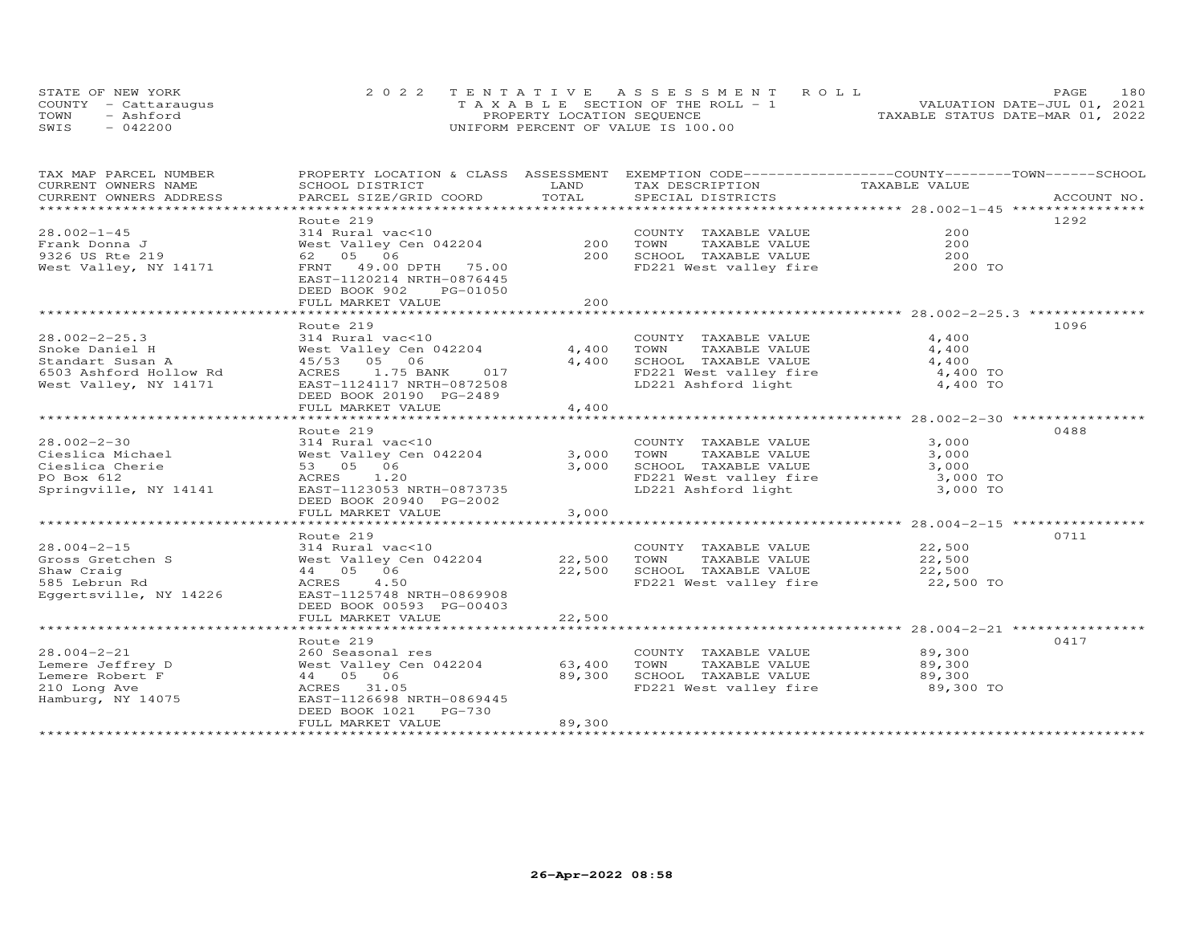STATE OF NEW YORK
COUNTY - Cattaraugus
TOWN - Ashford
SWIS - 042200

2022 TENTATIVE ASSESSMENT ROLL
TAXABLE SECTION OF THE ROLL - 1
PROPERTY LOCATION SEQUENCE
UNIFORM PERCENT OF VALUE IS 100.00

VALUATION DATE-JUL 01, 2021
TAXABLE STATUS DATE-MAR 01, 2022

| TAX MAP PARCEL NUMBER / CURRENT OWNERS NAME / CURRENT OWNERS ADDRESS | PROPERTY LOCATION & CLASS / SCHOOL DISTRICT / PARCEL SIZE/GRID COORD | ASSESSMENT LAND | TOTAL | EXEMPTION CODE / TAX DESCRIPTION / SPECIAL DISTRICTS | COUNTY/TOWN/SCHOOL TAXABLE VALUE | ACCOUNT NO. |
|---|---|---|---|---|---|---|
| 28.002-1-45 | Route 219 | | | | | 1292 |
| | 314 Rural vac<10 | | | COUNTY TAXABLE VALUE | 200 | |
| Frank Donna J | West Valley Cen 042204 | 200 | | TOWN TAXABLE VALUE | 200 | |
| 9326 US Rte 219 | 62 05 06 | | 200 | SCHOOL TAXABLE VALUE | 200 | |
| West Valley, NY 14171 | FRNT 49.00 DPTH 75.00 | | | FD221 West valley fire | 200 TO | |
| | EAST-1120214 NRTH-0876445 | | | | | |
| | DEED BOOK 902 PG-01050 | | | | | |
| | FULL MARKET VALUE | | 200 | | | |
| 28.002-2-25.3 | Route 219 | | | | | 1096 |
| | 314 Rural vac<10 | | | COUNTY TAXABLE VALUE | 4,400 | |
| Snoke Daniel H | West Valley Cen 042204 | 4,400 | | TOWN TAXABLE VALUE | 4,400 | |
| Standart Susan A | 45/53 05 06 | | 4,400 | SCHOOL TAXABLE VALUE | 4,400 | |
| 6503 Ashford Hollow Rd | ACRES 1.75 BANK 017 | | | FD221 West valley fire | 4,400 TO | |
| West Valley, NY 14171 | EAST-1124117 NRTH-0872508 | | | LD221 Ashford light | 4,400 TO | |
| | DEED BOOK 20190 PG-2489 | | | | | |
| | FULL MARKET VALUE | | 4,400 | | | |
| 28.002-2-30 | Route 219 | | | | | 0488 |
| | 314 Rural vac<10 | | | COUNTY TAXABLE VALUE | 3,000 | |
| Cieslica Michael | West Valley Cen 042204 | 3,000 | | TOWN TAXABLE VALUE | 3,000 | |
| Cieslica Cherie | 53 05 06 | | 3,000 | SCHOOL TAXABLE VALUE | 3,000 | |
| PO Box 612 | ACRES 1.20 | | | FD221 West valley fire | 3,000 TO | |
| Springville, NY 14141 | EAST-1123053 NRTH-0873735 | | | LD221 Ashford light | 3,000 TO | |
| | DEED BOOK 20940 PG-2002 | | | | | |
| | FULL MARKET VALUE | | 3,000 | | | |
| 28.004-2-15 | Route 219 | | | | | 0711 |
| | 314 Rural vac<10 | | | COUNTY TAXABLE VALUE | 22,500 | |
| Gross Gretchen S | West Valley Cen 042204 | 22,500 | | TOWN TAXABLE VALUE | 22,500 | |
| Shaw Craig | 44 05 06 | | 22,500 | SCHOOL TAXABLE VALUE | 22,500 | |
| 585 Lebrun Rd | ACRES 4.50 | | | FD221 West valley fire | 22,500 TO | |
| Eggertsville, NY 14226 | EAST-1125748 NRTH-0869908 | | | | | |
| | DEED BOOK 00593 PG-00403 | | | | | |
| | FULL MARKET VALUE | | 22,500 | | | |
| 28.004-2-21 | Route 219 | | | | | 0417 |
| | 260 Seasonal res | | | COUNTY TAXABLE VALUE | 89,300 | |
| Lemere Jeffrey D | West Valley Cen 042204 | 63,400 | | TOWN TAXABLE VALUE | 89,300 | |
| Lemere Robert F | 44 05 06 | | 89,300 | SCHOOL TAXABLE VALUE | 89,300 | |
| 210 Long Ave | ACRES 31.05 | | | FD221 West valley fire | 89,300 TO | |
| Hamburg, NY 14075 | EAST-1126698 NRTH-0869445 | | | | | |
| | DEED BOOK 1021 PG-730 | | | | | |
| | FULL MARKET VALUE | | 89,300 | | | |

26-Apr-2022 08:58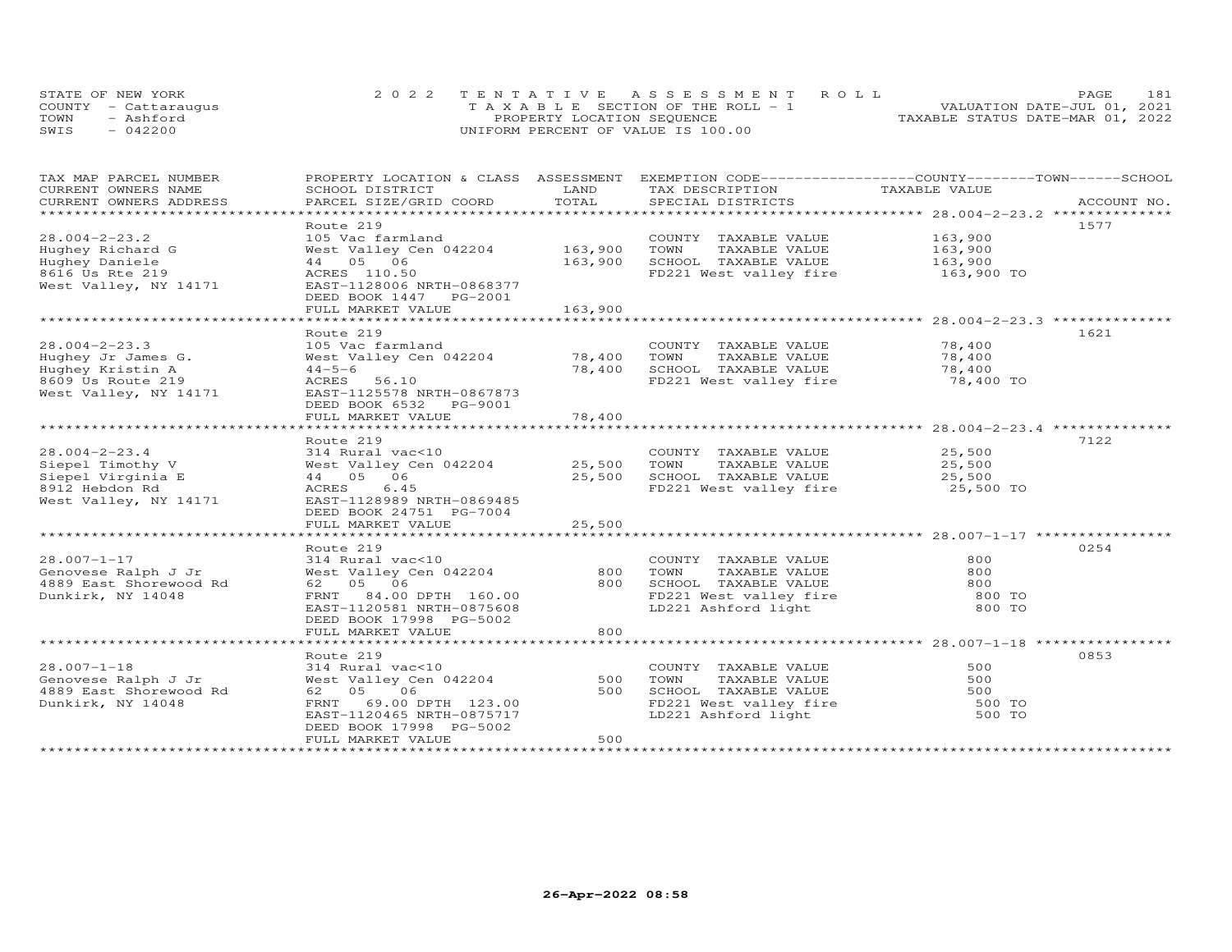STATE OF NEW YORK — COUNTY - Cattaraugus — TOWN - Ashford — SWIS - 042200

2022 TENTATIVE ASSESSMENT ROLL
TAXABLE SECTION OF THE ROLL - 1
PROPERTY LOCATION SEQUENCE
UNIFORM PERCENT OF VALUE IS 100.00

VALUATION DATE-JUL 01, 2021
TAXABLE STATUS DATE-MAR 01, 2022

| TAX MAP PARCEL NUMBER / CURRENT OWNERS NAME / CURRENT OWNERS ADDRESS | PROPERTY LOCATION & CLASS / SCHOOL DISTRICT / PARCEL SIZE/GRID COORD | ASSESSMENT LAND | TOTAL | EXEMPTION CODE / TAX DESCRIPTION / SPECIAL DISTRICTS | TAXABLE VALUE | ACCOUNT NO. |
|---|---|---|---|---|---|---|
| 28.004-2-23.2 | Route 219 | | | | | 1577 |
| 28.004-2-23.2 | 105 Vac farmland | | | COUNTY TAXABLE VALUE | 163,900 | |
| Hughey Richard G | West Valley Cen 042204 | 163,900 | | TOWN TAXABLE VALUE | 163,900 | |
| Hughey Daniele | 44 05 06 | | 163,900 | SCHOOL TAXABLE VALUE | 163,900 | |
| 8616 Us Rte 219 | ACRES 110.50 | | | FD221 West valley fire | 163,900 TO | |
| West Valley, NY 14171 | EAST-1128006 NRTH-0868377 | | | | | |
| | DEED BOOK 1447 PG-2001 | | | | | |
| | FULL MARKET VALUE | | 163,900 | | | |
| 28.004-2-23.3 | Route 219 | | | | | 1621 |
| 28.004-2-23.3 | 105 Vac farmland | | | COUNTY TAXABLE VALUE | 78,400 | |
| Hughey Jr James G. | West Valley Cen 042204 | 78,400 | | TOWN TAXABLE VALUE | 78,400 | |
| Hughey Kristin A | 44-5-6 | | 78,400 | SCHOOL TAXABLE VALUE | 78,400 | |
| 8609 Us Route 219 | ACRES 56.10 | | | FD221 West valley fire | 78,400 TO | |
| West Valley, NY 14171 | EAST-1125578 NRTH-0867873 | | | | | |
| | DEED BOOK 6532 PG-9001 | | | | | |
| | FULL MARKET VALUE | | 78,400 | | | |
| 28.004-2-23.4 | Route 219 | | | | | 7122 |
| 28.004-2-23.4 | 314 Rural vac<10 | | | COUNTY TAXABLE VALUE | 25,500 | |
| Siepel Timothy V | West Valley Cen 042204 | 25,500 | | TOWN TAXABLE VALUE | 25,500 | |
| Siepel Virginia E | 44 05 06 | | 25,500 | SCHOOL TAXABLE VALUE | 25,500 | |
| 8912 Hebdon Rd | ACRES 6.45 | | | FD221 West valley fire | 25,500 TO | |
| West Valley, NY 14171 | EAST-1128989 NRTH-0869485 | | | | | |
| | DEED BOOK 24751 PG-7004 | | | | | |
| | FULL MARKET VALUE | | 25,500 | | | |
| 28.007-1-17 | Route 219 | | | | | 0254 |
| 28.007-1-17 | 314 Rural vac<10 | | | COUNTY TAXABLE VALUE | 800 | |
| Genovese Ralph J Jr | West Valley Cen 042204 | 800 | | TOWN TAXABLE VALUE | 800 | |
| 4889 East Shorewood Rd | 62 05 06 | | 800 | SCHOOL TAXABLE VALUE | 800 | |
| Dunkirk, NY 14048 | FRNT 84.00 DPTH 160.00 | | | FD221 West valley fire | 800 TO | |
| | EAST-1120581 NRTH-0875608 | | | LD221 Ashford light | 800 TO | |
| | DEED BOOK 17998 PG-5002 | | | | | |
| | FULL MARKET VALUE | | 800 | | | |
| 28.007-1-18 | Route 219 | | | | | 0853 |
| 28.007-1-18 | 314 Rural vac<10 | | | COUNTY TAXABLE VALUE | 500 | |
| Genovese Ralph J Jr | West Valley Cen 042204 | 500 | | TOWN TAXABLE VALUE | 500 | |
| 4889 East Shorewood Rd | 62 05 06 | | 500 | SCHOOL TAXABLE VALUE | 500 | |
| Dunkirk, NY 14048 | FRNT 69.00 DPTH 123.00 | | | FD221 West valley fire | 500 TO | |
| | EAST-1120465 NRTH-0875717 | | | LD221 Ashford light | 500 TO | |
| | DEED BOOK 17998 PG-5002 | | | | | |
| | FULL MARKET VALUE | | 500 | | | |

26-Apr-2022 08:58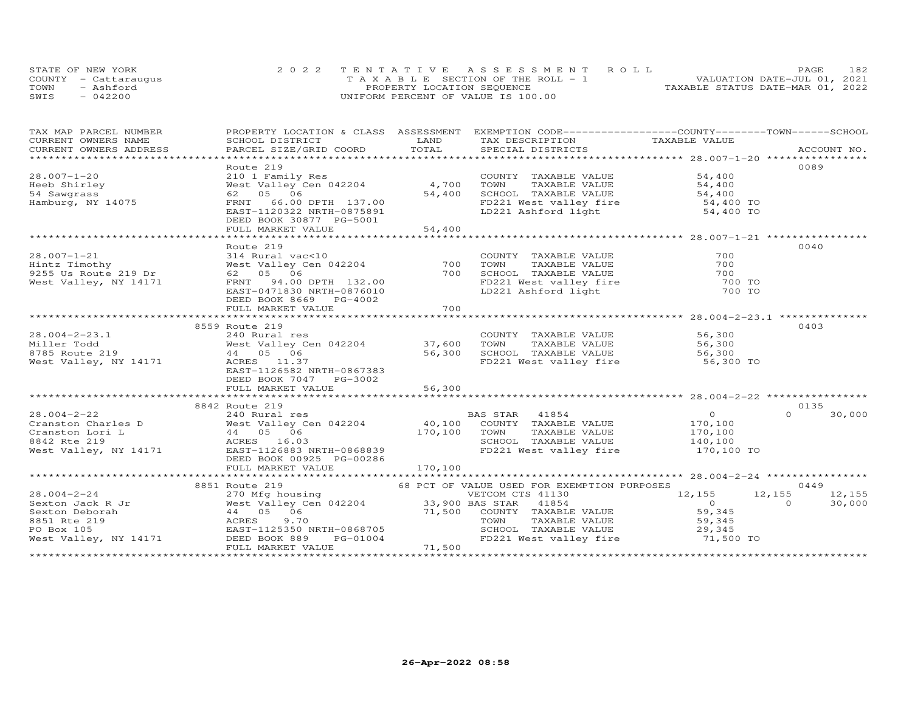STATE OF NEW YORK
COUNTY - Cattaraugus
TOWN - Ashford
SWIS - 042200

2022 TENTATIVE ASSESSMENT ROLL
TAXABLE SECTION OF THE ROLL - 1
PROPERTY LOCATION SEQUENCE
UNIFORM PERCENT OF VALUE IS 100.00

VALUATION DATE-JUL 01, 2021
TAXABLE STATUS DATE-MAR 01, 2022

| TAX MAP PARCEL NUMBER / CURRENT OWNERS NAME / CURRENT OWNERS ADDRESS | PROPERTY LOCATION & CLASS / SCHOOL DISTRICT / PARCEL SIZE/GRID COORD | ASSESSMENT LAND | TOTAL | EXEMPTION CODE / TAX DESCRIPTION / SPECIAL DISTRICTS | COUNTY TAXABLE VALUE | TOWN | SCHOOL | ACCOUNT NO. |
|---|---|---|---|---|---|---|---|---|
| 28.007-1-20 | Route 219 | | | | | | | 0089 |
| 28.007-1-20 | 210 1 Family Res | | | COUNTY TAXABLE VALUE | 54,400 | | | |
| Heeb Shirley | West Valley Cen 042204 | 4,700 | | TOWN TAXABLE VALUE | 54,400 | | | |
| 54 Sawgrass | 62 05 06 | | 54,400 | SCHOOL TAXABLE VALUE | 54,400 | | | |
| Hamburg, NY 14075 | FRNT 66.00 DPTH 137.00 | | | FD221 West valley fire | 54,400 TO | | | |
| | EAST-1120322 NRTH-0875891 | | | LD221 Ashford light | 54,400 TO | | | |
| | DEED BOOK 30877 PG-5001 | | | | | | | |
| | FULL MARKET VALUE | | 54,400 | | | | | |
| 28.007-1-21 | Route 219 | | | | | | | 0040 |
| 28.007-1-21 | 314 Rural vac<10 | | | COUNTY TAXABLE VALUE | 700 | | | |
| Hintz Timothy | West Valley Cen 042204 | 700 | | TOWN TAXABLE VALUE | 700 | | | |
| 9255 Us Route 219 Dr | 62 05 06 | | 700 | SCHOOL TAXABLE VALUE | 700 | | | |
| West Valley, NY 14171 | FRNT 94.00 DPTH 132.00 | | | FD221 West valley fire | 700 TO | | | |
| | EAST-0471830 NRTH-0876010 | | | LD221 Ashford light | 700 TO | | | |
| | DEED BOOK 8669 PG-4002 | | | | | | | |
| | FULL MARKET VALUE | | 700 | | | | | |
| 28.004-2-23.1 | 8559 Route 219 | | | | | | | 0403 |
| 28.004-2-23.1 | 240 Rural res | | | COUNTY TAXABLE VALUE | 56,300 | | | |
| Miller Todd | West Valley Cen 042204 | 37,600 | | TOWN TAXABLE VALUE | 56,300 | | | |
| 8785 Route 219 | 44 05 06 | | 56,300 | SCHOOL TAXABLE VALUE | 56,300 | | | |
| West Valley, NY 14171 | ACRES 11.37 | | | FD221 West valley fire | 56,300 TO | | | |
| | EAST-1126582 NRTH-0867383 | | | | | | | |
| | DEED BOOK 7047 PG-3002 | | | | | | | |
| | FULL MARKET VALUE | | 56,300 | | | | | |
| 28.004-2-22 | 8842 Route 219 | | | | | | | 0135 |
| 28.004-2-22 | 240 Rural res | | | BAS STAR 41854 | 0 | 0 | 30,000 | |
| Cranston Charles D | West Valley Cen 042204 | 40,100 | | COUNTY TAXABLE VALUE | 170,100 | | | |
| Cranston Lori L | 44 05 06 | | 170,100 | TOWN TAXABLE VALUE | 170,100 | | | |
| 8842 Rte 219 | ACRES 16.03 | | | SCHOOL TAXABLE VALUE | 140,100 | | | |
| West Valley, NY 14171 | EAST-1126883 NRTH-0868839 | | | FD221 West valley fire | 170,100 TO | | | |
| | DEED BOOK 00925 PG-00286 | | | | | | | |
| | FULL MARKET VALUE | | 170,100 | | | | | |
| 28.004-2-24 | 8851 Route 219 | | | 68 PCT OF VALUE USED FOR EXEMPTION PURPOSES | | | | 0449 |
| 28.004-2-24 | 270 Mfg housing | | | VETCOM CTS 41130 | 12,155 | 12,155 | 12,155 | |
| Sexton Jack R Jr | West Valley Cen 042204 | 33,900 | | BAS STAR 41854 | 0 | 0 | 30,000 | |
| Sexton Deborah | 44 05 06 | | 71,500 | COUNTY TAXABLE VALUE | 59,345 | | | |
| 8851 Rte 219 | ACRES 9.70 | | | TOWN TAXABLE VALUE | 59,345 | | | |
| PO Box 105 | EAST-1125350 NRTH-0868705 | | | SCHOOL TAXABLE VALUE | 29,345 | | | |
| West Valley, NY 14171 | DEED BOOK 889 PG-01004 | | | FD221 West valley fire | 71,500 TO | | | |
| | FULL MARKET VALUE | | 71,500 | | | | | |

26-Apr-2022 08:58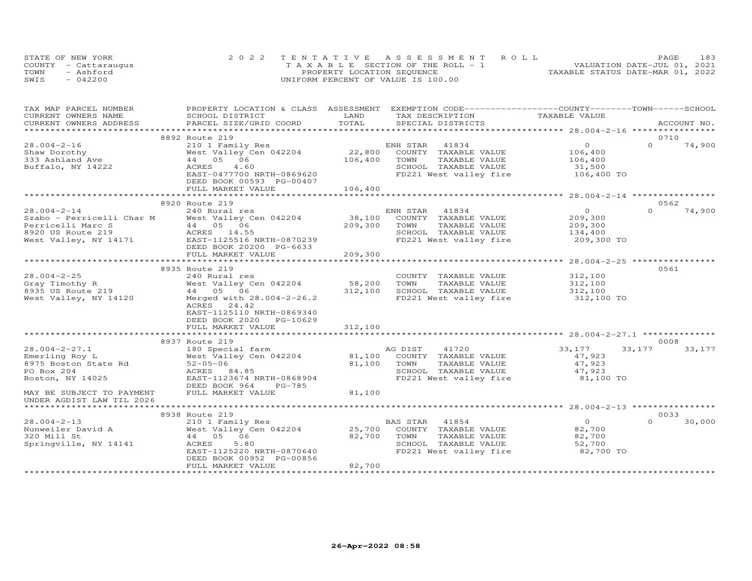STATE OF NEW YORK
COUNTY - Cattaraugus
TOWN - Ashford
SWIS - 042200

2022 TENTATIVE ASSESSMENT ROLL
TAXABLE SECTION OF THE ROLL - 1
PROPERTY LOCATION SEQUENCE
UNIFORM PERCENT OF VALUE IS 100.00

VALUATION DATE-JUL 01, 2021
TAXABLE STATUS DATE-MAR 01, 2022

| TAX MAP PARCEL NUMBER / CURRENT OWNERS NAME / CURRENT OWNERS ADDRESS | PROPERTY LOCATION & CLASS / SCHOOL DISTRICT / PARCEL SIZE/GRID COORD | ASSESSMENT LAND / TOTAL | EXEMPTION CODE / TAX DESCRIPTION / SPECIAL DISTRICTS | COUNTY TAXABLE VALUE | TOWN | SCHOOL / ACCOUNT NO. |
|---|---|---|---|---|---|---|
| **28.004-2-16** | 8892 Route 219 | | | | | 0710 |
| 28.004-2-16 | 210 1 Family Res | | ENH STAR 41834 | 0 | 0 | 74,900 |
| Shaw Dorothy | West Valley Cen 042204 | 22,800 | COUNTY TAXABLE VALUE | 106,400 | | |
| 333 Ashland Ave | 44 05 06 | 106,400 | TOWN TAXABLE VALUE | 106,400 | | |
| Buffalo, NY 14222 | ACRES 4.60 | | SCHOOL TAXABLE VALUE | 31,500 | | |
| | EAST-0477700 NRTH-0869620 | | FD221 West valley fire | 106,400 TO | | |
| | DEED BOOK 00593 PG-00407 | | | | | |
| | FULL MARKET VALUE | 106,400 | | | | |
| **28.004-2-14** | 8920 Route 219 | | | | | 0562 |
| 28.004-2-14 | 240 Rural res | | ENH STAR 41834 | 0 | 0 | 74,900 |
| Szabo - Perricelli Char M | West Valley Cen 042204 | 38,100 | COUNTY TAXABLE VALUE | 209,300 | | |
| Perricelli Marc S | 44 05 06 | 209,300 | TOWN TAXABLE VALUE | 209,300 | | |
| 8920 US Route 219 | ACRES 14.55 | | SCHOOL TAXABLE VALUE | 134,400 | | |
| West Valley, NY 14171 | EAST-1125516 NRTH-0870239 | | FD221 West valley fire | 209,300 TO | | |
| | DEED BOOK 20200 PG-6633 | | | | | |
| | FULL MARKET VALUE | 209,300 | | | | |
| **28.004-2-25** | 8935 Route 219 | | | | | 0561 |
| 28.004-2-25 | 240 Rural res | | COUNTY TAXABLE VALUE | 312,100 | | |
| Gray Timothy R | West Valley Cen 042204 | 58,200 | TOWN TAXABLE VALUE | 312,100 | | |
| 8935 US Route 219 | 44 05 06 | 312,100 | SCHOOL TAXABLE VALUE | 312,100 | | |
| West Valley, NY 14120 | Merged with 28.004-2-26.2 | | FD221 West valley fire | 312,100 TO | | |
| | ACRES 24.42 | | | | | |
| | EAST-1125110 NRTH-0869340 | | | | | |
| | DEED BOOK 2020 PG-10629 | | | | | |
| | FULL MARKET VALUE | 312,100 | | | | |
| **28.004-2-27.1** | 8937 Route 219 | | | | | 0008 |
| 28.004-2-27.1 | 180 Special farm | | AG DIST 41720 | 33,177 | 33,177 | 33,177 |
| Emerling Roy L | West Valley Cen 042204 | 81,100 | COUNTY TAXABLE VALUE | 47,923 | | |
| 8975 Boston State Rd | 52-05-06 | 81,100 | TOWN TAXABLE VALUE | 47,923 | | |
| PO Box 204 | ACRES 84.85 | | SCHOOL TAXABLE VALUE | 47,923 | | |
| Boston, NY 14025 | EAST-1123674 NRTH-0868904 | | FD221 West valley fire | 81,100 TO | | |
| | DEED BOOK 964 PG-785 | | | | | |
| MAY BE SUBJECT TO PAYMENT | FULL MARKET VALUE | 81,100 | | | | |
| UNDER AGDIST LAW TIL 2026 | | | | | | |
| **28.004-2-13** | 8938 Route 219 | | | | | 0033 |
| 28.004-2-13 | 210 1 Family Res | | BAS STAR 41854 | 0 | 0 | 30,000 |
| Nunweiler David A | West Valley Cen 042204 | 25,700 | COUNTY TAXABLE VALUE | 82,700 | | |
| 320 Mill St | 44 05 06 | 82,700 | TOWN TAXABLE VALUE | 82,700 | | |
| Springville, NY 14141 | ACRES 5.80 | | SCHOOL TAXABLE VALUE | 52,700 | | |
| | EAST-1125220 NRTH-0870640 | | FD221 West valley fire | 82,700 TO | | |
| | DEED BOOK 00952 PG-00856 | | | | | |
| | FULL MARKET VALUE | 82,700 | | | | |

26-Apr-2022 08:58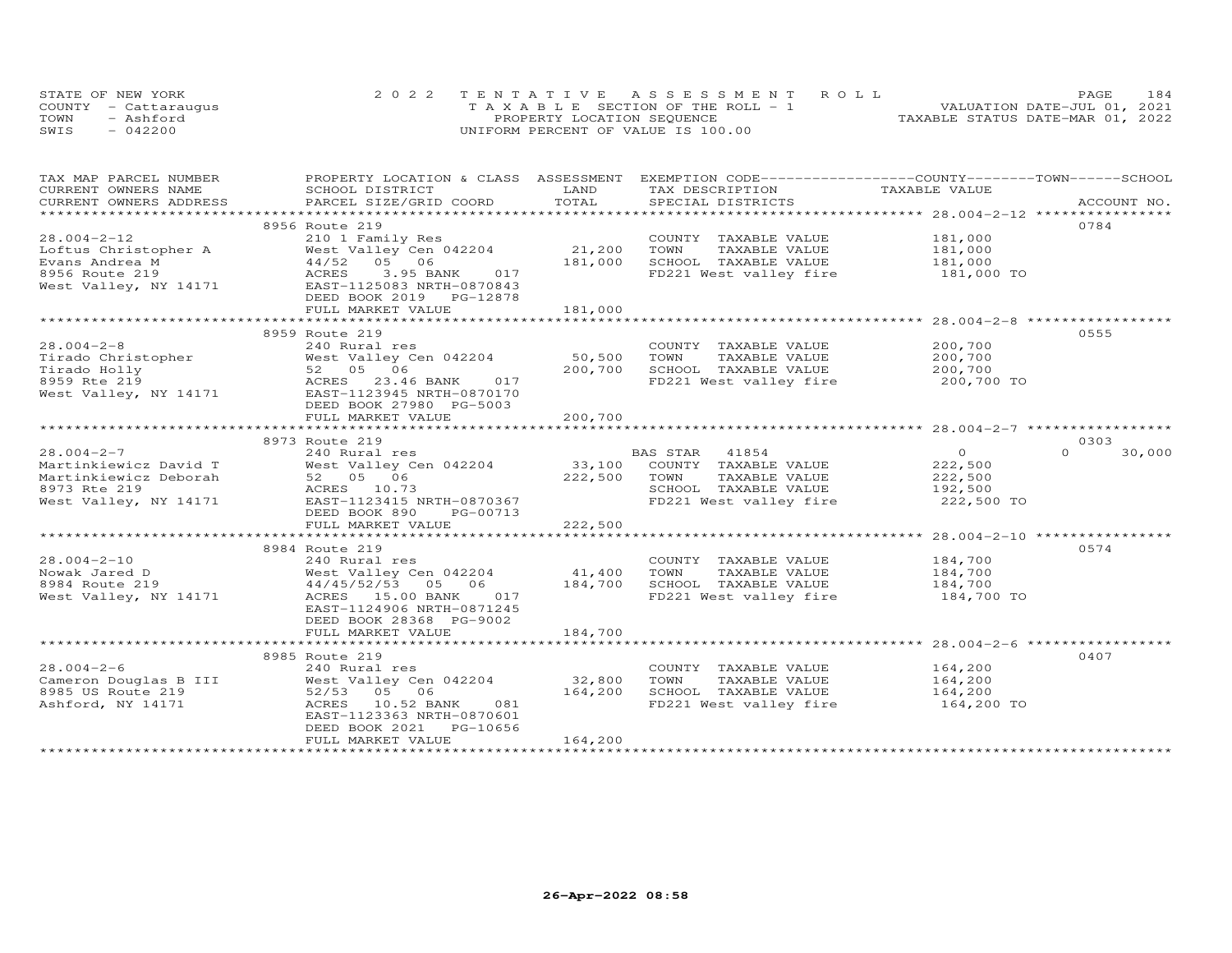STATE OF NEW YORK
COUNTY - Cattaraugus
TOWN - Ashford
SWIS - 042200

2022 TENTATIVE ASSESSMENT ROLL
TAXABLE SECTION OF THE ROLL - 1
PROPERTY LOCATION SEQUENCE
UNIFORM PERCENT OF VALUE IS 100.00

VALUATION DATE-JUL 01, 2021
TAXABLE STATUS DATE-MAR 01, 2022

| TAX MAP PARCEL NUMBER / CURRENT OWNERS NAME / CURRENT OWNERS ADDRESS | PROPERTY LOCATION & CLASS / SCHOOL DISTRICT / PARCEL SIZE/GRID COORD | ASSESSMENT LAND | TOTAL | EXEMPTION CODE / TAX DESCRIPTION / SPECIAL DISTRICTS | COUNTY TAXABLE VALUE | TOWN | SCHOOL | ACCOUNT NO. |
|---|---|---|---|---|---|---|---|---|
| | 8956 Route 219 | | | | | | | 0784 |
| 28.004-2-12 | 210 1 Family Res | | | COUNTY TAXABLE VALUE | 181,000 | | | |
| Loftus Christopher A | West Valley Cen 042204 | 21,200 | | TOWN TAXABLE VALUE | 181,000 | | | |
| Evans Andrea M | 44/52 05 06 | | 181,000 | SCHOOL TAXABLE VALUE | 181,000 | | | |
| 8956 Route 219 | ACRES 3.95 BANK 017 | | | FD221 West valley fire | 181,000 TO | | | |
| West Valley, NY 14171 | EAST-1125083 NRTH-0870843 | | | | | | | |
| | DEED BOOK 2019 PG-12878 | | | | | | | |
| | FULL MARKET VALUE | | 181,000 | | | | | |
| | 8959 Route 219 | | | | | | | 0555 |
| 28.004-2-8 | 240 Rural res | | | COUNTY TAXABLE VALUE | 200,700 | | | |
| Tirado Christopher | West Valley Cen 042204 | 50,500 | | TOWN TAXABLE VALUE | 200,700 | | | |
| Tirado Holly | 52 05 06 | | 200,700 | SCHOOL TAXABLE VALUE | 200,700 | | | |
| 8959 Rte 219 | ACRES 23.46 BANK 017 | | | FD221 West valley fire | 200,700 TO | | | |
| West Valley, NY 14171 | EAST-1123945 NRTH-0870170 | | | | | | | |
| | DEED BOOK 27980 PG-5003 | | | | | | | |
| | FULL MARKET VALUE | | 200,700 | | | | | |
| | 8973 Route 219 | | | | | | | 0303 |
| 28.004-2-7 | 240 Rural res | | | BAS STAR 41854 | 0 | | 0 | 30,000 |
| Martinkiewicz David T | West Valley Cen 042204 | 33,100 | | COUNTY TAXABLE VALUE | 222,500 | | | |
| Martinkiewicz Deborah | 52 05 06 | | 222,500 | TOWN TAXABLE VALUE | 222,500 | | | |
| 8973 Rte 219 | ACRES 10.73 | | | SCHOOL TAXABLE VALUE | 192,500 | | | |
| West Valley, NY 14171 | EAST-1123415 NRTH-0870367 | | | FD221 West valley fire | 222,500 TO | | | |
| | DEED BOOK 890 PG-00713 | | | | | | | |
| | FULL MARKET VALUE | | 222,500 | | | | | |
| | 8984 Route 219 | | | | | | | 0574 |
| 28.004-2-10 | 240 Rural res | | | COUNTY TAXABLE VALUE | 184,700 | | | |
| Nowak Jared D | West Valley Cen 042204 | 41,400 | | TOWN TAXABLE VALUE | 184,700 | | | |
| 8984 Route 219 | 44/45/52/53 05 06 | | 184,700 | SCHOOL TAXABLE VALUE | 184,700 | | | |
| West Valley, NY 14171 | ACRES 15.00 BANK 017 | | | FD221 West valley fire | 184,700 TO | | | |
| | EAST-1124906 NRTH-0871245 | | | | | | | |
| | DEED BOOK 28368 PG-9002 | | | | | | | |
| | FULL MARKET VALUE | | 184,700 | | | | | |
| | 8985 Route 219 | | | | | | | 0407 |
| 28.004-2-6 | 240 Rural res | | | COUNTY TAXABLE VALUE | 164,200 | | | |
| Cameron Douglas B III | West Valley Cen 042204 | 32,800 | | TOWN TAXABLE VALUE | 164,200 | | | |
| 8985 US Route 219 | 52/53 05 06 | | 164,200 | SCHOOL TAXABLE VALUE | 164,200 | | | |
| Ashford, NY 14171 | ACRES 10.52 BANK 081 | | | FD221 West valley fire | 164,200 TO | | | |
| | EAST-1123363 NRTH-0870601 | | | | | | | |
| | DEED BOOK 2021 PG-10656 | | | | | | | |
| | FULL MARKET VALUE | | 164,200 | | | | | |

26-Apr-2022 08:58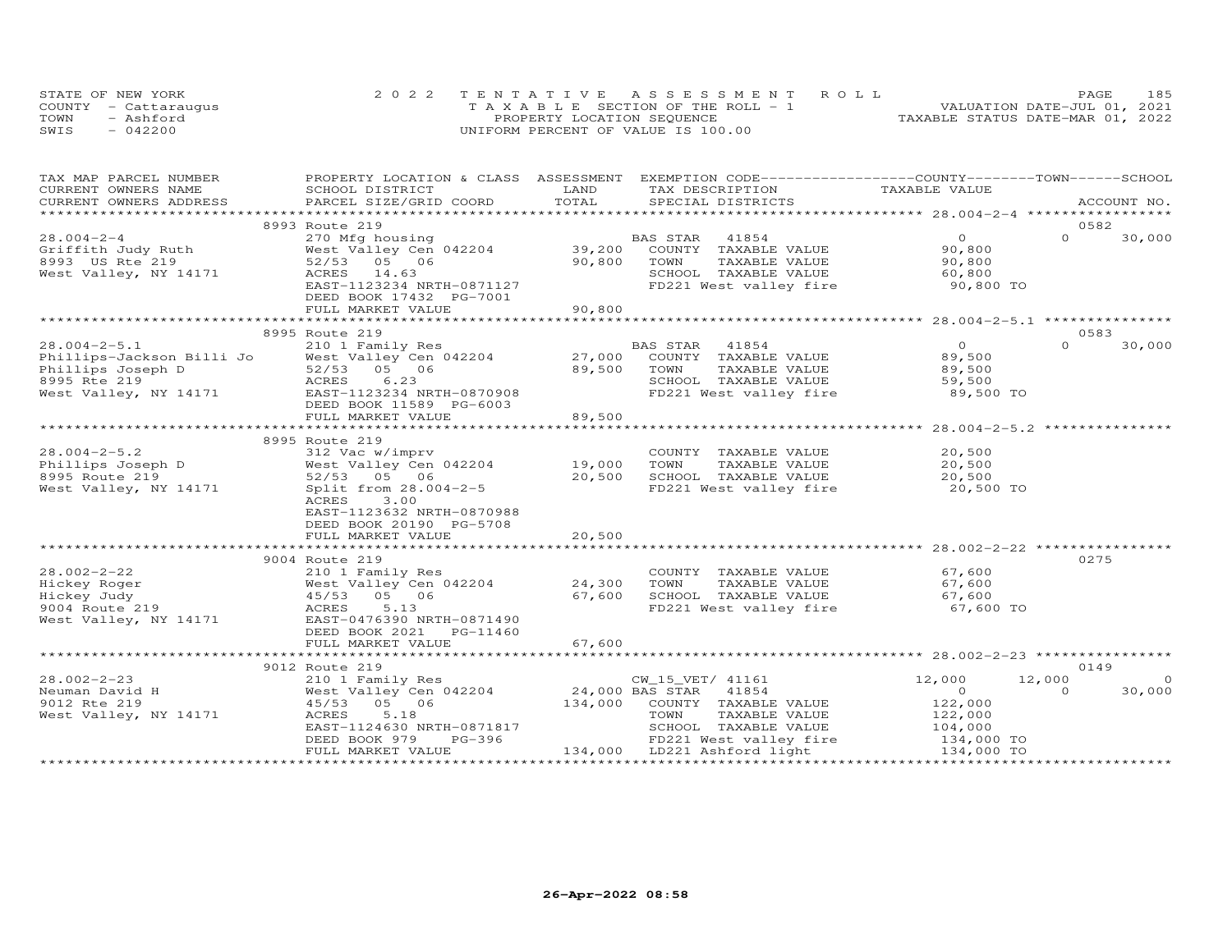STATE OF NEW YORK | COUNTY - Cattaraugus | TOWN - Ashford | SWIS - 042200

2022 TENTATIVE ASSESSMENT ROLL
TAXABLE SECTION OF THE ROLL - 1
PROPERTY LOCATION SEQUENCE
UNIFORM PERCENT OF VALUE IS 100.00

VALUATION DATE-JUL 01, 2021
TAXABLE STATUS DATE-MAR 01, 2022

| TAX MAP PARCEL NUMBER / CURRENT OWNERS NAME / CURRENT OWNERS ADDRESS | PROPERTY LOCATION & CLASS / SCHOOL DISTRICT / PARCEL SIZE/GRID COORD | ASSESSMENT LAND / TOTAL | EXEMPTION CODE / TAX DESCRIPTION / SPECIAL DISTRICTS | COUNTY TAXABLE VALUE | TOWN | SCHOOL | ACCOUNT NO. |
|---|---|---|---|---|---|---|---|
| **28.004-2-4** | 8993 Route 219 | | | | | | 0582 |
| Griffith Judy Ruth | 270 Mfg housing | | BAS STAR 41854 | 0 | 0 | 30,000 | |
| 8993 US Rte 219 | West Valley Cen 042204 | 39,200 | COUNTY TAXABLE VALUE | 90,800 | | | |
| West Valley, NY 14171 | 52/53 05 06 | 90,800 | TOWN TAXABLE VALUE | 90,800 | | | |
| | ACRES 14.63 | | SCHOOL TAXABLE VALUE | 60,800 | | | |
| | EAST-1123234 NRTH-0871127 | | FD221 West valley fire | 90,800 TO | | | |
| | DEED BOOK 17432 PG-7001 | | | | | | |
| | FULL MARKET VALUE | 90,800 | | | | | |
| **28.004-2-5.1** | 8995 Route 219 | | | | | | 0583 |
| Phillips-Jackson Billi Jo | 210 1 Family Res | | BAS STAR 41854 | 0 | 0 | 30,000 | |
| Phillips Joseph D | West Valley Cen 042204 | 27,000 | COUNTY TAXABLE VALUE | 89,500 | | | |
| 8995 Rte 219 | 52/53 05 06 | 89,500 | TOWN TAXABLE VALUE | 89,500 | | | |
| West Valley, NY 14171 | ACRES 6.23 | | SCHOOL TAXABLE VALUE | 59,500 | | | |
| | EAST-1123234 NRTH-0870908 | | FD221 West valley fire | 89,500 TO | | | |
| | DEED BOOK 11589 PG-6003 | | | | | | |
| | FULL MARKET VALUE | 89,500 | | | | | |
| **28.004-2-5.2** | 8995 Route 219 | | | | | | |
| Phillips Joseph D | 312 Vac w/imprv | | COUNTY TAXABLE VALUE | 20,500 | | | |
| 8995 Route 219 | West Valley Cen 042204 | 19,000 | TOWN TAXABLE VALUE | 20,500 | | | |
| West Valley, NY 14171 | 52/53 05 06 | 20,500 | SCHOOL TAXABLE VALUE | 20,500 | | | |
| | Split from 28.004-2-5 | | FD221 West valley fire | 20,500 TO | | | |
| | ACRES 3.00 | | | | | | |
| | EAST-1123632 NRTH-0870988 | | | | | | |
| | DEED BOOK 20190 PG-5708 | | | | | | |
| | FULL MARKET VALUE | 20,500 | | | | | |
| **28.002-2-22** | 9004 Route 219 | | | | | | 0275 |
| Hickey Roger | 210 1 Family Res | | COUNTY TAXABLE VALUE | 67,600 | | | |
| Hickey Judy | West Valley Cen 042204 | 24,300 | TOWN TAXABLE VALUE | 67,600 | | | |
| 9004 Route 219 | 45/53 05 06 | 67,600 | SCHOOL TAXABLE VALUE | 67,600 | | | |
| West Valley, NY 14171 | ACRES 5.13 | | FD221 West valley fire | 67,600 TO | | | |
| | EAST-0476390 NRTH-0871490 | | | | | | |
| | DEED BOOK 2021 PG-11460 | | | | | | |
| | FULL MARKET VALUE | 67,600 | | | | | |
| **28.002-2-23** | 9012 Route 219 | | | | | | 0149 |
| Neuman David H | 210 1 Family Res | | CW_15_VET/ 41161 | 12,000 | 12,000 | 0 | |
| 9012 Rte 219 | West Valley Cen 042204 | 24,000 | BAS STAR 41854 | 0 | 0 | 30,000 | |
| West Valley, NY 14171 | 45/53 05 06 | 134,000 | COUNTY TAXABLE VALUE | 122,000 | | | |
| | ACRES 5.18 | | TOWN TAXABLE VALUE | 122,000 | | | |
| | EAST-1124630 NRTH-0871817 | | SCHOOL TAXABLE VALUE | 104,000 | | | |
| | DEED BOOK 979 PG-396 | | FD221 West valley fire | 134,000 TO | | | |
| | FULL MARKET VALUE | 134,000 | LD221 Ashford light | 134,000 TO | | | |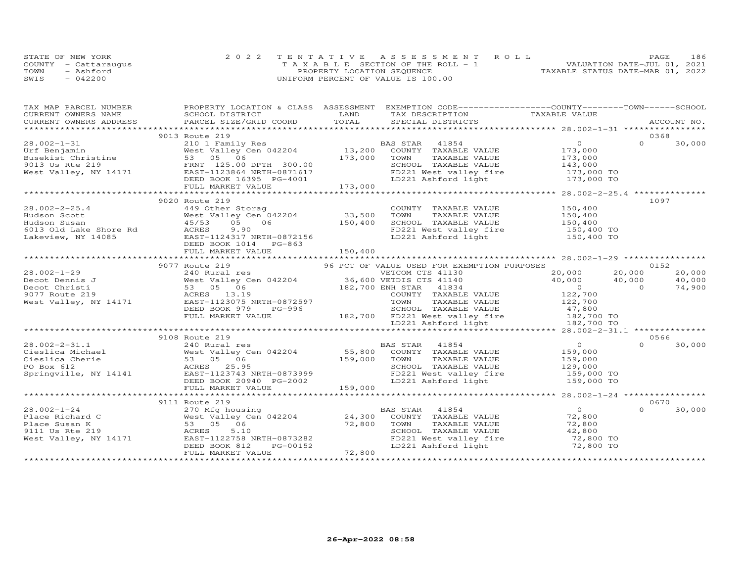STATE OF NEW YORK
COUNTY - Cattaraugus
TOWN - Ashford
SWIS - 042200

2022 TENTATIVE ASSESSMENT ROLL
TAXABLE SECTION OF THE ROLL - 1
PROPERTY LOCATION SEQUENCE
UNIFORM PERCENT OF VALUE IS 100.00

VALUATION DATE-JUL 01, 2021
TAXABLE STATUS DATE-MAR 01, 2022

| TAX MAP PARCEL NUMBER / CURRENT OWNERS NAME / CURRENT OWNERS ADDRESS | PROPERTY LOCATION & CLASS / SCHOOL DISTRICT / PARCEL SIZE/GRID COORD | ASSESSMENT LAND | TOTAL | EXEMPTION CODE / TAX DESCRIPTION / SPECIAL DISTRICTS | COUNTY TAXABLE VALUE | TOWN | SCHOOL |
|---|---|---|---|---|---|---|---|
| **28.002-1-31** | 9013 Route 219 | | | | | | ACCOUNT NO. 0368 |
| 28.002-1-31 | 210 1 Family Res | | | BAS STAR 41854 | 0 | 0 | 30,000 |
| Urf Benjamin | West Valley Cen 042204 | 13,200 | | COUNTY TAXABLE VALUE | 173,000 | | |
| Busekist Christine | 53 05 06 | | 173,000 | TOWN TAXABLE VALUE | 173,000 | | |
| 9013 Us Rte 219 | FRNT 125.00 DPTH 300.00 | | | SCHOOL TAXABLE VALUE | 143,000 | | |
| West Valley, NY 14171 | EAST-1123864 NRTH-0871617 | | | FD221 West valley fire | 173,000 TO | | |
| | DEED BOOK 16395 PG-4001 | | | LD221 Ashford light | 173,000 TO | | |
| | FULL MARKET VALUE | | 173,000 | | | | |
| **28.002-2-25.4** | 9020 Route 219 | | | | | | 1097 |
| 28.002-2-25.4 | 449 Other Storag | | | COUNTY TAXABLE VALUE | 150,400 | | |
| Hudson Scott | West Valley Cen 042204 | 33,500 | | TOWN TAXABLE VALUE | 150,400 | | |
| Hudson Susan | 45/53 05 06 | | 150,400 | SCHOOL TAXABLE VALUE | 150,400 | | |
| 6013 Old Lake Shore Rd | ACRES 9.90 | | | FD221 West valley fire | 150,400 TO | | |
| Lakeview, NY 14085 | EAST-1124317 NRTH-0872156 | | | LD221 Ashford light | 150,400 TO | | |
| | DEED BOOK 1014 PG-863 | | | | | | |
| | FULL MARKET VALUE | | 150,400 | | | | |
| **28.002-1-29** | 9077 Route 219 | | | 96 PCT OF VALUE USED FOR EXEMPTION PURPOSES | | | 0152 |
| 28.002-1-29 | 240 Rural res | | | VETCOM CTS 41130 | 20,000 | 20,000 | 20,000 |
| Decot Dennis J | West Valley Cen 042204 | 36,600 | | VETDIS CTS 41140 | 40,000 | 40,000 | 40,000 |
| Decot Christi | 53 05 06 | | 182,700 | ENH STAR 41834 | 0 | 0 | 74,900 |
| 9077 Route 219 | ACRES 13.19 | | | COUNTY TAXABLE VALUE | 122,700 | | |
| West Valley, NY 14171 | EAST-1123075 NRTH-0872597 | | | TOWN TAXABLE VALUE | 122,700 | | |
| | DEED BOOK 979 PG-996 | | | SCHOOL TAXABLE VALUE | 47,800 | | |
| | FULL MARKET VALUE | | 182,700 | FD221 West valley fire | 182,700 TO | | |
| | | | | LD221 Ashford light | 182,700 TO | | |
| **28.002-2-31.1** | 9108 Route 219 | | | | | | 0566 |
| 28.002-2-31.1 | 240 Rural res | | | BAS STAR 41854 | 0 | 0 | 30,000 |
| Cieslica Michael | West Valley Cen 042204 | 55,800 | | COUNTY TAXABLE VALUE | 159,000 | | |
| Cieslica Cherie | 53 05 06 | | 159,000 | TOWN TAXABLE VALUE | 159,000 | | |
| PO Box 612 | ACRES 25.95 | | | SCHOOL TAXABLE VALUE | 129,000 | | |
| Springville, NY 14141 | EAST-1123743 NRTH-0873999 | | | FD221 West valley fire | 159,000 TO | | |
| | DEED BOOK 20940 PG-2002 | | | LD221 Ashford light | 159,000 TO | | |
| | FULL MARKET VALUE | | 159,000 | | | | |
| **28.002-1-24** | 9111 Route 219 | | | | | | 0670 |
| 28.002-1-24 | 270 Mfg housing | | | BAS STAR 41854 | 0 | 0 | 30,000 |
| Place Richard C | West Valley Cen 042204 | 24,300 | | COUNTY TAXABLE VALUE | 72,800 | | |
| Place Susan K | 53 05 06 | | 72,800 | TOWN TAXABLE VALUE | 72,800 | | |
| 9111 Us Rte 219 | ACRES 5.10 | | | SCHOOL TAXABLE VALUE | 42,800 | | |
| West Valley, NY 14171 | EAST-1122758 NRTH-0873282 | | | FD221 West valley fire | 72,800 TO | | |
| | DEED BOOK 812 PG-00152 | | | LD221 Ashford light | 72,800 TO | | |
| | FULL MARKET VALUE | | 72,800 | | | | |

26-Apr-2022 08:58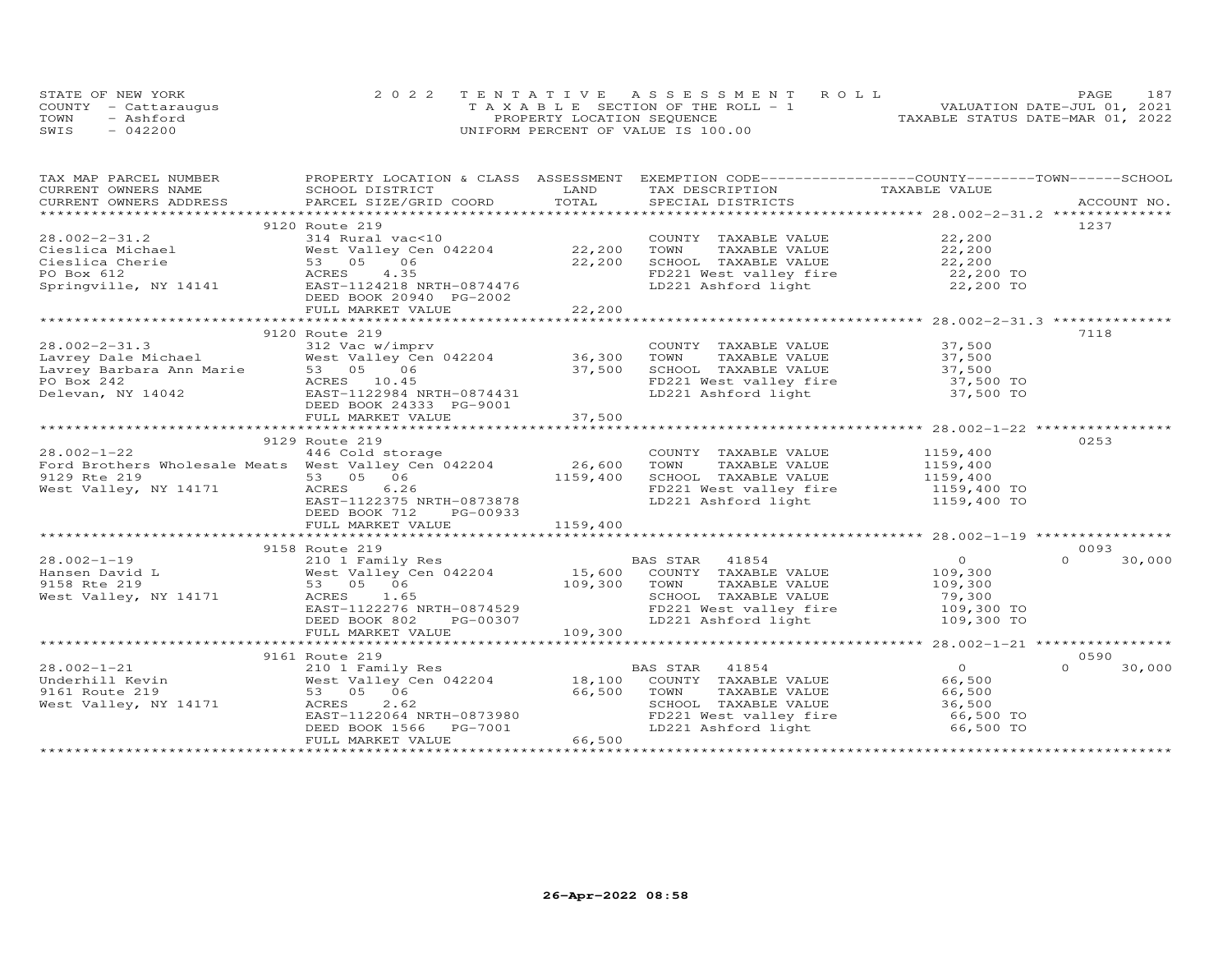STATE OF NEW YORK
COUNTY - Cattaraugus
TOWN - Ashford
SWIS - 042200

2022 TENTATIVE ASSESSMENT ROLL
TAXABLE SECTION OF THE ROLL - 1
PROPERTY LOCATION SEQUENCE
UNIFORM PERCENT OF VALUE IS 100.00

VALUATION DATE-JUL 01, 2021
TAXABLE STATUS DATE-MAR 01, 2022

| TAX MAP PARCEL NUMBER / CURRENT OWNERS NAME / CURRENT OWNERS ADDRESS | PROPERTY LOCATION & CLASS / SCHOOL DISTRICT / PARCEL SIZE/GRID COORD | ASSESSMENT LAND / TOTAL | EXEMPTION CODE / TAX DESCRIPTION / SPECIAL DISTRICTS | COUNTY / TOWN / SCHOOL TAXABLE VALUE | ACCOUNT NO. |
|---|---|---|---|---|---|
| **28.002-2-31.2** | 9120 Route 219 | | | | 1237 |
| Cieslica Michael | 314 Rural vac<10 | | COUNTY TAXABLE VALUE | 22,200 | |
| Cieslica Cherie | West Valley Cen 042204 | 22,200 | TOWN TAXABLE VALUE | 22,200 | |
| PO Box 612 | 53 05 06 | 22,200 | SCHOOL TAXABLE VALUE | 22,200 | |
| Springville, NY 14141 | ACRES 4.35 | | FD221 West valley fire | 22,200 TO | |
| | EAST-1124218 NRTH-0874476 | | LD221 Ashford light | 22,200 TO | |
| | DEED BOOK 20940 PG-2002 | | | | |
| | FULL MARKET VALUE | 22,200 | | | |
| **28.002-2-31.3** | 9120 Route 219 | | | | 7118 |
| Lavrey Dale Michael | 312 Vac w/imprv | | COUNTY TAXABLE VALUE | 37,500 | |
| Lavrey Barbara Ann Marie | West Valley Cen 042204 | 36,300 | TOWN TAXABLE VALUE | 37,500 | |
| PO Box 242 | 53 05 06 | 37,500 | SCHOOL TAXABLE VALUE | 37,500 | |
| Delevan, NY 14042 | ACRES 10.45 | | FD221 West valley fire | 37,500 TO | |
| | EAST-1122984 NRTH-0874431 | | LD221 Ashford light | 37,500 TO | |
| | DEED BOOK 24333 PG-9001 | | | | |
| | FULL MARKET VALUE | 37,500 | | | |
| **28.002-1-22** | 9129 Route 219 | | | | 0253 |
| Ford Brothers Wholesale Meats | 446 Cold storage | | COUNTY TAXABLE VALUE | 1159,400 | |
| 9129 Rte 219 | West Valley Cen 042204 | 26,600 | TOWN TAXABLE VALUE | 1159,400 | |
| West Valley, NY 14171 | 53 05 06 | 1159,400 | SCHOOL TAXABLE VALUE | 1159,400 | |
| | ACRES 6.26 | | FD221 West valley fire | 1159,400 TO | |
| | EAST-1122375 NRTH-0873878 | | LD221 Ashford light | 1159,400 TO | |
| | DEED BOOK 712 PG-00933 | | | | |
| | FULL MARKET VALUE | 1159,400 | | | |
| **28.002-1-19** | 9158 Route 219 | | | | 0093 |
| Hansen David L | 210 1 Family Res | | BAS STAR 41854 | 0 / 0 / 30,000 | |
| 9158 Rte 219 | West Valley Cen 042204 | 15,600 | COUNTY TAXABLE VALUE | 109,300 | |
| West Valley, NY 14171 | 53 05 06 | 109,300 | TOWN TAXABLE VALUE | 109,300 | |
| | ACRES 1.65 | | SCHOOL TAXABLE VALUE | 79,300 | |
| | EAST-1122276 NRTH-0874529 | | FD221 West valley fire | 109,300 TO | |
| | DEED BOOK 802 PG-00307 | | LD221 Ashford light | 109,300 TO | |
| | FULL MARKET VALUE | 109,300 | | | |
| **28.002-1-21** | 9161 Route 219 | | | | 0590 |
| Underhill Kevin | 210 1 Family Res | | BAS STAR 41854 | 0 / 0 / 30,000 | |
| 9161 Route 219 | West Valley Cen 042204 | 18,100 | COUNTY TAXABLE VALUE | 66,500 | |
| West Valley, NY 14171 | 53 05 06 | 66,500 | TOWN TAXABLE VALUE | 66,500 | |
| | ACRES 2.62 | | SCHOOL TAXABLE VALUE | 36,500 | |
| | EAST-1122064 NRTH-0873980 | | FD221 West valley fire | 66,500 TO | |
| | DEED BOOK 1566 PG-7001 | | LD221 Ashford light | 66,500 TO | |
| | FULL MARKET VALUE | 66,500 | | | |

26-Apr-2022 08:58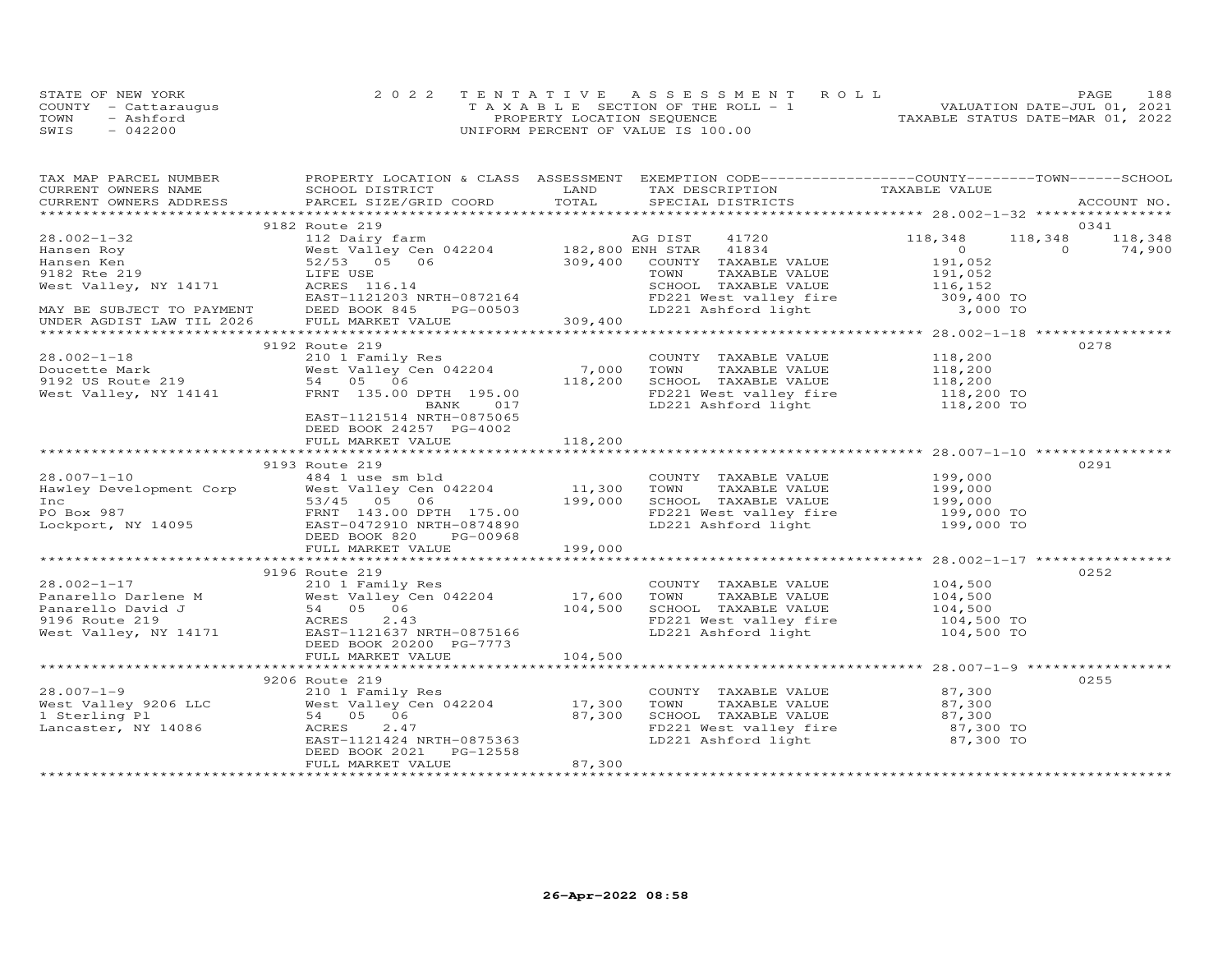STATE OF NEW YORK
COUNTY - Cattaraugus
TOWN - Ashford
SWIS - 042200

2022 TENTATIVE ASSESSMENT ROLL
TAXABLE SECTION OF THE ROLL - 1
PROPERTY LOCATION SEQUENCE
UNIFORM PERCENT OF VALUE IS 100.00

VALUATION DATE-JUL 01, 2021
TAXABLE STATUS DATE-MAR 01, 2022

| TAX MAP PARCEL NUMBER / CURRENT OWNERS NAME / CURRENT OWNERS ADDRESS | PROPERTY LOCATION & CLASS / SCHOOL DISTRICT / PARCEL SIZE/GRID COORD | ASSESSMENT LAND | TOTAL | EXEMPTION CODE / TAX DESCRIPTION / SPECIAL DISTRICTS | COUNTY TAXABLE VALUE | TOWN | SCHOOL | ACCOUNT NO. |
|---|---|---|---|---|---|---|---|---|
| 28.002-1-32 | 9182 Route 219 | | | | | | | 0341 |
| Hansen Roy | 112 Dairy farm | | | AG DIST 41720 | 118,348 | 118,348 | 118,348 | |
| Hansen Ken | West Valley Cen 042204 | 182,800 | | ENH STAR 41834 | 0 | 0 | 74,900 | |
| 9182 Rte 219 | 52/53 05 06 | | 309,400 | COUNTY TAXABLE VALUE | 191,052 | | | |
| West Valley, NY 14171 | LIFE USE | | | TOWN TAXABLE VALUE | 191,052 | | | |
| | ACRES 116.14 | | | SCHOOL TAXABLE VALUE | 116,152 | | | |
| | EAST-1121203 NRTH-0872164 | | | FD221 West valley fire | 309,400 TO | | | |
| MAY BE SUBJECT TO PAYMENT | DEED BOOK 845 PG-00503 | | | LD221 Ashford light | 3,000 TO | | | |
| UNDER AGDIST LAW TIL 2026 | FULL MARKET VALUE | | 309,400 | | | | | |
| 28.002-1-18 | 9192 Route 219 | | | | | | | 0278 |
| Doucette Mark | 210 1 Family Res | | | COUNTY TAXABLE VALUE | 118,200 | | | |
| 9192 US Route 219 | West Valley Cen 042204 | 7,000 | | TOWN TAXABLE VALUE | 118,200 | | | |
| West Valley, NY 14141 | 54 05 06 | | 118,200 | SCHOOL TAXABLE VALUE | 118,200 | | | |
| | FRNT 135.00 DPTH 195.00 | | | FD221 West valley fire | 118,200 TO | | | |
| | BANK 017 | | | LD221 Ashford light | 118,200 TO | | | |
| | EAST-1121514 NRTH-0875065 | | | | | | | |
| | DEED BOOK 24257 PG-4002 | | | | | | | |
| | FULL MARKET VALUE | | 118,200 | | | | | |
| 28.007-1-10 | 9193 Route 219 | | | | | | | 0291 |
| Hawley Development Corp | 484 1 use sm bld | | | COUNTY TAXABLE VALUE | 199,000 | | | |
| Inc | West Valley Cen 042204 | 11,300 | | TOWN TAXABLE VALUE | 199,000 | | | |
| PO Box 987 | 53/45 05 06 | | 199,000 | SCHOOL TAXABLE VALUE | 199,000 | | | |
| Lockport, NY 14095 | FRNT 143.00 DPTH 175.00 | | | FD221 West valley fire | 199,000 TO | | | |
| | EAST-0472910 NRTH-0874890 | | | LD221 Ashford light | 199,000 TO | | | |
| | DEED BOOK 820 PG-00968 | | | | | | | |
| | FULL MARKET VALUE | | 199,000 | | | | | |
| 28.002-1-17 | 9196 Route 219 | | | | | | | 0252 |
| Panarello Darlene M | 210 1 Family Res | | | COUNTY TAXABLE VALUE | 104,500 | | | |
| Panarello David J | West Valley Cen 042204 | 17,600 | | TOWN TAXABLE VALUE | 104,500 | | | |
| 9196 Route 219 | 54 05 06 | | 104,500 | SCHOOL TAXABLE VALUE | 104,500 | | | |
| West Valley, NY 14171 | ACRES 2.43 | | | FD221 West valley fire | 104,500 TO | | | |
| | EAST-1121637 NRTH-0875166 | | | LD221 Ashford light | 104,500 TO | | | |
| | DEED BOOK 20200 PG-7773 | | | | | | | |
| | FULL MARKET VALUE | | 104,500 | | | | | |
| 28.007-1-9 | 9206 Route 219 | | | | | | | 0255 |
| West Valley 9206 LLC | 210 1 Family Res | | | COUNTY TAXABLE VALUE | 87,300 | | | |
| 1 Sterling Pl | West Valley Cen 042204 | 17,300 | | TOWN TAXABLE VALUE | 87,300 | | | |
| Lancaster, NY 14086 | 54 05 06 | | 87,300 | SCHOOL TAXABLE VALUE | 87,300 | | | |
| | ACRES 2.47 | | | FD221 West valley fire | 87,300 TO | | | |
| | EAST-1121424 NRTH-0875363 | | | LD221 Ashford light | 87,300 TO | | | |
| | DEED BOOK 2021 PG-12558 | | | | | | | |
| | FULL MARKET VALUE | | 87,300 | | | | | |

26-Apr-2022 08:58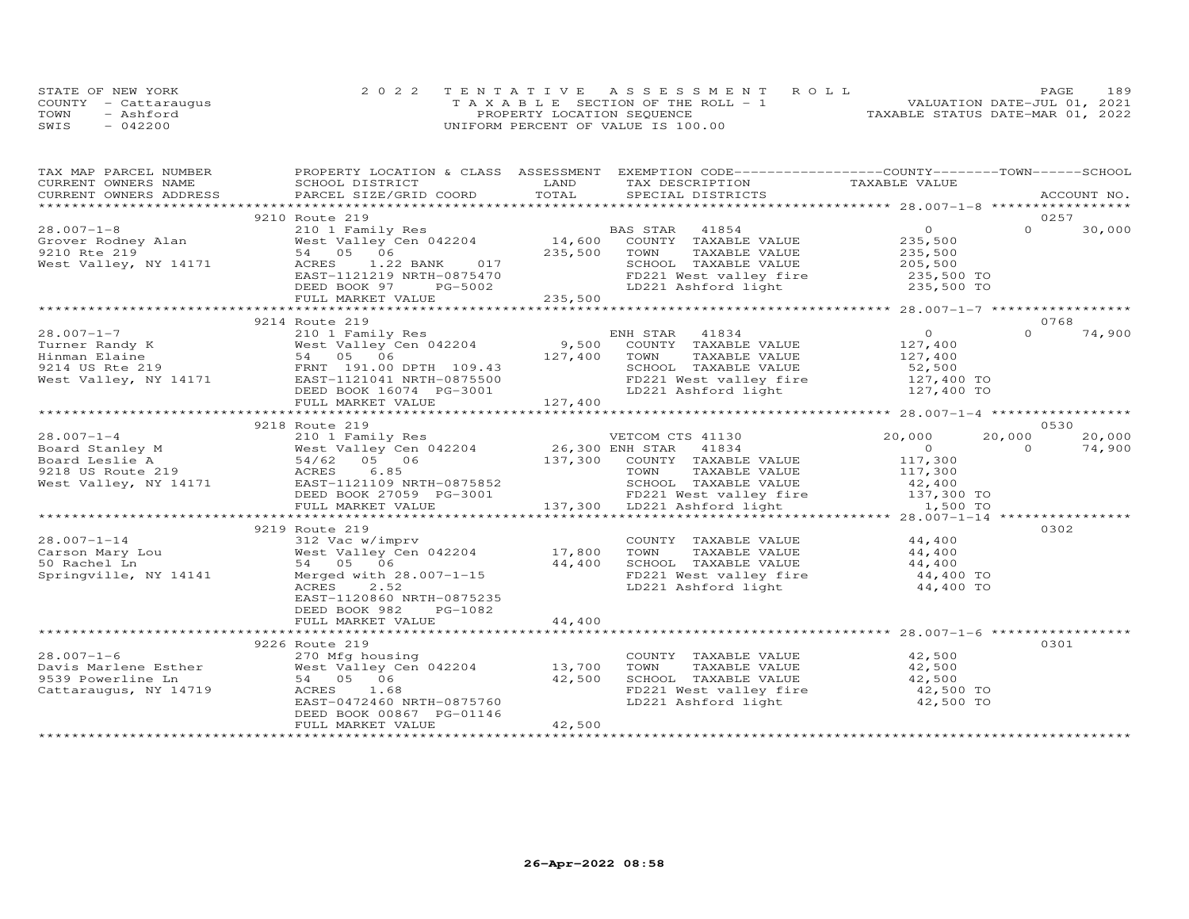STATE OF NEW YORK | COUNTY - Cattaraugus | TOWN - Ashford | SWIS - 042200

2 0 2 2 T E N T A T I V E A S S E S S M E N T R O L L
T A X A B L E SECTION OF THE ROLL - 1
PROPERTY LOCATION SEQUENCE
UNIFORM PERCENT OF VALUE IS 100.00

VALUATION DATE-JUL 01, 2021
TAXABLE STATUS DATE-MAR 01, 2022

| TAX MAP PARCEL NUMBER / CURRENT OWNERS NAME / CURRENT OWNERS ADDRESS | PROPERTY LOCATION & CLASS / SCHOOL DISTRICT / PARCEL SIZE/GRID COORD | ASSESSMENT LAND / TOTAL | EXEMPTION CODE / TAX DESCRIPTION / SPECIAL DISTRICTS | COUNTY TAXABLE VALUE | TOWN | SCHOOL / ACCOUNT NO. |
|---|---|---|---|---|---|---|
| **28.007-1-8** | 9210 Route 219 | | | | | 0257 |
| | 210 1 Family Res | | BAS STAR 41854 | 0 | 0 | 30,000 |
| Grover Rodney Alan | West Valley Cen 042204 | 14,600 | COUNTY TAXABLE VALUE | 235,500 | | |
| 9210 Rte 219 | 54 05 06 | 235,500 | TOWN TAXABLE VALUE | 235,500 | | |
| West Valley, NY 14171 | ACRES 1.22 BANK 017 | | SCHOOL TAXABLE VALUE | 205,500 | | |
| | EAST-1121219 NRTH-0875470 | | FD221 West valley fire | 235,500 TO | | |
| | DEED BOOK 97 PG-5002 | | LD221 Ashford light | 235,500 TO | | |
| | FULL MARKET VALUE | 235,500 | | | | |
| **28.007-1-7** | 9214 Route 219 | | | | | 0768 |
| | 210 1 Family Res | | ENH STAR 41834 | 0 | 0 | 74,900 |
| Turner Randy K | West Valley Cen 042204 | 9,500 | COUNTY TAXABLE VALUE | 127,400 | | |
| Hinman Elaine | 54 05 06 | 127,400 | TOWN TAXABLE VALUE | 127,400 | | |
| 9214 US Rte 219 | FRNT 191.00 DPTH 109.43 | | SCHOOL TAXABLE VALUE | 52,500 | | |
| West Valley, NY 14171 | EAST-1121041 NRTH-0875500 | | FD221 West valley fire | 127,400 TO | | |
| | DEED BOOK 16074 PG-3001 | | LD221 Ashford light | 127,400 TO | | |
| | FULL MARKET VALUE | 127,400 | | | | |
| **28.007-1-4** | 9218 Route 219 | | | | | 0530 |
| | 210 1 Family Res | | VETCOM CTS 41130 | 20,000 | 20,000 | 20,000 |
| Board Stanley M | West Valley Cen 042204 | 26,300 | ENH STAR 41834 | 0 | 0 | 74,900 |
| Board Leslie A | 54/62 05 06 | 137,300 | COUNTY TAXABLE VALUE | 117,300 | | |
| 9218 US Route 219 | ACRES 6.85 | | TOWN TAXABLE VALUE | 117,300 | | |
| West Valley, NY 14171 | EAST-1121109 NRTH-0875852 | | SCHOOL TAXABLE VALUE | 42,400 | | |
| | DEED BOOK 27059 PG-3001 | | FD221 West valley fire | 137,300 TO | | |
| | FULL MARKET VALUE | 137,300 | LD221 Ashford light | 1,500 TO | | |
| **28.007-1-14** | 9219 Route 219 | | | | | 0302 |
| | 312 Vac w/imprv | | COUNTY TAXABLE VALUE | 44,400 | | |
| Carson Mary Lou | West Valley Cen 042204 | 17,800 | TOWN TAXABLE VALUE | 44,400 | | |
| 50 Rachel Ln | 54 05 06 | 44,400 | SCHOOL TAXABLE VALUE | 44,400 | | |
| Springville, NY 14141 | Merged with 28.007-1-15 | | FD221 West valley fire | 44,400 TO | | |
| | ACRES 2.52 | | LD221 Ashford light | 44,400 TO | | |
| | EAST-1120860 NRTH-0875235 | | | | | |
| | DEED BOOK 982 PG-1082 | | | | | |
| | FULL MARKET VALUE | 44,400 | | | | |
| **28.007-1-6** | 9226 Route 219 | | | | | 0301 |
| | 270 Mfg housing | | COUNTY TAXABLE VALUE | 42,500 | | |
| Davis Marlene Esther | West Valley Cen 042204 | 13,700 | TOWN TAXABLE VALUE | 42,500 | | |
| 9539 Powerline Ln | 54 05 06 | 42,500 | SCHOOL TAXABLE VALUE | 42,500 | | |
| Cattaraugus, NY 14719 | ACRES 1.68 | | FD221 West valley fire | 42,500 TO | | |
| | EAST-0472460 NRTH-0875760 | | LD221 Ashford light | 42,500 TO | | |
| | DEED BOOK 00867 PG-01146 | | | | | |
| | FULL MARKET VALUE | 42,500 | | | | |

26-Apr-2022 08:58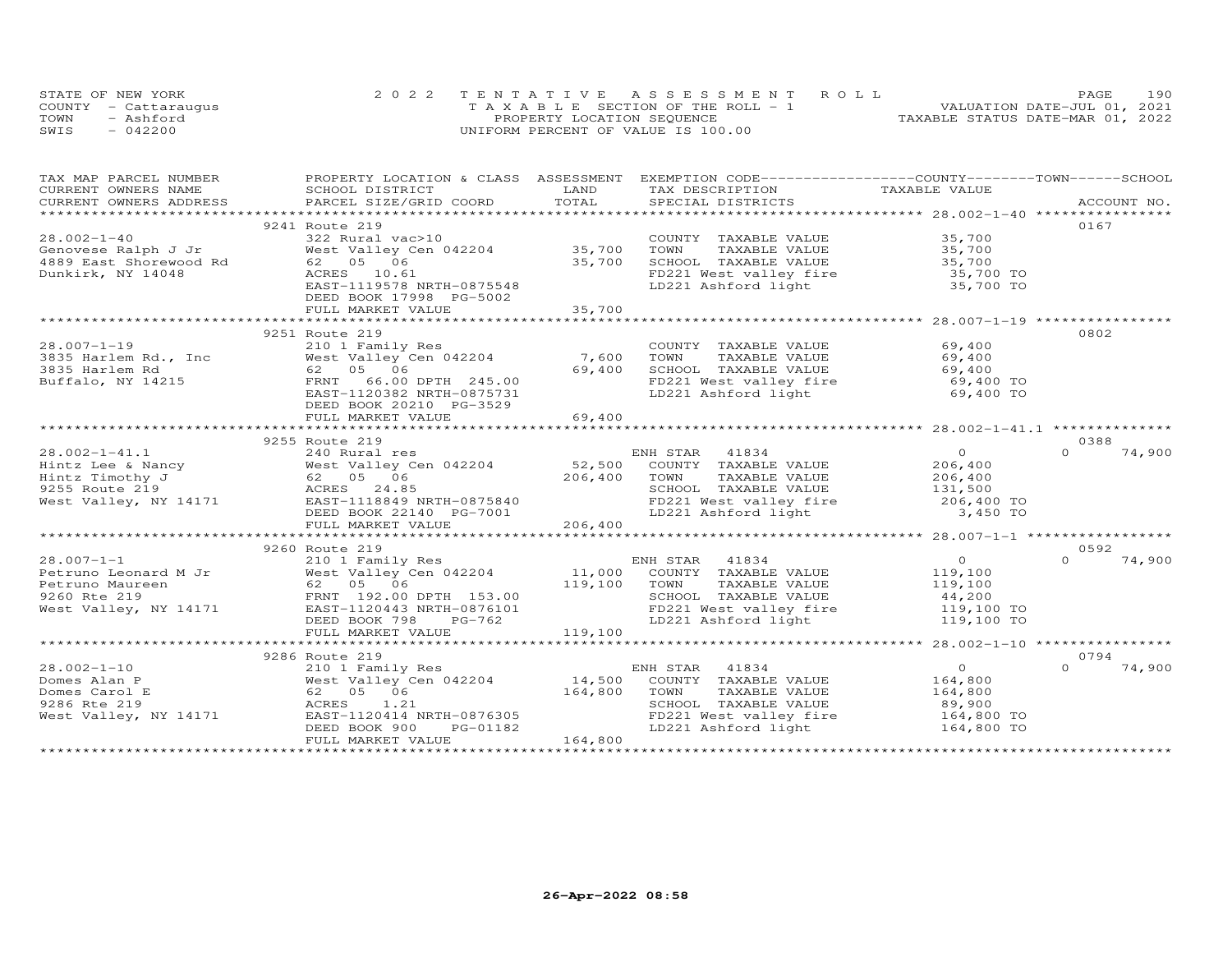STATE OF NEW YORK
COUNTY - Cattaraugus
TOWN - Ashford
SWIS - 042200

2022 TENTATIVE ASSESSMENT ROLL
TAXABLE SECTION OF THE ROLL - 1
PROPERTY LOCATION SEQUENCE
UNIFORM PERCENT OF VALUE IS 100.00

VALUATION DATE-JUL 01, 2021
TAXABLE STATUS DATE-MAR 01, 2022

| TAX MAP PARCEL NUMBER / CURRENT OWNERS NAME / CURRENT OWNERS ADDRESS | PROPERTY LOCATION & CLASS / SCHOOL DISTRICT / PARCEL SIZE/GRID COORD | ASSESSMENT LAND | TOTAL | EXEMPTION CODE / TAX DESCRIPTION / SPECIAL DISTRICTS | COUNTY / TOWN / SCHOOL TAXABLE VALUE | ACCOUNT NO. |
|---|---|---|---|---|---|---|
| | 9241 Route 219 | | | | | 0167 |
| 28.002-1-40 | 322 Rural vac>10 | | | COUNTY TAXABLE VALUE | 35,700 | |
| Genovese Ralph J Jr | West Valley Cen 042204 | 35,700 | | TOWN TAXABLE VALUE | 35,700 | |
| 4889 East Shorewood Rd | 62 05 06 | | 35,700 | SCHOOL TAXABLE VALUE | 35,700 | |
| Dunkirk, NY 14048 | ACRES 10.61 | | | FD221 West valley fire | 35,700 TO | |
| | EAST-1119578 NRTH-0875548 | | | LD221 Ashford light | 35,700 TO | |
| | DEED BOOK 17998 PG-5002 | | | | | |
| | FULL MARKET VALUE | | 35,700 | | | |
| | 9251 Route 219 | | | | | 0802 |
| 28.007-1-19 | 210 1 Family Res | | | COUNTY TAXABLE VALUE | 69,400 | |
| 3835 Harlem Rd., Inc | West Valley Cen 042204 | 7,600 | | TOWN TAXABLE VALUE | 69,400 | |
| 3835 Harlem Rd | 62 05 06 | | 69,400 | SCHOOL TAXABLE VALUE | 69,400 | |
| Buffalo, NY 14215 | FRNT 66.00 DPTH 245.00 | | | FD221 West valley fire | 69,400 TO | |
| | EAST-1120382 NRTH-0875731 | | | LD221 Ashford light | 69,400 TO | |
| | DEED BOOK 20210 PG-3529 | | | | | |
| | FULL MARKET VALUE | | 69,400 | | | |
| | 9255 Route 219 | | | | | 0388 |
| 28.002-1-41.1 | 240 Rural res | | | ENH STAR 41834 | 0 / 0 / 74,900 | |
| Hintz Lee & Nancy | West Valley Cen 042204 | 52,500 | | COUNTY TAXABLE VALUE | 206,400 | |
| Hintz Timothy J | 62 05 06 | | 206,400 | TOWN TAXABLE VALUE | 206,400 | |
| 9255 Route 219 | ACRES 24.85 | | | SCHOOL TAXABLE VALUE | 131,500 | |
| West Valley, NY 14171 | EAST-1118849 NRTH-0875840 | | | FD221 West valley fire | 206,400 TO | |
| | DEED BOOK 22140 PG-7001 | | | LD221 Ashford light | 3,450 TO | |
| | FULL MARKET VALUE | | 206,400 | | | |
| | 9260 Route 219 | | | | | 0592 |
| 28.007-1-1 | 210 1 Family Res | | | ENH STAR 41834 | 0 / 0 / 74,900 | |
| Petruno Leonard M Jr | West Valley Cen 042204 | 11,000 | | COUNTY TAXABLE VALUE | 119,100 | |
| Petruno Maureen | 62 05 06 | | 119,100 | TOWN TAXABLE VALUE | 119,100 | |
| 9260 Rte 219 | FRNT 192.00 DPTH 153.00 | | | SCHOOL TAXABLE VALUE | 44,200 | |
| West Valley, NY 14171 | EAST-1120443 NRTH-0876101 | | | FD221 West valley fire | 119,100 TO | |
| | DEED BOOK 798 PG-762 | | | LD221 Ashford light | 119,100 TO | |
| | FULL MARKET VALUE | | 119,100 | | | |
| | 9286 Route 219 | | | | | 0794 |
| 28.002-1-10 | 210 1 Family Res | | | ENH STAR 41834 | 0 / 0 / 74,900 | |
| Domes Alan P | West Valley Cen 042204 | 14,500 | | COUNTY TAXABLE VALUE | 164,800 | |
| Domes Carol E | 62 05 06 | | 164,800 | TOWN TAXABLE VALUE | 164,800 | |
| 9286 Rte 219 | ACRES 1.21 | | | SCHOOL TAXABLE VALUE | 89,900 | |
| West Valley, NY 14171 | EAST-1120414 NRTH-0876305 | | | FD221 West valley fire | 164,800 TO | |
| | DEED BOOK 900 PG-01182 | | | LD221 Ashford light | 164,800 TO | |
| | FULL MARKET VALUE | | 164,800 | | | |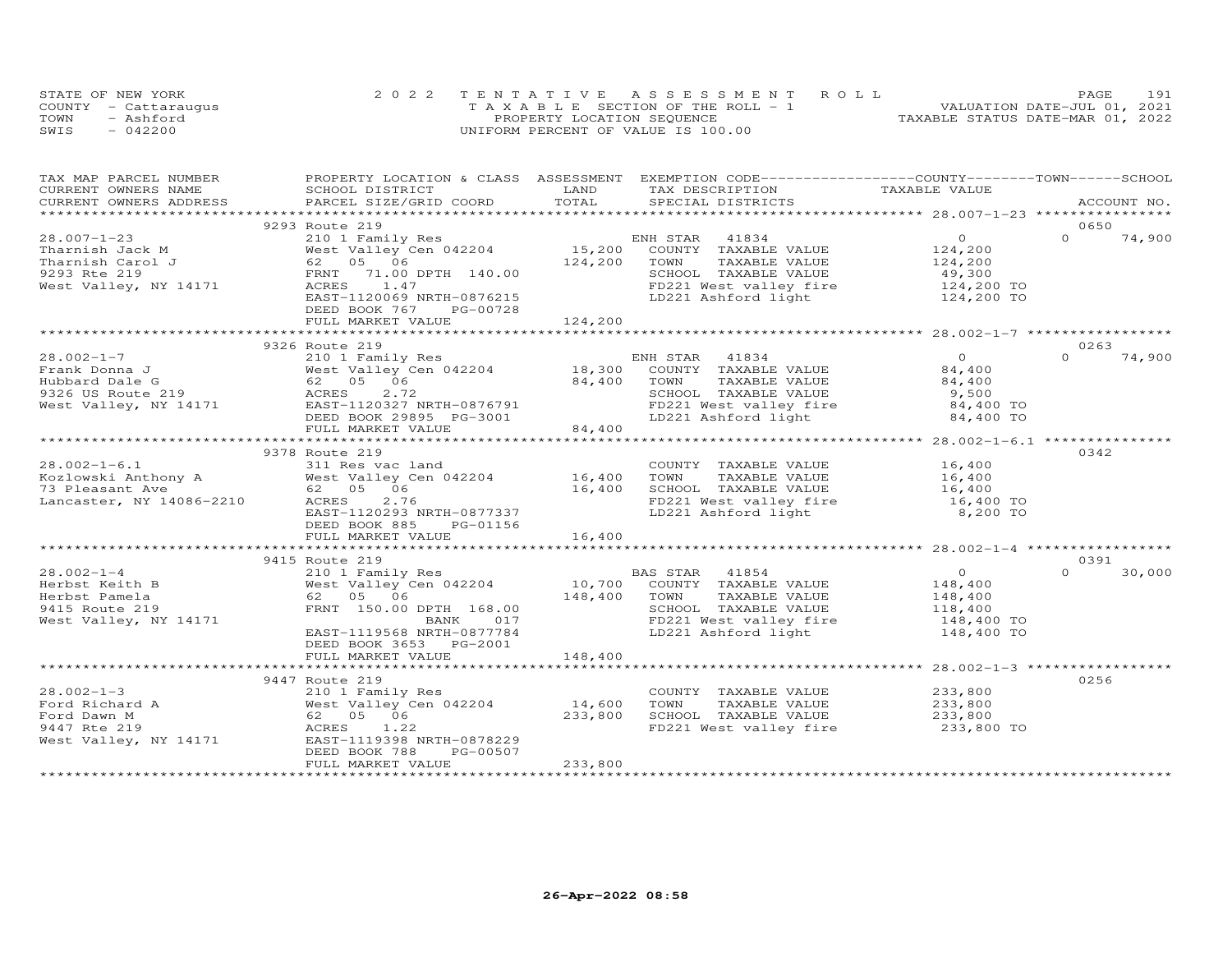STATE OF NEW YORK
COUNTY - Cattaraugus
TOWN - Ashford
SWIS - 042200

2022 TENTATIVE ASSESSMENT ROLL
TAXABLE SECTION OF THE ROLL - 1
PROPERTY LOCATION SEQUENCE
UNIFORM PERCENT OF VALUE IS 100.00

VALUATION DATE-JUL 01, 2021
TAXABLE STATUS DATE-MAR 01, 2022

| TAX MAP PARCEL NUMBER / CURRENT OWNERS NAME / CURRENT OWNERS ADDRESS | PROPERTY LOCATION & CLASS / SCHOOL DISTRICT / PARCEL SIZE/GRID COORD | ASSESSMENT LAND / TOTAL | EXEMPTION CODE / TAX DESCRIPTION / SPECIAL DISTRICTS | COUNTY TAXABLE VALUE | TOWN | SCHOOL | ACCOUNT NO. |
|---|---|---|---|---|---|---|---|
| | 9293 Route 219 | | | | | | 0650 |
| 28.007-1-23 | 210 1 Family Res | | ENH STAR 41834 | 0 | 0 | 74,900 | |
| Tharnish Jack M | West Valley Cen 042204 | 15,200 | COUNTY TAXABLE VALUE | 124,200 | | | |
| Tharnish Carol J | 62 05 06 | 124,200 | TOWN TAXABLE VALUE | 124,200 | | | |
| 9293 Rte 219 | FRNT 71.00 DPTH 140.00 | | SCHOOL TAXABLE VALUE | 49,300 | | | |
| West Valley, NY 14171 | ACRES 1.47 | | FD221 West valley fire | 124,200 TO | | | |
| | EAST-1120069 NRTH-0876215 | | LD221 Ashford light | 124,200 TO | | | |
| | DEED BOOK 767 PG-00728 | | | | | | |
| | FULL MARKET VALUE | 124,200 | | | | | |
| | 9326 Route 219 | | | | | | 0263 |
| 28.002-1-7 | 210 1 Family Res | | ENH STAR 41834 | 0 | 0 | 74,900 | |
| Frank Donna J | West Valley Cen 042204 | 18,300 | COUNTY TAXABLE VALUE | 84,400 | | | |
| Hubbard Dale G | 62 05 06 | 84,400 | TOWN TAXABLE VALUE | 84,400 | | | |
| 9326 US Route 219 | ACRES 2.72 | | SCHOOL TAXABLE VALUE | 9,500 | | | |
| West Valley, NY 14171 | EAST-1120327 NRTH-0876791 | | FD221 West valley fire | 84,400 TO | | | |
| | DEED BOOK 29895 PG-3001 | | LD221 Ashford light | 84,400 TO | | | |
| | FULL MARKET VALUE | 84,400 | | | | | |
| | 9378 Route 219 | | | | | | 0342 |
| 28.002-1-6.1 | 311 Res vac land | | COUNTY TAXABLE VALUE | 16,400 | | | |
| Kozlowski Anthony A | West Valley Cen 042204 | 16,400 | TOWN TAXABLE VALUE | 16,400 | | | |
| 73 Pleasant Ave | 62 05 06 | 16,400 | SCHOOL TAXABLE VALUE | 16,400 | | | |
| Lancaster, NY 14086-2210 | ACRES 2.76 | | FD221 West valley fire | 16,400 TO | | | |
| | EAST-1120293 NRTH-0877337 | | LD221 Ashford light | 8,200 TO | | | |
| | DEED BOOK 885 PG-01156 | | | | | | |
| | FULL MARKET VALUE | 16,400 | | | | | |
| | 9415 Route 219 | | | | | | 0391 |
| 28.002-1-4 | 210 1 Family Res | | BAS STAR 41854 | 0 | 0 | 30,000 | |
| Herbst Keith B | West Valley Cen 042204 | 10,700 | COUNTY TAXABLE VALUE | 148,400 | | | |
| Herbst Pamela | 62 05 06 | 148,400 | TOWN TAXABLE VALUE | 148,400 | | | |
| 9415 Route 219 | FRNT 150.00 DPTH 168.00 | | SCHOOL TAXABLE VALUE | 118,400 | | | |
| West Valley, NY 14171 | BANK 017 | | FD221 West valley fire | 148,400 TO | | | |
| | EAST-1119568 NRTH-0877784 | | LD221 Ashford light | 148,400 TO | | | |
| | DEED BOOK 3653 PG-2001 | | | | | | |
| | FULL MARKET VALUE | 148,400 | | | | | |
| | 9447 Route 219 | | | | | | 0256 |
| 28.002-1-3 | 210 1 Family Res | | COUNTY TAXABLE VALUE | 233,800 | | | |
| Ford Richard A | West Valley Cen 042204 | 14,600 | TOWN TAXABLE VALUE | 233,800 | | | |
| Ford Dawn M | 62 05 06 | 233,800 | SCHOOL TAXABLE VALUE | 233,800 | | | |
| 9447 Rte 219 | ACRES 1.22 | | FD221 West valley fire | 233,800 TO | | | |
| West Valley, NY 14171 | EAST-1119398 NRTH-0878229 | | | | | | |
| | DEED BOOK 788 PG-00507 | | | | | | |
| | FULL MARKET VALUE | 233,800 | | | | | |

26-Apr-2022 08:58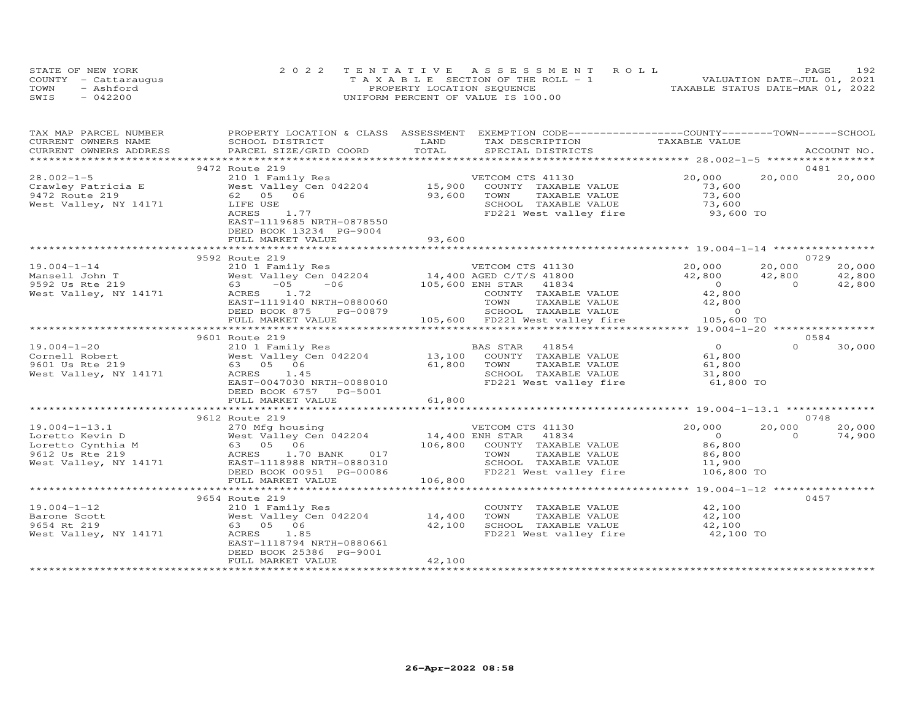STATE OF NEW YORK
COUNTY - Cattaraugus
TOWN - Ashford
SWIS - 042200

2022 TENTATIVE ASSESSMENT ROLL
TAXABLE SECTION OF THE ROLL - 1
PROPERTY LOCATION SEQUENCE
UNIFORM PERCENT OF VALUE IS 100.00

VALUATION DATE-JUL 01, 2021
TAXABLE STATUS DATE-MAR 01, 2022

| TAX MAP PARCEL NUMBER / CURRENT OWNERS NAME / CURRENT OWNERS ADDRESS | PROPERTY LOCATION & CLASS / SCHOOL DISTRICT / PARCEL SIZE/GRID COORD | ASSESSMENT LAND / TOTAL | EXEMPTION CODE / TAX DESCRIPTION / SPECIAL DISTRICTS | COUNTY TAXABLE VALUE | TOWN | SCHOOL | ACCOUNT NO. |
|---|---|---|---|---|---|---|---|
| | 9472 Route 219 | | | | | | 0481 |
| 28.002-1-5 | 210 1 Family Res | | VETCOM CTS 41130 | 20,000 | 20,000 | 20,000 | |
| Crawley Patricia E | West Valley Cen 042204 | 15,900 | COUNTY TAXABLE VALUE | 73,600 | | | |
| 9472 Route 219 | 62 05 06 | 93,600 | TOWN TAXABLE VALUE | 73,600 | | | |
| West Valley, NY 14171 | LIFE USE | | SCHOOL TAXABLE VALUE | 73,600 | | | |
| | ACRES 1.77 | | FD221 West valley fire | 93,600 TO | | | |
| | EAST-1119685 NRTH-0878550 | | | | | | |
| | DEED BOOK 13234 PG-9004 | | | | | | |
| | FULL MARKET VALUE | 93,600 | | | | | |
| | 9592 Route 219 | | | | | | 0729 |
| 19.004-1-14 | 210 1 Family Res | | VETCOM CTS 41130 | 20,000 | 20,000 | 20,000 | |
| Mansell John T | West Valley Cen 042204 | 14,400 | AGED C/T/S 41800 | 42,800 | 42,800 | 42,800 | |
| 9592 Us Rte 219 | 63 -05 -06 | 105,600 | ENH STAR 41834 | 0 | 0 | 42,800 | |
| West Valley, NY 14171 | ACRES 1.72 | | COUNTY TAXABLE VALUE | 42,800 | | | |
| | EAST-1119140 NRTH-0880060 | | TOWN TAXABLE VALUE | 42,800 | | | |
| | DEED BOOK 875 PG-00879 | | SCHOOL TAXABLE VALUE | 0 | | | |
| | FULL MARKET VALUE | 105,600 | FD221 West valley fire | 105,600 TO | | | |
| | 9601 Route 219 | | | | | | 0584 |
| 19.004-1-20 | 210 1 Family Res | | BAS STAR 41854 | 0 | 0 | 30,000 | |
| Cornell Robert | West Valley Cen 042204 | 13,100 | COUNTY TAXABLE VALUE | 61,800 | | | |
| 9601 Us Rte 219 | 63 05 06 | 61,800 | TOWN TAXABLE VALUE | 61,800 | | | |
| West Valley, NY 14171 | ACRES 1.45 | | SCHOOL TAXABLE VALUE | 31,800 | | | |
| | EAST-0047030 NRTH-0088010 | | FD221 West valley fire | 61,800 TO | | | |
| | DEED BOOK 6757 PG-5001 | | | | | | |
| | FULL MARKET VALUE | 61,800 | | | | | |
| | 9612 Route 219 | | | | | | 0748 |
| 19.004-1-13.1 | 270 Mfg housing | | VETCOM CTS 41130 | 20,000 | 20,000 | 20,000 | |
| Loretto Kevin D | West Valley Cen 042204 | 14,400 | ENH STAR 41834 | 0 | 0 | 74,900 | |
| Loretto Cynthia M | 63 05 06 | 106,800 | COUNTY TAXABLE VALUE | 86,800 | | | |
| 9612 Us Rte 219 | ACRES 1.70 BANK 017 | | TOWN TAXABLE VALUE | 86,800 | | | |
| West Valley, NY 14171 | EAST-1118988 NRTH-0880310 | | SCHOOL TAXABLE VALUE | 11,900 | | | |
| | DEED BOOK 00951 PG-00086 | | FD221 West valley fire | 106,800 TO | | | |
| | FULL MARKET VALUE | 106,800 | | | | | |
| | 9654 Route 219 | | | | | | 0457 |
| 19.004-1-12 | 210 1 Family Res | | COUNTY TAXABLE VALUE | 42,100 | | | |
| Barone Scott | West Valley Cen 042204 | 14,400 | TOWN TAXABLE VALUE | 42,100 | | | |
| 9654 Rt 219 | 63 05 06 | 42,100 | SCHOOL TAXABLE VALUE | 42,100 | | | |
| West Valley, NY 14171 | ACRES 1.85 | | FD221 West valley fire | 42,100 TO | | | |
| | EAST-1118794 NRTH-0880661 | | | | | | |
| | DEED BOOK 25386 PG-9001 | | | | | | |
| | FULL MARKET VALUE | 42,100 | | | | | |

26-Apr-2022 08:58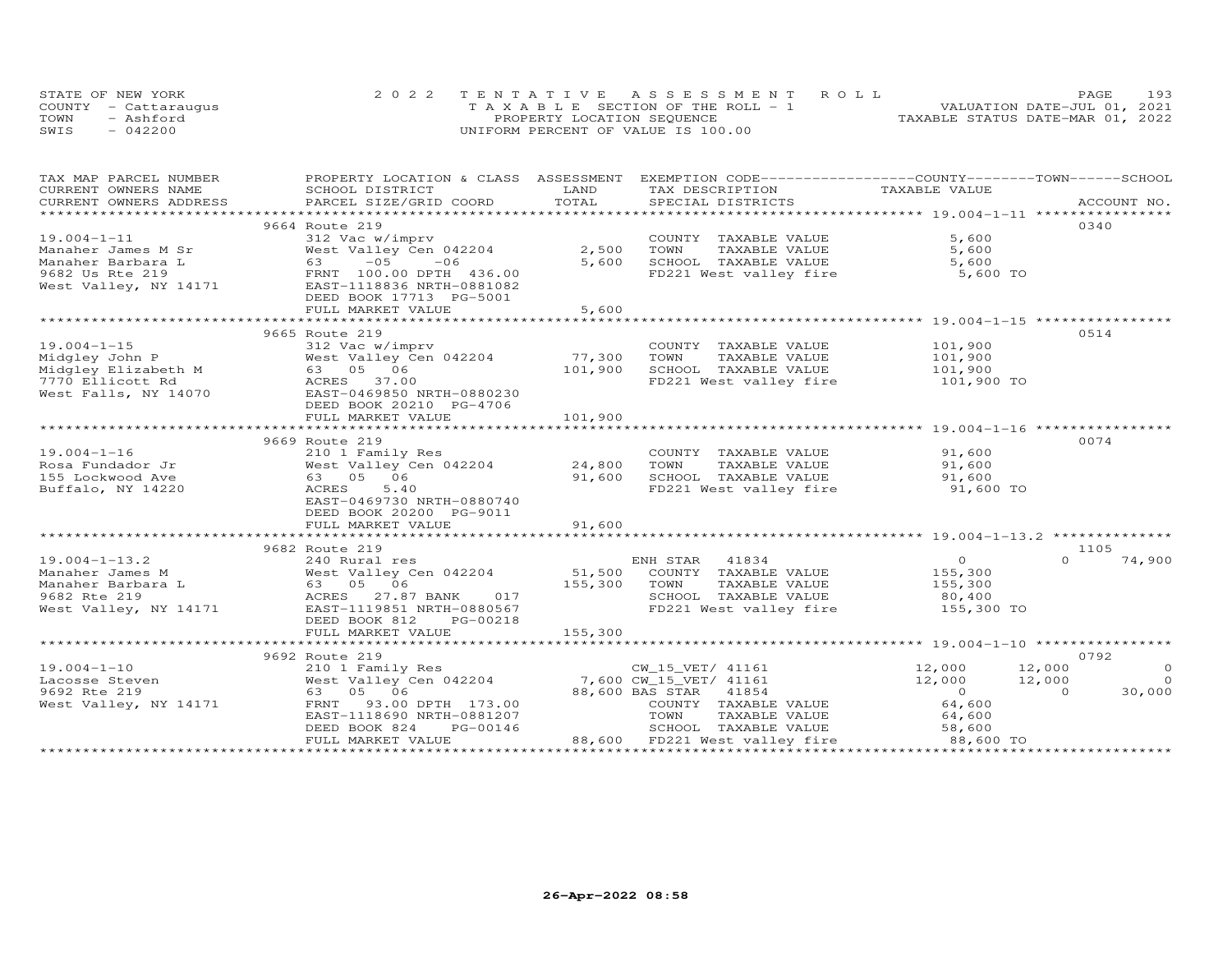STATE OF NEW YORK
COUNTY - Cattaraugus
TOWN - Ashford
SWIS - 042200

2022 TENTATIVE ASSESSMENT ROLL
TAXABLE SECTION OF THE ROLL - 1
PROPERTY LOCATION SEQUENCE
UNIFORM PERCENT OF VALUE IS 100.00

VALUATION DATE-JUL 01, 2021
TAXABLE STATUS DATE-MAR 01, 2022

| TAX MAP PARCEL NUMBER / CURRENT OWNERS NAME / CURRENT OWNERS ADDRESS | PROPERTY LOCATION & CLASS / SCHOOL DISTRICT / PARCEL SIZE/GRID COORD | ASSESSMENT LAND | TOTAL | EXEMPTION CODE / TAX DESCRIPTION / SPECIAL DISTRICTS | COUNTY TAXABLE VALUE | TOWN | SCHOOL | ACCOUNT NO. |
|---|---|---|---|---|---|---|---|---|
| **19.004-1-11** | 9664 Route 219 | | | | | | | 0340 |
| | 312 Vac w/imprv | | | COUNTY TAXABLE VALUE | 5,600 | | | |
| Manaher James M Sr | West Valley Cen 042204 | 2,500 | | TOWN TAXABLE VALUE | 5,600 | | | |
| Manaher Barbara L | 63 -05 -06 | | 5,600 | SCHOOL TAXABLE VALUE | 5,600 | | | |
| 9682 Us Rte 219 | FRNT 100.00 DPTH 436.00 | | | FD221 West valley fire | 5,600 TO | | | |
| West Valley, NY 14171 | EAST-1118836 NRTH-0881082 | | | | | | | |
| | DEED BOOK 17713 PG-5001 | | | | | | | |
| | FULL MARKET VALUE | | 5,600 | | | | | |
| **19.004-1-15** | 9665 Route 219 | | | | | | | 0514 |
| | 312 Vac w/imprv | | | COUNTY TAXABLE VALUE | 101,900 | | | |
| Midgley John P | West Valley Cen 042204 | 77,300 | | TOWN TAXABLE VALUE | 101,900 | | | |
| Midgley Elizabeth M | 63 05 06 | | 101,900 | SCHOOL TAXABLE VALUE | 101,900 | | | |
| 7770 Ellicott Rd | ACRES 37.00 | | | FD221 West valley fire | 101,900 TO | | | |
| West Falls, NY 14070 | EAST-0469850 NRTH-0880230 | | | | | | | |
| | DEED BOOK 20210 PG-4706 | | | | | | | |
| | FULL MARKET VALUE | | 101,900 | | | | | |
| **19.004-1-16** | 9669 Route 219 | | | | | | | 0074 |
| | 210 1 Family Res | | | COUNTY TAXABLE VALUE | 91,600 | | | |
| Rosa Fundador Jr | West Valley Cen 042204 | 24,800 | | TOWN TAXABLE VALUE | 91,600 | | | |
| 155 Lockwood Ave | 63 05 06 | | 91,600 | SCHOOL TAXABLE VALUE | 91,600 | | | |
| Buffalo, NY 14220 | ACRES 5.40 | | | FD221 West valley fire | 91,600 TO | | | |
| | EAST-0469730 NRTH-0880740 | | | | | | | |
| | DEED BOOK 20200 PG-9011 | | | | | | | |
| | FULL MARKET VALUE | | 91,600 | | | | | |
| **19.004-1-13.2** | 9682 Route 219 | | | | | | | 1105 |
| | 240 Rural res | | | ENH STAR 41834 | 0 | 0 | 74,900 | |
| Manaher James M | West Valley Cen 042204 | 51,500 | | COUNTY TAXABLE VALUE | 155,300 | | | |
| Manaher Barbara L | 63 05 06 | | 155,300 | TOWN TAXABLE VALUE | 155,300 | | | |
| 9682 Rte 219 | ACRES 27.87 BANK 017 | | | SCHOOL TAXABLE VALUE | 80,400 | | | |
| West Valley, NY 14171 | EAST-1119851 NRTH-0880567 | | | FD221 West valley fire | 155,300 TO | | | |
| | DEED BOOK 812 PG-00218 | | | | | | | |
| | FULL MARKET VALUE | | 155,300 | | | | | |
| **19.004-1-10** | 9692 Route 219 | | | | | | | 0792 |
| | 210 1 Family Res | | | CW_15_VET/ 41161 | 12,000 | 12,000 | 0 | |
| Lacosse Steven | West Valley Cen 042204 | 7,600 | | CW_15_VET/ 41161 | 12,000 | 12,000 | 0 | |
| 9692 Rte 219 | 63 05 06 | | 88,600 | BAS STAR 41854 | 0 | 0 | 30,000 | |
| West Valley, NY 14171 | FRNT 93.00 DPTH 173.00 | | | COUNTY TAXABLE VALUE | 64,600 | | | |
| | EAST-1118690 NRTH-0881207 | | | TOWN TAXABLE VALUE | 64,600 | | | |
| | DEED BOOK 824 PG-00146 | | | SCHOOL TAXABLE VALUE | 58,600 | | | |
| | FULL MARKET VALUE | | 88,600 | FD221 West valley fire | 88,600 TO | | | |

26-Apr-2022 08:58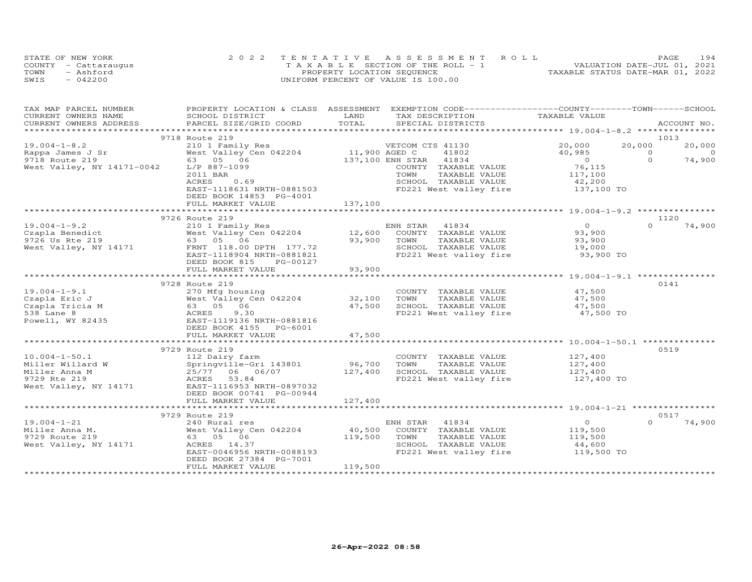STATE OF NEW YORK
COUNTY - Cattaraugus
TOWN - Ashford
SWIS - 042200

2022 TENTATIVE ASSESSMENT ROLL
TAXABLE SECTION OF THE ROLL - 1
PROPERTY LOCATION SEQUENCE
UNIFORM PERCENT OF VALUE IS 100.00

VALUATION DATE-JUL 01, 2021
TAXABLE STATUS DATE-MAR 01, 2022

| TAX MAP PARCEL NUMBER / CURRENT OWNERS NAME / CURRENT OWNERS ADDRESS | PROPERTY LOCATION & CLASS / SCHOOL DISTRICT / PARCEL SIZE/GRID COORD | ASSESSMENT LAND / TOTAL | EXEMPTION CODE / TAX DESCRIPTION / SPECIAL DISTRICTS | COUNTY TAXABLE VALUE | TOWN | SCHOOL | ACCOUNT NO. |
|---|---|---|---|---|---|---|---|
| **19.004-1-8.2** | 9718 Route 219 | | | | | | 1013 |
| 19.004-1-8.2 | 210 1 Family Res | | VETCOM CTS 41130 | 20,000 | 20,000 | 20,000 | |
| Rappa James J Sr | West Valley Cen 042204 | 11,900 | AGED C 41802 | 40,985 | 0 | 0 | |
| 9718 Route 219 | 63 05 06 | 137,100 | ENH STAR 41834 | 0 | 0 | 74,900 | |
| West Valley, NY 14171-0042 | L/P 887-1099 | | COUNTY TAXABLE VALUE | 76,115 | | | |
| | 2011 BAR | | TOWN TAXABLE VALUE | 117,100 | | | |
| | ACRES 0.69 | | SCHOOL TAXABLE VALUE | 42,200 | | | |
| | EAST-1118631 NRTH-0881503 | | FD221 West valley fire | 137,100 TO | | | |
| | DEED BOOK 14853 PG-4001 | | | | | | |
| | FULL MARKET VALUE | 137,100 | | | | | |
| **19.004-1-9.2** | 9726 Route 219 | | | | | | 1120 |
| 19.004-1-9.2 | 210 1 Family Res | | ENH STAR 41834 | 0 | 0 | 74,900 | |
| Czapla Benedict | West Valley Cen 042204 | 12,600 | COUNTY TAXABLE VALUE | 93,900 | | | |
| 9726 Us Rte 219 | 63 05 06 | 93,900 | TOWN TAXABLE VALUE | 93,900 | | | |
| West Valley, NY 14171 | FRNT 118.00 DPTH 177.72 | | SCHOOL TAXABLE VALUE | 19,000 | | | |
| | EAST-1118904 NRTH-0881821 | | FD221 West valley fire | 93,900 TO | | | |
| | DEED BOOK 815 PG-00127 | | | | | | |
| | FULL MARKET VALUE | 93,900 | | | | | |
| **19.004-1-9.1** | 9728 Route 219 | | | | | | 0141 |
| 19.004-1-9.1 | 270 Mfg housing | | COUNTY TAXABLE VALUE | 47,500 | | | |
| Czapla Eric J | West Valley Cen 042204 | 32,100 | TOWN TAXABLE VALUE | 47,500 | | | |
| Czapla Tricia M | 63 05 06 | 47,500 | SCHOOL TAXABLE VALUE | 47,500 | | | |
| 538 Lane 8 | ACRES 9.30 | | FD221 West valley fire | 47,500 TO | | | |
| Powell, WY 82435 | EAST-1119136 NRTH-0881816 | | | | | | |
| | DEED BOOK 4155 PG-6001 | | | | | | |
| | FULL MARKET VALUE | 47,500 | | | | | |
| **10.004-1-50.1** | 9729 Route 219 | | | | | | 0519 |
| 10.004-1-50.1 | 112 Dairy farm | | COUNTY TAXABLE VALUE | 127,400 | | | |
| Miller Willard W | Springville-Gri 143801 | 96,700 | TOWN TAXABLE VALUE | 127,400 | | | |
| Miller Anna M | 25/77 06 06/07 | 127,400 | SCHOOL TAXABLE VALUE | 127,400 | | | |
| 9729 Rte 219 | ACRES 53.84 | | FD221 West valley fire | 127,400 TO | | | |
| West Valley, NY 14171 | EAST-1116953 NRTH-0897032 | | | | | | |
| | DEED BOOK 00741 PG-00944 | | | | | | |
| | FULL MARKET VALUE | 127,400 | | | | | |
| **19.004-1-21** | 9729 Route 219 | | | | | | 0517 |
| 19.004-1-21 | 240 Rural res | | ENH STAR 41834 | 0 | 0 | 74,900 | |
| Miller Anna M. | West Valley Cen 042204 | 40,500 | COUNTY TAXABLE VALUE | 119,500 | | | |
| 9729 Route 219 | 63 05 06 | 119,500 | TOWN TAXABLE VALUE | 119,500 | | | |
| West Valley, NY 14171 | ACRES 14.37 | | SCHOOL TAXABLE VALUE | 44,600 | | | |
| | EAST-0046956 NRTH-0088193 | | FD221 West valley fire | 119,500 TO | | | |
| | DEED BOOK 27384 PG-7001 | | | | | | |
| | FULL MARKET VALUE | 119,500 | | | | | |

26-Apr-2022 08:58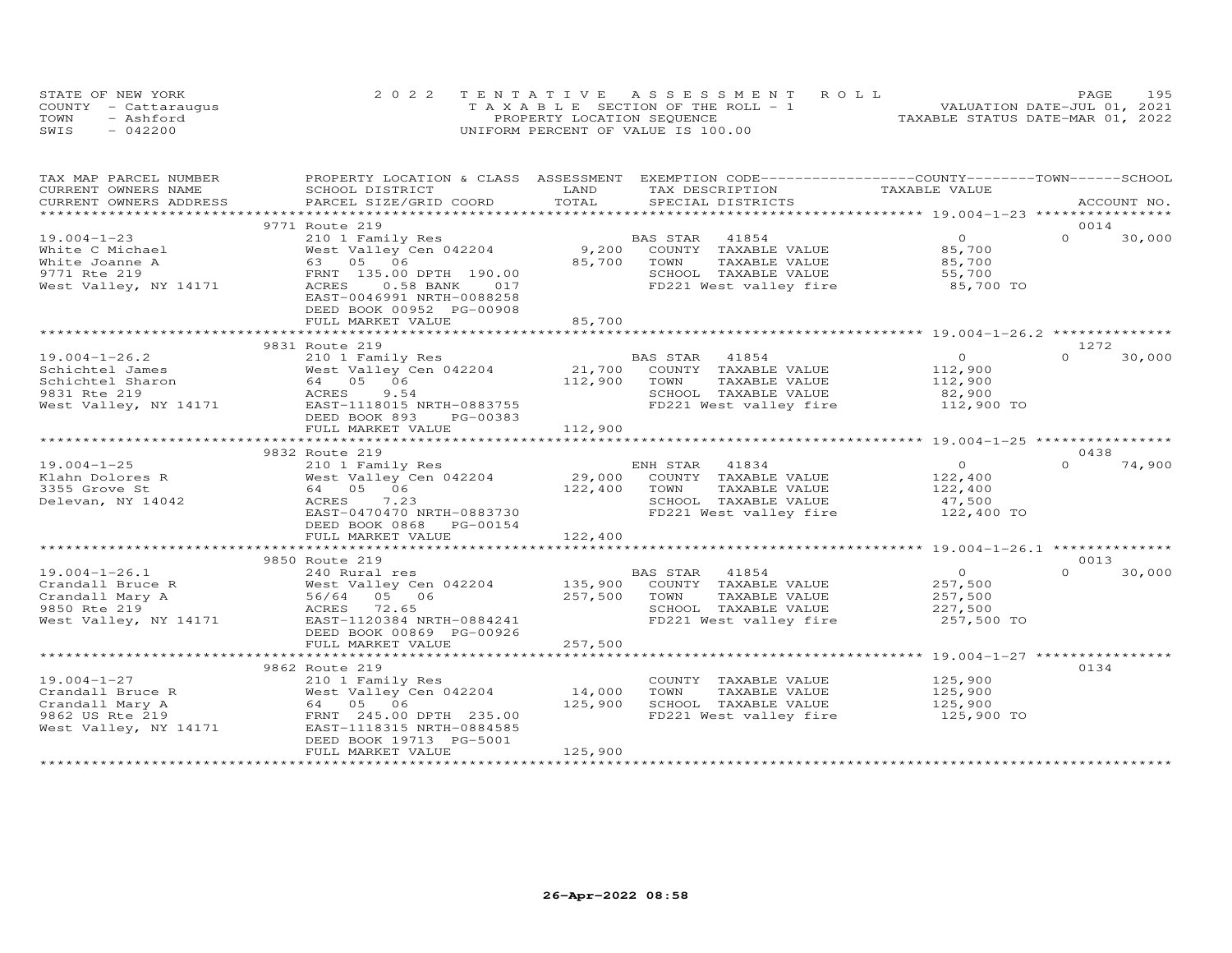STATE OF NEW YORK
COUNTY - Cattaraugus
TOWN - Ashford
SWIS - 042200

2022 TENTATIVE ASSESSMENT ROLL
TAXABLE SECTION OF THE ROLL - 1
PROPERTY LOCATION SEQUENCE
UNIFORM PERCENT OF VALUE IS 100.00

VALUATION DATE-JUL 01, 2021
TAXABLE STATUS DATE-MAR 01, 2022

| TAX MAP PARCEL NUMBER / CURRENT OWNERS NAME / CURRENT OWNERS ADDRESS | PROPERTY LOCATION & CLASS / SCHOOL DISTRICT / PARCEL SIZE/GRID COORD | ASSESSMENT LAND / TOTAL | EXEMPTION CODE / TAX DESCRIPTION / SPECIAL DISTRICTS | COUNTY TAXABLE VALUE | TOWN | SCHOOL / ACCOUNT NO. |
|---|---|---|---|---|---|---|
| | 9771 Route 219 | | | | | 0014 |
| 19.004-1-23 | 210 1 Family Res | | BAS STAR 41854 | 0 | 0 | 30,000 |
| White C Michael | West Valley Cen 042204 | 9,200 | COUNTY TAXABLE VALUE | 85,700 | | |
| White Joanne A | 63 05 06 | 85,700 | TOWN TAXABLE VALUE | 85,700 | | |
| 9771 Rte 219 | FRNT 135.00 DPTH 190.00 | | SCHOOL TAXABLE VALUE | 55,700 | | |
| West Valley, NY 14171 | ACRES 0.58 BANK 017 | | FD221 West valley fire | 85,700 TO | | |
| | EAST-0046991 NRTH-0088258 | | | | | |
| | DEED BOOK 00952 PG-00908 | | | | | |
| | FULL MARKET VALUE | 85,700 | | | | |
| | 9831 Route 219 | | | | | 1272 |
| 19.004-1-26.2 | 210 1 Family Res | | BAS STAR 41854 | 0 | 0 | 30,000 |
| Schichtel James | West Valley Cen 042204 | 21,700 | COUNTY TAXABLE VALUE | 112,900 | | |
| Schichtel Sharon | 64 05 06 | 112,900 | TOWN TAXABLE VALUE | 112,900 | | |
| 9831 Rte 219 | ACRES 9.54 | | SCHOOL TAXABLE VALUE | 82,900 | | |
| West Valley, NY 14171 | EAST-1118015 NRTH-0883755 | | FD221 West valley fire | 112,900 TO | | |
| | DEED BOOK 893 PG-00383 | | | | | |
| | FULL MARKET VALUE | 112,900 | | | | |
| | 9832 Route 219 | | | | | 0438 |
| 19.004-1-25 | 210 1 Family Res | | ENH STAR 41834 | 0 | 0 | 74,900 |
| Klahn Dolores R | West Valley Cen 042204 | 29,000 | COUNTY TAXABLE VALUE | 122,400 | | |
| 3355 Grove St | 64 05 06 | 122,400 | TOWN TAXABLE VALUE | 122,400 | | |
| Delevan, NY 14042 | ACRES 7.23 | | SCHOOL TAXABLE VALUE | 47,500 | | |
| | EAST-0470470 NRTH-0883730 | | FD221 West valley fire | 122,400 TO | | |
| | DEED BOOK 0868 PG-00154 | | | | | |
| | FULL MARKET VALUE | 122,400 | | | | |
| | 9850 Route 219 | | | | | 0013 |
| 19.004-1-26.1 | 240 Rural res | | BAS STAR 41854 | 0 | 0 | 30,000 |
| Crandall Bruce R | West Valley Cen 042204 | 135,900 | COUNTY TAXABLE VALUE | 257,500 | | |
| Crandall Mary A | 56/64 05 06 | 257,500 | TOWN TAXABLE VALUE | 257,500 | | |
| 9850 Rte 219 | ACRES 72.65 | | SCHOOL TAXABLE VALUE | 227,500 | | |
| West Valley, NY 14171 | EAST-1120384 NRTH-0884241 | | FD221 West valley fire | 257,500 TO | | |
| | DEED BOOK 00869 PG-00926 | | | | | |
| | FULL MARKET VALUE | 257,500 | | | | |
| | 9862 Route 219 | | | | | 0134 |
| 19.004-1-27 | 210 1 Family Res | | COUNTY TAXABLE VALUE | 125,900 | | |
| Crandall Bruce R | West Valley Cen 042204 | 14,000 | TOWN TAXABLE VALUE | 125,900 | | |
| Crandall Mary A | 64 05 06 | 125,900 | SCHOOL TAXABLE VALUE | 125,900 | | |
| 9862 US Rte 219 | FRNT 245.00 DPTH 235.00 | | FD221 West valley fire | 125,900 TO | | |
| West Valley, NY 14171 | EAST-1118315 NRTH-0884585 | | | | | |
| | DEED BOOK 19713 PG-5001 | | | | | |
| | FULL MARKET VALUE | 125,900 | | | | |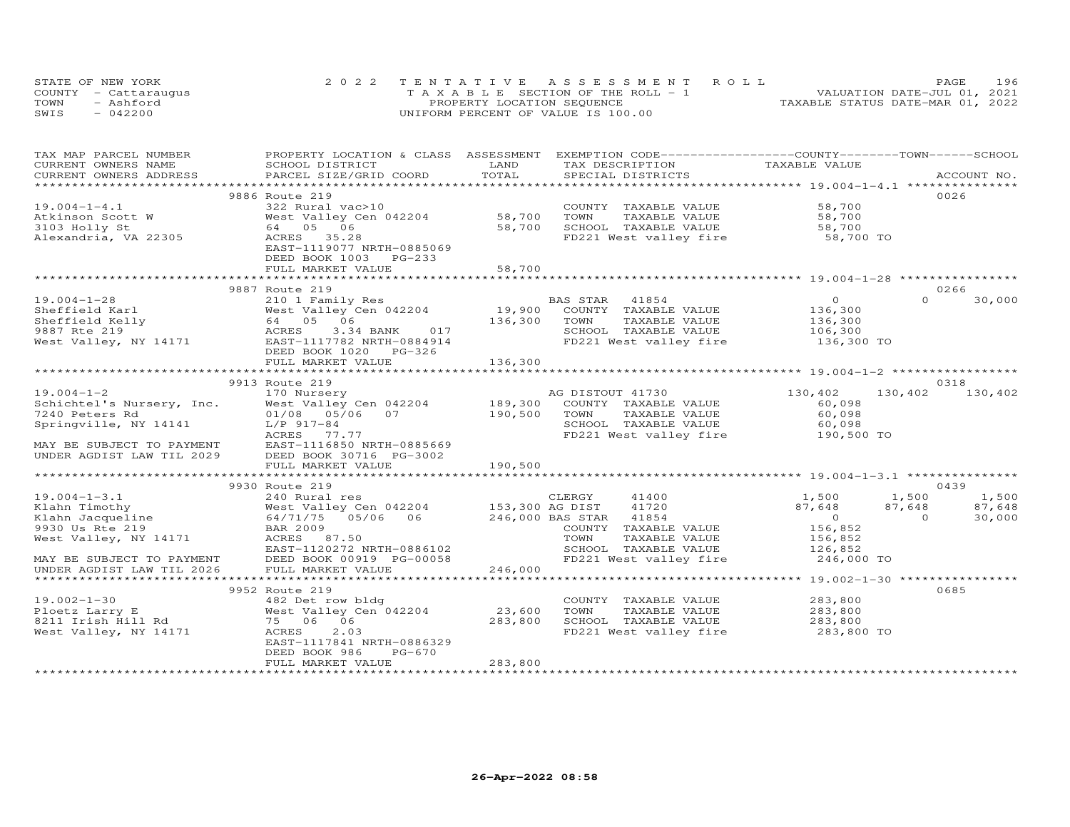STATE OF NEW YORK
COUNTY - Cattaraugus
TOWN - Ashford
SWIS - 042200

2022 TENTATIVE ASSESSMENT ROLL
TAXABLE SECTION OF THE ROLL - 1
PROPERTY LOCATION SEQUENCE
UNIFORM PERCENT OF VALUE IS 100.00

VALUATION DATE-JUL 01, 2021
TAXABLE STATUS DATE-MAR 01, 2022

| TAX MAP PARCEL NUMBER / CURRENT OWNERS NAME / CURRENT OWNERS ADDRESS | PROPERTY LOCATION & CLASS / SCHOOL DISTRICT / PARCEL SIZE/GRID COORD | ASSESSMENT LAND | TOTAL | EXEMPTION CODE / TAX DESCRIPTION / SPECIAL DISTRICTS | COUNTY TAXABLE VALUE | TOWN | SCHOOL | ACCOUNT NO. |
|---|---|---|---|---|---|---|---|---|
| | 9886 Route 219 | | | | | | | 0026 |
| 19.004-1-4.1 | 322 Rural vac>10 | | | COUNTY TAXABLE VALUE | 58,700 | | | |
| Atkinson Scott W | West Valley Cen 042204 | 58,700 | | TOWN TAXABLE VALUE | 58,700 | | | |
| 3103 Holly St | 64 05 06 | | 58,700 | SCHOOL TAXABLE VALUE | 58,700 | | | |
| Alexandria, VA 22305 | ACRES 35.28 | | | FD221 West valley fire | 58,700 TO | | | |
| | EAST-1119077 NRTH-0885069 | | | | | | | |
| | DEED BOOK 1003 PG-233 | | | | | | | |
| | FULL MARKET VALUE | | 58,700 | | | | | |
| | 9887 Route 219 | | | | | | | 0266 |
| 19.004-1-28 | 210 1 Family Res | | | BAS STAR 41854 | 0 | 0 | 30,000 | |
| Sheffield Karl | West Valley Cen 042204 | 19,900 | | COUNTY TAXABLE VALUE | 136,300 | | | |
| Sheffield Kelly | 64 05 06 | | 136,300 | TOWN TAXABLE VALUE | 136,300 | | | |
| 9887 Rte 219 | ACRES 3.34 BANK 017 | | | SCHOOL TAXABLE VALUE | 106,300 | | | |
| West Valley, NY 14171 | EAST-1117782 NRTH-0884914 | | | FD221 West valley fire | 136,300 TO | | | |
| | DEED BOOK 1020 PG-326 | | | | | | | |
| | FULL MARKET VALUE | | 136,300 | | | | | |
| | 9913 Route 219 | | | | | | | 0318 |
| 19.004-1-2 | 170 Nursery | | | AG DISTOUT 41730 | 130,402 | 130,402 | 130,402 | |
| Schichtel's Nursery, Inc. | West Valley Cen 042204 | 189,300 | | COUNTY TAXABLE VALUE | 60,098 | | | |
| 7240 Peters Rd | 01/08 05/06 07 | | 190,500 | TOWN TAXABLE VALUE | 60,098 | | | |
| Springville, NY 14141 | L/P 917-84 | | | SCHOOL TAXABLE VALUE | 60,098 | | | |
| | ACRES 77.77 | | | FD221 West valley fire | 190,500 TO | | | |
| MAY BE SUBJECT TO PAYMENT | EAST-1116850 NRTH-0885669 | | | | | | | |
| UNDER AGDIST LAW TIL 2029 | DEED BOOK 30716 PG-3002 | | | | | | | |
| | FULL MARKET VALUE | | 190,500 | | | | | |
| | 9930 Route 219 | | | | | | | 0439 |
| 19.004-1-3.1 | 240 Rural res | | | CLERGY 41400 | 1,500 | 1,500 | 1,500 | |
| Klahn Timothy | West Valley Cen 042204 | 153,300 | | AG DIST 41720 | 87,648 | 87,648 | 87,648 | |
| Klahn Jacqueline | 64/71/75 05/06 06 | | 246,000 | BAS STAR 41854 | 0 | 0 | 30,000 | |
| 9930 Us Rte 219 | BAR 2009 | | | COUNTY TAXABLE VALUE | 156,852 | | | |
| West Valley, NY 14171 | ACRES 87.50 | | | TOWN TAXABLE VALUE | 156,852 | | | |
| | EAST-1120272 NRTH-0886102 | | | SCHOOL TAXABLE VALUE | 126,852 | | | |
| MAY BE SUBJECT TO PAYMENT | DEED BOOK 00919 PG-00058 | | | FD221 West valley fire | 246,000 TO | | | |
| UNDER AGDIST LAW TIL 2026 | FULL MARKET VALUE | | 246,000 | | | | | |
| | 9952 Route 219 | | | | | | | 0685 |
| 19.002-1-30 | 482 Det row bldg | | | COUNTY TAXABLE VALUE | 283,800 | | | |
| Ploetz Larry E | West Valley Cen 042204 | 23,600 | | TOWN TAXABLE VALUE | 283,800 | | | |
| 8211 Irish Hill Rd | 75 06 06 | | 283,800 | SCHOOL TAXABLE VALUE | 283,800 | | | |
| West Valley, NY 14171 | ACRES 2.03 | | | FD221 West valley fire | 283,800 TO | | | |
| | EAST-1117841 NRTH-0886329 | | | | | | | |
| | DEED BOOK 986 PG-670 | | | | | | | |
| | FULL MARKET VALUE | | 283,800 | | | | | |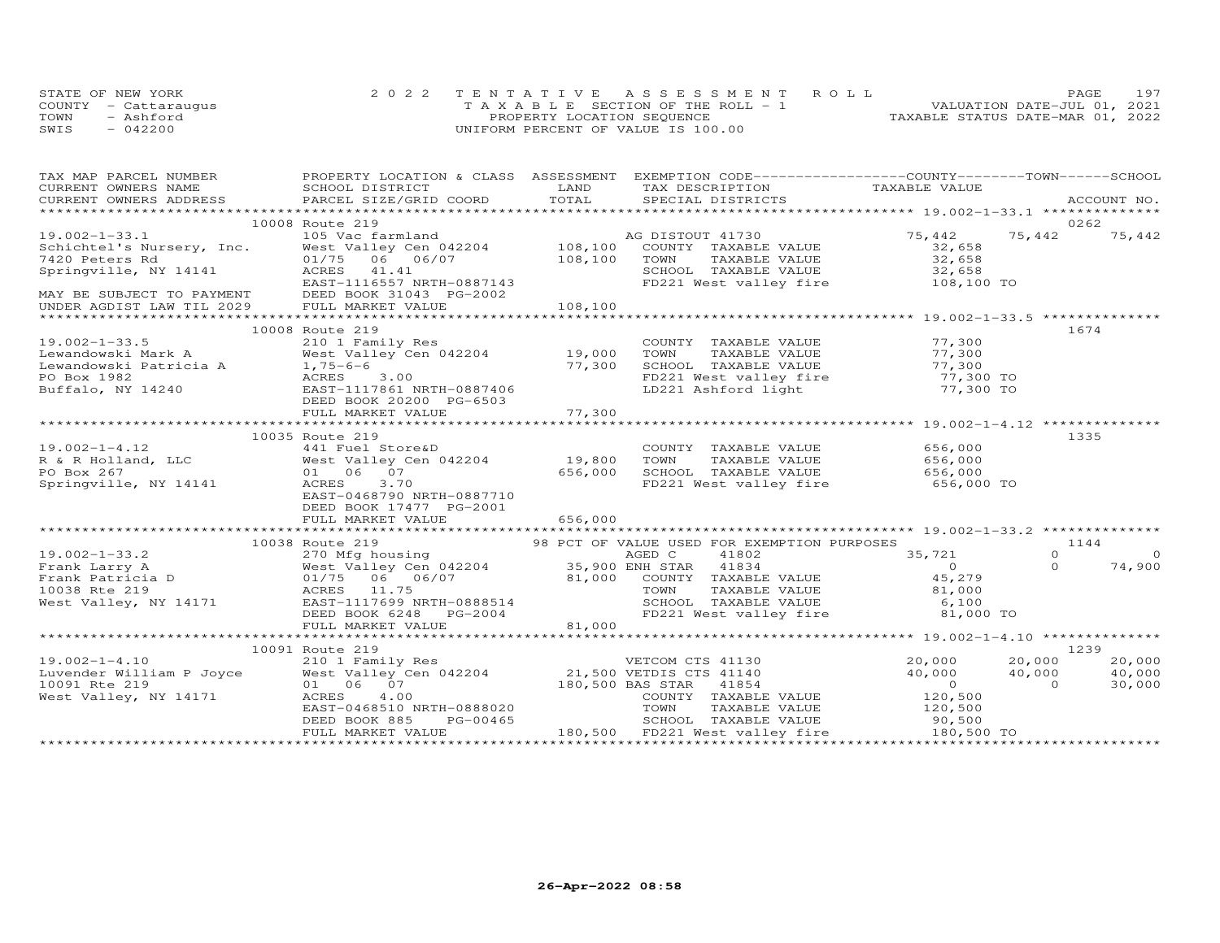STATE OF NEW YORK
COUNTY - Cattaraugus
TOWN - Ashford
SWIS - 042200

2022 TENTATIVE ASSESSMENT ROLL
TAXABLE SECTION OF THE ROLL - 1
PROPERTY LOCATION SEQUENCE
UNIFORM PERCENT OF VALUE IS 100.00

VALUATION DATE-JUL 01, 2021
TAXABLE STATUS DATE-MAR 01, 2022

| TAX MAP PARCEL NUMBER / CURRENT OWNERS NAME / CURRENT OWNERS ADDRESS | PROPERTY LOCATION & CLASS / SCHOOL DISTRICT / PARCEL SIZE/GRID COORD | ASSESSMENT LAND / TOTAL | EXEMPTION CODE / TAX DESCRIPTION / SPECIAL DISTRICTS | COUNTY TAXABLE VALUE | TOWN | SCHOOL / ACCOUNT NO. |
|---|---|---|---|---|---|---|
| | 10008 Route 219 | | | | | 0262 |
| 19.002-1-33.1 | 105 Vac farmland | | AG DISTOUT 41730 | 75,442 | 75,442 | 75,442 |
| Schichtel's Nursery, Inc. | West Valley Cen 042204 | 108,100 | COUNTY TAXABLE VALUE | 32,658 | | |
| 7420 Peters Rd | 01/75 06 06/07 | 108,100 | TOWN TAXABLE VALUE | 32,658 | | |
| Springville, NY 14141 | ACRES 41.41 | | SCHOOL TAXABLE VALUE | 32,658 | | |
| | EAST-1116557 NRTH-0887143 | | FD221 West valley fire | 108,100 TO | | |
| MAY BE SUBJECT TO PAYMENT | DEED BOOK 31043 PG-2002 | | | | | |
| UNDER AGDIST LAW TIL 2029 | FULL MARKET VALUE | 108,100 | | | | |
| | 10008 Route 219 | | | | | 1674 |
| 19.002-1-33.5 | 210 1 Family Res | | COUNTY TAXABLE VALUE | 77,300 | | |
| Lewandowski Mark A | West Valley Cen 042204 | 19,000 | TOWN TAXABLE VALUE | 77,300 | | |
| Lewandowski Patricia A | 1,75-6-6 | 77,300 | SCHOOL TAXABLE VALUE | 77,300 | | |
| PO Box 1982 | ACRES 3.00 | | FD221 West valley fire | 77,300 TO | | |
| Buffalo, NY 14240 | EAST-1117861 NRTH-0887406 | | LD221 Ashford light | 77,300 TO | | |
| | DEED BOOK 20200 PG-6503 | | | | | |
| | FULL MARKET VALUE | 77,300 | | | | |
| | 10035 Route 219 | | | | | 1335 |
| 19.002-1-4.12 | 441 Fuel Store&D | | COUNTY TAXABLE VALUE | 656,000 | | |
| R & R Holland, LLC | West Valley Cen 042204 | 19,800 | TOWN TAXABLE VALUE | 656,000 | | |
| PO Box 267 | 01 06 07 | 656,000 | SCHOOL TAXABLE VALUE | 656,000 | | |
| Springville, NY 14141 | ACRES 3.70 | | FD221 West valley fire | 656,000 TO | | |
| | EAST-0468790 NRTH-0887710 | | | | | |
| | DEED BOOK 17477 PG-2001 | | | | | |
| | FULL MARKET VALUE | 656,000 | | | | |
| | 10038 Route 219 | | 98 PCT OF VALUE USED FOR EXEMPTION PURPOSES | | | 1144 |
| 19.002-1-33.2 | 270 Mfg housing | | AGED C 41802 | 35,721 | 0 | 0 |
| Frank Larry A | West Valley Cen 042204 | 35,900 | ENH STAR 41834 | 0 | 0 | 74,900 |
| Frank Patricia D | 01/75 06 06/07 | 81,000 | COUNTY TAXABLE VALUE | 45,279 | | |
| 10038 Rte 219 | ACRES 11.75 | | TOWN TAXABLE VALUE | 81,000 | | |
| West Valley, NY 14171 | EAST-1117699 NRTH-0888514 | | SCHOOL TAXABLE VALUE | 6,100 | | |
| | DEED BOOK 6248 PG-2004 | | FD221 West valley fire | 81,000 TO | | |
| | FULL MARKET VALUE | 81,000 | | | | |
| | 10091 Route 219 | | | | | 1239 |
| 19.002-1-4.10 | 210 1 Family Res | | VETCOM CTS 41130 | 20,000 | 20,000 | 20,000 |
| Luvender William P Joyce | West Valley Cen 042204 | 21,500 | VETDIS CTS 41140 | 40,000 | 40,000 | 40,000 |
| 10091 Rte 219 | 01 06 07 | 180,500 | BAS STAR 41854 | 0 | 0 | 30,000 |
| West Valley, NY 14171 | ACRES 4.00 | | COUNTY TAXABLE VALUE | 120,500 | | |
| | EAST-0468510 NRTH-0888020 | | TOWN TAXABLE VALUE | 120,500 | | |
| | DEED BOOK 885 PG-00465 | | SCHOOL TAXABLE VALUE | 90,500 | | |
| | FULL MARKET VALUE | 180,500 | FD221 West valley fire | 180,500 TO | | |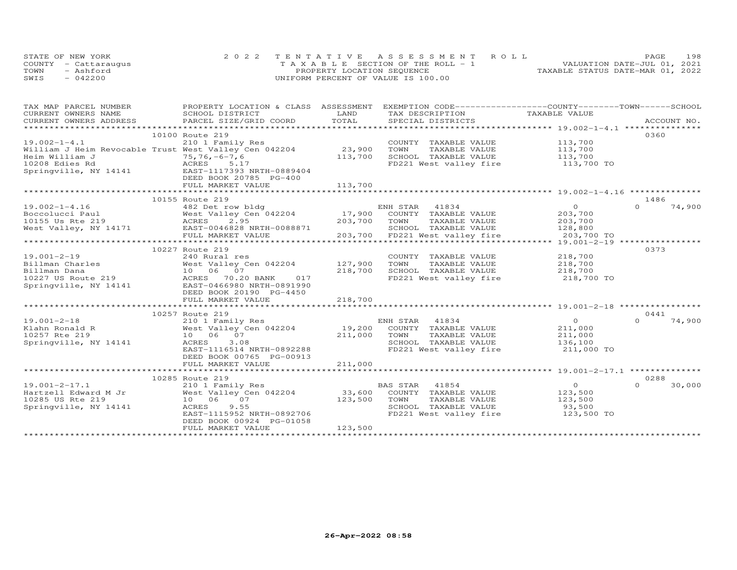STATE OF NEW YORK
COUNTY - Cattaraugus
TOWN - Ashford
SWIS - 042200

2022 TENTATIVE ASSESSMENT ROLL
TAXABLE SECTION OF THE ROLL - 1
PROPERTY LOCATION SEQUENCE
UNIFORM PERCENT OF VALUE IS 100.00

VALUATION DATE-JUL 01, 2021
TAXABLE STATUS DATE-MAR 01, 2022

| TAX MAP PARCEL NUMBER / CURRENT OWNERS NAME / CURRENT OWNERS ADDRESS | PROPERTY LOCATION & CLASS / SCHOOL DISTRICT / PARCEL SIZE/GRID COORD | ASSESSMENT LAND / TOTAL | EXEMPTION CODE / TAX DESCRIPTION / SPECIAL DISTRICTS | COUNTY / TOWN / SCHOOL TAXABLE VALUE | ACCOUNT NO. |
|---|---|---|---|---|---|
| **19.002-1-4.1** | 10100 Route 219 | | | | 0360 |
| 19.002-1-4.1 | 210 1 Family Res | | COUNTY TAXABLE VALUE | 113,700 | |
| William J Heim Revocable Trust | West Valley Cen 042204 | 23,900 | TOWN TAXABLE VALUE | 113,700 | |
| Heim William J | 75,76,-6-7,6 | 113,700 | SCHOOL TAXABLE VALUE | 113,700 | |
| 10208 Edies Rd | ACRES 5.17 | | FD221 West valley fire | 113,700 TO | |
| Springville, NY 14141 | EAST-1117393 NRTH-0889404 | | | | |
| | DEED BOOK 20785 PG-400 | | | | |
| | FULL MARKET VALUE | 113,700 | | | |
| **19.002-1-4.16** | 10155 Route 219 | | | | 1486 |
| 19.002-1-4.16 | 482 Det row bldg | | ENH STAR 41834 | 0 / 0 / 74,900 | |
| Boccolucci Paul | West Valley Cen 042204 | 17,900 | COUNTY TAXABLE VALUE | 203,700 | |
| 10155 Us Rte 219 | ACRES 2.95 | 203,700 | TOWN TAXABLE VALUE | 203,700 | |
| West Valley, NY 14171 | EAST-0046828 NRTH-0088871 | | SCHOOL TAXABLE VALUE | 128,800 | |
| | FULL MARKET VALUE | 203,700 | FD221 West valley fire | 203,700 TO | |
| **19.001-2-19** | 10227 Route 219 | | | | 0373 |
| 19.001-2-19 | 240 Rural res | | COUNTY TAXABLE VALUE | 218,700 | |
| Billman Charles | West Valley Cen 042204 | 127,900 | TOWN TAXABLE VALUE | 218,700 | |
| Billman Dana | 10 06 07 | 218,700 | SCHOOL TAXABLE VALUE | 218,700 | |
| 10227 US Route 219 | ACRES 70.20 BANK 017 | | FD221 West valley fire | 218,700 TO | |
| Springville, NY 14141 | EAST-0466980 NRTH-0891990 | | | | |
| | DEED BOOK 20190 PG-4450 | | | | |
| | FULL MARKET VALUE | 218,700 | | | |
| **19.001-2-18** | 10257 Route 219 | | | | 0441 |
| 19.001-2-18 | 210 1 Family Res | | ENH STAR 41834 | 0 / 0 / 74,900 | |
| Klahn Ronald R | West Valley Cen 042204 | 19,200 | COUNTY TAXABLE VALUE | 211,000 | |
| 10257 Rte 219 | 10 06 07 | 211,000 | TOWN TAXABLE VALUE | 211,000 | |
| Springville, NY 14141 | ACRES 3.08 | | SCHOOL TAXABLE VALUE | 136,100 | |
| | EAST-1116514 NRTH-0892288 | | FD221 West valley fire | 211,000 TO | |
| | DEED BOOK 00765 PG-00913 | | | | |
| | FULL MARKET VALUE | 211,000 | | | |
| **19.001-2-17.1** | 10285 Route 219 | | | | 0288 |
| 19.001-2-17.1 | 210 1 Family Res | | BAS STAR 41854 | 0 / 0 / 30,000 | |
| Hartzell Edward M Jr | West Valley Cen 042204 | 33,600 | COUNTY TAXABLE VALUE | 123,500 | |
| 10285 US Rte 219 | 10 06 07 | 123,500 | TOWN TAXABLE VALUE | 123,500 | |
| Springville, NY 14141 | ACRES 9.55 | | SCHOOL TAXABLE VALUE | 93,500 | |
| | EAST-1115952 NRTH-0892706 | | FD221 West valley fire | 123,500 TO | |
| | DEED BOOK 00924 PG-01058 | | | | |
| | FULL MARKET VALUE | 123,500 | | | |

26-Apr-2022 08:58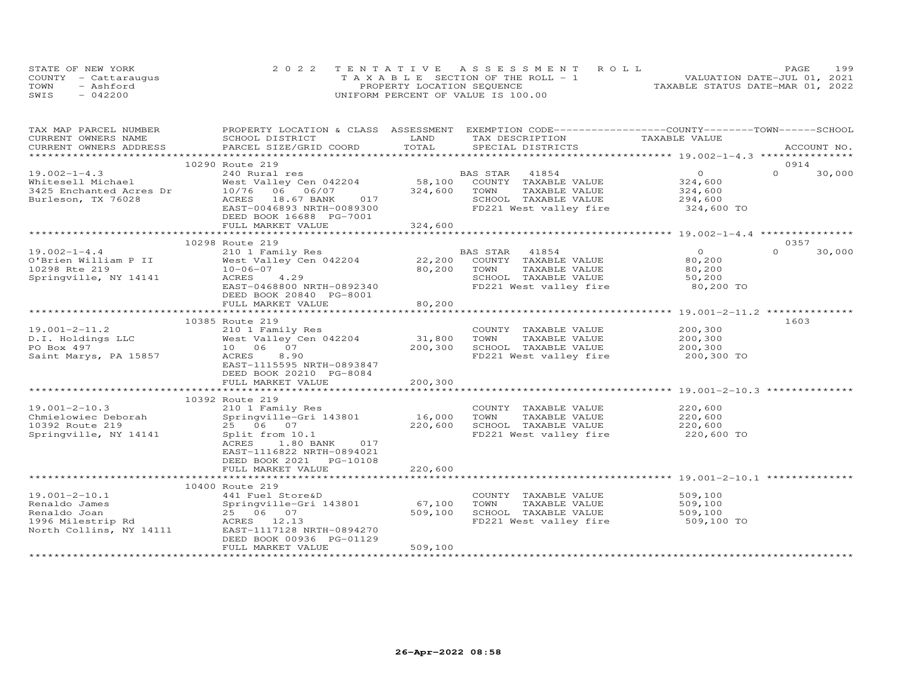STATE OF NEW YORK
COUNTY - Cattaraugus
TOWN - Ashford
SWIS - 042200

2022 TENTATIVE ASSESSMENT ROLL
TAXABLE SECTION OF THE ROLL - 1
PROPERTY LOCATION SEQUENCE
UNIFORM PERCENT OF VALUE IS 100.00

VALUATION DATE-JUL 01, 2021
TAXABLE STATUS DATE-MAR 01, 2022

| TAX MAP PARCEL NUMBER / CURRENT OWNERS NAME / CURRENT OWNERS ADDRESS | PROPERTY LOCATION & CLASS / SCHOOL DISTRICT / PARCEL SIZE/GRID COORD | ASSESSMENT LAND / TOTAL | EXEMPTION CODE / TAX DESCRIPTION / SPECIAL DISTRICTS | COUNTY TAXABLE VALUE | TOWN | SCHOOL / ACCOUNT NO. |
|---|---|---|---|---|---|---|
| **19.002-1-4.3** | 10290 Route 219 | | | | | 0914 |
| 19.002-1-4.3 | 240 Rural res | | BAS STAR 41854 | 0 | 0 | 30,000 |
| Whitesell Michael | West Valley Cen 042204 | 58,100 | COUNTY TAXABLE VALUE | 324,600 | | |
| 3425 Enchanted Acres Dr | 10/76 06 06/07 | 324,600 | TOWN TAXABLE VALUE | 324,600 | | |
| Burleson, TX 76028 | ACRES 18.67 BANK 017 | | SCHOOL TAXABLE VALUE | 294,600 | | |
| | EAST-0046893 NRTH-0089300 | | FD221 West valley fire | 324,600 TO | | |
| | DEED BOOK 16688 PG-7001 | | | | | |
| | FULL MARKET VALUE | 324,600 | | | | |
| **19.002-1-4.4** | 10298 Route 219 | | | | | 0357 |
| 19.002-1-4.4 | 210 1 Family Res | | BAS STAR 41854 | 0 | 0 | 30,000 |
| O'Brien William P II | West Valley Cen 042204 | 22,200 | COUNTY TAXABLE VALUE | 80,200 | | |
| 10298 Rte 219 | 10-06-07 | 80,200 | TOWN TAXABLE VALUE | 80,200 | | |
| Springville, NY 14141 | ACRES 4.29 | | SCHOOL TAXABLE VALUE | 50,200 | | |
| | EAST-0468800 NRTH-0892340 | | FD221 West valley fire | 80,200 TO | | |
| | DEED BOOK 20840 PG-8001 | | | | | |
| | FULL MARKET VALUE | 80,200 | | | | |
| **19.001-2-11.2** | 10385 Route 219 | | | | | 1603 |
| 19.001-2-11.2 | 210 1 Family Res | | COUNTY TAXABLE VALUE | 200,300 | | |
| D.I. Holdings LLC | West Valley Cen 042204 | 31,800 | TOWN TAXABLE VALUE | 200,300 | | |
| PO Box 497 | 10 06 07 | 200,300 | SCHOOL TAXABLE VALUE | 200,300 | | |
| Saint Marys, PA 15857 | ACRES 8.90 | | FD221 West valley fire | 200,300 TO | | |
| | EAST-1115595 NRTH-0893847 | | | | | |
| | DEED BOOK 20210 PG-8084 | | | | | |
| | FULL MARKET VALUE | 200,300 | | | | |
| **19.001-2-10.3** | 10392 Route 219 | | | | | |
| 19.001-2-10.3 | 210 1 Family Res | | COUNTY TAXABLE VALUE | 220,600 | | |
| Chmielowiec Deborah | Springville-Gri 143801 | 16,000 | TOWN TAXABLE VALUE | 220,600 | | |
| 10392 Route 219 | 25 06 07 | 220,600 | SCHOOL TAXABLE VALUE | 220,600 | | |
| Springville, NY 14141 | Split from 10.1 | | FD221 West valley fire | 220,600 TO | | |
| | ACRES 1.80 BANK 017 | | | | | |
| | EAST-1116822 NRTH-0894021 | | | | | |
| | DEED BOOK 2021 PG-10108 | | | | | |
| | FULL MARKET VALUE | 220,600 | | | | |
| **19.001-2-10.1** | 10400 Route 219 | | | | | |
| 19.001-2-10.1 | 441 Fuel Store&D | | COUNTY TAXABLE VALUE | 509,100 | | |
| Renaldo James | Springville-Gri 143801 | 67,100 | TOWN TAXABLE VALUE | 509,100 | | |
| Renaldo Joan | 25 06 07 | 509,100 | SCHOOL TAXABLE VALUE | 509,100 | | |
| 1996 Milestrip Rd | ACRES 12.13 | | FD221 West valley fire | 509,100 TO | | |
| North Collins, NY 14111 | EAST-1117128 NRTH-0894270 | | | | | |
| | DEED BOOK 00936 PG-01129 | | | | | |
| | FULL MARKET VALUE | 509,100 | | | | |

26-Apr-2022 08:58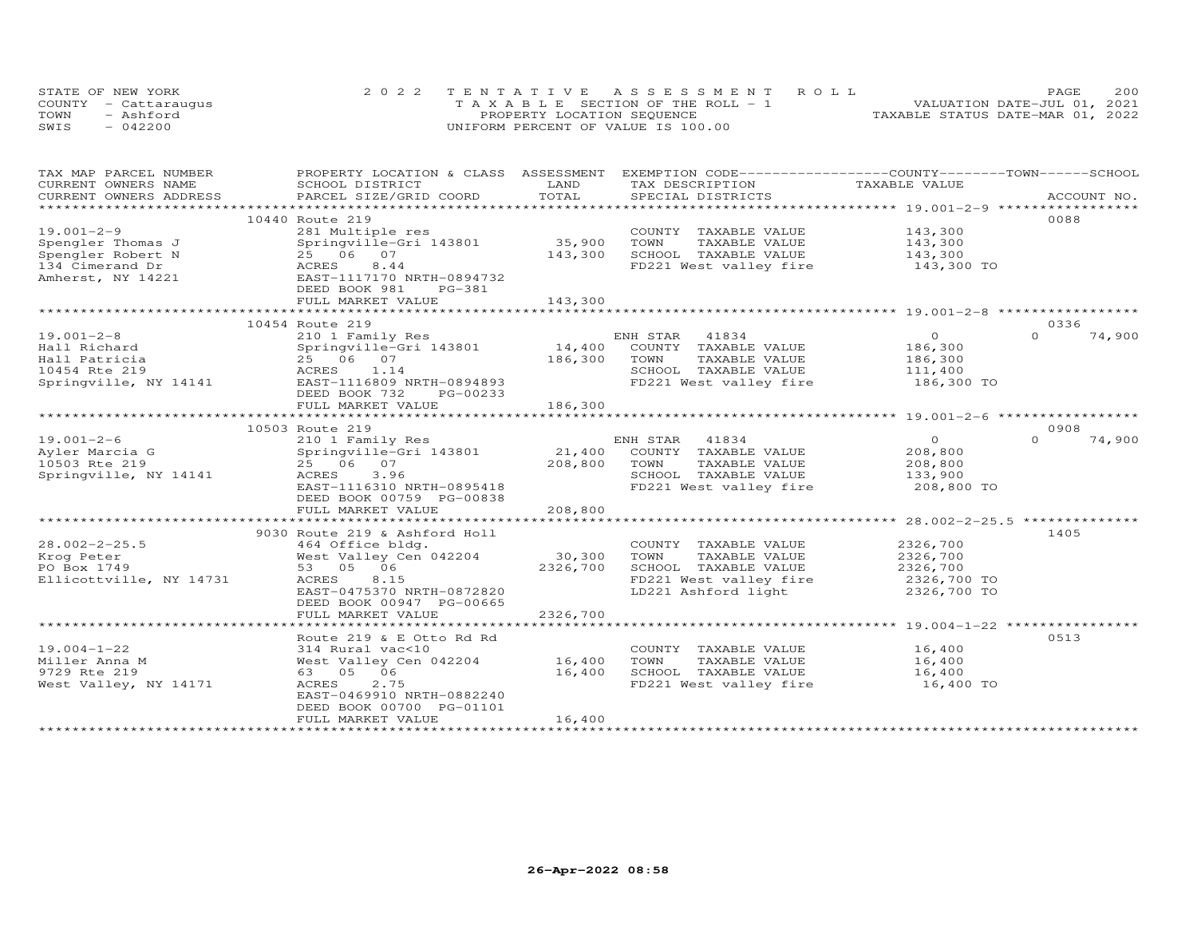STATE OF NEW YORK
COUNTY - Cattaraugus
TOWN - Ashford
SWIS - 042200

2 0 2 2 T E N T A T I V E A S S E S S M E N T R O L L
T A X A B L E SECTION OF THE ROLL - 1
PROPERTY LOCATION SEQUENCE
UNIFORM PERCENT OF VALUE IS 100.00

VALUATION DATE-JUL 01, 2021
TAXABLE STATUS DATE-MAR 01, 2022

| TAX MAP PARCEL NUMBER / CURRENT OWNERS NAME / CURRENT OWNERS ADDRESS | PROPERTY LOCATION & CLASS / SCHOOL DISTRICT / PARCEL SIZE/GRID COORD | ASSESSMENT LAND / TOTAL | EXEMPTION CODE / TAX DESCRIPTION / SPECIAL DISTRICTS | COUNTY / TOWN / SCHOOL TAXABLE VALUE | ACCOUNT NO. |
|---|---|---|---|---|---|
| **19.001-2-9** | 10440 Route 219 | | | | 0088 |
| 19.001-2-9 | 281 Multiple res | | COUNTY TAXABLE VALUE | 143,300 | |
| Spengler Thomas J | Springville-Gri 143801 | 35,900 | TOWN TAXABLE VALUE | 143,300 | |
| Spengler Robert N | 25 06 07 | 143,300 | SCHOOL TAXABLE VALUE | 143,300 | |
| 134 Cimerand Dr | ACRES 8.44 | | FD221 West valley fire | 143,300 TO | |
| Amherst, NY 14221 | EAST-1117170 NRTH-0894732 | | | | |
| | DEED BOOK 981 PG-381 | | | | |
| | FULL MARKET VALUE | 143,300 | | | |
| **19.001-2-8** | 10454 Route 219 | | | | 0336 |
| 19.001-2-8 | 210 1 Family Res | | ENH STAR 41834 | 0 / 0 / 74,900 | |
| Hall Richard | Springville-Gri 143801 | 14,400 | COUNTY TAXABLE VALUE | 186,300 | |
| Hall Patricia | 25 06 07 | 186,300 | TOWN TAXABLE VALUE | 186,300 | |
| 10454 Rte 219 | ACRES 1.14 | | SCHOOL TAXABLE VALUE | 111,400 | |
| Springville, NY 14141 | EAST-1116809 NRTH-0894893 | | FD221 West valley fire | 186,300 TO | |
| | DEED BOOK 732 PG-00233 | | | | |
| | FULL MARKET VALUE | 186,300 | | | |
| **19.001-2-6** | 10503 Route 219 | | | | 0908 |
| 19.001-2-6 | 210 1 Family Res | | ENH STAR 41834 | 0 / 0 / 74,900 | |
| Ayler Marcia G | Springville-Gri 143801 | 21,400 | COUNTY TAXABLE VALUE | 208,800 | |
| 10503 Rte 219 | 25 06 07 | 208,800 | TOWN TAXABLE VALUE | 208,800 | |
| Springville, NY 14141 | ACRES 3.96 | | SCHOOL TAXABLE VALUE | 133,900 | |
| | EAST-1116310 NRTH-0895418 | | FD221 West valley fire | 208,800 TO | |
| | DEED BOOK 00759 PG-00838 | | | | |
| | FULL MARKET VALUE | 208,800 | | | |
| **28.002-2-25.5** | 9030 Route 219 & Ashford Holl | | | | 1405 |
| 28.002-2-25.5 | 464 Office bldg. | | COUNTY TAXABLE VALUE | 2326,700 | |
| Krog Peter | West Valley Cen 042204 | 30,300 | TOWN TAXABLE VALUE | 2326,700 | |
| PO Box 1749 | 53 05 06 | 2326,700 | SCHOOL TAXABLE VALUE | 2326,700 | |
| Ellicottville, NY 14731 | ACRES 8.15 | | FD221 West valley fire | 2326,700 TO | |
| | EAST-0475370 NRTH-0872820 | | LD221 Ashford light | 2326,700 TO | |
| | DEED BOOK 00947 PG-00665 | | | | |
| | FULL MARKET VALUE | 2326,700 | | | |
| **19.004-1-22** | Route 219 & E Otto Rd Rd | | | | 0513 |
| 19.004-1-22 | 314 Rural vac<10 | | COUNTY TAXABLE VALUE | 16,400 | |
| Miller Anna M | West Valley Cen 042204 | 16,400 | TOWN TAXABLE VALUE | 16,400 | |
| 9729 Rte 219 | 63 05 06 | 16,400 | SCHOOL TAXABLE VALUE | 16,400 | |
| West Valley, NY 14171 | ACRES 2.75 | | FD221 West valley fire | 16,400 TO | |
| | EAST-0469910 NRTH-0882240 | | | | |
| | DEED BOOK 00700 PG-01101 | | | | |
| | FULL MARKET VALUE | 16,400 | | | |

26-Apr-2022 08:58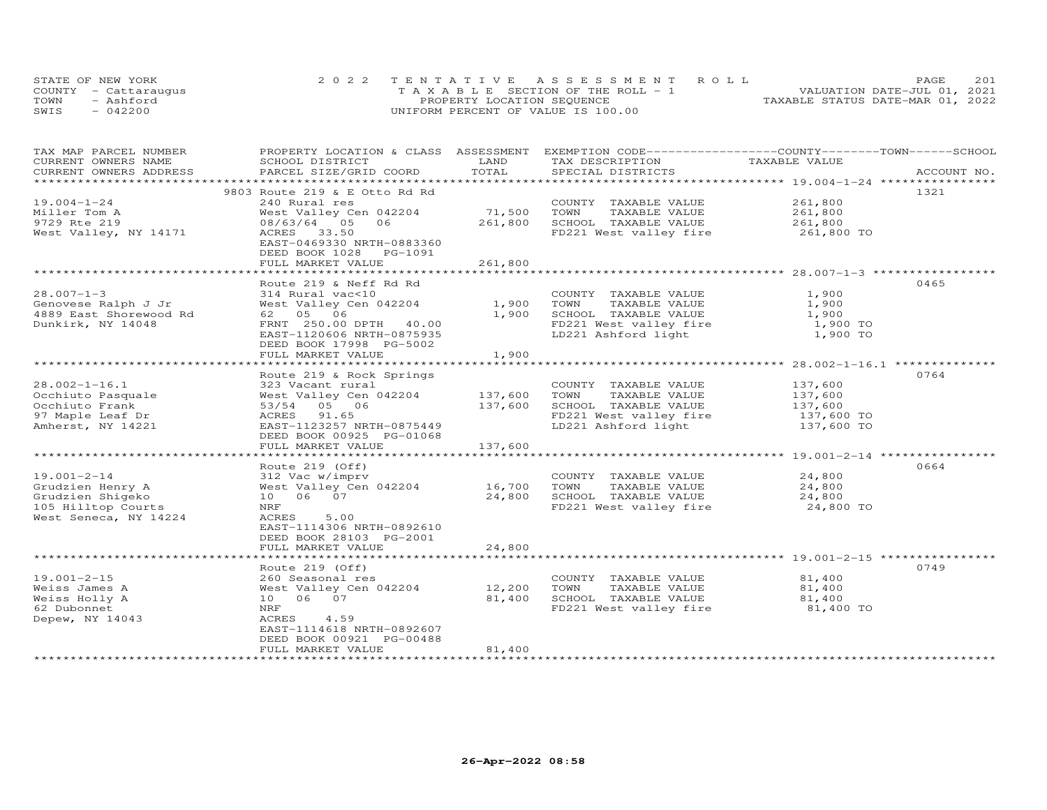STATE OF NEW YORK
COUNTY - Cattaraugus
TOWN - Ashford
SWIS - 042200

2022 TENTATIVE ASSESSMENT ROLL
TAXABLE SECTION OF THE ROLL - 1
PROPERTY LOCATION SEQUENCE
UNIFORM PERCENT OF VALUE IS 100.00

VALUATION DATE-JUL 01, 2021
TAXABLE STATUS DATE-MAR 01, 2022

| TAX MAP PARCEL NUMBER / CURRENT OWNERS NAME / CURRENT OWNERS ADDRESS | PROPERTY LOCATION & CLASS / SCHOOL DISTRICT / PARCEL SIZE/GRID COORD | ASSESSMENT LAND | TOTAL | EXEMPTION CODE / TAX DESCRIPTION / SPECIAL DISTRICTS | TAXABLE VALUE (COUNTY / TOWN / SCHOOL) | ACCOUNT NO. |
|---|---|---|---|---|---|---|
| **19.004-1-24** | 9803 Route 219 & E Otto Rd Rd | | | | | 1321 |
| 19.004-1-24 | 240 Rural res | | | COUNTY TAXABLE VALUE | 261,800 | |
| Miller Tom A | West Valley Cen 042204 | 71,500 | | TOWN TAXABLE VALUE | 261,800 | |
| 9729 Rte 219 | 08/63/64 05 06 | | 261,800 | SCHOOL TAXABLE VALUE | 261,800 | |
| West Valley, NY 14171 | ACRES 33.50 | | | FD221 West valley fire | 261,800 TO | |
| | EAST-0469330 NRTH-0883360 | | | | | |
| | DEED BOOK 1028 PG-1091 | | | | | |
| | FULL MARKET VALUE | | 261,800 | | | |
| **28.007-1-3** | Route 219 & Neff Rd Rd | | | | | 0465 |
| 28.007-1-3 | 314 Rural vac<10 | | | COUNTY TAXABLE VALUE | 1,900 | |
| Genovese Ralph J Jr | West Valley Cen 042204 | 1,900 | | TOWN TAXABLE VALUE | 1,900 | |
| 4889 East Shorewood Rd | 62 05 06 | | 1,900 | SCHOOL TAXABLE VALUE | 1,900 | |
| Dunkirk, NY 14048 | FRNT 250.00 DPTH 40.00 | | | FD221 West valley fire | 1,900 TO | |
| | EAST-1120606 NRTH-0875935 | | | LD221 Ashford light | 1,900 TO | |
| | DEED BOOK 17998 PG-5002 | | | | | |
| | FULL MARKET VALUE | | 1,900 | | | |
| **28.002-1-16.1** | Route 219 & Rock Springs | | | | | 0764 |
| 28.002-1-16.1 | 323 Vacant rural | | | COUNTY TAXABLE VALUE | 137,600 | |
| Occhiuto Pasquale | West Valley Cen 042204 | 137,600 | | TOWN TAXABLE VALUE | 137,600 | |
| Occhiuto Frank | 53/54 05 06 | | 137,600 | SCHOOL TAXABLE VALUE | 137,600 | |
| 97 Maple Leaf Dr | ACRES 91.65 | | | FD221 West valley fire | 137,600 TO | |
| Amherst, NY 14221 | EAST-1123257 NRTH-0875449 | | | LD221 Ashford light | 137,600 TO | |
| | DEED BOOK 00925 PG-01068 | | | | | |
| | FULL MARKET VALUE | | 137,600 | | | |
| **19.001-2-14** | Route 219 (Off) | | | | | 0664 |
| 19.001-2-14 | 312 Vac w/imprv | | | COUNTY TAXABLE VALUE | 24,800 | |
| Grudzien Henry A | West Valley Cen 042204 | 16,700 | | TOWN TAXABLE VALUE | 24,800 | |
| Grudzien Shigeko | 10 06 07 | | 24,800 | SCHOOL TAXABLE VALUE | 24,800 | |
| 105 Hilltop Courts | NRF | | | FD221 West valley fire | 24,800 TO | |
| West Seneca, NY 14224 | ACRES 5.00 | | | | | |
| | EAST-1114306 NRTH-0892610 | | | | | |
| | DEED BOOK 28103 PG-2001 | | | | | |
| | FULL MARKET VALUE | | 24,800 | | | |
| **19.001-2-15** | Route 219 (Off) | | | | | 0749 |
| 19.001-2-15 | 260 Seasonal res | | | COUNTY TAXABLE VALUE | 81,400 | |
| Weiss James A | West Valley Cen 042204 | 12,200 | | TOWN TAXABLE VALUE | 81,400 | |
| Weiss Holly A | 10 06 07 | | 81,400 | SCHOOL TAXABLE VALUE | 81,400 | |
| 62 Dubonnet | NRF | | | FD221 West valley fire | 81,400 TO | |
| Depew, NY 14043 | ACRES 4.59 | | | | | |
| | EAST-1114618 NRTH-0892607 | | | | | |
| | DEED BOOK 00921 PG-00488 | | | | | |
| | FULL MARKET VALUE | | 81,400 | | | |

26-Apr-2022 08:58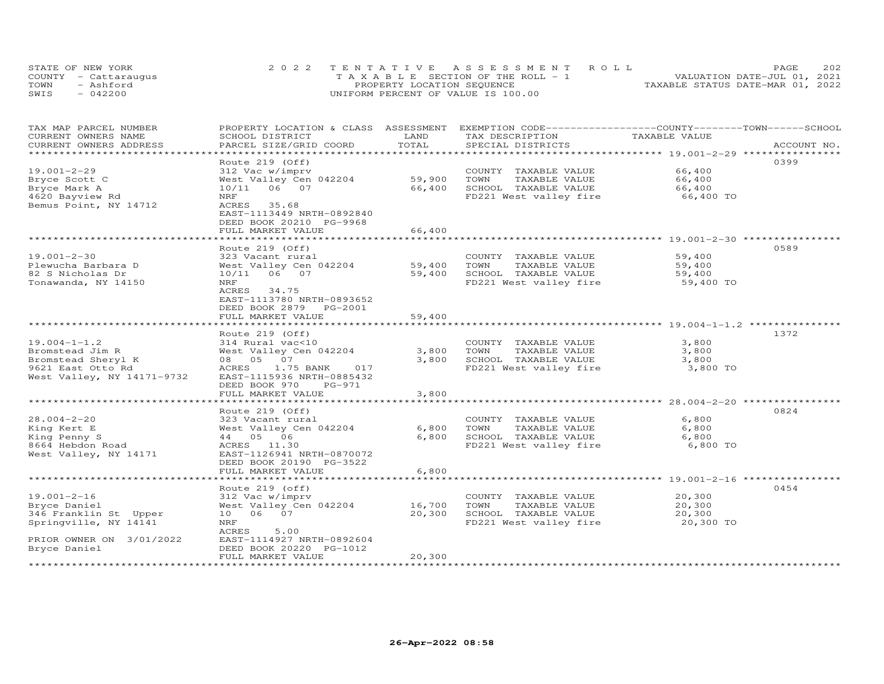STATE OF NEW YORK
COUNTY - Cattaraugus
TOWN - Ashford
SWIS - 042200

2022 TENTATIVE ASSESSMENT ROLL
TAXABLE SECTION OF THE ROLL - 1
PROPERTY LOCATION SEQUENCE
UNIFORM PERCENT OF VALUE IS 100.00

VALUATION DATE-JUL 01, 2021
TAXABLE STATUS DATE-MAR 01, 2022

| TAX MAP PARCEL NUMBER / CURRENT OWNERS NAME / CURRENT OWNERS ADDRESS | PROPERTY LOCATION & CLASS / SCHOOL DISTRICT / PARCEL SIZE/GRID COORD | ASSESSMENT LAND | TOTAL | EXEMPTION CODE / TAX DESCRIPTION / SPECIAL DISTRICTS | TAXABLE VALUE (COUNTY / TOWN / SCHOOL) | ACCOUNT NO. |
|---|---|---|---|---|---|---|
| **19.001-2-29** | Route 219 (Off) | | | | | 0399 |
| 19.001-2-29 | 312 Vac w/imprv | | | COUNTY TAXABLE VALUE | 66,400 | |
| Bryce Scott C | West Valley Cen 042204 | 59,900 | | TOWN TAXABLE VALUE | 66,400 | |
| Bryce Mark A | 10/11 06 07 | | 66,400 | SCHOOL TAXABLE VALUE | 66,400 | |
| 4620 Bayview Rd | NRF | | | FD221 West valley fire | 66,400 TO | |
| Bemus Point, NY 14712 | ACRES 35.68 | | | | | |
| | EAST-1113449 NRTH-0892840 | | | | | |
| | DEED BOOK 20210 PG-9968 | | | | | |
| | FULL MARKET VALUE | | 66,400 | | | |
| **19.001-2-30** | Route 219 (Off) | | | | | 0589 |
| 19.001-2-30 | 323 Vacant rural | | | COUNTY TAXABLE VALUE | 59,400 | |
| Plewucha Barbara D | West Valley Cen 042204 | 59,400 | | TOWN TAXABLE VALUE | 59,400 | |
| 82 S Nicholas Dr | 10/11 06 07 | | 59,400 | SCHOOL TAXABLE VALUE | 59,400 | |
| Tonawanda, NY 14150 | NRF | | | FD221 West valley fire | 59,400 TO | |
| | ACRES 34.75 | | | | | |
| | EAST-1113780 NRTH-0893652 | | | | | |
| | DEED BOOK 2879 PG-2001 | | | | | |
| | FULL MARKET VALUE | | 59,400 | | | |
| **19.004-1-1.2** | Route 219 (Off) | | | | | 1372 |
| 19.004-1-1.2 | 314 Rural vac<10 | | | COUNTY TAXABLE VALUE | 3,800 | |
| Bromstead Jim R | West Valley Cen 042204 | 3,800 | | TOWN TAXABLE VALUE | 3,800 | |
| Bromstead Sheryl K | 08 05 07 | | 3,800 | SCHOOL TAXABLE VALUE | 3,800 | |
| 9621 East Otto Rd | ACRES 1.75 BANK 017 | | | FD221 West valley fire | 3,800 TO | |
| West Valley, NY 14171-9732 | EAST-1115936 NRTH-0885432 | | | | | |
| | DEED BOOK 970 PG-971 | | | | | |
| | FULL MARKET VALUE | | 3,800 | | | |
| **28.004-2-20** | Route 219 (Off) | | | | | 0824 |
| 28.004-2-20 | 323 Vacant rural | | | COUNTY TAXABLE VALUE | 6,800 | |
| King Kert E | West Valley Cen 042204 | 6,800 | | TOWN TAXABLE VALUE | 6,800 | |
| King Penny S | 44 05 06 | | 6,800 | SCHOOL TAXABLE VALUE | 6,800 | |
| 8664 Hebdon Road | ACRES 11.30 | | | FD221 West valley fire | 6,800 TO | |
| West Valley, NY 14171 | EAST-1126941 NRTH-0870072 | | | | | |
| | DEED BOOK 20190 PG-3522 | | | | | |
| | FULL MARKET VALUE | | 6,800 | | | |
| **19.001-2-16** | Route 219 (off) | | | | | 0454 |
| 19.001-2-16 | 312 Vac w/imprv | | | COUNTY TAXABLE VALUE | 20,300 | |
| Bryce Daniel | West Valley Cen 042204 | 16,700 | | TOWN TAXABLE VALUE | 20,300 | |
| 346 Franklin St Upper | 10 06 07 | | 20,300 | SCHOOL TAXABLE VALUE | 20,300 | |
| Springville, NY 14141 | NRF | | | FD221 West valley fire | 20,300 TO | |
| | ACRES 5.00 | | | | | |
| PRIOR OWNER ON 3/01/2022 | EAST-1114927 NRTH-0892604 | | | | | |
| Bryce Daniel | DEED BOOK 20220 PG-1012 | | | | | |
| | FULL MARKET VALUE | | 20,300 | | | |

26-Apr-2022 08:58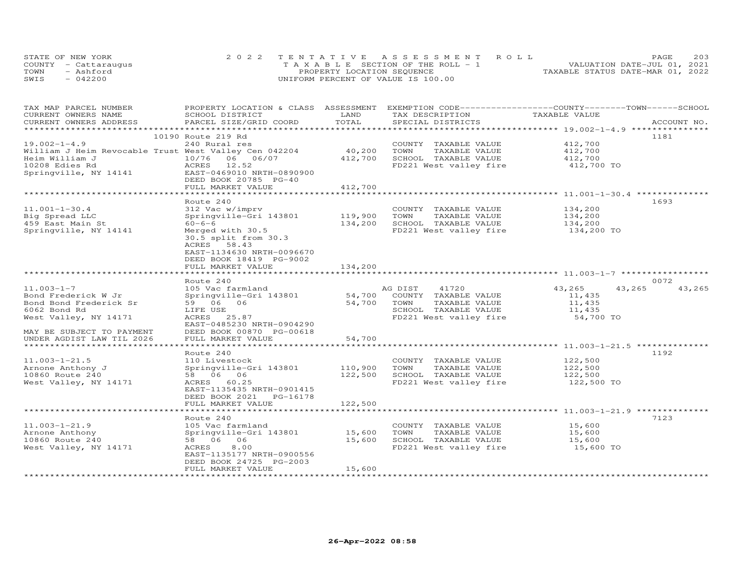STATE OF NEW YORK
COUNTY - Cattaraugus
TOWN - Ashford
SWIS - 042200

2022 TENTATIVE ASSESSMENT ROLL
TAXABLE SECTION OF THE ROLL - 1
PROPERTY LOCATION SEQUENCE
UNIFORM PERCENT OF VALUE IS 100.00

VALUATION DATE-JUL 01, 2021
TAXABLE STATUS DATE-MAR 01, 2022

| TAX MAP PARCEL NUMBER / CURRENT OWNERS NAME / CURRENT OWNERS ADDRESS | PROPERTY LOCATION & CLASS / SCHOOL DISTRICT / PARCEL SIZE/GRID COORD | ASSESSMENT LAND | TOTAL | EXEMPTION CODE / TAX DESCRIPTION / SPECIAL DISTRICTS | COUNTY TAXABLE VALUE | TOWN | SCHOOL | ACCOUNT NO. |
|---|---|---|---|---|---|---|---|---|
| **19.002-1-4.9** | 10190 Route 219 Rd | | | | | | | 1181 |
| William J Heim Revocable Trust | 240 Rural res | | | COUNTY TAXABLE VALUE | 412,700 | | | |
| Heim William J | West Valley Cen 042204 | 40,200 | | TOWN TAXABLE VALUE | 412,700 | | | |
| 10208 Edies Rd | 10/76 06 06/07 | | 412,700 | SCHOOL TAXABLE VALUE | 412,700 | | | |
| Springville, NY 14141 | ACRES 12.52 | | | FD221 West valley fire | 412,700 TO | | | |
| | EAST-0469010 NRTH-0890900 | | | | | | | |
| | DEED BOOK 20785 PG-40 | | | | | | | |
| | FULL MARKET VALUE | | 412,700 | | | | | |
| **11.001-1-30.4** | Route 240 | | | | | | | 1693 |
| Big Spread LLC | 312 Vac w/imprv | | | COUNTY TAXABLE VALUE | 134,200 | | | |
| 459 East Main St | Springville-Gri 143801 | 119,900 | | TOWN TAXABLE VALUE | 134,200 | | | |
| Springville, NY 14141 | 60-6-6 | | 134,200 | SCHOOL TAXABLE VALUE | 134,200 | | | |
| | Merged with 30.5 | | | FD221 West valley fire | 134,200 TO | | | |
| | 30.5 split from 30.3 | | | | | | | |
| | ACRES 58.43 | | | | | | | |
| | EAST-1134630 NRTH-0096670 | | | | | | | |
| | DEED BOOK 18419 PG-9002 | | | | | | | |
| | FULL MARKET VALUE | | 134,200 | | | | | |
| **11.003-1-7** | Route 240 | | | | | | | 0072 |
| Bond Frederick W Jr | 105 Vac farmland | | | AG DIST 41720 | 43,265 | 43,265 | 43,265 | |
| Bond Bond Frederick Sr | Springville-Gri 143801 | 54,700 | | COUNTY TAXABLE VALUE | 11,435 | | | |
| 6062 Bond Rd | 59 06 06 | | 54,700 | TOWN TAXABLE VALUE | 11,435 | | | |
| West Valley, NY 14171 | LIFE USE | | | SCHOOL TAXABLE VALUE | 11,435 | | | |
| | ACRES 25.87 | | | FD221 West valley fire | 54,700 TO | | | |
| | EAST-0485230 NRTH-0904290 | | | | | | | |
| MAY BE SUBJECT TO PAYMENT | DEED BOOK 00870 PG-00618 | | | | | | | |
| UNDER AGDIST LAW TIL 2026 | FULL MARKET VALUE | | 54,700 | | | | | |
| **11.003-1-21.5** | Route 240 | | | | | | | 1192 |
| Arnone Anthony J | 110 Livestock | | | COUNTY TAXABLE VALUE | 122,500 | | | |
| 10860 Route 240 | Springville-Gri 143801 | 110,900 | | TOWN TAXABLE VALUE | 122,500 | | | |
| West Valley, NY 14171 | 58 06 06 | | 122,500 | SCHOOL TAXABLE VALUE | 122,500 | | | |
| | ACRES 60.25 | | | FD221 West valley fire | 122,500 TO | | | |
| | EAST-1135435 NRTH-0901415 | | | | | | | |
| | DEED BOOK 2021 PG-16178 | | | | | | | |
| | FULL MARKET VALUE | | 122,500 | | | | | |
| **11.003-1-21.9** | Route 240 | | | | | | | 7123 |
| Arnone Anthony | 105 Vac farmland | | | COUNTY TAXABLE VALUE | 15,600 | | | |
| 10860 Route 240 | Springville-Gri 143801 | 15,600 | | TOWN TAXABLE VALUE | 15,600 | | | |
| West Valley, NY 14171 | 58 06 06 | | 15,600 | SCHOOL TAXABLE VALUE | 15,600 | | | |
| | ACRES 8.00 | | | FD221 West valley fire | 15,600 TO | | | |
| | EAST-1135177 NRTH-0900556 | | | | | | | |
| | DEED BOOK 24725 PG-2003 | | | | | | | |
| | FULL MARKET VALUE | | 15,600 | | | | | |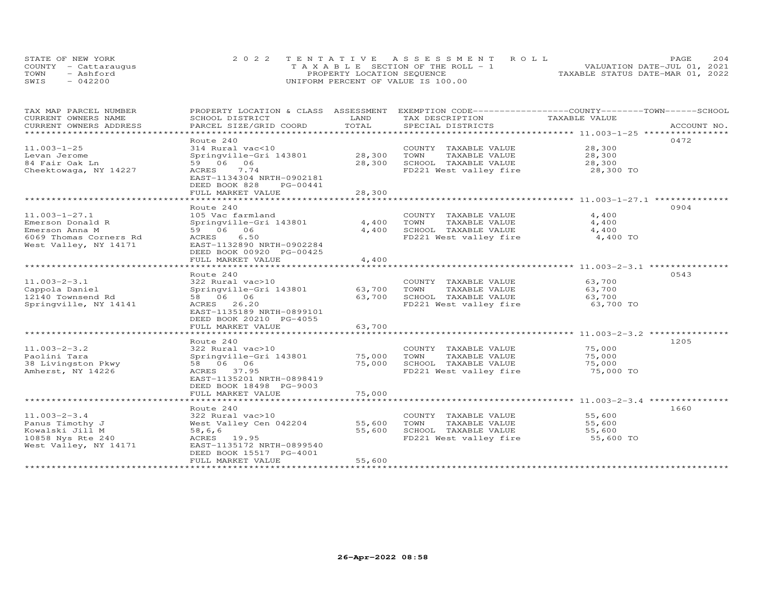STATE OF NEW YORK
COUNTY - Cattaraugus
TOWN - Ashford
SWIS - 042200

2022 TENTATIVE ASSESSMENT ROLL
TAXABLE SECTION OF THE ROLL - 1
PROPERTY LOCATION SEQUENCE
UNIFORM PERCENT OF VALUE IS 100.00

VALUATION DATE-JUL 01, 2021
TAXABLE STATUS DATE-MAR 01, 2022

| TAX MAP PARCEL NUMBER / CURRENT OWNERS NAME / CURRENT OWNERS ADDRESS | PROPERTY LOCATION & CLASS / SCHOOL DISTRICT / PARCEL SIZE/GRID COORD | ASSESSMENT LAND | ASSESSMENT TOTAL | EXEMPTION CODE / TAX DESCRIPTION / SPECIAL DISTRICTS | TAXABLE VALUE | ACCOUNT NO. |
|---|---|---|---|---|---|---|
| 11.003-1-25 | Route 240 | | | | | 0472 |
| 11.003-1-25 | 314 Rural vac<10 | | | COUNTY TAXABLE VALUE | 28,300 | |
| Levan Jerome | Springville-Gri 143801 | 28,300 | | TOWN TAXABLE VALUE | 28,300 | |
| 84 Fair Oak Ln | 59 06 06 | | 28,300 | SCHOOL TAXABLE VALUE | 28,300 | |
| Cheektowaga, NY 14227 | ACRES 7.74 | | | FD221 West valley fire | 28,300 TO | |
| | EAST-1134304 NRTH-0902181 | | | | | |
| | DEED BOOK 828 PG-00441 | | | | | |
| | FULL MARKET VALUE | | 28,300 | | | |
| 11.003-1-27.1 | Route 240 | | | | | 0904 |
| 11.003-1-27.1 | 105 Vac farmland | | | COUNTY TAXABLE VALUE | 4,400 | |
| Emerson Donald R | Springville-Gri 143801 | 4,400 | | TOWN TAXABLE VALUE | 4,400 | |
| Emerson Anna M | 59 06 06 | | 4,400 | SCHOOL TAXABLE VALUE | 4,400 | |
| 6069 Thomas Corners Rd | ACRES 6.50 | | | FD221 West valley fire | 4,400 TO | |
| West Valley, NY 14171 | EAST-1132890 NRTH-0902284 | | | | | |
| | DEED BOOK 00920 PG-00425 | | | | | |
| | FULL MARKET VALUE | | 4,400 | | | |
| 11.003-2-3.1 | Route 240 | | | | | 0543 |
| 11.003-2-3.1 | 322 Rural vac>10 | | | COUNTY TAXABLE VALUE | 63,700 | |
| Cappola Daniel | Springville-Gri 143801 | 63,700 | | TOWN TAXABLE VALUE | 63,700 | |
| 12140 Townsend Rd | 58 06 06 | | 63,700 | SCHOOL TAXABLE VALUE | 63,700 | |
| Springville, NY 14141 | ACRES 26.20 | | | FD221 West valley fire | 63,700 TO | |
| | EAST-1135189 NRTH-0899101 | | | | | |
| | DEED BOOK 20210 PG-4055 | | | | | |
| | FULL MARKET VALUE | | 63,700 | | | |
| 11.003-2-3.2 | Route 240 | | | | | 1205 |
| 11.003-2-3.2 | 322 Rural vac>10 | | | COUNTY TAXABLE VALUE | 75,000 | |
| Paolini Tara | Springville-Gri 143801 | 75,000 | | TOWN TAXABLE VALUE | 75,000 | |
| 38 Livingston Pkwy | 58 06 06 | | 75,000 | SCHOOL TAXABLE VALUE | 75,000 | |
| Amherst, NY 14226 | ACRES 37.95 | | | FD221 West valley fire | 75,000 TO | |
| | EAST-1135201 NRTH-0898419 | | | | | |
| | DEED BOOK 18498 PG-9003 | | | | | |
| | FULL MARKET VALUE | | 75,000 | | | |
| 11.003-2-3.4 | Route 240 | | | | | 1660 |
| 11.003-2-3.4 | 322 Rural vac>10 | | | COUNTY TAXABLE VALUE | 55,600 | |
| Panus Timothy J | West Valley Cen 042204 | 55,600 | | TOWN TAXABLE VALUE | 55,600 | |
| Kowalski Jill M | 58,6,6 | | 55,600 | SCHOOL TAXABLE VALUE | 55,600 | |
| 10858 Nys Rte 240 | ACRES 19.95 | | | FD221 West valley fire | 55,600 TO | |
| West Valley, NY 14171 | EAST-1135172 NRTH-0899540 | | | | | |
| | DEED BOOK 15517 PG-4001 | | | | | |
| | FULL MARKET VALUE | | 55,600 | | | |

26-Apr-2022 08:58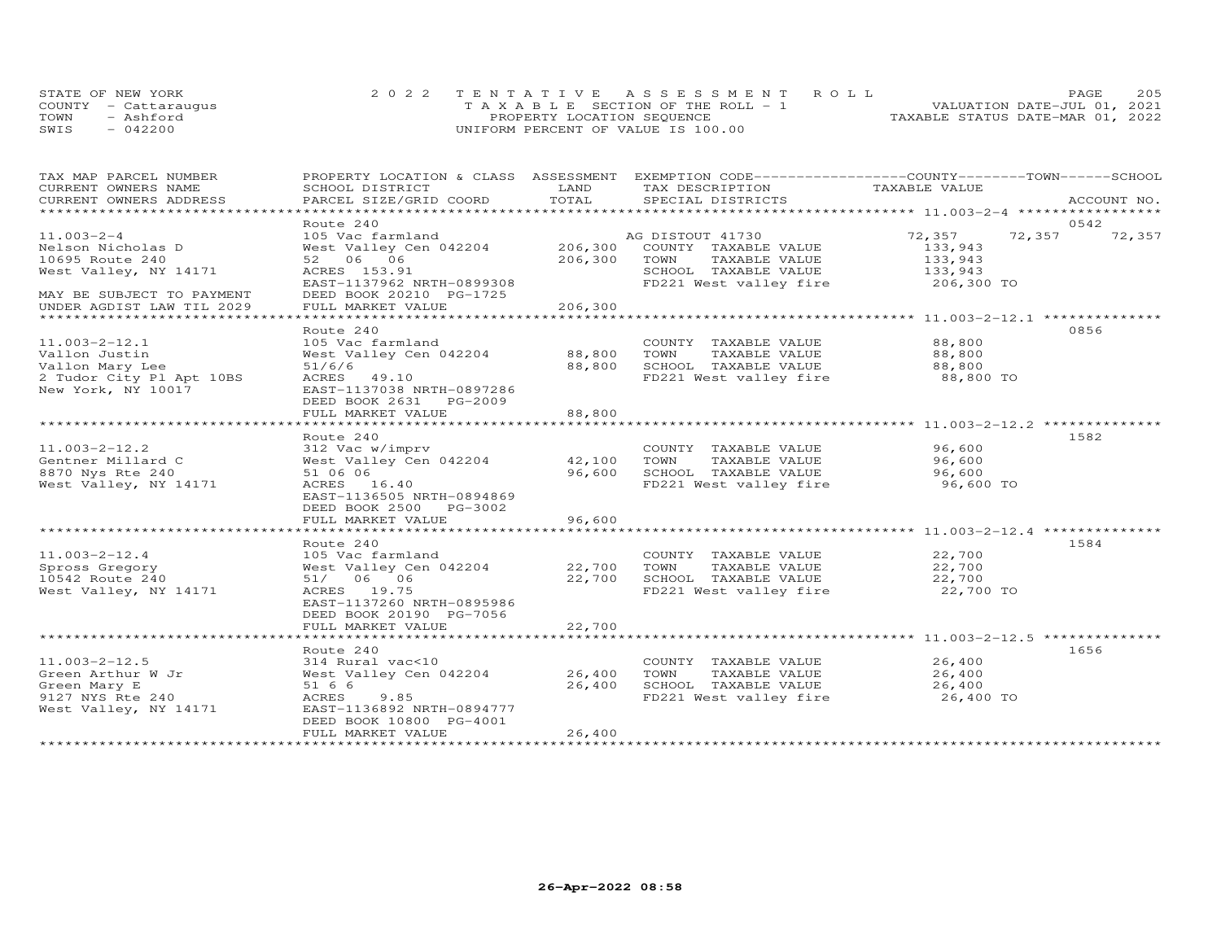STATE OF NEW YORK
COUNTY - Cattaraugus
TOWN - Ashford
SWIS - 042200

2022 TENTATIVE ASSESSMENT ROLL
TAXABLE SECTION OF THE ROLL - 1
PROPERTY LOCATION SEQUENCE
UNIFORM PERCENT OF VALUE IS 100.00

VALUATION DATE-JUL 01, 2021
TAXABLE STATUS DATE-MAR 01, 2022

| TAX MAP PARCEL NUMBER / CURRENT OWNERS NAME / CURRENT OWNERS ADDRESS | PROPERTY LOCATION & CLASS / SCHOOL DISTRICT / PARCEL SIZE/GRID COORD | ASSESSMENT LAND / TOTAL | EXEMPTION CODE / TAX DESCRIPTION / SPECIAL DISTRICTS | COUNTY TAXABLE VALUE | TOWN | SCHOOL / ACCOUNT NO. |
|---|---|---|---|---|---|---|
| **11.003-2-4** | Route 240 | | | | | 0542 |
| 11.003-2-4 | 105 Vac farmland | | AG DISTOUT 41730 | 72,357 | 72,357 | 72,357 |
| Nelson Nicholas D | West Valley Cen 042204 | 206,300 | COUNTY TAXABLE VALUE | 133,943 | | |
| 10695 Route 240 | 52 06 06 | 206,300 | TOWN TAXABLE VALUE | 133,943 | | |
| West Valley, NY 14171 | ACRES 153.91 | | SCHOOL TAXABLE VALUE | 133,943 | | |
| | EAST-1137962 NRTH-0899308 | | FD221 West valley fire | 206,300 TO | | |
| MAY BE SUBJECT TO PAYMENT | DEED BOOK 20210 PG-1725 | | | | | |
| UNDER AGDIST LAW TIL 2029 | FULL MARKET VALUE | 206,300 | | | | |
| **11.003-2-12.1** | Route 240 | | | | | 0856 |
| 11.003-2-12.1 | 105 Vac farmland | | COUNTY TAXABLE VALUE | 88,800 | | |
| Vallon Justin | West Valley Cen 042204 | 88,800 | TOWN TAXABLE VALUE | 88,800 | | |
| Vallon Mary Lee | 51/6/6 | 88,800 | SCHOOL TAXABLE VALUE | 88,800 | | |
| 2 Tudor City Pl Apt 10BS | ACRES 49.10 | | FD221 West valley fire | 88,800 TO | | |
| New York, NY 10017 | EAST-1137038 NRTH-0897286 | | | | | |
| | DEED BOOK 2631 PG-2009 | | | | | |
| | FULL MARKET VALUE | 88,800 | | | | |
| **11.003-2-12.2** | Route 240 | | | | | 1582 |
| 11.003-2-12.2 | 312 Vac w/imprv | | COUNTY TAXABLE VALUE | 96,600 | | |
| Gentner Millard C | West Valley Cen 042204 | 42,100 | TOWN TAXABLE VALUE | 96,600 | | |
| 8870 Nys Rte 240 | 51 06 06 | 96,600 | SCHOOL TAXABLE VALUE | 96,600 | | |
| West Valley, NY 14171 | ACRES 16.40 | | FD221 West valley fire | 96,600 TO | | |
| | EAST-1136505 NRTH-0894869 | | | | | |
| | DEED BOOK 2500 PG-3002 | | | | | |
| | FULL MARKET VALUE | 96,600 | | | | |
| **11.003-2-12.4** | Route 240 | | | | | 1584 |
| 11.003-2-12.4 | 105 Vac farmland | | COUNTY TAXABLE VALUE | 22,700 | | |
| Spross Gregory | West Valley Cen 042204 | 22,700 | TOWN TAXABLE VALUE | 22,700 | | |
| 10542 Route 240 | 51/ 06 06 | 22,700 | SCHOOL TAXABLE VALUE | 22,700 | | |
| West Valley, NY 14171 | ACRES 19.75 | | FD221 West valley fire | 22,700 TO | | |
| | EAST-1137260 NRTH-0895986 | | | | | |
| | DEED BOOK 20190 PG-7056 | | | | | |
| | FULL MARKET VALUE | 22,700 | | | | |
| **11.003-2-12.5** | Route 240 | | | | | 1656 |
| 11.003-2-12.5 | 314 Rural vac<10 | | COUNTY TAXABLE VALUE | 26,400 | | |
| Green Arthur W Jr | West Valley Cen 042204 | 26,400 | TOWN TAXABLE VALUE | 26,400 | | |
| Green Mary E | 51 6 6 | 26,400 | SCHOOL TAXABLE VALUE | 26,400 | | |
| 9127 NYS Rte 240 | ACRES 9.85 | | FD221 West valley fire | 26,400 TO | | |
| West Valley, NY 14171 | EAST-1136892 NRTH-0894777 | | | | | |
| | DEED BOOK 10800 PG-4001 | | | | | |
| | FULL MARKET VALUE | 26,400 | | | | |

26-Apr-2022 08:58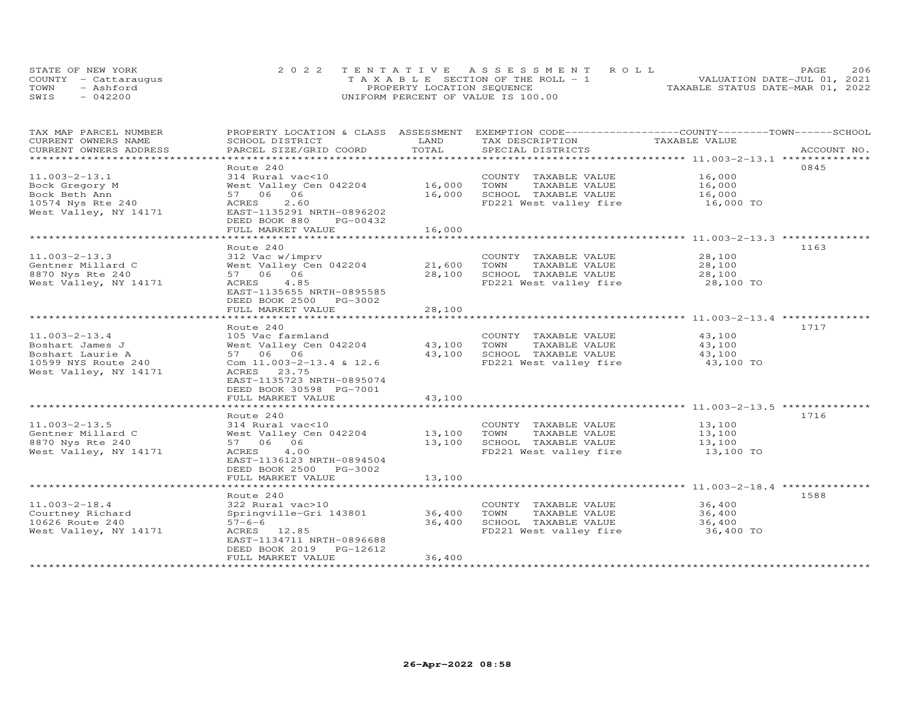STATE OF NEW YORK
COUNTY - Cattaraugus
TOWN - Ashford
SWIS - 042200

2022 TENTATIVE ASSESSMENT ROLL
TAXABLE SECTION OF THE ROLL - 1
PROPERTY LOCATION SEQUENCE
UNIFORM PERCENT OF VALUE IS 100.00

VALUATION DATE-JUL 01, 2021
TAXABLE STATUS DATE-MAR 01, 2022

| TAX MAP PARCEL NUMBER / CURRENT OWNERS NAME / CURRENT OWNERS ADDRESS | PROPERTY LOCATION & CLASS / SCHOOL DISTRICT / PARCEL SIZE/GRID COORD | ASSESSMENT LAND | TOTAL | EXEMPTION CODE / TAX DESCRIPTION / SPECIAL DISTRICTS | TAXABLE VALUE | ACCOUNT NO. |
|---|---|---|---|---|---|---|
| 11.003-2-13.1 | Route 240 | | | | | 0845 |
| Bock Gregory M | 314 Rural vac<10 | | | COUNTY TAXABLE VALUE | 16,000 | |
| Bock Beth Ann | West Valley Cen 042204 | 16,000 | | TOWN TAXABLE VALUE | 16,000 | |
| 10574 Nys Rte 240 | 57 06 06 | | 16,000 | SCHOOL TAXABLE VALUE | 16,000 | |
| West Valley, NY 14171 | ACRES 2.60 | | | FD221 West valley fire | 16,000 TO | |
| | EAST-1135291 NRTH-0896202 | | | | | |
| | DEED BOOK 880 PG-00432 | | | | | |
| | FULL MARKET VALUE | | 16,000 | | | |
| 11.003-2-13.3 | Route 240 | | | | | 1163 |
| Gentner Millard C | 312 Vac w/imprv | | | COUNTY TAXABLE VALUE | 28,100 | |
| 8870 Nys Rte 240 | West Valley Cen 042204 | 21,600 | | TOWN TAXABLE VALUE | 28,100 | |
| West Valley, NY 14171 | 57 06 06 | | 28,100 | SCHOOL TAXABLE VALUE | 28,100 | |
| | ACRES 4.85 | | | FD221 West valley fire | 28,100 TO | |
| | EAST-1135655 NRTH-0895585 | | | | | |
| | DEED BOOK 2500 PG-3002 | | | | | |
| | FULL MARKET VALUE | | 28,100 | | | |
| 11.003-2-13.4 | Route 240 | | | | | 1717 |
| Boshart James J | 105 Vac farmland | | | COUNTY TAXABLE VALUE | 43,100 | |
| Boshart Laurie A | West Valley Cen 042204 | 43,100 | | TOWN TAXABLE VALUE | 43,100 | |
| 10599 NYS Route 240 | 57 06 06 | | 43,100 | SCHOOL TAXABLE VALUE | 43,100 | |
| West Valley, NY 14171 | Com 11.003-2-13.4 & 12.6 | | | FD221 West valley fire | 43,100 TO | |
| | ACRES 23.75 | | | | | |
| | EAST-1135723 NRTH-0895074 | | | | | |
| | DEED BOOK 30598 PG-7001 | | | | | |
| | FULL MARKET VALUE | | 43,100 | | | |
| 11.003-2-13.5 | Route 240 | | | | | 1716 |
| Gentner Millard C | 314 Rural vac<10 | | | COUNTY TAXABLE VALUE | 13,100 | |
| 8870 Nys Rte 240 | West Valley Cen 042204 | 13,100 | | TOWN TAXABLE VALUE | 13,100 | |
| West Valley, NY 14171 | 57 06 06 | | 13,100 | SCHOOL TAXABLE VALUE | 13,100 | |
| | ACRES 4.00 | | | FD221 West valley fire | 13,100 TO | |
| | EAST-1136123 NRTH-0894504 | | | | | |
| | DEED BOOK 2500 PG-3002 | | | | | |
| | FULL MARKET VALUE | | 13,100 | | | |
| 11.003-2-18.4 | Route 240 | | | | | 1588 |
| Courtney Richard | 322 Rural vac>10 | | | COUNTY TAXABLE VALUE | 36,400 | |
| 10626 Route 240 | Springville-Gri 143801 | 36,400 | | TOWN TAXABLE VALUE | 36,400 | |
| West Valley, NY 14171 | 57-6-6 | | 36,400 | SCHOOL TAXABLE VALUE | 36,400 | |
| | ACRES 12.85 | | | FD221 West valley fire | 36,400 TO | |
| | EAST-1134711 NRTH-0896688 | | | | | |
| | DEED BOOK 2019 PG-12612 | | | | | |
| | FULL MARKET VALUE | | 36,400 | | | |

26-Apr-2022 08:58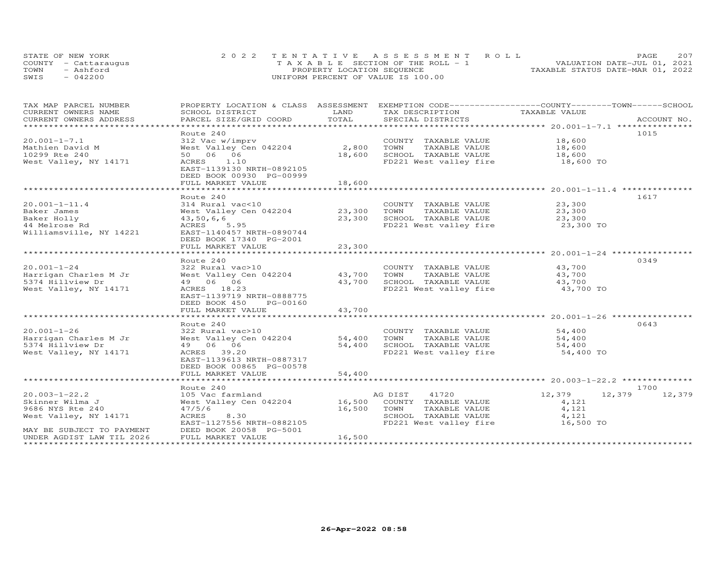STATE OF NEW YORK
COUNTY - Cattaraugus
TOWN - Ashford
SWIS - 042200

2022 TENTATIVE ASSESSMENT ROLL
TAXABLE SECTION OF THE ROLL - 1
PROPERTY LOCATION SEQUENCE
UNIFORM PERCENT OF VALUE IS 100.00

VALUATION DATE-JUL 01, 2021
TAXABLE STATUS DATE-MAR 01, 2022

| TAX MAP PARCEL NUMBER / CURRENT OWNERS NAME / CURRENT OWNERS ADDRESS | PROPERTY LOCATION & CLASS / SCHOOL DISTRICT / PARCEL SIZE/GRID COORD | ASSESSMENT LAND | TOTAL | EXEMPTION CODE / TAX DESCRIPTION / SPECIAL DISTRICTS | COUNTY | TOWN | SCHOOL | ACCOUNT NO. |
|---|---|---|---|---|---|---|---|---|
| 20.001-1-7.1 | Route 240 | | | | | | | 1015 |
| Mathien David M | 312 Vac w/imprv | | | COUNTY TAXABLE VALUE | 18,600 | | | |
| 10299 Rte 240 | West Valley Cen 042204 | 2,800 | | TOWN TAXABLE VALUE | | 18,600 | | |
| West Valley, NY 14171 | 50 06 06 | | 18,600 | SCHOOL TAXABLE VALUE | | | 18,600 | |
| | ACRES 1.10 | | | FD221 West valley fire | 18,600 TO | | | |
| | EAST-1139130 NRTH-0892105 | | | | | | | |
| | DEED BOOK 00930 PG-00999 | | | | | | | |
| | FULL MARKET VALUE | | 18,600 | | | | | |
| 20.001-1-11.4 | Route 240 | | | | | | | 1617 |
| Baker James | 314 Rural vac<10 | | | COUNTY TAXABLE VALUE | 23,300 | | | |
| Baker Holly | West Valley Cen 042204 | 23,300 | | TOWN TAXABLE VALUE | | 23,300 | | |
| 44 Melrose Rd | 43,50,6,6 | | 23,300 | SCHOOL TAXABLE VALUE | | | 23,300 | |
| Williamsville, NY 14221 | ACRES 5.95 | | | FD221 West valley fire | 23,300 TO | | | |
| | EAST-1140457 NRTH-0890744 | | | | | | | |
| | DEED BOOK 17340 PG-2001 | | | | | | | |
| | FULL MARKET VALUE | | 23,300 | | | | | |
| 20.001-1-24 | Route 240 | | | | | | | 0349 |
| Harrigan Charles M Jr | 322 Rural vac>10 | | | COUNTY TAXABLE VALUE | 43,700 | | | |
| 5374 Hillview Dr | West Valley Cen 042204 | 43,700 | | TOWN TAXABLE VALUE | | 43,700 | | |
| West Valley, NY 14171 | 49 06 06 | | 43,700 | SCHOOL TAXABLE VALUE | | | 43,700 | |
| | ACRES 18.23 | | | FD221 West valley fire | 43,700 TO | | | |
| | EAST-1139719 NRTH-0888775 | | | | | | | |
| | DEED BOOK 450 PG-00160 | | | | | | | |
| | FULL MARKET VALUE | | 43,700 | | | | | |
| 20.001-1-26 | Route 240 | | | | | | | 0643 |
| Harrigan Charles M Jr | 322 Rural vac>10 | | | COUNTY TAXABLE VALUE | 54,400 | | | |
| 5374 Hillview Dr | West Valley Cen 042204 | 54,400 | | TOWN TAXABLE VALUE | | 54,400 | | |
| West Valley, NY 14171 | 49 06 06 | | 54,400 | SCHOOL TAXABLE VALUE | | | 54,400 | |
| | ACRES 39.20 | | | FD221 West valley fire | 54,400 TO | | | |
| | EAST-1139613 NRTH-0887317 | | | | | | | |
| | DEED BOOK 00865 PG-00578 | | | | | | | |
| | FULL MARKET VALUE | | 54,400 | | | | | |
| 20.003-1-22.2 | Route 240 | | | | | | | 1700 |
| Skinner Wilma J | 105 Vac farmland | | | AG DIST 41720 | 12,379 | 12,379 | 12,379 | |
| 9686 NYS Rte 240 | West Valley Cen 042204 | 16,500 | | COUNTY TAXABLE VALUE | 4,121 | | | |
| West Valley, NY 14171 | 47/5/6 | | 16,500 | TOWN TAXABLE VALUE | | 4,121 | | |
| | ACRES 8.30 | | | SCHOOL TAXABLE VALUE | | | 4,121 | |
| | EAST-1127556 NRTH-0882105 | | | FD221 West valley fire | 16,500 TO | | | |
| MAY BE SUBJECT TO PAYMENT | DEED BOOK 20058 PG-5001 | | | | | | | |
| UNDER AGDIST LAW TIL 2026 | FULL MARKET VALUE | | 16,500 | | | | | |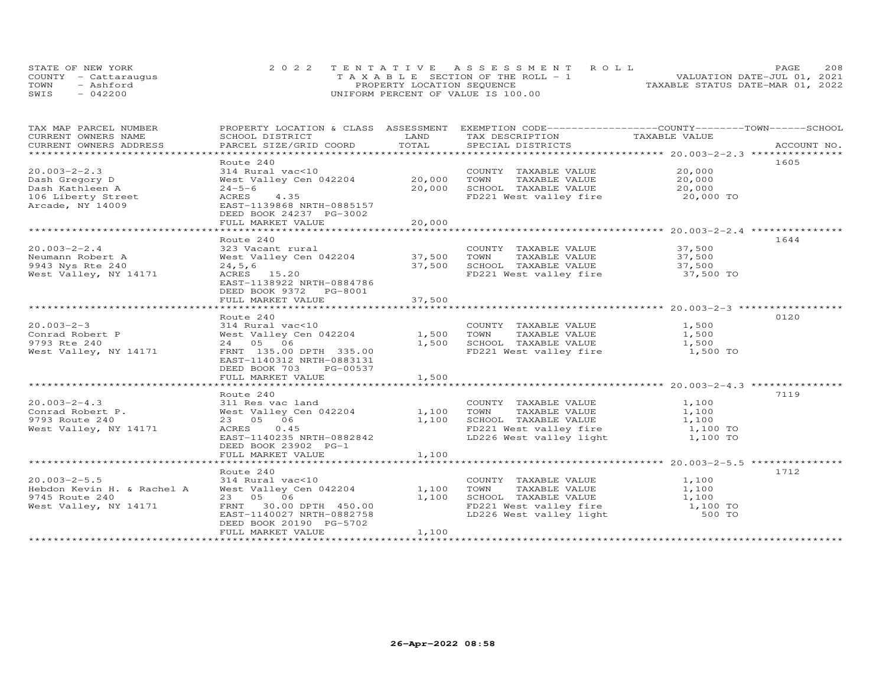STATE OF NEW YORK
COUNTY - Cattaraugus
TOWN - Ashford
SWIS - 042200

2022 TENTATIVE ASSESSMENT ROLL
TAXABLE SECTION OF THE ROLL - 1
PROPERTY LOCATION SEQUENCE
UNIFORM PERCENT OF VALUE IS 100.00

VALUATION DATE-JUL 01, 2021
TAXABLE STATUS DATE-MAR 01, 2022

| TAX MAP PARCEL NUMBER / CURRENT OWNERS NAME / CURRENT OWNERS ADDRESS | PROPERTY LOCATION & CLASS / SCHOOL DISTRICT / PARCEL SIZE/GRID COORD | ASSESSMENT LAND / TOTAL | EXEMPTION CODE / TAX DESCRIPTION / SPECIAL DISTRICTS | TAXABLE VALUE (COUNTY / TOWN / SCHOOL) | ACCOUNT NO. |
|---|---|---|---|---|---|
| **20.003-2-2.3** | Route 240 | | | | 1605 |
| 20.003-2-2.3 | 314 Rural vac<10 | | COUNTY TAXABLE VALUE | 20,000 | |
| Dash Gregory D | West Valley Cen 042204 | 20,000 | TOWN TAXABLE VALUE | 20,000 | |
| Dash Kathleen A | 24-5-6 | 20,000 | SCHOOL TAXABLE VALUE | 20,000 | |
| 106 Liberty Street | ACRES 4.35 | | FD221 West valley fire | 20,000 TO | |
| Arcade, NY 14009 | EAST-1139868 NRTH-0885157 | | | | |
| | DEED BOOK 24237 PG-3002 | | | | |
| | FULL MARKET VALUE | 20,000 | | | |
| **20.003-2-2.4** | Route 240 | | | | 1644 |
| 20.003-2-2.4 | 323 Vacant rural | | COUNTY TAXABLE VALUE | 37,500 | |
| Neumann Robert A | West Valley Cen 042204 | 37,500 | TOWN TAXABLE VALUE | 37,500 | |
| 9943 Nys Rte 240 | 24,5,6 | 37,500 | SCHOOL TAXABLE VALUE | 37,500 | |
| West Valley, NY 14171 | ACRES 15.20 | | FD221 West valley fire | 37,500 TO | |
| | EAST-1138922 NRTH-0884786 | | | | |
| | DEED BOOK 9372 PG-8001 | | | | |
| | FULL MARKET VALUE | 37,500 | | | |
| **20.003-2-3** | Route 240 | | | | 0120 |
| 20.003-2-3 | 314 Rural vac<10 | | COUNTY TAXABLE VALUE | 1,500 | |
| Conrad Robert P | West Valley Cen 042204 | 1,500 | TOWN TAXABLE VALUE | 1,500 | |
| 9793 Rte 240 | 24 05 06 | 1,500 | SCHOOL TAXABLE VALUE | 1,500 | |
| West Valley, NY 14171 | FRNT 135.00 DPTH 335.00 | | FD221 West valley fire | 1,500 TO | |
| | EAST-1140312 NRTH-0883131 | | | | |
| | DEED BOOK 703 PG-00537 | | | | |
| | FULL MARKET VALUE | 1,500 | | | |
| **20.003-2-4.3** | Route 240 | | | | 7119 |
| 20.003-2-4.3 | 311 Res vac land | | COUNTY TAXABLE VALUE | 1,100 | |
| Conrad Robert P. | West Valley Cen 042204 | 1,100 | TOWN TAXABLE VALUE | 1,100 | |
| 9793 Route 240 | 23 05 06 | 1,100 | SCHOOL TAXABLE VALUE | 1,100 | |
| West Valley, NY 14171 | ACRES 0.45 | | FD221 West valley fire | 1,100 TO | |
| | EAST-1140235 NRTH-0882842 | | LD226 West valley light | 1,100 TO | |
| | DEED BOOK 23902 PG-1 | | | | |
| | FULL MARKET VALUE | 1,100 | | | |
| **20.003-2-5.5** | Route 240 | | | | 1712 |
| 20.003-2-5.5 | 314 Rural vac<10 | | COUNTY TAXABLE VALUE | 1,100 | |
| Hebdon Kevin H. & Rachel A | West Valley Cen 042204 | 1,100 | TOWN TAXABLE VALUE | 1,100 | |
| 9745 Route 240 | 23 05 06 | 1,100 | SCHOOL TAXABLE VALUE | 1,100 | |
| West Valley, NY 14171 | FRNT 30.00 DPTH 450.00 | | FD221 West valley fire | 1,100 TO | |
| | EAST-1140027 NRTH-0882758 | | LD226 West valley light | 500 TO | |
| | DEED BOOK 20190 PG-5702 | | | | |
| | FULL MARKET VALUE | 1,100 | | | |

26-Apr-2022 08:58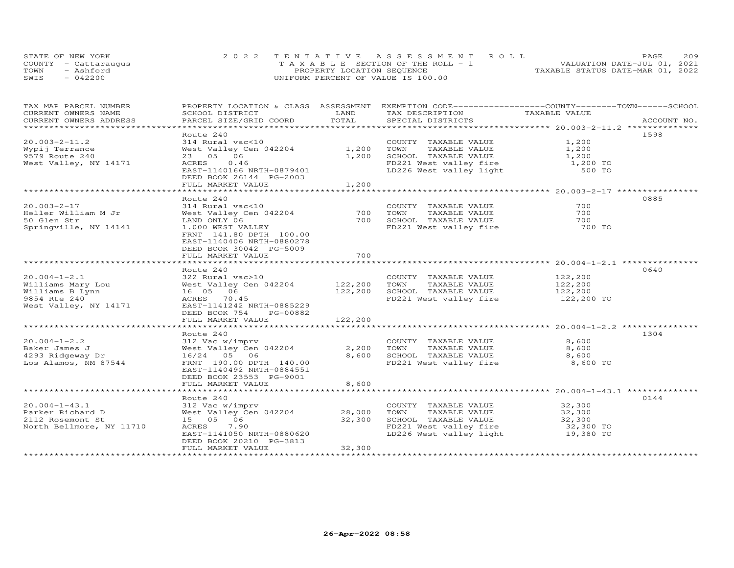STATE OF NEW YORK
COUNTY - Cattaraugus
TOWN - Ashford
SWIS - 042200

2022 TENTATIVE ASSESSMENT ROLL
TAXABLE SECTION OF THE ROLL - 1
PROPERTY LOCATION SEQUENCE
UNIFORM PERCENT OF VALUE IS 100.00

VALUATION DATE-JUL 01, 2021
TAXABLE STATUS DATE-MAR 01, 2022

| TAX MAP PARCEL NUMBER / CURRENT OWNERS NAME / CURRENT OWNERS ADDRESS | PROPERTY LOCATION & CLASS / SCHOOL DISTRICT / PARCEL SIZE/GRID COORD | ASSESSMENT LAND | TOTAL | EXEMPTION CODE / TAX DESCRIPTION / SPECIAL DISTRICTS | TAXABLE VALUE (COUNTY / TOWN / SCHOOL) | ACCOUNT NO. |
|---|---|---|---|---|---|---|
| 20.003-2-11.2 | Route 240 | | | | | 1598 |
| 20.003-2-11.2 | 314 Rural vac<10 | | | COUNTY TAXABLE VALUE | 1,200 | |
| Wypij Terrance | West Valley Cen 042204 | 1,200 | | TOWN TAXABLE VALUE | 1,200 | |
| 9579 Route 240 | 23 05 06 | | 1,200 | SCHOOL TAXABLE VALUE | 1,200 | |
| West Valley, NY 14171 | ACRES 0.46 | | | FD221 West valley fire | 1,200 TO | |
| | EAST-1140166 NRTH-0879401 | | | LD226 West valley light | 500 TO | |
| | DEED BOOK 26144 PG-2003 | | | | | |
| | FULL MARKET VALUE | | 1,200 | | | |
| 20.003-2-17 | Route 240 | | | | | 0885 |
| 20.003-2-17 | 314 Rural vac<10 | | | COUNTY TAXABLE VALUE | 700 | |
| Heller William M Jr | West Valley Cen 042204 | 700 | | TOWN TAXABLE VALUE | 700 | |
| 50 Glen Str | LAND ONLY 06 | | 700 | SCHOOL TAXABLE VALUE | 700 | |
| Springville, NY 14141 | 1.000 WEST VALLEY | | | FD221 West valley fire | 700 TO | |
| | FRNT 141.80 DPTH 100.00 | | | | | |
| | EAST-1140406 NRTH-0880278 | | | | | |
| | DEED BOOK 30042 PG-5009 | | | | | |
| | FULL MARKET VALUE | | 700 | | | |
| 20.004-1-2.1 | Route 240 | | | | | 0640 |
| 20.004-1-2.1 | 322 Rural vac>10 | | | COUNTY TAXABLE VALUE | 122,200 | |
| Williams Mary Lou | West Valley Cen 042204 | 122,200 | | TOWN TAXABLE VALUE | 122,200 | |
| Williams B Lynn | 16 05 06 | | 122,200 | SCHOOL TAXABLE VALUE | 122,200 | |
| 9854 Rte 240 | ACRES 70.45 | | | FD221 West valley fire | 122,200 TO | |
| West Valley, NY 14171 | EAST-1141242 NRTH-0885229 | | | | | |
| | DEED BOOK 754 PG-00882 | | | | | |
| | FULL MARKET VALUE | | 122,200 | | | |
| 20.004-1-2.2 | Route 240 | | | | | 1304 |
| 20.004-1-2.2 | 312 Vac w/imprv | | | COUNTY TAXABLE VALUE | 8,600 | |
| Baker James J | West Valley Cen 042204 | 2,200 | | TOWN TAXABLE VALUE | 8,600 | |
| 4293 Ridgeway Dr | 16/24 05 06 | | 8,600 | SCHOOL TAXABLE VALUE | 8,600 | |
| Los Alamos, NM 87544 | FRNT 190.00 DPTH 140.00 | | | FD221 West valley fire | 8,600 TO | |
| | EAST-1140492 NRTH-0884551 | | | | | |
| | DEED BOOK 23553 PG-9001 | | | | | |
| | FULL MARKET VALUE | | 8,600 | | | |
| 20.004-1-43.1 | Route 240 | | | | | 0144 |
| 20.004-1-43.1 | 312 Vac w/imprv | | | COUNTY TAXABLE VALUE | 32,300 | |
| Parker Richard D | West Valley Cen 042204 | 28,000 | | TOWN TAXABLE VALUE | 32,300 | |
| 2112 Rosemont St | 15 05 06 | | 32,300 | SCHOOL TAXABLE VALUE | 32,300 | |
| North Bellmore, NY 11710 | ACRES 7.90 | | | FD221 West valley fire | 32,300 TO | |
| | EAST-1141050 NRTH-0880620 | | | LD226 West valley light | 19,380 TO | |
| | DEED BOOK 20210 PG-3813 | | | | | |
| | FULL MARKET VALUE | | 32,300 | | | |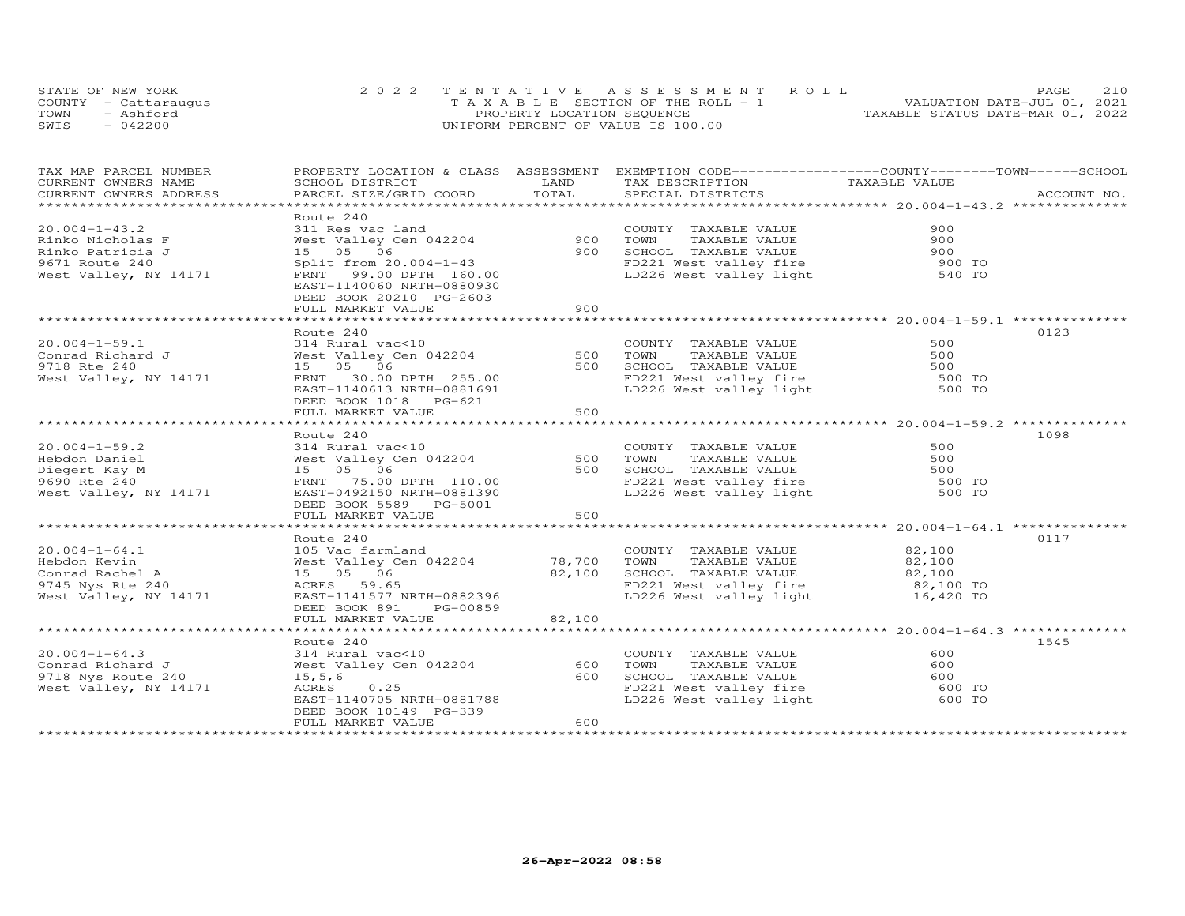STATE OF NEW YORK
COUNTY - Cattaraugus
TOWN - Ashford
SWIS - 042200

2022 TENTATIVE ASSESSMENT ROLL
TAXABLE SECTION OF THE ROLL - 1
PROPERTY LOCATION SEQUENCE
UNIFORM PERCENT OF VALUE IS 100.00

VALUATION DATE-JUL 01, 2021
TAXABLE STATUS DATE-MAR 01, 2022

| TAX MAP PARCEL NUMBER / CURRENT OWNERS NAME / CURRENT OWNERS ADDRESS | PROPERTY LOCATION & CLASS / SCHOOL DISTRICT / PARCEL SIZE/GRID COORD | ASSESSMENT LAND | TOTAL | EXEMPTION CODE / TAX DESCRIPTION / SPECIAL DISTRICTS | TAXABLE VALUE (COUNTY / TOWN / SCHOOL) | ACCOUNT NO. |
|---|---|---|---|---|---|---|
| **20.004-1-43.2** | Route 240 | | | | | |
| 20.004-1-43.2 | 311 Res vac land | | | COUNTY TAXABLE VALUE | 900 | |
| Rinko Nicholas F | West Valley Cen 042204 | 900 | | TOWN TAXABLE VALUE | 900 | |
| Rinko Patricia J | 15 05 06 | | 900 | SCHOOL TAXABLE VALUE | 900 | |
| 9671 Route 240 | Split from 20.004-1-43 | | | FD221 West valley fire | 900 TO | |
| West Valley, NY 14171 | FRNT 99.00 DPTH 160.00 | | | LD226 West valley light | 540 TO | |
| | EAST-1140060 NRTH-0880930 | | | | | |
| | DEED BOOK 20210 PG-2603 | | | | | |
| | FULL MARKET VALUE | | 900 | | | |
| **20.004-1-59.1** | Route 240 | | | | | 0123 |
| 20.004-1-59.1 | 314 Rural vac<10 | | | COUNTY TAXABLE VALUE | 500 | |
| Conrad Richard J | West Valley Cen 042204 | 500 | | TOWN TAXABLE VALUE | 500 | |
| 9718 Rte 240 | 15 05 06 | | 500 | SCHOOL TAXABLE VALUE | 500 | |
| West Valley, NY 14171 | FRNT 30.00 DPTH 255.00 | | | FD221 West valley fire | 500 TO | |
| | EAST-1140613 NRTH-0881691 | | | LD226 West valley light | 500 TO | |
| | DEED BOOK 1018 PG-621 | | | | | |
| | FULL MARKET VALUE | | 500 | | | |
| **20.004-1-59.2** | Route 240 | | | | | 1098 |
| 20.004-1-59.2 | 314 Rural vac<10 | | | COUNTY TAXABLE VALUE | 500 | |
| Hebdon Daniel | West Valley Cen 042204 | 500 | | TOWN TAXABLE VALUE | 500 | |
| Diegert Kay M | 15 05 06 | | 500 | SCHOOL TAXABLE VALUE | 500 | |
| 9690 Rte 240 | FRNT 75.00 DPTH 110.00 | | | FD221 West valley fire | 500 TO | |
| West Valley, NY 14171 | EAST-0492150 NRTH-0881390 | | | LD226 West valley light | 500 TO | |
| | DEED BOOK 5589 PG-5001 | | | | | |
| | FULL MARKET VALUE | | 500 | | | |
| **20.004-1-64.1** | Route 240 | | | | | 0117 |
| 20.004-1-64.1 | 105 Vac farmland | | | COUNTY TAXABLE VALUE | 82,100 | |
| Hebdon Kevin | West Valley Cen 042204 | 78,700 | | TOWN TAXABLE VALUE | 82,100 | |
| Conrad Rachel A | 15 05 06 | | 82,100 | SCHOOL TAXABLE VALUE | 82,100 | |
| 9745 Nys Rte 240 | ACRES 59.65 | | | FD221 West valley fire | 82,100 TO | |
| West Valley, NY 14171 | EAST-1141577 NRTH-0882396 | | | LD226 West valley light | 16,420 TO | |
| | DEED BOOK 891 PG-00859 | | | | | |
| | FULL MARKET VALUE | | 82,100 | | | |
| **20.004-1-64.3** | Route 240 | | | | | 1545 |
| 20.004-1-64.3 | 314 Rural vac<10 | | | COUNTY TAXABLE VALUE | 600 | |
| Conrad Richard J | West Valley Cen 042204 | 600 | | TOWN TAXABLE VALUE | 600 | |
| 9718 Nys Route 240 | 15,5,6 | | 600 | SCHOOL TAXABLE VALUE | 600 | |
| West Valley, NY 14171 | ACRES 0.25 | | | FD221 West valley fire | 600 TO | |
| | EAST-1140705 NRTH-0881788 | | | LD226 West valley light | 600 TO | |
| | DEED BOOK 10149 PG-339 | | | | | |
| | FULL MARKET VALUE | | 600 | | | |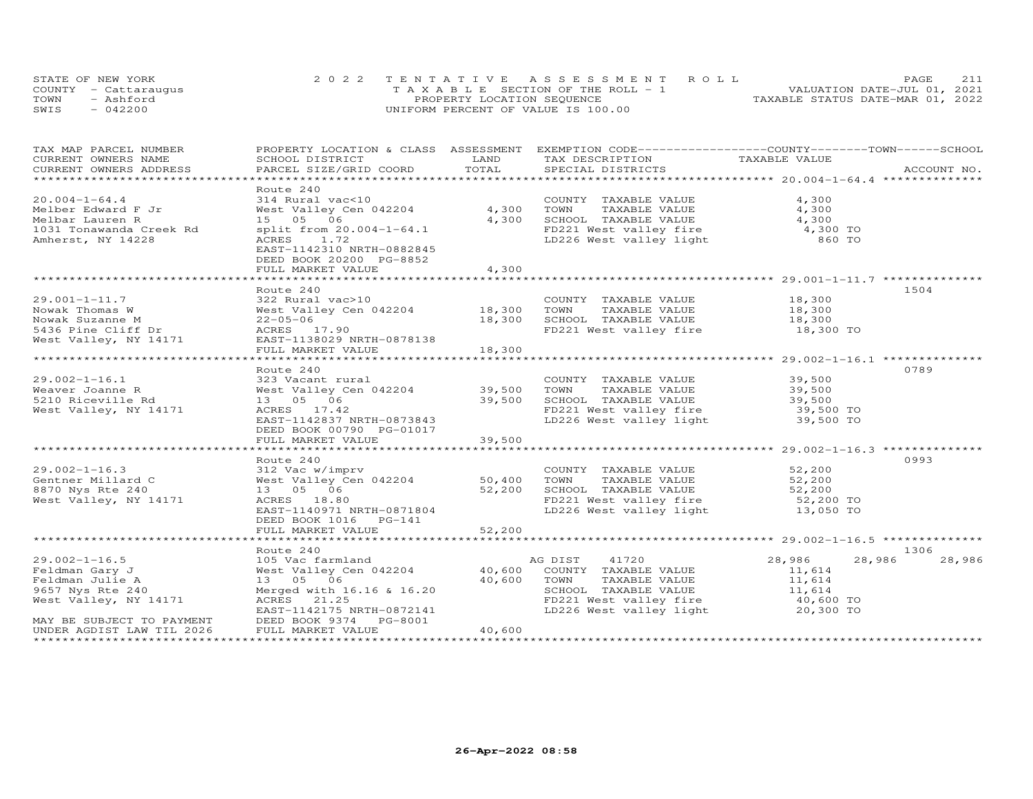STATE OF NEW YORK
COUNTY - Cattaraugus
TOWN - Ashford
SWIS - 042200

2022 TENTATIVE ASSESSMENT ROLL
TAXABLE SECTION OF THE ROLL - 1
PROPERTY LOCATION SEQUENCE
UNIFORM PERCENT OF VALUE IS 100.00

VALUATION DATE-JUL 01, 2021
TAXABLE STATUS DATE-MAR 01, 2022

| TAX MAP PARCEL NUMBER / CURRENT OWNERS NAME / CURRENT OWNERS ADDRESS | PROPERTY LOCATION & CLASS / SCHOOL DISTRICT / PARCEL SIZE/GRID COORD | ASSESSMENT LAND / TOTAL | EXEMPTION CODE / TAX DESCRIPTION / SPECIAL DISTRICTS | COUNTY | TOWN | SCHOOL / ACCOUNT NO. |
|---|---|---|---|---|---|---|
| **20.004-1-64.4** | Route 240 | | | | | |
| 20.004-1-64.4 | 314 Rural vac<10 | | COUNTY TAXABLE VALUE | 4,300 | | |
| Melber Edward F Jr | West Valley Cen 042204 | 4,300 | TOWN TAXABLE VALUE | 4,300 | | |
| Melbar Lauren R | 15 05 06 | 4,300 | SCHOOL TAXABLE VALUE | 4,300 | | |
| 1031 Tonawanda Creek Rd | split from 20.004-1-64.1 | | FD221 West valley fire | 4,300 TO | | |
| Amherst, NY 14228 | ACRES 1.72 | | LD226 West valley light | 860 TO | | |
| | EAST-1142310 NRTH-0882845 | | | | | |
| | DEED BOOK 20200 PG-8852 | | | | | |
| | FULL MARKET VALUE | 4,300 | | | | |
| **29.001-1-11.7** | Route 240 | | | | | 1504 |
| 29.001-1-11.7 | 322 Rural vac>10 | | COUNTY TAXABLE VALUE | 18,300 | | |
| Nowak Thomas W | West Valley Cen 042204 | 18,300 | TOWN TAXABLE VALUE | 18,300 | | |
| Nowak Suzanne M | 22-05-06 | 18,300 | SCHOOL TAXABLE VALUE | 18,300 | | |
| 5436 Pine Cliff Dr | ACRES 17.90 | | FD221 West valley fire | 18,300 TO | | |
| West Valley, NY 14171 | EAST-1138029 NRTH-0878138 | | | | | |
| | FULL MARKET VALUE | 18,300 | | | | |
| **29.002-1-16.1** | Route 240 | | | | | 0789 |
| 29.002-1-16.1 | 323 Vacant rural | | COUNTY TAXABLE VALUE | 39,500 | | |
| Weaver Joanne R | West Valley Cen 042204 | 39,500 | TOWN TAXABLE VALUE | 39,500 | | |
| 5210 Riceville Rd | 13 05 06 | 39,500 | SCHOOL TAXABLE VALUE | 39,500 | | |
| West Valley, NY 14171 | ACRES 17.42 | | FD221 West valley fire | 39,500 TO | | |
| | EAST-1142837 NRTH-0873843 | | LD226 West valley light | 39,500 TO | | |
| | DEED BOOK 00790 PG-01017 | | | | | |
| | FULL MARKET VALUE | 39,500 | | | | |
| **29.002-1-16.3** | Route 240 | | | | | 0993 |
| 29.002-1-16.3 | 312 Vac w/imprv | | COUNTY TAXABLE VALUE | 52,200 | | |
| Gentner Millard C | West Valley Cen 042204 | 50,400 | TOWN TAXABLE VALUE | 52,200 | | |
| 8870 Nys Rte 240 | 13 05 06 | 52,200 | SCHOOL TAXABLE VALUE | 52,200 | | |
| West Valley, NY 14171 | ACRES 18.80 | | FD221 West valley fire | 52,200 TO | | |
| | EAST-1140971 NRTH-0871804 | | LD226 West valley light | 13,050 TO | | |
| | DEED BOOK 1016 PG-141 | | | | | |
| | FULL MARKET VALUE | 52,200 | | | | |
| **29.002-1-16.5** | Route 240 | | | | | 1306 |
| 29.002-1-16.5 | 105 Vac farmland | | AG DIST 41720 | 28,986 | 28,986 | 28,986 |
| Feldman Gary J | West Valley Cen 042204 | 40,600 | COUNTY TAXABLE VALUE | 11,614 | | |
| Feldman Julie A | 13 05 06 | 40,600 | TOWN TAXABLE VALUE | 11,614 | | |
| 9657 Nys Rte 240 | Merged with 16.16 & 16.20 | | SCHOOL TAXABLE VALUE | 11,614 | | |
| West Valley, NY 14171 | ACRES 21.25 | | FD221 West valley fire | 40,600 TO | | |
| | EAST-1142175 NRTH-0872141 | | LD226 West valley light | 20,300 TO | | |
| MAY BE SUBJECT TO PAYMENT | DEED BOOK 9374 PG-8001 | | | | | |
| UNDER AGDIST LAW TIL 2026 | FULL MARKET VALUE | 40,600 | | | | |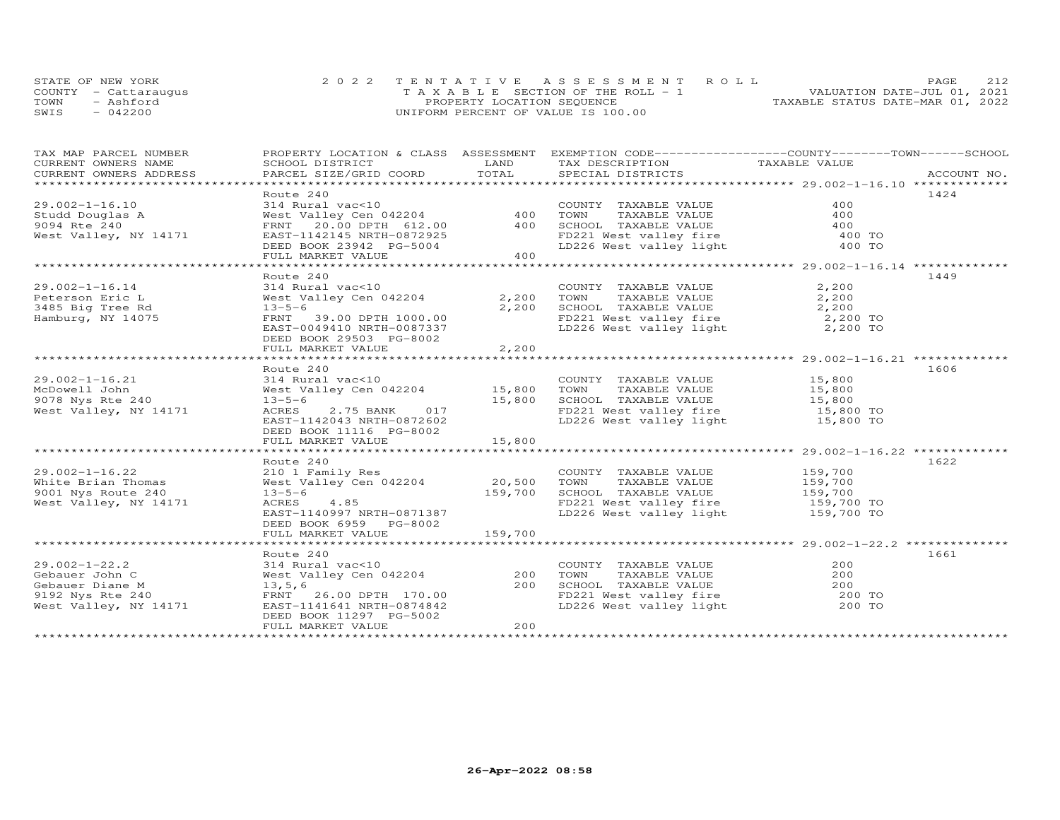STATE OF NEW YORK | 2022 TENTATIVE ASSESSMENT ROLL | VALUATION DATE-JUL 01, 2021
COUNTY - Cattaraugus | TAXABLE SECTION OF THE ROLL - 1 | TAXABLE STATUS DATE-MAR 01, 2022
TOWN - Ashford | PROPERTY LOCATION SEQUENCE
SWIS - 042200 | UNIFORM PERCENT OF VALUE IS 100.00

| TAX MAP PARCEL NUMBER / CURRENT OWNERS NAME / CURRENT OWNERS ADDRESS | PROPERTY LOCATION & CLASS / SCHOOL DISTRICT / PARCEL SIZE/GRID COORD | ASSESSMENT LAND | TOTAL | EXEMPTION CODE / TAX DESCRIPTION / SPECIAL DISTRICTS | COUNTY / TOWN / SCHOOL TAXABLE VALUE | ACCOUNT NO. |
|---|---|---|---|---|---|---|
| 29.002-1-16.10 | Route 240 | | | | | 1424 |
| Studd Douglas A | 314 Rural vac<10 | | | COUNTY TAXABLE VALUE | 400 | |
| 9094 Rte 240 | West Valley Cen 042204 | 400 | | TOWN TAXABLE VALUE | 400 | |
| West Valley, NY 14171 | FRNT 20.00 DPTH 612.00 | | 400 | SCHOOL TAXABLE VALUE | 400 | |
| | EAST-1142145 NRTH-0872925 | | | FD221 West valley fire | 400 TO | |
| | DEED BOOK 23942 PG-5004 | | | LD226 West valley light | 400 TO | |
| | FULL MARKET VALUE | | 400 | | | |
| 29.002-1-16.14 | Route 240 | | | | | 1449 |
| Peterson Eric L | 314 Rural vac<10 | | | COUNTY TAXABLE VALUE | 2,200 | |
| 3485 Big Tree Rd | West Valley Cen 042204 | 2,200 | | TOWN TAXABLE VALUE | 2,200 | |
| Hamburg, NY 14075 | 13-5-6 | | 2,200 | SCHOOL TAXABLE VALUE | 2,200 | |
| | FRNT 39.00 DPTH 1000.00 | | | FD221 West valley fire | 2,200 TO | |
| | EAST-0049410 NRTH-0087337 | | | LD226 West valley light | 2,200 TO | |
| | DEED BOOK 29503 PG-8002 | | | | | |
| | FULL MARKET VALUE | | 2,200 | | | |
| 29.002-1-16.21 | Route 240 | | | | | 1606 |
| McDowell John | 314 Rural vac<10 | | | COUNTY TAXABLE VALUE | 15,800 | |
| 9078 Nys Rte 240 | West Valley Cen 042204 | 15,800 | | TOWN TAXABLE VALUE | 15,800 | |
| West Valley, NY 14171 | 13-5-6 | | 15,800 | SCHOOL TAXABLE VALUE | 15,800 | |
| | ACRES 2.75 BANK 017 | | | FD221 West valley fire | 15,800 TO | |
| | EAST-1142043 NRTH-0872602 | | | LD226 West valley light | 15,800 TO | |
| | DEED BOOK 11116 PG-8002 | | | | | |
| | FULL MARKET VALUE | | 15,800 | | | |
| 29.002-1-16.22 | Route 240 | | | | | 1622 |
| White Brian Thomas | 210 1 Family Res | | | COUNTY TAXABLE VALUE | 159,700 | |
| 9001 Nys Route 240 | West Valley Cen 042204 | 20,500 | | TOWN TAXABLE VALUE | 159,700 | |
| West Valley, NY 14171 | 13-5-6 | | 159,700 | SCHOOL TAXABLE VALUE | 159,700 | |
| | ACRES 4.85 | | | FD221 West valley fire | 159,700 TO | |
| | EAST-1140997 NRTH-0871387 | | | LD226 West valley light | 159,700 TO | |
| | DEED BOOK 6959 PG-8002 | | | | | |
| | FULL MARKET VALUE | | 159,700 | | | |
| 29.002-1-22.2 | Route 240 | | | | | 1661 |
| Gebauer John C | 314 Rural vac<10 | | | COUNTY TAXABLE VALUE | 200 | |
| Gebauer Diane M | West Valley Cen 042204 | 200 | | TOWN TAXABLE VALUE | 200 | |
| 9192 Nys Rte 240 | 13,5,6 | | 200 | SCHOOL TAXABLE VALUE | 200 | |
| West Valley, NY 14171 | FRNT 26.00 DPTH 170.00 | | | FD221 West valley fire | 200 TO | |
| | EAST-1141641 NRTH-0874842 | | | LD226 West valley light | 200 TO | |
| | DEED BOOK 11297 PG-5002 | | | | | |
| | FULL MARKET VALUE | | 200 | | | |

26-Apr-2022 08:58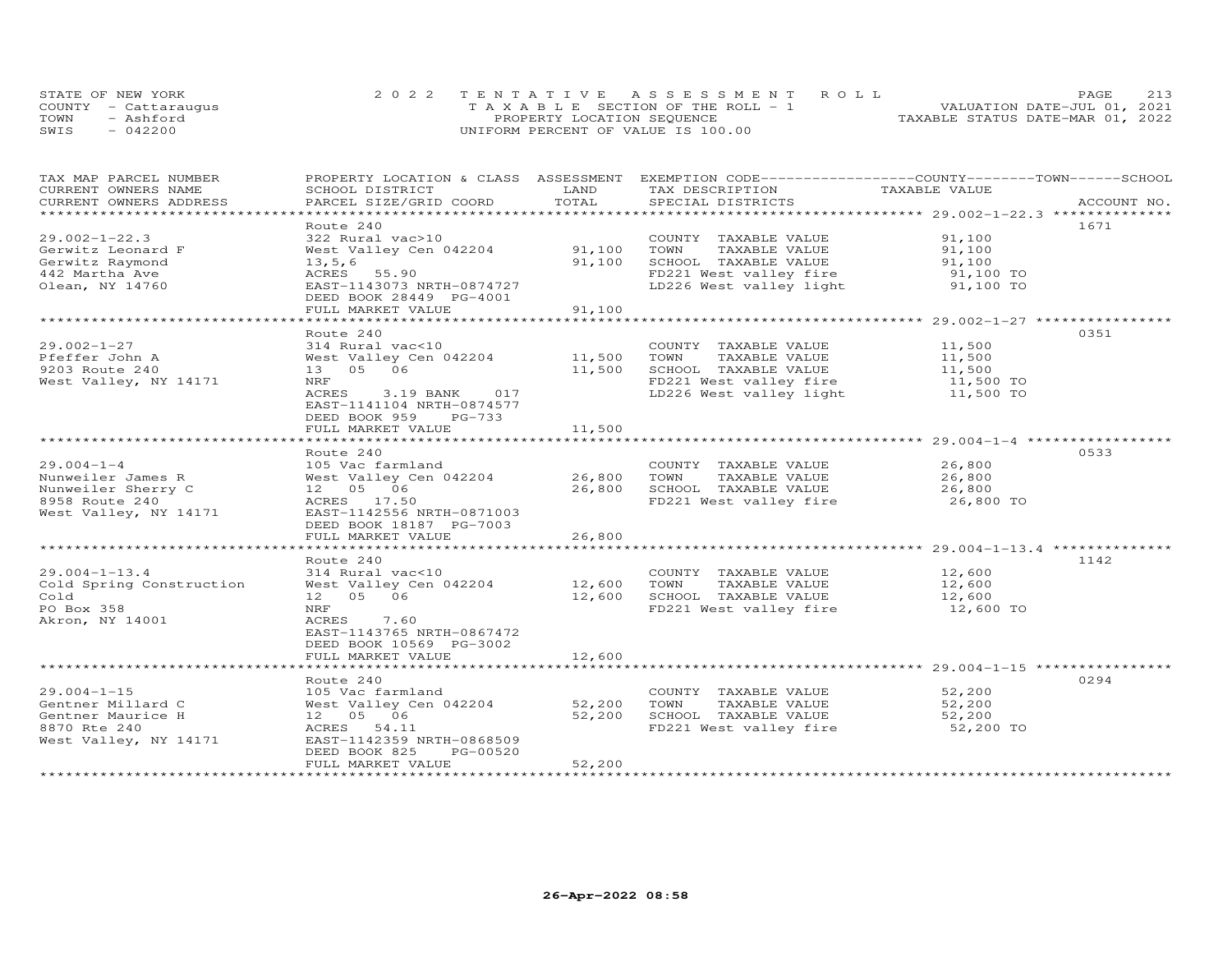STATE OF NEW YORK — 2022 TENTATIVE ASSESSMENT ROLL
COUNTY - Cattaraugus — TAXABLE SECTION OF THE ROLL - 1 — VALUATION DATE-JUL 01, 2021
TOWN - Ashford — PROPERTY LOCATION SEQUENCE — TAXABLE STATUS DATE-MAR 01, 2022
SWIS - 042200 — UNIFORM PERCENT OF VALUE IS 100.00

| TAX MAP PARCEL NUMBER / CURRENT OWNERS NAME / CURRENT OWNERS ADDRESS | PROPERTY LOCATION & CLASS / SCHOOL DISTRICT / PARCEL SIZE/GRID COORD | ASSESSMENT LAND | TOTAL | EXEMPTION CODE / TAX DESCRIPTION / SPECIAL DISTRICTS | TAXABLE VALUE (COUNTY / TOWN / SCHOOL) | ACCOUNT NO. |
|---|---|---|---|---|---|---|
| 29.002-1-22.3 | Route 240 | | | | | 1671 |
| | 322 Rural vac>10 | | | COUNTY TAXABLE VALUE | 91,100 | |
| Gerwitz Leonard F | West Valley Cen 042204 | 91,100 | | TOWN TAXABLE VALUE | 91,100 | |
| Gerwitz Raymond | 13,5,6 | | 91,100 | SCHOOL TAXABLE VALUE | 91,100 | |
| 442 Martha Ave | ACRES 55.90 | | | FD221 West valley fire | 91,100 TO | |
| Olean, NY 14760 | EAST-1143073 NRTH-0874727 | | | LD226 West valley light | 91,100 TO | |
| | DEED BOOK 28449 PG-4001 | | | | | |
| | FULL MARKET VALUE | | 91,100 | | | |
| 29.002-1-27 | Route 240 | | | | | 0351 |
| | 314 Rural vac<10 | | | COUNTY TAXABLE VALUE | 11,500 | |
| Pfeffer John A | West Valley Cen 042204 | 11,500 | | TOWN TAXABLE VALUE | 11,500 | |
| 9203 Route 240 | 13 05 06 | | 11,500 | SCHOOL TAXABLE VALUE | 11,500 | |
| West Valley, NY 14171 | NRF | | | FD221 West valley fire | 11,500 TO | |
| | ACRES 3.19 BANK 017 | | | LD226 West valley light | 11,500 TO | |
| | EAST-1141104 NRTH-0874577 | | | | | |
| | DEED BOOK 959 PG-733 | | | | | |
| | FULL MARKET VALUE | | 11,500 | | | |
| 29.004-1-4 | Route 240 | | | | | 0533 |
| | 105 Vac farmland | | | COUNTY TAXABLE VALUE | 26,800 | |
| Nunweiler James R | West Valley Cen 042204 | 26,800 | | TOWN TAXABLE VALUE | 26,800 | |
| Nunweiler Sherry C | 12 05 06 | | 26,800 | SCHOOL TAXABLE VALUE | 26,800 | |
| 8958 Route 240 | ACRES 17.50 | | | FD221 West valley fire | 26,800 TO | |
| West Valley, NY 14171 | EAST-1142556 NRTH-0871003 | | | | | |
| | DEED BOOK 18187 PG-7003 | | | | | |
| | FULL MARKET VALUE | | 26,800 | | | |
| 29.004-1-13.4 | Route 240 | | | | | 1142 |
| | 314 Rural vac<10 | | | COUNTY TAXABLE VALUE | 12,600 | |
| Cold Spring Construction | West Valley Cen 042204 | 12,600 | | TOWN TAXABLE VALUE | 12,600 | |
| Cold | 12 05 06 | | 12,600 | SCHOOL TAXABLE VALUE | 12,600 | |
| PO Box 358 | NRF | | | FD221 West valley fire | 12,600 TO | |
| Akron, NY 14001 | ACRES 7.60 | | | | | |
| | EAST-1143765 NRTH-0867472 | | | | | |
| | DEED BOOK 10569 PG-3002 | | | | | |
| | FULL MARKET VALUE | | 12,600 | | | |
| 29.004-1-15 | Route 240 | | | | | 0294 |
| | 105 Vac farmland | | | COUNTY TAXABLE VALUE | 52,200 | |
| Gentner Millard C | West Valley Cen 042204 | 52,200 | | TOWN TAXABLE VALUE | 52,200 | |
| Gentner Maurice H | 12 05 06 | | 52,200 | SCHOOL TAXABLE VALUE | 52,200 | |
| 8870 Rte 240 | ACRES 54.11 | | | FD221 West valley fire | 52,200 TO | |
| West Valley, NY 14171 | EAST-1142359 NRTH-0868509 | | | | | |
| | DEED BOOK 825 PG-00520 | | | | | |
| | FULL MARKET VALUE | | 52,200 | | | |

26-Apr-2022 08:58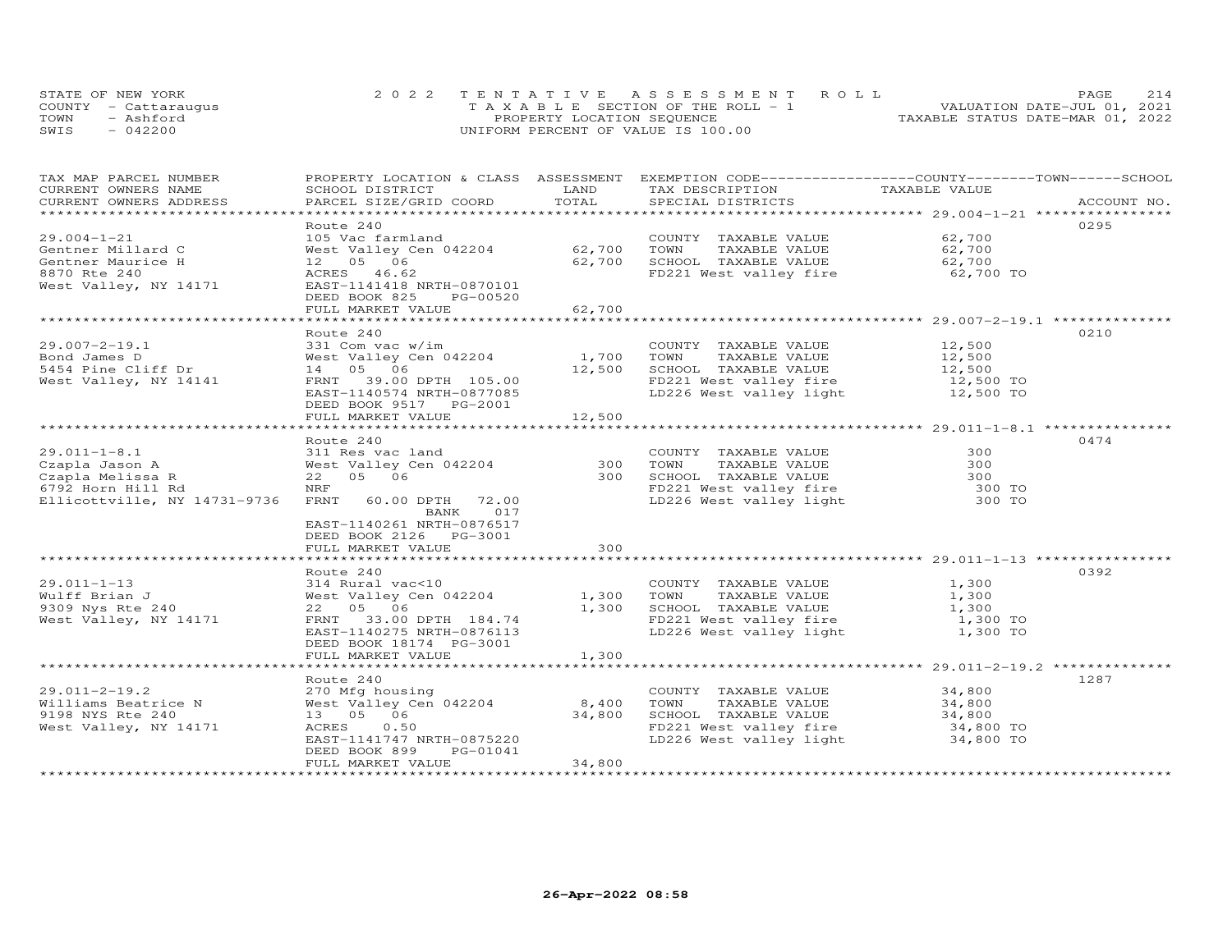STATE OF NEW YORK
COUNTY - Cattaraugus
TOWN - Ashford
SWIS - 042200

2022 TENTATIVE ASSESSMENT ROLL
TAXABLE SECTION OF THE ROLL - 1
PROPERTY LOCATION SEQUENCE
UNIFORM PERCENT OF VALUE IS 100.00

VALUATION DATE-JUL 01, 2021
TAXABLE STATUS DATE-MAR 01, 2022

| TAX MAP PARCEL NUMBER / CURRENT OWNERS NAME / CURRENT OWNERS ADDRESS | PROPERTY LOCATION & CLASS / SCHOOL DISTRICT / PARCEL SIZE/GRID COORD | ASSESSMENT LAND | TOTAL | EXEMPTION CODE / TAX DESCRIPTION / SPECIAL DISTRICTS | COUNTY--------TOWN------SCHOOL TAXABLE VALUE | ACCOUNT NO. |
|---|---|---|---|---|---|---|
| **29.004-1-21** | Route 240 | | | | | 0295 |
| 29.004-1-21 | 105 Vac farmland | | | COUNTY TAXABLE VALUE | 62,700 | |
| Gentner Millard C | West Valley Cen 042204 | 62,700 | | TOWN TAXABLE VALUE | 62,700 | |
| Gentner Maurice H | 12 05 06 | | 62,700 | SCHOOL TAXABLE VALUE | 62,700 | |
| 8870 Rte 240 | ACRES 46.62 | | | FD221 West valley fire | 62,700 TO | |
| West Valley, NY 14171 | EAST-1141418 NRTH-0870101 | | | | | |
| | DEED BOOK 825 PG-00520 | | | | | |
| | FULL MARKET VALUE | | 62,700 | | | |
| **29.007-2-19.1** | Route 240 | | | | | 0210 |
| 29.007-2-19.1 | 331 Com vac w/im | | | COUNTY TAXABLE VALUE | 12,500 | |
| Bond James D | West Valley Cen 042204 | 1,700 | | TOWN TAXABLE VALUE | 12,500 | |
| 5454 Pine Cliff Dr | 14 05 06 | | 12,500 | SCHOOL TAXABLE VALUE | 12,500 | |
| West Valley, NY 14141 | FRNT 39.00 DPTH 105.00 | | | FD221 West valley fire | 12,500 TO | |
| | EAST-1140574 NRTH-0877085 | | | LD226 West valley light | 12,500 TO | |
| | DEED BOOK 9517 PG-2001 | | | | | |
| | FULL MARKET VALUE | | 12,500 | | | |
| **29.011-1-8.1** | Route 240 | | | | | 0474 |
| 29.011-1-8.1 | 311 Res vac land | | | COUNTY TAXABLE VALUE | 300 | |
| Czapla Jason A | West Valley Cen 042204 | 300 | | TOWN TAXABLE VALUE | 300 | |
| Czapla Melissa R | 22 05 06 | | 300 | SCHOOL TAXABLE VALUE | 300 | |
| 6792 Horn Hill Rd | NRF | | | FD221 West valley fire | 300 TO | |
| Ellicottville, NY 14731-9736 | FRNT 60.00 DPTH 72.00 | | | LD226 West valley light | 300 TO | |
| | BANK 017 | | | | | |
| | EAST-1140261 NRTH-0876517 | | | | | |
| | DEED BOOK 2126 PG-3001 | | | | | |
| | FULL MARKET VALUE | | 300 | | | |
| **29.011-1-13** | Route 240 | | | | | 0392 |
| 29.011-1-13 | 314 Rural vac<10 | | | COUNTY TAXABLE VALUE | 1,300 | |
| Wulff Brian J | West Valley Cen 042204 | 1,300 | | TOWN TAXABLE VALUE | 1,300 | |
| 9309 Nys Rte 240 | 22 05 06 | | 1,300 | SCHOOL TAXABLE VALUE | 1,300 | |
| West Valley, NY 14171 | FRNT 33.00 DPTH 184.74 | | | FD221 West valley fire | 1,300 TO | |
| | EAST-1140275 NRTH-0876113 | | | LD226 West valley light | 1,300 TO | |
| | DEED BOOK 18174 PG-3001 | | | | | |
| | FULL MARKET VALUE | | 1,300 | | | |
| **29.011-2-19.2** | Route 240 | | | | | 1287 |
| 29.011-2-19.2 | 270 Mfg housing | | | COUNTY TAXABLE VALUE | 34,800 | |
| Williams Beatrice N | West Valley Cen 042204 | 8,400 | | TOWN TAXABLE VALUE | 34,800 | |
| 9198 NYS Rte 240 | 13 05 06 | | 34,800 | SCHOOL TAXABLE VALUE | 34,800 | |
| West Valley, NY 14171 | ACRES 0.50 | | | FD221 West valley fire | 34,800 TO | |
| | EAST-1141747 NRTH-0875220 | | | LD226 West valley light | 34,800 TO | |
| | DEED BOOK 899 PG-01041 | | | | | |
| | FULL MARKET VALUE | | 34,800 | | | |

26-Apr-2022 08:58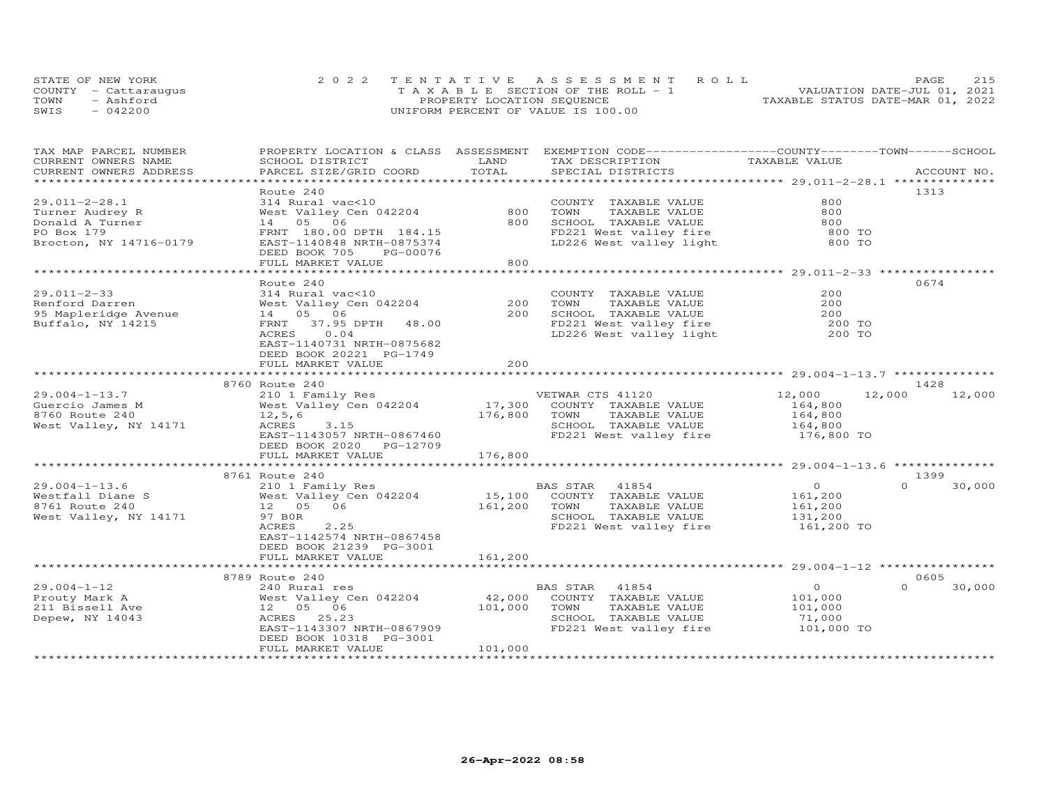STATE OF NEW YORK
COUNTY - Cattaraugus
TOWN - Ashford
SWIS - 042200

2022 TENTATIVE ASSESSMENT ROLL
TAXABLE SECTION OF THE ROLL - 1
PROPERTY LOCATION SEQUENCE
UNIFORM PERCENT OF VALUE IS 100.00

VALUATION DATE-JUL 01, 2021
TAXABLE STATUS DATE-MAR 01, 2022

| TAX MAP PARCEL NUMBER / CURRENT OWNERS NAME / CURRENT OWNERS ADDRESS | PROPERTY LOCATION & CLASS / SCHOOL DISTRICT / PARCEL SIZE/GRID COORD | ASSESSMENT LAND / TOTAL | EXEMPTION CODE / TAX DESCRIPTION / SPECIAL DISTRICTS | COUNTY TAXABLE VALUE | TOWN | SCHOOL | ACCOUNT NO. |
|---|---|---|---|---|---|---|---|
| 29.011-2-28.1 | Route 240 | | | | | | 1313 |
| 29.011-2-28.1 | 314 Rural vac<10 | | COUNTY TAXABLE VALUE | 800 | | | |
| Turner Audrey R | West Valley Cen 042204 | 800 | TOWN TAXABLE VALUE | 800 | | | |
| Donald A Turner | 14 05 06 | 800 | SCHOOL TAXABLE VALUE | 800 | | | |
| PO Box 179 | FRNT 180.00 DPTH 184.15 | | FD221 West valley fire | 800 TO | | | |
| Brocton, NY 14716-0179 | EAST-1140848 NRTH-0875374 | | LD226 West valley light | 800 TO | | | |
| | DEED BOOK 705 PG-00076 | | | | | | |
| | FULL MARKET VALUE | 800 | | | | | |
| 29.011-2-33 | Route 240 | | | | | | 0674 |
| 29.011-2-33 | 314 Rural vac<10 | | COUNTY TAXABLE VALUE | 200 | | | |
| Renford Darren | West Valley Cen 042204 | 200 | TOWN TAXABLE VALUE | 200 | | | |
| 95 Mapleridge Avenue | 14 05 06 | 200 | SCHOOL TAXABLE VALUE | 200 | | | |
| Buffalo, NY 14215 | FRNT 37.95 DPTH 48.00 | | FD221 West valley fire | 200 TO | | | |
| | ACRES 0.04 | | LD226 West valley light | 200 TO | | | |
| | EAST-1140731 NRTH-0875682 | | | | | | |
| | DEED BOOK 20221 PG-1749 | | | | | | |
| | FULL MARKET VALUE | 200 | | | | | |
| 29.004-1-13.7 | 8760 Route 240 | | | | | | 1428 |
| 29.004-1-13.7 | 210 1 Family Res | | VETWAR CTS 41120 | 12,000 | 12,000 | 12,000 | |
| Guercio James M | West Valley Cen 042204 | 17,300 | COUNTY TAXABLE VALUE | 164,800 | | | |
| 8760 Route 240 | 12,5,6 | 176,800 | TOWN TAXABLE VALUE | 164,800 | | | |
| West Valley, NY 14171 | ACRES 3.15 | | SCHOOL TAXABLE VALUE | 164,800 | | | |
| | EAST-1143057 NRTH-0867460 | | FD221 West valley fire | 176,800 TO | | | |
| | DEED BOOK 2020 PG-12709 | | | | | | |
| | FULL MARKET VALUE | 176,800 | | | | | |
| 29.004-1-13.6 | 8761 Route 240 | | | | | | 1399 |
| 29.004-1-13.6 | 210 1 Family Res | | BAS STAR 41854 | 0 | 0 | 30,000 | |
| Westfall Diane S | West Valley Cen 042204 | 15,100 | COUNTY TAXABLE VALUE | 161,200 | | | |
| 8761 Route 240 | 12 05 06 | 161,200 | TOWN TAXABLE VALUE | 161,200 | | | |
| West Valley, NY 14171 | 97 B0R | | SCHOOL TAXABLE VALUE | 131,200 | | | |
| | ACRES 2.25 | | FD221 West valley fire | 161,200 TO | | | |
| | EAST-1142574 NRTH-0867458 | | | | | | |
| | DEED BOOK 21239 PG-3001 | | | | | | |
| | FULL MARKET VALUE | 161,200 | | | | | |
| 29.004-1-12 | 8789 Route 240 | | | | | | 0605 |
| 29.004-1-12 | 240 Rural res | | BAS STAR 41854 | 0 | 0 | 30,000 | |
| Prouty Mark A | West Valley Cen 042204 | 42,000 | COUNTY TAXABLE VALUE | 101,000 | | | |
| 211 Bissell Ave | 12 05 06 | 101,000 | TOWN TAXABLE VALUE | 101,000 | | | |
| Depew, NY 14043 | ACRES 25.23 | | SCHOOL TAXABLE VALUE | 71,000 | | | |
| | EAST-1143307 NRTH-0867909 | | FD221 West valley fire | 101,000 TO | | | |
| | DEED BOOK 10318 PG-3001 | | | | | | |
| | FULL MARKET VALUE | 101,000 | | | | | |

26-Apr-2022 08:58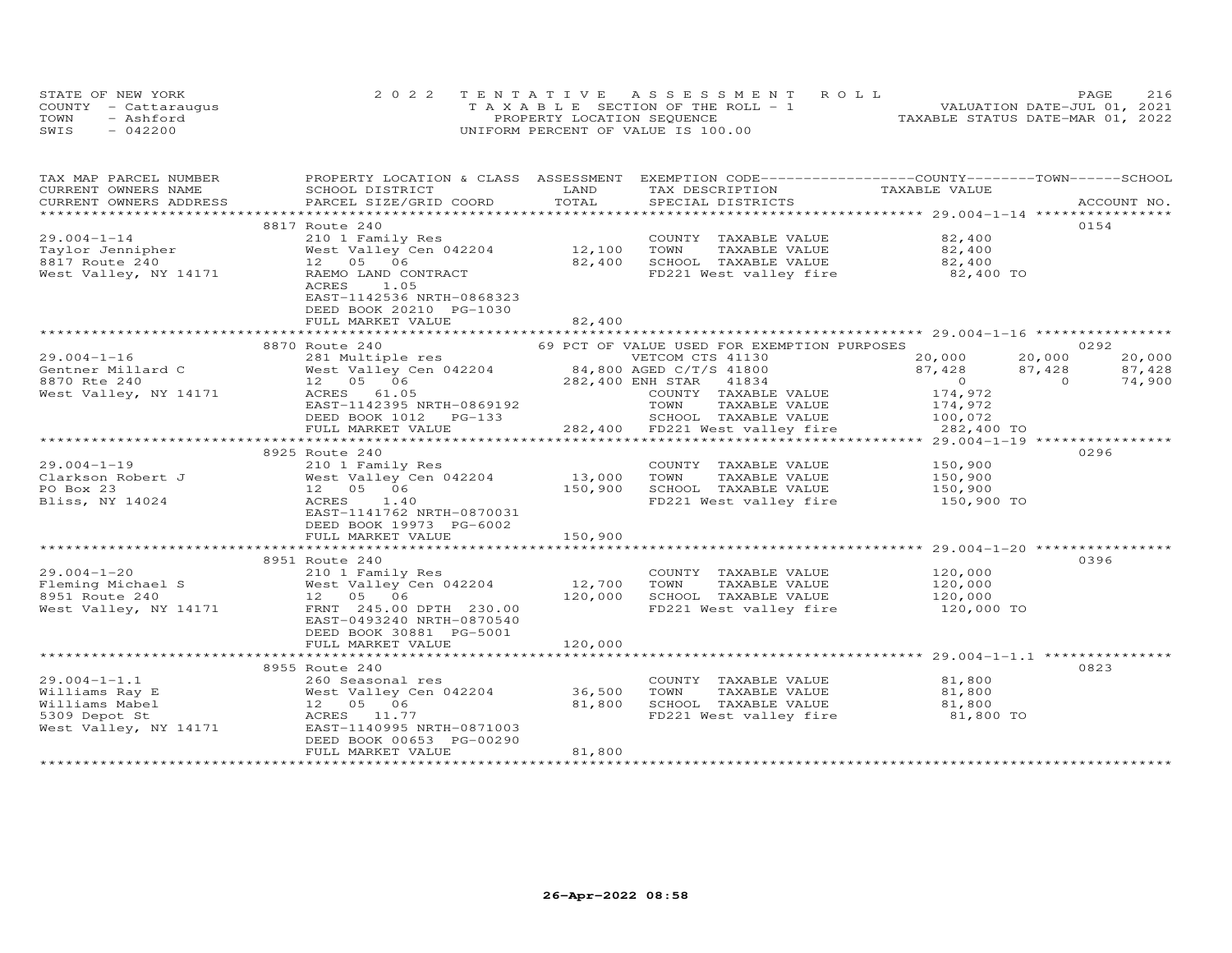STATE OF NEW YORK
COUNTY - Cattaraugus
TOWN - Ashford
SWIS - 042200

2022 TENTATIVE ASSESSMENT ROLL
TAXABLE SECTION OF THE ROLL - 1
PROPERTY LOCATION SEQUENCE
UNIFORM PERCENT OF VALUE IS 100.00

VALUATION DATE-JUL 01, 2021
TAXABLE STATUS DATE-MAR 01, 2022

| TAX MAP PARCEL NUMBER / CURRENT OWNERS NAME / CURRENT OWNERS ADDRESS | PROPERTY LOCATION & CLASS / SCHOOL DISTRICT / PARCEL SIZE/GRID COORD | ASSESSMENT LAND | TOTAL | EXEMPTION CODE / TAX DESCRIPTION / SPECIAL DISTRICTS | COUNTY TAXABLE VALUE | TOWN | SCHOOL | ACCOUNT NO. |
|---|---|---|---|---|---|---|---|---|
| 29.004-1-14 | 8817 Route 240 | | | | | | | 0154 |
| | 210 1 Family Res | | | COUNTY TAXABLE VALUE | 82,400 | | | |
| Taylor Jennipher | West Valley Cen 042204 | 12,100 | | TOWN TAXABLE VALUE | 82,400 | | | |
| 8817 Route 240 | 12 05 06 | | 82,400 | SCHOOL TAXABLE VALUE | 82,400 | | | |
| West Valley, NY 14171 | RAEMO LAND CONTRACT | | | FD221 West valley fire | 82,400 TO | | | |
| | ACRES 1.05 | | | | | | | |
| | EAST-1142536 NRTH-0868323 | | | | | | | |
| | DEED BOOK 20210 PG-1030 | | | | | | | |
| | FULL MARKET VALUE | | 82,400 | | | | | |
| 29.004-1-16 | 8870 Route 240 | | | 69 PCT OF VALUE USED FOR EXEMPTION PURPOSES | | | | 0292 |
| | 281 Multiple res | | | VETCOM CTS 41130 | 20,000 | 20,000 | 20,000 | |
| Gentner Millard C | West Valley Cen 042204 | 84,800 | | AGED C/T/S 41800 | 87,428 | 87,428 | 87,428 | |
| 8870 Rte 240 | 12 05 06 | | 282,400 | ENH STAR 41834 | 0 | 0 | 74,900 | |
| West Valley, NY 14171 | ACRES 61.05 | | | COUNTY TAXABLE VALUE | 174,972 | | | |
| | EAST-1142395 NRTH-0869192 | | | TOWN TAXABLE VALUE | 174,972 | | | |
| | DEED BOOK 1012 PG-133 | | | SCHOOL TAXABLE VALUE | 100,072 | | | |
| | FULL MARKET VALUE | | 282,400 | FD221 West valley fire | 282,400 TO | | | |
| 29.004-1-19 | 8925 Route 240 | | | | | | | 0296 |
| | 210 1 Family Res | | | COUNTY TAXABLE VALUE | 150,900 | | | |
| Clarkson Robert J | West Valley Cen 042204 | 13,000 | | TOWN TAXABLE VALUE | 150,900 | | | |
| PO Box 23 | 12 05 06 | | 150,900 | SCHOOL TAXABLE VALUE | 150,900 | | | |
| Bliss, NY 14024 | ACRES 1.40 | | | FD221 West valley fire | 150,900 TO | | | |
| | EAST-1141762 NRTH-0870031 | | | | | | | |
| | DEED BOOK 19973 PG-6002 | | | | | | | |
| | FULL MARKET VALUE | | 150,900 | | | | | |
| 29.004-1-20 | 8951 Route 240 | | | | | | | 0396 |
| | 210 1 Family Res | | | COUNTY TAXABLE VALUE | 120,000 | | | |
| Fleming Michael S | West Valley Cen 042204 | 12,700 | | TOWN TAXABLE VALUE | 120,000 | | | |
| 8951 Route 240 | 12 05 06 | | 120,000 | SCHOOL TAXABLE VALUE | 120,000 | | | |
| West Valley, NY 14171 | FRNT 245.00 DPTH 230.00 | | | FD221 West valley fire | 120,000 TO | | | |
| | EAST-0493240 NRTH-0870540 | | | | | | | |
| | DEED BOOK 30881 PG-5001 | | | | | | | |
| | FULL MARKET VALUE | | 120,000 | | | | | |
| 29.004-1-1.1 | 8955 Route 240 | | | | | | | 0823 |
| | 260 Seasonal res | | | COUNTY TAXABLE VALUE | 81,800 | | | |
| Williams Ray E | West Valley Cen 042204 | 36,500 | | TOWN TAXABLE VALUE | 81,800 | | | |
| Williams Mabel | 12 05 06 | | 81,800 | SCHOOL TAXABLE VALUE | 81,800 | | | |
| 5309 Depot St | ACRES 11.77 | | | FD221 West valley fire | 81,800 TO | | | |
| West Valley, NY 14171 | EAST-1140995 NRTH-0871003 | | | | | | | |
| | DEED BOOK 00653 PG-00290 | | | | | | | |
| | FULL MARKET VALUE | | 81,800 | | | | | |

26-Apr-2022 08:58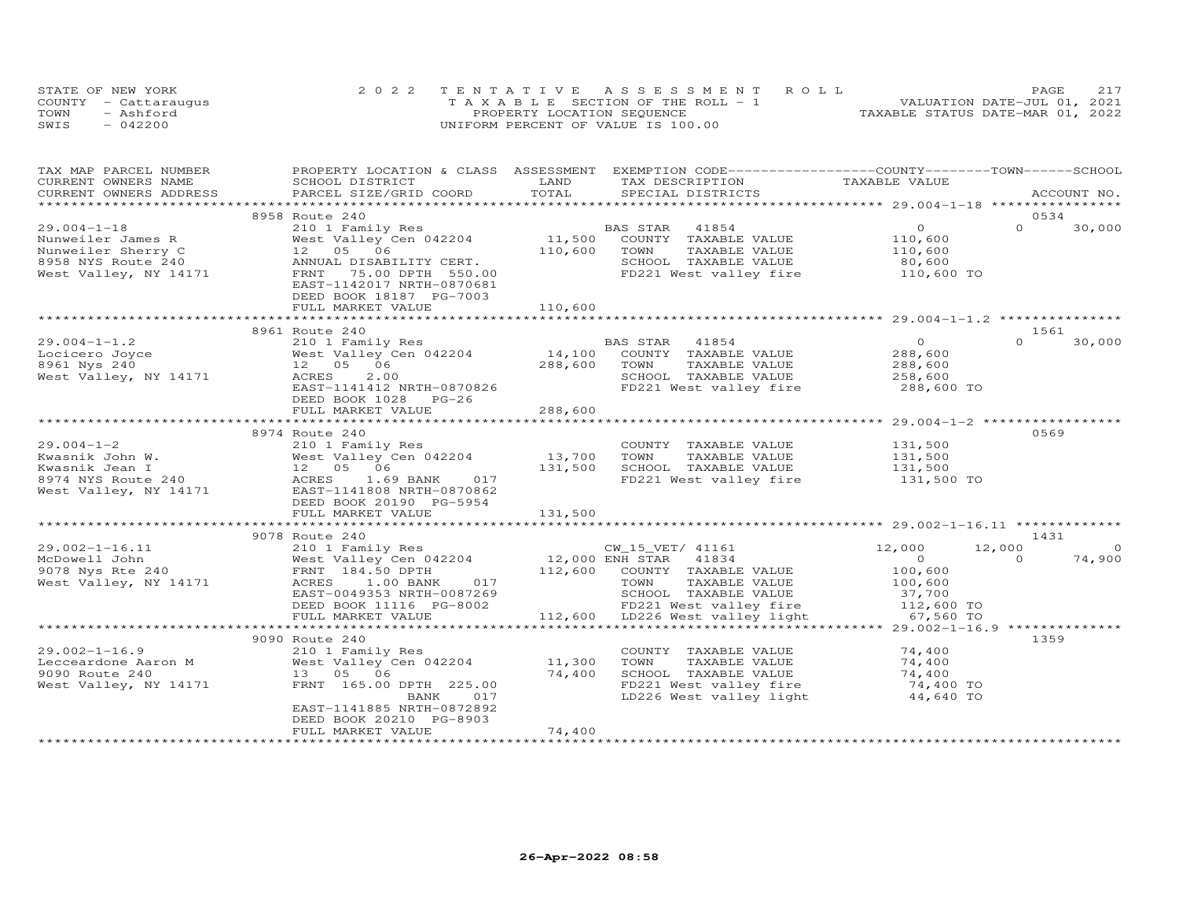STATE OF NEW YORK
COUNTY - Cattaraugus
TOWN - Ashford
SWIS - 042200

2022 TENTATIVE ASSESSMENT ROLL
TAXABLE SECTION OF THE ROLL - 1
PROPERTY LOCATION SEQUENCE
UNIFORM PERCENT OF VALUE IS 100.00

VALUATION DATE-JUL 01, 2021
TAXABLE STATUS DATE-MAR 01, 2022

| TAX MAP PARCEL NUMBER / CURRENT OWNERS NAME / CURRENT OWNERS ADDRESS | PROPERTY LOCATION & CLASS / SCHOOL DISTRICT / PARCEL SIZE/GRID COORD | ASSESSMENT LAND / TOTAL | EXEMPTION CODE / TAX DESCRIPTION / SPECIAL DISTRICTS | COUNTY TAXABLE VALUE | TOWN | SCHOOL / ACCOUNT NO. |
|---|---|---|---|---|---|---|
| **29.004-1-18** | 8958 Route 240 | | | | | 0534 |
| 29.004-1-18 | 210 1 Family Res | | BAS STAR 41854 | 0 | 0 | 30,000 |
| Nunweiler James R | West Valley Cen 042204 | 11,500 | COUNTY TAXABLE VALUE | 110,600 | | |
| Nunweiler Sherry C | 12 05 06 | 110,600 | TOWN TAXABLE VALUE | 110,600 | | |
| 8958 NYS Route 240 | ANNUAL DISABILITY CERT. | | SCHOOL TAXABLE VALUE | 80,600 | | |
| West Valley, NY 14171 | FRNT 75.00 DPTH 550.00 | | FD221 West valley fire | 110,600 TO | | |
| | EAST-1142017 NRTH-0870681 | | | | | |
| | DEED BOOK 18187 PG-7003 | | | | | |
| | FULL MARKET VALUE | 110,600 | | | | |
| **29.004-1-1.2** | 8961 Route 240 | | | | | 1561 |
| 29.004-1-1.2 | 210 1 Family Res | | BAS STAR 41854 | 0 | 0 | 30,000 |
| Locicero Joyce | West Valley Cen 042204 | 14,100 | COUNTY TAXABLE VALUE | 288,600 | | |
| 8961 Nys 240 | 12 05 06 | 288,600 | TOWN TAXABLE VALUE | 288,600 | | |
| West Valley, NY 14171 | ACRES 2.00 | | SCHOOL TAXABLE VALUE | 258,600 | | |
| | EAST-1141412 NRTH-0870826 | | FD221 West valley fire | 288,600 TO | | |
| | DEED BOOK 1028 PG-26 | | | | | |
| | FULL MARKET VALUE | 288,600 | | | | |
| **29.004-1-2** | 8974 Route 240 | | | | | 0569 |
| 29.004-1-2 | 210 1 Family Res | | COUNTY TAXABLE VALUE | 131,500 | | |
| Kwasnik John W. | West Valley Cen 042204 | 13,700 | TOWN TAXABLE VALUE | 131,500 | | |
| Kwasnik Jean I | 12 05 06 | 131,500 | SCHOOL TAXABLE VALUE | 131,500 | | |
| 8974 NYS Route 240 | ACRES 1.69 BANK 017 | | FD221 West valley fire | 131,500 TO | | |
| West Valley, NY 14171 | EAST-1141808 NRTH-0870862 | | | | | |
| | DEED BOOK 20190 PG-5954 | | | | | |
| | FULL MARKET VALUE | 131,500 | | | | |
| **29.002-1-16.11** | 9078 Route 240 | | | | | 1431 |
| 29.002-1-16.11 | 210 1 Family Res | | CW_15_VET/ 41161 | 12,000 | 12,000 | 0 |
| McDowell John | West Valley Cen 042204 | 12,000 | ENH STAR 41834 | 0 | 0 | 74,900 |
| 9078 Nys Rte 240 | FRNT 184.50 DPTH | 112,600 | COUNTY TAXABLE VALUE | 100,600 | | |
| West Valley, NY 14171 | ACRES 1.00 BANK 017 | | TOWN TAXABLE VALUE | 100,600 | | |
| | EAST-0049353 NRTH-0087269 | | SCHOOL TAXABLE VALUE | 37,700 | | |
| | DEED BOOK 11116 PG-8002 | | FD221 West valley fire | 112,600 TO | | |
| | FULL MARKET VALUE | 112,600 | LD226 West valley light | 67,560 TO | | |
| **29.002-1-16.9** | 9090 Route 240 | | | | | 1359 |
| 29.002-1-16.9 | 210 1 Family Res | | COUNTY TAXABLE VALUE | 74,400 | | |
| Lecceardone Aaron M | West Valley Cen 042204 | 11,300 | TOWN TAXABLE VALUE | 74,400 | | |
| 9090 Route 240 | 13 05 06 | 74,400 | SCHOOL TAXABLE VALUE | 74,400 | | |
| West Valley, NY 14171 | FRNT 165.00 DPTH 225.00 | | FD221 West valley fire | 74,400 TO | | |
| | BANK 017 | | LD226 West valley light | 44,640 TO | | |
| | EAST-1141885 NRTH-0872892 | | | | | |
| | DEED BOOK 20210 PG-8903 | | | | | |
| | FULL MARKET VALUE | 74,400 | | | | |

26-Apr-2022 08:58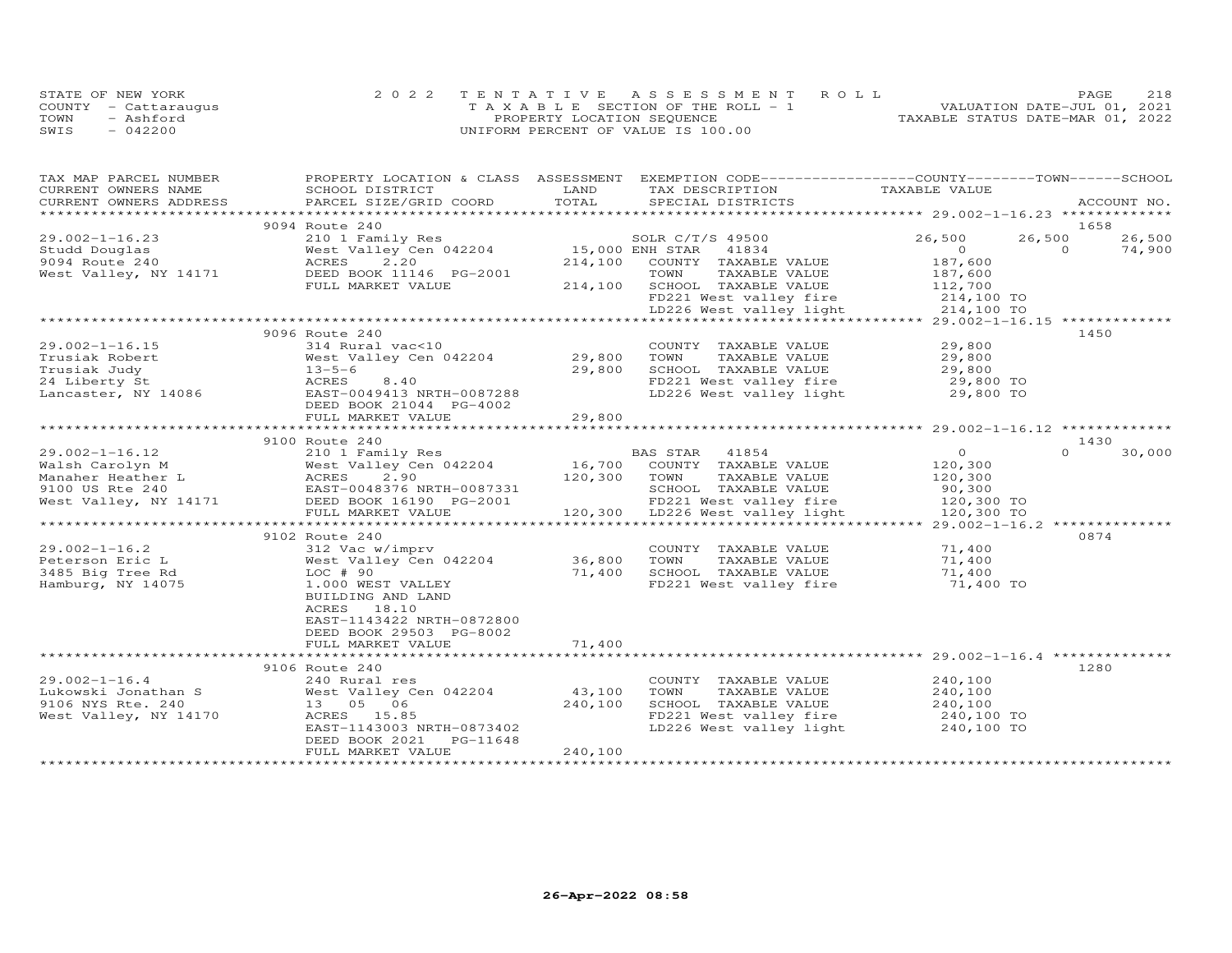STATE OF NEW YORK
COUNTY - Cattaraugus
TOWN - Ashford
SWIS - 042200

2022 TENTATIVE ASSESSMENT ROLL
TAXABLE SECTION OF THE ROLL - 1
PROPERTY LOCATION SEQUENCE
UNIFORM PERCENT OF VALUE IS 100.00

VALUATION DATE-JUL 01, 2021
TAXABLE STATUS DATE-MAR 01, 2022

| TAX MAP PARCEL NUMBER / CURRENT OWNERS NAME / CURRENT OWNERS ADDRESS | PROPERTY LOCATION & CLASS / SCHOOL DISTRICT / PARCEL SIZE/GRID COORD | ASSESSMENT LAND | TOTAL | EXEMPTION CODE / TAX DESCRIPTION / SPECIAL DISTRICTS | COUNTY TAXABLE VALUE | TOWN | SCHOOL | ACCOUNT NO. |
|---|---|---|---|---|---|---|---|---|
| | 9094 Route 240 | | | | | | | 1658 |
| 29.002-1-16.23 | 210 1 Family Res | | | SOLR C/T/S 49500 | 26,500 | 26,500 | 26,500 | |
| Studd Douglas | West Valley Cen 042204 | 15,000 | | ENH STAR 41834 | 0 | 0 | 74,900 | |
| 9094 Route 240 | ACRES 2.20 | | 214,100 | COUNTY TAXABLE VALUE | 187,600 | | | |
| West Valley, NY 14171 | DEED BOOK 11146 PG-2001 | | | TOWN TAXABLE VALUE | 187,600 | | | |
| | FULL MARKET VALUE | | 214,100 | SCHOOL TAXABLE VALUE | 112,700 | | | |
| | | | | FD221 West valley fire | 214,100 TO | | | |
| | | | | LD226 West valley light | 214,100 TO | | | |
| | 9096 Route 240 | | | | | | | 1450 |
| 29.002-1-16.15 | 314 Rural vac<10 | | | COUNTY TAXABLE VALUE | 29,800 | | | |
| Trusiak Robert | West Valley Cen 042204 | 29,800 | | TOWN TAXABLE VALUE | 29,800 | | | |
| Trusiak Judy | 13-5-6 | | 29,800 | SCHOOL TAXABLE VALUE | 29,800 | | | |
| 24 Liberty St | ACRES 8.40 | | | FD221 West valley fire | 29,800 TO | | | |
| Lancaster, NY 14086 | EAST-0049413 NRTH-0087288 | | | LD226 West valley light | 29,800 TO | | | |
| | DEED BOOK 21044 PG-4002 | | | | | | | |
| | FULL MARKET VALUE | | 29,800 | | | | | |
| | 9100 Route 240 | | | | | | | 1430 |
| 29.002-1-16.12 | 210 1 Family Res | | | BAS STAR 41854 | 0 | 0 | 30,000 | |
| Walsh Carolyn M | West Valley Cen 042204 | 16,700 | | COUNTY TAXABLE VALUE | 120,300 | | | |
| Manaher Heather L | ACRES 2.90 | | 120,300 | TOWN TAXABLE VALUE | 120,300 | | | |
| 9100 US Rte 240 | EAST-0048376 NRTH-0087331 | | | SCHOOL TAXABLE VALUE | 90,300 | | | |
| West Valley, NY 14171 | DEED BOOK 16190 PG-2001 | | | FD221 West valley fire | 120,300 TO | | | |
| | FULL MARKET VALUE | | 120,300 | LD226 West valley light | 120,300 TO | | | |
| | 9102 Route 240 | | | | | | | 0874 |
| 29.002-1-16.2 | 312 Vac w/imprv | | | COUNTY TAXABLE VALUE | 71,400 | | | |
| Peterson Eric L | West Valley Cen 042204 | 36,800 | | TOWN TAXABLE VALUE | 71,400 | | | |
| 3485 Big Tree Rd | LOC # 90 | | 71,400 | SCHOOL TAXABLE VALUE | 71,400 | | | |
| Hamburg, NY 14075 | 1.000 WEST VALLEY | | | FD221 West valley fire | 71,400 TO | | | |
| | BUILDING AND LAND | | | | | | | |
| | ACRES 18.10 | | | | | | | |
| | EAST-1143422 NRTH-0872800 | | | | | | | |
| | DEED BOOK 29503 PG-8002 | | | | | | | |
| | FULL MARKET VALUE | | 71,400 | | | | | |
| | 9106 Route 240 | | | | | | | 1280 |
| 29.002-1-16.4 | 240 Rural res | | | COUNTY TAXABLE VALUE | 240,100 | | | |
| Lukowski Jonathan S | West Valley Cen 042204 | 43,100 | | TOWN TAXABLE VALUE | 240,100 | | | |
| 9106 NYS Rte. 240 | 13 05 06 | | 240,100 | SCHOOL TAXABLE VALUE | 240,100 | | | |
| West Valley, NY 14170 | ACRES 15.85 | | | FD221 West valley fire | 240,100 TO | | | |
| | EAST-1143003 NRTH-0873402 | | | LD226 West valley light | 240,100 TO | | | |
| | DEED BOOK 2021 PG-11648 | | | | | | | |
| | FULL MARKET VALUE | | 240,100 | | | | | |

26-Apr-2022 08:58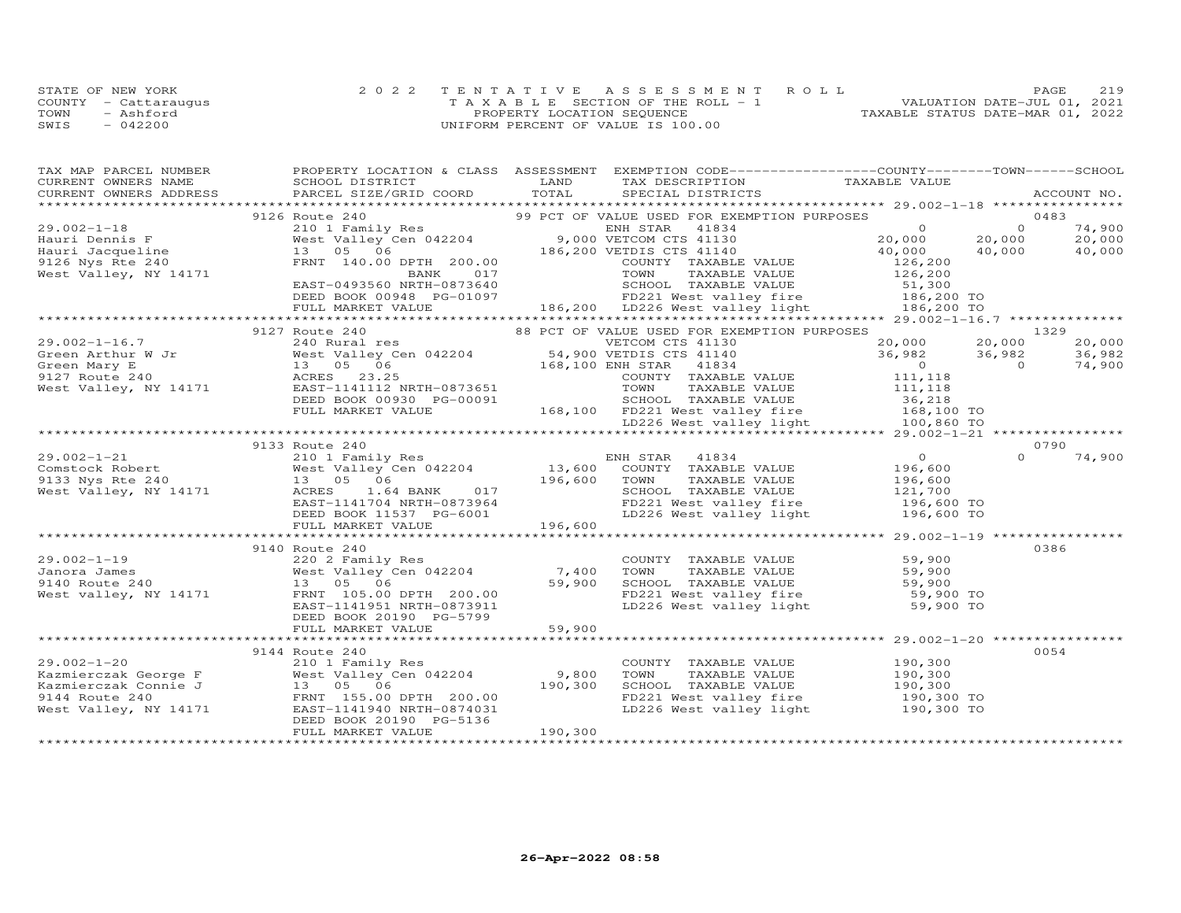STATE OF NEW YORK
COUNTY - Cattaraugus
TOWN - Ashford
SWIS - 042200

2022 TENTATIVE ASSESSMENT ROLL
TAXABLE SECTION OF THE ROLL - 1
PROPERTY LOCATION SEQUENCE
UNIFORM PERCENT OF VALUE IS 100.00

VALUATION DATE-JUL 01, 2021
TAXABLE STATUS DATE-MAR 01, 2022

| TAX MAP PARCEL NUMBER / CURRENT OWNERS NAME / CURRENT OWNERS ADDRESS | PROPERTY LOCATION & CLASS / SCHOOL DISTRICT / PARCEL SIZE/GRID COORD | ASSESSMENT LAND / TOTAL | EXEMPTION CODE / TAX DESCRIPTION / SPECIAL DISTRICTS | COUNTY TAXABLE VALUE | TOWN | SCHOOL / ACCOUNT NO. |
|---|---|---|---|---|---|---|
| | 9126 Route 240 | | 99 PCT OF VALUE USED FOR EXEMPTION PURPOSES | | | 0483 |
| 29.002-1-18 | 210 1 Family Res | | ENH STAR 41834 | 0 | 0 | 74,900 |
| Hauri Dennis F | West Valley Cen 042204 | 9,000 | VETCOM CTS 41130 | 20,000 | 20,000 | 20,000 |
| Hauri Jacqueline | 13 05 06 | 186,200 | VETDIS CTS 41140 | 40,000 | 40,000 | 40,000 |
| 9126 Nys Rte 240 | FRNT 140.00 DPTH 200.00 | | COUNTY TAXABLE VALUE | 126,200 | | |
| West Valley, NY 14171 | BANK 017 | | TOWN TAXABLE VALUE | 126,200 | | |
| | EAST-0493560 NRTH-0873640 | | SCHOOL TAXABLE VALUE | 51,300 | | |
| | DEED BOOK 00948 PG-01097 | | FD221 West valley fire | 186,200 TO | | |
| | FULL MARKET VALUE | 186,200 | LD226 West valley light | 186,200 TO | | |
| | 9127 Route 240 | | 88 PCT OF VALUE USED FOR EXEMPTION PURPOSES | | | 1329 |
| 29.002-1-16.7 | 240 Rural res | | VETCOM CTS 41130 | 20,000 | 20,000 | 20,000 |
| Green Arthur W Jr | West Valley Cen 042204 | 54,900 | VETDIS CTS 41140 | 36,982 | 36,982 | 36,982 |
| Green Mary E | 13 05 06 | 168,100 | ENH STAR 41834 | 0 | 0 | 74,900 |
| 9127 Route 240 | ACRES 23.25 | | COUNTY TAXABLE VALUE | 111,118 | | |
| West Valley, NY 14171 | EAST-1141112 NRTH-0873651 | | TOWN TAXABLE VALUE | 111,118 | | |
| | DEED BOOK 00930 PG-00091 | | SCHOOL TAXABLE VALUE | 36,218 | | |
| | FULL MARKET VALUE | 168,100 | FD221 West valley fire | 168,100 TO | | |
| | | | LD226 West valley light | 100,860 TO | | |
| | 9133 Route 240 | | | | | 0790 |
| 29.002-1-21 | 210 1 Family Res | | ENH STAR 41834 | 0 | 0 | 74,900 |
| Comstock Robert | West Valley Cen 042204 | 13,600 | COUNTY TAXABLE VALUE | 196,600 | | |
| 9133 Nys Rte 240 | 13 05 06 | 196,600 | TOWN TAXABLE VALUE | 196,600 | | |
| West Valley, NY 14171 | ACRES 1.64 BANK 017 | | SCHOOL TAXABLE VALUE | 121,700 | | |
| | EAST-1141704 NRTH-0873964 | | FD221 West valley fire | 196,600 TO | | |
| | DEED BOOK 11537 PG-6001 | | LD226 West valley light | 196,600 TO | | |
| | FULL MARKET VALUE | 196,600 | | | | |
| | 9140 Route 240 | | | | | 0386 |
| 29.002-1-19 | 220 2 Family Res | | COUNTY TAXABLE VALUE | 59,900 | | |
| Janora James | West Valley Cen 042204 | 7,400 | TOWN TAXABLE VALUE | 59,900 | | |
| 9140 Route 240 | 13 05 06 | 59,900 | SCHOOL TAXABLE VALUE | 59,900 | | |
| West valley, NY 14171 | FRNT 105.00 DPTH 200.00 | | FD221 West valley fire | 59,900 TO | | |
| | EAST-1141951 NRTH-0873911 | | LD226 West valley light | 59,900 TO | | |
| | DEED BOOK 20190 PG-5799 | | | | | |
| | FULL MARKET VALUE | 59,900 | | | | |
| | 9144 Route 240 | | | | | 0054 |
| 29.002-1-20 | 210 1 Family Res | | COUNTY TAXABLE VALUE | 190,300 | | |
| Kazmierczak George F | West Valley Cen 042204 | 9,800 | TOWN TAXABLE VALUE | 190,300 | | |
| Kazmierczak Connie J | 13 05 06 | 190,300 | SCHOOL TAXABLE VALUE | 190,300 | | |
| 9144 Route 240 | FRNT 155.00 DPTH 200.00 | | FD221 West valley fire | 190,300 TO | | |
| West Valley, NY 14171 | EAST-1141940 NRTH-0874031 | | LD226 West valley light | 190,300 TO | | |
| | DEED BOOK 20190 PG-5136 | | | | | |
| | FULL MARKET VALUE | 190,300 | | | | |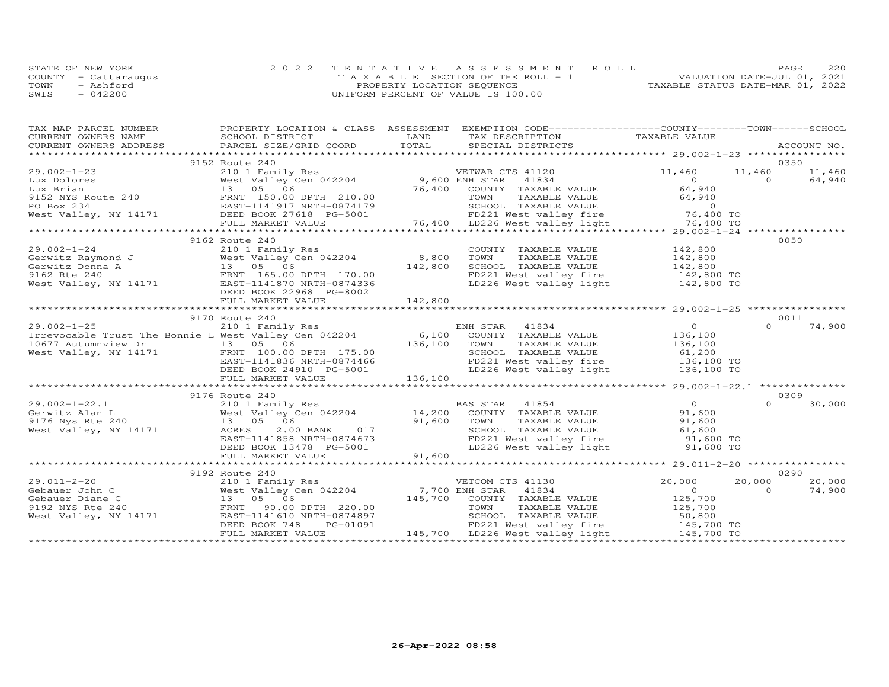STATE OF NEW YORK — 2022 TENTATIVE ASSESSMENT ROLL — PAGE 220
COUNTY - Cattaraugus — TAXABLE SECTION OF THE ROLL - 1 — VALUATION DATE-JUL 01, 2021
TOWN - Ashford — PROPERTY LOCATION SEQUENCE — TAXABLE STATUS DATE-MAR 01, 2022
SWIS - 042200 — UNIFORM PERCENT OF VALUE IS 100.00

| TAX MAP PARCEL NUMBER / CURRENT OWNERS NAME / CURRENT OWNERS ADDRESS | PROPERTY LOCATION & CLASS / SCHOOL DISTRICT / PARCEL SIZE/GRID COORD | ASSESSMENT LAND | TOTAL | EXEMPTION CODE / TAX DESCRIPTION / SPECIAL DISTRICTS | COUNTY TAXABLE VALUE | TOWN | SCHOOL | ACCOUNT NO. |
|---|---|---|---|---|---|---|---|---|
| | 9152 Route 240 | | | | | | | 0350 |
| 29.002-1-23 | 210 1 Family Res | | | VETWAR CTS 41120 | 11,460 | 11,460 | 11,460 | |
| Lux Dolores | West Valley Cen 042204 | 9,600 | | ENH STAR 41834 | 0 | 0 | 64,940 | |
| Lux Brian | 13 05 06 | | 76,400 | COUNTY TAXABLE VALUE | 64,940 | | | |
| 9152 NYS Route 240 | FRNT 150.00 DPTH 210.00 | | | TOWN TAXABLE VALUE | 64,940 | | | |
| PO Box 234 | EAST-1141917 NRTH-0874179 | | | SCHOOL TAXABLE VALUE | 0 | | | |
| West Valley, NY 14171 | DEED BOOK 27618 PG-5001 | | | FD221 West valley fire | 76,400 TO | | | |
| | FULL MARKET VALUE | | 76,400 | LD226 West valley light | 76,400 TO | | | |
| | 9162 Route 240 | | | | | | | 0050 |
| 29.002-1-24 | 210 1 Family Res | | | COUNTY TAXABLE VALUE | 142,800 | | | |
| Gerwitz Raymond J | West Valley Cen 042204 | 8,800 | | TOWN TAXABLE VALUE | 142,800 | | | |
| Gerwitz Donna A | 13 05 06 | | 142,800 | SCHOOL TAXABLE VALUE | 142,800 | | | |
| 9162 Rte 240 | FRNT 165.00 DPTH 170.00 | | | FD221 West valley fire | 142,800 TO | | | |
| West Valley, NY 14171 | EAST-1141870 NRTH-0874336 | | | LD226 West valley light | 142,800 TO | | | |
| | DEED BOOK 22968 PG-8002 | | | | | | | |
| | FULL MARKET VALUE | | 142,800 | | | | | |
| | 9170 Route 240 | | | | | | | 0011 |
| 29.002-1-25 | 210 1 Family Res | | | ENH STAR 41834 | 0 | 0 | 74,900 | |
| Irrevocable Trust The Bonnie L | West Valley Cen 042204 | 6,100 | | COUNTY TAXABLE VALUE | 136,100 | | | |
| 10677 Autumnview Dr | 13 05 06 | | 136,100 | TOWN TAXABLE VALUE | 136,100 | | | |
| West Valley, NY 14171 | FRNT 100.00 DPTH 175.00 | | | SCHOOL TAXABLE VALUE | 61,200 | | | |
| | EAST-1141836 NRTH-0874466 | | | FD221 West valley fire | 136,100 TO | | | |
| | DEED BOOK 24910 PG-5001 | | | LD226 West valley light | 136,100 TO | | | |
| | FULL MARKET VALUE | | 136,100 | | | | | |
| | 9176 Route 240 | | | | | | | 0309 |
| 29.002-1-22.1 | 210 1 Family Res | | | BAS STAR 41854 | 0 | 0 | 30,000 | |
| Gerwitz Alan L | West Valley Cen 042204 | 14,200 | | COUNTY TAXABLE VALUE | 91,600 | | | |
| 9176 Nys Rte 240 | 13 05 06 | | 91,600 | TOWN TAXABLE VALUE | 91,600 | | | |
| West Valley, NY 14171 | ACRES 2.00 BANK 017 | | | SCHOOL TAXABLE VALUE | 61,600 | | | |
| | EAST-1141858 NRTH-0874673 | | | FD221 West valley fire | 91,600 TO | | | |
| | DEED BOOK 13478 PG-5001 | | | LD226 West valley light | 91,600 TO | | | |
| | FULL MARKET VALUE | | 91,600 | | | | | |
| | 9192 Route 240 | | | | | | | 0290 |
| 29.011-2-20 | 210 1 Family Res | | | VETCOM CTS 41130 | 20,000 | 20,000 | 20,000 | |
| Gebauer John C | West Valley Cen 042204 | 7,700 | | ENH STAR 41834 | 0 | 0 | 74,900 | |
| Gebauer Diane C | 13 05 06 | | 145,700 | COUNTY TAXABLE VALUE | 125,700 | | | |
| 9192 NYS Rte 240 | FRNT 90.00 DPTH 220.00 | | | TOWN TAXABLE VALUE | 125,700 | | | |
| West Valley, NY 14171 | EAST-1141610 NRTH-0874897 | | | SCHOOL TAXABLE VALUE | 50,800 | | | |
| | DEED BOOK 748 PG-01091 | | | FD221 West valley fire | 145,700 TO | | | |
| | FULL MARKET VALUE | | 145,700 | LD226 West valley light | 145,700 TO | | | |

26-Apr-2022 08:58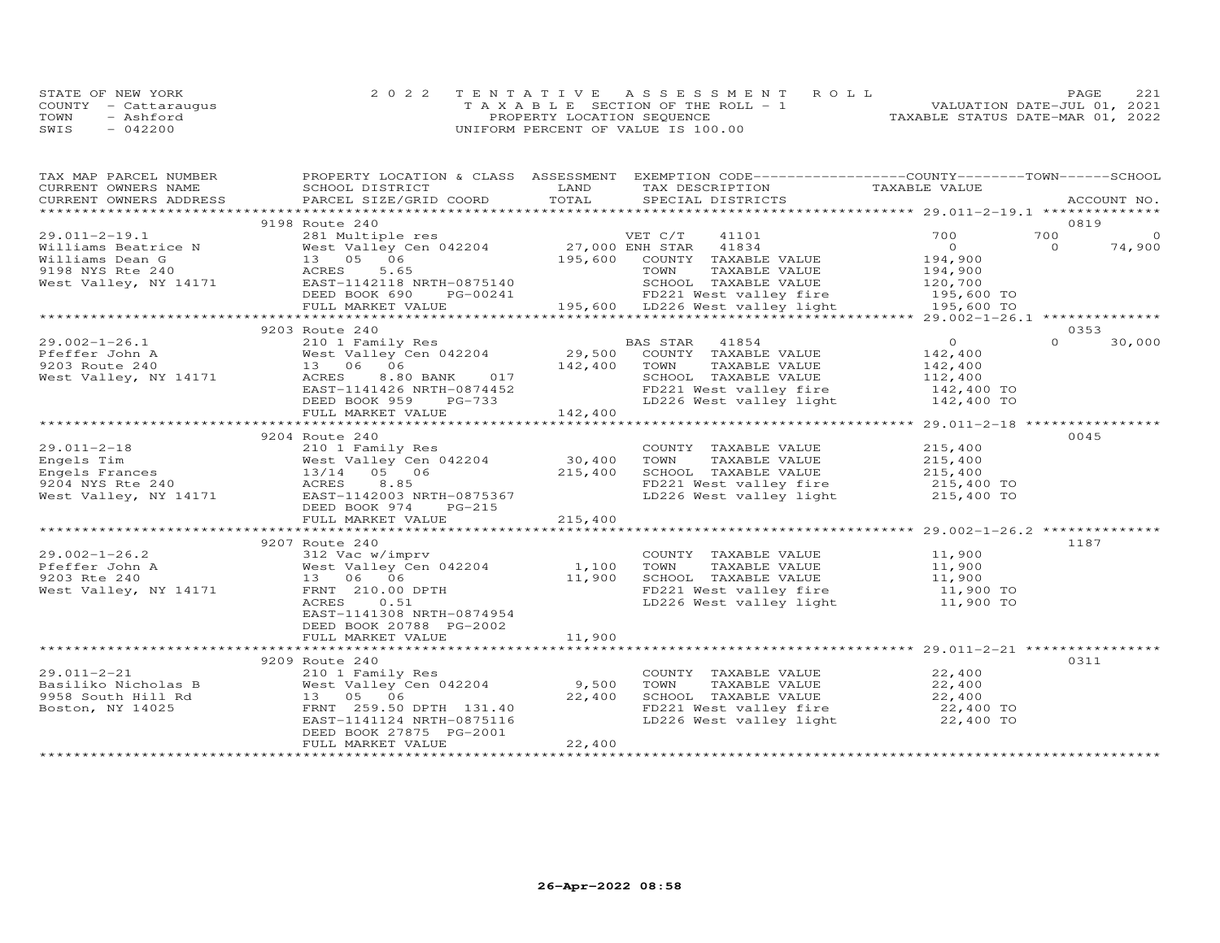STATE OF NEW YORK
COUNTY - Cattaraugus
TOWN - Ashford
SWIS - 042200

2022 TENTATIVE ASSESSMENT ROLL
TAXABLE SECTION OF THE ROLL - 1
PROPERTY LOCATION SEQUENCE
UNIFORM PERCENT OF VALUE IS 100.00

VALUATION DATE-JUL 01, 2021
TAXABLE STATUS DATE-MAR 01, 2022

| TAX MAP PARCEL NUMBER<br>CURRENT OWNERS NAME<br>CURRENT OWNERS ADDRESS | PROPERTY LOCATION & CLASS<br>SCHOOL DISTRICT<br>PARCEL SIZE/GRID COORD | ASSESSMENT<br>LAND<br>TOTAL | EXEMPTION CODE<br>TAX DESCRIPTION<br>SPECIAL DISTRICTS | COUNTY<br>TAXABLE VALUE | TOWN | SCHOOL<br>ACCOUNT NO. |
|---|---|---|---|---|---|---|
| **29.011-2-19.1** | 9198 Route 240 | | | | | 0819 |
| 29.011-2-19.1 | 281 Multiple res | | VET C/T 41101 | 700 | 700 | 0 |
| Williams Beatrice N | West Valley Cen 042204 | 27,000 | ENH STAR 41834 | 0 | 0 | 74,900 |
| Williams Dean G | 13 05 06 | 195,600 | COUNTY TAXABLE VALUE | 194,900 | | |
| 9198 NYS Rte 240 | ACRES 5.65 | | TOWN TAXABLE VALUE | 194,900 | | |
| West Valley, NY 14171 | EAST-1142118 NRTH-0875140 | | SCHOOL TAXABLE VALUE | 120,700 | | |
| | DEED BOOK 690 PG-00241 | | FD221 West valley fire | 195,600 TO | | |
| | FULL MARKET VALUE | 195,600 | LD226 West valley light | 195,600 TO | | |
| **29.002-1-26.1** | 9203 Route 240 | | | | | 0353 |
| 29.002-1-26.1 | 210 1 Family Res | | BAS STAR 41854 | 0 | 0 | 30,000 |
| Pfeffer John A | West Valley Cen 042204 | 29,500 | COUNTY TAXABLE VALUE | 142,400 | | |
| 9203 Route 240 | 13 06 06 | 142,400 | TOWN TAXABLE VALUE | 142,400 | | |
| West Valley, NY 14171 | ACRES 8.80 BANK 017 | | SCHOOL TAXABLE VALUE | 112,400 | | |
| | EAST-1141426 NRTH-0874452 | | FD221 West valley fire | 142,400 TO | | |
| | DEED BOOK 959 PG-733 | | LD226 West valley light | 142,400 TO | | |
| | FULL MARKET VALUE | 142,400 | | | | |
| **29.011-2-18** | 9204 Route 240 | | | | | 0045 |
| 29.011-2-18 | 210 1 Family Res | | COUNTY TAXABLE VALUE | 215,400 | | |
| Engels Tim | West Valley Cen 042204 | 30,400 | TOWN TAXABLE VALUE | 215,400 | | |
| Engels Frances | 13/14 05 06 | 215,400 | SCHOOL TAXABLE VALUE | 215,400 | | |
| 9204 NYS Rte 240 | ACRES 8.85 | | FD221 West valley fire | 215,400 TO | | |
| West Valley, NY 14171 | EAST-1142003 NRTH-0875367 | | LD226 West valley light | 215,400 TO | | |
| | DEED BOOK 974 PG-215 | | | | | |
| | FULL MARKET VALUE | 215,400 | | | | |
| **29.002-1-26.2** | 9207 Route 240 | | | | | 1187 |
| 29.002-1-26.2 | 312 Vac w/imprv | | COUNTY TAXABLE VALUE | 11,900 | | |
| Pfeffer John A | West Valley Cen 042204 | 1,100 | TOWN TAXABLE VALUE | 11,900 | | |
| 9203 Rte 240 | 13 06 06 | 11,900 | SCHOOL TAXABLE VALUE | 11,900 | | |
| West Valley, NY 14171 | FRNT 210.00 DPTH | | FD221 West valley fire | 11,900 TO | | |
| | ACRES 0.51 | | LD226 West valley light | 11,900 TO | | |
| | EAST-1141308 NRTH-0874954 | | | | | |
| | DEED BOOK 20788 PG-2002 | | | | | |
| | FULL MARKET VALUE | 11,900 | | | | |
| **29.011-2-21** | 9209 Route 240 | | | | | 0311 |
| 29.011-2-21 | 210 1 Family Res | | COUNTY TAXABLE VALUE | 22,400 | | |
| Basiliko Nicholas B | West Valley Cen 042204 | 9,500 | TOWN TAXABLE VALUE | 22,400 | | |
| 9958 South Hill Rd | 13 05 06 | 22,400 | SCHOOL TAXABLE VALUE | 22,400 | | |
| Boston, NY 14025 | FRNT 259.50 DPTH 131.40 | | FD221 West valley fire | 22,400 TO | | |
| | EAST-1141124 NRTH-0875116 | | LD226 West valley light | 22,400 TO | | |
| | DEED BOOK 27875 PG-2001 | | | | | |
| | FULL MARKET VALUE | 22,400 | | | | |

26-Apr-2022 08:58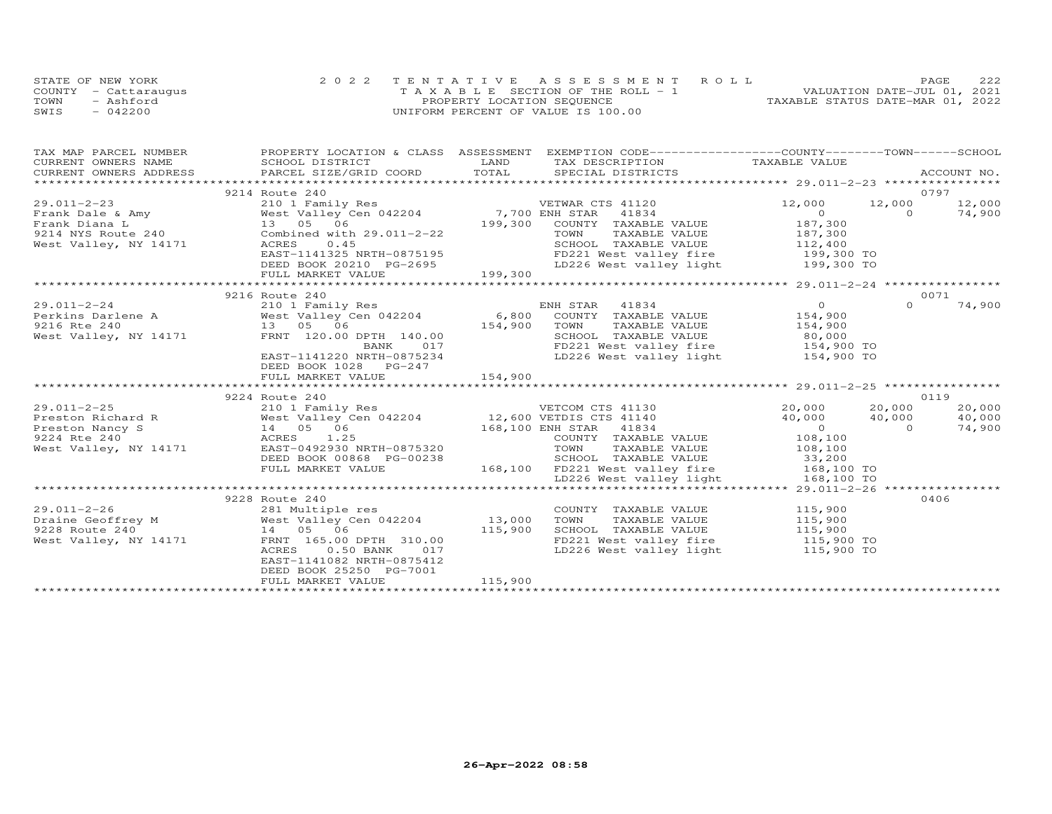STATE OF NEW YORK
COUNTY - Cattaraugus
TOWN - Ashford
SWIS - 042200

2022 TENTATIVE ASSESSMENT ROLL
TAXABLE SECTION OF THE ROLL - 1
PROPERTY LOCATION SEQUENCE
UNIFORM PERCENT OF VALUE IS 100.00

VALUATION DATE-JUL 01, 2021
TAXABLE STATUS DATE-MAR 01, 2022

| TAX MAP PARCEL NUMBER / CURRENT OWNERS NAME / CURRENT OWNERS ADDRESS | PROPERTY LOCATION & CLASS / SCHOOL DISTRICT / PARCEL SIZE/GRID COORD | ASSESSMENT LAND / TOTAL | EXEMPTION CODE / TAX DESCRIPTION / SPECIAL DISTRICTS | COUNTY TAXABLE VALUE | TOWN | SCHOOL / ACCOUNT NO. |
|---|---|---|---|---|---|---|
| | 9214 Route 240 | | | | | 0797 |
| 29.011-2-23 | 210 1 Family Res | | VETWAR CTS 41120 | 12,000 | 12,000 | 12,000 |
| Frank Dale & Amy | West Valley Cen 042204 | 7,700 | ENH STAR 41834 | 0 | 0 | 74,900 |
| Frank Diana L | 13 05 06 | 199,300 | COUNTY TAXABLE VALUE | 187,300 | | |
| 9214 NYS Route 240 | Combined with 29.011-2-22 | | TOWN TAXABLE VALUE | 187,300 | | |
| West Valley, NY 14171 | ACRES 0.45 | | SCHOOL TAXABLE VALUE | 112,400 | | |
| | EAST-1141325 NRTH-0875195 | | FD221 West valley fire | 199,300 TO | | |
| | DEED BOOK 20210 PG-2695 | | LD226 West valley light | 199,300 TO | | |
| | FULL MARKET VALUE | 199,300 | | | | |
| | 9216 Route 240 | | | | | 0071 |
| 29.011-2-24 | 210 1 Family Res | | ENH STAR 41834 | 0 | 0 | 74,900 |
| Perkins Darlene A | West Valley Cen 042204 | 6,800 | COUNTY TAXABLE VALUE | 154,900 | | |
| 9216 Rte 240 | 13 05 06 | 154,900 | TOWN TAXABLE VALUE | 154,900 | | |
| West Valley, NY 14171 | FRNT 120.00 DPTH 140.00 | | SCHOOL TAXABLE VALUE | 80,000 | | |
| | BANK 017 | | FD221 West valley fire | 154,900 TO | | |
| | EAST-1141220 NRTH-0875234 | | LD226 West valley light | 154,900 TO | | |
| | DEED BOOK 1028 PG-247 | | | | | |
| | FULL MARKET VALUE | 154,900 | | | | |
| | 9224 Route 240 | | | | | 0119 |
| 29.011-2-25 | 210 1 Family Res | | VETCOM CTS 41130 | 20,000 | 20,000 | 20,000 |
| Preston Richard R | West Valley Cen 042204 | 12,600 | VETDIS CTS 41140 | 40,000 | 40,000 | 40,000 |
| Preston Nancy S | 14 05 06 | 168,100 | ENH STAR 41834 | 0 | 0 | 74,900 |
| 9224 Rte 240 | ACRES 1.25 | | COUNTY TAXABLE VALUE | 108,100 | | |
| West Valley, NY 14171 | EAST-0492930 NRTH-0875320 | | TOWN TAXABLE VALUE | 108,100 | | |
| | DEED BOOK 00868 PG-00238 | | SCHOOL TAXABLE VALUE | 33,200 | | |
| | FULL MARKET VALUE | 168,100 | FD221 West valley fire | 168,100 TO | | |
| | | | LD226 West valley light | 168,100 TO | | |
| | 9228 Route 240 | | | | | 0406 |
| 29.011-2-26 | 281 Multiple res | | COUNTY TAXABLE VALUE | 115,900 | | |
| Draine Geoffrey M | West Valley Cen 042204 | 13,000 | TOWN TAXABLE VALUE | 115,900 | | |
| 9228 Route 240 | 14 05 06 | 115,900 | SCHOOL TAXABLE VALUE | 115,900 | | |
| West Valley, NY 14171 | FRNT 165.00 DPTH 310.00 | | FD221 West valley fire | 115,900 TO | | |
| | ACRES 0.50 BANK 017 | | LD226 West valley light | 115,900 TO | | |
| | EAST-1141082 NRTH-0875412 | | | | | |
| | DEED BOOK 25250 PG-7001 | | | | | |
| | FULL MARKET VALUE | 115,900 | | | | |

26-Apr-2022 08:58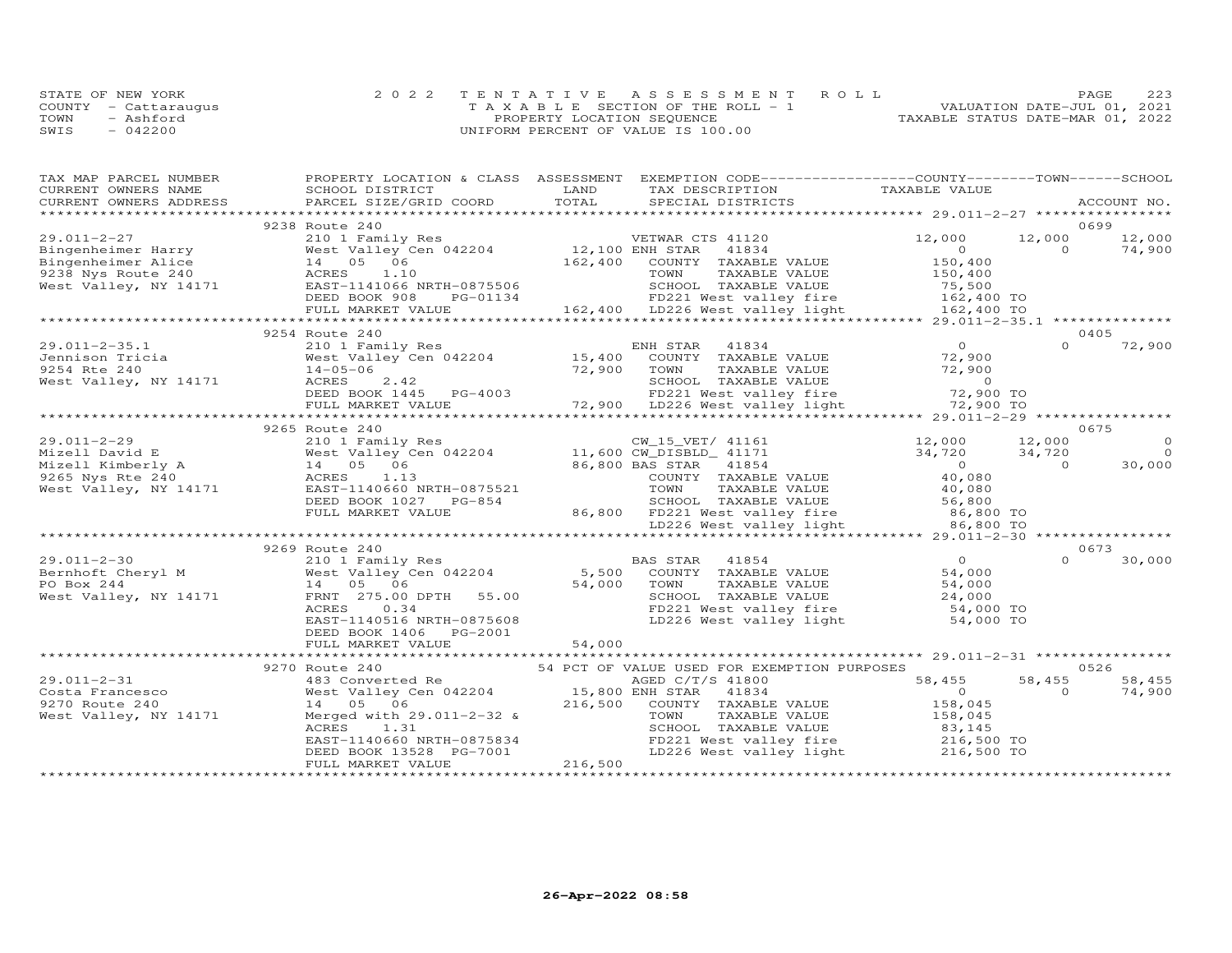STATE OF NEW YORK
COUNTY - Cattaraugus
TOWN - Ashford
SWIS - 042200

2022 TENTATIVE ASSESSMENT ROLL
TAXABLE SECTION OF THE ROLL - 1
PROPERTY LOCATION SEQUENCE
UNIFORM PERCENT OF VALUE IS 100.00

VALUATION DATE-JUL 01, 2021
TAXABLE STATUS DATE-MAR 01, 2022

| TAX MAP PARCEL NUMBER / CURRENT OWNERS NAME / CURRENT OWNERS ADDRESS | PROPERTY LOCATION & CLASS / SCHOOL DISTRICT / PARCEL SIZE/GRID COORD | ASSESSMENT LAND / TOTAL | EXEMPTION CODE / TAX DESCRIPTION / SPECIAL DISTRICTS | COUNTY TAXABLE VALUE | TOWN | SCHOOL | ACCOUNT NO. |
|---|---|---|---|---|---|---|---|
| **29.011-2-27** | 9238 Route 240 | | | | | | 0699 |
| | 210 1 Family Res | | VETWAR CTS 41120 | 12,000 | 12,000 | 12,000 | |
| Bingenheimer Harry | West Valley Cen 042204 | 12,100 | ENH STAR 41834 | 0 | 0 | 74,900 | |
| Bingenheimer Alice | 14 05 06 | 162,400 | COUNTY TAXABLE VALUE | 150,400 | | | |
| 9238 Nys Route 240 | ACRES 1.10 | | TOWN TAXABLE VALUE | 150,400 | | | |
| West Valley, NY 14171 | EAST-1141066 NRTH-0875506 | | SCHOOL TAXABLE VALUE | 75,500 | | | |
| | DEED BOOK 908 PG-01134 | | FD221 West valley fire | 162,400 TO | | | |
| | FULL MARKET VALUE | 162,400 | LD226 West valley light | 162,400 TO | | | |
| **29.011-2-35.1** | 9254 Route 240 | | | | | | 0405 |
| | 210 1 Family Res | | ENH STAR 41834 | 0 | 0 | 72,900 | |
| Jennison Tricia | West Valley Cen 042204 | 15,400 | COUNTY TAXABLE VALUE | 72,900 | | | |
| 9254 Rte 240 | 14-05-06 | 72,900 | TOWN TAXABLE VALUE | 72,900 | | | |
| West Valley, NY 14171 | ACRES 2.42 | | SCHOOL TAXABLE VALUE | 0 | | | |
| | DEED BOOK 1445 PG-4003 | | FD221 West valley fire | 72,900 TO | | | |
| | FULL MARKET VALUE | 72,900 | LD226 West valley light | 72,900 TO | | | |
| **29.011-2-29** | 9265 Route 240 | | | | | | 0675 |
| | 210 1 Family Res | | CW_15_VET/ 41161 | 12,000 | 12,000 | 0 | |
| Mizell David E | West Valley Cen 042204 | 11,600 | CW_DISBLD_ 41171 | 34,720 | 34,720 | 0 | |
| Mizell Kimberly A | 14 05 06 | 86,800 | BAS STAR 41854 | 0 | 0 | 30,000 | |
| 9265 Nys Rte 240 | ACRES 1.13 | | COUNTY TAXABLE VALUE | 40,080 | | | |
| West Valley, NY 14171 | EAST-1140660 NRTH-0875521 | | TOWN TAXABLE VALUE | 40,080 | | | |
| | DEED BOOK 1027 PG-854 | | SCHOOL TAXABLE VALUE | 56,800 | | | |
| | FULL MARKET VALUE | 86,800 | FD221 West valley fire | 86,800 TO | | | |
| | | | LD226 West valley light | 86,800 TO | | | |
| **29.011-2-30** | 9269 Route 240 | | | | | | 0673 |
| | 210 1 Family Res | | BAS STAR 41854 | 0 | 0 | 30,000 | |
| Bernhoft Cheryl M | West Valley Cen 042204 | 5,500 | COUNTY TAXABLE VALUE | 54,000 | | | |
| PO Box 244 | 14 05 06 | 54,000 | TOWN TAXABLE VALUE | 54,000 | | | |
| West Valley, NY 14171 | FRNT 275.00 DPTH 55.00 | | SCHOOL TAXABLE VALUE | 24,000 | | | |
| | ACRES 0.34 | | FD221 West valley fire | 54,000 TO | | | |
| | EAST-1140516 NRTH-0875608 | | LD226 West valley light | 54,000 TO | | | |
| | DEED BOOK 1406 PG-2001 | | | | | | |
| | FULL MARKET VALUE | 54,000 | | | | | |
| **29.011-2-31** | 9270 Route 240 | | 54 PCT OF VALUE USED FOR EXEMPTION PURPOSES | | | | 0526 |
| | 483 Converted Re | | AGED C/T/S 41800 | 58,455 | 58,455 | 58,455 | |
| Costa Francesco | West Valley Cen 042204 | 15,800 | ENH STAR 41834 | 0 | 0 | 74,900 | |
| 9270 Route 240 | 14 05 06 | 216,500 | COUNTY TAXABLE VALUE | 158,045 | | | |
| West Valley, NY 14171 | Merged with 29.011-2-32 & | | TOWN TAXABLE VALUE | 158,045 | | | |
| | ACRES 1.31 | | SCHOOL TAXABLE VALUE | 83,145 | | | |
| | EAST-1140660 NRTH-0875834 | | FD221 West valley fire | 216,500 TO | | | |
| | DEED BOOK 13528 PG-7001 | | LD226 West valley light | 216,500 TO | | | |
| | FULL MARKET VALUE | 216,500 | | | | | |

26-Apr-2022 08:58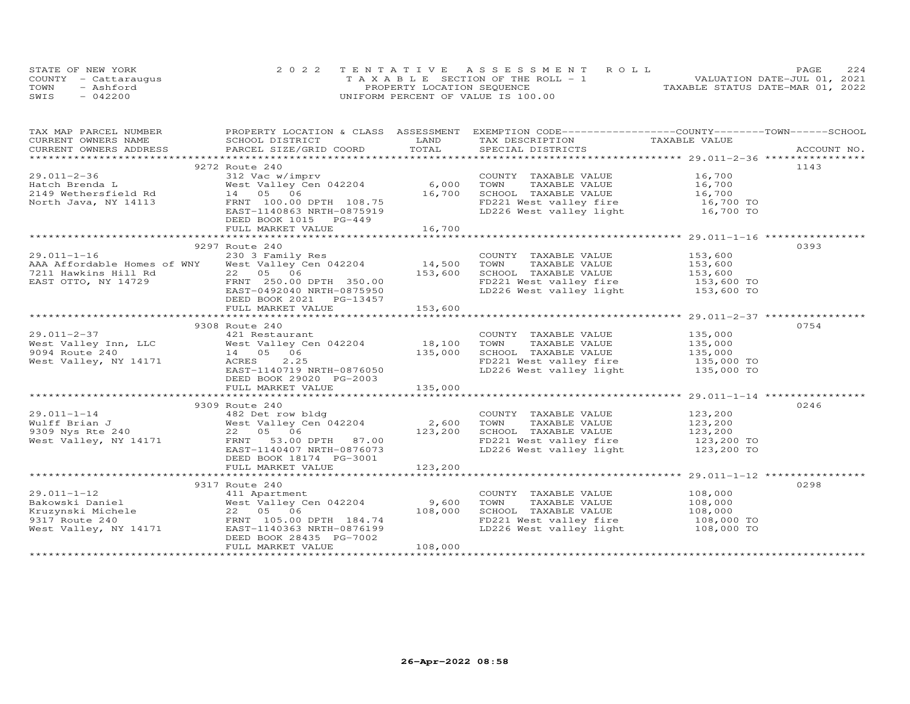STATE OF NEW YORK
COUNTY - Cattaraugus
TOWN - Ashford
SWIS - 042200

2022 TENTATIVE ASSESSMENT ROLL
TAXABLE SECTION OF THE ROLL - 1
PROPERTY LOCATION SEQUENCE
UNIFORM PERCENT OF VALUE IS 100.00

VALUATION DATE-JUL 01, 2021
TAXABLE STATUS DATE-MAR 01, 2022

| TAX MAP PARCEL NUMBER<br>CURRENT OWNERS NAME<br>CURRENT OWNERS ADDRESS | PROPERTY LOCATION & CLASS<br>SCHOOL DISTRICT<br>PARCEL SIZE/GRID COORD | ASSESSMENT<br>LAND<br>TOTAL | EXEMPTION CODE<br>TAX DESCRIPTION<br>SPECIAL DISTRICTS | COUNTY--------TOWN------SCHOOL<br>TAXABLE VALUE | ACCOUNT NO. |
|---|---|---|---|---|---|
| | 9272 Route 240 | | | | 1143 |
| 29.011-2-36 | 312 Vac w/imprv | | COUNTY TAXABLE VALUE | 16,700 | |
| Hatch Brenda L | West Valley Cen 042204 | 6,000 | TOWN TAXABLE VALUE | 16,700 | |
| 2149 Wethersfield Rd | 14 05 06 | 16,700 | SCHOOL TAXABLE VALUE | 16,700 | |
| North Java, NY 14113 | FRNT 100.00 DPTH 108.75 | | FD221 West valley fire | 16,700 TO | |
| | EAST-1140863 NRTH-0875919 | | LD226 West valley light | 16,700 TO | |
| | DEED BOOK 1015 PG-449 | | | | |
| | FULL MARKET VALUE | 16,700 | | | |
| | 9297 Route 240 | | | | 0393 |
| 29.011-1-16 | 230 3 Family Res | | COUNTY TAXABLE VALUE | 153,600 | |
| AAA Affordable Homes of WNY | West Valley Cen 042204 | 14,500 | TOWN TAXABLE VALUE | 153,600 | |
| 7211 Hawkins Hill Rd | 22 05 06 | 153,600 | SCHOOL TAXABLE VALUE | 153,600 | |
| EAST OTTO, NY 14729 | FRNT 250.00 DPTH 350.00 | | FD221 West valley fire | 153,600 TO | |
| | EAST-0492040 NRTH-0875950 | | LD226 West valley light | 153,600 TO | |
| | DEED BOOK 2021 PG-13457 | | | | |
| | FULL MARKET VALUE | 153,600 | | | |
| | 9308 Route 240 | | | | 0754 |
| 29.011-2-37 | 421 Restaurant | | COUNTY TAXABLE VALUE | 135,000 | |
| West Valley Inn, LLC | West Valley Cen 042204 | 18,100 | TOWN TAXABLE VALUE | 135,000 | |
| 9094 Route 240 | 14 05 06 | 135,000 | SCHOOL TAXABLE VALUE | 135,000 | |
| West Valley, NY 14171 | ACRES 2.25 | | FD221 West valley fire | 135,000 TO | |
| | EAST-1140719 NRTH-0876050 | | LD226 West valley light | 135,000 TO | |
| | DEED BOOK 29020 PG-2003 | | | | |
| | FULL MARKET VALUE | 135,000 | | | |
| | 9309 Route 240 | | | | 0246 |
| 29.011-1-14 | 482 Det row bldg | | COUNTY TAXABLE VALUE | 123,200 | |
| Wulff Brian J | West Valley Cen 042204 | 2,600 | TOWN TAXABLE VALUE | 123,200 | |
| 9309 Nys Rte 240 | 22 05 06 | 123,200 | SCHOOL TAXABLE VALUE | 123,200 | |
| West Valley, NY 14171 | FRNT 53.00 DPTH 87.00 | | FD221 West valley fire | 123,200 TO | |
| | EAST-1140407 NRTH-0876073 | | LD226 West valley light | 123,200 TO | |
| | DEED BOOK 18174 PG-3001 | | | | |
| | FULL MARKET VALUE | 123,200 | | | |
| | 9317 Route 240 | | | | 0298 |
| 29.011-1-12 | 411 Apartment | | COUNTY TAXABLE VALUE | 108,000 | |
| Bakowski Daniel | West Valley Cen 042204 | 9,600 | TOWN TAXABLE VALUE | 108,000 | |
| Kruzynski Michele | 22 05 06 | 108,000 | SCHOOL TAXABLE VALUE | 108,000 | |
| 9317 Route 240 | FRNT 105.00 DPTH 184.74 | | FD221 West valley fire | 108,000 TO | |
| West Valley, NY 14171 | EAST-1140363 NRTH-0876199 | | LD226 West valley light | 108,000 TO | |
| | DEED BOOK 28435 PG-7002 | | | | |
| | FULL MARKET VALUE | 108,000 | | | |

26-Apr-2022 08:58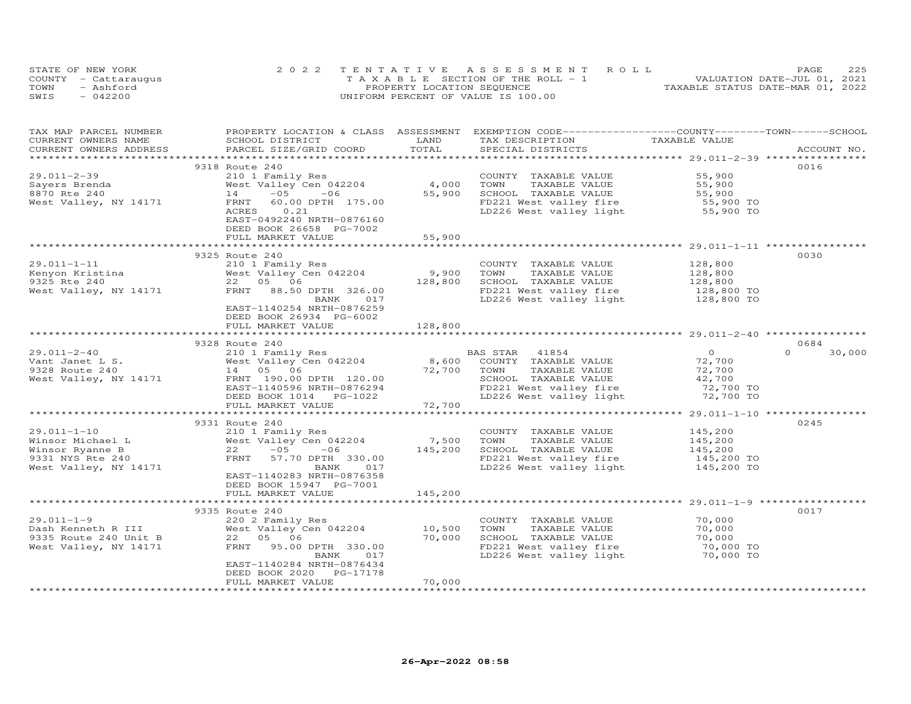STATE OF NEW YORK
COUNTY - Cattaraugus
TOWN - Ashford
SWIS - 042200

2022 TENTATIVE ASSESSMENT ROLL
TAXABLE SECTION OF THE ROLL - 1
PROPERTY LOCATION SEQUENCE
UNIFORM PERCENT OF VALUE IS 100.00

VALUATION DATE-JUL 01, 2021
TAXABLE STATUS DATE-MAR 01, 2022

| TAX MAP PARCEL NUMBER / CURRENT OWNERS NAME / CURRENT OWNERS ADDRESS | PROPERTY LOCATION & CLASS / SCHOOL DISTRICT / PARCEL SIZE/GRID COORD | ASSESSMENT LAND | TOTAL | EXEMPTION CODE / TAX DESCRIPTION / SPECIAL DISTRICTS | COUNTY TAXABLE VALUE | TOWN | SCHOOL | ACCOUNT NO. |
|---|---|---|---|---|---|---|---|---|
| | 9318 Route 240 | | | | | | | 0016 |
| 29.011-2-39 | 210 1 Family Res | | | COUNTY TAXABLE VALUE | 55,900 | | | |
| Sayers Brenda | West Valley Cen 042204 | 4,000 | | TOWN TAXABLE VALUE | 55,900 | | | |
| 8870 Rte 240 | 14 -05 -06 | | 55,900 | SCHOOL TAXABLE VALUE | 55,900 | | | |
| West Valley, NY 14171 | FRNT 60.00 DPTH 175.00 | | | FD221 West valley fire | 55,900 TO | | | |
| | ACRES 0.21 | | | LD226 West valley light | 55,900 TO | | | |
| | EAST-0492240 NRTH-0876160 | | | | | | | |
| | DEED BOOK 26658 PG-7002 | | | | | | | |
| | FULL MARKET VALUE | | 55,900 | | | | | |
| | 9325 Route 240 | | | | | | | 0030 |
| 29.011-1-11 | 210 1 Family Res | | | COUNTY TAXABLE VALUE | 128,800 | | | |
| Kenyon Kristina | West Valley Cen 042204 | 9,900 | | TOWN TAXABLE VALUE | 128,800 | | | |
| 9325 Rte 240 | 22 05 06 | | 128,800 | SCHOOL TAXABLE VALUE | 128,800 | | | |
| West Valley, NY 14171 | FRNT 88.50 DPTH 326.00 | | | FD221 West valley fire | 128,800 TO | | | |
| | BANK 017 | | | LD226 West valley light | 128,800 TO | | | |
| | EAST-1140254 NRTH-0876259 | | | | | | | |
| | DEED BOOK 26934 PG-6002 | | | | | | | |
| | FULL MARKET VALUE | | 128,800 | | | | | |
| | 9328 Route 240 | | | | | | | 0684 |
| 29.011-2-40 | 210 1 Family Res | | | BAS STAR 41854 | 0 | | 0 | 30,000 |
| Vant Janet L S. | West Valley Cen 042204 | 8,600 | | COUNTY TAXABLE VALUE | 72,700 | | | |
| 9328 Route 240 | 14 05 06 | | 72,700 | TOWN TAXABLE VALUE | 72,700 | | | |
| West Valley, NY 14171 | FRNT 190.00 DPTH 120.00 | | | SCHOOL TAXABLE VALUE | 42,700 | | | |
| | EAST-1140596 NRTH-0876294 | | | FD221 West valley fire | 72,700 TO | | | |
| | DEED BOOK 1014 PG-1022 | | | LD226 West valley light | 72,700 TO | | | |
| | FULL MARKET VALUE | | 72,700 | | | | | |
| | 9331 Route 240 | | | | | | | 0245 |
| 29.011-1-10 | 210 1 Family Res | | | COUNTY TAXABLE VALUE | 145,200 | | | |
| Winsor Michael L | West Valley Cen 042204 | 7,500 | | TOWN TAXABLE VALUE | 145,200 | | | |
| Winsor Ryanne B | 22 -05 -06 | | 145,200 | SCHOOL TAXABLE VALUE | 145,200 | | | |
| 9331 NYS Rte 240 | FRNT 57.70 DPTH 330.00 | | | FD221 West valley fire | 145,200 TO | | | |
| West Valley, NY 14171 | BANK 017 | | | LD226 West valley light | 145,200 TO | | | |
| | EAST-1140283 NRTH-0876358 | | | | | | | |
| | DEED BOOK 15947 PG-7001 | | | | | | | |
| | FULL MARKET VALUE | | 145,200 | | | | | |
| | 9335 Route 240 | | | | | | | 0017 |
| 29.011-1-9 | 220 2 Family Res | | | COUNTY TAXABLE VALUE | 70,000 | | | |
| Dash Kenneth R III | West Valley Cen 042204 | 10,500 | | TOWN TAXABLE VALUE | 70,000 | | | |
| 9335 Route 240 Unit B | 22 05 06 | | 70,000 | SCHOOL TAXABLE VALUE | 70,000 | | | |
| West Valley, NY 14171 | FRNT 95.00 DPTH 330.00 | | | FD221 West valley fire | 70,000 TO | | | |
| | BANK 017 | | | LD226 West valley light | 70,000 TO | | | |
| | EAST-1140284 NRTH-0876434 | | | | | | | |
| | DEED BOOK 2020 PG-17178 | | | | | | | |
| | FULL MARKET VALUE | | 70,000 | | | | | |

26-Apr-2022 08:58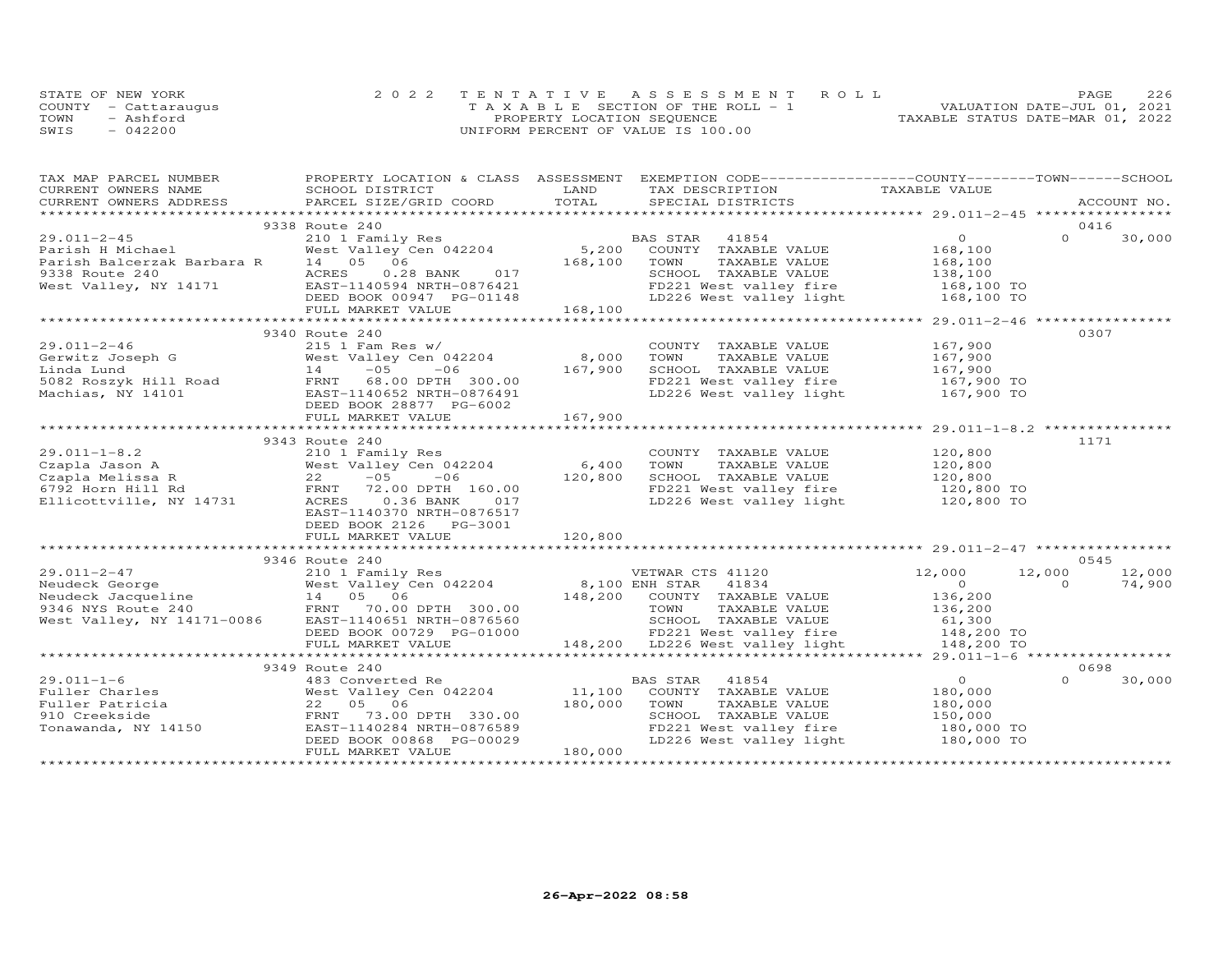STATE OF NEW YORK
COUNTY - Cattaraugus
TOWN - Ashford
SWIS - 042200

2022 TENTATIVE ASSESSMENT ROLL
TAXABLE SECTION OF THE ROLL - 1
PROPERTY LOCATION SEQUENCE
UNIFORM PERCENT OF VALUE IS 100.00

VALUATION DATE-JUL 01, 2021
TAXABLE STATUS DATE-MAR 01, 2022

| TAX MAP PARCEL NUMBER / CURRENT OWNERS NAME / CURRENT OWNERS ADDRESS | PROPERTY LOCATION & CLASS / SCHOOL DISTRICT / PARCEL SIZE/GRID COORD | ASSESSMENT LAND | TOTAL | EXEMPTION CODE / TAX DESCRIPTION / SPECIAL DISTRICTS | COUNTY TAXABLE VALUE | TOWN | SCHOOL | ACCOUNT NO. |
|---|---|---|---|---|---|---|---|---|
| | 9338 Route 240 | | | | | | | 0416 |
| 29.011-2-45 | 210 1 Family Res | | | BAS STAR 41854 | 0 | 0 | 30,000 | |
| Parish H Michael | West Valley Cen 042204 | 5,200 | | COUNTY TAXABLE VALUE | 168,100 | | | |
| Parish Balcerzak Barbara R | 14 05 06 | | 168,100 | TOWN TAXABLE VALUE | 168,100 | | | |
| 9338 Route 240 | ACRES 0.28 BANK 017 | | | SCHOOL TAXABLE VALUE | 138,100 | | | |
| West Valley, NY 14171 | EAST-1140594 NRTH-0876421 | | | FD221 West valley fire | 168,100 TO | | | |
| | DEED BOOK 00947 PG-01148 | | | LD226 West valley light | 168,100 TO | | | |
| | FULL MARKET VALUE | | 168,100 | | | | | |
| | 9340 Route 240 | | | | | | | 0307 |
| 29.011-2-46 | 215 1 Fam Res w/ | | | COUNTY TAXABLE VALUE | 167,900 | | | |
| Gerwitz Joseph G | West Valley Cen 042204 | 8,000 | | TOWN TAXABLE VALUE | 167,900 | | | |
| Linda Lund | 14 -05 -06 | | 167,900 | SCHOOL TAXABLE VALUE | 167,900 | | | |
| 5082 Roszyk Hill Road | FRNT 68.00 DPTH 300.00 | | | FD221 West valley fire | 167,900 TO | | | |
| Machias, NY 14101 | EAST-1140652 NRTH-0876491 | | | LD226 West valley light | 167,900 TO | | | |
| | DEED BOOK 28877 PG-6002 | | | | | | | |
| | FULL MARKET VALUE | | 167,900 | | | | | |
| | 9343 Route 240 | | | | | | | 1171 |
| 29.011-1-8.2 | 210 1 Family Res | | | COUNTY TAXABLE VALUE | 120,800 | | | |
| Czapla Jason A | West Valley Cen 042204 | 6,400 | | TOWN TAXABLE VALUE | 120,800 | | | |
| Czapla Melissa R | 22 -05 -06 | | 120,800 | SCHOOL TAXABLE VALUE | 120,800 | | | |
| 6792 Horn Hill Rd | FRNT 72.00 DPTH 160.00 | | | FD221 West valley fire | 120,800 TO | | | |
| Ellicottville, NY 14731 | ACRES 0.36 BANK 017 | | | LD226 West valley light | 120,800 TO | | | |
| | EAST-1140370 NRTH-0876517 | | | | | | | |
| | DEED BOOK 2126 PG-3001 | | | | | | | |
| | FULL MARKET VALUE | | 120,800 | | | | | |
| | 9346 Route 240 | | | | | | | 0545 |
| 29.011-2-47 | 210 1 Family Res | | | VETWAR CTS 41120 | 12,000 | 12,000 | 12,000 | |
| Neudeck George | West Valley Cen 042204 | 8,100 | | ENH STAR 41834 | 0 | 0 | 74,900 | |
| Neudeck Jacqueline | 14 05 06 | | 148,200 | COUNTY TAXABLE VALUE | 136,200 | | | |
| 9346 NYS Route 240 | FRNT 70.00 DPTH 300.00 | | | TOWN TAXABLE VALUE | 136,200 | | | |
| West Valley, NY 14171-0086 | EAST-1140651 NRTH-0876560 | | | SCHOOL TAXABLE VALUE | 61,300 | | | |
| | DEED BOOK 00729 PG-01000 | | | FD221 West valley fire | 148,200 TO | | | |
| | FULL MARKET VALUE | | 148,200 | LD226 West valley light | 148,200 TO | | | |
| | 9349 Route 240 | | | | | | | 0698 |
| 29.011-1-6 | 483 Converted Re | | | BAS STAR 41854 | 0 | 0 | 30,000 | |
| Fuller Charles | West Valley Cen 042204 | 11,100 | | COUNTY TAXABLE VALUE | 180,000 | | | |
| Fuller Patricia | 22 05 06 | | 180,000 | TOWN TAXABLE VALUE | 180,000 | | | |
| 910 Creekside | FRNT 73.00 DPTH 330.00 | | | SCHOOL TAXABLE VALUE | 150,000 | | | |
| Tonawanda, NY 14150 | EAST-1140284 NRTH-0876589 | | | FD221 West valley fire | 180,000 TO | | | |
| | DEED BOOK 00868 PG-00029 | | | LD226 West valley light | 180,000 TO | | | |
| | FULL MARKET VALUE | | 180,000 | | | | | |

26-Apr-2022 08:58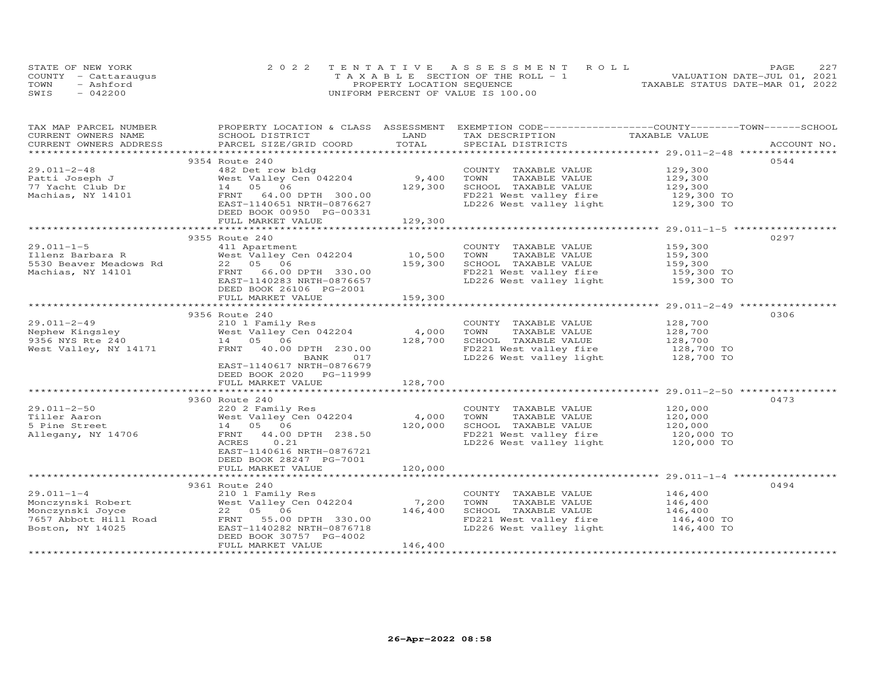STATE OF NEW YORK
COUNTY - Cattaraugus
TOWN - Ashford
SWIS - 042200

2022 TENTATIVE ASSESSMENT ROLL
TAXABLE SECTION OF THE ROLL - 1
PROPERTY LOCATION SEQUENCE
UNIFORM PERCENT OF VALUE IS 100.00

VALUATION DATE-JUL 01, 2021
TAXABLE STATUS DATE-MAR 01, 2022

| TAX MAP PARCEL NUMBER / CURRENT OWNERS NAME / CURRENT OWNERS ADDRESS | PROPERTY LOCATION & CLASS / SCHOOL DISTRICT / PARCEL SIZE/GRID COORD | ASSESSMENT LAND / TOTAL | EXEMPTION CODE / TAX DESCRIPTION / SPECIAL DISTRICTS | COUNTY / TOWN / SCHOOL TAXABLE VALUE | ACCOUNT NO. |
|---|---|---|---|---|---|
| 29.011-2-48 | 9354 Route 240 | | | | 0544 |
| Patti Joseph J | 482 Det row bldg | | COUNTY TAXABLE VALUE | 129,300 | |
| 77 Yacht Club Dr | West Valley Cen 042204 | 9,400 | TOWN TAXABLE VALUE | 129,300 | |
| Machias, NY 14101 | 14 05 06 | 129,300 | SCHOOL TAXABLE VALUE | 129,300 | |
| | FRNT 64.00 DPTH 300.00 | | FD221 West valley fire | 129,300 TO | |
| | EAST-1140651 NRTH-0876627 | | LD226 West valley light | 129,300 TO | |
| | DEED BOOK 00950 PG-00331 | | | | |
| | FULL MARKET VALUE | 129,300 | | | |
| 29.011-1-5 | 9355 Route 240 | | | | 0297 |
| Illenz Barbara R | 411 Apartment | | COUNTY TAXABLE VALUE | 159,300 | |
| 5530 Beaver Meadows Rd | West Valley Cen 042204 | 10,500 | TOWN TAXABLE VALUE | 159,300 | |
| Machias, NY 14101 | 22 05 06 | 159,300 | SCHOOL TAXABLE VALUE | 159,300 | |
| | FRNT 66.00 DPTH 330.00 | | FD221 West valley fire | 159,300 TO | |
| | EAST-1140283 NRTH-0876657 | | LD226 West valley light | 159,300 TO | |
| | DEED BOOK 26106 PG-2001 | | | | |
| | FULL MARKET VALUE | 159,300 | | | |
| 29.011-2-49 | 9356 Route 240 | | | | 0306 |
| Nephew Kingsley | 210 1 Family Res | | COUNTY TAXABLE VALUE | 128,700 | |
| 9356 NYS Rte 240 | West Valley Cen 042204 | 4,000 | TOWN TAXABLE VALUE | 128,700 | |
| West Valley, NY 14171 | 14 05 06 | 128,700 | SCHOOL TAXABLE VALUE | 128,700 | |
| | FRNT 40.00 DPTH 230.00 | | FD221 West valley fire | 128,700 TO | |
| | BANK 017 | | LD226 West valley light | 128,700 TO | |
| | EAST-1140617 NRTH-0876679 | | | | |
| | DEED BOOK 2020 PG-11999 | | | | |
| | FULL MARKET VALUE | 128,700 | | | |
| 29.011-2-50 | 9360 Route 240 | | | | 0473 |
| Tiller Aaron | 220 2 Family Res | | COUNTY TAXABLE VALUE | 120,000 | |
| 5 Pine Street | West Valley Cen 042204 | 4,000 | TOWN TAXABLE VALUE | 120,000 | |
| Allegany, NY 14706 | 14 05 06 | 120,000 | SCHOOL TAXABLE VALUE | 120,000 | |
| | FRNT 44.00 DPTH 238.50 | | FD221 West valley fire | 120,000 TO | |
| | ACRES 0.21 | | LD226 West valley light | 120,000 TO | |
| | EAST-1140616 NRTH-0876721 | | | | |
| | DEED BOOK 28247 PG-7001 | | | | |
| | FULL MARKET VALUE | 120,000 | | | |
| 29.011-1-4 | 9361 Route 240 | | | | 0494 |
| Monczynski Robert | 210 1 Family Res | | COUNTY TAXABLE VALUE | 146,400 | |
| Monczynski Joyce | West Valley Cen 042204 | 7,200 | TOWN TAXABLE VALUE | 146,400 | |
| 7657 Abbott Hill Road | 22 05 06 | 146,400 | SCHOOL TAXABLE VALUE | 146,400 | |
| Boston, NY 14025 | FRNT 55.00 DPTH 330.00 | | FD221 West valley fire | 146,400 TO | |
| | EAST-1140282 NRTH-0876718 | | LD226 West valley light | 146,400 TO | |
| | DEED BOOK 30757 PG-4002 | | | | |
| | FULL MARKET VALUE | 146,400 | | | |

26-Apr-2022 08:58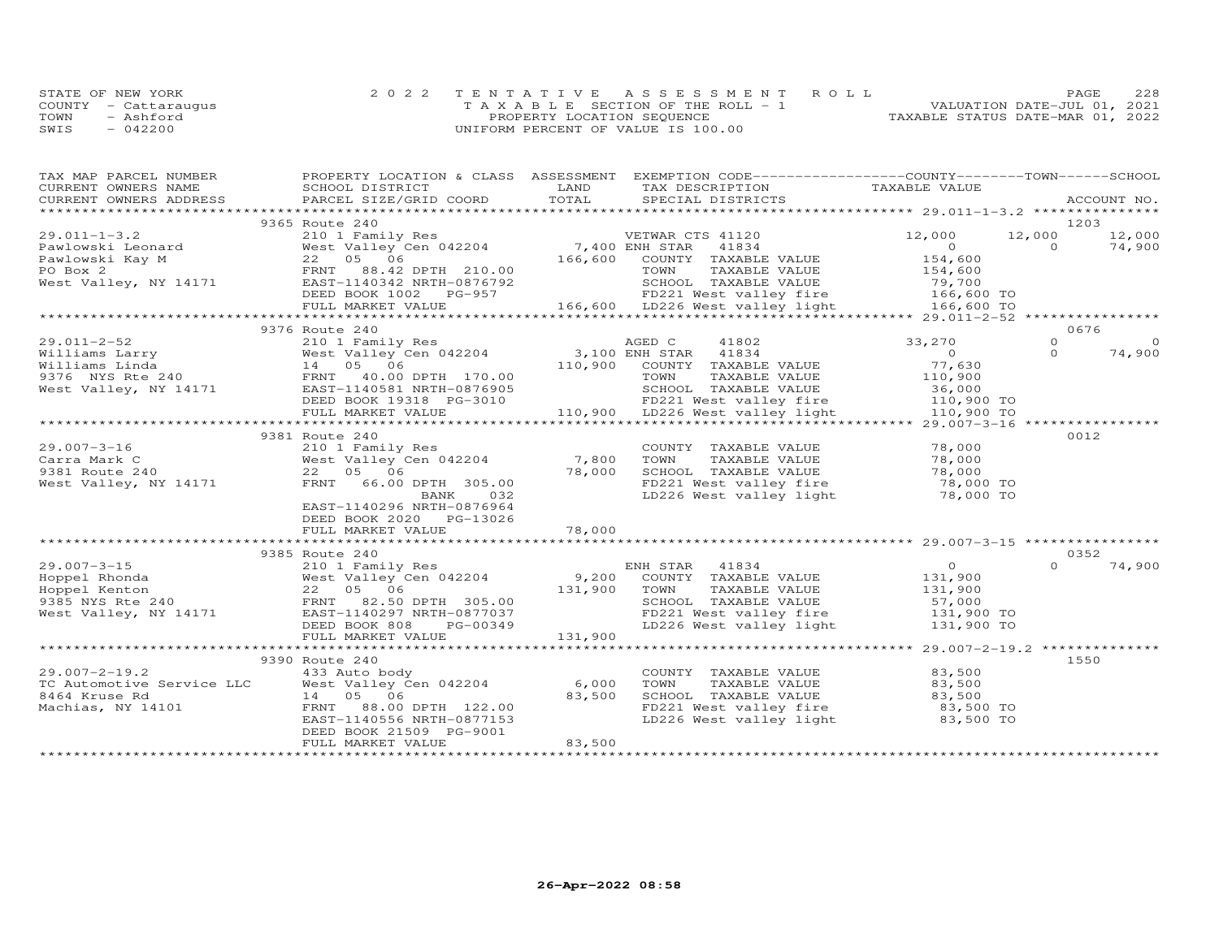STATE OF NEW YORK
COUNTY - Cattaraugus
TOWN - Ashford
SWIS - 042200

2022 TENTATIVE ASSESSMENT ROLL
TAXABLE SECTION OF THE ROLL - 1
PROPERTY LOCATION SEQUENCE
UNIFORM PERCENT OF VALUE IS 100.00

VALUATION DATE-JUL 01, 2021
TAXABLE STATUS DATE-MAR 01, 2022

| TAX MAP PARCEL NUMBER / CURRENT OWNERS NAME / CURRENT OWNERS ADDRESS | PROPERTY LOCATION & CLASS / SCHOOL DISTRICT / PARCEL SIZE/GRID COORD | ASSESSMENT LAND | TOTAL | EXEMPTION CODE / TAX DESCRIPTION / SPECIAL DISTRICTS | COUNTY TAXABLE VALUE | TOWN | SCHOOL | ACCOUNT NO. |
|---|---|---|---|---|---|---|---|---|
| | 9365 Route 240 | | | | | | | 1203 |
| 29.011-1-3.2 | 210 1 Family Res | | | VETWAR CTS 41120 | 12,000 | 12,000 | 12,000 | |
| Pawlowski Leonard | West Valley Cen 042204 | 7,400 | | ENH STAR 41834 | 0 | 0 | 74,900 | |
| Pawlowski Kay M | 22 05 06 | | 166,600 | COUNTY TAXABLE VALUE | 154,600 | | | |
| PO Box 2 | FRNT 88.42 DPTH 210.00 | | | TOWN TAXABLE VALUE | 154,600 | | | |
| West Valley, NY 14171 | EAST-1140342 NRTH-0876792 | | | SCHOOL TAXABLE VALUE | 79,700 | | | |
| | DEED BOOK 1002 PG-957 | | | FD221 West valley fire | 166,600 TO | | | |
| | FULL MARKET VALUE | | 166,600 | LD226 West valley light | 166,600 TO | | | |
| | 9376 Route 240 | | | | | | | 0676 |
| 29.011-2-52 | 210 1 Family Res | | | AGED C 41802 | 33,270 | 0 | 0 | |
| Williams Larry | West Valley Cen 042204 | 3,100 | | ENH STAR 41834 | 0 | 0 | 74,900 | |
| Williams Linda | 14 05 06 | | 110,900 | COUNTY TAXABLE VALUE | 77,630 | | | |
| 9376 NYS Rte 240 | FRNT 40.00 DPTH 170.00 | | | TOWN TAXABLE VALUE | 110,900 | | | |
| West Valley, NY 14171 | EAST-1140581 NRTH-0876905 | | | SCHOOL TAXABLE VALUE | 36,000 | | | |
| | DEED BOOK 19318 PG-3010 | | | FD221 West valley fire | 110,900 TO | | | |
| | FULL MARKET VALUE | | 110,900 | LD226 West valley light | 110,900 TO | | | |
| | 9381 Route 240 | | | | | | | 0012 |
| 29.007-3-16 | 210 1 Family Res | | | COUNTY TAXABLE VALUE | 78,000 | | | |
| Carra Mark C | West Valley Cen 042204 | 7,800 | | TOWN TAXABLE VALUE | 78,000 | | | |
| 9381 Route 240 | 22 05 06 | | 78,000 | SCHOOL TAXABLE VALUE | 78,000 | | | |
| West Valley, NY 14171 | FRNT 66.00 DPTH 305.00 | | | FD221 West valley fire | 78,000 TO | | | |
| | BANK 032 | | | LD226 West valley light | 78,000 TO | | | |
| | EAST-1140296 NRTH-0876964 | | | | | | | |
| | DEED BOOK 2020 PG-13026 | | | | | | | |
| | FULL MARKET VALUE | | 78,000 | | | | | |
| | 9385 Route 240 | | | | | | | 0352 |
| 29.007-3-15 | 210 1 Family Res | | | ENH STAR 41834 | 0 | 0 | 74,900 | |
| Hoppel Rhonda | West Valley Cen 042204 | 9,200 | | COUNTY TAXABLE VALUE | 131,900 | | | |
| Hoppel Kenton | 22 05 06 | | 131,900 | TOWN TAXABLE VALUE | 131,900 | | | |
| 9385 NYS Rte 240 | FRNT 82.50 DPTH 305.00 | | | SCHOOL TAXABLE VALUE | 57,000 | | | |
| West Valley, NY 14171 | EAST-1140297 NRTH-0877037 | | | FD221 West valley fire | 131,900 TO | | | |
| | DEED BOOK 808 PG-00349 | | | LD226 West valley light | 131,900 TO | | | |
| | FULL MARKET VALUE | | 131,900 | | | | | |
| | 9390 Route 240 | | | | | | | 1550 |
| 29.007-2-19.2 | 433 Auto body | | | COUNTY TAXABLE VALUE | 83,500 | | | |
| TC Automotive Service LLC | West Valley Cen 042204 | 6,000 | | TOWN TAXABLE VALUE | 83,500 | | | |
| 8464 Kruse Rd | 14 05 06 | | 83,500 | SCHOOL TAXABLE VALUE | 83,500 | | | |
| Machias, NY 14101 | FRNT 88.00 DPTH 122.00 | | | FD221 West valley fire | 83,500 TO | | | |
| | EAST-1140556 NRTH-0877153 | | | LD226 West valley light | 83,500 TO | | | |
| | DEED BOOK 21509 PG-9001 | | | | | | | |
| | FULL MARKET VALUE | | 83,500 | | | | | |

26-Apr-2022 08:58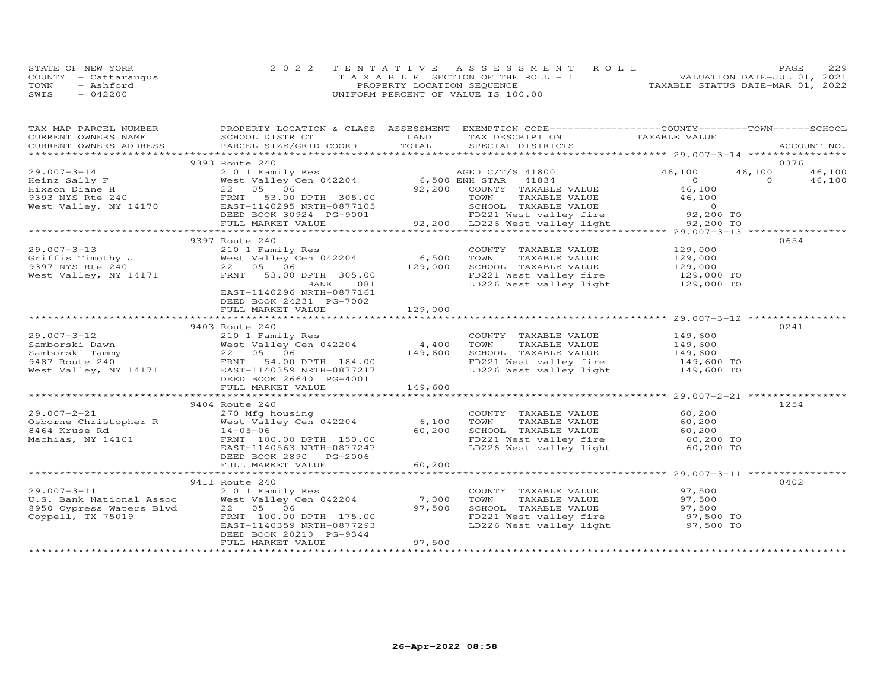STATE OF NEW YORK
COUNTY - Cattaraugus
TOWN - Ashford
SWIS - 042200

2022 TENTATIVE ASSESSMENT ROLL
TAXABLE SECTION OF THE ROLL - 1
PROPERTY LOCATION SEQUENCE
UNIFORM PERCENT OF VALUE IS 100.00

VALUATION DATE-JUL 01, 2021
TAXABLE STATUS DATE-MAR 01, 2022

| TAX MAP PARCEL NUMBER / CURRENT OWNERS NAME / CURRENT OWNERS ADDRESS | PROPERTY LOCATION & CLASS / SCHOOL DISTRICT / PARCEL SIZE/GRID COORD | ASSESSMENT LAND | TOTAL | EXEMPTION CODE / TAX DESCRIPTION / SPECIAL DISTRICTS | COUNTY TAXABLE VALUE | TOWN | SCHOOL | ACCOUNT NO. |
|---|---|---|---|---|---|---|---|---|
| **29.007-3-14** | 9393 Route 240 | | | | | | | 0376 |
| | 210 1 Family Res | | | AGED C/T/S 41800 | 46,100 | 46,100 | 46,100 | |
| Heinz Sally F | West Valley Cen 042204 | 6,500 | | ENH STAR 41834 | 0 | 0 | 46,100 | |
| Hixson Diane H | 22 05 06 | | 92,200 | COUNTY TAXABLE VALUE | 46,100 | | | |
| 9393 NYS Rte 240 | FRNT 53.00 DPTH 305.00 | | | TOWN TAXABLE VALUE | 46,100 | | | |
| West Valley, NY 14170 | EAST-1140295 NRTH-0877105 | | | SCHOOL TAXABLE VALUE | 0 | | | |
| | DEED BOOK 30924 PG-9001 | | | FD221 West valley fire | 92,200 TO | | | |
| | FULL MARKET VALUE | | 92,200 | LD226 West valley light | 92,200 TO | | | |
| **29.007-3-13** | 9397 Route 240 | | | | | | | 0654 |
| | 210 1 Family Res | | | COUNTY TAXABLE VALUE | 129,000 | | | |
| Griffis Timothy J | West Valley Cen 042204 | 6,500 | | TOWN TAXABLE VALUE | 129,000 | | | |
| 9397 NYS Rte 240 | 22 05 06 | | 129,000 | SCHOOL TAXABLE VALUE | 129,000 | | | |
| West Valley, NY 14171 | FRNT 53.00 DPTH 305.00 | | | FD221 West valley fire | 129,000 TO | | | |
| | BANK 081 | | | LD226 West valley light | 129,000 TO | | | |
| | EAST-1140296 NRTH-0877161 | | | | | | | |
| | DEED BOOK 24231 PG-7002 | | | | | | | |
| | FULL MARKET VALUE | | 129,000 | | | | | |
| **29.007-3-12** | 9403 Route 240 | | | | | | | 0241 |
| | 210 1 Family Res | | | COUNTY TAXABLE VALUE | 149,600 | | | |
| Samborski Dawn | West Valley Cen 042204 | 4,400 | | TOWN TAXABLE VALUE | 149,600 | | | |
| Samborski Tammy | 22 05 06 | | 149,600 | SCHOOL TAXABLE VALUE | 149,600 | | | |
| 9487 Route 240 | FRNT 54.00 DPTH 184.00 | | | FD221 West valley fire | 149,600 TO | | | |
| West Valley, NY 14171 | EAST-1140359 NRTH-0877217 | | | LD226 West valley light | 149,600 TO | | | |
| | DEED BOOK 26640 PG-4001 | | | | | | | |
| | FULL MARKET VALUE | | 149,600 | | | | | |
| **29.007-2-21** | 9404 Route 240 | | | | | | | 1254 |
| | 270 Mfg housing | | | COUNTY TAXABLE VALUE | 60,200 | | | |
| Osborne Christopher R | West Valley Cen 042204 | 6,100 | | TOWN TAXABLE VALUE | 60,200 | | | |
| 8464 Kruse Rd | 14-05-06 | | 60,200 | SCHOOL TAXABLE VALUE | 60,200 | | | |
| Machias, NY 14101 | FRNT 100.00 DPTH 150.00 | | | FD221 West valley fire | 60,200 TO | | | |
| | EAST-1140563 NRTH-0877247 | | | LD226 West valley light | 60,200 TO | | | |
| | DEED BOOK 2890 PG-2006 | | | | | | | |
| | FULL MARKET VALUE | | 60,200 | | | | | |
| **29.007-3-11** | 9411 Route 240 | | | | | | | 0402 |
| | 210 1 Family Res | | | COUNTY TAXABLE VALUE | 97,500 | | | |
| U.S. Bank National Assoc | West Valley Cen 042204 | 7,000 | | TOWN TAXABLE VALUE | 97,500 | | | |
| 8950 Cypress Waters Blvd | 22 05 06 | | 97,500 | SCHOOL TAXABLE VALUE | 97,500 | | | |
| Coppell, TX 75019 | FRNT 100.00 DPTH 175.00 | | | FD221 West valley fire | 97,500 TO | | | |
| | EAST-1140359 NRTH-0877293 | | | LD226 West valley light | 97,500 TO | | | |
| | DEED BOOK 20210 PG-9344 | | | | | | | |
| | FULL MARKET VALUE | | 97,500 | | | | | |

26-Apr-2022 08:58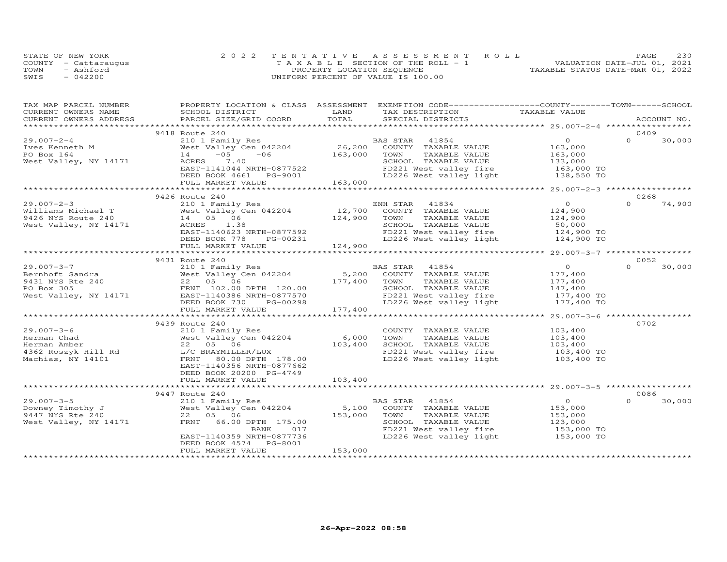STATE OF NEW YORK
COUNTY - Cattaraugus
TOWN - Ashford
SWIS - 042200

2022 TENTATIVE ASSESSMENT ROLL
TAXABLE SECTION OF THE ROLL - 1
PROPERTY LOCATION SEQUENCE
UNIFORM PERCENT OF VALUE IS 100.00

VALUATION DATE-JUL 01, 2021
TAXABLE STATUS DATE-MAR 01, 2022

| TAX MAP PARCEL NUMBER / CURRENT OWNERS NAME / CURRENT OWNERS ADDRESS | PROPERTY LOCATION & CLASS / SCHOOL DISTRICT / PARCEL SIZE/GRID COORD | ASSESSMENT LAND | TOTAL | EXEMPTION CODE / TAX DESCRIPTION / SPECIAL DISTRICTS | COUNTY TAXABLE VALUE | TOWN | SCHOOL | ACCOUNT NO. |
|---|---|---|---|---|---|---|---|---|
| 29.007-2-4 | 9418 Route 240 | | | | | | | 0409 |
| 29.007-2-4 | 210 1 Family Res | | | BAS STAR 41854 | 0 | 0 | 30,000 | |
| Ives Kenneth M | West Valley Cen 042204 | 26,200 | | COUNTY TAXABLE VALUE | 163,000 | | | |
| PO Box 164 | 14 -05 -06 | | 163,000 | TOWN TAXABLE VALUE | 163,000 | | | |
| West Valley, NY 14171 | ACRES 7.40 | | | SCHOOL TAXABLE VALUE | 133,000 | | | |
| | EAST-1141044 NRTH-0877522 | | | FD221 West valley fire | 163,000 TO | | | |
| | DEED BOOK 4661 PG-9001 | | | LD226 West valley light | 138,550 TO | | | |
| | FULL MARKET VALUE | | 163,000 | | | | | |
| 29.007-2-3 | 9426 Route 240 | | | | | | | 0268 |
| 29.007-2-3 | 210 1 Family Res | | | ENH STAR 41834 | 0 | 0 | 74,900 | |
| Williams Michael T | West Valley Cen 042204 | 12,700 | | COUNTY TAXABLE VALUE | 124,900 | | | |
| 9426 NYS Route 240 | 14 05 06 | | 124,900 | TOWN TAXABLE VALUE | 124,900 | | | |
| West Valley, NY 14171 | ACRES 1.38 | | | SCHOOL TAXABLE VALUE | 50,000 | | | |
| | EAST-1140623 NRTH-0877592 | | | FD221 West valley fire | 124,900 TO | | | |
| | DEED BOOK 778 PG-00231 | | | LD226 West valley light | 124,900 TO | | | |
| | FULL MARKET VALUE | | 124,900 | | | | | |
| 29.007-3-7 | 9431 Route 240 | | | | | | | 0052 |
| 29.007-3-7 | 210 1 Family Res | | | BAS STAR 41854 | 0 | 0 | 30,000 | |
| Bernhoft Sandra | West Valley Cen 042204 | 5,200 | | COUNTY TAXABLE VALUE | 177,400 | | | |
| 9431 NYS Rte 240 | 22 05 06 | | 177,400 | TOWN TAXABLE VALUE | 177,400 | | | |
| PO Box 305 | FRNT 102.00 DPTH 120.00 | | | SCHOOL TAXABLE VALUE | 147,400 | | | |
| West Valley, NY 14171 | EAST-1140386 NRTH-0877570 | | | FD221 West valley fire | 177,400 TO | | | |
| | DEED BOOK 730 PG-00298 | | | LD226 West valley light | 177,400 TO | | | |
| | FULL MARKET VALUE | | 177,400 | | | | | |
| 29.007-3-6 | 9439 Route 240 | | | | | | | 0702 |
| 29.007-3-6 | 210 1 Family Res | | | COUNTY TAXABLE VALUE | 103,400 | | | |
| Herman Chad | West Valley Cen 042204 | 6,000 | | TOWN TAXABLE VALUE | 103,400 | | | |
| Herman Amber | 22 05 06 | | 103,400 | SCHOOL TAXABLE VALUE | 103,400 | | | |
| 4362 Roszyk Hill Rd | L/C BRAYMILLER/LUX | | | FD221 West valley fire | 103,400 TO | | | |
| Machias, NY 14101 | FRNT 80.00 DPTH 178.00 | | | LD226 West valley light | 103,400 TO | | | |
| | EAST-1140356 NRTH-0877662 | | | | | | | |
| | DEED BOOK 20200 PG-4749 | | | | | | | |
| | FULL MARKET VALUE | | 103,400 | | | | | |
| 29.007-3-5 | 9447 Route 240 | | | | | | | 0086 |
| 29.007-3-5 | 210 1 Family Res | | | BAS STAR 41854 | 0 | 0 | 30,000 | |
| Downey Timothy J | West Valley Cen 042204 | 5,100 | | COUNTY TAXABLE VALUE | 153,000 | | | |
| 9447 NYS Rte 240 | 22 05 06 | | 153,000 | TOWN TAXABLE VALUE | 153,000 | | | |
| West Valley, NY 14171 | FRNT 66.00 DPTH 175.00 | | | SCHOOL TAXABLE VALUE | 123,000 | | | |
| | BANK 017 | | | FD221 West valley fire | 153,000 TO | | | |
| | EAST-1140359 NRTH-0877736 | | | LD226 West valley light | 153,000 TO | | | |
| | DEED BOOK 4574 PG-8001 | | | | | | | |
| | FULL MARKET VALUE | | 153,000 | | | | | |

26-Apr-2022 08:58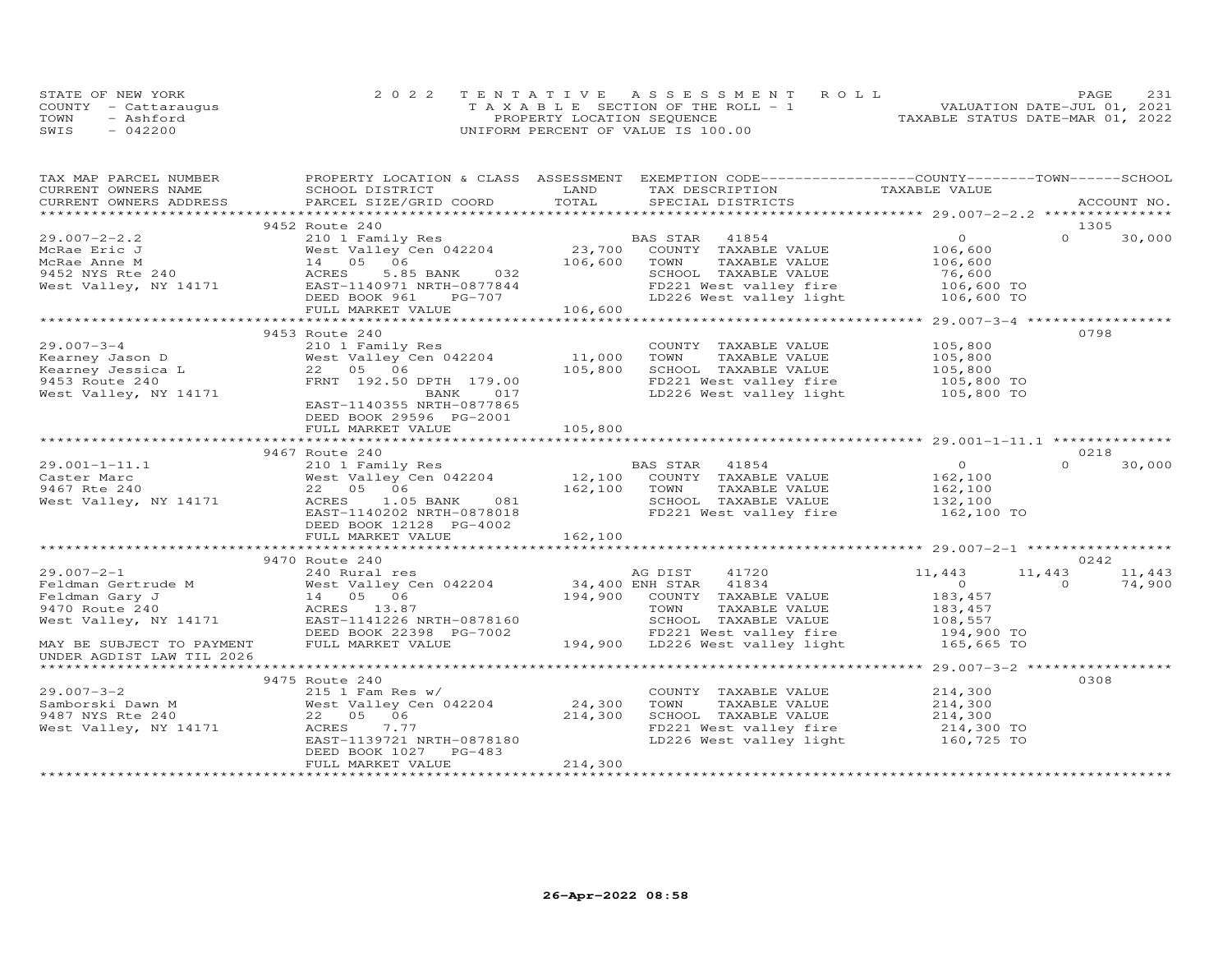STATE OF NEW YORK
COUNTY - Cattaraugus
TOWN - Ashford
SWIS - 042200

2022 TENTATIVE ASSESSMENT ROLL
TAXABLE SECTION OF THE ROLL - 1
PROPERTY LOCATION SEQUENCE
UNIFORM PERCENT OF VALUE IS 100.00

VALUATION DATE-JUL 01, 2021
TAXABLE STATUS DATE-MAR 01, 2022

| TAX MAP PARCEL NUMBER / CURRENT OWNERS NAME / CURRENT OWNERS ADDRESS | PROPERTY LOCATION & CLASS / SCHOOL DISTRICT / PARCEL SIZE/GRID COORD | ASSESSMENT LAND / TOTAL | EXEMPTION CODE / TAX DESCRIPTION / SPECIAL DISTRICTS | COUNTY TAXABLE VALUE | TOWN | SCHOOL / ACCOUNT NO. |
|---|---|---|---|---|---|---|
| **29.007-2-2.2** | 9452 Route 240 | | | | | 1305 |
| 29.007-2-2.2 | 210 1 Family Res | | BAS STAR 41854 | 0 | 0 | 30,000 |
| McRae Eric J | West Valley Cen 042204 | 23,700 | COUNTY TAXABLE VALUE | 106,600 | | |
| McRae Anne M | 14 05 06 | 106,600 | TOWN TAXABLE VALUE | 106,600 | | |
| 9452 NYS Rte 240 | ACRES 5.85 BANK 032 | | SCHOOL TAXABLE VALUE | 76,600 | | |
| West Valley, NY 14171 | EAST-1140971 NRTH-0877844 | | FD221 West valley fire | 106,600 TO | | |
| | DEED BOOK 961 PG-707 | | LD226 West valley light | 106,600 TO | | |
| | FULL MARKET VALUE | 106,600 | | | | |
| **29.007-3-4** | 9453 Route 240 | | | | | 0798 |
| 29.007-3-4 | 210 1 Family Res | | COUNTY TAXABLE VALUE | 105,800 | | |
| Kearney Jason D | West Valley Cen 042204 | 11,000 | TOWN TAXABLE VALUE | 105,800 | | |
| Kearney Jessica L | 22 05 06 | 105,800 | SCHOOL TAXABLE VALUE | 105,800 | | |
| 9453 Route 240 | FRNT 192.50 DPTH 179.00 | | FD221 West valley fire | 105,800 TO | | |
| West Valley, NY 14171 | BANK 017 | | LD226 West valley light | 105,800 TO | | |
| | EAST-1140355 NRTH-0877865 | | | | | |
| | DEED BOOK 29596 PG-2001 | | | | | |
| | FULL MARKET VALUE | 105,800 | | | | |
| **29.001-1-11.1** | 9467 Route 240 | | | | | 0218 |
| 29.001-1-11.1 | 210 1 Family Res | | BAS STAR 41854 | 0 | 0 | 30,000 |
| Caster Marc | West Valley Cen 042204 | 12,100 | COUNTY TAXABLE VALUE | 162,100 | | |
| 9467 Rte 240 | 22 05 06 | 162,100 | TOWN TAXABLE VALUE | 162,100 | | |
| West Valley, NY 14171 | ACRES 1.05 BANK 081 | | SCHOOL TAXABLE VALUE | 132,100 | | |
| | EAST-1140202 NRTH-0878018 | | FD221 West valley fire | 162,100 TO | | |
| | DEED BOOK 12128 PG-4002 | | | | | |
| | FULL MARKET VALUE | 162,100 | | | | |
| **29.007-2-1** | 9470 Route 240 | | | | | 0242 |
| 29.007-2-1 | 240 Rural res | | AG DIST 41720 | 11,443 | 11,443 | 11,443 |
| Feldman Gertrude M | West Valley Cen 042204 | 34,400 | ENH STAR 41834 | 0 | 0 | 74,900 |
| Feldman Gary J | 14 05 06 | 194,900 | COUNTY TAXABLE VALUE | 183,457 | | |
| 9470 Route 240 | ACRES 13.87 | | TOWN TAXABLE VALUE | 183,457 | | |
| West Valley, NY 14171 | EAST-1141226 NRTH-0878160 | | SCHOOL TAXABLE VALUE | 108,557 | | |
| | DEED BOOK 22398 PG-7002 | | FD221 West valley fire | 194,900 TO | | |
| MAY BE SUBJECT TO PAYMENT | FULL MARKET VALUE | 194,900 | LD226 West valley light | 165,665 TO | | |
| UNDER AGDIST LAW TIL 2026 | | | | | | |
| **29.007-3-2** | 9475 Route 240 | | | | | 0308 |
| 29.007-3-2 | 215 1 Fam Res w/ | | COUNTY TAXABLE VALUE | 214,300 | | |
| Samborski Dawn M | West Valley Cen 042204 | 24,300 | TOWN TAXABLE VALUE | 214,300 | | |
| 9487 NYS Rte 240 | 22 05 06 | 214,300 | SCHOOL TAXABLE VALUE | 214,300 | | |
| West Valley, NY 14171 | ACRES 7.77 | | FD221 West valley fire | 214,300 TO | | |
| | EAST-1139721 NRTH-0878180 | | LD226 West valley light | 160,725 TO | | |
| | DEED BOOK 1027 PG-483 | | | | | |
| | FULL MARKET VALUE | 214,300 | | | | |

26-Apr-2022 08:58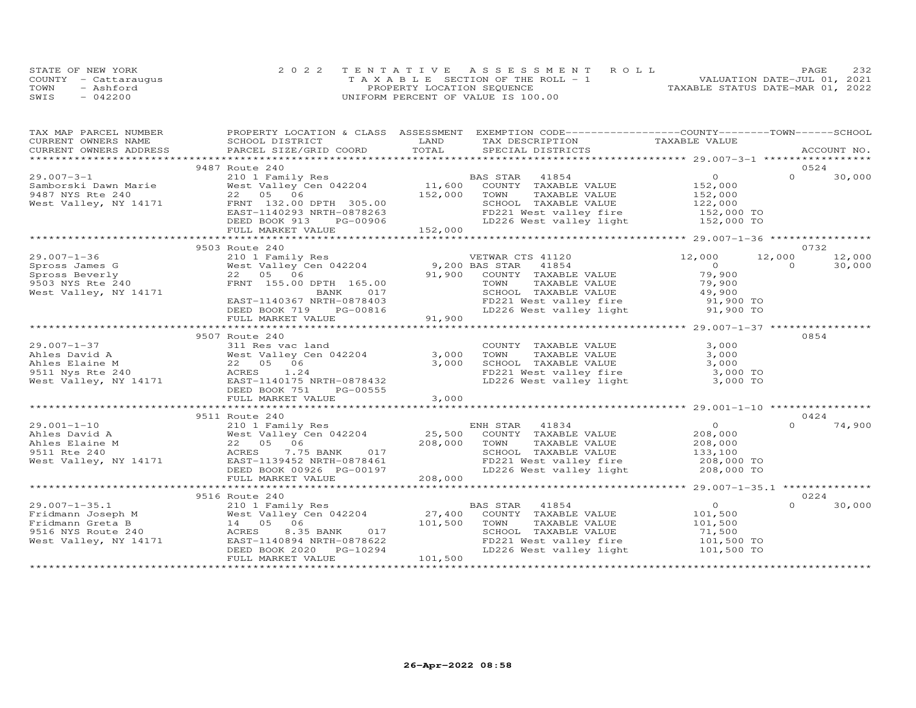STATE OF NEW YORK
COUNTY - Cattaraugus
TOWN - Ashford
SWIS - 042200

2022 TENTATIVE ASSESSMENT ROLL
TAXABLE SECTION OF THE ROLL - 1
PROPERTY LOCATION SEQUENCE
UNIFORM PERCENT OF VALUE IS 100.00

VALUATION DATE-JUL 01, 2021
TAXABLE STATUS DATE-MAR 01, 2022

| TAX MAP PARCEL NUMBER / CURRENT OWNERS NAME / CURRENT OWNERS ADDRESS | PROPERTY LOCATION & CLASS / SCHOOL DISTRICT / PARCEL SIZE/GRID COORD | ASSESSMENT LAND / TOTAL | EXEMPTION CODE / TAX DESCRIPTION / SPECIAL DISTRICTS | COUNTY TAXABLE VALUE | TOWN | SCHOOL / ACCOUNT NO. |
|---|---|---|---|---|---|---|
| **29.007-3-1** (9487 Route 240) | | | | | | 0524 |
| 29.007-3-1 | 210 1 Family Res | | BAS STAR 41854 | 0 | 0 | 30,000 |
| Samborski Dawn Marie | West Valley Cen 042204 | 11,600 | COUNTY TAXABLE VALUE | 152,000 | | |
| 9487 NYS Rte 240 | 22 05 06 | 152,000 | TOWN TAXABLE VALUE | 152,000 | | |
| West Valley, NY 14171 | FRNT 132.00 DPTH 305.00 | | SCHOOL TAXABLE VALUE | 122,000 | | |
| | EAST-1140293 NRTH-0878263 | | FD221 West valley fire | 152,000 TO | | |
| | DEED BOOK 913 PG-00906 | | LD226 West valley light | 152,000 TO | | |
| | FULL MARKET VALUE | 152,000 | | | | |
| **29.007-1-36** (9503 Route 240) | | | | | | 0732 |
| 29.007-1-36 | 210 1 Family Res | | VETWAR CTS 41120 | 12,000 | 12,000 | 12,000 |
| Spross James G | West Valley Cen 042204 | 9,200 | BAS STAR 41854 | 0 | 0 | 30,000 |
| Spross Beverly | 22 05 06 | 91,900 | COUNTY TAXABLE VALUE | 79,900 | | |
| 9503 NYS Rte 240 | FRNT 155.00 DPTH 165.00 | | TOWN TAXABLE VALUE | 79,900 | | |
| West Valley, NY 14171 | BANK 017 | | SCHOOL TAXABLE VALUE | 49,900 | | |
| | EAST-1140367 NRTH-0878403 | | FD221 West valley fire | 91,900 TO | | |
| | DEED BOOK 719 PG-00816 | | LD226 West valley light | 91,900 TO | | |
| | FULL MARKET VALUE | 91,900 | | | | |
| **29.007-1-37** (9507 Route 240) | | | | | | 0854 |
| 29.007-1-37 | 311 Res vac land | | COUNTY TAXABLE VALUE | 3,000 | | |
| Ahles David A | West Valley Cen 042204 | 3,000 | TOWN TAXABLE VALUE | 3,000 | | |
| Ahles Elaine M | 22 05 06 | 3,000 | SCHOOL TAXABLE VALUE | 3,000 | | |
| 9511 Nys Rte 240 | ACRES 1.24 | | FD221 West valley fire | 3,000 TO | | |
| West Valley, NY 14171 | EAST-1140175 NRTH-0878432 | | LD226 West valley light | 3,000 TO | | |
| | DEED BOOK 751 PG-00555 | | | | | |
| | FULL MARKET VALUE | 3,000 | | | | |
| **29.001-1-10** (9511 Route 240) | | | | | | 0424 |
| 29.001-1-10 | 210 1 Family Res | | ENH STAR 41834 | 0 | 0 | 74,900 |
| Ahles David A | West Valley Cen 042204 | 25,500 | COUNTY TAXABLE VALUE | 208,000 | | |
| Ahles Elaine M | 22 05 06 | 208,000 | TOWN TAXABLE VALUE | 208,000 | | |
| 9511 Rte 240 | ACRES 7.75 BANK 017 | | SCHOOL TAXABLE VALUE | 133,100 | | |
| West Valley, NY 14171 | EAST-1139452 NRTH-0878461 | | FD221 West valley fire | 208,000 TO | | |
| | DEED BOOK 00926 PG-00197 | | LD226 West valley light | 208,000 TO | | |
| | FULL MARKET VALUE | 208,000 | | | | |
| **29.007-1-35.1** (9516 Route 240) | | | | | | 0224 |
| 29.007-1-35.1 | 210 1 Family Res | | BAS STAR 41854 | 0 | 0 | 30,000 |
| Fridmann Joseph M | West Valley Cen 042204 | 27,400 | COUNTY TAXABLE VALUE | 101,500 | | |
| Fridmann Greta B | 14 05 06 | 101,500 | TOWN TAXABLE VALUE | 101,500 | | |
| 9516 NYS Route 240 | ACRES 8.35 BANK 017 | | SCHOOL TAXABLE VALUE | 71,500 | | |
| West Valley, NY 14171 | EAST-1140894 NRTH-0878622 | | FD221 West valley fire | 101,500 TO | | |
| | DEED BOOK 2020 PG-10294 | | LD226 West valley light | 101,500 TO | | |
| | FULL MARKET VALUE | 101,500 | | | | |

26-Apr-2022 08:58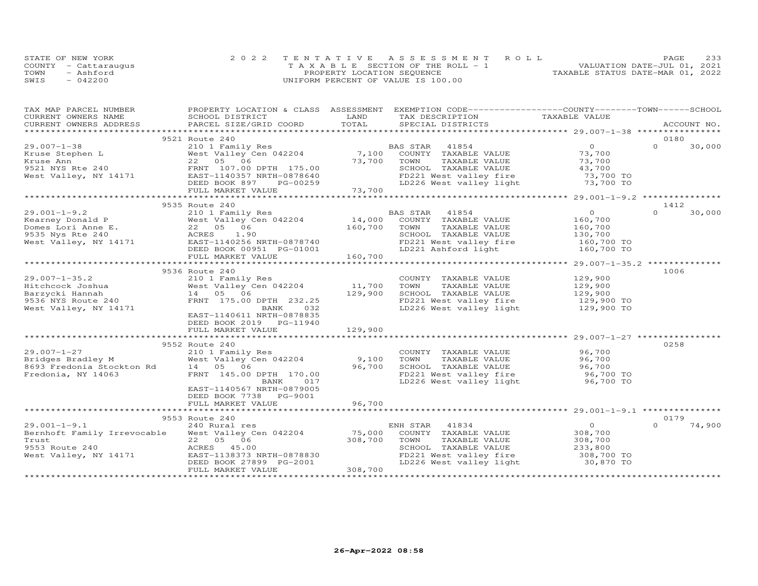STATE OF NEW YORK — COUNTY - Cattaraugus — TOWN - Ashford — SWIS - 042200

2022 TENTATIVE ASSESSMENT ROLL
TAXABLE SECTION OF THE ROLL - 1
PROPERTY LOCATION SEQUENCE
UNIFORM PERCENT OF VALUE IS 100.00

VALUATION DATE-JUL 01, 2021
TAXABLE STATUS DATE-MAR 01, 2022

| TAX MAP PARCEL NUMBER / CURRENT OWNERS NAME / CURRENT OWNERS ADDRESS | PROPERTY LOCATION & CLASS / SCHOOL DISTRICT / PARCEL SIZE/GRID COORD | ASSESSMENT LAND / TOTAL | EXEMPTION CODE / TAX DESCRIPTION / SPECIAL DISTRICTS | COUNTY / TOWN / SCHOOL TAXABLE VALUE | ACCOUNT NO. |
|---|---|---|---|---|---|
| **29.007-1-38** | 9521 Route 240 | | | | 0180 |
| Kruse Stephen L | 210 1 Family Res | | BAS STAR 41854 | 0 | 0 30,000 |
| Kruse Ann | West Valley Cen 042204 | 7,100 | COUNTY TAXABLE VALUE | 73,700 | |
| 9521 NYS Rte 240 | 22 05 06 | 73,700 | TOWN TAXABLE VALUE | 73,700 | |
| West Valley, NY 14171 | FRNT 107.00 DPTH 175.00 | | SCHOOL TAXABLE VALUE | 43,700 | |
| | EAST-1140357 NRTH-0878640 | | FD221 West valley fire | 73,700 TO | |
| | DEED BOOK 897 PG-00259 | | LD226 West valley light | 73,700 TO | |
| | FULL MARKET VALUE | 73,700 | | | |
| **29.001-1-9.2** | 9535 Route 240 | | | | 1412 |
| Kearney Donald P | 210 1 Family Res | | BAS STAR 41854 | 0 | 0 30,000 |
| Domes Lori Anne E. | West Valley Cen 042204 | 14,000 | COUNTY TAXABLE VALUE | 160,700 | |
| 9535 Nys Rte 240 | 22 05 06 | 160,700 | TOWN TAXABLE VALUE | 160,700 | |
| West Valley, NY 14171 | ACRES 1.90 | | SCHOOL TAXABLE VALUE | 130,700 | |
| | EAST-1140256 NRTH-0878740 | | FD221 West valley fire | 160,700 TO | |
| | DEED BOOK 00951 PG-01001 | | LD221 Ashford light | 160,700 TO | |
| | FULL MARKET VALUE | 160,700 | | | |
| **29.007-1-35.2** | 9536 Route 240 | | | | 1006 |
| Hitchcock Joshua | 210 1 Family Res | | COUNTY TAXABLE VALUE | 129,900 | |
| Barzycki Hannah | West Valley Cen 042204 | 11,700 | TOWN TAXABLE VALUE | 129,900 | |
| 9536 NYS Route 240 | 14 05 06 | 129,900 | SCHOOL TAXABLE VALUE | 129,900 | |
| West Valley, NY 14171 | FRNT 175.00 DPTH 232.25 | | FD221 West valley fire | 129,900 TO | |
| | BANK 032 | | LD226 West valley light | 129,900 TO | |
| | EAST-1140611 NRTH-0878835 | | | | |
| | DEED BOOK 2019 PG-11940 | | | | |
| | FULL MARKET VALUE | 129,900 | | | |
| **29.007-1-27** | 9552 Route 240 | | | | 0258 |
| Bridges Bradley M | 210 1 Family Res | | COUNTY TAXABLE VALUE | 96,700 | |
| 8693 Fredonia Stockton Rd | West Valley Cen 042204 | 9,100 | TOWN TAXABLE VALUE | 96,700 | |
| Fredonia, NY 14063 | 14 05 06 | 96,700 | SCHOOL TAXABLE VALUE | 96,700 | |
| | FRNT 145.00 DPTH 170.00 | | FD221 West valley fire | 96,700 TO | |
| | BANK 017 | | LD226 West valley light | 96,700 TO | |
| | EAST-1140567 NRTH-0879005 | | | | |
| | DEED BOOK 7738 PG-9001 | | | | |
| | FULL MARKET VALUE | 96,700 | | | |
| **29.001-1-9.1** | 9553 Route 240 | | | | 0179 |
| Bernhoft Family Irrevocable | 240 Rural res | | ENH STAR 41834 | 0 | 0 74,900 |
| Trust | West Valley Cen 042204 | 75,000 | COUNTY TAXABLE VALUE | 308,700 | |
| 9553 Route 240 | 22 05 06 | 308,700 | TOWN TAXABLE VALUE | 308,700 | |
| West Valley, NY 14171 | ACRES 45.00 | | SCHOOL TAXABLE VALUE | 233,800 | |
| | EAST-1138373 NRTH-0878830 | | FD221 West valley fire | 308,700 TO | |
| | DEED BOOK 27899 PG-2001 | | LD226 West valley light | 30,870 TO | |
| | FULL MARKET VALUE | 308,700 | | | |

26-Apr-2022 08:58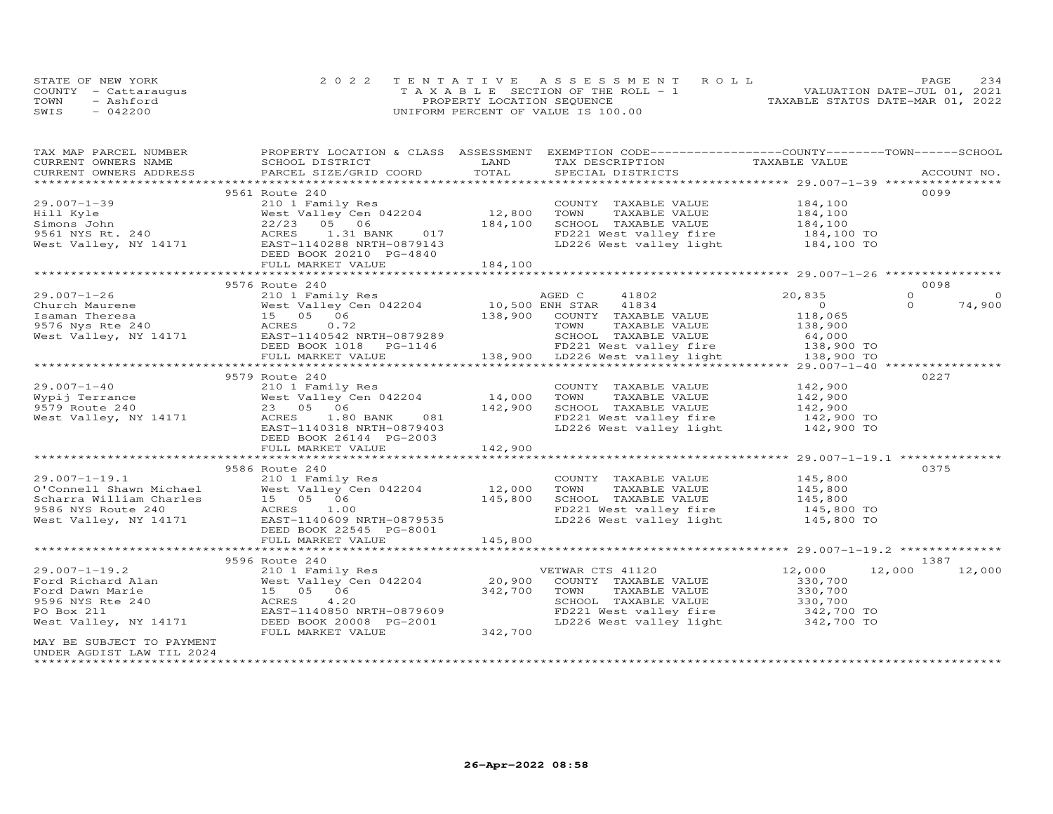STATE OF NEW YORK
COUNTY - Cattaraugus
TOWN - Ashford
SWIS - 042200

2022 TENTATIVE ASSESSMENT ROLL
TAXABLE SECTION OF THE ROLL - 1
PROPERTY LOCATION SEQUENCE
UNIFORM PERCENT OF VALUE IS 100.00

VALUATION DATE-JUL 01, 2021
TAXABLE STATUS DATE-MAR 01, 2022

| TAX MAP PARCEL NUMBER / CURRENT OWNERS NAME / CURRENT OWNERS ADDRESS | PROPERTY LOCATION & CLASS / SCHOOL DISTRICT / PARCEL SIZE/GRID COORD | ASSESSMENT LAND | TOTAL | EXEMPTION CODE / TAX DESCRIPTION / SPECIAL DISTRICTS | COUNTY TAXABLE VALUE | TOWN | SCHOOL | ACCOUNT NO. |
|---|---|---|---|---|---|---|---|---|
| | 9561 Route 240 | | | | | | | 0099 |
| 29.007-1-39 | 210 1 Family Res | | | COUNTY TAXABLE VALUE | 184,100 | | | |
| Hill Kyle | West Valley Cen 042204 | 12,800 | | TOWN TAXABLE VALUE | 184,100 | | | |
| Simons John | 22/23 05 06 | | 184,100 | SCHOOL TAXABLE VALUE | 184,100 | | | |
| 9561 NYS Rt. 240 | ACRES 1.31 BANK 017 | | | FD221 West valley fire | 184,100 TO | | | |
| West Valley, NY 14171 | EAST-1140288 NRTH-0879143 | | | LD226 West valley light | 184,100 TO | | | |
| | DEED BOOK 20210 PG-4840 | | | | | | | |
| | FULL MARKET VALUE | | 184,100 | | | | | |
| | 9576 Route 240 | | | | | | | 0098 |
| 29.007-1-26 | 210 1 Family Res | | | AGED C 41802 | 20,835 | 0 | 0 | |
| Church Maurene | West Valley Cen 042204 | 10,500 | | ENH STAR 41834 | 0 | 0 | 74,900 | |
| Isaman Theresa | 15 05 06 | | 138,900 | COUNTY TAXABLE VALUE | 118,065 | | | |
| 9576 Nys Rte 240 | ACRES 0.72 | | | TOWN TAXABLE VALUE | 138,900 | | | |
| West Valley, NY 14171 | EAST-1140542 NRTH-0879289 | | | SCHOOL TAXABLE VALUE | 64,000 | | | |
| | DEED BOOK 1018 PG-1146 | | | FD221 West valley fire | 138,900 TO | | | |
| | FULL MARKET VALUE | | 138,900 | LD226 West valley light | 138,900 TO | | | |
| | 9579 Route 240 | | | | | | | 0227 |
| 29.007-1-40 | 210 1 Family Res | | | COUNTY TAXABLE VALUE | 142,900 | | | |
| Wypij Terrance | West Valley Cen 042204 | 14,000 | | TOWN TAXABLE VALUE | 142,900 | | | |
| 9579 Route 240 | 23 05 06 | | 142,900 | SCHOOL TAXABLE VALUE | 142,900 | | | |
| West Valley, NY 14171 | ACRES 1.80 BANK 081 | | | FD221 West valley fire | 142,900 TO | | | |
| | EAST-1140318 NRTH-0879403 | | | LD226 West valley light | 142,900 TO | | | |
| | DEED BOOK 26144 PG-2003 | | | | | | | |
| | FULL MARKET VALUE | | 142,900 | | | | | |
| | 9586 Route 240 | | | | | | | 0375 |
| 29.007-1-19.1 | 210 1 Family Res | | | COUNTY TAXABLE VALUE | 145,800 | | | |
| O'Connell Shawn Michael | West Valley Cen 042204 | 12,000 | | TOWN TAXABLE VALUE | 145,800 | | | |
| Scharra William Charles | 15 05 06 | | 145,800 | SCHOOL TAXABLE VALUE | 145,800 | | | |
| 9586 NYS Route 240 | ACRES 1.00 | | | FD221 West valley fire | 145,800 TO | | | |
| West Valley, NY 14171 | EAST-1140609 NRTH-0879535 | | | LD226 West valley light | 145,800 TO | | | |
| | DEED BOOK 22545 PG-8001 | | | | | | | |
| | FULL MARKET VALUE | | 145,800 | | | | | |
| | 9596 Route 240 | | | | | | | 1387 |
| 29.007-1-19.2 | 210 1 Family Res | | | VETWAR CTS 41120 | 12,000 | 12,000 | 12,000 | |
| Ford Richard Alan | West Valley Cen 042204 | 20,900 | | COUNTY TAXABLE VALUE | 330,700 | | | |
| Ford Dawn Marie | 15 05 06 | | 342,700 | TOWN TAXABLE VALUE | 330,700 | | | |
| 9596 NYS Rte 240 | ACRES 4.20 | | | SCHOOL TAXABLE VALUE | 330,700 | | | |
| PO Box 211 | EAST-1140850 NRTH-0879609 | | | FD221 West valley fire | 342,700 TO | | | |
| West Valley, NY 14171 | DEED BOOK 20008 PG-2001 | | | LD226 West valley light | 342,700 TO | | | |
| | FULL MARKET VALUE | | 342,700 | | | | | |
| MAY BE SUBJECT TO PAYMENT UNDER AGDIST LAW TIL 2024 | | | | | | | | |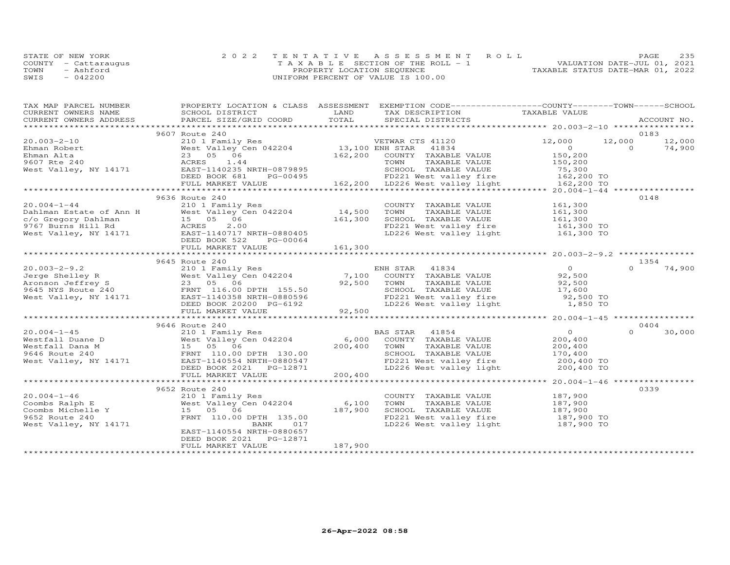STATE OF NEW YORK
COUNTY - Cattaraugus
TOWN - Ashford
SWIS - 042200

2022 TENTATIVE ASSESSMENT ROLL
TAXABLE SECTION OF THE ROLL - 1
PROPERTY LOCATION SEQUENCE
UNIFORM PERCENT OF VALUE IS 100.00

VALUATION DATE-JUL 01, 2021
TAXABLE STATUS DATE-MAR 01, 2022

| TAX MAP PARCEL NUMBER / CURRENT OWNERS NAME / CURRENT OWNERS ADDRESS | PROPERTY LOCATION & CLASS / SCHOOL DISTRICT / PARCEL SIZE/GRID COORD | ASSESSMENT LAND | TOTAL | EXEMPTION CODE / TAX DESCRIPTION / SPECIAL DISTRICTS | COUNTY TAXABLE VALUE | TOWN | SCHOOL / ACCOUNT NO. |
|---|---|---|---|---|---|---|---|
| | 9607 Route 240 | | | | | | 0183 |
| 20.003-2-10 | 210 1 Family Res | | | VETWAR CTS 41120 | 12,000 | 12,000 | 12,000 |
| Ehman Robert | West Valley Cen 042204 | 13,100 | | ENH STAR 41834 | 0 | 0 | 74,900 |
| Ehman Alta | 23 05 06 | | 162,200 | COUNTY TAXABLE VALUE | 150,200 | | |
| 9607 Rte 240 | ACRES 1.44 | | | TOWN TAXABLE VALUE | 150,200 | | |
| West Valley, NY 14171 | EAST-1140235 NRTH-0879895 | | | SCHOOL TAXABLE VALUE | 75,300 | | |
| | DEED BOOK 681 PG-00495 | | | FD221 West valley fire | 162,200 TO | | |
| | FULL MARKET VALUE | | 162,200 | LD226 West valley light | 162,200 TO | | |
| | 9636 Route 240 | | | | | | 0148 |
| 20.004-1-44 | 210 1 Family Res | | | COUNTY TAXABLE VALUE | 161,300 | | |
| Dahlman Estate of Ann H | West Valley Cen 042204 | 14,500 | | TOWN TAXABLE VALUE | 161,300 | | |
| c/o Gregory Dahlman | 15 05 06 | | 161,300 | SCHOOL TAXABLE VALUE | 161,300 | | |
| 9767 Burns Hill Rd | ACRES 2.00 | | | FD221 West valley fire | 161,300 TO | | |
| West Valley, NY 14171 | EAST-1140717 NRTH-0880405 | | | LD226 West valley light | 161,300 TO | | |
| | DEED BOOK 522 PG-00064 | | | | | | |
| | FULL MARKET VALUE | | 161,300 | | | | |
| | 9645 Route 240 | | | | | | 1354 |
| 20.003-2-9.2 | 210 1 Family Res | | | ENH STAR 41834 | 0 | 0 | 74,900 |
| Jerge Shelley R | West Valley Cen 042204 | 7,100 | | COUNTY TAXABLE VALUE | 92,500 | | |
| Aronson Jeffrey S | 23 05 06 | | 92,500 | TOWN TAXABLE VALUE | 92,500 | | |
| 9645 NYS Route 240 | FRNT 116.00 DPTH 155.50 | | | SCHOOL TAXABLE VALUE | 17,600 | | |
| West Valley, NY 14171 | EAST-1140358 NRTH-0880596 | | | FD221 West valley fire | 92,500 TO | | |
| | DEED BOOK 20200 PG-6192 | | | LD226 West valley light | 1,850 TO | | |
| | FULL MARKET VALUE | | 92,500 | | | | |
| | 9646 Route 240 | | | | | | 0404 |
| 20.004-1-45 | 210 1 Family Res | | | BAS STAR 41854 | 0 | 0 | 30,000 |
| Westfall Duane D | West Valley Cen 042204 | 6,000 | | COUNTY TAXABLE VALUE | 200,400 | | |
| Westfall Dana M | 15 05 06 | | 200,400 | TOWN TAXABLE VALUE | 200,400 | | |
| 9646 Route 240 | FRNT 110.00 DPTH 130.00 | | | SCHOOL TAXABLE VALUE | 170,400 | | |
| West Valley, NY 14171 | EAST-1140554 NRTH-0880547 | | | FD221 West valley fire | 200,400 TO | | |
| | DEED BOOK 2021 PG-12871 | | | LD226 West valley light | 200,400 TO | | |
| | FULL MARKET VALUE | | 200,400 | | | | |
| | 9652 Route 240 | | | | | | 0339 |
| 20.004-1-46 | 210 1 Family Res | | | COUNTY TAXABLE VALUE | 187,900 | | |
| Coombs Ralph E | West Valley Cen 042204 | 6,100 | | TOWN TAXABLE VALUE | 187,900 | | |
| Coombs Michelle Y | 15 05 06 | | 187,900 | SCHOOL TAXABLE VALUE | 187,900 | | |
| 9652 Route 240 | FRNT 110.00 DPTH 135.00 | | | FD221 West valley fire | 187,900 TO | | |
| West Valley, NY 14171 | BANK 017 | | | LD226 West valley light | 187,900 TO | | |
| | EAST-1140554 NRTH-0880657 | | | | | | |
| | DEED BOOK 2021 PG-12871 | | | | | | |
| | FULL MARKET VALUE | | 187,900 | | | | |

26-Apr-2022 08:58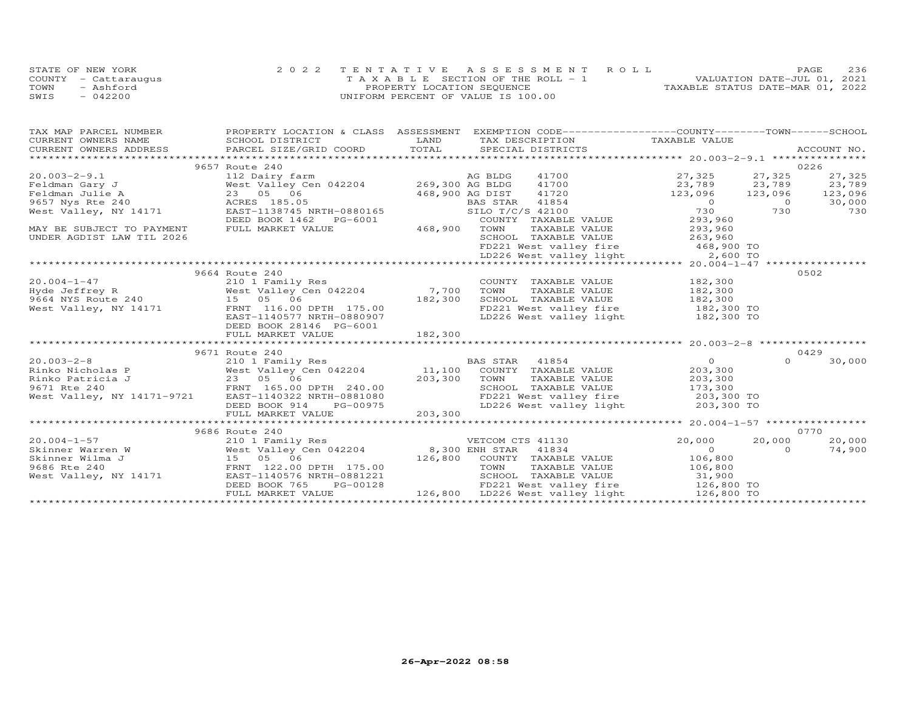STATE OF NEW YORK
COUNTY - Cattaraugus
TOWN - Ashford
SWIS - 042200

2022 TENTATIVE ASSESSMENT ROLL
TAXABLE SECTION OF THE ROLL - 1
PROPERTY LOCATION SEQUENCE
UNIFORM PERCENT OF VALUE IS 100.00

VALUATION DATE-JUL 01, 2021
TAXABLE STATUS DATE-MAR 01, 2022

| TAX MAP PARCEL NUMBER / CURRENT OWNERS NAME / CURRENT OWNERS ADDRESS | PROPERTY LOCATION & CLASS / SCHOOL DISTRICT / PARCEL SIZE/GRID COORD | ASSESSMENT LAND | TOTAL | EXEMPTION CODE / TAX DESCRIPTION / SPECIAL DISTRICTS | COUNTY TAXABLE VALUE | TOWN | SCHOOL | ACCOUNT NO. |
|---|---|---|---|---|---|---|---|---|
| | 9657 Route 240 | | | | | | | 0226 |
| 20.003-2-9.1 | 112 Dairy farm | | | AG BLDG 41700 | 27,325 | 27,325 | 27,325 | |
| Feldman Gary J | West Valley Cen 042204 | 269,300 | | AG BLDG 41700 | 23,789 | 23,789 | 23,789 | |
| Feldman Julie A | 23 05 06 | | 468,900 | AG DIST 41720 | 123,096 | 123,096 | 123,096 | |
| 9657 Nys Rte 240 | ACRES 185.05 | | | BAS STAR 41854 | 0 | 0 | 30,000 | |
| West Valley, NY 14171 | EAST-1138745 NRTH-0880165 | | | SILO T/C/S 42100 | 730 | 730 | 730 | |
| | DEED BOOK 1462 PG-6001 | | | COUNTY TAXABLE VALUE | 293,960 | | | |
| MAY BE SUBJECT TO PAYMENT | FULL MARKET VALUE | | 468,900 | TOWN TAXABLE VALUE | 293,960 | | | |
| UNDER AGDIST LAW TIL 2026 | | | | SCHOOL TAXABLE VALUE | 263,960 | | | |
| | | | | FD221 West valley fire | 468,900 TO | | | |
| | | | | LD226 West valley light | 2,600 TO | | | |
| | 9664 Route 240 | | | | | | | 0502 |
| 20.004-1-47 | 210 1 Family Res | | | COUNTY TAXABLE VALUE | 182,300 | | | |
| Hyde Jeffrey R | West Valley Cen 042204 | 7,700 | | TOWN TAXABLE VALUE | 182,300 | | | |
| 9664 NYS Route 240 | 15 05 06 | | 182,300 | SCHOOL TAXABLE VALUE | 182,300 | | | |
| West Valley, NY 14171 | FRNT 116.00 DPTH 175.00 | | | FD221 West valley fire | 182,300 TO | | | |
| | EAST-1140577 NRTH-0880907 | | | LD226 West valley light | 182,300 TO | | | |
| | DEED BOOK 28146 PG-6001 | | | | | | | |
| | FULL MARKET VALUE | | 182,300 | | | | | |
| | 9671 Route 240 | | | | | | | 0429 |
| 20.003-2-8 | 210 1 Family Res | | | BAS STAR 41854 | 0 | 0 | 30,000 | |
| Rinko Nicholas P | West Valley Cen 042204 | 11,100 | | COUNTY TAXABLE VALUE | 203,300 | | | |
| Rinko Patricia J | 23 05 06 | | 203,300 | TOWN TAXABLE VALUE | 203,300 | | | |
| 9671 Rte 240 | FRNT 165.00 DPTH 240.00 | | | SCHOOL TAXABLE VALUE | 173,300 | | | |
| West Valley, NY 14171-9721 | EAST-1140322 NRTH-0881080 | | | FD221 West valley fire | 203,300 TO | | | |
| | DEED BOOK 914 PG-00975 | | | LD226 West valley light | 203,300 TO | | | |
| | FULL MARKET VALUE | | 203,300 | | | | | |
| | 9686 Route 240 | | | | | | | 0770 |
| 20.004-1-57 | 210 1 Family Res | | | VETCOM CTS 41130 | 20,000 | 20,000 | 20,000 | |
| Skinner Warren W | West Valley Cen 042204 | 8,300 | | ENH STAR 41834 | 0 | 0 | 74,900 | |
| Skinner Wilma J | 15 05 06 | | 126,800 | COUNTY TAXABLE VALUE | 106,800 | | | |
| 9686 Rte 240 | FRNT 122.00 DPTH 175.00 | | | TOWN TAXABLE VALUE | 106,800 | | | |
| West Valley, NY 14171 | EAST-1140576 NRTH-0881221 | | | SCHOOL TAXABLE VALUE | 31,900 | | | |
| | DEED BOOK 765 PG-00128 | | | FD221 West valley fire | 126,800 TO | | | |
| | FULL MARKET VALUE | | 126,800 | LD226 West valley light | 126,800 TO | | | |

26-Apr-2022 08:58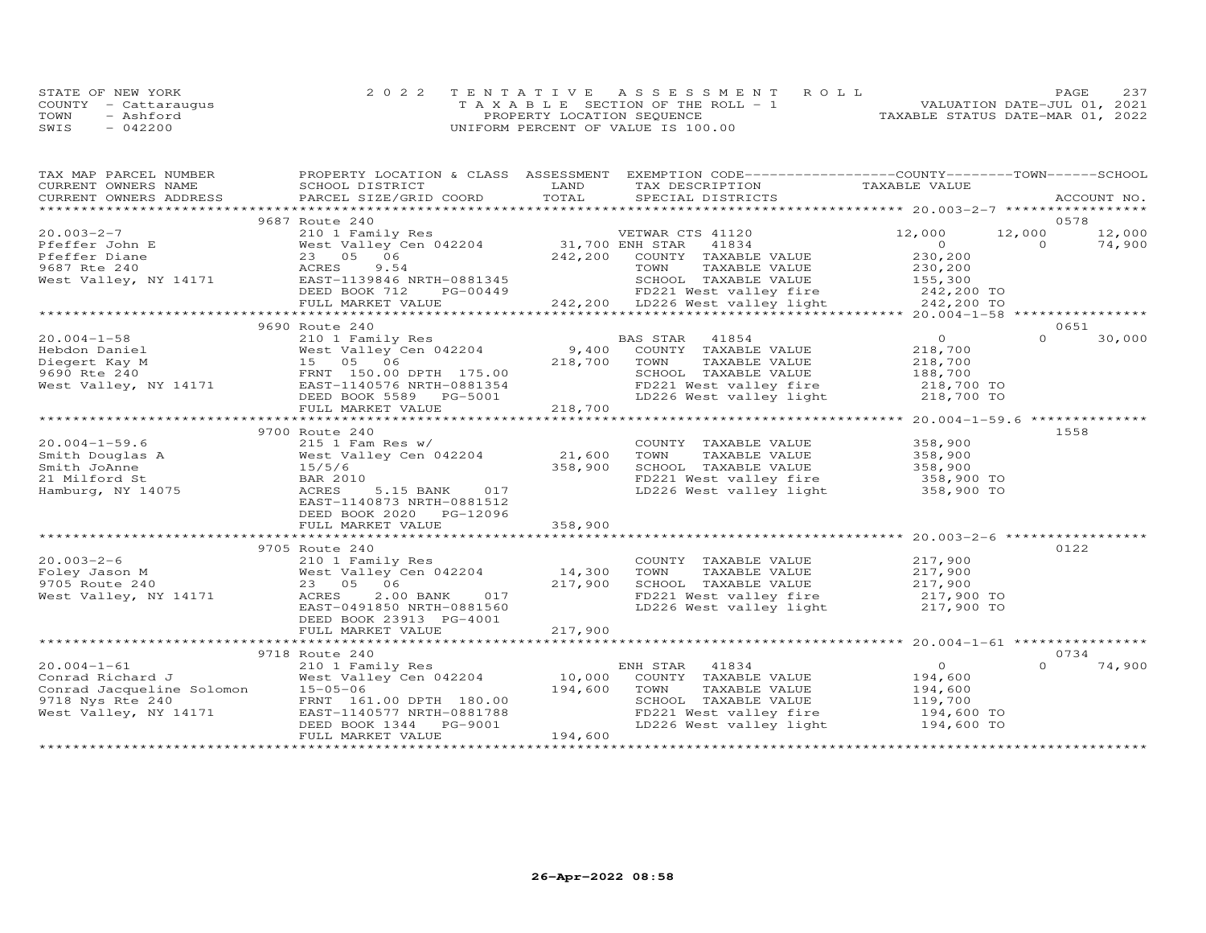STATE OF NEW YORK
COUNTY - Cattaraugus
TOWN - Ashford
SWIS - 042200

2022 TENTATIVE ASSESSMENT ROLL
TAXABLE SECTION OF THE ROLL - 1
PROPERTY LOCATION SEQUENCE
UNIFORM PERCENT OF VALUE IS 100.00

VALUATION DATE-JUL 01, 2021
TAXABLE STATUS DATE-MAR 01, 2022

| TAX MAP PARCEL NUMBER / CURRENT OWNERS NAME / CURRENT OWNERS ADDRESS | PROPERTY LOCATION & CLASS / SCHOOL DISTRICT / PARCEL SIZE/GRID COORD | ASSESSMENT LAND / TOTAL | EXEMPTION CODE / TAX DESCRIPTION / SPECIAL DISTRICTS | COUNTY TAXABLE VALUE | TOWN | SCHOOL | ACCOUNT NO. |
|---|---|---|---|---|---|---|---|
| | 9687 Route 240 | | | | | | 0578 |
| 20.003-2-7 | 210 1 Family Res | | VETWAR CTS 41120 | 12,000 | 12,000 | 12,000 | |
| Pfeffer John E | West Valley Cen 042204 | 31,700 | ENH STAR 41834 | 0 | 0 | 74,900 | |
| Pfeffer Diane | 23 05 06 | 242,200 | COUNTY TAXABLE VALUE | 230,200 | | | |
| 9687 Rte 240 | ACRES 9.54 | | TOWN TAXABLE VALUE | 230,200 | | | |
| West Valley, NY 14171 | EAST-1139846 NRTH-0881345 | | SCHOOL TAXABLE VALUE | 155,300 | | | |
| | DEED BOOK 712 PG-00449 | | FD221 West valley fire | 242,200 TO | | | |
| | FULL MARKET VALUE | 242,200 | LD226 West valley light | 242,200 TO | | | |
| | 9690 Route 240 | | | | | | 0651 |
| 20.004-1-58 | 210 1 Family Res | | BAS STAR 41854 | 0 | 0 | 30,000 | |
| Hebdon Daniel | West Valley Cen 042204 | 9,400 | COUNTY TAXABLE VALUE | 218,700 | | | |
| Diegert Kay M | 15 05 06 | 218,700 | TOWN TAXABLE VALUE | 218,700 | | | |
| 9690 Rte 240 | FRNT 150.00 DPTH 175.00 | | SCHOOL TAXABLE VALUE | 188,700 | | | |
| West Valley, NY 14171 | EAST-1140576 NRTH-0881354 | | FD221 West valley fire | 218,700 TO | | | |
| | DEED BOOK 5589 PG-5001 | | LD226 West valley light | 218,700 TO | | | |
| | FULL MARKET VALUE | 218,700 | | | | | |
| | 9700 Route 240 | | | | | | 1558 |
| 20.004-1-59.6 | 215 1 Fam Res w/ | | COUNTY TAXABLE VALUE | 358,900 | | | |
| Smith Douglas A | West Valley Cen 042204 | 21,600 | TOWN TAXABLE VALUE | 358,900 | | | |
| Smith JoAnne | 15/5/6 | 358,900 | SCHOOL TAXABLE VALUE | 358,900 | | | |
| 21 Milford St | BAR 2010 | | FD221 West valley fire | 358,900 TO | | | |
| Hamburg, NY 14075 | ACRES 5.15 BANK 017 | | LD226 West valley light | 358,900 TO | | | |
| | EAST-1140873 NRTH-0881512 | | | | | | |
| | DEED BOOK 2020 PG-12096 | | | | | | |
| | FULL MARKET VALUE | 358,900 | | | | | |
| | 9705 Route 240 | | | | | | 0122 |
| 20.003-2-6 | 210 1 Family Res | | COUNTY TAXABLE VALUE | 217,900 | | | |
| Foley Jason M | West Valley Cen 042204 | 14,300 | TOWN TAXABLE VALUE | 217,900 | | | |
| 9705 Route 240 | 23 05 06 | 217,900 | SCHOOL TAXABLE VALUE | 217,900 | | | |
| West Valley, NY 14171 | ACRES 2.00 BANK 017 | | FD221 West valley fire | 217,900 TO | | | |
| | EAST-0491850 NRTH-0881560 | | LD226 West valley light | 217,900 TO | | | |
| | DEED BOOK 23913 PG-4001 | | | | | | |
| | FULL MARKET VALUE | 217,900 | | | | | |
| | 9718 Route 240 | | | | | | 0734 |
| 20.004-1-61 | 210 1 Family Res | | ENH STAR 41834 | 0 | 0 | 74,900 | |
| Conrad Richard J | West Valley Cen 042204 | 10,000 | COUNTY TAXABLE VALUE | 194,600 | | | |
| Conrad Jacqueline Solomon | 15-05-06 | 194,600 | TOWN TAXABLE VALUE | 194,600 | | | |
| 9718 Nys Rte 240 | FRNT 161.00 DPTH 180.00 | | SCHOOL TAXABLE VALUE | 119,700 | | | |
| West Valley, NY 14171 | EAST-1140577 NRTH-0881788 | | FD221 West valley fire | 194,600 TO | | | |
| | DEED BOOK 1344 PG-9001 | | LD226 West valley light | 194,600 TO | | | |
| | FULL MARKET VALUE | 194,600 | | | | | |

26-Apr-2022 08:58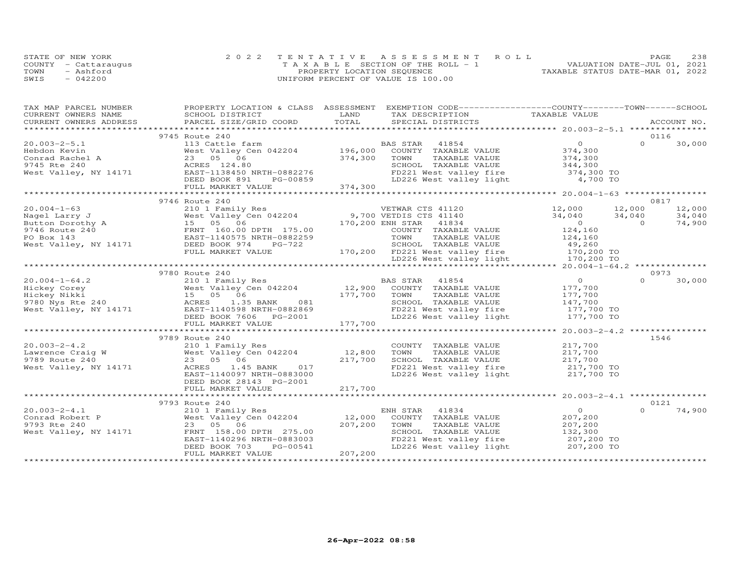STATE OF NEW YORK
COUNTY - Cattaraugus
TOWN - Ashford
SWIS - 042200

2022 TENTATIVE ASSESSMENT ROLL
TAXABLE SECTION OF THE ROLL - 1
PROPERTY LOCATION SEQUENCE
UNIFORM PERCENT OF VALUE IS 100.00

VALUATION DATE-JUL 01, 2021
TAXABLE STATUS DATE-MAR 01, 2022

| TAX MAP PARCEL NUMBER / CURRENT OWNERS NAME / CURRENT OWNERS ADDRESS | PROPERTY LOCATION & CLASS / SCHOOL DISTRICT / PARCEL SIZE/GRID COORD | ASSESSMENT LAND / TOTAL | EXEMPTION CODE / TAX DESCRIPTION / SPECIAL DISTRICTS | COUNTY TAXABLE VALUE | TOWN | SCHOOL | ACCOUNT NO. |
|---|---|---|---|---|---|---|---|
| | 9745 Route 240 | | | | | | 0116 |
| 20.003-2-5.1 | 113 Cattle farm | | BAS STAR 41854 | 0 | 0 | 30,000 | |
| Hebdon Kevin | West Valley Cen 042204 | 196,000 | COUNTY TAXABLE VALUE | 374,300 | | | |
| Conrad Rachel A | 23 05 06 | 374,300 | TOWN TAXABLE VALUE | 374,300 | | | |
| 9745 Rte 240 | ACRES 124.80 | | SCHOOL TAXABLE VALUE | 344,300 | | | |
| West Valley, NY 14171 | EAST-1138450 NRTH-0882276 | | FD221 West valley fire | 374,300 TO | | | |
| | DEED BOOK 891 PG-00859 | | LD226 West valley light | 4,700 TO | | | |
| | FULL MARKET VALUE | 374,300 | | | | | |
| | 9746 Route 240 | | | | | | 0817 |
| 20.004-1-63 | 210 1 Family Res | | VETWAR CTS 41120 | 12,000 | 12,000 | 12,000 | |
| Nagel Larry J | West Valley Cen 042204 | 9,700 | VETDIS CTS 41140 | 34,040 | 34,040 | 34,040 | |
| Button Dorothy A | 15 05 06 | 170,200 | ENH STAR 41834 | 0 | 0 | 74,900 | |
| 9746 Route 240 | FRNT 160.00 DPTH 175.00 | | COUNTY TAXABLE VALUE | 124,160 | | | |
| PO Box 143 | EAST-1140575 NRTH-0882259 | | TOWN TAXABLE VALUE | 124,160 | | | |
| West Valley, NY 14171 | DEED BOOK 974 PG-722 | | SCHOOL TAXABLE VALUE | 49,260 | | | |
| | FULL MARKET VALUE | 170,200 | FD221 West valley fire | 170,200 TO | | | |
| | | | LD226 West valley light | 170,200 TO | | | |
| | 9780 Route 240 | | | | | | 0973 |
| 20.004-1-64.2 | 210 1 Family Res | | BAS STAR 41854 | 0 | 0 | 30,000 | |
| Hickey Corey | West Valley Cen 042204 | 12,900 | COUNTY TAXABLE VALUE | 177,700 | | | |
| Hickey Nikki | 15 05 06 | 177,700 | TOWN TAXABLE VALUE | 177,700 | | | |
| 9780 Nys Rte 240 | ACRES 1.35 BANK 081 | | SCHOOL TAXABLE VALUE | 147,700 | | | |
| West Valley, NY 14171 | EAST-1140598 NRTH-0882869 | | FD221 West valley fire | 177,700 TO | | | |
| | DEED BOOK 7606 PG-2001 | | LD226 West valley light | 177,700 TO | | | |
| | FULL MARKET VALUE | 177,700 | | | | | |
| | 9789 Route 240 | | | | | | 1546 |
| 20.003-2-4.2 | 210 1 Family Res | | COUNTY TAXABLE VALUE | 217,700 | | | |
| Lawrence Craig W | West Valley Cen 042204 | 12,800 | TOWN TAXABLE VALUE | 217,700 | | | |
| 9789 Route 240 | 23 05 06 | 217,700 | SCHOOL TAXABLE VALUE | 217,700 | | | |
| West Valley, NY 14171 | ACRES 1.45 BANK 017 | | FD221 West valley fire | 217,700 TO | | | |
| | EAST-1140097 NRTH-0883000 | | LD226 West valley light | 217,700 TO | | | |
| | DEED BOOK 28143 PG-2001 | | | | | | |
| | FULL MARKET VALUE | 217,700 | | | | | |
| | 9793 Route 240 | | | | | | 0121 |
| 20.003-2-4.1 | 210 1 Family Res | | ENH STAR 41834 | 0 | 0 | 74,900 | |
| Conrad Robert P | West Valley Cen 042204 | 12,000 | COUNTY TAXABLE VALUE | 207,200 | | | |
| 9793 Rte 240 | 23 05 06 | 207,200 | TOWN TAXABLE VALUE | 207,200 | | | |
| West Valley, NY 14171 | FRNT 158.00 DPTH 275.00 | | SCHOOL TAXABLE VALUE | 132,300 | | | |
| | EAST-1140296 NRTH-0883003 | | FD221 West valley fire | 207,200 TO | | | |
| | DEED BOOK 703 PG-00541 | | LD226 West valley light | 207,200 TO | | | |
| | FULL MARKET VALUE | 207,200 | | | | | |

26-Apr-2022 08:58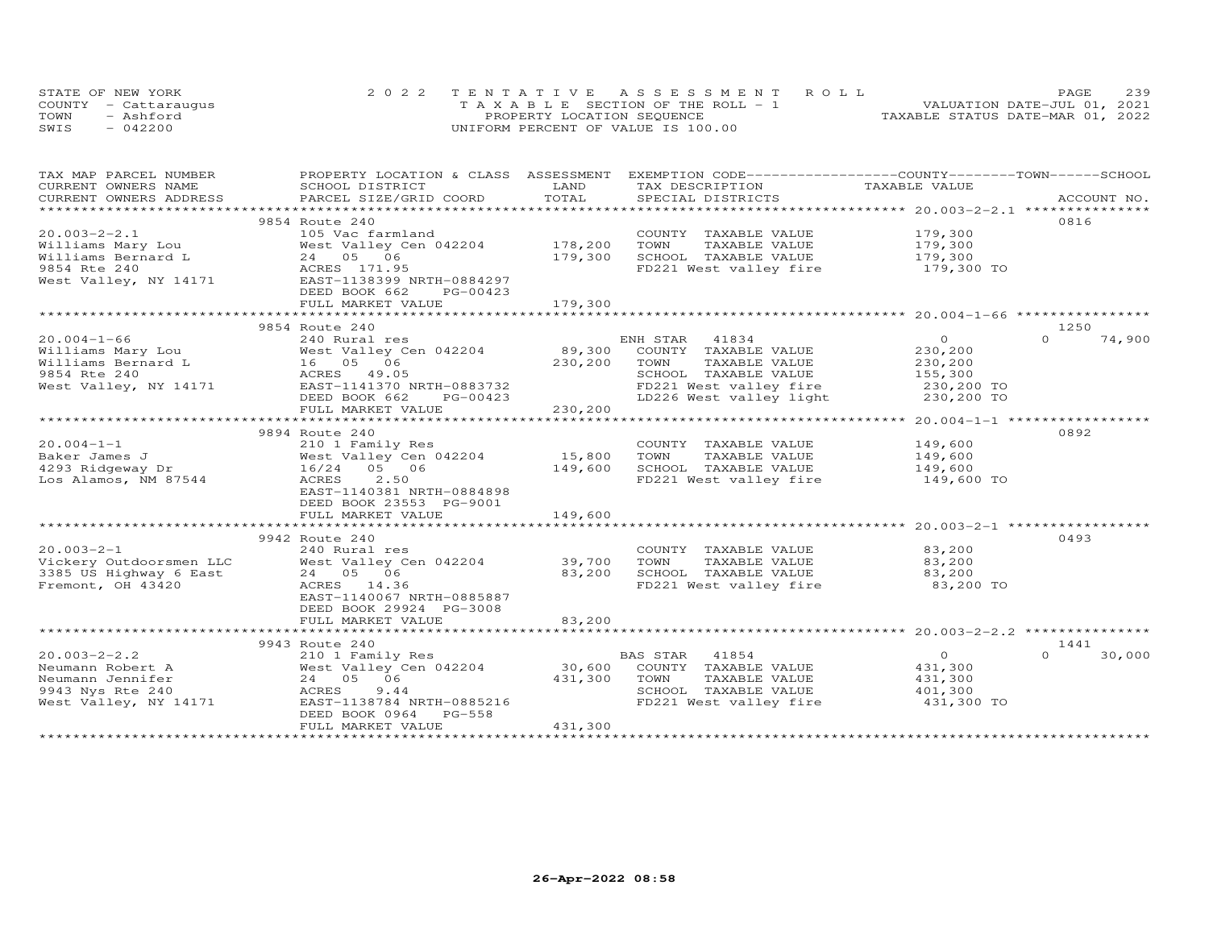STATE OF NEW YORK
COUNTY - Cattaraugus
TOWN - Ashford
SWIS - 042200

2022 TENTATIVE ASSESSMENT ROLL
TAXABLE SECTION OF THE ROLL - 1
PROPERTY LOCATION SEQUENCE
UNIFORM PERCENT OF VALUE IS 100.00

VALUATION DATE-JUL 01, 2021
TAXABLE STATUS DATE-MAR 01, 2022

| TAX MAP PARCEL NUMBER / CURRENT OWNERS NAME / CURRENT OWNERS ADDRESS | PROPERTY LOCATION & CLASS / SCHOOL DISTRICT / PARCEL SIZE/GRID COORD | ASSESSMENT LAND / TOTAL | EXEMPTION CODE / TAX DESCRIPTION / SPECIAL DISTRICTS | COUNTY / TOWN / SCHOOL TAXABLE VALUE | ACCOUNT NO. |
|---|---|---|---|---|---|
| 20.003-2-2.1 | 9854 Route 240 | | | | 0816 |
| Williams Mary Lou | 105 Vac farmland | | COUNTY TAXABLE VALUE | 179,300 | |
| Williams Bernard L | West Valley Cen 042204 | 178,200 | TOWN TAXABLE VALUE | 179,300 | |
| 9854 Rte 240 | 24 05 06 | 179,300 | SCHOOL TAXABLE VALUE | 179,300 | |
| West Valley, NY 14171 | ACRES 171.95 | | FD221 West valley fire | 179,300 TO | |
| | EAST-1138399 NRTH-0884297 | | | | |
| | DEED BOOK 662 PG-00423 | | | | |
| | FULL MARKET VALUE | 179,300 | | | |
| 20.004-1-66 | 9854 Route 240 | | | | 1250 |
| Williams Mary Lou | 240 Rural res | | ENH STAR 41834 | 0 0 | 74,900 |
| Williams Bernard L | West Valley Cen 042204 | 89,300 | COUNTY TAXABLE VALUE | 230,200 | |
| 9854 Rte 240 | 16 05 06 | 230,200 | TOWN TAXABLE VALUE | 230,200 | |
| West Valley, NY 14171 | ACRES 49.05 | | SCHOOL TAXABLE VALUE | 155,300 | |
| | EAST-1141370 NRTH-0883732 | | FD221 West valley fire | 230,200 TO | |
| | DEED BOOK 662 PG-00423 | | LD226 West valley light | 230,200 TO | |
| | FULL MARKET VALUE | 230,200 | | | |
| 20.004-1-1 | 9894 Route 240 | | | | 0892 |
| Baker James J | 210 1 Family Res | | COUNTY TAXABLE VALUE | 149,600 | |
| 4293 Ridgeway Dr | West Valley Cen 042204 | 15,800 | TOWN TAXABLE VALUE | 149,600 | |
| Los Alamos, NM 87544 | 16/24 05 06 | 149,600 | SCHOOL TAXABLE VALUE | 149,600 | |
| | ACRES 2.50 | | FD221 West valley fire | 149,600 TO | |
| | EAST-1140381 NRTH-0884898 | | | | |
| | DEED BOOK 23553 PG-9001 | | | | |
| | FULL MARKET VALUE | 149,600 | | | |
| 20.003-2-1 | 9942 Route 240 | | | | 0493 |
| Vickery Outdoorsmen LLC | 240 Rural res | | COUNTY TAXABLE VALUE | 83,200 | |
| 3385 US Highway 6 East | West Valley Cen 042204 | 39,700 | TOWN TAXABLE VALUE | 83,200 | |
| Fremont, OH 43420 | 24 05 06 | 83,200 | SCHOOL TAXABLE VALUE | 83,200 | |
| | ACRES 14.36 | | FD221 West valley fire | 83,200 TO | |
| | EAST-1140067 NRTH-0885887 | | | | |
| | DEED BOOK 29924 PG-3008 | | | | |
| | FULL MARKET VALUE | 83,200 | | | |
| 20.003-2-2.2 | 9943 Route 240 | | | | 1441 |
| Neumann Robert A | 210 1 Family Res | | BAS STAR 41854 | 0 0 | 30,000 |
| Neumann Jennifer | West Valley Cen 042204 | 30,600 | COUNTY TAXABLE VALUE | 431,300 | |
| 9943 Nys Rte 240 | 24 05 06 | 431,300 | TOWN TAXABLE VALUE | 431,300 | |
| West Valley, NY 14171 | ACRES 9.44 | | SCHOOL TAXABLE VALUE | 401,300 | |
| | EAST-1138784 NRTH-0885216 | | FD221 West valley fire | 431,300 TO | |
| | DEED BOOK 0964 PG-558 | | | | |
| | FULL MARKET VALUE | 431,300 | | | |

26-Apr-2022 08:58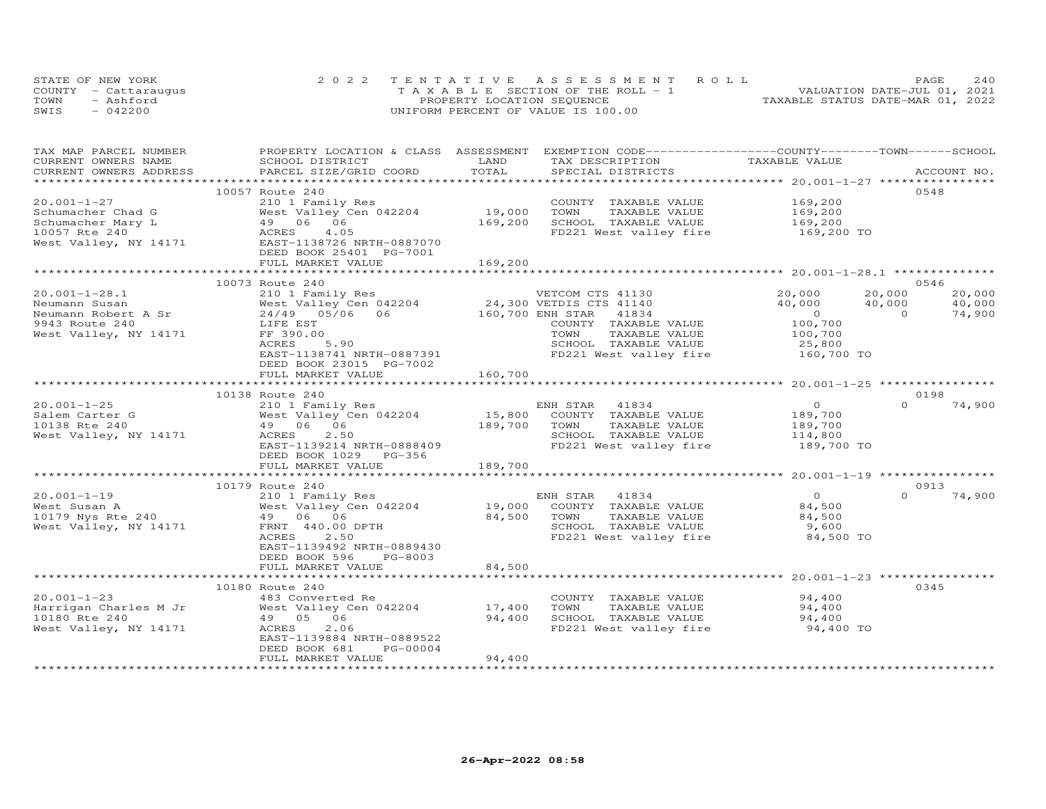STATE OF NEW YORK
COUNTY - Cattaraugus
TOWN - Ashford
SWIS - 042200

2022 TENTATIVE ASSESSMENT ROLL
TAXABLE SECTION OF THE ROLL - 1
PROPERTY LOCATION SEQUENCE
UNIFORM PERCENT OF VALUE IS 100.00

VALUATION DATE-JUL 01, 2021
TAXABLE STATUS DATE-MAR 01, 2022

| TAX MAP PARCEL NUMBER / CURRENT OWNERS NAME / CURRENT OWNERS ADDRESS | PROPERTY LOCATION & CLASS / SCHOOL DISTRICT / PARCEL SIZE/GRID COORD | ASSESSMENT LAND / TOTAL | EXEMPTION CODE / TAX DESCRIPTION / SPECIAL DISTRICTS | COUNTY TAXABLE VALUE | TOWN | SCHOOL | ACCOUNT NO. |
|---|---|---|---|---|---|---|---|
| | 10057 Route 240 | | | | | | 0548 |
| 20.001-1-27 | 210 1 Family Res | | COUNTY TAXABLE VALUE | 169,200 | | | |
| Schumacher Chad G | West Valley Cen 042204 | 19,000 | TOWN TAXABLE VALUE | 169,200 | | | |
| Schumacher Mary L | 49 06 06 | 169,200 | SCHOOL TAXABLE VALUE | 169,200 | | | |
| 10057 Rte 240 | ACRES 4.05 | | FD221 West valley fire | 169,200 TO | | | |
| West Valley, NY 14171 | EAST-1138726 NRTH-0887070 | | | | | | |
| | DEED BOOK 25401 PG-7001 | | | | | | |
| | FULL MARKET VALUE | 169,200 | | | | | |
| | 10073 Route 240 | | | | | | 0546 |
| 20.001-1-28.1 | 210 1 Family Res | | VETCOM CTS 41130 | 20,000 | 20,000 | 20,000 | |
| Neumann Susan | West Valley Cen 042204 | 24,300 | VETDIS CTS 41140 | 40,000 | 40,000 | 40,000 | |
| Neumann Robert A Sr | 24/49 05/06 06 | 160,700 | ENH STAR 41834 | 0 | 0 | 74,900 | |
| 9943 Route 240 | LIFE EST | | COUNTY TAXABLE VALUE | 100,700 | | | |
| West Valley, NY 14171 | FF 390.00 | | TOWN TAXABLE VALUE | 100,700 | | | |
| | ACRES 5.90 | | SCHOOL TAXABLE VALUE | 25,800 | | | |
| | EAST-1138741 NRTH-0887391 | | FD221 West valley fire | 160,700 TO | | | |
| | DEED BOOK 23015 PG-7002 | | | | | | |
| | FULL MARKET VALUE | 160,700 | | | | | |
| | 10138 Route 240 | | | | | | 0198 |
| 20.001-1-25 | 210 1 Family Res | | ENH STAR 41834 | 0 | 0 | 74,900 | |
| Salem Carter G | West Valley Cen 042204 | 15,800 | COUNTY TAXABLE VALUE | 189,700 | | | |
| 10138 Rte 240 | 49 06 06 | 189,700 | TOWN TAXABLE VALUE | 189,700 | | | |
| West Valley, NY 14171 | ACRES 2.50 | | SCHOOL TAXABLE VALUE | 114,800 | | | |
| | EAST-1139214 NRTH-0888409 | | FD221 West valley fire | 189,700 TO | | | |
| | DEED BOOK 1029 PG-356 | | | | | | |
| | FULL MARKET VALUE | 189,700 | | | | | |
| | 10179 Route 240 | | | | | | 0913 |
| 20.001-1-19 | 210 1 Family Res | | ENH STAR 41834 | 0 | 0 | 74,900 | |
| West Susan A | West Valley Cen 042204 | 19,000 | COUNTY TAXABLE VALUE | 84,500 | | | |
| 10179 Nys Rte 240 | 49 06 06 | 84,500 | TOWN TAXABLE VALUE | 84,500 | | | |
| West Valley, NY 14171 | FRNT 440.00 DPTH | | SCHOOL TAXABLE VALUE | 9,600 | | | |
| | ACRES 2.50 | | FD221 West valley fire | 84,500 TO | | | |
| | EAST-1139492 NRTH-0889430 | | | | | | |
| | DEED BOOK 596 PG-8003 | | | | | | |
| | FULL MARKET VALUE | 84,500 | | | | | |
| | 10180 Route 240 | | | | | | 0345 |
| 20.001-1-23 | 483 Converted Re | | COUNTY TAXABLE VALUE | 94,400 | | | |
| Harrigan Charles M Jr | West Valley Cen 042204 | 17,400 | TOWN TAXABLE VALUE | 94,400 | | | |
| 10180 Rte 240 | 49 05 06 | 94,400 | SCHOOL TAXABLE VALUE | 94,400 | | | |
| West Valley, NY 14171 | ACRES 2.06 | | FD221 West valley fire | 94,400 TO | | | |
| | EAST-1139884 NRTH-0889522 | | | | | | |
| | DEED BOOK 681 PG-00004 | | | | | | |
| | FULL MARKET VALUE | 94,400 | | | | | |

26-Apr-2022 08:58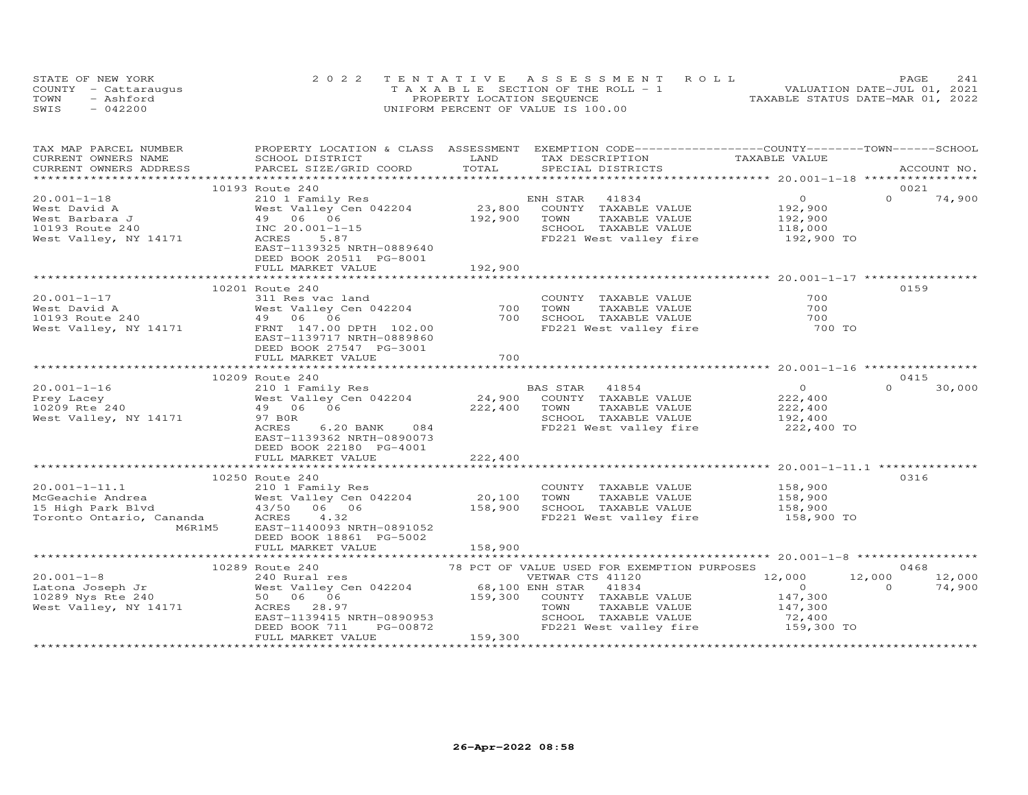STATE OF NEW YORK
COUNTY - Cattaraugus
TOWN - Ashford
SWIS - 042200

2 0 2 2 T E N T A T I V E A S S E S S M E N T R O L L
T A X A B L E SECTION OF THE ROLL - 1
PROPERTY LOCATION SEQUENCE
UNIFORM PERCENT OF VALUE IS 100.00

VALUATION DATE-JUL 01, 2021
TAXABLE STATUS DATE-MAR 01, 2022

| TAX MAP PARCEL NUMBER / CURRENT OWNERS NAME / CURRENT OWNERS ADDRESS | PROPERTY LOCATION & CLASS / SCHOOL DISTRICT / PARCEL SIZE/GRID COORD | ASSESSMENT LAND / TOTAL | EXEMPTION CODE / TAX DESCRIPTION / SPECIAL DISTRICTS | COUNTY TAXABLE VALUE | TOWN | SCHOOL / ACCOUNT NO. |
|---|---|---|---|---|---|---|
| 20.001-1-18 | 10193 Route 240 | | | | | 0021 |
| | 210 1 Family Res | | ENH STAR 41834 | 0 | 0 | 74,900 |
| West David A | West Valley Cen 042204 | 23,800 | COUNTY TAXABLE VALUE | 192,900 | | |
| West Barbara J | 49 06 06 | 192,900 | TOWN TAXABLE VALUE | 192,900 | | |
| 10193 Route 240 | INC 20.001-1-15 | | SCHOOL TAXABLE VALUE | 118,000 | | |
| West Valley, NY 14171 | ACRES 5.87 | | FD221 West valley fire | 192,900 TO | | |
| | EAST-1139325 NRTH-0889640 | | | | | |
| | DEED BOOK 20511 PG-8001 | | | | | |
| | FULL MARKET VALUE | 192,900 | | | | |
| 20.001-1-17 | 10201 Route 240 | | | | | 0159 |
| | 311 Res vac land | | COUNTY TAXABLE VALUE | 700 | | |
| West David A | West Valley Cen 042204 | 700 | TOWN TAXABLE VALUE | 700 | | |
| 10193 Route 240 | 49 06 06 | 700 | SCHOOL TAXABLE VALUE | 700 | | |
| West Valley, NY 14171 | FRNT 147.00 DPTH 102.00 | | FD221 West valley fire | 700 TO | | |
| | EAST-1139717 NRTH-0889860 | | | | | |
| | DEED BOOK 27547 PG-3001 | | | | | |
| | FULL MARKET VALUE | 700 | | | | |
| 20.001-1-16 | 10209 Route 240 | | | | | 0415 |
| | 210 1 Family Res | | BAS STAR 41854 | 0 | 0 | 30,000 |
| Prey Lacey | West Valley Cen 042204 | 24,900 | COUNTY TAXABLE VALUE | 222,400 | | |
| 10209 Rte 240 | 49 06 06 | 222,400 | TOWN TAXABLE VALUE | 222,400 | | |
| West Valley, NY 14171 | 97 B0R | | SCHOOL TAXABLE VALUE | 192,400 | | |
| | ACRES 6.20 BANK 084 | | FD221 West valley fire | 222,400 TO | | |
| | EAST-1139362 NRTH-0890073 | | | | | |
| | DEED BOOK 22180 PG-4001 | | | | | |
| | FULL MARKET VALUE | 222,400 | | | | |
| 20.001-1-11.1 | 10250 Route 240 | | | | | 0316 |
| | 210 1 Family Res | | COUNTY TAXABLE VALUE | 158,900 | | |
| McGeachie Andrea | West Valley Cen 042204 | 20,100 | TOWN TAXABLE VALUE | 158,900 | | |
| 15 High Park Blvd | 43/50 06 06 | 158,900 | SCHOOL TAXABLE VALUE | 158,900 | | |
| Toronto Ontario, Cananda M6R1M5 | ACRES 4.32 | | FD221 West valley fire | 158,900 TO | | |
| | EAST-1140093 NRTH-0891052 | | | | | |
| | DEED BOOK 18861 PG-5002 | | | | | |
| | FULL MARKET VALUE | 158,900 | | | | |
| 20.001-1-8 | 10289 Route 240 | | 78 PCT OF VALUE USED FOR EXEMPTION PURPOSES | | | 0468 |
| | 240 Rural res | | VETWAR CTS 41120 | 12,000 | 12,000 | 12,000 |
| Latona Joseph Jr | West Valley Cen 042204 | 68,100 | ENH STAR 41834 | 0 | 0 | 74,900 |
| 10289 Nys Rte 240 | 50 06 06 | 159,300 | COUNTY TAXABLE VALUE | 147,300 | | |
| West Valley, NY 14171 | ACRES 28.97 | | TOWN TAXABLE VALUE | 147,300 | | |
| | EAST-1139415 NRTH-0890953 | | SCHOOL TAXABLE VALUE | 72,400 | | |
| | DEED BOOK 711 PG-00872 | | FD221 West valley fire | 159,300 TO | | |
| | FULL MARKET VALUE | 159,300 | | | | |

26-Apr-2022 08:58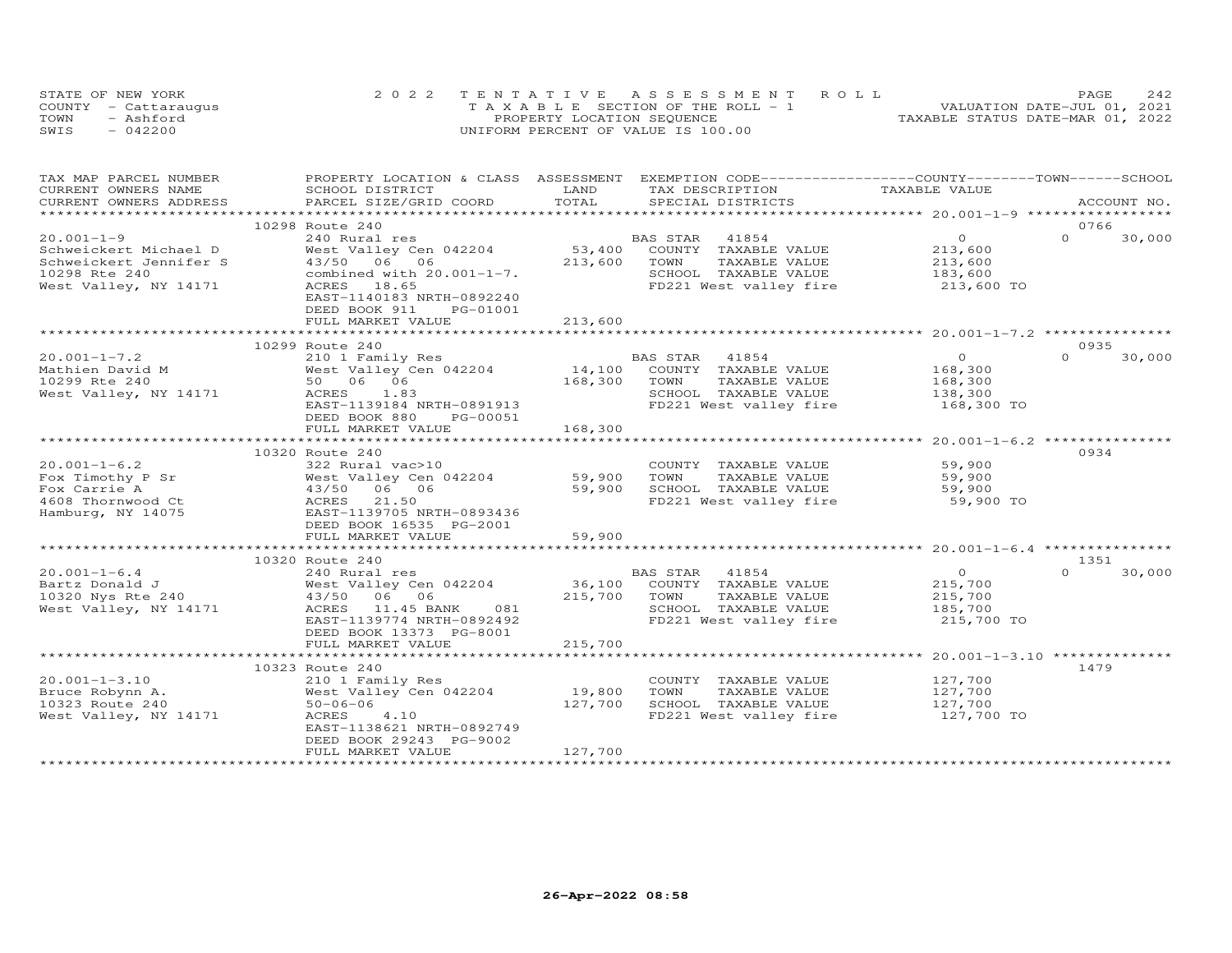STATE OF NEW YORK
COUNTY - Cattaraugus
TOWN - Ashford
SWIS - 042200

2022 TENTATIVE ASSESSMENT ROLL
TAXABLE SECTION OF THE ROLL - 1
PROPERTY LOCATION SEQUENCE
UNIFORM PERCENT OF VALUE IS 100.00

VALUATION DATE-JUL 01, 2021
TAXABLE STATUS DATE-MAR 01, 2022

| TAX MAP PARCEL NUMBER / CURRENT OWNERS NAME / CURRENT OWNERS ADDRESS | PROPERTY LOCATION & CLASS / SCHOOL DISTRICT / PARCEL SIZE/GRID COORD | ASSESSMENT LAND / TOTAL | EXEMPTION CODE / TAX DESCRIPTION / SPECIAL DISTRICTS | COUNTY / TOWN TAXABLE VALUE | SCHOOL | ACCOUNT NO. |
|---|---|---|---|---|---|---|
| 20.001-1-9 | 10298 Route 240 | | | | | 0766 |
| 20.001-1-9 | 240 Rural res | | BAS STAR 41854 | 0 | 0 | 30,000 |
| Schweickert Michael D | West Valley Cen 042204 | 53,400 | COUNTY TAXABLE VALUE | 213,600 | | |
| Schweickert Jennifer S | 43/50 06 06 | 213,600 | TOWN TAXABLE VALUE | 213,600 | | |
| 10298 Rte 240 | combined with 20.001-1-7. | | SCHOOL TAXABLE VALUE | 183,600 | | |
| West Valley, NY 14171 | ACRES 18.65 | | FD221 West valley fire | 213,600 TO | | |
| | EAST-1140183 NRTH-0892240 | | | | | |
| | DEED BOOK 911 PG-01001 | | | | | |
| | FULL MARKET VALUE | 213,600 | | | | |
| 20.001-1-7.2 | 10299 Route 240 | | | | | 0935 |
| 20.001-1-7.2 | 210 1 Family Res | | BAS STAR 41854 | 0 | 0 | 30,000 |
| Mathien David M | West Valley Cen 042204 | 14,100 | COUNTY TAXABLE VALUE | 168,300 | | |
| 10299 Rte 240 | 50 06 06 | 168,300 | TOWN TAXABLE VALUE | 168,300 | | |
| West Valley, NY 14171 | ACRES 1.83 | | SCHOOL TAXABLE VALUE | 138,300 | | |
| | EAST-1139184 NRTH-0891913 | | FD221 West valley fire | 168,300 TO | | |
| | DEED BOOK 880 PG-00051 | | | | | |
| | FULL MARKET VALUE | 168,300 | | | | |
| 20.001-1-6.2 | 10320 Route 240 | | | | | 0934 |
| 20.001-1-6.2 | 322 Rural vac>10 | | COUNTY TAXABLE VALUE | 59,900 | | |
| Fox Timothy P Sr | West Valley Cen 042204 | 59,900 | TOWN TAXABLE VALUE | 59,900 | | |
| Fox Carrie A | 43/50 06 06 | 59,900 | SCHOOL TAXABLE VALUE | 59,900 | | |
| 4608 Thornwood Ct | ACRES 21.50 | | FD221 West valley fire | 59,900 TO | | |
| Hamburg, NY 14075 | EAST-1139705 NRTH-0893436 | | | | | |
| | DEED BOOK 16535 PG-2001 | | | | | |
| | FULL MARKET VALUE | 59,900 | | | | |
| 20.001-1-6.4 | 10320 Route 240 | | | | | 1351 |
| 20.001-1-6.4 | 240 Rural res | | BAS STAR 41854 | 0 | 0 | 30,000 |
| Bartz Donald J | West Valley Cen 042204 | 36,100 | COUNTY TAXABLE VALUE | 215,700 | | |
| 10320 Nys Rte 240 | 43/50 06 06 | 215,700 | TOWN TAXABLE VALUE | 215,700 | | |
| West Valley, NY 14171 | ACRES 11.45 BANK 081 | | SCHOOL TAXABLE VALUE | 185,700 | | |
| | EAST-1139774 NRTH-0892492 | | FD221 West valley fire | 215,700 TO | | |
| | DEED BOOK 13373 PG-8001 | | | | | |
| | FULL MARKET VALUE | 215,700 | | | | |
| 20.001-1-3.10 | 10323 Route 240 | | | | | 1479 |
| 20.001-1-3.10 | 210 1 Family Res | | COUNTY TAXABLE VALUE | 127,700 | | |
| Bruce Robynn A. | West Valley Cen 042204 | 19,800 | TOWN TAXABLE VALUE | 127,700 | | |
| 10323 Route 240 | 50-06-06 | 127,700 | SCHOOL TAXABLE VALUE | 127,700 | | |
| West Valley, NY 14171 | ACRES 4.10 | | FD221 West valley fire | 127,700 TO | | |
| | EAST-1138621 NRTH-0892749 | | | | | |
| | DEED BOOK 29243 PG-9002 | | | | | |
| | FULL MARKET VALUE | 127,700 | | | | |

26-Apr-2022 08:58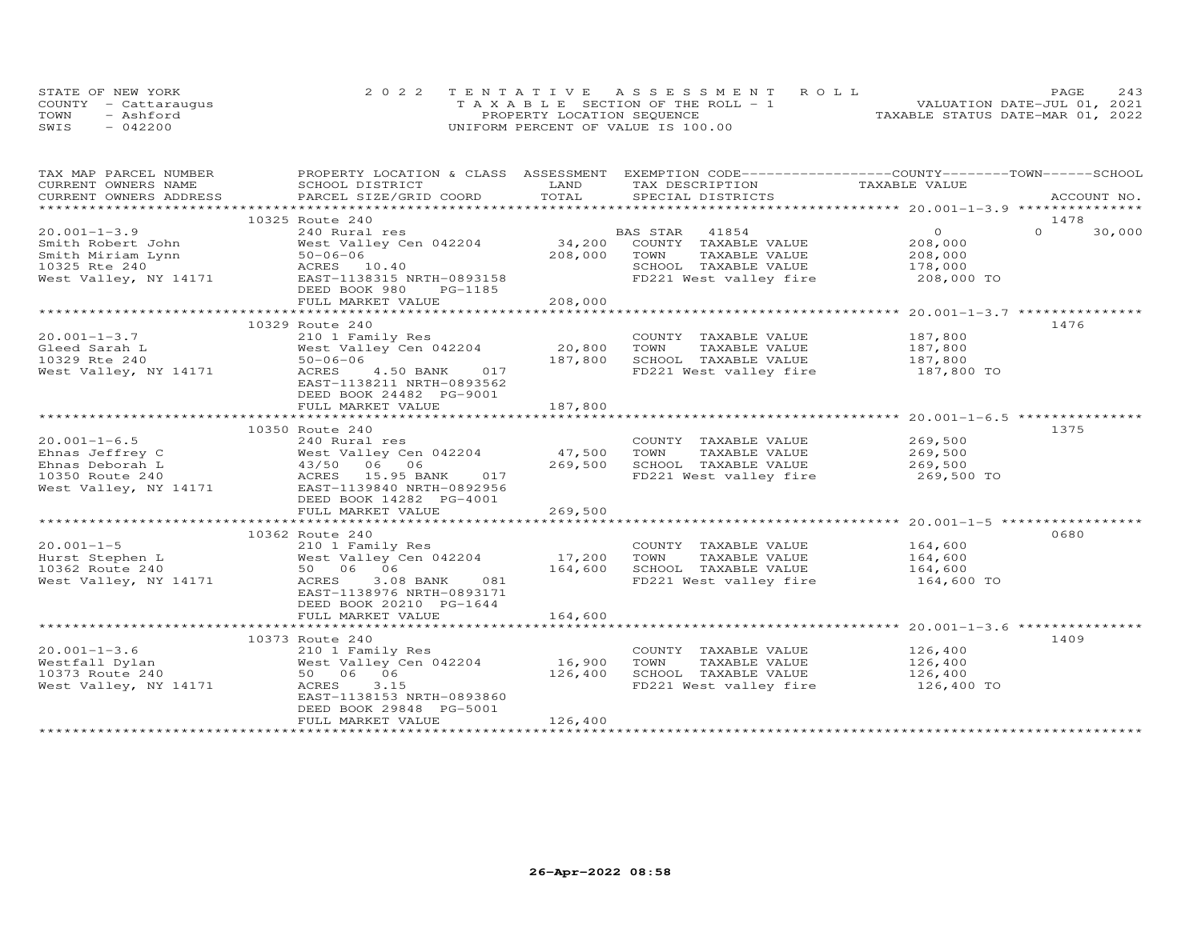STATE OF NEW YORK
COUNTY - Cattaraugus
TOWN - Ashford
SWIS - 042200

2022 TENTATIVE ASSESSMENT ROLL
TAXABLE SECTION OF THE ROLL - 1
PROPERTY LOCATION SEQUENCE
UNIFORM PERCENT OF VALUE IS 100.00

VALUATION DATE-JUL 01, 2021
TAXABLE STATUS DATE-MAR 01, 2022

| TAX MAP PARCEL NUMBER / CURRENT OWNERS NAME / CURRENT OWNERS ADDRESS | PROPERTY LOCATION & CLASS / SCHOOL DISTRICT / PARCEL SIZE/GRID COORD | ASSESSMENT LAND / TOTAL | EXEMPTION CODE / TAX DESCRIPTION / SPECIAL DISTRICTS | COUNTY / TOWN / SCHOOL TAXABLE VALUE | ACCOUNT NO. |
|---|---|---|---|---|---|
| | 10325 Route 240 | | | | 1478 |
| 20.001-1-3.9 | 240 Rural res | | BAS STAR 41854 | 0 | 0 30,000 |
| Smith Robert John | West Valley Cen 042204 | 34,200 | COUNTY TAXABLE VALUE | 208,000 | |
| Smith Miriam Lynn | 50-06-06 | 208,000 | TOWN TAXABLE VALUE | 208,000 | |
| 10325 Rte 240 | ACRES 10.40 | | SCHOOL TAXABLE VALUE | 178,000 | |
| West Valley, NY 14171 | EAST-1138315 NRTH-0893158 | | FD221 West valley fire | 208,000 TO | |
| | DEED BOOK 980 PG-1185 | | | | |
| | FULL MARKET VALUE | 208,000 | | | |
| | 10329 Route 240 | | | | 1476 |
| 20.001-1-3.7 | 210 1 Family Res | | COUNTY TAXABLE VALUE | 187,800 | |
| Gleed Sarah L | West Valley Cen 042204 | 20,800 | TOWN TAXABLE VALUE | 187,800 | |
| 10329 Rte 240 | 50-06-06 | 187,800 | SCHOOL TAXABLE VALUE | 187,800 | |
| West Valley, NY 14171 | ACRES 4.50 BANK 017 | | FD221 West valley fire | 187,800 TO | |
| | EAST-1138211 NRTH-0893562 | | | | |
| | DEED BOOK 24482 PG-9001 | | | | |
| | FULL MARKET VALUE | 187,800 | | | |
| | 10350 Route 240 | | | | 1375 |
| 20.001-1-6.5 | 240 Rural res | | COUNTY TAXABLE VALUE | 269,500 | |
| Ehnas Jeffrey C | West Valley Cen 042204 | 47,500 | TOWN TAXABLE VALUE | 269,500 | |
| Ehnas Deborah L | 43/50 06 06 | 269,500 | SCHOOL TAXABLE VALUE | 269,500 | |
| 10350 Route 240 | ACRES 15.95 BANK 017 | | FD221 West valley fire | 269,500 TO | |
| West Valley, NY 14171 | EAST-1139840 NRTH-0892956 | | | | |
| | DEED BOOK 14282 PG-4001 | | | | |
| | FULL MARKET VALUE | 269,500 | | | |
| | 10362 Route 240 | | | | 0680 |
| 20.001-1-5 | 210 1 Family Res | | COUNTY TAXABLE VALUE | 164,600 | |
| Hurst Stephen L | West Valley Cen 042204 | 17,200 | TOWN TAXABLE VALUE | 164,600 | |
| 10362 Route 240 | 50 06 06 | 164,600 | SCHOOL TAXABLE VALUE | 164,600 | |
| West Valley, NY 14171 | ACRES 3.08 BANK 081 | | FD221 West valley fire | 164,600 TO | |
| | EAST-1138976 NRTH-0893171 | | | | |
| | DEED BOOK 20210 PG-1644 | | | | |
| | FULL MARKET VALUE | 164,600 | | | |
| | 10373 Route 240 | | | | 1409 |
| 20.001-1-3.6 | 210 1 Family Res | | COUNTY TAXABLE VALUE | 126,400 | |
| Westfall Dylan | West Valley Cen 042204 | 16,900 | TOWN TAXABLE VALUE | 126,400 | |
| 10373 Route 240 | 50 06 06 | 126,400 | SCHOOL TAXABLE VALUE | 126,400 | |
| West Valley, NY 14171 | ACRES 3.15 | | FD221 West valley fire | 126,400 TO | |
| | EAST-1138153 NRTH-0893860 | | | | |
| | DEED BOOK 29848 PG-5001 | | | | |
| | FULL MARKET VALUE | 126,400 | | | |

26-Apr-2022 08:58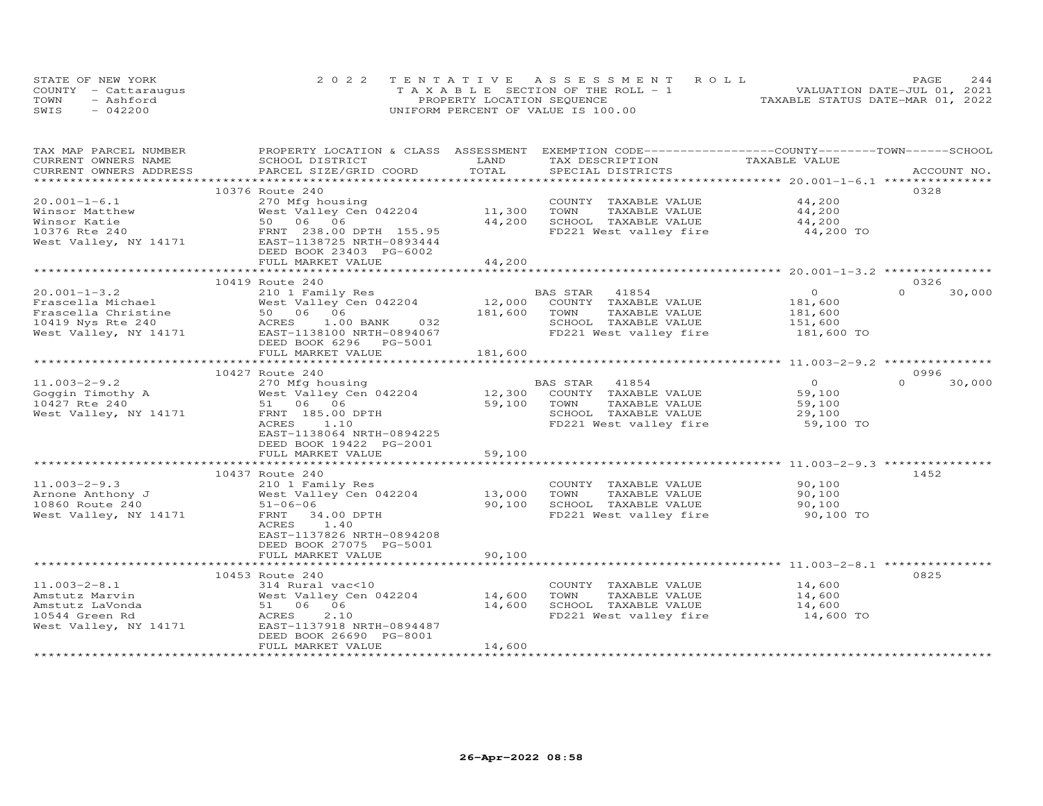STATE OF NEW YORK
COUNTY - Cattaraugus
TOWN - Ashford
SWIS - 042200

2022 TENTATIVE ASSESSMENT ROLL
TAXABLE SECTION OF THE ROLL - 1
PROPERTY LOCATION SEQUENCE
UNIFORM PERCENT OF VALUE IS 100.00

VALUATION DATE-JUL 01, 2021
TAXABLE STATUS DATE-MAR 01, 2022

| TAX MAP PARCEL NUMBER / CURRENT OWNERS NAME / CURRENT OWNERS ADDRESS | PROPERTY LOCATION & CLASS / SCHOOL DISTRICT / PARCEL SIZE/GRID COORD | ASSESSMENT LAND | TOTAL | EXEMPTION CODE / TAX DESCRIPTION / SPECIAL DISTRICTS | COUNTY TAXABLE VALUE | TOWN | SCHOOL | ACCOUNT NO. |
|---|---|---|---|---|---|---|---|---|
| 20.001-1-6.1 | 10376 Route 240 | | | | | | | 0328 |
| | 270 Mfg housing | | | COUNTY TAXABLE VALUE | 44,200 | | | |
| Winsor Matthew | West Valley Cen 042204 | 11,300 | | TOWN TAXABLE VALUE | 44,200 | | | |
| Winsor Katie | 50 06 06 | | 44,200 | SCHOOL TAXABLE VALUE | 44,200 | | | |
| 10376 Rte 240 | FRNT 238.00 DPTH 155.95 | | | FD221 West valley fire | 44,200 TO | | | |
| West Valley, NY 14171 | EAST-1138725 NRTH-0893444 | | | | | | | |
| | DEED BOOK 23403 PG-6002 | | | | | | | |
| | FULL MARKET VALUE | | 44,200 | | | | | |
| 20.001-1-3.2 | 10419 Route 240 | | | | | | | 0326 |
| | 210 1 Family Res | | | BAS STAR 41854 | 0 | 0 | 30,000 | |
| Frascella Michael | West Valley Cen 042204 | 12,000 | | COUNTY TAXABLE VALUE | 181,600 | | | |
| Frascella Christine | 50 06 06 | | 181,600 | TOWN TAXABLE VALUE | 181,600 | | | |
| 10419 Nys Rte 240 | ACRES 1.00 BANK 032 | | | SCHOOL TAXABLE VALUE | 151,600 | | | |
| West Valley, NY 14171 | EAST-1138100 NRTH-0894067 | | | FD221 West valley fire | 181,600 TO | | | |
| | DEED BOOK 6296 PG-5001 | | | | | | | |
| | FULL MARKET VALUE | | 181,600 | | | | | |
| 11.003-2-9.2 | 10427 Route 240 | | | | | | | 0996 |
| | 270 Mfg housing | | | BAS STAR 41854 | 0 | 0 | 30,000 | |
| Goggin Timothy A | West Valley Cen 042204 | 12,300 | | COUNTY TAXABLE VALUE | 59,100 | | | |
| 10427 Rte 240 | 51 06 06 | | 59,100 | TOWN TAXABLE VALUE | 59,100 | | | |
| West Valley, NY 14171 | FRNT 185.00 DPTH | | | SCHOOL TAXABLE VALUE | 29,100 | | | |
| | ACRES 1.10 | | | FD221 West valley fire | 59,100 TO | | | |
| | EAST-1138064 NRTH-0894225 | | | | | | | |
| | DEED BOOK 19422 PG-2001 | | | | | | | |
| | FULL MARKET VALUE | | 59,100 | | | | | |
| 11.003-2-9.3 | 10437 Route 240 | | | | | | | 1452 |
| | 210 1 Family Res | | | COUNTY TAXABLE VALUE | 90,100 | | | |
| Arnone Anthony J | West Valley Cen 042204 | 13,000 | | TOWN TAXABLE VALUE | 90,100 | | | |
| 10860 Route 240 | 51-06-06 | | 90,100 | SCHOOL TAXABLE VALUE | 90,100 | | | |
| West Valley, NY 14171 | FRNT 34.00 DPTH | | | FD221 West valley fire | 90,100 TO | | | |
| | ACRES 1.40 | | | | | | | |
| | EAST-1137826 NRTH-0894208 | | | | | | | |
| | DEED BOOK 27075 PG-5001 | | | | | | | |
| | FULL MARKET VALUE | | 90,100 | | | | | |
| 11.003-2-8.1 | 10453 Route 240 | | | | | | | 0825 |
| | 314 Rural vac<10 | | | COUNTY TAXABLE VALUE | 14,600 | | | |
| Amstutz Marvin | West Valley Cen 042204 | 14,600 | | TOWN TAXABLE VALUE | 14,600 | | | |
| Amstutz LaVonda | 51 06 06 | | 14,600 | SCHOOL TAXABLE VALUE | 14,600 | | | |
| 10544 Green Rd | ACRES 2.10 | | | FD221 West valley fire | 14,600 TO | | | |
| West Valley, NY 14171 | EAST-1137918 NRTH-0894487 | | | | | | | |
| | DEED BOOK 26690 PG-8001 | | | | | | | |
| | FULL MARKET VALUE | | 14,600 | | | | | |

26-Apr-2022 08:58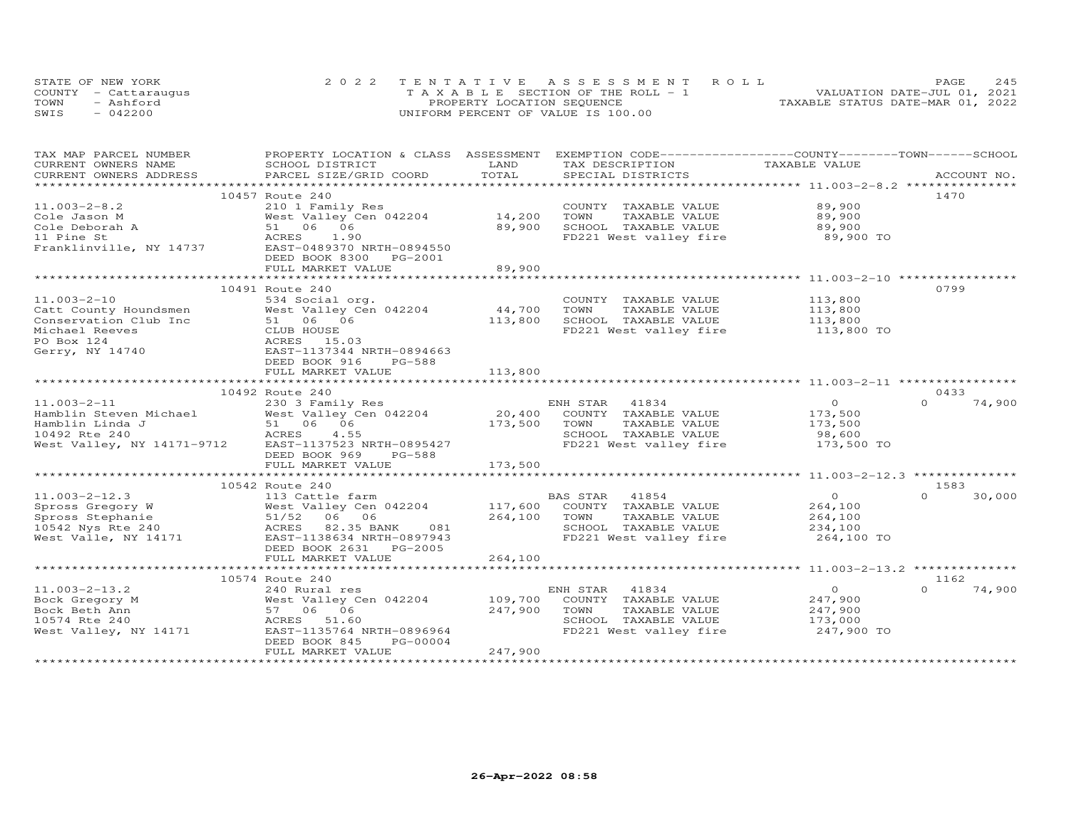STATE OF NEW YORK
COUNTY - Cattaraugus
TOWN - Ashford
SWIS - 042200

2022 TENTATIVE ASSESSMENT ROLL
TAXABLE SECTION OF THE ROLL - 1
PROPERTY LOCATION SEQUENCE
UNIFORM PERCENT OF VALUE IS 100.00

VALUATION DATE-JUL 01, 2021
TAXABLE STATUS DATE-MAR 01, 2022

| TAX MAP PARCEL NUMBER / CURRENT OWNERS NAME / CURRENT OWNERS ADDRESS | PROPERTY LOCATION & CLASS / SCHOOL DISTRICT / PARCEL SIZE/GRID COORD | ASSESSMENT LAND / TOTAL | EXEMPTION CODE / TAX DESCRIPTION / SPECIAL DISTRICTS | COUNTY / TOWN / SCHOOL TAXABLE VALUE | ACCOUNT NO. |
|---|---|---|---|---|---|
| **11.003-2-8.2** | 10457 Route 240 | | | | 1470 |
| 11.003-2-8.2 | 210 1 Family Res | | COUNTY TAXABLE VALUE | 89,900 | |
| Cole Jason M | West Valley Cen 042204 | 14,200 | TOWN TAXABLE VALUE | 89,900 | |
| Cole Deborah A | 51 06 06 | 89,900 | SCHOOL TAXABLE VALUE | 89,900 | |
| 11 Pine St | ACRES 1.90 | | FD221 West valley fire | 89,900 TO | |
| Franklinville, NY 14737 | EAST-0489370 NRTH-0894550 | | | | |
| | DEED BOOK 8300 PG-2001 | | | | |
| | FULL MARKET VALUE | 89,900 | | | |
| **11.003-2-10** | 10491 Route 240 | | | | 0799 |
| 11.003-2-10 | 534 Social org. | | COUNTY TAXABLE VALUE | 113,800 | |
| Catt County Houndsmen | West Valley Cen 042204 | 44,700 | TOWN TAXABLE VALUE | 113,800 | |
| Conservation Club Inc | 51 06 06 | 113,800 | SCHOOL TAXABLE VALUE | 113,800 | |
| Michael Reeves | CLUB HOUSE | | FD221 West valley fire | 113,800 TO | |
| PO Box 124 | ACRES 15.03 | | | | |
| Gerry, NY 14740 | EAST-1137344 NRTH-0894663 | | | | |
| | DEED BOOK 916 PG-588 | | | | |
| | FULL MARKET VALUE | 113,800 | | | |
| **11.003-2-11** | 10492 Route 240 | | | | 0433 |
| 11.003-2-11 | 230 3 Family Res | | ENH STAR 41834 | 0 / 0 / 74,900 | |
| Hamblin Steven Michael | West Valley Cen 042204 | 20,400 | COUNTY TAXABLE VALUE | 173,500 | |
| Hamblin Linda J | 51 06 06 | 173,500 | TOWN TAXABLE VALUE | 173,500 | |
| 10492 Rte 240 | ACRES 4.55 | | SCHOOL TAXABLE VALUE | 98,600 | |
| West Valley, NY 14171-9712 | EAST-1137523 NRTH-0895427 | | FD221 West valley fire | 173,500 TO | |
| | DEED BOOK 969 PG-588 | | | | |
| | FULL MARKET VALUE | 173,500 | | | |
| **11.003-2-12.3** | 10542 Route 240 | | | | 1583 |
| 11.003-2-12.3 | 113 Cattle farm | | BAS STAR 41854 | 0 / 0 / 30,000 | |
| Spross Gregory W | West Valley Cen 042204 | 117,600 | COUNTY TAXABLE VALUE | 264,100 | |
| Spross Stephanie | 51/52 06 06 | 264,100 | TOWN TAXABLE VALUE | 264,100 | |
| 10542 Nys Rte 240 | ACRES 82.35 BANK 081 | | SCHOOL TAXABLE VALUE | 234,100 | |
| West Valle, NY 14171 | EAST-1138634 NRTH-0897943 | | FD221 West valley fire | 264,100 TO | |
| | DEED BOOK 2631 PG-2005 | | | | |
| | FULL MARKET VALUE | 264,100 | | | |
| **11.003-2-13.2** | 10574 Route 240 | | | | 1162 |
| 11.003-2-13.2 | 240 Rural res | | ENH STAR 41834 | 0 / 0 / 74,900 | |
| Bock Gregory M | West Valley Cen 042204 | 109,700 | COUNTY TAXABLE VALUE | 247,900 | |
| Bock Beth Ann | 57 06 06 | 247,900 | TOWN TAXABLE VALUE | 247,900 | |
| 10574 Rte 240 | ACRES 51.60 | | SCHOOL TAXABLE VALUE | 173,000 | |
| West Valley, NY 14171 | EAST-1135764 NRTH-0896964 | | FD221 West valley fire | 247,900 TO | |
| | DEED BOOK 845 PG-00004 | | | | |
| | FULL MARKET VALUE | 247,900 | | | |

26-Apr-2022 08:58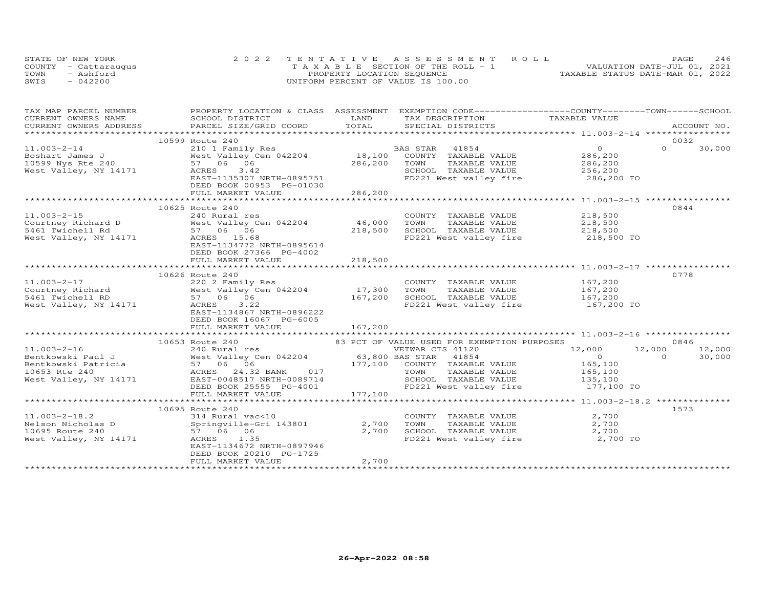STATE OF NEW YORK
COUNTY - Cattaraugus
TOWN - Ashford
SWIS - 042200

2 0 2 2 T E N T A T I V E A S S E S S M E N T R O L L
T A X A B L E SECTION OF THE ROLL - 1
PROPERTY LOCATION SEQUENCE
UNIFORM PERCENT OF VALUE IS 100.00

VALUATION DATE-JUL 01, 2021
TAXABLE STATUS DATE-MAR 01, 2022

| TAX MAP PARCEL NUMBER / CURRENT OWNERS NAME / CURRENT OWNERS ADDRESS | PROPERTY LOCATION & CLASS / SCHOOL DISTRICT / PARCEL SIZE/GRID COORD | ASSESSMENT LAND / TOTAL | EXEMPTION CODE / TAX DESCRIPTION / SPECIAL DISTRICTS | COUNTY TAXABLE VALUE | TOWN | SCHOOL | ACCOUNT NO. |
|---|---|---|---|---|---|---|---|
| 11.003-2-14 | 10599 Route 240 | | | | | | 0032 |
| Boshart James J | 210 1 Family Res | | BAS STAR 41854 | 0 | 0 | 30,000 | |
| 10599 Nys Rte 240 | West Valley Cen 042204 | 18,100 | COUNTY TAXABLE VALUE | 286,200 | | | |
| West Valley, NY 14171 | 57 06 06 | 286,200 | TOWN TAXABLE VALUE | 286,200 | | | |
| | ACRES 3.42 | | SCHOOL TAXABLE VALUE | 256,200 | | | |
| | EAST-1135307 NRTH-0895751 | | FD221 West valley fire | 286,200 TO | | | |
| | DEED BOOK 00953 PG-01030 | | | | | | |
| | FULL MARKET VALUE | 286,200 | | | | | |
| 11.003-2-15 | 10625 Route 240 | | | | | | 0844 |
| Courtney Richard D | 240 Rural res | | COUNTY TAXABLE VALUE | 218,500 | | | |
| 5461 Twichell Rd | West Valley Cen 042204 | 46,000 | TOWN TAXABLE VALUE | 218,500 | | | |
| West Valley, NY 14171 | 57 06 06 | 218,500 | SCHOOL TAXABLE VALUE | 218,500 | | | |
| | ACRES 15.68 | | FD221 West valley fire | 218,500 TO | | | |
| | EAST-1134772 NRTH-0895614 | | | | | | |
| | DEED BOOK 27366 PG-4002 | | | | | | |
| | FULL MARKET VALUE | 218,500 | | | | | |
| 11.003-2-17 | 10626 Route 240 | | | | | | 0778 |
| Courtney Richard | 220 2 Family Res | | COUNTY TAXABLE VALUE | 167,200 | | | |
| 5461 Twichell RD | West Valley Cen 042204 | 17,300 | TOWN TAXABLE VALUE | 167,200 | | | |
| West Valley, NY 14171 | 57 06 06 | 167,200 | SCHOOL TAXABLE VALUE | 167,200 | | | |
| | ACRES 3.22 | | FD221 West valley fire | 167,200 TO | | | |
| | EAST-1134867 NRTH-0896222 | | | | | | |
| | DEED BOOK 16067 PG-6005 | | | | | | |
| | FULL MARKET VALUE | 167,200 | | | | | |
| 11.003-2-16 | 10653 Route 240 | | 83 PCT OF VALUE USED FOR EXEMPTION PURPOSES | | | | 0846 |
| Bentkowski Paul J | 240 Rural res | | VETWAR CTS 41120 | 12,000 | 12,000 | 12,000 | |
| Bentkowski Patricia | West Valley Cen 042204 | 63,800 | BAS STAR 41854 | 0 | 0 | 30,000 | |
| 10653 Rte 240 | 57 06 06 | 177,100 | COUNTY TAXABLE VALUE | 165,100 | | | |
| West Valley, NY 14171 | ACRES 24.32 BANK 017 | | TOWN TAXABLE VALUE | 165,100 | | | |
| | EAST-0048517 NRTH-0089714 | | SCHOOL TAXABLE VALUE | 135,100 | | | |
| | DEED BOOK 25555 PG-4001 | | FD221 West valley fire | 177,100 TO | | | |
| | FULL MARKET VALUE | 177,100 | | | | | |
| 11.003-2-18.2 | 10695 Route 240 | | | | | | 1573 |
| Nelson Nicholas D | 314 Rural vac<10 | | COUNTY TAXABLE VALUE | 2,700 | | | |
| 10695 Route 240 | Springville-Gri 143801 | 2,700 | TOWN TAXABLE VALUE | 2,700 | | | |
| West Valley, NY 14171 | 57 06 06 | 2,700 | SCHOOL TAXABLE VALUE | 2,700 | | | |
| | ACRES 1.35 | | FD221 West valley fire | 2,700 TO | | | |
| | EAST-1134672 NRTH-0897946 | | | | | | |
| | DEED BOOK 20210 PG-1725 | | | | | | |
| | FULL MARKET VALUE | 2,700 | | | | | |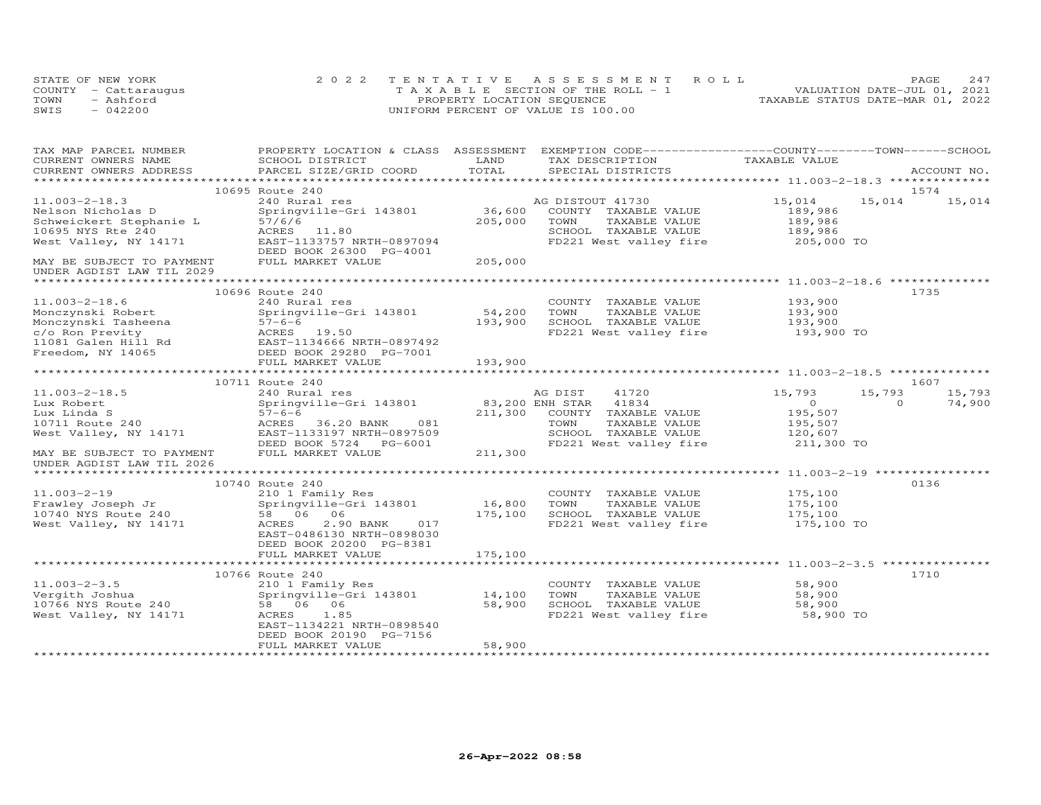STATE OF NEW YORK
COUNTY - Cattaraugus
TOWN - Ashford
SWIS - 042200

2022 TENTATIVE ASSESSMENT ROLL
TAXABLE SECTION OF THE ROLL - 1
PROPERTY LOCATION SEQUENCE
UNIFORM PERCENT OF VALUE IS 100.00

VALUATION DATE-JUL 01, 2021
TAXABLE STATUS DATE-MAR 01, 2022

| TAX MAP PARCEL NUMBER / CURRENT OWNERS NAME / CURRENT OWNERS ADDRESS | PROPERTY LOCATION & CLASS / SCHOOL DISTRICT / PARCEL SIZE/GRID COORD | ASSESSMENT LAND | TOTAL | EXEMPTION CODE / TAX DESCRIPTION / SPECIAL DISTRICTS | COUNTY TAXABLE VALUE | TOWN | SCHOOL | ACCOUNT NO. |
|---|---|---|---|---|---|---|---|---|
| **11.003-2-18.3** | 10695 Route 240 | | | | | | | 1574 |
| 11.003-2-18.3 | 240 Rural res | | | AG DISTOUT 41730 | 15,014 | 15,014 | 15,014 | |
| Nelson Nicholas D | Springville-Gri 143801 | 36,600 | | COUNTY TAXABLE VALUE | 189,986 | | | |
| Schweickert Stephanie L | 57/6/6 | | 205,000 | TOWN TAXABLE VALUE | 189,986 | | | |
| 10695 NYS Rte 240 | ACRES 11.80 | | | SCHOOL TAXABLE VALUE | 189,986 | | | |
| West Valley, NY 14171 | EAST-1133757 NRTH-0897094 | | | FD221 West valley fire | 205,000 TO | | | |
| | DEED BOOK 26300 PG-4001 | | | | | | | |
| MAY BE SUBJECT TO PAYMENT | FULL MARKET VALUE | | 205,000 | | | | | |
| UNDER AGDIST LAW TIL 2029 | | | | | | | | |
| **11.003-2-18.6** | 10696 Route 240 | | | | | | | 1735 |
| 11.003-2-18.6 | 240 Rural res | | | COUNTY TAXABLE VALUE | 193,900 | | | |
| Monczynski Robert | Springville-Gri 143801 | 54,200 | | TOWN TAXABLE VALUE | 193,900 | | | |
| Monczynski Tasheena | 57-6-6 | | 193,900 | SCHOOL TAXABLE VALUE | 193,900 | | | |
| c/o Ron Previty | ACRES 19.50 | | | FD221 West valley fire | 193,900 TO | | | |
| 11081 Galen Hill Rd | EAST-1134666 NRTH-0897492 | | | | | | | |
| Freedom, NY 14065 | DEED BOOK 29280 PG-7001 | | | | | | | |
| | FULL MARKET VALUE | | 193,900 | | | | | |
| **11.003-2-18.5** | 10711 Route 240 | | | | | | | 1607 |
| 11.003-2-18.5 | 240 Rural res | | | AG DIST 41720 | 15,793 | 15,793 | 15,793 | |
| Lux Robert | Springville-Gri 143801 | 83,200 | | ENH STAR 41834 | 0 | 0 | 74,900 | |
| Lux Linda S | 57-6-6 | | 211,300 | COUNTY TAXABLE VALUE | 195,507 | | | |
| 10711 Route 240 | ACRES 36.20 BANK 081 | | | TOWN TAXABLE VALUE | 195,507 | | | |
| West Valley, NY 14171 | EAST-1133197 NRTH-0897509 | | | SCHOOL TAXABLE VALUE | 120,607 | | | |
| | DEED BOOK 5724 PG-6001 | | | FD221 West valley fire | 211,300 TO | | | |
| MAY BE SUBJECT TO PAYMENT | FULL MARKET VALUE | | 211,300 | | | | | |
| UNDER AGDIST LAW TIL 2026 | | | | | | | | |
| **11.003-2-19** | 10740 Route 240 | | | | | | | 0136 |
| 11.003-2-19 | 210 1 Family Res | | | COUNTY TAXABLE VALUE | 175,100 | | | |
| Frawley Joseph Jr | Springville-Gri 143801 | 16,800 | | TOWN TAXABLE VALUE | 175,100 | | | |
| 10740 NYS Route 240 | 58 06 06 | | 175,100 | SCHOOL TAXABLE VALUE | 175,100 | | | |
| West Valley, NY 14171 | ACRES 2.90 BANK 017 | | | FD221 West valley fire | 175,100 TO | | | |
| | EAST-0486130 NRTH-0898030 | | | | | | | |
| | DEED BOOK 20200 PG-8381 | | | | | | | |
| | FULL MARKET VALUE | | 175,100 | | | | | |
| **11.003-2-3.5** | 10766 Route 240 | | | | | | | 1710 |
| 11.003-2-3.5 | 210 1 Family Res | | | COUNTY TAXABLE VALUE | 58,900 | | | |
| Vergith Joshua | Springville-Gri 143801 | 14,100 | | TOWN TAXABLE VALUE | 58,900 | | | |
| 10766 NYS Route 240 | 58 06 06 | | 58,900 | SCHOOL TAXABLE VALUE | 58,900 | | | |
| West Valley, NY 14171 | ACRES 1.85 | | | FD221 West valley fire | 58,900 TO | | | |
| | EAST-1134221 NRTH-0898540 | | | | | | | |
| | DEED BOOK 20190 PG-7156 | | | | | | | |
| | FULL MARKET VALUE | | 58,900 | | | | | |

26-Apr-2022 08:58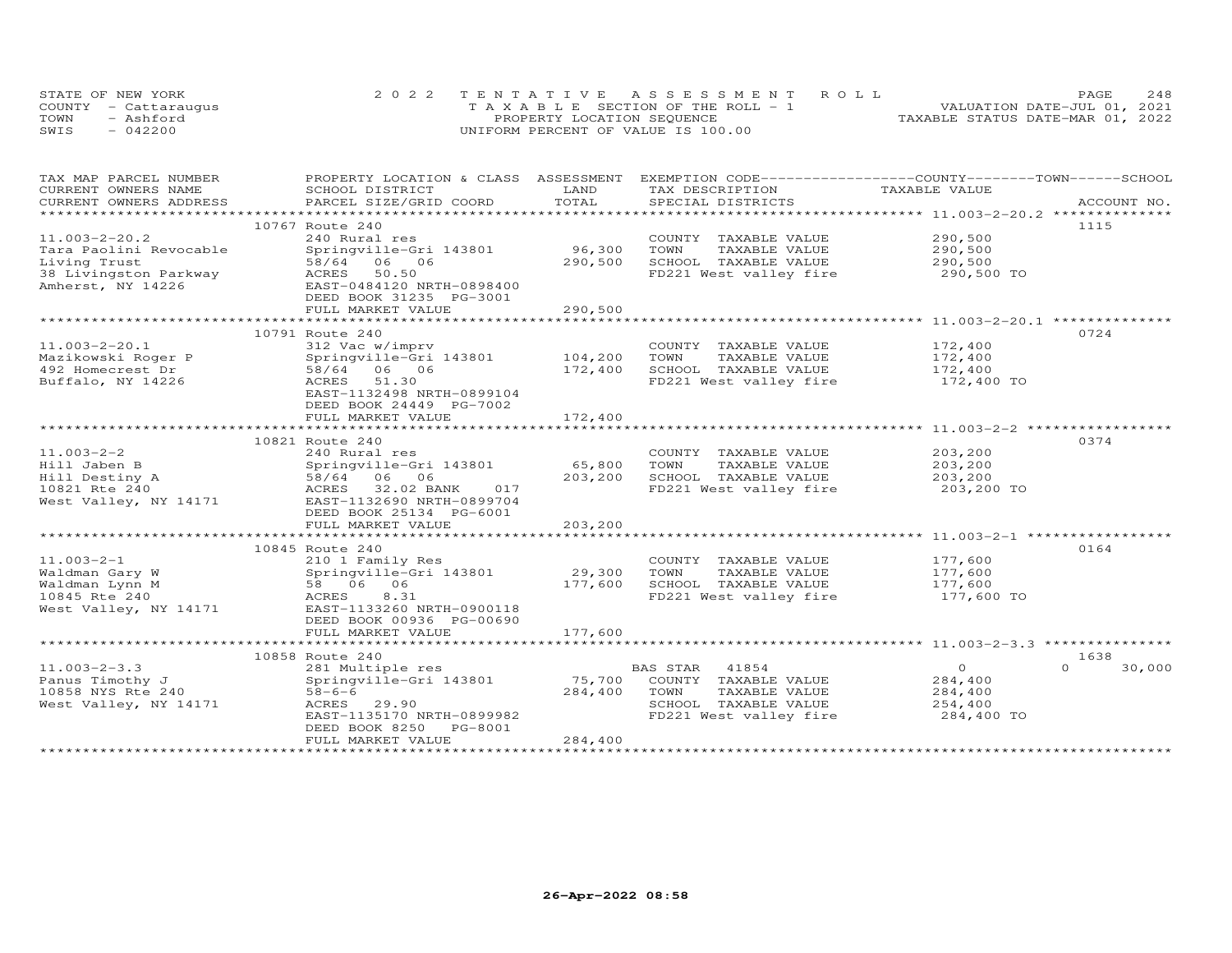STATE OF NEW YORK
COUNTY - Cattaraugus
TOWN - Ashford
SWIS - 042200

2022 TENTATIVE ASSESSMENT ROLL
TAXABLE SECTION OF THE ROLL - 1
PROPERTY LOCATION SEQUENCE
UNIFORM PERCENT OF VALUE IS 100.00

VALUATION DATE-JUL 01, 2021
TAXABLE STATUS DATE-MAR 01, 2022

| TAX MAP PARCEL NUMBER / CURRENT OWNERS NAME / CURRENT OWNERS ADDRESS | PROPERTY LOCATION & CLASS / SCHOOL DISTRICT / PARCEL SIZE/GRID COORD | ASSESSMENT LAND | TOTAL | EXEMPTION CODE / TAX DESCRIPTION / SPECIAL DISTRICTS | COUNTY TAXABLE VALUE | TOWN | SCHOOL | ACCOUNT NO. |
|---|---|---|---|---|---|---|---|---|
| **11.003-2-20.2** | 10767 Route 240 | | | | | | | 1115 |
| Tara Paolini Revocable | 240 Rural res | | | COUNTY TAXABLE VALUE | 290,500 | | | |
| Living Trust | Springville-Gri 143801 | 96,300 | | TOWN TAXABLE VALUE | 290,500 | | | |
| 38 Livingston Parkway | 58/64 06 06 | | 290,500 | SCHOOL TAXABLE VALUE | 290,500 | | | |
| Amherst, NY 14226 | ACRES 50.50 | | | FD221 West valley fire | 290,500 TO | | | |
| | EAST-0484120 NRTH-0898400 | | | | | | | |
| | DEED BOOK 31235 PG-3001 | | | | | | | |
| | FULL MARKET VALUE | | 290,500 | | | | | |
| **11.003-2-20.1** | 10791 Route 240 | | | | | | | 0724 |
| Mazikowski Roger P | 312 Vac w/imprv | | | COUNTY TAXABLE VALUE | 172,400 | | | |
| 492 Homecrest Dr | Springville-Gri 143801 | 104,200 | | TOWN TAXABLE VALUE | 172,400 | | | |
| Buffalo, NY 14226 | 58/64 06 06 | | 172,400 | SCHOOL TAXABLE VALUE | 172,400 | | | |
| | ACRES 51.30 | | | FD221 West valley fire | 172,400 TO | | | |
| | EAST-1132498 NRTH-0899104 | | | | | | | |
| | DEED BOOK 24449 PG-7002 | | | | | | | |
| | FULL MARKET VALUE | | 172,400 | | | | | |
| **11.003-2-2** | 10821 Route 240 | | | | | | | 0374 |
| Hill Jaben B | 240 Rural res | | | COUNTY TAXABLE VALUE | 203,200 | | | |
| Hill Destiny A | Springville-Gri 143801 | 65,800 | | TOWN TAXABLE VALUE | 203,200 | | | |
| 10821 Rte 240 | 58/64 06 06 | | 203,200 | SCHOOL TAXABLE VALUE | 203,200 | | | |
| West Valley, NY 14171 | ACRES 32.02 BANK 017 | | | FD221 West valley fire | 203,200 TO | | | |
| | EAST-1132690 NRTH-0899704 | | | | | | | |
| | DEED BOOK 25134 PG-6001 | | | | | | | |
| | FULL MARKET VALUE | | 203,200 | | | | | |
| **11.003-2-1** | 10845 Route 240 | | | | | | | 0164 |
| Waldman Gary W | 210 1 Family Res | | | COUNTY TAXABLE VALUE | 177,600 | | | |
| Waldman Lynn M | Springville-Gri 143801 | 29,300 | | TOWN TAXABLE VALUE | 177,600 | | | |
| 10845 Rte 240 | 58 06 06 | | 177,600 | SCHOOL TAXABLE VALUE | 177,600 | | | |
| West Valley, NY 14171 | ACRES 8.31 | | | FD221 West valley fire | 177,600 TO | | | |
| | EAST-1133260 NRTH-0900118 | | | | | | | |
| | DEED BOOK 00936 PG-00690 | | | | | | | |
| | FULL MARKET VALUE | | 177,600 | | | | | |
| **11.003-2-3.3** | 10858 Route 240 | | | | | | | 1638 |
| Panus Timothy J | 281 Multiple res | | | BAS STAR 41854 | 0 | 0 | 30,000 | |
| 10858 NYS Rte 240 | Springville-Gri 143801 | 75,700 | | COUNTY TAXABLE VALUE | 284,400 | | | |
| West Valley, NY 14171 | 58-6-6 | | 284,400 | TOWN TAXABLE VALUE | 284,400 | | | |
| | ACRES 29.90 | | | SCHOOL TAXABLE VALUE | 254,400 | | | |
| | EAST-1135170 NRTH-0899982 | | | FD221 West valley fire | 284,400 TO | | | |
| | DEED BOOK 8250 PG-8001 | | | | | | | |
| | FULL MARKET VALUE | | 284,400 | | | | | |

26-Apr-2022 08:58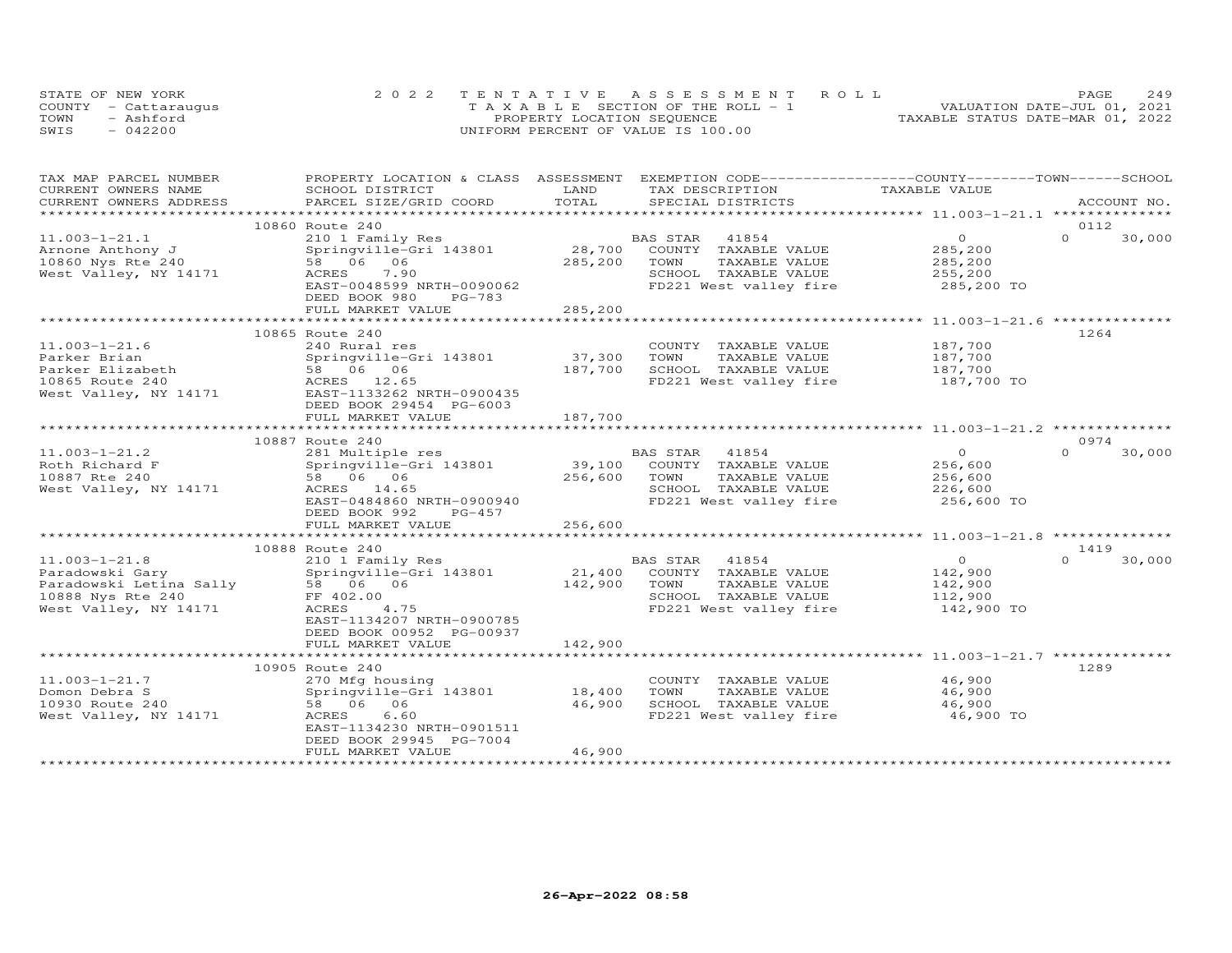STATE OF NEW YORK
COUNTY - Cattaraugus
TOWN - Ashford
SWIS - 042200

2022 TENTATIVE ASSESSMENT ROLL
TAXABLE SECTION OF THE ROLL - 1
PROPERTY LOCATION SEQUENCE
UNIFORM PERCENT OF VALUE IS 100.00

VALUATION DATE-JUL 01, 2021
TAXABLE STATUS DATE-MAR 01, 2022

| TAX MAP PARCEL NUMBER / CURRENT OWNERS NAME / CURRENT OWNERS ADDRESS | PROPERTY LOCATION & CLASS / SCHOOL DISTRICT / PARCEL SIZE/GRID COORD | ASSESSMENT LAND | TOTAL | EXEMPTION CODE / TAX DESCRIPTION / SPECIAL DISTRICTS | COUNTY TAXABLE VALUE | TOWN | SCHOOL / ACCOUNT NO. |
|---|---|---|---|---|---|---|---|
| | 10860 Route 240 | | | | | | 0112 |
| 11.003-1-21.1 | 210 1 Family Res | | | BAS STAR 41854 | 0 | 0 | 30,000 |
| Arnone Anthony J | Springville-Gri 143801 | 28,700 | | COUNTY TAXABLE VALUE | 285,200 | | |
| 10860 Nys Rte 240 | 58 06 06 | | 285,200 | TOWN TAXABLE VALUE | 285,200 | | |
| West Valley, NY 14171 | ACRES 7.90 | | | SCHOOL TAXABLE VALUE | 255,200 | | |
| | EAST-0048599 NRTH-0090062 | | | FD221 West valley fire | 285,200 TO | | |
| | DEED BOOK 980 PG-783 | | | | | | |
| | FULL MARKET VALUE | | 285,200 | | | | |
| | 10865 Route 240 | | | | | | 1264 |
| 11.003-1-21.6 | 240 Rural res | | | COUNTY TAXABLE VALUE | 187,700 | | |
| Parker Brian | Springville-Gri 143801 | 37,300 | | TOWN TAXABLE VALUE | 187,700 | | |
| Parker Elizabeth | 58 06 06 | | 187,700 | SCHOOL TAXABLE VALUE | 187,700 | | |
| 10865 Route 240 | ACRES 12.65 | | | FD221 West valley fire | 187,700 TO | | |
| West Valley, NY 14171 | EAST-1133262 NRTH-0900435 | | | | | | |
| | DEED BOOK 29454 PG-6003 | | | | | | |
| | FULL MARKET VALUE | | 187,700 | | | | |
| | 10887 Route 240 | | | | | | 0974 |
| 11.003-1-21.2 | 281 Multiple res | | | BAS STAR 41854 | 0 | 0 | 30,000 |
| Roth Richard F | Springville-Gri 143801 | 39,100 | | COUNTY TAXABLE VALUE | 256,600 | | |
| 10887 Rte 240 | 58 06 06 | | 256,600 | TOWN TAXABLE VALUE | 256,600 | | |
| West Valley, NY 14171 | ACRES 14.65 | | | SCHOOL TAXABLE VALUE | 226,600 | | |
| | EAST-0484860 NRTH-0900940 | | | FD221 West valley fire | 256,600 TO | | |
| | DEED BOOK 992 PG-457 | | | | | | |
| | FULL MARKET VALUE | | 256,600 | | | | |
| | 10888 Route 240 | | | | | | 1419 |
| 11.003-1-21.8 | 210 1 Family Res | | | BAS STAR 41854 | 0 | 0 | 30,000 |
| Paradowski Gary | Springville-Gri 143801 | 21,400 | | COUNTY TAXABLE VALUE | 142,900 | | |
| Paradowski Letina Sally | 58 06 06 | | 142,900 | TOWN TAXABLE VALUE | 142,900 | | |
| 10888 Nys Rte 240 | FF 402.00 | | | SCHOOL TAXABLE VALUE | 112,900 | | |
| West Valley, NY 14171 | ACRES 4.75 | | | FD221 West valley fire | 142,900 TO | | |
| | EAST-1134207 NRTH-0900785 | | | | | | |
| | DEED BOOK 00952 PG-00937 | | | | | | |
| | FULL MARKET VALUE | | 142,900 | | | | |
| | 10905 Route 240 | | | | | | 1289 |
| 11.003-1-21.7 | 270 Mfg housing | | | COUNTY TAXABLE VALUE | 46,900 | | |
| Domon Debra S | Springville-Gri 143801 | 18,400 | | TOWN TAXABLE VALUE | 46,900 | | |
| 10930 Route 240 | 58 06 06 | | 46,900 | SCHOOL TAXABLE VALUE | 46,900 | | |
| West Valley, NY 14171 | ACRES 6.60 | | | FD221 West valley fire | 46,900 TO | | |
| | EAST-1134230 NRTH-0901511 | | | | | | |
| | DEED BOOK 29945 PG-7004 | | | | | | |
| | FULL MARKET VALUE | | 46,900 | | | | |

26-Apr-2022 08:58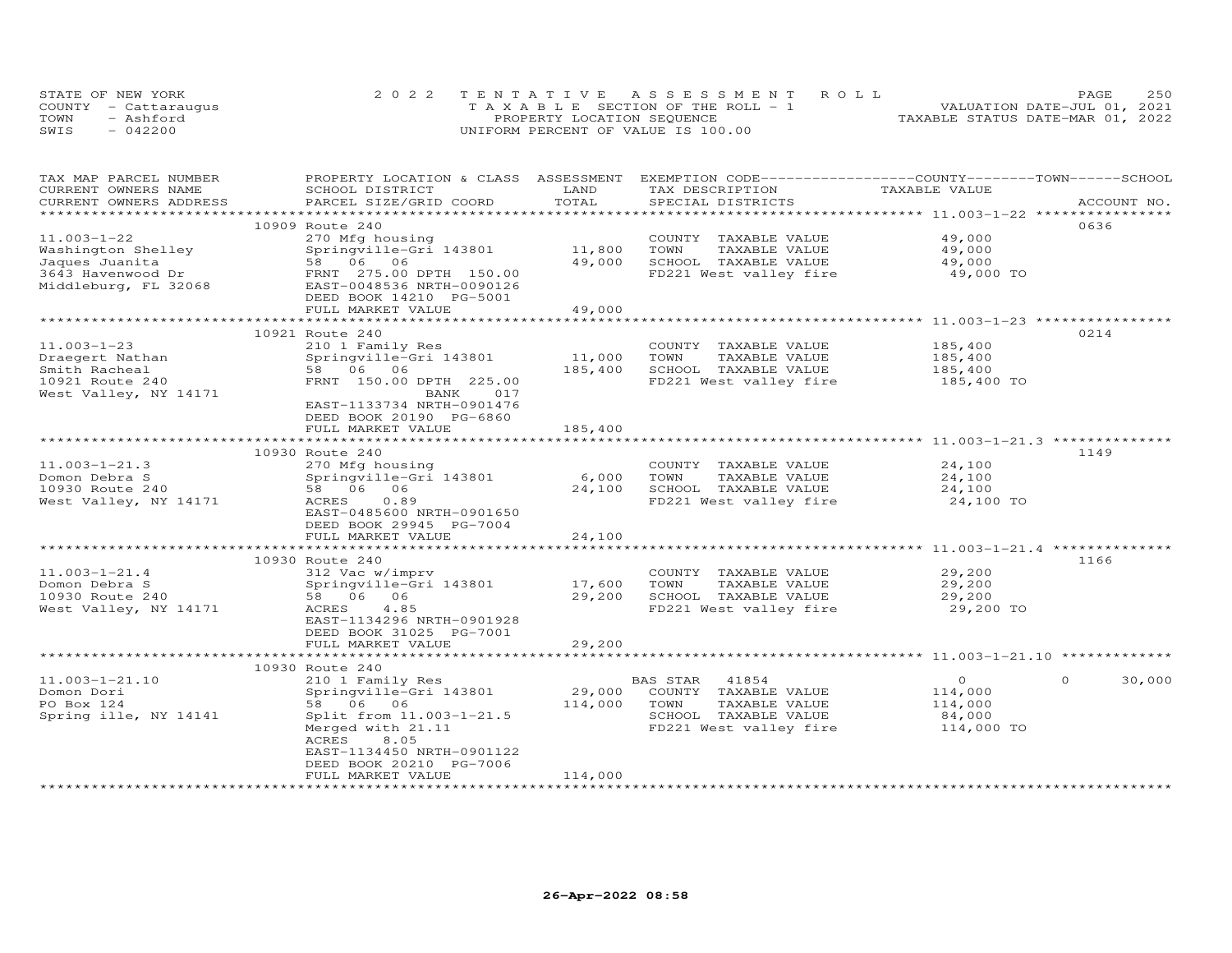STATE OF NEW YORK
COUNTY - Cattaraugus
TOWN - Ashford
SWIS - 042200

2022 TENTATIVE ASSESSMENT ROLL
TAXABLE SECTION OF THE ROLL - 1
PROPERTY LOCATION SEQUENCE
UNIFORM PERCENT OF VALUE IS 100.00

VALUATION DATE-JUL 01, 2021
TAXABLE STATUS DATE-MAR 01, 2022

| TAX MAP PARCEL NUMBER / CURRENT OWNERS NAME / CURRENT OWNERS ADDRESS | PROPERTY LOCATION & CLASS / SCHOOL DISTRICT / PARCEL SIZE/GRID COORD | ASSESSMENT LAND | TOTAL | EXEMPTION CODE / TAX DESCRIPTION / SPECIAL DISTRICTS | COUNTY TAXABLE VALUE | TOWN | SCHOOL | ACCOUNT NO. |
|---|---|---|---|---|---|---|---|---|
| **11.003-1-22** | 10909 Route 240 | | | | | | | 0636 |
| Washington Shelley | 270 Mfg housing | | | COUNTY TAXABLE VALUE | 49,000 | | | |
| Jaques Juanita | Springville-Gri 143801 | 11,800 | | TOWN TAXABLE VALUE | 49,000 | | | |
| 3643 Havenwood Dr | 58 06 06 | | 49,000 | SCHOOL TAXABLE VALUE | 49,000 | | | |
| Middleburg, FL 32068 | FRNT 275.00 DPTH 150.00 | | | FD221 West valley fire | 49,000 TO | | | |
| | EAST-0048536 NRTH-0090126 | | | | | | | |
| | DEED BOOK 14210 PG-5001 | | | | | | | |
| | FULL MARKET VALUE | | 49,000 | | | | | |
| **11.003-1-23** | 10921 Route 240 | | | | | | | 0214 |
| Draegert Nathan | 210 1 Family Res | | | COUNTY TAXABLE VALUE | 185,400 | | | |
| Smith Racheal | Springville-Gri 143801 | 11,000 | | TOWN TAXABLE VALUE | 185,400 | | | |
| 10921 Route 240 | 58 06 06 | | 185,400 | SCHOOL TAXABLE VALUE | 185,400 | | | |
| West Valley, NY 14171 | FRNT 150.00 DPTH 225.00 | | | FD221 West valley fire | 185,400 TO | | | |
| | BANK 017 | | | | | | | |
| | EAST-1133734 NRTH-0901476 | | | | | | | |
| | DEED BOOK 20190 PG-6860 | | | | | | | |
| | FULL MARKET VALUE | | 185,400 | | | | | |
| **11.003-1-21.3** | 10930 Route 240 | | | | | | | 1149 |
| Domon Debra S | 270 Mfg housing | | | COUNTY TAXABLE VALUE | 24,100 | | | |
| 10930 Route 240 | Springville-Gri 143801 | 6,000 | | TOWN TAXABLE VALUE | 24,100 | | | |
| West Valley, NY 14171 | 58 06 06 | | 24,100 | SCHOOL TAXABLE VALUE | 24,100 | | | |
| | ACRES 0.89 | | | FD221 West valley fire | 24,100 TO | | | |
| | EAST-0485600 NRTH-0901650 | | | | | | | |
| | DEED BOOK 29945 PG-7004 | | | | | | | |
| | FULL MARKET VALUE | | 24,100 | | | | | |
| **11.003-1-21.4** | 10930 Route 240 | | | | | | | 1166 |
| Domon Debra S | 312 Vac w/imprv | | | COUNTY TAXABLE VALUE | 29,200 | | | |
| 10930 Route 240 | Springville-Gri 143801 | 17,600 | | TOWN TAXABLE VALUE | 29,200 | | | |
| West Valley, NY 14171 | 58 06 06 | | 29,200 | SCHOOL TAXABLE VALUE | 29,200 | | | |
| | ACRES 4.85 | | | FD221 West valley fire | 29,200 TO | | | |
| | EAST-1134296 NRTH-0901928 | | | | | | | |
| | DEED BOOK 31025 PG-7001 | | | | | | | |
| | FULL MARKET VALUE | | 29,200 | | | | | |
| **11.003-1-21.10** | 10930 Route 240 | | | | | | | |
| Domon Dori | 210 1 Family Res | | | BAS STAR 41854 | 0 | 0 | 30,000 | |
| PO Box 124 | Springville-Gri 143801 | 29,000 | | COUNTY TAXABLE VALUE | 114,000 | | | |
| Spring ille, NY 14141 | 58 06 06 | | 114,000 | TOWN TAXABLE VALUE | 114,000 | | | |
| | Split from 11.003-1-21.5 | | | SCHOOL TAXABLE VALUE | 84,000 | | | |
| | Merged with 21.11 | | | FD221 West valley fire | 114,000 TO | | | |
| | ACRES 8.05 | | | | | | | |
| | EAST-1134450 NRTH-0901122 | | | | | | | |
| | DEED BOOK 20210 PG-7006 | | | | | | | |
| | FULL MARKET VALUE | | 114,000 | | | | | |

26-Apr-2022 08:58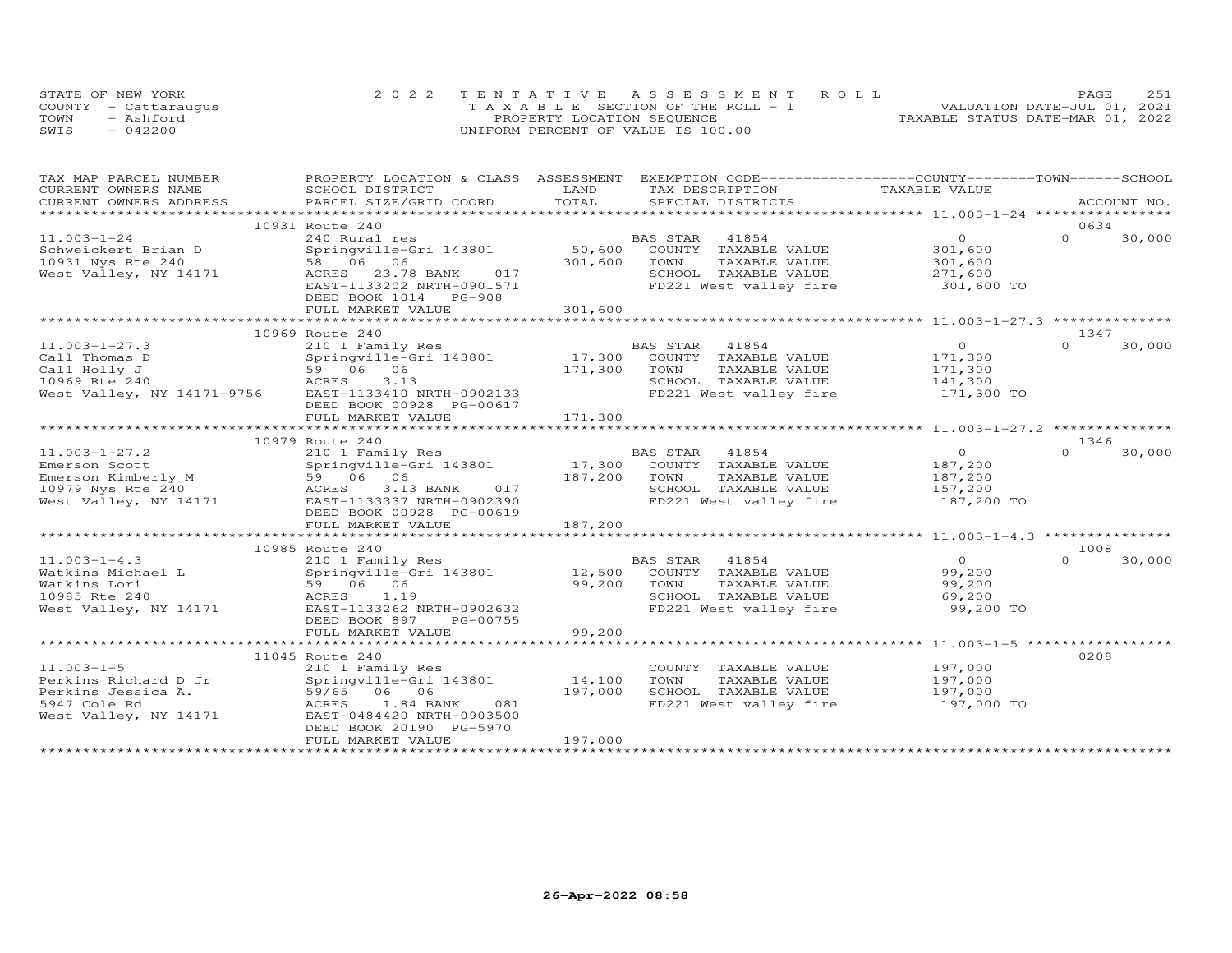STATE OF NEW YORK
COUNTY - Cattaraugus
TOWN - Ashford
SWIS - 042200

2022 TENTATIVE ASSESSMENT ROLL
TAXABLE SECTION OF THE ROLL - 1
PROPERTY LOCATION SEQUENCE
UNIFORM PERCENT OF VALUE IS 100.00

VALUATION DATE-JUL 01, 2021
TAXABLE STATUS DATE-MAR 01, 2022

| TAX MAP PARCEL NUMBER / CURRENT OWNERS NAME / CURRENT OWNERS ADDRESS | PROPERTY LOCATION & CLASS / SCHOOL DISTRICT / PARCEL SIZE/GRID COORD | ASSESSMENT LAND / TOTAL | EXEMPTION CODE / TAX DESCRIPTION / SPECIAL DISTRICTS | COUNTY / TOWN TAXABLE VALUE | SCHOOL / ACCOUNT NO. |
|---|---|---|---|---|---|
| **11.003-1-24** | 10931 Route 240 | | | | 0634 |
| 11.003-1-24 | 240 Rural res | | BAS STAR 41854 | 0 | 0 30,000 |
| Schweickert Brian D | Springville-Gri 143801 | 50,600 | COUNTY TAXABLE VALUE | 301,600 | |
| 10931 Nys Rte 240 | 58 06 06 | 301,600 | TOWN TAXABLE VALUE | 301,600 | |
| West Valley, NY 14171 | ACRES 23.78 BANK 017 | | SCHOOL TAXABLE VALUE | 271,600 | |
| | EAST-1133202 NRTH-0901571 | | FD221 West valley fire | 301,600 TO | |
| | DEED BOOK 1014 PG-908 | | | | |
| | FULL MARKET VALUE | 301,600 | | | |
| **11.003-1-27.3** | 10969 Route 240 | | | | 1347 |
| 11.003-1-27.3 | 210 1 Family Res | | BAS STAR 41854 | 0 | 0 30,000 |
| Call Thomas D | Springville-Gri 143801 | 17,300 | COUNTY TAXABLE VALUE | 171,300 | |
| Call Holly J | 59 06 06 | 171,300 | TOWN TAXABLE VALUE | 171,300 | |
| 10969 Rte 240 | ACRES 3.13 | | SCHOOL TAXABLE VALUE | 141,300 | |
| West Valley, NY 14171-9756 | EAST-1133410 NRTH-0902133 | | FD221 West valley fire | 171,300 TO | |
| | DEED BOOK 00928 PG-00617 | | | | |
| | FULL MARKET VALUE | 171,300 | | | |
| **11.003-1-27.2** | 10979 Route 240 | | | | 1346 |
| 11.003-1-27.2 | 210 1 Family Res | | BAS STAR 41854 | 0 | 0 30,000 |
| Emerson Scott | Springville-Gri 143801 | 17,300 | COUNTY TAXABLE VALUE | 187,200 | |
| Emerson Kimberly M | 59 06 06 | 187,200 | TOWN TAXABLE VALUE | 187,200 | |
| 10979 Nys Rte 240 | ACRES 3.13 BANK 017 | | SCHOOL TAXABLE VALUE | 157,200 | |
| West Valley, NY 14171 | EAST-1133337 NRTH-0902390 | | FD221 West valley fire | 187,200 TO | |
| | DEED BOOK 00928 PG-00619 | | | | |
| | FULL MARKET VALUE | 187,200 | | | |
| **11.003-1-4.3** | 10985 Route 240 | | | | 1008 |
| 11.003-1-4.3 | 210 1 Family Res | | BAS STAR 41854 | 0 | 0 30,000 |
| Watkins Michael L | Springville-Gri 143801 | 12,500 | COUNTY TAXABLE VALUE | 99,200 | |
| Watkins Lori | 59 06 06 | 99,200 | TOWN TAXABLE VALUE | 99,200 | |
| 10985 Rte 240 | ACRES 1.19 | | SCHOOL TAXABLE VALUE | 69,200 | |
| West Valley, NY 14171 | EAST-1133262 NRTH-0902632 | | FD221 West valley fire | 99,200 TO | |
| | DEED BOOK 897 PG-00755 | | | | |
| | FULL MARKET VALUE | 99,200 | | | |
| **11.003-1-5** | 11045 Route 240 | | | | 0208 |
| 11.003-1-5 | 210 1 Family Res | | COUNTY TAXABLE VALUE | 197,000 | |
| Perkins Richard D Jr | Springville-Gri 143801 | 14,100 | TOWN TAXABLE VALUE | 197,000 | |
| Perkins Jessica A. | 59/65 06 06 | 197,000 | SCHOOL TAXABLE VALUE | 197,000 | |
| 5947 Cole Rd | ACRES 1.84 BANK 081 | | FD221 West valley fire | 197,000 TO | |
| West Valley, NY 14171 | EAST-0484420 NRTH-0903500 | | | | |
| | DEED BOOK 20190 PG-5970 | | | | |
| | FULL MARKET VALUE | 197,000 | | | |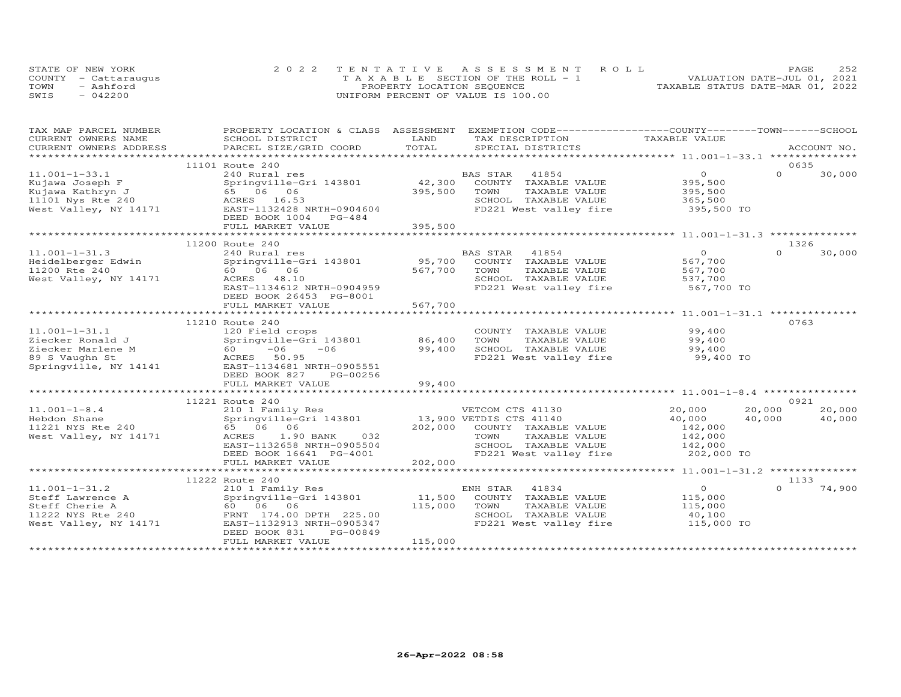STATE OF NEW YORK
COUNTY - Cattaraugus
TOWN - Ashford
SWIS - 042200

2022 TENTATIVE ASSESSMENT ROLL
TAXABLE SECTION OF THE ROLL - 1
PROPERTY LOCATION SEQUENCE
UNIFORM PERCENT OF VALUE IS 100.00

VALUATION DATE-JUL 01, 2021
TAXABLE STATUS DATE-MAR 01, 2022

| TAX MAP PARCEL NUMBER / CURRENT OWNERS NAME / CURRENT OWNERS ADDRESS | PROPERTY LOCATION & CLASS / SCHOOL DISTRICT / PARCEL SIZE/GRID COORD | ASSESSMENT LAND / TOTAL | EXEMPTION CODE / TAX DESCRIPTION / SPECIAL DISTRICTS | COUNTY TAXABLE VALUE | TOWN | SCHOOL | ACCOUNT NO. |
|---|---|---|---|---|---|---|---|
| **11.001-1-33.1** | 11101 Route 240 | | | | | | 0635 |
| Kujawa Joseph F | 240 Rural res | | BAS STAR 41854 | 0 | 0 | 30,000 | |
| Kujawa Kathryn J | Springville-Gri 143801 | 42,300 | COUNTY TAXABLE VALUE | 395,500 | | | |
| 11101 Nys Rte 240 | 65 06 06 | 395,500 | TOWN TAXABLE VALUE | 395,500 | | | |
| West Valley, NY 14171 | ACRES 16.53 | | SCHOOL TAXABLE VALUE | 365,500 | | | |
| | EAST-1132428 NRTH-0904604 | | FD221 West valley fire | 395,500 TO | | | |
| | DEED BOOK 1004 PG-484 | | | | | | |
| | FULL MARKET VALUE | 395,500 | | | | | |
| **11.001-1-31.3** | 11200 Route 240 | | | | | | 1326 |
| Heidelberger Edwin | 240 Rural res | | BAS STAR 41854 | 0 | 0 | 30,000 | |
| 11200 Rte 240 | Springville-Gri 143801 | 95,700 | COUNTY TAXABLE VALUE | 567,700 | | | |
| West Valley, NY 14171 | 60 06 06 | 567,700 | TOWN TAXABLE VALUE | 567,700 | | | |
| | ACRES 48.10 | | SCHOOL TAXABLE VALUE | 537,700 | | | |
| | EAST-1134612 NRTH-0904959 | | FD221 West valley fire | 567,700 TO | | | |
| | DEED BOOK 26453 PG-8001 | | | | | | |
| | FULL MARKET VALUE | 567,700 | | | | | |
| **11.001-1-31.1** | 11210 Route 240 | | | | | | 0763 |
| Ziecker Ronald J | 120 Field crops | | COUNTY TAXABLE VALUE | 99,400 | | | |
| Ziecker Marlene M | Springville-Gri 143801 | 86,400 | TOWN TAXABLE VALUE | 99,400 | | | |
| 89 S Vaughn St | 60 -06 -06 | 99,400 | SCHOOL TAXABLE VALUE | 99,400 | | | |
| Springville, NY 14141 | ACRES 50.95 | | FD221 West valley fire | 99,400 TO | | | |
| | EAST-1134681 NRTH-0905551 | | | | | | |
| | DEED BOOK 827 PG-00256 | | | | | | |
| | FULL MARKET VALUE | 99,400 | | | | | |
| **11.001-1-8.4** | 11221 Route 240 | | | | | | 0921 |
| Hebdon Shane | 210 1 Family Res | | VETCOM CTS 41130 | 20,000 | 20,000 | 20,000 | |
| 11221 NYS Rte 240 | Springville-Gri 143801 | 13,900 | VETDIS CTS 41140 | 40,000 | 40,000 | 40,000 | |
| West Valley, NY 14171 | 65 06 06 | 202,000 | COUNTY TAXABLE VALUE | 142,000 | | | |
| | ACRES 1.90 BANK 032 | | TOWN TAXABLE VALUE | 142,000 | | | |
| | EAST-1132658 NRTH-0905504 | | SCHOOL TAXABLE VALUE | 142,000 | | | |
| | DEED BOOK 16641 PG-4001 | | FD221 West valley fire | 202,000 TO | | | |
| | FULL MARKET VALUE | 202,000 | | | | | |
| **11.001-1-31.2** | 11222 Route 240 | | | | | | 1133 |
| Steff Lawrence A | 210 1 Family Res | | ENH STAR 41834 | 0 | 0 | 74,900 | |
| Steff Cherie A | Springville-Gri 143801 | 11,500 | COUNTY TAXABLE VALUE | 115,000 | | | |
| 11222 NYS Rte 240 | 60 06 06 | 115,000 | TOWN TAXABLE VALUE | 115,000 | | | |
| West Valley, NY 14171 | FRNT 174.00 DPTH 225.00 | | SCHOOL TAXABLE VALUE | 40,100 | | | |
| | EAST-1132913 NRTH-0905347 | | FD221 West valley fire | 115,000 TO | | | |
| | DEED BOOK 831 PG-00849 | | | | | | |
| | FULL MARKET VALUE | 115,000 | | | | | |

26-Apr-2022 08:58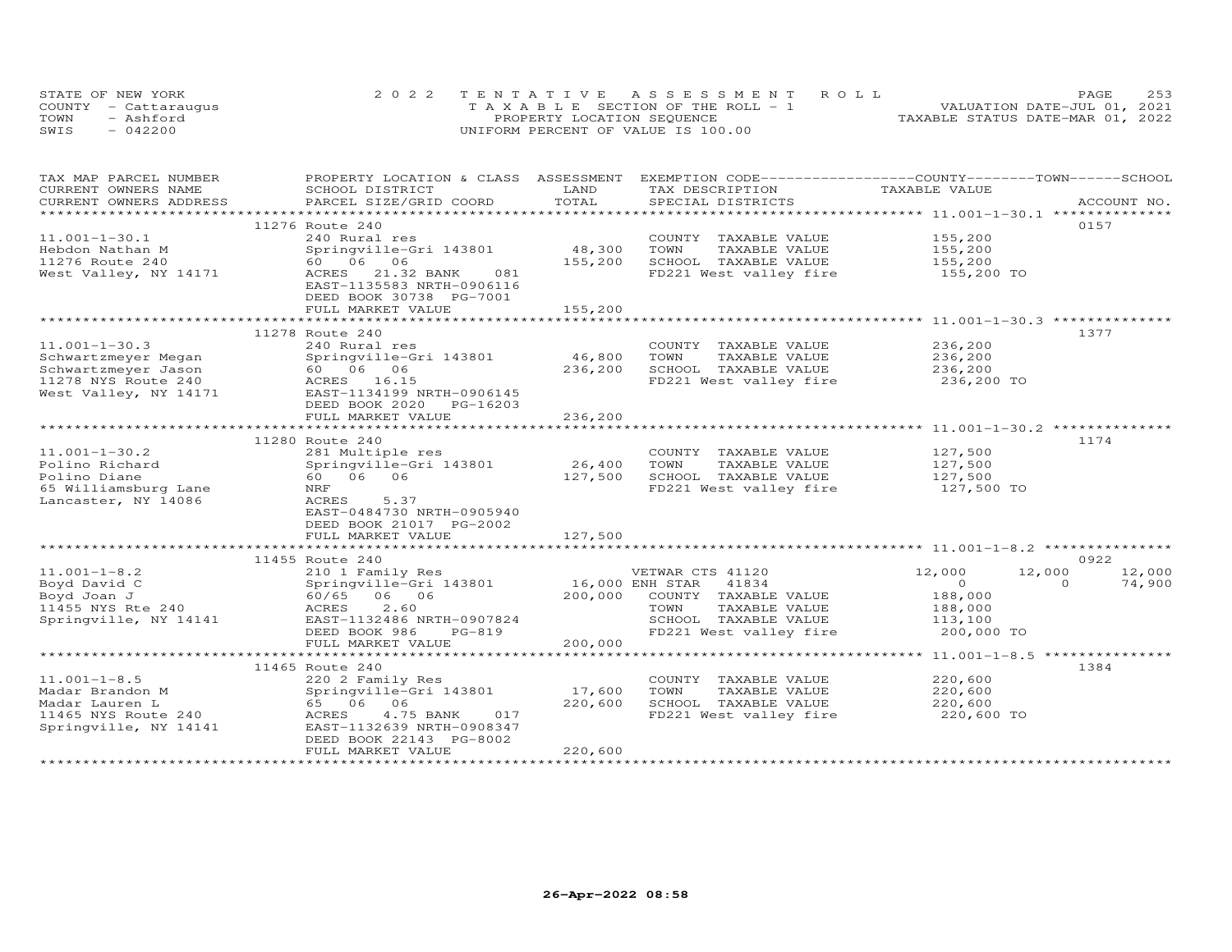STATE OF NEW YORK
COUNTY - Cattaraugus
TOWN - Ashford
SWIS - 042200

2022 TENTATIVE ASSESSMENT ROLL
TAXABLE SECTION OF THE ROLL - 1
PROPERTY LOCATION SEQUENCE
UNIFORM PERCENT OF VALUE IS 100.00

VALUATION DATE-JUL 01, 2021
TAXABLE STATUS DATE-MAR 01, 2022

| TAX MAP PARCEL NUMBER / CURRENT OWNERS NAME / CURRENT OWNERS ADDRESS | PROPERTY LOCATION & CLASS / SCHOOL DISTRICT / PARCEL SIZE/GRID COORD | ASSESSMENT LAND / TOTAL | EXEMPTION CODE / TAX DESCRIPTION / SPECIAL DISTRICTS | COUNTY TAXABLE VALUE | TOWN | SCHOOL | ACCOUNT NO. |
|---|---|---|---|---|---|---|---|
| **11.001-1-30.1** | 11276 Route 240 | | | | | | 0157 |
| 11.001-1-30.1 | 240 Rural res | | COUNTY TAXABLE VALUE | 155,200 | | | |
| Hebdon Nathan M | Springville-Gri 143801 | 48,300 | TOWN TAXABLE VALUE | 155,200 | | | |
| 11276 Route 240 | 60 06 06 | 155,200 | SCHOOL TAXABLE VALUE | 155,200 | | | |
| West Valley, NY 14171 | ACRES 21.32 BANK 081 | | FD221 West valley fire | 155,200 TO | | | |
| | EAST-1135583 NRTH-0906116 | | | | | | |
| | DEED BOOK 30738 PG-7001 | | | | | | |
| | FULL MARKET VALUE | 155,200 | | | | | |
| **11.001-1-30.3** | 11278 Route 240 | | | | | | 1377 |
| 11.001-1-30.3 | 240 Rural res | | COUNTY TAXABLE VALUE | 236,200 | | | |
| Schwartzmeyer Megan | Springville-Gri 143801 | 46,800 | TOWN TAXABLE VALUE | 236,200 | | | |
| Schwartzmeyer Jason | 60 06 06 | 236,200 | SCHOOL TAXABLE VALUE | 236,200 | | | |
| 11278 NYS Route 240 | ACRES 16.15 | | FD221 West valley fire | 236,200 TO | | | |
| West Valley, NY 14171 | EAST-1134199 NRTH-0906145 | | | | | | |
| | DEED BOOK 2020 PG-16203 | | | | | | |
| | FULL MARKET VALUE | 236,200 | | | | | |
| **11.001-1-30.2** | 11280 Route 240 | | | | | | 1174 |
| 11.001-1-30.2 | 281 Multiple res | | COUNTY TAXABLE VALUE | 127,500 | | | |
| Polino Richard | Springville-Gri 143801 | 26,400 | TOWN TAXABLE VALUE | 127,500 | | | |
| Polino Diane | 60 06 06 | 127,500 | SCHOOL TAXABLE VALUE | 127,500 | | | |
| 65 Williamsburg Lane | NRF | | FD221 West valley fire | 127,500 TO | | | |
| Lancaster, NY 14086 | ACRES 5.37 | | | | | | |
| | EAST-0484730 NRTH-0905940 | | | | | | |
| | DEED BOOK 21017 PG-2002 | | | | | | |
| | FULL MARKET VALUE | 127,500 | | | | | |
| **11.001-1-8.2** | 11455 Route 240 | | | | | | 0922 |
| 11.001-1-8.2 | 210 1 Family Res | | VETWAR CTS 41120 | 12,000 | 12,000 | 12,000 | |
| Boyd David C | Springville-Gri 143801 | 16,000 | ENH STAR 41834 | 0 | 0 | 74,900 | |
| Boyd Joan J | 60/65 06 06 | 200,000 | COUNTY TAXABLE VALUE | 188,000 | | | |
| 11455 NYS Rte 240 | ACRES 2.60 | | TOWN TAXABLE VALUE | 188,000 | | | |
| Springville, NY 14141 | EAST-1132486 NRTH-0907824 | | SCHOOL TAXABLE VALUE | 113,100 | | | |
| | DEED BOOK 986 PG-819 | | FD221 West valley fire | 200,000 TO | | | |
| | FULL MARKET VALUE | 200,000 | | | | | |
| **11.001-1-8.5** | 11465 Route 240 | | | | | | 1384 |
| 11.001-1-8.5 | 220 2 Family Res | | COUNTY TAXABLE VALUE | 220,600 | | | |
| Madar Brandon M | Springville-Gri 143801 | 17,600 | TOWN TAXABLE VALUE | 220,600 | | | |
| Madar Lauren L | 65 06 06 | 220,600 | SCHOOL TAXABLE VALUE | 220,600 | | | |
| 11465 NYS Route 240 | ACRES 4.75 BANK 017 | | FD221 West valley fire | 220,600 TO | | | |
| Springville, NY 14141 | EAST-1132639 NRTH-0908347 | | | | | | |
| | DEED BOOK 22143 PG-8002 | | | | | | |
| | FULL MARKET VALUE | 220,600 | | | | | |

26-Apr-2022 08:58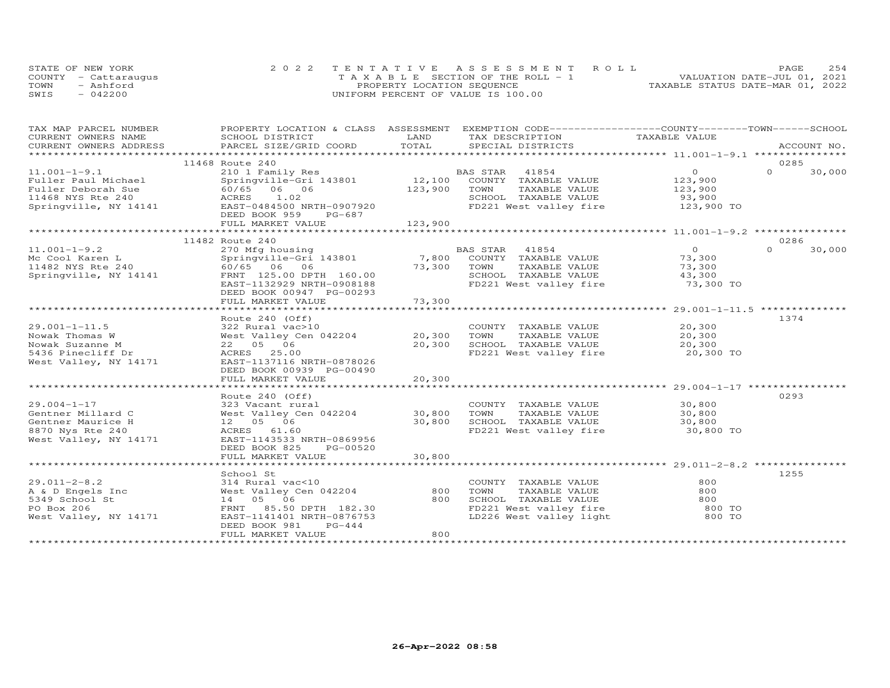STATE OF NEW YORK
COUNTY - Cattaraugus
TOWN - Ashford
SWIS - 042200

2022 TENTATIVE ASSESSMENT ROLL
TAXABLE SECTION OF THE ROLL - 1
PROPERTY LOCATION SEQUENCE
UNIFORM PERCENT OF VALUE IS 100.00

VALUATION DATE-JUL 01, 2021
TAXABLE STATUS DATE-MAR 01, 2022

| TAX MAP PARCEL NUMBER / CURRENT OWNERS NAME / CURRENT OWNERS ADDRESS | PROPERTY LOCATION & CLASS / SCHOOL DISTRICT / PARCEL SIZE/GRID COORD | ASSESSMENT LAND / TOTAL | EXEMPTION CODE / TAX DESCRIPTION / SPECIAL DISTRICTS | COUNTY / TOWN / SCHOOL TAXABLE VALUE | ACCOUNT NO. |
|---|---|---|---|---|---|
| **11.001-1-9.1** | 11468 Route 240 | | | | 0285 |
| | 210 1 Family Res | | BAS STAR 41854 | 0 | 0 30,000 |
| Fuller Paul Michael | Springville-Gri 143801 | 12,100 | COUNTY TAXABLE VALUE | 123,900 | |
| Fuller Deborah Sue | 60/65 06 06 | 123,900 | TOWN TAXABLE VALUE | 123,900 | |
| 11468 NYS Rte 240 | ACRES 1.02 | | SCHOOL TAXABLE VALUE | 93,900 | |
| Springville, NY 14141 | EAST-0484500 NRTH-0907920 | | FD221 West valley fire | 123,900 TO | |
| | DEED BOOK 959 PG-687 | | | | |
| | FULL MARKET VALUE | 123,900 | | | |
| **11.001-1-9.2** | 11482 Route 240 | | | | 0286 |
| | 270 Mfg housing | | BAS STAR 41854 | 0 | 0 30,000 |
| Mc Cool Karen L | Springville-Gri 143801 | 7,800 | COUNTY TAXABLE VALUE | 73,300 | |
| 11482 NYS Rte 240 | 60/65 06 06 | 73,300 | TOWN TAXABLE VALUE | 73,300 | |
| Springville, NY 14141 | FRNT 125.00 DPTH 160.00 | | SCHOOL TAXABLE VALUE | 43,300 | |
| | EAST-1132929 NRTH-0908188 | | FD221 West valley fire | 73,300 TO | |
| | DEED BOOK 00947 PG-00293 | | | | |
| | FULL MARKET VALUE | 73,300 | | | |
| **29.001-1-11.5** | Route 240 (Off) | | | | 1374 |
| | 322 Rural vac>10 | | COUNTY TAXABLE VALUE | 20,300 | |
| Nowak Thomas W | West Valley Cen 042204 | 20,300 | TOWN TAXABLE VALUE | 20,300 | |
| Nowak Suzanne M | 22 05 06 | 20,300 | SCHOOL TAXABLE VALUE | 20,300 | |
| 5436 Pinecliff Dr | ACRES 25.00 | | FD221 West valley fire | 20,300 TO | |
| West Valley, NY 14171 | EAST-1137116 NRTH-0878026 | | | | |
| | DEED BOOK 00939 PG-00490 | | | | |
| | FULL MARKET VALUE | 20,300 | | | |
| **29.004-1-17** | Route 240 (Off) | | | | 0293 |
| | 323 Vacant rural | | COUNTY TAXABLE VALUE | 30,800 | |
| Gentner Millard C | West Valley Cen 042204 | 30,800 | TOWN TAXABLE VALUE | 30,800 | |
| Gentner Maurice H | 12 05 06 | 30,800 | SCHOOL TAXABLE VALUE | 30,800 | |
| 8870 Nys Rte 240 | ACRES 61.60 | | FD221 West valley fire | 30,800 TO | |
| West Valley, NY 14171 | EAST-1143533 NRTH-0869956 | | | | |
| | DEED BOOK 825 PG-00520 | | | | |
| | FULL MARKET VALUE | 30,800 | | | |
| **29.011-2-8.2** | School St | | | | 1255 |
| | 314 Rural vac<10 | | COUNTY TAXABLE VALUE | 800 | |
| A & D Engels Inc | West Valley Cen 042204 | 800 | TOWN TAXABLE VALUE | 800 | |
| 5349 School St | 14 05 06 | 800 | SCHOOL TAXABLE VALUE | 800 | |
| PO Box 206 | FRNT 85.50 DPTH 182.30 | | FD221 West valley fire | 800 TO | |
| West Valley, NY 14171 | EAST-1141401 NRTH-0876753 | | LD226 West valley light | 800 TO | |
| | DEED BOOK 981 PG-444 | | | | |
| | FULL MARKET VALUE | 800 | | | |

26-Apr-2022 08:58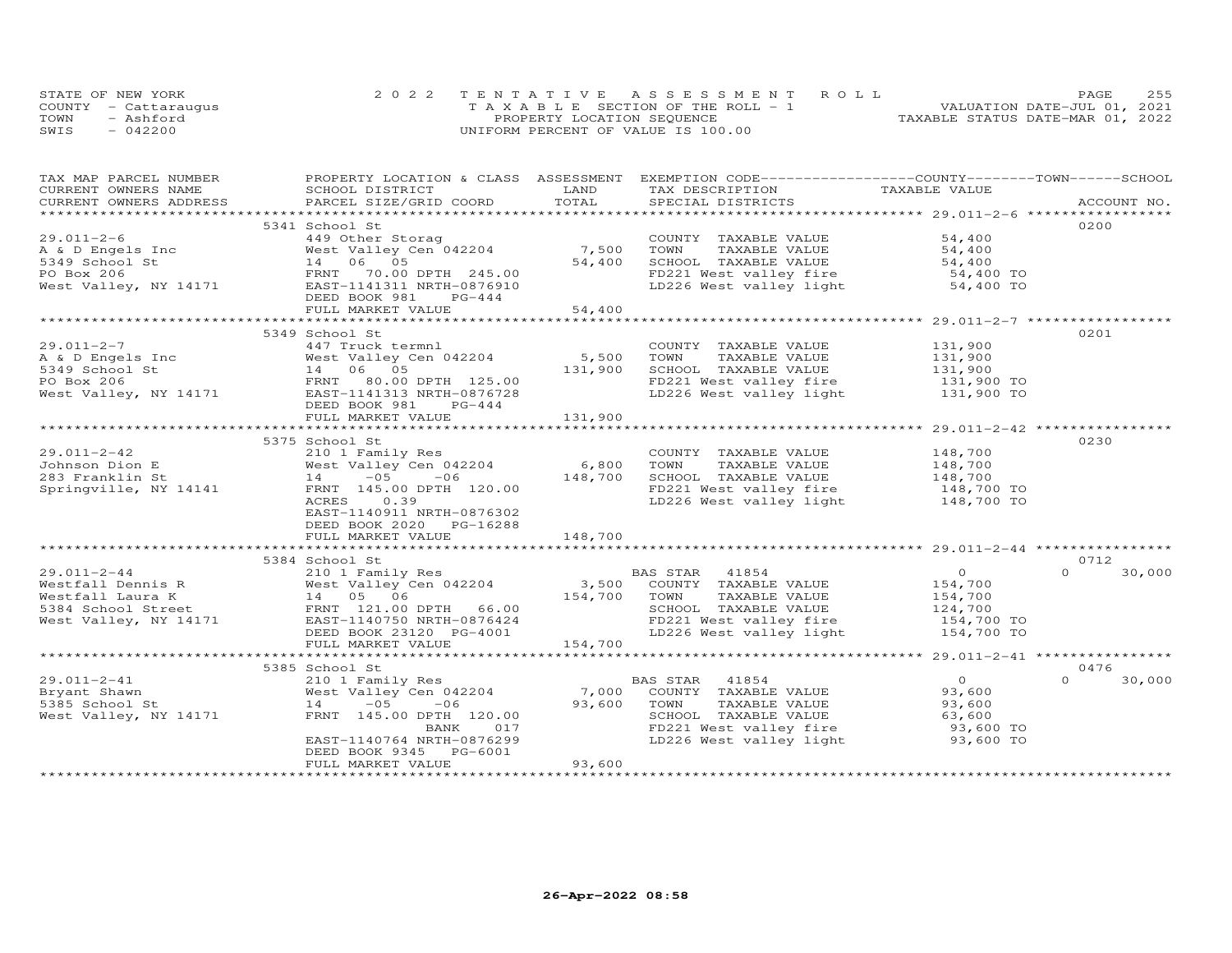STATE OF NEW YORK
COUNTY - Cattaraugus
TOWN - Ashford
SWIS - 042200

2022 TENTATIVE ASSESSMENT ROLL
TAXABLE SECTION OF THE ROLL - 1
PROPERTY LOCATION SEQUENCE
UNIFORM PERCENT OF VALUE IS 100.00

VALUATION DATE-JUL 01, 2021
TAXABLE STATUS DATE-MAR 01, 2022

| TAX MAP PARCEL NUMBER / CURRENT OWNERS NAME / CURRENT OWNERS ADDRESS | PROPERTY LOCATION & CLASS / SCHOOL DISTRICT / PARCEL SIZE/GRID COORD | ASSESSMENT LAND | TOTAL | EXEMPTION CODE / TAX DESCRIPTION / SPECIAL DISTRICTS | COUNTY / TOWN / SCHOOL TAXABLE VALUE | ACCOUNT NO. |
|---|---|---|---|---|---|---|
| 29.011-2-6 | 5341 School St | | | | | 0200 |
| A & D Engels Inc | 449 Other Storag | | | COUNTY TAXABLE VALUE | 54,400 | |
| 5349 School St | West Valley Cen 042204 | 7,500 | | TOWN TAXABLE VALUE | 54,400 | |
| PO Box 206 | 14 06 05 | | 54,400 | SCHOOL TAXABLE VALUE | 54,400 | |
| West Valley, NY 14171 | FRNT 70.00 DPTH 245.00 | | | FD221 West valley fire | 54,400 TO | |
| | EAST-1141311 NRTH-0876910 | | | LD226 West valley light | 54,400 TO | |
| | DEED BOOK 981 PG-444 | | | | | |
| | FULL MARKET VALUE | | 54,400 | | | |
| 29.011-2-7 | 5349 School St | | | | | 0201 |
| A & D Engels Inc | 447 Truck termnl | | | COUNTY TAXABLE VALUE | 131,900 | |
| 5349 School St | West Valley Cen 042204 | 5,500 | | TOWN TAXABLE VALUE | 131,900 | |
| PO Box 206 | 14 06 05 | | 131,900 | SCHOOL TAXABLE VALUE | 131,900 | |
| West Valley, NY 14171 | FRNT 80.00 DPTH 125.00 | | | FD221 West valley fire | 131,900 TO | |
| | EAST-1141313 NRTH-0876728 | | | LD226 West valley light | 131,900 TO | |
| | DEED BOOK 981 PG-444 | | | | | |
| | FULL MARKET VALUE | | 131,900 | | | |
| 29.011-2-42 | 5375 School St | | | | | 0230 |
| Johnson Dion E | 210 1 Family Res | | | COUNTY TAXABLE VALUE | 148,700 | |
| 283 Franklin St | West Valley Cen 042204 | 6,800 | | TOWN TAXABLE VALUE | 148,700 | |
| Springville, NY 14141 | 14 -05 -06 | | 148,700 | SCHOOL TAXABLE VALUE | 148,700 | |
| | FRNT 145.00 DPTH 120.00 | | | FD221 West valley fire | 148,700 TO | |
| | ACRES 0.39 | | | LD226 West valley light | 148,700 TO | |
| | EAST-1140911 NRTH-0876302 | | | | | |
| | DEED BOOK 2020 PG-16288 | | | | | |
| | FULL MARKET VALUE | | 148,700 | | | |
| 29.011-2-44 | 5384 School St | | | | | 0712 |
| Westfall Dennis R | 210 1 Family Res | | | BAS STAR 41854 | 0 / 0 / 30,000 | |
| Westfall Laura K | West Valley Cen 042204 | 3,500 | | COUNTY TAXABLE VALUE | 154,700 | |
| 5384 School Street | 14 05 06 | | 154,700 | TOWN TAXABLE VALUE | 154,700 | |
| West Valley, NY 14171 | FRNT 121.00 DPTH 66.00 | | | SCHOOL TAXABLE VALUE | 124,700 | |
| | EAST-1140750 NRTH-0876424 | | | FD221 West valley fire | 154,700 TO | |
| | DEED BOOK 23120 PG-4001 | | | LD226 West valley light | 154,700 TO | |
| | FULL MARKET VALUE | | 154,700 | | | |
| 29.011-2-41 | 5385 School St | | | | | 0476 |
| Bryant Shawn | 210 1 Family Res | | | BAS STAR 41854 | 0 / 0 / 30,000 | |
| 5385 School St | West Valley Cen 042204 | 7,000 | | COUNTY TAXABLE VALUE | 93,600 | |
| West Valley, NY 14171 | 14 -05 -06 | | 93,600 | TOWN TAXABLE VALUE | 93,600 | |
| | FRNT 145.00 DPTH 120.00 | | | SCHOOL TAXABLE VALUE | 63,600 | |
| | BANK 017 | | | FD221 West valley fire | 93,600 TO | |
| | EAST-1140764 NRTH-0876299 | | | LD226 West valley light | 93,600 TO | |
| | DEED BOOK 9345 PG-6001 | | | | | |
| | FULL MARKET VALUE | | 93,600 | | | |

26-Apr-2022 08:58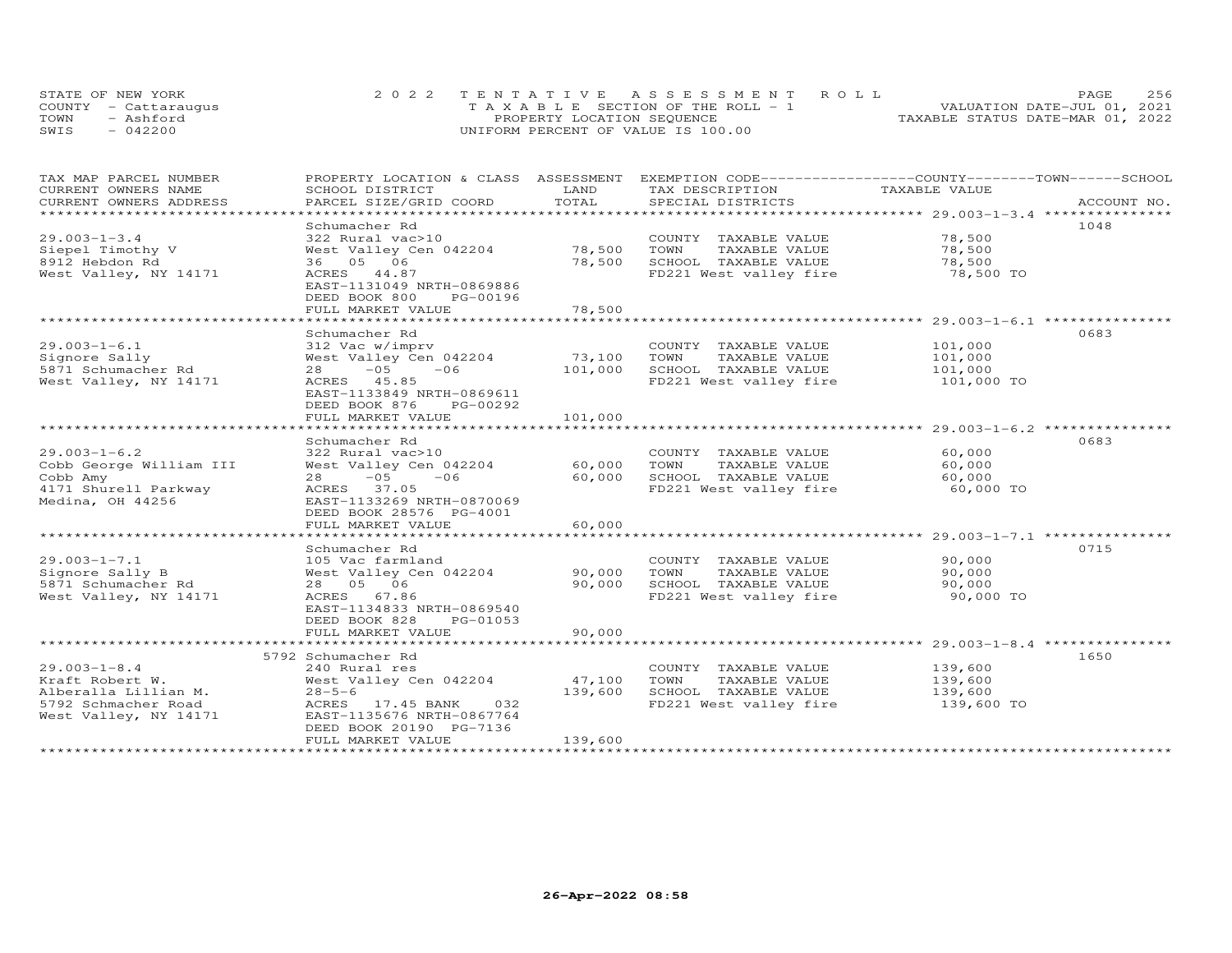STATE OF NEW YORK — 2022 TENTATIVE ASSESSMENT ROLL
COUNTY - Cattaraugus — TAXABLE SECTION OF THE ROLL - 1 — VALUATION DATE-JUL 01, 2021
TOWN - Ashford — PROPERTY LOCATION SEQUENCE — TAXABLE STATUS DATE-MAR 01, 2022
SWIS - 042200 — UNIFORM PERCENT OF VALUE IS 100.00

| TAX MAP PARCEL NUMBER / CURRENT OWNERS NAME / CURRENT OWNERS ADDRESS | PROPERTY LOCATION & CLASS / SCHOOL DISTRICT / PARCEL SIZE/GRID COORD | ASSESSMENT LAND | TOTAL | EXEMPTION CODE / TAX DESCRIPTION / SPECIAL DISTRICTS | TAXABLE VALUE (COUNTY / TOWN / SCHOOL) | ACCOUNT NO. |
|---|---|---|---|---|---|---|
| 29.003-1-3.4 | Schumacher Rd | | | | | 1048 |
| Siepel Timothy V | 322 Rural vac>10 | | | COUNTY TAXABLE VALUE | 78,500 | |
| 8912 Hebdon Rd | West Valley Cen 042204 | 78,500 | | TOWN TAXABLE VALUE | 78,500 | |
| West Valley, NY 14171 | 36 05 06 | | 78,500 | SCHOOL TAXABLE VALUE | 78,500 | |
| | ACRES 44.87 | | | FD221 West valley fire | 78,500 TO | |
| | EAST-1131049 NRTH-0869886 | | | | | |
| | DEED BOOK 800 PG-00196 | | | | | |
| | FULL MARKET VALUE | | 78,500 | | | |
| 29.003-1-6.1 | Schumacher Rd | | | | | 0683 |
| Signore Sally | 312 Vac w/imprv | | | COUNTY TAXABLE VALUE | 101,000 | |
| 5871 Schumacher Rd | West Valley Cen 042204 | 73,100 | | TOWN TAXABLE VALUE | 101,000 | |
| West Valley, NY 14171 | 28 -05 -06 | | 101,000 | SCHOOL TAXABLE VALUE | 101,000 | |
| | ACRES 45.85 | | | FD221 West valley fire | 101,000 TO | |
| | EAST-1133849 NRTH-0869611 | | | | | |
| | DEED BOOK 876 PG-00292 | | | | | |
| | FULL MARKET VALUE | | 101,000 | | | |
| 29.003-1-6.2 | Schumacher Rd | | | | | 0683 |
| Cobb George William III | 322 Rural vac>10 | | | COUNTY TAXABLE VALUE | 60,000 | |
| Cobb Amy | West Valley Cen 042204 | 60,000 | | TOWN TAXABLE VALUE | 60,000 | |
| 4171 Shurell Parkway | 28 -05 -06 | | 60,000 | SCHOOL TAXABLE VALUE | 60,000 | |
| Medina, OH 44256 | ACRES 37.05 | | | FD221 West valley fire | 60,000 TO | |
| | EAST-1133269 NRTH-0870069 | | | | | |
| | DEED BOOK 28576 PG-4001 | | | | | |
| | FULL MARKET VALUE | | 60,000 | | | |
| 29.003-1-7.1 | Schumacher Rd | | | | | 0715 |
| Signore Sally B | 105 Vac farmland | | | COUNTY TAXABLE VALUE | 90,000 | |
| 5871 Schumacher Rd | West Valley Cen 042204 | 90,000 | | TOWN TAXABLE VALUE | 90,000 | |
| West Valley, NY 14171 | 28 05 06 | | 90,000 | SCHOOL TAXABLE VALUE | 90,000 | |
| | ACRES 67.86 | | | FD221 West valley fire | 90,000 TO | |
| | EAST-1134833 NRTH-0869540 | | | | | |
| | DEED BOOK 828 PG-01053 | | | | | |
| | FULL MARKET VALUE | | 90,000 | | | |
| 29.003-1-8.4 | 5792 Schumacher Rd | | | | | 1650 |
| Kraft Robert W. | 240 Rural res | | | COUNTY TAXABLE VALUE | 139,600 | |
| Alberalla Lillian M. | West Valley Cen 042204 | 47,100 | | TOWN TAXABLE VALUE | 139,600 | |
| 5792 Schmacher Road | 28-5-6 | | 139,600 | SCHOOL TAXABLE VALUE | 139,600 | |
| West Valley, NY 14171 | ACRES 17.45 BANK 032 | | | FD221 West valley fire | 139,600 TO | |
| | EAST-1135676 NRTH-0867764 | | | | | |
| | DEED BOOK 20190 PG-7136 | | | | | |
| | FULL MARKET VALUE | | 139,600 | | | |

26-Apr-2022 08:58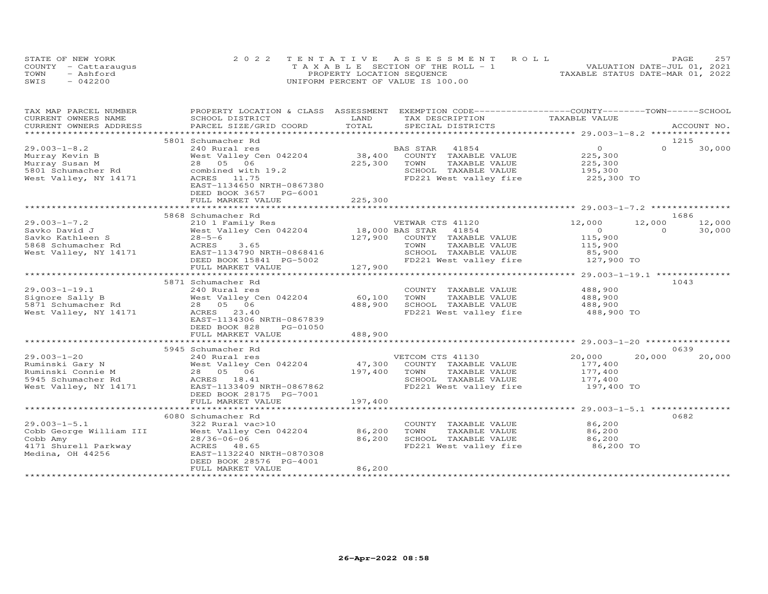STATE OF NEW YORK — 2022 TENTATIVE ASSESSMENT ROLL
COUNTY - Cattaraugus — TAXABLE SECTION OF THE ROLL - 1 — VALUATION DATE-JUL 01, 2021
TOWN - Ashford — PROPERTY LOCATION SEQUENCE — TAXABLE STATUS DATE-MAR 01, 2022
SWIS - 042200 — UNIFORM PERCENT OF VALUE IS 100.00

| TAX MAP PARCEL NUMBER / CURRENT OWNERS NAME / CURRENT OWNERS ADDRESS | PROPERTY LOCATION & CLASS / SCHOOL DISTRICT / PARCEL SIZE/GRID COORD | ASSESSMENT LAND | TOTAL | EXEMPTION CODE / TAX DESCRIPTION / SPECIAL DISTRICTS | COUNTY TAXABLE VALUE | TOWN | SCHOOL | ACCOUNT NO. |
|---|---|---|---|---|---|---|---|---|
| **29.003-1-8.2** | 5801 Schumacher Rd | | | | | | | 1215 |
| Murray Kevin B | 240 Rural res | | | BAS STAR 41854 | 0 | 0 | 30,000 | |
| Murray Susan M | West Valley Cen 042204 | 38,400 | | COUNTY TAXABLE VALUE | 225,300 | | | |
| 5801 Schumacher Rd | 28 05 06 | | 225,300 | TOWN TAXABLE VALUE | 225,300 | | | |
| West Valley, NY 14171 | combined with 19.2 | | | SCHOOL TAXABLE VALUE | 195,300 | | | |
| | ACRES 11.75 | | | FD221 West valley fire | 225,300 TO | | | |
| | EAST-1134650 NRTH-0867380 | | | | | | | |
| | DEED BOOK 3657 PG-6001 | | | | | | | |
| | FULL MARKET VALUE | | 225,300 | | | | | |
| **29.003-1-7.2** | 5868 Schumacher Rd | | | | | | | 1686 |
| Savko David J | 210 1 Family Res | | | VETWAR CTS 41120 | 12,000 | 12,000 | 12,000 | |
| Savko Kathleen S | West Valley Cen 042204 | 18,000 | | BAS STAR 41854 | 0 | 0 | 30,000 | |
| 5868 Schumacher Rd | 28-5-6 | | 127,900 | COUNTY TAXABLE VALUE | 115,900 | | | |
| West Valley, NY 14171 | ACRES 3.65 | | | TOWN TAXABLE VALUE | 115,900 | | | |
| | EAST-1134790 NRTH-0868416 | | | SCHOOL TAXABLE VALUE | 85,900 | | | |
| | DEED BOOK 15841 PG-5002 | | | FD221 West valley fire | 127,900 TO | | | |
| | FULL MARKET VALUE | | 127,900 | | | | | |
| **29.003-1-19.1** | 5871 Schumacher Rd | | | | | | | 1043 |
| Signore Sally B | 240 Rural res | | | COUNTY TAXABLE VALUE | 488,900 | | | |
| 5871 Schumacher Rd | West Valley Cen 042204 | 60,100 | | TOWN TAXABLE VALUE | 488,900 | | | |
| West Valley, NY 14171 | 28 05 06 | | 488,900 | SCHOOL TAXABLE VALUE | 488,900 | | | |
| | ACRES 23.40 | | | FD221 West valley fire | 488,900 TO | | | |
| | EAST-1134306 NRTH-0867839 | | | | | | | |
| | DEED BOOK 828 PG-01050 | | | | | | | |
| | FULL MARKET VALUE | | 488,900 | | | | | |
| **29.003-1-20** | 5945 Schumacher Rd | | | | | | | 0639 |
| Ruminski Gary N | 240 Rural res | | | VETCOM CTS 41130 | 20,000 | 20,000 | 20,000 | |
| Ruminski Connie M | West Valley Cen 042204 | 47,300 | | COUNTY TAXABLE VALUE | 177,400 | | | |
| 5945 Schumacher Rd | 28 05 06 | | 197,400 | TOWN TAXABLE VALUE | 177,400 | | | |
| West Valley, NY 14171 | ACRES 18.41 | | | SCHOOL TAXABLE VALUE | 177,400 | | | |
| | EAST-1133409 NRTH-0867862 | | | FD221 West valley fire | 197,400 TO | | | |
| | DEED BOOK 28175 PG-7001 | | | | | | | |
| | FULL MARKET VALUE | | 197,400 | | | | | |
| **29.003-1-5.1** | 6080 Schumacher Rd | | | | | | | 0682 |
| Cobb George William III | 322 Rural vac>10 | | | COUNTY TAXABLE VALUE | 86,200 | | | |
| Cobb Amy | West Valley Cen 042204 | 86,200 | | TOWN TAXABLE VALUE | 86,200 | | | |
| 4171 Shurell Parkway | 28/36-06-06 | | 86,200 | SCHOOL TAXABLE VALUE | 86,200 | | | |
| Medina, OH 44256 | ACRES 48.65 | | | FD221 West valley fire | 86,200 TO | | | |
| | EAST-1132240 NRTH-0870308 | | | | | | | |
| | DEED BOOK 28576 PG-4001 | | | | | | | |
| | FULL MARKET VALUE | | 86,200 | | | | | |

26-Apr-2022 08:58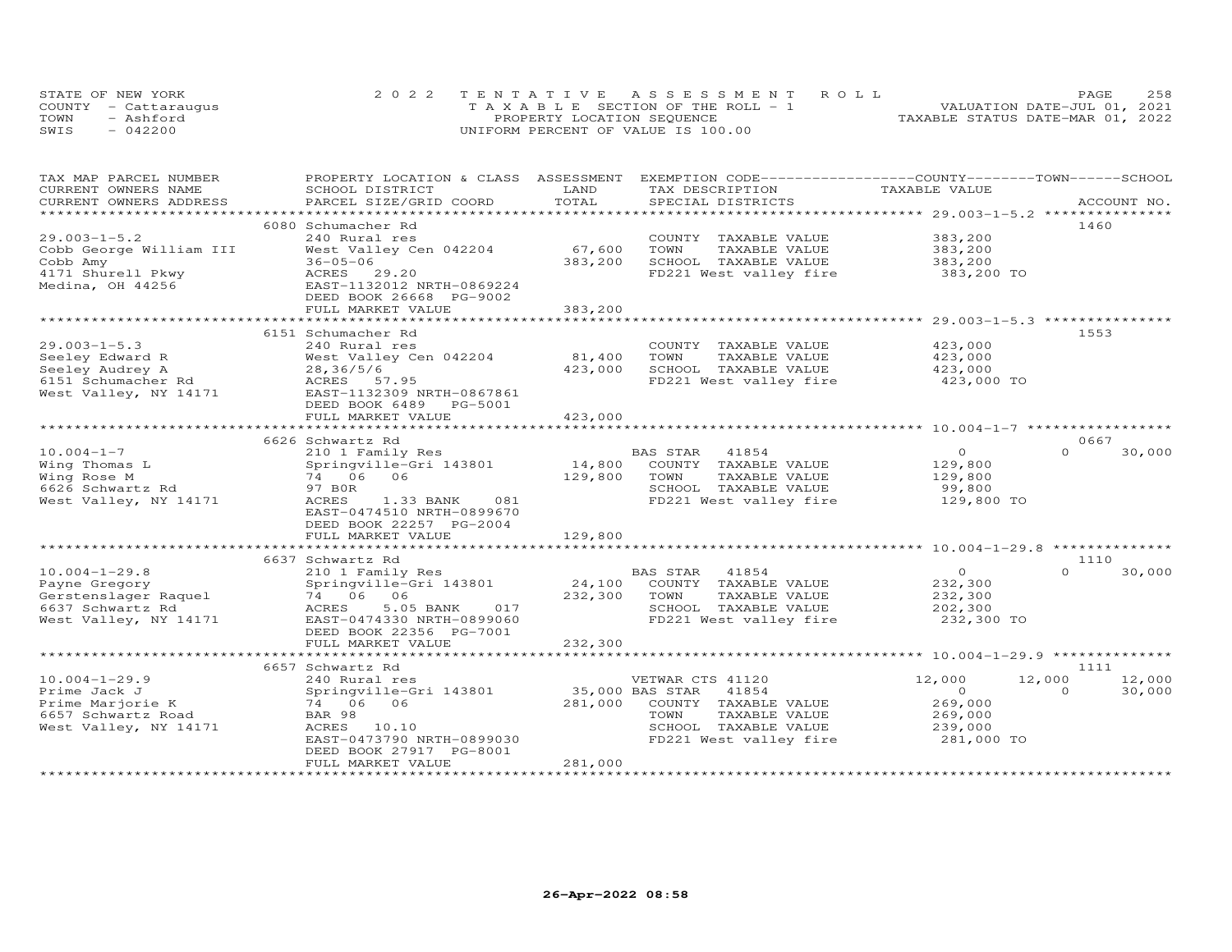STATE OF NEW YORK
COUNTY - Cattaraugus
TOWN - Ashford
SWIS - 042200

2 0 2 2 TENTATIVE ASSESSMENT ROLL
TAXABLE SECTION OF THE ROLL - 1
PROPERTY LOCATION SEQUENCE
UNIFORM PERCENT OF VALUE IS 100.00

VALUATION DATE-JUL 01, 2021
TAXABLE STATUS DATE-MAR 01, 2022

| TAX MAP PARCEL NUMBER / CURRENT OWNERS NAME / CURRENT OWNERS ADDRESS | PROPERTY LOCATION & CLASS / SCHOOL DISTRICT / PARCEL SIZE/GRID COORD | ASSESSMENT LAND / TOTAL | EXEMPTION CODE / TAX DESCRIPTION / SPECIAL DISTRICTS | COUNTY | TOWN | SCHOOL / ACCOUNT NO. |
|---|---|---|---|---|---|---|
| 29.003-1-5.2 | 6080 Schumacher Rd | | | | | 1460 |
| | 240 Rural res | | COUNTY TAXABLE VALUE | 383,200 | | |
| Cobb George William III | West Valley Cen 042204 | 67,600 | TOWN TAXABLE VALUE | | 383,200 | |
| Cobb Amy | 36-05-06 | 383,200 | SCHOOL TAXABLE VALUE | | | 383,200 |
| 4171 Shurell Pkwy | ACRES 29.20 | | FD221 West valley fire | 383,200 TO | | |
| Medina, OH 44256 | EAST-1132012 NRTH-0869224 | | | | | |
| | DEED BOOK 26668 PG-9002 | | | | | |
| | FULL MARKET VALUE | 383,200 | | | | |
| 29.003-1-5.3 | 6151 Schumacher Rd | | | | | 1553 |
| | 240 Rural res | | COUNTY TAXABLE VALUE | 423,000 | | |
| Seeley Edward R | West Valley Cen 042204 | 81,400 | TOWN TAXABLE VALUE | | 423,000 | |
| Seeley Audrey A | 28,36/5/6 | 423,000 | SCHOOL TAXABLE VALUE | | | 423,000 |
| 6151 Schumacher Rd | ACRES 57.95 | | FD221 West valley fire | 423,000 TO | | |
| West Valley, NY 14171 | EAST-1132309 NRTH-0867861 | | | | | |
| | DEED BOOK 6489 PG-5001 | | | | | |
| | FULL MARKET VALUE | 423,000 | | | | |
| 10.004-1-7 | 6626 Schwartz Rd | | | | | 0667 |
| | 210 1 Family Res | | BAS STAR 41854 | 0 | 0 | 30,000 |
| Wing Thomas L | Springville-Gri 143801 | 14,800 | COUNTY TAXABLE VALUE | 129,800 | | |
| Wing Rose M | 74 06 06 | 129,800 | TOWN TAXABLE VALUE | | 129,800 | |
| 6626 Schwartz Rd | 97 B0R | | SCHOOL TAXABLE VALUE | | | 99,800 |
| West Valley, NY 14171 | ACRES 1.33 BANK 081 | | FD221 West valley fire | 129,800 TO | | |
| | EAST-0474510 NRTH-0899670 | | | | | |
| | DEED BOOK 22257 PG-2004 | | | | | |
| | FULL MARKET VALUE | 129,800 | | | | |
| 10.004-1-29.8 | 6637 Schwartz Rd | | | | | 1110 |
| | 210 1 Family Res | | BAS STAR 41854 | 0 | 0 | 30,000 |
| Payne Gregory | Springville-Gri 143801 | 24,100 | COUNTY TAXABLE VALUE | 232,300 | | |
| Gerstenslager Raquel | 74 06 06 | 232,300 | TOWN TAXABLE VALUE | | 232,300 | |
| 6637 Schwartz Rd | ACRES 5.05 BANK 017 | | SCHOOL TAXABLE VALUE | | | 202,300 |
| West Valley, NY 14171 | EAST-0474330 NRTH-0899060 | | FD221 West valley fire | 232,300 TO | | |
| | DEED BOOK 22356 PG-7001 | | | | | |
| | FULL MARKET VALUE | 232,300 | | | | |
| 10.004-1-29.9 | 6657 Schwartz Rd | | | | | 1111 |
| | 240 Rural res | | VETWAR CTS 41120 | 12,000 | 12,000 | 12,000 |
| Prime Jack J | Springville-Gri 143801 | 35,000 | BAS STAR 41854 | 0 | 0 | 30,000 |
| Prime Marjorie K | 74 06 06 | 281,000 | COUNTY TAXABLE VALUE | 269,000 | | |
| 6657 Schwartz Road | BAR 98 | | TOWN TAXABLE VALUE | | 269,000 | |
| West Valley, NY 14171 | ACRES 10.10 | | SCHOOL TAXABLE VALUE | | | 239,000 |
| | EAST-0473790 NRTH-0899030 | | FD221 West valley fire | 281,000 TO | | |
| | DEED BOOK 27917 PG-8001 | | | | | |
| | FULL MARKET VALUE | 281,000 | | | | |

26-Apr-2022 08:58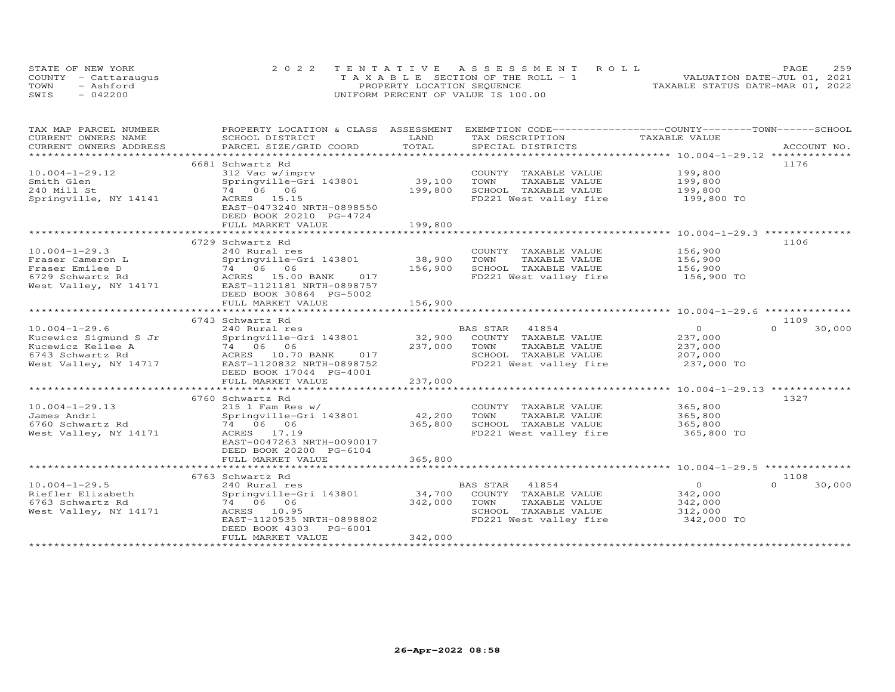STATE OF NEW YORK
COUNTY - Cattaraugus
TOWN - Ashford
SWIS - 042200

2022 TENTATIVE ASSESSMENT ROLL
TAXABLE SECTION OF THE ROLL - 1
PROPERTY LOCATION SEQUENCE
UNIFORM PERCENT OF VALUE IS 100.00

VALUATION DATE-JUL 01, 2021
TAXABLE STATUS DATE-MAR 01, 2022

| TAX MAP PARCEL NUMBER<br>CURRENT OWNERS NAME<br>CURRENT OWNERS ADDRESS | PROPERTY LOCATION & CLASS<br>SCHOOL DISTRICT<br>PARCEL SIZE/GRID COORD | ASSESSMENT<br>LAND<br>TOTAL | EXEMPTION CODE<br>TAX DESCRIPTION<br>SPECIAL DISTRICTS | COUNTY<br>TAXABLE VALUE | TOWN | SCHOOL | ACCOUNT NO. |
|---|---|---|---|---|---|---|---|
| 10.004-1-29.12 | 6681 Schwartz Rd | | | | | | 1176 |
| Smith Glen | 312 Vac w/imprv | | COUNTY TAXABLE VALUE | 199,800 | | | |
| 240 Mill St | Springville-Gri 143801 | 39,100 | TOWN TAXABLE VALUE | 199,800 | | | |
| Springville, NY 14141 | 74 06 06 | 199,800 | SCHOOL TAXABLE VALUE | 199,800 | | | |
| | ACRES 15.15 | | FD221 West valley fire | 199,800 TO | | | |
| | EAST-0473240 NRTH-0898550 | | | | | | |
| | DEED BOOK 20210 PG-4724 | | | | | | |
| | FULL MARKET VALUE | 199,800 | | | | | |
| 10.004-1-29.3 | 6729 Schwartz Rd | | | | | | 1106 |
| Fraser Cameron L | 240 Rural res | | COUNTY TAXABLE VALUE | 156,900 | | | |
| Fraser Emilee D | Springville-Gri 143801 | 38,900 | TOWN TAXABLE VALUE | 156,900 | | | |
| 6729 Schwartz Rd | 74 06 06 | 156,900 | SCHOOL TAXABLE VALUE | 156,900 | | | |
| West Valley, NY 14171 | ACRES 15.00 BANK 017 | | FD221 West valley fire | 156,900 TO | | | |
| | EAST-1121181 NRTH-0898757 | | | | | | |
| | DEED BOOK 30864 PG-5002 | | | | | | |
| | FULL MARKET VALUE | 156,900 | | | | | |
| 10.004-1-29.6 | 6743 Schwartz Rd | | | | | | 1109 |
| Kucewicz Sigmund S Jr | 240 Rural res | | BAS STAR 41854 | 0 | 0 | 30,000 | |
| Kucewicz Kellee A | Springville-Gri 143801 | 32,900 | COUNTY TAXABLE VALUE | 237,000 | | | |
| 6743 Schwartz Rd | 74 06 06 | 237,000 | TOWN TAXABLE VALUE | 237,000 | | | |
| West Valley, NY 14717 | ACRES 10.70 BANK 017 | | SCHOOL TAXABLE VALUE | 207,000 | | | |
| | EAST-1120832 NRTH-0898752 | | FD221 West valley fire | 237,000 TO | | | |
| | DEED BOOK 17044 PG-4001 | | | | | | |
| | FULL MARKET VALUE | 237,000 | | | | | |
| 10.004-1-29.13 | 6760 Schwartz Rd | | | | | | 1327 |
| James Andri | 215 1 Fam Res w/ | | COUNTY TAXABLE VALUE | 365,800 | | | |
| 6760 Schwartz Rd | Springville-Gri 143801 | 42,200 | TOWN TAXABLE VALUE | 365,800 | | | |
| West Valley, NY 14171 | 74 06 06 | 365,800 | SCHOOL TAXABLE VALUE | 365,800 | | | |
| | ACRES 17.19 | | FD221 West valley fire | 365,800 TO | | | |
| | EAST-0047263 NRTH-0090017 | | | | | | |
| | DEED BOOK 20200 PG-6104 | | | | | | |
| | FULL MARKET VALUE | 365,800 | | | | | |
| 10.004-1-29.5 | 6763 Schwartz Rd | | | | | | 1108 |
| Riefler Elizabeth | 240 Rural res | | BAS STAR 41854 | 0 | 0 | 30,000 | |
| 6763 Schwartz Rd | Springville-Gri 143801 | 34,700 | COUNTY TAXABLE VALUE | 342,000 | | | |
| West Valley, NY 14171 | 74 06 06 | 342,000 | TOWN TAXABLE VALUE | 342,000 | | | |
| | ACRES 10.95 | | SCHOOL TAXABLE VALUE | 312,000 | | | |
| | EAST-1120535 NRTH-0898802 | | FD221 West valley fire | 342,000 TO | | | |
| | DEED BOOK 4303 PG-6001 | | | | | | |
| | FULL MARKET VALUE | 342,000 | | | | | |

26-Apr-2022 08:58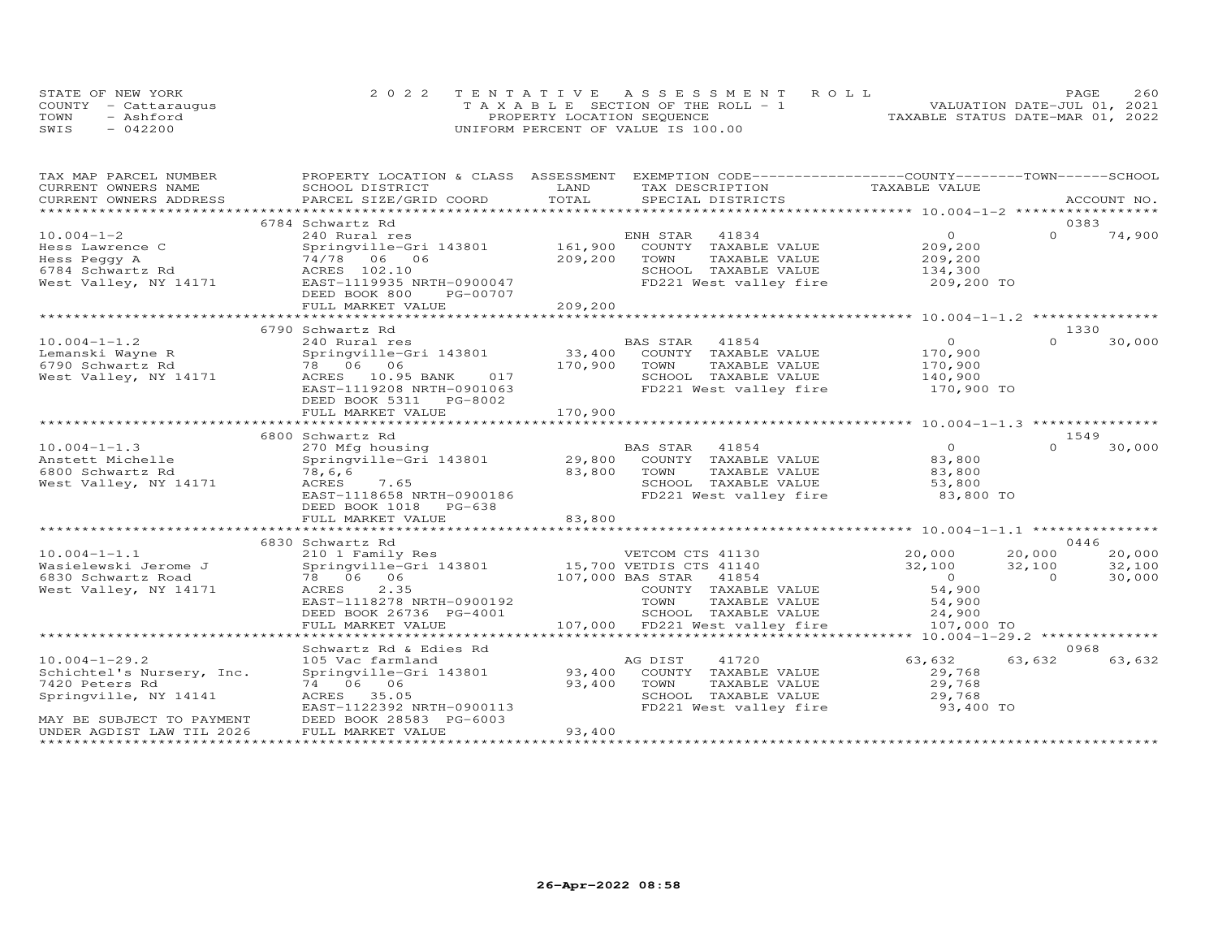STATE OF NEW YORK
COUNTY - Cattaraugus
TOWN - Ashford
SWIS - 042200

2022 TENTATIVE ASSESSMENT ROLL
TAXABLE SECTION OF THE ROLL - 1
PROPERTY LOCATION SEQUENCE
UNIFORM PERCENT OF VALUE IS 100.00

VALUATION DATE-JUL 01, 2021
TAXABLE STATUS DATE-MAR 01, 2022

| TAX MAP PARCEL NUMBER / CURRENT OWNERS NAME / CURRENT OWNERS ADDRESS | PROPERTY LOCATION & CLASS / SCHOOL DISTRICT / PARCEL SIZE/GRID COORD | ASSESSMENT LAND / TOTAL | EXEMPTION CODE / TAX DESCRIPTION / SPECIAL DISTRICTS | COUNTY TAXABLE VALUE | TOWN | SCHOOL / ACCOUNT NO. |
|---|---|---|---|---|---|---|
| | 6784 Schwartz Rd | | | | | 0383 |
| 10.004-1-2 | 240 Rural res | | ENH STAR 41834 | 0 | 0 | 74,900 |
| Hess Lawrence C | Springville-Gri 143801 | 161,900 | COUNTY TAXABLE VALUE | 209,200 | | |
| Hess Peggy A | 74/78 06 06 | 209,200 | TOWN TAXABLE VALUE | 209,200 | | |
| 6784 Schwartz Rd | ACRES 102.10 | | SCHOOL TAXABLE VALUE | 134,300 | | |
| West Valley, NY 14171 | EAST-1119935 NRTH-0900047 | | FD221 West valley fire | 209,200 TO | | |
| | DEED BOOK 800 PG-00707 | | | | | |
| | FULL MARKET VALUE | 209,200 | | | | |
| | 6790 Schwartz Rd | | | | | 1330 |
| 10.004-1-1.2 | 240 Rural res | | BAS STAR 41854 | 0 | 0 | 30,000 |
| Lemanski Wayne R | Springville-Gri 143801 | 33,400 | COUNTY TAXABLE VALUE | 170,900 | | |
| 6790 Schwartz Rd | 78 06 06 | 170,900 | TOWN TAXABLE VALUE | 170,900 | | |
| West Valley, NY 14171 | ACRES 10.95 BANK 017 | | SCHOOL TAXABLE VALUE | 140,900 | | |
| | EAST-1119208 NRTH-0901063 | | FD221 West valley fire | 170,900 TO | | |
| | DEED BOOK 5311 PG-8002 | | | | | |
| | FULL MARKET VALUE | 170,900 | | | | |
| | 6800 Schwartz Rd | | | | | 1549 |
| 10.004-1-1.3 | 270 Mfg housing | | BAS STAR 41854 | 0 | 0 | 30,000 |
| Anstett Michelle | Springville-Gri 143801 | 29,800 | COUNTY TAXABLE VALUE | 83,800 | | |
| 6800 Schwartz Rd | 78,6,6 | 83,800 | TOWN TAXABLE VALUE | 83,800 | | |
| West Valley, NY 14171 | ACRES 7.65 | | SCHOOL TAXABLE VALUE | 53,800 | | |
| | EAST-1118658 NRTH-0900186 | | FD221 West valley fire | 83,800 TO | | |
| | DEED BOOK 1018 PG-638 | | | | | |
| | FULL MARKET VALUE | 83,800 | | | | |
| | 6830 Schwartz Rd | | | | | 0446 |
| 10.004-1-1.1 | 210 1 Family Res | | VETCOM CTS 41130 | 20,000 | 20,000 | 20,000 |
| Wasielewski Jerome J | Springville-Gri 143801 | 15,700 | VETDIS CTS 41140 | 32,100 | 32,100 | 32,100 |
| 6830 Schwartz Road | 78 06 06 | 107,000 | BAS STAR 41854 | 0 | 0 | 30,000 |
| West Valley, NY 14171 | ACRES 2.35 | | COUNTY TAXABLE VALUE | 54,900 | | |
| | EAST-1118278 NRTH-0900192 | | TOWN TAXABLE VALUE | 54,900 | | |
| | DEED BOOK 26736 PG-4001 | | SCHOOL TAXABLE VALUE | 24,900 | | |
| | FULL MARKET VALUE | 107,000 | FD221 West valley fire | 107,000 TO | | |
| | Schwartz Rd & Edies Rd | | | | | 0968 |
| 10.004-1-29.2 | 105 Vac farmland | | AG DIST 41720 | 63,632 | 63,632 | 63,632 |
| Schichtel's Nursery, Inc. | Springville-Gri 143801 | 93,400 | COUNTY TAXABLE VALUE | 29,768 | | |
| 7420 Peters Rd | 74 06 06 | 93,400 | TOWN TAXABLE VALUE | 29,768 | | |
| Springville, NY 14141 | ACRES 35.05 | | SCHOOL TAXABLE VALUE | 29,768 | | |
| | EAST-1122392 NRTH-0900113 | | FD221 West valley fire | 93,400 TO | | |
| MAY BE SUBJECT TO PAYMENT | DEED BOOK 28583 PG-6003 | | | | | |
| UNDER AGDIST LAW TIL 2026 | FULL MARKET VALUE | 93,400 | | | | |

26-Apr-2022 08:58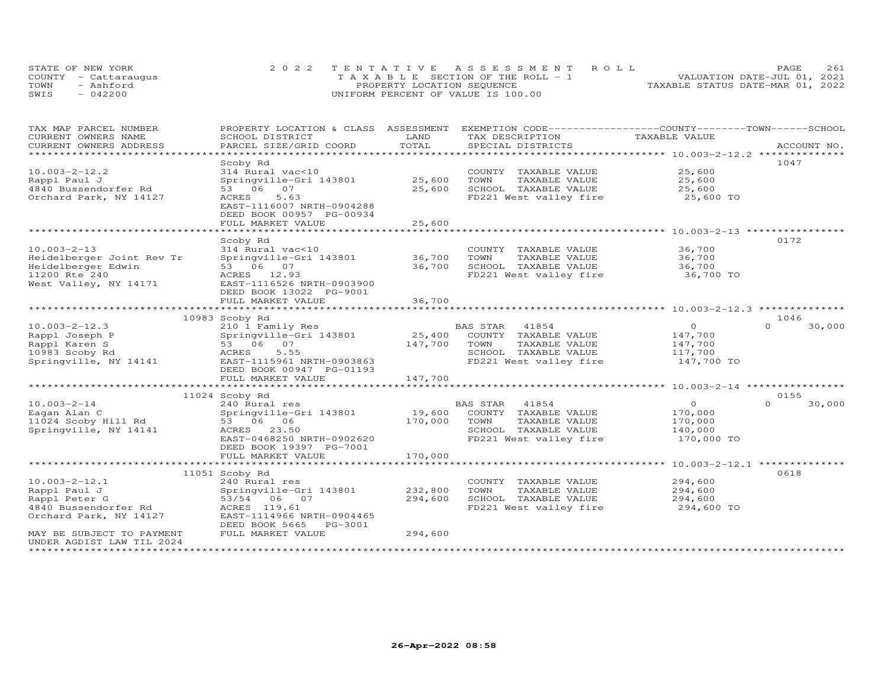STATE OF NEW YORK
COUNTY - Cattaraugus
TOWN - Ashford
SWIS - 042200

2022 TENTATIVE ASSESSMENT ROLL
TAXABLE SECTION OF THE ROLL - 1
PROPERTY LOCATION SEQUENCE
UNIFORM PERCENT OF VALUE IS 100.00

VALUATION DATE-JUL 01, 2021
TAXABLE STATUS DATE-MAR 01, 2022

| TAX MAP PARCEL NUMBER / CURRENT OWNERS NAME / CURRENT OWNERS ADDRESS | PROPERTY LOCATION & CLASS / SCHOOL DISTRICT / PARCEL SIZE/GRID COORD | ASSESSMENT LAND | TOTAL | EXEMPTION CODE / TAX DESCRIPTION / SPECIAL DISTRICTS | COUNTY / TOWN / SCHOOL TAXABLE VALUE | ACCOUNT NO. |
|---|---|---|---|---|---|---|
| **10.003-2-12.2** | Scoby Rd | | | | | 1047 |
| 10.003-2-12.2 | 314 Rural vac<10 | | | COUNTY TAXABLE VALUE | 25,600 | |
| Rappl Paul J | Springville-Gri 143801 | 25,600 | | TOWN TAXABLE VALUE | 25,600 | |
| 4840 Bussendorfer Rd | 53 06 07 | | 25,600 | SCHOOL TAXABLE VALUE | 25,600 | |
| Orchard Park, NY 14127 | ACRES 5.63 | | | FD221 West valley fire | 25,600 TO | |
| | EAST-1116007 NRTH-0904288 | | | | | |
| | DEED BOOK 00957 PG-00934 | | | | | |
| | FULL MARKET VALUE | | 25,600 | | | |
| **10.003-2-13** | Scoby Rd | | | | | 0172 |
| 10.003-2-13 | 314 Rural vac<10 | | | COUNTY TAXABLE VALUE | 36,700 | |
| Heidelberger Joint Rev Tr | Springville-Gri 143801 | 36,700 | | TOWN TAXABLE VALUE | 36,700 | |
| Heidelberger Edwin | 53 06 07 | | 36,700 | SCHOOL TAXABLE VALUE | 36,700 | |
| 11200 Rte 240 | ACRES 12.93 | | | FD221 West valley fire | 36,700 TO | |
| West Valley, NY 14171 | EAST-1116526 NRTH-0903900 | | | | | |
| | DEED BOOK 13022 PG-9001 | | | | | |
| | FULL MARKET VALUE | | 36,700 | | | |
| **10.003-2-12.3** | 10983 Scoby Rd | | | | | 1046 |
| 10.003-2-12.3 | 210 1 Family Res | | | BAS STAR 41854 | 0 / 0 / 30,000 | |
| Rappl Joseph P | Springville-Gri 143801 | 25,400 | | COUNTY TAXABLE VALUE | 147,700 | |
| Rappl Karen S | 53 06 07 | | 147,700 | TOWN TAXABLE VALUE | 147,700 | |
| 10983 Scoby Rd | ACRES 5.55 | | | SCHOOL TAXABLE VALUE | 117,700 | |
| Springville, NY 14141 | EAST-1115961 NRTH-0903863 | | | FD221 West valley fire | 147,700 TO | |
| | DEED BOOK 00947 PG-01193 | | | | | |
| | FULL MARKET VALUE | | 147,700 | | | |
| **10.003-2-14** | 11024 Scoby Rd | | | | | 0155 |
| 10.003-2-14 | 240 Rural res | | | BAS STAR 41854 | 0 / 0 / 30,000 | |
| Eagan Alan C | Springville-Gri 143801 | 19,600 | | COUNTY TAXABLE VALUE | 170,000 | |
| 11024 Scoby Hill Rd | 53 06 06 | | 170,000 | TOWN TAXABLE VALUE | 170,000 | |
| Springville, NY 14141 | ACRES 23.50 | | | SCHOOL TAXABLE VALUE | 140,000 | |
| | EAST-0468250 NRTH-0902620 | | | FD221 West valley fire | 170,000 TO | |
| | DEED BOOK 19397 PG-7001 | | | | | |
| | FULL MARKET VALUE | | 170,000 | | | |
| **10.003-2-12.1** | 11051 Scoby Rd | | | | | 0618 |
| 10.003-2-12.1 | 240 Rural res | | | COUNTY TAXABLE VALUE | 294,600 | |
| Rappl Paul J | Springville-Gri 143801 | 232,800 | | TOWN TAXABLE VALUE | 294,600 | |
| Rappl Peter G | 53/54 06 07 | | 294,600 | SCHOOL TAXABLE VALUE | 294,600 | |
| 4840 Bussendorfer Rd | ACRES 119.61 | | | FD221 West valley fire | 294,600 TO | |
| Orchard Park, NY 14127 | EAST-1114966 NRTH-0904465 | | | | | |
| | DEED BOOK 5665 PG-3001 | | | | | |
| MAY BE SUBJECT TO PAYMENT | FULL MARKET VALUE | | 294,600 | | | |
| UNDER AGDIST LAW TIL 2024 | | | | | | |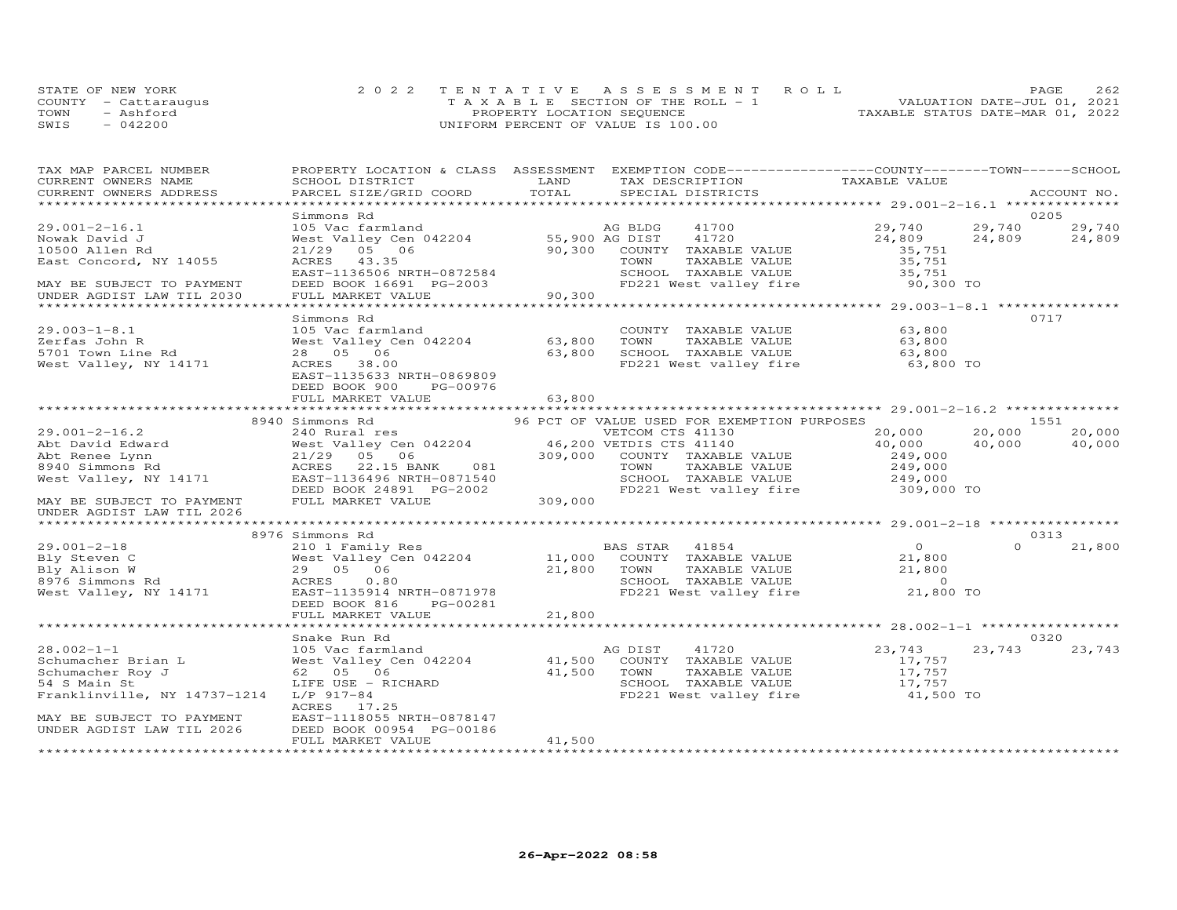STATE OF NEW YORK — 2022 TENTATIVE ASSESSMENT ROLL
COUNTY - Cattaraugus — TAXABLE SECTION OF THE ROLL - 1 — VALUATION DATE-JUL 01, 2021
TOWN - Ashford — PROPERTY LOCATION SEQUENCE — TAXABLE STATUS DATE-MAR 01, 2022
SWIS - 042200 — UNIFORM PERCENT OF VALUE IS 100.00

| TAX MAP PARCEL NUMBER / CURRENT OWNERS NAME / CURRENT OWNERS ADDRESS | PROPERTY LOCATION & CLASS / SCHOOL DISTRICT / PARCEL SIZE/GRID COORD | ASSESSMENT LAND | TOTAL | EXEMPTION CODE / TAX DESCRIPTION / SPECIAL DISTRICTS | COUNTY TAXABLE VALUE | TOWN | SCHOOL | ACCOUNT NO. |
|---|---|---|---|---|---|---|---|---|
| 29.001-2-16.1 | Simmons Rd | | | | | | | 0205 |
| Nowak David J | 105 Vac farmland | | | AG BLDG 41700 | 29,740 | 29,740 | 29,740 | |
| 10500 Allen Rd | West Valley Cen 042204 | 55,900 | | AG DIST 41720 | 24,809 | 24,809 | 24,809 | |
| East Concord, NY 14055 | 21/29 05 06 | | 90,300 | COUNTY TAXABLE VALUE | 35,751 | | | |
| | ACRES 43.35 | | | TOWN TAXABLE VALUE | 35,751 | | | |
| | EAST-1136506 NRTH-0872584 | | | SCHOOL TAXABLE VALUE | 35,751 | | | |
| MAY BE SUBJECT TO PAYMENT | DEED BOOK 16691 PG-2003 | | | FD221 West valley fire | 90,300 TO | | | |
| UNDER AGDIST LAW TIL 2030 | FULL MARKET VALUE | | 90,300 | | | | | |
| 29.003-1-8.1 | Simmons Rd | | | | | | | 0717 |
| Zerfas John R | 105 Vac farmland | | | COUNTY TAXABLE VALUE | 63,800 | | | |
| 5701 Town Line Rd | West Valley Cen 042204 | 63,800 | | TOWN TAXABLE VALUE | 63,800 | | | |
| West Valley, NY 14171 | 28 05 06 | | 63,800 | SCHOOL TAXABLE VALUE | 63,800 | | | |
| | ACRES 38.00 | | | FD221 West valley fire | 63,800 TO | | | |
| | EAST-1135633 NRTH-0869809 | | | | | | | |
| | DEED BOOK 900 PG-00976 | | | | | | | |
| | FULL MARKET VALUE | | 63,800 | | | | | |
| 29.001-2-16.2 | 8940 Simmons Rd | | | 96 PCT OF VALUE USED FOR EXEMPTION PURPOSES | | | | 1551 |
| Abt David Edward | 240 Rural res | | | VETCOM CTS 41130 | 20,000 | 20,000 | 20,000 | |
| Abt Renee Lynn | West Valley Cen 042204 | 46,200 | | VETDIS CTS 41140 | 40,000 | 40,000 | 40,000 | |
| 8940 Simmons Rd | 21/29 05 06 | | 309,000 | COUNTY TAXABLE VALUE | 249,000 | | | |
| West Valley, NY 14171 | ACRES 22.15 BANK 081 | | | TOWN TAXABLE VALUE | 249,000 | | | |
| | EAST-1136496 NRTH-0871540 | | | SCHOOL TAXABLE VALUE | 249,000 | | | |
| | DEED BOOK 24891 PG-2002 | | | FD221 West valley fire | 309,000 TO | | | |
| MAY BE SUBJECT TO PAYMENT | FULL MARKET VALUE | | 309,000 | | | | | |
| UNDER AGDIST LAW TIL 2026 | | | | | | | | |
| 29.001-2-18 | 8976 Simmons Rd | | | | | | | 0313 |
| Bly Steven C | 210 1 Family Res | | | BAS STAR 41854 | 0 | 0 | 21,800 | |
| Bly Alison W | West Valley Cen 042204 | 11,000 | | COUNTY TAXABLE VALUE | 21,800 | | | |
| 8976 Simmons Rd | 29 05 06 | | 21,800 | TOWN TAXABLE VALUE | 21,800 | | | |
| West Valley, NY 14171 | ACRES 0.80 | | | SCHOOL TAXABLE VALUE | 0 | | | |
| | EAST-1135914 NRTH-0871978 | | | FD221 West valley fire | 21,800 TO | | | |
| | DEED BOOK 816 PG-00281 | | | | | | | |
| | FULL MARKET VALUE | | 21,800 | | | | | |
| 28.002-1-1 | Snake Run Rd | | | | | | | 0320 |
| Schumacher Brian L | 105 Vac farmland | | | AG DIST 41720 | 23,743 | 23,743 | 23,743 | |
| Schumacher Roy J | West Valley Cen 042204 | 41,500 | | COUNTY TAXABLE VALUE | 17,757 | | | |
| 54 S Main St | 62 05 06 | | 41,500 | TOWN TAXABLE VALUE | 17,757 | | | |
| Franklinville, NY 14737-1214 | LIFE USE - RICHARD | | | SCHOOL TAXABLE VALUE | 17,757 | | | |
| | L/P 917-84 | | | FD221 West valley fire | 41,500 TO | | | |
| | ACRES 17.25 | | | | | | | |
| MAY BE SUBJECT TO PAYMENT | EAST-1118055 NRTH-0878147 | | | | | | | |
| UNDER AGDIST LAW TIL 2026 | DEED BOOK 00954 PG-00186 | | | | | | | |
| | FULL MARKET VALUE | | 41,500 | | | | | |

26-Apr-2022 08:58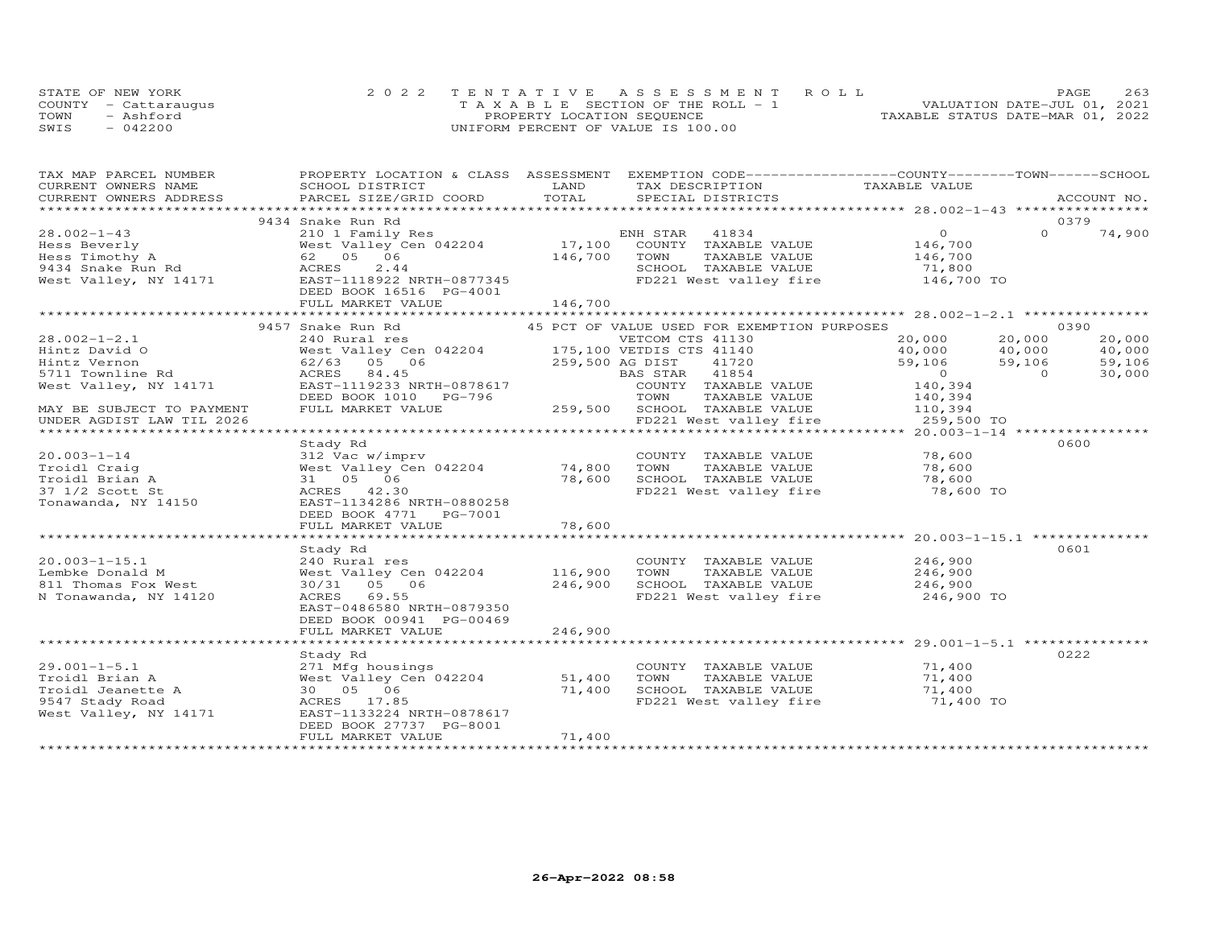STATE OF NEW YORK
COUNTY - Cattaraugus
TOWN - Ashford
SWIS - 042200

2022 TENTATIVE ASSESSMENT ROLL
TAXABLE SECTION OF THE ROLL - 1
PROPERTY LOCATION SEQUENCE
UNIFORM PERCENT OF VALUE IS 100.00

VALUATION DATE-JUL 01, 2021
TAXABLE STATUS DATE-MAR 01, 2022

| TAX MAP PARCEL NUMBER / CURRENT OWNERS NAME / CURRENT OWNERS ADDRESS | PROPERTY LOCATION & CLASS / SCHOOL DISTRICT / PARCEL SIZE/GRID COORD | ASSESSMENT LAND / TOTAL | EXEMPTION CODE / TAX DESCRIPTION / SPECIAL DISTRICTS | COUNTY TAXABLE VALUE | TOWN | SCHOOL | ACCOUNT NO. |
|---|---|---|---|---|---|---|---|
| 28.002-1-43 | 9434 Snake Run Rd | | | | | | 0379 |
| | 210 1 Family Res | | ENH STAR 41834 | 0 | 0 | 74,900 | |
| Hess Beverly | West Valley Cen 042204 | 17,100 | COUNTY TAXABLE VALUE | 146,700 | | | |
| Hess Timothy A | 62 05 06 | 146,700 | TOWN TAXABLE VALUE | 146,700 | | | |
| 9434 Snake Run Rd | ACRES 2.44 | | SCHOOL TAXABLE VALUE | 71,800 | | | |
| West Valley, NY 14171 | EAST-1118922 NRTH-0877345 | | FD221 West valley fire | 146,700 TO | | | |
| | DEED BOOK 16516 PG-4001 | | | | | | |
| | FULL MARKET VALUE | 146,700 | | | | | |
| 28.002-1-2.1 | 9457 Snake Run Rd | | 45 PCT OF VALUE USED FOR EXEMPTION PURPOSES | | | | 0390 |
| | 240 Rural res | | VETCOM CTS 41130 | 20,000 | 20,000 | 20,000 | |
| Hintz David O | West Valley Cen 042204 | 175,100 | VETDIS CTS 41140 | 40,000 | 40,000 | 40,000 | |
| Hintz Vernon | 62/63 05 06 | 259,500 | AG DIST 41720 | 59,106 | 59,106 | 59,106 | |
| 5711 Townline Rd | ACRES 84.45 | | BAS STAR 41854 | 0 | 0 | 30,000 | |
| West Valley, NY 14171 | EAST-1119233 NRTH-0878617 | | COUNTY TAXABLE VALUE | 140,394 | | | |
| | DEED BOOK 1010 PG-796 | | TOWN TAXABLE VALUE | 140,394 | | | |
| MAY BE SUBJECT TO PAYMENT | FULL MARKET VALUE | 259,500 | SCHOOL TAXABLE VALUE | 110,394 | | | |
| UNDER AGDIST LAW TIL 2026 | | | FD221 West valley fire | 259,500 TO | | | |
| 20.003-1-14 | Stady Rd | | | | | | 0600 |
| | 312 Vac w/imprv | | COUNTY TAXABLE VALUE | 78,600 | | | |
| Troidl Craig | West Valley Cen 042204 | 74,800 | TOWN TAXABLE VALUE | 78,600 | | | |
| Troidl Brian A | 31 05 06 | 78,600 | SCHOOL TAXABLE VALUE | 78,600 | | | |
| 37 1/2 Scott St | ACRES 42.30 | | FD221 West valley fire | 78,600 TO | | | |
| Tonawanda, NY 14150 | EAST-1134286 NRTH-0880258 | | | | | | |
| | DEED BOOK 4771 PG-7001 | | | | | | |
| | FULL MARKET VALUE | 78,600 | | | | | |
| 20.003-1-15.1 | Stady Rd | | | | | | 0601 |
| | 240 Rural res | | COUNTY TAXABLE VALUE | 246,900 | | | |
| Lembke Donald M | West Valley Cen 042204 | 116,900 | TOWN TAXABLE VALUE | 246,900 | | | |
| 811 Thomas Fox West | 30/31 05 06 | 246,900 | SCHOOL TAXABLE VALUE | 246,900 | | | |
| N Tonawanda, NY 14120 | ACRES 69.55 | | FD221 West valley fire | 246,900 TO | | | |
| | EAST-0486580 NRTH-0879350 | | | | | | |
| | DEED BOOK 00941 PG-00469 | | | | | | |
| | FULL MARKET VALUE | 246,900 | | | | | |
| 29.001-1-5.1 | Stady Rd | | | | | | 0222 |
| | 271 Mfg housings | | COUNTY TAXABLE VALUE | 71,400 | | | |
| Troidl Brian A | West Valley Cen 042204 | 51,400 | TOWN TAXABLE VALUE | 71,400 | | | |
| Troidl Jeanette A | 30 05 06 | 71,400 | SCHOOL TAXABLE VALUE | 71,400 | | | |
| 9547 Stady Road | ACRES 17.85 | | FD221 West valley fire | 71,400 TO | | | |
| West Valley, NY 14171 | EAST-1133224 NRTH-0878617 | | | | | | |
| | DEED BOOK 27737 PG-8001 | | | | | | |
| | FULL MARKET VALUE | 71,400 | | | | | |

26-Apr-2022 08:58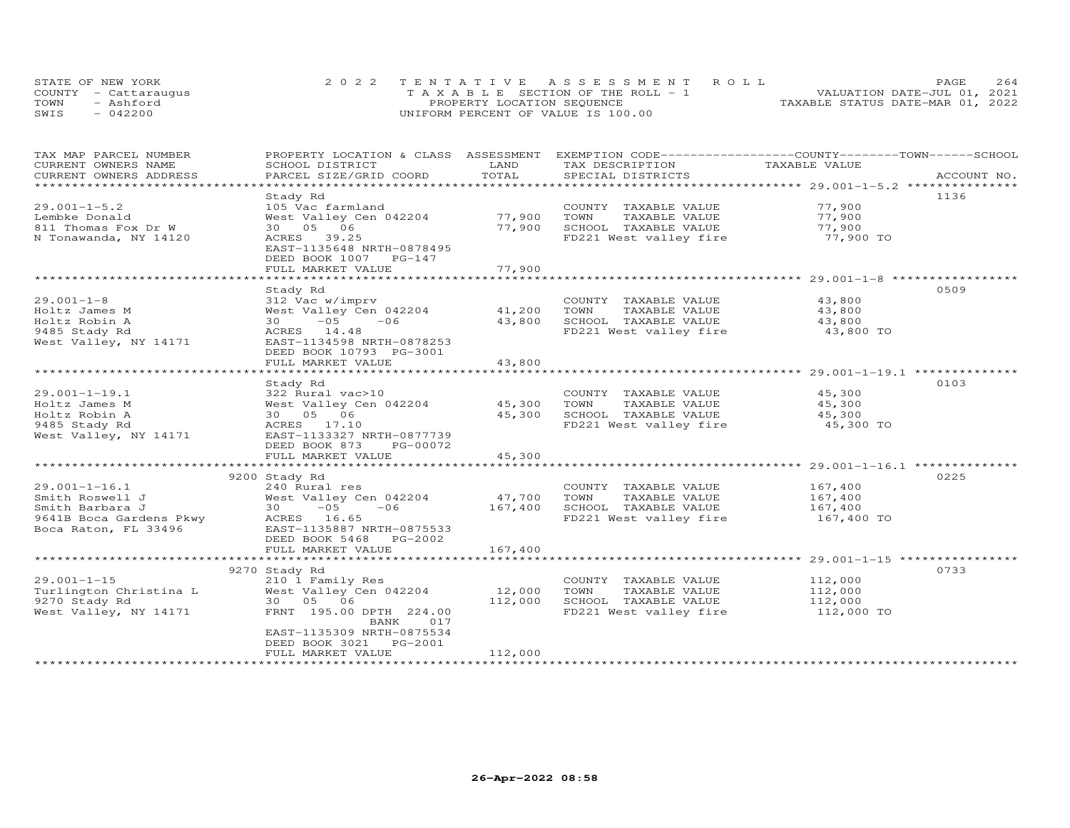STATE OF NEW YORK | COUNTY - Cattaraugus | TOWN - Ashford | SWIS - 042200

**2022 TENTATIVE ASSESSMENT ROLL**
TAXABLE SECTION OF THE ROLL - 1
PROPERTY LOCATION SEQUENCE
UNIFORM PERCENT OF VALUE IS 100.00

VALUATION DATE-JUL 01, 2021
TAXABLE STATUS DATE-MAR 01, 2022

| TAX MAP PARCEL NUMBER / CURRENT OWNERS NAME / CURRENT OWNERS ADDRESS | PROPERTY LOCATION & CLASS / SCHOOL DISTRICT / PARCEL SIZE/GRID COORD | ASSESSMENT LAND | TOTAL | EXEMPTION CODE / TAX DESCRIPTION / SPECIAL DISTRICTS | TAXABLE VALUE | ACCOUNT NO. |
|---|---|---|---|---|---|---|
| 29.001-1-5.2 | Stady Rd | | | | | 1136 |
| Lembke Donald | 105 Vac farmland | | | COUNTY TAXABLE VALUE | 77,900 | |
| 811 Thomas Fox Dr W | West Valley Cen 042204 | 77,900 | | TOWN TAXABLE VALUE | 77,900 | |
| N Tonawanda, NY 14120 | 30 05 06 | | 77,900 | SCHOOL TAXABLE VALUE | 77,900 | |
| | ACRES 39.25 | | | FD221 West valley fire | 77,900 TO | |
| | EAST-1135648 NRTH-0878495 | | | | | |
| | DEED BOOK 1007 PG-147 | | | | | |
| | FULL MARKET VALUE | | 77,900 | | | |
| 29.001-1-8 | Stady Rd | | | | | 0509 |
| Holtz James M | 312 Vac w/imprv | | | COUNTY TAXABLE VALUE | 43,800 | |
| Holtz Robin A | West Valley Cen 042204 | 41,200 | | TOWN TAXABLE VALUE | 43,800 | |
| 9485 Stady Rd | 30 -05 -06 | | 43,800 | SCHOOL TAXABLE VALUE | 43,800 | |
| West Valley, NY 14171 | ACRES 14.48 | | | FD221 West valley fire | 43,800 TO | |
| | EAST-1134598 NRTH-0878253 | | | | | |
| | DEED BOOK 10793 PG-3001 | | | | | |
| | FULL MARKET VALUE | | 43,800 | | | |
| 29.001-1-19.1 | Stady Rd | | | | | 0103 |
| Holtz James M | 322 Rural vac>10 | | | COUNTY TAXABLE VALUE | 45,300 | |
| Holtz Robin A | West Valley Cen 042204 | 45,300 | | TOWN TAXABLE VALUE | 45,300 | |
| 9485 Stady Rd | 30 05 06 | | 45,300 | SCHOOL TAXABLE VALUE | 45,300 | |
| West Valley, NY 14171 | ACRES 17.10 | | | FD221 West valley fire | 45,300 TO | |
| | EAST-1133327 NRTH-0877739 | | | | | |
| | DEED BOOK 873 PG-00072 | | | | | |
| | FULL MARKET VALUE | | 45,300 | | | |
| 29.001-1-16.1 | 9200 Stady Rd | | | | | 0225 |
| Smith Roswell J | 240 Rural res | | | COUNTY TAXABLE VALUE | 167,400 | |
| Smith Barbara J | West Valley Cen 042204 | 47,700 | | TOWN TAXABLE VALUE | 167,400 | |
| 9641B Boca Gardens Pkwy | 30 -05 -06 | | 167,400 | SCHOOL TAXABLE VALUE | 167,400 | |
| Boca Raton, FL 33496 | ACRES 16.65 | | | FD221 West valley fire | 167,400 TO | |
| | EAST-1135887 NRTH-0875533 | | | | | |
| | DEED BOOK 5468 PG-2002 | | | | | |
| | FULL MARKET VALUE | | 167,400 | | | |
| 29.001-1-15 | 9270 Stady Rd | | | | | 0733 |
| Turlington Christina L | 210 1 Family Res | | | COUNTY TAXABLE VALUE | 112,000 | |
| 9270 Stady Rd | West Valley Cen 042204 | 12,000 | | TOWN TAXABLE VALUE | 112,000 | |
| West Valley, NY 14171 | 30 05 06 | | 112,000 | SCHOOL TAXABLE VALUE | 112,000 | |
| | FRNT 195.00 DPTH 224.00 | | | FD221 West valley fire | 112,000 TO | |
| | BANK 017 | | | | | |
| | EAST-1135309 NRTH-0875534 | | | | | |
| | DEED BOOK 3021 PG-2001 | | | | | |
| | FULL MARKET VALUE | | 112,000 | | | |

26-Apr-2022 08:58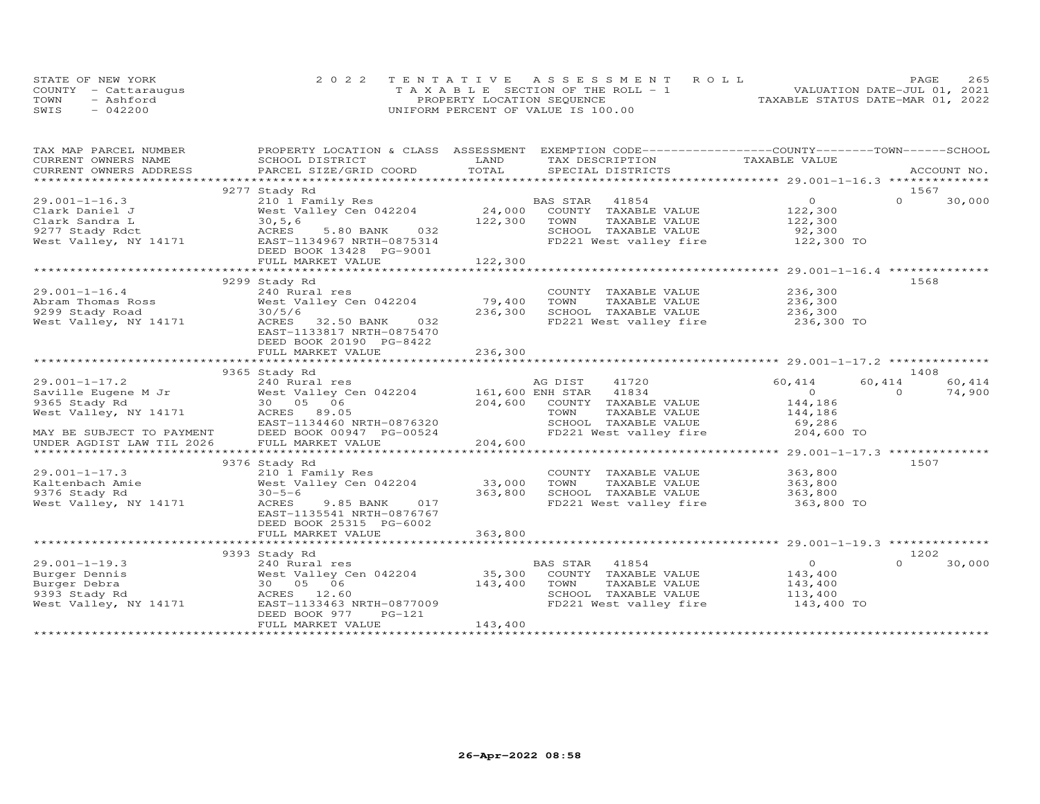STATE OF NEW YORK
COUNTY - Cattaraugus
TOWN - Ashford
SWIS - 042200

2022 TENTATIVE ASSESSMENT ROLL
TAXABLE SECTION OF THE ROLL - 1
PROPERTY LOCATION SEQUENCE
UNIFORM PERCENT OF VALUE IS 100.00

VALUATION DATE-JUL 01, 2021
TAXABLE STATUS DATE-MAR 01, 2022

| TAX MAP PARCEL NUMBER / CURRENT OWNERS NAME / CURRENT OWNERS ADDRESS | PROPERTY LOCATION & CLASS / SCHOOL DISTRICT / PARCEL SIZE/GRID COORD | ASSESSMENT LAND / TOTAL | EXEMPTION CODE / TAX DESCRIPTION / SPECIAL DISTRICTS | COUNTY TAXABLE VALUE | TOWN | SCHOOL | ACCOUNT NO. |
|---|---|---|---|---|---|---|---|
| **29.001-1-16.3** | 9277 Stady Rd | | | | | | 1567 |
| 29.001-1-16.3 | 210 1 Family Res | | BAS STAR 41854 | 0 | 0 | 30,000 | |
| Clark Daniel J | West Valley Cen 042204 | 24,000 | COUNTY TAXABLE VALUE | 122,300 | | | |
| Clark Sandra L | 30,5,6 | 122,300 | TOWN TAXABLE VALUE | 122,300 | | | |
| 9277 Stady Rdct | ACRES 5.80 BANK 032 | | SCHOOL TAXABLE VALUE | 92,300 | | | |
| West Valley, NY 14171 | EAST-1134967 NRTH-0875314 | | FD221 West valley fire | 122,300 TO | | | |
| | DEED BOOK 13428 PG-9001 | | | | | | |
| | FULL MARKET VALUE | 122,300 | | | | | |
| **29.001-1-16.4** | 9299 Stady Rd | | | | | | 1568 |
| 29.001-1-16.4 | 240 Rural res | | COUNTY TAXABLE VALUE | 236,300 | | | |
| Abram Thomas Ross | West Valley Cen 042204 | 79,400 | TOWN TAXABLE VALUE | 236,300 | | | |
| 9299 Stady Road | 30/5/6 | 236,300 | SCHOOL TAXABLE VALUE | 236,300 | | | |
| West Valley, NY 14171 | ACRES 32.50 BANK 032 | | FD221 West valley fire | 236,300 TO | | | |
| | EAST-1133817 NRTH-0875470 | | | | | | |
| | DEED BOOK 20190 PG-8422 | | | | | | |
| | FULL MARKET VALUE | 236,300 | | | | | |
| **29.001-1-17.2** | 9365 Stady Rd | | | | | | 1408 |
| 29.001-1-17.2 | 240 Rural res | | AG DIST 41720 | 60,414 | 60,414 | 60,414 | |
| Saville Eugene M Jr | West Valley Cen 042204 | 161,600 | ENH STAR 41834 | 0 | 0 | 74,900 | |
| 9365 Stady Rd | 30 05 06 | 204,600 | COUNTY TAXABLE VALUE | 144,186 | | | |
| West Valley, NY 14171 | ACRES 89.05 | | TOWN TAXABLE VALUE | 144,186 | | | |
| | EAST-1134460 NRTH-0876320 | | SCHOOL TAXABLE VALUE | 69,286 | | | |
| MAY BE SUBJECT TO PAYMENT | DEED BOOK 00947 PG-00524 | | FD221 West valley fire | 204,600 TO | | | |
| UNDER AGDIST LAW TIL 2026 | FULL MARKET VALUE | 204,600 | | | | | |
| **29.001-1-17.3** | 9376 Stady Rd | | | | | | 1507 |
| 29.001-1-17.3 | 210 1 Family Res | | COUNTY TAXABLE VALUE | 363,800 | | | |
| Kaltenbach Amie | West Valley Cen 042204 | 33,000 | TOWN TAXABLE VALUE | 363,800 | | | |
| 9376 Stady Rd | 30-5-6 | 363,800 | SCHOOL TAXABLE VALUE | 363,800 | | | |
| West Valley, NY 14171 | ACRES 9.85 BANK 017 | | FD221 West valley fire | 363,800 TO | | | |
| | EAST-1135541 NRTH-0876767 | | | | | | |
| | DEED BOOK 25315 PG-6002 | | | | | | |
| | FULL MARKET VALUE | 363,800 | | | | | |
| **29.001-1-19.3** | 9393 Stady Rd | | | | | | 1202 |
| 29.001-1-19.3 | 240 Rural res | | BAS STAR 41854 | 0 | 0 | 30,000 | |
| Burger Dennis | West Valley Cen 042204 | 35,300 | COUNTY TAXABLE VALUE | 143,400 | | | |
| Burger Debra | 30 05 06 | 143,400 | TOWN TAXABLE VALUE | 143,400 | | | |
| 9393 Stady Rd | ACRES 12.60 | | SCHOOL TAXABLE VALUE | 113,400 | | | |
| West Valley, NY 14171 | EAST-1133463 NRTH-0877009 | | FD221 West valley fire | 143,400 TO | | | |
| | DEED BOOK 977 PG-121 | | | | | | |
| | FULL MARKET VALUE | 143,400 | | | | | |

26-Apr-2022 08:58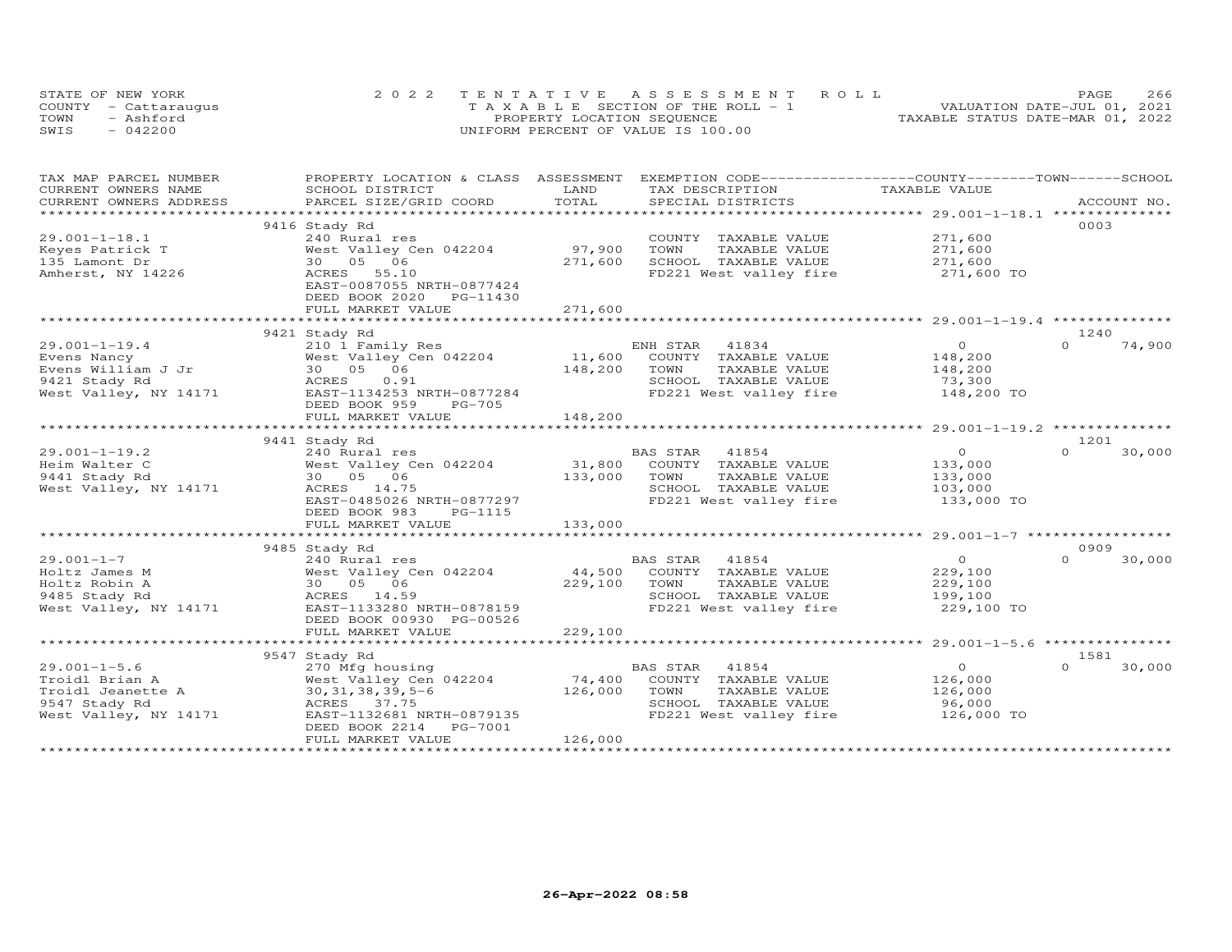STATE OF NEW YORK
COUNTY - Cattaraugus
TOWN - Ashford
SWIS - 042200

**2022 TENTATIVE ASSESSMENT ROLL**
TAXABLE SECTION OF THE ROLL - 1
PROPERTY LOCATION SEQUENCE
UNIFORM PERCENT OF VALUE IS 100.00

VALUATION DATE-JUL 01, 2021
TAXABLE STATUS DATE-MAR 01, 2022

| TAX MAP PARCEL NUMBER / CURRENT OWNERS NAME / CURRENT OWNERS ADDRESS | PROPERTY LOCATION & CLASS / SCHOOL DISTRICT / PARCEL SIZE/GRID COORD | ASSESSMENT LAND | TOTAL | EXEMPTION CODE / TAX DESCRIPTION / SPECIAL DISTRICTS | COUNTY / TOWN / SCHOOL TAXABLE VALUE | ACCOUNT NO. |
|---|---|---|---|---|---|---|
| 29.001-1-18.1 | 9416 Stady Rd | | | | | 0003 |
| 29.001-1-18.1 | 240 Rural res | | | COUNTY TAXABLE VALUE | 271,600 | |
| Keyes Patrick T | West Valley Cen 042204 | 97,900 | | TOWN TAXABLE VALUE | 271,600 | |
| 135 Lamont Dr | 30 05 06 | | 271,600 | SCHOOL TAXABLE VALUE | 271,600 | |
| Amherst, NY 14226 | ACRES 55.10 | | | FD221 West valley fire | 271,600 TO | |
| | EAST-0087055 NRTH-0877424 | | | | | |
| | DEED BOOK 2020 PG-11430 | | | | | |
| | FULL MARKET VALUE | | 271,600 | | | |
| 29.001-1-19.4 | 9421 Stady Rd | | | | | 1240 |
| 29.001-1-19.4 | 210 1 Family Res | | | ENH STAR 41834 | 0 0 74,900 | |
| Evens Nancy | West Valley Cen 042204 | 11,600 | | COUNTY TAXABLE VALUE | 148,200 | |
| Evens William J Jr | 30 05 06 | | 148,200 | TOWN TAXABLE VALUE | 148,200 | |
| 9421 Stady Rd | ACRES 0.91 | | | SCHOOL TAXABLE VALUE | 73,300 | |
| West Valley, NY 14171 | EAST-1134253 NRTH-0877284 | | | FD221 West valley fire | 148,200 TO | |
| | DEED BOOK 959 PG-705 | | | | | |
| | FULL MARKET VALUE | | 148,200 | | | |
| 29.001-1-19.2 | 9441 Stady Rd | | | | | 1201 |
| 29.001-1-19.2 | 240 Rural res | | | BAS STAR 41854 | 0 0 30,000 | |
| Heim Walter C | West Valley Cen 042204 | 31,800 | | COUNTY TAXABLE VALUE | 133,000 | |
| 9441 Stady Rd | 30 05 06 | | 133,000 | TOWN TAXABLE VALUE | 133,000 | |
| West Valley, NY 14171 | ACRES 14.75 | | | SCHOOL TAXABLE VALUE | 103,000 | |
| | EAST-0485026 NRTH-0877297 | | | FD221 West valley fire | 133,000 TO | |
| | DEED BOOK 983 PG-1115 | | | | | |
| | FULL MARKET VALUE | | 133,000 | | | |
| 29.001-1-7 | 9485 Stady Rd | | | | | 0909 |
| 29.001-1-7 | 240 Rural res | | | BAS STAR 41854 | 0 0 30,000 | |
| Holtz James M | West Valley Cen 042204 | 44,500 | | COUNTY TAXABLE VALUE | 229,100 | |
| Holtz Robin A | 30 05 06 | | 229,100 | TOWN TAXABLE VALUE | 229,100 | |
| 9485 Stady Rd | ACRES 14.59 | | | SCHOOL TAXABLE VALUE | 199,100 | |
| West Valley, NY 14171 | EAST-1133280 NRTH-0878159 | | | FD221 West valley fire | 229,100 TO | |
| | DEED BOOK 00930 PG-00526 | | | | | |
| | FULL MARKET VALUE | | 229,100 | | | |
| 29.001-1-5.6 | 9547 Stady Rd | | | | | 1581 |
| 29.001-1-5.6 | 270 Mfg housing | | | BAS STAR 41854 | 0 0 30,000 | |
| Troidl Brian A | West Valley Cen 042204 | 74,400 | | COUNTY TAXABLE VALUE | 126,000 | |
| Troidl Jeanette A | 30,31,38,39,5-6 | | 126,000 | TOWN TAXABLE VALUE | 126,000 | |
| 9547 Stady Rd | ACRES 37.75 | | | SCHOOL TAXABLE VALUE | 96,000 | |
| West Valley, NY 14171 | EAST-1132681 NRTH-0879135 | | | FD221 West valley fire | 126,000 TO | |
| | DEED BOOK 2214 PG-7001 | | | | | |
| | FULL MARKET VALUE | | 126,000 | | | |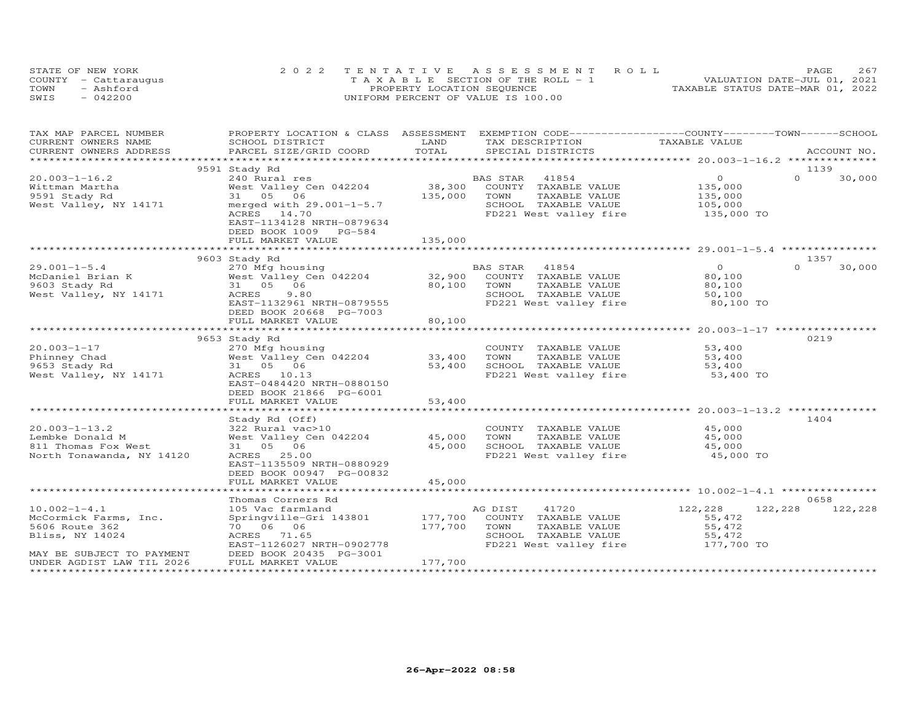STATE OF NEW YORK
COUNTY - Cattaraugus
TOWN - Ashford
SWIS - 042200

2 0 2 2 T E N T A T I V E A S S E S S M E N T R O L L
T A X A B L E SECTION OF THE ROLL - 1
PROPERTY LOCATION SEQUENCE
UNIFORM PERCENT OF VALUE IS 100.00

VALUATION DATE-JUL 01, 2021
TAXABLE STATUS DATE-MAR 01, 2022

| TAX MAP PARCEL NUMBER / CURRENT OWNERS NAME / CURRENT OWNERS ADDRESS | PROPERTY LOCATION & CLASS / SCHOOL DISTRICT / PARCEL SIZE/GRID COORD | ASSESSMENT LAND / TOTAL | EXEMPTION CODE / TAX DESCRIPTION / SPECIAL DISTRICTS | COUNTY TAXABLE VALUE | TOWN | SCHOOL / ACCOUNT NO. |
|---|---|---|---|---|---|---|
| 20.003-1-16.2 | 9591 Stady Rd | | | | | 1139 |
| Wittman Martha | 240 Rural res | | BAS STAR 41854 | 0 | 0 | 30,000 |
| 9591 Stady Rd | West Valley Cen 042204 | 38,300 | COUNTY TAXABLE VALUE | 135,000 | | |
| West Valley, NY 14171 | 31 05 06 | 135,000 | TOWN TAXABLE VALUE | 135,000 | | |
| | merged with 29.001-1-5.7 | | SCHOOL TAXABLE VALUE | 105,000 | | |
| | ACRES 14.70 | | FD221 West valley fire | 135,000 TO | | |
| | EAST-1134128 NRTH-0879634 | | | | | |
| | DEED BOOK 1009 PG-584 | | | | | |
| | FULL MARKET VALUE | 135,000 | | | | |
| 29.001-1-5.4 | 9603 Stady Rd | | | | | 1357 |
| McDaniel Brian K | 270 Mfg housing | | BAS STAR 41854 | 0 | 0 | 30,000 |
| 9603 Stady Rd | West Valley Cen 042204 | 32,900 | COUNTY TAXABLE VALUE | 80,100 | | |
| West Valley, NY 14171 | 31 05 06 | 80,100 | TOWN TAXABLE VALUE | 80,100 | | |
| | ACRES 9.80 | | SCHOOL TAXABLE VALUE | 50,100 | | |
| | EAST-1132961 NRTH-0879555 | | FD221 West valley fire | 80,100 TO | | |
| | DEED BOOK 20668 PG-7003 | | | | | |
| | FULL MARKET VALUE | 80,100 | | | | |
| 20.003-1-17 | 9653 Stady Rd | | | | | 0219 |
| Phinney Chad | 270 Mfg housing | | COUNTY TAXABLE VALUE | 53,400 | | |
| 9653 Stady Rd | West Valley Cen 042204 | 33,400 | TOWN TAXABLE VALUE | 53,400 | | |
| West Valley, NY 14171 | 31 05 06 | 53,400 | SCHOOL TAXABLE VALUE | 53,400 | | |
| | ACRES 10.13 | | FD221 West valley fire | 53,400 TO | | |
| | EAST-0484420 NRTH-0880150 | | | | | |
| | DEED BOOK 21866 PG-6001 | | | | | |
| | FULL MARKET VALUE | 53,400 | | | | |
| 20.003-1-13.2 | Stady Rd (Off) | | | | | 1404 |
| Lembke Donald M | 322 Rural vac>10 | | COUNTY TAXABLE VALUE | 45,000 | | |
| 811 Thomas Fox West | West Valley Cen 042204 | 45,000 | TOWN TAXABLE VALUE | 45,000 | | |
| North Tonawanda, NY 14120 | 31 05 06 | 45,000 | SCHOOL TAXABLE VALUE | 45,000 | | |
| | ACRES 25.00 | | FD221 West valley fire | 45,000 TO | | |
| | EAST-1135509 NRTH-0880929 | | | | | |
| | DEED BOOK 00947 PG-00832 | | | | | |
| | FULL MARKET VALUE | 45,000 | | | | |
| 10.002-1-4.1 | Thomas Corners Rd | | | | | 0658 |
| McCormick Farms, Inc. | 105 Vac farmland | | AG DIST 41720 | 122,228 | 122,228 | 122,228 |
| 5606 Route 362 | Springville-Gri 143801 | 177,700 | COUNTY TAXABLE VALUE | 55,472 | | |
| Bliss, NY 14024 | 70 06 06 | 177,700 | TOWN TAXABLE VALUE | 55,472 | | |
| | ACRES 71.65 | | SCHOOL TAXABLE VALUE | 55,472 | | |
| | EAST-1126027 NRTH-0902778 | | FD221 West valley fire | 177,700 TO | | |
| MAY BE SUBJECT TO PAYMENT | DEED BOOK 20435 PG-3001 | | | | | |
| UNDER AGDIST LAW TIL 2026 | FULL MARKET VALUE | 177,700 | | | | |

26-Apr-2022 08:58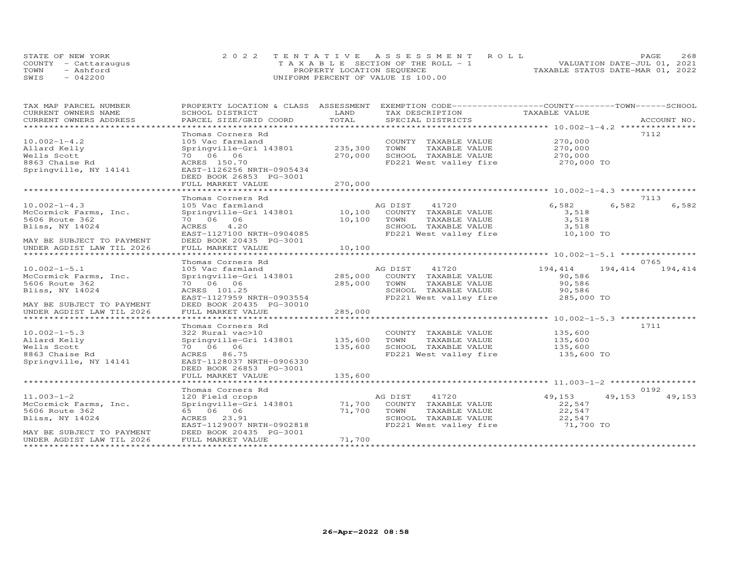STATE OF NEW YORK
COUNTY - Cattaraugus
TOWN - Ashford
SWIS - 042200

2022 TENTATIVE ASSESSMENT ROLL
TAXABLE SECTION OF THE ROLL - 1
PROPERTY LOCATION SEQUENCE
UNIFORM PERCENT OF VALUE IS 100.00

VALUATION DATE-JUL 01, 2021
TAXABLE STATUS DATE-MAR 01, 2022

| TAX MAP PARCEL NUMBER / CURRENT OWNERS NAME / CURRENT OWNERS ADDRESS | PROPERTY LOCATION & CLASS / SCHOOL DISTRICT / PARCEL SIZE/GRID COORD | ASSESSMENT LAND / TOTAL | EXEMPTION CODE / TAX DESCRIPTION / SPECIAL DISTRICTS | COUNTY TAXABLE VALUE | TOWN | SCHOOL / ACCOUNT NO. |
|---|---|---|---|---|---|---|
| **10.002-1-4.2** | Thomas Corners Rd | | | | | 7112 |
| 10.002-1-4.2 | 105 Vac farmland | | COUNTY TAXABLE VALUE | 270,000 | | |
| Allard Kelly | Springville-Gri 143801 | 235,300 | TOWN TAXABLE VALUE | 270,000 | | |
| Wells Scott | 70 06 06 | 270,000 | SCHOOL TAXABLE VALUE | 270,000 | | |
| 8863 Chaise Rd | ACRES 150.70 | | FD221 West valley fire | 270,000 TO | | |
| Springville, NY 14141 | EAST-1126256 NRTH-0905434 | | | | | |
| | DEED BOOK 26853 PG-3001 | | | | | |
| | FULL MARKET VALUE | 270,000 | | | | |
| **10.002-1-4.3** | Thomas Corners Rd | | | | | 7113 |
| 10.002-1-4.3 | 105 Vac farmland | | AG DIST 41720 | 6,582 | 6,582 | 6,582 |
| McCormick Farms, Inc. | Springville-Gri 143801 | 10,100 | COUNTY TAXABLE VALUE | 3,518 | | |
| 5606 Route 362 | 70 06 06 | 10,100 | TOWN TAXABLE VALUE | 3,518 | | |
| Bliss, NY 14024 | ACRES 4.20 | | SCHOOL TAXABLE VALUE | 3,518 | | |
| | EAST-1127100 NRTH-0904085 | | FD221 West valley fire | 10,100 TO | | |
| MAY BE SUBJECT TO PAYMENT | DEED BOOK 20435 PG-3001 | | | | | |
| UNDER AGDIST LAW TIL 2026 | FULL MARKET VALUE | 10,100 | | | | |
| **10.002-1-5.1** | Thomas Corners Rd | | | | | 0765 |
| 10.002-1-5.1 | 105 Vac farmland | | AG DIST 41720 | 194,414 | 194,414 | 194,414 |
| McCormick Farms, Inc. | Springville-Gri 143801 | 285,000 | COUNTY TAXABLE VALUE | 90,586 | | |
| 5606 Route 362 | 70 06 06 | 285,000 | TOWN TAXABLE VALUE | 90,586 | | |
| Bliss, NY 14024 | ACRES 101.25 | | SCHOOL TAXABLE VALUE | 90,586 | | |
| | EAST-1127959 NRTH-0903554 | | FD221 West valley fire | 285,000 TO | | |
| MAY BE SUBJECT TO PAYMENT | DEED BOOK 20435 PG-30010 | | | | | |
| UNDER AGDIST LAW TIL 2026 | FULL MARKET VALUE | 285,000 | | | | |
| **10.002-1-5.3** | Thomas Corners Rd | | | | | 1711 |
| 10.002-1-5.3 | 322 Rural vac>10 | | COUNTY TAXABLE VALUE | 135,600 | | |
| Allard Kelly | Springville-Gri 143801 | 135,600 | TOWN TAXABLE VALUE | 135,600 | | |
| Wells Scott | 70 06 06 | 135,600 | SCHOOL TAXABLE VALUE | 135,600 | | |
| 8863 Chaise Rd | ACRES 86.75 | | FD221 West valley fire | 135,600 TO | | |
| Springville, NY 14141 | EAST-1128037 NRTH-0906330 | | | | | |
| | DEED BOOK 26853 PG-3001 | | | | | |
| | FULL MARKET VALUE | 135,600 | | | | |
| **11.003-1-2** | Thomas Corners Rd | | | | | 0192 |
| 11.003-1-2 | 120 Field crops | | AG DIST 41720 | 49,153 | 49,153 | 49,153 |
| McCormick Farms, Inc. | Springville-Gri 143801 | 71,700 | COUNTY TAXABLE VALUE | 22,547 | | |
| 5606 Route 362 | 65 06 06 | 71,700 | TOWN TAXABLE VALUE | 22,547 | | |
| Bliss, NY 14024 | ACRES 23.91 | | SCHOOL TAXABLE VALUE | 22,547 | | |
| | EAST-1129007 NRTH-0902818 | | FD221 West valley fire | 71,700 TO | | |
| MAY BE SUBJECT TO PAYMENT | DEED BOOK 20435 PG-3001 | | | | | |
| UNDER AGDIST LAW TIL 2026 | FULL MARKET VALUE | 71,700 | | | | |

26-Apr-2022 08:58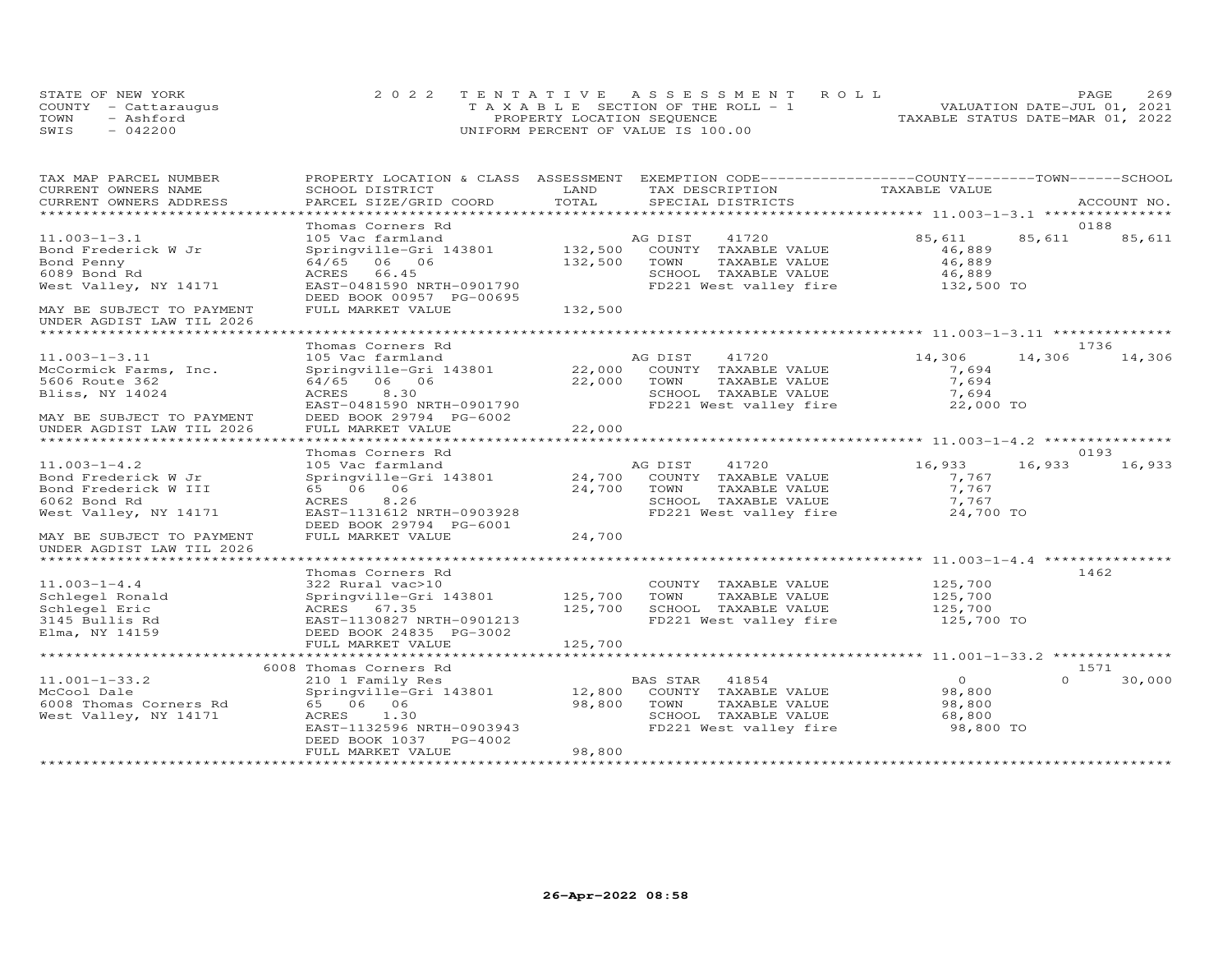STATE OF NEW YORK
COUNTY - Cattaraugus
TOWN - Ashford
SWIS - 042200

2022 TENTATIVE ASSESSMENT ROLL
TAXABLE SECTION OF THE ROLL - 1
PROPERTY LOCATION SEQUENCE
UNIFORM PERCENT OF VALUE IS 100.00

VALUATION DATE-JUL 01, 2021
TAXABLE STATUS DATE-MAR 01, 2022

| TAX MAP PARCEL NUMBER / CURRENT OWNERS NAME / CURRENT OWNERS ADDRESS | PROPERTY LOCATION & CLASS / SCHOOL DISTRICT / PARCEL SIZE/GRID COORD | ASSESSMENT LAND / TOTAL | EXEMPTION CODE / TAX DESCRIPTION / SPECIAL DISTRICTS | COUNTY TAXABLE VALUE | TOWN | SCHOOL | ACCOUNT NO. |
|---|---|---|---|---|---|---|---|
| **11.003-1-3.1** | Thomas Corners Rd | | | | | | 0188 |
| 11.003-1-3.1 | 105 Vac farmland | | AG DIST 41720 | 85,611 | 85,611 | 85,611 | |
| Bond Frederick W Jr | Springville-Gri 143801 | 132,500 | COUNTY TAXABLE VALUE | 46,889 | | | |
| Bond Penny | 64/65 06 06 | 132,500 | TOWN TAXABLE VALUE | 46,889 | | | |
| 6089 Bond Rd | ACRES 66.45 | | SCHOOL TAXABLE VALUE | 46,889 | | | |
| West Valley, NY 14171 | EAST-0481590 NRTH-0901790 | | FD221 West valley fire | 132,500 TO | | | |
| | DEED BOOK 00957 PG-00695 | | | | | | |
| MAY BE SUBJECT TO PAYMENT | FULL MARKET VALUE | 132,500 | | | | | |
| UNDER AGDIST LAW TIL 2026 | | | | | | | |
| **11.003-1-3.11** | Thomas Corners Rd | | | | | | 1736 |
| 11.003-1-3.11 | 105 Vac farmland | | AG DIST 41720 | 14,306 | 14,306 | 14,306 | |
| McCormick Farms, Inc. | Springville-Gri 143801 | 22,000 | COUNTY TAXABLE VALUE | 7,694 | | | |
| 5606 Route 362 | 64/65 06 06 | 22,000 | TOWN TAXABLE VALUE | 7,694 | | | |
| Bliss, NY 14024 | ACRES 8.30 | | SCHOOL TAXABLE VALUE | 7,694 | | | |
| | EAST-0481590 NRTH-0901790 | | FD221 West valley fire | 22,000 TO | | | |
| MAY BE SUBJECT TO PAYMENT | DEED BOOK 29794 PG-6002 | | | | | | |
| UNDER AGDIST LAW TIL 2026 | FULL MARKET VALUE | 22,000 | | | | | |
| **11.003-1-4.2** | Thomas Corners Rd | | | | | | 0193 |
| 11.003-1-4.2 | 105 Vac farmland | | AG DIST 41720 | 16,933 | 16,933 | 16,933 | |
| Bond Frederick W Jr | Springville-Gri 143801 | 24,700 | COUNTY TAXABLE VALUE | 7,767 | | | |
| Bond Frederick W III | 65 06 06 | 24,700 | TOWN TAXABLE VALUE | 7,767 | | | |
| 6062 Bond Rd | ACRES 8.26 | | SCHOOL TAXABLE VALUE | 7,767 | | | |
| West Valley, NY 14171 | EAST-1131612 NRTH-0903928 | | FD221 West valley fire | 24,700 TO | | | |
| | DEED BOOK 29794 PG-6001 | | | | | | |
| MAY BE SUBJECT TO PAYMENT | FULL MARKET VALUE | 24,700 | | | | | |
| UNDER AGDIST LAW TIL 2026 | | | | | | | |
| **11.003-1-4.4** | Thomas Corners Rd | | | | | | 1462 |
| 11.003-1-4.4 | 322 Rural vac>10 | | COUNTY TAXABLE VALUE | 125,700 | | | |
| Schlegel Ronald | Springville-Gri 143801 | 125,700 | TOWN TAXABLE VALUE | 125,700 | | | |
| Schlegel Eric | ACRES 67.35 | 125,700 | SCHOOL TAXABLE VALUE | 125,700 | | | |
| 3145 Bullis Rd | EAST-1130827 NRTH-0901213 | | FD221 West valley fire | 125,700 TO | | | |
| Elma, NY 14159 | DEED BOOK 24835 PG-3002 | | | | | | |
| | FULL MARKET VALUE | 125,700 | | | | | |
| **11.001-1-33.2** | 6008 Thomas Corners Rd | | | | | | 1571 |
| 11.001-1-33.2 | 210 1 Family Res | | BAS STAR 41854 | 0 | 0 | 30,000 | |
| McCool Dale | Springville-Gri 143801 | 12,800 | COUNTY TAXABLE VALUE | 98,800 | | | |
| 6008 Thomas Corners Rd | 65 06 06 | 98,800 | TOWN TAXABLE VALUE | 98,800 | | | |
| West Valley, NY 14171 | ACRES 1.30 | | SCHOOL TAXABLE VALUE | 68,800 | | | |
| | EAST-1132596 NRTH-0903943 | | FD221 West valley fire | 98,800 TO | | | |
| | DEED BOOK 1037 PG-4002 | | | | | | |
| | FULL MARKET VALUE | 98,800 | | | | | |

26-Apr-2022 08:58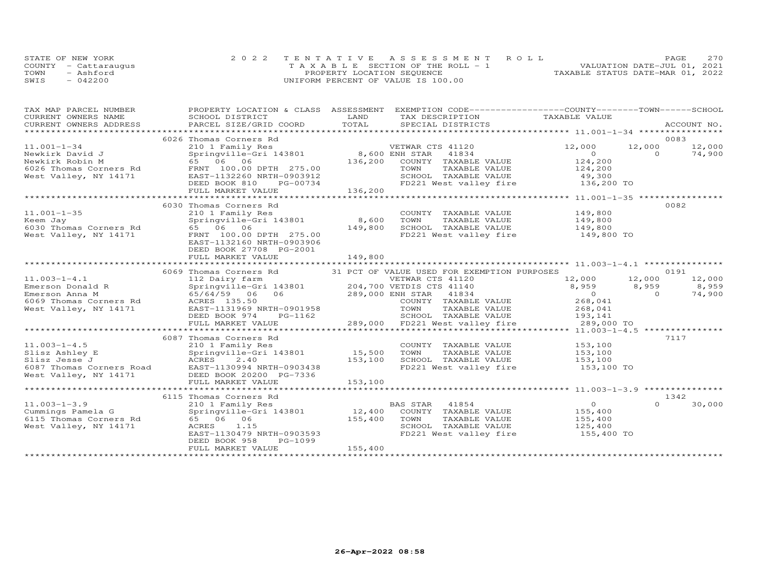STATE OF NEW YORK
COUNTY - Cattaraugus
TOWN - Ashford
SWIS - 042200

2022 TENTATIVE ASSESSMENT ROLL
TAXABLE SECTION OF THE ROLL - 1
PROPERTY LOCATION SEQUENCE
UNIFORM PERCENT OF VALUE IS 100.00

VALUATION DATE-JUL 01, 2021
TAXABLE STATUS DATE-MAR 01, 2022

| TAX MAP PARCEL NUMBER / CURRENT OWNERS NAME / CURRENT OWNERS ADDRESS | PROPERTY LOCATION & CLASS / SCHOOL DISTRICT / PARCEL SIZE/GRID COORD | ASSESSMENT LAND / TOTAL | EXEMPTION CODE / TAX DESCRIPTION / SPECIAL DISTRICTS | COUNTY TAXABLE VALUE | TOWN | SCHOOL | ACCOUNT NO. |
|---|---|---|---|---|---|---|---|
| | 6026 Thomas Corners Rd | | | | | | 0083 |
| 11.001-1-34 | 210 1 Family Res | | VETWAR CTS 41120 | 12,000 | 12,000 | 12,000 | |
| Newkirk David J | Springville-Gri 143801 | 8,600 | ENH STAR 41834 | 0 | 0 | 74,900 | |
| Newkirk Robin M | 65 06 06 | 136,200 | COUNTY TAXABLE VALUE | 124,200 | | | |
| 6026 Thomas Corners Rd | FRNT 100.00 DPTH 275.00 | | TOWN TAXABLE VALUE | 124,200 | | | |
| West Valley, NY 14171 | EAST-1132260 NRTH-0903912 | | SCHOOL TAXABLE VALUE | 49,300 | | | |
| | DEED BOOK 810 PG-00734 | | FD221 West valley fire | 136,200 TO | | | |
| | FULL MARKET VALUE | 136,200 | | | | | |
| | 6030 Thomas Corners Rd | | | | | | 0082 |
| 11.001-1-35 | 210 1 Family Res | | COUNTY TAXABLE VALUE | 149,800 | | | |
| Keem Jay | Springville-Gri 143801 | 8,600 | TOWN TAXABLE VALUE | 149,800 | | | |
| 6030 Thomas Corners Rd | 65 06 06 | 149,800 | SCHOOL TAXABLE VALUE | 149,800 | | | |
| West Valley, NY 14171 | FRNT 100.00 DPTH 275.00 | | FD221 West valley fire | 149,800 TO | | | |
| | EAST-1132160 NRTH-0903906 | | | | | | |
| | DEED BOOK 27708 PG-2001 | | | | | | |
| | FULL MARKET VALUE | 149,800 | | | | | |
| | 6069 Thomas Corners Rd | | 31 PCT OF VALUE USED FOR EXEMPTION PURPOSES | | | | 0191 |
| 11.003-1-4.1 | 112 Dairy farm | | VETWAR CTS 41120 | 12,000 | 12,000 | 12,000 | |
| Emerson Donald R | Springville-Gri 143801 | 204,700 | VETDIS CTS 41140 | 8,959 | 8,959 | 8,959 | |
| Emerson Anna M | 65/64/59 06 06 | 289,000 | ENH STAR 41834 | 0 | 0 | 74,900 | |
| 6069 Thomas Corners Rd | ACRES 135.50 | | COUNTY TAXABLE VALUE | 268,041 | | | |
| West Valley, NY 14171 | EAST-1131969 NRTH-0901958 | | TOWN TAXABLE VALUE | 268,041 | | | |
| | DEED BOOK 974 PG-1162 | | SCHOOL TAXABLE VALUE | 193,141 | | | |
| | FULL MARKET VALUE | 289,000 | FD221 West valley fire | 289,000 TO | | | |
| | 6087 Thomas Corners Rd | | | | | | 7117 |
| 11.003-1-4.5 | 210 1 Family Res | | COUNTY TAXABLE VALUE | 153,100 | | | |
| Slisz Ashley E | Springville-Gri 143801 | 15,500 | TOWN TAXABLE VALUE | 153,100 | | | |
| Slisz Jesse J | ACRES 2.40 | 153,100 | SCHOOL TAXABLE VALUE | 153,100 | | | |
| 6087 Thomas Corners Road | EAST-1130994 NRTH-0903438 | | FD221 West valley fire | 153,100 TO | | | |
| West Valley, NY 14171 | DEED BOOK 20200 PG-7336 | | | | | | |
| | FULL MARKET VALUE | 153,100 | | | | | |
| | 6115 Thomas Corners Rd | | | | | | 1342 |
| 11.003-1-3.9 | 210 1 Family Res | | BAS STAR 41854 | 0 | 0 | 30,000 | |
| Cummings Pamela G | Springville-Gri 143801 | 12,400 | COUNTY TAXABLE VALUE | 155,400 | | | |
| 6115 Thomas Corners Rd | 65 06 06 | 155,400 | TOWN TAXABLE VALUE | 155,400 | | | |
| West Valley, NY 14171 | ACRES 1.15 | | SCHOOL TAXABLE VALUE | 125,400 | | | |
| | EAST-1130479 NRTH-0903593 | | FD221 West valley fire | 155,400 TO | | | |
| | DEED BOOK 958 PG-1099 | | | | | | |
| | FULL MARKET VALUE | 155,400 | | | | | |

26-Apr-2022 08:58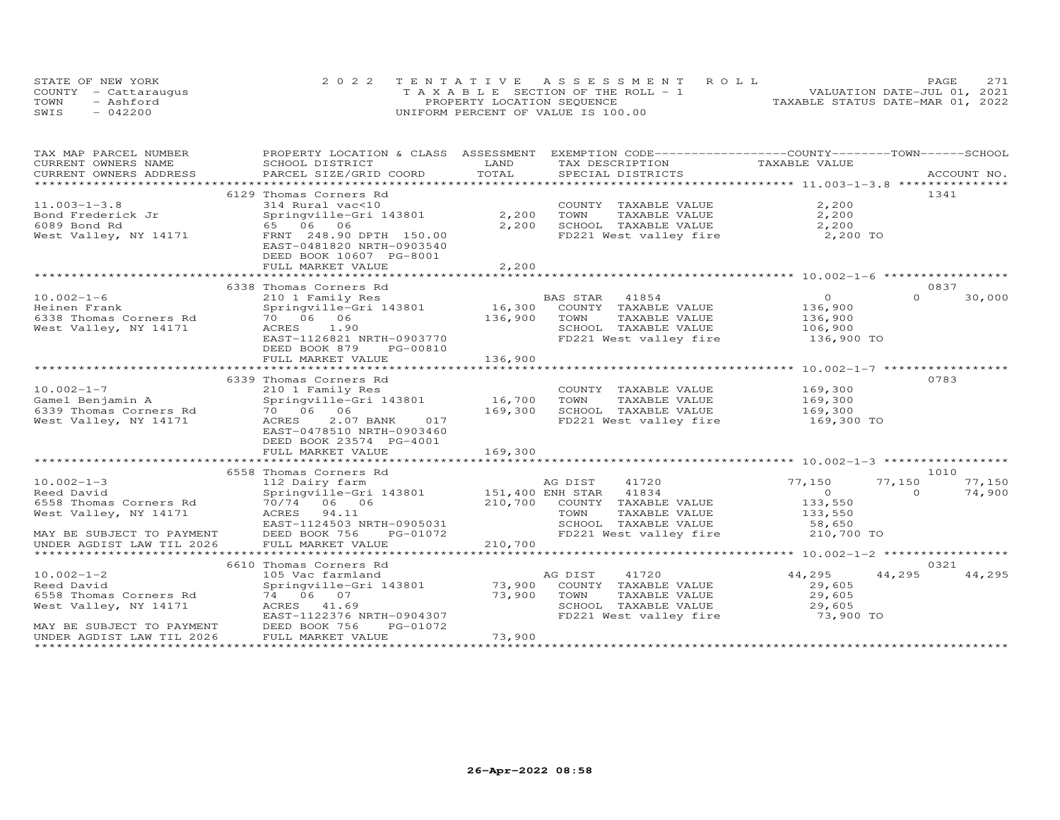STATE OF NEW YORK
COUNTY - Cattaraugus
TOWN - Ashford
SWIS - 042200

2022 TENTATIVE ASSESSMENT ROLL
TAXABLE SECTION OF THE ROLL - 1
PROPERTY LOCATION SEQUENCE
UNIFORM PERCENT OF VALUE IS 100.00

VALUATION DATE-JUL 01, 2021
TAXABLE STATUS DATE-MAR 01, 2022

| TAX MAP PARCEL NUMBER / CURRENT OWNERS NAME / CURRENT OWNERS ADDRESS | PROPERTY LOCATION & CLASS / SCHOOL DISTRICT / PARCEL SIZE/GRID COORD | ASSESSMENT LAND | TOTAL | EXEMPTION CODE / TAX DESCRIPTION / SPECIAL DISTRICTS | COUNTY TAXABLE VALUE | TOWN | SCHOOL / ACCOUNT NO. |
|---|---|---|---|---|---|---|---|
| **11.003-1-3.8** | 6129 Thomas Corners Rd | | | | | | 1341 |
| 11.003-1-3.8 | 314 Rural vac<10 | | | COUNTY TAXABLE VALUE | 2,200 | | |
| Bond Frederick Jr | Springville-Gri 143801 | 2,200 | | TOWN TAXABLE VALUE | 2,200 | | |
| 6089 Bond Rd | 65 06 06 | | 2,200 | SCHOOL TAXABLE VALUE | 2,200 | | |
| West Valley, NY 14171 | FRNT 248.90 DPTH 150.00 | | | FD221 West valley fire | 2,200 TO | | |
| | EAST-0481820 NRTH-0903540 | | | | | | |
| | DEED BOOK 10607 PG-8001 | | | | | | |
| | FULL MARKET VALUE | | 2,200 | | | | |
| **10.002-1-6** | 6338 Thomas Corners Rd | | | | | | 0837 |
| 10.002-1-6 | 210 1 Family Res | | | BAS STAR 41854 | 0 | 0 | 30,000 |
| Heinen Frank | Springville-Gri 143801 | 16,300 | | COUNTY TAXABLE VALUE | 136,900 | | |
| 6338 Thomas Corners Rd | 70 06 06 | | 136,900 | TOWN TAXABLE VALUE | 136,900 | | |
| West Valley, NY 14171 | ACRES 1.90 | | | SCHOOL TAXABLE VALUE | 106,900 | | |
| | EAST-1126821 NRTH-0903770 | | | FD221 West valley fire | 136,900 TO | | |
| | DEED BOOK 879 PG-00810 | | | | | | |
| | FULL MARKET VALUE | | 136,900 | | | | |
| **10.002-1-7** | 6339 Thomas Corners Rd | | | | | | 0783 |
| 10.002-1-7 | 210 1 Family Res | | | COUNTY TAXABLE VALUE | 169,300 | | |
| Gamel Benjamin A | Springville-Gri 143801 | 16,700 | | TOWN TAXABLE VALUE | 169,300 | | |
| 6339 Thomas Corners Rd | 70 06 06 | | 169,300 | SCHOOL TAXABLE VALUE | 169,300 | | |
| West Valley, NY 14171 | ACRES 2.07 BANK 017 | | | FD221 West valley fire | 169,300 TO | | |
| | EAST-0478510 NRTH-0903460 | | | | | | |
| | DEED BOOK 23574 PG-4001 | | | | | | |
| | FULL MARKET VALUE | | 169,300 | | | | |
| **10.002-1-3** | 6558 Thomas Corners Rd | | | | | | 1010 |
| 10.002-1-3 | 112 Dairy farm | | | AG DIST 41720 | 77,150 | 77,150 | 77,150 |
| Reed David | Springville-Gri 143801 | 151,400 | | ENH STAR 41834 | 0 | 0 | 74,900 |
| 6558 Thomas Corners Rd | 70/74 06 06 | | 210,700 | COUNTY TAXABLE VALUE | 133,550 | | |
| West Valley, NY 14171 | ACRES 94.11 | | | TOWN TAXABLE VALUE | 133,550 | | |
| | EAST-1124503 NRTH-0905031 | | | SCHOOL TAXABLE VALUE | 58,650 | | |
| MAY BE SUBJECT TO PAYMENT | DEED BOOK 756 PG-01072 | | | FD221 West valley fire | 210,700 TO | | |
| UNDER AGDIST LAW TIL 2026 | FULL MARKET VALUE | | 210,700 | | | | |
| **10.002-1-2** | 6610 Thomas Corners Rd | | | | | | 0321 |
| 10.002-1-2 | 105 Vac farmland | | | AG DIST 41720 | 44,295 | 44,295 | 44,295 |
| Reed David | Springville-Gri 143801 | 73,900 | | COUNTY TAXABLE VALUE | 29,605 | | |
| 6558 Thomas Corners Rd | 74 06 07 | | 73,900 | TOWN TAXABLE VALUE | 29,605 | | |
| West Valley, NY 14171 | ACRES 41.69 | | | SCHOOL TAXABLE VALUE | 29,605 | | |
| | EAST-1122376 NRTH-0904307 | | | FD221 West valley fire | 73,900 TO | | |
| MAY BE SUBJECT TO PAYMENT | DEED BOOK 756 PG-01072 | | | | | | |
| UNDER AGDIST LAW TIL 2026 | FULL MARKET VALUE | | 73,900 | | | | |

26-Apr-2022 08:58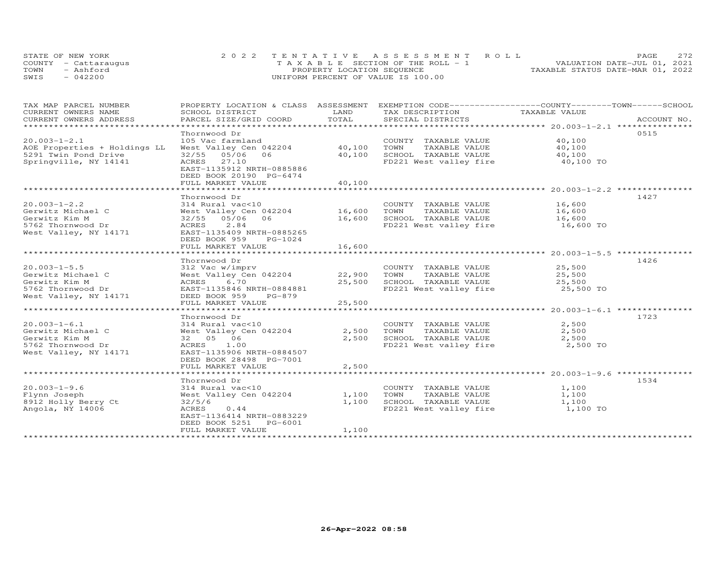STATE OF NEW YORK
COUNTY - Cattaraugus
TOWN - Ashford
SWIS - 042200

2022 TENTATIVE ASSESSMENT ROLL
TAXABLE SECTION OF THE ROLL - 1
PROPERTY LOCATION SEQUENCE
UNIFORM PERCENT OF VALUE IS 100.00

VALUATION DATE-JUL 01, 2021
TAXABLE STATUS DATE-MAR 01, 2022

| TAX MAP PARCEL NUMBER / CURRENT OWNERS NAME / CURRENT OWNERS ADDRESS | PROPERTY LOCATION & CLASS / SCHOOL DISTRICT / PARCEL SIZE/GRID COORD | ASSESSMENT LAND | TOTAL | EXEMPTION CODE / TAX DESCRIPTION / SPECIAL DISTRICTS | TAXABLE VALUE | ACCOUNT NO. |
|---|---|---|---|---|---|---|
| 20.003-1-2.1 | Thornwood Dr | | | | | 0515 |
| | 105 Vac farmland | | | COUNTY TAXABLE VALUE | 40,100 | |
| AOE Properties + Holdings LL | West Valley Cen 042204 | 40,100 | | TOWN TAXABLE VALUE | 40,100 | |
| 5291 Twin Pond Drive | 32/55 05/06 06 | | 40,100 | SCHOOL TAXABLE VALUE | 40,100 | |
| Springville, NY 14141 | ACRES 27.10 | | | FD221 West valley fire | 40,100 TO | |
| | EAST-1135912 NRTH-0885886 | | | | | |
| | DEED BOOK 20190 PG-6474 | | | | | |
| | FULL MARKET VALUE | | 40,100 | | | |
| 20.003-1-2.2 | Thornwood Dr | | | | | 1427 |
| | 314 Rural vac<10 | | | COUNTY TAXABLE VALUE | 16,600 | |
| Gerwitz Michael C | West Valley Cen 042204 | 16,600 | | TOWN TAXABLE VALUE | 16,600 | |
| Gerwitz Kim M | 32/55 05/06 06 | | 16,600 | SCHOOL TAXABLE VALUE | 16,600 | |
| 5762 Thornwood Dr | ACRES 2.84 | | | FD221 West valley fire | 16,600 TO | |
| West Valley, NY 14171 | EAST-1135409 NRTH-0885265 | | | | | |
| | DEED BOOK 959 PG-1024 | | | | | |
| | FULL MARKET VALUE | | 16,600 | | | |
| 20.003-1-5.5 | Thornwood Dr | | | | | 1426 |
| | 312 Vac w/imprv | | | COUNTY TAXABLE VALUE | 25,500 | |
| Gerwitz Michael C | West Valley Cen 042204 | 22,900 | | TOWN TAXABLE VALUE | 25,500 | |
| Gerwitz Kim M | ACRES 6.70 | | 25,500 | SCHOOL TAXABLE VALUE | 25,500 | |
| 5762 Thornwood Dr | EAST-1135846 NRTH-0884881 | | | FD221 West valley fire | 25,500 TO | |
| West Valley, NY 14171 | DEED BOOK 959 PG-879 | | | | | |
| | FULL MARKET VALUE | | 25,500 | | | |
| 20.003-1-6.1 | Thornwood Dr | | | | | 1723 |
| | 314 Rural vac<10 | | | COUNTY TAXABLE VALUE | 2,500 | |
| Gerwitz Michael C | West Valley Cen 042204 | 2,500 | | TOWN TAXABLE VALUE | 2,500 | |
| Gerwitz Kim M | 32 05 06 | | 2,500 | SCHOOL TAXABLE VALUE | 2,500 | |
| 5762 Thornwood Dr | ACRES 1.00 | | | FD221 West valley fire | 2,500 TO | |
| West Valley, NY 14171 | EAST-1135906 NRTH-0884507 | | | | | |
| | DEED BOOK 28498 PG-7001 | | | | | |
| | FULL MARKET VALUE | | 2,500 | | | |
| 20.003-1-9.6 | Thornwood Dr | | | | | 1534 |
| | 314 Rural vac<10 | | | COUNTY TAXABLE VALUE | 1,100 | |
| Flynn Joseph | West Valley Cen 042204 | 1,100 | | TOWN TAXABLE VALUE | 1,100 | |
| 8912 Holly Berry Ct | 32/5/6 | | 1,100 | SCHOOL TAXABLE VALUE | 1,100 | |
| Angola, NY 14006 | ACRES 0.44 | | | FD221 West valley fire | 1,100 TO | |
| | EAST-1136414 NRTH-0883229 | | | | | |
| | DEED BOOK 5251 PG-6001 | | | | | |
| | FULL MARKET VALUE | | 1,100 | | | |

26-Apr-2022 08:58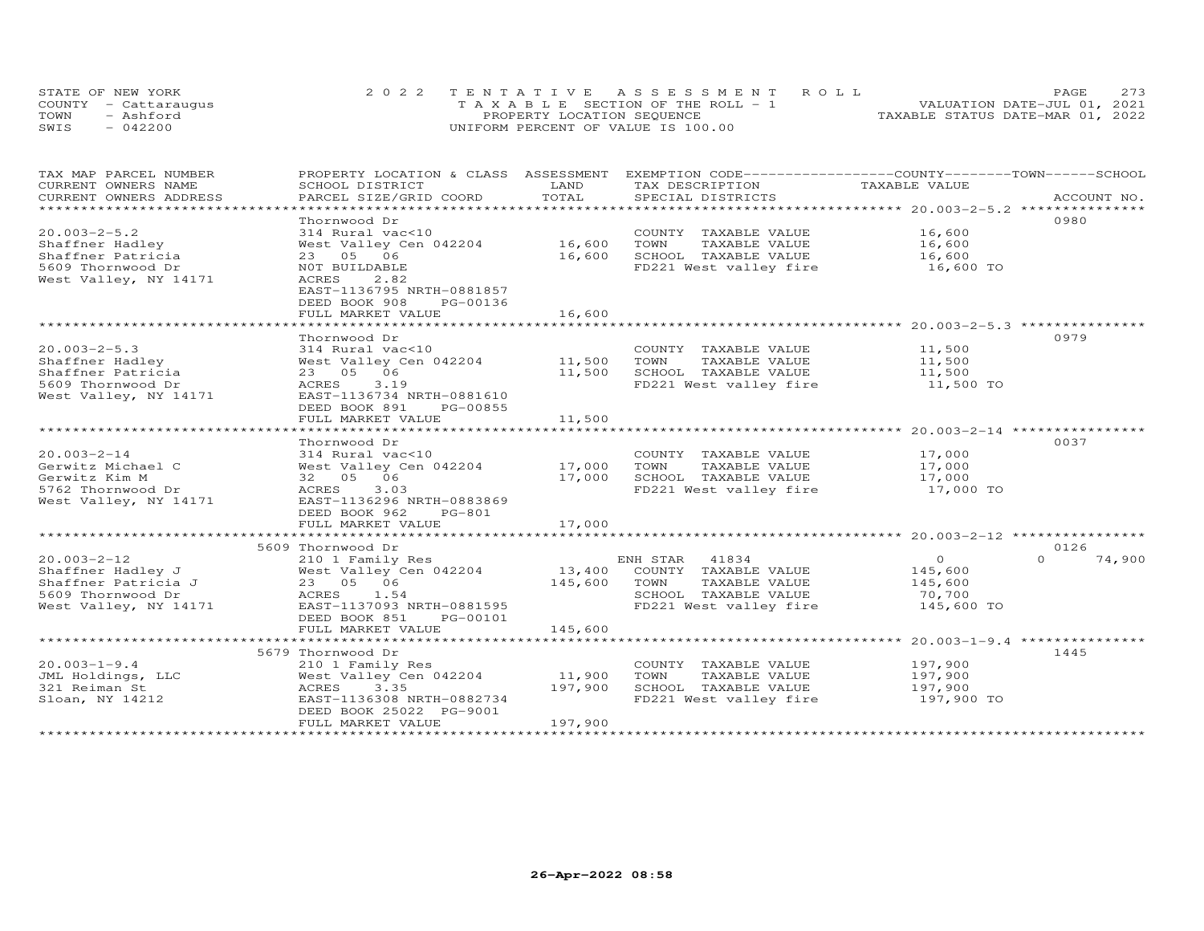STATE OF NEW YORK
COUNTY - Cattaraugus
TOWN - Ashford
SWIS - 042200

2022 TENTATIVE ASSESSMENT ROLL
TAXABLE SECTION OF THE ROLL - 1
PROPERTY LOCATION SEQUENCE
UNIFORM PERCENT OF VALUE IS 100.00

VALUATION DATE-JUL 01, 2021
TAXABLE STATUS DATE-MAR 01, 2022

| TAX MAP PARCEL NUMBER / CURRENT OWNERS NAME / CURRENT OWNERS ADDRESS | PROPERTY LOCATION & CLASS / SCHOOL DISTRICT / PARCEL SIZE/GRID COORD | ASSESSMENT LAND / TOTAL | EXEMPTION CODE / TAX DESCRIPTION / SPECIAL DISTRICTS | COUNTY / TOWN / SCHOOL TAXABLE VALUE | ACCOUNT NO. |
|---|---|---|---|---|---|
| **20.003-2-5.2** | Thornwood Dr | | | | 0980 |
| 20.003-2-5.2 | 314 Rural vac<10 | | COUNTY TAXABLE VALUE | 16,600 | |
| Shaffner Hadley | West Valley Cen 042204 | 16,600 | TOWN TAXABLE VALUE | 16,600 | |
| Shaffner Patricia | 23 05 06 | 16,600 | SCHOOL TAXABLE VALUE | 16,600 | |
| 5609 Thornwood Dr | NOT BUILDABLE | | FD221 West valley fire | 16,600 TO | |
| West Valley, NY 14171 | ACRES 2.82 | | | | |
| | EAST-1136795 NRTH-0881857 | | | | |
| | DEED BOOK 908 PG-00136 | | | | |
| | FULL MARKET VALUE | 16,600 | | | |
| **20.003-2-5.3** | Thornwood Dr | | | | 0979 |
| 20.003-2-5.3 | 314 Rural vac<10 | | COUNTY TAXABLE VALUE | 11,500 | |
| Shaffner Hadley | West Valley Cen 042204 | 11,500 | TOWN TAXABLE VALUE | 11,500 | |
| Shaffner Patricia | 23 05 06 | 11,500 | SCHOOL TAXABLE VALUE | 11,500 | |
| 5609 Thornwood Dr | ACRES 3.19 | | FD221 West valley fire | 11,500 TO | |
| West Valley, NY 14171 | EAST-1136734 NRTH-0881610 | | | | |
| | DEED BOOK 891 PG-00855 | | | | |
| | FULL MARKET VALUE | 11,500 | | | |
| **20.003-2-14** | Thornwood Dr | | | | 0037 |
| 20.003-2-14 | 314 Rural vac<10 | | COUNTY TAXABLE VALUE | 17,000 | |
| Gerwitz Michael C | West Valley Cen 042204 | 17,000 | TOWN TAXABLE VALUE | 17,000 | |
| Gerwitz Kim M | 32 05 06 | 17,000 | SCHOOL TAXABLE VALUE | 17,000 | |
| 5762 Thornwood Dr | ACRES 3.03 | | FD221 West valley fire | 17,000 TO | |
| West Valley, NY 14171 | EAST-1136296 NRTH-0883869 | | | | |
| | DEED BOOK 962 PG-801 | | | | |
| | FULL MARKET VALUE | 17,000 | | | |
| **20.003-2-12** | 5609 Thornwood Dr | | | | 0126 |
| 20.003-2-12 | 210 1 Family Res | | ENH STAR 41834 | 0 / 0 / 74,900 | |
| Shaffner Hadley J | West Valley Cen 042204 | 13,400 | COUNTY TAXABLE VALUE | 145,600 | |
| Shaffner Patricia J | 23 05 06 | 145,600 | TOWN TAXABLE VALUE | 145,600 | |
| 5609 Thornwood Dr | ACRES 1.54 | | SCHOOL TAXABLE VALUE | 70,700 | |
| West Valley, NY 14171 | EAST-1137093 NRTH-0881595 | | FD221 West valley fire | 145,600 TO | |
| | DEED BOOK 851 PG-00101 | | | | |
| | FULL MARKET VALUE | 145,600 | | | |
| **20.003-1-9.4** | 5679 Thornwood Dr | | | | 1445 |
| 20.003-1-9.4 | 210 1 Family Res | | COUNTY TAXABLE VALUE | 197,900 | |
| JML Holdings, LLC | West Valley Cen 042204 | 11,900 | TOWN TAXABLE VALUE | 197,900 | |
| 321 Reiman St | ACRES 3.35 | 197,900 | SCHOOL TAXABLE VALUE | 197,900 | |
| Sloan, NY 14212 | EAST-1136308 NRTH-0882734 | | FD221 West valley fire | 197,900 TO | |
| | DEED BOOK 25022 PG-9001 | | | | |
| | FULL MARKET VALUE | 197,900 | | | |

26-Apr-2022 08:58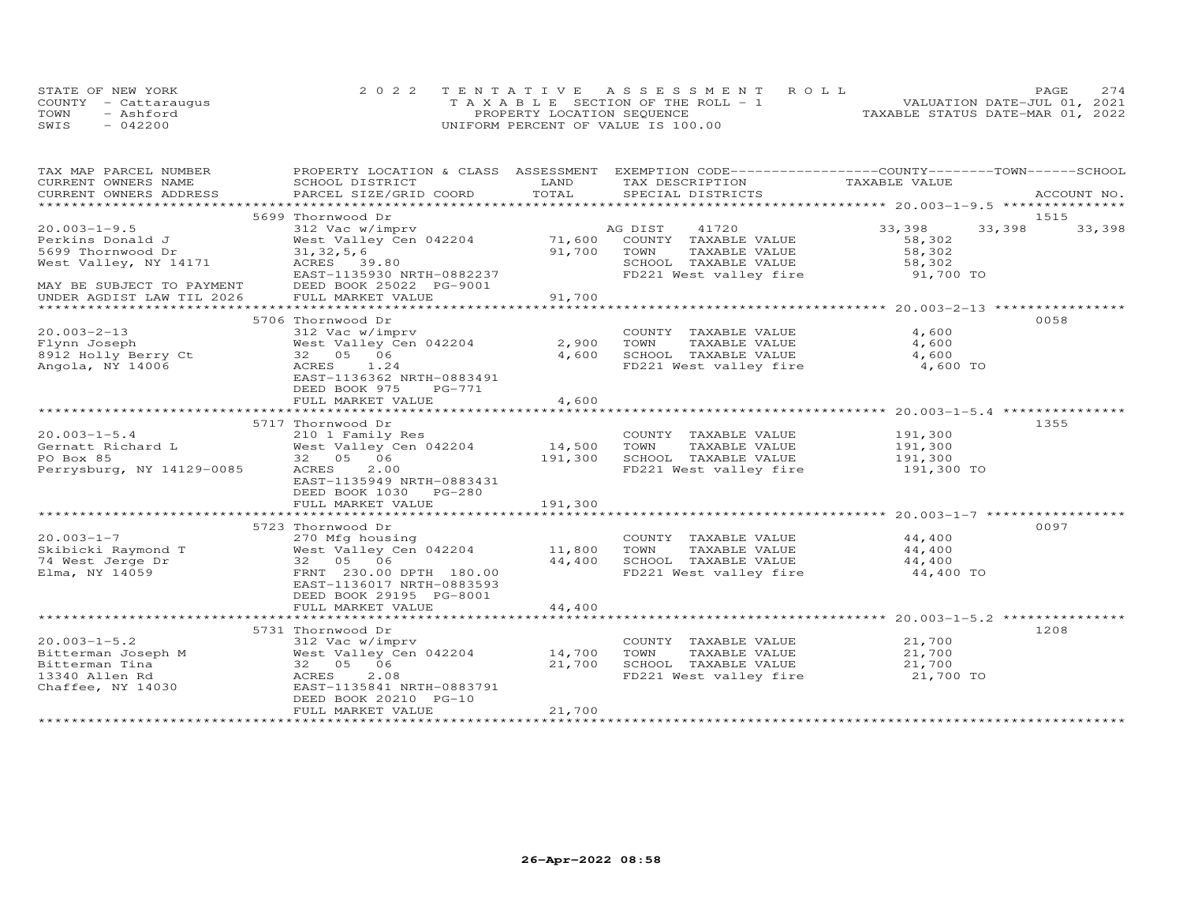STATE OF NEW YORK
COUNTY - Cattaraugus
TOWN - Ashford
SWIS - 042200

2022 TENTATIVE ASSESSMENT ROLL
TAXABLE SECTION OF THE ROLL - 1
PROPERTY LOCATION SEQUENCE
UNIFORM PERCENT OF VALUE IS 100.00

VALUATION DATE-JUL 01, 2021
TAXABLE STATUS DATE-MAR 01, 2022

| TAX MAP PARCEL NUMBER / CURRENT OWNERS NAME / CURRENT OWNERS ADDRESS | PROPERTY LOCATION & CLASS / SCHOOL DISTRICT / PARCEL SIZE/GRID COORD | ASSESSMENT LAND / TOTAL | EXEMPTION CODE / TAX DESCRIPTION / SPECIAL DISTRICTS | COUNTY | TOWN | SCHOOL | ACCOUNT NO. |
|---|---|---|---|---|---|---|---|
| **20.003-1-9.5** | 5699 Thornwood Dr | | | | | | 1515 |
| 20.003-1-9.5 | 312 Vac w/imprv | | AG DIST 41720 | 33,398 | 33,398 | 33,398 | |
| Perkins Donald J | West Valley Cen 042204 | 71,600 | COUNTY TAXABLE VALUE | 58,302 | | | |
| 5699 Thornwood Dr | 31,32,5,6 | 91,700 | TOWN TAXABLE VALUE | 58,302 | | | |
| West Valley, NY 14171 | ACRES 39.80 | | SCHOOL TAXABLE VALUE | 58,302 | | | |
| | EAST-1135930 NRTH-0882237 | | FD221 West valley fire | 91,700 TO | | | |
| MAY BE SUBJECT TO PAYMENT | DEED BOOK 25022 PG-9001 | | | | | | |
| UNDER AGDIST LAW TIL 2026 | FULL MARKET VALUE | 91,700 | | | | | |
| **20.003-2-13** | 5706 Thornwood Dr | | | | | | 0058 |
| 20.003-2-13 | 312 Vac w/imprv | | COUNTY TAXABLE VALUE | 4,600 | | | |
| Flynn Joseph | West Valley Cen 042204 | 2,900 | TOWN TAXABLE VALUE | 4,600 | | | |
| 8912 Holly Berry Ct | 32 05 06 | 4,600 | SCHOOL TAXABLE VALUE | 4,600 | | | |
| Angola, NY 14006 | ACRES 1.24 | | FD221 West valley fire | 4,600 TO | | | |
| | EAST-1136362 NRTH-0883491 | | | | | | |
| | DEED BOOK 975 PG-771 | | | | | | |
| | FULL MARKET VALUE | 4,600 | | | | | |
| **20.003-1-5.4** | 5717 Thornwood Dr | | | | | | 1355 |
| 20.003-1-5.4 | 210 1 Family Res | | COUNTY TAXABLE VALUE | 191,300 | | | |
| Gernatt Richard L | West Valley Cen 042204 | 14,500 | TOWN TAXABLE VALUE | 191,300 | | | |
| PO Box 85 | 32 05 06 | 191,300 | SCHOOL TAXABLE VALUE | 191,300 | | | |
| Perrysburg, NY 14129-0085 | ACRES 2.00 | | FD221 West valley fire | 191,300 TO | | | |
| | EAST-1135949 NRTH-0883431 | | | | | | |
| | DEED BOOK 1030 PG-280 | | | | | | |
| | FULL MARKET VALUE | 191,300 | | | | | |
| **20.003-1-7** | 5723 Thornwood Dr | | | | | | 0097 |
| 20.003-1-7 | 270 Mfg housing | | COUNTY TAXABLE VALUE | 44,400 | | | |
| Skibicki Raymond T | West Valley Cen 042204 | 11,800 | TOWN TAXABLE VALUE | 44,400 | | | |
| 74 West Jerge Dr | 32 05 06 | 44,400 | SCHOOL TAXABLE VALUE | 44,400 | | | |
| Elma, NY 14059 | FRNT 230.00 DPTH 180.00 | | FD221 West valley fire | 44,400 TO | | | |
| | EAST-1136017 NRTH-0883593 | | | | | | |
| | DEED BOOK 29195 PG-8001 | | | | | | |
| | FULL MARKET VALUE | 44,400 | | | | | |
| **20.003-1-5.2** | 5731 Thornwood Dr | | | | | | 1208 |
| 20.003-1-5.2 | 312 Vac w/imprv | | COUNTY TAXABLE VALUE | 21,700 | | | |
| Bitterman Joseph M | West Valley Cen 042204 | 14,700 | TOWN TAXABLE VALUE | 21,700 | | | |
| Bitterman Tina | 32 05 06 | 21,700 | SCHOOL TAXABLE VALUE | 21,700 | | | |
| 13340 Allen Rd | ACRES 2.08 | | FD221 West valley fire | 21,700 TO | | | |
| Chaffee, NY 14030 | EAST-1135841 NRTH-0883791 | | | | | | |
| | DEED BOOK 20210 PG-10 | | | | | | |
| | FULL MARKET VALUE | 21,700 | | | | | |

26-Apr-2022 08:58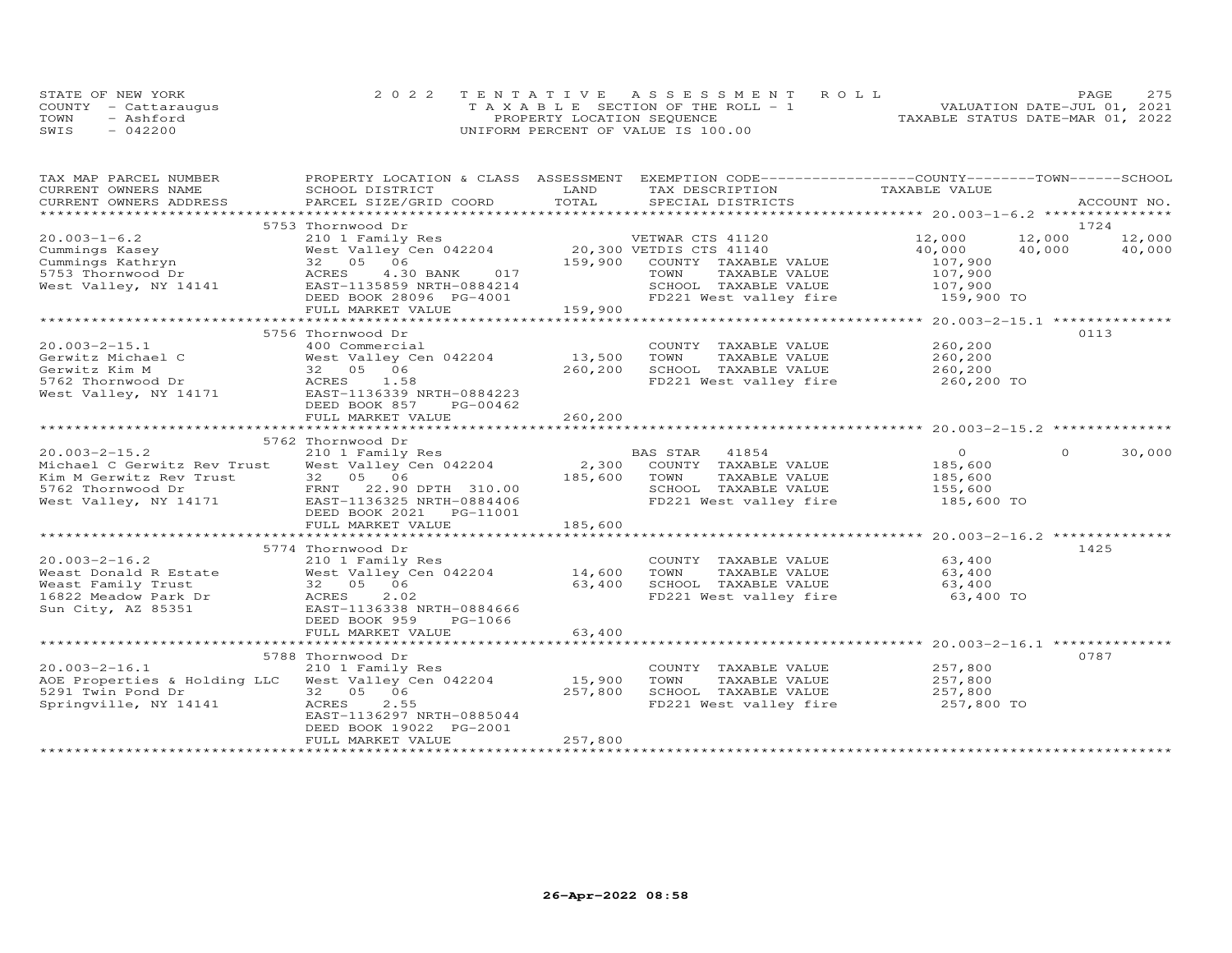STATE OF NEW YORK
COUNTY - Cattaraugus
TOWN - Ashford
SWIS - 042200

2022 TENTATIVE ASSESSMENT ROLL
TAXABLE SECTION OF THE ROLL - 1
PROPERTY LOCATION SEQUENCE
UNIFORM PERCENT OF VALUE IS 100.00

VALUATION DATE-JUL 01, 2021
TAXABLE STATUS DATE-MAR 01, 2022

| TAX MAP PARCEL NUMBER / CURRENT OWNERS NAME / CURRENT OWNERS ADDRESS | PROPERTY LOCATION & CLASS / SCHOOL DISTRICT / PARCEL SIZE/GRID COORD | ASSESSMENT LAND | TOTAL | EXEMPTION CODE / TAX DESCRIPTION / SPECIAL DISTRICTS | COUNTY TAXABLE VALUE | TOWN | SCHOOL | ACCOUNT NO. |
|---|---|---|---|---|---|---|---|---|
| | 5753 Thornwood Dr | | | | | | | 1724 |
| 20.003-1-6.2 | 210 1 Family Res | | | VETWAR CTS 41120 | 12,000 | 12,000 | 12,000 | |
| Cummings Kasey | West Valley Cen 042204 | 20,300 | | VETDIS CTS 41140 | 40,000 | 40,000 | 40,000 | |
| Cummings Kathryn | 32 05 06 | | 159,900 | COUNTY TAXABLE VALUE | 107,900 | | | |
| 5753 Thornwood Dr | ACRES 4.30 BANK 017 | | | TOWN TAXABLE VALUE | 107,900 | | | |
| West Valley, NY 14141 | EAST-1135859 NRTH-0884214 | | | SCHOOL TAXABLE VALUE | 107,900 | | | |
| | DEED BOOK 28096 PG-4001 | | | FD221 West valley fire | 159,900 TO | | | |
| | FULL MARKET VALUE | | 159,900 | | | | | |
| | 5756 Thornwood Dr | | | | | | | 0113 |
| 20.003-2-15.1 | 400 Commercial | | | COUNTY TAXABLE VALUE | 260,200 | | | |
| Gerwitz Michael C | West Valley Cen 042204 | 13,500 | | TOWN TAXABLE VALUE | 260,200 | | | |
| Gerwitz Kim M | 32 05 06 | | 260,200 | SCHOOL TAXABLE VALUE | 260,200 | | | |
| 5762 Thornwood Dr | ACRES 1.58 | | | FD221 West valley fire | 260,200 TO | | | |
| West Valley, NY 14171 | EAST-1136339 NRTH-0884223 | | | | | | | |
| | DEED BOOK 857 PG-00462 | | | | | | | |
| | FULL MARKET VALUE | | 260,200 | | | | | |
| | 5762 Thornwood Dr | | | | | | | |
| 20.003-2-15.2 | 210 1 Family Res | | | BAS STAR 41854 | 0 | 0 | 30,000 | |
| Michael C Gerwitz Rev Trust | West Valley Cen 042204 | 2,300 | | COUNTY TAXABLE VALUE | 185,600 | | | |
| Kim M Gerwitz Rev Trust | 32 05 06 | | 185,600 | TOWN TAXABLE VALUE | 185,600 | | | |
| 5762 Thornwood Dr | FRNT 22.90 DPTH 310.00 | | | SCHOOL TAXABLE VALUE | 155,600 | | | |
| West Valley, NY 14171 | EAST-1136325 NRTH-0884406 | | | FD221 West valley fire | 185,600 TO | | | |
| | DEED BOOK 2021 PG-11001 | | | | | | | |
| | FULL MARKET VALUE | | 185,600 | | | | | |
| | 5774 Thornwood Dr | | | | | | | 1425 |
| 20.003-2-16.2 | 210 1 Family Res | | | COUNTY TAXABLE VALUE | 63,400 | | | |
| Weast Donald R Estate | West Valley Cen 042204 | 14,600 | | TOWN TAXABLE VALUE | 63,400 | | | |
| Weast Family Trust | 32 05 06 | | 63,400 | SCHOOL TAXABLE VALUE | 63,400 | | | |
| 16822 Meadow Park Dr | ACRES 2.02 | | | FD221 West valley fire | 63,400 TO | | | |
| Sun City, AZ 85351 | EAST-1136338 NRTH-0884666 | | | | | | | |
| | DEED BOOK 959 PG-1066 | | | | | | | |
| | FULL MARKET VALUE | | 63,400 | | | | | |
| | 5788 Thornwood Dr | | | | | | | 0787 |
| 20.003-2-16.1 | 210 1 Family Res | | | COUNTY TAXABLE VALUE | 257,800 | | | |
| AOE Properties & Holding LLC | West Valley Cen 042204 | 15,900 | | TOWN TAXABLE VALUE | 257,800 | | | |
| 5291 Twin Pond Dr | 32 05 06 | | 257,800 | SCHOOL TAXABLE VALUE | 257,800 | | | |
| Springville, NY 14141 | ACRES 2.55 | | | FD221 West valley fire | 257,800 TO | | | |
| | EAST-1136297 NRTH-0885044 | | | | | | | |
| | DEED BOOK 19022 PG-2001 | | | | | | | |
| | FULL MARKET VALUE | | 257,800 | | | | | |

26-Apr-2022 08:58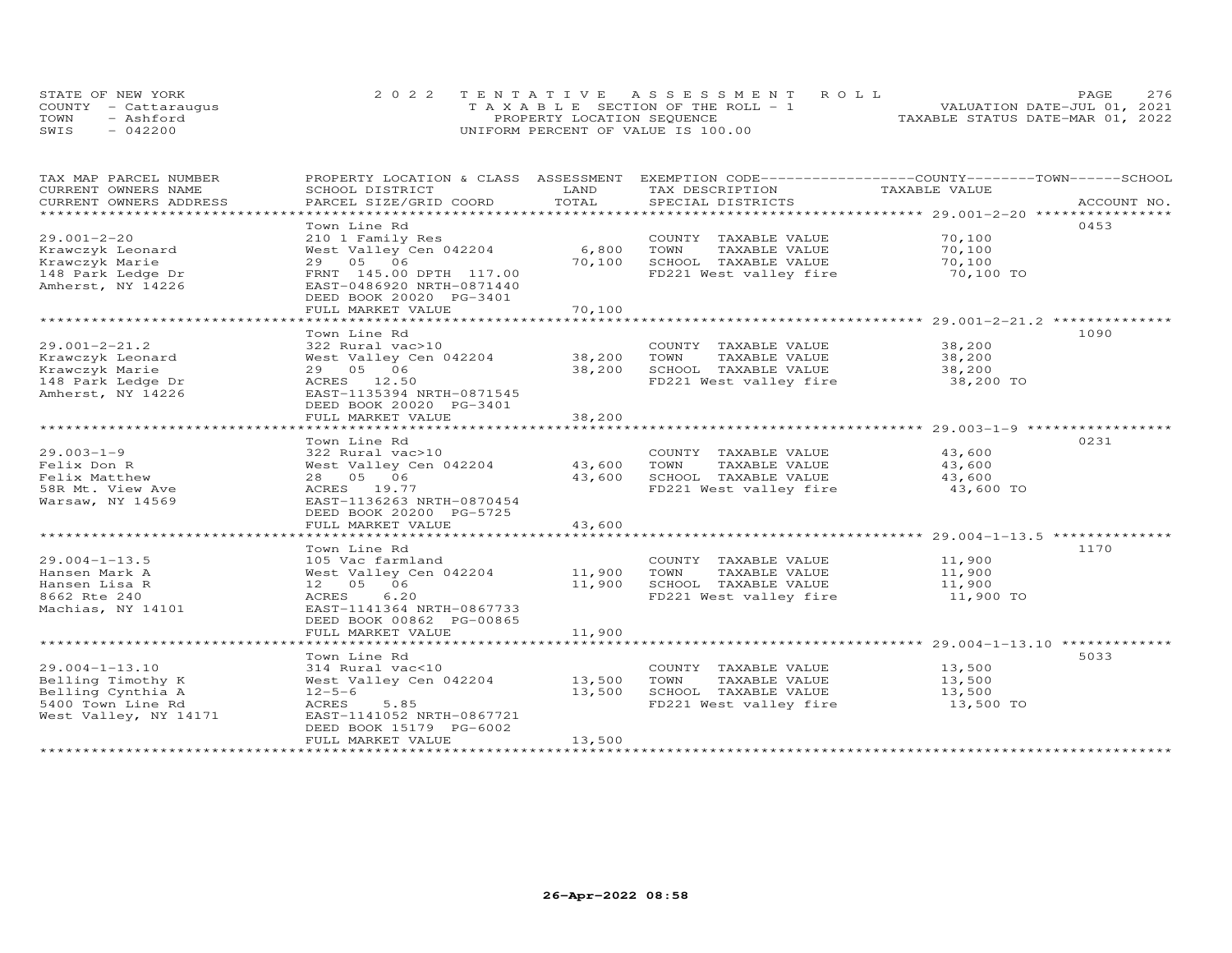STATE OF NEW YORK
COUNTY - Cattaraugus
TOWN - Ashford
SWIS - 042200

# 2022 TENTATIVE ASSESSMENT ROLL

TAXABLE SECTION OF THE ROLL - 1
PROPERTY LOCATION SEQUENCE
UNIFORM PERCENT OF VALUE IS 100.00

VALUATION DATE-JUL 01, 2021
TAXABLE STATUS DATE-MAR 01, 2022

| TAX MAP PARCEL NUMBER / CURRENT OWNERS NAME / CURRENT OWNERS ADDRESS | PROPERTY LOCATION & CLASS / SCHOOL DISTRICT / PARCEL SIZE/GRID COORD | ASSESSMENT LAND | TOTAL | EXEMPTION CODE / TAX DESCRIPTION / SPECIAL DISTRICTS | COUNTY / TOWN / SCHOOL TAXABLE VALUE | ACCOUNT NO. |
|---|---|---|---|---|---|---|
| 29.001-2-20 | Town Line Rd | | | | | 0453 |
| 29.001-2-20 | 210 1 Family Res | | | COUNTY TAXABLE VALUE | 70,100 | |
| Krawczyk Leonard | West Valley Cen 042204 | 6,800 | | TOWN TAXABLE VALUE | 70,100 | |
| Krawczyk Marie | 29 05 06 | | 70,100 | SCHOOL TAXABLE VALUE | 70,100 | |
| 148 Park Ledge Dr | FRNT 145.00 DPTH 117.00 | | | FD221 West valley fire | 70,100 TO | |
| Amherst, NY 14226 | EAST-0486920 NRTH-0871440 | | | | | |
| | DEED BOOK 20020 PG-3401 | | | | | |
| | FULL MARKET VALUE | | 70,100 | | | |
| 29.001-2-21.2 | Town Line Rd | | | | | 1090 |
| 29.001-2-21.2 | 322 Rural vac>10 | | | COUNTY TAXABLE VALUE | 38,200 | |
| Krawczyk Leonard | West Valley Cen 042204 | 38,200 | | TOWN TAXABLE VALUE | 38,200 | |
| Krawczyk Marie | 29 05 06 | | 38,200 | SCHOOL TAXABLE VALUE | 38,200 | |
| 148 Park Ledge Dr | ACRES 12.50 | | | FD221 West valley fire | 38,200 TO | |
| Amherst, NY 14226 | EAST-1135394 NRTH-0871545 | | | | | |
| | DEED BOOK 20020 PG-3401 | | | | | |
| | FULL MARKET VALUE | | 38,200 | | | |
| 29.003-1-9 | Town Line Rd | | | | | 0231 |
| 29.003-1-9 | 322 Rural vac>10 | | | COUNTY TAXABLE VALUE | 43,600 | |
| Felix Don R | West Valley Cen 042204 | 43,600 | | TOWN TAXABLE VALUE | 43,600 | |
| Felix Matthew | 28 05 06 | | 43,600 | SCHOOL TAXABLE VALUE | 43,600 | |
| 58R Mt. View Ave | ACRES 19.77 | | | FD221 West valley fire | 43,600 TO | |
| Warsaw, NY 14569 | EAST-1136263 NRTH-0870454 | | | | | |
| | DEED BOOK 20200 PG-5725 | | | | | |
| | FULL MARKET VALUE | | 43,600 | | | |
| 29.004-1-13.5 | Town Line Rd | | | | | 1170 |
| 29.004-1-13.5 | 105 Vac farmland | | | COUNTY TAXABLE VALUE | 11,900 | |
| Hansen Mark A | West Valley Cen 042204 | 11,900 | | TOWN TAXABLE VALUE | 11,900 | |
| Hansen Lisa R | 12 05 06 | | 11,900 | SCHOOL TAXABLE VALUE | 11,900 | |
| 8662 Rte 240 | ACRES 6.20 | | | FD221 West valley fire | 11,900 TO | |
| Machias, NY 14101 | EAST-1141364 NRTH-0867733 | | | | | |
| | DEED BOOK 00862 PG-00865 | | | | | |
| | FULL MARKET VALUE | | 11,900 | | | |
| 29.004-1-13.10 | Town Line Rd | | | | | 5033 |
| 29.004-1-13.10 | 314 Rural vac<10 | | | COUNTY TAXABLE VALUE | 13,500 | |
| Belling Timothy K | West Valley Cen 042204 | 13,500 | | TOWN TAXABLE VALUE | 13,500 | |
| Belling Cynthia A | 12-5-6 | | 13,500 | SCHOOL TAXABLE VALUE | 13,500 | |
| 5400 Town Line Rd | ACRES 5.85 | | | FD221 West valley fire | 13,500 TO | |
| West Valley, NY 14171 | EAST-1141052 NRTH-0867721 | | | | | |
| | DEED BOOK 15179 PG-6002 | | | | | |
| | FULL MARKET VALUE | | 13,500 | | | |

26-Apr-2022 08:58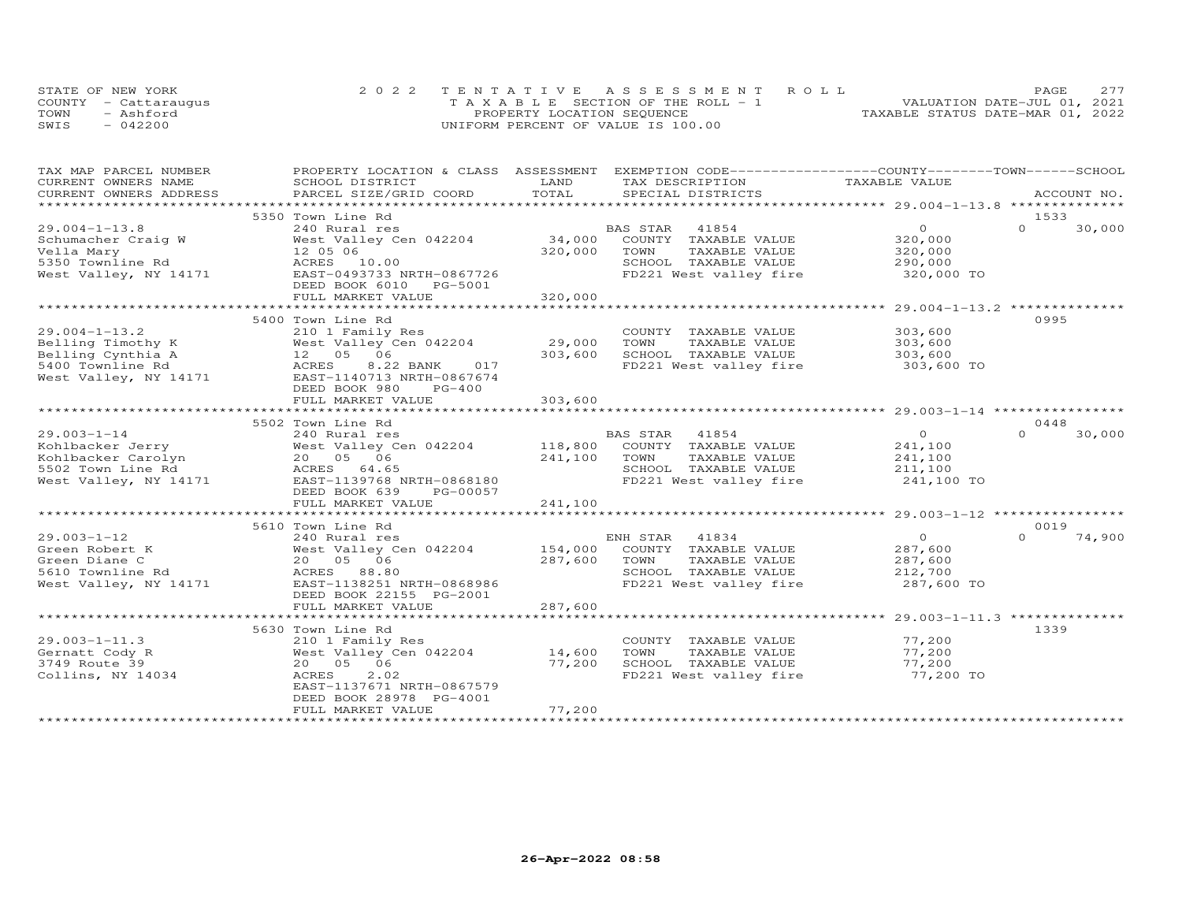STATE OF NEW YORK
COUNTY - Cattaraugus
TOWN - Ashford
SWIS - 042200

2022 TENTATIVE ASSESSMENT ROLL
TAXABLE SECTION OF THE ROLL - 1
PROPERTY LOCATION SEQUENCE
UNIFORM PERCENT OF VALUE IS 100.00

VALUATION DATE-JUL 01, 2021
TAXABLE STATUS DATE-MAR 01, 2022

| TAX MAP PARCEL NUMBER / CURRENT OWNERS NAME / CURRENT OWNERS ADDRESS | PROPERTY LOCATION & CLASS / SCHOOL DISTRICT / PARCEL SIZE/GRID COORD | ASSESSMENT LAND | TOTAL | EXEMPTION CODE / TAX DESCRIPTION / SPECIAL DISTRICTS | COUNTY TAXABLE VALUE | TOWN | SCHOOL | ACCOUNT NO. |
|---|---|---|---|---|---|---|---|---|
| 29.004-1-13.8 | 5350 Town Line Rd | | | | | | | 1533 |
| Schumacher Craig W | 240 Rural res | | | BAS STAR 41854 | 0 | 0 | 30,000 | |
| Vella Mary | West Valley Cen 042204 | 34,000 | | COUNTY TAXABLE VALUE | 320,000 | | | |
| 5350 Townline Rd | 12 05 06 | | 320,000 | TOWN TAXABLE VALUE | 320,000 | | | |
| West Valley, NY 14171 | ACRES 10.00 | | | SCHOOL TAXABLE VALUE | 290,000 | | | |
| | EAST-0493733 NRTH-0867726 | | | FD221 West valley fire | 320,000 TO | | | |
| | DEED BOOK 6010 PG-5001 | | | | | | | |
| | FULL MARKET VALUE | | 320,000 | | | | | |
| 29.004-1-13.2 | 5400 Town Line Rd | | | | | | | 0995 |
| Belling Timothy K | 210 1 Family Res | | | COUNTY TAXABLE VALUE | 303,600 | | | |
| Belling Cynthia A | West Valley Cen 042204 | 29,000 | | TOWN TAXABLE VALUE | 303,600 | | | |
| 5400 Townline Rd | 12 05 06 | | 303,600 | SCHOOL TAXABLE VALUE | 303,600 | | | |
| West Valley, NY 14171 | ACRES 8.22 BANK 017 | | | FD221 West valley fire | 303,600 TO | | | |
| | EAST-1140713 NRTH-0867674 | | | | | | | |
| | DEED BOOK 980 PG-400 | | | | | | | |
| | FULL MARKET VALUE | | 303,600 | | | | | |
| 29.003-1-14 | 5502 Town Line Rd | | | | | | | 0448 |
| Kohlbacker Jerry | 240 Rural res | | | BAS STAR 41854 | 0 | 0 | 30,000 | |
| Kohlbacker Carolyn | West Valley Cen 042204 | 118,800 | | COUNTY TAXABLE VALUE | 241,100 | | | |
| 5502 Town Line Rd | 20 05 06 | | 241,100 | TOWN TAXABLE VALUE | 241,100 | | | |
| West Valley, NY 14171 | ACRES 64.65 | | | SCHOOL TAXABLE VALUE | 211,100 | | | |
| | EAST-1139768 NRTH-0868180 | | | FD221 West valley fire | 241,100 TO | | | |
| | DEED BOOK 639 PG-00057 | | | | | | | |
| | FULL MARKET VALUE | | 241,100 | | | | | |
| 29.003-1-12 | 5610 Town Line Rd | | | | | | | 0019 |
| Green Robert K | 240 Rural res | | | ENH STAR 41834 | 0 | 0 | 74,900 | |
| Green Diane C | West Valley Cen 042204 | 154,000 | | COUNTY TAXABLE VALUE | 287,600 | | | |
| 5610 Townline Rd | 20 05 06 | | 287,600 | TOWN TAXABLE VALUE | 287,600 | | | |
| West Valley, NY 14171 | ACRES 88.80 | | | SCHOOL TAXABLE VALUE | 212,700 | | | |
| | EAST-1138251 NRTH-0868986 | | | FD221 West valley fire | 287,600 TO | | | |
| | DEED BOOK 22155 PG-2001 | | | | | | | |
| | FULL MARKET VALUE | | 287,600 | | | | | |
| 29.003-1-11.3 | 5630 Town Line Rd | | | | | | | 1339 |
| Gernatt Cody R | 210 1 Family Res | | | COUNTY TAXABLE VALUE | 77,200 | | | |
| 3749 Route 39 | West Valley Cen 042204 | 14,600 | | TOWN TAXABLE VALUE | 77,200 | | | |
| Collins, NY 14034 | 20 05 06 | | 77,200 | SCHOOL TAXABLE VALUE | 77,200 | | | |
| | ACRES 2.02 | | | FD221 West valley fire | 77,200 TO | | | |
| | EAST-1137671 NRTH-0867579 | | | | | | | |
| | DEED BOOK 28978 PG-4001 | | | | | | | |
| | FULL MARKET VALUE | | 77,200 | | | | | |

26-Apr-2022 08:58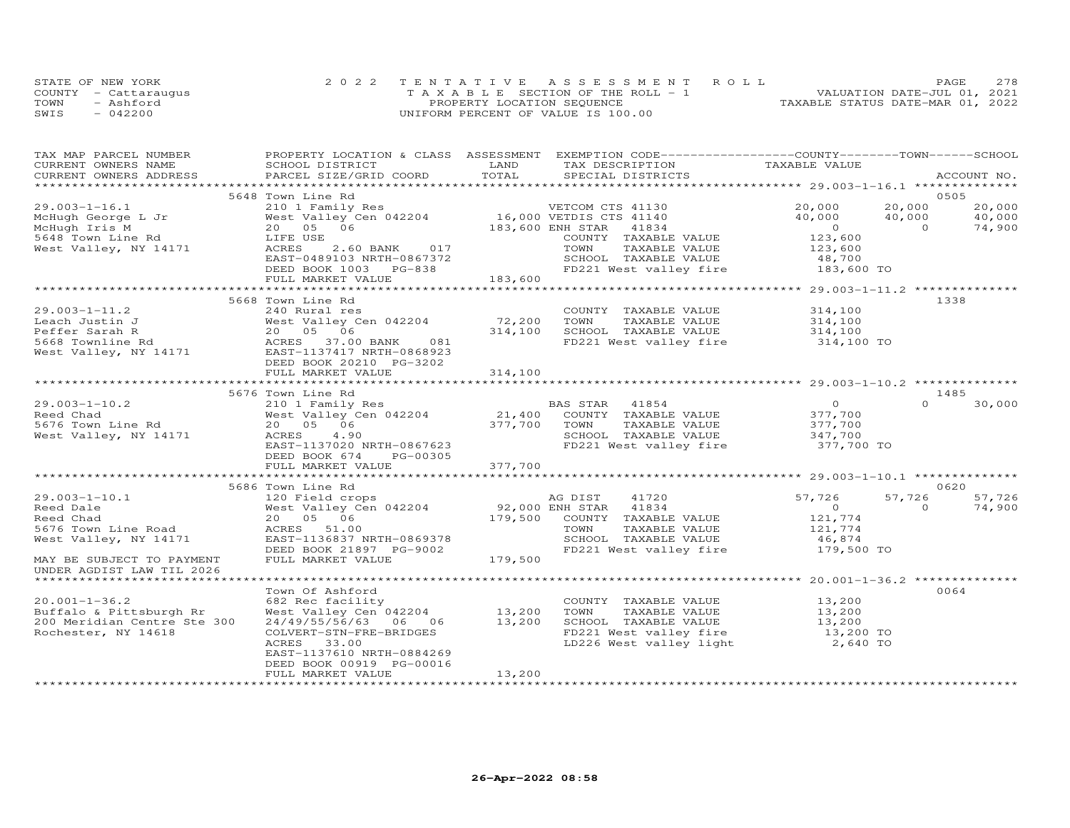STATE OF NEW YORK
COUNTY - Cattaraugus
TOWN - Ashford
SWIS - 042200

2022 TENTATIVE ASSESSMENT ROLL
TAXABLE SECTION OF THE ROLL - 1
PROPERTY LOCATION SEQUENCE
UNIFORM PERCENT OF VALUE IS 100.00

VALUATION DATE-JUL 01, 2021
TAXABLE STATUS DATE-MAR 01, 2022

| TAX MAP PARCEL NUMBER / CURRENT OWNERS NAME / CURRENT OWNERS ADDRESS | PROPERTY LOCATION & CLASS / SCHOOL DISTRICT / PARCEL SIZE/GRID COORD | ASSESSMENT LAND | TOTAL | EXEMPTION CODE / TAX DESCRIPTION / SPECIAL DISTRICTS | COUNTY TAXABLE VALUE | TOWN | SCHOOL | ACCOUNT NO. |
|---|---|---|---|---|---|---|---|---|
| | 5648 Town Line Rd | | | | | | | 0505 |
| 29.003-1-16.1 | 210 1 Family Res | | | VETCOM CTS 41130 | 20,000 | 20,000 | 20,000 | |
| McHugh George L Jr | West Valley Cen 042204 | 16,000 | | VETDIS CTS 41140 | 40,000 | 40,000 | 40,000 | |
| McHugh Iris M | 20 05 06 | | 183,600 | ENH STAR 41834 | 0 | 0 | 74,900 | |
| 5648 Town Line Rd | LIFE USE | | | COUNTY TAXABLE VALUE | 123,600 | | | |
| West Valley, NY 14171 | ACRES 2.60 BANK 017 | | | TOWN TAXABLE VALUE | 123,600 | | | |
| | EAST-0489103 NRTH-0867372 | | | SCHOOL TAXABLE VALUE | 48,700 | | | |
| | DEED BOOK 1003 PG-838 | | | FD221 West valley fire | 183,600 TO | | | |
| | FULL MARKET VALUE | | 183,600 | | | | | |
| | 5668 Town Line Rd | | | | | | | 1338 |
| 29.003-1-11.2 | 240 Rural res | | | COUNTY TAXABLE VALUE | 314,100 | | | |
| Leach Justin J | West Valley Cen 042204 | 72,200 | | TOWN TAXABLE VALUE | 314,100 | | | |
| Peffer Sarah R | 20 05 06 | | 314,100 | SCHOOL TAXABLE VALUE | 314,100 | | | |
| 5668 Townline Rd | ACRES 37.00 BANK 081 | | | FD221 West valley fire | 314,100 TO | | | |
| West Valley, NY 14171 | EAST-1137417 NRTH-0868923 | | | | | | | |
| | DEED BOOK 20210 PG-3202 | | | | | | | |
| | FULL MARKET VALUE | | 314,100 | | | | | |
| | 5676 Town Line Rd | | | | | | | 1485 |
| 29.003-1-10.2 | 210 1 Family Res | | | BAS STAR 41854 | 0 | 0 | 30,000 | |
| Reed Chad | West Valley Cen 042204 | 21,400 | | COUNTY TAXABLE VALUE | 377,700 | | | |
| 5676 Town Line Rd | 20 05 06 | | 377,700 | TOWN TAXABLE VALUE | 377,700 | | | |
| West Valley, NY 14171 | ACRES 4.90 | | | SCHOOL TAXABLE VALUE | 347,700 | | | |
| | EAST-1137020 NRTH-0867623 | | | FD221 West valley fire | 377,700 TO | | | |
| | DEED BOOK 674 PG-00305 | | | | | | | |
| | FULL MARKET VALUE | | 377,700 | | | | | |
| | 5686 Town Line Rd | | | | | | | 0620 |
| 29.003-1-10.1 | 120 Field crops | | | AG DIST 41720 | 57,726 | 57,726 | 57,726 | |
| Reed Dale | West Valley Cen 042204 | 92,000 | | ENH STAR 41834 | 0 | 0 | 74,900 | |
| Reed Chad | 20 05 06 | | 179,500 | COUNTY TAXABLE VALUE | 121,774 | | | |
| 5676 Town Line Road | ACRES 51.00 | | | TOWN TAXABLE VALUE | 121,774 | | | |
| West Valley, NY 14171 | EAST-1136837 NRTH-0869378 | | | SCHOOL TAXABLE VALUE | 46,874 | | | |
| | DEED BOOK 21897 PG-9002 | | | FD221 West valley fire | 179,500 TO | | | |
| MAY BE SUBJECT TO PAYMENT | FULL MARKET VALUE | | 179,500 | | | | | |
| UNDER AGDIST LAW TIL 2026 | | | | | | | | |
| | Town Of Ashford | | | | | | | 0064 |
| 20.001-1-36.2 | 682 Rec facility | | | COUNTY TAXABLE VALUE | 13,200 | | | |
| Buffalo & Pittsburgh Rr | West Valley Cen 042204 | 13,200 | | TOWN TAXABLE VALUE | 13,200 | | | |
| 200 Meridian Centre Ste 300 | 24/49/55/56/63 06 06 | | 13,200 | SCHOOL TAXABLE VALUE | 13,200 | | | |
| Rochester, NY 14618 | COLVERT-STN-FRE-BRIDGES | | | FD221 West valley fire | 13,200 TO | | | |
| | ACRES 33.00 | | | LD226 West valley light | 2,640 TO | | | |
| | EAST-1137610 NRTH-0884269 | | | | | | | |
| | DEED BOOK 00919 PG-00016 | | | | | | | |
| | FULL MARKET VALUE | | 13,200 | | | | | |

26-Apr-2022 08:58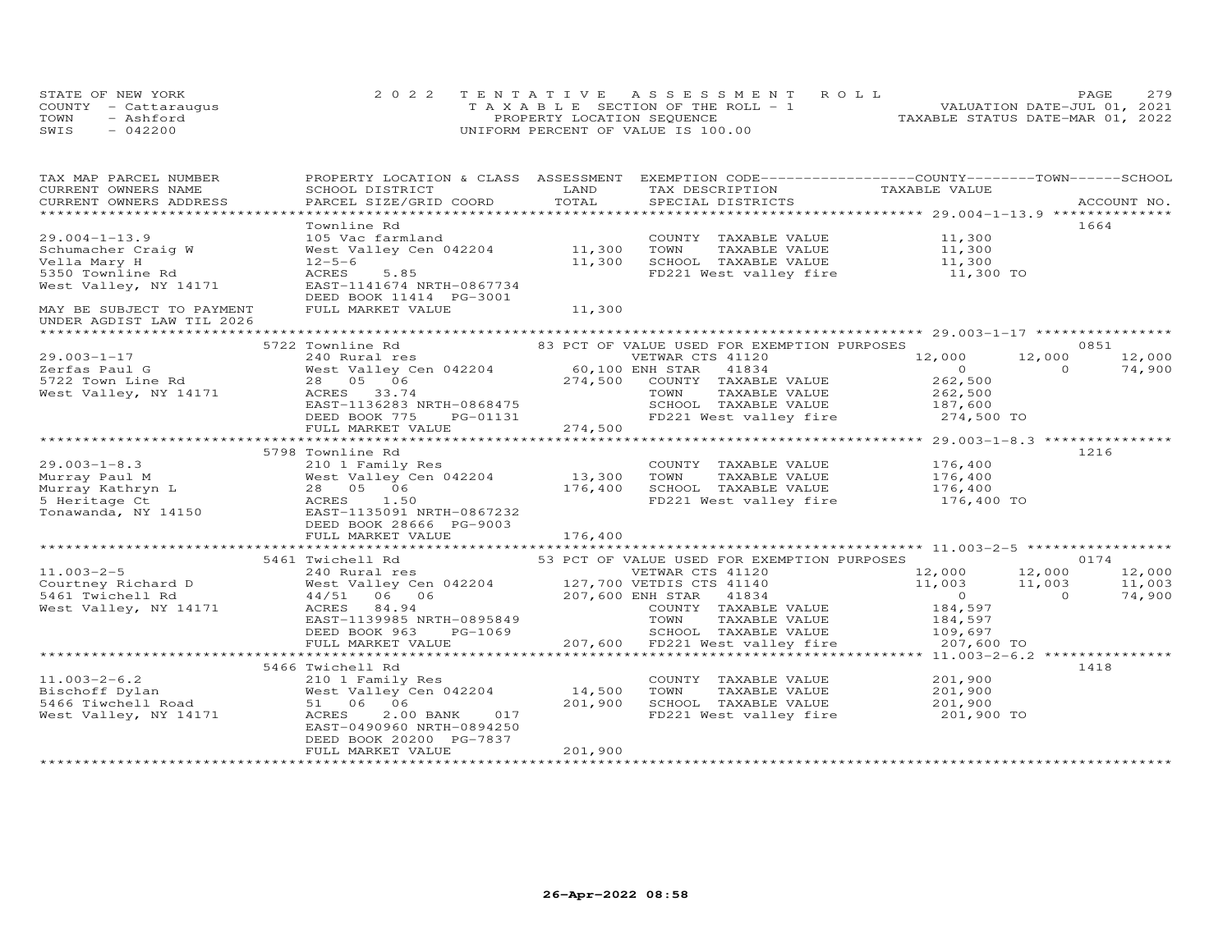STATE OF NEW YORK
COUNTY - Cattaraugus
TOWN - Ashford
SWIS - 042200

2022 TENTATIVE ASSESSMENT ROLL
TAXABLE SECTION OF THE ROLL - 1
PROPERTY LOCATION SEQUENCE
UNIFORM PERCENT OF VALUE IS 100.00

VALUATION DATE-JUL 01, 2021
TAXABLE STATUS DATE-MAR 01, 2022

| TAX MAP PARCEL NUMBER / CURRENT OWNERS NAME / CURRENT OWNERS ADDRESS | PROPERTY LOCATION & CLASS / SCHOOL DISTRICT / PARCEL SIZE/GRID COORD | ASSESSMENT LAND / TOTAL | EXEMPTION CODE / TAX DESCRIPTION / SPECIAL DISTRICTS | COUNTY TAXABLE VALUE | TOWN | SCHOOL | ACCOUNT NO. |
|---|---|---|---|---|---|---|---|
| 29.004-1-13.9 | Townline Rd | | | | | | 1664 |
| 29.004-1-13.9 | 105 Vac farmland | | COUNTY TAXABLE VALUE | 11,300 | | | |
| Schumacher Craig W | West Valley Cen 042204 | 11,300 | TOWN TAXABLE VALUE | 11,300 | | | |
| Vella Mary H | 12-5-6 | 11,300 | SCHOOL TAXABLE VALUE | 11,300 | | | |
| 5350 Townline Rd | ACRES 5.85 | | FD221 West valley fire | 11,300 TO | | | |
| West Valley, NY 14171 | EAST-1141674 NRTH-0867734 | | | | | | |
| | DEED BOOK 11414 PG-3001 | | | | | | |
| MAY BE SUBJECT TO PAYMENT | FULL MARKET VALUE | 11,300 | | | | | |
| UNDER AGDIST LAW TIL 2026 | | | | | | | |
| 29.003-1-17 | 5722 Townline Rd | | 83 PCT OF VALUE USED FOR EXEMPTION PURPOSES | | | | 0851 |
| 29.003-1-17 | 240 Rural res | | VETWAR CTS 41120 | 12,000 | 12,000 | 12,000 | |
| Zerfas Paul G | West Valley Cen 042204 | 60,100 | ENH STAR 41834 | 0 | 0 | 74,900 | |
| 5722 Town Line Rd | 28 05 06 | 274,500 | COUNTY TAXABLE VALUE | 262,500 | | | |
| West Valley, NY 14171 | ACRES 33.74 | | TOWN TAXABLE VALUE | 262,500 | | | |
| | EAST-1136283 NRTH-0868475 | | SCHOOL TAXABLE VALUE | 187,600 | | | |
| | DEED BOOK 775 PG-01131 | | FD221 West valley fire | 274,500 TO | | | |
| | FULL MARKET VALUE | 274,500 | | | | | |
| 29.003-1-8.3 | 5798 Townline Rd | | | | | | 1216 |
| 29.003-1-8.3 | 210 1 Family Res | | COUNTY TAXABLE VALUE | 176,400 | | | |
| Murray Paul M | West Valley Cen 042204 | 13,300 | TOWN TAXABLE VALUE | 176,400 | | | |
| Murray Kathryn L | 28 05 06 | 176,400 | SCHOOL TAXABLE VALUE | 176,400 | | | |
| 5 Heritage Ct | ACRES 1.50 | | FD221 West valley fire | 176,400 TO | | | |
| Tonawanda, NY 14150 | EAST-1135091 NRTH-0867232 | | | | | | |
| | DEED BOOK 28666 PG-9003 | | | | | | |
| | FULL MARKET VALUE | 176,400 | | | | | |
| 11.003-2-5 | 5461 Twichell Rd | | 53 PCT OF VALUE USED FOR EXEMPTION PURPOSES | | | | 0174 |
| 11.003-2-5 | 240 Rural res | | VETWAR CTS 41120 | 12,000 | 12,000 | 12,000 | |
| Courtney Richard D | West Valley Cen 042204 | 127,700 | VETDIS CTS 41140 | 11,003 | 11,003 | 11,003 | |
| 5461 Twichell Rd | 44/51 06 06 | 207,600 | ENH STAR 41834 | 0 | 0 | 74,900 | |
| West Valley, NY 14171 | ACRES 84.94 | | COUNTY TAXABLE VALUE | 184,597 | | | |
| | EAST-1139985 NRTH-0895849 | | TOWN TAXABLE VALUE | 184,597 | | | |
| | DEED BOOK 963 PG-1069 | | SCHOOL TAXABLE VALUE | 109,697 | | | |
| | FULL MARKET VALUE | 207,600 | FD221 West valley fire | 207,600 TO | | | |
| 11.003-2-6.2 | 5466 Twichell Rd | | | | | | 1418 |
| 11.003-2-6.2 | 210 1 Family Res | | COUNTY TAXABLE VALUE | 201,900 | | | |
| Bischoff Dylan | West Valley Cen 042204 | 14,500 | TOWN TAXABLE VALUE | 201,900 | | | |
| 5466 Tiwchell Road | 51 06 06 | 201,900 | SCHOOL TAXABLE VALUE | 201,900 | | | |
| West Valley, NY 14171 | ACRES 2.00 BANK 017 | | FD221 West valley fire | 201,900 TO | | | |
| | EAST-0490960 NRTH-0894250 | | | | | | |
| | DEED BOOK 20200 PG-7837 | | | | | | |
| | FULL MARKET VALUE | 201,900 | | | | | |

26-Apr-2022 08:58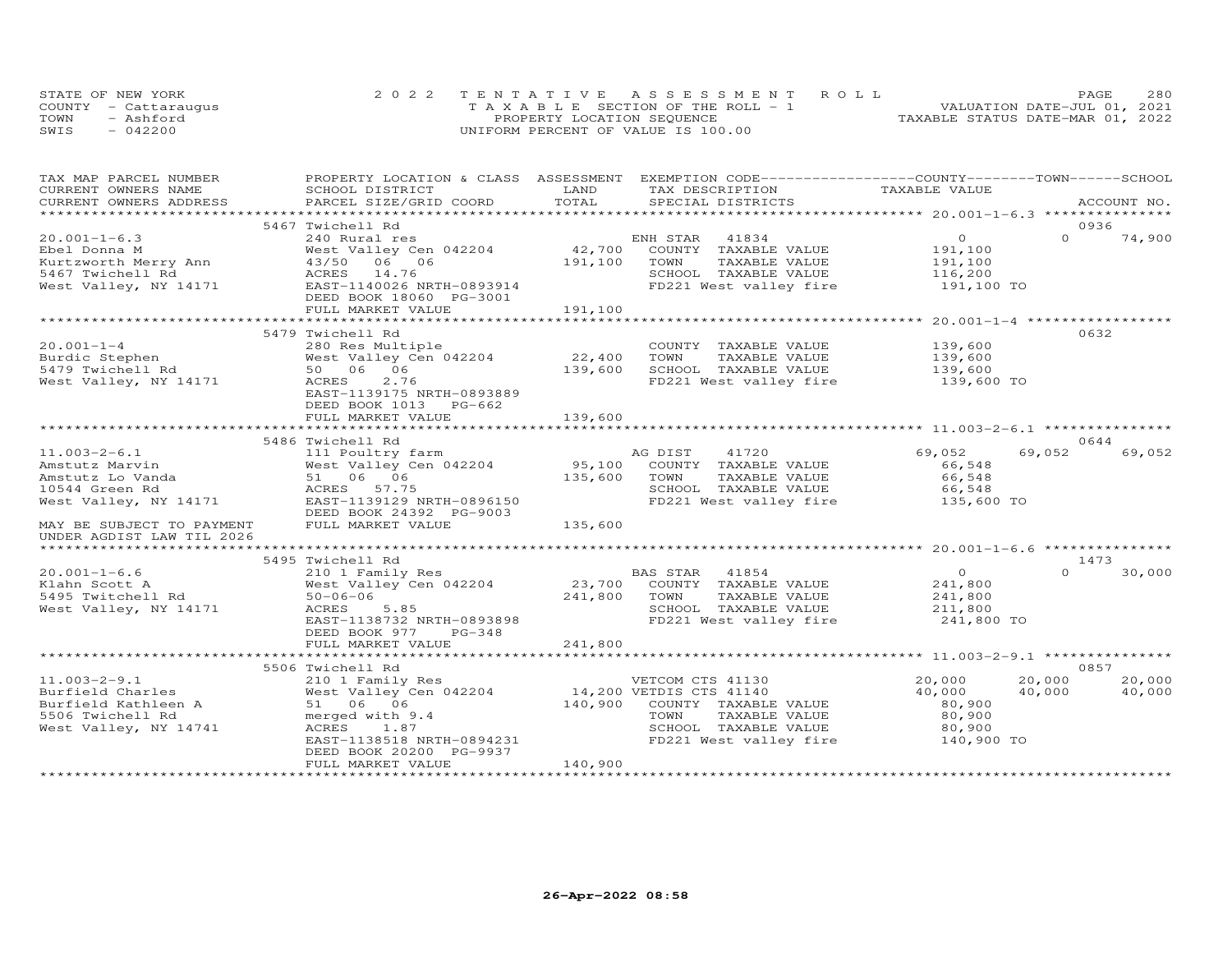STATE OF NEW YORK
COUNTY - Cattaraugus
TOWN - Ashford
SWIS - 042200

2022 TENTATIVE ASSESSMENT ROLL
TAXABLE SECTION OF THE ROLL - 1
PROPERTY LOCATION SEQUENCE
UNIFORM PERCENT OF VALUE IS 100.00

VALUATION DATE-JUL 01, 2021
TAXABLE STATUS DATE-MAR 01, 2022

| TAX MAP PARCEL NUMBER / CURRENT OWNERS NAME / CURRENT OWNERS ADDRESS | PROPERTY LOCATION & CLASS / SCHOOL DISTRICT / PARCEL SIZE/GRID COORD | ASSESSMENT LAND / TOTAL | EXEMPTION CODE / TAX DESCRIPTION / SPECIAL DISTRICTS | COUNTY TAXABLE VALUE | TOWN | SCHOOL / ACCOUNT NO. |
|---|---|---|---|---|---|---|
| **20.001-1-6.3** | 5467 Twichell Rd | | | | | 0936 |
| 20.001-1-6.3 | 240 Rural res | | ENH STAR 41834 | 0 | 0 | 74,900 |
| Ebel Donna M | West Valley Cen 042204 | 42,700 | COUNTY TAXABLE VALUE | 191,100 | | |
| Kurtzworth Merry Ann | 43/50 06 06 | 191,100 | TOWN TAXABLE VALUE | 191,100 | | |
| 5467 Twichell Rd | ACRES 14.76 | | SCHOOL TAXABLE VALUE | 116,200 | | |
| West Valley, NY 14171 | EAST-1140026 NRTH-0893914 | | FD221 West valley fire | 191,100 TO | | |
| | DEED BOOK 18060 PG-3001 | | | | | |
| | FULL MARKET VALUE | 191,100 | | | | |
| **20.001-1-4** | 5479 Twichell Rd | | | | | 0632 |
| 20.001-1-4 | 280 Res Multiple | | COUNTY TAXABLE VALUE | 139,600 | | |
| Burdic Stephen | West Valley Cen 042204 | 22,400 | TOWN TAXABLE VALUE | 139,600 | | |
| 5479 Twichell Rd | 50 06 06 | 139,600 | SCHOOL TAXABLE VALUE | 139,600 | | |
| West Valley, NY 14171 | ACRES 2.76 | | FD221 West valley fire | 139,600 TO | | |
| | EAST-1139175 NRTH-0893889 | | | | | |
| | DEED BOOK 1013 PG-662 | | | | | |
| | FULL MARKET VALUE | 139,600 | | | | |
| **11.003-2-6.1** | 5486 Twichell Rd | | | | | 0644 |
| 11.003-2-6.1 | 111 Poultry farm | | AG DIST 41720 | 69,052 | 69,052 | 69,052 |
| Amstutz Marvin | West Valley Cen 042204 | 95,100 | COUNTY TAXABLE VALUE | 66,548 | | |
| Amstutz Lo Vanda | 51 06 06 | 135,600 | TOWN TAXABLE VALUE | 66,548 | | |
| 10544 Green Rd | ACRES 57.75 | | SCHOOL TAXABLE VALUE | 66,548 | | |
| West Valley, NY 14171 | EAST-1139129 NRTH-0896150 | | FD221 West valley fire | 135,600 TO | | |
| | DEED BOOK 24392 PG-9003 | | | | | |
| MAY BE SUBJECT TO PAYMENT | FULL MARKET VALUE | 135,600 | | | | |
| UNDER AGDIST LAW TIL 2026 | | | | | | |
| **20.001-1-6.6** | 5495 Twichell Rd | | | | | 1473 |
| 20.001-1-6.6 | 210 1 Family Res | | BAS STAR 41854 | 0 | 0 | 30,000 |
| Klahn Scott A | West Valley Cen 042204 | 23,700 | COUNTY TAXABLE VALUE | 241,800 | | |
| 5495 Twitchell Rd | 50-06-06 | 241,800 | TOWN TAXABLE VALUE | 241,800 | | |
| West Valley, NY 14171 | ACRES 5.85 | | SCHOOL TAXABLE VALUE | 211,800 | | |
| | EAST-1138732 NRTH-0893898 | | FD221 West valley fire | 241,800 TO | | |
| | DEED BOOK 977 PG-348 | | | | | |
| | FULL MARKET VALUE | 241,800 | | | | |
| **11.003-2-9.1** | 5506 Twichell Rd | | | | | 0857 |
| 11.003-2-9.1 | 210 1 Family Res | | VETCOM CTS 41130 | 20,000 | 20,000 | 20,000 |
| Burfield Charles | West Valley Cen 042204 | 14,200 | VETDIS CTS 41140 | 40,000 | 40,000 | 40,000 |
| Burfield Kathleen A | 51 06 06 | 140,900 | COUNTY TAXABLE VALUE | 80,900 | | |
| 5506 Twichell Rd | merged with 9.4 | | TOWN TAXABLE VALUE | 80,900 | | |
| West Valley, NY 14741 | ACRES 1.87 | | SCHOOL TAXABLE VALUE | 80,900 | | |
| | EAST-1138518 NRTH-0894231 | | FD221 West valley fire | 140,900 TO | | |
| | DEED BOOK 20200 PG-9937 | | | | | |
| | FULL MARKET VALUE | 140,900 | | | | |

26-Apr-2022 08:58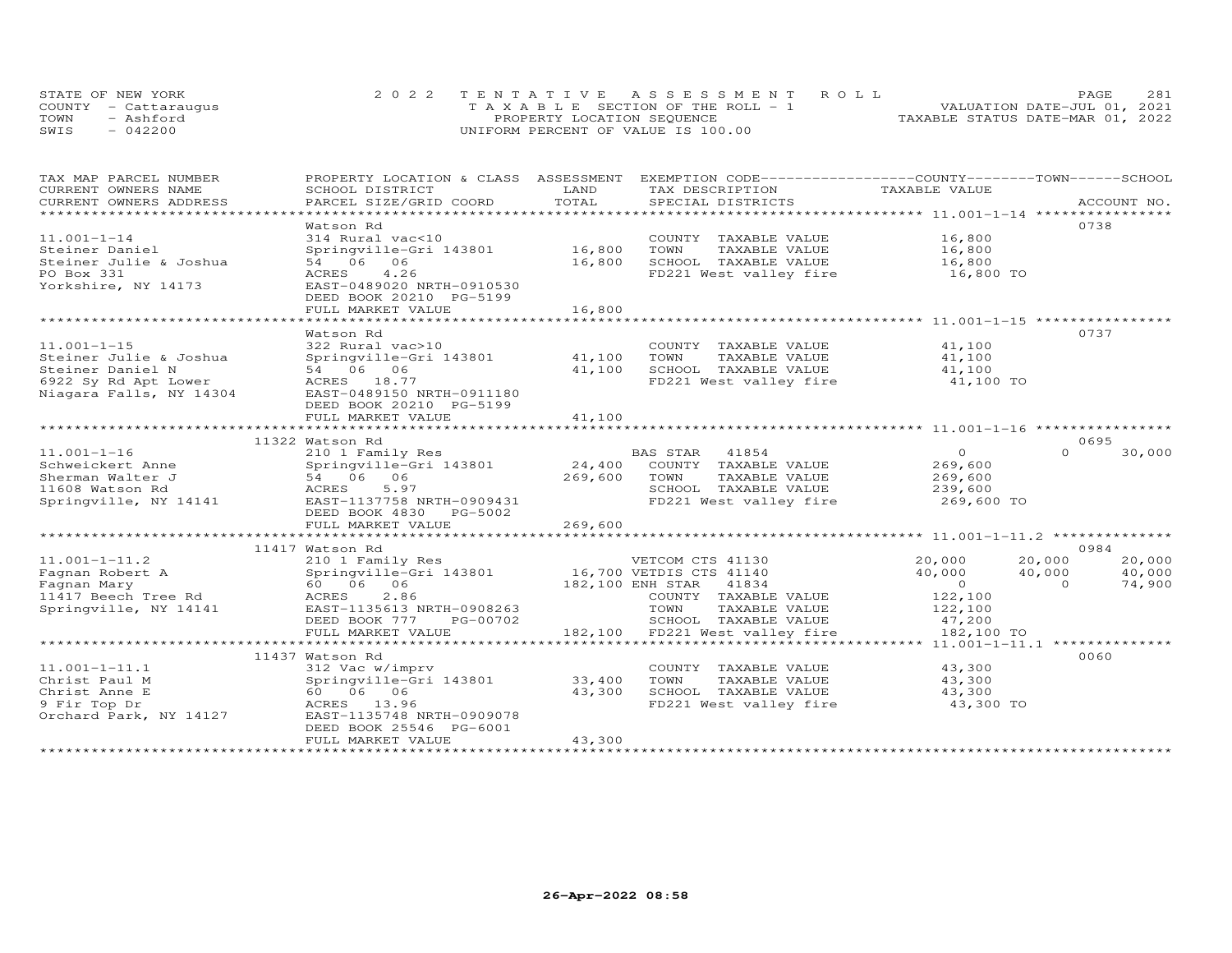STATE OF NEW YORK
COUNTY - Cattaraugus
TOWN - Ashford
SWIS - 042200

2022 TENTATIVE ASSESSMENT ROLL
TAXABLE SECTION OF THE ROLL - 1
PROPERTY LOCATION SEQUENCE
UNIFORM PERCENT OF VALUE IS 100.00

VALUATION DATE-JUL 01, 2021
TAXABLE STATUS DATE-MAR 01, 2022

| TAX MAP PARCEL NUMBER / CURRENT OWNERS NAME / CURRENT OWNERS ADDRESS | PROPERTY LOCATION & CLASS / SCHOOL DISTRICT / PARCEL SIZE/GRID COORD | ASSESSMENT LAND | TOTAL | EXEMPTION CODE / TAX DESCRIPTION / SPECIAL DISTRICTS | COUNTY TAXABLE VALUE | TOWN | SCHOOL | ACCOUNT NO. |
|---|---|---|---|---|---|---|---|---|
| 11.001-1-14 | Watson Rd | | | | | | | 0738 |
| 11.001-1-14 | 314 Rural vac<10 | | | COUNTY TAXABLE VALUE | 16,800 | | | |
| Steiner Daniel | Springville-Gri 143801 | 16,800 | | TOWN TAXABLE VALUE | 16,800 | | | |
| Steiner Julie & Joshua | 54 06 06 | | 16,800 | SCHOOL TAXABLE VALUE | 16,800 | | | |
| PO Box 331 | ACRES 4.26 | | | FD221 West valley fire | 16,800 TO | | | |
| Yorkshire, NY 14173 | EAST-0489020 NRTH-0910530 | | | | | | | |
| | DEED BOOK 20210 PG-5199 | | | | | | | |
| | FULL MARKET VALUE | | 16,800 | | | | | |
| 11.001-1-15 | Watson Rd | | | | | | | 0737 |
| 11.001-1-15 | 322 Rural vac>10 | | | COUNTY TAXABLE VALUE | 41,100 | | | |
| Steiner Julie & Joshua | Springville-Gri 143801 | 41,100 | | TOWN TAXABLE VALUE | 41,100 | | | |
| Steiner Daniel N | 54 06 06 | | 41,100 | SCHOOL TAXABLE VALUE | 41,100 | | | |
| 6922 Sy Rd Apt Lower | ACRES 18.77 | | | FD221 West valley fire | 41,100 TO | | | |
| Niagara Falls, NY 14304 | EAST-0489150 NRTH-0911180 | | | | | | | |
| | DEED BOOK 20210 PG-5199 | | | | | | | |
| | FULL MARKET VALUE | | 41,100 | | | | | |
| 11.001-1-16 | 11322 Watson Rd | | | | | | | 0695 |
| 11.001-1-16 | 210 1 Family Res | | | BAS STAR 41854 | 0 | 0 | 30,000 | |
| Schweickert Anne | Springville-Gri 143801 | 24,400 | | COUNTY TAXABLE VALUE | 269,600 | | | |
| Sherman Walter J | 54 06 06 | | 269,600 | TOWN TAXABLE VALUE | 269,600 | | | |
| 11608 Watson Rd | ACRES 5.97 | | | SCHOOL TAXABLE VALUE | 239,600 | | | |
| Springville, NY 14141 | EAST-1137758 NRTH-0909431 | | | FD221 West valley fire | 269,600 TO | | | |
| | DEED BOOK 4830 PG-5002 | | | | | | | |
| | FULL MARKET VALUE | | 269,600 | | | | | |
| 11.001-1-11.2 | 11417 Watson Rd | | | | | | | 0984 |
| 11.001-1-11.2 | 210 1 Family Res | | | VETCOM CTS 41130 | 20,000 | 20,000 | 20,000 | |
| Fagnan Robert A | Springville-Gri 143801 | 16,700 | | VETDIS CTS 41140 | 40,000 | 40,000 | 40,000 | |
| Fagnan Mary | 60 06 06 | | 182,100 | ENH STAR 41834 | 0 | 0 | 74,900 | |
| 11417 Beech Tree Rd | ACRES 2.86 | | | COUNTY TAXABLE VALUE | 122,100 | | | |
| Springville, NY 14141 | EAST-1135613 NRTH-0908263 | | | TOWN TAXABLE VALUE | 122,100 | | | |
| | DEED BOOK 777 PG-00702 | | | SCHOOL TAXABLE VALUE | 47,200 | | | |
| | FULL MARKET VALUE | | 182,100 | FD221 West valley fire | 182,100 TO | | | |
| 11.001-1-11.1 | 11437 Watson Rd | | | | | | | 0060 |
| 11.001-1-11.1 | 312 Vac w/imprv | | | COUNTY TAXABLE VALUE | 43,300 | | | |
| Christ Paul M | Springville-Gri 143801 | 33,400 | | TOWN TAXABLE VALUE | 43,300 | | | |
| Christ Anne E | 60 06 06 | | 43,300 | SCHOOL TAXABLE VALUE | 43,300 | | | |
| 9 Fir Top Dr | ACRES 13.96 | | | FD221 West valley fire | 43,300 TO | | | |
| Orchard Park, NY 14127 | EAST-1135748 NRTH-0909078 | | | | | | | |
| | DEED BOOK 25546 PG-6001 | | | | | | | |
| | FULL MARKET VALUE | | 43,300 | | | | | |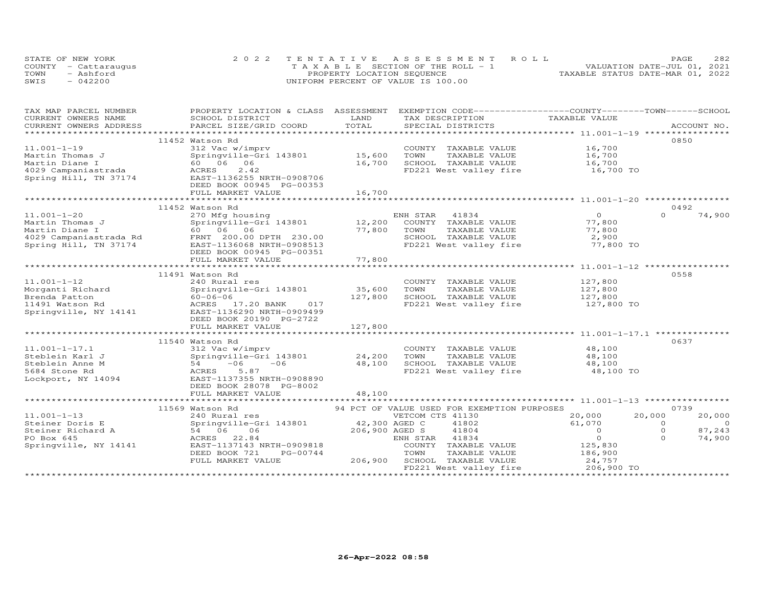STATE OF NEW YORK
COUNTY - Cattaraugus
TOWN - Ashford
SWIS - 042200

2022 TENTATIVE ASSESSMENT ROLL
TAXABLE SECTION OF THE ROLL - 1
PROPERTY LOCATION SEQUENCE
UNIFORM PERCENT OF VALUE IS 100.00

VALUATION DATE-JUL 01, 2021
TAXABLE STATUS DATE-MAR 01, 2022

| TAX MAP PARCEL NUMBER / CURRENT OWNERS NAME / CURRENT OWNERS ADDRESS | PROPERTY LOCATION & CLASS / SCHOOL DISTRICT / PARCEL SIZE/GRID COORD | ASSESSMENT LAND | TOTAL | EXEMPTION CODE / TAX DESCRIPTION / SPECIAL DISTRICTS | COUNTY TAXABLE VALUE | TOWN | SCHOOL / ACCOUNT NO. |
|---|---|---|---|---|---|---|---|
| | 11452 Watson Rd | | | | | | 0850 |
| 11.001-1-19 | 312 Vac w/imprv | | | COUNTY TAXABLE VALUE | 16,700 | | |
| Martin Thomas J | Springville-Gri 143801 | 15,600 | | TOWN TAXABLE VALUE | 16,700 | | |
| Martin Diane I | 60 06 06 | | 16,700 | SCHOOL TAXABLE VALUE | 16,700 | | |
| 4029 Campaniastrada | ACRES 2.42 | | | FD221 West valley fire | 16,700 TO | | |
| Spring Hill, TN 37174 | EAST-1136255 NRTH-0908706 | | | | | | |
| | DEED BOOK 00945 PG-00353 | | | | | | |
| | FULL MARKET VALUE | | 16,700 | | | | |
| | 11452 Watson Rd | | | | | | 0492 |
| 11.001-1-20 | 270 Mfg housing | | | ENH STAR 41834 | 0 | 0 | 74,900 |
| Martin Thomas J | Springville-Gri 143801 | 12,200 | | COUNTY TAXABLE VALUE | 77,800 | | |
| Martin Diane I | 60 06 06 | | 77,800 | TOWN TAXABLE VALUE | 77,800 | | |
| 4029 Campaniastrada Rd | FRNT 200.00 DPTH 230.00 | | | SCHOOL TAXABLE VALUE | 2,900 | | |
| Spring Hill, TN 37174 | EAST-1136068 NRTH-0908513 | | | FD221 West valley fire | 77,800 TO | | |
| | DEED BOOK 00945 PG-00351 | | | | | | |
| | FULL MARKET VALUE | | 77,800 | | | | |
| | 11491 Watson Rd | | | | | | 0558 |
| 11.001-1-12 | 240 Rural res | | | COUNTY TAXABLE VALUE | 127,800 | | |
| Morganti Richard | Springville-Gri 143801 | 35,600 | | TOWN TAXABLE VALUE | 127,800 | | |
| Brenda Patton | 60-06-06 | | 127,800 | SCHOOL TAXABLE VALUE | 127,800 | | |
| 11491 Watson Rd | ACRES 17.20 BANK 017 | | | FD221 West valley fire | 127,800 TO | | |
| Springville, NY 14141 | EAST-1136290 NRTH-0909499 | | | | | | |
| | DEED BOOK 20190 PG-2722 | | | | | | |
| | FULL MARKET VALUE | | 127,800 | | | | |
| | 11540 Watson Rd | | | | | | 0637 |
| 11.001-1-17.1 | 312 Vac w/imprv | | | COUNTY TAXABLE VALUE | 48,100 | | |
| Steblein Karl J | Springville-Gri 143801 | 24,200 | | TOWN TAXABLE VALUE | 48,100 | | |
| Steblein Anne M | 54 -06 -06 | | 48,100 | SCHOOL TAXABLE VALUE | 48,100 | | |
| 5684 Stone Rd | ACRES 5.87 | | | FD221 West valley fire | 48,100 TO | | |
| Lockport, NY 14094 | EAST-1137355 NRTH-0908890 | | | | | | |
| | DEED BOOK 28078 PG-8002 | | | | | | |
| | FULL MARKET VALUE | | 48,100 | | | | |
| | 11569 Watson Rd | | | 94 PCT OF VALUE USED FOR EXEMPTION PURPOSES | | | 0739 |
| 11.001-1-13 | 240 Rural res | | | VETCOM CTS 41130 | 20,000 | 20,000 | 20,000 |
| Steiner Doris E | Springville-Gri 143801 | 42,300 | | AGED C 41802 | 61,070 | 0 | 0 |
| Steiner Richard A | 54 06 06 | | 206,900 | AGED S 41804 | 0 | 0 | 87,243 |
| PO Box 645 | ACRES 22.84 | | | ENH STAR 41834 | 0 | 0 | 74,900 |
| Springville, NY 14141 | EAST-1137143 NRTH-0909818 | | | COUNTY TAXABLE VALUE | 125,830 | | |
| | DEED BOOK 721 PG-00744 | | | TOWN TAXABLE VALUE | 186,900 | | |
| | FULL MARKET VALUE | | 206,900 | SCHOOL TAXABLE VALUE | 24,757 | | |
| | | | | FD221 West valley fire | 206,900 TO | | |

26-Apr-2022 08:58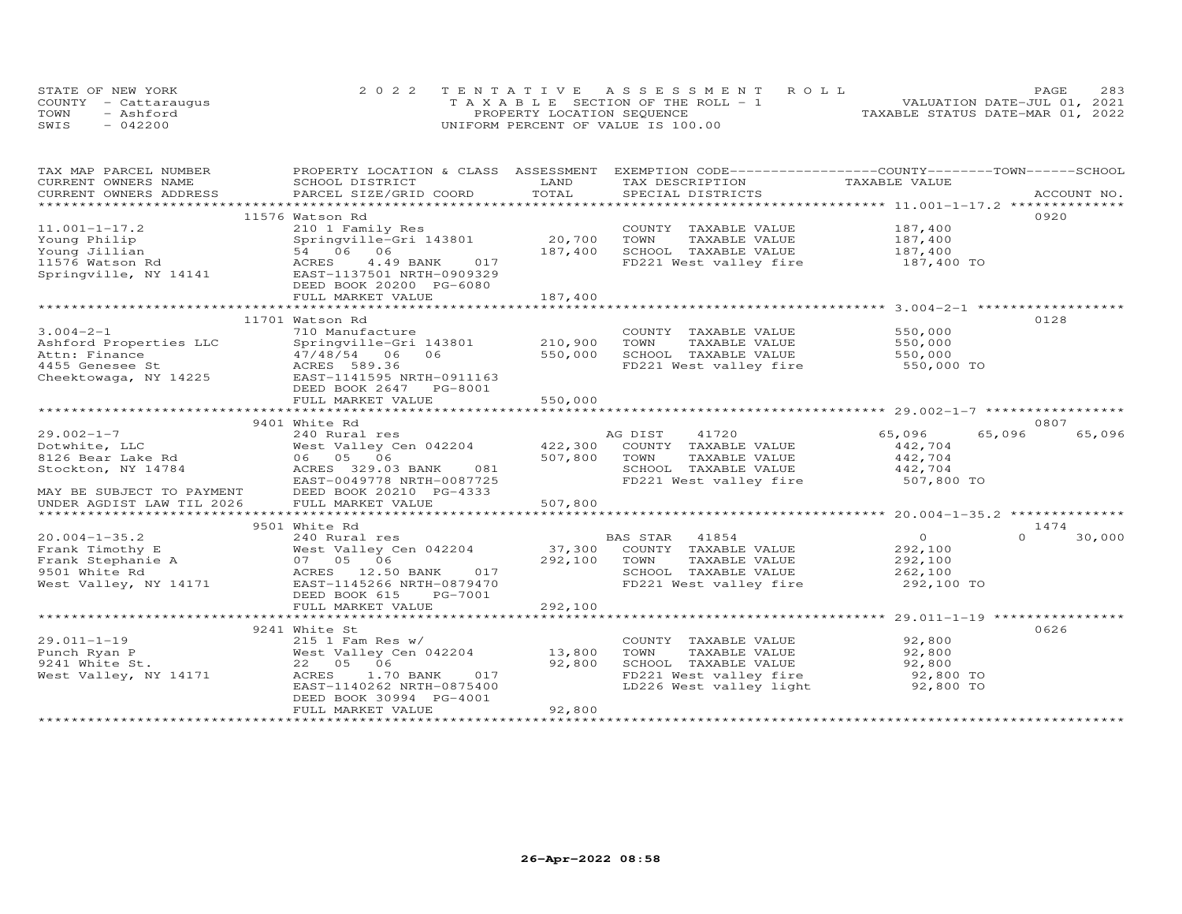STATE OF NEW YORK
COUNTY - Cattaraugus
TOWN - Ashford
SWIS - 042200

2022 TENTATIVE ASSESSMENT ROLL
TAXABLE SECTION OF THE ROLL - 1
PROPERTY LOCATION SEQUENCE
UNIFORM PERCENT OF VALUE IS 100.00

VALUATION DATE-JUL 01, 2021
TAXABLE STATUS DATE-MAR 01, 2022

| TAX MAP PARCEL NUMBER / CURRENT OWNERS NAME / CURRENT OWNERS ADDRESS | PROPERTY LOCATION & CLASS / SCHOOL DISTRICT / PARCEL SIZE/GRID COORD | ASSESSMENT LAND / TOTAL | EXEMPTION CODE / TAX DESCRIPTION / SPECIAL DISTRICTS | COUNTY TAXABLE VALUE | TOWN | SCHOOL / ACCOUNT NO. |
|---|---|---|---|---|---|---|
| 11.001-1-17.2 | 11576 Watson Rd | | | | | 0920 |
| | 210 1 Family Res | | COUNTY TAXABLE VALUE | 187,400 | | |
| Young Philip | Springville-Gri 143801 | 20,700 | TOWN TAXABLE VALUE | 187,400 | | |
| Young Jillian | 54 06 06 | 187,400 | SCHOOL TAXABLE VALUE | 187,400 | | |
| 11576 Watson Rd | ACRES 4.49 BANK 017 | | FD221 West valley fire | 187,400 TO | | |
| Springville, NY 14141 | EAST-1137501 NRTH-0909329 | | | | | |
| | DEED BOOK 20200 PG-6080 | | | | | |
| | FULL MARKET VALUE | 187,400 | | | | |
| 3.004-2-1 | 11701 Watson Rd | | | | | 0128 |
| | 710 Manufacture | | COUNTY TAXABLE VALUE | 550,000 | | |
| Ashford Properties LLC | Springville-Gri 143801 | 210,900 | TOWN TAXABLE VALUE | 550,000 | | |
| Attn: Finance | 47/48/54 06 06 | 550,000 | SCHOOL TAXABLE VALUE | 550,000 | | |
| 4455 Genesee St | ACRES 589.36 | | FD221 West valley fire | 550,000 TO | | |
| Cheektowaga, NY 14225 | EAST-1141595 NRTH-0911163 | | | | | |
| | DEED BOOK 2647 PG-8001 | | | | | |
| | FULL MARKET VALUE | 550,000 | | | | |
| 29.002-1-7 | 9401 White Rd | | | | | 0807 |
| | 240 Rural res | | AG DIST 41720 | 65,096 | 65,096 | 65,096 |
| Dotwhite, LLC | West Valley Cen 042204 | 422,300 | COUNTY TAXABLE VALUE | 442,704 | | |
| 8126 Bear Lake Rd | 06 05 06 | 507,800 | TOWN TAXABLE VALUE | 442,704 | | |
| Stockton, NY 14784 | ACRES 329.03 BANK 081 | | SCHOOL TAXABLE VALUE | 442,704 | | |
| | EAST-0049778 NRTH-0087725 | | FD221 West valley fire | 507,800 TO | | |
| MAY BE SUBJECT TO PAYMENT | DEED BOOK 20210 PG-4333 | | | | | |
| UNDER AGDIST LAW TIL 2026 | FULL MARKET VALUE | 507,800 | | | | |
| 20.004-1-35.2 | 9501 White Rd | | | | | 1474 |
| | 240 Rural res | | BAS STAR 41854 | 0 | 0 | 30,000 |
| Frank Timothy E | West Valley Cen 042204 | 37,300 | COUNTY TAXABLE VALUE | 292,100 | | |
| Frank Stephanie A | 07 05 06 | 292,100 | TOWN TAXABLE VALUE | 292,100 | | |
| 9501 White Rd | ACRES 12.50 BANK 017 | | SCHOOL TAXABLE VALUE | 262,100 | | |
| West Valley, NY 14171 | EAST-1145266 NRTH-0879470 | | FD221 West valley fire | 292,100 TO | | |
| | DEED BOOK 615 PG-7001 | | | | | |
| | FULL MARKET VALUE | 292,100 | | | | |
| 29.011-1-19 | 9241 White St | | | | | 0626 |
| | 215 1 Fam Res w/ | | COUNTY TAXABLE VALUE | 92,800 | | |
| Punch Ryan P | West Valley Cen 042204 | 13,800 | TOWN TAXABLE VALUE | 92,800 | | |
| 9241 White St. | 22 05 06 | 92,800 | SCHOOL TAXABLE VALUE | 92,800 | | |
| West Valley, NY 14171 | ACRES 1.70 BANK 017 | | FD221 West valley fire | 92,800 TO | | |
| | EAST-1140262 NRTH-0875400 | | LD226 West valley light | 92,800 TO | | |
| | DEED BOOK 30994 PG-4001 | | | | | |
| | FULL MARKET VALUE | 92,800 | | | | |

26-Apr-2022 08:58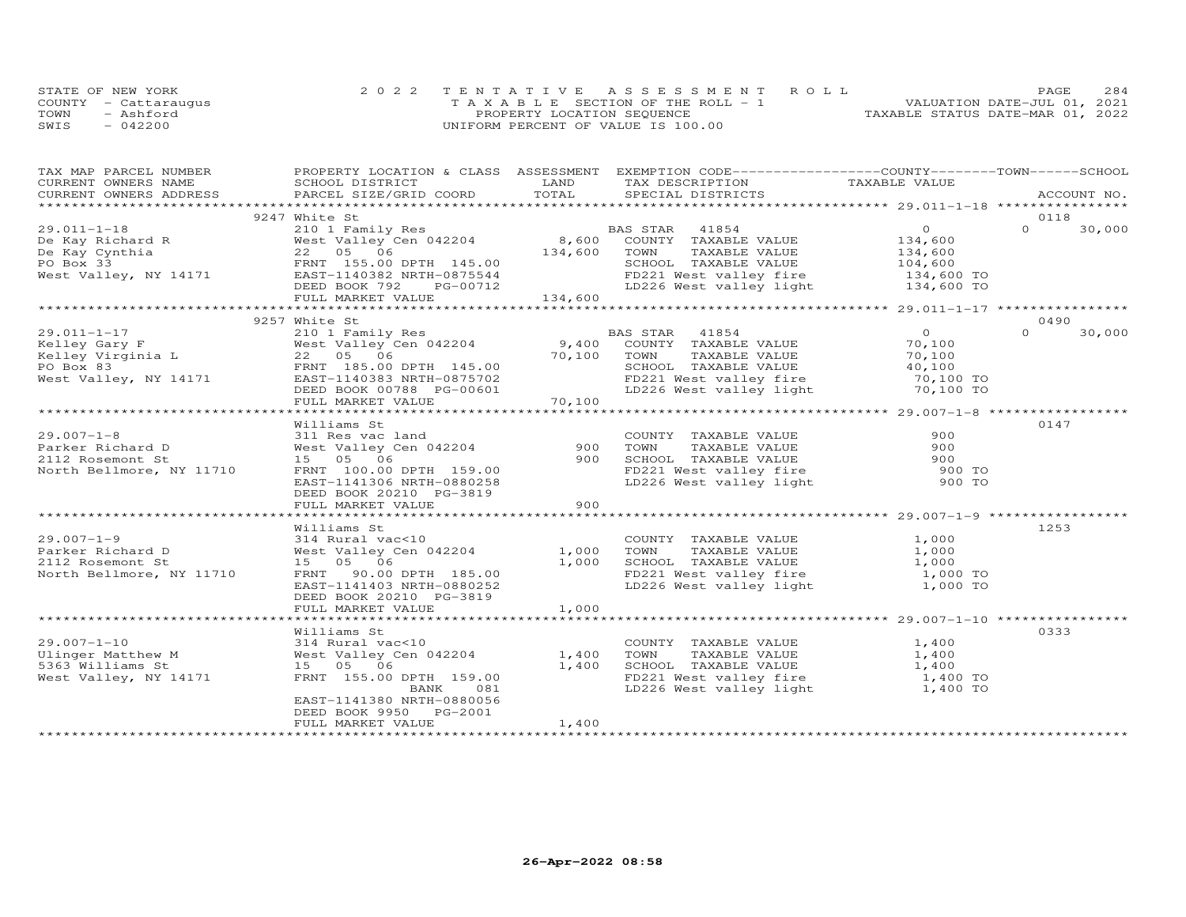STATE OF NEW YORK
COUNTY - Cattaraugus
TOWN - Ashford
SWIS - 042200

2022 TENTATIVE ASSESSMENT ROLL
TAXABLE SECTION OF THE ROLL - 1
PROPERTY LOCATION SEQUENCE
UNIFORM PERCENT OF VALUE IS 100.00

VALUATION DATE-JUL 01, 2021
TAXABLE STATUS DATE-MAR 01, 2022

| TAX MAP PARCEL NUMBER / CURRENT OWNERS NAME / CURRENT OWNERS ADDRESS | PROPERTY LOCATION & CLASS / SCHOOL DISTRICT / PARCEL SIZE/GRID COORD | ASSESSMENT LAND | TOTAL | EXEMPTION CODE / TAX DESCRIPTION / SPECIAL DISTRICTS | COUNTY TAXABLE VALUE | TOWN | SCHOOL | ACCOUNT NO. |
|---|---|---|---|---|---|---|---|---|
| **29.011-1-18** | 9247 White St | | | | | | | 0118 |
| 29.011-1-18 | 210 1 Family Res | | | BAS STAR 41854 | 0 | 0 | 30,000 | |
| De Kay Richard R | West Valley Cen 042204 | 8,600 | | COUNTY TAXABLE VALUE | 134,600 | | | |
| De Kay Cynthia | 22 05 06 | | 134,600 | TOWN TAXABLE VALUE | 134,600 | | | |
| PO Box 33 | FRNT 155.00 DPTH 145.00 | | | SCHOOL TAXABLE VALUE | 104,600 | | | |
| West Valley, NY 14171 | EAST-1140382 NRTH-0875544 | | | FD221 West valley fire | 134,600 TO | | | |
| | DEED BOOK 792 PG-00712 | | | LD226 West valley light | 134,600 TO | | | |
| | FULL MARKET VALUE | | 134,600 | | | | | |
| **29.011-1-17** | 9257 White St | | | | | | | 0490 |
| 29.011-1-17 | 210 1 Family Res | | | BAS STAR 41854 | 0 | 0 | 30,000 | |
| Kelley Gary F | West Valley Cen 042204 | 9,400 | | COUNTY TAXABLE VALUE | 70,100 | | | |
| Kelley Virginia L | 22 05 06 | | 70,100 | TOWN TAXABLE VALUE | 70,100 | | | |
| PO Box 83 | FRNT 185.00 DPTH 145.00 | | | SCHOOL TAXABLE VALUE | 40,100 | | | |
| West Valley, NY 14171 | EAST-1140383 NRTH-0875702 | | | FD221 West valley fire | 70,100 TO | | | |
| | DEED BOOK 00788 PG-00601 | | | LD226 West valley light | 70,100 TO | | | |
| | FULL MARKET VALUE | | 70,100 | | | | | |
| **29.007-1-8** | Williams St | | | | | | | 0147 |
| 29.007-1-8 | 311 Res vac land | | | COUNTY TAXABLE VALUE | 900 | | | |
| Parker Richard D | West Valley Cen 042204 | 900 | | TOWN TAXABLE VALUE | 900 | | | |
| 2112 Rosemont St | 15 05 06 | | 900 | SCHOOL TAXABLE VALUE | 900 | | | |
| North Bellmore, NY 11710 | FRNT 100.00 DPTH 159.00 | | | FD221 West valley fire | 900 TO | | | |
| | EAST-1141306 NRTH-0880258 | | | LD226 West valley light | 900 TO | | | |
| | DEED BOOK 20210 PG-3819 | | | | | | | |
| | FULL MARKET VALUE | | 900 | | | | | |
| **29.007-1-9** | Williams St | | | | | | | 1253 |
| 29.007-1-9 | 314 Rural vac<10 | | | COUNTY TAXABLE VALUE | 1,000 | | | |
| Parker Richard D | West Valley Cen 042204 | 1,000 | | TOWN TAXABLE VALUE | 1,000 | | | |
| 2112 Rosemont St | 15 05 06 | | 1,000 | SCHOOL TAXABLE VALUE | 1,000 | | | |
| North Bellmore, NY 11710 | FRNT 90.00 DPTH 185.00 | | | FD221 West valley fire | 1,000 TO | | | |
| | EAST-1141403 NRTH-0880252 | | | LD226 West valley light | 1,000 TO | | | |
| | DEED BOOK 20210 PG-3819 | | | | | | | |
| | FULL MARKET VALUE | | 1,000 | | | | | |
| **29.007-1-10** | Williams St | | | | | | | 0333 |
| 29.007-1-10 | 314 Rural vac<10 | | | COUNTY TAXABLE VALUE | 1,400 | | | |
| Ulinger Matthew M | West Valley Cen 042204 | 1,400 | | TOWN TAXABLE VALUE | 1,400 | | | |
| 5363 Williams St | 15 05 06 | | 1,400 | SCHOOL TAXABLE VALUE | 1,400 | | | |
| West Valley, NY 14171 | FRNT 155.00 DPTH 159.00 | | | FD221 West valley fire | 1,400 TO | | | |
| | BANK 081 | | | LD226 West valley light | 1,400 TO | | | |
| | EAST-1141380 NRTH-0880056 | | | | | | | |
| | DEED BOOK 9950 PG-2001 | | | | | | | |
| | FULL MARKET VALUE | | 1,400 | | | | | |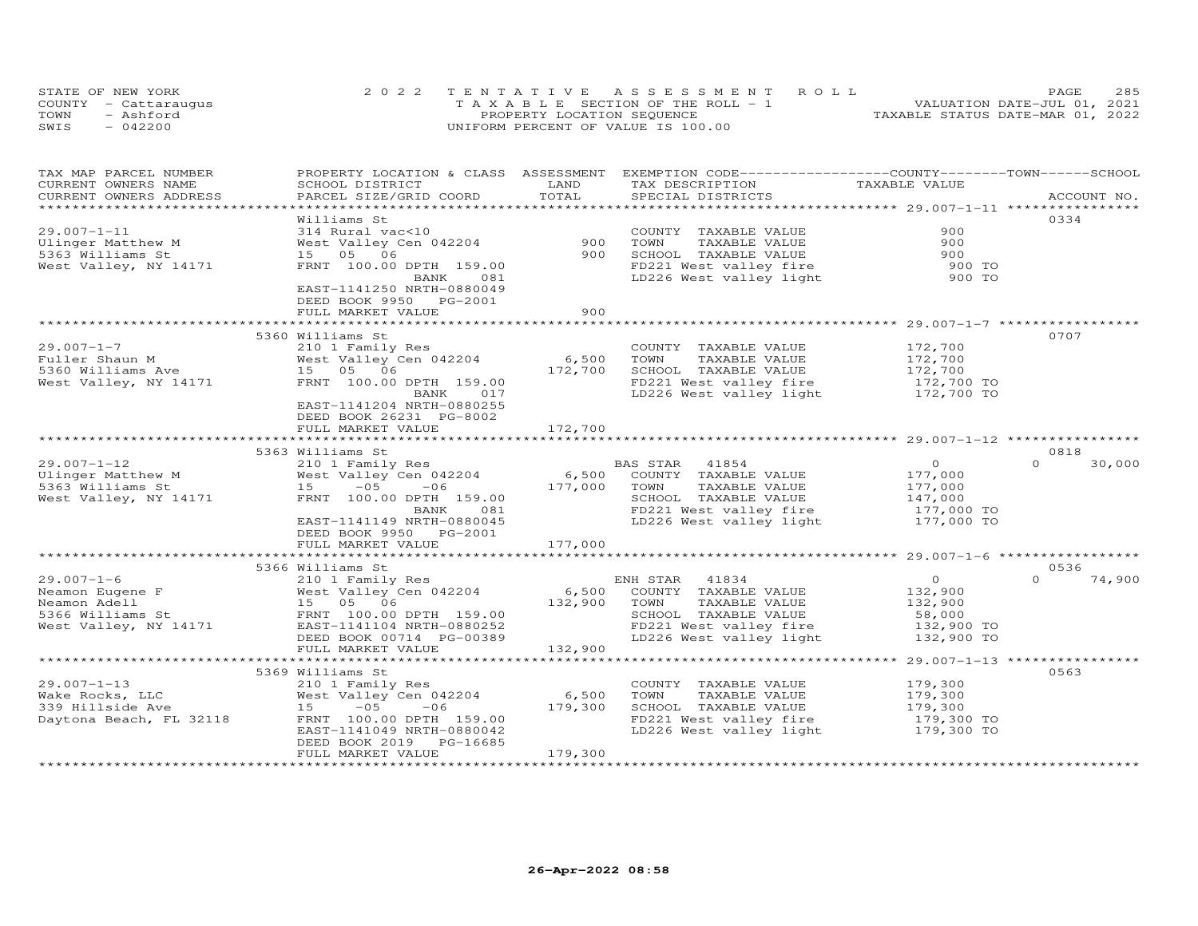STATE OF NEW YORK
COUNTY - Cattaraugus
TOWN - Ashford
SWIS - 042200

2022 TENTATIVE ASSESSMENT ROLL
TAXABLE SECTION OF THE ROLL - 1
PROPERTY LOCATION SEQUENCE
UNIFORM PERCENT OF VALUE IS 100.00

VALUATION DATE-JUL 01, 2021
TAXABLE STATUS DATE-MAR 01, 2022

| TAX MAP PARCEL NUMBER / CURRENT OWNERS NAME / CURRENT OWNERS ADDRESS | PROPERTY LOCATION & CLASS / SCHOOL DISTRICT / PARCEL SIZE/GRID COORD | ASSESSMENT LAND / TOTAL | EXEMPTION CODE / TAX DESCRIPTION / SPECIAL DISTRICTS | COUNTY / TOWN / SCHOOL TAXABLE VALUE | ACCOUNT NO. |
|---|---|---|---|---|---|
| 29.007-1-11 | Williams St | | | | 0334 |
| 29.007-1-11 | 314 Rural vac<10 | | COUNTY TAXABLE VALUE | 900 | |
| Ulinger Matthew M | West Valley Cen 042204 | 900 | TOWN TAXABLE VALUE | 900 | |
| 5363 Williams St | 15 05 06 | 900 | SCHOOL TAXABLE VALUE | 900 | |
| West Valley, NY 14171 | FRNT 100.00 DPTH 159.00 | | FD221 West valley fire | 900 TO | |
| | BANK 081 | | LD226 West valley light | 900 TO | |
| | EAST-1141250 NRTH-0880049 | | | | |
| | DEED BOOK 9950 PG-2001 | | | | |
| | FULL MARKET VALUE | 900 | | | |
| 29.007-1-7 | 5360 Williams St | | | | 0707 |
| 29.007-1-7 | 210 1 Family Res | | COUNTY TAXABLE VALUE | 172,700 | |
| Fuller Shaun M | West Valley Cen 042204 | 6,500 | TOWN TAXABLE VALUE | 172,700 | |
| 5360 Williams Ave | 15 05 06 | 172,700 | SCHOOL TAXABLE VALUE | 172,700 | |
| West Valley, NY 14171 | FRNT 100.00 DPTH 159.00 | | FD221 West valley fire | 172,700 TO | |
| | BANK 017 | | LD226 West valley light | 172,700 TO | |
| | EAST-1141204 NRTH-0880255 | | | | |
| | DEED BOOK 26231 PG-8002 | | | | |
| | FULL MARKET VALUE | 172,700 | | | |
| 29.007-1-12 | 5363 Williams St | | | | 0818 |
| 29.007-1-12 | 210 1 Family Res | | BAS STAR 41854 | 0 / 0 / 30,000 | |
| Ulinger Matthew M | West Valley Cen 042204 | 6,500 | COUNTY TAXABLE VALUE | 177,000 | |
| 5363 Williams St | 15 -05 -06 | 177,000 | TOWN TAXABLE VALUE | 177,000 | |
| West Valley, NY 14171 | FRNT 100.00 DPTH 159.00 | | SCHOOL TAXABLE VALUE | 147,000 | |
| | BANK 081 | | FD221 West valley fire | 177,000 TO | |
| | EAST-1141149 NRTH-0880045 | | LD226 West valley light | 177,000 TO | |
| | DEED BOOK 9950 PG-2001 | | | | |
| | FULL MARKET VALUE | 177,000 | | | |
| 29.007-1-6 | 5366 Williams St | | | | 0536 |
| 29.007-1-6 | 210 1 Family Res | | ENH STAR 41834 | 0 / 0 / 74,900 | |
| Neamon Eugene F | West Valley Cen 042204 | 6,500 | COUNTY TAXABLE VALUE | 132,900 | |
| Neamon Adell | 15 05 06 | 132,900 | TOWN TAXABLE VALUE | 132,900 | |
| 5366 Williams St | FRNT 100.00 DPTH 159.00 | | SCHOOL TAXABLE VALUE | 58,000 | |
| West Valley, NY 14171 | EAST-1141104 NRTH-0880252 | | FD221 West valley fire | 132,900 TO | |
| | DEED BOOK 00714 PG-00389 | | LD226 West valley light | 132,900 TO | |
| | FULL MARKET VALUE | 132,900 | | | |
| 29.007-1-13 | 5369 Williams St | | | | 0563 |
| 29.007-1-13 | 210 1 Family Res | | COUNTY TAXABLE VALUE | 179,300 | |
| Wake Rocks, LLC | West Valley Cen 042204 | 6,500 | TOWN TAXABLE VALUE | 179,300 | |
| 339 Hillside Ave | 15 -05 -06 | 179,300 | SCHOOL TAXABLE VALUE | 179,300 | |
| Daytona Beach, FL 32118 | FRNT 100.00 DPTH 159.00 | | FD221 West valley fire | 179,300 TO | |
| | EAST-1141049 NRTH-0880042 | | LD226 West valley light | 179,300 TO | |
| | DEED BOOK 2019 PG-16685 | | | | |
| | FULL MARKET VALUE | 179,300 | | | |

26-Apr-2022 08:58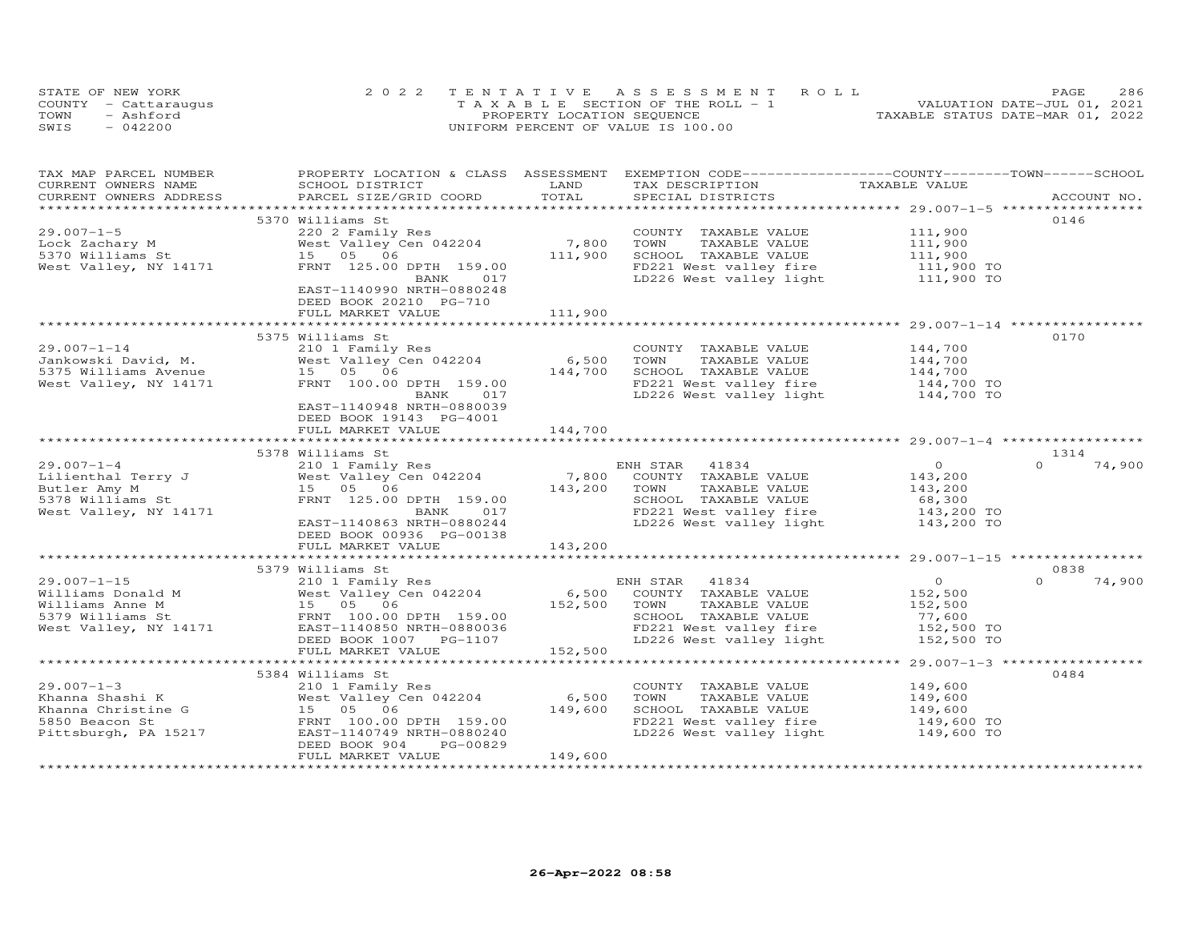STATE OF NEW YORK
COUNTY - Cattaraugus
TOWN - Ashford
SWIS - 042200

2022 TENTATIVE ASSESSMENT ROLL
TAXABLE SECTION OF THE ROLL - 1
PROPERTY LOCATION SEQUENCE
UNIFORM PERCENT OF VALUE IS 100.00

VALUATION DATE-JUL 01, 2021
TAXABLE STATUS DATE-MAR 01, 2022

| TAX MAP PARCEL NUMBER / CURRENT OWNERS NAME / CURRENT OWNERS ADDRESS | PROPERTY LOCATION & CLASS / SCHOOL DISTRICT / PARCEL SIZE/GRID COORD | ASSESSMENT LAND / TOTAL | EXEMPTION CODE / TAX DESCRIPTION / SPECIAL DISTRICTS | COUNTY / TOWN / SCHOOL TAXABLE VALUE | ACCOUNT NO. |
|---|---|---|---|---|---|
| **29.007-1-5** | 5370 Williams St | | | | 0146 |
| Lock Zachary M | 220 2 Family Res | | COUNTY TAXABLE VALUE | 111,900 | |
| 5370 Williams St | West Valley Cen 042204 | 7,800 | TOWN TAXABLE VALUE | 111,900 | |
| West Valley, NY 14171 | 15 05 06 | 111,900 | SCHOOL TAXABLE VALUE | 111,900 | |
| | FRNT 125.00 DPTH 159.00 | | FD221 West valley fire | 111,900 TO | |
| | BANK 017 | | LD226 West valley light | 111,900 TO | |
| | EAST-1140990 NRTH-0880248 | | | | |
| | DEED BOOK 20210 PG-710 | | | | |
| | FULL MARKET VALUE | 111,900 | | | |
| **29.007-1-14** | 5375 Williams St | | | | 0170 |
| Jankowski David, M. | 210 1 Family Res | | COUNTY TAXABLE VALUE | 144,700 | |
| 5375 Williams Avenue | West Valley Cen 042204 | 6,500 | TOWN TAXABLE VALUE | 144,700 | |
| West Valley, NY 14171 | 15 05 06 | 144,700 | SCHOOL TAXABLE VALUE | 144,700 | |
| | FRNT 100.00 DPTH 159.00 | | FD221 West valley fire | 144,700 TO | |
| | BANK 017 | | LD226 West valley light | 144,700 TO | |
| | EAST-1140948 NRTH-0880039 | | | | |
| | DEED BOOK 19143 PG-4001 | | | | |
| | FULL MARKET VALUE | 144,700 | | | |
| **29.007-1-4** | 5378 Williams St | | | | 1314 |
| Lilienthal Terry J | 210 1 Family Res | | ENH STAR 41834 | 0 / 0 / 74,900 | |
| Butler Amy M | West Valley Cen 042204 | 7,800 | COUNTY TAXABLE VALUE | 143,200 | |
| 5378 Williams St | 15 05 06 | 143,200 | TOWN TAXABLE VALUE | 143,200 | |
| West Valley, NY 14171 | FRNT 125.00 DPTH 159.00 | | SCHOOL TAXABLE VALUE | 68,300 | |
| | BANK 017 | | FD221 West valley fire | 143,200 TO | |
| | EAST-1140863 NRTH-0880244 | | LD226 West valley light | 143,200 TO | |
| | DEED BOOK 00936 PG-00138 | | | | |
| | FULL MARKET VALUE | 143,200 | | | |
| **29.007-1-15** | 5379 Williams St | | | | 0838 |
| Williams Donald M | 210 1 Family Res | | ENH STAR 41834 | 0 / 0 / 74,900 | |
| Williams Anne M | West Valley Cen 042204 | 6,500 | COUNTY TAXABLE VALUE | 152,500 | |
| 5379 Williams St | 15 05 06 | 152,500 | TOWN TAXABLE VALUE | 152,500 | |
| West Valley, NY 14171 | FRNT 100.00 DPTH 159.00 | | SCHOOL TAXABLE VALUE | 77,600 | |
| | EAST-1140850 NRTH-0880036 | | FD221 West valley fire | 152,500 TO | |
| | DEED BOOK 1007 PG-1107 | | LD226 West valley light | 152,500 TO | |
| | FULL MARKET VALUE | 152,500 | | | |
| **29.007-1-3** | 5384 Williams St | | | | 0484 |
| Khanna Shashi K | 210 1 Family Res | | COUNTY TAXABLE VALUE | 149,600 | |
| Khanna Christine G | West Valley Cen 042204 | 6,500 | TOWN TAXABLE VALUE | 149,600 | |
| 5850 Beacon St | 15 05 06 | 149,600 | SCHOOL TAXABLE VALUE | 149,600 | |
| Pittsburgh, PA 15217 | FRNT 100.00 DPTH 159.00 | | FD221 West valley fire | 149,600 TO | |
| | EAST-1140749 NRTH-0880240 | | LD226 West valley light | 149,600 TO | |
| | DEED BOOK 904 PG-00829 | | | | |
| | FULL MARKET VALUE | 149,600 | | | |

26-Apr-2022 08:58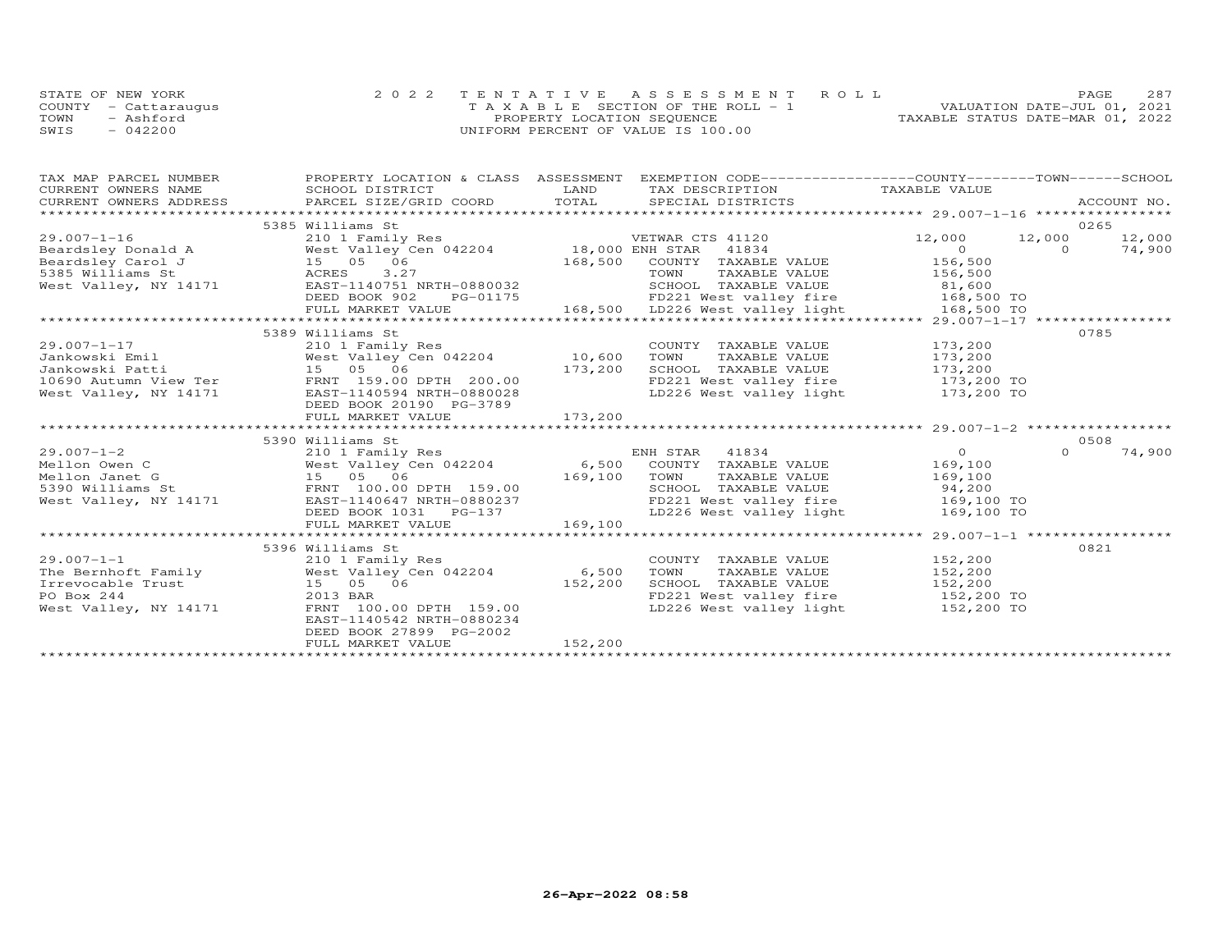STATE OF NEW YORK
COUNTY - Cattaraugus
TOWN - Ashford
SWIS - 042200

2 0 2 2 T E N T A T I V E A S S E S S M E N T R O L L
T A X A B L E SECTION OF THE ROLL - 1
PROPERTY LOCATION SEQUENCE
UNIFORM PERCENT OF VALUE IS 100.00

VALUATION DATE-JUL 01, 2021
TAXABLE STATUS DATE-MAR 01, 2022

| TAX MAP PARCEL NUMBER / CURRENT OWNERS NAME / CURRENT OWNERS ADDRESS | PROPERTY LOCATION & CLASS / SCHOOL DISTRICT / PARCEL SIZE/GRID COORD | ASSESSMENT LAND / TOTAL | EXEMPTION CODE / TAX DESCRIPTION / SPECIAL DISTRICTS | COUNTY TAXABLE VALUE | TOWN | SCHOOL / ACCOUNT NO. |
|---|---|---|---|---|---|---|
| | 5385 Williams St | | | | | 0265 |
| 29.007-1-16 | 210 1 Family Res | | VETWAR CTS 41120 | 12,000 | 12,000 | 12,000 |
| Beardsley Donald A | West Valley Cen 042204 | 18,000 | ENH STAR 41834 | 0 | 0 | 74,900 |
| Beardsley Carol J | 15 05 06 | 168,500 | COUNTY TAXABLE VALUE | 156,500 | | |
| 5385 Williams St | ACRES 3.27 | | TOWN TAXABLE VALUE | 156,500 | | |
| West Valley, NY 14171 | EAST-1140751 NRTH-0880032 | | SCHOOL TAXABLE VALUE | 81,600 | | |
| | DEED BOOK 902 PG-01175 | | FD221 West valley fire | 168,500 TO | | |
| | FULL MARKET VALUE | 168,500 | LD226 West valley light | 168,500 TO | | |
| | 5389 Williams St | | | | | 0785 |
| 29.007-1-17 | 210 1 Family Res | | COUNTY TAXABLE VALUE | 173,200 | | |
| Jankowski Emil | West Valley Cen 042204 | 10,600 | TOWN TAXABLE VALUE | 173,200 | | |
| Jankowski Patti | 15 05 06 | 173,200 | SCHOOL TAXABLE VALUE | 173,200 | | |
| 10690 Autumn View Ter | FRNT 159.00 DPTH 200.00 | | FD221 West valley fire | 173,200 TO | | |
| West Valley, NY 14171 | EAST-1140594 NRTH-0880028 | | LD226 West valley light | 173,200 TO | | |
| | DEED BOOK 20190 PG-3789 | | | | | |
| | FULL MARKET VALUE | 173,200 | | | | |
| | 5390 Williams St | | | | | 0508 |
| 29.007-1-2 | 210 1 Family Res | | ENH STAR 41834 | 0 | 0 | 74,900 |
| Mellon Owen C | West Valley Cen 042204 | 6,500 | COUNTY TAXABLE VALUE | 169,100 | | |
| Mellon Janet G | 15 05 06 | 169,100 | TOWN TAXABLE VALUE | 169,100 | | |
| 5390 Williams St | FRNT 100.00 DPTH 159.00 | | SCHOOL TAXABLE VALUE | 94,200 | | |
| West Valley, NY 14171 | EAST-1140647 NRTH-0880237 | | FD221 West valley fire | 169,100 TO | | |
| | DEED BOOK 1031 PG-137 | | LD226 West valley light | 169,100 TO | | |
| | FULL MARKET VALUE | 169,100 | | | | |
| | 5396 Williams St | | | | | 0821 |
| 29.007-1-1 | 210 1 Family Res | | COUNTY TAXABLE VALUE | 152,200 | | |
| The Bernhoft Family | West Valley Cen 042204 | 6,500 | TOWN TAXABLE VALUE | 152,200 | | |
| Irrevocable Trust | 15 05 06 | 152,200 | SCHOOL TAXABLE VALUE | 152,200 | | |
| PO Box 244 | 2013 BAR | | FD221 West valley fire | 152,200 TO | | |
| West Valley, NY 14171 | FRNT 100.00 DPTH 159.00 | | LD226 West valley light | 152,200 TO | | |
| | EAST-1140542 NRTH-0880234 | | | | | |
| | DEED BOOK 27899 PG-2002 | | | | | |
| | FULL MARKET VALUE | 152,200 | | | | |

26-Apr-2022 08:58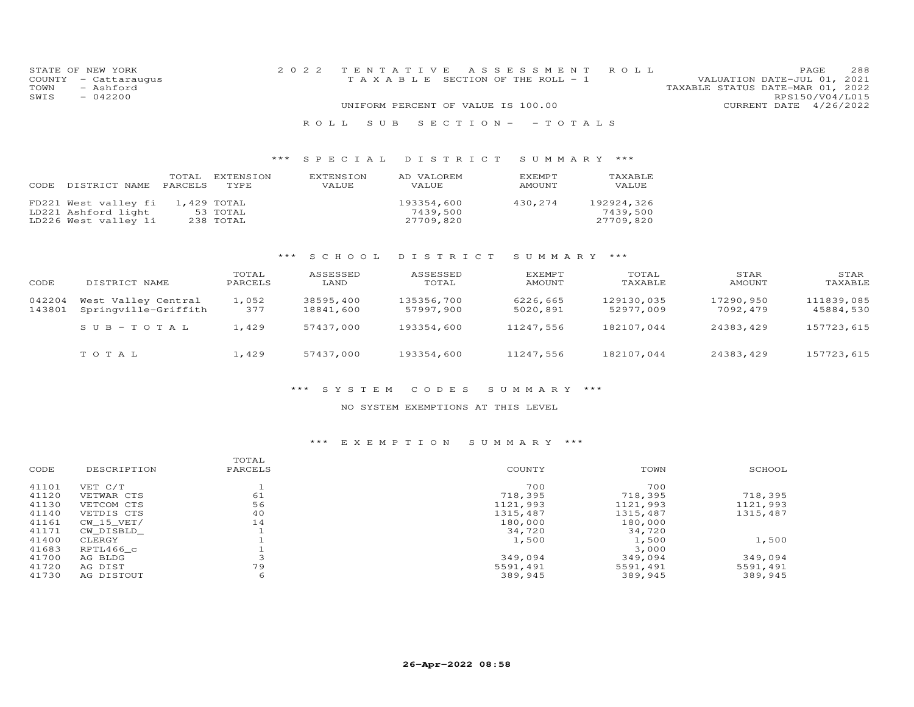STATE OF NEW YORK
COUNTY - Cattaraugus
TOWN - Ashford
SWIS - 042200

2022 TENTATIVE ASSESSMENT ROLL
TAXABLE SECTION OF THE ROLL - 1
UNIFORM PERCENT OF VALUE IS 100.00

VALUATION DATE-JUL 01, 2021
TAXABLE STATUS DATE-MAR 01, 2022
RPS150/V04/L015
CURRENT DATE 4/26/2022

ROLL SUB SECTION- - TOTALS

### *** SPECIAL DISTRICT SUMMARY ***

| CODE | DISTRICT NAME | TOTAL PARCELS | EXTENSION TYPE | EXTENSION VALUE | AD VALOREM VALUE | EXEMPT AMOUNT | TAXABLE VALUE |
|---|---|---|---|---|---|---|---|
| FD221 | West valley fi | 1,429 | TOTAL | | 193354,600 | 430,274 | 192924,326 |
| LD221 | Ashford light | 53 | TOTAL | | 7439,500 | | 7439,500 |
| LD226 | West valley li | 238 | TOTAL | | 27709,820 | | 27709,820 |

### *** SCHOOL DISTRICT SUMMARY ***

| CODE | DISTRICT NAME | TOTAL PARCELS | ASSESSED LAND | ASSESSED TOTAL | EXEMPT AMOUNT | TOTAL TAXABLE | STAR AMOUNT | STAR TAXABLE |
|---|---|---|---|---|---|---|---|---|
| 042204 | West Valley Central | 1,052 | 38595,400 | 135356,700 | 6226,665 | 129130,035 | 17290,950 | 111839,085 |
| 143801 | Springville-Griffith | 377 | 18841,600 | 57997,900 | 5020,891 | 52977,009 | 7092,479 | 45884,530 |
| | SUB-TOTAL | 1,429 | 57437,000 | 193354,600 | 11247,556 | 182107,044 | 24383,429 | 157723,615 |
| | TOTAL | 1,429 | 57437,000 | 193354,600 | 11247,556 | 182107,044 | 24383,429 | 157723,615 |

### *** SYSTEM CODES SUMMARY ***

NO SYSTEM EXEMPTIONS AT THIS LEVEL

### *** EXEMPTION SUMMARY ***

| CODE | DESCRIPTION | TOTAL PARCELS | COUNTY | TOWN | SCHOOL |
|---|---|---|---|---|---|
| 41101 | VET C/T | 1 | 700 | 700 | |
| 41120 | VETWAR CTS | 61 | 718,395 | 718,395 | 718,395 |
| 41130 | VETCOM CTS | 56 | 1121,993 | 1121,993 | 1121,993 |
| 41140 | VETDIS CTS | 40 | 1315,487 | 1315,487 | 1315,487 |
| 41161 | CW_15_VET/ | 14 | 180,000 | 180,000 | |
| 41171 | CW_DISBLD_ | 1 | 34,720 | 34,720 | |
| 41400 | CLERGY | 1 | 1,500 | 1,500 | 1,500 |
| 41683 | RPTL466_c | 1 | | 3,000 | |
| 41700 | AG BLDG | 3 | 349,094 | 349,094 | 349,094 |
| 41720 | AG DIST | 79 | 5591,491 | 5591,491 | 5591,491 |
| 41730 | AG DISTOUT | 6 | 389,945 | 389,945 | 389,945 |

26-Apr-2022 08:58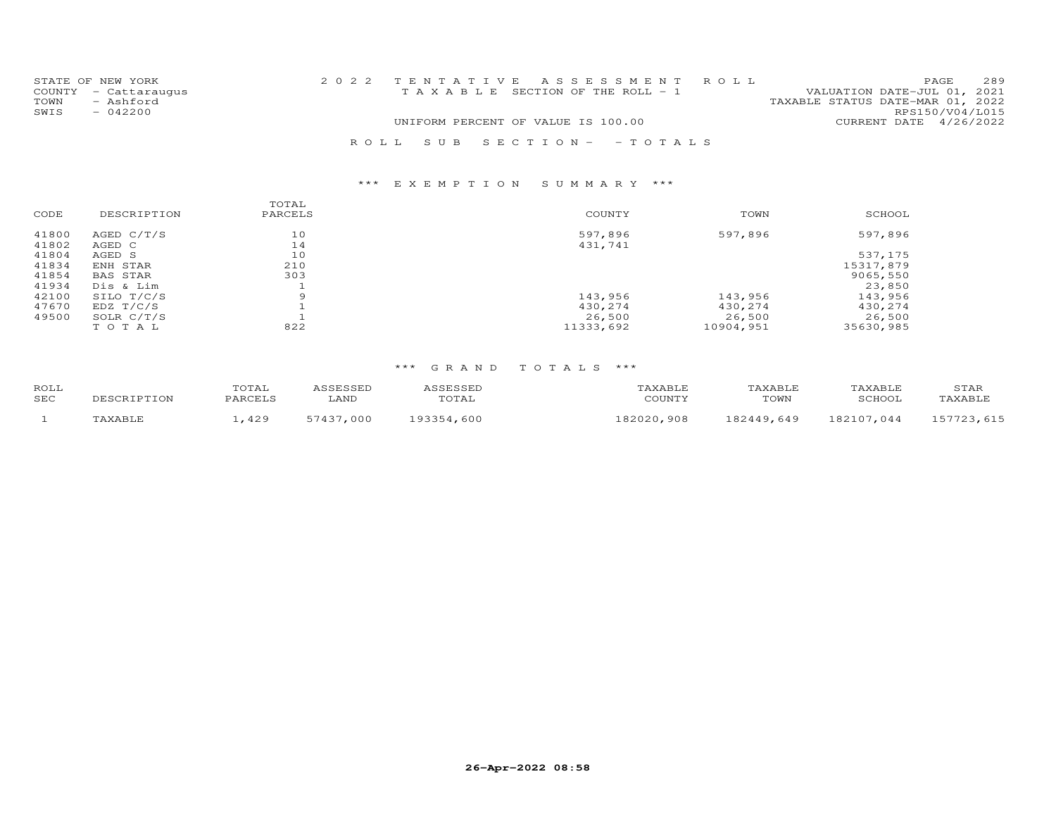STATE OF NEW YORK
COUNTY - Cattaraugus
TOWN - Ashford
SWIS - 042200

2022 TENTATIVE ASSESSMENT ROLL
TAXABLE SECTION OF THE ROLL - 1

UNIFORM PERCENT OF VALUE IS 100.00

VALUATION DATE-JUL 01, 2021
TAXABLE STATUS DATE-MAR 01, 2022
RPS150/V04/L015
CURRENT DATE 4/26/2022

ROLL SUB SECTION- - TOTALS

## *** EXEMPTION SUMMARY ***

| CODE | DESCRIPTION | TOTAL PARCELS | COUNTY | TOWN | SCHOOL |
|---|---|---|---|---|---|
| 41800 | AGED C/T/S | 10 | 597,896 | 597,896 | 597,896 |
| 41802 | AGED C | 14 | 431,741 | | |
| 41804 | AGED S | 10 | | | 537,175 |
| 41834 | ENH STAR | 210 | | | 15317,879 |
| 41854 | BAS STAR | 303 | | | 9065,550 |
| 41934 | Dis & Lim | 1 | | | 23,850 |
| 42100 | SILO T/C/S | 9 | 143,956 | 143,956 | 143,956 |
| 47670 | EDZ T/C/S | 1 | 430,274 | 430,274 | 430,274 |
| 49500 | SOLR C/T/S | 1 | 26,500 | 26,500 | 26,500 |
| | TOTAL | 822 | 11333,692 | 10904,951 | 35630,985 |

## *** GRAND TOTALS ***

| ROLL SEC | DESCRIPTION | TOTAL PARCELS | ASSESSED LAND | ASSESSED TOTAL | TAXABLE COUNTY | TAXABLE TOWN | TAXABLE SCHOOL | STAR TAXABLE |
|---|---|---|---|---|---|---|---|---|
| 1 | TAXABLE | 1,429 | 57437,000 | 193354,600 | 182020,908 | 182449,649 | 182107,044 | 157723,615 |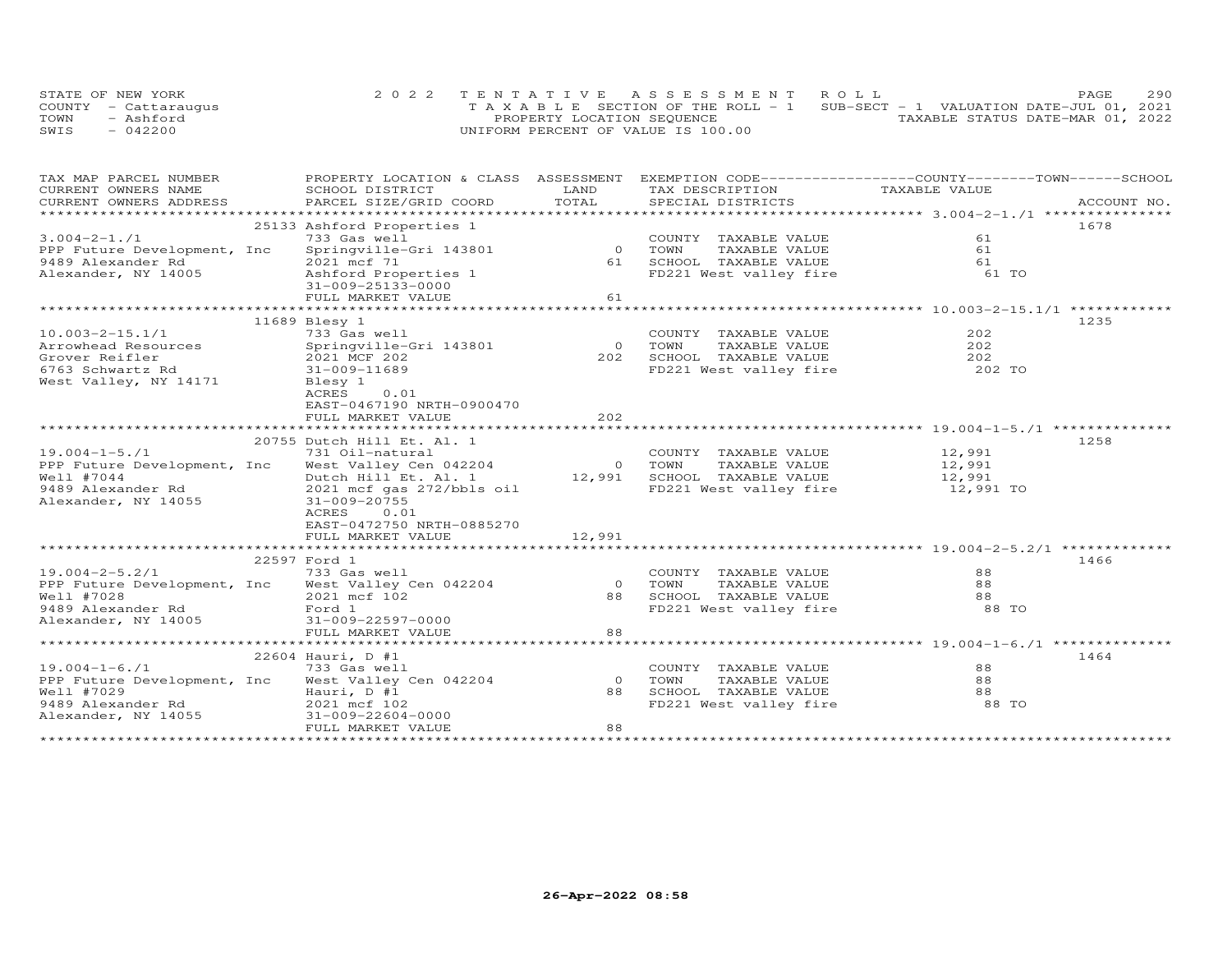STATE OF NEW YORK
COUNTY - Cattaraugus
TOWN - Ashford
SWIS - 042200

2022 TENTATIVE ASSESSMENT ROLL
TAXABLE SECTION OF THE ROLL - 1
PROPERTY LOCATION SEQUENCE
UNIFORM PERCENT OF VALUE IS 100.00

SUB-SECT - 1 VALUATION DATE-JUL 01, 2021
TAXABLE STATUS DATE-MAR 01, 2022

| TAX MAP PARCEL NUMBER / CURRENT OWNERS NAME / CURRENT OWNERS ADDRESS | PROPERTY LOCATION & CLASS / SCHOOL DISTRICT / PARCEL SIZE/GRID COORD | ASSESSMENT LAND / TOTAL | EXEMPTION CODE / TAX DESCRIPTION / SPECIAL DISTRICTS | COUNTY--------TOWN------SCHOOL TAXABLE VALUE | ACCOUNT NO. |
|---|---|---|---|---|---|
| 3.004-2-1./1 | 25133 Ashford Properties 1 | | | | 1678 |
| | 733 Gas well | | COUNTY TAXABLE VALUE | 61 | |
| PPP Future Development, Inc | Springville-Gri 143801 | 0 | TOWN TAXABLE VALUE | 61 | |
| 9489 Alexander Rd | 2021 mcf 71 | 61 | SCHOOL TAXABLE VALUE | 61 | |
| Alexander, NY 14005 | Ashford Properties 1 | | FD221 West valley fire | 61 TO | |
| | 31-009-25133-0000 | | | | |
| | FULL MARKET VALUE | 61 | | | |
| 10.003-2-15.1/1 | 11689 Blesy 1 | | | | 1235 |
| | 733 Gas well | | COUNTY TAXABLE VALUE | 202 | |
| Arrowhead Resources | Springville-Gri 143801 | 0 | TOWN TAXABLE VALUE | 202 | |
| Grover Reifler | 2021 MCF 202 | 202 | SCHOOL TAXABLE VALUE | 202 | |
| 6763 Schwartz Rd | 31-009-11689 | | FD221 West valley fire | 202 TO | |
| West Valley, NY 14171 | Blesy 1 | | | | |
| | ACRES 0.01 | | | | |
| | EAST-0467190 NRTH-0900470 | | | | |
| | FULL MARKET VALUE | 202 | | | |
| 19.004-1-5./1 | 20755 Dutch Hill Et. Al. 1 | | | | 1258 |
| | 731 Oil-natural | | COUNTY TAXABLE VALUE | 12,991 | |
| PPP Future Development, Inc | West Valley Cen 042204 | 0 | TOWN TAXABLE VALUE | 12,991 | |
| Well #7044 | Dutch Hill Et. Al. 1 | 12,991 | SCHOOL TAXABLE VALUE | 12,991 | |
| 9489 Alexander Rd | 2021 mcf gas 272/bbls oil | | FD221 West valley fire | 12,991 TO | |
| Alexander, NY 14055 | 31-009-20755 | | | | |
| | ACRES 0.01 | | | | |
| | EAST-0472750 NRTH-0885270 | | | | |
| | FULL MARKET VALUE | 12,991 | | | |
| 19.004-2-5.2/1 | 22597 Ford 1 | | | | 1466 |
| | 733 Gas well | | COUNTY TAXABLE VALUE | 88 | |
| PPP Future Development, Inc | West Valley Cen 042204 | 0 | TOWN TAXABLE VALUE | 88 | |
| Well #7028 | 2021 mcf 102 | 88 | SCHOOL TAXABLE VALUE | 88 | |
| 9489 Alexander Rd | Ford 1 | | FD221 West valley fire | 88 TO | |
| Alexander, NY 14005 | 31-009-22597-0000 | | | | |
| | FULL MARKET VALUE | 88 | | | |
| 19.004-1-6./1 | 22604 Hauri, D #1 | | | | 1464 |
| | 733 Gas well | | COUNTY TAXABLE VALUE | 88 | |
| PPP Future Development, Inc | West Valley Cen 042204 | 0 | TOWN TAXABLE VALUE | 88 | |
| Well #7029 | Hauri, D #1 | 88 | SCHOOL TAXABLE VALUE | 88 | |
| 9489 Alexander Rd | 2021 mcf 102 | | FD221 West valley fire | 88 TO | |
| Alexander, NY 14055 | 31-009-22604-0000 | | | | |
| | FULL MARKET VALUE | 88 | | | |

26-Apr-2022 08:58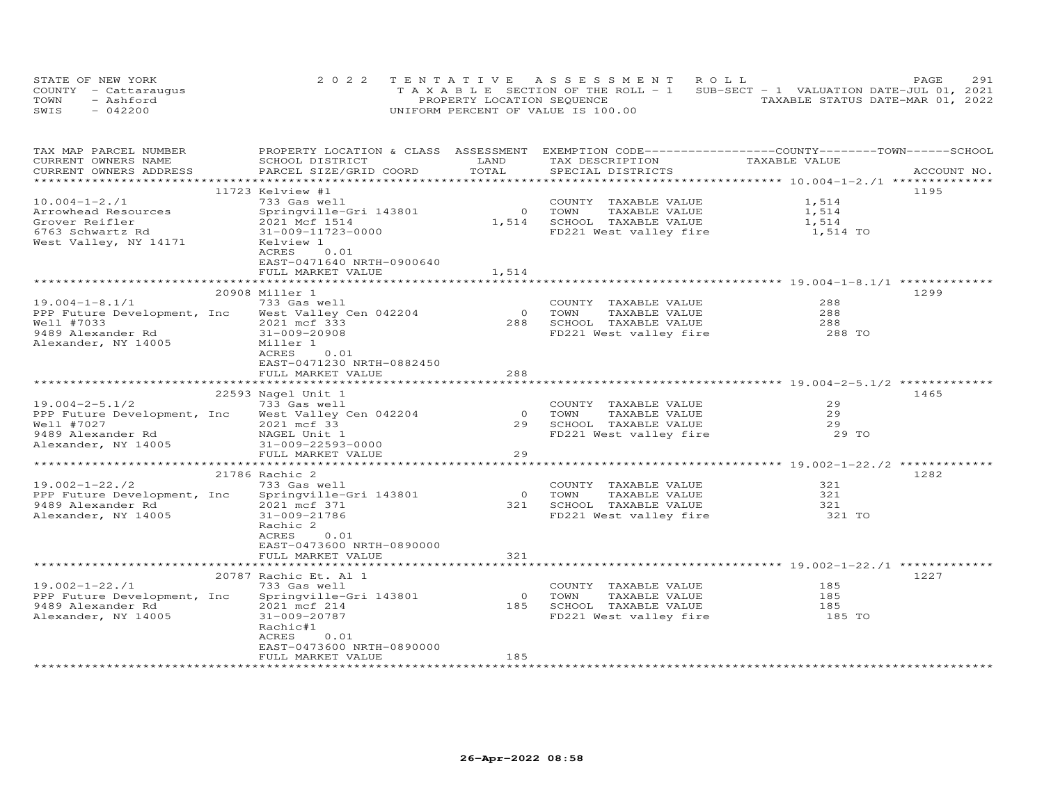STATE OF NEW YORK
COUNTY - Cattaraugus
TOWN - Ashford
SWIS - 042200

2022 TENTATIVE ASSESSMENT ROLL
TAXABLE SECTION OF THE ROLL - 1
PROPERTY LOCATION SEQUENCE
UNIFORM PERCENT OF VALUE IS 100.00

SUB-SECT - 1 VALUATION DATE-JUL 01, 2021
TAXABLE STATUS DATE-MAR 01, 2022

| TAX MAP PARCEL NUMBER / CURRENT OWNERS NAME / CURRENT OWNERS ADDRESS | PROPERTY LOCATION & CLASS / SCHOOL DISTRICT / PARCEL SIZE/GRID COORD | ASSESSMENT LAND / TOTAL | EXEMPTION CODE / TAX DESCRIPTION / SPECIAL DISTRICTS | COUNTY / TOWN / SCHOOL TAXABLE VALUE | ACCOUNT NO. |
|---|---|---|---|---|---|
| | 11723 Kelview #1 | | | | 1195 |
| 10.004-1-2./1 | 733 Gas well | | COUNTY TAXABLE VALUE | 1,514 | |
| Arrowhead Resources | Springville-Gri 143801 | 0 | TOWN TAXABLE VALUE | 1,514 | |
| Grover Reifler | 2021 Mcf 1514 | 1,514 | SCHOOL TAXABLE VALUE | 1,514 | |
| 6763 Schwartz Rd | 31-009-11723-0000 | | FD221 West valley fire | 1,514 TO | |
| West Valley, NY 14171 | Kelview 1 | | | | |
| | ACRES 0.01 | | | | |
| | EAST-0471640 NRTH-0900640 | | | | |
| | FULL MARKET VALUE | 1,514 | | | |
| | 20908 Miller 1 | | | | 1299 |
| 19.004-1-8.1/1 | 733 Gas well | | COUNTY TAXABLE VALUE | 288 | |
| PPP Future Development, Inc | West Valley Cen 042204 | 0 | TOWN TAXABLE VALUE | 288 | |
| Well #7033 | 2021 mcf 333 | 288 | SCHOOL TAXABLE VALUE | 288 | |
| 9489 Alexander Rd | 31-009-20908 | | FD221 West valley fire | 288 TO | |
| Alexander, NY 14005 | Miller 1 | | | | |
| | ACRES 0.01 | | | | |
| | EAST-0471230 NRTH-0882450 | | | | |
| | FULL MARKET VALUE | 288 | | | |
| | 22593 Nagel Unit 1 | | | | 1465 |
| 19.004-2-5.1/2 | 733 Gas well | | COUNTY TAXABLE VALUE | 29 | |
| PPP Future Development, Inc | West Valley Cen 042204 | 0 | TOWN TAXABLE VALUE | 29 | |
| Well #7027 | 2021 mcf 33 | 29 | SCHOOL TAXABLE VALUE | 29 | |
| 9489 Alexander Rd | NAGEL Unit 1 | | FD221 West valley fire | 29 TO | |
| Alexander, NY 14005 | 31-009-22593-0000 | | | | |
| | FULL MARKET VALUE | 29 | | | |
| | 21786 Rachic 2 | | | | 1282 |
| 19.002-1-22./2 | 733 Gas well | | COUNTY TAXABLE VALUE | 321 | |
| PPP Future Development, Inc | Springville-Gri 143801 | 0 | TOWN TAXABLE VALUE | 321 | |
| 9489 Alexander Rd | 2021 mcf 371 | 321 | SCHOOL TAXABLE VALUE | 321 | |
| Alexander, NY 14005 | 31-009-21786 | | FD221 West valley fire | 321 TO | |
| | Rachic 2 | | | | |
| | ACRES 0.01 | | | | |
| | EAST-0473600 NRTH-0890000 | | | | |
| | FULL MARKET VALUE | 321 | | | |
| | 20787 Rachic Et. Al 1 | | | | 1227 |
| 19.002-1-22./1 | 733 Gas well | | COUNTY TAXABLE VALUE | 185 | |
| PPP Future Development, Inc | Springville-Gri 143801 | 0 | TOWN TAXABLE VALUE | 185 | |
| 9489 Alexander Rd | 2021 mcf 214 | 185 | SCHOOL TAXABLE VALUE | 185 | |
| Alexander, NY 14005 | 31-009-20787 | | FD221 West valley fire | 185 TO | |
| | Rachic#1 | | | | |
| | ACRES 0.01 | | | | |
| | EAST-0473600 NRTH-0890000 | | | | |
| | FULL MARKET VALUE | 185 | | | |

26-Apr-2022 08:58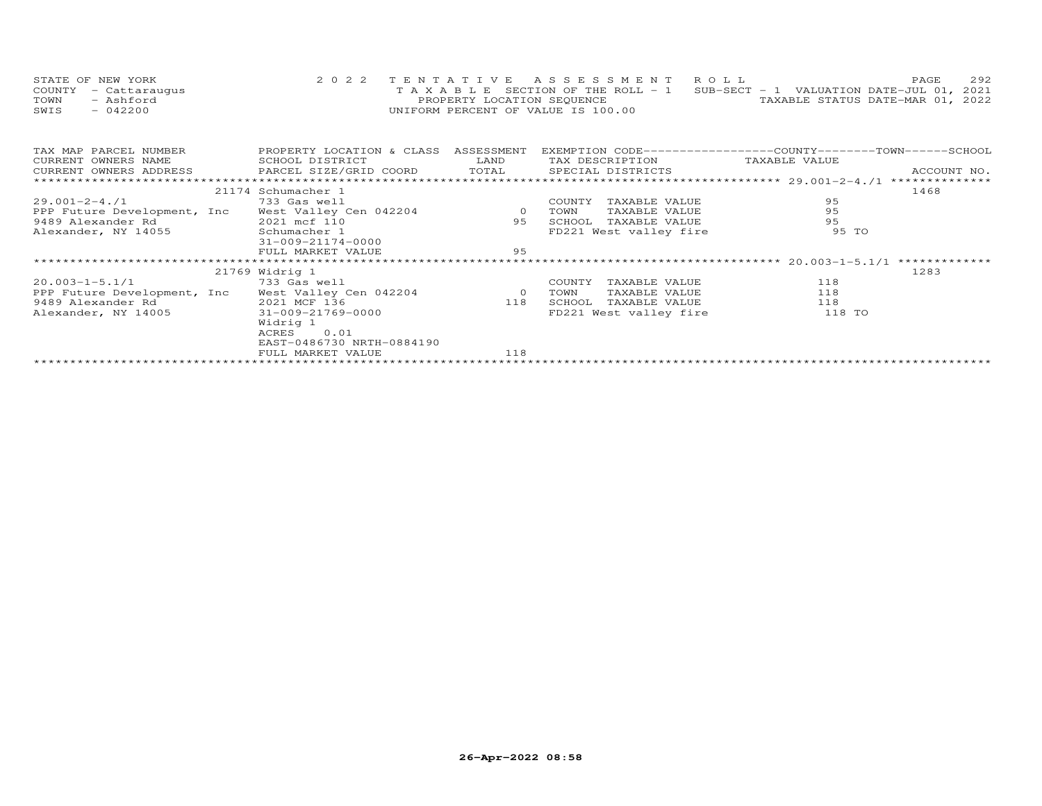STATE OF NEW YORK — 2022 TENTATIVE ASSESSMENT ROLL
COUNTY - Cattaraugus — TAXABLE SECTION OF THE ROLL - 1 — SUB-SECT - 1 VALUATION DATE-JUL 01, 2021
TOWN - Ashford — PROPERTY LOCATION SEQUENCE — TAXABLE STATUS DATE-MAR 01, 2022
SWIS - 042200 — UNIFORM PERCENT OF VALUE IS 100.00

| TAX MAP PARCEL NUMBER / CURRENT OWNERS NAME / CURRENT OWNERS ADDRESS | PROPERTY LOCATION & CLASS / SCHOOL DISTRICT / PARCEL SIZE/GRID COORD | ASSESSMENT LAND / TOTAL | EXEMPTION CODE / TAX DESCRIPTION / SPECIAL DISTRICTS | COUNTY / TOWN / SCHOOL TAXABLE VALUE | ACCOUNT NO. |
|---|---|---|---|---|---|
| **29.001-2-4./1** | 21174 Schumacher 1 | | | | 1468 |
| 29.001-2-4./1 | 733 Gas well | | COUNTY TAXABLE VALUE | 95 | |
| PPP Future Development, Inc | West Valley Cen 042204 | 0 | TOWN TAXABLE VALUE | 95 | |
| 9489 Alexander Rd | 2021 mcf 110 | 95 | SCHOOL TAXABLE VALUE | 95 | |
| Alexander, NY 14055 | Schumacher 1 | | FD221 West valley fire | 95 TO | |
| | 31-009-21174-0000 | | | | |
| | FULL MARKET VALUE | 95 | | | |
| **20.003-1-5.1/1** | 21769 Widrig 1 | | | | 1283 |
| 20.003-1-5.1/1 | 733 Gas well | | COUNTY TAXABLE VALUE | 118 | |
| PPP Future Development, Inc | West Valley Cen 042204 | 0 | TOWN TAXABLE VALUE | 118 | |
| 9489 Alexander Rd | 2021 MCF 136 | 118 | SCHOOL TAXABLE VALUE | 118 | |
| Alexander, NY 14005 | 31-009-21769-0000 | | FD221 West valley fire | 118 TO | |
| | Widrig 1 | | | | |
| | ACRES 0.01 | | | | |
| | EAST-0486730 NRTH-0884190 | | | | |
| | FULL MARKET VALUE | 118 | | | |

26-Apr-2022 08:58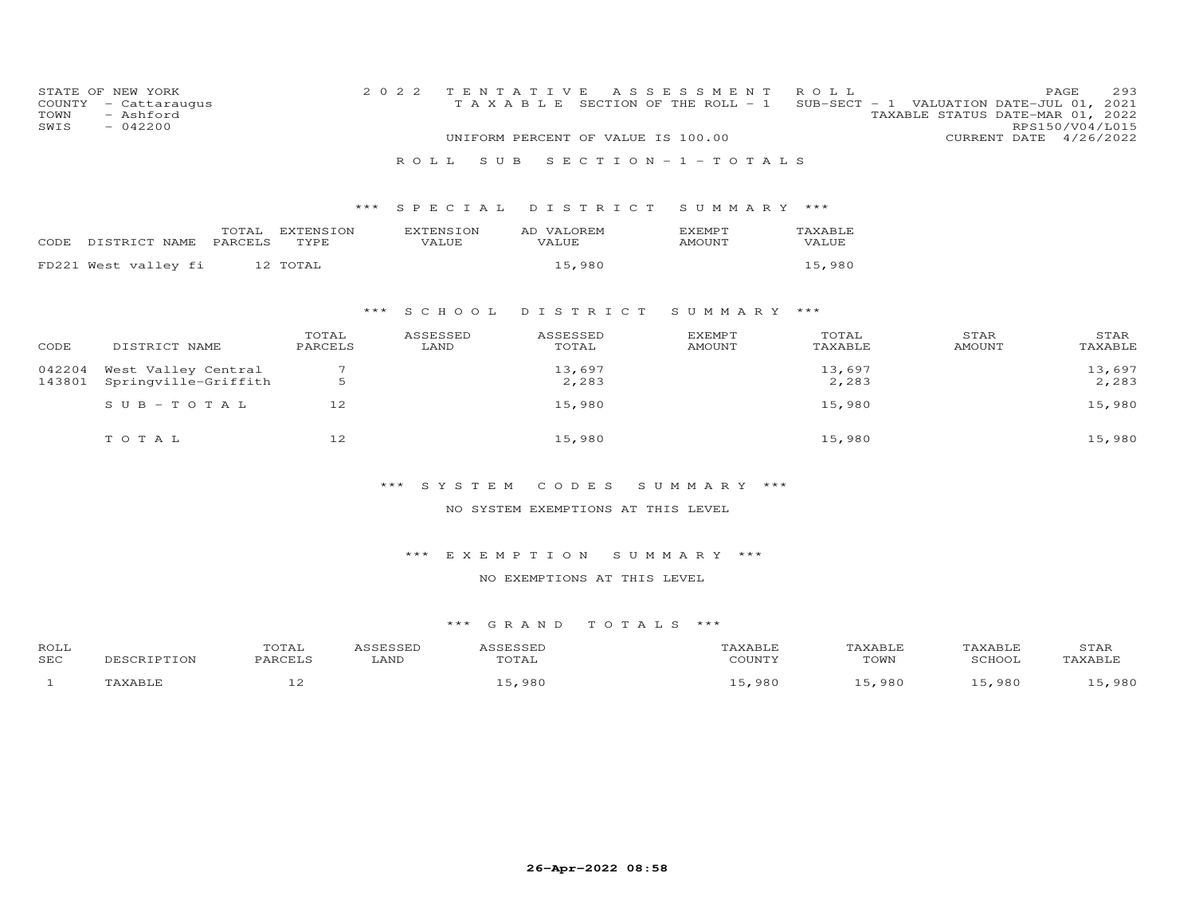STATE OF NEW YORK
COUNTY - Cattaraugus
TOWN - Ashford
SWIS - 042200

2022 TENTATIVE ASSESSMENT ROLL
TAXABLE SECTION OF THE ROLL - 1 SUB-SECT - 1 VALUATION DATE-JUL 01, 2021
TAXABLE STATUS DATE-MAR 01, 2022
RPS150/V04/L015
UNIFORM PERCENT OF VALUE IS 100.00 CURRENT DATE 4/26/2022

ROLL SUB SECTION - 1 - TOTALS

### *** SPECIAL DISTRICT SUMMARY ***

| CODE DISTRICT NAME | TOTAL PARCELS | EXTENSION TYPE | EXTENSION VALUE | AD VALOREM VALUE | EXEMPT AMOUNT | TAXABLE VALUE |
|---|---|---|---|---|---|---|
| FD221 West valley fi | 12 | TOTAL | | 15,980 | | 15,980 |

### *** SCHOOL DISTRICT SUMMARY ***

| CODE | DISTRICT NAME | TOTAL PARCELS | ASSESSED LAND | ASSESSED TOTAL | EXEMPT AMOUNT | TOTAL TAXABLE | STAR AMOUNT | STAR TAXABLE |
|---|---|---|---|---|---|---|---|---|
| 042204 | West Valley Central | 7 | | 13,697 | | 13,697 | | 13,697 |
| 143801 | Springville-Griffith | 5 | | 2,283 | | 2,283 | | 2,283 |
| | SUB-TOTAL | 12 | | 15,980 | | 15,980 | | 15,980 |
| | TOTAL | 12 | | 15,980 | | 15,980 | | 15,980 |

### *** SYSTEM CODES SUMMARY ***

NO SYSTEM EXEMPTIONS AT THIS LEVEL

### *** EXEMPTION SUMMARY ***

NO EXEMPTIONS AT THIS LEVEL

### *** GRAND TOTALS ***

| ROLL SEC | DESCRIPTION | TOTAL PARCELS | ASSESSED LAND | ASSESSED TOTAL | TAXABLE COUNTY | TAXABLE TOWN | TAXABLE SCHOOL | STAR TAXABLE |
|---|---|---|---|---|---|---|---|---|
| 1 | TAXABLE | 12 | | 15,980 | 15,980 | 15,980 | 15,980 | 15,980 |

26-Apr-2022 08:58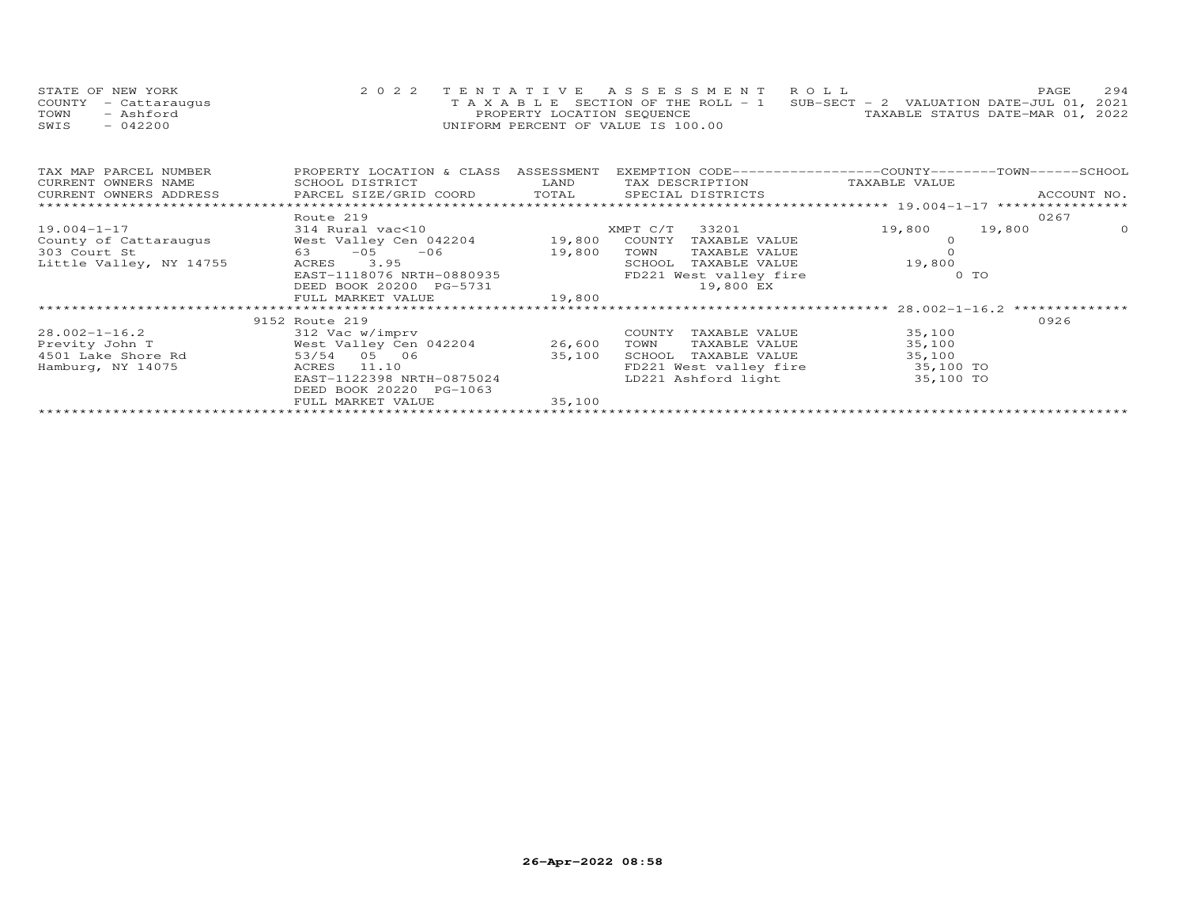STATE OF NEW YORK | 2022 TENTATIVE ASSESSMENT ROLL
COUNTY - Cattaraugus | TAXABLE SECTION OF THE ROLL - 1 | SUB-SECT - 2 VALUATION DATE-JUL 01, 2021
TOWN - Ashford | PROPERTY LOCATION SEQUENCE | TAXABLE STATUS DATE-MAR 01, 2022
SWIS - 042200 | UNIFORM PERCENT OF VALUE IS 100.00

| TAX MAP PARCEL NUMBER / CURRENT OWNERS NAME / CURRENT OWNERS ADDRESS | PROPERTY LOCATION & CLASS / SCHOOL DISTRICT / PARCEL SIZE/GRID COORD | ASSESSMENT LAND / TOTAL | EXEMPTION CODE / TAX DESCRIPTION / SPECIAL DISTRICTS | COUNTY TAXABLE VALUE | TOWN | SCHOOL / ACCOUNT NO. |
|---|---|---|---|---|---|---|
| 19.004-1-17 | Route 219 | | | | | 0267 |
| 19.004-1-17 | 314 Rural vac<10 | | XMPT C/T 33201 | 19,800 | 19,800 | 0 |
| County of Cattaraugus | West Valley Cen 042204 | 19,800 | COUNTY TAXABLE VALUE | 0 | | |
| 303 Court St | 63 -05 -06 | 19,800 | TOWN TAXABLE VALUE | 0 | | |
| Little Valley, NY 14755 | ACRES 3.95 | | SCHOOL TAXABLE VALUE | 19,800 | | |
| | EAST-1118076 NRTH-0880935 | | FD221 West valley fire | 0 TO | | |
| | DEED BOOK 20200 PG-5731 | | 19,800 EX | | | |
| | FULL MARKET VALUE | 19,800 | | | | |
| 28.002-1-16.2 | 9152 Route 219 | | | | | 0926 |
| 28.002-1-16.2 | 312 Vac w/imprv | | COUNTY TAXABLE VALUE | 35,100 | | |
| Previty John T | West Valley Cen 042204 | 26,600 | TOWN TAXABLE VALUE | 35,100 | | |
| 4501 Lake Shore Rd | 53/54 05 06 | 35,100 | SCHOOL TAXABLE VALUE | 35,100 | | |
| Hamburg, NY 14075 | ACRES 11.10 | | FD221 West valley fire | 35,100 TO | | |
| | EAST-1122398 NRTH-0875024 | | LD221 Ashford light | 35,100 TO | | |
| | DEED BOOK 20220 PG-1063 | | | | | |
| | FULL MARKET VALUE | 35,100 | | | | |

26-Apr-2022 08:58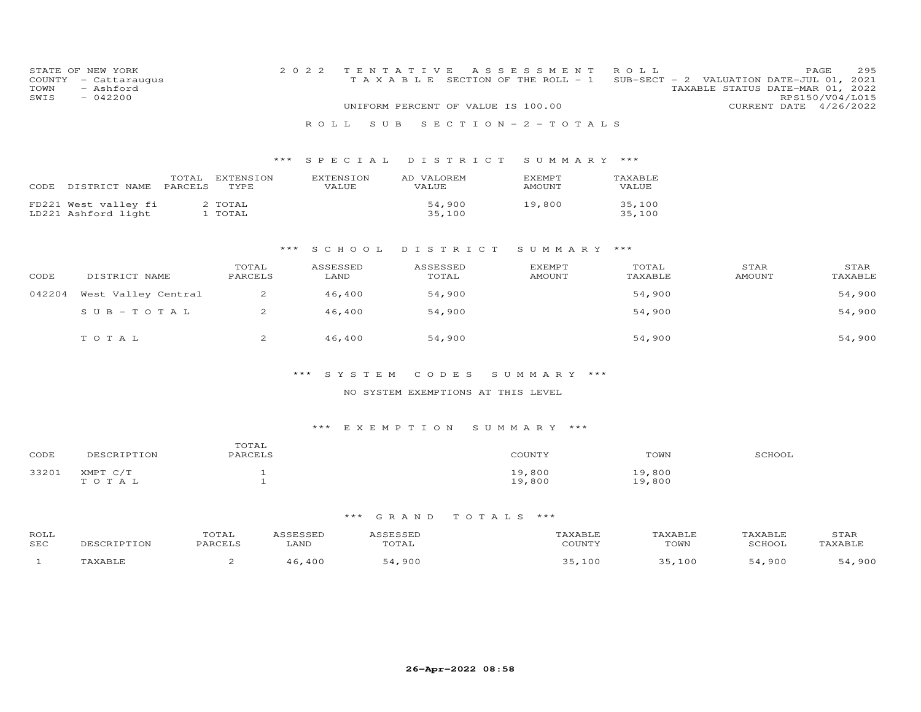STATE OF NEW YORK
COUNTY - Cattaraugus
TOWN - Ashford
SWIS - 042200

2022 TENTATIVE ASSESSMENT ROLL
TAXABLE SECTION OF THE ROLL - 1 SUB-SECT - 2 VALUATION DATE-JUL 01, 2021
TAXABLE STATUS DATE-MAR 01, 2022
RPS150/V04/L015
UNIFORM PERCENT OF VALUE IS 100.00 CURRENT DATE 4/26/2022

## ROLL SUB SECTION - 2 - TOTALS

### *** SPECIAL DISTRICT SUMMARY ***

| CODE | DISTRICT NAME | TOTAL PARCELS | EXTENSION TYPE | EXTENSION VALUE | AD VALOREM VALUE | EXEMPT AMOUNT | TAXABLE VALUE |
|---|---|---|---|---|---|---|---|
| FD221 | West valley fi | 2 | TOTAL | | 54,900 | 19,800 | 35,100 |
| LD221 | Ashford light | 1 | TOTAL | | 35,100 | | 35,100 |

### *** SCHOOL DISTRICT SUMMARY ***

| CODE | DISTRICT NAME | TOTAL PARCELS | ASSESSED LAND | ASSESSED TOTAL | EXEMPT AMOUNT | TOTAL TAXABLE | STAR AMOUNT | STAR TAXABLE |
|---|---|---|---|---|---|---|---|---|
| 042204 | West Valley Central | 2 | 46,400 | 54,900 | | 54,900 | | 54,900 |
| | SUB-TOTAL | 2 | 46,400 | 54,900 | | 54,900 | | 54,900 |
| | TOTAL | 2 | 46,400 | 54,900 | | 54,900 | | 54,900 |

### *** SYSTEM CODES SUMMARY ***

NO SYSTEM EXEMPTIONS AT THIS LEVEL

### *** EXEMPTION SUMMARY ***

| CODE | DESCRIPTION | TOTAL PARCELS | COUNTY | TOWN | SCHOOL |
|---|---|---|---|---|---|
| 33201 | XMPT C/T | 1 | 19,800 | 19,800 | |
| | TOTAL | 1 | 19,800 | 19,800 | |

### *** GRAND TOTALS ***

| ROLL SEC | DESCRIPTION | TOTAL PARCELS | ASSESSED LAND | ASSESSED TOTAL | TAXABLE COUNTY | TAXABLE TOWN | TAXABLE SCHOOL | STAR TAXABLE |
|---|---|---|---|---|---|---|---|---|
| 1 | TAXABLE | 2 | 46,400 | 54,900 | 35,100 | 35,100 | 54,900 | 54,900 |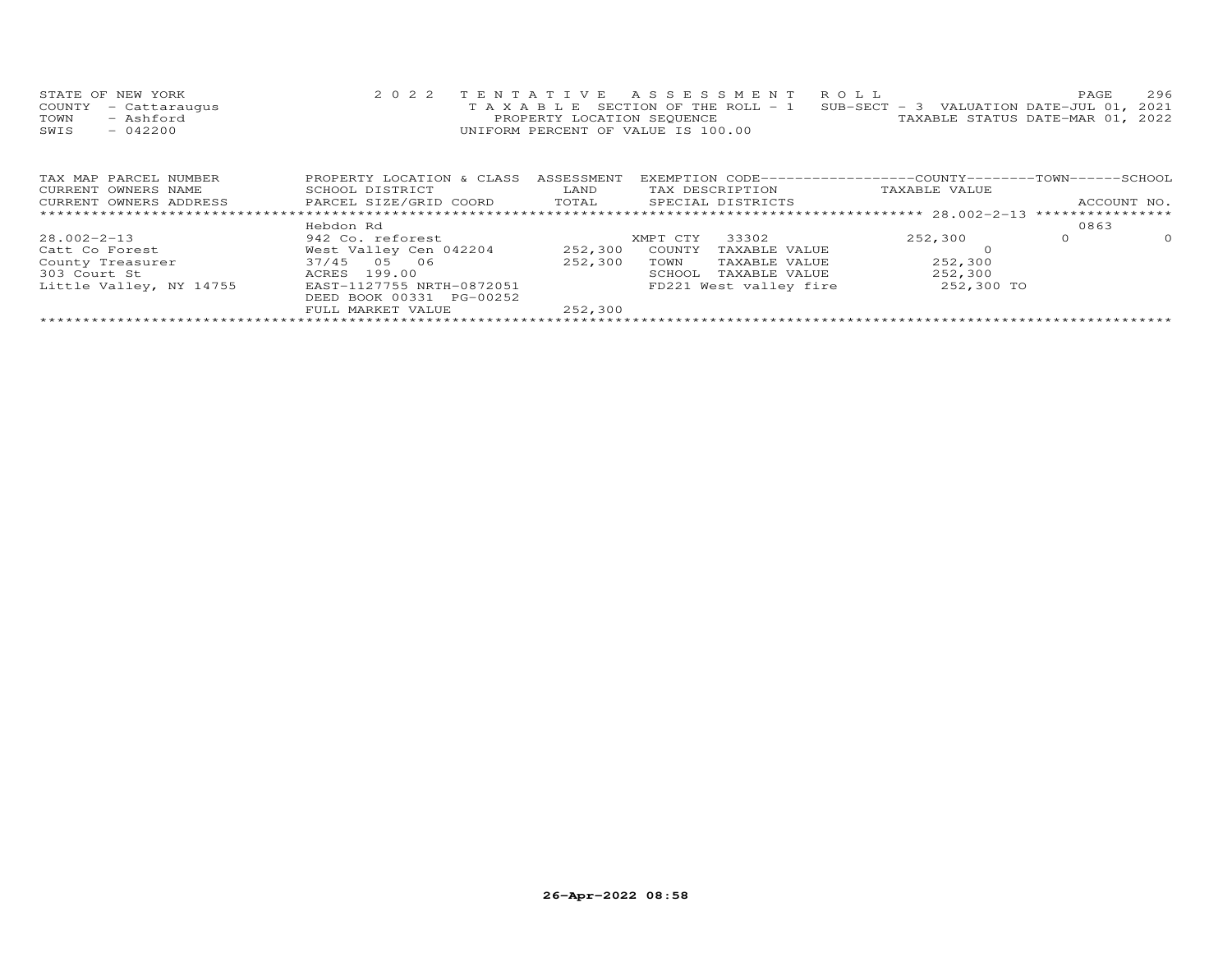STATE OF NEW YORK
COUNTY - Cattaraugus
TOWN - Ashford
SWIS - 042200

2022 TENTATIVE ASSESSMENT ROLL
TAXABLE SECTION OF THE ROLL - 1
PROPERTY LOCATION SEQUENCE
UNIFORM PERCENT OF VALUE IS 100.00

SUB-SECT - 3 VALUATION DATE-JUL 01, 2021
TAXABLE STATUS DATE-MAR 01, 2022

| TAX MAP PARCEL NUMBER<br>CURRENT OWNERS NAME<br>CURRENT OWNERS ADDRESS | PROPERTY LOCATION & CLASS<br>SCHOOL DISTRICT<br>PARCEL SIZE/GRID COORD | ASSESSMENT<br>LAND<br>TOTAL | EXEMPTION CODE<br>TAX DESCRIPTION<br>SPECIAL DISTRICTS | COUNTY<br>TAXABLE VALUE | TOWN | SCHOOL<br>ACCOUNT NO. |
|---|---|---|---|---|---|---|
| 28.002-2-13 | Hebdon Rd | | | | | 0863 |
| 28.002-2-13 | 942 Co. reforest | | XMPT CTY 33302 | 252,300 | 0 | 0 |
| Catt Co Forest | West Valley Cen 042204 | 252,300 | COUNTY TAXABLE VALUE | 0 | | |
| County Treasurer | 37/45 05 06 | 252,300 | TOWN TAXABLE VALUE | 252,300 | | |
| 303 Court St | ACRES 199.00 | | SCHOOL TAXABLE VALUE | 252,300 | | |
| Little Valley, NY 14755 | EAST-1127755 NRTH-0872051 | | FD221 West valley fire | 252,300 TO | | |
| | DEED BOOK 00331 PG-00252 | | | | | |
| | FULL MARKET VALUE | 252,300 | | | | |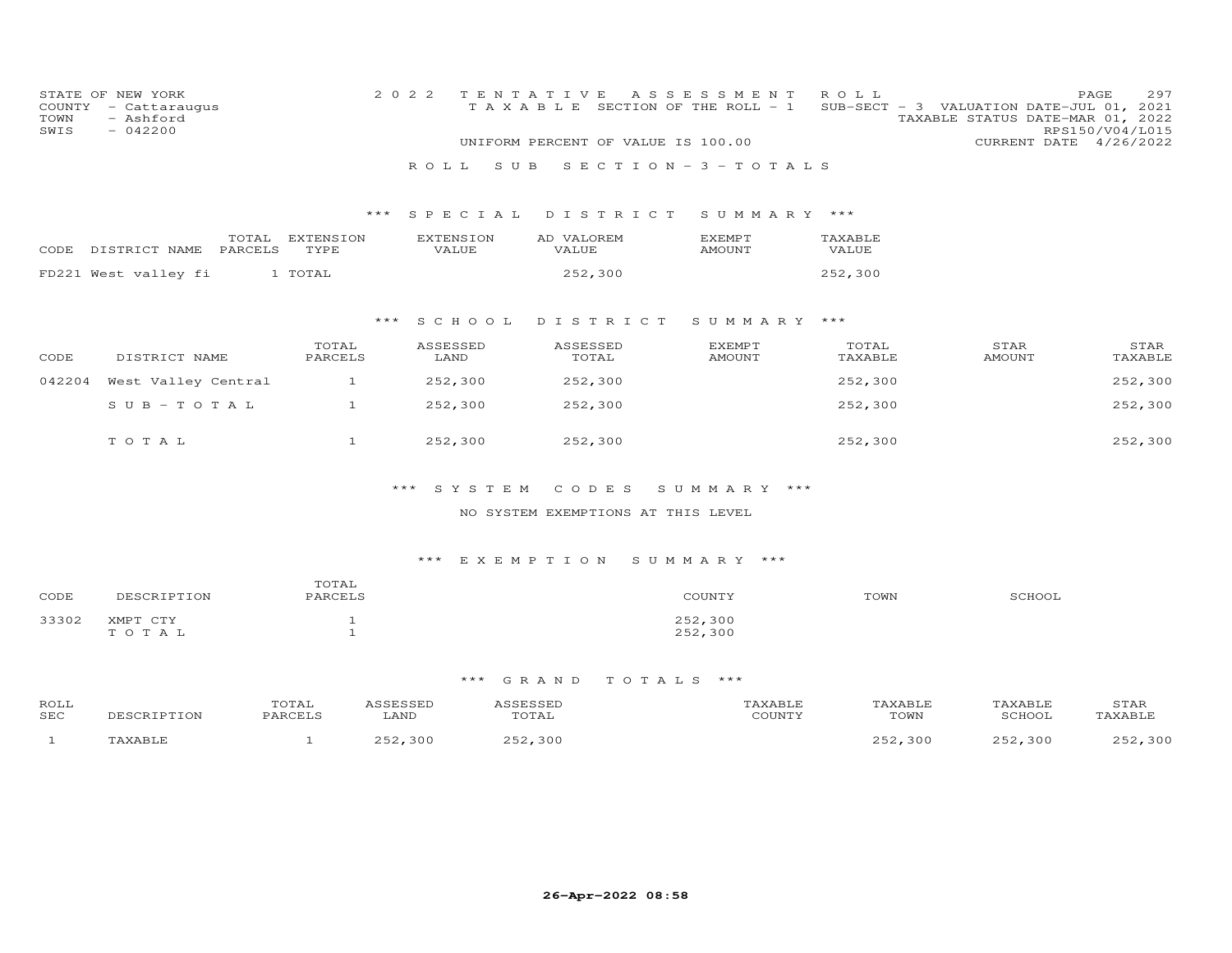STATE OF NEW YORK
COUNTY - Cattaraugus
TOWN - Ashford
SWIS - 042200

2022 TENTATIVE ASSESSMENT ROLL
TAXABLE SECTION OF THE ROLL - 1 SUB-SECT - 3 VALUATION DATE-JUL 01, 2021
TAXABLE STATUS DATE-MAR 01, 2022
RPS150/V04/L015
UNIFORM PERCENT OF VALUE IS 100.00 CURRENT DATE 4/26/2022

ROLL SUB SECTION - 3 - TOTALS

*** SPECIAL DISTRICT SUMMARY ***

| CODE DISTRICT NAME | TOTAL PARCELS | EXTENSION TYPE | EXTENSION VALUE | AD VALOREM VALUE | EXEMPT AMOUNT | TAXABLE VALUE |
|---|---|---|---|---|---|---|
| FD221 West valley fi | 1 | TOTAL | | 252,300 | | 252,300 |

*** SCHOOL DISTRICT SUMMARY ***

| CODE | DISTRICT NAME | TOTAL PARCELS | ASSESSED LAND | ASSESSED TOTAL | EXEMPT AMOUNT | TOTAL TAXABLE | STAR AMOUNT | STAR TAXABLE |
|---|---|---|---|---|---|---|---|---|
| 042204 | West Valley Central | 1 | 252,300 | 252,300 | | 252,300 | | 252,300 |
| | S U B - T O T A L | 1 | 252,300 | 252,300 | | 252,300 | | 252,300 |
| | T O T A L | 1 | 252,300 | 252,300 | | 252,300 | | 252,300 |

*** SYSTEM CODES SUMMARY ***

NO SYSTEM EXEMPTIONS AT THIS LEVEL

*** EXEMPTION SUMMARY ***

| CODE | DESCRIPTION | TOTAL PARCELS | COUNTY | TOWN | SCHOOL |
|---|---|---|---|---|---|
| 33302 | XMPT CTY | 1 | 252,300 | | |
| | T O T A L | 1 | 252,300 | | |

*** GRAND TOTALS ***

| ROLL SEC | DESCRIPTION | TOTAL PARCELS | ASSESSED LAND | ASSESSED TOTAL | TAXABLE COUNTY | TAXABLE TOWN | TAXABLE SCHOOL | STAR TAXABLE |
|---|---|---|---|---|---|---|---|---|
| 1 | TAXABLE | 1 | 252,300 | 252,300 | | 252,300 | 252,300 | 252,300 |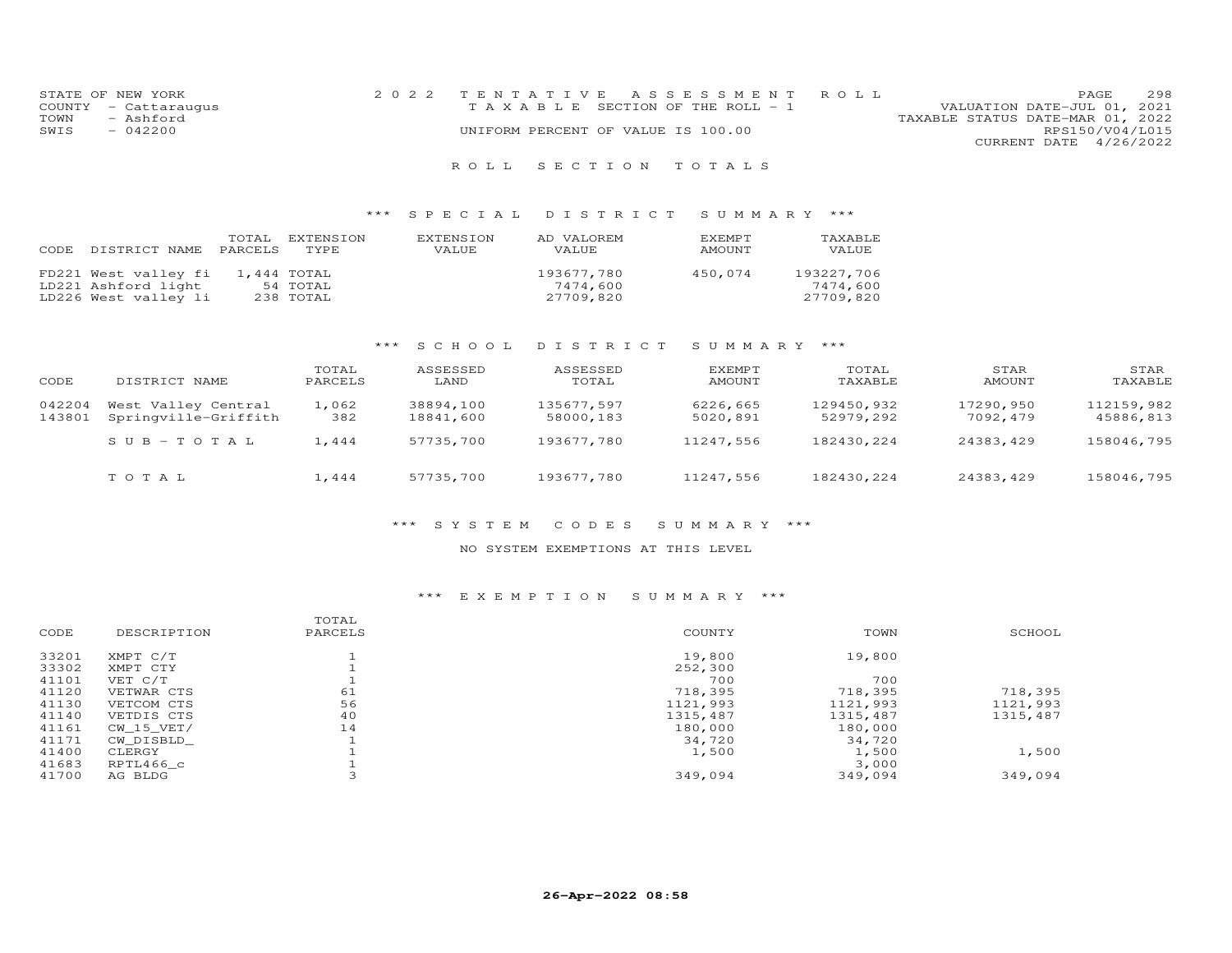STATE OF NEW YORK
COUNTY - Cattaraugus
TOWN - Ashford
SWIS - 042200

2022 TENTATIVE ASSESSMENT ROLL
TAXABLE SECTION OF THE ROLL - 1
UNIFORM PERCENT OF VALUE IS 100.00

VALUATION DATE-JUL 01, 2021
TAXABLE STATUS DATE-MAR 01, 2022
RPS150/V04/L015
CURRENT DATE 4/26/2022

## ROLL SECTION TOTALS

### *** SPECIAL DISTRICT SUMMARY ***

| CODE | DISTRICT NAME | TOTAL PARCELS | EXTENSION TYPE | EXTENSION VALUE | AD VALOREM VALUE | EXEMPT AMOUNT | TAXABLE VALUE |
|---|---|---|---|---|---|---|---|
| FD221 | West valley fi | 1,444 | TOTAL | | 193677,780 | 450,074 | 193227,706 |
| LD221 | Ashford light | 54 | TOTAL | | 7474,600 | | 7474,600 |
| LD226 | West valley li | 238 | TOTAL | | 27709,820 | | 27709,820 |

### *** SCHOOL DISTRICT SUMMARY ***

| CODE | DISTRICT NAME | TOTAL PARCELS | ASSESSED LAND | ASSESSED TOTAL | EXEMPT AMOUNT | TOTAL TAXABLE | STAR AMOUNT | STAR TAXABLE |
|---|---|---|---|---|---|---|---|---|
| 042204 | West Valley Central | 1,062 | 38894,100 | 135677,597 | 6226,665 | 129450,932 | 17290,950 | 112159,982 |
| 143801 | Springville-Griffith | 382 | 18841,600 | 58000,183 | 5020,891 | 52979,292 | 7092,479 | 45886,813 |
| | SUB-TOTAL | 1,444 | 57735,700 | 193677,780 | 11247,556 | 182430,224 | 24383,429 | 158046,795 |
| | TOTAL | 1,444 | 57735,700 | 193677,780 | 11247,556 | 182430,224 | 24383,429 | 158046,795 |

### *** SYSTEM CODES SUMMARY ***

NO SYSTEM EXEMPTIONS AT THIS LEVEL

### *** EXEMPTION SUMMARY ***

| CODE | DESCRIPTION | TOTAL PARCELS | COUNTY | TOWN | SCHOOL |
|---|---|---|---|---|---|
| 33201 | XMPT C/T | 1 | 19,800 | 19,800 | |
| 33302 | XMPT CTY | 1 | 252,300 | | |
| 41101 | VET C/T | 1 | 700 | 700 | |
| 41120 | VETWAR CTS | 61 | 718,395 | 718,395 | 718,395 |
| 41130 | VETCOM CTS | 56 | 1121,993 | 1121,993 | 1121,993 |
| 41140 | VETDIS CTS | 40 | 1315,487 | 1315,487 | 1315,487 |
| 41161 | CW_15_VET/ | 14 | 180,000 | 180,000 | |
| 41171 | CW_DISBLD_ | 1 | 34,720 | 34,720 | |
| 41400 | CLERGY | 1 | 1,500 | 1,500 | 1,500 |
| 41683 | RPTL466_c | 1 | | 3,000 | |
| 41700 | AG BLDG | 3 | 349,094 | 349,094 | 349,094 |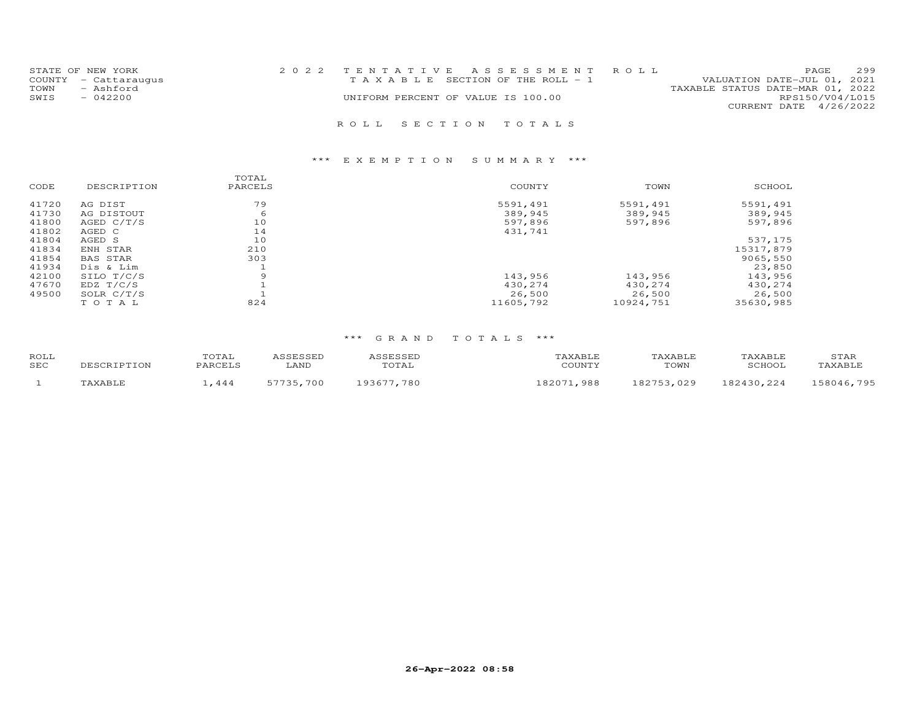STATE OF NEW YORK
COUNTY - Cattaraugus
TOWN - Ashford
SWIS - 042200

2022 TENTATIVE ASSESSMENT ROLL
TAXABLE SECTION OF THE ROLL - 1
UNIFORM PERCENT OF VALUE IS 100.00

VALUATION DATE-JUL 01, 2021
TAXABLE STATUS DATE-MAR 01, 2022
RPS150/V04/L015
CURRENT DATE 4/26/2022

## ROLL SECTION TOTALS

### *** EXEMPTION SUMMARY ***

| CODE | DESCRIPTION | TOTAL PARCELS | COUNTY | TOWN | SCHOOL |
|---|---|---|---|---|---|
| 41720 | AG DIST | 79 | 5591,491 | 5591,491 | 5591,491 |
| 41730 | AG DISTOUT | 6 | 389,945 | 389,945 | 389,945 |
| 41800 | AGED C/T/S | 10 | 597,896 | 597,896 | 597,896 |
| 41802 | AGED C | 14 | 431,741 | | |
| 41804 | AGED S | 10 | | | 537,175 |
| 41834 | ENH STAR | 210 | | | 15317,879 |
| 41854 | BAS STAR | 303 | | | 9065,550 |
| 41934 | Dis & Lim | 1 | | | 23,850 |
| 42100 | SILO T/C/S | 9 | 143,956 | 143,956 | 143,956 |
| 47670 | EDZ T/C/S | 1 | 430,274 | 430,274 | 430,274 |
| 49500 | SOLR C/T/S | 1 | 26,500 | 26,500 | 26,500 |
| | TOTAL | 824 | 11605,792 | 10924,751 | 35630,985 |

### *** GRAND TOTALS ***

| ROLL SEC | DESCRIPTION | TOTAL PARCELS | ASSESSED LAND | ASSESSED TOTAL | TAXABLE COUNTY | TAXABLE TOWN | TAXABLE SCHOOL | STAR TAXABLE |
|---|---|---|---|---|---|---|---|---|
| 1 | TAXABLE | 1,444 | 57735,700 | 193677,780 | 182071,988 | 182753,029 | 182430,224 | 158046,795 |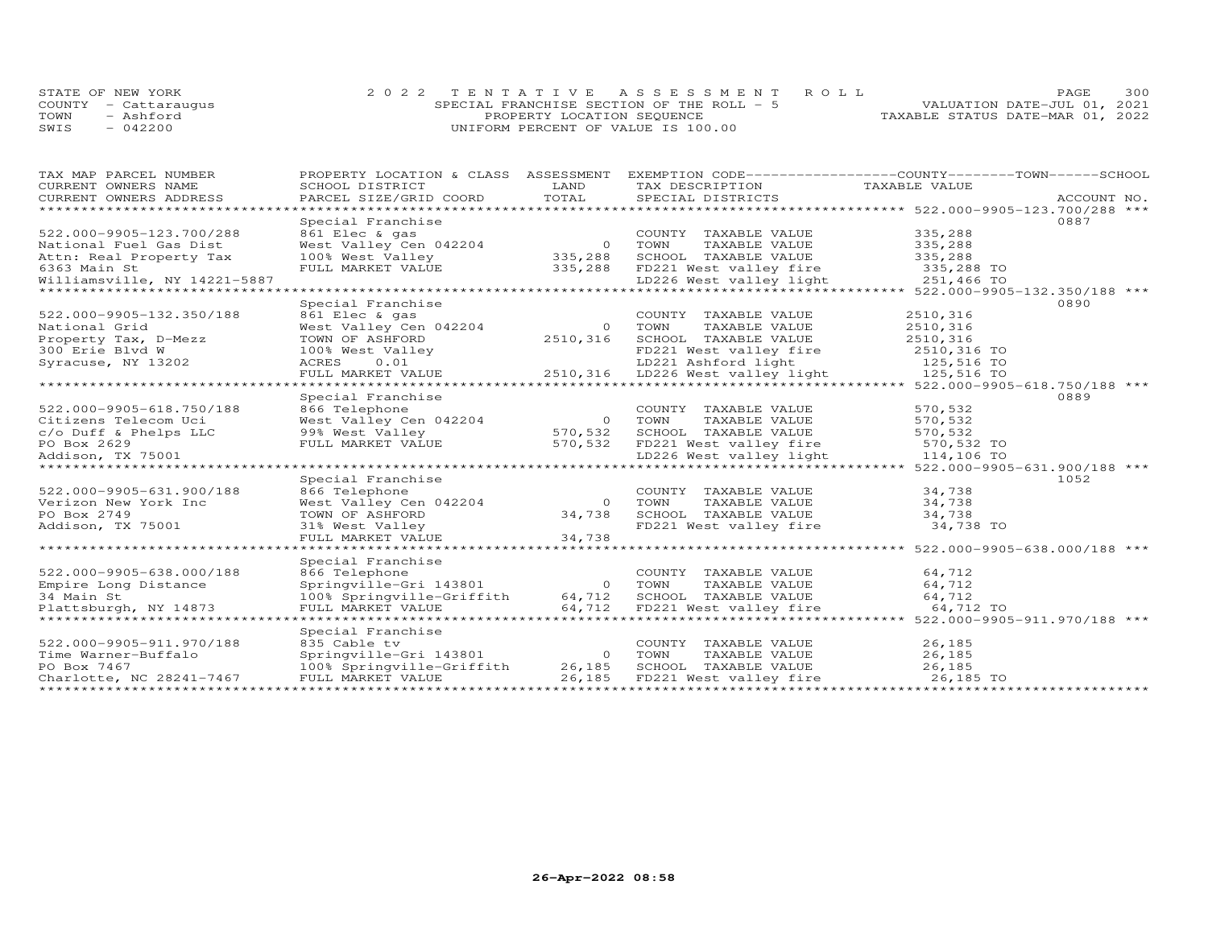STATE OF NEW YORK
COUNTY - Cattaraugus
TOWN - Ashford
SWIS - 042200

2022 TENTATIVE ASSESSMENT ROLL
SPECIAL FRANCHISE SECTION OF THE ROLL - 5
PROPERTY LOCATION SEQUENCE
UNIFORM PERCENT OF VALUE IS 100.00

VALUATION DATE-JUL 01, 2021
TAXABLE STATUS DATE-MAR 01, 2022

| TAX MAP PARCEL NUMBER / CURRENT OWNERS NAME / CURRENT OWNERS ADDRESS | PROPERTY LOCATION & CLASS / SCHOOL DISTRICT / PARCEL SIZE/GRID COORD | ASSESSMENT LAND / TOTAL | EXEMPTION CODE / TAX DESCRIPTION / SPECIAL DISTRICTS | COUNTY / TOWN / SCHOOL TAXABLE VALUE | ACCOUNT NO. |
|---|---|---|---|---|---|
| **522.000-9905-123.700/288** | Special Franchise | | | | 0887 |
| 522.000-9905-123.700/288 | 861 Elec & gas | | COUNTY TAXABLE VALUE | 335,288 | |
| National Fuel Gas Dist | West Valley Cen 042204 | 0 | TOWN TAXABLE VALUE | 335,288 | |
| Attn: Real Property Tax | 100% West Valley | 335,288 | SCHOOL TAXABLE VALUE | 335,288 | |
| 6363 Main St | FULL MARKET VALUE | 335,288 | FD221 West valley fire | 335,288 TO | |
| Williamsville, NY 14221-5887 | | | LD226 West valley light | 251,466 TO | |
| **522.000-9905-132.350/188** | Special Franchise | | | | 0890 |
| 522.000-9905-132.350/188 | 861 Elec & gas | | COUNTY TAXABLE VALUE | 2510,316 | |
| National Grid | West Valley Cen 042204 | 0 | TOWN TAXABLE VALUE | 2510,316 | |
| Property Tax, D-Mezz | TOWN OF ASHFORD | 2510,316 | SCHOOL TAXABLE VALUE | 2510,316 | |
| 300 Erie Blvd W | 100% West Valley | | FD221 West valley fire | 2510,316 TO | |
| Syracuse, NY 13202 | ACRES 0.01 | | LD221 Ashford light | 125,516 TO | |
| | FULL MARKET VALUE | 2510,316 | LD226 West valley light | 125,516 TO | |
| **522.000-9905-618.750/188** | Special Franchise | | | | 0889 |
| 522.000-9905-618.750/188 | 866 Telephone | | COUNTY TAXABLE VALUE | 570,532 | |
| Citizens Telecom Uci | West Valley Cen 042204 | 0 | TOWN TAXABLE VALUE | 570,532 | |
| c/o Duff & Phelps LLC | 99% West Valley | 570,532 | SCHOOL TAXABLE VALUE | 570,532 | |
| PO Box 2629 | FULL MARKET VALUE | 570,532 | FD221 West valley fire | 570,532 TO | |
| Addison, TX 75001 | | | LD226 West valley light | 114,106 TO | |
| **522.000-9905-631.900/188** | Special Franchise | | | | 1052 |
| 522.000-9905-631.900/188 | 866 Telephone | | COUNTY TAXABLE VALUE | 34,738 | |
| Verizon New York Inc | West Valley Cen 042204 | 0 | TOWN TAXABLE VALUE | 34,738 | |
| PO Box 2749 | TOWN OF ASHFORD | 34,738 | SCHOOL TAXABLE VALUE | 34,738 | |
| Addison, TX 75001 | 31% West Valley | | FD221 West valley fire | 34,738 TO | |
| | FULL MARKET VALUE | 34,738 | | | |
| **522.000-9905-638.000/188** | Special Franchise | | | | |
| 522.000-9905-638.000/188 | 866 Telephone | | COUNTY TAXABLE VALUE | 64,712 | |
| Empire Long Distance | Springville-Gri 143801 | 0 | TOWN TAXABLE VALUE | 64,712 | |
| 34 Main St | 100% Springville-Griffith | 64,712 | SCHOOL TAXABLE VALUE | 64,712 | |
| Plattsburgh, NY 14873 | FULL MARKET VALUE | 64,712 | FD221 West valley fire | 64,712 TO | |
| **522.000-9905-911.970/188** | Special Franchise | | | | |
| 522.000-9905-911.970/188 | 835 Cable tv | | COUNTY TAXABLE VALUE | 26,185 | |
| Time Warner-Buffalo | Springville-Gri 143801 | 0 | TOWN TAXABLE VALUE | 26,185 | |
| PO Box 7467 | 100% Springville-Griffith | 26,185 | SCHOOL TAXABLE VALUE | 26,185 | |
| Charlotte, NC 28241-7467 | FULL MARKET VALUE | 26,185 | FD221 West valley fire | 26,185 TO | |

26-Apr-2022 08:58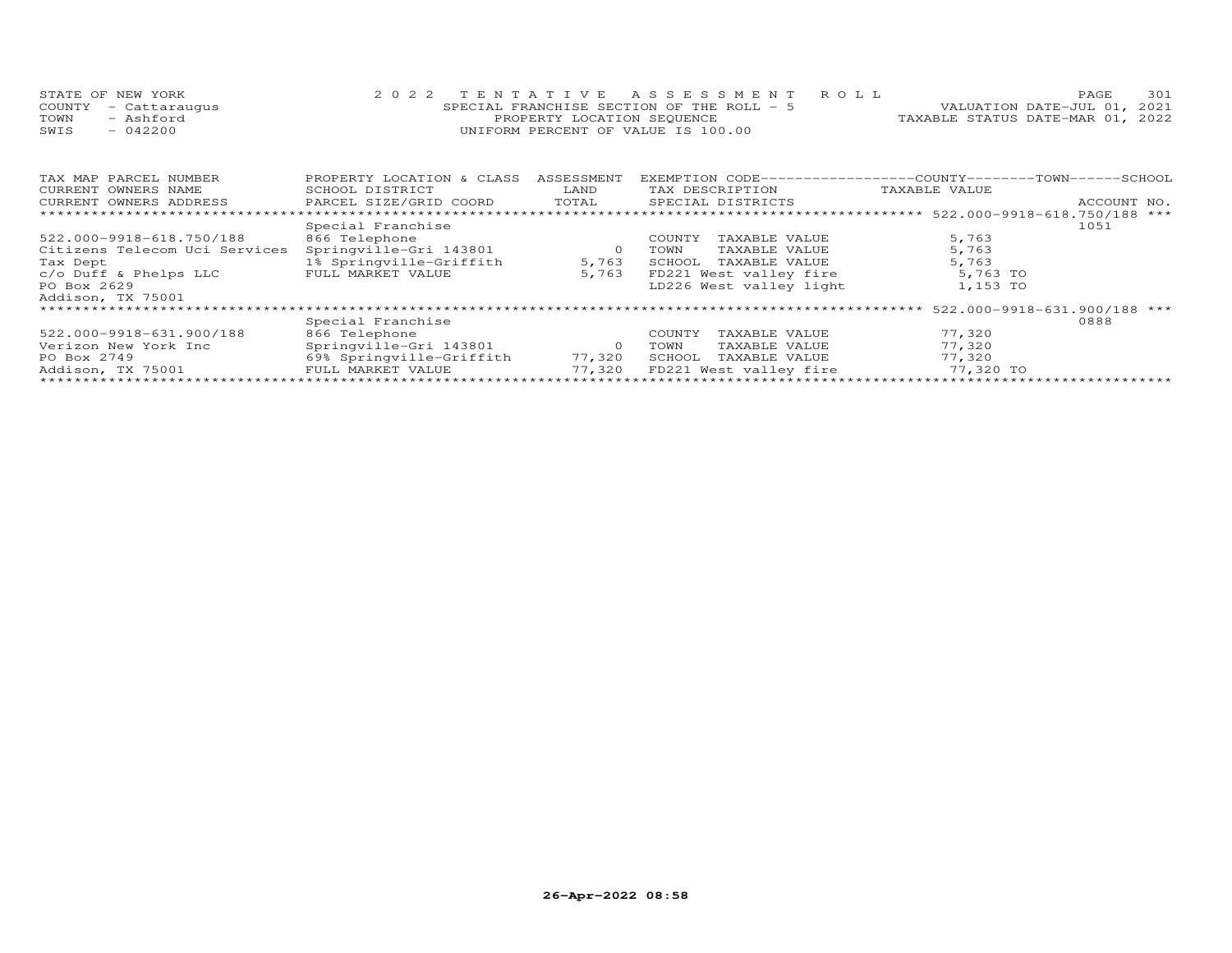STATE OF NEW YORK — 2022 TENTATIVE ASSESSMENT ROLL — PAGE 301
COUNTY - Cattaraugus — SPECIAL FRANCHISE SECTION OF THE ROLL - 5 — VALUATION DATE-JUL 01, 2021
TOWN - Ashford — PROPERTY LOCATION SEQUENCE — TAXABLE STATUS DATE-MAR 01, 2022
SWIS - 042200 — UNIFORM PERCENT OF VALUE IS 100.00

| TAX MAP PARCEL NUMBER / CURRENT OWNERS NAME / CURRENT OWNERS ADDRESS | PROPERTY LOCATION & CLASS / SCHOOL DISTRICT / PARCEL SIZE/GRID COORD | ASSESSMENT LAND / TOTAL | EXEMPTION CODE / TAX DESCRIPTION / SPECIAL DISTRICTS | TAXABLE VALUE | ACCOUNT NO. |
|---|---|---|---|---|---|
| 522.000-9918-618.750/188 | | | | | |
| | Special Franchise | | | | 1051 |
| 522.000-9918-618.750/188 | 866 Telephone | | COUNTY TAXABLE VALUE | 5,763 | |
| Citizens Telecom Uci Services | Springville-Gri 143801 | 0 | TOWN TAXABLE VALUE | 5,763 | |
| Tax Dept | 1% Springville-Griffith | 5,763 | SCHOOL TAXABLE VALUE | 5,763 | |
| c/o Duff & Phelps LLC | FULL MARKET VALUE | 5,763 | FD221 West valley fire | 5,763 TO | |
| PO Box 2629 | | | LD226 West valley light | 1,153 TO | |
| Addison, TX 75001 | | | | | |
| 522.000-9918-631.900/188 | | | | | |
| | Special Franchise | | | | 0888 |
| 522.000-9918-631.900/188 | 866 Telephone | | COUNTY TAXABLE VALUE | 77,320 | |
| Verizon New York Inc | Springville-Gri 143801 | 0 | TOWN TAXABLE VALUE | 77,320 | |
| PO Box 2749 | 69% Springville-Griffith | 77,320 | SCHOOL TAXABLE VALUE | 77,320 | |
| Addison, TX 75001 | FULL MARKET VALUE | 77,320 | FD221 West valley fire | 77,320 TO | |

26-Apr-2022 08:58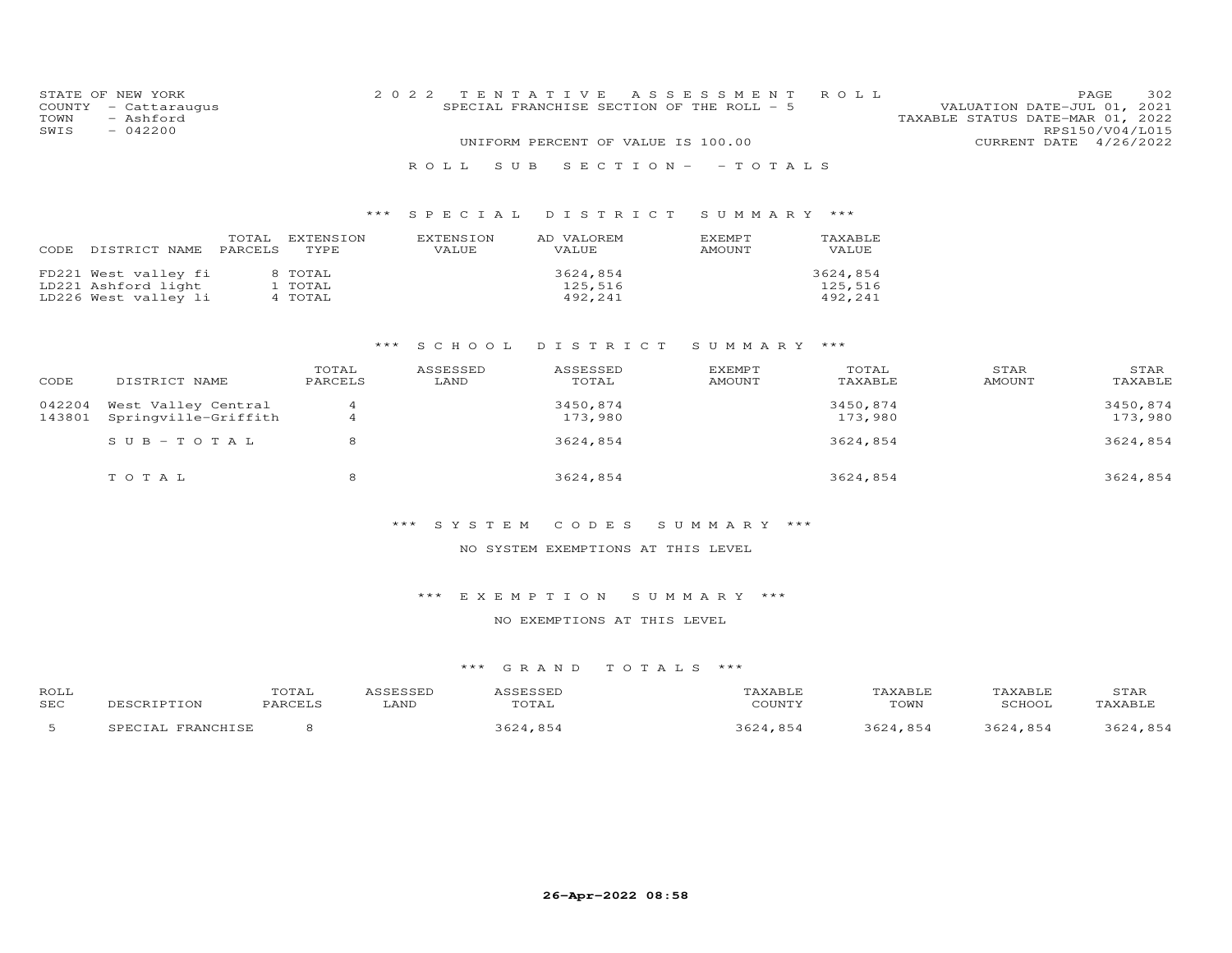STATE OF NEW YORK
COUNTY - Cattaraugus
TOWN - Ashford
SWIS - 042200

2022 TENTATIVE ASSESSMENT ROLL
SPECIAL FRANCHISE SECTION OF THE ROLL - 5
UNIFORM PERCENT OF VALUE IS 100.00

VALUATION DATE-JUL 01, 2021
TAXABLE STATUS DATE-MAR 01, 2022
RPS150/V04/L015
CURRENT DATE 4/26/2022

ROLL SUB SECTION- - TOTALS

### *** SPECIAL DISTRICT SUMMARY ***

| CODE | DISTRICT NAME | TOTAL PARCELS | EXTENSION TYPE | EXTENSION VALUE | AD VALOREM VALUE | EXEMPT AMOUNT | TAXABLE VALUE |
|---|---|---|---|---|---|---|---|
| FD221 | West valley fi | 8 | TOTAL | | 3624,854 | | 3624,854 |
| LD221 | Ashford light | 1 | TOTAL | | 125,516 | | 125,516 |
| LD226 | West valley li | 4 | TOTAL | | 492,241 | | 492,241 |

### *** SCHOOL DISTRICT SUMMARY ***

| CODE | DISTRICT NAME | TOTAL PARCELS | ASSESSED LAND | ASSESSED TOTAL | EXEMPT AMOUNT | TOTAL TAXABLE | STAR AMOUNT | STAR TAXABLE |
|---|---|---|---|---|---|---|---|---|
| 042204 | West Valley Central | 4 | | 3450,874 | | 3450,874 | | 3450,874 |
| 143801 | Springville-Griffith | 4 | | 173,980 | | 173,980 | | 173,980 |
| | SUB-TOTAL | 8 | | 3624,854 | | 3624,854 | | 3624,854 |
| | TOTAL | 8 | | 3624,854 | | 3624,854 | | 3624,854 |

### *** SYSTEM CODES SUMMARY ***

NO SYSTEM EXEMPTIONS AT THIS LEVEL

### *** EXEMPTION SUMMARY ***

NO EXEMPTIONS AT THIS LEVEL

### *** GRAND TOTALS ***

| ROLL SEC | DESCRIPTION | TOTAL PARCELS | ASSESSED LAND | ASSESSED TOTAL | TAXABLE COUNTY | TAXABLE TOWN | TAXABLE SCHOOL | STAR TAXABLE |
|---|---|---|---|---|---|---|---|---|
| 5 | SPECIAL FRANCHISE | 8 | | 3624,854 | 3624,854 | 3624,854 | 3624,854 | 3624,854 |

26-Apr-2022 08:58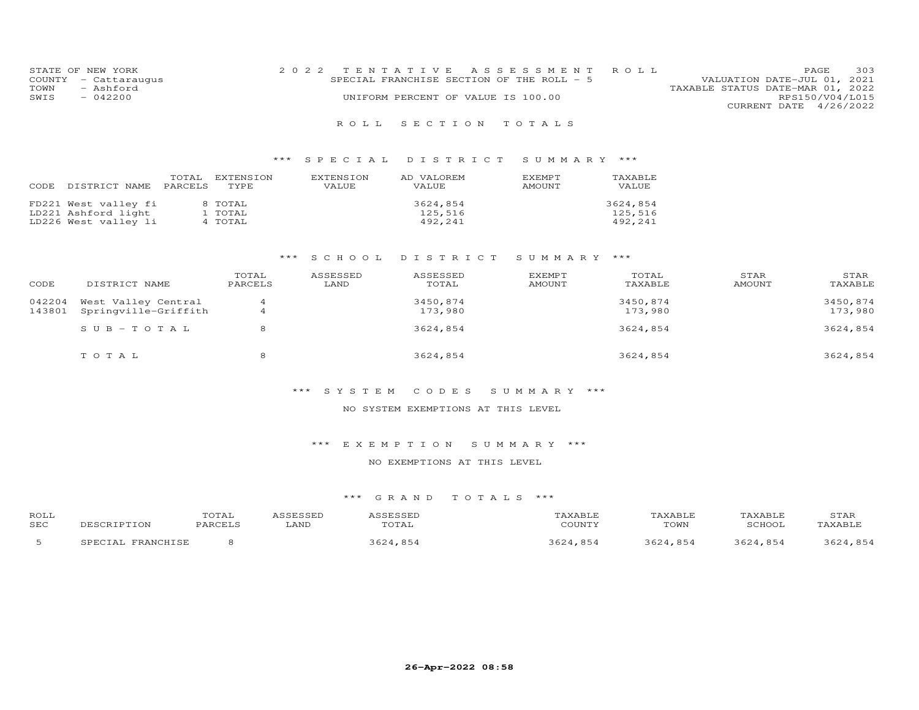STATE OF NEW YORK
COUNTY - Cattaraugus
TOWN - Ashford
SWIS - 042200

2022 TENTATIVE ASSESSMENT ROLL
SPECIAL FRANCHISE SECTION OF THE ROLL - 5
UNIFORM PERCENT OF VALUE IS 100.00

VALUATION DATE-JUL 01, 2021
TAXABLE STATUS DATE-MAR 01, 2022
RPS150/V04/L015
CURRENT DATE 4/26/2022

## ROLL SECTION TOTALS

### *** SPECIAL DISTRICT SUMMARY ***

| CODE | DISTRICT NAME | TOTAL PARCELS | EXTENSION TYPE | EXTENSION VALUE | AD VALOREM VALUE | EXEMPT AMOUNT | TAXABLE VALUE |
|---|---|---|---|---|---|---|---|
| FD221 | West valley fi | 8 | TOTAL | | 3624,854 | | 3624,854 |
| LD221 | Ashford light | 1 | TOTAL | | 125,516 | | 125,516 |
| LD226 | West valley li | 4 | TOTAL | | 492,241 | | 492,241 |

### *** SCHOOL DISTRICT SUMMARY ***

| CODE | DISTRICT NAME | TOTAL PARCELS | ASSESSED LAND | ASSESSED TOTAL | EXEMPT AMOUNT | TOTAL TAXABLE | STAR AMOUNT | STAR TAXABLE |
|---|---|---|---|---|---|---|---|---|
| 042204 | West Valley Central | 4 | | 3450,874 | | 3450,874 | | 3450,874 |
| 143801 | Springville-Griffith | 4 | | 173,980 | | 173,980 | | 173,980 |
| | SUB-TOTAL | 8 | | 3624,854 | | 3624,854 | | 3624,854 |
| | TOTAL | 8 | | 3624,854 | | 3624,854 | | 3624,854 |

### *** SYSTEM CODES SUMMARY ***

NO SYSTEM EXEMPTIONS AT THIS LEVEL

### *** EXEMPTION SUMMARY ***

NO EXEMPTIONS AT THIS LEVEL

### *** GRAND TOTALS ***

| ROLL SEC | DESCRIPTION | TOTAL PARCELS | ASSESSED LAND | ASSESSED TOTAL | TAXABLE COUNTY | TAXABLE TOWN | TAXABLE SCHOOL | STAR TAXABLE |
|---|---|---|---|---|---|---|---|---|
| 5 | SPECIAL FRANCHISE | 8 | | 3624,854 | 3624,854 | 3624,854 | 3624,854 | 3624,854 |

26-Apr-2022 08:58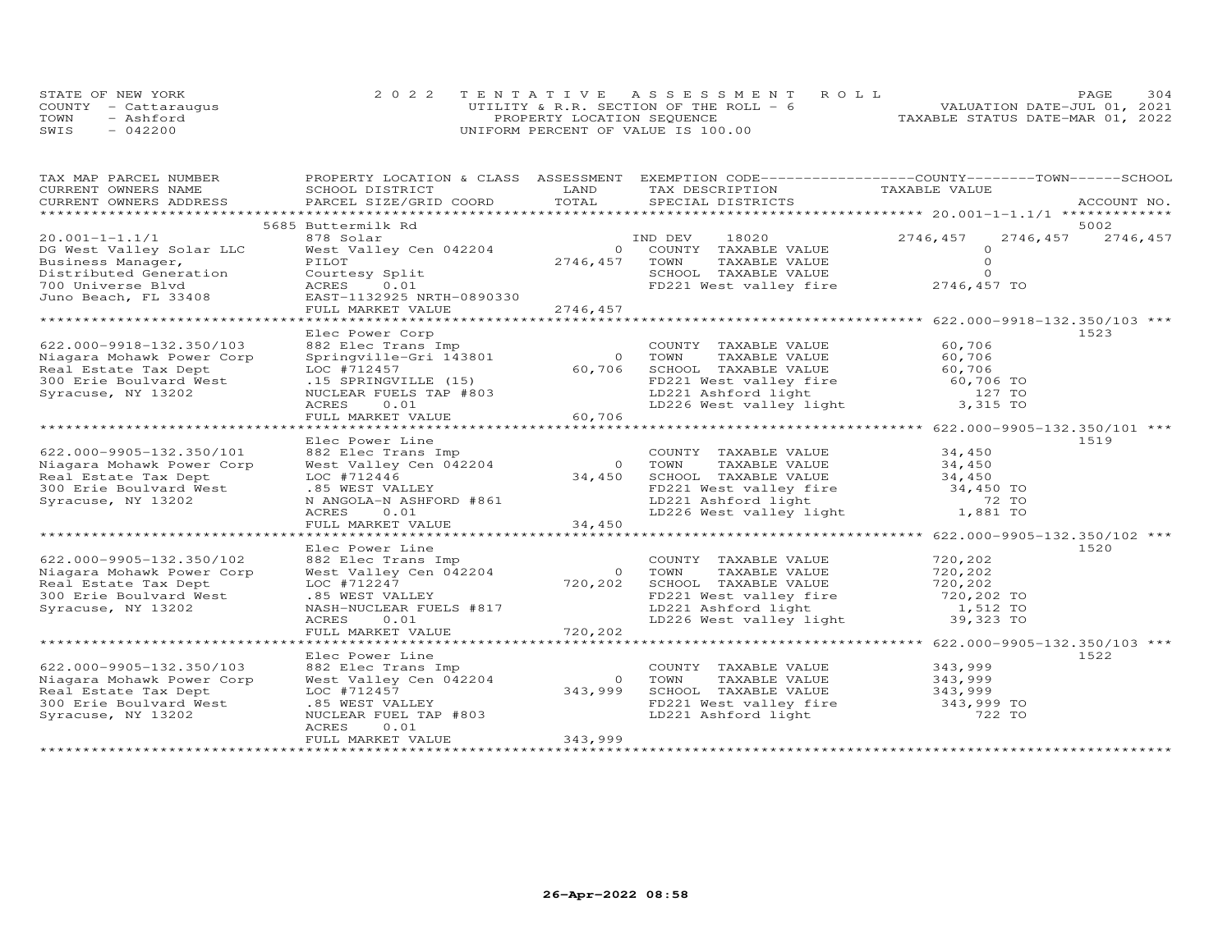STATE OF NEW YORK
COUNTY - Cattaraugus
TOWN - Ashford
SWIS - 042200

2022 TENTATIVE ASSESSMENT ROLL
UTILITY & R.R. SECTION OF THE ROLL - 6
PROPERTY LOCATION SEQUENCE
UNIFORM PERCENT OF VALUE IS 100.00

VALUATION DATE-JUL 01, 2021
TAXABLE STATUS DATE-MAR 01, 2022

| TAX MAP PARCEL NUMBER / CURRENT OWNERS NAME / CURRENT OWNERS ADDRESS | PROPERTY LOCATION & CLASS / SCHOOL DISTRICT / PARCEL SIZE/GRID COORD | ASSESSMENT LAND | TOTAL | EXEMPTION CODE / TAX DESCRIPTION / SPECIAL DISTRICTS | COUNTY TAXABLE VALUE | TOWN | SCHOOL | ACCOUNT NO. |
|---|---|---|---|---|---|---|---|---|
| | 5685 Buttermilk Rd | | | | | | | 5002 |
| 20.001-1-1.1/1 | 878 Solar | | | IND DEV 18020 | 2746,457 | 2746,457 | 2746,457 | |
| DG West Valley Solar LLC | West Valley Cen 042204 | 0 | | COUNTY TAXABLE VALUE | 0 | | | |
| Business Manager, | PILOT | | 2746,457 | TOWN TAXABLE VALUE | 0 | | | |
| Distributed Generation | Courtesy Split | | | SCHOOL TAXABLE VALUE | 0 | | | |
| 700 Universe Blvd | ACRES 0.01 | | | FD221 West valley fire | 2746,457 TO | | | |
| Juno Beach, FL 33408 | EAST-1132925 NRTH-0890330 | | | | | | | |
| | FULL MARKET VALUE | | 2746,457 | | | | | |
| | Elec Power Corp | | | | | | | 1523 |
| 622.000-9918-132.350/103 | 882 Elec Trans Imp | | | COUNTY TAXABLE VALUE | 60,706 | | | |
| Niagara Mohawk Power Corp | Springville-Gri 143801 | 0 | | TOWN TAXABLE VALUE | 60,706 | | | |
| Real Estate Tax Dept | LOC #712457 | | 60,706 | SCHOOL TAXABLE VALUE | 60,706 | | | |
| 300 Erie Boulvard West | .15 SPRINGVILLE (15) | | | FD221 West valley fire | 60,706 TO | | | |
| Syracuse, NY 13202 | NUCLEAR FUELS TAP #803 | | | LD221 Ashford light | 127 TO | | | |
| | ACRES 0.01 | | | LD226 West valley light | 3,315 TO | | | |
| | FULL MARKET VALUE | | 60,706 | | | | | |
| | Elec Power Line | | | | | | | 1519 |
| 622.000-9905-132.350/101 | 882 Elec Trans Imp | | | COUNTY TAXABLE VALUE | 34,450 | | | |
| Niagara Mohawk Power Corp | West Valley Cen 042204 | 0 | | TOWN TAXABLE VALUE | 34,450 | | | |
| Real Estate Tax Dept | LOC #712446 | | 34,450 | SCHOOL TAXABLE VALUE | 34,450 | | | |
| 300 Erie Boulvard West | .85 WEST VALLEY | | | FD221 West valley fire | 34,450 TO | | | |
| Syracuse, NY 13202 | N ANGOLA-N ASHFORD #861 | | | LD221 Ashford light | 72 TO | | | |
| | ACRES 0.01 | | | LD226 West valley light | 1,881 TO | | | |
| | FULL MARKET VALUE | | 34,450 | | | | | |
| | Elec Power Line | | | | | | | 1520 |
| 622.000-9905-132.350/102 | 882 Elec Trans Imp | | | COUNTY TAXABLE VALUE | 720,202 | | | |
| Niagara Mohawk Power Corp | West Valley Cen 042204 | 0 | | TOWN TAXABLE VALUE | 720,202 | | | |
| Real Estate Tax Dept | LOC #712247 | | 720,202 | SCHOOL TAXABLE VALUE | 720,202 | | | |
| 300 Erie Boulvard West | .85 WEST VALLEY | | | FD221 West valley fire | 720,202 TO | | | |
| Syracuse, NY 13202 | NASH-NUCLEAR FUELS #817 | | | LD221 Ashford light | 1,512 TO | | | |
| | ACRES 0.01 | | | LD226 West valley light | 39,323 TO | | | |
| | FULL MARKET VALUE | | 720,202 | | | | | |
| | Elec Power Line | | | | | | | 1522 |
| 622.000-9905-132.350/103 | 882 Elec Trans Imp | | | COUNTY TAXABLE VALUE | 343,999 | | | |
| Niagara Mohawk Power Corp | West Valley Cen 042204 | 0 | | TOWN TAXABLE VALUE | 343,999 | | | |
| Real Estate Tax Dept | LOC #712457 | | 343,999 | SCHOOL TAXABLE VALUE | 343,999 | | | |
| 300 Erie Boulvard West | .85 WEST VALLEY | | | FD221 West valley fire | 343,999 TO | | | |
| Syracuse, NY 13202 | NUCLEAR FUEL TAP #803 | | | LD221 Ashford light | 722 TO | | | |
| | ACRES 0.01 | | | | | | | |
| | FULL MARKET VALUE | | 343,999 | | | | | |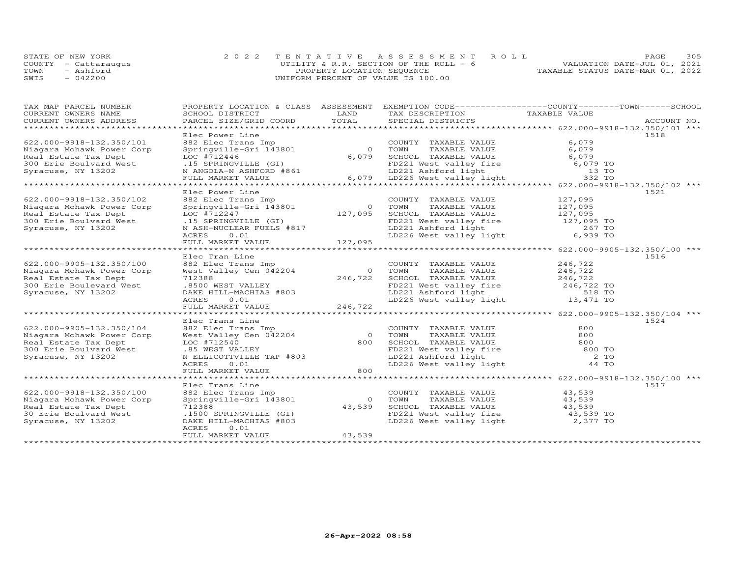STATE OF NEW YORK
COUNTY - Cattaraugus
TOWN - Ashford
SWIS - 042200

2022 TENTATIVE ASSESSMENT ROLL
UTILITY & R.R. SECTION OF THE ROLL - 6
PROPERTY LOCATION SEQUENCE
UNIFORM PERCENT OF VALUE IS 100.00

VALUATION DATE-JUL 01, 2021
TAXABLE STATUS DATE-MAR 01, 2022

| TAX MAP PARCEL NUMBER / CURRENT OWNERS NAME / CURRENT OWNERS ADDRESS | PROPERTY LOCATION & CLASS / SCHOOL DISTRICT / PARCEL SIZE/GRID COORD | ASSESSMENT LAND | TOTAL | EXEMPTION CODE / TAX DESCRIPTION / SPECIAL DISTRICTS | TAXABLE VALUE (COUNTY / TOWN / SCHOOL) | ACCOUNT NO. |
|---|---|---|---|---|---|---|
| **622.000-9918-132.350/101** | Elec Power Line | | | | | 1518 |
| 622.000-9918-132.350/101 | 882 Elec Trans Imp | | | COUNTY TAXABLE VALUE | 6,079 | |
| Niagara Mohawk Power Corp | Springville-Gri 143801 | 0 | | TOWN TAXABLE VALUE | 6,079 | |
| Real Estate Tax Dept | LOC #712446 | | 6,079 | SCHOOL TAXABLE VALUE | 6,079 | |
| 300 Erie Boulvard West | .15 SPRINGVILLE (GI) | | | FD221 West valley fire | 6,079 TO | |
| Syracuse, NY 13202 | N ANGOLA-N ASHFORD #861 | | | LD221 Ashford light | 13 TO | |
| | FULL MARKET VALUE | | 6,079 | LD226 West valley light | 332 TO | |
| **622.000-9918-132.350/102** | Elec Power Line | | | | | 1521 |
| 622.000-9918-132.350/102 | 882 Elec Trans Imp | | | COUNTY TAXABLE VALUE | 127,095 | |
| Niagara Mohawk Power Corp | Springville-Gri 143801 | 0 | | TOWN TAXABLE VALUE | 127,095 | |
| Real Estate Tax Dept | LOC #712247 | | 127,095 | SCHOOL TAXABLE VALUE | 127,095 | |
| 300 Erie Boulvard West | .15 SPRINGVILLE (GI) | | | FD221 West valley fire | 127,095 TO | |
| Syracuse, NY 13202 | N ASH-NUCLEAR FUELS #817 | | | LD221 Ashford light | 267 TO | |
| | ACRES 0.01 | | | LD226 West valley light | 6,939 TO | |
| | FULL MARKET VALUE | | 127,095 | | | |
| **622.000-9905-132.350/100** | Elec Tran Line | | | | | 1516 |
| 622.000-9905-132.350/100 | 882 Elec Trans Imp | | | COUNTY TAXABLE VALUE | 246,722 | |
| Niagara Mohawk Power Corp | West Valley Cen 042204 | 0 | | TOWN TAXABLE VALUE | 246,722 | |
| Real Estate Tax Dept | 712388 | | 246,722 | SCHOOL TAXABLE VALUE | 246,722 | |
| 300 Erie Boulevard West | .8500 WEST VALLEY | | | FD221 West valley fire | 246,722 TO | |
| Syracuse, NY 13202 | DAKE HILL-MACHIAS #803 | | | LD221 Ashford light | 518 TO | |
| | ACRES 0.01 | | | LD226 West valley light | 13,471 TO | |
| | FULL MARKET VALUE | | 246,722 | | | |
| **622.000-9905-132.350/104** | Elec Trans Line | | | | | 1524 |
| 622.000-9905-132.350/104 | 882 Elec Trans Imp | | | COUNTY TAXABLE VALUE | 800 | |
| Niagara Mohawk Power Corp | West Valley Cen 042204 | 0 | | TOWN TAXABLE VALUE | 800 | |
| Real Estate Tax Dept | LOC #712540 | | 800 | SCHOOL TAXABLE VALUE | 800 | |
| 300 Erie Boulvard West | .85 WEST VALLEY | | | FD221 West valley fire | 800 TO | |
| Syracuse, NY 13202 | N ELLICOTTVILLE TAP #803 | | | LD221 Ashford light | 2 TO | |
| | ACRES 0.01 | | | LD226 West valley light | 44 TO | |
| | FULL MARKET VALUE | | 800 | | | |
| **622.000-9918-132.350/100** | Elec Trans Line | | | | | 1517 |
| 622.000-9918-132.350/100 | 882 Elec Trans Imp | | | COUNTY TAXABLE VALUE | 43,539 | |
| Niagara Mohawk Power Corp | Springville-Gri 143801 | 0 | | TOWN TAXABLE VALUE | 43,539 | |
| Real Estate Tax Dept | 712388 | | 43,539 | SCHOOL TAXABLE VALUE | 43,539 | |
| 30 Erie Boulvard West | .1500 SPRINGVILLE (GI) | | | FD221 West valley fire | 43,539 TO | |
| Syracuse, NY 13202 | DAKE HILL-MACHIAS #803 | | | LD226 West valley light | 2,377 TO | |
| | ACRES 0.01 | | | | | |
| | FULL MARKET VALUE | | 43,539 | | | |

26-Apr-2022 08:58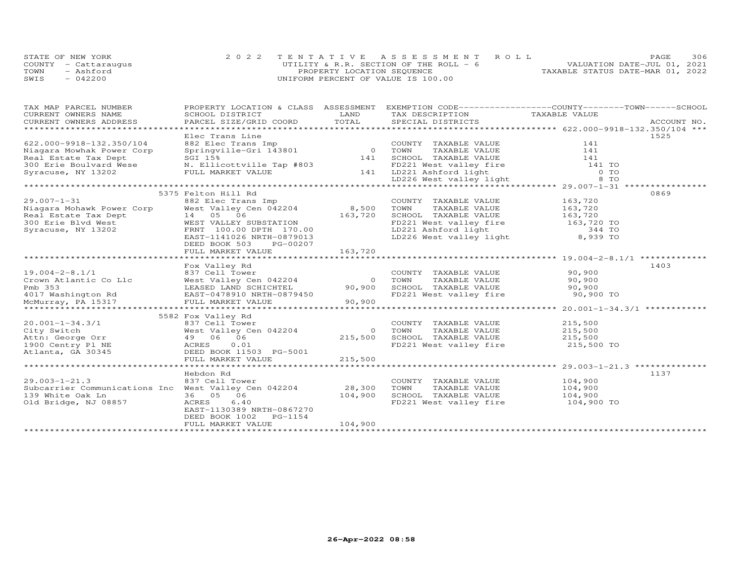STATE OF NEW YORK
COUNTY - Cattaraugus
TOWN - Ashford
SWIS - 042200

2022 TENTATIVE ASSESSMENT ROLL
UTILITY & R.R. SECTION OF THE ROLL - 6
PROPERTY LOCATION SEQUENCE
UNIFORM PERCENT OF VALUE IS 100.00

VALUATION DATE-JUL 01, 2021
TAXABLE STATUS DATE-MAR 01, 2022

| TAX MAP PARCEL NUMBER / CURRENT OWNERS NAME / CURRENT OWNERS ADDRESS | PROPERTY LOCATION & CLASS / SCHOOL DISTRICT / PARCEL SIZE/GRID COORD | ASSESSMENT LAND | TOTAL | EXEMPTION CODE / TAX DESCRIPTION / SPECIAL DISTRICTS | TAXABLE VALUE (COUNTY / TOWN / SCHOOL) | ACCOUNT NO. |
|---|---|---|---|---|---|---|
| 622.000-9918-132.350/104 | Elec Trans Line | | | | | 1525 |
| 622.000-9918-132.350/104 | 882 Elec Trans Imp | | | COUNTY TAXABLE VALUE | 141 | |
| Niagara Mowhak Power Corp | Springville-Gri 143801 | 0 | | TOWN TAXABLE VALUE | 141 | |
| Real Estate Tax Dept | SGI 15% | | 141 | SCHOOL TAXABLE VALUE | 141 | |
| 300 Erie Boulvard Wese | N. Ellicottville Tap #803 | | | FD221 West valley fire | 141 TO | |
| Syracuse, NY 13202 | FULL MARKET VALUE | | 141 | LD221 Ashford light | 0 TO | |
| | | | | LD226 West valley light | 8 TO | |
| 29.007-1-31 | 5375 Felton Hill Rd | | | | | 0869 |
| 29.007-1-31 | 882 Elec Trans Imp | | | COUNTY TAXABLE VALUE | 163,720 | |
| Niagara Mohawk Power Corp | West Valley Cen 042204 | 8,500 | | TOWN TAXABLE VALUE | 163,720 | |
| Real Estate Tax Dept | 14 05 06 | | 163,720 | SCHOOL TAXABLE VALUE | 163,720 | |
| 300 Erie Blvd West | WEST VALLEY SUBSTATION | | | FD221 West valley fire | 163,720 TO | |
| Syracuse, NY 13202 | FRNT 100.00 DPTH 170.00 | | | LD221 Ashford light | 344 TO | |
| | EAST-1141026 NRTH-0879013 | | | LD226 West valley light | 8,939 TO | |
| | DEED BOOK 503 PG-00207 | | | | | |
| | FULL MARKET VALUE | | 163,720 | | | |
| 19.004-2-8.1/1 | Fox Valley Rd | | | | | 1403 |
| 19.004-2-8.1/1 | 837 Cell Tower | | | COUNTY TAXABLE VALUE | 90,900 | |
| Crown Atlantic Co Llc | West Valley Cen 042204 | 0 | | TOWN TAXABLE VALUE | 90,900 | |
| Pmb 353 | LEASED LAND SCHICHTEL | | 90,900 | SCHOOL TAXABLE VALUE | 90,900 | |
| 4017 Washington Rd | EAST-0478910 NRTH-0879450 | | | FD221 West valley fire | 90,900 TO | |
| McMurray, PA 15317 | FULL MARKET VALUE | | 90,900 | | | |
| 20.001-1-34.3/1 | 5582 Fox Valley Rd | | | | | |
| 20.001-1-34.3/1 | 837 Cell Tower | | | COUNTY TAXABLE VALUE | 215,500 | |
| City Switch | West Valley Cen 042204 | 0 | | TOWN TAXABLE VALUE | 215,500 | |
| Attn: George Orr | 49 06 06 | | 215,500 | SCHOOL TAXABLE VALUE | 215,500 | |
| 1900 Centry Pl NE | ACRES 0.01 | | | FD221 West valley fire | 215,500 TO | |
| Atlanta, GA 30345 | DEED BOOK 11503 PG-5001 | | | | | |
| | FULL MARKET VALUE | | 215,500 | | | |
| 29.003-1-21.3 | Hebdon Rd | | | | | 1137 |
| 29.003-1-21.3 | 837 Cell Tower | | | COUNTY TAXABLE VALUE | 104,900 | |
| Subcarrier Communications Inc | West Valley Cen 042204 | 28,300 | | TOWN TAXABLE VALUE | 104,900 | |
| 139 White Oak Ln | 36 05 06 | | 104,900 | SCHOOL TAXABLE VALUE | 104,900 | |
| Old Bridge, NJ 08857 | ACRES 6.40 | | | FD221 West valley fire | 104,900 TO | |
| | EAST-1130389 NRTH-0867270 | | | | | |
| | DEED BOOK 1002 PG-1154 | | | | | |
| | FULL MARKET VALUE | | 104,900 | | | |

26-Apr-2022 08:58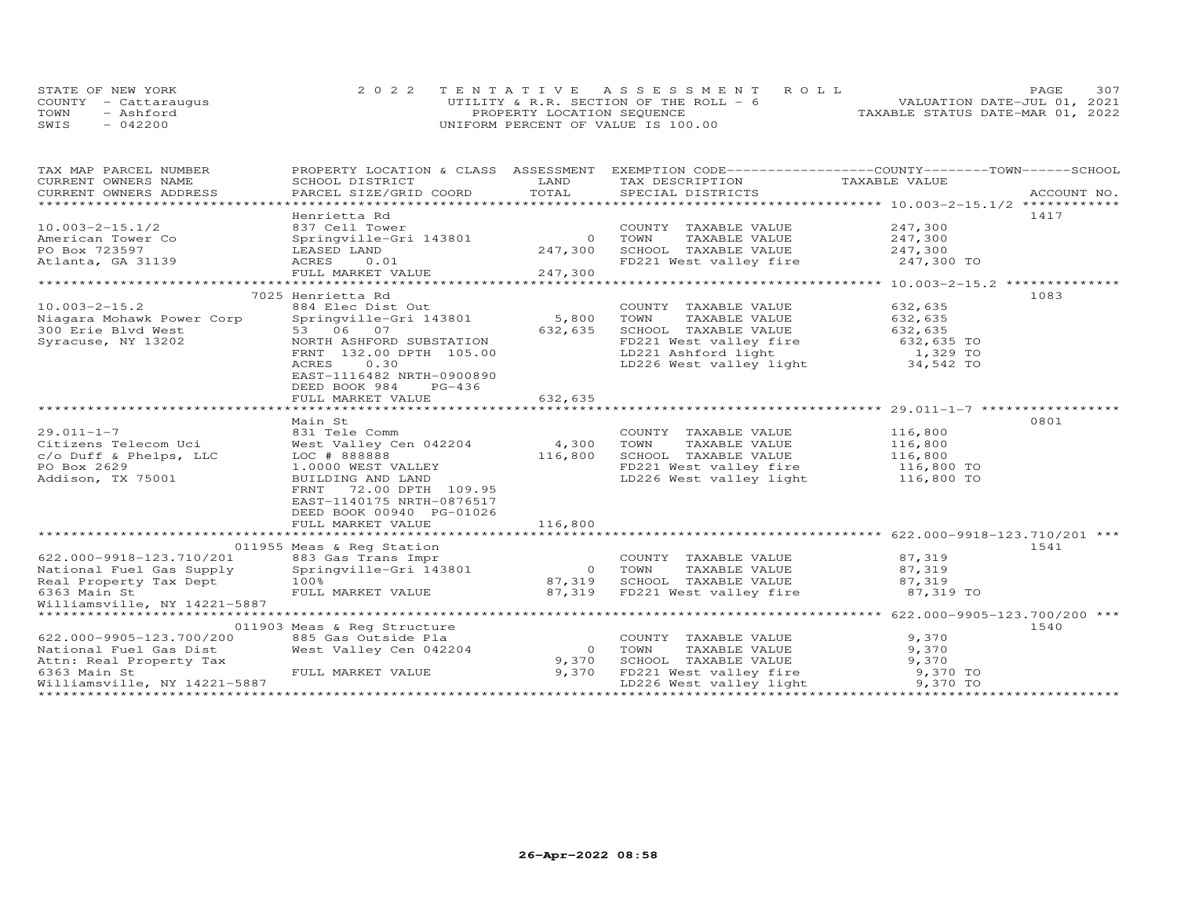STATE OF NEW YORK
COUNTY - Cattaraugus
TOWN - Ashford
SWIS - 042200

2022 TENTATIVE ASSESSMENT ROLL
UTILITY & R.R. SECTION OF THE ROLL - 6
PROPERTY LOCATION SEQUENCE
UNIFORM PERCENT OF VALUE IS 100.00

VALUATION DATE-JUL 01, 2021
TAXABLE STATUS DATE-MAR 01, 2022

| TAX MAP PARCEL NUMBER / CURRENT OWNERS NAME / CURRENT OWNERS ADDRESS | PROPERTY LOCATION & CLASS / SCHOOL DISTRICT / PARCEL SIZE/GRID COORD | ASSESSMENT LAND / TOTAL | EXEMPTION CODE / TAX DESCRIPTION / SPECIAL DISTRICTS | COUNTY / TOWN / SCHOOL TAXABLE VALUE | ACCOUNT NO. |
|---|---|---|---|---|---|
| **10.003-2-15.1/2** | Henrietta Rd | | | | 1417 |
| 10.003-2-15.1/2 | 837 Cell Tower | | COUNTY TAXABLE VALUE | 247,300 | |
| American Tower Co | Springville-Gri 143801 | 0 | TOWN TAXABLE VALUE | 247,300 | |
| PO Box 723597 | LEASED LAND | 247,300 | SCHOOL TAXABLE VALUE | 247,300 | |
| Atlanta, GA 31139 | ACRES 0.01 | | FD221 West valley fire | 247,300 TO | |
| | FULL MARKET VALUE | 247,300 | | | |
| **10.003-2-15.2** | 7025 Henrietta Rd | | | | 1083 |
| 10.003-2-15.2 | 884 Elec Dist Out | | COUNTY TAXABLE VALUE | 632,635 | |
| Niagara Mohawk Power Corp | Springville-Gri 143801 | 5,800 | TOWN TAXABLE VALUE | 632,635 | |
| 300 Erie Blvd West | 53 06 07 | 632,635 | SCHOOL TAXABLE VALUE | 632,635 | |
| Syracuse, NY 13202 | NORTH ASHFORD SUBSTATION | | FD221 West valley fire | 632,635 TO | |
| | FRNT 132.00 DPTH 105.00 | | LD221 Ashford light | 1,329 TO | |
| | ACRES 0.30 | | LD226 West valley light | 34,542 TO | |
| | EAST-1116482 NRTH-0900890 | | | | |
| | DEED BOOK 984 PG-436 | | | | |
| | FULL MARKET VALUE | 632,635 | | | |
| **29.011-1-7** | Main St | | | | 0801 |
| 29.011-1-7 | 831 Tele Comm | | COUNTY TAXABLE VALUE | 116,800 | |
| Citizens Telecom Uci | West Valley Cen 042204 | 4,300 | TOWN TAXABLE VALUE | 116,800 | |
| c/o Duff & Phelps, LLC | LOC # 888888 | 116,800 | SCHOOL TAXABLE VALUE | 116,800 | |
| PO Box 2629 | 1.0000 WEST VALLEY | | FD221 West valley fire | 116,800 TO | |
| Addison, TX 75001 | BUILDING AND LAND | | LD226 West valley light | 116,800 TO | |
| | FRNT 72.00 DPTH 109.95 | | | | |
| | EAST-1140175 NRTH-0876517 | | | | |
| | DEED BOOK 00940 PG-01026 | | | | |
| | FULL MARKET VALUE | 116,800 | | | |
| **622.000-9918-123.710/201** | 011955 Meas & Reg Station | | | | 1541 |
| 622.000-9918-123.710/201 | 883 Gas Trans Impr | | COUNTY TAXABLE VALUE | 87,319 | |
| National Fuel Gas Supply | Springville-Gri 143801 | 0 | TOWN TAXABLE VALUE | 87,319 | |
| Real Property Tax Dept | 100% | 87,319 | SCHOOL TAXABLE VALUE | 87,319 | |
| 6363 Main St | FULL MARKET VALUE | 87,319 | FD221 West valley fire | 87,319 TO | |
| Williamsville, NY 14221-5887 | | | | | |
| **622.000-9905-123.700/200** | 011903 Meas & Reg Structure | | | | 1540 |
| 622.000-9905-123.700/200 | 885 Gas Outside Pla | | COUNTY TAXABLE VALUE | 9,370 | |
| National Fuel Gas Dist | West Valley Cen 042204 | 0 | TOWN TAXABLE VALUE | 9,370 | |
| Attn: Real Property Tax | | 9,370 | SCHOOL TAXABLE VALUE | 9,370 | |
| 6363 Main St | FULL MARKET VALUE | 9,370 | FD221 West valley fire | 9,370 TO | |
| Williamsville, NY 14221-5887 | | | LD226 West valley light | 9,370 TO | |

26-Apr-2022 08:58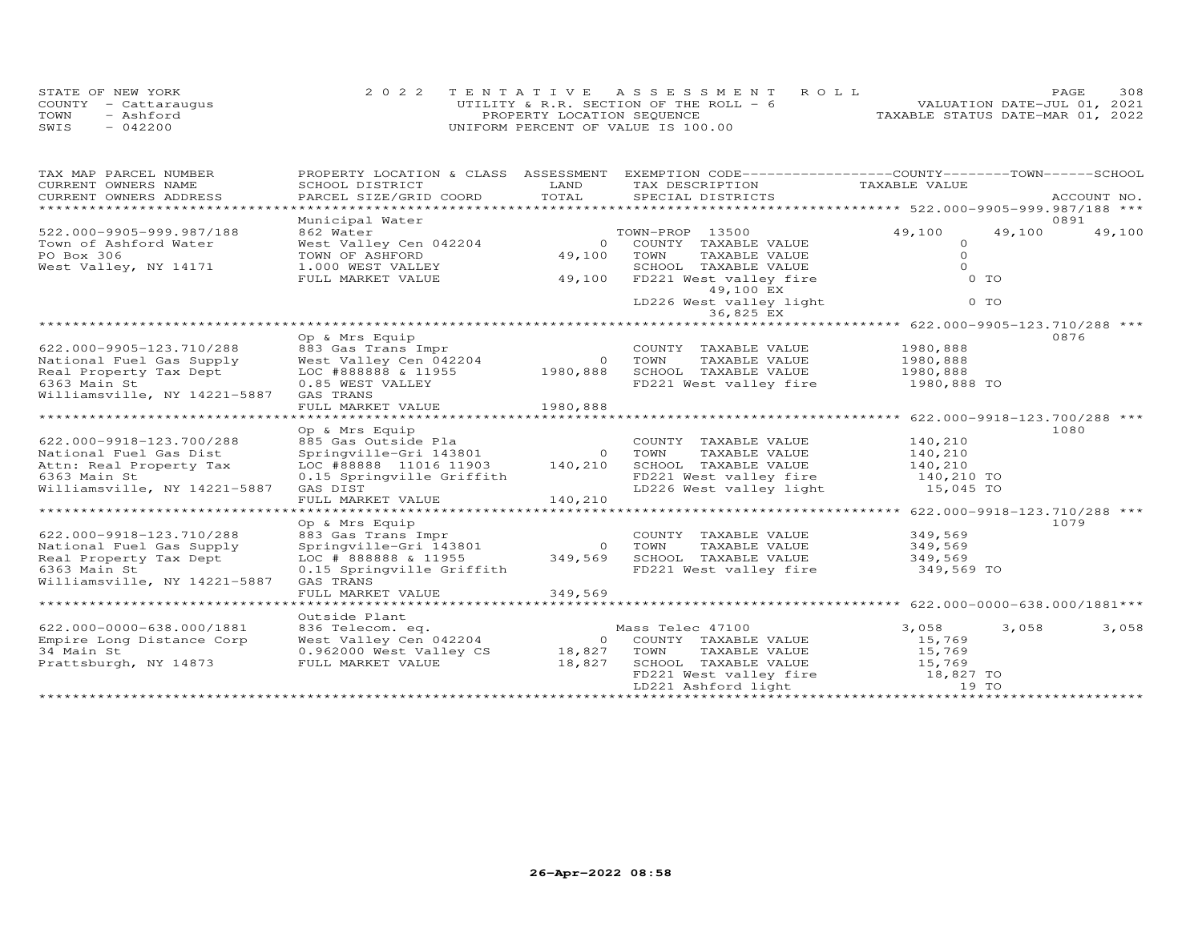STATE OF NEW YORK
COUNTY - Cattaraugus
TOWN - Ashford
SWIS - 042200

2022 TENTATIVE ASSESSMENT ROLL
UTILITY & R.R. SECTION OF THE ROLL - 6
PROPERTY LOCATION SEQUENCE
UNIFORM PERCENT OF VALUE IS 100.00

VALUATION DATE-JUL 01, 2021
TAXABLE STATUS DATE-MAR 01, 2022

| TAX MAP PARCEL NUMBER / CURRENT OWNERS NAME / CURRENT OWNERS ADDRESS | PROPERTY LOCATION & CLASS / SCHOOL DISTRICT / PARCEL SIZE/GRID COORD | ASSESSMENT LAND | ASSESSMENT TOTAL | EXEMPTION CODE / TAX DESCRIPTION / SPECIAL DISTRICTS | COUNTY TAXABLE VALUE | TOWN | SCHOOL | ACCOUNT NO. |
|---|---|---|---|---|---|---|---|---|
| **522.000-9905-999.987/188** | Municipal Water | | | | | | | 0891 |
| 522.000-9905-999.987/188 | 862 Water | | | TOWN-PROP 13500 | 49,100 | 49,100 | 49,100 | |
| Town of Ashford Water | West Valley Cen 042204 | 0 | | COUNTY TAXABLE VALUE | 0 | | | |
| PO Box 306 | TOWN OF ASHFORD | | 49,100 | TOWN TAXABLE VALUE | 0 | | | |
| West Valley, NY 14171 | 1.000 WEST VALLEY | | | SCHOOL TAXABLE VALUE | 0 | | | |
| | FULL MARKET VALUE | | 49,100 | FD221 West valley fire 49,100 EX | 0 TO | | | |
| | | | | LD226 West valley light 36,825 EX | 0 TO | | | |
| **622.000-9905-123.710/288** | Op & Mrs Equip | | | | | | | 0876 |
| 622.000-9905-123.710/288 | 883 Gas Trans Impr | | | COUNTY TAXABLE VALUE | 1980,888 | | | |
| National Fuel Gas Supply | West Valley Cen 042204 | 0 | | TOWN TAXABLE VALUE | 1980,888 | | | |
| Real Property Tax Dept | LOC #888888 & 11955 | | 1980,888 | SCHOOL TAXABLE VALUE | 1980,888 | | | |
| 6363 Main St | 0.85 WEST VALLEY | | | FD221 West valley fire | 1980,888 TO | | | |
| Williamsville, NY 14221-5887 | GAS TRANS | | | | | | | |
| | FULL MARKET VALUE | | 1980,888 | | | | | |
| **622.000-9918-123.700/288** | Op & Mrs Equip | | | | | | | 1080 |
| 622.000-9918-123.700/288 | 885 Gas Outside Pla | | | COUNTY TAXABLE VALUE | 140,210 | | | |
| National Fuel Gas Dist | Springville-Gri 143801 | 0 | | TOWN TAXABLE VALUE | 140,210 | | | |
| Attn: Real Property Tax | LOC #88888 11016 11903 | | 140,210 | SCHOOL TAXABLE VALUE | 140,210 | | | |
| 6363 Main St | 0.15 Springville Griffith | | | FD221 West valley fire | 140,210 TO | | | |
| Williamsville, NY 14221-5887 | GAS DIST | | | LD226 West valley light | 15,045 TO | | | |
| | FULL MARKET VALUE | | 140,210 | | | | | |
| **622.000-9918-123.710/288** | Op & Mrs Equip | | | | | | | 1079 |
| 622.000-9918-123.710/288 | 883 Gas Trans Impr | | | COUNTY TAXABLE VALUE | 349,569 | | | |
| National Fuel Gas Supply | Springville-Gri 143801 | 0 | | TOWN TAXABLE VALUE | 349,569 | | | |
| Real Property Tax Dept | LOC # 888888 & 11955 | | 349,569 | SCHOOL TAXABLE VALUE | 349,569 | | | |
| 6363 Main St | 0.15 Springville Griffith | | | FD221 West valley fire | 349,569 TO | | | |
| Williamsville, NY 14221-5887 | GAS TRANS | | | | | | | |
| | FULL MARKET VALUE | | 349,569 | | | | | |
| **622.000-0000-638.000/1881** | Outside Plant | | | | | | | |
| 622.000-0000-638.000/1881 | 836 Telecom. eq. | | | Mass Telec 47100 | 3,058 | 3,058 | 3,058 | |
| Empire Long Distance Corp | West Valley Cen 042204 | 0 | | COUNTY TAXABLE VALUE | 15,769 | | | |
| 34 Main St | 0.962000 West Valley CS | | 18,827 | TOWN TAXABLE VALUE | 15,769 | | | |
| Prattsburgh, NY 14873 | FULL MARKET VALUE | | 18,827 | SCHOOL TAXABLE VALUE | 15,769 | | | |
| | | | | FD221 West valley fire | 18,827 TO | | | |
| | | | | LD221 Ashford light | 19 TO | | | |

26-Apr-2022 08:58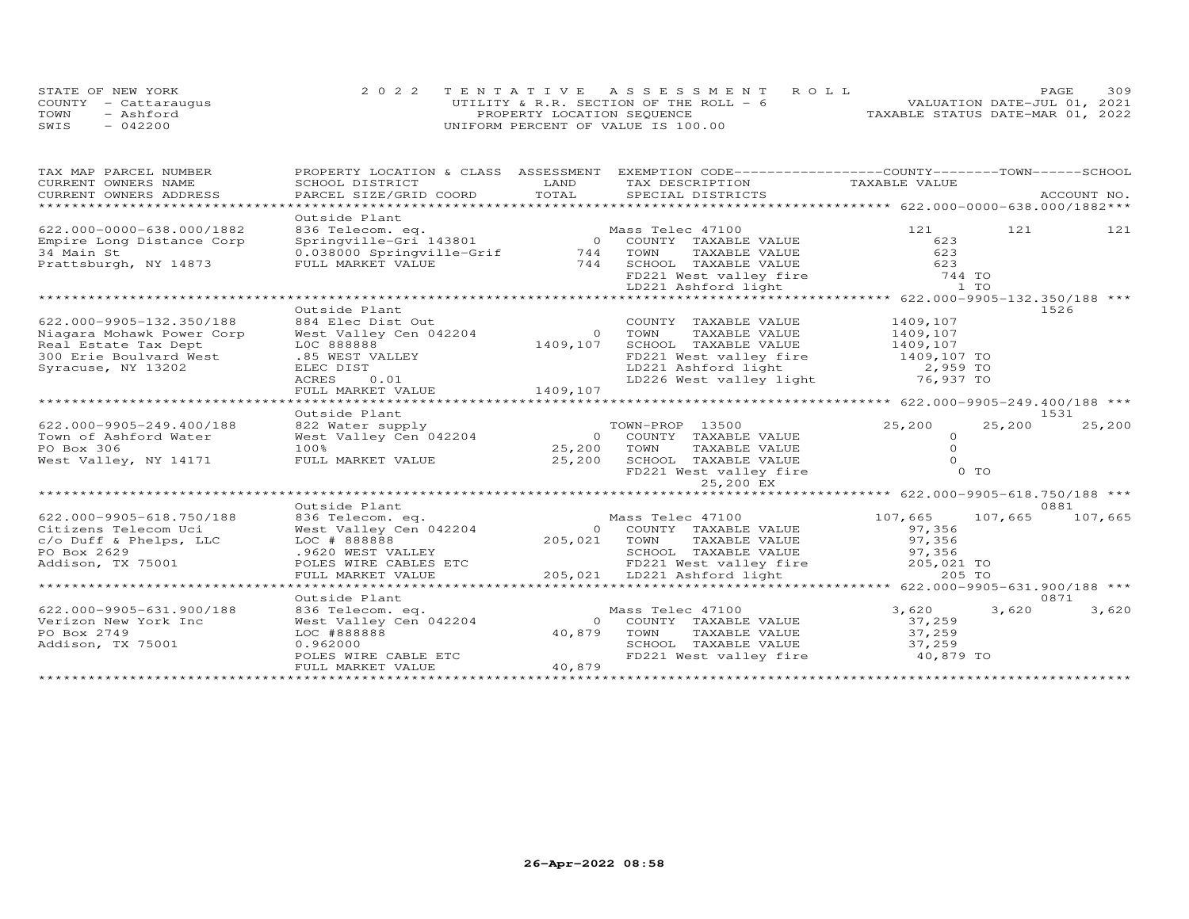STATE OF NEW YORK
COUNTY - Cattaraugus
TOWN - Ashford
SWIS - 042200

2022 TENTATIVE ASSESSMENT ROLL
UTILITY & R.R. SECTION OF THE ROLL - 6
PROPERTY LOCATION SEQUENCE
UNIFORM PERCENT OF VALUE IS 100.00

VALUATION DATE-JUL 01, 2021
TAXABLE STATUS DATE-MAR 01, 2022

| TAX MAP PARCEL NUMBER / CURRENT OWNERS NAME / CURRENT OWNERS ADDRESS | PROPERTY LOCATION & CLASS / SCHOOL DISTRICT / PARCEL SIZE/GRID COORD | ASSESSMENT LAND / TOTAL | EXEMPTION CODE / TAX DESCRIPTION / SPECIAL DISTRICTS | COUNTY TAXABLE VALUE | TOWN | SCHOOL / ACCOUNT NO. |
|---|---|---|---|---|---|---|
| **622.000-0000-638.000/1882** | Outside Plant | | | | | |
| 622.000-0000-638.000/1882 | 836 Telecom. eq. | | Mass Telec 47100 | 121 | 121 | 121 |
| Empire Long Distance Corp | Springville-Gri 143801 | 0 | COUNTY TAXABLE VALUE | 623 | | |
| 34 Main St | 0.038000 Springville-Grif | 744 | TOWN TAXABLE VALUE | 623 | | |
| Prattsburgh, NY 14873 | FULL MARKET VALUE | 744 | SCHOOL TAXABLE VALUE | 623 | | |
| | | | FD221 West valley fire | 744 TO | | |
| | | | LD221 Ashford light | 1 TO | | |
| **622.000-9905-132.350/188** | Outside Plant | | | | | 1526 |
| 622.000-9905-132.350/188 | 884 Elec Dist Out | | COUNTY TAXABLE VALUE | 1409,107 | | |
| Niagara Mohawk Power Corp | West Valley Cen 042204 | 0 | TOWN TAXABLE VALUE | 1409,107 | | |
| Real Estate Tax Dept | LOC 888888 | 1409,107 | SCHOOL TAXABLE VALUE | 1409,107 | | |
| 300 Erie Boulvard West | .85 WEST VALLEY | | FD221 West valley fire | 1409,107 TO | | |
| Syracuse, NY 13202 | ELEC DIST | | LD221 Ashford light | 2,959 TO | | |
| | ACRES 0.01 | | LD226 West valley light | 76,937 TO | | |
| | FULL MARKET VALUE | 1409,107 | | | | |
| **622.000-9905-249.400/188** | Outside Plant | | | | | 1531 |
| 622.000-9905-249.400/188 | 822 Water supply | | TOWN-PROP 13500 | 25,200 | 25,200 | 25,200 |
| Town of Ashford Water | West Valley Cen 042204 | 0 | COUNTY TAXABLE VALUE | 0 | | |
| PO Box 306 | 100% | 25,200 | TOWN TAXABLE VALUE | 0 | | |
| West Valley, NY 14171 | FULL MARKET VALUE | 25,200 | SCHOOL TAXABLE VALUE | 0 | | |
| | | | FD221 West valley fire | 0 TO | | |
| | | | 25,200 EX | | | |
| **622.000-9905-618.750/188** | Outside Plant | | | | | 0881 |
| 622.000-9905-618.750/188 | 836 Telecom. eq. | | Mass Telec 47100 | 107,665 | 107,665 | 107,665 |
| Citizens Telecom Uci | West Valley Cen 042204 | 0 | COUNTY TAXABLE VALUE | 97,356 | | |
| c/o Duff & Phelps, LLC | LOC # 888888 | 205,021 | TOWN TAXABLE VALUE | 97,356 | | |
| PO Box 2629 | .9620 WEST VALLEY | | SCHOOL TAXABLE VALUE | 97,356 | | |
| Addison, TX 75001 | POLES WIRE CABLES ETC | | FD221 West valley fire | 205,021 TO | | |
| | FULL MARKET VALUE | 205,021 | LD221 Ashford light | 205 TO | | |
| **622.000-9905-631.900/188** | Outside Plant | | | | | 0871 |
| 622.000-9905-631.900/188 | 836 Telecom. eq. | | Mass Telec 47100 | 3,620 | 3,620 | 3,620 |
| Verizon New York Inc | West Valley Cen 042204 | 0 | COUNTY TAXABLE VALUE | 37,259 | | |
| PO Box 2749 | LOC #888888 | 40,879 | TOWN TAXABLE VALUE | 37,259 | | |
| Addison, TX 75001 | 0.962000 | | SCHOOL TAXABLE VALUE | 37,259 | | |
| | POLES WIRE CABLE ETC | | FD221 West valley fire | 40,879 TO | | |
| | FULL MARKET VALUE | 40,879 | | | | |

26-Apr-2022 08:58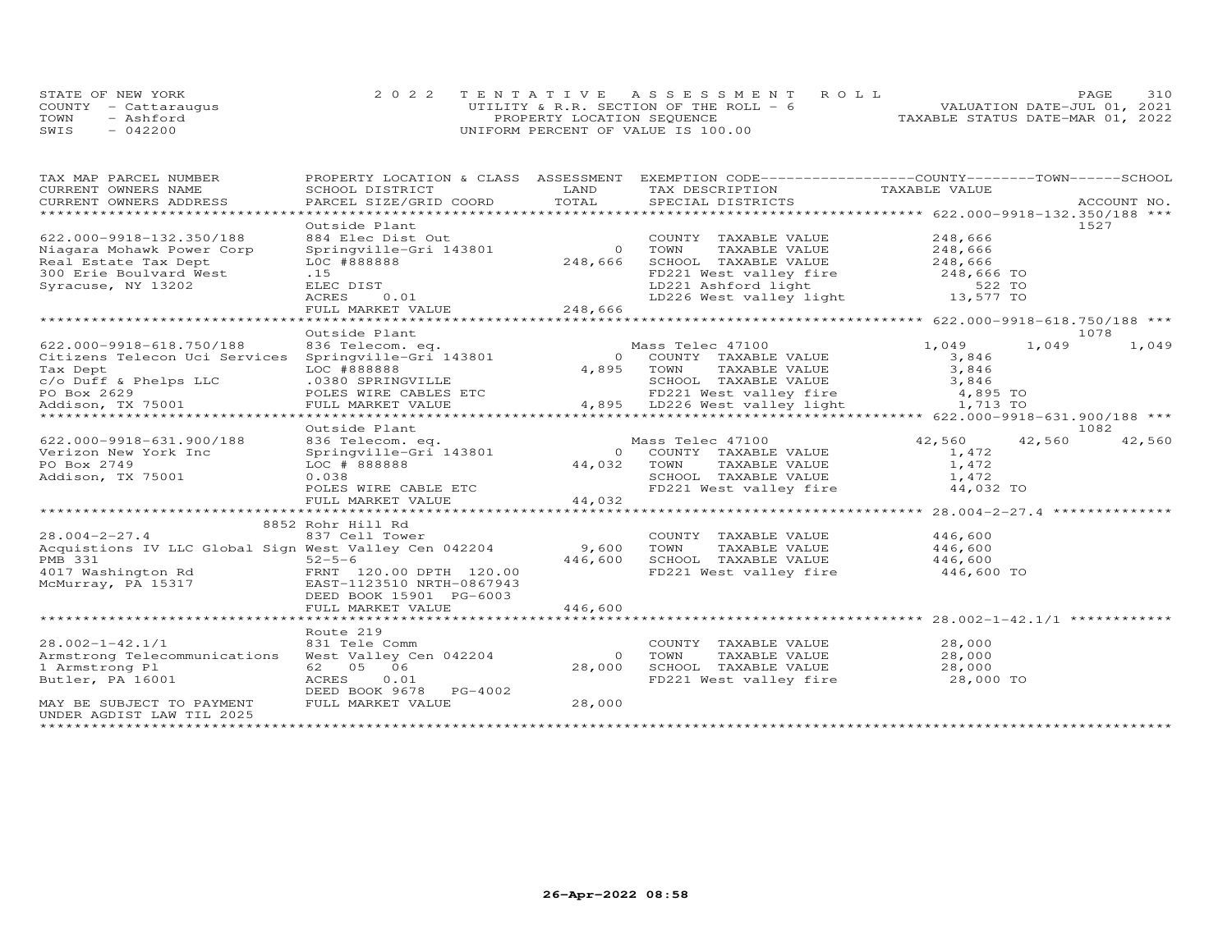STATE OF NEW YORK
COUNTY - Cattaraugus
TOWN - Ashford
SWIS - 042200

2022 TENTATIVE ASSESSMENT ROLL
UTILITY & R.R. SECTION OF THE ROLL - 6
PROPERTY LOCATION SEQUENCE
UNIFORM PERCENT OF VALUE IS 100.00

VALUATION DATE-JUL 01, 2021
TAXABLE STATUS DATE-MAR 01, 2022

| TAX MAP PARCEL NUMBER / CURRENT OWNERS NAME / CURRENT OWNERS ADDRESS | PROPERTY LOCATION & CLASS / SCHOOL DISTRICT / PARCEL SIZE/GRID COORD | ASSESSMENT LAND / TOTAL | EXEMPTION CODE / TAX DESCRIPTION / SPECIAL DISTRICTS | COUNTY TAXABLE VALUE | TOWN | SCHOOL | ACCOUNT NO. |
|---|---|---|---|---|---|---|---|
| **622.000-9918-132.350/188** | Outside Plant | | | | | | 1527 |
| 622.000-9918-132.350/188 | 884 Elec Dist Out | | COUNTY TAXABLE VALUE | 248,666 | | | |
| Niagara Mohawk Power Corp | Springville-Gri 143801 | 0 | TOWN TAXABLE VALUE | 248,666 | | | |
| Real Estate Tax Dept | LOC #888888 | 248,666 | SCHOOL TAXABLE VALUE | 248,666 | | | |
| 300 Erie Boulvard West | .15 | | FD221 West valley fire | 248,666 TO | | | |
| Syracuse, NY 13202 | ELEC DIST | | LD221 Ashford light | 522 TO | | | |
| | ACRES 0.01 | | LD226 West valley light | 13,577 TO | | | |
| | FULL MARKET VALUE | 248,666 | | | | | |
| **622.000-9918-618.750/188** | Outside Plant | | | | | | 1078 |
| 622.000-9918-618.750/188 | 836 Telecom. eq. | | Mass Telec 47100 | 1,049 | 1,049 | 1,049 | |
| Citizens Telecon Uci Services | Springville-Gri 143801 | 0 | COUNTY TAXABLE VALUE | 3,846 | | | |
| Tax Dept | LOC #888888 | 4,895 | TOWN TAXABLE VALUE | 3,846 | | | |
| c/o Duff & Phelps LLC | .0380 SPRINGVILLE | | SCHOOL TAXABLE VALUE | 3,846 | | | |
| PO Box 2629 | POLES WIRE CABLES ETC | | FD221 West valley fire | 4,895 TO | | | |
| Addison, TX 75001 | FULL MARKET VALUE | 4,895 | LD226 West valley light | 1,713 TO | | | |
| **622.000-9918-631.900/188** | Outside Plant | | | | | | 1082 |
| 622.000-9918-631.900/188 | 836 Telecom. eq. | | Mass Telec 47100 | 42,560 | 42,560 | 42,560 | |
| Verizon New York Inc | Springville-Gri 143801 | 0 | COUNTY TAXABLE VALUE | 1,472 | | | |
| PO Box 2749 | LOC # 888888 | 44,032 | TOWN TAXABLE VALUE | 1,472 | | | |
| Addison, TX 75001 | 0.038 | | SCHOOL TAXABLE VALUE | 1,472 | | | |
| | POLES WIRE CABLE ETC | | FD221 West valley fire | 44,032 TO | | | |
| | FULL MARKET VALUE | 44,032 | | | | | |
| **28.004-2-27.4** | 8852 Rohr Hill Rd | | | | | | |
| 28.004-2-27.4 | 837 Cell Tower | | COUNTY TAXABLE VALUE | 446,600 | | | |
| Acquistions IV LLC Global Sign | West Valley Cen 042204 | 9,600 | TOWN TAXABLE VALUE | 446,600 | | | |
| PMB 331 | 52-5-6 | 446,600 | SCHOOL TAXABLE VALUE | 446,600 | | | |
| 4017 Washington Rd | FRNT 120.00 DPTH 120.00 | | FD221 West valley fire | 446,600 TO | | | |
| McMurray, PA 15317 | EAST-1123510 NRTH-0867943 | | | | | | |
| | DEED BOOK 15901 PG-6003 | | | | | | |
| | FULL MARKET VALUE | 446,600 | | | | | |
| **28.002-1-42.1/1** | Route 219 | | | | | | |
| 28.002-1-42.1/1 | 831 Tele Comm | | COUNTY TAXABLE VALUE | 28,000 | | | |
| Armstrong Telecommunications | West Valley Cen 042204 | 0 | TOWN TAXABLE VALUE | 28,000 | | | |
| 1 Armstrong Pl | 62 05 06 | 28,000 | SCHOOL TAXABLE VALUE | 28,000 | | | |
| Butler, PA 16001 | ACRES 0.01 | | FD221 West valley fire | 28,000 TO | | | |
| | DEED BOOK 9678 PG-4002 | | | | | | |
| MAY BE SUBJECT TO PAYMENT UNDER AGDIST LAW TIL 2025 | FULL MARKET VALUE | 28,000 | | | | | |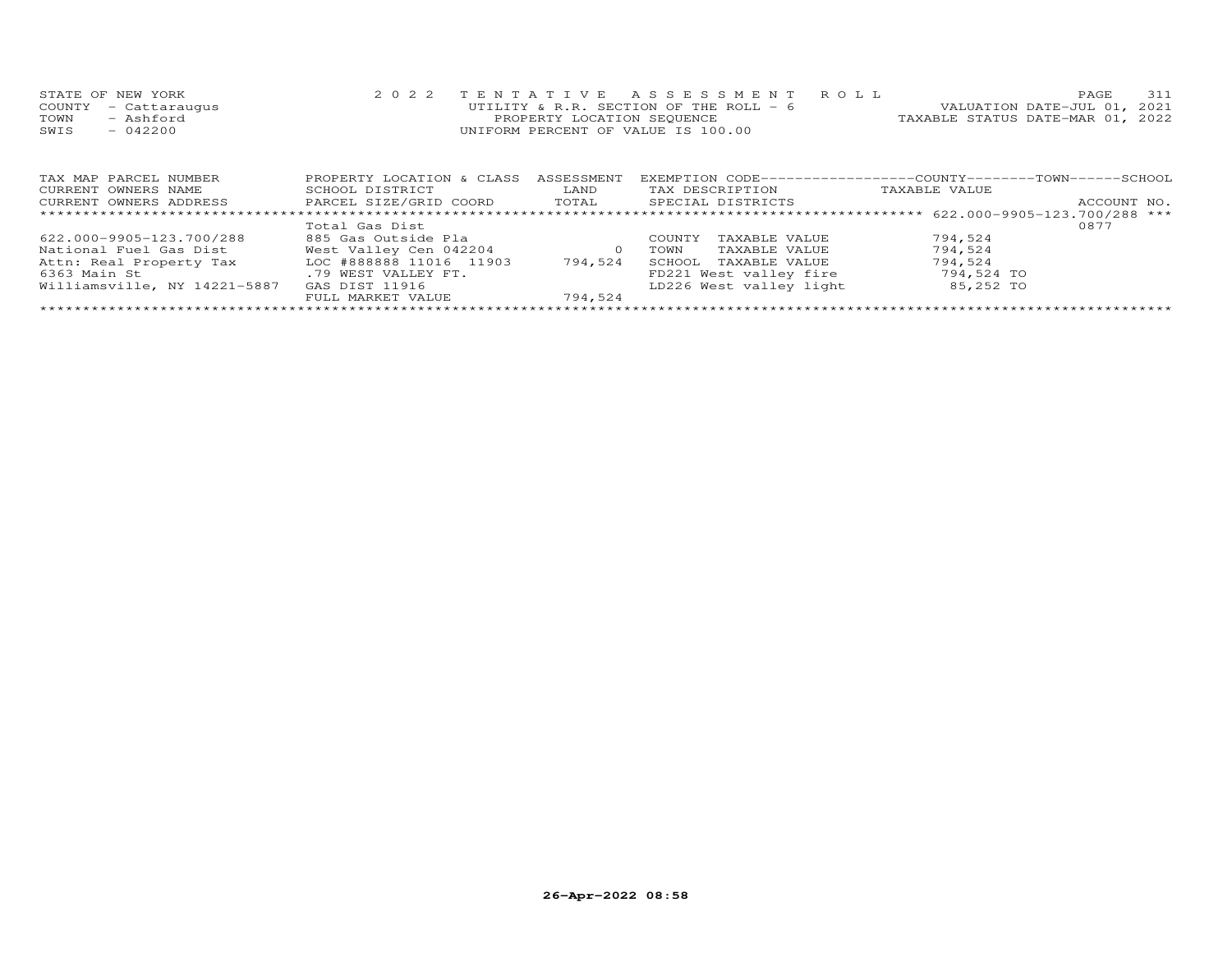STATE OF NEW YORK
COUNTY - Cattaraugus
TOWN - Ashford
SWIS - 042200

2022 TENTATIVE ASSESSMENT ROLL
UTILITY & R.R. SECTION OF THE ROLL - 6
PROPERTY LOCATION SEQUENCE
UNIFORM PERCENT OF VALUE IS 100.00

VALUATION DATE-JUL 01, 2021
TAXABLE STATUS DATE-MAR 01, 2022

| TAX MAP PARCEL NUMBER / CURRENT OWNERS NAME / CURRENT OWNERS ADDRESS | PROPERTY LOCATION & CLASS / SCHOOL DISTRICT / PARCEL SIZE/GRID COORD | ASSESSMENT LAND / TOTAL | EXEMPTION CODE / TAX DESCRIPTION / SPECIAL DISTRICTS | COUNTY / TOWN / SCHOOL TAXABLE VALUE | ACCOUNT NO. |
|---|---|---|---|---|---|
| ****** 622.000-9905-123.700/288 *** | | | | | |
| | Total Gas Dist | | | | 0877 |
| 622.000-9905-123.700/288 | 885 Gas Outside Pla | | COUNTY TAXABLE VALUE | 794,524 | |
| National Fuel Gas Dist | West Valley Cen 042204 | 0 | TOWN TAXABLE VALUE | 794,524 | |
| Attn: Real Property Tax | LOC #888888 11016 11903 | 794,524 | SCHOOL TAXABLE VALUE | 794,524 | |
| 6363 Main St | .79 WEST VALLEY FT. | | FD221 West valley fire | 794,524 TO | |
| Williamsville, NY 14221-5887 | GAS DIST 11916 | | LD226 West valley light | 85,252 TO | |
| | FULL MARKET VALUE | 794,524 | | | |

26-Apr-2022 08:58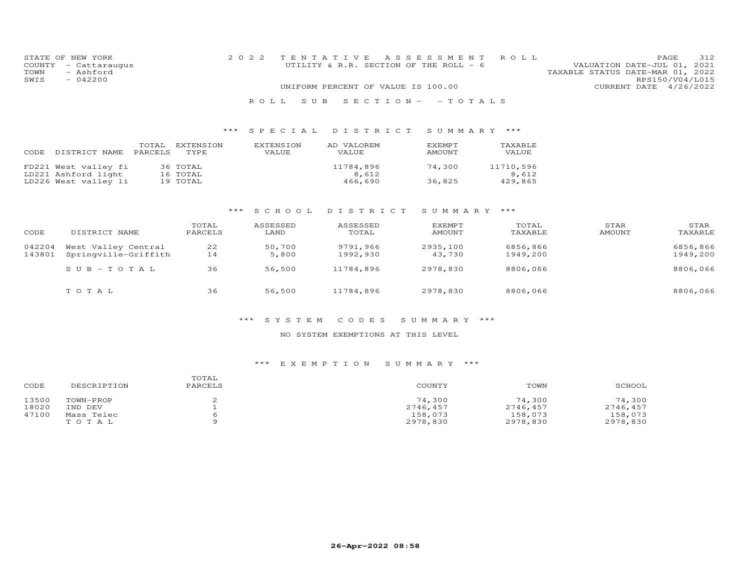STATE OF NEW YORK
COUNTY - Cattaraugus
TOWN - Ashford
SWIS - 042200

2022 TENTATIVE ASSESSMENT ROLL
UTILITY & R.R. SECTION OF THE ROLL - 6

VALUATION DATE-JUL 01, 2021
TAXABLE STATUS DATE-MAR 01, 2022
RPS150/V04/L015
CURRENT DATE 4/26/2022

UNIFORM PERCENT OF VALUE IS 100.00

ROLL SUB SECTION - - TOTALS

### *** SPECIAL DISTRICT SUMMARY ***

| CODE | DISTRICT NAME | TOTAL PARCELS | EXTENSION TYPE | EXTENSION VALUE | AD VALOREM VALUE | EXEMPT AMOUNT | TAXABLE VALUE |
|---|---|---|---|---|---|---|---|
| FD221 | West valley fi | 36 | TOTAL | | 11784,896 | 74,300 | 11710,596 |
| LD221 | Ashford light | 16 | TOTAL | | 8,612 | | 8,612 |
| LD226 | West valley li | 19 | TOTAL | | 466,690 | 36,825 | 429,865 |

### *** SCHOOL DISTRICT SUMMARY ***

| CODE | DISTRICT NAME | TOTAL PARCELS | ASSESSED LAND | ASSESSED TOTAL | EXEMPT AMOUNT | TOTAL TAXABLE | STAR AMOUNT | STAR TAXABLE |
|---|---|---|---|---|---|---|---|---|
| 042204 | West Valley Central | 22 | 50,700 | 9791,966 | 2935,100 | 6856,866 | | 6856,866 |
| 143801 | Springville-Griffith | 14 | 5,800 | 1992,930 | 43,730 | 1949,200 | | 1949,200 |
| | SUB-TOTAL | 36 | 56,500 | 11784,896 | 2978,830 | 8806,066 | | 8806,066 |
| | TOTAL | 36 | 56,500 | 11784,896 | 2978,830 | 8806,066 | | 8806,066 |

### *** SYSTEM CODES SUMMARY ***

NO SYSTEM EXEMPTIONS AT THIS LEVEL

### *** EXEMPTION SUMMARY ***

| CODE | DESCRIPTION | TOTAL PARCELS | COUNTY | TOWN | SCHOOL |
|---|---|---|---|---|---|
| 13500 | TOWN-PROP | 2 | 74,300 | 74,300 | 74,300 |
| 18020 | IND DEV | 1 | 2746,457 | 2746,457 | 2746,457 |
| 47100 | Mass Telec | 6 | 158,073 | 158,073 | 158,073 |
| | TOTAL | 9 | 2978,830 | 2978,830 | 2978,830 |

26-Apr-2022 08:58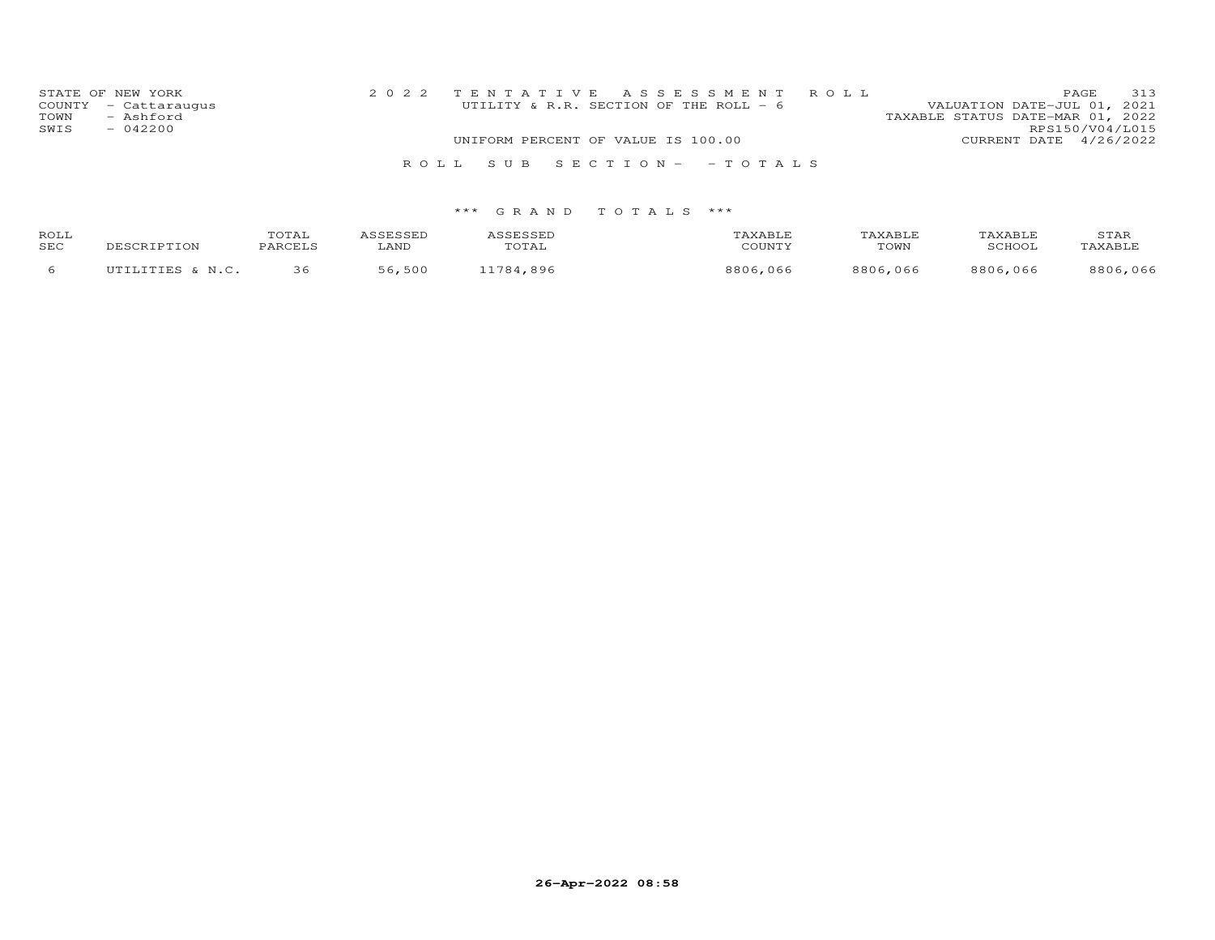STATE OF NEW YORK
COUNTY - Cattaraugus
TOWN - Ashford
SWIS - 042200

2022 TENTATIVE ASSESSMENT ROLL
UTILITY & R.R. SECTION OF THE ROLL - 6
UNIFORM PERCENT OF VALUE IS 100.00

VALUATION DATE-JUL 01, 2021
TAXABLE STATUS DATE-MAR 01, 2022
RPS150/V04/L015
CURRENT DATE 4/26/2022

ROLL SUB SECTION- - TOTALS

*** GRAND TOTALS ***

| ROLL SEC | DESCRIPTION | TOTAL PARCELS | ASSESSED LAND | ASSESSED TOTAL | TAXABLE COUNTY | TAXABLE TOWN | TAXABLE SCHOOL | STAR TAXABLE |
|---|---|---|---|---|---|---|---|---|
| 6 | UTILITIES & N.C. | 36 | 56,500 | 11784,896 | 8806,066 | 8806,066 | 8806,066 | 8806,066 |

26-Apr-2022 08:58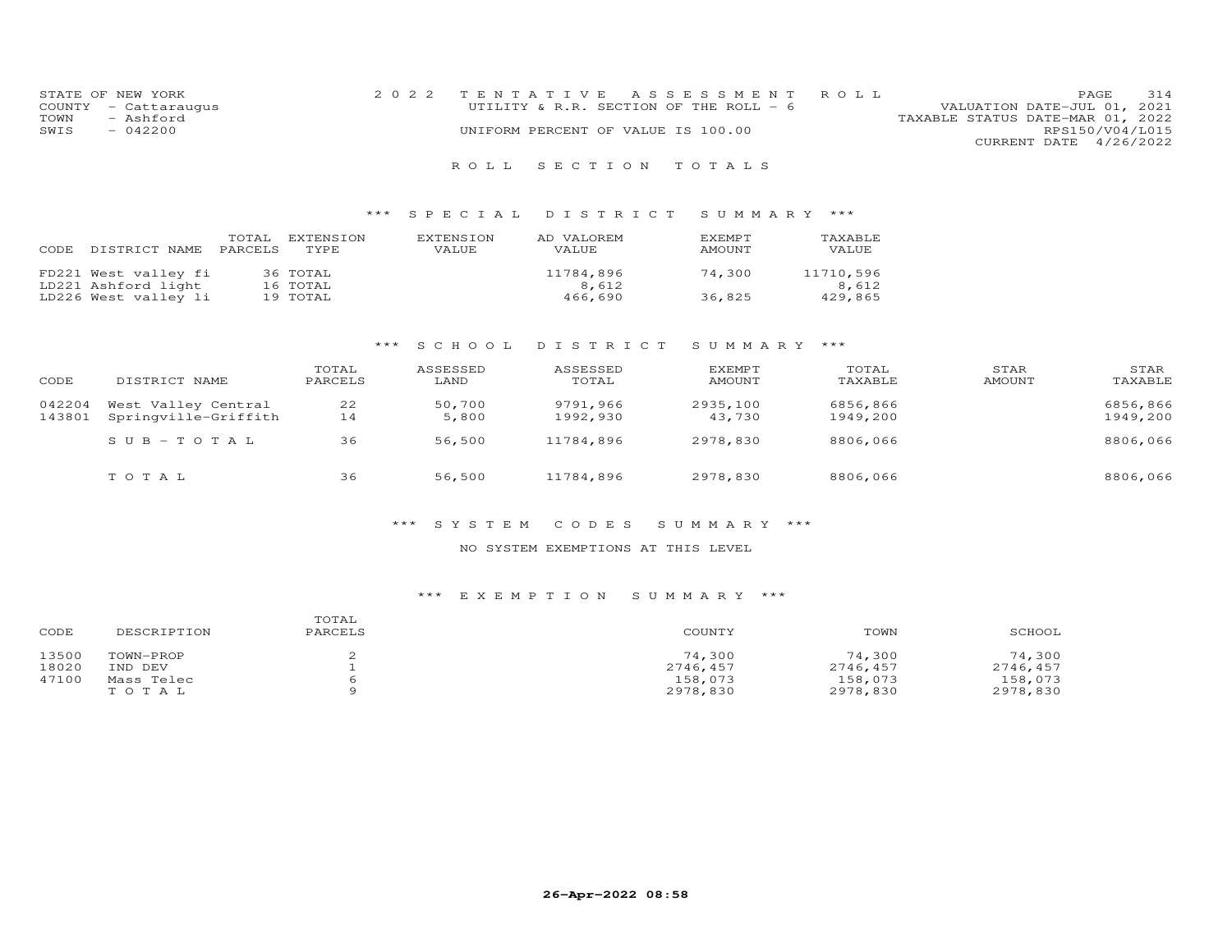STATE OF NEW YORK
COUNTY - Cattaraugus
TOWN - Ashford
SWIS - 042200

2022 TENTATIVE ASSESSMENT ROLL
UTILITY & R.R. SECTION OF THE ROLL - 6
UNIFORM PERCENT OF VALUE IS 100.00

VALUATION DATE-JUL 01, 2021
TAXABLE STATUS DATE-MAR 01, 2022
RPS150/V04/L015
CURRENT DATE 4/26/2022

# ROLL SECTION TOTALS

## *** SPECIAL DISTRICT SUMMARY ***

| CODE | DISTRICT NAME | TOTAL PARCELS | EXTENSION TYPE | EXTENSION VALUE | AD VALOREM VALUE | EXEMPT AMOUNT | TAXABLE VALUE |
|---|---|---|---|---|---|---|---|
| FD221 | West valley fi | 36 | TOTAL | | 11784,896 | 74,300 | 11710,596 |
| LD221 | Ashford light | 16 | TOTAL | | 8,612 | | 8,612 |
| LD226 | West valley li | 19 | TOTAL | | 466,690 | 36,825 | 429,865 |

## *** SCHOOL DISTRICT SUMMARY ***

| CODE | DISTRICT NAME | TOTAL PARCELS | ASSESSED LAND | ASSESSED TOTAL | EXEMPT AMOUNT | TOTAL TAXABLE | STAR AMOUNT | STAR TAXABLE |
|---|---|---|---|---|---|---|---|---|
| 042204 | West Valley Central | 22 | 50,700 | 9791,966 | 2935,100 | 6856,866 | | 6856,866 |
| 143801 | Springville-Griffith | 14 | 5,800 | 1992,930 | 43,730 | 1949,200 | | 1949,200 |
| | SUB-TOTAL | 36 | 56,500 | 11784,896 | 2978,830 | 8806,066 | | 8806,066 |
| | TOTAL | 36 | 56,500 | 11784,896 | 2978,830 | 8806,066 | | 8806,066 |

## *** SYSTEM CODES SUMMARY ***

NO SYSTEM EXEMPTIONS AT THIS LEVEL

## *** EXEMPTION SUMMARY ***

| CODE | DESCRIPTION | TOTAL PARCELS | COUNTY | TOWN | SCHOOL |
|---|---|---|---|---|---|
| 13500 | TOWN-PROP | 2 | 74,300 | 74,300 | 74,300 |
| 18020 | IND DEV | 1 | 2746,457 | 2746,457 | 2746,457 |
| 47100 | Mass Telec | 6 | 158,073 | 158,073 | 158,073 |
| | TOTAL | 9 | 2978,830 | 2978,830 | 2978,830 |

26-Apr-2022 08:58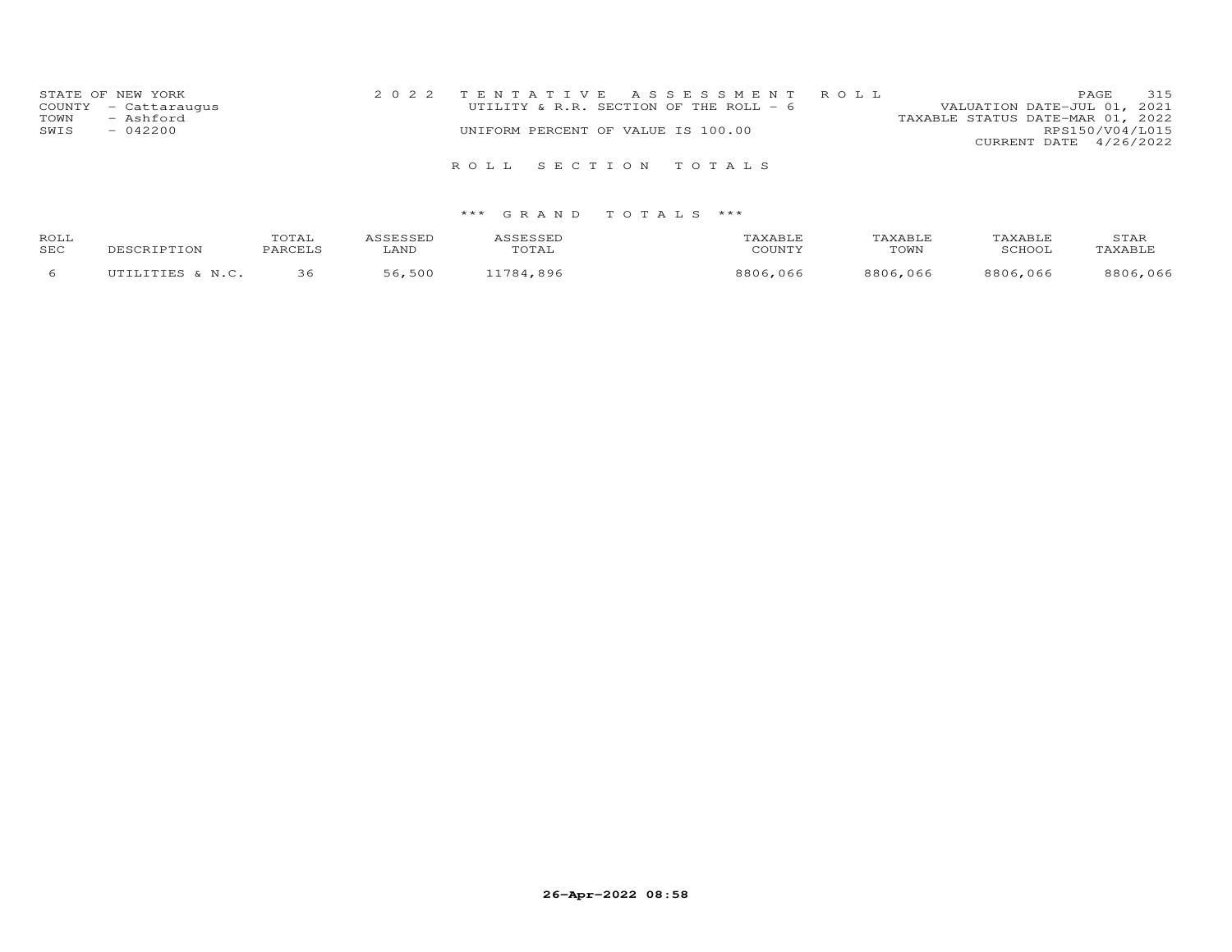STATE OF NEW YORK
COUNTY - Cattaraugus
TOWN - Ashford
SWIS - 042200

2 0 2 2 T E N T A T I V E A S S E S S M E N T R O L L
UTILITY & R.R. SECTION OF THE ROLL - 6
UNIFORM PERCENT OF VALUE IS 100.00

VALUATION DATE-JUL 01, 2021
TAXABLE STATUS DATE-MAR 01, 2022
RPS150/V04/L015
CURRENT DATE 4/26/2022

## R O L L S E C T I O N T O T A L S

### *** G R A N D T O T A L S ***

| ROLL SEC | DESCRIPTION | TOTAL PARCELS | ASSESSED LAND | ASSESSED TOTAL | TAXABLE COUNTY | TAXABLE TOWN | TAXABLE SCHOOL | STAR TAXABLE |
|---|---|---|---|---|---|---|---|---|
| 6 | UTILITIES & N.C. | 36 | 56,500 | 11784,896 | 8806,066 | 8806,066 | 8806,066 | 8806,066 |

26-Apr-2022 08:58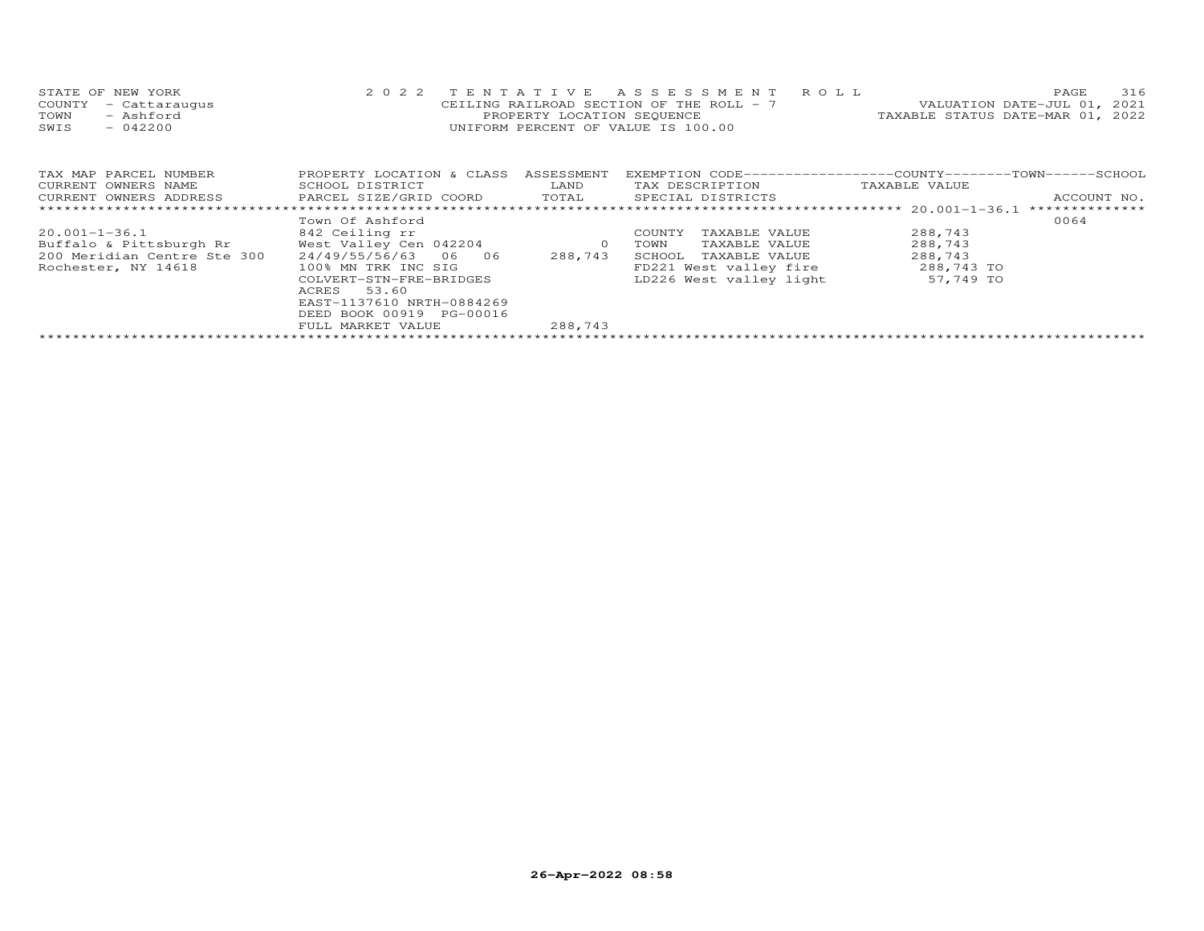STATE OF NEW YORK
COUNTY - Cattaraugus
TOWN - Ashford
SWIS - 042200

2022 TENTATIVE ASSESSMENT ROLL
CEILING RAILROAD SECTION OF THE ROLL - 7
PROPERTY LOCATION SEQUENCE
UNIFORM PERCENT OF VALUE IS 100.00

VALUATION DATE-JUL 01, 2021
TAXABLE STATUS DATE-MAR 01, 2022

| TAX MAP PARCEL NUMBER / CURRENT OWNERS NAME / CURRENT OWNERS ADDRESS | PROPERTY LOCATION & CLASS / SCHOOL DISTRICT / PARCEL SIZE/GRID COORD | ASSESSMENT LAND / TOTAL | EXEMPTION CODE / TAX DESCRIPTION / SPECIAL DISTRICTS | COUNTY / TOWN / SCHOOL TAXABLE VALUE | ACCOUNT NO. |
|---|---|---|---|---|---|
| 20.001-1-36.1 | Town Of Ashford | | | | 0064 |
| | 842 Ceiling rr | | COUNTY TAXABLE VALUE | 288,743 | |
| Buffalo & Pittsburgh Rr | West Valley Cen 042204 | 0 | TOWN TAXABLE VALUE | 288,743 | |
| 200 Meridian Centre Ste 300 | 24/49/55/56/63 06 06 | 288,743 | SCHOOL TAXABLE VALUE | 288,743 | |
| Rochester, NY 14618 | 100% MN TRK INC SIG | | FD221 West valley fire | 288,743 TO | |
| | COLVERT-STN-FRE-BRIDGES | | LD226 West valley light | 57,749 TO | |
| | ACRES 53.60 | | | | |
| | EAST-1137610 NRTH-0884269 | | | | |
| | DEED BOOK 00919 PG-00016 | | | | |
| | FULL MARKET VALUE | 288,743 | | | |

26-Apr-2022 08:58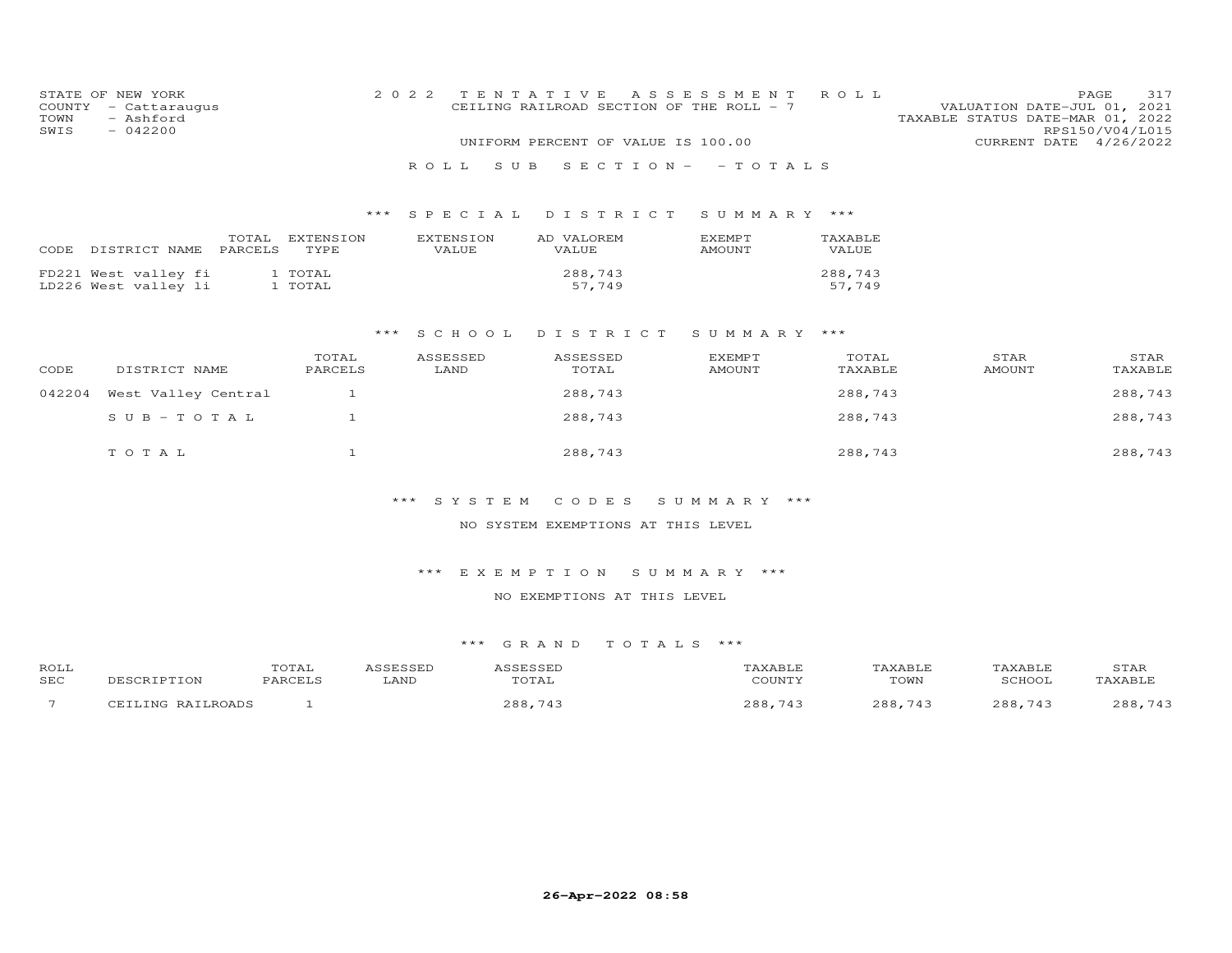STATE OF NEW YORK
COUNTY - Cattaraugus
TOWN - Ashford
SWIS - 042200

2022 TENTATIVE ASSESSMENT ROLL
CEILING RAILROAD SECTION OF THE ROLL - 7
UNIFORM PERCENT OF VALUE IS 100.00

VALUATION DATE-JUL 01, 2021
TAXABLE STATUS DATE-MAR 01, 2022
RPS150/V04/L015
CURRENT DATE 4/26/2022

ROLL SUB SECTION- - TOTALS

*** SPECIAL DISTRICT SUMMARY ***

| CODE DISTRICT NAME | TOTAL PARCELS | EXTENSION TYPE | EXTENSION VALUE | AD VALOREM VALUE | EXEMPT AMOUNT | TAXABLE VALUE |
|---|---|---|---|---|---|---|
| FD221 West valley fi | 1 | TOTAL | | 288,743 | | 288,743 |
| LD226 West valley li | 1 | TOTAL | | 57,749 | | 57,749 |

*** SCHOOL DISTRICT SUMMARY ***

| CODE | DISTRICT NAME | TOTAL PARCELS | ASSESSED LAND | ASSESSED TOTAL | EXEMPT AMOUNT | TOTAL TAXABLE | STAR AMOUNT | STAR TAXABLE |
|---|---|---|---|---|---|---|---|---|
| 042204 | West Valley Central | 1 | | 288,743 | | 288,743 | | 288,743 |
| | SUB-TOTAL | 1 | | 288,743 | | 288,743 | | 288,743 |
| | TOTAL | 1 | | 288,743 | | 288,743 | | 288,743 |

*** SYSTEM CODES SUMMARY ***

NO SYSTEM EXEMPTIONS AT THIS LEVEL

*** EXEMPTION SUMMARY ***

NO EXEMPTIONS AT THIS LEVEL

*** GRAND TOTALS ***

| ROLL SEC | DESCRIPTION | TOTAL PARCELS | ASSESSED LAND | ASSESSED TOTAL | TAXABLE COUNTY | TAXABLE TOWN | TAXABLE SCHOOL | STAR TAXABLE |
|---|---|---|---|---|---|---|---|---|
| 7 | CEILING RAILROADS | 1 | | 288,743 | 288,743 | 288,743 | 288,743 | 288,743 |

26-Apr-2022 08:58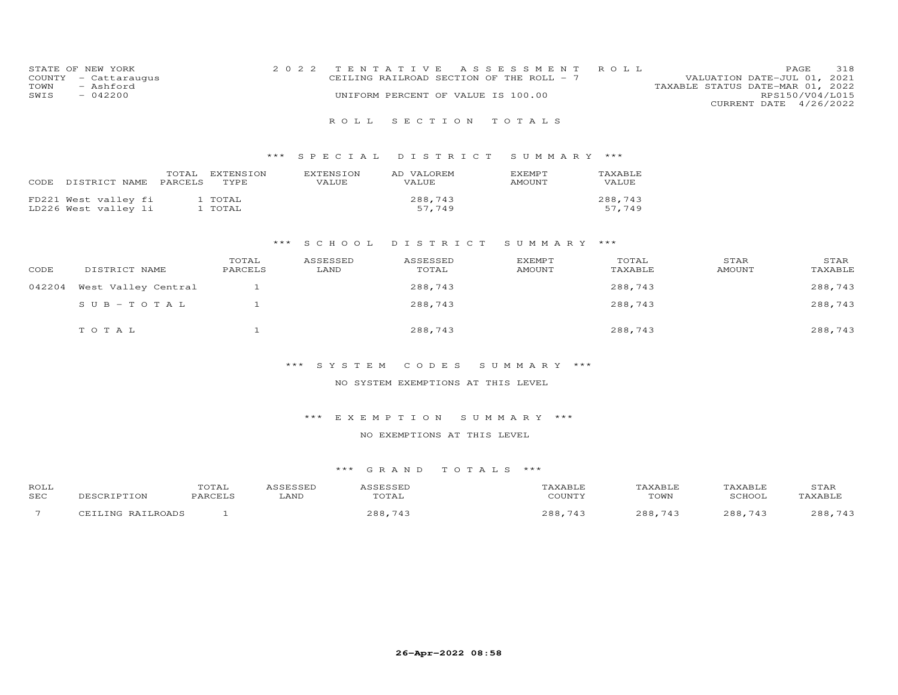STATE OF NEW YORK
COUNTY - Cattaraugus
TOWN - Ashford
SWIS - 042200

2022 TENTATIVE ASSESSMENT ROLL
CEILING RAILROAD SECTION OF THE ROLL - 7
UNIFORM PERCENT OF VALUE IS 100.00

VALUATION DATE-JUL 01, 2021
TAXABLE STATUS DATE-MAR 01, 2022
RPS150/V04/L015
CURRENT DATE 4/26/2022

## ROLL SECTION TOTALS

### *** SPECIAL DISTRICT SUMMARY ***

| CODE | DISTRICT NAME | TOTAL PARCELS | EXTENSION TYPE | EXTENSION VALUE | AD VALOREM VALUE | EXEMPT AMOUNT | TAXABLE VALUE |
|---|---|---|---|---|---|---|---|
| FD221 | West valley fi | 1 | TOTAL | | 288,743 | | 288,743 |
| LD226 | West valley li | 1 | TOTAL | | 57,749 | | 57,749 |

### *** SCHOOL DISTRICT SUMMARY ***

| CODE | DISTRICT NAME | TOTAL PARCELS | ASSESSED LAND | ASSESSED TOTAL | EXEMPT AMOUNT | TOTAL TAXABLE | STAR AMOUNT | STAR TAXABLE |
|---|---|---|---|---|---|---|---|---|
| 042204 | West Valley Central | 1 | | 288,743 | | 288,743 | | 288,743 |
| | SUB-TOTAL | 1 | | 288,743 | | 288,743 | | 288,743 |
| | TOTAL | 1 | | 288,743 | | 288,743 | | 288,743 |

### *** SYSTEM CODES SUMMARY ***

NO SYSTEM EXEMPTIONS AT THIS LEVEL

### *** EXEMPTION SUMMARY ***

NO EXEMPTIONS AT THIS LEVEL

### *** GRAND TOTALS ***

| ROLL SEC | DESCRIPTION | TOTAL PARCELS | ASSESSED LAND | ASSESSED TOTAL | TAXABLE COUNTY | TAXABLE TOWN | TAXABLE SCHOOL | STAR TAXABLE |
|---|---|---|---|---|---|---|---|---|
| 7 | CEILING RAILROADS | 1 | | 288,743 | 288,743 | 288,743 | 288,743 | 288,743 |

26-Apr-2022 08:58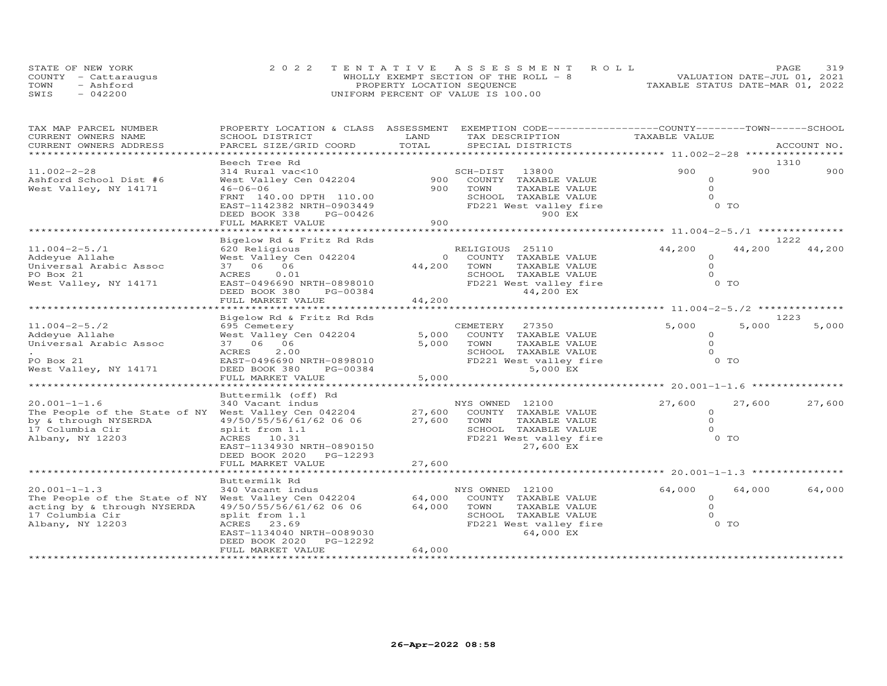STATE OF NEW YORK
COUNTY - Cattaraugus
TOWN - Ashford
SWIS - 042200

2022 TENTATIVE ASSESSMENT ROLL
WHOLLY EXEMPT SECTION OF THE ROLL - 8
PROPERTY LOCATION SEQUENCE
UNIFORM PERCENT OF VALUE IS 100.00

VALUATION DATE-JUL 01, 2021
TAXABLE STATUS DATE-MAR 01, 2022

| TAX MAP PARCEL NUMBER / CURRENT OWNERS NAME / CURRENT OWNERS ADDRESS | PROPERTY LOCATION & CLASS / SCHOOL DISTRICT / PARCEL SIZE/GRID COORD | ASSESSMENT LAND / TOTAL | EXEMPTION CODE / TAX DESCRIPTION / SPECIAL DISTRICTS | COUNTY TAXABLE VALUE | TOWN | SCHOOL / ACCOUNT NO. |
|---|---|---|---|---|---|---|
| **11.002-2-28** | Beech Tree Rd | | | | | 1310 |
| 11.002-2-28 | 314 Rural vac<10 | | SCH-DIST 13800 | 900 | 900 | 900 |
| Ashford School Dist #6 | West Valley Cen 042204 | 900 | COUNTY TAXABLE VALUE | 0 | | |
| West Valley, NY 14171 | 46-06-06 | 900 | TOWN TAXABLE VALUE | 0 | | |
| | FRNT 140.00 DPTH 110.00 | | SCHOOL TAXABLE VALUE | 0 | | |
| | EAST-1142382 NRTH-0903449 | | FD221 West valley fire 900 EX | 0 TO | | |
| | DEED BOOK 338 PG-00426 | | | | | |
| | FULL MARKET VALUE | 900 | | | | |
| **11.004-2-5./1** | Bigelow Rd & Fritz Rd Rds | | | | | 1222 |
| 11.004-2-5./1 | 620 Religious | | RELIGIOUS 25110 | 44,200 | 44,200 | 44,200 |
| Addeyue Allahe | West Valley Cen 042204 | 0 | COUNTY TAXABLE VALUE | 0 | | |
| Universal Arabic Assoc | 37 06 06 | 44,200 | TOWN TAXABLE VALUE | 0 | | |
| PO Box 21 | ACRES 0.01 | | SCHOOL TAXABLE VALUE | 0 | | |
| West Valley, NY 14171 | EAST-0496690 NRTH-0898010 | | FD221 West valley fire 44,200 EX | 0 TO | | |
| | DEED BOOK 380 PG-00384 | | | | | |
| | FULL MARKET VALUE | 44,200 | | | | |
| **11.004-2-5./2** | Bigelow Rd & Fritz Rd Rds | | | | | 1223 |
| 11.004-2-5./2 | 695 Cemetery | | CEMETERY 27350 | 5,000 | 5,000 | 5,000 |
| Addeyue Allahe | West Valley Cen 042204 | 5,000 | COUNTY TAXABLE VALUE | 0 | | |
| Universal Arabic Assoc | 37 06 06 | 5,000 | TOWN TAXABLE VALUE | 0 | | |
| . | ACRES 2.00 | | SCHOOL TAXABLE VALUE | 0 | | |
| PO Box 21 | EAST-0496690 NRTH-0898010 | | FD221 West valley fire 5,000 EX | 0 TO | | |
| West Valley, NY 14171 | DEED BOOK 380 PG-00384 | | | | | |
| | FULL MARKET VALUE | 5,000 | | | | |
| **20.001-1-1.6** | Buttermilk (off) Rd | | | | | |
| 20.001-1-1.6 | 340 Vacant indus | | NYS OWNED 12100 | 27,600 | 27,600 | 27,600 |
| The People of the State of NY | West Valley Cen 042204 | 27,600 | COUNTY TAXABLE VALUE | 0 | | |
| by & through NYSERDA | 49/50/55/56/61/62 06 06 | 27,600 | TOWN TAXABLE VALUE | 0 | | |
| 17 Columbia Cir | split from 1.1 | | SCHOOL TAXABLE VALUE | 0 | | |
| Albany, NY 12203 | ACRES 10.31 | | FD221 West valley fire 27,600 EX | 0 TO | | |
| | EAST-1134930 NRTH-0890150 | | | | | |
| | DEED BOOK 2020 PG-12293 | | | | | |
| | FULL MARKET VALUE | 27,600 | | | | |
| **20.001-1-1.3** | Buttermilk Rd | | | | | |
| 20.001-1-1.3 | 340 Vacant indus | | NYS OWNED 12100 | 64,000 | 64,000 | 64,000 |
| The People of the State of NY | West Valley Cen 042204 | 64,000 | COUNTY TAXABLE VALUE | 0 | | |
| acting by & through NYSERDA | 49/50/55/56/61/62 06 06 | 64,000 | TOWN TAXABLE VALUE | 0 | | |
| 17 Columbia Cir | split from 1.1 | | SCHOOL TAXABLE VALUE | 0 | | |
| Albany, NY 12203 | ACRES 23.69 | | FD221 West valley fire 64,000 EX | 0 TO | | |
| | EAST-1134040 NRTH-0089030 | | | | | |
| | DEED BOOK 2020 PG-12292 | | | | | |
| | FULL MARKET VALUE | 64,000 | | | | |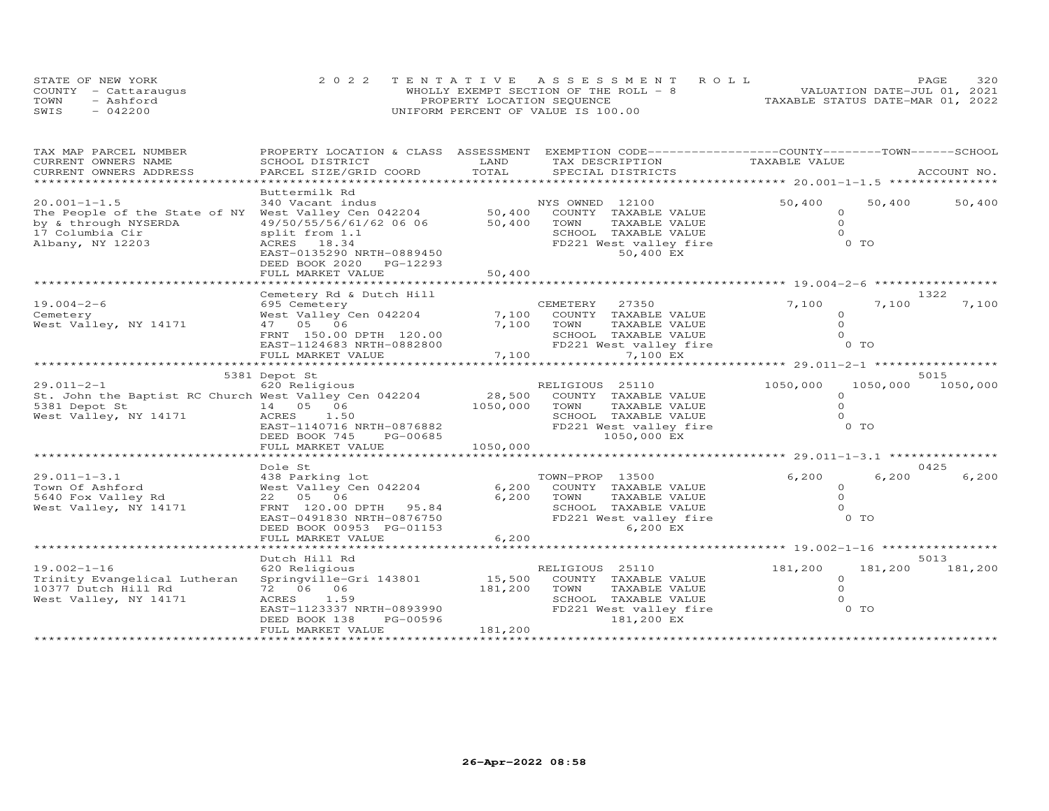STATE OF NEW YORK
COUNTY - Cattaraugus
TOWN - Ashford
SWIS - 042200

# 2022 TENTATIVE ASSESSMENT ROLL

WHOLLY EXEMPT SECTION OF THE ROLL - 8
PROPERTY LOCATION SEQUENCE
UNIFORM PERCENT OF VALUE IS 100.00

VALUATION DATE-JUL 01, 2021
TAXABLE STATUS DATE-MAR 01, 2022

| TAX MAP PARCEL NUMBER / CURRENT OWNERS NAME / CURRENT OWNERS ADDRESS | PROPERTY LOCATION & CLASS / SCHOOL DISTRICT / PARCEL SIZE/GRID COORD | ASSESSMENT LAND | TOTAL | EXEMPTION CODE / TAX DESCRIPTION / SPECIAL DISTRICTS | COUNTY | TOWN | SCHOOL | ACCOUNT NO. |
|---|---|---|---|---|---|---|---|---|
| 20.001-1-1.5 | Buttermilk Rd | | | | | | | |
| The People of the State of NY | 340 Vacant indus | | | NYS OWNED 12100 | 50,400 | 50,400 | 50,400 | |
| by & through NYSERDA | West Valley Cen 042204 | 50,400 | | COUNTY TAXABLE VALUE | 0 | | | |
| 17 Columbia Cir | 49/50/55/56/61/62 06 06 | | 50,400 | TOWN TAXABLE VALUE | 0 | | | |
| Albany, NY 12203 | split from 1.1 | | | SCHOOL TAXABLE VALUE | 0 | | | |
| | ACRES 18.34 | | | FD221 West valley fire | 0 TO | | | |
| | EAST-0135290 NRTH-0889450 | | | 50,400 EX | | | | |
| | DEED BOOK 2020 PG-12293 | | | | | | | |
| | FULL MARKET VALUE | | 50,400 | | | | | |
| 19.004-2-6 | Cemetery Rd & Dutch Hill | | | | | | | 1322 |
| Cemetery | 695 Cemetery | | | CEMETERY 27350 | 7,100 | 7,100 | 7,100 | |
| West Valley, NY 14171 | West Valley Cen 042204 | 7,100 | | COUNTY TAXABLE VALUE | 0 | | | |
| | 47 05 06 | | 7,100 | TOWN TAXABLE VALUE | 0 | | | |
| | FRNT 150.00 DPTH 120.00 | | | SCHOOL TAXABLE VALUE | 0 | | | |
| | EAST-1124683 NRTH-0882800 | | | FD221 West valley fire | 0 TO | | | |
| | FULL MARKET VALUE | | 7,100 | 7,100 EX | | | | |
| 29.011-2-1 | 5381 Depot St | | | | | | | 5015 |
| St. John the Baptist RC Church | 620 Religious | | | RELIGIOUS 25110 | 1050,000 | 1050,000 | 1050,000 | |
| 5381 Depot St | West Valley Cen 042204 | 28,500 | | COUNTY TAXABLE VALUE | 0 | | | |
| West Valley, NY 14171 | 14 05 06 | | 1050,000 | TOWN TAXABLE VALUE | 0 | | | |
| | ACRES 1.50 | | | SCHOOL TAXABLE VALUE | 0 | | | |
| | EAST-1140716 NRTH-0876882 | | | FD221 West valley fire | 0 TO | | | |
| | DEED BOOK 745 PG-00685 | | | 1050,000 EX | | | | |
| | FULL MARKET VALUE | | 1050,000 | | | | | |
| 29.011-1-3.1 | Dole St | | | | | | | 0425 |
| Town Of Ashford | 438 Parking lot | | | TOWN-PROP 13500 | 6,200 | 6,200 | 6,200 | |
| 5640 Fox Valley Rd | West Valley Cen 042204 | 6,200 | | COUNTY TAXABLE VALUE | 0 | | | |
| West Valley, NY 14171 | 22 05 06 | | 6,200 | TOWN TAXABLE VALUE | 0 | | | |
| | FRNT 120.00 DPTH 95.84 | | | SCHOOL TAXABLE VALUE | 0 | | | |
| | EAST-0491830 NRTH-0876750 | | | FD221 West valley fire | 0 TO | | | |
| | DEED BOOK 00953 PG-01153 | | | 6,200 EX | | | | |
| | FULL MARKET VALUE | | 6,200 | | | | | |
| 19.002-1-16 | Dutch Hill Rd | | | | | | | 5013 |
| Trinity Evangelical Lutheran | 620 Religious | | | RELIGIOUS 25110 | 181,200 | 181,200 | 181,200 | |
| 10377 Dutch Hill Rd | Springville-Gri 143801 | 15,500 | | COUNTY TAXABLE VALUE | 0 | | | |
| West Valley, NY 14171 | 72 06 06 | | 181,200 | TOWN TAXABLE VALUE | 0 | | | |
| | ACRES 1.59 | | | SCHOOL TAXABLE VALUE | 0 | | | |
| | EAST-1123337 NRTH-0893990 | | | FD221 West valley fire | 0 TO | | | |
| | DEED BOOK 138 PG-00596 | | | 181,200 EX | | | | |
| | FULL MARKET VALUE | | 181,200 | | | | | |

26-Apr-2022 08:58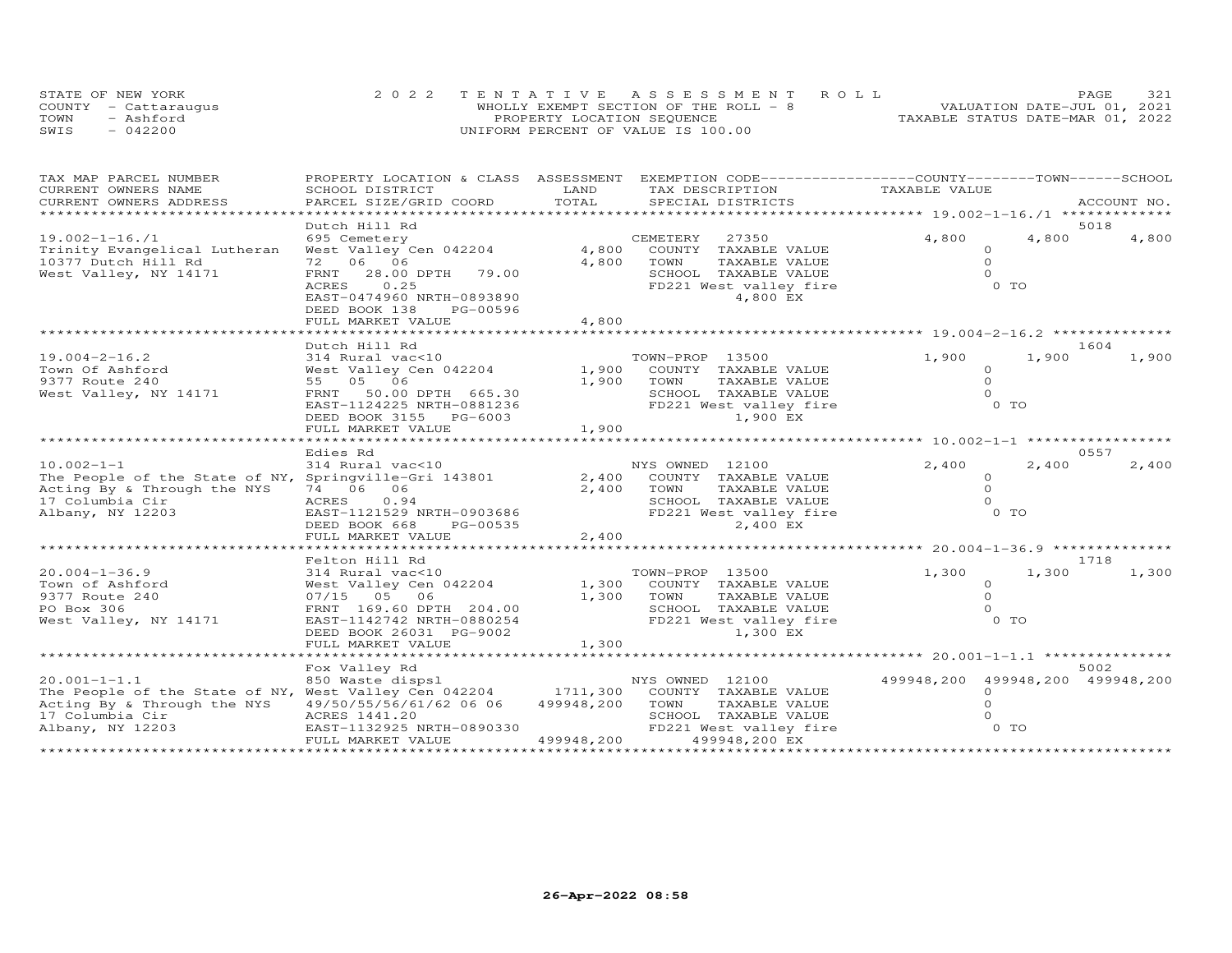STATE OF NEW YORK
COUNTY - Cattaraugus
TOWN - Ashford
SWIS - 042200

2022 TENTATIVE ASSESSMENT ROLL
WHOLLY EXEMPT SECTION OF THE ROLL - 8
PROPERTY LOCATION SEQUENCE
UNIFORM PERCENT OF VALUE IS 100.00

VALUATION DATE-JUL 01, 2021
TAXABLE STATUS DATE-MAR 01, 2022

| TAX MAP PARCEL NUMBER / CURRENT OWNERS NAME / CURRENT OWNERS ADDRESS | PROPERTY LOCATION & CLASS / SCHOOL DISTRICT / PARCEL SIZE/GRID COORD | ASSESSMENT LAND | TOTAL | EXEMPTION CODE / TAX DESCRIPTION / SPECIAL DISTRICTS | COUNTY TAXABLE VALUE | TOWN | SCHOOL | ACCOUNT NO. |
|---|---|---|---|---|---|---|---|---|
| 19.002-1-16./1 | Dutch Hill Rd | | | | | | | 5018 |
| 19.002-1-16./1 | 695 Cemetery | | | CEMETERY 27350 | 4,800 | 4,800 | 4,800 | |
| Trinity Evangelical Lutheran | West Valley Cen 042204 | 4,800 | | COUNTY TAXABLE VALUE | 0 | | | |
| 10377 Dutch Hill Rd | 72 06 06 | | 4,800 | TOWN TAXABLE VALUE | 0 | | | |
| West Valley, NY 14171 | FRNT 28.00 DPTH 79.00 | | | SCHOOL TAXABLE VALUE | 0 | | | |
| | ACRES 0.25 | | | FD221 West valley fire | 0 TO | | | |
| | EAST-0474960 NRTH-0893890 | | | 4,800 EX | | | | |
| | DEED BOOK 138 PG-00596 | | | | | | | |
| | FULL MARKET VALUE | | 4,800 | | | | | |
| 19.004-2-16.2 | Dutch Hill Rd | | | | | | | 1604 |
| 19.004-2-16.2 | 314 Rural vac<10 | | | TOWN-PROP 13500 | 1,900 | 1,900 | 1,900 | |
| Town Of Ashford | West Valley Cen 042204 | 1,900 | | COUNTY TAXABLE VALUE | 0 | | | |
| 9377 Route 240 | 55 05 06 | | 1,900 | TOWN TAXABLE VALUE | 0 | | | |
| West Valley, NY 14171 | FRNT 50.00 DPTH 665.30 | | | SCHOOL TAXABLE VALUE | 0 | | | |
| | EAST-1124225 NRTH-0881236 | | | FD221 West valley fire | 0 TO | | | |
| | DEED BOOK 3155 PG-6003 | | | 1,900 EX | | | | |
| | FULL MARKET VALUE | | 1,900 | | | | | |
| 10.002-1-1 | Edies Rd | | | | | | | 0557 |
| 10.002-1-1 | 314 Rural vac<10 | | | NYS OWNED 12100 | 2,400 | 2,400 | 2,400 | |
| The People of the State of NY, | Springville-Gri 143801 | 2,400 | | COUNTY TAXABLE VALUE | 0 | | | |
| Acting By & Through the NYS | 74 06 06 | | 2,400 | TOWN TAXABLE VALUE | 0 | | | |
| 17 Columbia Cir | ACRES 0.94 | | | SCHOOL TAXABLE VALUE | 0 | | | |
| Albany, NY 12203 | EAST-1121529 NRTH-0903686 | | | FD221 West valley fire | 0 TO | | | |
| | DEED BOOK 668 PG-00535 | | | 2,400 EX | | | | |
| | FULL MARKET VALUE | | 2,400 | | | | | |
| 20.004-1-36.9 | Felton Hill Rd | | | | | | | 1718 |
| 20.004-1-36.9 | 314 Rural vac<10 | | | TOWN-PROP 13500 | 1,300 | 1,300 | 1,300 | |
| Town of Ashford | West Valley Cen 042204 | 1,300 | | COUNTY TAXABLE VALUE | 0 | | | |
| 9377 Route 240 | 07/15 05 06 | | 1,300 | TOWN TAXABLE VALUE | 0 | | | |
| PO Box 306 | FRNT 169.60 DPTH 204.00 | | | SCHOOL TAXABLE VALUE | 0 | | | |
| West Valley, NY 14171 | EAST-1142742 NRTH-0880254 | | | FD221 West valley fire | 0 TO | | | |
| | DEED BOOK 26031 PG-9002 | | | 1,300 EX | | | | |
| | FULL MARKET VALUE | | 1,300 | | | | | |
| 20.001-1-1.1 | Fox Valley Rd | | | | | | | 5002 |
| 20.001-1-1.1 | 850 Waste dispsl | | | NYS OWNED 12100 | 499948,200 | 499948,200 | 499948,200 | |
| The People of the State of NY, | West Valley Cen 042204 | 1711,300 | | COUNTY TAXABLE VALUE | 0 | | | |
| Acting By & Through the NYS | 49/50/55/56/61/62 06 06 | | 499948,200 | TOWN TAXABLE VALUE | 0 | | | |
| 17 Columbia Cir | ACRES 1441.20 | | | SCHOOL TAXABLE VALUE | 0 | | | |
| Albany, NY 12203 | EAST-1132925 NRTH-0890330 | | | FD221 West valley fire | 0 TO | | | |
| | FULL MARKET VALUE | | 499948,200 | 499948,200 EX | | | | |

26-Apr-2022 08:58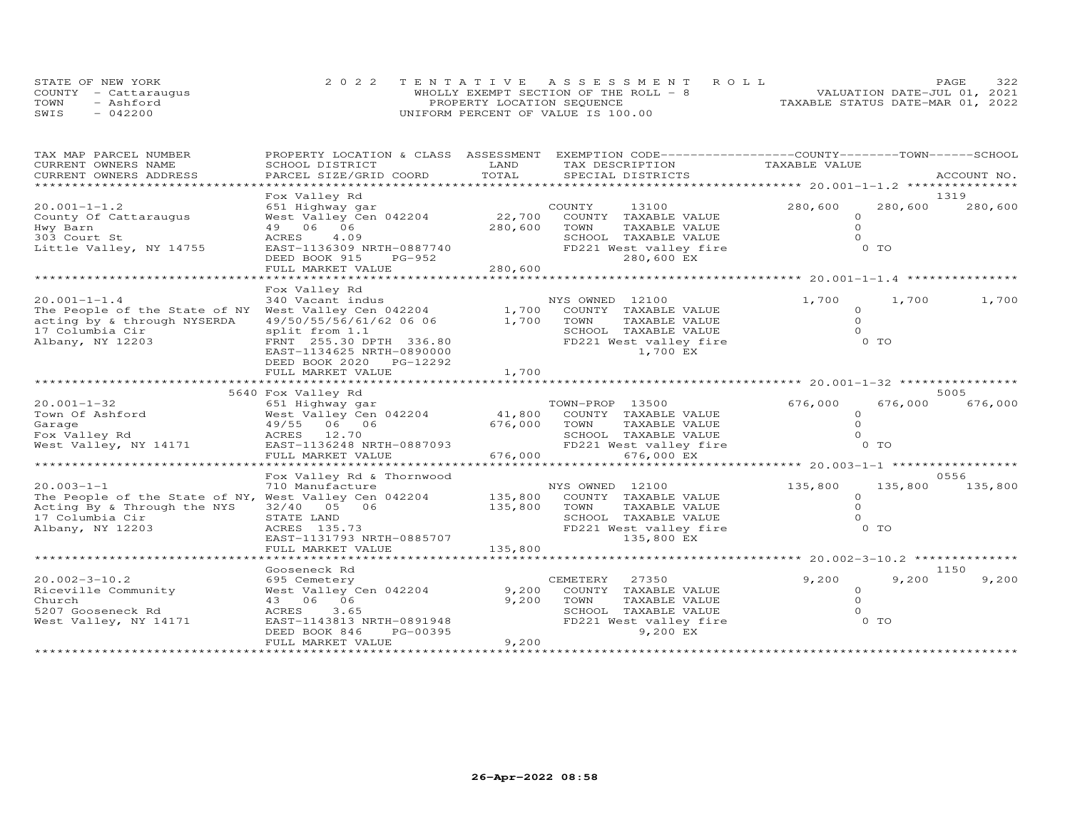STATE OF NEW YORK
COUNTY - Cattaraugus
TOWN - Ashford
SWIS - 042200

2022 TENTATIVE ASSESSMENT ROLL
WHOLLY EXEMPT SECTION OF THE ROLL - 8
PROPERTY LOCATION SEQUENCE
UNIFORM PERCENT OF VALUE IS 100.00

VALUATION DATE-JUL 01, 2021
TAXABLE STATUS DATE-MAR 01, 2022

| TAX MAP PARCEL NUMBER / CURRENT OWNERS NAME / CURRENT OWNERS ADDRESS | PROPERTY LOCATION & CLASS / SCHOOL DISTRICT / PARCEL SIZE/GRID COORD | ASSESSMENT LAND | TOTAL | EXEMPTION CODE / TAX DESCRIPTION / SPECIAL DISTRICTS | COUNTY TAXABLE VALUE | TOWN | SCHOOL / ACCOUNT NO. |
|---|---|---|---|---|---|---|---|
| **20.001-1-1.2** | Fox Valley Rd | | | | | | 1319 |
| County Of Cattaraugus | 651 Highway gar | | | COUNTY 13100 | 280,600 | 280,600 | 280,600 |
| Hwy Barn | West Valley Cen 042204 | 22,700 | | COUNTY TAXABLE VALUE | 0 | | |
| 303 Court St | 49 06 06 | | 280,600 | TOWN TAXABLE VALUE | 0 | | |
| Little Valley, NY 14755 | ACRES 4.09 | | | SCHOOL TAXABLE VALUE | 0 | | |
| | EAST-1136309 NRTH-0887740 | | | FD221 West valley fire | 0 TO | | |
| | DEED BOOK 915 PG-952 | | | 280,600 EX | | | |
| | FULL MARKET VALUE | | 280,600 | | | | |
| **20.001-1-1.4** | Fox Valley Rd | | | | | | |
| The People of the State of NY | 340 Vacant indus | | | NYS OWNED 12100 | 1,700 | 1,700 | 1,700 |
| acting by & through NYSERDA | West Valley Cen 042204 | 1,700 | | COUNTY TAXABLE VALUE | 0 | | |
| 17 Columbia Cir | 49/50/55/56/61/62 06 06 | | 1,700 | TOWN TAXABLE VALUE | 0 | | |
| Albany, NY 12203 | split from 1.1 | | | SCHOOL TAXABLE VALUE | 0 | | |
| | FRNT 255.30 DPTH 336.80 | | | FD221 West valley fire | 0 TO | | |
| | EAST-1134625 NRTH-0890000 | | | 1,700 EX | | | |
| | DEED BOOK 2020 PG-12292 | | | | | | |
| | FULL MARKET VALUE | | 1,700 | | | | |
| **20.001-1-32** | 5640 Fox Valley Rd | | | | | | 5005 |
| Town Of Ashford | 651 Highway gar | | | TOWN-PROP 13500 | 676,000 | 676,000 | 676,000 |
| Garage | West Valley Cen 042204 | 41,800 | | COUNTY TAXABLE VALUE | 0 | | |
| Fox Valley Rd | 49/55 06 06 | | 676,000 | TOWN TAXABLE VALUE | 0 | | |
| West Valley, NY 14171 | ACRES 12.70 | | | SCHOOL TAXABLE VALUE | 0 | | |
| | EAST-1136248 NRTH-0887093 | | | FD221 West valley fire | 0 TO | | |
| | FULL MARKET VALUE | | 676,000 | 676,000 EX | | | |
| **20.003-1-1** | Fox Valley Rd & Thornwood | | | | | | 0556 |
| The People of the State of NY, | 710 Manufacture | | | NYS OWNED 12100 | 135,800 | 135,800 | 135,800 |
| Acting By & Through the NYS | West Valley Cen 042204 | 135,800 | | COUNTY TAXABLE VALUE | 0 | | |
| 17 Columbia Cir | 32/40 05 06 | | 135,800 | TOWN TAXABLE VALUE | 0 | | |
| Albany, NY 12203 | STATE LAND | | | SCHOOL TAXABLE VALUE | 0 | | |
| | ACRES 135.73 | | | FD221 West valley fire | 0 TO | | |
| | EAST-1131793 NRTH-0885707 | | | 135,800 EX | | | |
| | FULL MARKET VALUE | | 135,800 | | | | |
| **20.002-3-10.2** | Gooseneck Rd | | | | | | 1150 |
| Riceville Community | 695 Cemetery | | | CEMETERY 27350 | 9,200 | 9,200 | 9,200 |
| Church | West Valley Cen 042204 | 9,200 | | COUNTY TAXABLE VALUE | 0 | | |
| 5207 Gooseneck Rd | 43 06 06 | | 9,200 | TOWN TAXABLE VALUE | 0 | | |
| West Valley, NY 14171 | ACRES 3.65 | | | SCHOOL TAXABLE VALUE | 0 | | |
| | EAST-1143813 NRTH-0891948 | | | FD221 West valley fire | 0 TO | | |
| | DEED BOOK 846 PG-00395 | | | 9,200 EX | | | |
| | FULL MARKET VALUE | | 9,200 | | | | |

26-Apr-2022 08:58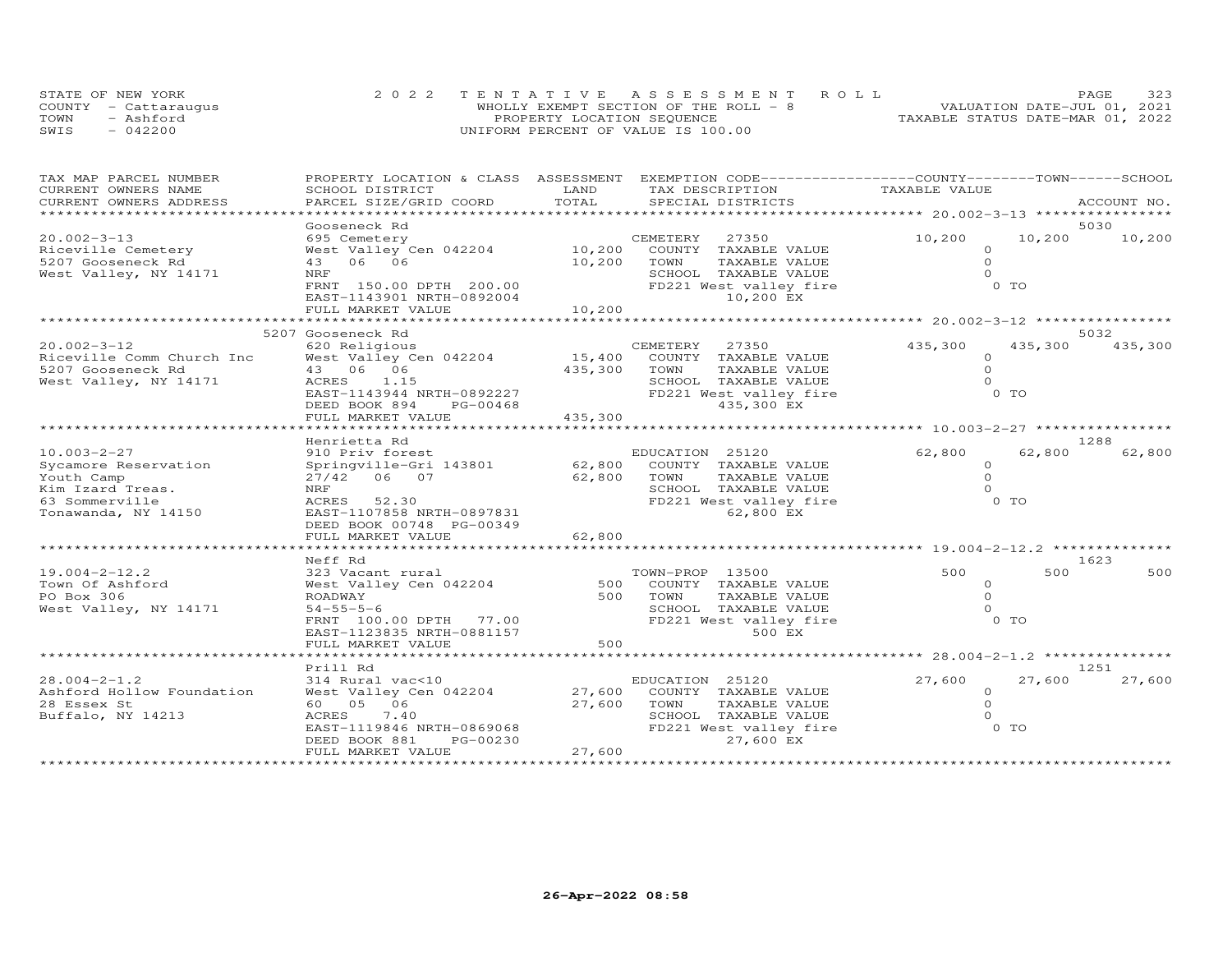STATE OF NEW YORK
COUNTY - Cattaraugus
TOWN - Ashford
SWIS - 042200

2022 TENTATIVE ASSESSMENT ROLL
WHOLLY EXEMPT SECTION OF THE ROLL - 8
PROPERTY LOCATION SEQUENCE
UNIFORM PERCENT OF VALUE IS 100.00

VALUATION DATE-JUL 01, 2021
TAXABLE STATUS DATE-MAR 01, 2022

| TAX MAP PARCEL NUMBER / CURRENT OWNERS NAME / CURRENT OWNERS ADDRESS | PROPERTY LOCATION & CLASS / SCHOOL DISTRICT / PARCEL SIZE/GRID COORD | ASSESSMENT LAND / TOTAL | EXEMPTION CODE / TAX DESCRIPTION / SPECIAL DISTRICTS | COUNTY | TOWN | SCHOOL | ACCOUNT NO. |
|---|---|---|---|---|---|---|---|
| **20.002-3-13** | Gooseneck Rd | | | | | | 5030 |
| 20.002-3-13 | 695 Cemetery | | CEMETERY 27350 | 10,200 | 10,200 | 10,200 | |
| Riceville Cemetery | West Valley Cen 042204 | 10,200 | COUNTY TAXABLE VALUE | 0 | | | |
| 5207 Gooseneck Rd | 43 06 06 | 10,200 | TOWN TAXABLE VALUE | | 0 | | |
| West Valley, NY 14171 | NRF | | SCHOOL TAXABLE VALUE | | | 0 | |
| | FRNT 150.00 DPTH 200.00 | | FD221 West valley fire | 0 TO | | | |
| | EAST-1143901 NRTH-0892004 | | 10,200 EX | | | | |
| | FULL MARKET VALUE | 10,200 | | | | | |
| **20.002-3-12** | 5207 Gooseneck Rd | | | | | | 5032 |
| 20.002-3-12 | 620 Religious | | CEMETERY 27350 | 435,300 | 435,300 | 435,300 | |
| Riceville Comm Church Inc | West Valley Cen 042204 | 15,400 | COUNTY TAXABLE VALUE | 0 | | | |
| 5207 Gooseneck Rd | 43 06 06 | 435,300 | TOWN TAXABLE VALUE | | 0 | | |
| West Valley, NY 14171 | ACRES 1.15 | | SCHOOL TAXABLE VALUE | | | 0 | |
| | EAST-1143944 NRTH-0892227 | | FD221 West valley fire | 0 TO | | | |
| | DEED BOOK 894 PG-00468 | | 435,300 EX | | | | |
| | FULL MARKET VALUE | 435,300 | | | | | |
| **10.003-2-27** | Henrietta Rd | | | | | | 1288 |
| 10.003-2-27 | 910 Priv forest | | EDUCATION 25120 | 62,800 | 62,800 | 62,800 | |
| Sycamore Reservation | Springville-Gri 143801 | 62,800 | COUNTY TAXABLE VALUE | 0 | | | |
| Youth Camp | 27/42 06 07 | 62,800 | TOWN TAXABLE VALUE | | 0 | | |
| Kim Izard Treas. | NRF | | SCHOOL TAXABLE VALUE | | | 0 | |
| 63 Sommerville | ACRES 52.30 | | FD221 West valley fire | 0 TO | | | |
| Tonawanda, NY 14150 | EAST-1107858 NRTH-0897831 | | 62,800 EX | | | | |
| | DEED BOOK 00748 PG-00349 | | | | | | |
| | FULL MARKET VALUE | 62,800 | | | | | |
| **19.004-2-12.2** | Neff Rd | | | | | | 1623 |
| 19.004-2-12.2 | 323 Vacant rural | | TOWN-PROP 13500 | 500 | 500 | 500 | |
| Town Of Ashford | West Valley Cen 042204 | 500 | COUNTY TAXABLE VALUE | 0 | | | |
| PO Box 306 | ROADWAY | 500 | TOWN TAXABLE VALUE | | 0 | | |
| West Valley, NY 14171 | 54-55-5-6 | | SCHOOL TAXABLE VALUE | | | 0 | |
| | FRNT 100.00 DPTH 77.00 | | FD221 West valley fire | 0 TO | | | |
| | EAST-1123835 NRTH-0881157 | | 500 EX | | | | |
| | FULL MARKET VALUE | 500 | | | | | |
| **28.004-2-1.2** | Prill Rd | | | | | | 1251 |
| 28.004-2-1.2 | 314 Rural vac<10 | | EDUCATION 25120 | 27,600 | 27,600 | 27,600 | |
| Ashford Hollow Foundation | West Valley Cen 042204 | 27,600 | COUNTY TAXABLE VALUE | 0 | | | |
| 28 Essex St | 60 05 06 | 27,600 | TOWN TAXABLE VALUE | | 0 | | |
| Buffalo, NY 14213 | ACRES 7.40 | | SCHOOL TAXABLE VALUE | | | 0 | |
| | EAST-1119846 NRTH-0869068 | | FD221 West valley fire | 0 TO | | | |
| | DEED BOOK 881 PG-00230 | | 27,600 EX | | | | |
| | FULL MARKET VALUE | 27,600 | | | | | |

26-Apr-2022 08:58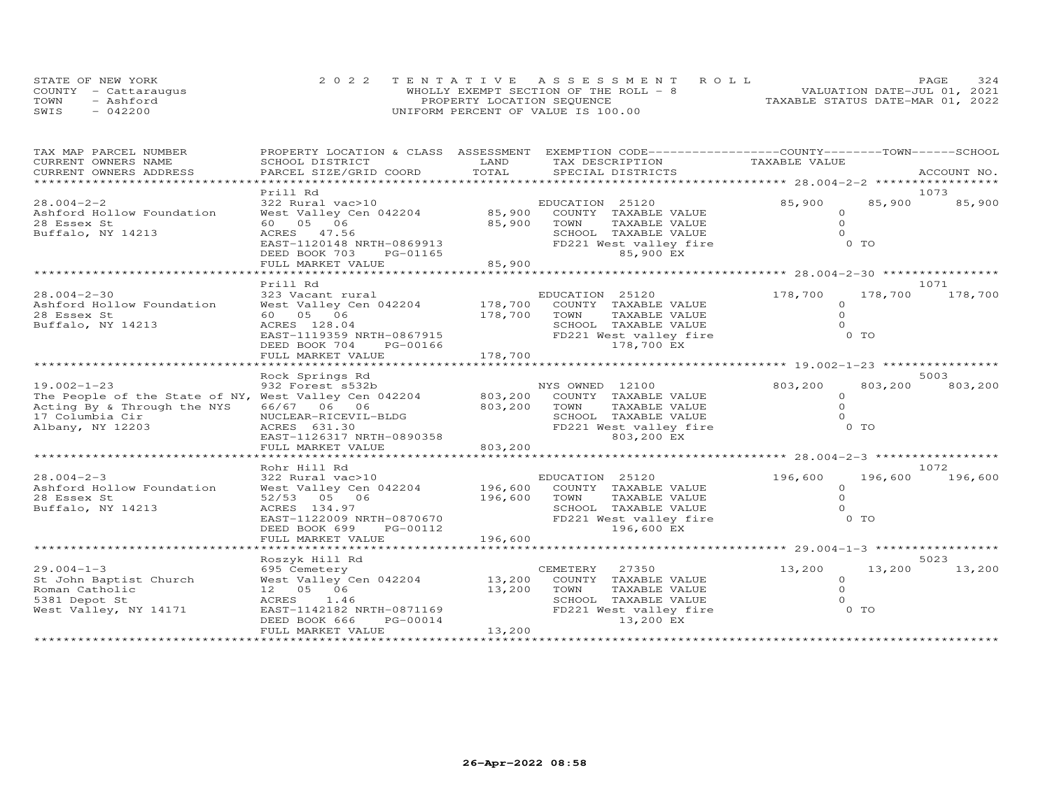STATE OF NEW YORK
COUNTY - Cattaraugus
TOWN - Ashford
SWIS - 042200

2022 TENTATIVE ASSESSMENT ROLL
WHOLLY EXEMPT SECTION OF THE ROLL - 8
PROPERTY LOCATION SEQUENCE
UNIFORM PERCENT OF VALUE IS 100.00

VALUATION DATE-JUL 01, 2021
TAXABLE STATUS DATE-MAR 01, 2022

| TAX MAP PARCEL NUMBER / CURRENT OWNERS NAME / CURRENT OWNERS ADDRESS | PROPERTY LOCATION & CLASS / SCHOOL DISTRICT / PARCEL SIZE/GRID COORD | ASSESSMENT LAND | TOTAL | EXEMPTION CODE / TAX DESCRIPTION / SPECIAL DISTRICTS | COUNTY TAXABLE VALUE | TOWN | SCHOOL / ACCOUNT NO. |
|---|---|---|---|---|---|---|---|
| 28.004-2-2 | Prill Rd | | | | | | 1073 |
| 28.004-2-2 | 322 Rural vac>10 | | | EDUCATION 25120 | 85,900 | 85,900 | 85,900 |
| Ashford Hollow Foundation | West Valley Cen 042204 | 85,900 | | COUNTY TAXABLE VALUE | 0 | | |
| 28 Essex St | 60 05 06 | | 85,900 | TOWN TAXABLE VALUE | 0 | | |
| Buffalo, NY 14213 | ACRES 47.56 | | | SCHOOL TAXABLE VALUE | 0 | | |
| | EAST-1120148 NRTH-0869913 | | | FD221 West valley fire | 0 TO | | |
| | DEED BOOK 703 PG-01165 | | | 85,900 EX | | | |
| | FULL MARKET VALUE | | 85,900 | | | | |
| 28.004-2-30 | Prill Rd | | | | | | 1071 |
| 28.004-2-30 | 323 Vacant rural | | | EDUCATION 25120 | 178,700 | 178,700 | 178,700 |
| Ashford Hollow Foundation | West Valley Cen 042204 | 178,700 | | COUNTY TAXABLE VALUE | 0 | | |
| 28 Essex St | 60 05 06 | | 178,700 | TOWN TAXABLE VALUE | 0 | | |
| Buffalo, NY 14213 | ACRES 128.04 | | | SCHOOL TAXABLE VALUE | 0 | | |
| | EAST-1119359 NRTH-0867915 | | | FD221 West valley fire | 0 TO | | |
| | DEED BOOK 704 PG-00166 | | | 178,700 EX | | | |
| | FULL MARKET VALUE | | 178,700 | | | | |
| 19.002-1-23 | Rock Springs Rd | | | | | | 5003 |
| 19.002-1-23 | 932 Forest s532b | | | NYS OWNED 12100 | 803,200 | 803,200 | 803,200 |
| The People of the State of NY, | West Valley Cen 042204 | 803,200 | | COUNTY TAXABLE VALUE | 0 | | |
| Acting By & Through the NYS | 66/67 06 06 | | 803,200 | TOWN TAXABLE VALUE | 0 | | |
| 17 Columbia Cir | NUCLEAR-RICEVIL-BLDG | | | SCHOOL TAXABLE VALUE | 0 | | |
| Albany, NY 12203 | ACRES 631.30 | | | FD221 West valley fire | 0 TO | | |
| | EAST-1126317 NRTH-0890358 | | | 803,200 EX | | | |
| | FULL MARKET VALUE | | 803,200 | | | | |
| 28.004-2-3 | Rohr Hill Rd | | | | | | 1072 |
| 28.004-2-3 | 322 Rural vac>10 | | | EDUCATION 25120 | 196,600 | 196,600 | 196,600 |
| Ashford Hollow Foundation | West Valley Cen 042204 | 196,600 | | COUNTY TAXABLE VALUE | 0 | | |
| 28 Essex St | 52/53 05 06 | | 196,600 | TOWN TAXABLE VALUE | 0 | | |
| Buffalo, NY 14213 | ACRES 134.97 | | | SCHOOL TAXABLE VALUE | 0 | | |
| | EAST-1122009 NRTH-0870670 | | | FD221 West valley fire | 0 TO | | |
| | DEED BOOK 699 PG-00112 | | | 196,600 EX | | | |
| | FULL MARKET VALUE | | 196,600 | | | | |
| 29.004-1-3 | Roszyk Hill Rd | | | | | | 5023 |
| 29.004-1-3 | 695 Cemetery | | | CEMETERY 27350 | 13,200 | 13,200 | 13,200 |
| St John Baptist Church | West Valley Cen 042204 | 13,200 | | COUNTY TAXABLE VALUE | 0 | | |
| Roman Catholic | 12 05 06 | | 13,200 | TOWN TAXABLE VALUE | 0 | | |
| 5381 Depot St | ACRES 1.46 | | | SCHOOL TAXABLE VALUE | 0 | | |
| West Valley, NY 14171 | EAST-1142182 NRTH-0871169 | | | FD221 West valley fire | 0 TO | | |
| | DEED BOOK 666 PG-00014 | | | 13,200 EX | | | |
| | FULL MARKET VALUE | | 13,200 | | | | |

26-Apr-2022 08:58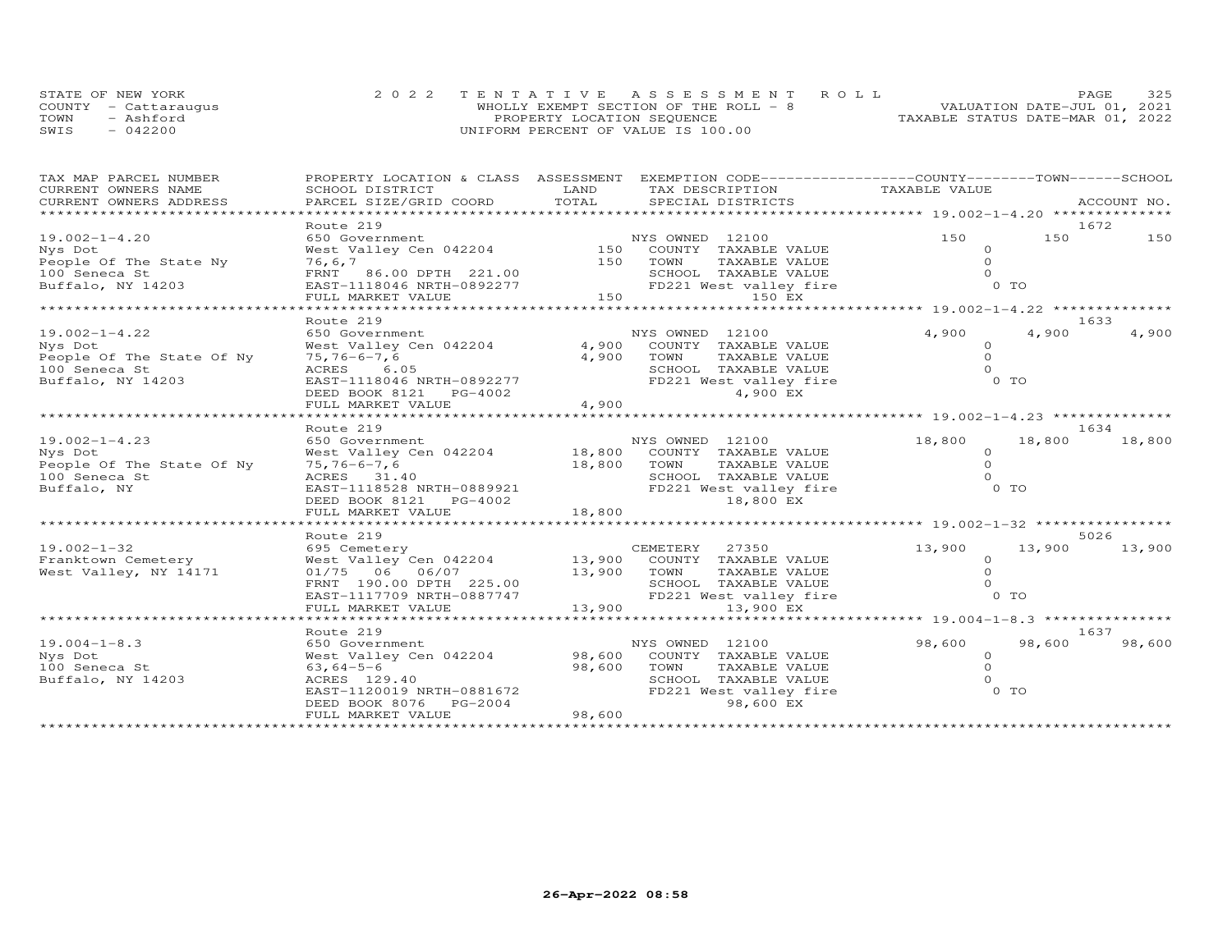STATE OF NEW YORK
COUNTY - Cattaraugus
TOWN - Ashford
SWIS - 042200

2022 TENTATIVE ASSESSMENT ROLL
WHOLLY EXEMPT SECTION OF THE ROLL - 8
PROPERTY LOCATION SEQUENCE
UNIFORM PERCENT OF VALUE IS 100.00

VALUATION DATE-JUL 01, 2021
TAXABLE STATUS DATE-MAR 01, 2022

| TAX MAP PARCEL NUMBER<br>CURRENT OWNERS NAME<br>CURRENT OWNERS ADDRESS | PROPERTY LOCATION & CLASS<br>SCHOOL DISTRICT<br>PARCEL SIZE/GRID COORD | ASSESSMENT<br>LAND<br>TOTAL | EXEMPTION CODE<br>TAX DESCRIPTION<br>SPECIAL DISTRICTS | COUNTY<br>TAXABLE VALUE | TOWN | SCHOOL<br>ACCOUNT NO. |
|---|---|---|---|---|---|---|
| **19.002-1-4.20** | Route 219 | | | | | 1672 |
| 19.002-1-4.20 | 650 Government | | NYS OWNED 12100 | 150 | 150 | 150 |
| Nys Dot | West Valley Cen 042204 | 150 | COUNTY TAXABLE VALUE | 0 | | |
| People Of The State Ny | 76,6,7 | 150 | TOWN TAXABLE VALUE | 0 | | |
| 100 Seneca St | FRNT 86.00 DPTH 221.00 | | SCHOOL TAXABLE VALUE | 0 | | |
| Buffalo, NY 14203 | EAST-1118046 NRTH-0892277 | | FD221 West valley fire | 0 TO | | |
| | FULL MARKET VALUE | 150 | 150 EX | | | |
| **19.002-1-4.22** | Route 219 | | | | | 1633 |
| 19.002-1-4.22 | 650 Government | | NYS OWNED 12100 | 4,900 | 4,900 | 4,900 |
| Nys Dot | West Valley Cen 042204 | 4,900 | COUNTY TAXABLE VALUE | 0 | | |
| People Of The State Of Ny | 75,76-6-7,6 | 4,900 | TOWN TAXABLE VALUE | 0 | | |
| 100 Seneca St | ACRES 6.05 | | SCHOOL TAXABLE VALUE | 0 | | |
| Buffalo, NY 14203 | EAST-1118046 NRTH-0892277 | | FD221 West valley fire | 0 TO | | |
| | DEED BOOK 8121 PG-4002 | | 4,900 EX | | | |
| | FULL MARKET VALUE | 4,900 | | | | |
| **19.002-1-4.23** | Route 219 | | | | | 1634 |
| 19.002-1-4.23 | 650 Government | | NYS OWNED 12100 | 18,800 | 18,800 | 18,800 |
| Nys Dot | West Valley Cen 042204 | 18,800 | COUNTY TAXABLE VALUE | 0 | | |
| People Of The State Of Ny | 75,76-6-7,6 | 18,800 | TOWN TAXABLE VALUE | 0 | | |
| 100 Seneca St | ACRES 31.40 | | SCHOOL TAXABLE VALUE | 0 | | |
| Buffalo, NY | EAST-1118528 NRTH-0889921 | | FD221 West valley fire | 0 TO | | |
| | DEED BOOK 8121 PG-4002 | | 18,800 EX | | | |
| | FULL MARKET VALUE | 18,800 | | | | |
| **19.002-1-32** | Route 219 | | | | | 5026 |
| 19.002-1-32 | 695 Cemetery | | CEMETERY 27350 | 13,900 | 13,900 | 13,900 |
| Franktown Cemetery | West Valley Cen 042204 | 13,900 | COUNTY TAXABLE VALUE | 0 | | |
| West Valley, NY 14171 | 01/75 06 06/07 | 13,900 | TOWN TAXABLE VALUE | 0 | | |
| | FRNT 190.00 DPTH 225.00 | | SCHOOL TAXABLE VALUE | 0 | | |
| | EAST-1117709 NRTH-0887747 | | FD221 West valley fire | 0 TO | | |
| | FULL MARKET VALUE | 13,900 | 13,900 EX | | | |
| **19.004-1-8.3** | Route 219 | | | | | 1637 |
| 19.004-1-8.3 | 650 Government | | NYS OWNED 12100 | 98,600 | 98,600 | 98,600 |
| Nys Dot | West Valley Cen 042204 | 98,600 | COUNTY TAXABLE VALUE | 0 | | |
| 100 Seneca St | 63,64-5-6 | 98,600 | TOWN TAXABLE VALUE | 0 | | |
| Buffalo, NY 14203 | ACRES 129.40 | | SCHOOL TAXABLE VALUE | 0 | | |
| | EAST-1120019 NRTH-0881672 | | FD221 West valley fire | 0 TO | | |
| | DEED BOOK 8076 PG-2004 | | 98,600 EX | | | |
| | FULL MARKET VALUE | 98,600 | | | | |

26-Apr-2022 08:58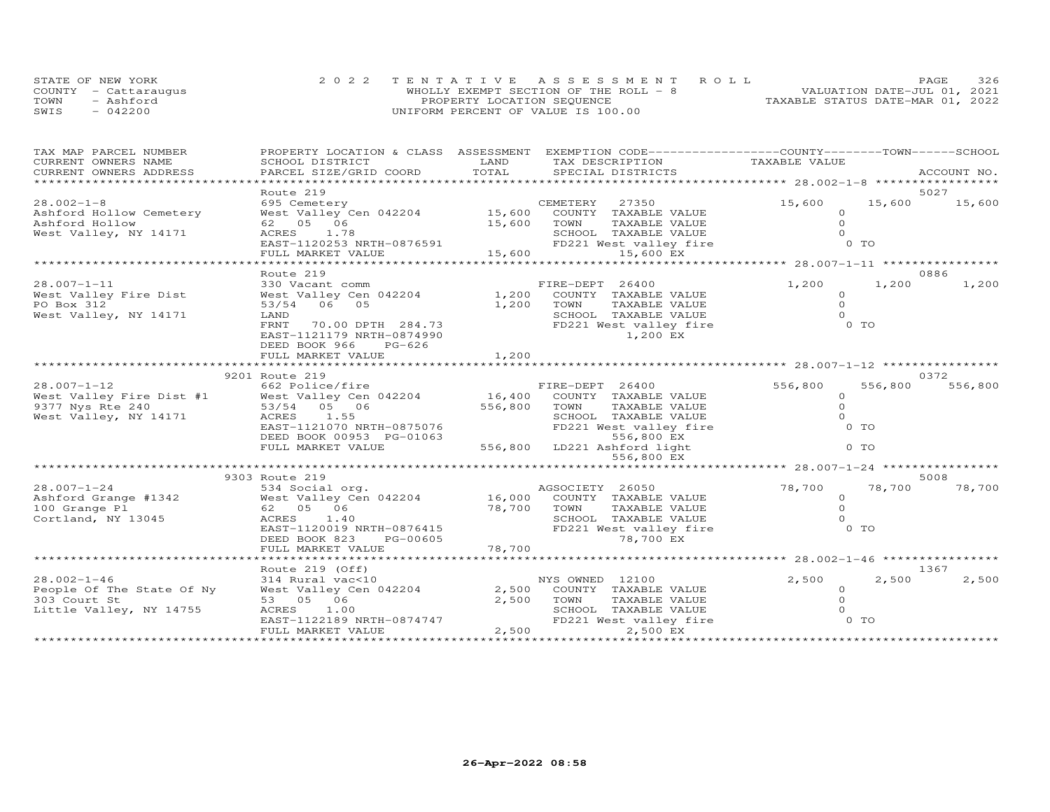STATE OF NEW YORK
COUNTY - Cattaraugus
TOWN - Ashford
SWIS - 042200

2022 TENTATIVE ASSESSMENT ROLL
WHOLLY EXEMPT SECTION OF THE ROLL - 8
PROPERTY LOCATION SEQUENCE
UNIFORM PERCENT OF VALUE IS 100.00

VALUATION DATE-JUL 01, 2021
TAXABLE STATUS DATE-MAR 01, 2022

| TAX MAP PARCEL NUMBER / CURRENT OWNERS NAME / CURRENT OWNERS ADDRESS | PROPERTY LOCATION & CLASS / SCHOOL DISTRICT / PARCEL SIZE/GRID COORD | ASSESSMENT LAND | TOTAL | EXEMPTION CODE / TAX DESCRIPTION / SPECIAL DISTRICTS | COUNTY TAXABLE VALUE | TOWN | SCHOOL | ACCOUNT NO. |
|---|---|---|---|---|---|---|---|---|
| 28.002-1-8 | Route 219 | | | | | | | 5027 |
| Ashford Hollow Cemetery | 695 Cemetery | | | CEMETERY 27350 | 15,600 | 15,600 | 15,600 | |
| Ashford Hollow | West Valley Cen 042204 | 15,600 | | COUNTY TAXABLE VALUE | 0 | | | |
| West Valley, NY 14171 | 62 05 06 | | 15,600 | TOWN TAXABLE VALUE | 0 | | | |
| | ACRES 1.78 | | | SCHOOL TAXABLE VALUE | 0 | | | |
| | EAST-1120253 NRTH-0876591 | | | FD221 West valley fire | 0 TO | | | |
| | FULL MARKET VALUE | | 15,600 | 15,600 EX | | | | |
| 28.007-1-11 | Route 219 | | | | | | | 0886 |
| West Valley Fire Dist | 330 Vacant comm | | | FIRE-DEPT 26400 | 1,200 | 1,200 | 1,200 | |
| PO Box 312 | West Valley Cen 042204 | 1,200 | | COUNTY TAXABLE VALUE | 0 | | | |
| West Valley, NY 14171 | 53/54 06 05 | | 1,200 | TOWN TAXABLE VALUE | 0 | | | |
| | LAND | | | SCHOOL TAXABLE VALUE | 0 | | | |
| | FRNT 70.00 DPTH 284.73 | | | FD221 West valley fire | 0 TO | | | |
| | EAST-1121179 NRTH-0874990 | | | 1,200 EX | | | | |
| | DEED BOOK 966 PG-626 | | | | | | | |
| | FULL MARKET VALUE | | 1,200 | | | | | |
| 28.007-1-12 | 9201 Route 219 | | | | | | | 0372 |
| West Valley Fire Dist #1 | 662 Police/fire | | | FIRE-DEPT 26400 | 556,800 | 556,800 | 556,800 | |
| 9377 Nys Rte 240 | West Valley Cen 042204 | 16,400 | | COUNTY TAXABLE VALUE | 0 | | | |
| West Valley, NY 14171 | 53/54 05 06 | | 556,800 | TOWN TAXABLE VALUE | 0 | | | |
| | ACRES 1.55 | | | SCHOOL TAXABLE VALUE | 0 | | | |
| | EAST-1121070 NRTH-0875076 | | | FD221 West valley fire | 0 TO | | | |
| | DEED BOOK 00953 PG-01063 | | | 556,800 EX | | | | |
| | FULL MARKET VALUE | | 556,800 | LD221 Ashford light | 0 TO | | | |
| | | | | 556,800 EX | | | | |
| 28.007-1-24 | 9303 Route 219 | | | | | | | 5008 |
| Ashford Grange #1342 | 534 Social org. | | | AGSOCIETY 26050 | 78,700 | 78,700 | 78,700 | |
| 100 Grange Pl | West Valley Cen 042204 | 16,000 | | COUNTY TAXABLE VALUE | 0 | | | |
| Cortland, NY 13045 | 62 05 06 | | 78,700 | TOWN TAXABLE VALUE | 0 | | | |
| | ACRES 1.40 | | | SCHOOL TAXABLE VALUE | 0 | | | |
| | EAST-1120019 NRTH-0876415 | | | FD221 West valley fire | 0 TO | | | |
| | DEED BOOK 823 PG-00605 | | | 78,700 EX | | | | |
| | FULL MARKET VALUE | | 78,700 | | | | | |
| 28.002-1-46 | Route 219 (Off) | | | | | | | 1367 |
| People Of The State Of Ny | 314 Rural vac<10 | | | NYS OWNED 12100 | 2,500 | 2,500 | 2,500 | |
| 303 Court St | West Valley Cen 042204 | 2,500 | | COUNTY TAXABLE VALUE | 0 | | | |
| Little Valley, NY 14755 | 53 05 06 | | 2,500 | TOWN TAXABLE VALUE | 0 | | | |
| | ACRES 1.00 | | | SCHOOL TAXABLE VALUE | 0 | | | |
| | EAST-1122189 NRTH-0874747 | | | FD221 West valley fire | 0 TO | | | |
| | FULL MARKET VALUE | | 2,500 | 2,500 EX | | | | |

26-Apr-2022 08:58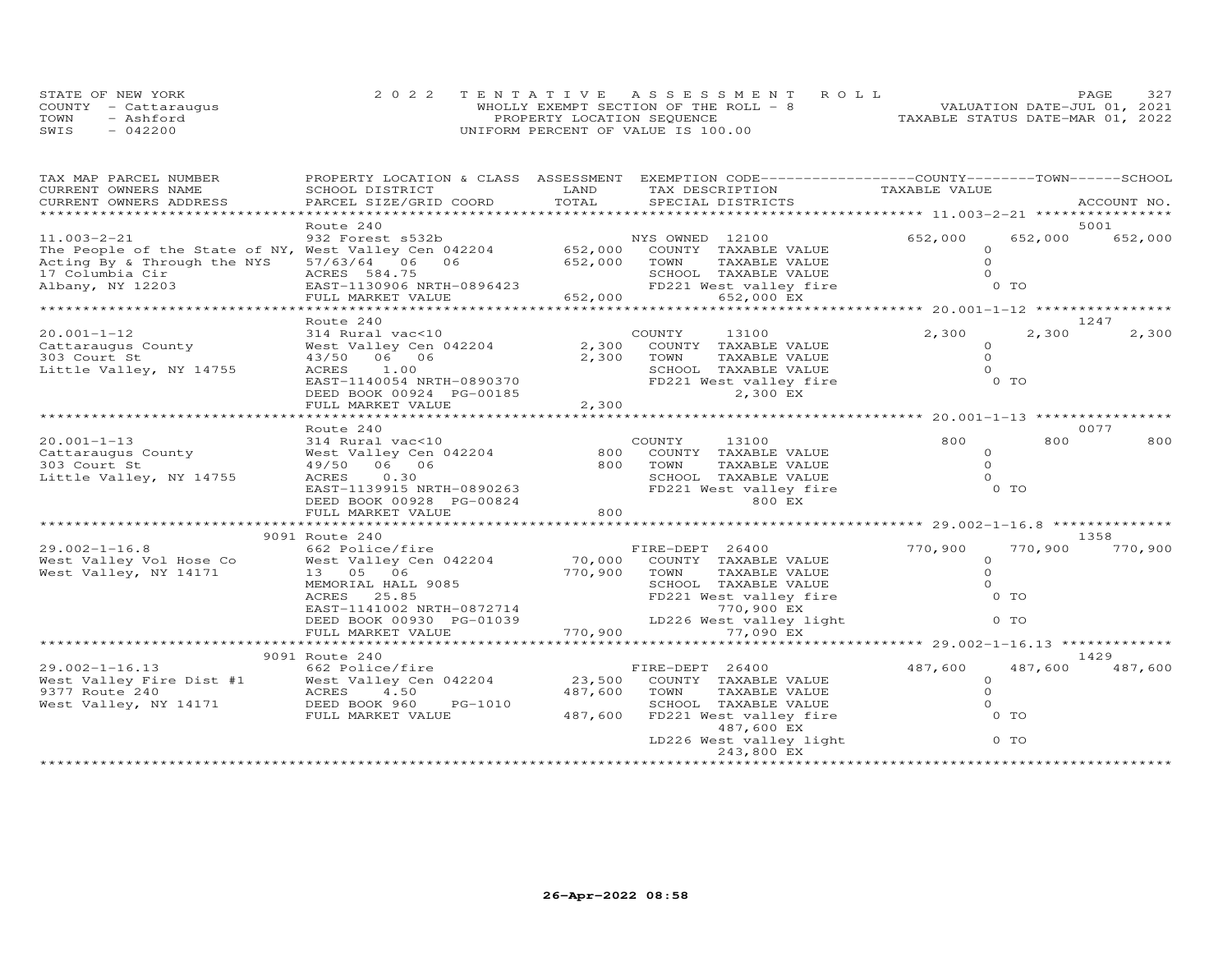STATE OF NEW YORK
COUNTY - Cattaraugus
TOWN - Ashford
SWIS - 042200

2022 TENTATIVE ASSESSMENT ROLL
WHOLLY EXEMPT SECTION OF THE ROLL - 8
PROPERTY LOCATION SEQUENCE
UNIFORM PERCENT OF VALUE IS 100.00

VALUATION DATE-JUL 01, 2021
TAXABLE STATUS DATE-MAR 01, 2022

| TAX MAP PARCEL NUMBER / CURRENT OWNERS NAME / CURRENT OWNERS ADDRESS | PROPERTY LOCATION & CLASS / SCHOOL DISTRICT / PARCEL SIZE/GRID COORD | ASSESSMENT LAND / TOTAL | EXEMPTION CODE / TAX DESCRIPTION / SPECIAL DISTRICTS | COUNTY TAXABLE VALUE | TOWN | SCHOOL | ACCOUNT NO. |
|---|---|---|---|---|---|---|---|
| **11.003-2-21** | Route 240 | | | | | | 5001 |
| 11.003-2-21 | 932 Forest s532b | | NYS OWNED 12100 | 652,000 | 652,000 | 652,000 | |
| The People of the State of NY, | West Valley Cen 042204 | 652,000 | COUNTY TAXABLE VALUE | 0 | | | |
| Acting By & Through the NYS | 57/63/64 06 06 | 652,000 | TOWN TAXABLE VALUE | 0 | | | |
| 17 Columbia Cir | ACRES 584.75 | | SCHOOL TAXABLE VALUE | 0 | | | |
| Albany, NY 12203 | EAST-1130906 NRTH-0896423 | | FD221 West valley fire | 0 TO | | | |
| | FULL MARKET VALUE | 652,000 | 652,000 EX | | | | |
| **20.001-1-12** | Route 240 | | | | | | 1247 |
| 20.001-1-12 | 314 Rural vac<10 | | COUNTY 13100 | 2,300 | 2,300 | 2,300 | |
| Cattaraugus County | West Valley Cen 042204 | 2,300 | COUNTY TAXABLE VALUE | 0 | | | |
| 303 Court St | 43/50 06 06 | 2,300 | TOWN TAXABLE VALUE | 0 | | | |
| Little Valley, NY 14755 | ACRES 1.00 | | SCHOOL TAXABLE VALUE | 0 | | | |
| | EAST-1140054 NRTH-0890370 | | FD221 West valley fire | 0 TO | | | |
| | DEED BOOK 00924 PG-00185 | | 2,300 EX | | | | |
| | FULL MARKET VALUE | 2,300 | | | | | |
| **20.001-1-13** | Route 240 | | | | | | 0077 |
| 20.001-1-13 | 314 Rural vac<10 | | COUNTY 13100 | 800 | 800 | 800 | |
| Cattaraugus County | West Valley Cen 042204 | 800 | COUNTY TAXABLE VALUE | 0 | | | |
| 303 Court St | 49/50 06 06 | 800 | TOWN TAXABLE VALUE | 0 | | | |
| Little Valley, NY 14755 | ACRES 0.30 | | SCHOOL TAXABLE VALUE | 0 | | | |
| | EAST-1139915 NRTH-0890263 | | FD221 West valley fire | 0 TO | | | |
| | DEED BOOK 00928 PG-00824 | | 800 EX | | | | |
| | FULL MARKET VALUE | 800 | | | | | |
| **29.002-1-16.8** | 9091 Route 240 | | | | | | 1358 |
| 29.002-1-16.8 | 662 Police/fire | | FIRE-DEPT 26400 | 770,900 | 770,900 | 770,900 | |
| West Valley Vol Hose Co | West Valley Cen 042204 | 70,000 | COUNTY TAXABLE VALUE | 0 | | | |
| West Valley, NY 14171 | 13 05 06 | 770,900 | TOWN TAXABLE VALUE | 0 | | | |
| | MEMORIAL HALL 9085 | | SCHOOL TAXABLE VALUE | 0 | | | |
| | ACRES 25.85 | | FD221 West valley fire | 0 TO | | | |
| | EAST-1141002 NRTH-0872714 | | 770,900 EX | | | | |
| | DEED BOOK 00930 PG-01039 | | LD226 West valley light | 0 TO | | | |
| | FULL MARKET VALUE | 770,900 | 77,090 EX | | | | |
| **29.002-1-16.13** | 9091 Route 240 | | | | | | 1429 |
| 29.002-1-16.13 | 662 Police/fire | | FIRE-DEPT 26400 | 487,600 | 487,600 | 487,600 | |
| West Valley Fire Dist #1 | West Valley Cen 042204 | 23,500 | COUNTY TAXABLE VALUE | 0 | | | |
| 9377 Route 240 | ACRES 4.50 | 487,600 | TOWN TAXABLE VALUE | 0 | | | |
| West Valley, NY 14171 | DEED BOOK 960 PG-1010 | | SCHOOL TAXABLE VALUE | 0 | | | |
| | FULL MARKET VALUE | 487,600 | FD221 West valley fire | 0 TO | | | |
| | | | 487,600 EX | | | | |
| | | | LD226 West valley light | 0 TO | | | |
| | | | 243,800 EX | | | | |

26-Apr-2022 08:58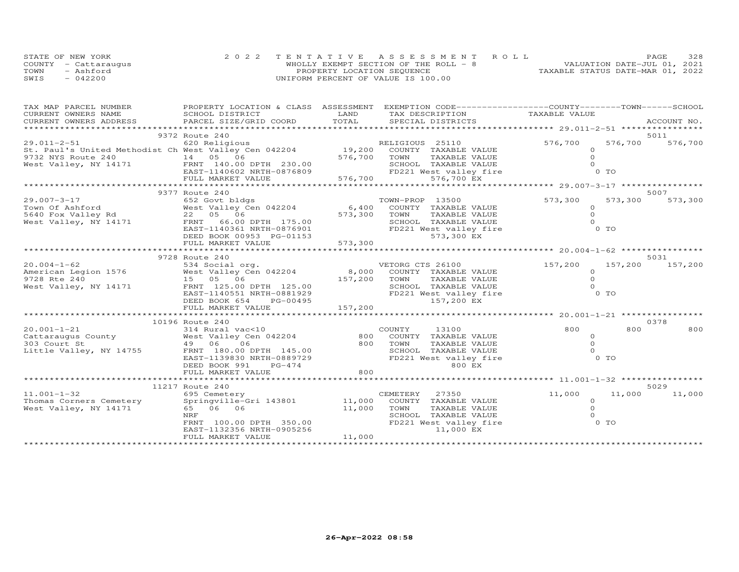STATE OF NEW YORK
COUNTY - Cattaraugus
TOWN - Ashford
SWIS - 042200

2022 TENTATIVE ASSESSMENT ROLL
WHOLLY EXEMPT SECTION OF THE ROLL - 8
PROPERTY LOCATION SEQUENCE
UNIFORM PERCENT OF VALUE IS 100.00

VALUATION DATE-JUL 01, 2021
TAXABLE STATUS DATE-MAR 01, 2022

| TAX MAP PARCEL NUMBER / CURRENT OWNERS NAME / CURRENT OWNERS ADDRESS | PROPERTY LOCATION & CLASS / SCHOOL DISTRICT / PARCEL SIZE/GRID COORD | ASSESSMENT LAND | TOTAL | EXEMPTION CODE / TAX DESCRIPTION / SPECIAL DISTRICTS | COUNTY TAXABLE VALUE | TOWN | SCHOOL | ACCOUNT NO. |
|---|---|---|---|---|---|---|---|---|
| 29.011-2-51 | 9372 Route 240 | | | | | | | 5011 |
| St. Paul's United Methodist Ch | 620 Religious | | | RELIGIOUS 25110 | 576,700 | 576,700 | 576,700 | |
| 9732 NYS Route 240 | West Valley Cen 042204 | 19,200 | | COUNTY TAXABLE VALUE | 0 | | | |
| West Valley, NY 14171 | 14 05 06 | | 576,700 | TOWN TAXABLE VALUE | 0 | | | |
| | FRNT 140.00 DPTH 230.00 | | | SCHOOL TAXABLE VALUE | 0 | | | |
| | EAST-1140602 NRTH-0876809 | | | FD221 West valley fire | 0 TO | | | |
| | FULL MARKET VALUE | | 576,700 | 576,700 EX | | | | |
| 29.007-3-17 | 9377 Route 240 | | | | | | | 5007 |
| Town Of Ashford | 652 Govt bldgs | | | TOWN-PROP 13500 | 573,300 | 573,300 | 573,300 | |
| 5640 Fox Valley Rd | West Valley Cen 042204 | 6,400 | | COUNTY TAXABLE VALUE | 0 | | | |
| West Valley, NY 14171 | 22 05 06 | | 573,300 | TOWN TAXABLE VALUE | 0 | | | |
| | FRNT 66.00 DPTH 175.00 | | | SCHOOL TAXABLE VALUE | 0 | | | |
| | EAST-1140361 NRTH-0876901 | | | FD221 West valley fire | 0 TO | | | |
| | DEED BOOK 00953 PG-01153 | | | 573,300 EX | | | | |
| | FULL MARKET VALUE | | 573,300 | | | | | |
| 20.004-1-62 | 9728 Route 240 | | | | | | | 5031 |
| American Legion 1576 | 534 Social org. | | | VETORG CTS 26100 | 157,200 | 157,200 | 157,200 | |
| 9728 Rte 240 | West Valley Cen 042204 | 8,000 | | COUNTY TAXABLE VALUE | 0 | | | |
| West Valley, NY 14171 | 15 05 06 | | 157,200 | TOWN TAXABLE VALUE | 0 | | | |
| | FRNT 125.00 DPTH 125.00 | | | SCHOOL TAXABLE VALUE | 0 | | | |
| | EAST-1140551 NRTH-0881929 | | | FD221 West valley fire | 0 TO | | | |
| | DEED BOOK 654 PG-00495 | | | 157,200 EX | | | | |
| | FULL MARKET VALUE | | 157,200 | | | | | |
| 20.001-1-21 | 10196 Route 240 | | | | | | | 0378 |
| Cattaraugus County | 314 Rural vac<10 | | | COUNTY 13100 | 800 | 800 | 800 | |
| 303 Court St | West Valley Cen 042204 | 800 | | COUNTY TAXABLE VALUE | 0 | | | |
| Little Valley, NY 14755 | 49 06 06 | | 800 | TOWN TAXABLE VALUE | 0 | | | |
| | FRNT 180.00 DPTH 145.00 | | | SCHOOL TAXABLE VALUE | 0 | | | |
| | EAST-1139830 NRTH-0889729 | | | FD221 West valley fire | 0 TO | | | |
| | DEED BOOK 991 PG-474 | | | 800 EX | | | | |
| | FULL MARKET VALUE | | 800 | | | | | |
| 11.001-1-32 | 11217 Route 240 | | | | | | | 5029 |
| Thomas Corners Cemetery | 695 Cemetery | | | CEMETERY 27350 | 11,000 | 11,000 | 11,000 | |
| West Valley, NY 14171 | Springville-Gri 143801 | 11,000 | | COUNTY TAXABLE VALUE | 0 | | | |
| | 65 06 06 | | 11,000 | TOWN TAXABLE VALUE | 0 | | | |
| | NRF | | | SCHOOL TAXABLE VALUE | 0 | | | |
| | FRNT 100.00 DPTH 350.00 | | | FD221 West valley fire | 0 TO | | | |
| | EAST-1132356 NRTH-0905256 | | | 11,000 EX | | | | |
| | FULL MARKET VALUE | | 11,000 | | | | | |

26-Apr-2022 08:58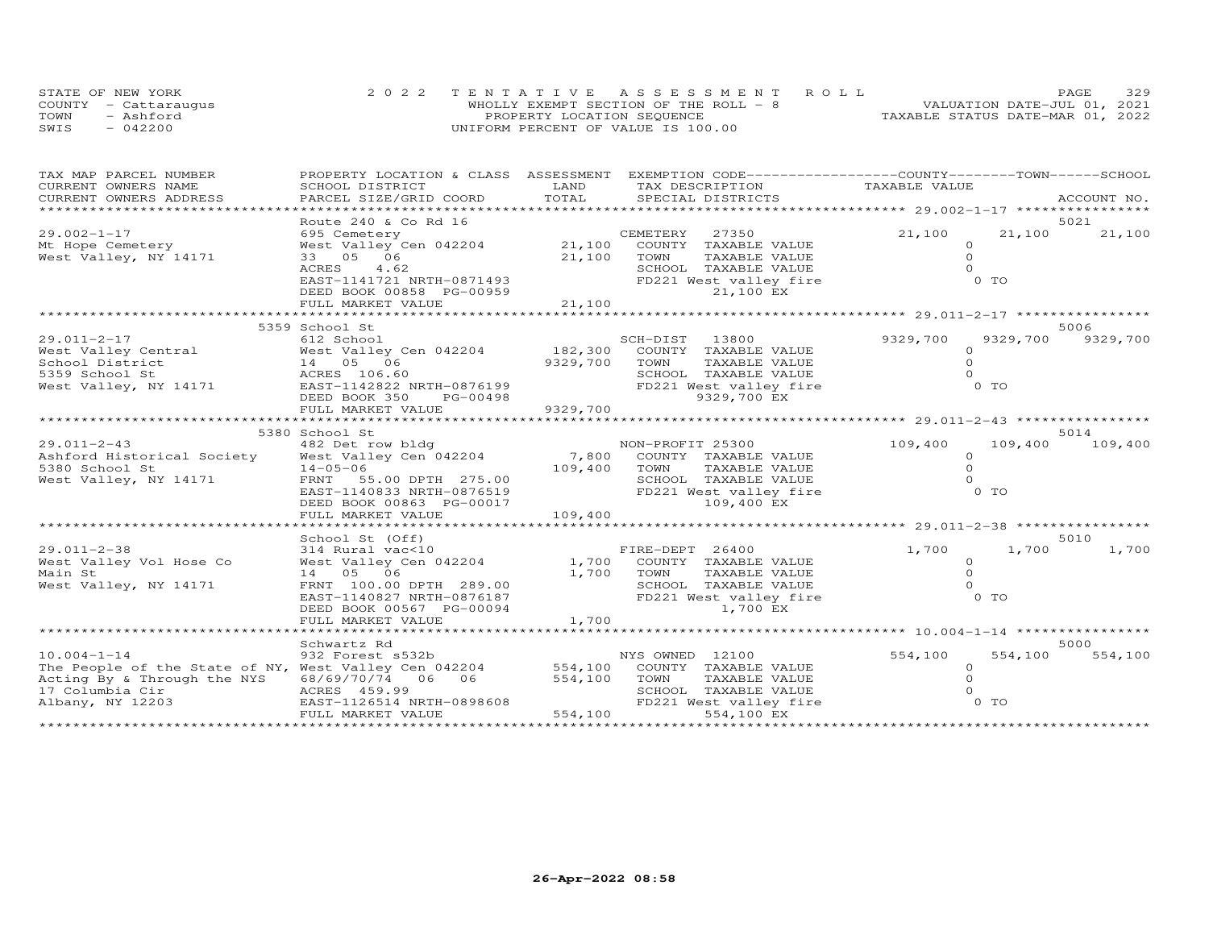STATE OF NEW YORK
COUNTY - Cattaraugus
TOWN - Ashford
SWIS - 042200

2022 TENTATIVE ASSESSMENT ROLL
WHOLLY EXEMPT SECTION OF THE ROLL - 8
PROPERTY LOCATION SEQUENCE
UNIFORM PERCENT OF VALUE IS 100.00

VALUATION DATE-JUL 01, 2021
TAXABLE STATUS DATE-MAR 01, 2022

| TAX MAP PARCEL NUMBER / CURRENT OWNERS NAME / CURRENT OWNERS ADDRESS | PROPERTY LOCATION & CLASS / SCHOOL DISTRICT / PARCEL SIZE/GRID COORD | ASSESSMENT LAND / TOTAL | EXEMPTION CODE / TAX DESCRIPTION / SPECIAL DISTRICTS | COUNTY TAXABLE VALUE | TOWN | SCHOOL / ACCOUNT NO. |
|---|---|---|---|---|---|---|
| 29.002-1-17 | Route 240 & Co Rd 16 | | | | | 5021 |
| Mt Hope Cemetery | 695 Cemetery | | CEMETERY 27350 | 21,100 | 21,100 | 21,100 |
| West Valley, NY 14171 | West Valley Cen 042204 | 21,100 | COUNTY TAXABLE VALUE | 0 | | |
| | 33 05 06 | 21,100 | TOWN TAXABLE VALUE | 0 | | |
| | ACRES 4.62 | | SCHOOL TAXABLE VALUE | 0 | | |
| | EAST-1141721 NRTH-0871493 | | FD221 West valley fire | 0 TO | | |
| | DEED BOOK 00858 PG-00959 | | 21,100 EX | | | |
| | FULL MARKET VALUE | 21,100 | | | | |
| 29.011-2-17 | 5359 School St | | | | | 5006 |
| West Valley Central | 612 School | | SCH-DIST 13800 | 9329,700 | 9329,700 | 9329,700 |
| School District | West Valley Cen 042204 | 182,300 | COUNTY TAXABLE VALUE | 0 | | |
| 5359 School St | 14 05 06 | 9329,700 | TOWN TAXABLE VALUE | 0 | | |
| West Valley, NY 14171 | ACRES 106.60 | | SCHOOL TAXABLE VALUE | 0 | | |
| | EAST-1142822 NRTH-0876199 | | FD221 West valley fire | 0 TO | | |
| | DEED BOOK 350 PG-00498 | | 9329,700 EX | | | |
| | FULL MARKET VALUE | 9329,700 | | | | |
| 29.011-2-43 | 5380 School St | | | | | 5014 |
| Ashford Historical Society | 482 Det row bldg | | NON-PROFIT 25300 | 109,400 | 109,400 | 109,400 |
| 5380 School St | West Valley Cen 042204 | 7,800 | COUNTY TAXABLE VALUE | 0 | | |
| West Valley, NY 14171 | 14-05-06 | 109,400 | TOWN TAXABLE VALUE | 0 | | |
| | FRNT 55.00 DPTH 275.00 | | SCHOOL TAXABLE VALUE | 0 | | |
| | EAST-1140833 NRTH-0876519 | | FD221 West valley fire | 0 TO | | |
| | DEED BOOK 00863 PG-00017 | | 109,400 EX | | | |
| | FULL MARKET VALUE | 109,400 | | | | |
| 29.011-2-38 | School St (Off) | | | | | 5010 |
| West Valley Vol Hose Co | 314 Rural vac<10 | | FIRE-DEPT 26400 | 1,700 | 1,700 | 1,700 |
| Main St | West Valley Cen 042204 | 1,700 | COUNTY TAXABLE VALUE | 0 | | |
| West Valley, NY 14171 | 14 05 06 | 1,700 | TOWN TAXABLE VALUE | 0 | | |
| | FRNT 100.00 DPTH 289.00 | | SCHOOL TAXABLE VALUE | 0 | | |
| | EAST-1140827 NRTH-0876187 | | FD221 West valley fire | 0 TO | | |
| | DEED BOOK 00567 PG-00094 | | 1,700 EX | | | |
| | FULL MARKET VALUE | 1,700 | | | | |
| 10.004-1-14 | Schwartz Rd | | | | | 5000 |
| The People of the State of NY, | 932 Forest s532b | | NYS OWNED 12100 | 554,100 | 554,100 | 554,100 |
| Acting By & Through the NYS | West Valley Cen 042204 | 554,100 | COUNTY TAXABLE VALUE | 0 | | |
| 17 Columbia Cir | 68/69/70/74 06 06 | 554,100 | TOWN TAXABLE VALUE | 0 | | |
| Albany, NY 12203 | ACRES 459.99 | | SCHOOL TAXABLE VALUE | 0 | | |
| | EAST-1126514 NRTH-0898608 | | FD221 West valley fire | 0 TO | | |
| | FULL MARKET VALUE | 554,100 | 554,100 EX | | | |

26-Apr-2022 08:58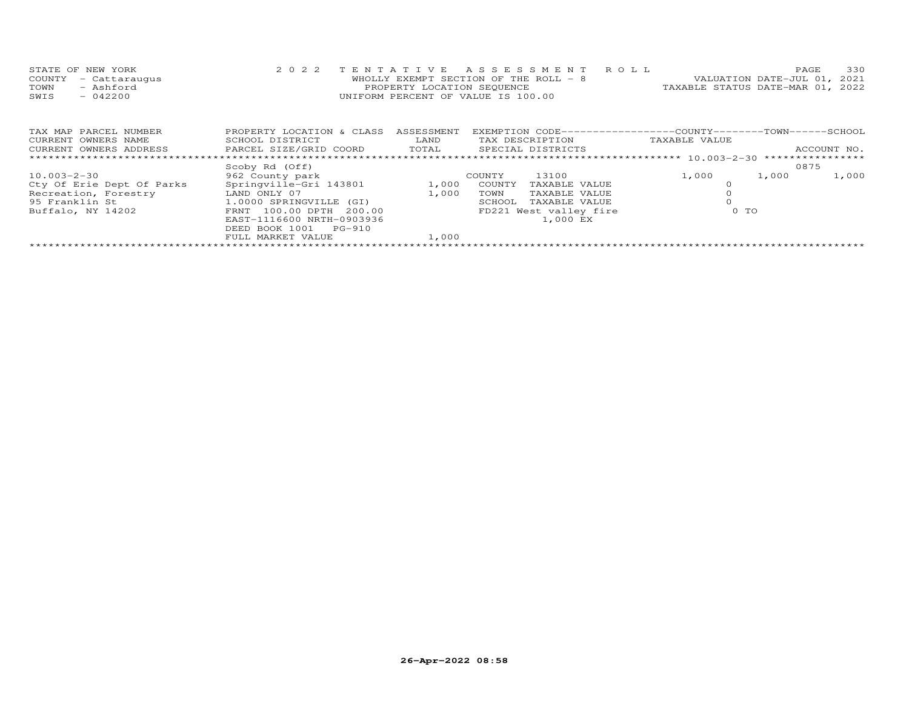STATE OF NEW YORK
COUNTY - Cattaraugus
TOWN - Ashford
SWIS - 042200

2022 TENTATIVE ASSESSMENT ROLL
WHOLLY EXEMPT SECTION OF THE ROLL - 8
PROPERTY LOCATION SEQUENCE
UNIFORM PERCENT OF VALUE IS 100.00

VALUATION DATE-JUL 01, 2021
TAXABLE STATUS DATE-MAR 01, 2022

| TAX MAP PARCEL NUMBER<br>CURRENT OWNERS NAME<br>CURRENT OWNERS ADDRESS | PROPERTY LOCATION & CLASS<br>SCHOOL DISTRICT<br>PARCEL SIZE/GRID COORD | ASSESSMENT<br>LAND<br>TOTAL | EXEMPTION CODE<br>TAX DESCRIPTION<br>SPECIAL DISTRICTS | COUNTY<br>TAXABLE VALUE | TOWN | SCHOOL<br>ACCOUNT NO. |
|---|---|---|---|---|---|---|
| ******** 10.003-2-30 ******** | | | | | | |
| | Scoby Rd (Off) | | | | | 0875 |
| 10.003-2-30 | 962 County park | | COUNTY 13100 | 1,000 | 1,000 | 1,000 |
| Cty Of Erie Dept Of Parks | Springville-Gri 143801 | 1,000 | COUNTY TAXABLE VALUE | 0 | | |
| Recreation, Forestry | LAND ONLY 07 | 1,000 | TOWN TAXABLE VALUE | 0 | | |
| 95 Franklin St | 1.0000 SPRINGVILLE (GI) | | SCHOOL TAXABLE VALUE | 0 | | |
| Buffalo, NY 14202 | FRNT 100.00 DPTH 200.00 | | FD221 West valley fire | 0 TO | | |
| | EAST-1116600 NRTH-0903936 | | 1,000 EX | | | |
| | DEED BOOK 1001 PG-910 | | | | | |
| | FULL MARKET VALUE | 1,000 | | | | |

26-Apr-2022 08:58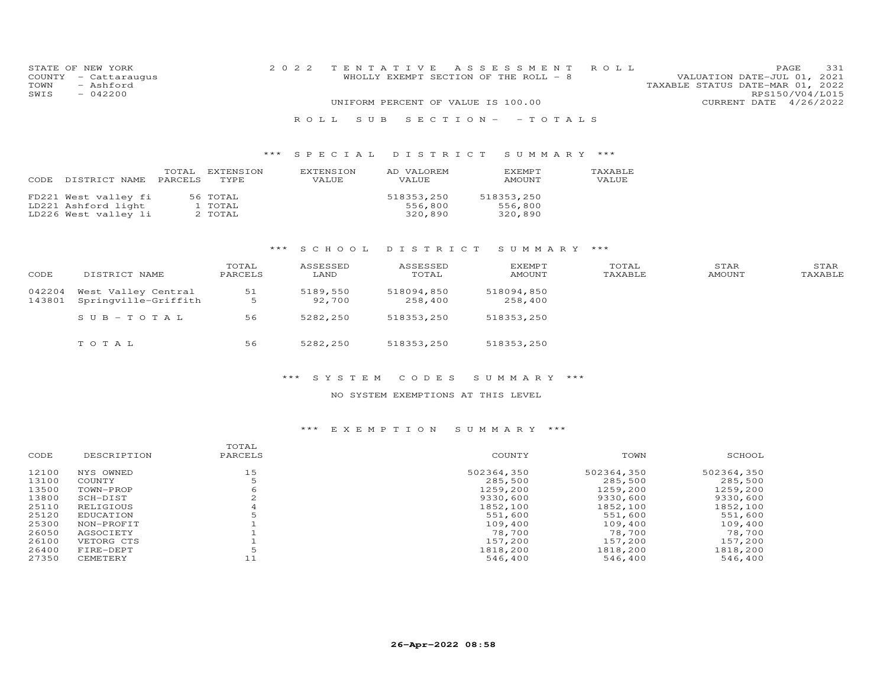STATE OF NEW YORK
COUNTY - Cattaraugus
TOWN - Ashford
SWIS - 042200

2022 TENTATIVE ASSESSMENT ROLL
WHOLLY EXEMPT SECTION OF THE ROLL - 8
UNIFORM PERCENT OF VALUE IS 100.00

VALUATION DATE-JUL 01, 2021
TAXABLE STATUS DATE-MAR 01, 2022
RPS150/V04/L015
CURRENT DATE 4/26/2022

ROLL SUB SECTION- - TOTALS

*** SPECIAL DISTRICT SUMMARY ***

| CODE | DISTRICT NAME | TOTAL PARCELS | EXTENSION TYPE | EXTENSION VALUE | AD VALOREM VALUE | EXEMPT AMOUNT | TAXABLE VALUE |
|---|---|---|---|---|---|---|---|
| FD221 | West valley fi | 56 | TOTAL | | 518353,250 | 518353,250 | |
| LD221 | Ashford light | 1 | TOTAL | | 556,800 | 556,800 | |
| LD226 | West valley li | 2 | TOTAL | | 320,890 | 320,890 | |

*** SCHOOL DISTRICT SUMMARY ***

| CODE | DISTRICT NAME | TOTAL PARCELS | ASSESSED LAND | ASSESSED TOTAL | EXEMPT AMOUNT | TOTAL TAXABLE | STAR AMOUNT | STAR TAXABLE |
|---|---|---|---|---|---|---|---|---|
| 042204 | West Valley Central | 51 | 5189,550 | 518094,850 | 518094,850 | | | |
| 143801 | Springville-Griffith | 5 | 92,700 | 258,400 | 258,400 | | | |
| | SUB-TOTAL | 56 | 5282,250 | 518353,250 | 518353,250 | | | |
| | TOTAL | 56 | 5282,250 | 518353,250 | 518353,250 | | | |

*** SYSTEM CODES SUMMARY ***

NO SYSTEM EXEMPTIONS AT THIS LEVEL

*** EXEMPTION SUMMARY ***

| CODE | DESCRIPTION | TOTAL PARCELS | COUNTY | TOWN | SCHOOL |
|---|---|---|---|---|---|
| 12100 | NYS OWNED | 15 | 502364,350 | 502364,350 | 502364,350 |
| 13100 | COUNTY | 5 | 285,500 | 285,500 | 285,500 |
| 13500 | TOWN-PROP | 6 | 1259,200 | 1259,200 | 1259,200 |
| 13800 | SCH-DIST | 2 | 9330,600 | 9330,600 | 9330,600 |
| 25110 | RELIGIOUS | 4 | 1852,100 | 1852,100 | 1852,100 |
| 25120 | EDUCATION | 5 | 551,600 | 551,600 | 551,600 |
| 25300 | NON-PROFIT | 1 | 109,400 | 109,400 | 109,400 |
| 26050 | AGSOCIETY | 1 | 78,700 | 78,700 | 78,700 |
| 26100 | VETORG CTS | 1 | 157,200 | 157,200 | 157,200 |
| 26400 | FIRE-DEPT | 5 | 1818,200 | 1818,200 | 1818,200 |
| 27350 | CEMETERY | 11 | 546,400 | 546,400 | 546,400 |

26-Apr-2022 08:58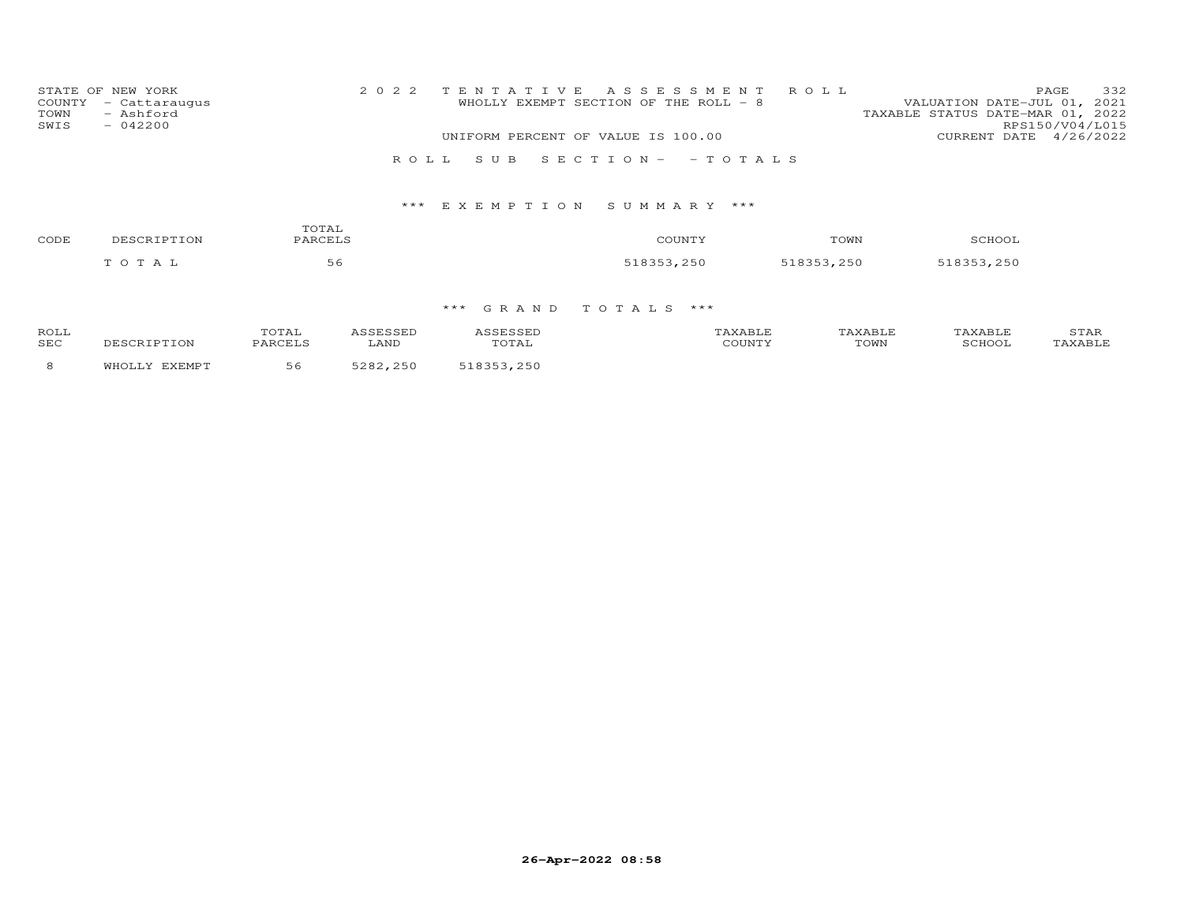STATE OF NEW YORK
COUNTY - Cattaraugus
TOWN - Ashford
SWIS - 042200

2022 TENTATIVE ASSESSMENT ROLL
WHOLLY EXEMPT SECTION OF THE ROLL - 8
UNIFORM PERCENT OF VALUE IS 100.00

VALUATION DATE-JUL 01, 2021
TAXABLE STATUS DATE-MAR 01, 2022
RPS150/V04/L015
CURRENT DATE 4/26/2022

ROLL SUB SECTION- - TOTALS

*** EXEMPTION SUMMARY ***

| CODE | DESCRIPTION | TOTAL PARCELS | COUNTY | TOWN | SCHOOL |
|---|---|---|---|---|---|
| | TOTAL | 56 | 518353,250 | 518353,250 | 518353,250 |

*** GRAND TOTALS ***

| ROLL SEC | DESCRIPTION | TOTAL PARCELS | ASSESSED LAND | ASSESSED TOTAL | TAXABLE COUNTY | TAXABLE TOWN | TAXABLE SCHOOL | STAR TAXABLE |
|---|---|---|---|---|---|---|---|---|
| 8 | WHOLLY EXEMPT | 56 | 5282,250 | 518353,250 | | | | |

26-Apr-2022 08:58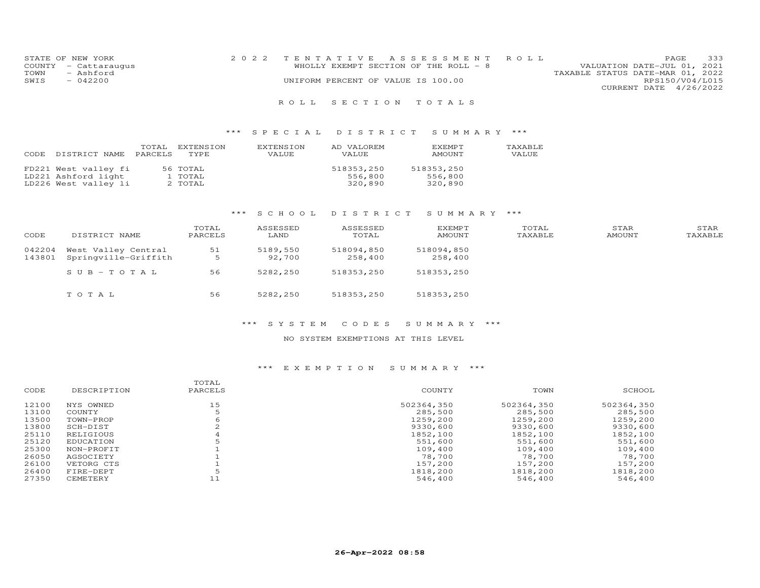STATE OF NEW YORK
COUNTY - Cattaraugus
TOWN - Ashford
SWIS - 042200

2022 TENTATIVE ASSESSMENT ROLL
WHOLLY EXEMPT SECTION OF THE ROLL - 8
UNIFORM PERCENT OF VALUE IS 100.00

VALUATION DATE-JUL 01, 2021
TAXABLE STATUS DATE-MAR 01, 2022
RPS150/V04/L015
CURRENT DATE 4/26/2022

## ROLL SECTION TOTALS

### *** SPECIAL DISTRICT SUMMARY ***

| CODE | DISTRICT NAME | TOTAL PARCELS | EXTENSION TYPE | EXTENSION VALUE | AD VALOREM VALUE | EXEMPT AMOUNT | TAXABLE VALUE |
|---|---|---|---|---|---|---|---|
| FD221 | West valley fi | 56 | TOTAL | | 518353,250 | 518353,250 | |
| LD221 | Ashford light | 1 | TOTAL | | 556,800 | 556,800 | |
| LD226 | West valley li | 2 | TOTAL | | 320,890 | 320,890 | |

### *** SCHOOL DISTRICT SUMMARY ***

| CODE | DISTRICT NAME | TOTAL PARCELS | ASSESSED LAND | ASSESSED TOTAL | EXEMPT AMOUNT | TOTAL TAXABLE | STAR AMOUNT | STAR TAXABLE |
|---|---|---|---|---|---|---|---|---|
| 042204 | West Valley Central | 51 | 5189,550 | 518094,850 | 518094,850 | | | |
| 143801 | Springville-Griffith | 5 | 92,700 | 258,400 | 258,400 | | | |
| | SUB-TOTAL | 56 | 5282,250 | 518353,250 | 518353,250 | | | |
| | TOTAL | 56 | 5282,250 | 518353,250 | 518353,250 | | | |

### *** SYSTEM CODES SUMMARY ***

NO SYSTEM EXEMPTIONS AT THIS LEVEL

### *** EXEMPTION SUMMARY ***

| CODE | DESCRIPTION | TOTAL PARCELS | COUNTY | TOWN | SCHOOL |
|---|---|---|---|---|---|
| 12100 | NYS OWNED | 15 | 502364,350 | 502364,350 | 502364,350 |
| 13100 | COUNTY | 5 | 285,500 | 285,500 | 285,500 |
| 13500 | TOWN-PROP | 6 | 1259,200 | 1259,200 | 1259,200 |
| 13800 | SCH-DIST | 2 | 9330,600 | 9330,600 | 9330,600 |
| 25110 | RELIGIOUS | 4 | 1852,100 | 1852,100 | 1852,100 |
| 25120 | EDUCATION | 5 | 551,600 | 551,600 | 551,600 |
| 25300 | NON-PROFIT | 1 | 109,400 | 109,400 | 109,400 |
| 26050 | AGSOCIETY | 1 | 78,700 | 78,700 | 78,700 |
| 26100 | VETORG CTS | 1 | 157,200 | 157,200 | 157,200 |
| 26400 | FIRE-DEPT | 5 | 1818,200 | 1818,200 | 1818,200 |
| 27350 | CEMETERY | 11 | 546,400 | 546,400 | 546,400 |

**26-Apr-2022 08:58**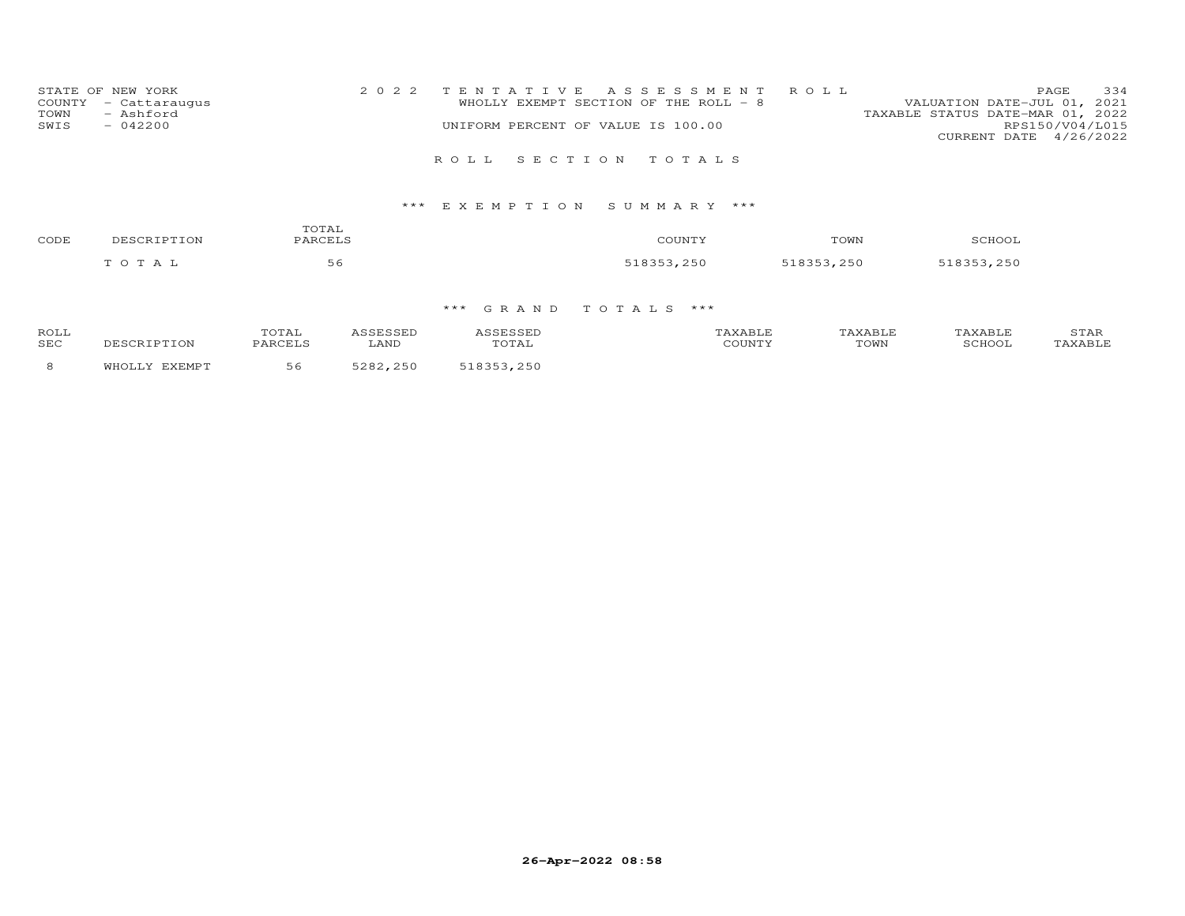STATE OF NEW YORK
COUNTY - Cattaraugus
TOWN - Ashford
SWIS - 042200

2 0 2 2 T E N T A T I V E A S S E S S M E N T R O L L
WHOLLY EXEMPT SECTION OF THE ROLL - 8
UNIFORM PERCENT OF VALUE IS 100.00

VALUATION DATE-JUL 01, 2021
TAXABLE STATUS DATE-MAR 01, 2022
RPS150/V04/L015
CURRENT DATE 4/26/2022

R O L L S E C T I O N T O T A L S

*** E X E M P T I O N S U M M A R Y ***

| CODE | DESCRIPTION | TOTAL PARCELS | COUNTY | TOWN | SCHOOL |
|---|---|---|---|---|---|
| | T O T A L | 56 | 518353,250 | 518353,250 | 518353,250 |

*** G R A N D T O T A L S ***

| ROLL SEC | DESCRIPTION | TOTAL PARCELS | ASSESSED LAND | ASSESSED TOTAL | TAXABLE COUNTY | TAXABLE TOWN | TAXABLE SCHOOL | STAR TAXABLE |
|---|---|---|---|---|---|---|---|---|
| 8 | WHOLLY EXEMPT | 56 | 5282,250 | 518353,250 | | | | |

26-Apr-2022 08:58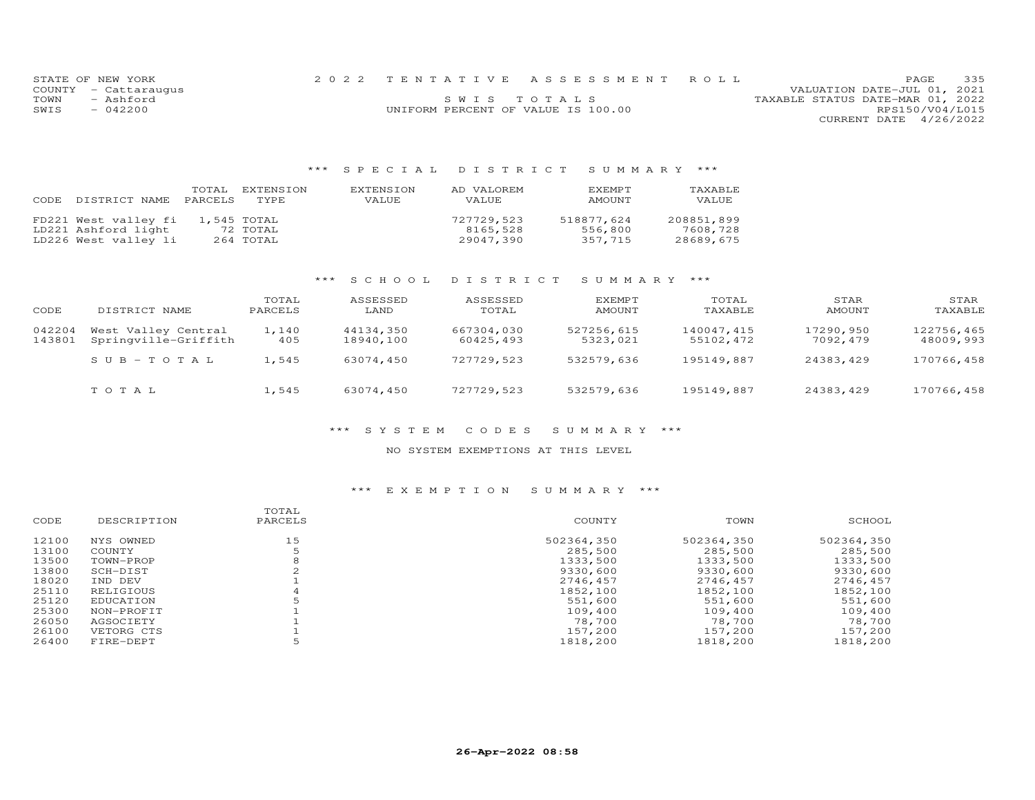STATE OF NEW YORK
COUNTY - Cattaraugus
TOWN - Ashford
SWIS - 042200

2022 TENTATIVE ASSESSMENT ROLL
SWIS TOTALS
UNIFORM PERCENT OF VALUE IS 100.00

VALUATION DATE-JUL 01, 2021
TAXABLE STATUS DATE-MAR 01, 2022
RPS150/V04/L015
CURRENT DATE 4/26/2022

### *** SPECIAL DISTRICT SUMMARY ***

| CODE DISTRICT NAME | TOTAL PARCELS | EXTENSION TYPE | EXTENSION VALUE | AD VALOREM VALUE | EXEMPT AMOUNT | TAXABLE VALUE |
|---|---|---|---|---|---|---|
| FD221 West valley fi | 1,545 | TOTAL | | 727729,523 | 518877,624 | 208851,899 |
| LD221 Ashford light | 72 | TOTAL | | 8165,528 | 556,800 | 7608,728 |
| LD226 West valley li | 264 | TOTAL | | 29047,390 | 357,715 | 28689,675 |

### *** SCHOOL DISTRICT SUMMARY ***

| CODE | DISTRICT NAME | TOTAL PARCELS | ASSESSED LAND | ASSESSED TOTAL | EXEMPT AMOUNT | TOTAL TAXABLE | STAR AMOUNT | STAR TAXABLE |
|---|---|---|---|---|---|---|---|---|
| 042204 | West Valley Central | 1,140 | 44134,350 | 667304,030 | 527256,615 | 140047,415 | 17290,950 | 122756,465 |
| 143801 | Springville-Griffith | 405 | 18940,100 | 60425,493 | 5323,021 | 55102,472 | 7092,479 | 48009,993 |
| | SUB-TOTAL | 1,545 | 63074,450 | 727729,523 | 532579,636 | 195149,887 | 24383,429 | 170766,458 |
| | TOTAL | 1,545 | 63074,450 | 727729,523 | 532579,636 | 195149,887 | 24383,429 | 170766,458 |

### *** SYSTEM CODES SUMMARY ***

NO SYSTEM EXEMPTIONS AT THIS LEVEL

### *** EXEMPTION SUMMARY ***

| CODE | DESCRIPTION | TOTAL PARCELS | COUNTY | TOWN | SCHOOL |
|---|---|---|---|---|---|
| 12100 | NYS OWNED | 15 | 502364,350 | 502364,350 | 502364,350 |
| 13100 | COUNTY | 5 | 285,500 | 285,500 | 285,500 |
| 13500 | TOWN-PROP | 8 | 1333,500 | 1333,500 | 1333,500 |
| 13800 | SCH-DIST | 2 | 9330,600 | 9330,600 | 9330,600 |
| 18020 | IND DEV | 1 | 2746,457 | 2746,457 | 2746,457 |
| 25110 | RELIGIOUS | 4 | 1852,100 | 1852,100 | 1852,100 |
| 25120 | EDUCATION | 5 | 551,600 | 551,600 | 551,600 |
| 25300 | NON-PROFIT | 1 | 109,400 | 109,400 | 109,400 |
| 26050 | AGSOCIETY | 1 | 78,700 | 78,700 | 78,700 |
| 26100 | VETORG CTS | 1 | 157,200 | 157,200 | 157,200 |
| 26400 | FIRE-DEPT | 5 | 1818,200 | 1818,200 | 1818,200 |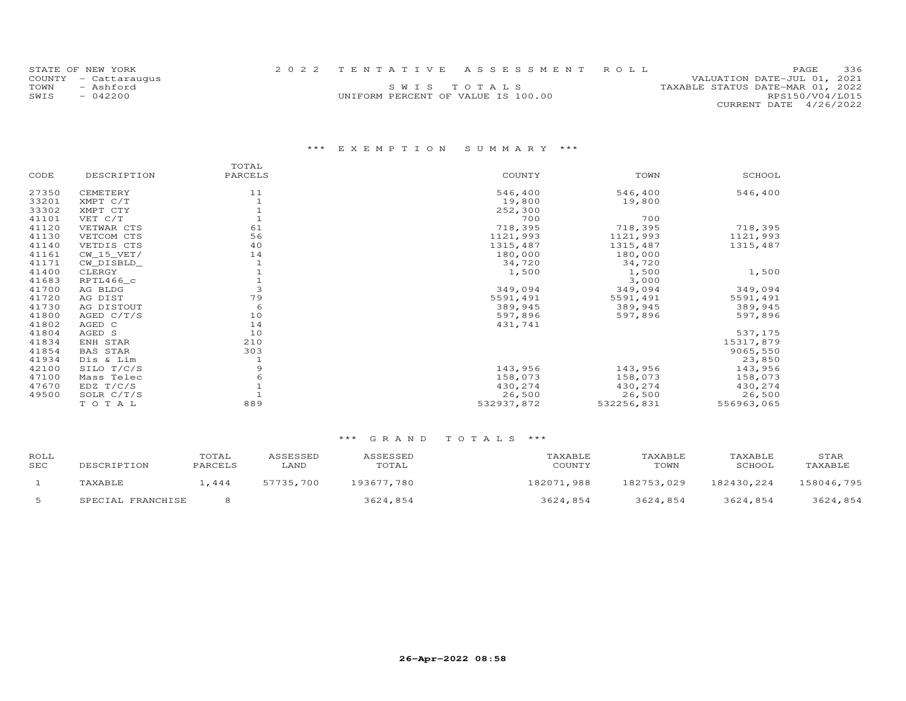STATE OF NEW YORK
COUNTY - Cattaraugus
TOWN - Ashford
SWIS - 042200

2022 TENTATIVE ASSESSMENT ROLL

SWIS TOTALS

UNIFORM PERCENT OF VALUE IS 100.00

VALUATION DATE-JUL 01, 2021
TAXABLE STATUS DATE-MAR 01, 2022
RPS150/V04/L015
CURRENT DATE 4/26/2022

## *** EXEMPTION SUMMARY ***

| CODE | DESCRIPTION | TOTAL PARCELS | COUNTY | TOWN | SCHOOL |
|---|---|---|---|---|---|
| 27350 | CEMETERY | 11 | 546,400 | 546,400 | 546,400 |
| 33201 | XMPT C/T | 1 | 19,800 | 19,800 | |
| 33302 | XMPT CTY | 1 | 252,300 | | |
| 41101 | VET C/T | 1 | 700 | 700 | |
| 41120 | VETWAR CTS | 61 | 718,395 | 718,395 | 718,395 |
| 41130 | VETCOM CTS | 56 | 1121,993 | 1121,993 | 1121,993 |
| 41140 | VETDIS CTS | 40 | 1315,487 | 1315,487 | 1315,487 |
| 41161 | CW_15_VET/ | 14 | 180,000 | 180,000 | |
| 41171 | CW_DISBLD_ | 1 | 34,720 | 34,720 | |
| 41400 | CLERGY | 1 | 1,500 | 1,500 | 1,500 |
| 41683 | RPTL466_c | 1 | | 3,000 | |
| 41700 | AG BLDG | 3 | 349,094 | 349,094 | 349,094 |
| 41720 | AG DIST | 79 | 5591,491 | 5591,491 | 5591,491 |
| 41730 | AG DISTOUT | 6 | 389,945 | 389,945 | 389,945 |
| 41800 | AGED C/T/S | 10 | 597,896 | 597,896 | 597,896 |
| 41802 | AGED C | 14 | 431,741 | | |
| 41804 | AGED S | 10 | | | 537,175 |
| 41834 | ENH STAR | 210 | | | 15317,879 |
| 41854 | BAS STAR | 303 | | | 9065,550 |
| 41934 | Dis & Lim | 1 | | | 23,850 |
| 42100 | SILO T/C/S | 9 | 143,956 | 143,956 | 143,956 |
| 47100 | Mass Telec | 6 | 158,073 | 158,073 | 158,073 |
| 47670 | EDZ T/C/S | 1 | 430,274 | 430,274 | 430,274 |
| 49500 | SOLR C/T/S | 1 | 26,500 | 26,500 | 26,500 |
| | TOTAL | 889 | 532937,872 | 532256,831 | 556963,065 |

## *** GRAND TOTALS ***

| ROLL SEC | DESCRIPTION | TOTAL PARCELS | ASSESSED LAND | ASSESSED TOTAL | TAXABLE COUNTY | TAXABLE TOWN | TAXABLE SCHOOL | STAR TAXABLE |
|---|---|---|---|---|---|---|---|---|
| 1 | TAXABLE | 1,444 | 57735,700 | 193677,780 | 182071,988 | 182753,029 | 182430,224 | 158046,795 |
| 5 | SPECIAL FRANCHISE | 8 | | 3624,854 | 3624,854 | 3624,854 | 3624,854 | 3624,854 |

26-Apr-2022 08:58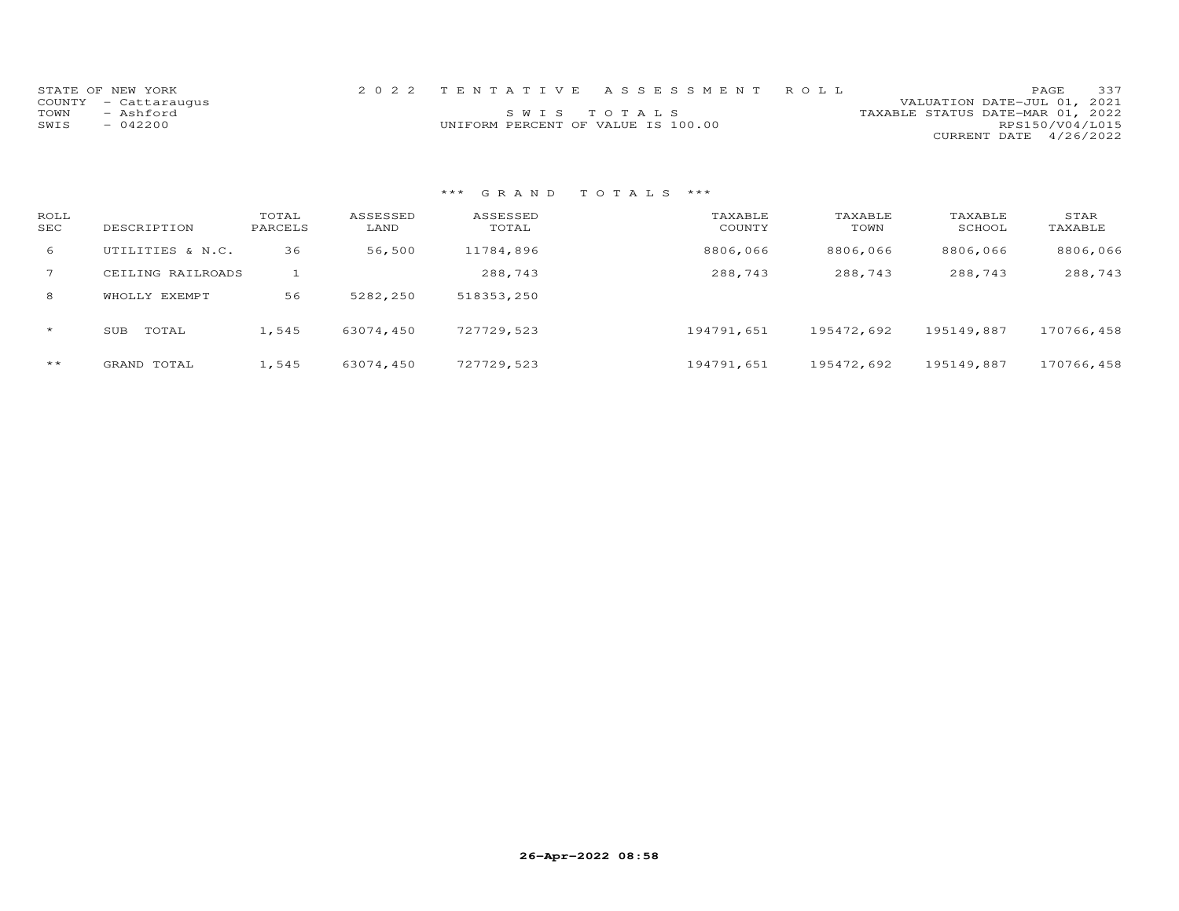STATE OF NEW YORK
COUNTY - Cattaraugus
TOWN - Ashford
SWIS - 042200

2 0 2 2 T E N T A T I V E A S S E S S M E N T R O L L

S W I S T O T A L S

UNIFORM PERCENT OF VALUE IS 100.00

VALUATION DATE-JUL 01, 2021
TAXABLE STATUS DATE-MAR 01, 2022
RPS150/V04/L015
CURRENT DATE 4/26/2022

### *** G R A N D T O T A L S ***

| ROLL SEC | DESCRIPTION | TOTAL PARCELS | ASSESSED LAND | ASSESSED TOTAL | TAXABLE COUNTY | TAXABLE TOWN | TAXABLE SCHOOL | STAR TAXABLE |
|---|---|---|---|---|---|---|---|---|
| 6 | UTILITIES & N.C. | 36 | 56,500 | 11784,896 | 8806,066 | 8806,066 | 8806,066 | 8806,066 |
| 7 | CEILING RAILROADS | 1 | | 288,743 | 288,743 | 288,743 | 288,743 | 288,743 |
| 8 | WHOLLY EXEMPT | 56 | 5282,250 | 518353,250 | | | | |
| * | SUB TOTAL | 1,545 | 63074,450 | 727729,523 | 194791,651 | 195472,692 | 195149,887 | 170766,458 |
| ** | GRAND TOTAL | 1,545 | 63074,450 | 727729,523 | 194791,651 | 195472,692 | 195149,887 | 170766,458 |

26-Apr-2022 08:58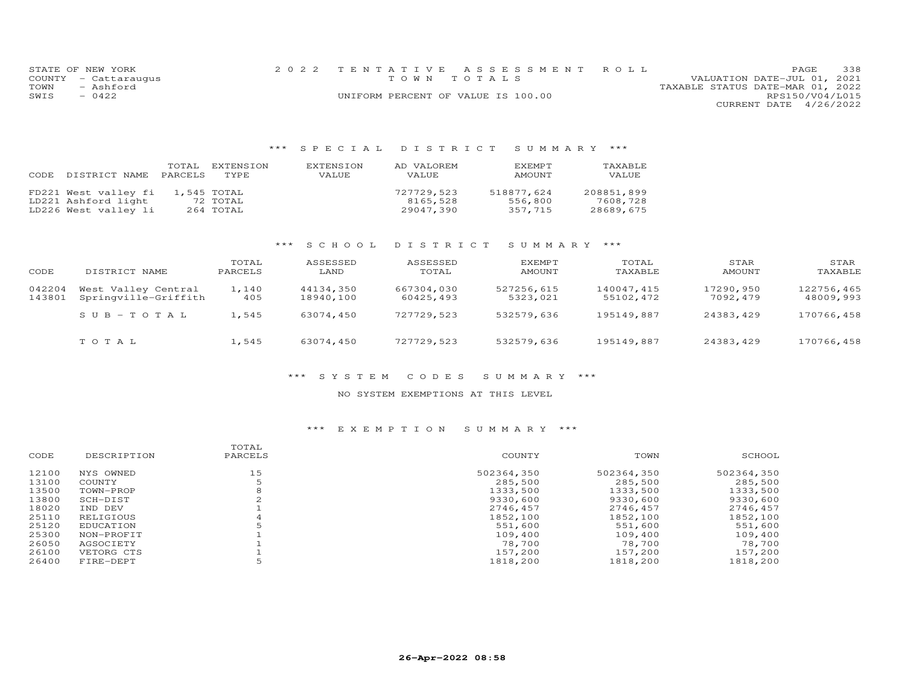STATE OF NEW YORK
COUNTY - Cattaraugus
TOWN - Ashford
SWIS - 0422

2022 TENTATIVE ASSESSMENT ROLL
TOWN TOTALS
UNIFORM PERCENT OF VALUE IS 100.00

VALUATION DATE-JUL 01, 2021
TAXABLE STATUS DATE-MAR 01, 2022
RPS150/V04/L015
CURRENT DATE 4/26/2022

## *** SPECIAL DISTRICT SUMMARY ***

| CODE | DISTRICT NAME | TOTAL PARCELS | EXTENSION TYPE | EXTENSION VALUE | AD VALOREM VALUE | EXEMPT AMOUNT | TAXABLE VALUE |
|---|---|---|---|---|---|---|---|
| FD221 | West valley fi | 1,545 | TOTAL | | 727729,523 | 518877,624 | 208851,899 |
| LD221 | Ashford light | 72 | TOTAL | | 8165,528 | 556,800 | 7608,728 |
| LD226 | West valley li | 264 | TOTAL | | 29047,390 | 357,715 | 28689,675 |

## *** SCHOOL DISTRICT SUMMARY ***

| CODE | DISTRICT NAME | TOTAL PARCELS | ASSESSED LAND | ASSESSED TOTAL | EXEMPT AMOUNT | TOTAL TAXABLE | STAR AMOUNT | STAR TAXABLE |
|---|---|---|---|---|---|---|---|---|
| 042204 | West Valley Central | 1,140 | 44134,350 | 667304,030 | 527256,615 | 140047,415 | 17290,950 | 122756,465 |
| 143801 | Springville-Griffith | 405 | 18940,100 | 60425,493 | 5323,021 | 55102,472 | 7092,479 | 48009,993 |
| | SUB-TOTAL | 1,545 | 63074,450 | 727729,523 | 532579,636 | 195149,887 | 24383,429 | 170766,458 |
| | TOTAL | 1,545 | 63074,450 | 727729,523 | 532579,636 | 195149,887 | 24383,429 | 170766,458 |

## *** SYSTEM CODES SUMMARY ***

NO SYSTEM EXEMPTIONS AT THIS LEVEL

## *** EXEMPTION SUMMARY ***

| CODE | DESCRIPTION | TOTAL PARCELS | COUNTY | TOWN | SCHOOL |
|---|---|---|---|---|---|
| 12100 | NYS OWNED | 15 | 502364,350 | 502364,350 | 502364,350 |
| 13100 | COUNTY | 5 | 285,500 | 285,500 | 285,500 |
| 13500 | TOWN-PROP | 8 | 1333,500 | 1333,500 | 1333,500 |
| 13800 | SCH-DIST | 2 | 9330,600 | 9330,600 | 9330,600 |
| 18020 | IND DEV | 1 | 2746,457 | 2746,457 | 2746,457 |
| 25110 | RELIGIOUS | 4 | 1852,100 | 1852,100 | 1852,100 |
| 25120 | EDUCATION | 5 | 551,600 | 551,600 | 551,600 |
| 25300 | NON-PROFIT | 1 | 109,400 | 109,400 | 109,400 |
| 26050 | AGSOCIETY | 1 | 78,700 | 78,700 | 78,700 |
| 26100 | VETORG CTS | 1 | 157,200 | 157,200 | 157,200 |
| 26400 | FIRE-DEPT | 5 | 1818,200 | 1818,200 | 1818,200 |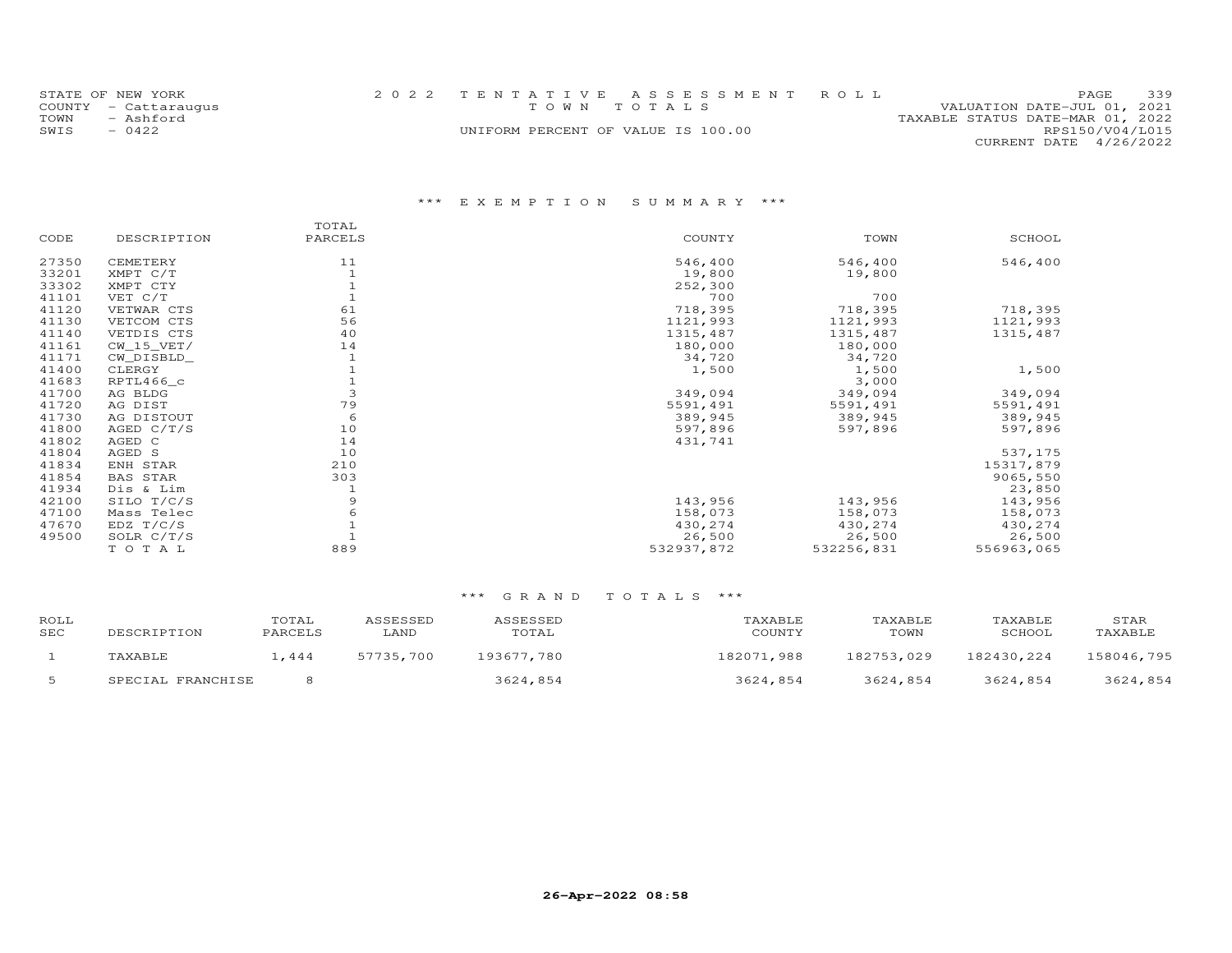STATE OF NEW YORK
COUNTY - Cattaraugus
TOWN - Ashford
SWIS - 0422

2 0 2 2 T E N T A T I V E A S S E S S M E N T R O L L
T O W N T O T A L S
UNIFORM PERCENT OF VALUE IS 100.00

VALUATION DATE-JUL 01, 2021
TAXABLE STATUS DATE-MAR 01, 2022
RPS150/V04/L015
CURRENT DATE 4/26/2022

## \*\*\* E X E M P T I O N S U M M A R Y \*\*\*

| CODE | DESCRIPTION | TOTAL PARCELS | COUNTY | TOWN | SCHOOL |
|---|---|---|---|---|---|
| 27350 | CEMETERY | 11 | 546,400 | 546,400 | 546,400 |
| 33201 | XMPT C/T | 1 | 19,800 | 19,800 | |
| 33302 | XMPT CTY | 1 | 252,300 | | |
| 41101 | VET C/T | 1 | 700 | 700 | |
| 41120 | VETWAR CTS | 61 | 718,395 | 718,395 | 718,395 |
| 41130 | VETCOM CTS | 56 | 1121,993 | 1121,993 | 1121,993 |
| 41140 | VETDIS CTS | 40 | 1315,487 | 1315,487 | 1315,487 |
| 41161 | CW_15_VET/ | 14 | 180,000 | 180,000 | |
| 41171 | CW_DISBLD_ | 1 | 34,720 | 34,720 | |
| 41400 | CLERGY | 1 | 1,500 | 1,500 | 1,500 |
| 41683 | RPTL466_c | 1 | | 3,000 | |
| 41700 | AG BLDG | 3 | 349,094 | 349,094 | 349,094 |
| 41720 | AG DIST | 79 | 5591,491 | 5591,491 | 5591,491 |
| 41730 | AG DISTOUT | 6 | 389,945 | 389,945 | 389,945 |
| 41800 | AGED C/T/S | 10 | 597,896 | 597,896 | 597,896 |
| 41802 | AGED C | 14 | 431,741 | | |
| 41804 | AGED S | 10 | | | 537,175 |
| 41834 | ENH STAR | 210 | | | 15317,879 |
| 41854 | BAS STAR | 303 | | | 9065,550 |
| 41934 | Dis & Lim | 1 | | | 23,850 |
| 42100 | SILO T/C/S | 9 | 143,956 | 143,956 | 143,956 |
| 47100 | Mass Telec | 6 | 158,073 | 158,073 | 158,073 |
| 47670 | EDZ T/C/S | 1 | 430,274 | 430,274 | 430,274 |
| 49500 | SOLR C/T/S | 1 | 26,500 | 26,500 | 26,500 |
| | T O T A L | 889 | 532937,872 | 532256,831 | 556963,065 |

## \*\*\* G R A N D T O T A L S \*\*\*

| ROLL SEC | DESCRIPTION | TOTAL PARCELS | ASSESSED LAND | ASSESSED TOTAL | TAXABLE COUNTY | TAXABLE TOWN | TAXABLE SCHOOL | STAR TAXABLE |
|---|---|---|---|---|---|---|---|---|
| 1 | TAXABLE | 1,444 | 57735,700 | 193677,780 | 182071,988 | 182753,029 | 182430,224 | 158046,795 |
| 5 | SPECIAL FRANCHISE | 8 | | 3624,854 | 3624,854 | 3624,854 | 3624,854 | 3624,854 |

26-Apr-2022 08:58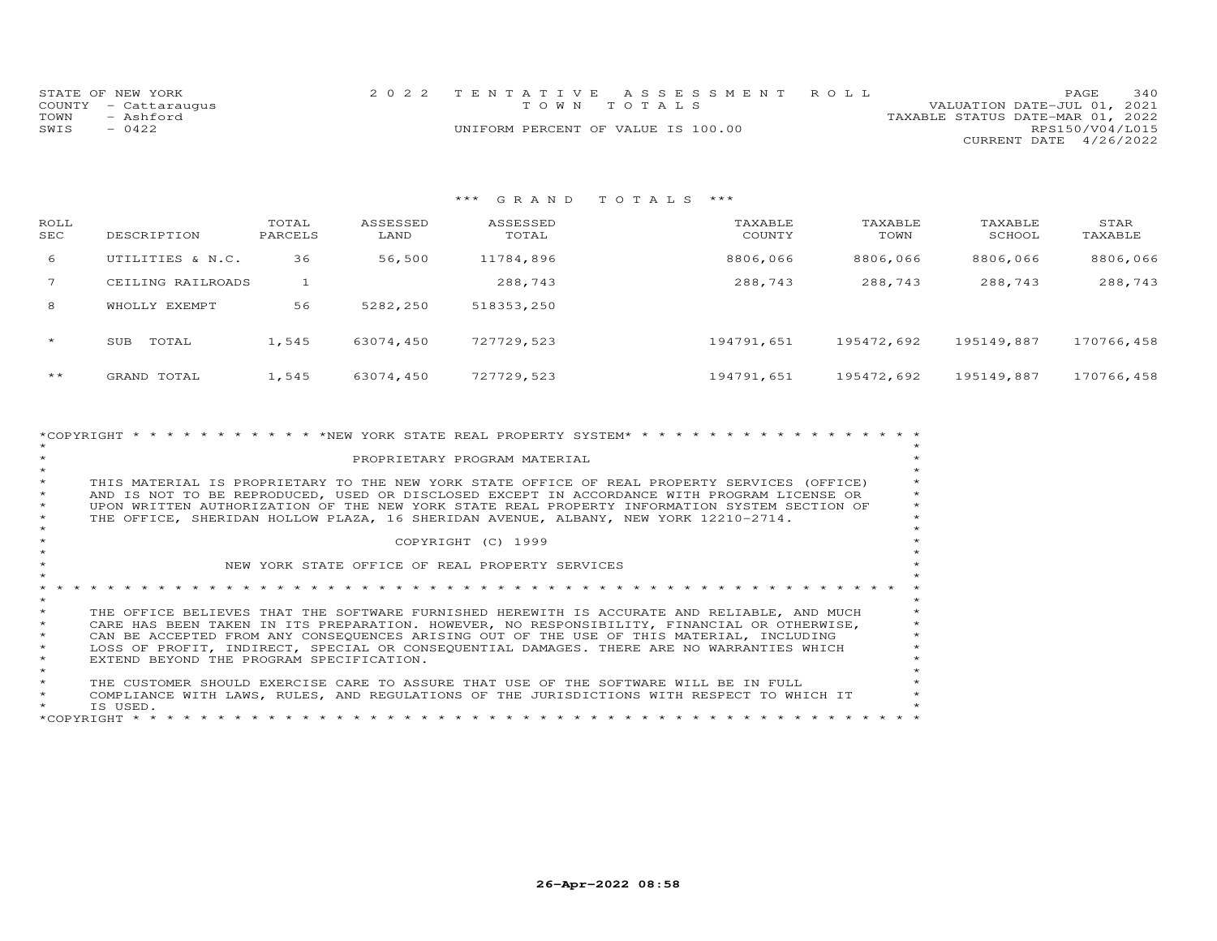STATE OF NEW YORK
COUNTY - Cattaraugus
TOWN - Ashford
SWIS - 0422

2022 TENTATIVE ASSESSMENT ROLL
TOWN TOTALS
UNIFORM PERCENT OF VALUE IS 100.00

VALUATION DATE-JUL 01, 2021
TAXABLE STATUS DATE-MAR 01, 2022
RPS150/V04/L015
CURRENT DATE 4/26/2022

*** GRAND TOTALS ***

| ROLL SEC | DESCRIPTION | TOTAL PARCELS | ASSESSED LAND | ASSESSED TOTAL | TAXABLE COUNTY | TAXABLE TOWN | TAXABLE SCHOOL | STAR TAXABLE |
|---|---|---|---|---|---|---|---|---|
| 6 | UTILITIES & N.C. | 36 | 56,500 | 11784,896 | 8806,066 | 8806,066 | 8806,066 | 8806,066 |
| 7 | CEILING RAILROADS | 1 | | 288,743 | 288,743 | 288,743 | 288,743 | 288,743 |
| 8 | WHOLLY EXEMPT | 56 | 5282,250 | 518353,250 | | | | |
| * | SUB TOTAL | 1,545 | 63074,450 | 727729,523 | 194791,651 | 195472,692 | 195149,887 | 170766,458 |
| ** | GRAND TOTAL | 1,545 | 63074,450 | 727729,523 | 194791,651 | 195472,692 | 195149,887 | 170766,458 |

*COPYRIGHT * * * * * * * * * * * *NEW YORK STATE REAL PROPERTY SYSTEM* * * * * * * * * * * * * * * * * * *

PROPRIETARY PROGRAM MATERIAL

THIS MATERIAL IS PROPRIETARY TO THE NEW YORK STATE OFFICE OF REAL PROPERTY SERVICES (OFFICE) AND IS NOT TO BE REPRODUCED, USED OR DISCLOSED EXCEPT IN ACCORDANCE WITH PROGRAM LICENSE OR UPON WRITTEN AUTHORIZATION OF THE NEW YORK STATE REAL PROPERTY INFORMATION SYSTEM SECTION OF THE OFFICE, SHERIDAN HOLLOW PLAZA, 16 SHERIDAN AVENUE, ALBANY, NEW YORK 12210-2714.

COPYRIGHT (C) 1999

NEW YORK STATE OFFICE OF REAL PROPERTY SERVICES

THE OFFICE BELIEVES THAT THE SOFTWARE FURNISHED HEREWITH IS ACCURATE AND RELIABLE, AND MUCH CARE HAS BEEN TAKEN IN ITS PREPARATION. HOWEVER, NO RESPONSIBILITY, FINANCIAL OR OTHERWISE, CAN BE ACCEPTED FROM ANY CONSEQUENCES ARISING OUT OF THE USE OF THIS MATERIAL, INCLUDING LOSS OF PROFIT, INDIRECT, SPECIAL OR CONSEQUENTIAL DAMAGES. THERE ARE NO WARRANTIES WHICH EXTEND BEYOND THE PROGRAM SPECIFICATION.

THE CUSTOMER SHOULD EXERCISE CARE TO ASSURE THAT USE OF THE SOFTWARE WILL BE IN FULL COMPLIANCE WITH LAWS, RULES, AND REGULATIONS OF THE JURISDICTIONS WITH RESPECT TO WHICH IT IS USED.

*COPYRIGHT * * * * * * * * * * * * * * * * * * * * * * * * * * * * * * * * * * * * * * * * * * * * * * *

26-Apr-2022 08:58